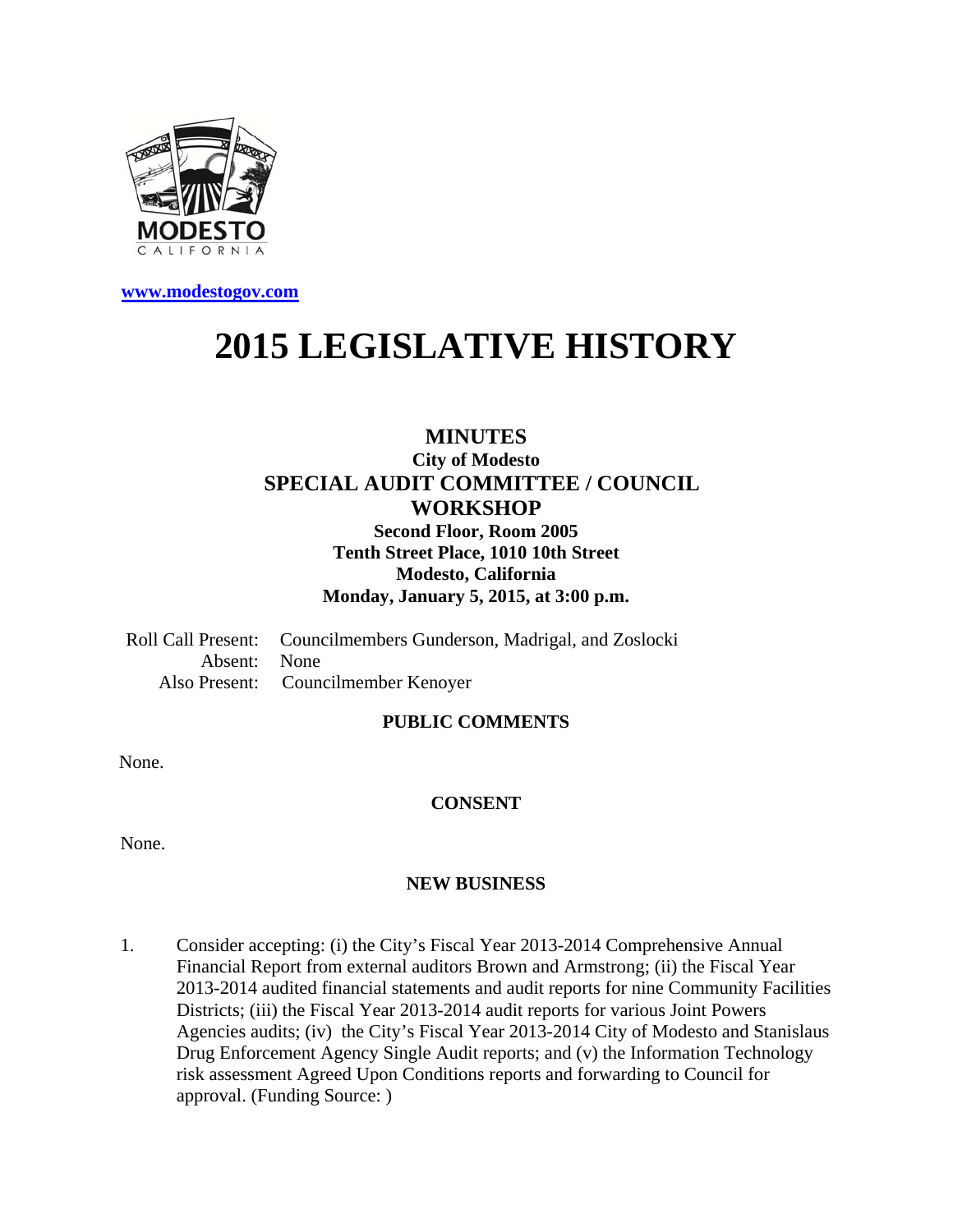MODESTO
CALIFORNIA

www.modestogov.com

# 2015 LEGISLATIVE HISTORY

## MINUTES

**City of Modesto**

**SPECIAL AUDIT COMMITTEE / COUNCIL WORKSHOP**

**Second Floor, Room 2005**
**Tenth Street Place, 1010 10th Street**
**Modesto, California**
**Monday, January 5, 2015, at 3:00 p.m.**

Roll Call Present: Councilmembers Gunderson, Madrigal, and Zoslocki
Absent: None
Also Present: Councilmember Kenoyer

**PUBLIC COMMENTS**

None.

**CONSENT**

None.

**NEW BUSINESS**

1. Consider accepting: (i) the City's Fiscal Year 2013-2014 Comprehensive Annual Financial Report from external auditors Brown and Armstrong; (ii) the Fiscal Year 2013-2014 audited financial statements and audit reports for nine Community Facilities Districts; (iii) the Fiscal Year 2013-2014 audit reports for various Joint Powers Agencies audits; (iv) the City's Fiscal Year 2013-2014 City of Modesto and Stanislaus Drug Enforcement Agency Single Audit reports; and (v) the Information Technology risk assessment Agreed Upon Conditions reports and forwarding to Council for approval. (Funding Source: )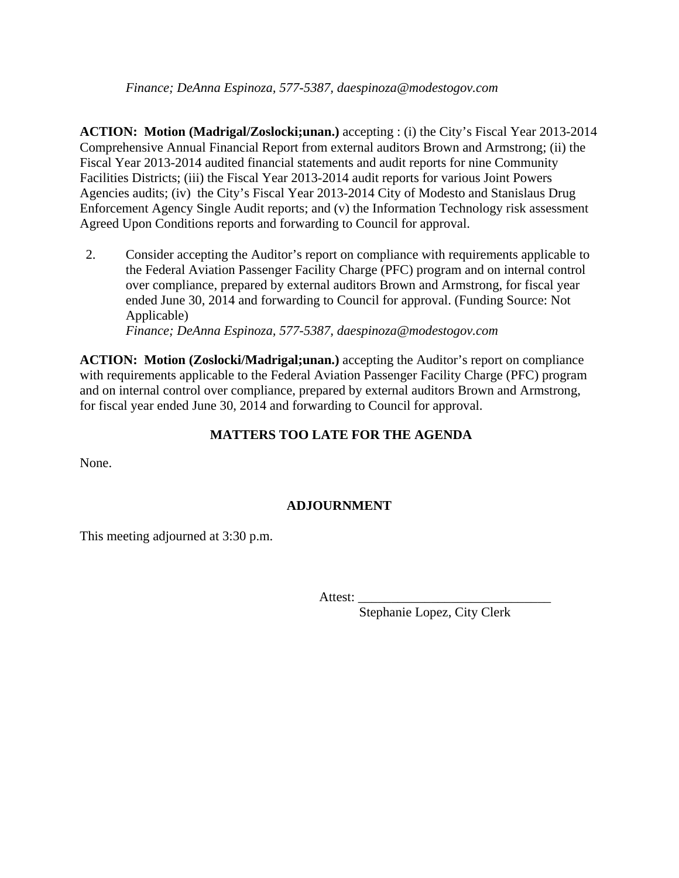*Finance; DeAnna Espinoza, 577-5387, daespinoza@modestogov.com*

**ACTION: Motion (Madrigal/Zoslocki;unan.)** accepting : (i) the City's Fiscal Year 2013-2014 Comprehensive Annual Financial Report from external auditors Brown and Armstrong; (ii) the Fiscal Year 2013-2014 audited financial statements and audit reports for nine Community Facilities Districts; (iii) the Fiscal Year 2013-2014 audit reports for various Joint Powers Agencies audits; (iv) the City's Fiscal Year 2013-2014 City of Modesto and Stanislaus Drug Enforcement Agency Single Audit reports; and (v) the Information Technology risk assessment Agreed Upon Conditions reports and forwarding to Council for approval.

2. Consider accepting the Auditor's report on compliance with requirements applicable to the Federal Aviation Passenger Facility Charge (PFC) program and on internal control over compliance, prepared by external auditors Brown and Armstrong, for fiscal year ended June 30, 2014 and forwarding to Council for approval. (Funding Source: Not Applicable)
   *Finance; DeAnna Espinoza, 577-5387, daespinoza@modestogov.com*

**ACTION: Motion (Zoslocki/Madrigal;unan.)** accepting the Auditor's report on compliance with requirements applicable to the Federal Aviation Passenger Facility Charge (PFC) program and on internal control over compliance, prepared by external auditors Brown and Armstrong, for fiscal year ended June 30, 2014 and forwarding to Council for approval.

## MATTERS TOO LATE FOR THE AGENDA

None.

## ADJOURNMENT

This meeting adjourned at 3:30 p.m.

Attest: ______________________________
Stephanie Lopez, City Clerk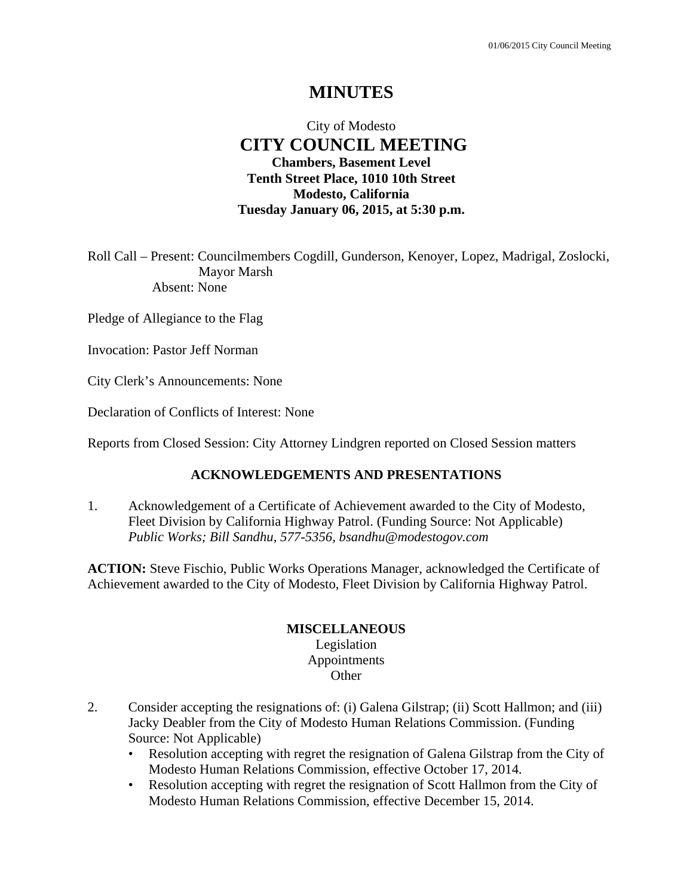# MINUTES

City of Modesto

## CITY COUNCIL MEETING

**Chambers, Basement Level**
**Tenth Street Place, 1010 10th Street**
**Modesto, California**
**Tuesday January 06, 2015, at 5:30 p.m.**

Roll Call – Present: Councilmembers Cogdill, Gunderson, Kenoyer, Lopez, Madrigal, Zoslocki, Mayor Marsh
Absent: None

Pledge of Allegiance to the Flag

Invocation: Pastor Jeff Norman

City Clerk's Announcements: None

Declaration of Conflicts of Interest: None

Reports from Closed Session: City Attorney Lindgren reported on Closed Session matters

### ACKNOWLEDGEMENTS AND PRESENTATIONS

1. Acknowledgement of a Certificate of Achievement awarded to the City of Modesto, Fleet Division by California Highway Patrol. (Funding Source: Not Applicable)
*Public Works; Bill Sandhu, 577-5356, bsandhu@modestogov.com*

**ACTION:** Steve Fischio, Public Works Operations Manager, acknowledged the Certificate of Achievement awarded to the City of Modesto, Fleet Division by California Highway Patrol.

### MISCELLANEOUS

Legislation
Appointments
Other

2. Consider accepting the resignations of: (i) Galena Gilstrap; (ii) Scott Hallmon; and (iii) Jacky Deabler from the City of Modesto Human Relations Commission. (Funding Source: Not Applicable)
   - Resolution accepting with regret the resignation of Galena Gilstrap from the City of Modesto Human Relations Commission, effective October 17, 2014.
   - Resolution accepting with regret the resignation of Scott Hallmon from the City of Modesto Human Relations Commission, effective December 15, 2014.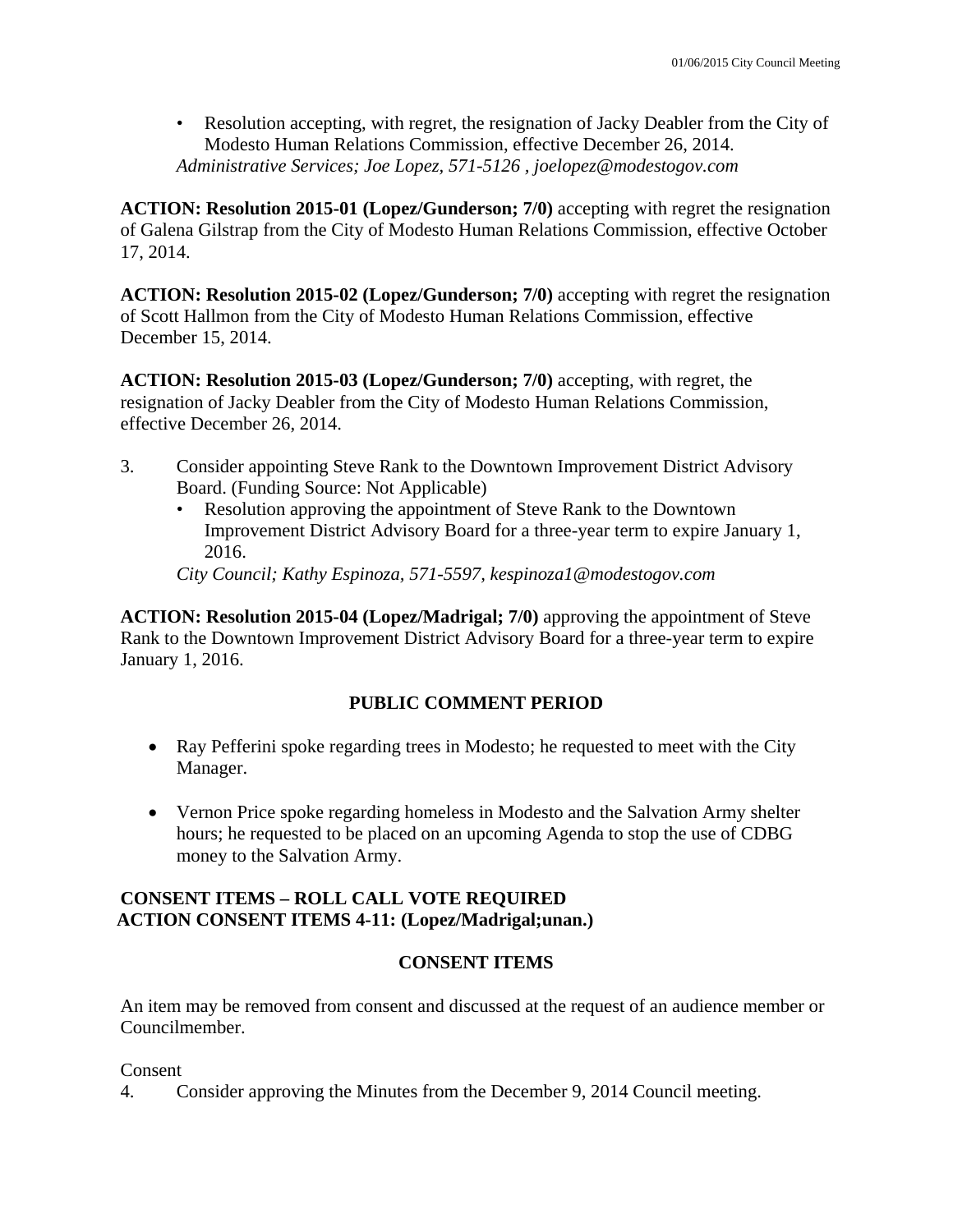- Resolution accepting, with regret, the resignation of Jacky Deabler from the City of Modesto Human Relations Commission, effective December 26, 2014.

*Administrative Services; Joe Lopez, 571-5126 , joelopez@modestogov.com*

**ACTION: Resolution 2015-01 (Lopez/Gunderson; 7/0)** accepting with regret the resignation of Galena Gilstrap from the City of Modesto Human Relations Commission, effective October 17, 2014.

**ACTION: Resolution 2015-02 (Lopez/Gunderson; 7/0)** accepting with regret the resignation of Scott Hallmon from the City of Modesto Human Relations Commission, effective December 15, 2014.

**ACTION: Resolution 2015-03 (Lopez/Gunderson; 7/0)** accepting, with regret, the resignation of Jacky Deabler from the City of Modesto Human Relations Commission, effective December 26, 2014.

3. Consider appointing Steve Rank to the Downtown Improvement District Advisory Board. (Funding Source: Not Applicable)
   - Resolution approving the appointment of Steve Rank to the Downtown Improvement District Advisory Board for a three-year term to expire January 1, 2016.

   *City Council; Kathy Espinoza, 571-5597, kespinoza1@modestogov.com*

**ACTION: Resolution 2015-04 (Lopez/Madrigal; 7/0)** approving the appointment of Steve Rank to the Downtown Improvement District Advisory Board for a three-year term to expire January 1, 2016.

## PUBLIC COMMENT PERIOD

- Ray Pefferini spoke regarding trees in Modesto; he requested to meet with the City Manager.

- Vernon Price spoke regarding homeless in Modesto and the Salvation Army shelter hours; he requested to be placed on an upcoming Agenda to stop the use of CDBG money to the Salvation Army.

**CONSENT ITEMS – ROLL CALL VOTE REQUIRED**
**ACTION CONSENT ITEMS 4-11: (Lopez/Madrigal;unan.)**

## CONSENT ITEMS

An item may be removed from consent and discussed at the request of an audience member or Councilmember.

Consent

4. Consider approving the Minutes from the December 9, 2014 Council meeting.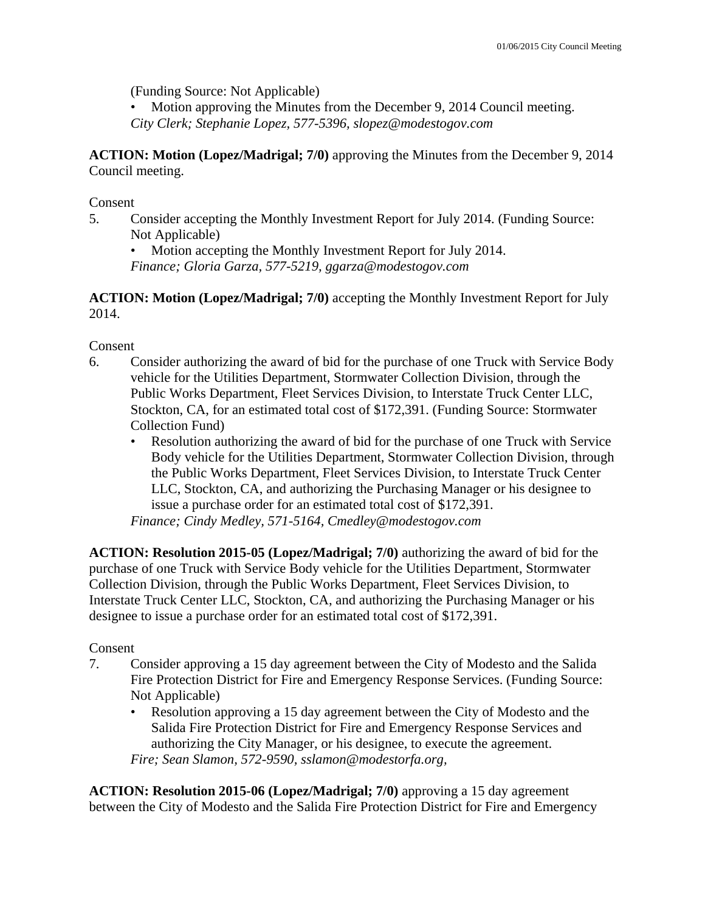(Funding Source: Not Applicable)

- Motion approving the Minutes from the December 9, 2014 Council meeting.

*City Clerk; Stephanie Lopez, 577-5396, slopez@modestogov.com*

**ACTION: Motion (Lopez/Madrigal; 7/0)** approving the Minutes from the December 9, 2014 Council meeting.

Consent

5. Consider accepting the Monthly Investment Report for July 2014. (Funding Source: Not Applicable)
   - Motion accepting the Monthly Investment Report for July 2014.

   *Finance; Gloria Garza, 577-5219, ggarza@modestogov.com*

**ACTION: Motion (Lopez/Madrigal; 7/0)** accepting the Monthly Investment Report for July 2014.

Consent

6. Consider authorizing the award of bid for the purchase of one Truck with Service Body vehicle for the Utilities Department, Stormwater Collection Division, through the Public Works Department, Fleet Services Division, to Interstate Truck Center LLC, Stockton, CA, for an estimated total cost of $172,391. (Funding Source: Stormwater Collection Fund)
   - Resolution authorizing the award of bid for the purchase of one Truck with Service Body vehicle for the Utilities Department, Stormwater Collection Division, through the Public Works Department, Fleet Services Division, to Interstate Truck Center LLC, Stockton, CA, and authorizing the Purchasing Manager or his designee to issue a purchase order for an estimated total cost of $172,391.

   *Finance; Cindy Medley, 571-5164, Cmedley@modestogov.com*

**ACTION: Resolution 2015-05 (Lopez/Madrigal; 7/0)** authorizing the award of bid for the purchase of one Truck with Service Body vehicle for the Utilities Department, Stormwater Collection Division, through the Public Works Department, Fleet Services Division, to Interstate Truck Center LLC, Stockton, CA, and authorizing the Purchasing Manager or his designee to issue a purchase order for an estimated total cost of $172,391.

Consent

7. Consider approving a 15 day agreement between the City of Modesto and the Salida Fire Protection District for Fire and Emergency Response Services. (Funding Source: Not Applicable)
   - Resolution approving a 15 day agreement between the City of Modesto and the Salida Fire Protection District for Fire and Emergency Response Services and authorizing the City Manager, or his designee, to execute the agreement.

   *Fire; Sean Slamon, 572-9590, sslamon@modestorfa.org,*

**ACTION: Resolution 2015-06 (Lopez/Madrigal; 7/0)** approving a 15 day agreement between the City of Modesto and the Salida Fire Protection District for Fire and Emergency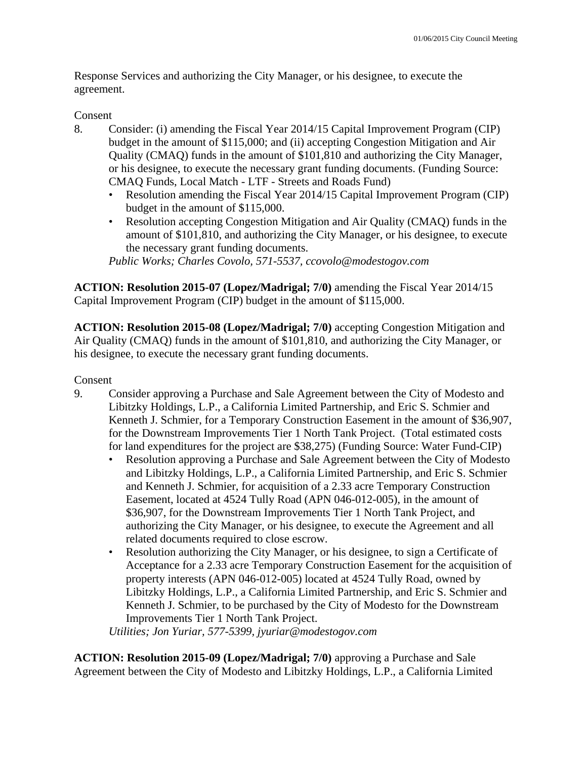Response Services and authorizing the City Manager, or his designee, to execute the agreement.

Consent

8. Consider: (i) amending the Fiscal Year 2014/15 Capital Improvement Program (CIP) budget in the amount of $115,000; and (ii) accepting Congestion Mitigation and Air Quality (CMAQ) funds in the amount of $101,810 and authorizing the City Manager, or his designee, to execute the necessary grant funding documents. (Funding Source: CMAQ Funds, Local Match - LTF - Streets and Roads Fund)
   - Resolution amending the Fiscal Year 2014/15 Capital Improvement Program (CIP) budget in the amount of $115,000.
   - Resolution accepting Congestion Mitigation and Air Quality (CMAQ) funds in the amount of $101,810, and authorizing the City Manager, or his designee, to execute the necessary grant funding documents.

   *Public Works; Charles Covolo, 571-5537, ccovolo@modestogov.com*

**ACTION: Resolution 2015-07 (Lopez/Madrigal; 7/0)** amending the Fiscal Year 2014/15 Capital Improvement Program (CIP) budget in the amount of $115,000.

**ACTION: Resolution 2015-08 (Lopez/Madrigal; 7/0)** accepting Congestion Mitigation and Air Quality (CMAQ) funds in the amount of $101,810, and authorizing the City Manager, or his designee, to execute the necessary grant funding documents.

Consent

9. Consider approving a Purchase and Sale Agreement between the City of Modesto and Libitzky Holdings, L.P., a California Limited Partnership, and Eric S. Schmier and Kenneth J. Schmier, for a Temporary Construction Easement in the amount of $36,907, for the Downstream Improvements Tier 1 North Tank Project. (Total estimated costs for land expenditures for the project are $38,275) (Funding Source: Water Fund-CIP)
   - Resolution approving a Purchase and Sale Agreement between the City of Modesto and Libitzky Holdings, L.P., a California Limited Partnership, and Eric S. Schmier and Kenneth J. Schmier, for acquisition of a 2.33 acre Temporary Construction Easement, located at 4524 Tully Road (APN 046-012-005), in the amount of $36,907, for the Downstream Improvements Tier 1 North Tank Project, and authorizing the City Manager, or his designee, to execute the Agreement and all related documents required to close escrow.
   - Resolution authorizing the City Manager, or his designee, to sign a Certificate of Acceptance for a 2.33 acre Temporary Construction Easement for the acquisition of property interests (APN 046-012-005) located at 4524 Tully Road, owned by Libitzky Holdings, L.P., a California Limited Partnership, and Eric S. Schmier and Kenneth J. Schmier, to be purchased by the City of Modesto for the Downstream Improvements Tier 1 North Tank Project.

   *Utilities; Jon Yuriar, 577-5399, jyuriar@modestogov.com*

**ACTION: Resolution 2015-09 (Lopez/Madrigal; 7/0)** approving a Purchase and Sale Agreement between the City of Modesto and Libitzky Holdings, L.P., a California Limited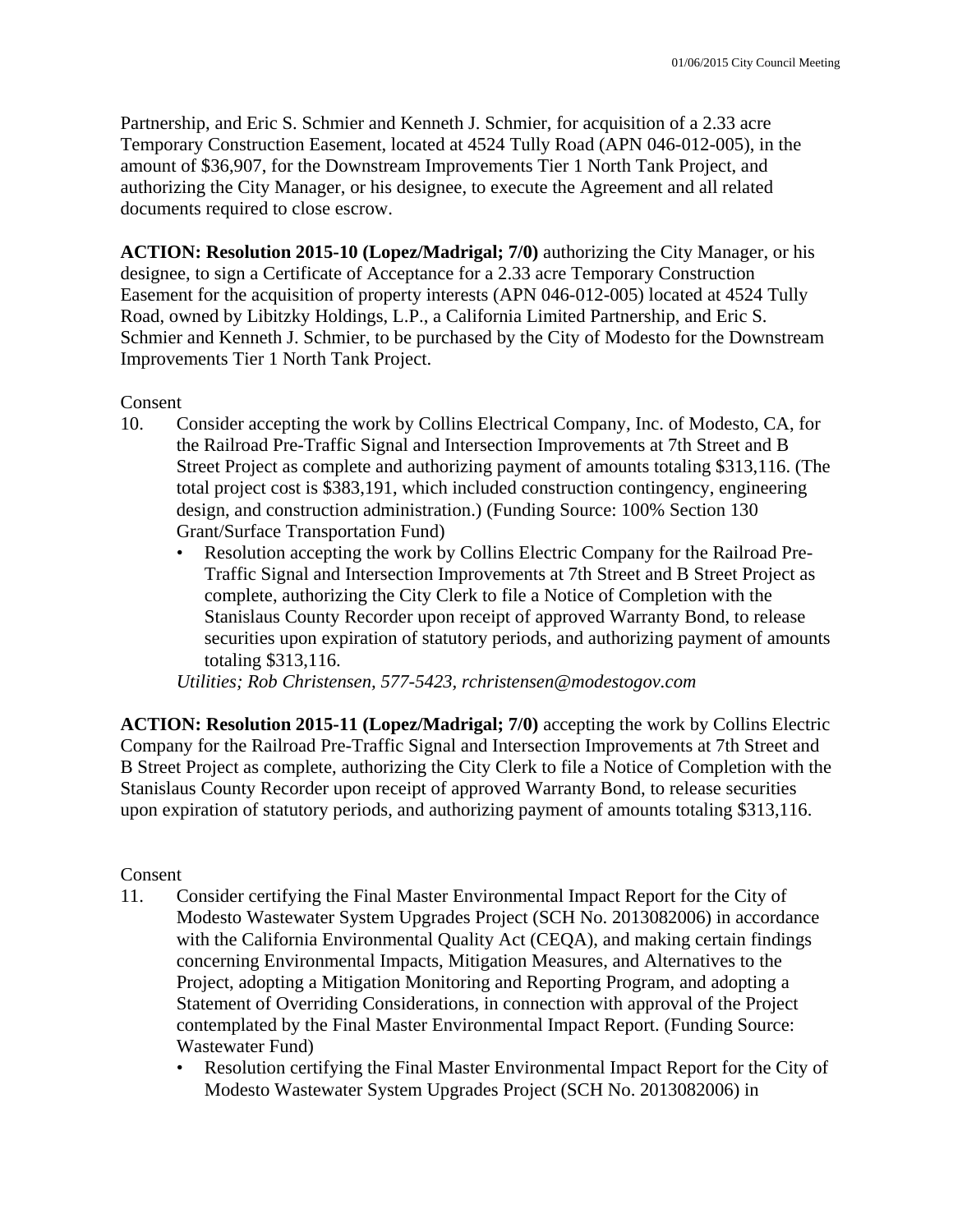Partnership, and Eric S. Schmier and Kenneth J. Schmier, for acquisition of a 2.33 acre Temporary Construction Easement, located at 4524 Tully Road (APN 046-012-005), in the amount of $36,907, for the Downstream Improvements Tier 1 North Tank Project, and authorizing the City Manager, or his designee, to execute the Agreement and all related documents required to close escrow.

**ACTION: Resolution 2015-10 (Lopez/Madrigal; 7/0)** authorizing the City Manager, or his designee, to sign a Certificate of Acceptance for a 2.33 acre Temporary Construction Easement for the acquisition of property interests (APN 046-012-005) located at 4524 Tully Road, owned by Libitzky Holdings, L.P., a California Limited Partnership, and Eric S. Schmier and Kenneth J. Schmier, to be purchased by the City of Modesto for the Downstream Improvements Tier 1 North Tank Project.

Consent

10. Consider accepting the work by Collins Electrical Company, Inc. of Modesto, CA, for the Railroad Pre-Traffic Signal and Intersection Improvements at 7th Street and B Street Project as complete and authorizing payment of amounts totaling $313,116. (The total project cost is $383,191, which included construction contingency, engineering design, and construction administration.) (Funding Source: 100% Section 130 Grant/Surface Transportation Fund)
    - Resolution accepting the work by Collins Electric Company for the Railroad Pre-Traffic Signal and Intersection Improvements at 7th Street and B Street Project as complete, authorizing the City Clerk to file a Notice of Completion with the Stanislaus County Recorder upon receipt of approved Warranty Bond, to release securities upon expiration of statutory periods, and authorizing payment of amounts totaling $313,116.

    *Utilities; Rob Christensen, 577-5423, rchristensen@modestogov.com*

**ACTION: Resolution 2015-11 (Lopez/Madrigal; 7/0)** accepting the work by Collins Electric Company for the Railroad Pre-Traffic Signal and Intersection Improvements at 7th Street and B Street Project as complete, authorizing the City Clerk to file a Notice of Completion with the Stanislaus County Recorder upon receipt of approved Warranty Bond, to release securities upon expiration of statutory periods, and authorizing payment of amounts totaling $313,116.

Consent

11. Consider certifying the Final Master Environmental Impact Report for the City of Modesto Wastewater System Upgrades Project (SCH No. 2013082006) in accordance with the California Environmental Quality Act (CEQA), and making certain findings concerning Environmental Impacts, Mitigation Measures, and Alternatives to the Project, adopting a Mitigation Monitoring and Reporting Program, and adopting a Statement of Overriding Considerations, in connection with approval of the Project contemplated by the Final Master Environmental Impact Report. (Funding Source: Wastewater Fund)
    - Resolution certifying the Final Master Environmental Impact Report for the City of Modesto Wastewater System Upgrades Project (SCH No. 2013082006) in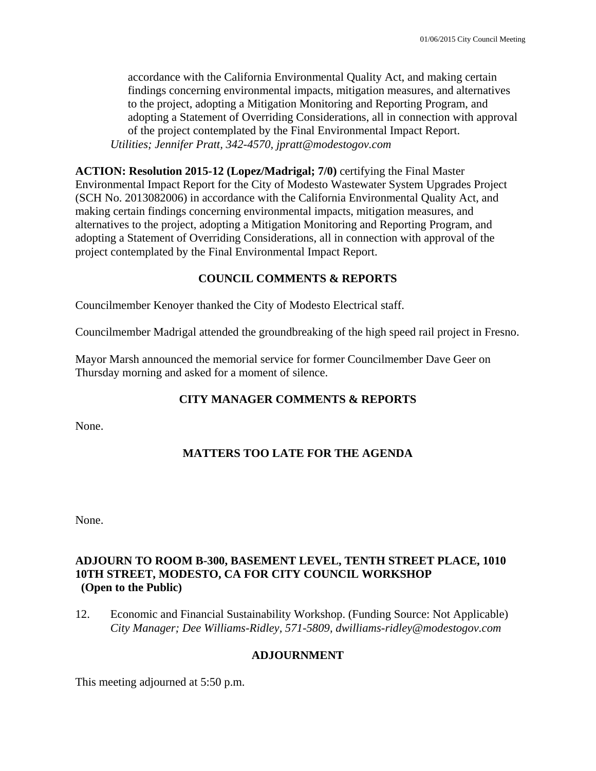accordance with the California Environmental Quality Act, and making certain findings concerning environmental impacts, mitigation measures, and alternatives to the project, adopting a Mitigation Monitoring and Reporting Program, and adopting a Statement of Overriding Considerations, all in connection with approval of the project contemplated by the Final Environmental Impact Report.
*Utilities; Jennifer Pratt, 342-4570, jpratt@modestogov.com*

**ACTION: Resolution 2015-12 (Lopez/Madrigal; 7/0)** certifying the Final Master Environmental Impact Report for the City of Modesto Wastewater System Upgrades Project (SCH No. 2013082006) in accordance with the California Environmental Quality Act, and making certain findings concerning environmental impacts, mitigation measures, and alternatives to the project, adopting a Mitigation Monitoring and Reporting Program, and adopting a Statement of Overriding Considerations, all in connection with approval of the project contemplated by the Final Environmental Impact Report.

## COUNCIL COMMENTS & REPORTS

Councilmember Kenoyer thanked the City of Modesto Electrical staff.

Councilmember Madrigal attended the groundbreaking of the high speed rail project in Fresno.

Mayor Marsh announced the memorial service for former Councilmember Dave Geer on Thursday morning and asked for a moment of silence.

## CITY MANAGER COMMENTS & REPORTS

None.

## MATTERS TOO LATE FOR THE AGENDA

None.

## ADJOURN TO ROOM B-300, BASEMENT LEVEL, TENTH STREET PLACE, 1010 10TH STREET, MODESTO, CA FOR CITY COUNCIL WORKSHOP (Open to the Public)

12. Economic and Financial Sustainability Workshop. (Funding Source: Not Applicable)
*City Manager; Dee Williams-Ridley, 571-5809, dwilliams-ridley@modestogov.com*

## ADJOURNMENT

This meeting adjourned at 5:50 p.m.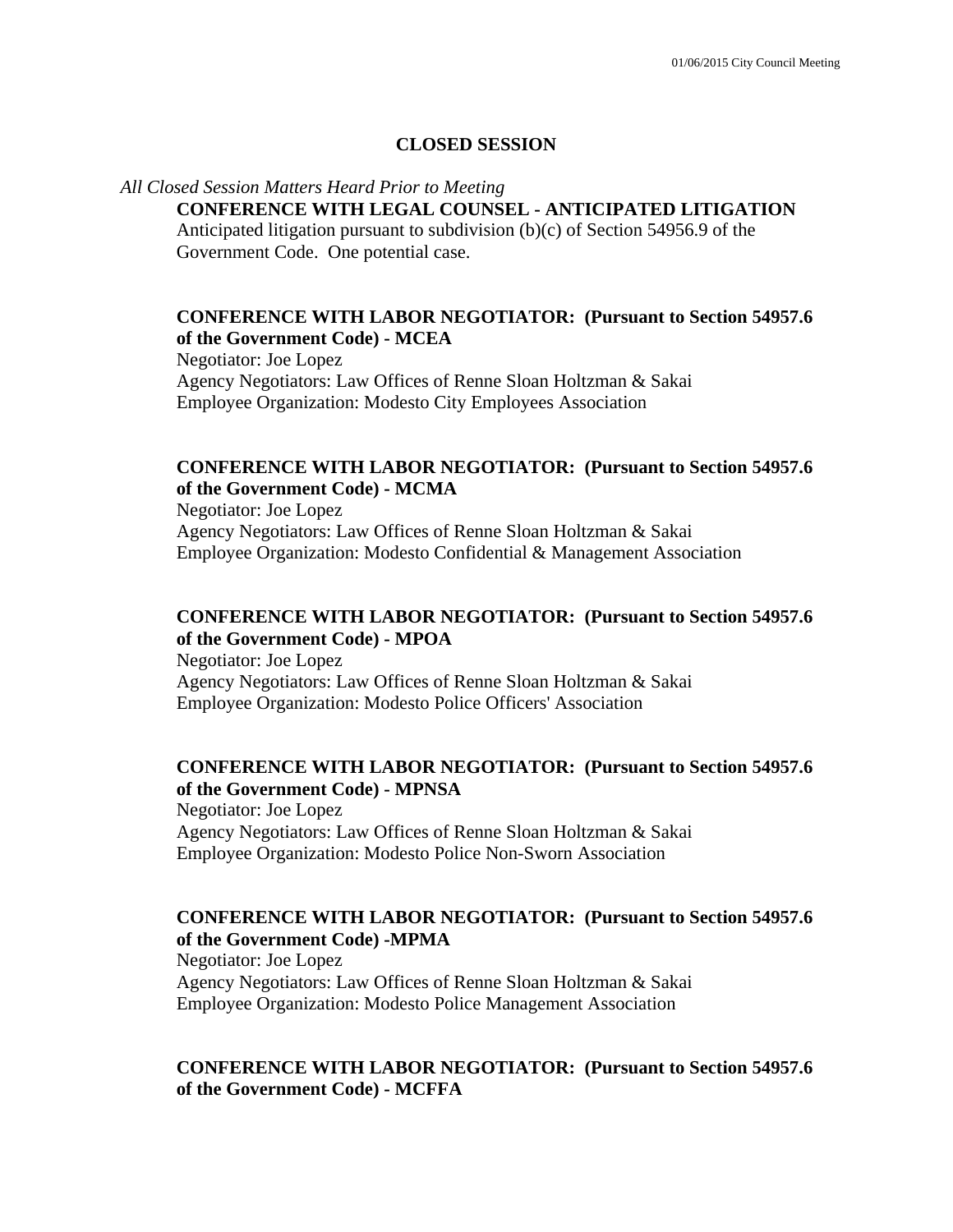## CLOSED SESSION

*All Closed Session Matters Heard Prior to Meeting*

**CONFERENCE WITH LEGAL COUNSEL - ANTICIPATED LITIGATION**
Anticipated litigation pursuant to subdivision (b)(c) of Section 54956.9 of the Government Code. One potential case.

**CONFERENCE WITH LABOR NEGOTIATOR: (Pursuant to Section 54957.6 of the Government Code) - MCEA**
Negotiator: Joe Lopez
Agency Negotiators: Law Offices of Renne Sloan Holtzman & Sakai
Employee Organization: Modesto City Employees Association

**CONFERENCE WITH LABOR NEGOTIATOR: (Pursuant to Section 54957.6 of the Government Code) - MCMA**
Negotiator: Joe Lopez
Agency Negotiators: Law Offices of Renne Sloan Holtzman & Sakai
Employee Organization: Modesto Confidential & Management Association

**CONFERENCE WITH LABOR NEGOTIATOR: (Pursuant to Section 54957.6 of the Government Code) - MPOA**
Negotiator: Joe Lopez
Agency Negotiators: Law Offices of Renne Sloan Holtzman & Sakai
Employee Organization: Modesto Police Officers' Association

**CONFERENCE WITH LABOR NEGOTIATOR: (Pursuant to Section 54957.6 of the Government Code) - MPNSA**
Negotiator: Joe Lopez
Agency Negotiators: Law Offices of Renne Sloan Holtzman & Sakai
Employee Organization: Modesto Police Non-Sworn Association

**CONFERENCE WITH LABOR NEGOTIATOR: (Pursuant to Section 54957.6 of the Government Code) -MPMA**
Negotiator: Joe Lopez
Agency Negotiators: Law Offices of Renne Sloan Holtzman & Sakai
Employee Organization: Modesto Police Management Association

**CONFERENCE WITH LABOR NEGOTIATOR: (Pursuant to Section 54957.6 of the Government Code) - MCFFA**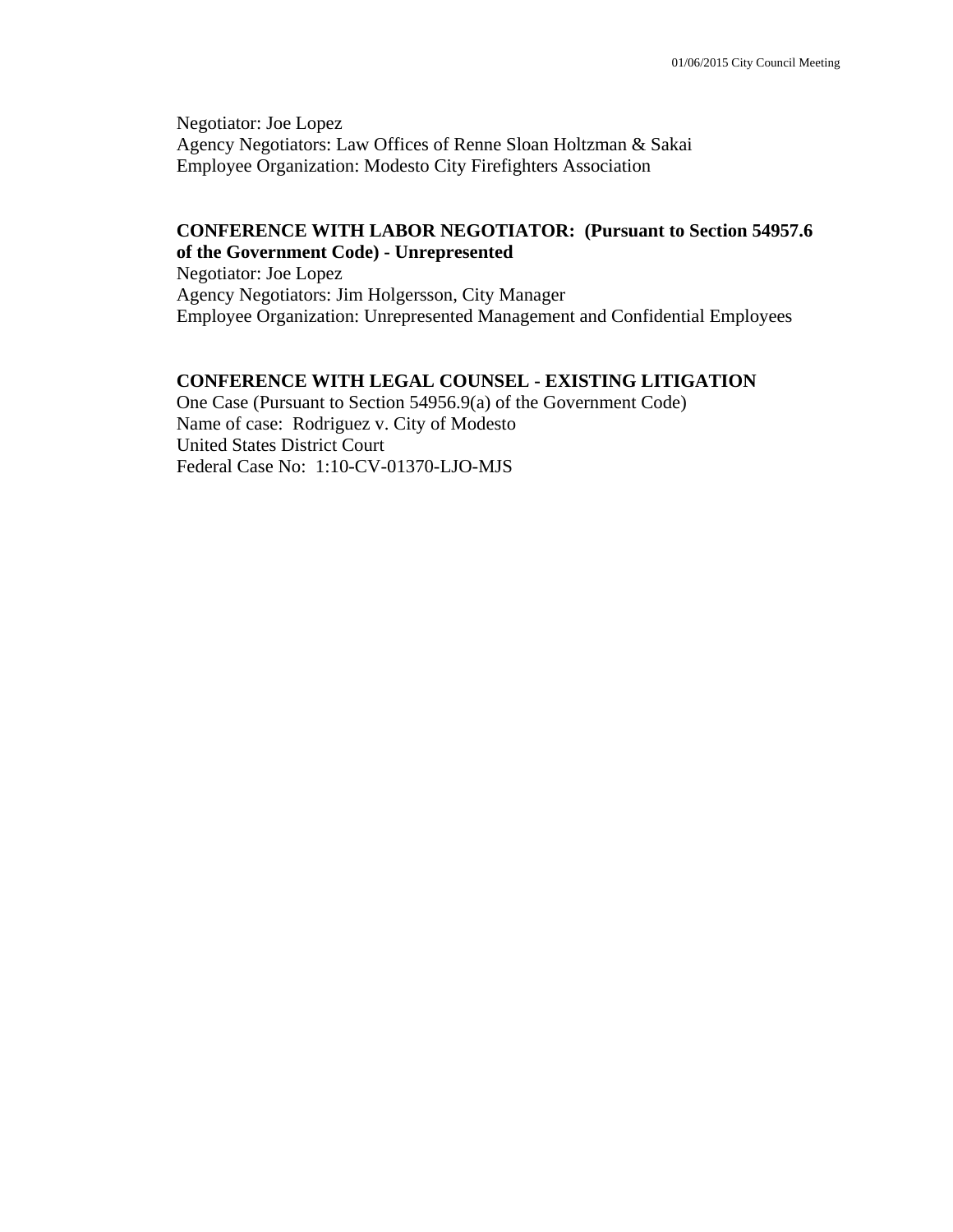Negotiator: Joe Lopez
Agency Negotiators: Law Offices of Renne Sloan Holtzman & Sakai
Employee Organization: Modesto City Firefighters Association

**CONFERENCE WITH LABOR NEGOTIATOR: (Pursuant to Section 54957.6 of the Government Code) - Unrepresented**

Negotiator: Joe Lopez
Agency Negotiators: Jim Holgersson, City Manager
Employee Organization: Unrepresented Management and Confidential Employees

**CONFERENCE WITH LEGAL COUNSEL - EXISTING LITIGATION**

One Case (Pursuant to Section 54956.9(a) of the Government Code)
Name of case: Rodriguez v. City of Modesto
United States District Court
Federal Case No: 1:10-CV-01370-LJO-MJS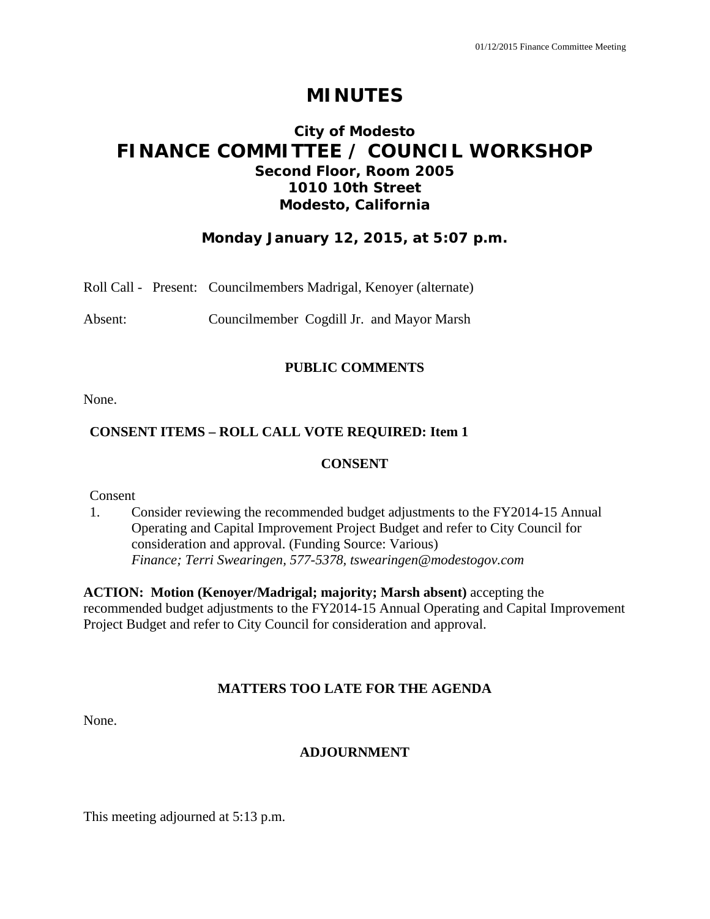# MINUTES

## City of Modesto
## FINANCE COMMITTEE / COUNCIL WORKSHOP
### Second Floor, Room 2005
### 1010 10th Street
### Modesto, California

**Monday January 12, 2015, at 5:07 p.m.**

Roll Call - Present: Councilmembers Madrigal, Kenoyer (alternate)

Absent: Councilmember Cogdill Jr. and Mayor Marsh

**PUBLIC COMMENTS**

None.

**CONSENT ITEMS – ROLL CALL VOTE REQUIRED: Item 1**

**CONSENT**

Consent

1. Consider reviewing the recommended budget adjustments to the FY2014-15 Annual Operating and Capital Improvement Project Budget and refer to City Council for consideration and approval. (Funding Source: Various)
   *Finance; Terri Swearingen, 577-5378, tswearingen@modestogov.com*

**ACTION: Motion (Kenoyer/Madrigal; majority; Marsh absent)** accepting the recommended budget adjustments to the FY2014-15 Annual Operating and Capital Improvement Project Budget and refer to City Council for consideration and approval.

**MATTERS TOO LATE FOR THE AGENDA**

None.

**ADJOURNMENT**

This meeting adjourned at 5:13 p.m.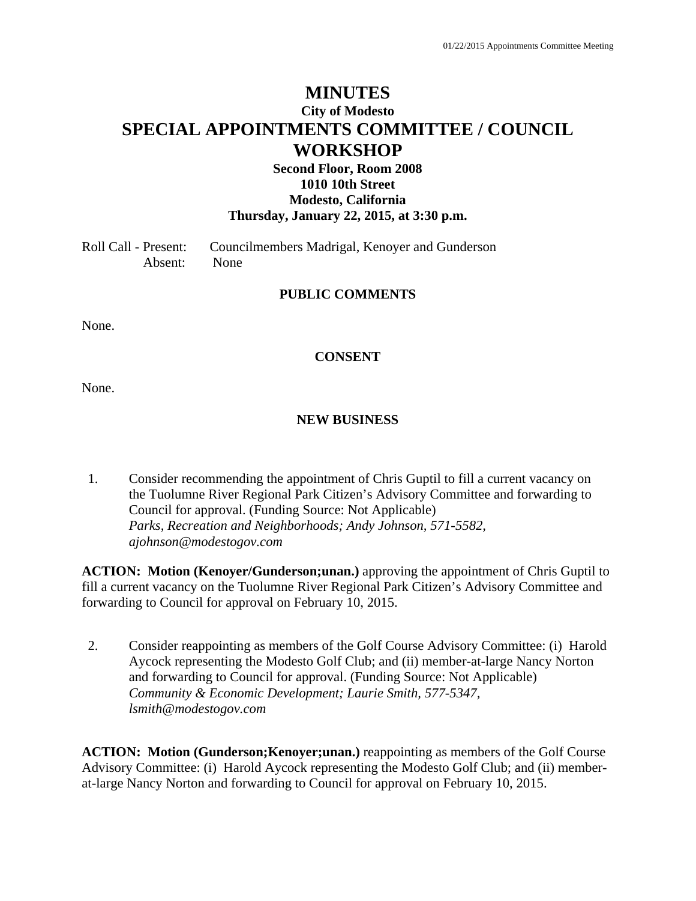# MINUTES

**City of Modesto**

# SPECIAL APPOINTMENTS COMMITTEE / COUNCIL WORKSHOP

**Second Floor, Room 2008**
**1010 10th Street**
**Modesto, California**
**Thursday, January 22, 2015, at 3:30 p.m.**

Roll Call - Present: Councilmembers Madrigal, Kenoyer and Gunderson
Absent: None

### PUBLIC COMMENTS

None.

### CONSENT

None.

### NEW BUSINESS

1. Consider recommending the appointment of Chris Guptil to fill a current vacancy on the Tuolumne River Regional Park Citizen's Advisory Committee and forwarding to Council for approval. (Funding Source: Not Applicable)
*Parks, Recreation and Neighborhoods; Andy Johnson, 571-5582, ajohnson@modestogov.com*

**ACTION: Motion (Kenoyer/Gunderson;unan.)** approving the appointment of Chris Guptil to fill a current vacancy on the Tuolumne River Regional Park Citizen's Advisory Committee and forwarding to Council for approval on February 10, 2015.

2. Consider reappointing as members of the Golf Course Advisory Committee: (i) Harold Aycock representing the Modesto Golf Club; and (ii) member-at-large Nancy Norton and forwarding to Council for approval. (Funding Source: Not Applicable)
*Community & Economic Development; Laurie Smith, 577-5347, lsmith@modestogov.com*

**ACTION: Motion (Gunderson;Kenoyer;unan.)** reappointing as members of the Golf Course Advisory Committee: (i) Harold Aycock representing the Modesto Golf Club; and (ii) member-at-large Nancy Norton and forwarding to Council for approval on February 10, 2015.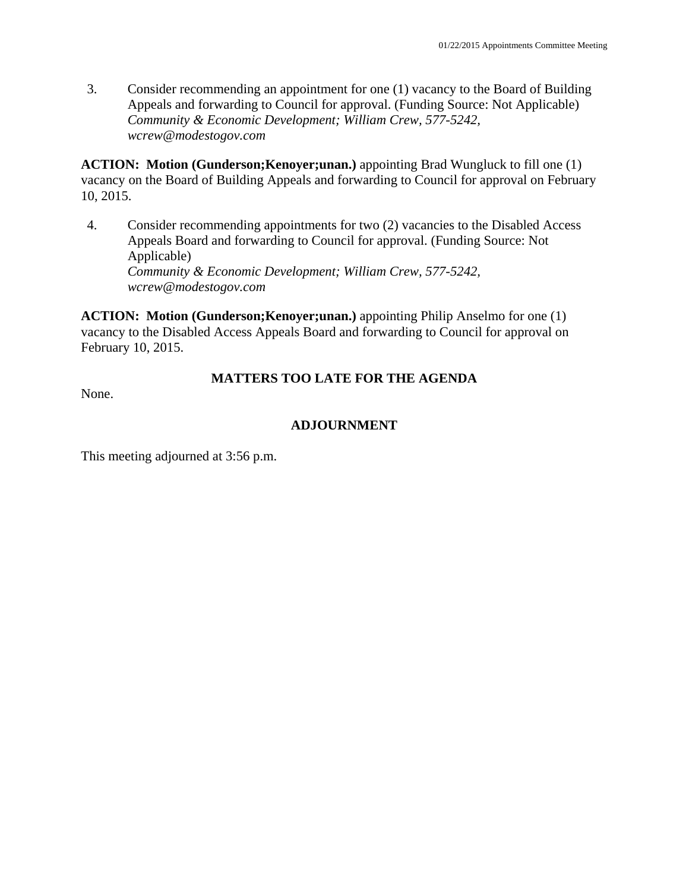3. Consider recommending an appointment for one (1) vacancy to the Board of Building Appeals and forwarding to Council for approval. (Funding Source: Not Applicable)
   *Community & Economic Development; William Crew, 577-5242, wcrew@modestogov.com*

**ACTION: Motion (Gunderson;Kenoyer;unan.)** appointing Brad Wungluck to fill one (1) vacancy on the Board of Building Appeals and forwarding to Council for approval on February 10, 2015.

4. Consider recommending appointments for two (2) vacancies to the Disabled Access Appeals Board and forwarding to Council for approval. (Funding Source: Not Applicable)
   *Community & Economic Development; William Crew, 577-5242, wcrew@modestogov.com*

**ACTION: Motion (Gunderson;Kenoyer;unan.)** appointing Philip Anselmo for one (1) vacancy to the Disabled Access Appeals Board and forwarding to Council for approval on February 10, 2015.

## MATTERS TOO LATE FOR THE AGENDA

None.

## ADJOURNMENT

This meeting adjourned at 3:56 p.m.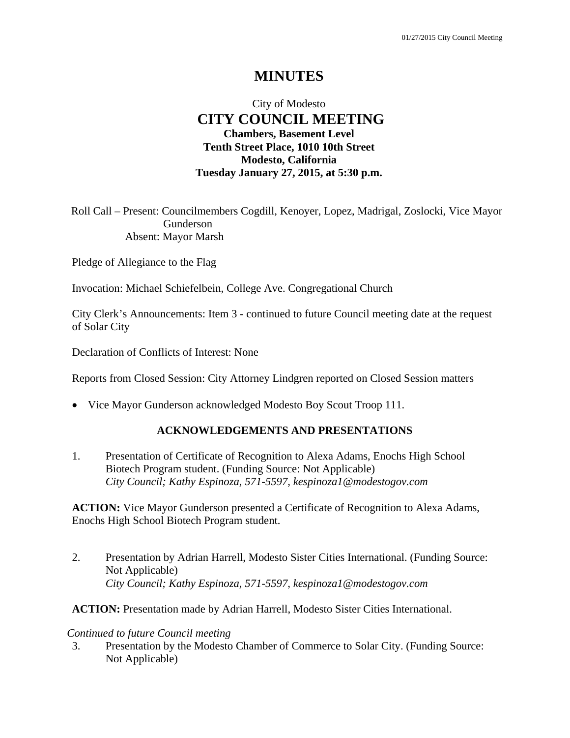# MINUTES

City of Modesto
## CITY COUNCIL MEETING
**Chambers, Basement Level**
**Tenth Street Place, 1010 10th Street**
**Modesto, California**
**Tuesday January 27, 2015, at 5:30 p.m.**

Roll Call – Present: Councilmembers Cogdill, Kenoyer, Lopez, Madrigal, Zoslocki, Vice Mayor Gunderson
Absent: Mayor Marsh

Pledge of Allegiance to the Flag

Invocation: Michael Schiefelbein, College Ave. Congregational Church

City Clerk's Announcements: Item 3 - continued to future Council meeting date at the request of Solar City

Declaration of Conflicts of Interest: None

Reports from Closed Session: City Attorney Lindgren reported on Closed Session matters

- Vice Mayor Gunderson acknowledged Modesto Boy Scout Troop 111.

### ACKNOWLEDGEMENTS AND PRESENTATIONS

1. Presentation of Certificate of Recognition to Alexa Adams, Enochs High School Biotech Program student. (Funding Source: Not Applicable)
   *City Council; Kathy Espinoza, 571-5597, kespinoza1@modestogov.com*

**ACTION:** Vice Mayor Gunderson presented a Certificate of Recognition to Alexa Adams, Enochs High School Biotech Program student.

2. Presentation by Adrian Harrell, Modesto Sister Cities International. (Funding Source: Not Applicable)
   *City Council; Kathy Espinoza, 571-5597, kespinoza1@modestogov.com*

**ACTION:** Presentation made by Adrian Harrell, Modesto Sister Cities International.

*Continued to future Council meeting*

3. Presentation by the Modesto Chamber of Commerce to Solar City. (Funding Source: Not Applicable)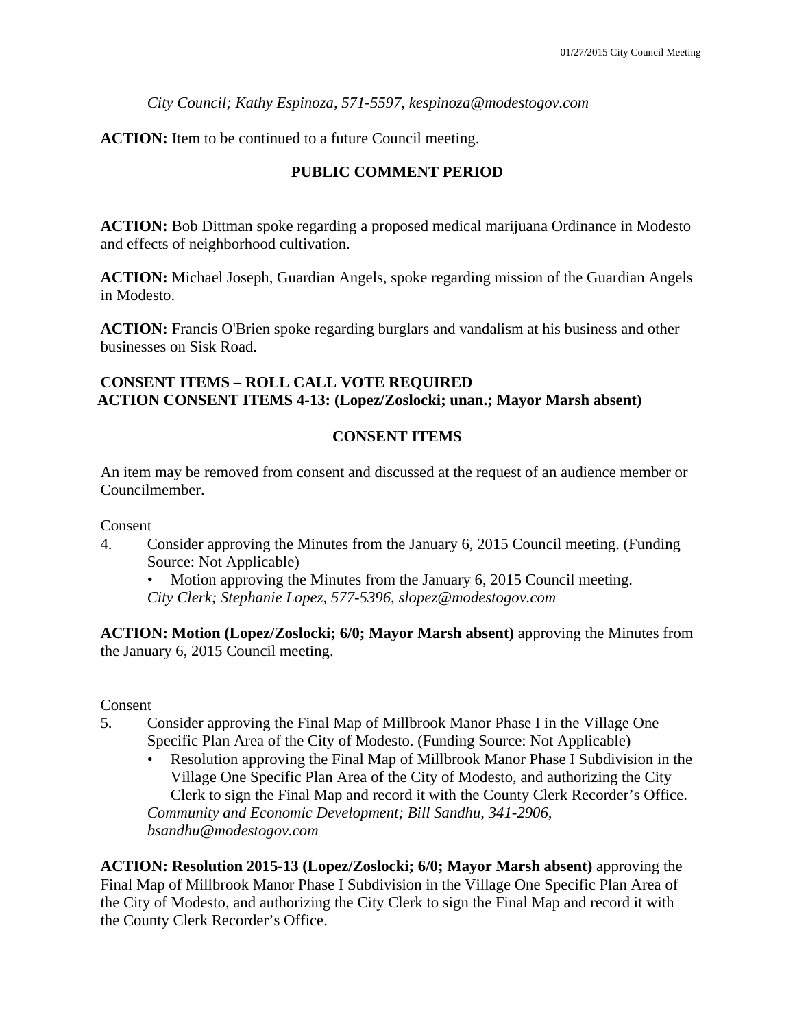*City Council; Kathy Espinoza, 571-5597, kespinoza@modestogov.com*

**ACTION:** Item to be continued to a future Council meeting.

## PUBLIC COMMENT PERIOD

**ACTION:** Bob Dittman spoke regarding a proposed medical marijuana Ordinance in Modesto and effects of neighborhood cultivation.

**ACTION:** Michael Joseph, Guardian Angels, spoke regarding mission of the Guardian Angels in Modesto.

**ACTION:** Francis O'Brien spoke regarding burglars and vandalism at his business and other businesses on Sisk Road.

**CONSENT ITEMS – ROLL CALL VOTE REQUIRED**
**ACTION CONSENT ITEMS 4-13: (Lopez/Zoslocki; unan.; Mayor Marsh absent)**

## CONSENT ITEMS

An item may be removed from consent and discussed at the request of an audience member or Councilmember.

Consent

4. Consider approving the Minutes from the January 6, 2015 Council meeting. (Funding Source: Not Applicable)
   - Motion approving the Minutes from the January 6, 2015 Council meeting.

   *City Clerk; Stephanie Lopez, 577-5396, slopez@modestogov.com*

**ACTION: Motion (Lopez/Zoslocki; 6/0; Mayor Marsh absent)** approving the Minutes from the January 6, 2015 Council meeting.

Consent

5. Consider approving the Final Map of Millbrook Manor Phase I in the Village One Specific Plan Area of the City of Modesto. (Funding Source: Not Applicable)
   - Resolution approving the Final Map of Millbrook Manor Phase I Subdivision in the Village One Specific Plan Area of the City of Modesto, and authorizing the City Clerk to sign the Final Map and record it with the County Clerk Recorder's Office.

   *Community and Economic Development; Bill Sandhu, 341-2906, bsandhu@modestogov.com*

**ACTION: Resolution 2015-13 (Lopez/Zoslocki; 6/0; Mayor Marsh absent)** approving the Final Map of Millbrook Manor Phase I Subdivision in the Village One Specific Plan Area of the City of Modesto, and authorizing the City Clerk to sign the Final Map and record it with the County Clerk Recorder's Office.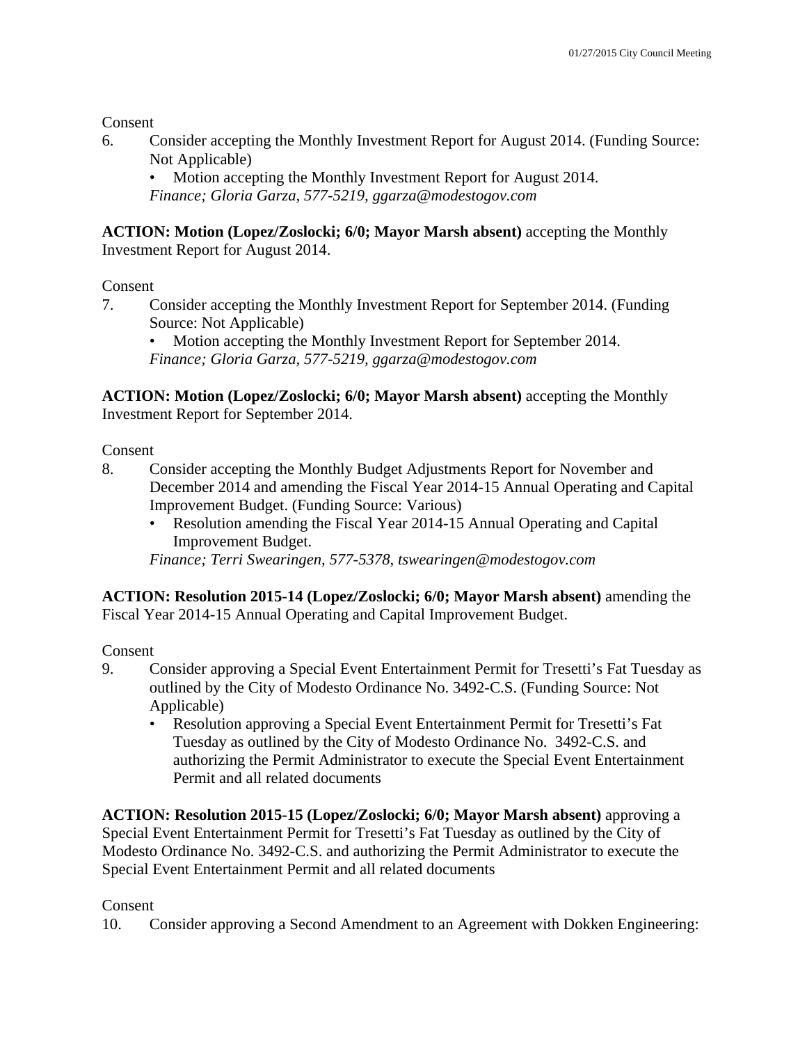Consent

6. Consider accepting the Monthly Investment Report for August 2014. (Funding Source: Not Applicable)
   - Motion accepting the Monthly Investment Report for August 2014.

   *Finance; Gloria Garza, 577-5219, ggarza@modestogov.com*

**ACTION: Motion (Lopez/Zoslocki; 6/0; Mayor Marsh absent)** accepting the Monthly Investment Report for August 2014.

Consent

7. Consider accepting the Monthly Investment Report for September 2014. (Funding Source: Not Applicable)
   - Motion accepting the Monthly Investment Report for September 2014.

   *Finance; Gloria Garza, 577-5219, ggarza@modestogov.com*

**ACTION: Motion (Lopez/Zoslocki; 6/0; Mayor Marsh absent)** accepting the Monthly Investment Report for September 2014.

Consent

8. Consider accepting the Monthly Budget Adjustments Report for November and December 2014 and amending the Fiscal Year 2014-15 Annual Operating and Capital Improvement Budget. (Funding Source: Various)
   - Resolution amending the Fiscal Year 2014-15 Annual Operating and Capital Improvement Budget.

   *Finance; Terri Swearingen, 577-5378, tswearingen@modestogov.com*

**ACTION: Resolution 2015-14 (Lopez/Zoslocki; 6/0; Mayor Marsh absent)** amending the Fiscal Year 2014-15 Annual Operating and Capital Improvement Budget.

Consent

9. Consider approving a Special Event Entertainment Permit for Tresetti's Fat Tuesday as outlined by the City of Modesto Ordinance No. 3492-C.S. (Funding Source: Not Applicable)
   - Resolution approving a Special Event Entertainment Permit for Tresetti's Fat Tuesday as outlined by the City of Modesto Ordinance No. 3492-C.S. and authorizing the Permit Administrator to execute the Special Event Entertainment Permit and all related documents

**ACTION: Resolution 2015-15 (Lopez/Zoslocki; 6/0; Mayor Marsh absent)** approving a Special Event Entertainment Permit for Tresetti's Fat Tuesday as outlined by the City of Modesto Ordinance No. 3492-C.S. and authorizing the Permit Administrator to execute the Special Event Entertainment Permit and all related documents

Consent

10. Consider approving a Second Amendment to an Agreement with Dokken Engineering: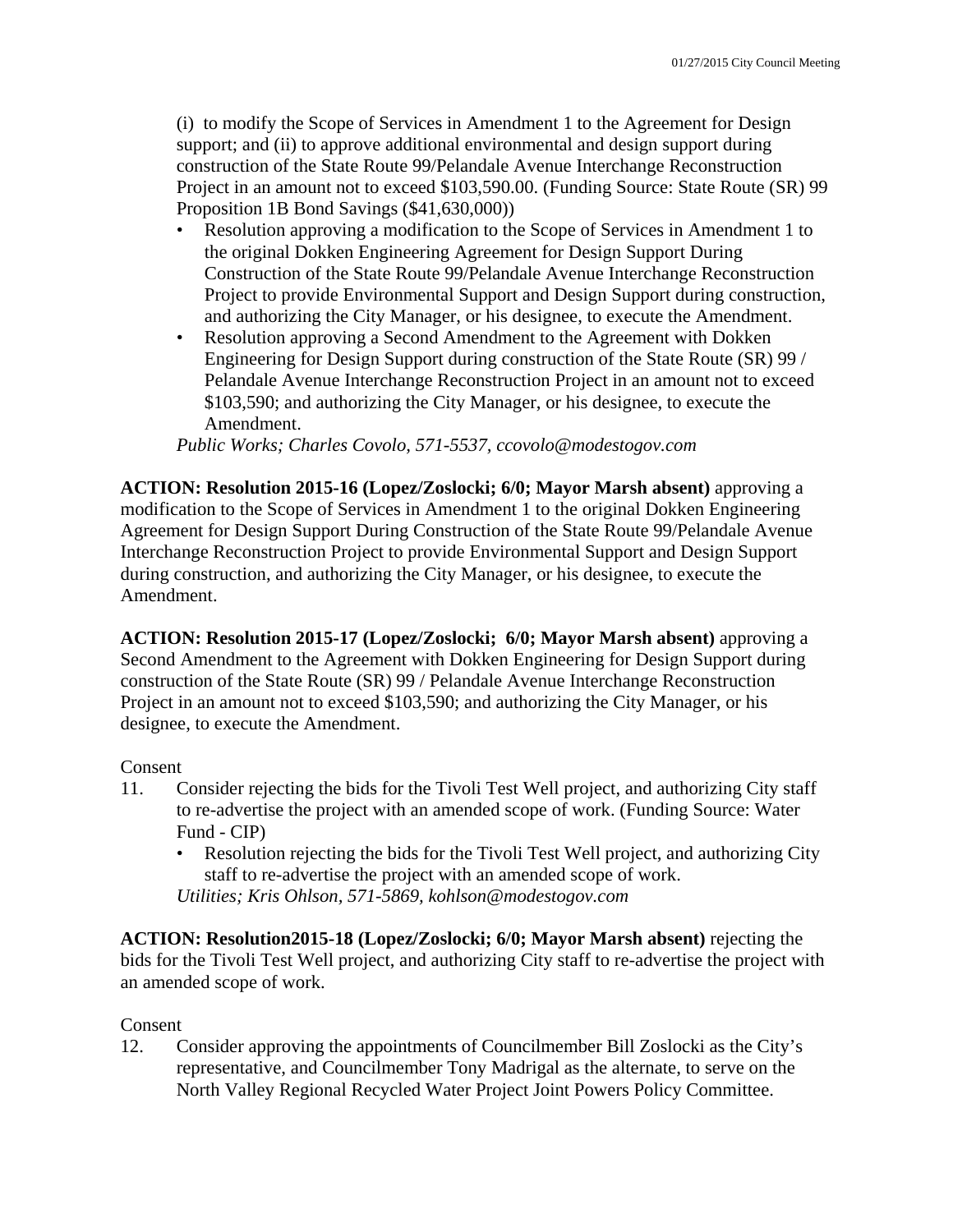(i) to modify the Scope of Services in Amendment 1 to the Agreement for Design support; and (ii) to approve additional environmental and design support during construction of the State Route 99/Pelandale Avenue Interchange Reconstruction Project in an amount not to exceed $103,590.00. (Funding Source: State Route (SR) 99 Proposition 1B Bond Savings ($41,630,000))

- Resolution approving a modification to the Scope of Services in Amendment 1 to the original Dokken Engineering Agreement for Design Support During Construction of the State Route 99/Pelandale Avenue Interchange Reconstruction Project to provide Environmental Support and Design Support during construction, and authorizing the City Manager, or his designee, to execute the Amendment.
- Resolution approving a Second Amendment to the Agreement with Dokken Engineering for Design Support during construction of the State Route (SR) 99 / Pelandale Avenue Interchange Reconstruction Project in an amount not to exceed $103,590; and authorizing the City Manager, or his designee, to execute the Amendment.

*Public Works; Charles Covolo, 571-5537, ccovolo@modestogov.com*

**ACTION: Resolution 2015-16 (Lopez/Zoslocki; 6/0; Mayor Marsh absent)** approving a modification to the Scope of Services in Amendment 1 to the original Dokken Engineering Agreement for Design Support During Construction of the State Route 99/Pelandale Avenue Interchange Reconstruction Project to provide Environmental Support and Design Support during construction, and authorizing the City Manager, or his designee, to execute the Amendment.

**ACTION: Resolution 2015-17 (Lopez/Zoslocki; 6/0; Mayor Marsh absent)** approving a Second Amendment to the Agreement with Dokken Engineering for Design Support during construction of the State Route (SR) 99 / Pelandale Avenue Interchange Reconstruction Project in an amount not to exceed $103,590; and authorizing the City Manager, or his designee, to execute the Amendment.

Consent

11. Consider rejecting the bids for the Tivoli Test Well project, and authorizing City staff to re-advertise the project with an amended scope of work. (Funding Source: Water Fund - CIP)
    - Resolution rejecting the bids for the Tivoli Test Well project, and authorizing City staff to re-advertise the project with an amended scope of work.

    *Utilities; Kris Ohlson, 571-5869, kohlson@modestogov.com*

**ACTION: Resolution2015-18 (Lopez/Zoslocki; 6/0; Mayor Marsh absent)** rejecting the bids for the Tivoli Test Well project, and authorizing City staff to re-advertise the project with an amended scope of work.

Consent

12. Consider approving the appointments of Councilmember Bill Zoslocki as the City's representative, and Councilmember Tony Madrigal as the alternate, to serve on the North Valley Regional Recycled Water Project Joint Powers Policy Committee.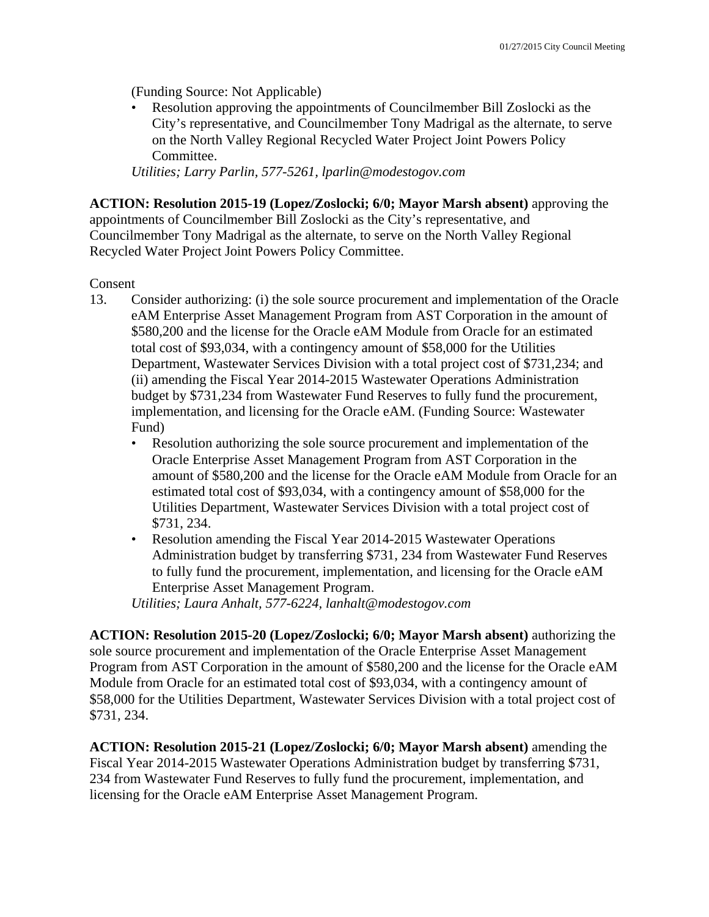(Funding Source: Not Applicable)

- Resolution approving the appointments of Councilmember Bill Zoslocki as the City's representative, and Councilmember Tony Madrigal as the alternate, to serve on the North Valley Regional Recycled Water Project Joint Powers Policy Committee.

*Utilities; Larry Parlin, 577-5261, lparlin@modestogov.com*

**ACTION: Resolution 2015-19 (Lopez/Zoslocki; 6/0; Mayor Marsh absent)** approving the appointments of Councilmember Bill Zoslocki as the City's representative, and Councilmember Tony Madrigal as the alternate, to serve on the North Valley Regional Recycled Water Project Joint Powers Policy Committee.

Consent

13. Consider authorizing: (i) the sole source procurement and implementation of the Oracle eAM Enterprise Asset Management Program from AST Corporation in the amount of $580,200 and the license for the Oracle eAM Module from Oracle for an estimated total cost of $93,034, with a contingency amount of $58,000 for the Utilities Department, Wastewater Services Division with a total project cost of $731,234; and (ii) amending the Fiscal Year 2014-2015 Wastewater Operations Administration budget by $731,234 from Wastewater Fund Reserves to fully fund the procurement, implementation, and licensing for the Oracle eAM. (Funding Source: Wastewater Fund)
    - Resolution authorizing the sole source procurement and implementation of the Oracle Enterprise Asset Management Program from AST Corporation in the amount of $580,200 and the license for the Oracle eAM Module from Oracle for an estimated total cost of $93,034, with a contingency amount of $58,000 for the Utilities Department, Wastewater Services Division with a total project cost of $731, 234.
    - Resolution amending the Fiscal Year 2014-2015 Wastewater Operations Administration budget by transferring $731, 234 from Wastewater Fund Reserves to fully fund the procurement, implementation, and licensing for the Oracle eAM Enterprise Asset Management Program.

    *Utilities; Laura Anhalt, 577-6224, lanhalt@modestogov.com*

**ACTION: Resolution 2015-20 (Lopez/Zoslocki; 6/0; Mayor Marsh absent)** authorizing the sole source procurement and implementation of the Oracle Enterprise Asset Management Program from AST Corporation in the amount of $580,200 and the license for the Oracle eAM Module from Oracle for an estimated total cost of $93,034, with a contingency amount of $58,000 for the Utilities Department, Wastewater Services Division with a total project cost of $731, 234.

**ACTION: Resolution 2015-21 (Lopez/Zoslocki; 6/0; Mayor Marsh absent)** amending the Fiscal Year 2014-2015 Wastewater Operations Administration budget by transferring $731, 234 from Wastewater Fund Reserves to fully fund the procurement, implementation, and licensing for the Oracle eAM Enterprise Asset Management Program.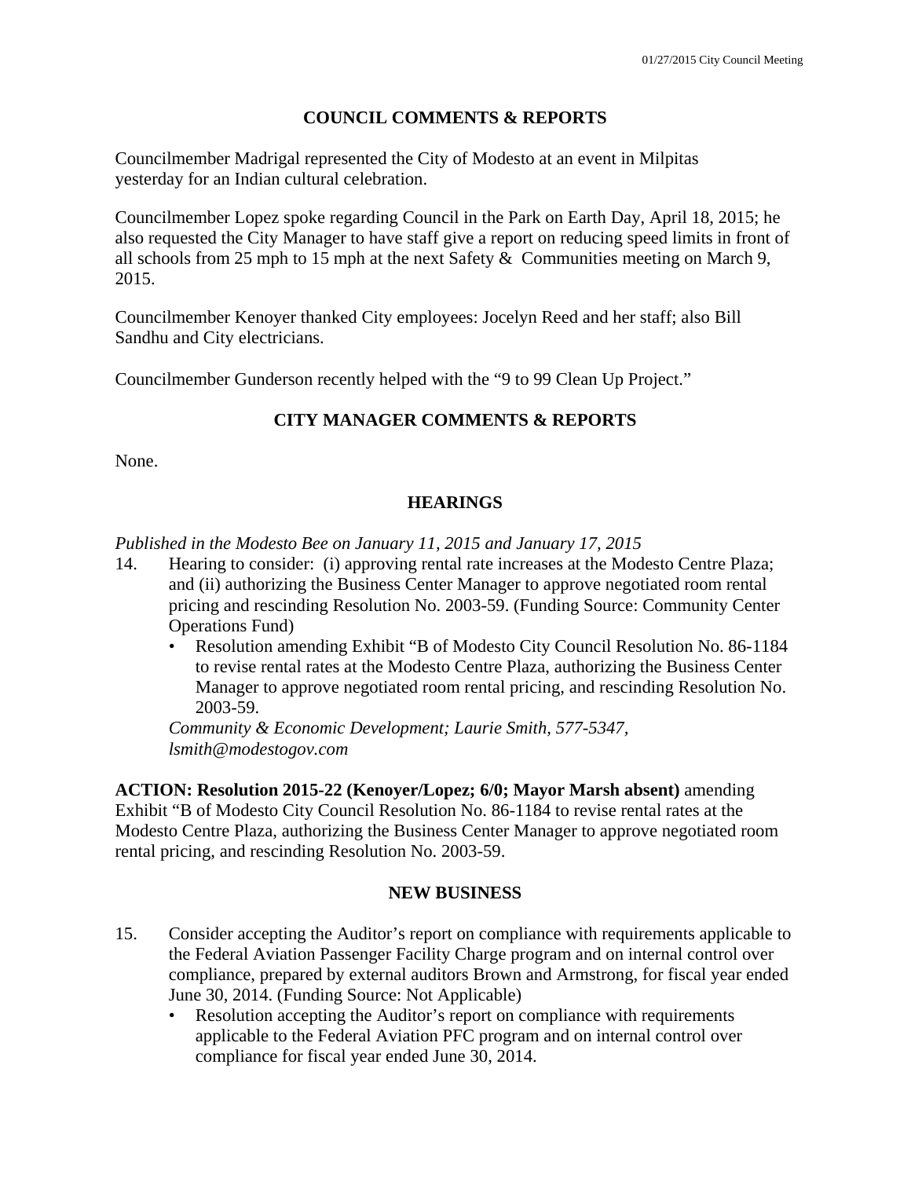## COUNCIL COMMENTS & REPORTS

Councilmember Madrigal represented the City of Modesto at an event in Milpitas yesterday for an Indian cultural celebration.

Councilmember Lopez spoke regarding Council in the Park on Earth Day, April 18, 2015; he also requested the City Manager to have staff give a report on reducing speed limits in front of all schools from 25 mph to 15 mph at the next Safety & Communities meeting on March 9, 2015.

Councilmember Kenoyer thanked City employees: Jocelyn Reed and her staff; also Bill Sandhu and City electricians.

Councilmember Gunderson recently helped with the "9 to 99 Clean Up Project."

## CITY MANAGER COMMENTS & REPORTS

None.

## HEARINGS

*Published in the Modesto Bee on January 11, 2015 and January 17, 2015*

14. Hearing to consider: (i) approving rental rate increases at the Modesto Centre Plaza; and (ii) authorizing the Business Center Manager to approve negotiated room rental pricing and rescinding Resolution No. 2003-59. (Funding Source: Community Center Operations Fund)
    - Resolution amending Exhibit "B of Modesto City Council Resolution No. 86-1184 to revise rental rates at the Modesto Centre Plaza, authorizing the Business Center Manager to approve negotiated room rental pricing, and rescinding Resolution No. 2003-59.

    *Community & Economic Development; Laurie Smith, 577-5347, lsmith@modestogov.com*

**ACTION: Resolution 2015-22 (Kenoyer/Lopez; 6/0; Mayor Marsh absent)** amending Exhibit "B of Modesto City Council Resolution No. 86-1184 to revise rental rates at the Modesto Centre Plaza, authorizing the Business Center Manager to approve negotiated room rental pricing, and rescinding Resolution No. 2003-59.

## NEW BUSINESS

15. Consider accepting the Auditor's report on compliance with requirements applicable to the Federal Aviation Passenger Facility Charge program and on internal control over compliance, prepared by external auditors Brown and Armstrong, for fiscal year ended June 30, 2014. (Funding Source: Not Applicable)
    - Resolution accepting the Auditor's report on compliance with requirements applicable to the Federal Aviation PFC program and on internal control over compliance for fiscal year ended June 30, 2014.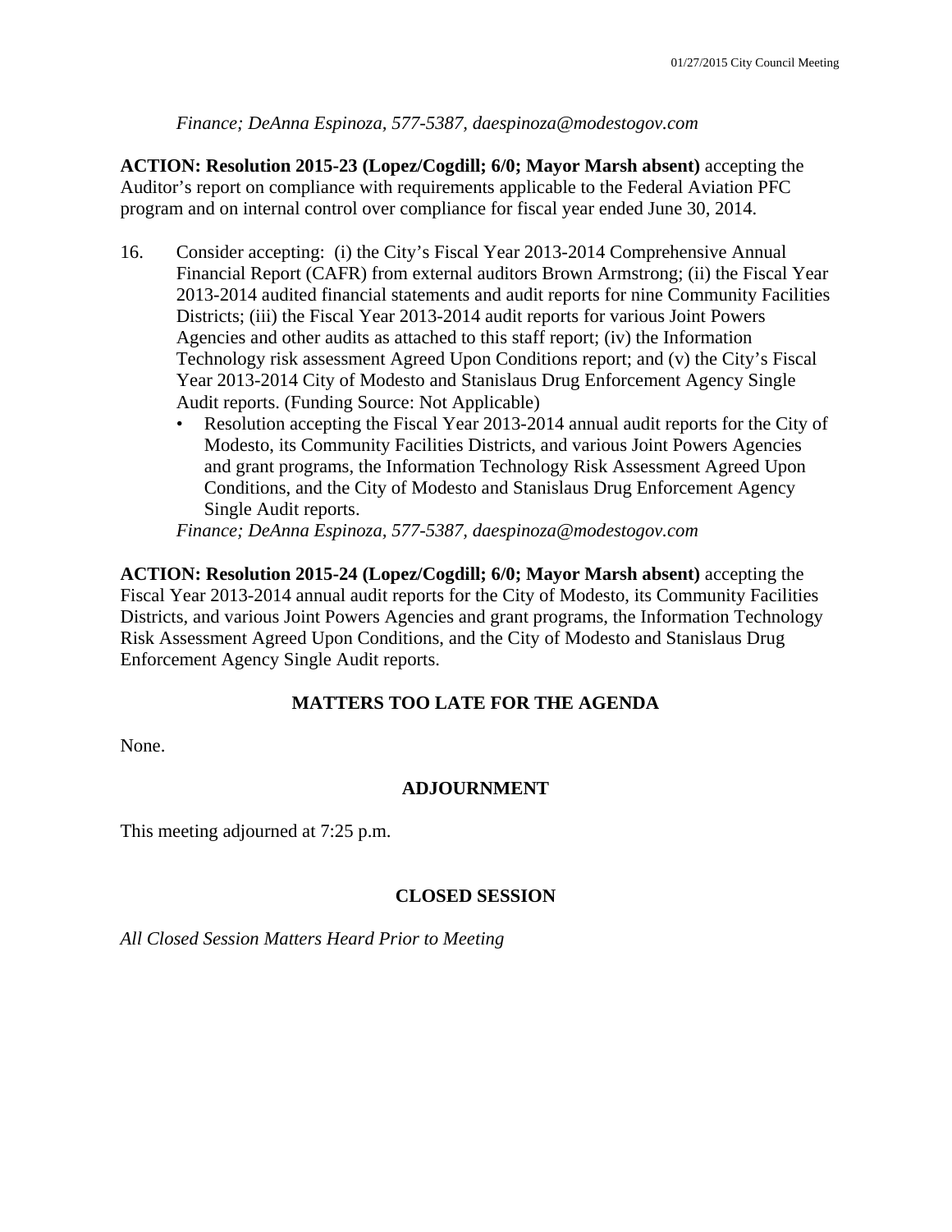*Finance; DeAnna Espinoza, 577-5387, daespinoza@modestogov.com*

**ACTION: Resolution 2015-23 (Lopez/Cogdill; 6/0; Mayor Marsh absent)** accepting the Auditor's report on compliance with requirements applicable to the Federal Aviation PFC program and on internal control over compliance for fiscal year ended June 30, 2014.

16. Consider accepting: (i) the City's Fiscal Year 2013-2014 Comprehensive Annual Financial Report (CAFR) from external auditors Brown Armstrong; (ii) the Fiscal Year 2013-2014 audited financial statements and audit reports for nine Community Facilities Districts; (iii) the Fiscal Year 2013-2014 audit reports for various Joint Powers Agencies and other audits as attached to this staff report; (iv) the Information Technology risk assessment Agreed Upon Conditions report; and (v) the City's Fiscal Year 2013-2014 City of Modesto and Stanislaus Drug Enforcement Agency Single Audit reports. (Funding Source: Not Applicable)
    - Resolution accepting the Fiscal Year 2013-2014 annual audit reports for the City of Modesto, its Community Facilities Districts, and various Joint Powers Agencies and grant programs, the Information Technology Risk Assessment Agreed Upon Conditions, and the City of Modesto and Stanislaus Drug Enforcement Agency Single Audit reports.

    *Finance; DeAnna Espinoza, 577-5387, daespinoza@modestogov.com*

**ACTION: Resolution 2015-24 (Lopez/Cogdill; 6/0; Mayor Marsh absent)** accepting the Fiscal Year 2013-2014 annual audit reports for the City of Modesto, its Community Facilities Districts, and various Joint Powers Agencies and grant programs, the Information Technology Risk Assessment Agreed Upon Conditions, and the City of Modesto and Stanislaus Drug Enforcement Agency Single Audit reports.

## MATTERS TOO LATE FOR THE AGENDA

None.

## ADJOURNMENT

This meeting adjourned at 7:25 p.m.

## CLOSED SESSION

*All Closed Session Matters Heard Prior to Meeting*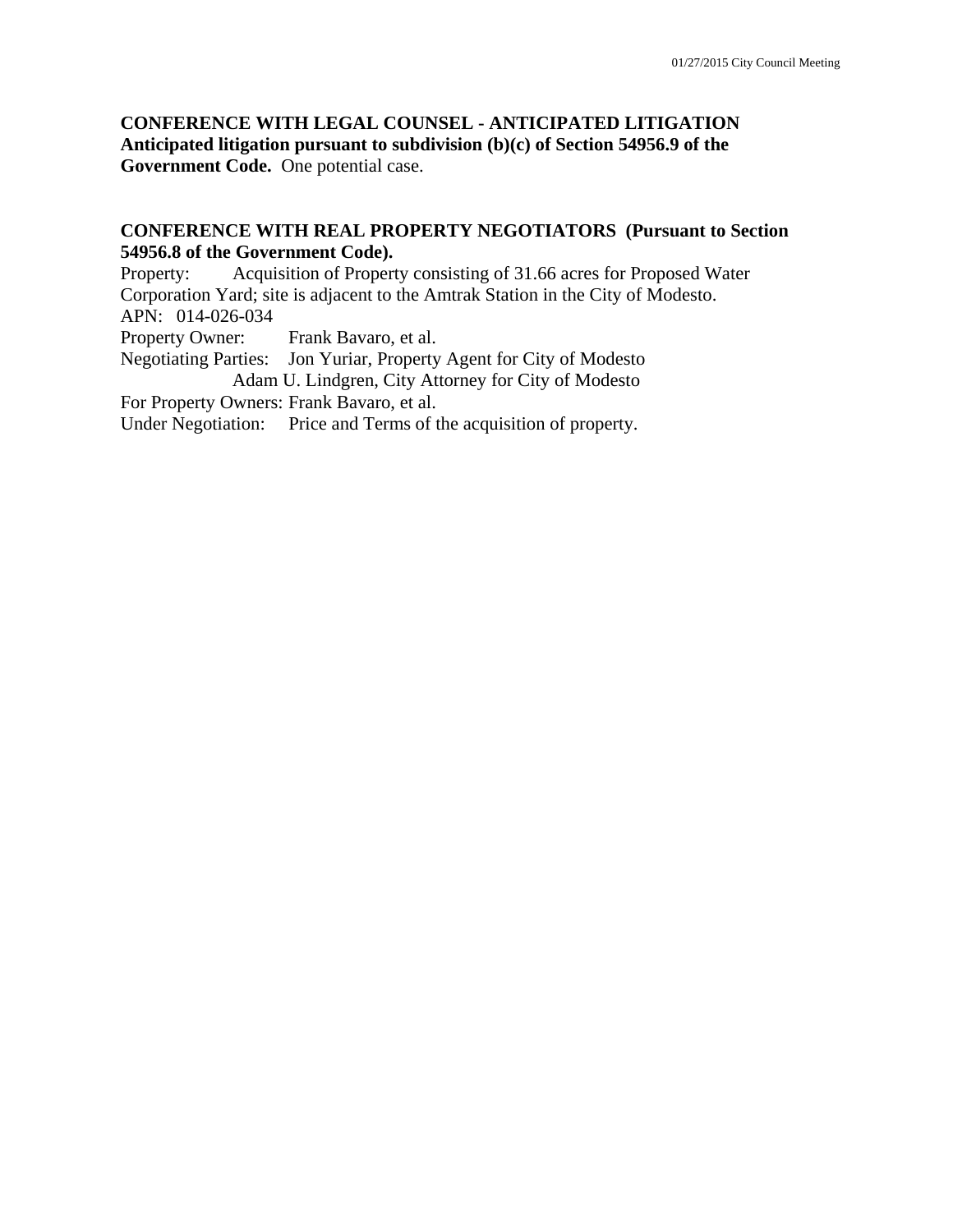**CONFERENCE WITH LEGAL COUNSEL - ANTICIPATED LITIGATION Anticipated litigation pursuant to subdivision (b)(c) of Section 54956.9 of the Government Code.** One potential case.

**CONFERENCE WITH REAL PROPERTY NEGOTIATORS (Pursuant to Section 54956.8 of the Government Code).**

Property: Acquisition of Property consisting of 31.66 acres for Proposed Water Corporation Yard; site is adjacent to the Amtrak Station in the City of Modesto.

APN: 014-026-034

Property Owner: Frank Bavaro, et al.

Negotiating Parties: Jon Yuriar, Property Agent for City of Modesto
Adam U. Lindgren, City Attorney for City of Modesto

For Property Owners: Frank Bavaro, et al.

Under Negotiation: Price and Terms of the acquisition of property.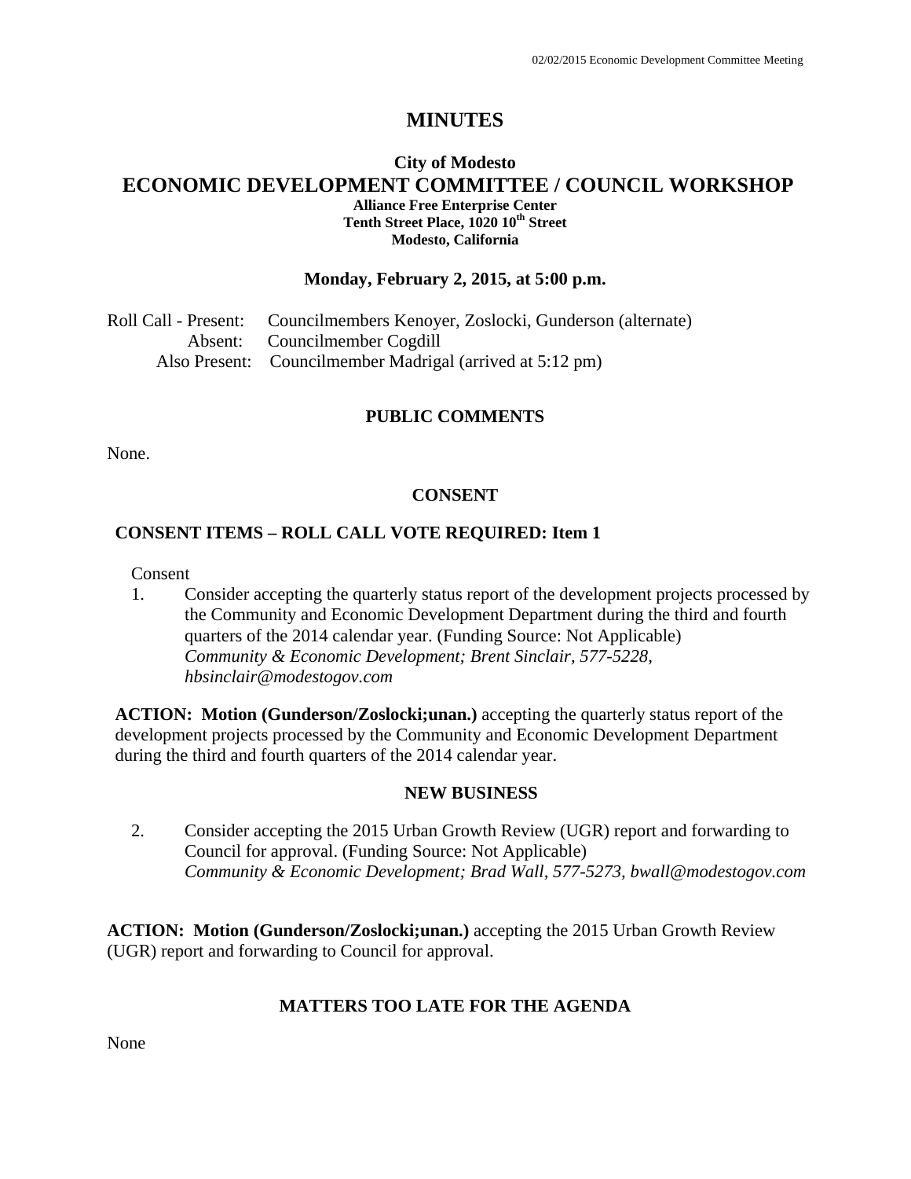# MINUTES

## City of Modesto
## ECONOMIC DEVELOPMENT COMMITTEE / COUNCIL WORKSHOP

**Alliance Free Enterprise Center**
**Tenth Street Place, 1020 10th Street**
**Modesto, California**

**Monday, February 2, 2015, at 5:00 p.m.**

Roll Call - Present: Councilmembers Kenoyer, Zoslocki, Gunderson (alternate)
Absent: Councilmember Cogdill
Also Present: Councilmember Madrigal (arrived at 5:12 pm)

### PUBLIC COMMENTS

None.

### CONSENT

### CONSENT ITEMS – ROLL CALL VOTE REQUIRED: Item 1

Consent

1. Consider accepting the quarterly status report of the development projects processed by the Community and Economic Development Department during the third and fourth quarters of the 2014 calendar year. (Funding Source: Not Applicable)
   *Community & Economic Development; Brent Sinclair, 577-5228, hbsinclair@modestogov.com*

**ACTION: Motion (Gunderson/Zoslocki;unan.)** accepting the quarterly status report of the development projects processed by the Community and Economic Development Department during the third and fourth quarters of the 2014 calendar year.

### NEW BUSINESS

2. Consider accepting the 2015 Urban Growth Review (UGR) report and forwarding to Council for approval. (Funding Source: Not Applicable)
   *Community & Economic Development; Brad Wall, 577-5273, bwall@modestogov.com*

**ACTION: Motion (Gunderson/Zoslocki;unan.)** accepting the 2015 Urban Growth Review (UGR) report and forwarding to Council for approval.

### MATTERS TOO LATE FOR THE AGENDA

None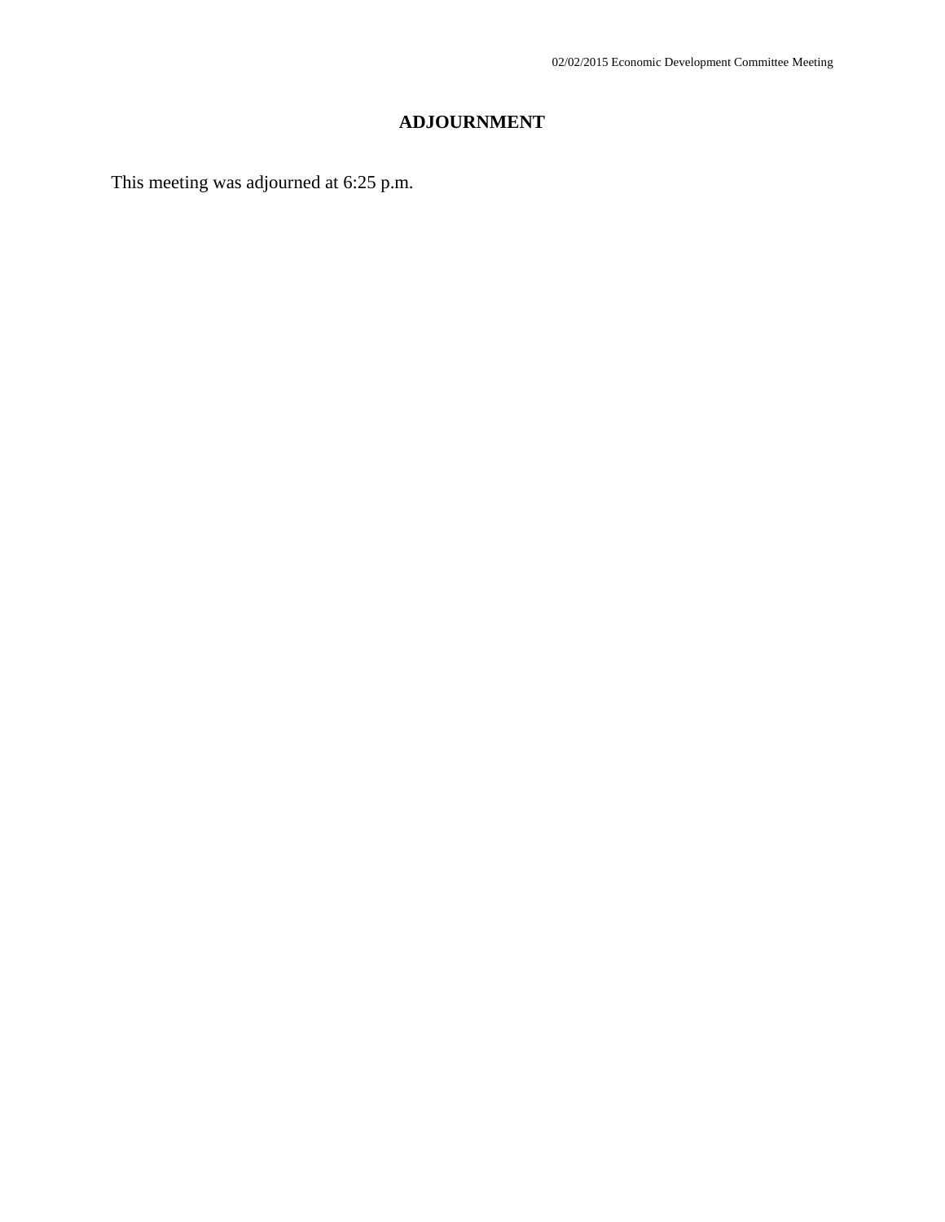## ADJOURNMENT

This meeting was adjourned at 6:25 p.m.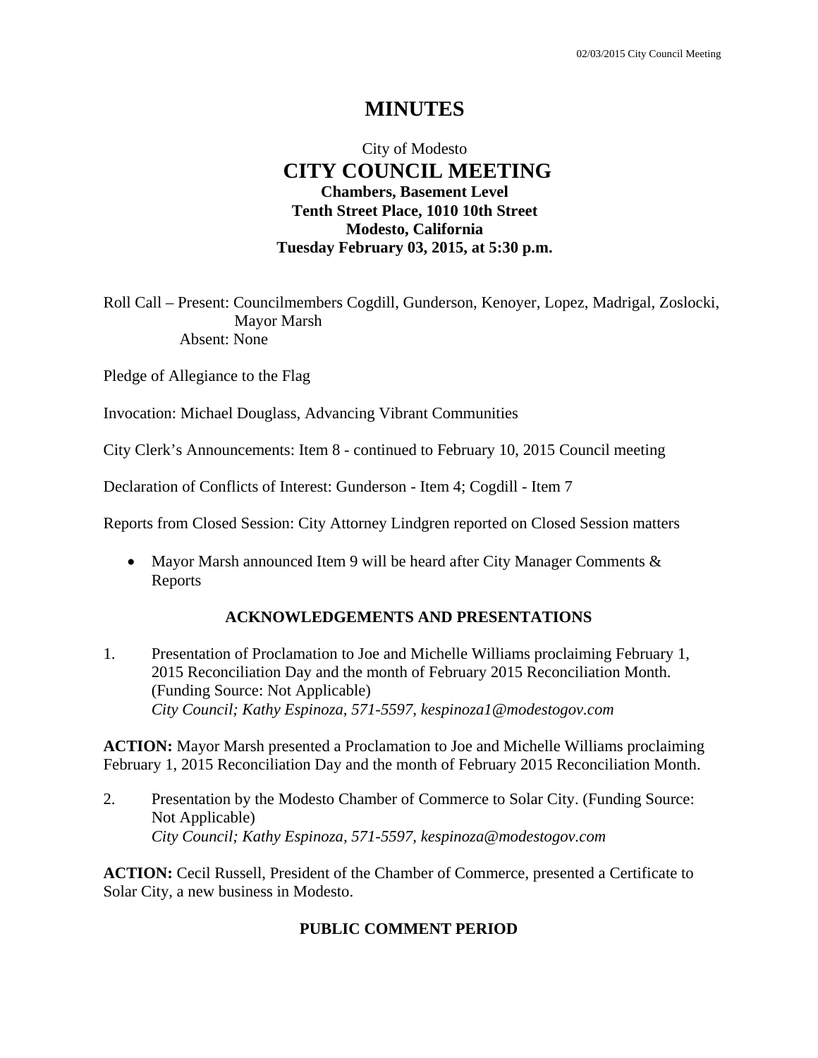# MINUTES

City of Modesto

## CITY COUNCIL MEETING

**Chambers, Basement Level**
**Tenth Street Place, 1010 10th Street**
**Modesto, California**
**Tuesday February 03, 2015, at 5:30 p.m.**

Roll Call – Present: Councilmembers Cogdill, Gunderson, Kenoyer, Lopez, Madrigal, Zoslocki, Mayor Marsh
Absent: None

Pledge of Allegiance to the Flag

Invocation: Michael Douglass, Advancing Vibrant Communities

City Clerk's Announcements: Item 8 - continued to February 10, 2015 Council meeting

Declaration of Conflicts of Interest: Gunderson - Item 4; Cogdill - Item 7

Reports from Closed Session: City Attorney Lindgren reported on Closed Session matters

- Mayor Marsh announced Item 9 will be heard after City Manager Comments & Reports

### ACKNOWLEDGEMENTS AND PRESENTATIONS

1. Presentation of Proclamation to Joe and Michelle Williams proclaiming February 1, 2015 Reconciliation Day and the month of February 2015 Reconciliation Month. (Funding Source: Not Applicable)
   *City Council; Kathy Espinoza, 571-5597, kespinoza1@modestogov.com*

**ACTION:** Mayor Marsh presented a Proclamation to Joe and Michelle Williams proclaiming February 1, 2015 Reconciliation Day and the month of February 2015 Reconciliation Month.

2. Presentation by the Modesto Chamber of Commerce to Solar City. (Funding Source: Not Applicable)
   *City Council; Kathy Espinoza, 571-5597, kespinoza@modestogov.com*

**ACTION:** Cecil Russell, President of the Chamber of Commerce, presented a Certificate to Solar City, a new business in Modesto.

### PUBLIC COMMENT PERIOD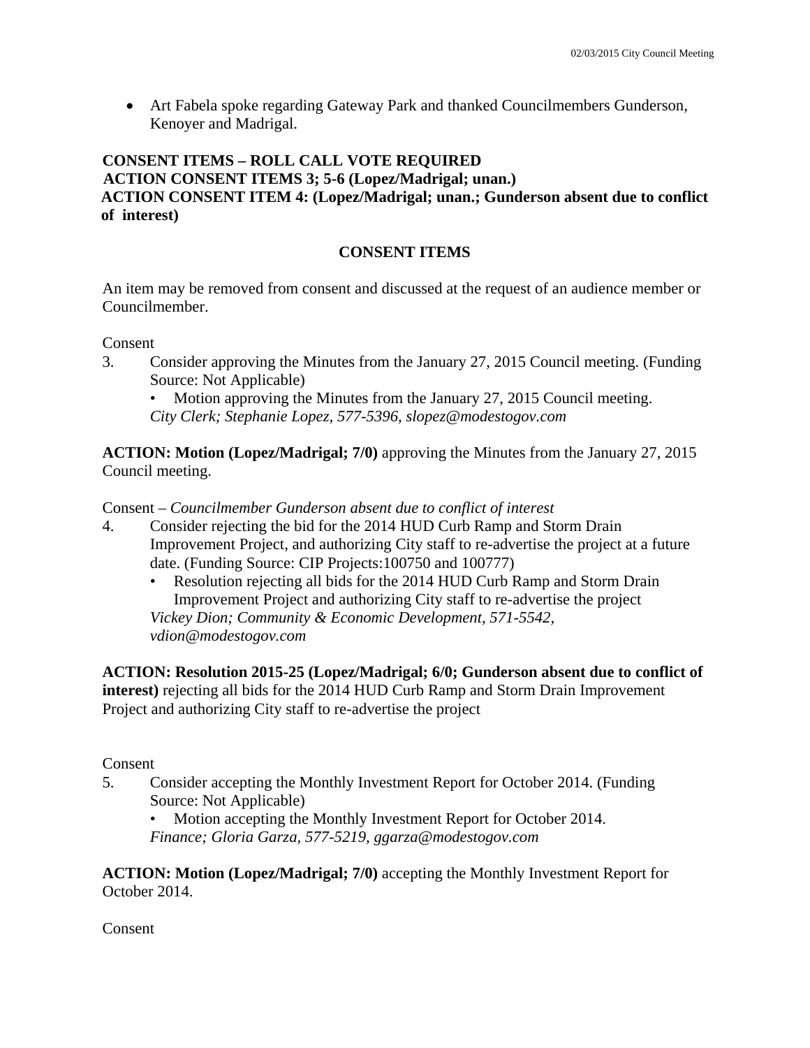- Art Fabela spoke regarding Gateway Park and thanked Councilmembers Gunderson, Kenoyer and Madrigal.

**CONSENT ITEMS – ROLL CALL VOTE REQUIRED**
**ACTION CONSENT ITEMS 3; 5-6 (Lopez/Madrigal; unan.)**
**ACTION CONSENT ITEM 4: (Lopez/Madrigal; unan.; Gunderson absent due to conflict of interest)**

## CONSENT ITEMS

An item may be removed from consent and discussed at the request of an audience member or Councilmember.

Consent

3. Consider approving the Minutes from the January 27, 2015 Council meeting. (Funding Source: Not Applicable)
   - Motion approving the Minutes from the January 27, 2015 Council meeting.

   *City Clerk; Stephanie Lopez, 577-5396, slopez@modestogov.com*

**ACTION: Motion (Lopez/Madrigal; 7/0)** approving the Minutes from the January 27, 2015 Council meeting.

Consent – *Councilmember Gunderson absent due to conflict of interest*

4. Consider rejecting the bid for the 2014 HUD Curb Ramp and Storm Drain Improvement Project, and authorizing City staff to re-advertise the project at a future date. (Funding Source: CIP Projects:100750 and 100777)
   - Resolution rejecting all bids for the 2014 HUD Curb Ramp and Storm Drain Improvement Project and authorizing City staff to re-advertise the project

   *Vickey Dion; Community & Economic Development, 571-5542, vdion@modestogov.com*

**ACTION: Resolution 2015-25 (Lopez/Madrigal; 6/0; Gunderson absent due to conflict of interest)** rejecting all bids for the 2014 HUD Curb Ramp and Storm Drain Improvement Project and authorizing City staff to re-advertise the project

Consent

5. Consider accepting the Monthly Investment Report for October 2014. (Funding Source: Not Applicable)
   - Motion accepting the Monthly Investment Report for October 2014.

   *Finance; Gloria Garza, 577-5219, ggarza@modestogov.com*

**ACTION: Motion (Lopez/Madrigal; 7/0)** accepting the Monthly Investment Report for October 2014.

Consent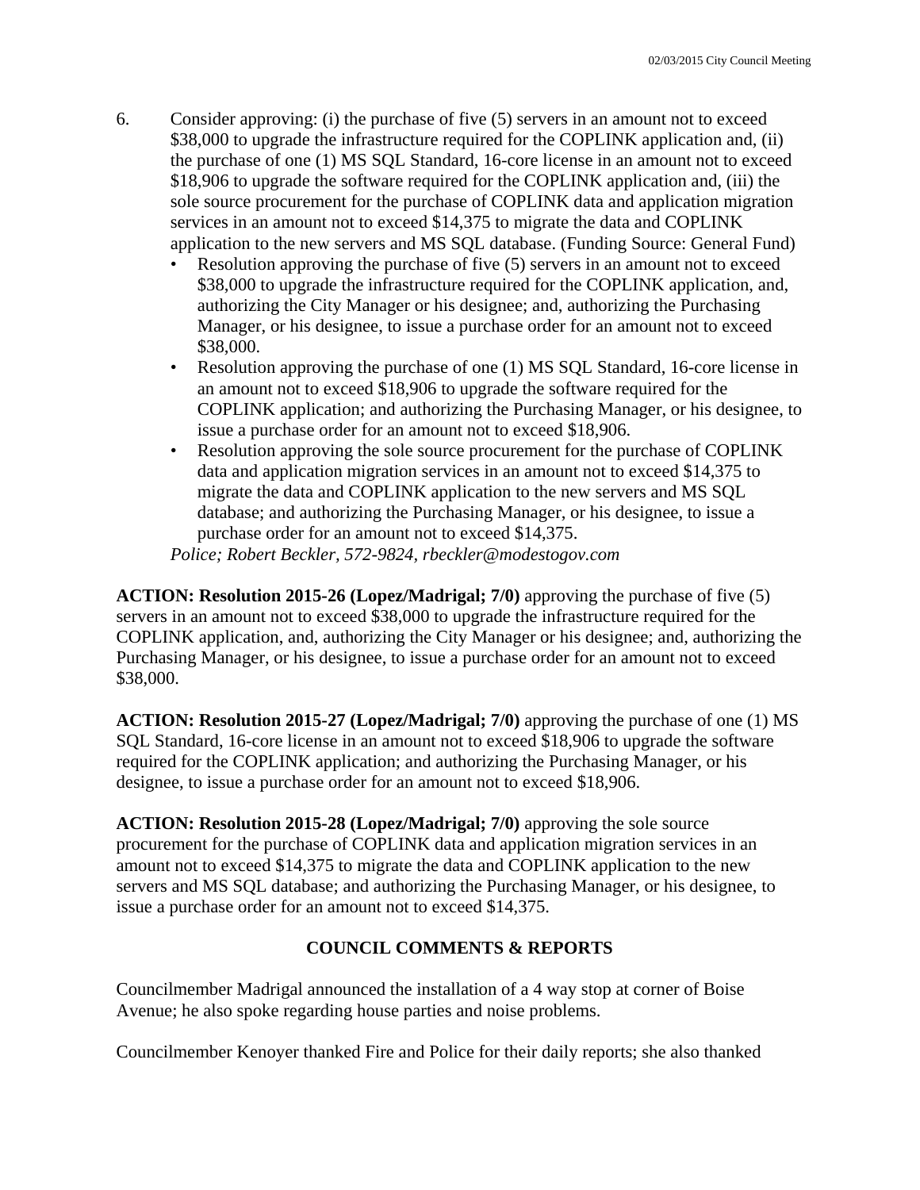6. Consider approving: (i) the purchase of five (5) servers in an amount not to exceed $38,000 to upgrade the infrastructure required for the COPLINK application and, (ii) the purchase of one (1) MS SQL Standard, 16-core license in an amount not to exceed $18,906 to upgrade the software required for the COPLINK application and, (iii) the sole source procurement for the purchase of COPLINK data and application migration services in an amount not to exceed $14,375 to migrate the data and COPLINK application to the new servers and MS SQL database. (Funding Source: General Fund)
   - Resolution approving the purchase of five (5) servers in an amount not to exceed $38,000 to upgrade the infrastructure required for the COPLINK application, and, authorizing the City Manager or his designee; and, authorizing the Purchasing Manager, or his designee, to issue a purchase order for an amount not to exceed $38,000.
   - Resolution approving the purchase of one (1) MS SQL Standard, 16-core license in an amount not to exceed $18,906 to upgrade the software required for the COPLINK application; and authorizing the Purchasing Manager, or his designee, to issue a purchase order for an amount not to exceed $18,906.
   - Resolution approving the sole source procurement for the purchase of COPLINK data and application migration services in an amount not to exceed $14,375 to migrate the data and COPLINK application to the new servers and MS SQL database; and authorizing the Purchasing Manager, or his designee, to issue a purchase order for an amount not to exceed $14,375.

   *Police; Robert Beckler, 572-9824, rbeckler@modestogov.com*

**ACTION: Resolution 2015-26 (Lopez/Madrigal; 7/0)** approving the purchase of five (5) servers in an amount not to exceed $38,000 to upgrade the infrastructure required for the COPLINK application, and, authorizing the City Manager or his designee; and, authorizing the Purchasing Manager, or his designee, to issue a purchase order for an amount not to exceed $38,000.

**ACTION: Resolution 2015-27 (Lopez/Madrigal; 7/0)** approving the purchase of one (1) MS SQL Standard, 16-core license in an amount not to exceed $18,906 to upgrade the software required for the COPLINK application; and authorizing the Purchasing Manager, or his designee, to issue a purchase order for an amount not to exceed $18,906.

**ACTION: Resolution 2015-28 (Lopez/Madrigal; 7/0)** approving the sole source procurement for the purchase of COPLINK data and application migration services in an amount not to exceed $14,375 to migrate the data and COPLINK application to the new servers and MS SQL database; and authorizing the Purchasing Manager, or his designee, to issue a purchase order for an amount not to exceed $14,375.

## COUNCIL COMMENTS & REPORTS

Councilmember Madrigal announced the installation of a 4 way stop at corner of Boise Avenue; he also spoke regarding house parties and noise problems.

Councilmember Kenoyer thanked Fire and Police for their daily reports; she also thanked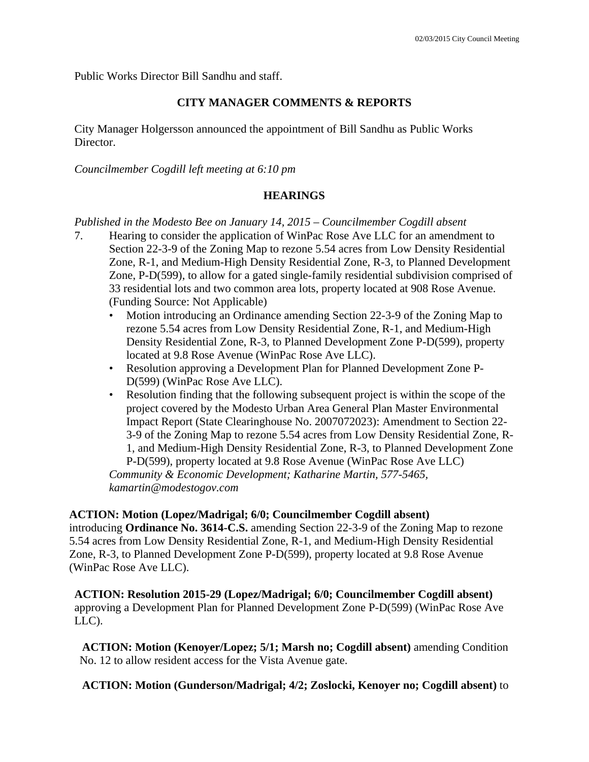Public Works Director Bill Sandhu and staff.

## CITY MANAGER COMMENTS & REPORTS

City Manager Holgersson announced the appointment of Bill Sandhu as Public Works Director.

*Councilmember Cogdill left meeting at 6:10 pm*

## HEARINGS

*Published in the Modesto Bee on January 14, 2015 – Councilmember Cogdill absent*

7. Hearing to consider the application of WinPac Rose Ave LLC for an amendment to Section 22-3-9 of the Zoning Map to rezone 5.54 acres from Low Density Residential Zone, R-1, and Medium-High Density Residential Zone, R-3, to Planned Development Zone, P-D(599), to allow for a gated single-family residential subdivision comprised of 33 residential lots and two common area lots, property located at 908 Rose Avenue. (Funding Source: Not Applicable)
   - Motion introducing an Ordinance amending Section 22-3-9 of the Zoning Map to rezone 5.54 acres from Low Density Residential Zone, R-1, and Medium-High Density Residential Zone, R-3, to Planned Development Zone P-D(599), property located at 9.8 Rose Avenue (WinPac Rose Ave LLC).
   - Resolution approving a Development Plan for Planned Development Zone P-D(599) (WinPac Rose Ave LLC).
   - Resolution finding that the following subsequent project is within the scope of the project covered by the Modesto Urban Area General Plan Master Environmental Impact Report (State Clearinghouse No. 2007072023): Amendment to Section 22-3-9 of the Zoning Map to rezone 5.54 acres from Low Density Residential Zone, R-1, and Medium-High Density Residential Zone, R-3, to Planned Development Zone P-D(599), property located at 9.8 Rose Avenue (WinPac Rose Ave LLC)

   *Community & Economic Development; Katharine Martin, 577-5465, kamartin@modestogov.com*

**ACTION: Motion (Lopez/Madrigal; 6/0; Councilmember Cogdill absent)** introducing **Ordinance No. 3614-C.S.** amending Section 22-3-9 of the Zoning Map to rezone 5.54 acres from Low Density Residential Zone, R-1, and Medium-High Density Residential Zone, R-3, to Planned Development Zone P-D(599), property located at 9.8 Rose Avenue (WinPac Rose Ave LLC).

**ACTION: Resolution 2015-29 (Lopez/Madrigal; 6/0; Councilmember Cogdill absent)** approving a Development Plan for Planned Development Zone P-D(599) (WinPac Rose Ave LLC).

**ACTION: Motion (Kenoyer/Lopez; 5/1; Marsh no; Cogdill absent)** amending Condition No. 12 to allow resident access for the Vista Avenue gate.

**ACTION: Motion (Gunderson/Madrigal; 4/2; Zoslocki, Kenoyer no; Cogdill absent)** to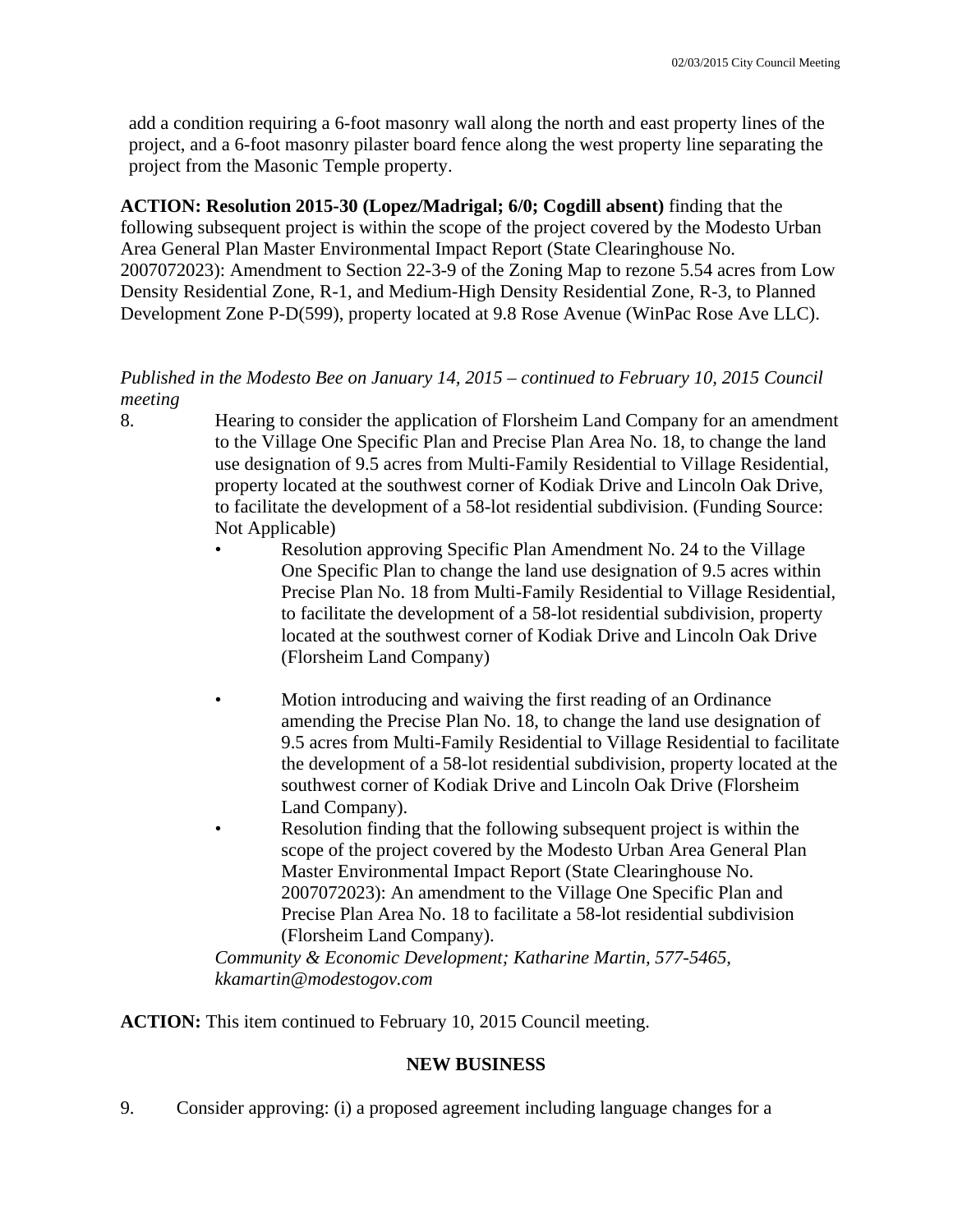add a condition requiring a 6-foot masonry wall along the north and east property lines of the project, and a 6-foot masonry pilaster board fence along the west property line separating the project from the Masonic Temple property.

**ACTION: Resolution 2015-30 (Lopez/Madrigal; 6/0; Cogdill absent)** finding that the following subsequent project is within the scope of the project covered by the Modesto Urban Area General Plan Master Environmental Impact Report (State Clearinghouse No. 2007072023): Amendment to Section 22-3-9 of the Zoning Map to rezone 5.54 acres from Low Density Residential Zone, R-1, and Medium-High Density Residential Zone, R-3, to Planned Development Zone P-D(599), property located at 9.8 Rose Avenue (WinPac Rose Ave LLC).

*Published in the Modesto Bee on January 14, 2015 – continued to February 10, 2015 Council meeting*

8. Hearing to consider the application of Florsheim Land Company for an amendment to the Village One Specific Plan and Precise Plan Area No. 18, to change the land use designation of 9.5 acres from Multi-Family Residential to Village Residential, property located at the southwest corner of Kodiak Drive and Lincoln Oak Drive, to facilitate the development of a 58-lot residential subdivision. (Funding Source: Not Applicable)

   - Resolution approving Specific Plan Amendment No. 24 to the Village One Specific Plan to change the land use designation of 9.5 acres within Precise Plan No. 18 from Multi-Family Residential to Village Residential, to facilitate the development of a 58-lot residential subdivision, property located at the southwest corner of Kodiak Drive and Lincoln Oak Drive (Florsheim Land Company)

   - Motion introducing and waiving the first reading of an Ordinance amending the Precise Plan No. 18, to change the land use designation of 9.5 acres from Multi-Family Residential to Village Residential to facilitate the development of a 58-lot residential subdivision, property located at the southwest corner of Kodiak Drive and Lincoln Oak Drive (Florsheim Land Company).
   - Resolution finding that the following subsequent project is within the scope of the project covered by the Modesto Urban Area General Plan Master Environmental Impact Report (State Clearinghouse No. 2007072023): An amendment to the Village One Specific Plan and Precise Plan Area No. 18 to facilitate a 58-lot residential subdivision (Florsheim Land Company).

   *Community & Economic Development; Katharine Martin, 577-5465, kkamartin@modestogov.com*

**ACTION:** This item continued to February 10, 2015 Council meeting.

## NEW BUSINESS

9. Consider approving: (i) a proposed agreement including language changes for a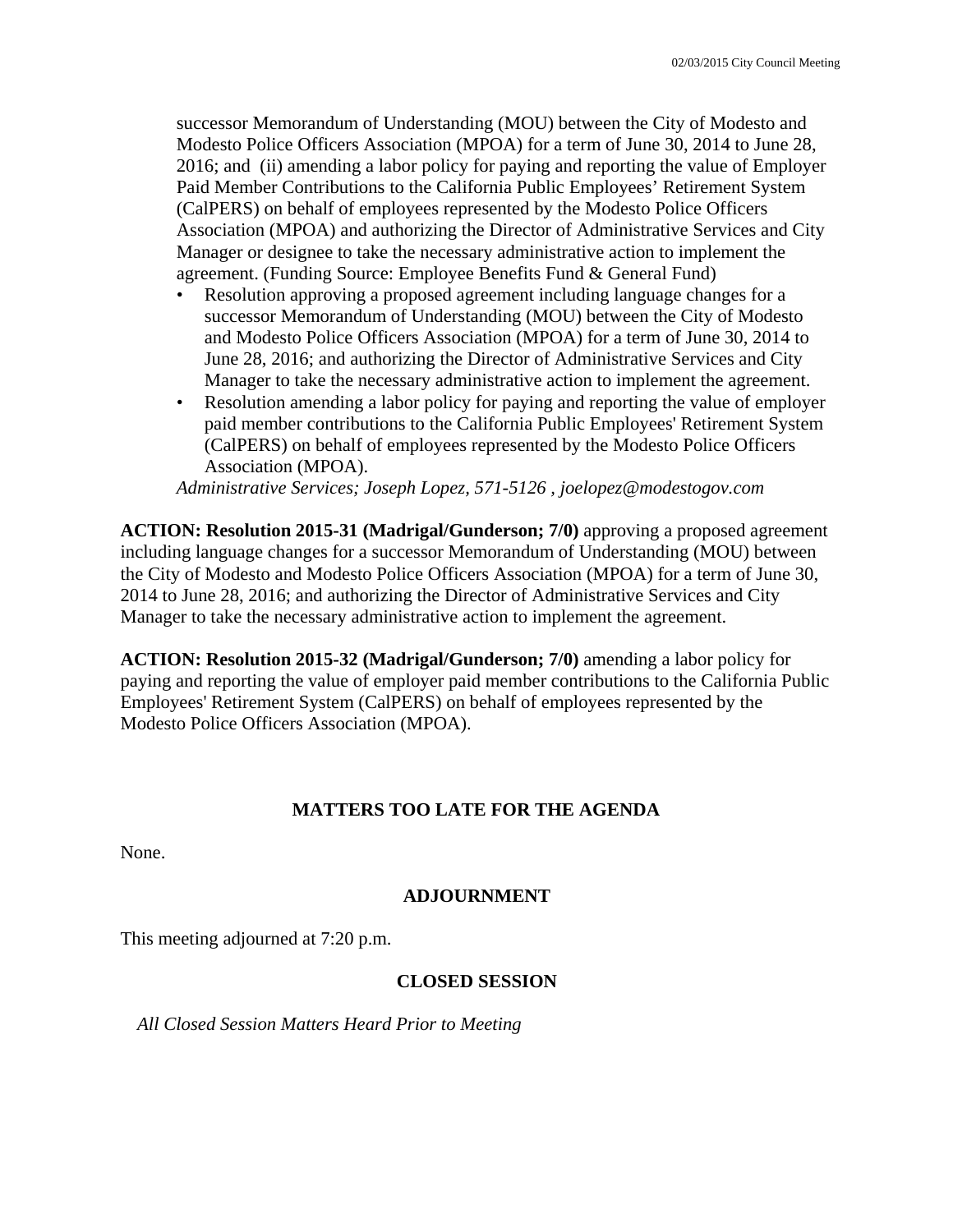successor Memorandum of Understanding (MOU) between the City of Modesto and Modesto Police Officers Association (MPOA) for a term of June 30, 2014 to June 28, 2016; and (ii) amending a labor policy for paying and reporting the value of Employer Paid Member Contributions to the California Public Employees' Retirement System (CalPERS) on behalf of employees represented by the Modesto Police Officers Association (MPOA) and authorizing the Director of Administrative Services and City Manager or designee to take the necessary administrative action to implement the agreement. (Funding Source: Employee Benefits Fund & General Fund)

- Resolution approving a proposed agreement including language changes for a successor Memorandum of Understanding (MOU) between the City of Modesto and Modesto Police Officers Association (MPOA) for a term of June 30, 2014 to June 28, 2016; and authorizing the Director of Administrative Services and City Manager to take the necessary administrative action to implement the agreement.
- Resolution amending a labor policy for paying and reporting the value of employer paid member contributions to the California Public Employees' Retirement System (CalPERS) on behalf of employees represented by the Modesto Police Officers Association (MPOA).

*Administrative Services; Joseph Lopez, 571-5126 , joelopez@modestogov.com*

**ACTION: Resolution 2015-31 (Madrigal/Gunderson; 7/0)** approving a proposed agreement including language changes for a successor Memorandum of Understanding (MOU) between the City of Modesto and Modesto Police Officers Association (MPOA) for a term of June 30, 2014 to June 28, 2016; and authorizing the Director of Administrative Services and City Manager to take the necessary administrative action to implement the agreement.

**ACTION: Resolution 2015-32 (Madrigal/Gunderson; 7/0)** amending a labor policy for paying and reporting the value of employer paid member contributions to the California Public Employees' Retirement System (CalPERS) on behalf of employees represented by the Modesto Police Officers Association (MPOA).

## MATTERS TOO LATE FOR THE AGENDA

None.

## ADJOURNMENT

This meeting adjourned at 7:20 p.m.

## CLOSED SESSION

*All Closed Session Matters Heard Prior to Meeting*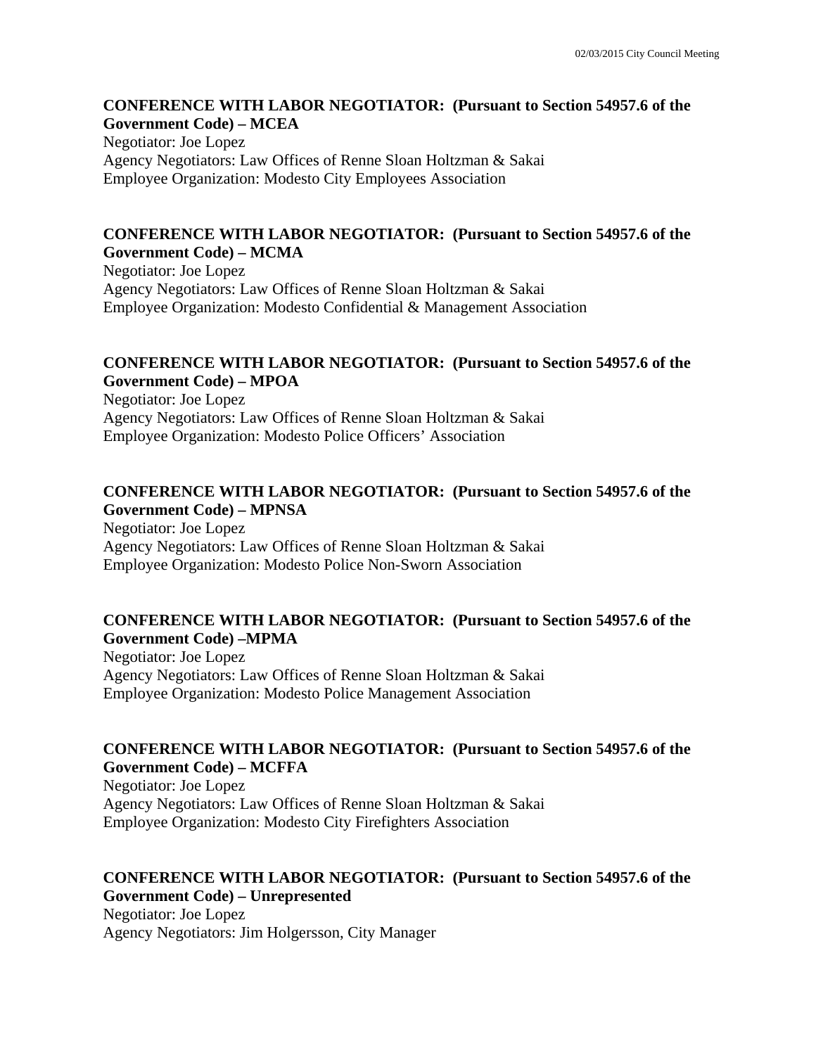**CONFERENCE WITH LABOR NEGOTIATOR: (Pursuant to Section 54957.6 of the Government Code) – MCEA**

Negotiator: Joe Lopez
Agency Negotiators: Law Offices of Renne Sloan Holtzman & Sakai
Employee Organization: Modesto City Employees Association

**CONFERENCE WITH LABOR NEGOTIATOR: (Pursuant to Section 54957.6 of the Government Code) – MCMA**

Negotiator: Joe Lopez
Agency Negotiators: Law Offices of Renne Sloan Holtzman & Sakai
Employee Organization: Modesto Confidential & Management Association

**CONFERENCE WITH LABOR NEGOTIATOR: (Pursuant to Section 54957.6 of the Government Code) – MPOA**

Negotiator: Joe Lopez
Agency Negotiators: Law Offices of Renne Sloan Holtzman & Sakai
Employee Organization: Modesto Police Officers' Association

**CONFERENCE WITH LABOR NEGOTIATOR: (Pursuant to Section 54957.6 of the Government Code) – MPNSA**

Negotiator: Joe Lopez
Agency Negotiators: Law Offices of Renne Sloan Holtzman & Sakai
Employee Organization: Modesto Police Non-Sworn Association

**CONFERENCE WITH LABOR NEGOTIATOR: (Pursuant to Section 54957.6 of the Government Code) –MPMA**

Negotiator: Joe Lopez
Agency Negotiators: Law Offices of Renne Sloan Holtzman & Sakai
Employee Organization: Modesto Police Management Association

**CONFERENCE WITH LABOR NEGOTIATOR: (Pursuant to Section 54957.6 of the Government Code) – MCFFA**

Negotiator: Joe Lopez
Agency Negotiators: Law Offices of Renne Sloan Holtzman & Sakai
Employee Organization: Modesto City Firefighters Association

**CONFERENCE WITH LABOR NEGOTIATOR: (Pursuant to Section 54957.6 of the Government Code) – Unrepresented**

Negotiator: Joe Lopez
Agency Negotiators: Jim Holgersson, City Manager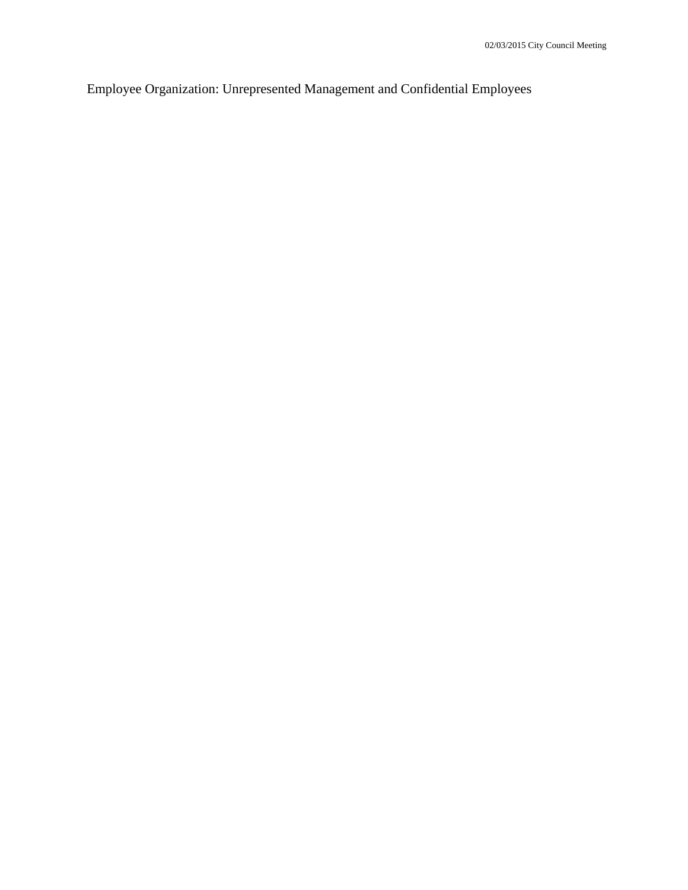Employee Organization: Unrepresented Management and Confidential Employees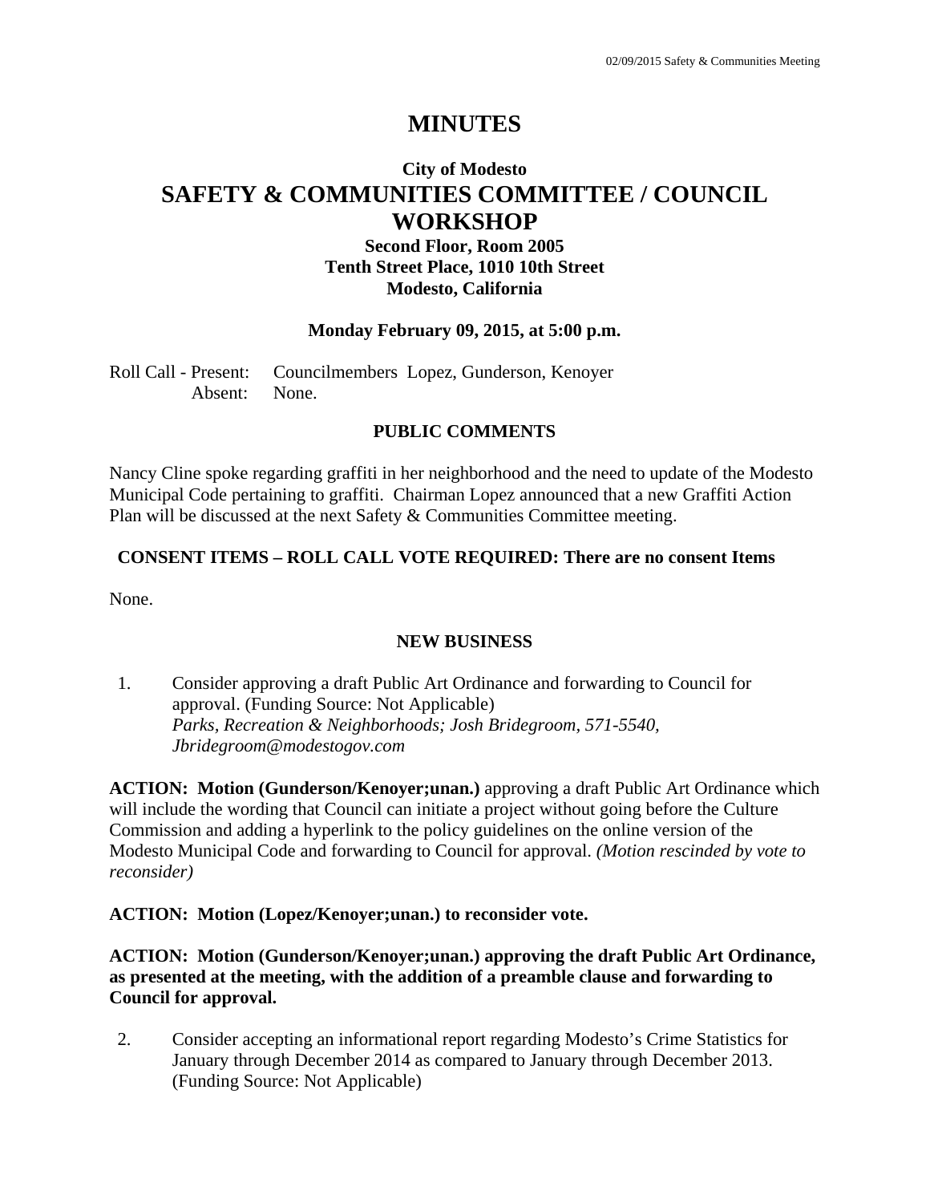# MINUTES

## City of Modesto

# SAFETY & COMMUNITIES COMMITTEE / COUNCIL WORKSHOP

### Second Floor, Room 2005
### Tenth Street Place, 1010 10th Street
### Modesto, California

**Monday February 09, 2015, at 5:00 p.m.**

Roll Call - Present: Councilmembers Lopez, Gunderson, Kenoyer
Absent: None.

## PUBLIC COMMENTS

Nancy Cline spoke regarding graffiti in her neighborhood and the need to update of the Modesto Municipal Code pertaining to graffiti. Chairman Lopez announced that a new Graffiti Action Plan will be discussed at the next Safety & Communities Committee meeting.

## CONSENT ITEMS – ROLL CALL VOTE REQUIRED: There are no consent Items

None.

## NEW BUSINESS

1. Consider approving a draft Public Art Ordinance and forwarding to Council for approval. (Funding Source: Not Applicable)
   *Parks, Recreation & Neighborhoods; Josh Bridegroom, 571-5540, Jbridegroom@modestogov.com*

**ACTION: Motion (Gunderson/Kenoyer;unan.)** approving a draft Public Art Ordinance which will include the wording that Council can initiate a project without going before the Culture Commission and adding a hyperlink to the policy guidelines on the online version of the Modesto Municipal Code and forwarding to Council for approval. *(Motion rescinded by vote to reconsider)*

**ACTION: Motion (Lopez/Kenoyer;unan.) to reconsider vote.**

**ACTION: Motion (Gunderson/Kenoyer;unan.) approving the draft Public Art Ordinance, as presented at the meeting, with the addition of a preamble clause and forwarding to Council for approval.**

2. Consider accepting an informational report regarding Modesto's Crime Statistics for January through December 2014 as compared to January through December 2013. (Funding Source: Not Applicable)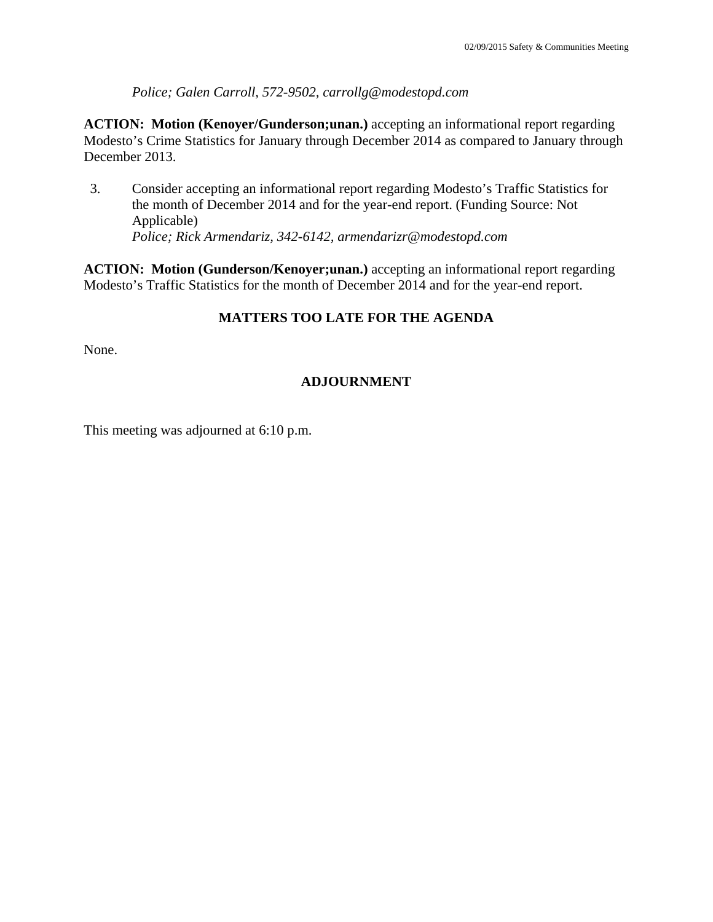*Police; Galen Carroll, 572-9502, carrollg@modestopd.com*

**ACTION: Motion (Kenoyer/Gunderson;unan.)** accepting an informational report regarding Modesto's Crime Statistics for January through December 2014 as compared to January through December 2013.

3. Consider accepting an informational report regarding Modesto's Traffic Statistics for the month of December 2014 and for the year-end report. (Funding Source: Not Applicable)
   *Police; Rick Armendariz, 342-6142, armendarizr@modestopd.com*

**ACTION: Motion (Gunderson/Kenoyer;unan.)** accepting an informational report regarding Modesto's Traffic Statistics for the month of December 2014 and for the year-end report.

## MATTERS TOO LATE FOR THE AGENDA

None.

## ADJOURNMENT

This meeting was adjourned at 6:10 p.m.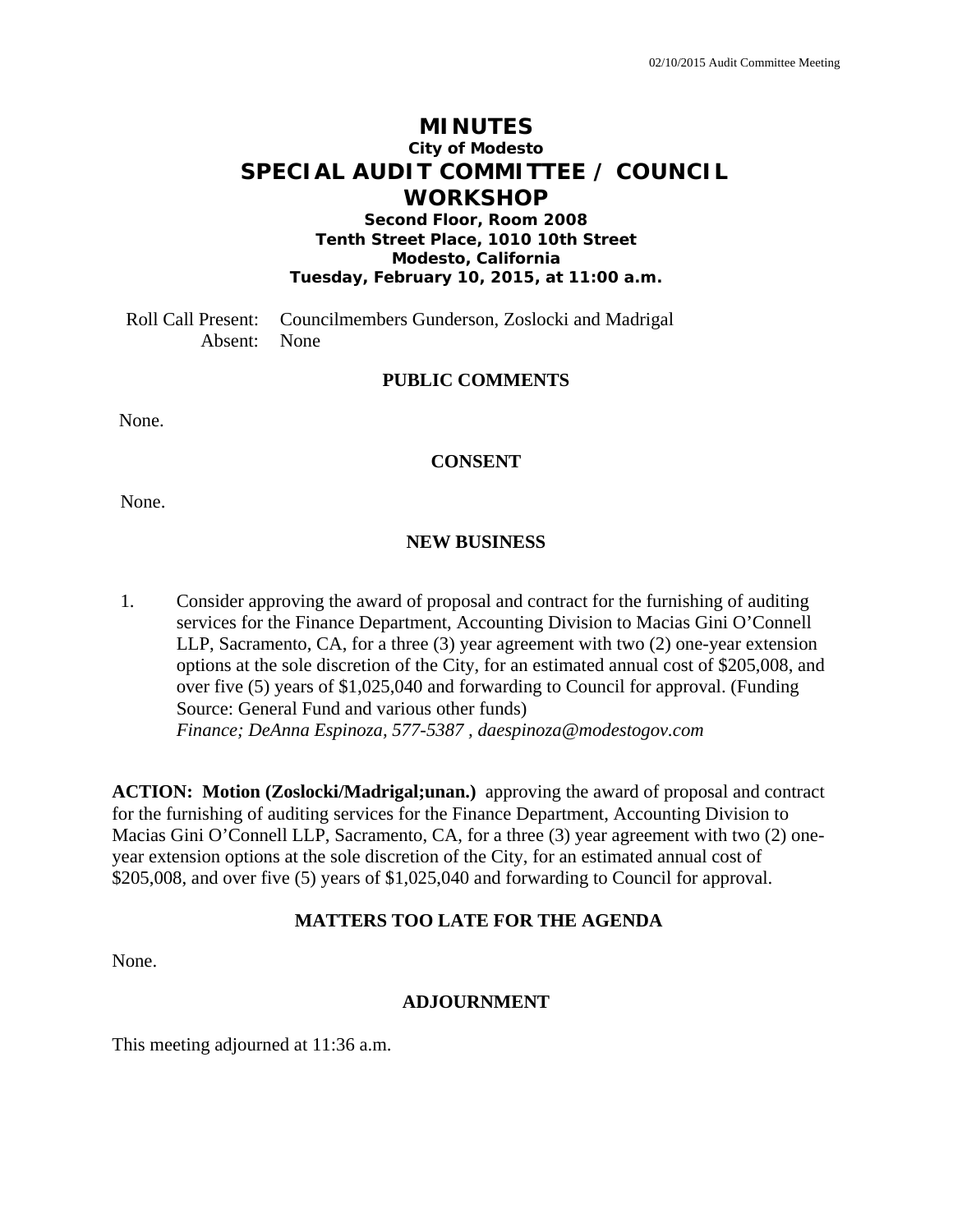# MINUTES

**City of Modesto**

## SPECIAL AUDIT COMMITTEE / COUNCIL WORKSHOP

**Second Floor, Room 2008**
**Tenth Street Place, 1010 10th Street**
**Modesto, California**
**Tuesday, February 10, 2015, at 11:00 a.m.**

Roll Call Present: Councilmembers Gunderson, Zoslocki and Madrigal
Absent: None

### PUBLIC COMMENTS

None.

### CONSENT

None.

### NEW BUSINESS

1. Consider approving the award of proposal and contract for the furnishing of auditing services for the Finance Department, Accounting Division to Macias Gini O'Connell LLP, Sacramento, CA, for a three (3) year agreement with two (2) one-year extension options at the sole discretion of the City, for an estimated annual cost of $205,008, and over five (5) years of $1,025,040 and forwarding to Council for approval. (Funding Source: General Fund and various other funds)
*Finance; DeAnna Espinoza, 577-5387 , daespinoza@modestogov.com*

**ACTION: Motion (Zoslocki/Madrigal;unan.)** approving the award of proposal and contract for the furnishing of auditing services for the Finance Department, Accounting Division to Macias Gini O'Connell LLP, Sacramento, CA, for a three (3) year agreement with two (2) one-year extension options at the sole discretion of the City, for an estimated annual cost of $205,008, and over five (5) years of $1,025,040 and forwarding to Council for approval.

### MATTERS TOO LATE FOR THE AGENDA

None.

### ADJOURNMENT

This meeting adjourned at 11:36 a.m.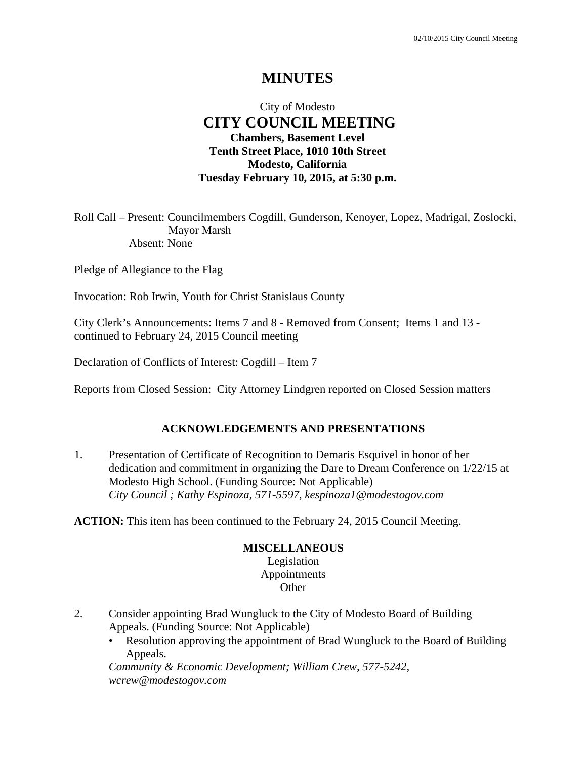# MINUTES

City of Modesto

## CITY COUNCIL MEETING

**Chambers, Basement Level**
**Tenth Street Place, 1010 10th Street**
**Modesto, California**
**Tuesday February 10, 2015, at 5:30 p.m.**

Roll Call – Present: Councilmembers Cogdill, Gunderson, Kenoyer, Lopez, Madrigal, Zoslocki, Mayor Marsh
Absent: None

Pledge of Allegiance to the Flag

Invocation: Rob Irwin, Youth for Christ Stanislaus County

City Clerk's Announcements: Items 7 and 8 - Removed from Consent; Items 1 and 13 - continued to February 24, 2015 Council meeting

Declaration of Conflicts of Interest: Cogdill – Item 7

Reports from Closed Session: City Attorney Lindgren reported on Closed Session matters

### ACKNOWLEDGEMENTS AND PRESENTATIONS

1. Presentation of Certificate of Recognition to Demaris Esquivel in honor of her dedication and commitment in organizing the Dare to Dream Conference on 1/22/15 at Modesto High School. (Funding Source: Not Applicable)
   *City Council ; Kathy Espinoza, 571-5597, kespinoza1@modestogov.com*

**ACTION:** This item has been continued to the February 24, 2015 Council Meeting.

### MISCELLANEOUS

Legislation
Appointments
Other

2. Consider appointing Brad Wungluck to the City of Modesto Board of Building Appeals. (Funding Source: Not Applicable)
   - Resolution approving the appointment of Brad Wungluck to the Board of Building Appeals.

   *Community & Economic Development; William Crew, 577-5242, wcrew@modestogov.com*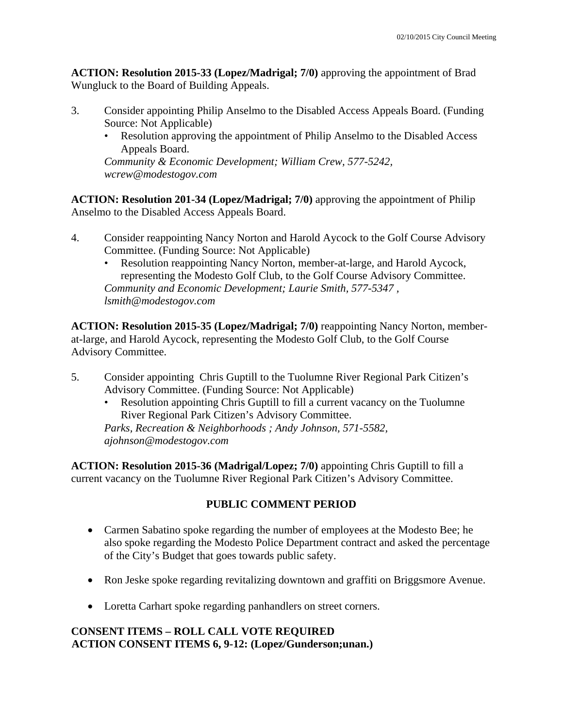**ACTION: Resolution 2015-33 (Lopez/Madrigal; 7/0)** approving the appointment of Brad Wungluck to the Board of Building Appeals.

3. Consider appointing Philip Anselmo to the Disabled Access Appeals Board. (Funding Source: Not Applicable)
   - Resolution approving the appointment of Philip Anselmo to the Disabled Access Appeals Board.

   *Community & Economic Development; William Crew, 577-5242, wcrew@modestogov.com*

**ACTION: Resolution 201-34 (Lopez/Madrigal; 7/0)** approving the appointment of Philip Anselmo to the Disabled Access Appeals Board.

4. Consider reappointing Nancy Norton and Harold Aycock to the Golf Course Advisory Committee. (Funding Source: Not Applicable)
   - Resolution reappointing Nancy Norton, member-at-large, and Harold Aycock, representing the Modesto Golf Club, to the Golf Course Advisory Committee.

   *Community and Economic Development; Laurie Smith, 577-5347 , lsmith@modestogov.com*

**ACTION: Resolution 2015-35 (Lopez/Madrigal; 7/0)** reappointing Nancy Norton, member-at-large, and Harold Aycock, representing the Modesto Golf Club, to the Golf Course Advisory Committee.

5. Consider appointing Chris Guptill to the Tuolumne River Regional Park Citizen's Advisory Committee. (Funding Source: Not Applicable)
   - Resolution appointing Chris Guptill to fill a current vacancy on the Tuolumne River Regional Park Citizen's Advisory Committee.

   *Parks, Recreation & Neighborhoods ; Andy Johnson, 571-5582, ajohnson@modestogov.com*

**ACTION: Resolution 2015-36 (Madrigal/Lopez; 7/0)** appointing Chris Guptill to fill a current vacancy on the Tuolumne River Regional Park Citizen's Advisory Committee.

## PUBLIC COMMENT PERIOD

- Carmen Sabatino spoke regarding the number of employees at the Modesto Bee; he also spoke regarding the Modesto Police Department contract and asked the percentage of the City's Budget that goes towards public safety.
- Ron Jeske spoke regarding revitalizing downtown and graffiti on Briggsmore Avenue.
- Loretta Carhart spoke regarding panhandlers on street corners.

**CONSENT ITEMS – ROLL CALL VOTE REQUIRED**
**ACTION CONSENT ITEMS 6, 9-12: (Lopez/Gunderson;unan.)**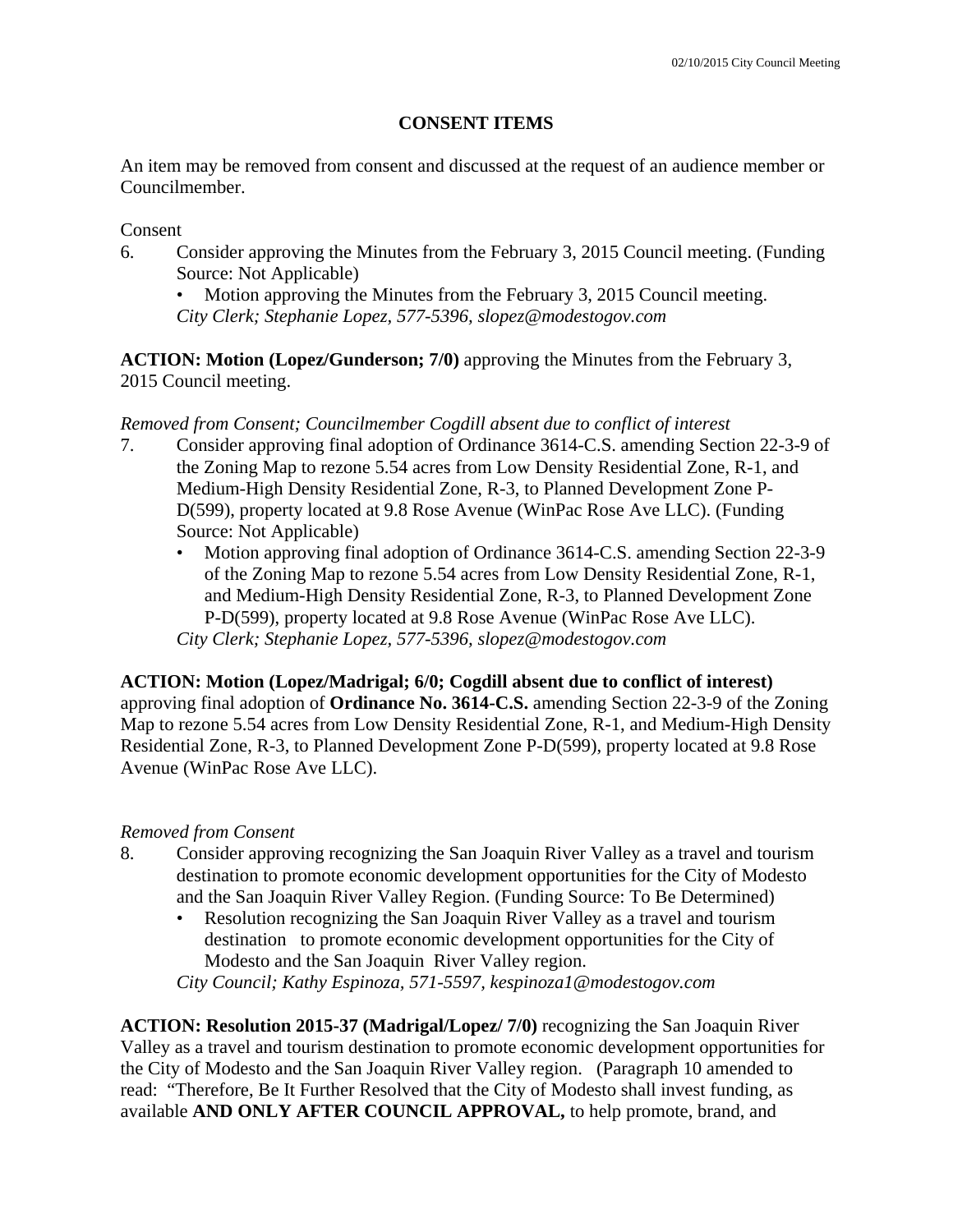## CONSENT ITEMS

An item may be removed from consent and discussed at the request of an audience member or Councilmember.

Consent

6. Consider approving the Minutes from the February 3, 2015 Council meeting. (Funding Source: Not Applicable)
   - Motion approving the Minutes from the February 3, 2015 Council meeting.

   *City Clerk; Stephanie Lopez, 577-5396, slopez@modestogov.com*

**ACTION: Motion (Lopez/Gunderson; 7/0)** approving the Minutes from the February 3, 2015 Council meeting.

*Removed from Consent; Councilmember Cogdill absent due to conflict of interest*

7. Consider approving final adoption of Ordinance 3614-C.S. amending Section 22-3-9 of the Zoning Map to rezone 5.54 acres from Low Density Residential Zone, R-1, and Medium-High Density Residential Zone, R-3, to Planned Development Zone P-D(599), property located at 9.8 Rose Avenue (WinPac Rose Ave LLC). (Funding Source: Not Applicable)
   - Motion approving final adoption of Ordinance 3614-C.S. amending Section 22-3-9 of the Zoning Map to rezone 5.54 acres from Low Density Residential Zone, R-1, and Medium-High Density Residential Zone, R-3, to Planned Development Zone P-D(599), property located at 9.8 Rose Avenue (WinPac Rose Ave LLC).

   *City Clerk; Stephanie Lopez, 577-5396, slopez@modestogov.com*

**ACTION: Motion (Lopez/Madrigal; 6/0; Cogdill absent due to conflict of interest)** approving final adoption of **Ordinance No. 3614-C.S.** amending Section 22-3-9 of the Zoning Map to rezone 5.54 acres from Low Density Residential Zone, R-1, and Medium-High Density Residential Zone, R-3, to Planned Development Zone P-D(599), property located at 9.8 Rose Avenue (WinPac Rose Ave LLC).

*Removed from Consent*

8. Consider approving recognizing the San Joaquin River Valley as a travel and tourism destination to promote economic development opportunities for the City of Modesto and the San Joaquin River Valley Region. (Funding Source: To Be Determined)
   - Resolution recognizing the San Joaquin River Valley as a travel and tourism destination to promote economic development opportunities for the City of Modesto and the San Joaquin River Valley region.

   *City Council; Kathy Espinoza, 571-5597, kespinoza1@modestogov.com*

**ACTION: Resolution 2015-37 (Madrigal/Lopez/ 7/0)** recognizing the San Joaquin River Valley as a travel and tourism destination to promote economic development opportunities for the City of Modesto and the San Joaquin River Valley region. (Paragraph 10 amended to read: "Therefore, Be It Further Resolved that the City of Modesto shall invest funding, as available **AND ONLY AFTER COUNCIL APPROVAL,** to help promote, brand, and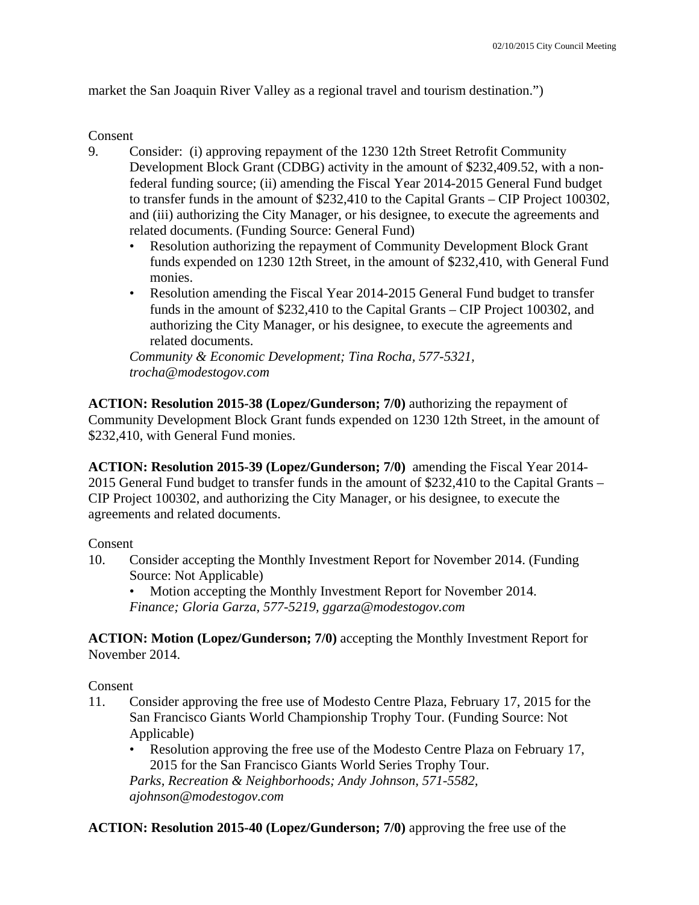market the San Joaquin River Valley as a regional travel and tourism destination.")

Consent

9. Consider: (i) approving repayment of the 1230 12th Street Retrofit Community Development Block Grant (CDBG) activity in the amount of $232,409.52, with a non-federal funding source; (ii) amending the Fiscal Year 2014-2015 General Fund budget to transfer funds in the amount of $232,410 to the Capital Grants – CIP Project 100302, and (iii) authorizing the City Manager, or his designee, to execute the agreements and related documents. (Funding Source: General Fund)
   - Resolution authorizing the repayment of Community Development Block Grant funds expended on 1230 12th Street, in the amount of $232,410, with General Fund monies.
   - Resolution amending the Fiscal Year 2014-2015 General Fund budget to transfer funds in the amount of $232,410 to the Capital Grants – CIP Project 100302, and authorizing the City Manager, or his designee, to execute the agreements and related documents.

   *Community & Economic Development; Tina Rocha, 577-5321, trocha@modestogov.com*

**ACTION: Resolution 2015-38 (Lopez/Gunderson; 7/0)** authorizing the repayment of Community Development Block Grant funds expended on 1230 12th Street, in the amount of $232,410, with General Fund monies.

**ACTION: Resolution 2015-39 (Lopez/Gunderson; 7/0)** amending the Fiscal Year 2014-2015 General Fund budget to transfer funds in the amount of $232,410 to the Capital Grants – CIP Project 100302, and authorizing the City Manager, or his designee, to execute the agreements and related documents.

Consent

10. Consider accepting the Monthly Investment Report for November 2014. (Funding Source: Not Applicable)
   - Motion accepting the Monthly Investment Report for November 2014.

   *Finance; Gloria Garza, 577-5219, ggarza@modestogov.com*

**ACTION: Motion (Lopez/Gunderson; 7/0)** accepting the Monthly Investment Report for November 2014.

Consent

11. Consider approving the free use of Modesto Centre Plaza, February 17, 2015 for the San Francisco Giants World Championship Trophy Tour. (Funding Source: Not Applicable)
   - Resolution approving the free use of the Modesto Centre Plaza on February 17, 2015 for the San Francisco Giants World Series Trophy Tour.

   *Parks, Recreation & Neighborhoods; Andy Johnson, 571-5582, ajohnson@modestogov.com*

**ACTION: Resolution 2015-40 (Lopez/Gunderson; 7/0)** approving the free use of the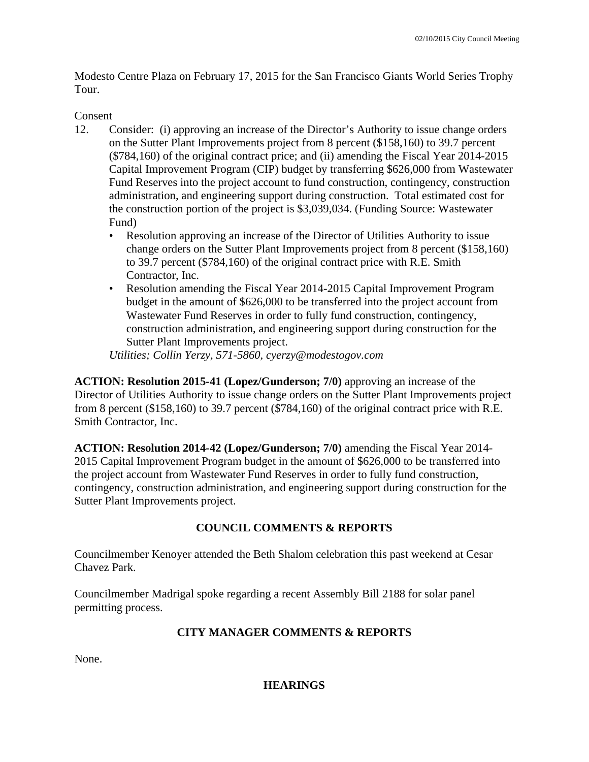Modesto Centre Plaza on February 17, 2015 for the San Francisco Giants World Series Trophy Tour.

Consent

12. Consider: (i) approving an increase of the Director's Authority to issue change orders on the Sutter Plant Improvements project from 8 percent ($158,160) to 39.7 percent ($784,160) of the original contract price; and (ii) amending the Fiscal Year 2014-2015 Capital Improvement Program (CIP) budget by transferring $626,000 from Wastewater Fund Reserves into the project account to fund construction, contingency, construction administration, and engineering support during construction. Total estimated cost for the construction portion of the project is $3,039,034. (Funding Source: Wastewater Fund)
    - Resolution approving an increase of the Director of Utilities Authority to issue change orders on the Sutter Plant Improvements project from 8 percent ($158,160) to 39.7 percent ($784,160) of the original contract price with R.E. Smith Contractor, Inc.
    - Resolution amending the Fiscal Year 2014-2015 Capital Improvement Program budget in the amount of $626,000 to be transferred into the project account from Wastewater Fund Reserves in order to fully fund construction, contingency, construction administration, and engineering support during construction for the Sutter Plant Improvements project.

    *Utilities; Collin Yerzy, 571-5860, cyerzy@modestogov.com*

**ACTION: Resolution 2015-41 (Lopez/Gunderson; 7/0)** approving an increase of the Director of Utilities Authority to issue change orders on the Sutter Plant Improvements project from 8 percent ($158,160) to 39.7 percent ($784,160) of the original contract price with R.E. Smith Contractor, Inc.

**ACTION: Resolution 2014-42 (Lopez/Gunderson; 7/0)** amending the Fiscal Year 2014-2015 Capital Improvement Program budget in the amount of $626,000 to be transferred into the project account from Wastewater Fund Reserves in order to fully fund construction, contingency, construction administration, and engineering support during construction for the Sutter Plant Improvements project.

## COUNCIL COMMENTS & REPORTS

Councilmember Kenoyer attended the Beth Shalom celebration this past weekend at Cesar Chavez Park.

Councilmember Madrigal spoke regarding a recent Assembly Bill 2188 for solar panel permitting process.

## CITY MANAGER COMMENTS & REPORTS

None.

## HEARINGS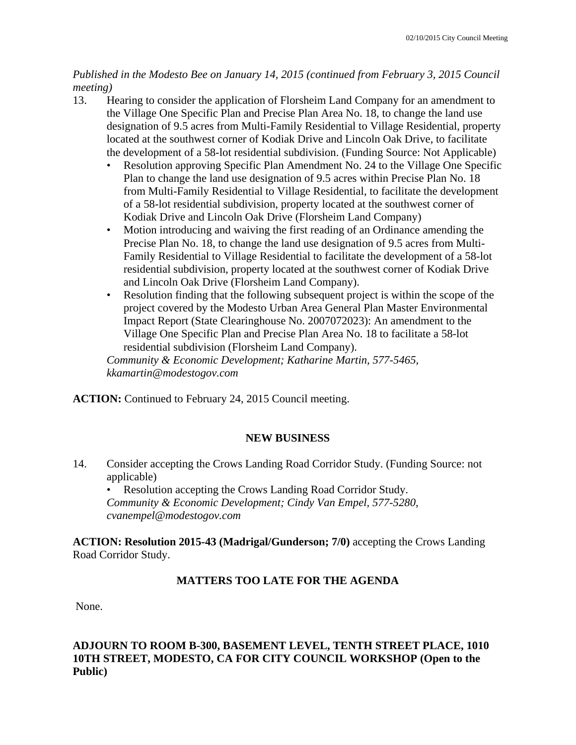*Published in the Modesto Bee on January 14, 2015 (continued from February 3, 2015 Council meeting)*

13. Hearing to consider the application of Florsheim Land Company for an amendment to the Village One Specific Plan and Precise Plan Area No. 18, to change the land use designation of 9.5 acres from Multi-Family Residential to Village Residential, property located at the southwest corner of Kodiak Drive and Lincoln Oak Drive, to facilitate the development of a 58-lot residential subdivision. (Funding Source: Not Applicable)
    - Resolution approving Specific Plan Amendment No. 24 to the Village One Specific Plan to change the land use designation of 9.5 acres within Precise Plan No. 18 from Multi-Family Residential to Village Residential, to facilitate the development of a 58-lot residential subdivision, property located at the southwest corner of Kodiak Drive and Lincoln Oak Drive (Florsheim Land Company)
    - Motion introducing and waiving the first reading of an Ordinance amending the Precise Plan No. 18, to change the land use designation of 9.5 acres from Multi-Family Residential to Village Residential to facilitate the development of a 58-lot residential subdivision, property located at the southwest corner of Kodiak Drive and Lincoln Oak Drive (Florsheim Land Company).
    - Resolution finding that the following subsequent project is within the scope of the project covered by the Modesto Urban Area General Plan Master Environmental Impact Report (State Clearinghouse No. 2007072023): An amendment to the Village One Specific Plan and Precise Plan Area No. 18 to facilitate a 58-lot residential subdivision (Florsheim Land Company).

    *Community & Economic Development; Katharine Martin, 577-5465, kkamartin@modestogov.com*

**ACTION:** Continued to February 24, 2015 Council meeting.

## NEW BUSINESS

14. Consider accepting the Crows Landing Road Corridor Study. (Funding Source: not applicable)
    - Resolution accepting the Crows Landing Road Corridor Study.

    *Community & Economic Development; Cindy Van Empel, 577-5280, cvanempel@modestogov.com*

**ACTION: Resolution 2015-43 (Madrigal/Gunderson; 7/0)** accepting the Crows Landing Road Corridor Study.

## MATTERS TOO LATE FOR THE AGENDA

None.

## ADJOURN TO ROOM B-300, BASEMENT LEVEL, TENTH STREET PLACE, 1010 10TH STREET, MODESTO, CA FOR CITY COUNCIL WORKSHOP (Open to the Public)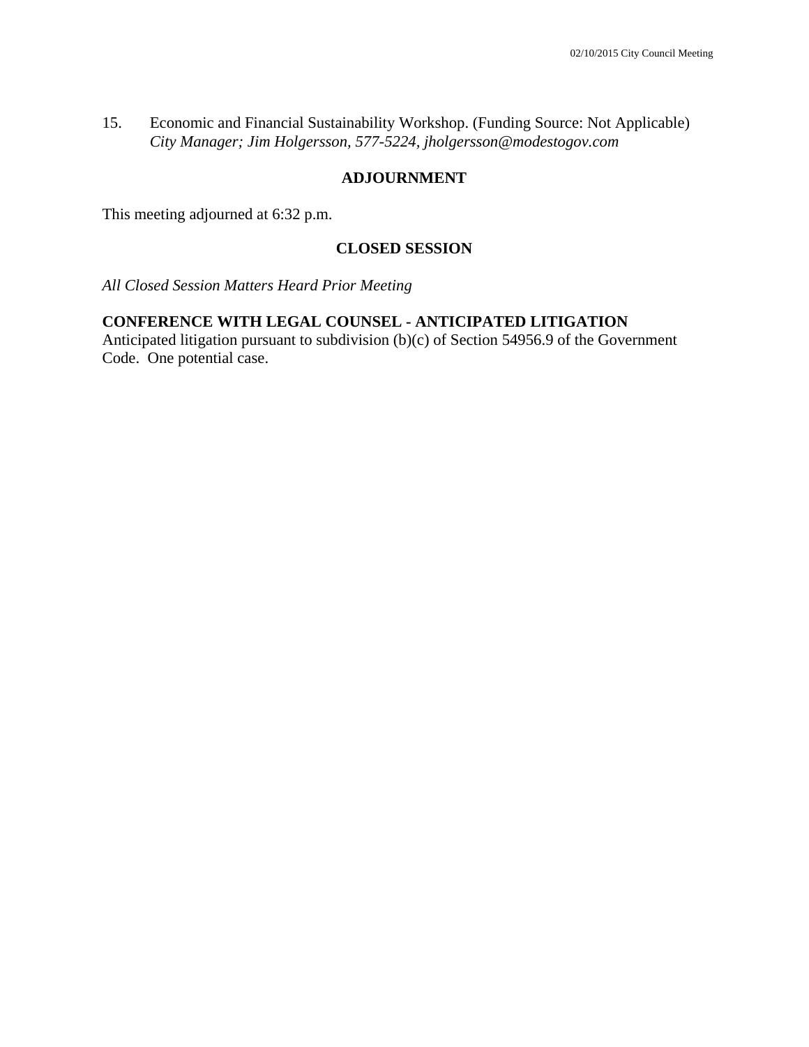15. Economic and Financial Sustainability Workshop. (Funding Source: Not Applicable)
*City Manager; Jim Holgersson, 577-5224, jholgersson@modestogov.com*

## ADJOURNMENT

This meeting adjourned at 6:32 p.m.

## CLOSED SESSION

*All Closed Session Matters Heard Prior Meeting*

**CONFERENCE WITH LEGAL COUNSEL - ANTICIPATED LITIGATION**
Anticipated litigation pursuant to subdivision (b)(c) of Section 54956.9 of the Government Code. One potential case.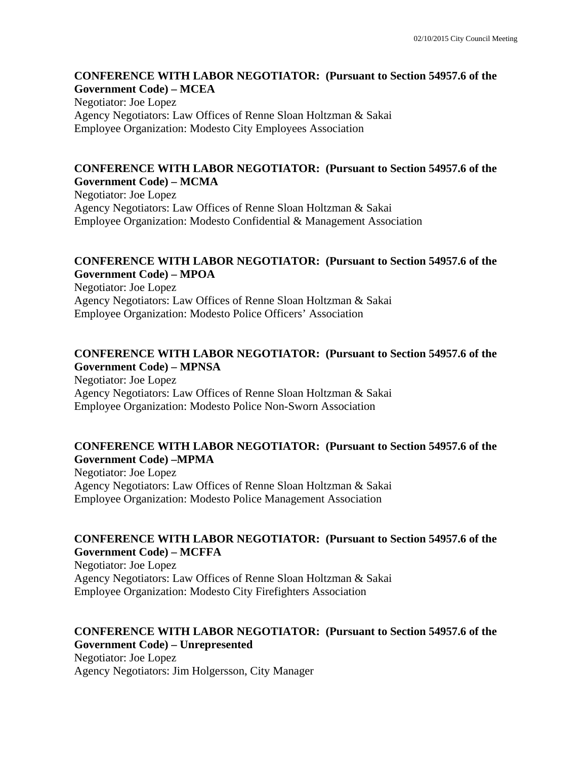**CONFERENCE WITH LABOR NEGOTIATOR: (Pursuant to Section 54957.6 of the Government Code) – MCEA**

Negotiator: Joe Lopez
Agency Negotiators: Law Offices of Renne Sloan Holtzman & Sakai
Employee Organization: Modesto City Employees Association

**CONFERENCE WITH LABOR NEGOTIATOR: (Pursuant to Section 54957.6 of the Government Code) – MCMA**

Negotiator: Joe Lopez
Agency Negotiators: Law Offices of Renne Sloan Holtzman & Sakai
Employee Organization: Modesto Confidential & Management Association

**CONFERENCE WITH LABOR NEGOTIATOR: (Pursuant to Section 54957.6 of the Government Code) – MPOA**

Negotiator: Joe Lopez
Agency Negotiators: Law Offices of Renne Sloan Holtzman & Sakai
Employee Organization: Modesto Police Officers' Association

**CONFERENCE WITH LABOR NEGOTIATOR: (Pursuant to Section 54957.6 of the Government Code) – MPNSA**

Negotiator: Joe Lopez
Agency Negotiators: Law Offices of Renne Sloan Holtzman & Sakai
Employee Organization: Modesto Police Non-Sworn Association

**CONFERENCE WITH LABOR NEGOTIATOR: (Pursuant to Section 54957.6 of the Government Code) –MPMA**

Negotiator: Joe Lopez
Agency Negotiators: Law Offices of Renne Sloan Holtzman & Sakai
Employee Organization: Modesto Police Management Association

**CONFERENCE WITH LABOR NEGOTIATOR: (Pursuant to Section 54957.6 of the Government Code) – MCFFA**

Negotiator: Joe Lopez
Agency Negotiators: Law Offices of Renne Sloan Holtzman & Sakai
Employee Organization: Modesto City Firefighters Association

**CONFERENCE WITH LABOR NEGOTIATOR: (Pursuant to Section 54957.6 of the Government Code) – Unrepresented**

Negotiator: Joe Lopez
Agency Negotiators: Jim Holgersson, City Manager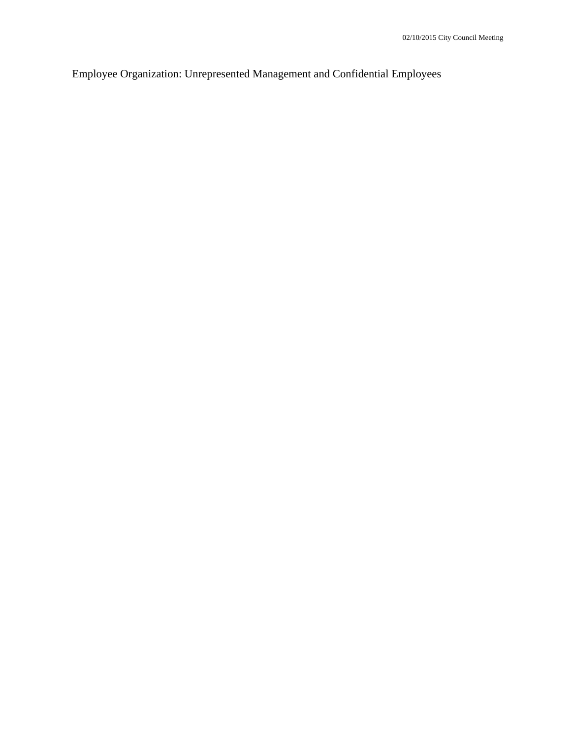Employee Organization: Unrepresented Management and Confidential Employees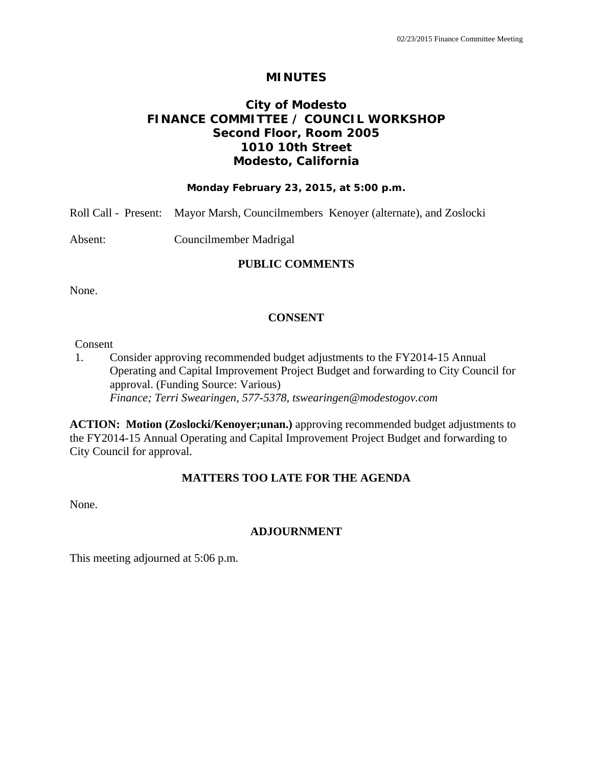# MINUTES

## City of Modesto
## FINANCE COMMITTEE / COUNCIL WORKSHOP
## Second Floor, Room 2005
## 1010 10th Street
## Modesto, California

**Monday February 23, 2015, at 5:00 p.m.**

Roll Call - Present: Mayor Marsh, Councilmembers Kenoyer (alternate), and Zoslocki

Absent: Councilmember Madrigal

### PUBLIC COMMENTS

None.

### CONSENT

Consent

1. Consider approving recommended budget adjustments to the FY2014-15 Annual Operating and Capital Improvement Project Budget and forwarding to City Council for approval. (Funding Source: Various)
   *Finance; Terri Swearingen, 577-5378, tswearingen@modestogov.com*

**ACTION: Motion (Zoslocki/Kenoyer;unan.)** approving recommended budget adjustments to the FY2014-15 Annual Operating and Capital Improvement Project Budget and forwarding to City Council for approval.

### MATTERS TOO LATE FOR THE AGENDA

None.

### ADJOURNMENT

This meeting adjourned at 5:06 p.m.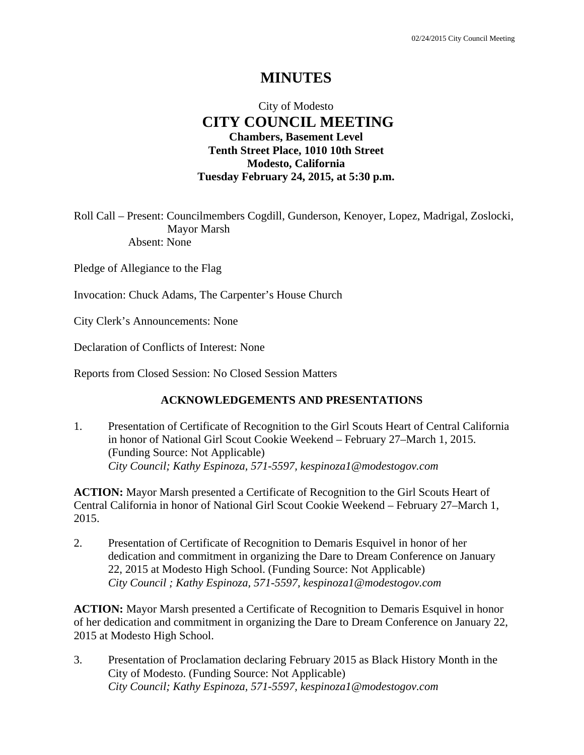# MINUTES

City of Modesto

## CITY COUNCIL MEETING

**Chambers, Basement Level**
**Tenth Street Place, 1010 10th Street**
**Modesto, California**
**Tuesday February 24, 2015, at 5:30 p.m.**

Roll Call – Present: Councilmembers Cogdill, Gunderson, Kenoyer, Lopez, Madrigal, Zoslocki, Mayor Marsh
Absent: None

Pledge of Allegiance to the Flag

Invocation: Chuck Adams, The Carpenter's House Church

City Clerk's Announcements: None

Declaration of Conflicts of Interest: None

Reports from Closed Session: No Closed Session Matters

### ACKNOWLEDGEMENTS AND PRESENTATIONS

1. Presentation of Certificate of Recognition to the Girl Scouts Heart of Central California in honor of National Girl Scout Cookie Weekend – February 27–March 1, 2015. (Funding Source: Not Applicable)
   *City Council; Kathy Espinoza, 571-5597, kespinoza1@modestogov.com*

**ACTION:** Mayor Marsh presented a Certificate of Recognition to the Girl Scouts Heart of Central California in honor of National Girl Scout Cookie Weekend – February 27–March 1, 2015.

2. Presentation of Certificate of Recognition to Demaris Esquivel in honor of her dedication and commitment in organizing the Dare to Dream Conference on January 22, 2015 at Modesto High School. (Funding Source: Not Applicable)
   *City Council ; Kathy Espinoza, 571-5597, kespinoza1@modestogov.com*

**ACTION:** Mayor Marsh presented a Certificate of Recognition to Demaris Esquivel in honor of her dedication and commitment in organizing the Dare to Dream Conference on January 22, 2015 at Modesto High School.

3. Presentation of Proclamation declaring February 2015 as Black History Month in the City of Modesto. (Funding Source: Not Applicable)
   *City Council; Kathy Espinoza, 571-5597, kespinoza1@modestogov.com*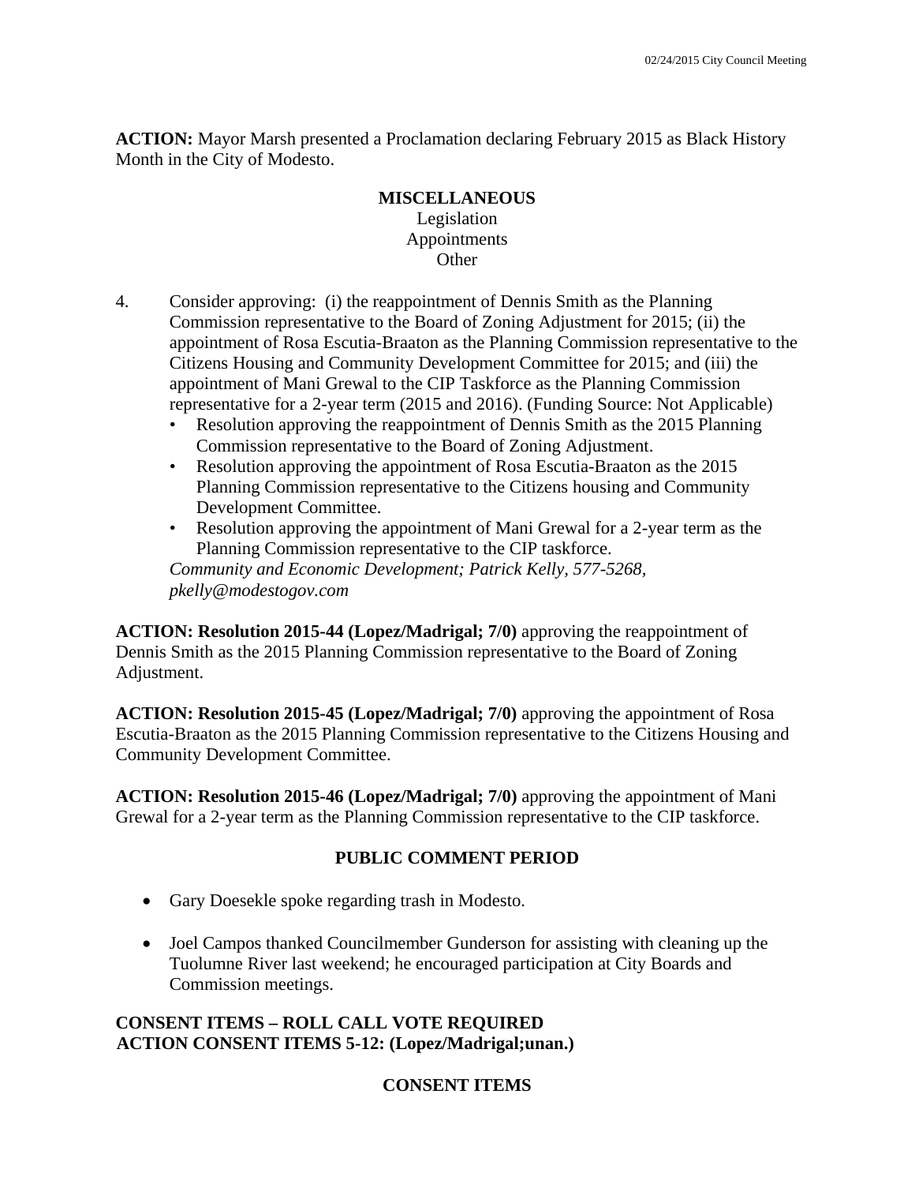**ACTION:** Mayor Marsh presented a Proclamation declaring February 2015 as Black History Month in the City of Modesto.

**MISCELLANEOUS**
Legislation
Appointments
Other

4. Consider approving: (i) the reappointment of Dennis Smith as the Planning Commission representative to the Board of Zoning Adjustment for 2015; (ii) the appointment of Rosa Escutia-Braaton as the Planning Commission representative to the Citizens Housing and Community Development Committee for 2015; and (iii) the appointment of Mani Grewal to the CIP Taskforce as the Planning Commission representative for a 2-year term (2015 and 2016). (Funding Source: Not Applicable)
   - Resolution approving the reappointment of Dennis Smith as the 2015 Planning Commission representative to the Board of Zoning Adjustment.
   - Resolution approving the appointment of Rosa Escutia-Braaton as the 2015 Planning Commission representative to the Citizens housing and Community Development Committee.
   - Resolution approving the appointment of Mani Grewal for a 2-year term as the Planning Commission representative to the CIP taskforce.

   *Community and Economic Development; Patrick Kelly, 577-5268, pkelly@modestogov.com*

**ACTION: Resolution 2015-44 (Lopez/Madrigal; 7/0)** approving the reappointment of Dennis Smith as the 2015 Planning Commission representative to the Board of Zoning Adjustment.

**ACTION: Resolution 2015-45 (Lopez/Madrigal; 7/0)** approving the appointment of Rosa Escutia-Braaton as the 2015 Planning Commission representative to the Citizens Housing and Community Development Committee.

**ACTION: Resolution 2015-46 (Lopez/Madrigal; 7/0)** approving the appointment of Mani Grewal for a 2-year term as the Planning Commission representative to the CIP taskforce.

**PUBLIC COMMENT PERIOD**

- Gary Doesekle spoke regarding trash in Modesto.
- Joel Campos thanked Councilmember Gunderson for assisting with cleaning up the Tuolumne River last weekend; he encouraged participation at City Boards and Commission meetings.

**CONSENT ITEMS – ROLL CALL VOTE REQUIRED**
**ACTION CONSENT ITEMS 5-12: (Lopez/Madrigal;unan.)**

**CONSENT ITEMS**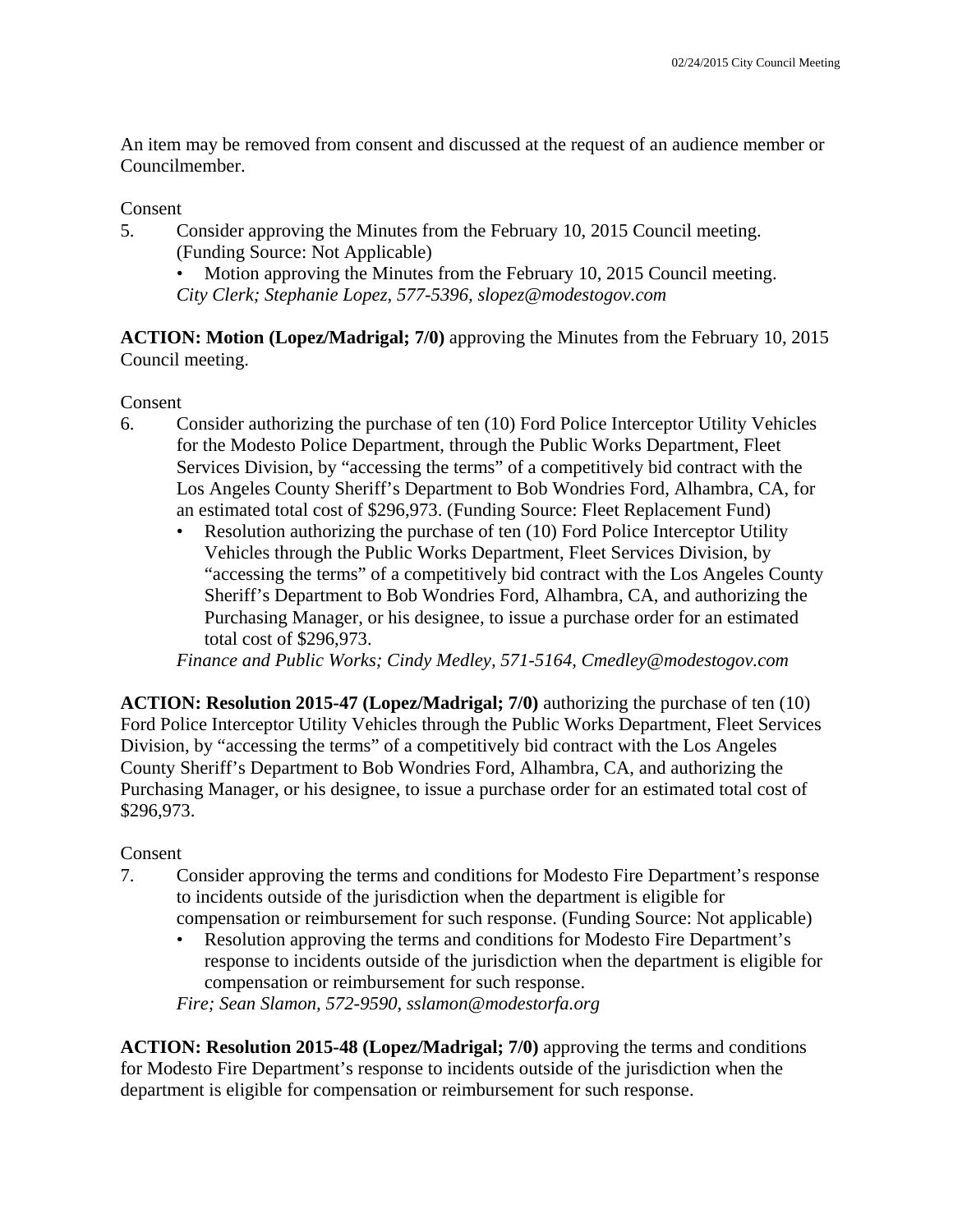An item may be removed from consent and discussed at the request of an audience member or Councilmember.

Consent

5. Consider approving the Minutes from the February 10, 2015 Council meeting. (Funding Source: Not Applicable)
   - Motion approving the Minutes from the February 10, 2015 Council meeting.

   *City Clerk; Stephanie Lopez, 577-5396, slopez@modestogov.com*

**ACTION: Motion (Lopez/Madrigal; 7/0)** approving the Minutes from the February 10, 2015 Council meeting.

Consent

6. Consider authorizing the purchase of ten (10) Ford Police Interceptor Utility Vehicles for the Modesto Police Department, through the Public Works Department, Fleet Services Division, by "accessing the terms" of a competitively bid contract with the Los Angeles County Sheriff's Department to Bob Wondries Ford, Alhambra, CA, for an estimated total cost of $296,973. (Funding Source: Fleet Replacement Fund)
   - Resolution authorizing the purchase of ten (10) Ford Police Interceptor Utility Vehicles through the Public Works Department, Fleet Services Division, by "accessing the terms" of a competitively bid contract with the Los Angeles County Sheriff's Department to Bob Wondries Ford, Alhambra, CA, and authorizing the Purchasing Manager, or his designee, to issue a purchase order for an estimated total cost of $296,973.

   *Finance and Public Works; Cindy Medley, 571-5164, Cmedley@modestogov.com*

**ACTION: Resolution 2015-47 (Lopez/Madrigal; 7/0)** authorizing the purchase of ten (10) Ford Police Interceptor Utility Vehicles through the Public Works Department, Fleet Services Division, by "accessing the terms" of a competitively bid contract with the Los Angeles County Sheriff's Department to Bob Wondries Ford, Alhambra, CA, and authorizing the Purchasing Manager, or his designee, to issue a purchase order for an estimated total cost of $296,973.

Consent

7. Consider approving the terms and conditions for Modesto Fire Department's response to incidents outside of the jurisdiction when the department is eligible for compensation or reimbursement for such response. (Funding Source: Not applicable)
   - Resolution approving the terms and conditions for Modesto Fire Department's response to incidents outside of the jurisdiction when the department is eligible for compensation or reimbursement for such response.

   *Fire; Sean Slamon, 572-9590, sslamon@modestorfa.org*

**ACTION: Resolution 2015-48 (Lopez/Madrigal; 7/0)** approving the terms and conditions for Modesto Fire Department's response to incidents outside of the jurisdiction when the department is eligible for compensation or reimbursement for such response.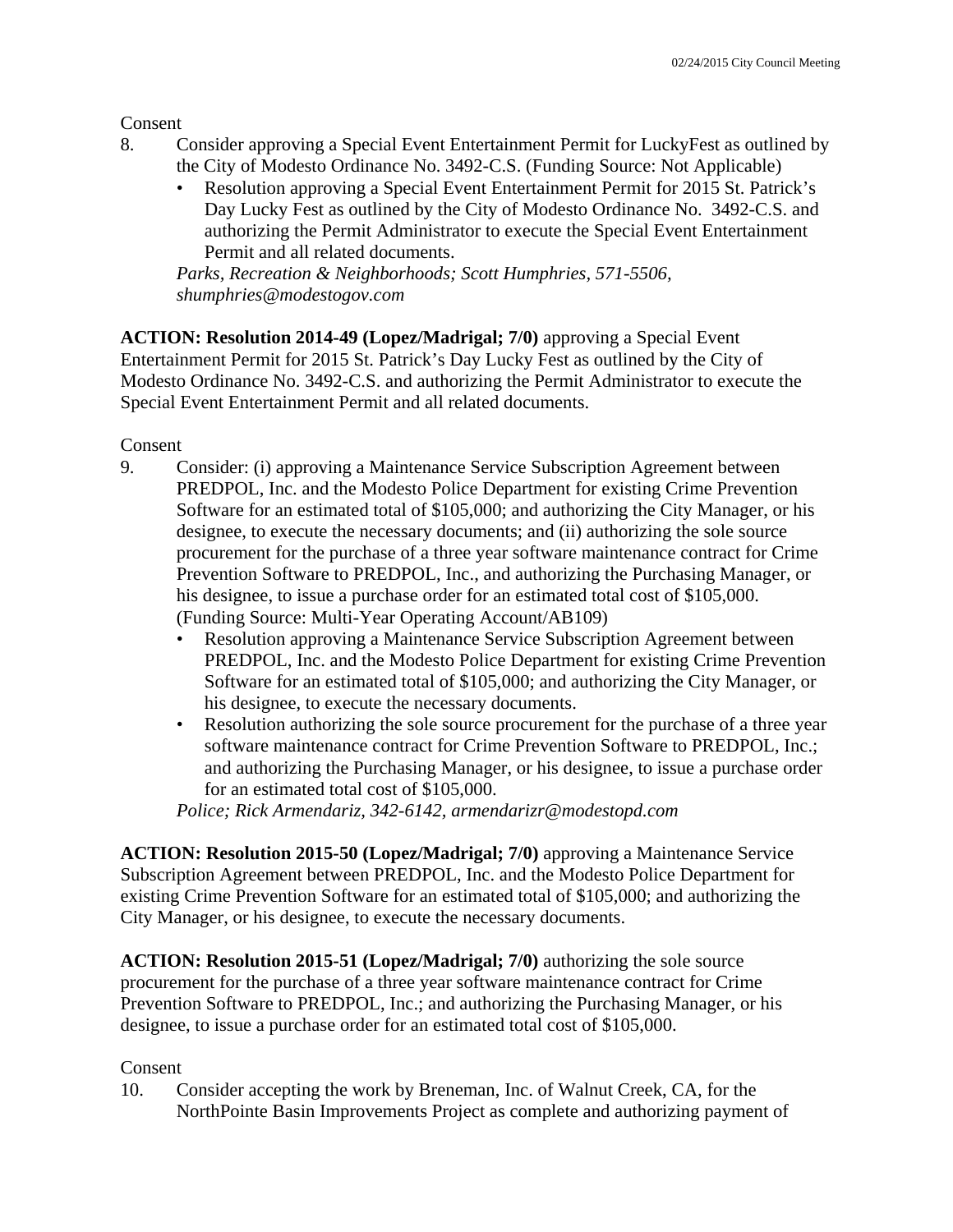Consent

8. Consider approving a Special Event Entertainment Permit for LuckyFest as outlined by the City of Modesto Ordinance No. 3492-C.S. (Funding Source: Not Applicable)
   - Resolution approving a Special Event Entertainment Permit for 2015 St. Patrick's Day Lucky Fest as outlined by the City of Modesto Ordinance No. 3492-C.S. and authorizing the Permit Administrator to execute the Special Event Entertainment Permit and all related documents.

   *Parks, Recreation & Neighborhoods; Scott Humphries, 571-5506, shumphries@modestogov.com*

**ACTION: Resolution 2014-49 (Lopez/Madrigal; 7/0)** approving a Special Event Entertainment Permit for 2015 St. Patrick's Day Lucky Fest as outlined by the City of Modesto Ordinance No. 3492-C.S. and authorizing the Permit Administrator to execute the Special Event Entertainment Permit and all related documents.

Consent

9. Consider: (i) approving a Maintenance Service Subscription Agreement between PREDPOL, Inc. and the Modesto Police Department for existing Crime Prevention Software for an estimated total of $105,000; and authorizing the City Manager, or his designee, to execute the necessary documents; and (ii) authorizing the sole source procurement for the purchase of a three year software maintenance contract for Crime Prevention Software to PREDPOL, Inc., and authorizing the Purchasing Manager, or his designee, to issue a purchase order for an estimated total cost of $105,000. (Funding Source: Multi-Year Operating Account/AB109)
   - Resolution approving a Maintenance Service Subscription Agreement between PREDPOL, Inc. and the Modesto Police Department for existing Crime Prevention Software for an estimated total of $105,000; and authorizing the City Manager, or his designee, to execute the necessary documents.
   - Resolution authorizing the sole source procurement for the purchase of a three year software maintenance contract for Crime Prevention Software to PREDPOL, Inc.; and authorizing the Purchasing Manager, or his designee, to issue a purchase order for an estimated total cost of $105,000.

   *Police; Rick Armendariz, 342-6142, armendarizr@modestopd.com*

**ACTION: Resolution 2015-50 (Lopez/Madrigal; 7/0)** approving a Maintenance Service Subscription Agreement between PREDPOL, Inc. and the Modesto Police Department for existing Crime Prevention Software for an estimated total of $105,000; and authorizing the City Manager, or his designee, to execute the necessary documents.

**ACTION: Resolution 2015-51 (Lopez/Madrigal; 7/0)** authorizing the sole source procurement for the purchase of a three year software maintenance contract for Crime Prevention Software to PREDPOL, Inc.; and authorizing the Purchasing Manager, or his designee, to issue a purchase order for an estimated total cost of $105,000.

Consent

10. Consider accepting the work by Breneman, Inc. of Walnut Creek, CA, for the NorthPointe Basin Improvements Project as complete and authorizing payment of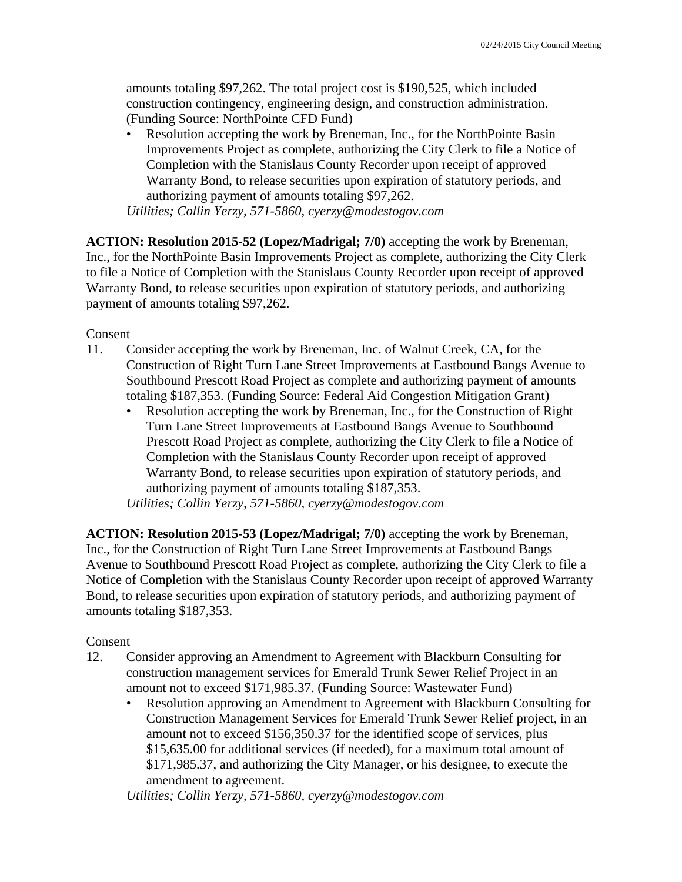amounts totaling $97,262. The total project cost is $190,525, which included construction contingency, engineering design, and construction administration. (Funding Source: NorthPointe CFD Fund)

- Resolution accepting the work by Breneman, Inc., for the NorthPointe Basin Improvements Project as complete, authorizing the City Clerk to file a Notice of Completion with the Stanislaus County Recorder upon receipt of approved Warranty Bond, to release securities upon expiration of statutory periods, and authorizing payment of amounts totaling $97,262.

*Utilities; Collin Yerzy, 571-5860, cyerzy@modestogov.com*

**ACTION: Resolution 2015-52 (Lopez/Madrigal; 7/0)** accepting the work by Breneman, Inc., for the NorthPointe Basin Improvements Project as complete, authorizing the City Clerk to file a Notice of Completion with the Stanislaus County Recorder upon receipt of approved Warranty Bond, to release securities upon expiration of statutory periods, and authorizing payment of amounts totaling $97,262.

Consent

11. Consider accepting the work by Breneman, Inc. of Walnut Creek, CA, for the Construction of Right Turn Lane Street Improvements at Eastbound Bangs Avenue to Southbound Prescott Road Project as complete and authorizing payment of amounts totaling $187,353. (Funding Source: Federal Aid Congestion Mitigation Grant)
    - Resolution accepting the work by Breneman, Inc., for the Construction of Right Turn Lane Street Improvements at Eastbound Bangs Avenue to Southbound Prescott Road Project as complete, authorizing the City Clerk to file a Notice of Completion with the Stanislaus County Recorder upon receipt of approved Warranty Bond, to release securities upon expiration of statutory periods, and authorizing payment of amounts totaling $187,353.

    *Utilities; Collin Yerzy, 571-5860, cyerzy@modestogov.com*

**ACTION: Resolution 2015-53 (Lopez/Madrigal; 7/0)** accepting the work by Breneman, Inc., for the Construction of Right Turn Lane Street Improvements at Eastbound Bangs Avenue to Southbound Prescott Road Project as complete, authorizing the City Clerk to file a Notice of Completion with the Stanislaus County Recorder upon receipt of approved Warranty Bond, to release securities upon expiration of statutory periods, and authorizing payment of amounts totaling $187,353.

Consent

12. Consider approving an Amendment to Agreement with Blackburn Consulting for construction management services for Emerald Trunk Sewer Relief Project in an amount not to exceed $171,985.37. (Funding Source: Wastewater Fund)
    - Resolution approving an Amendment to Agreement with Blackburn Consulting for Construction Management Services for Emerald Trunk Sewer Relief project, in an amount not to exceed $156,350.37 for the identified scope of services, plus $15,635.00 for additional services (if needed), for a maximum total amount of $171,985.37, and authorizing the City Manager, or his designee, to execute the amendment to agreement.

    *Utilities; Collin Yerzy, 571-5860, cyerzy@modestogov.com*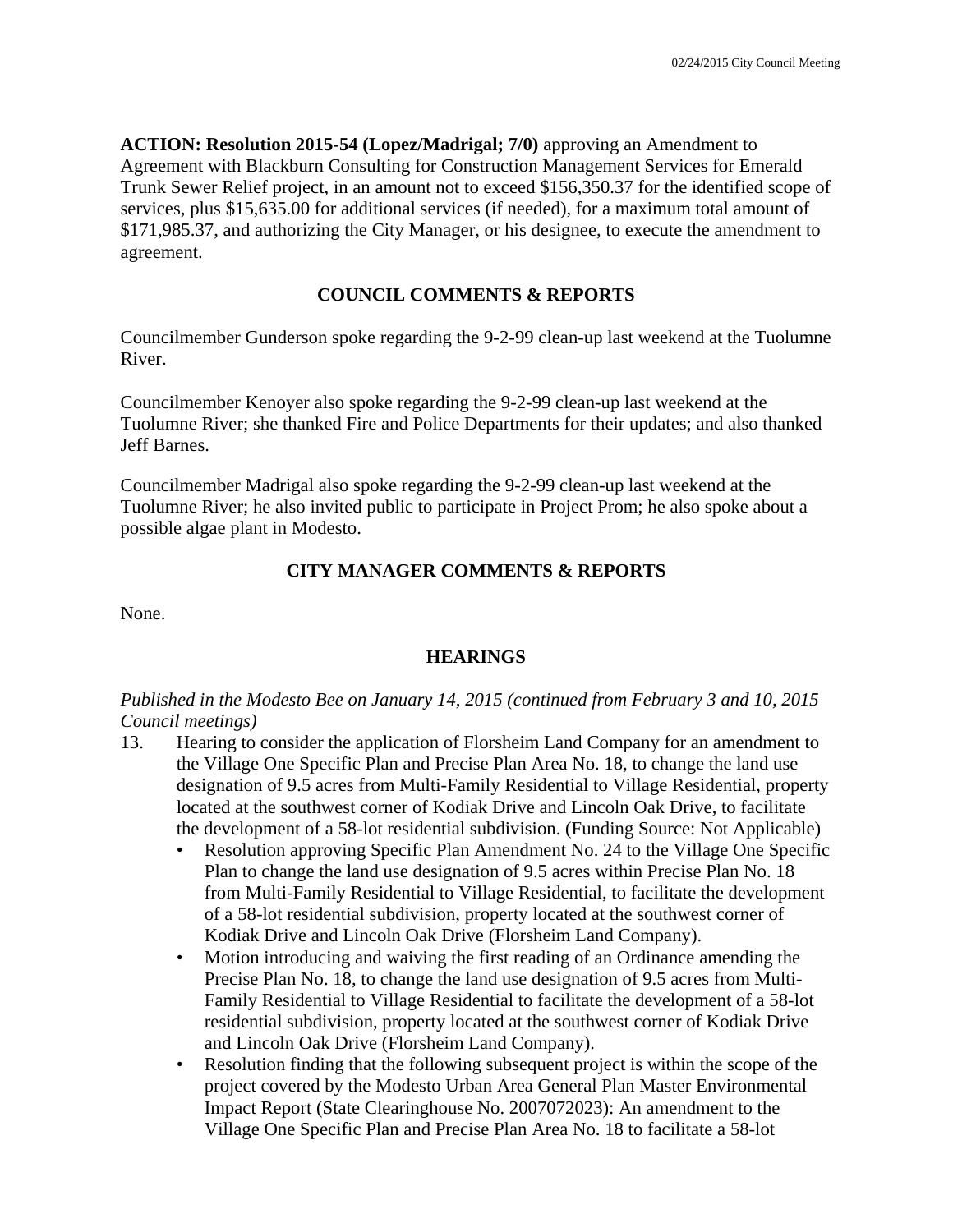**ACTION: Resolution 2015-54 (Lopez/Madrigal; 7/0)** approving an Amendment to Agreement with Blackburn Consulting for Construction Management Services for Emerald Trunk Sewer Relief project, in an amount not to exceed $156,350.37 for the identified scope of services, plus $15,635.00 for additional services (if needed), for a maximum total amount of $171,985.37, and authorizing the City Manager, or his designee, to execute the amendment to agreement.

## COUNCIL COMMENTS & REPORTS

Councilmember Gunderson spoke regarding the 9-2-99 clean-up last weekend at the Tuolumne River.

Councilmember Kenoyer also spoke regarding the 9-2-99 clean-up last weekend at the Tuolumne River; she thanked Fire and Police Departments for their updates; and also thanked Jeff Barnes.

Councilmember Madrigal also spoke regarding the 9-2-99 clean-up last weekend at the Tuolumne River; he also invited public to participate in Project Prom; he also spoke about a possible algae plant in Modesto.

## CITY MANAGER COMMENTS & REPORTS

None.

## HEARINGS

*Published in the Modesto Bee on January 14, 2015 (continued from February 3 and 10, 2015 Council meetings)*

13. Hearing to consider the application of Florsheim Land Company for an amendment to the Village One Specific Plan and Precise Plan Area No. 18, to change the land use designation of 9.5 acres from Multi-Family Residential to Village Residential, property located at the southwest corner of Kodiak Drive and Lincoln Oak Drive, to facilitate the development of a 58-lot residential subdivision. (Funding Source: Not Applicable)
    - Resolution approving Specific Plan Amendment No. 24 to the Village One Specific Plan to change the land use designation of 9.5 acres within Precise Plan No. 18 from Multi-Family Residential to Village Residential, to facilitate the development of a 58-lot residential subdivision, property located at the southwest corner of Kodiak Drive and Lincoln Oak Drive (Florsheim Land Company).
    - Motion introducing and waiving the first reading of an Ordinance amending the Precise Plan No. 18, to change the land use designation of 9.5 acres from Multi-Family Residential to Village Residential to facilitate the development of a 58-lot residential subdivision, property located at the southwest corner of Kodiak Drive and Lincoln Oak Drive (Florsheim Land Company).
    - Resolution finding that the following subsequent project is within the scope of the project covered by the Modesto Urban Area General Plan Master Environmental Impact Report (State Clearinghouse No. 2007072023): An amendment to the Village One Specific Plan and Precise Plan Area No. 18 to facilitate a 58-lot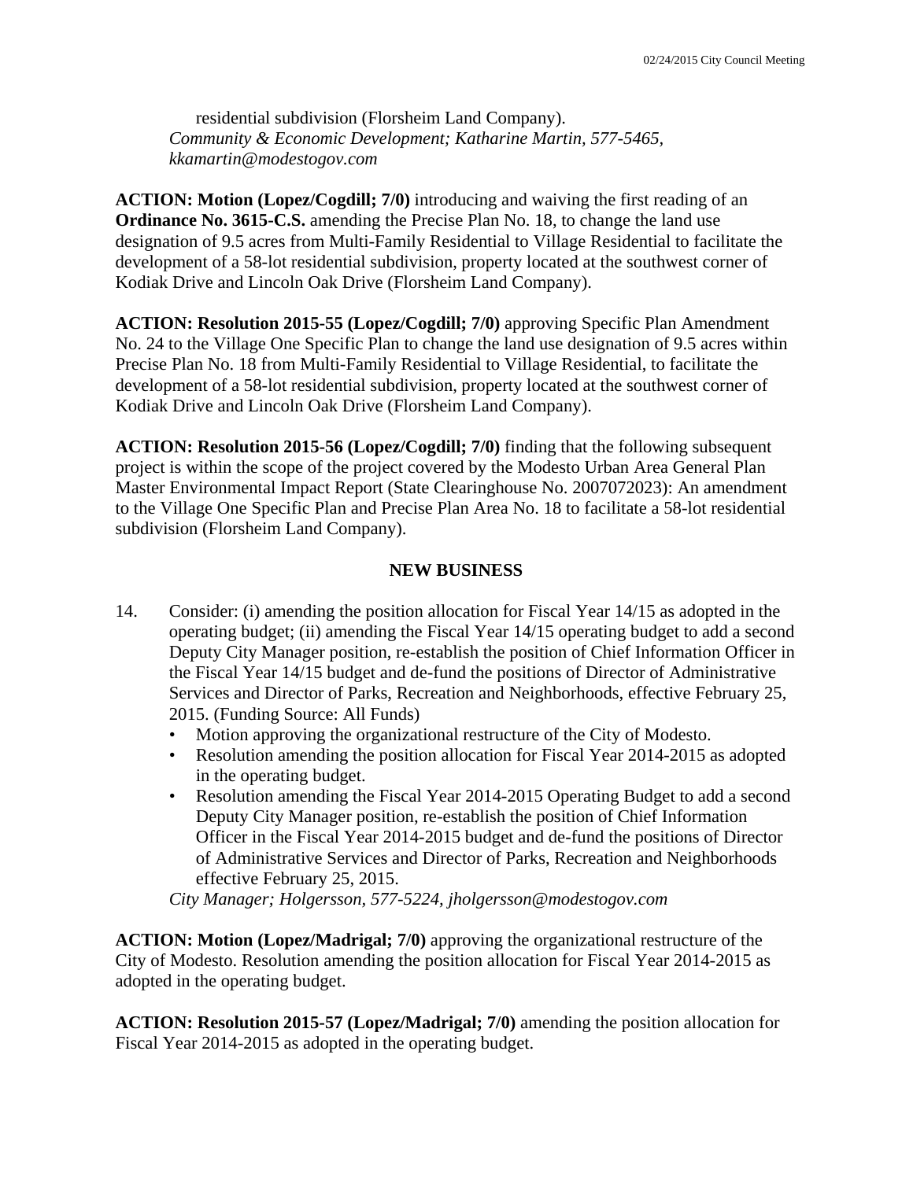residential subdivision (Florsheim Land Company).
*Community & Economic Development; Katharine Martin, 577-5465, kkamartin@modestogov.com*

**ACTION: Motion (Lopez/Cogdill; 7/0)** introducing and waiving the first reading of an **Ordinance No. 3615-C.S.** amending the Precise Plan No. 18, to change the land use designation of 9.5 acres from Multi-Family Residential to Village Residential to facilitate the development of a 58-lot residential subdivision, property located at the southwest corner of Kodiak Drive and Lincoln Oak Drive (Florsheim Land Company).

**ACTION: Resolution 2015-55 (Lopez/Cogdill; 7/0)** approving Specific Plan Amendment No. 24 to the Village One Specific Plan to change the land use designation of 9.5 acres within Precise Plan No. 18 from Multi-Family Residential to Village Residential, to facilitate the development of a 58-lot residential subdivision, property located at the southwest corner of Kodiak Drive and Lincoln Oak Drive (Florsheim Land Company).

**ACTION: Resolution 2015-56 (Lopez/Cogdill; 7/0)** finding that the following subsequent project is within the scope of the project covered by the Modesto Urban Area General Plan Master Environmental Impact Report (State Clearinghouse No. 2007072023): An amendment to the Village One Specific Plan and Precise Plan Area No. 18 to facilitate a 58-lot residential subdivision (Florsheim Land Company).

## NEW BUSINESS

14. Consider: (i) amending the position allocation for Fiscal Year 14/15 as adopted in the operating budget; (ii) amending the Fiscal Year 14/15 operating budget to add a second Deputy City Manager position, re-establish the position of Chief Information Officer in the Fiscal Year 14/15 budget and de-fund the positions of Director of Administrative Services and Director of Parks, Recreation and Neighborhoods, effective February 25, 2015. (Funding Source: All Funds)
    - Motion approving the organizational restructure of the City of Modesto.
    - Resolution amending the position allocation for Fiscal Year 2014-2015 as adopted in the operating budget.
    - Resolution amending the Fiscal Year 2014-2015 Operating Budget to add a second Deputy City Manager position, re-establish the position of Chief Information Officer in the Fiscal Year 2014-2015 budget and de-fund the positions of Director of Administrative Services and Director of Parks, Recreation and Neighborhoods effective February 25, 2015.

    *City Manager; Holgersson, 577-5224, jholgersson@modestogov.com*

**ACTION: Motion (Lopez/Madrigal; 7/0)** approving the organizational restructure of the City of Modesto. Resolution amending the position allocation for Fiscal Year 2014-2015 as adopted in the operating budget.

**ACTION: Resolution 2015-57 (Lopez/Madrigal; 7/0)** amending the position allocation for Fiscal Year 2014-2015 as adopted in the operating budget.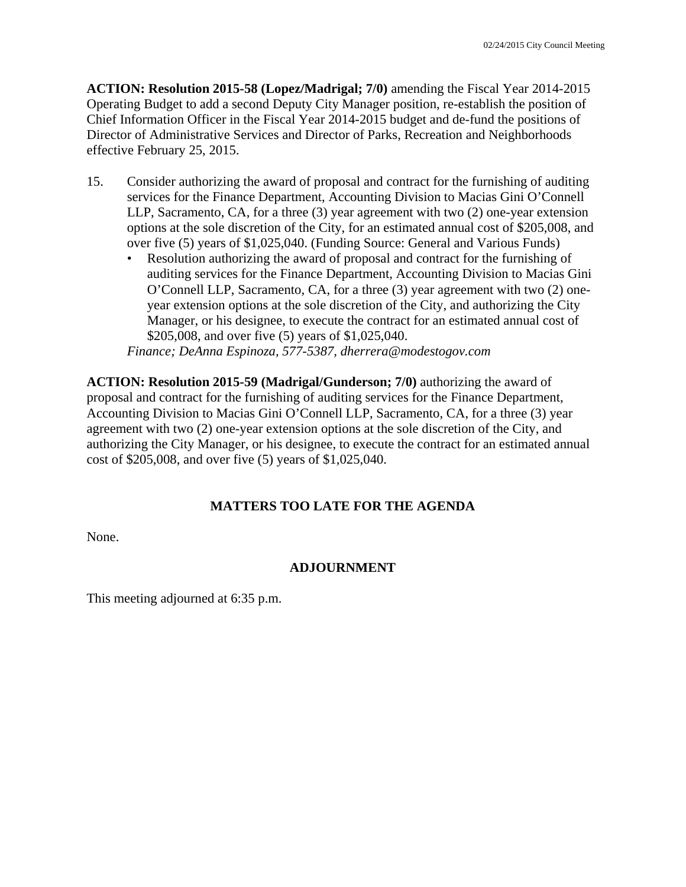**ACTION: Resolution 2015-58 (Lopez/Madrigal; 7/0)** amending the Fiscal Year 2014-2015 Operating Budget to add a second Deputy City Manager position, re-establish the position of Chief Information Officer in the Fiscal Year 2014-2015 budget and de-fund the positions of Director of Administrative Services and Director of Parks, Recreation and Neighborhoods effective February 25, 2015.

15. Consider authorizing the award of proposal and contract for the furnishing of auditing services for the Finance Department, Accounting Division to Macias Gini O'Connell LLP, Sacramento, CA, for a three (3) year agreement with two (2) one-year extension options at the sole discretion of the City, for an estimated annual cost of $205,008, and over five (5) years of $1,025,040. (Funding Source: General and Various Funds)
    - Resolution authorizing the award of proposal and contract for the furnishing of auditing services for the Finance Department, Accounting Division to Macias Gini O'Connell LLP, Sacramento, CA, for a three (3) year agreement with two (2) one-year extension options at the sole discretion of the City, and authorizing the City Manager, or his designee, to execute the contract for an estimated annual cost of $205,008, and over five (5) years of $1,025,040.

    *Finance; DeAnna Espinoza, 577-5387, dherrera@modestogov.com*

**ACTION: Resolution 2015-59 (Madrigal/Gunderson; 7/0)** authorizing the award of proposal and contract for the furnishing of auditing services for the Finance Department, Accounting Division to Macias Gini O'Connell LLP, Sacramento, CA, for a three (3) year agreement with two (2) one-year extension options at the sole discretion of the City, and authorizing the City Manager, or his designee, to execute the contract for an estimated annual cost of $205,008, and over five (5) years of $1,025,040.

## MATTERS TOO LATE FOR THE AGENDA

None.

## ADJOURNMENT

This meeting adjourned at 6:35 p.m.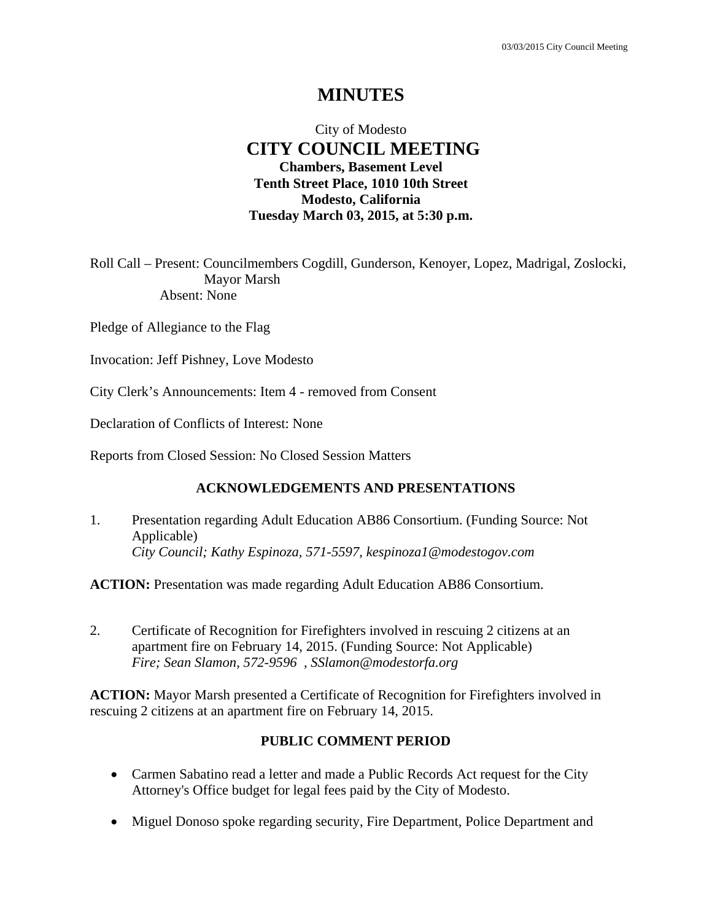# MINUTES

City of Modesto

## CITY COUNCIL MEETING

**Chambers, Basement Level**
**Tenth Street Place, 1010 10th Street**
**Modesto, California**
**Tuesday March 03, 2015, at 5:30 p.m.**

Roll Call – Present: Councilmembers Cogdill, Gunderson, Kenoyer, Lopez, Madrigal, Zoslocki, Mayor Marsh
Absent: None

Pledge of Allegiance to the Flag

Invocation: Jeff Pishney, Love Modesto

City Clerk's Announcements: Item 4 - removed from Consent

Declaration of Conflicts of Interest: None

Reports from Closed Session: No Closed Session Matters

### ACKNOWLEDGEMENTS AND PRESENTATIONS

1. Presentation regarding Adult Education AB86 Consortium. (Funding Source: Not Applicable)
   *City Council; Kathy Espinoza, 571-5597, kespinoza1@modestogov.com*

**ACTION:** Presentation was made regarding Adult Education AB86 Consortium.

2. Certificate of Recognition for Firefighters involved in rescuing 2 citizens at an apartment fire on February 14, 2015. (Funding Source: Not Applicable)
   *Fire; Sean Slamon, 572-9596 , SSlamon@modestorfa.org*

**ACTION:** Mayor Marsh presented a Certificate of Recognition for Firefighters involved in rescuing 2 citizens at an apartment fire on February 14, 2015.

### PUBLIC COMMENT PERIOD

- Carmen Sabatino read a letter and made a Public Records Act request for the City Attorney's Office budget for legal fees paid by the City of Modesto.
- Miguel Donoso spoke regarding security, Fire Department, Police Department and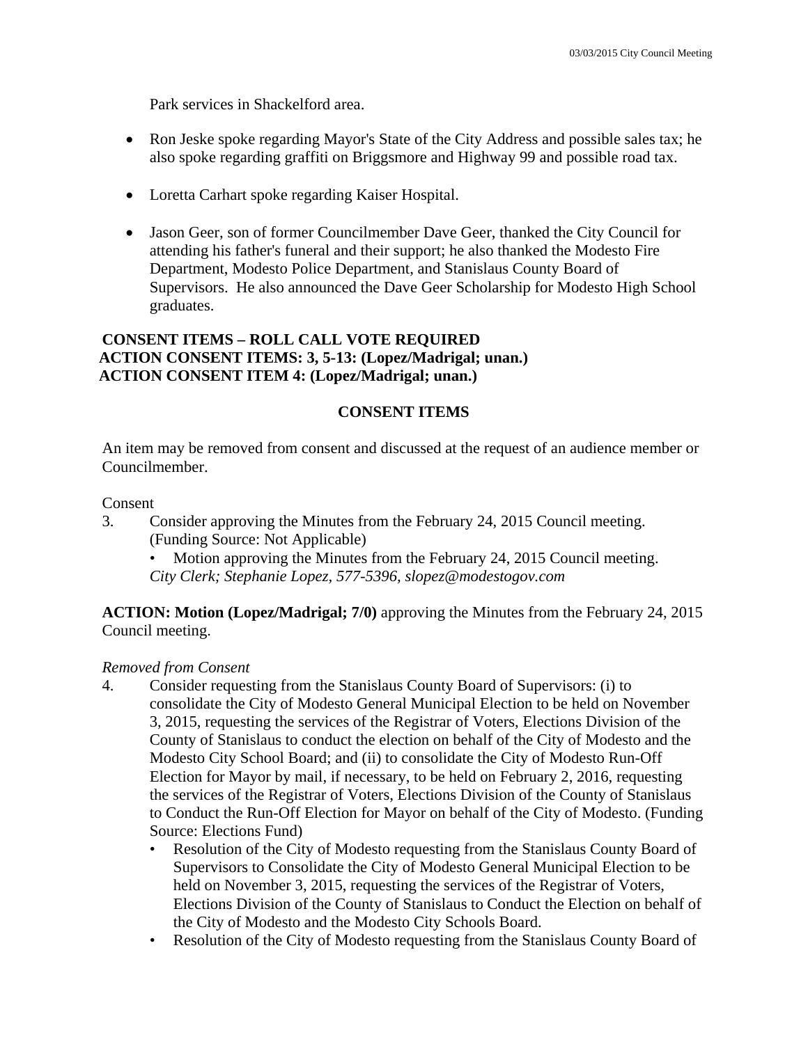Park services in Shackelford area.

- Ron Jeske spoke regarding Mayor's State of the City Address and possible sales tax; he also spoke regarding graffiti on Briggsmore and Highway 99 and possible road tax.

- Loretta Carhart spoke regarding Kaiser Hospital.

- Jason Geer, son of former Councilmember Dave Geer, thanked the City Council for attending his father's funeral and their support; he also thanked the Modesto Fire Department, Modesto Police Department, and Stanislaus County Board of Supervisors. He also announced the Dave Geer Scholarship for Modesto High School graduates.

**CONSENT ITEMS – ROLL CALL VOTE REQUIRED**
**ACTION CONSENT ITEMS: 3, 5-13: (Lopez/Madrigal; unan.)**
**ACTION CONSENT ITEM 4: (Lopez/Madrigal; unan.)**

## CONSENT ITEMS

An item may be removed from consent and discussed at the request of an audience member or Councilmember.

Consent

3. Consider approving the Minutes from the February 24, 2015 Council meeting. (Funding Source: Not Applicable)
   - Motion approving the Minutes from the February 24, 2015 Council meeting.

   *City Clerk; Stephanie Lopez, 577-5396, slopez@modestogov.com*

**ACTION: Motion (Lopez/Madrigal; 7/0)** approving the Minutes from the February 24, 2015 Council meeting.

*Removed from Consent*

4. Consider requesting from the Stanislaus County Board of Supervisors: (i) to consolidate the City of Modesto General Municipal Election to be held on November 3, 2015, requesting the services of the Registrar of Voters, Elections Division of the County of Stanislaus to conduct the election on behalf of the City of Modesto and the Modesto City School Board; and (ii) to consolidate the City of Modesto Run-Off Election for Mayor by mail, if necessary, to be held on February 2, 2016, requesting the services of the Registrar of Voters, Elections Division of the County of Stanislaus to Conduct the Run-Off Election for Mayor on behalf of the City of Modesto. (Funding Source: Elections Fund)
   - Resolution of the City of Modesto requesting from the Stanislaus County Board of Supervisors to Consolidate the City of Modesto General Municipal Election to be held on November 3, 2015, requesting the services of the Registrar of Voters, Elections Division of the County of Stanislaus to Conduct the Election on behalf of the City of Modesto and the Modesto City Schools Board.
   - Resolution of the City of Modesto requesting from the Stanislaus County Board of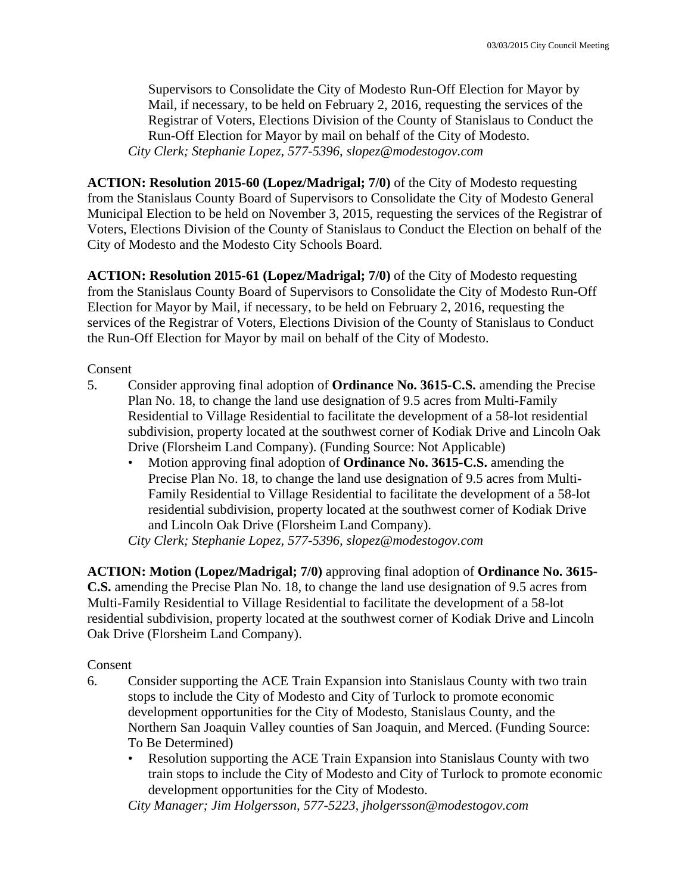Supervisors to Consolidate the City of Modesto Run-Off Election for Mayor by Mail, if necessary, to be held on February 2, 2016, requesting the services of the Registrar of Voters, Elections Division of the County of Stanislaus to Conduct the Run-Off Election for Mayor by mail on behalf of the City of Modesto.

*City Clerk; Stephanie Lopez, 577-5396, slopez@modestogov.com*

**ACTION: Resolution 2015-60 (Lopez/Madrigal; 7/0)** of the City of Modesto requesting from the Stanislaus County Board of Supervisors to Consolidate the City of Modesto General Municipal Election to be held on November 3, 2015, requesting the services of the Registrar of Voters, Elections Division of the County of Stanislaus to Conduct the Election on behalf of the City of Modesto and the Modesto City Schools Board.

**ACTION: Resolution 2015-61 (Lopez/Madrigal; 7/0)** of the City of Modesto requesting from the Stanislaus County Board of Supervisors to Consolidate the City of Modesto Run-Off Election for Mayor by Mail, if necessary, to be held on February 2, 2016, requesting the services of the Registrar of Voters, Elections Division of the County of Stanislaus to Conduct the Run-Off Election for Mayor by mail on behalf of the City of Modesto.

Consent

5. Consider approving final adoption of **Ordinance No. 3615-C.S.** amending the Precise Plan No. 18, to change the land use designation of 9.5 acres from Multi-Family Residential to Village Residential to facilitate the development of a 58-lot residential subdivision, property located at the southwest corner of Kodiak Drive and Lincoln Oak Drive (Florsheim Land Company). (Funding Source: Not Applicable)
   - Motion approving final adoption of **Ordinance No. 3615-C.S.** amending the Precise Plan No. 18, to change the land use designation of 9.5 acres from Multi-Family Residential to Village Residential to facilitate the development of a 58-lot residential subdivision, property located at the southwest corner of Kodiak Drive and Lincoln Oak Drive (Florsheim Land Company).

   *City Clerk; Stephanie Lopez, 577-5396, slopez@modestogov.com*

**ACTION: Motion (Lopez/Madrigal; 7/0)** approving final adoption of **Ordinance No. 3615-C.S.** amending the Precise Plan No. 18, to change the land use designation of 9.5 acres from Multi-Family Residential to Village Residential to facilitate the development of a 58-lot residential subdivision, property located at the southwest corner of Kodiak Drive and Lincoln Oak Drive (Florsheim Land Company).

Consent

6. Consider supporting the ACE Train Expansion into Stanislaus County with two train stops to include the City of Modesto and City of Turlock to promote economic development opportunities for the City of Modesto, Stanislaus County, and the Northern San Joaquin Valley counties of San Joaquin, and Merced. (Funding Source: To Be Determined)
   - Resolution supporting the ACE Train Expansion into Stanislaus County with two train stops to include the City of Modesto and City of Turlock to promote economic development opportunities for the City of Modesto.

   *City Manager; Jim Holgersson, 577-5223, jholgersson@modestogov.com*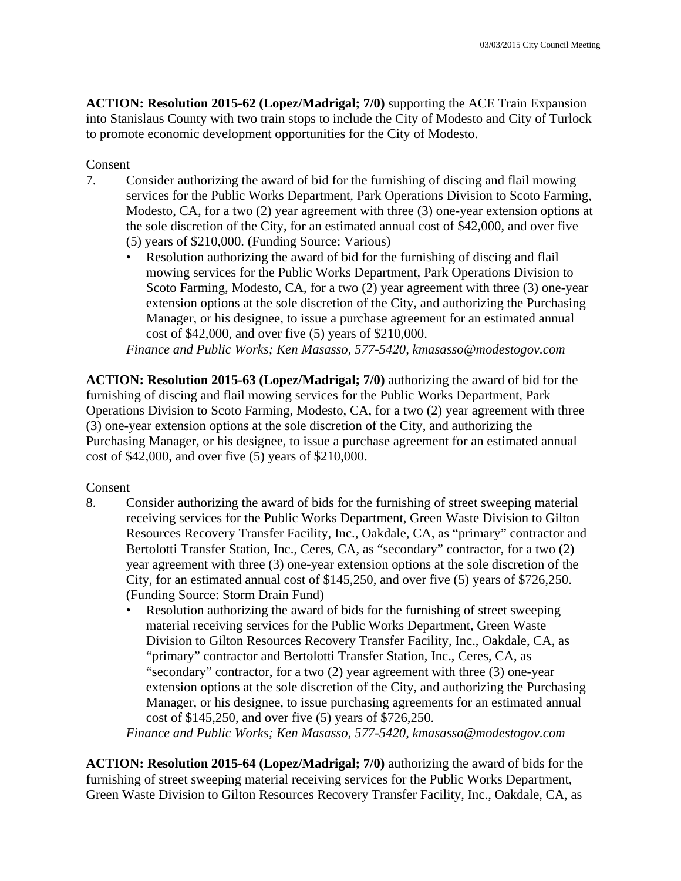**ACTION: Resolution 2015-62 (Lopez/Madrigal; 7/0)** supporting the ACE Train Expansion into Stanislaus County with two train stops to include the City of Modesto and City of Turlock to promote economic development opportunities for the City of Modesto.

Consent

7. Consider authorizing the award of bid for the furnishing of discing and flail mowing services for the Public Works Department, Park Operations Division to Scoto Farming, Modesto, CA, for a two (2) year agreement with three (3) one-year extension options at the sole discretion of the City, for an estimated annual cost of $42,000, and over five (5) years of $210,000. (Funding Source: Various)
   - Resolution authorizing the award of bid for the furnishing of discing and flail mowing services for the Public Works Department, Park Operations Division to Scoto Farming, Modesto, CA, for a two (2) year agreement with three (3) one-year extension options at the sole discretion of the City, and authorizing the Purchasing Manager, or his designee, to issue a purchase agreement for an estimated annual cost of $42,000, and over five (5) years of $210,000.

   *Finance and Public Works; Ken Masasso, 577-5420, kmasasso@modestogov.com*

**ACTION: Resolution 2015-63 (Lopez/Madrigal; 7/0)** authorizing the award of bid for the furnishing of discing and flail mowing services for the Public Works Department, Park Operations Division to Scoto Farming, Modesto, CA, for a two (2) year agreement with three (3) one-year extension options at the sole discretion of the City, and authorizing the Purchasing Manager, or his designee, to issue a purchase agreement for an estimated annual cost of $42,000, and over five (5) years of $210,000.

Consent

8. Consider authorizing the award of bids for the furnishing of street sweeping material receiving services for the Public Works Department, Green Waste Division to Gilton Resources Recovery Transfer Facility, Inc., Oakdale, CA, as "primary" contractor and Bertolotti Transfer Station, Inc., Ceres, CA, as "secondary" contractor, for a two (2) year agreement with three (3) one-year extension options at the sole discretion of the City, for an estimated annual cost of $145,250, and over five (5) years of $726,250. (Funding Source: Storm Drain Fund)
   - Resolution authorizing the award of bids for the furnishing of street sweeping material receiving services for the Public Works Department, Green Waste Division to Gilton Resources Recovery Transfer Facility, Inc., Oakdale, CA, as "primary" contractor and Bertolotti Transfer Station, Inc., Ceres, CA, as "secondary" contractor, for a two (2) year agreement with three (3) one-year extension options at the sole discretion of the City, and authorizing the Purchasing Manager, or his designee, to issue purchasing agreements for an estimated annual cost of $145,250, and over five (5) years of $726,250.

   *Finance and Public Works; Ken Masasso, 577-5420, kmasasso@modestogov.com*

**ACTION: Resolution 2015-64 (Lopez/Madrigal; 7/0)** authorizing the award of bids for the furnishing of street sweeping material receiving services for the Public Works Department, Green Waste Division to Gilton Resources Recovery Transfer Facility, Inc., Oakdale, CA, as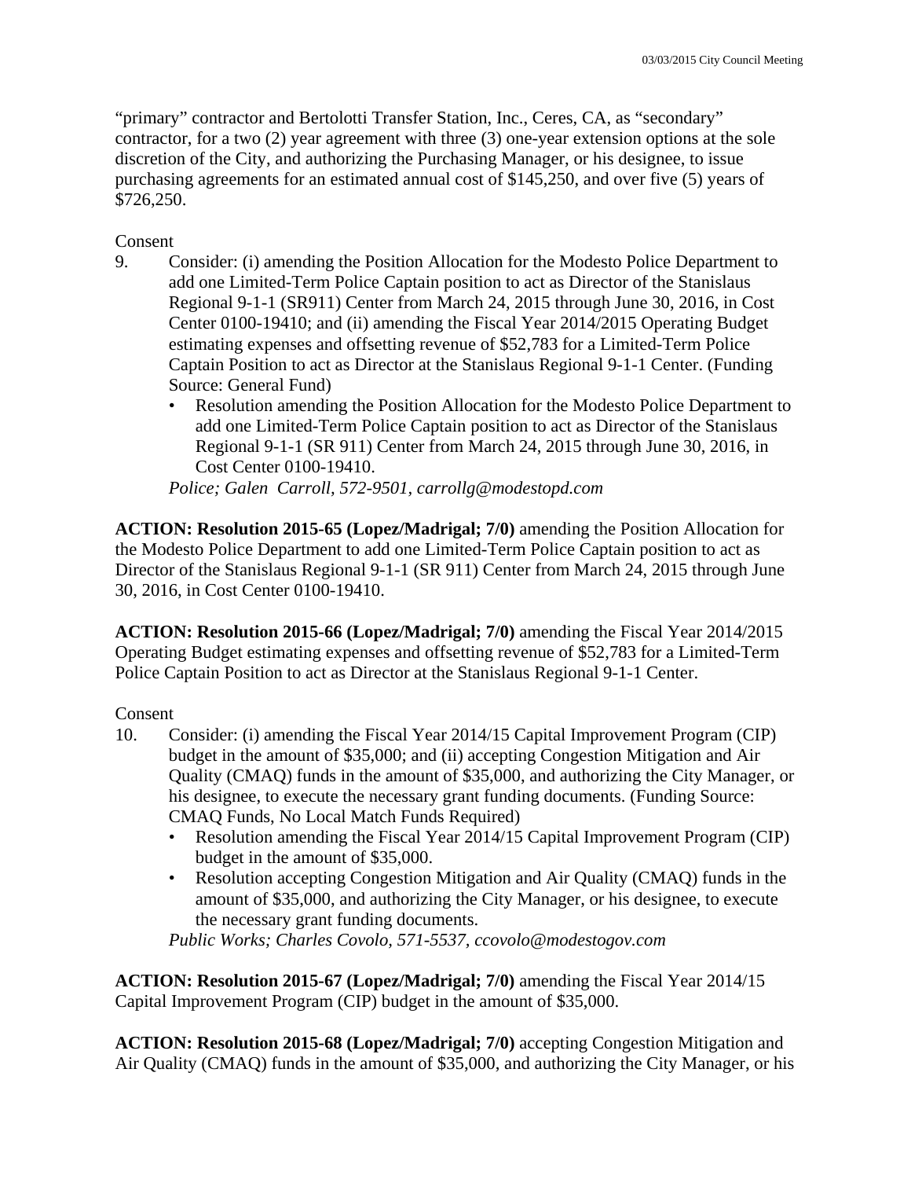“primary” contractor and Bertolotti Transfer Station, Inc., Ceres, CA, as “secondary” contractor, for a two (2) year agreement with three (3) one-year extension options at the sole discretion of the City, and authorizing the Purchasing Manager, or his designee, to issue purchasing agreements for an estimated annual cost of $145,250, and over five (5) years of $726,250.

Consent

9. Consider: (i) amending the Position Allocation for the Modesto Police Department to add one Limited-Term Police Captain position to act as Director of the Stanislaus Regional 9-1-1 (SR911) Center from March 24, 2015 through June 30, 2016, in Cost Center 0100-19410; and (ii) amending the Fiscal Year 2014/2015 Operating Budget estimating expenses and offsetting revenue of $52,783 for a Limited-Term Police Captain Position to act as Director at the Stanislaus Regional 9-1-1 Center. (Funding Source: General Fund)
   - Resolution amending the Position Allocation for the Modesto Police Department to add one Limited-Term Police Captain position to act as Director of the Stanislaus Regional 9-1-1 (SR 911) Center from March 24, 2015 through June 30, 2016, in Cost Center 0100-19410.

   *Police; Galen Carroll, 572-9501, carrollg@modestopd.com*

**ACTION: Resolution 2015-65 (Lopez/Madrigal; 7/0)** amending the Position Allocation for the Modesto Police Department to add one Limited-Term Police Captain position to act as Director of the Stanislaus Regional 9-1-1 (SR 911) Center from March 24, 2015 through June 30, 2016, in Cost Center 0100-19410.

**ACTION: Resolution 2015-66 (Lopez/Madrigal; 7/0)** amending the Fiscal Year 2014/2015 Operating Budget estimating expenses and offsetting revenue of $52,783 for a Limited-Term Police Captain Position to act as Director at the Stanislaus Regional 9-1-1 Center.

Consent

10. Consider: (i) amending the Fiscal Year 2014/15 Capital Improvement Program (CIP) budget in the amount of $35,000; and (ii) accepting Congestion Mitigation and Air Quality (CMAQ) funds in the amount of $35,000, and authorizing the City Manager, or his designee, to execute the necessary grant funding documents. (Funding Source: CMAQ Funds, No Local Match Funds Required)
    - Resolution amending the Fiscal Year 2014/15 Capital Improvement Program (CIP) budget in the amount of $35,000.
    - Resolution accepting Congestion Mitigation and Air Quality (CMAQ) funds in the amount of $35,000, and authorizing the City Manager, or his designee, to execute the necessary grant funding documents.

    *Public Works; Charles Covolo, 571-5537, ccovolo@modestogov.com*

**ACTION: Resolution 2015-67 (Lopez/Madrigal; 7/0)** amending the Fiscal Year 2014/15 Capital Improvement Program (CIP) budget in the amount of $35,000.

**ACTION: Resolution 2015-68 (Lopez/Madrigal; 7/0)** accepting Congestion Mitigation and Air Quality (CMAQ) funds in the amount of $35,000, and authorizing the City Manager, or his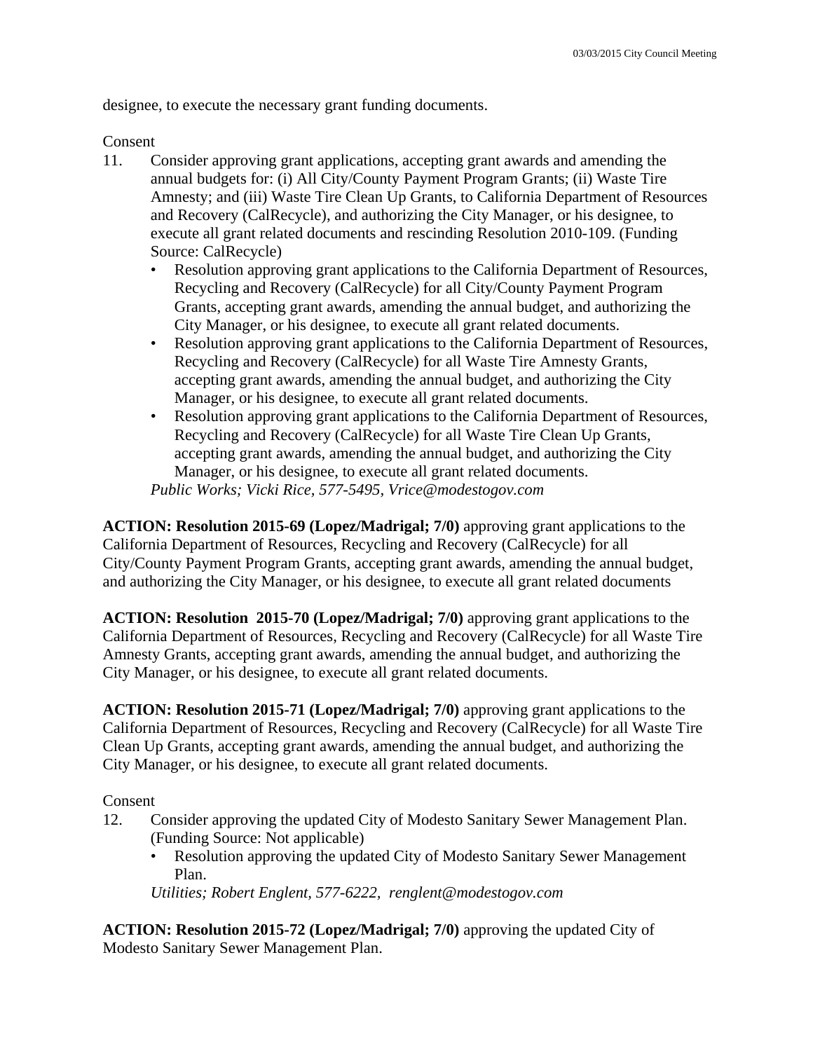designee, to execute the necessary grant funding documents.

Consent

11. Consider approving grant applications, accepting grant awards and amending the annual budgets for: (i) All City/County Payment Program Grants; (ii) Waste Tire Amnesty; and (iii) Waste Tire Clean Up Grants, to California Department of Resources and Recovery (CalRecycle), and authorizing the City Manager, or his designee, to execute all grant related documents and rescinding Resolution 2010-109. (Funding Source: CalRecycle)
    - Resolution approving grant applications to the California Department of Resources, Recycling and Recovery (CalRecycle) for all City/County Payment Program Grants, accepting grant awards, amending the annual budget, and authorizing the City Manager, or his designee, to execute all grant related documents.
    - Resolution approving grant applications to the California Department of Resources, Recycling and Recovery (CalRecycle) for all Waste Tire Amnesty Grants, accepting grant awards, amending the annual budget, and authorizing the City Manager, or his designee, to execute all grant related documents.
    - Resolution approving grant applications to the California Department of Resources, Recycling and Recovery (CalRecycle) for all Waste Tire Clean Up Grants, accepting grant awards, amending the annual budget, and authorizing the City Manager, or his designee, to execute all grant related documents.

    *Public Works; Vicki Rice, 577-5495, Vrice@modestogov.com*

**ACTION: Resolution 2015-69 (Lopez/Madrigal; 7/0)** approving grant applications to the California Department of Resources, Recycling and Recovery (CalRecycle) for all City/County Payment Program Grants, accepting grant awards, amending the annual budget, and authorizing the City Manager, or his designee, to execute all grant related documents

**ACTION: Resolution 2015-70 (Lopez/Madrigal; 7/0)** approving grant applications to the California Department of Resources, Recycling and Recovery (CalRecycle) for all Waste Tire Amnesty Grants, accepting grant awards, amending the annual budget, and authorizing the City Manager, or his designee, to execute all grant related documents.

**ACTION: Resolution 2015-71 (Lopez/Madrigal; 7/0)** approving grant applications to the California Department of Resources, Recycling and Recovery (CalRecycle) for all Waste Tire Clean Up Grants, accepting grant awards, amending the annual budget, and authorizing the City Manager, or his designee, to execute all grant related documents.

Consent

12. Consider approving the updated City of Modesto Sanitary Sewer Management Plan. (Funding Source: Not applicable)
    - Resolution approving the updated City of Modesto Sanitary Sewer Management Plan.

    *Utilities; Robert Englent, 577-6222, renglent@modestogov.com*

**ACTION: Resolution 2015-72 (Lopez/Madrigal; 7/0)** approving the updated City of Modesto Sanitary Sewer Management Plan.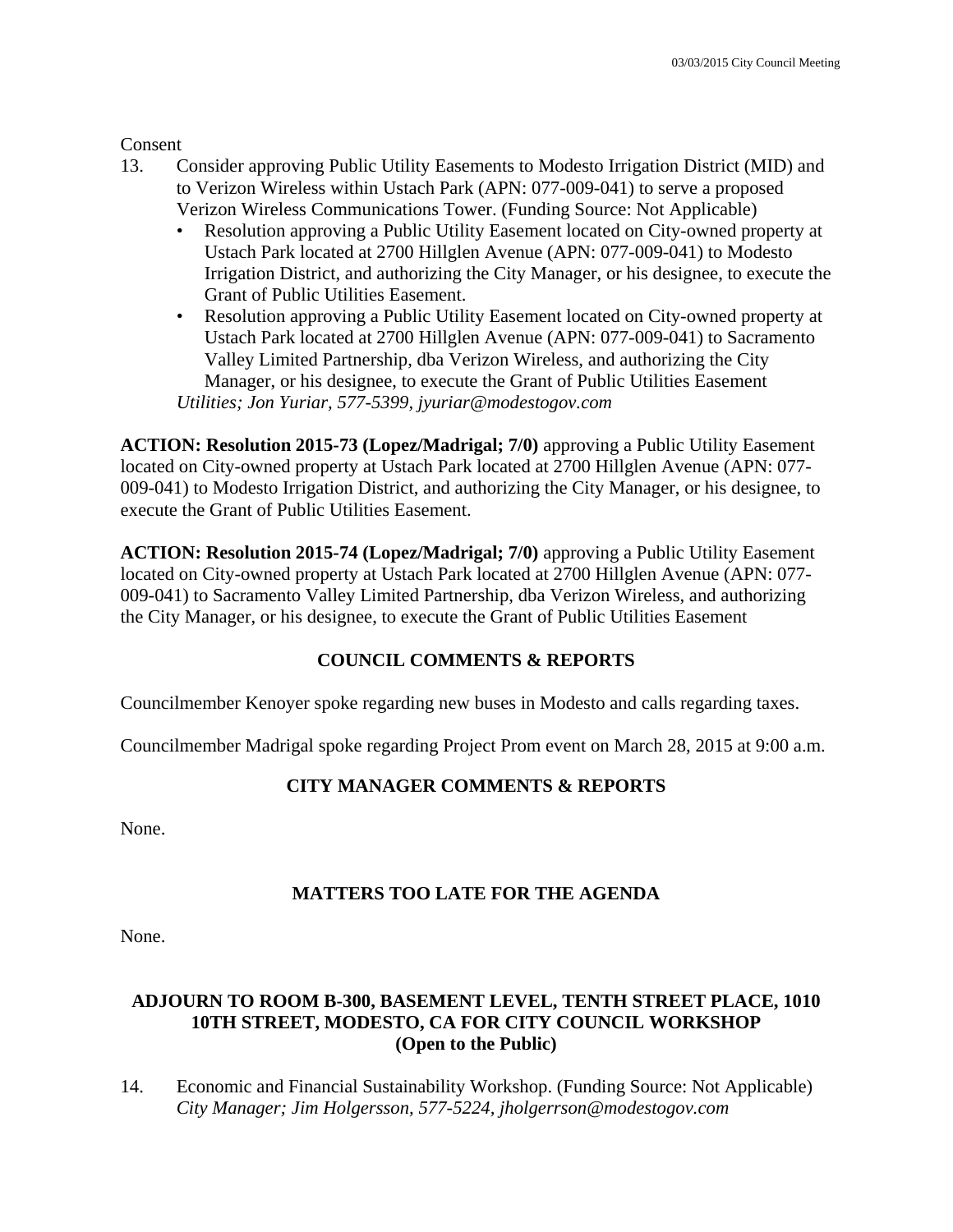Consent

13. Consider approving Public Utility Easements to Modesto Irrigation District (MID) and to Verizon Wireless within Ustach Park (APN: 077-009-041) to serve a proposed Verizon Wireless Communications Tower. (Funding Source: Not Applicable)
    - Resolution approving a Public Utility Easement located on City-owned property at Ustach Park located at 2700 Hillglen Avenue (APN: 077-009-041) to Modesto Irrigation District, and authorizing the City Manager, or his designee, to execute the Grant of Public Utilities Easement.
    - Resolution approving a Public Utility Easement located on City-owned property at Ustach Park located at 2700 Hillglen Avenue (APN: 077-009-041) to Sacramento Valley Limited Partnership, dba Verizon Wireless, and authorizing the City Manager, or his designee, to execute the Grant of Public Utilities Easement

    *Utilities; Jon Yuriar, 577-5399, jyuriar@modestogov.com*

**ACTION: Resolution 2015-73 (Lopez/Madrigal; 7/0)** approving a Public Utility Easement located on City-owned property at Ustach Park located at 2700 Hillglen Avenue (APN: 077-009-041) to Modesto Irrigation District, and authorizing the City Manager, or his designee, to execute the Grant of Public Utilities Easement.

**ACTION: Resolution 2015-74 (Lopez/Madrigal; 7/0)** approving a Public Utility Easement located on City-owned property at Ustach Park located at 2700 Hillglen Avenue (APN: 077-009-041) to Sacramento Valley Limited Partnership, dba Verizon Wireless, and authorizing the City Manager, or his designee, to execute the Grant of Public Utilities Easement

## COUNCIL COMMENTS & REPORTS

Councilmember Kenoyer spoke regarding new buses in Modesto and calls regarding taxes.

Councilmember Madrigal spoke regarding Project Prom event on March 28, 2015 at 9:00 a.m.

## CITY MANAGER COMMENTS & REPORTS

None.

## MATTERS TOO LATE FOR THE AGENDA

None.

## ADJOURN TO ROOM B-300, BASEMENT LEVEL, TENTH STREET PLACE, 1010 10TH STREET, MODESTO, CA FOR CITY COUNCIL WORKSHOP (Open to the Public)

14. Economic and Financial Sustainability Workshop. (Funding Source: Not Applicable)
    *City Manager; Jim Holgersson, 577-5224, jholgerrson@modestogov.com*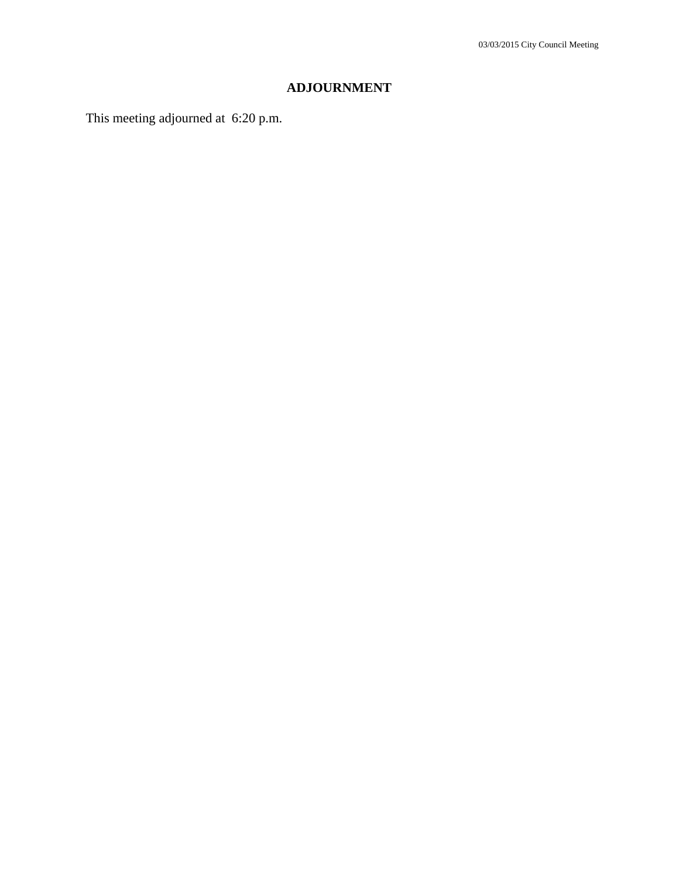## ADJOURNMENT

This meeting adjourned at 6:20 p.m.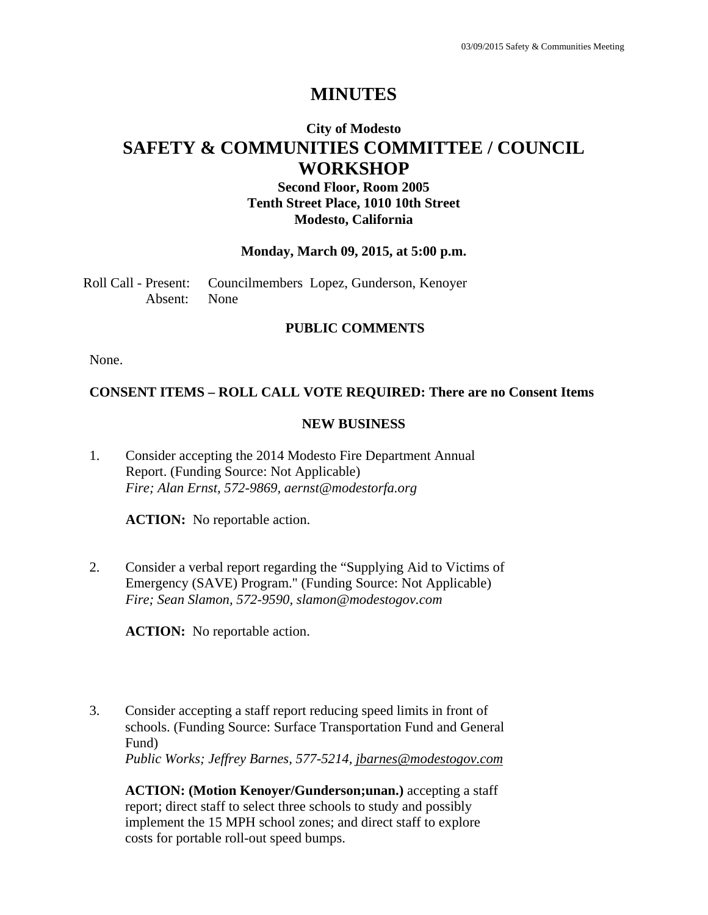# MINUTES

## City of Modesto

## SAFETY & COMMUNITIES COMMITTEE / COUNCIL WORKSHOP

**Second Floor, Room 2005**
**Tenth Street Place, 1010 10th Street**
**Modesto, California**

**Monday, March 09, 2015, at 5:00 p.m.**

Roll Call - Present: Councilmembers Lopez, Gunderson, Kenoyer
Absent: None

### PUBLIC COMMENTS

None.

### CONSENT ITEMS – ROLL CALL VOTE REQUIRED: There are no Consent Items

### NEW BUSINESS

1. Consider accepting the 2014 Modesto Fire Department Annual Report. (Funding Source: Not Applicable)
   *Fire; Alan Ernst, 572-9869, aernst@modestorfa.org*

   **ACTION:** No reportable action.

2. Consider a verbal report regarding the "Supplying Aid to Victims of Emergency (SAVE) Program." (Funding Source: Not Applicable)
   *Fire; Sean Slamon, 572-9590, slamon@modestogov.com*

   **ACTION:** No reportable action.

3. Consider accepting a staff report reducing speed limits in front of schools. (Funding Source: Surface Transportation Fund and General Fund)
   *Public Works; Jeffrey Barnes, 577-5214, jbarnes@modestogov.com*

   **ACTION: (Motion Kenoyer/Gunderson;unan.)** accepting a staff report; direct staff to select three schools to study and possibly implement the 15 MPH school zones; and direct staff to explore costs for portable roll-out speed bumps.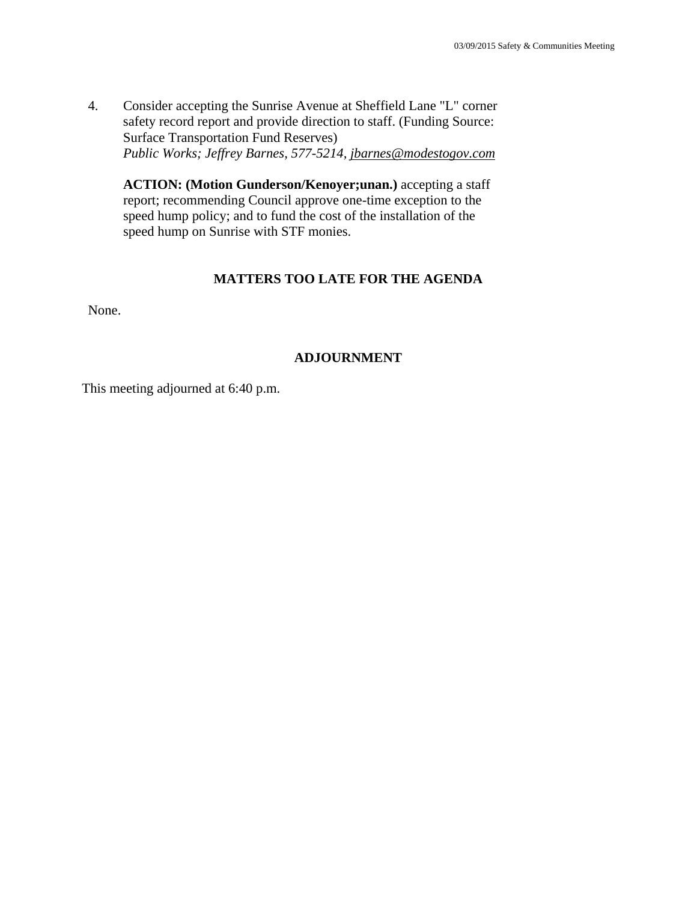4. Consider accepting the Sunrise Avenue at Sheffield Lane "L" corner safety record report and provide direction to staff. (Funding Source: Surface Transportation Fund Reserves)
   *Public Works; Jeffrey Barnes, 577-5214, jbarnes@modestogov.com*

   **ACTION: (Motion Gunderson/Kenoyer;unan.)** accepting a staff report; recommending Council approve one-time exception to the speed hump policy; and to fund the cost of the installation of the speed hump on Sunrise with STF monies.

## MATTERS TOO LATE FOR THE AGENDA

None.

## ADJOURNMENT

This meeting adjourned at 6:40 p.m.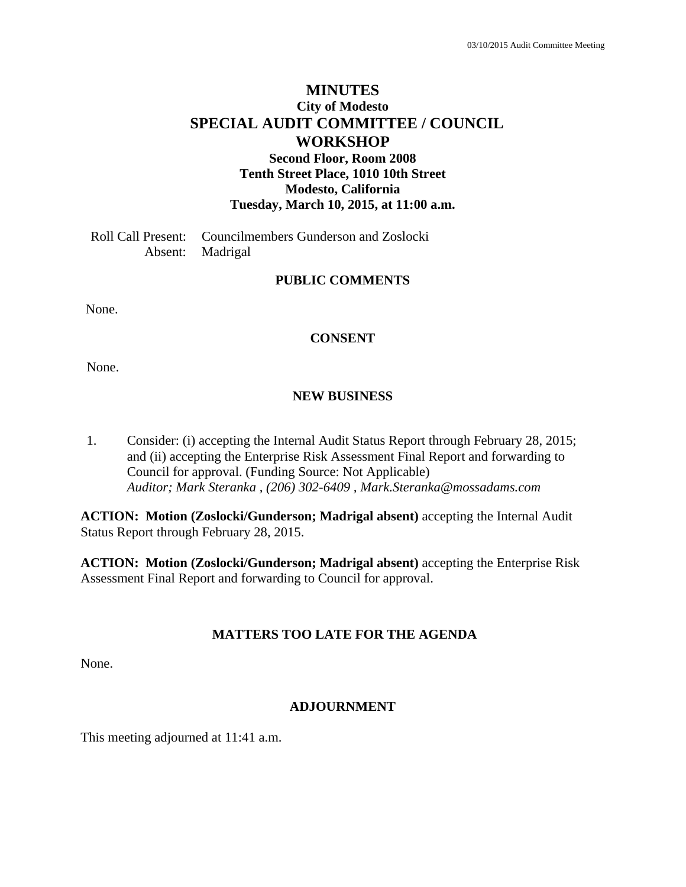# MINUTES

## City of Modesto

## SPECIAL AUDIT COMMITTEE / COUNCIL WORKSHOP

**Second Floor, Room 2008**
**Tenth Street Place, 1010 10th Street**
**Modesto, California**
**Tuesday, March 10, 2015, at 11:00 a.m.**

Roll Call Present: Councilmembers Gunderson and Zoslocki
Absent: Madrigal

### PUBLIC COMMENTS

None.

### CONSENT

None.

### NEW BUSINESS

1. Consider: (i) accepting the Internal Audit Status Report through February 28, 2015; and (ii) accepting the Enterprise Risk Assessment Final Report and forwarding to Council for approval. (Funding Source: Not Applicable)
*Auditor; Mark Steranka , (206) 302-6409 , Mark.Steranka@mossadams.com*

**ACTION: Motion (Zoslocki/Gunderson; Madrigal absent)** accepting the Internal Audit Status Report through February 28, 2015.

**ACTION: Motion (Zoslocki/Gunderson; Madrigal absent)** accepting the Enterprise Risk Assessment Final Report and forwarding to Council for approval.

### MATTERS TOO LATE FOR THE AGENDA

None.

### ADJOURNMENT

This meeting adjourned at 11:41 a.m.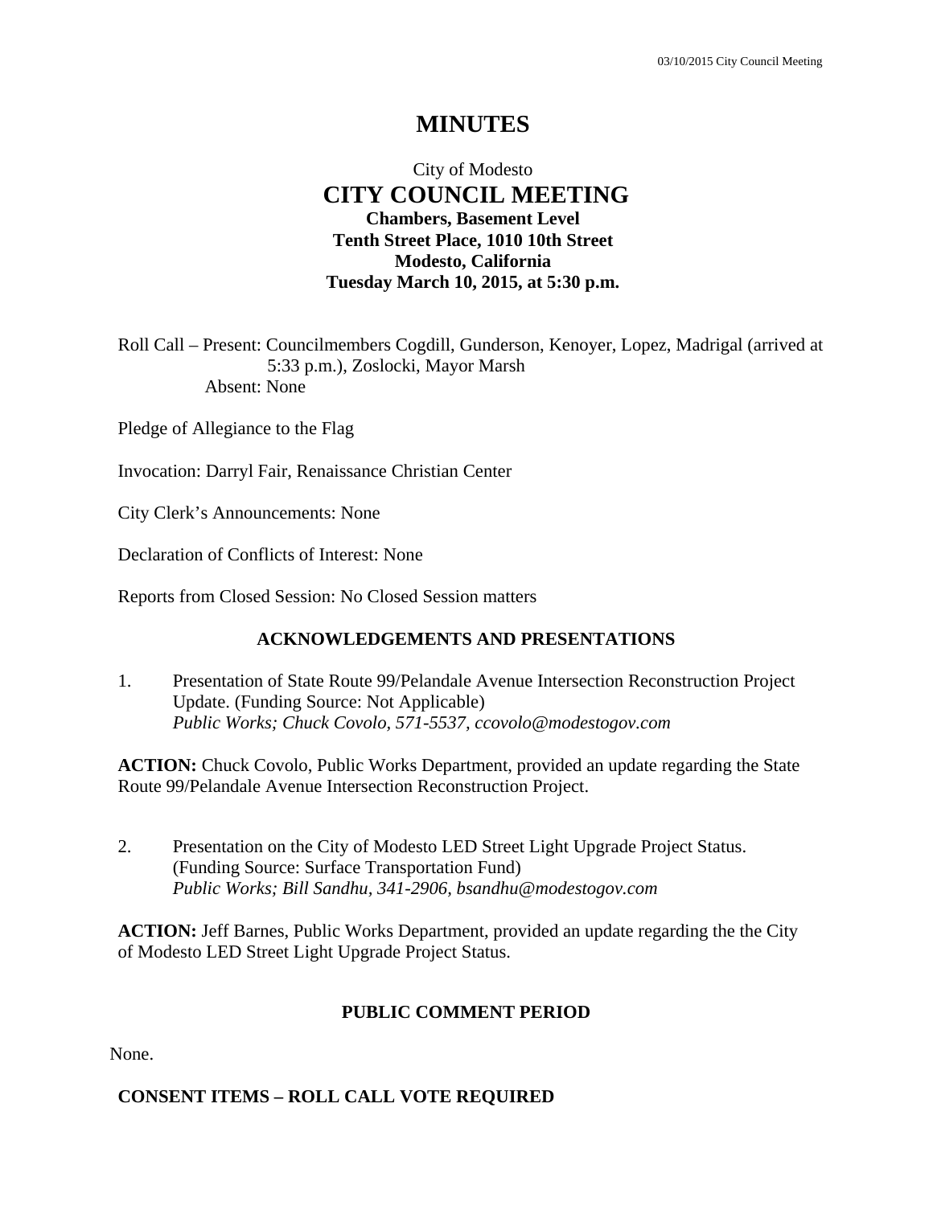# MINUTES

City of Modesto
## CITY COUNCIL MEETING
**Chambers, Basement Level**
**Tenth Street Place, 1010 10th Street**
**Modesto, California**
**Tuesday March 10, 2015, at 5:30 p.m.**

Roll Call – Present: Councilmembers Cogdill, Gunderson, Kenoyer, Lopez, Madrigal (arrived at 5:33 p.m.), Zoslocki, Mayor Marsh
Absent: None

Pledge of Allegiance to the Flag

Invocation: Darryl Fair, Renaissance Christian Center

City Clerk's Announcements: None

Declaration of Conflicts of Interest: None

Reports from Closed Session: No Closed Session matters

### ACKNOWLEDGEMENTS AND PRESENTATIONS

1. Presentation of State Route 99/Pelandale Avenue Intersection Reconstruction Project Update. (Funding Source: Not Applicable)
   *Public Works; Chuck Covolo, 571-5537, ccovolo@modestogov.com*

**ACTION:** Chuck Covolo, Public Works Department, provided an update regarding the State Route 99/Pelandale Avenue Intersection Reconstruction Project.

2. Presentation on the City of Modesto LED Street Light Upgrade Project Status. (Funding Source: Surface Transportation Fund)
   *Public Works; Bill Sandhu, 341-2906, bsandhu@modestogov.com*

**ACTION:** Jeff Barnes, Public Works Department, provided an update regarding the the City of Modesto LED Street Light Upgrade Project Status.

### PUBLIC COMMENT PERIOD

None.

### CONSENT ITEMS – ROLL CALL VOTE REQUIRED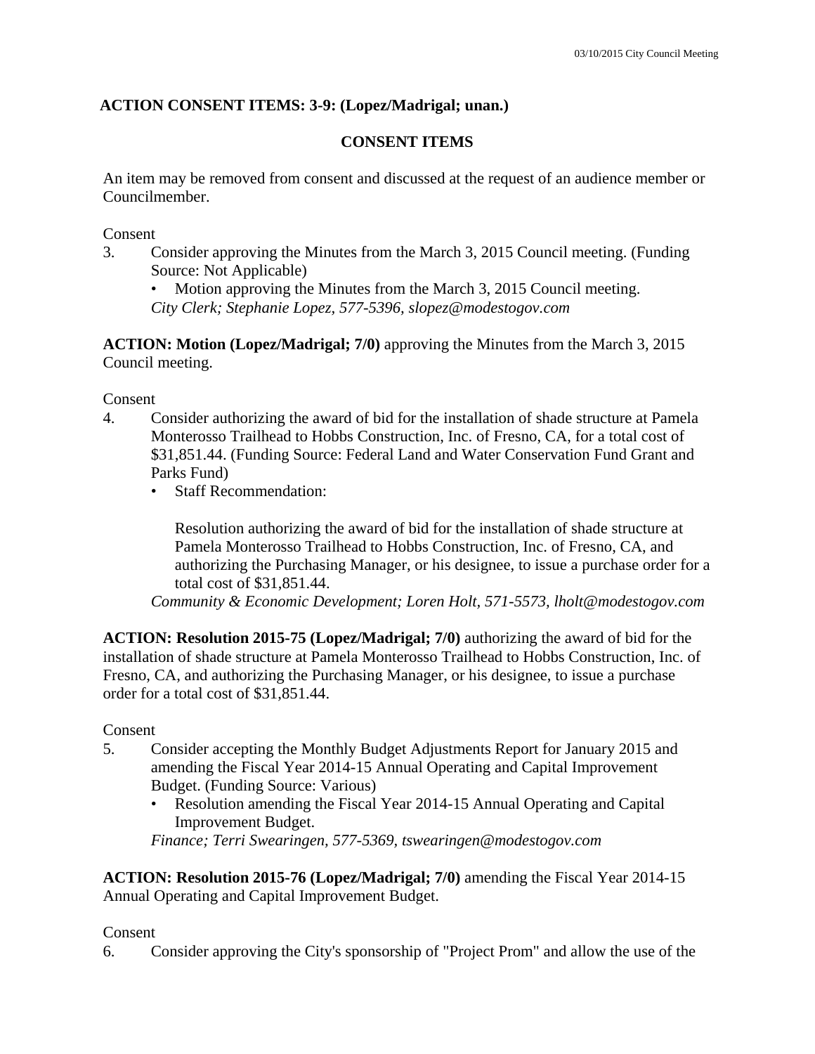**ACTION CONSENT ITEMS: 3-9: (Lopez/Madrigal; unan.)**

**CONSENT ITEMS**

An item may be removed from consent and discussed at the request of an audience member or Councilmember.

Consent

3. Consider approving the Minutes from the March 3, 2015 Council meeting. (Funding Source: Not Applicable)
   - Motion approving the Minutes from the March 3, 2015 Council meeting.

   *City Clerk; Stephanie Lopez, 577-5396, slopez@modestogov.com*

**ACTION: Motion (Lopez/Madrigal; 7/0)** approving the Minutes from the March 3, 2015 Council meeting.

Consent

4. Consider authorizing the award of bid for the installation of shade structure at Pamela Monterosso Trailhead to Hobbs Construction, Inc. of Fresno, CA, for a total cost of $31,851.44. (Funding Source: Federal Land and Water Conservation Fund Grant and Parks Fund)
   - Staff Recommendation:

     Resolution authorizing the award of bid for the installation of shade structure at Pamela Monterosso Trailhead to Hobbs Construction, Inc. of Fresno, CA, and authorizing the Purchasing Manager, or his designee, to issue a purchase order for a total cost of $31,851.44.

   *Community & Economic Development; Loren Holt, 571-5573, lholt@modestogov.com*

**ACTION: Resolution 2015-75 (Lopez/Madrigal; 7/0)** authorizing the award of bid for the installation of shade structure at Pamela Monterosso Trailhead to Hobbs Construction, Inc. of Fresno, CA, and authorizing the Purchasing Manager, or his designee, to issue a purchase order for a total cost of $31,851.44.

Consent

5. Consider accepting the Monthly Budget Adjustments Report for January 2015 and amending the Fiscal Year 2014-15 Annual Operating and Capital Improvement Budget. (Funding Source: Various)
   - Resolution amending the Fiscal Year 2014-15 Annual Operating and Capital Improvement Budget.

   *Finance; Terri Swearingen, 577-5369, tswearingen@modestogov.com*

**ACTION: Resolution 2015-76 (Lopez/Madrigal; 7/0)** amending the Fiscal Year 2014-15 Annual Operating and Capital Improvement Budget.

Consent

6. Consider approving the City's sponsorship of "Project Prom" and allow the use of the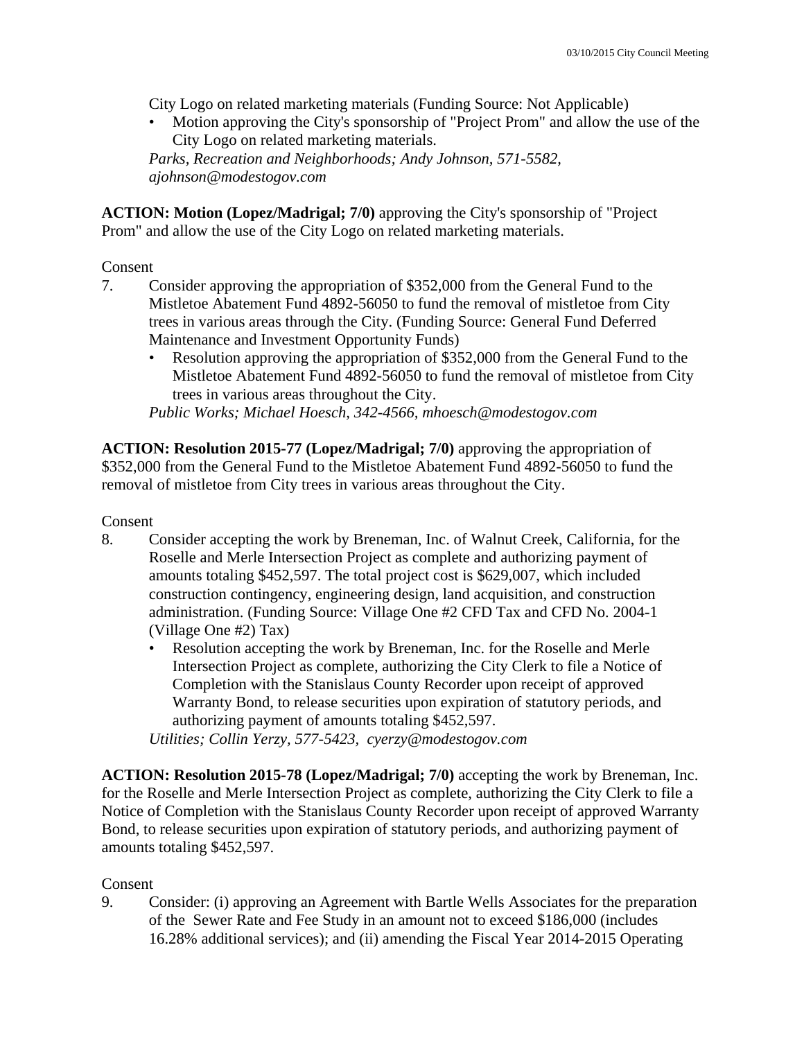City Logo on related marketing materials (Funding Source: Not Applicable)

- Motion approving the City's sponsorship of "Project Prom" and allow the use of the City Logo on related marketing materials.

*Parks, Recreation and Neighborhoods; Andy Johnson, 571-5582, ajohnson@modestogov.com*

**ACTION: Motion (Lopez/Madrigal; 7/0)** approving the City's sponsorship of "Project Prom" and allow the use of the City Logo on related marketing materials.

Consent

7. Consider approving the appropriation of $352,000 from the General Fund to the Mistletoe Abatement Fund 4892-56050 to fund the removal of mistletoe from City trees in various areas through the City. (Funding Source: General Fund Deferred Maintenance and Investment Opportunity Funds)
   - Resolution approving the appropriation of $352,000 from the General Fund to the Mistletoe Abatement Fund 4892-56050 to fund the removal of mistletoe from City trees in various areas throughout the City.

   *Public Works; Michael Hoesch, 342-4566, mhoesch@modestogov.com*

**ACTION: Resolution 2015-77 (Lopez/Madrigal; 7/0)** approving the appropriation of $352,000 from the General Fund to the Mistletoe Abatement Fund 4892-56050 to fund the removal of mistletoe from City trees in various areas throughout the City.

Consent

8. Consider accepting the work by Breneman, Inc. of Walnut Creek, California, for the Roselle and Merle Intersection Project as complete and authorizing payment of amounts totaling $452,597. The total project cost is $629,007, which included construction contingency, engineering design, land acquisition, and construction administration. (Funding Source: Village One #2 CFD Tax and CFD No. 2004-1 (Village One #2) Tax)
   - Resolution accepting the work by Breneman, Inc. for the Roselle and Merle Intersection Project as complete, authorizing the City Clerk to file a Notice of Completion with the Stanislaus County Recorder upon receipt of approved Warranty Bond, to release securities upon expiration of statutory periods, and authorizing payment of amounts totaling $452,597.

   *Utilities; Collin Yerzy, 577-5423, cyerzy@modestogov.com*

**ACTION: Resolution 2015-78 (Lopez/Madrigal; 7/0)** accepting the work by Breneman, Inc. for the Roselle and Merle Intersection Project as complete, authorizing the City Clerk to file a Notice of Completion with the Stanislaus County Recorder upon receipt of approved Warranty Bond, to release securities upon expiration of statutory periods, and authorizing payment of amounts totaling $452,597.

Consent

9. Consider: (i) approving an Agreement with Bartle Wells Associates for the preparation of the Sewer Rate and Fee Study in an amount not to exceed $186,000 (includes 16.28% additional services); and (ii) amending the Fiscal Year 2014-2015 Operating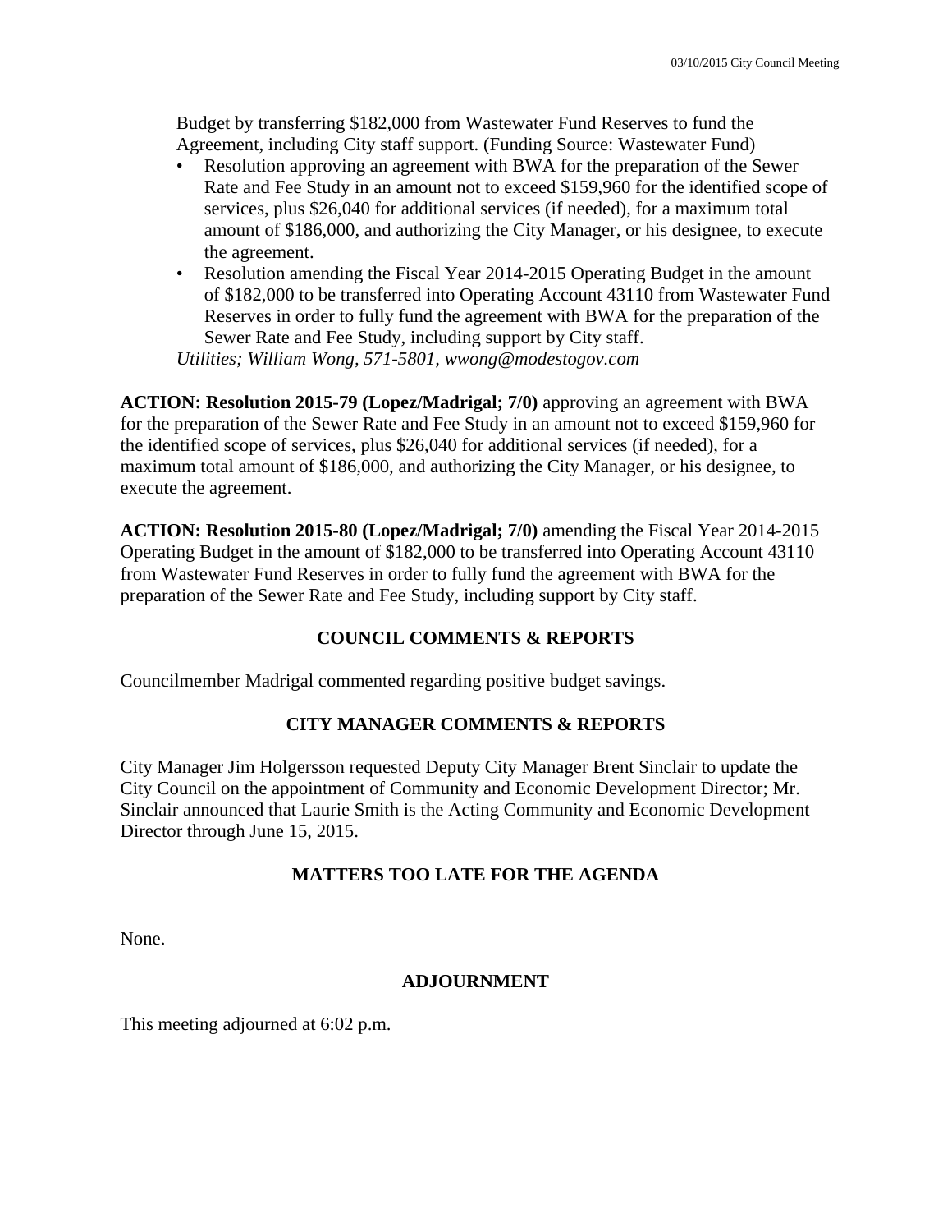Budget by transferring $182,000 from Wastewater Fund Reserves to fund the Agreement, including City staff support. (Funding Source: Wastewater Fund)

- Resolution approving an agreement with BWA for the preparation of the Sewer Rate and Fee Study in an amount not to exceed $159,960 for the identified scope of services, plus $26,040 for additional services (if needed), for a maximum total amount of $186,000, and authorizing the City Manager, or his designee, to execute the agreement.
- Resolution amending the Fiscal Year 2014-2015 Operating Budget in the amount of $182,000 to be transferred into Operating Account 43110 from Wastewater Fund Reserves in order to fully fund the agreement with BWA for the preparation of the Sewer Rate and Fee Study, including support by City staff.

*Utilities; William Wong, 571-5801, wwong@modestogov.com*

**ACTION: Resolution 2015-79 (Lopez/Madrigal; 7/0)** approving an agreement with BWA for the preparation of the Sewer Rate and Fee Study in an amount not to exceed $159,960 for the identified scope of services, plus $26,040 for additional services (if needed), for a maximum total amount of $186,000, and authorizing the City Manager, or his designee, to execute the agreement.

**ACTION: Resolution 2015-80 (Lopez/Madrigal; 7/0)** amending the Fiscal Year 2014-2015 Operating Budget in the amount of $182,000 to be transferred into Operating Account 43110 from Wastewater Fund Reserves in order to fully fund the agreement with BWA for the preparation of the Sewer Rate and Fee Study, including support by City staff.

## COUNCIL COMMENTS & REPORTS

Councilmember Madrigal commented regarding positive budget savings.

## CITY MANAGER COMMENTS & REPORTS

City Manager Jim Holgersson requested Deputy City Manager Brent Sinclair to update the City Council on the appointment of Community and Economic Development Director; Mr. Sinclair announced that Laurie Smith is the Acting Community and Economic Development Director through June 15, 2015.

## MATTERS TOO LATE FOR THE AGENDA

None.

## ADJOURNMENT

This meeting adjourned at 6:02 p.m.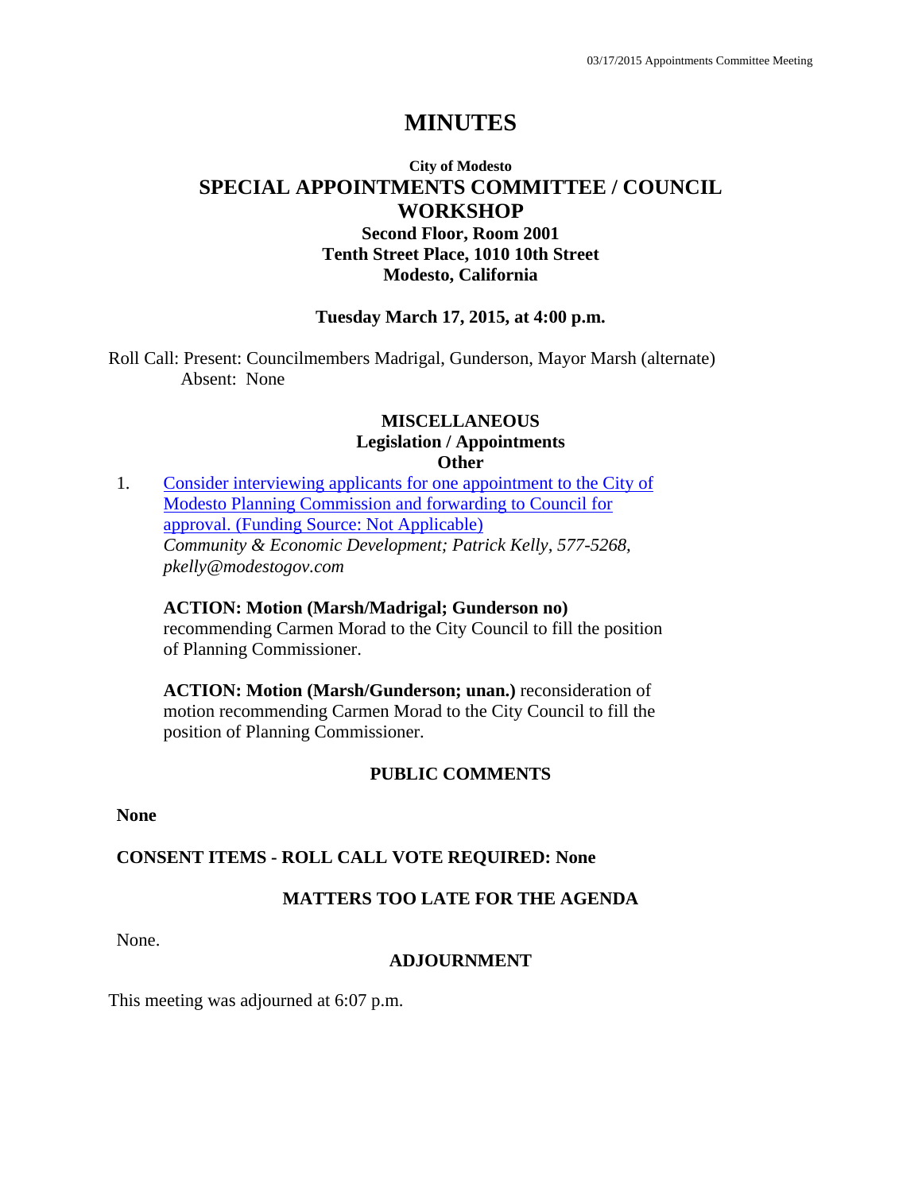# MINUTES

**City of Modesto**

## SPECIAL APPOINTMENTS COMMITTEE / COUNCIL WORKSHOP

**Second Floor, Room 2001**
**Tenth Street Place, 1010 10th Street**
**Modesto, California**

**Tuesday March 17, 2015, at 4:00 p.m.**

Roll Call: Present: Councilmembers Madrigal, Gunderson, Mayor Marsh (alternate)
Absent: None

### MISCELLANEOUS
**Legislation / Appointments**
**Other**

1. Consider interviewing applicants for one appointment to the City of Modesto Planning Commission and forwarding to Council for approval. (Funding Source: Not Applicable)
   *Community & Economic Development; Patrick Kelly, 577-5268, pkelly@modestogov.com*

   **ACTION: Motion (Marsh/Madrigal; Gunderson no)** recommending Carmen Morad to the City Council to fill the position of Planning Commissioner.

   **ACTION: Motion (Marsh/Gunderson; unan.)** reconsideration of motion recommending Carmen Morad to the City Council to fill the position of Planning Commissioner.

### PUBLIC COMMENTS

**None**

**CONSENT ITEMS - ROLL CALL VOTE REQUIRED: None**

### MATTERS TOO LATE FOR THE AGENDA

None.

### ADJOURNMENT

This meeting was adjourned at 6:07 p.m.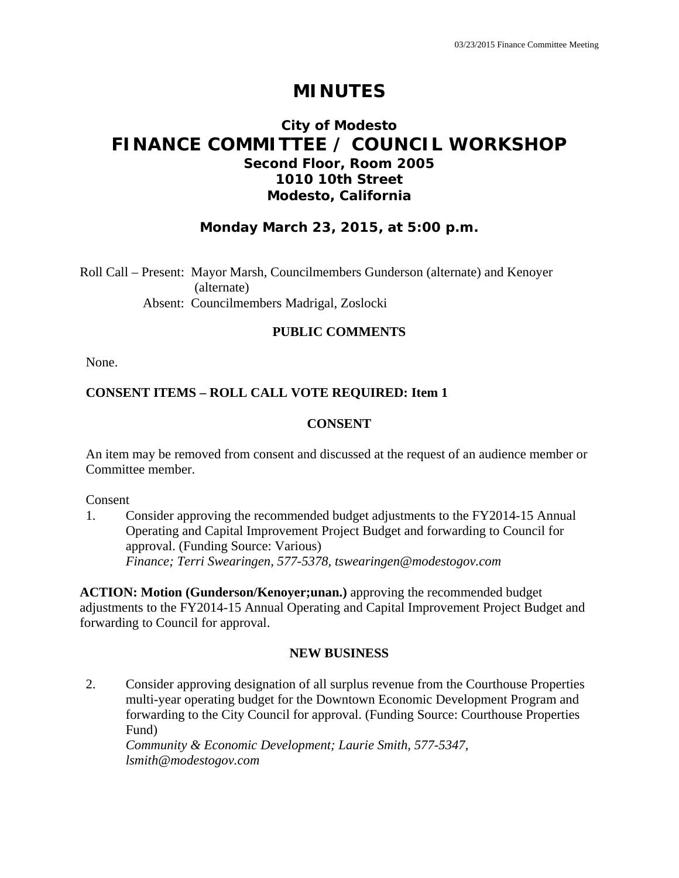# MINUTES

## City of Modesto
# FINANCE COMMITTEE / COUNCIL WORKSHOP
### Second Floor, Room 2005
### 1010 10th Street
### Modesto, California

### Monday March 23, 2015, at 5:00 p.m.

Roll Call – Present: Mayor Marsh, Councilmembers Gunderson (alternate) and Kenoyer (alternate)
Absent: Councilmembers Madrigal, Zoslocki

**PUBLIC COMMENTS**

None.

**CONSENT ITEMS – ROLL CALL VOTE REQUIRED: Item 1**

**CONSENT**

An item may be removed from consent and discussed at the request of an audience member or Committee member.

Consent

1. Consider approving the recommended budget adjustments to the FY2014-15 Annual Operating and Capital Improvement Project Budget and forwarding to Council for approval. (Funding Source: Various)
   *Finance; Terri Swearingen, 577-5378, tswearingen@modestogov.com*

**ACTION: Motion (Gunderson/Kenoyer;unan.)** approving the recommended budget adjustments to the FY2014-15 Annual Operating and Capital Improvement Project Budget and forwarding to Council for approval.

**NEW BUSINESS**

2. Consider approving designation of all surplus revenue from the Courthouse Properties multi-year operating budget for the Downtown Economic Development Program and forwarding to the City Council for approval. (Funding Source: Courthouse Properties Fund)
   *Community & Economic Development; Laurie Smith, 577-5347, lsmith@modestogov.com*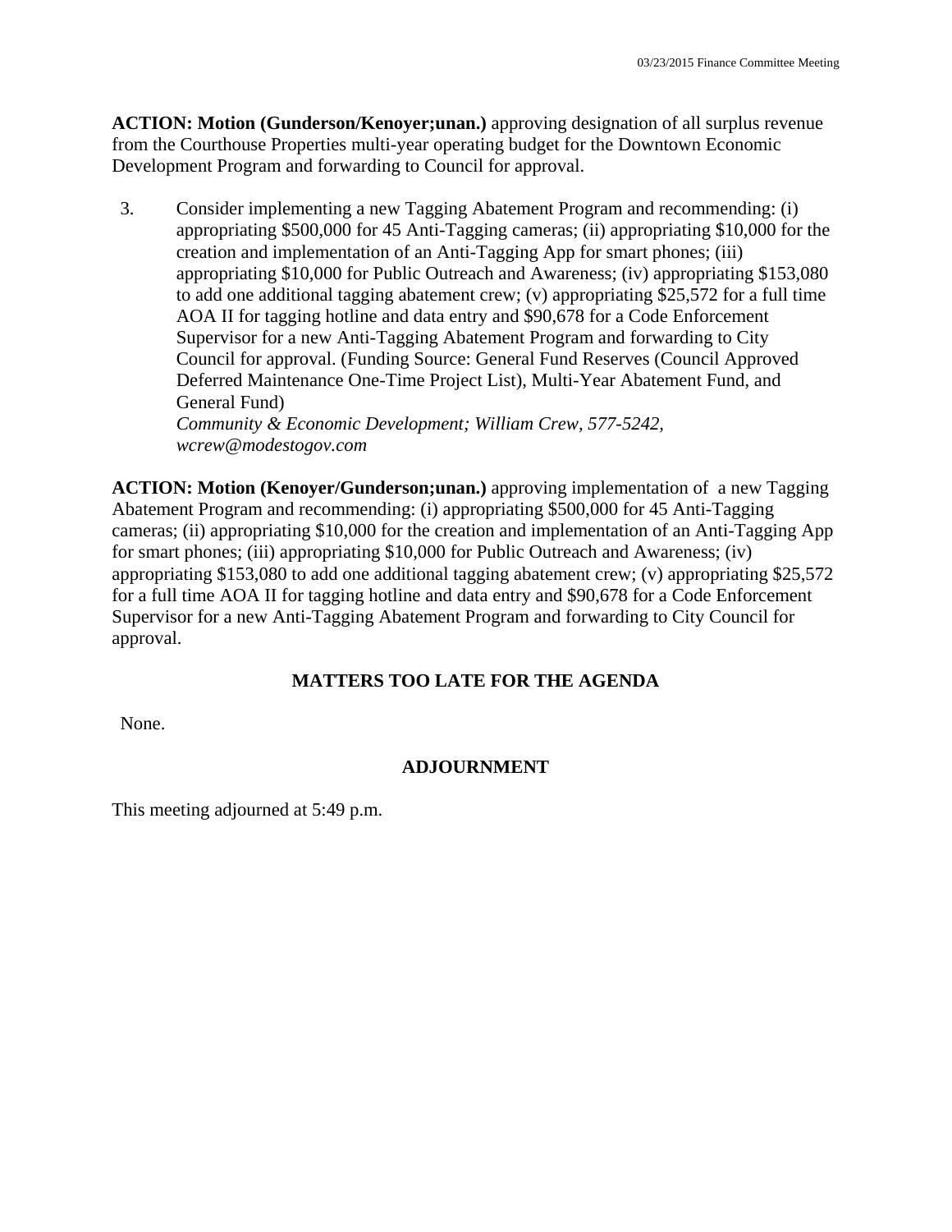**ACTION: Motion (Gunderson/Kenoyer;unan.)** approving designation of all surplus revenue from the Courthouse Properties multi-year operating budget for the Downtown Economic Development Program and forwarding to Council for approval.

3. Consider implementing a new Tagging Abatement Program and recommending: (i) appropriating $500,000 for 45 Anti-Tagging cameras; (ii) appropriating $10,000 for the creation and implementation of an Anti-Tagging App for smart phones; (iii) appropriating $10,000 for Public Outreach and Awareness; (iv) appropriating $153,080 to add one additional tagging abatement crew; (v) appropriating $25,572 for a full time AOA II for tagging hotline and data entry and $90,678 for a Code Enforcement Supervisor for a new Anti-Tagging Abatement Program and forwarding to City Council for approval. (Funding Source: General Fund Reserves (Council Approved Deferred Maintenance One-Time Project List), Multi-Year Abatement Fund, and General Fund)
   *Community & Economic Development; William Crew, 577-5242, wcrew@modestogov.com*

**ACTION: Motion (Kenoyer/Gunderson;unan.)** approving implementation of a new Tagging Abatement Program and recommending: (i) appropriating $500,000 for 45 Anti-Tagging cameras; (ii) appropriating $10,000 for the creation and implementation of an Anti-Tagging App for smart phones; (iii) appropriating $10,000 for Public Outreach and Awareness; (iv) appropriating $153,080 to add one additional tagging abatement crew; (v) appropriating $25,572 for a full time AOA II for tagging hotline and data entry and $90,678 for a Code Enforcement Supervisor for a new Anti-Tagging Abatement Program and forwarding to City Council for approval.

## MATTERS TOO LATE FOR THE AGENDA

None.

## ADJOURNMENT

This meeting adjourned at 5:49 p.m.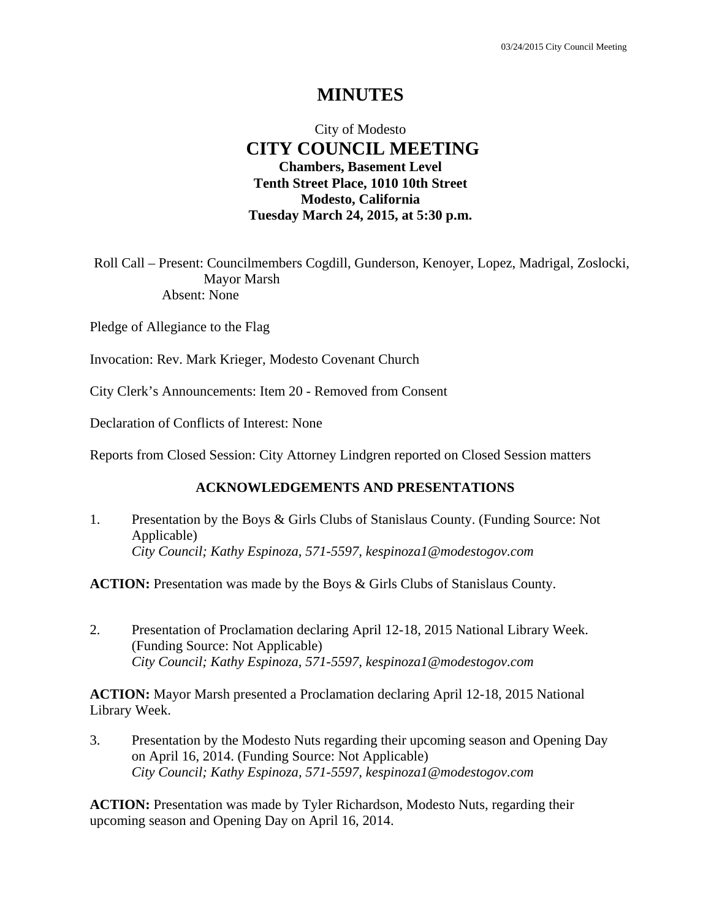# MINUTES

City of Modesto

## CITY COUNCIL MEETING

**Chambers, Basement Level**
**Tenth Street Place, 1010 10th Street**
**Modesto, California**
**Tuesday March 24, 2015, at 5:30 p.m.**

Roll Call – Present: Councilmembers Cogdill, Gunderson, Kenoyer, Lopez, Madrigal, Zoslocki, Mayor Marsh
Absent: None

Pledge of Allegiance to the Flag

Invocation: Rev. Mark Krieger, Modesto Covenant Church

City Clerk's Announcements: Item 20 - Removed from Consent

Declaration of Conflicts of Interest: None

Reports from Closed Session: City Attorney Lindgren reported on Closed Session matters

### ACKNOWLEDGEMENTS AND PRESENTATIONS

1. Presentation by the Boys & Girls Clubs of Stanislaus County. (Funding Source: Not Applicable)
   *City Council; Kathy Espinoza, 571-5597, kespinoza1@modestogov.com*

**ACTION:** Presentation was made by the Boys & Girls Clubs of Stanislaus County.

2. Presentation of Proclamation declaring April 12-18, 2015 National Library Week. (Funding Source: Not Applicable)
   *City Council; Kathy Espinoza, 571-5597, kespinoza1@modestogov.com*

**ACTION:** Mayor Marsh presented a Proclamation declaring April 12-18, 2015 National Library Week.

3. Presentation by the Modesto Nuts regarding their upcoming season and Opening Day on April 16, 2014. (Funding Source: Not Applicable)
   *City Council; Kathy Espinoza, 571-5597, kespinoza1@modestogov.com*

**ACTION:** Presentation was made by Tyler Richardson, Modesto Nuts, regarding their upcoming season and Opening Day on April 16, 2014.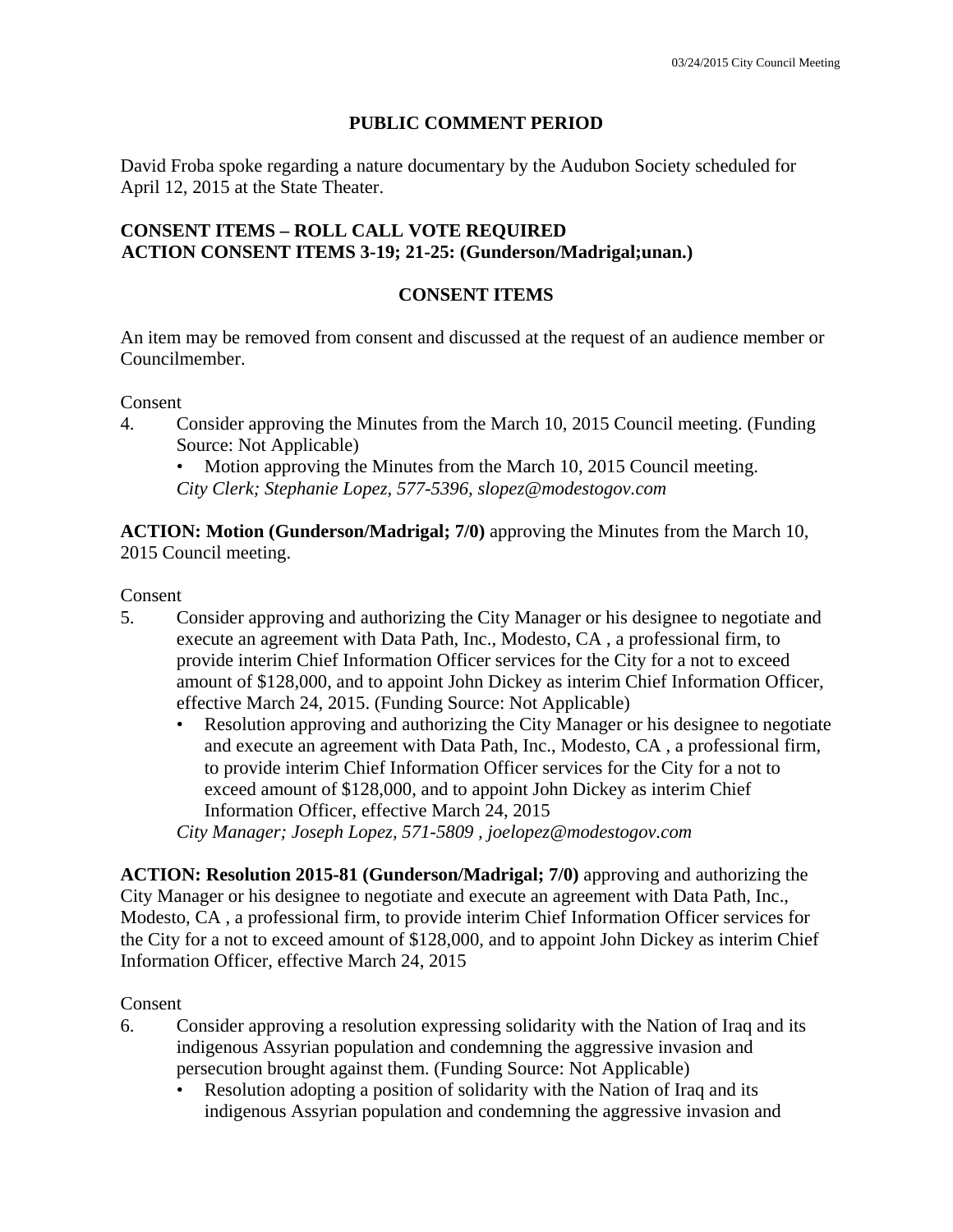## PUBLIC COMMENT PERIOD

David Froba spoke regarding a nature documentary by the Audubon Society scheduled for April 12, 2015 at the State Theater.

**CONSENT ITEMS – ROLL CALL VOTE REQUIRED**
**ACTION CONSENT ITEMS 3-19; 21-25: (Gunderson/Madrigal;unan.)**

## CONSENT ITEMS

An item may be removed from consent and discussed at the request of an audience member or Councilmember.

Consent

4. Consider approving the Minutes from the March 10, 2015 Council meeting. (Funding Source: Not Applicable)
   - Motion approving the Minutes from the March 10, 2015 Council meeting.

   *City Clerk; Stephanie Lopez, 577-5396, slopez@modestogov.com*

**ACTION: Motion (Gunderson/Madrigal; 7/0)** approving the Minutes from the March 10, 2015 Council meeting.

Consent

5. Consider approving and authorizing the City Manager or his designee to negotiate and execute an agreement with Data Path, Inc., Modesto, CA , a professional firm, to provide interim Chief Information Officer services for the City for a not to exceed amount of $128,000, and to appoint John Dickey as interim Chief Information Officer, effective March 24, 2015. (Funding Source: Not Applicable)
   - Resolution approving and authorizing the City Manager or his designee to negotiate and execute an agreement with Data Path, Inc., Modesto, CA , a professional firm, to provide interim Chief Information Officer services for the City for a not to exceed amount of $128,000, and to appoint John Dickey as interim Chief Information Officer, effective March 24, 2015

   *City Manager; Joseph Lopez, 571-5809 , joelopez@modestogov.com*

**ACTION: Resolution 2015-81 (Gunderson/Madrigal; 7/0)** approving and authorizing the City Manager or his designee to negotiate and execute an agreement with Data Path, Inc., Modesto, CA , a professional firm, to provide interim Chief Information Officer services for the City for a not to exceed amount of $128,000, and to appoint John Dickey as interim Chief Information Officer, effective March 24, 2015

Consent

6. Consider approving a resolution expressing solidarity with the Nation of Iraq and its indigenous Assyrian population and condemning the aggressive invasion and persecution brought against them. (Funding Source: Not Applicable)
   - Resolution adopting a position of solidarity with the Nation of Iraq and its indigenous Assyrian population and condemning the aggressive invasion and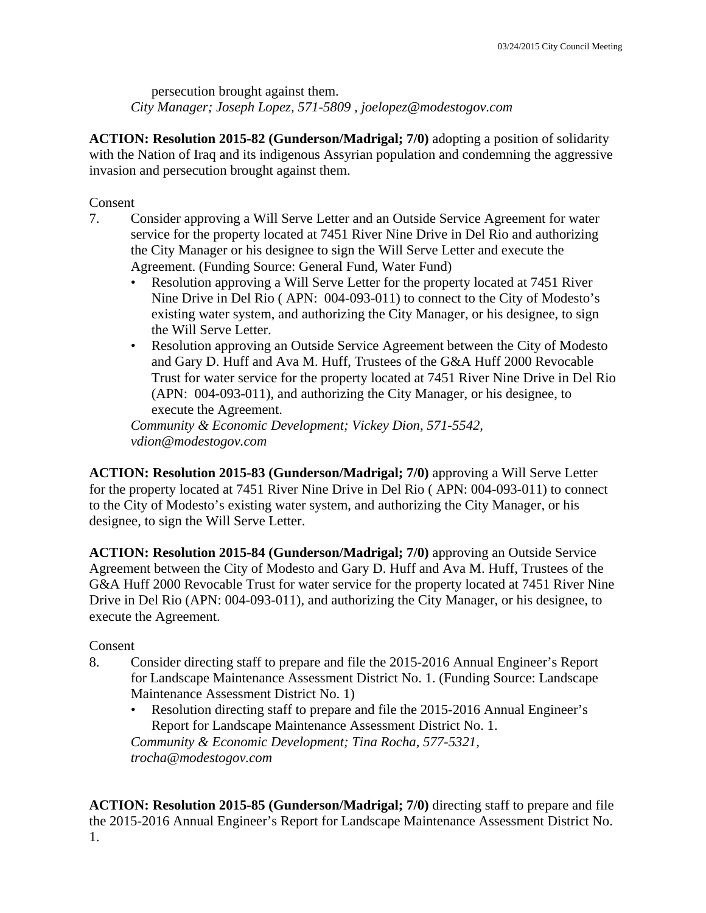persecution brought against them.
*City Manager; Joseph Lopez, 571-5809 , joelopez@modestogov.com*

**ACTION: Resolution 2015-82 (Gunderson/Madrigal; 7/0)** adopting a position of solidarity with the Nation of Iraq and its indigenous Assyrian population and condemning the aggressive invasion and persecution brought against them.

Consent

7. Consider approving a Will Serve Letter and an Outside Service Agreement for water service for the property located at 7451 River Nine Drive in Del Rio and authorizing the City Manager or his designee to sign the Will Serve Letter and execute the Agreement. (Funding Source: General Fund, Water Fund)
   - Resolution approving a Will Serve Letter for the property located at 7451 River Nine Drive in Del Rio ( APN: 004-093-011) to connect to the City of Modesto's existing water system, and authorizing the City Manager, or his designee, to sign the Will Serve Letter.
   - Resolution approving an Outside Service Agreement between the City of Modesto and Gary D. Huff and Ava M. Huff, Trustees of the G&A Huff 2000 Revocable Trust for water service for the property located at 7451 River Nine Drive in Del Rio (APN: 004-093-011), and authorizing the City Manager, or his designee, to execute the Agreement.

   *Community & Economic Development; Vickey Dion, 571-5542, vdion@modestogov.com*

**ACTION: Resolution 2015-83 (Gunderson/Madrigal; 7/0)** approving a Will Serve Letter for the property located at 7451 River Nine Drive in Del Rio ( APN: 004-093-011) to connect to the City of Modesto's existing water system, and authorizing the City Manager, or his designee, to sign the Will Serve Letter.

**ACTION: Resolution 2015-84 (Gunderson/Madrigal; 7/0)** approving an Outside Service Agreement between the City of Modesto and Gary D. Huff and Ava M. Huff, Trustees of the G&A Huff 2000 Revocable Trust for water service for the property located at 7451 River Nine Drive in Del Rio (APN: 004-093-011), and authorizing the City Manager, or his designee, to execute the Agreement.

Consent

8. Consider directing staff to prepare and file the 2015-2016 Annual Engineer's Report for Landscape Maintenance Assessment District No. 1. (Funding Source: Landscape Maintenance Assessment District No. 1)
   - Resolution directing staff to prepare and file the 2015-2016 Annual Engineer's Report for Landscape Maintenance Assessment District No. 1.

   *Community & Economic Development; Tina Rocha, 577-5321, trocha@modestogov.com*

**ACTION: Resolution 2015-85 (Gunderson/Madrigal; 7/0)** directing staff to prepare and file the 2015-2016 Annual Engineer's Report for Landscape Maintenance Assessment District No. 1.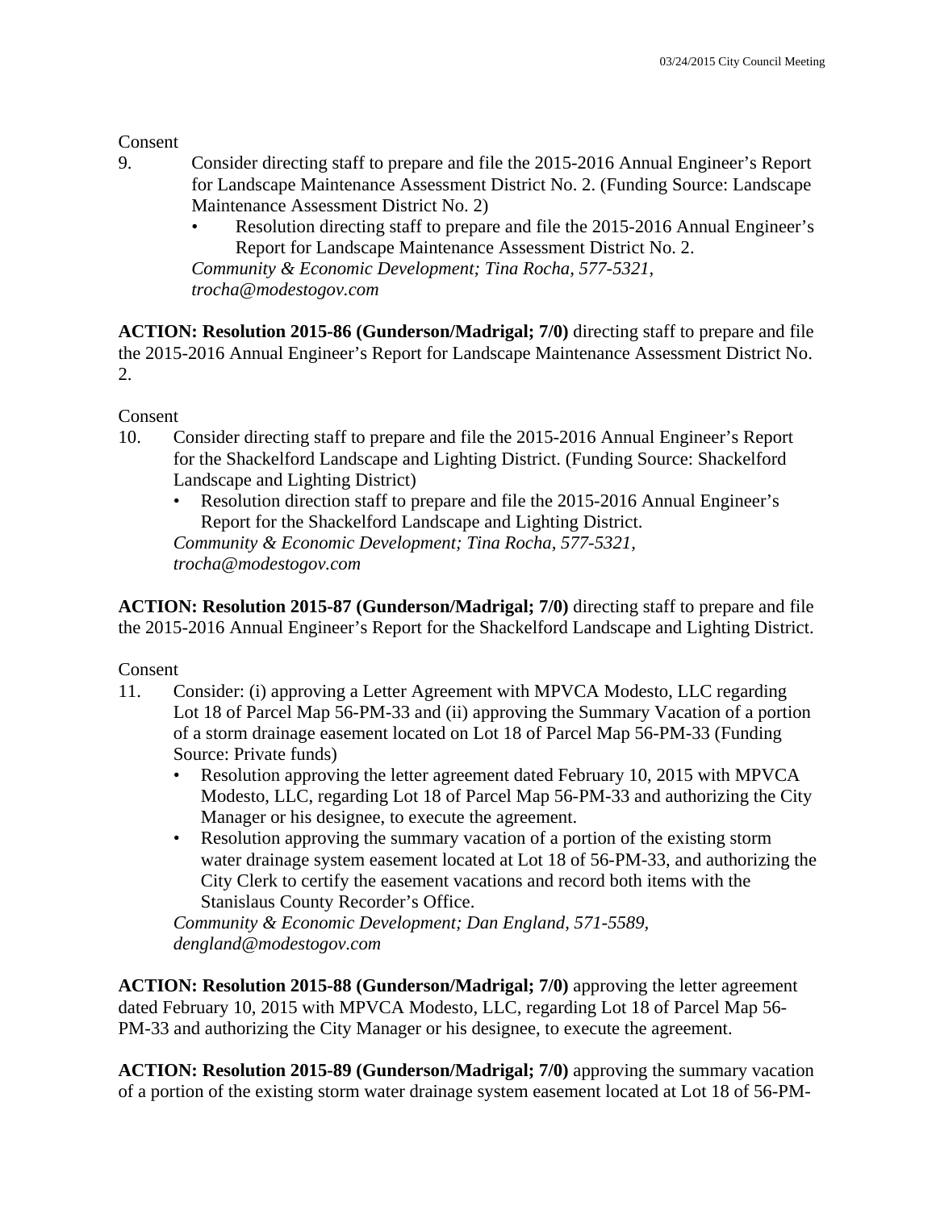Consent

9. Consider directing staff to prepare and file the 2015-2016 Annual Engineer's Report for Landscape Maintenance Assessment District No. 2. (Funding Source: Landscape Maintenance Assessment District No. 2)
   - Resolution directing staff to prepare and file the 2015-2016 Annual Engineer's Report for Landscape Maintenance Assessment District No. 2.

   *Community & Economic Development; Tina Rocha, 577-5321, trocha@modestogov.com*

**ACTION: Resolution 2015-86 (Gunderson/Madrigal; 7/0)** directing staff to prepare and file the 2015-2016 Annual Engineer's Report for Landscape Maintenance Assessment District No. 2.

Consent

10. Consider directing staff to prepare and file the 2015-2016 Annual Engineer's Report for the Shackelford Landscape and Lighting District. (Funding Source: Shackelford Landscape and Lighting District)
    - Resolution direction staff to prepare and file the 2015-2016 Annual Engineer's Report for the Shackelford Landscape and Lighting District.

    *Community & Economic Development; Tina Rocha, 577-5321, trocha@modestogov.com*

**ACTION: Resolution 2015-87 (Gunderson/Madrigal; 7/0)** directing staff to prepare and file the 2015-2016 Annual Engineer's Report for the Shackelford Landscape and Lighting District.

Consent

11. Consider: (i) approving a Letter Agreement with MPVCA Modesto, LLC regarding Lot 18 of Parcel Map 56-PM-33 and (ii) approving the Summary Vacation of a portion of a storm drainage easement located on Lot 18 of Parcel Map 56-PM-33 (Funding Source: Private funds)
    - Resolution approving the letter agreement dated February 10, 2015 with MPVCA Modesto, LLC, regarding Lot 18 of Parcel Map 56-PM-33 and authorizing the City Manager or his designee, to execute the agreement.
    - Resolution approving the summary vacation of a portion of the existing storm water drainage system easement located at Lot 18 of 56-PM-33, and authorizing the City Clerk to certify the easement vacations and record both items with the Stanislaus County Recorder's Office.

    *Community & Economic Development; Dan England, 571-5589, dengland@modestogov.com*

**ACTION: Resolution 2015-88 (Gunderson/Madrigal; 7/0)** approving the letter agreement dated February 10, 2015 with MPVCA Modesto, LLC, regarding Lot 18 of Parcel Map 56-PM-33 and authorizing the City Manager or his designee, to execute the agreement.

**ACTION: Resolution 2015-89 (Gunderson/Madrigal; 7/0)** approving the summary vacation of a portion of the existing storm water drainage system easement located at Lot 18 of 56-PM-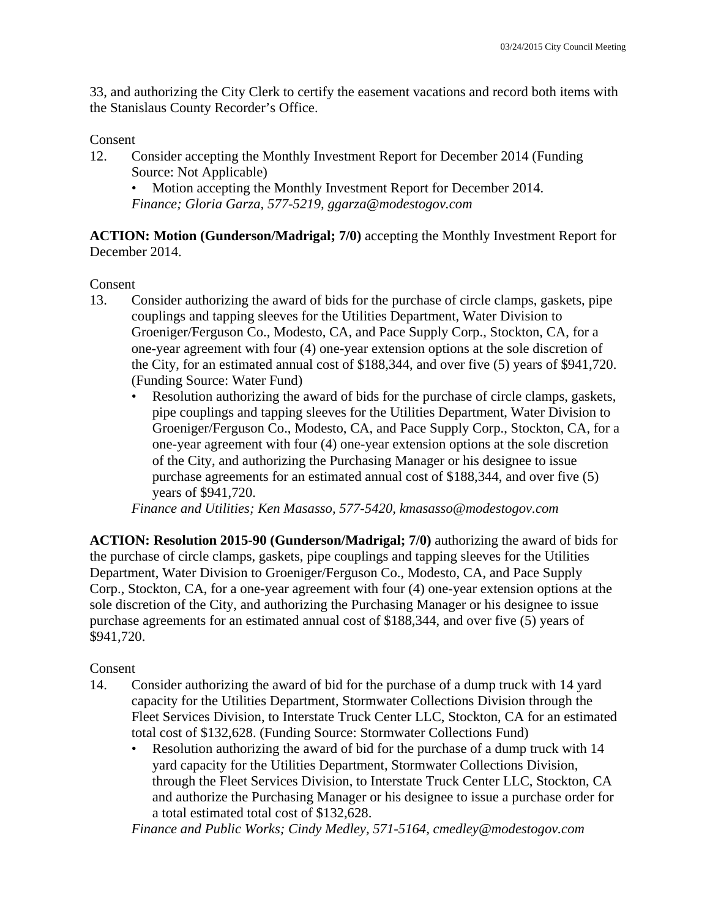33, and authorizing the City Clerk to certify the easement vacations and record both items with the Stanislaus County Recorder's Office.

Consent

12. Consider accepting the Monthly Investment Report for December 2014 (Funding Source: Not Applicable)
    - Motion accepting the Monthly Investment Report for December 2014.

    *Finance; Gloria Garza, 577-5219, ggarza@modestogov.com*

**ACTION: Motion (Gunderson/Madrigal; 7/0)** accepting the Monthly Investment Report for December 2014.

Consent

13. Consider authorizing the award of bids for the purchase of circle clamps, gaskets, pipe couplings and tapping sleeves for the Utilities Department, Water Division to Groeniger/Ferguson Co., Modesto, CA, and Pace Supply Corp., Stockton, CA, for a one-year agreement with four (4) one-year extension options at the sole discretion of the City, for an estimated annual cost of $188,344, and over five (5) years of $941,720. (Funding Source: Water Fund)
    - Resolution authorizing the award of bids for the purchase of circle clamps, gaskets, pipe couplings and tapping sleeves for the Utilities Department, Water Division to Groeniger/Ferguson Co., Modesto, CA, and Pace Supply Corp., Stockton, CA, for a one-year agreement with four (4) one-year extension options at the sole discretion of the City, and authorizing the Purchasing Manager or his designee to issue purchase agreements for an estimated annual cost of $188,344, and over five (5) years of $941,720.

    *Finance and Utilities; Ken Masasso, 577-5420, kmasasso@modestogov.com*

**ACTION: Resolution 2015-90 (Gunderson/Madrigal; 7/0)** authorizing the award of bids for the purchase of circle clamps, gaskets, pipe couplings and tapping sleeves for the Utilities Department, Water Division to Groeniger/Ferguson Co., Modesto, CA, and Pace Supply Corp., Stockton, CA, for a one-year agreement with four (4) one-year extension options at the sole discretion of the City, and authorizing the Purchasing Manager or his designee to issue purchase agreements for an estimated annual cost of $188,344, and over five (5) years of $941,720.

Consent

14. Consider authorizing the award of bid for the purchase of a dump truck with 14 yard capacity for the Utilities Department, Stormwater Collections Division through the Fleet Services Division, to Interstate Truck Center LLC, Stockton, CA for an estimated total cost of $132,628. (Funding Source: Stormwater Collections Fund)
    - Resolution authorizing the award of bid for the purchase of a dump truck with 14 yard capacity for the Utilities Department, Stormwater Collections Division, through the Fleet Services Division, to Interstate Truck Center LLC, Stockton, CA and authorize the Purchasing Manager or his designee to issue a purchase order for a total estimated total cost of $132,628.

    *Finance and Public Works; Cindy Medley, 571-5164, cmedley@modestogov.com*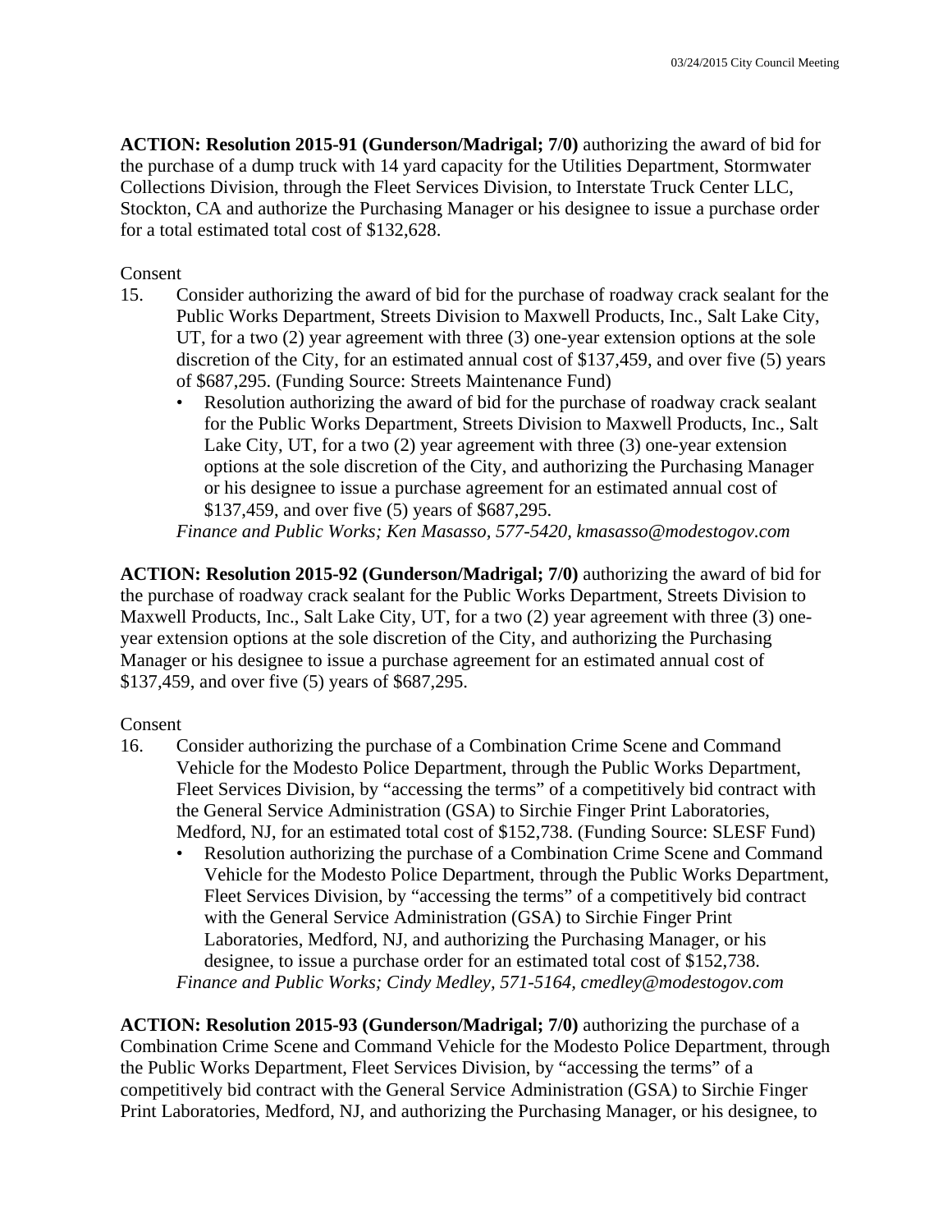**ACTION: Resolution 2015-91 (Gunderson/Madrigal; 7/0)** authorizing the award of bid for the purchase of a dump truck with 14 yard capacity for the Utilities Department, Stormwater Collections Division, through the Fleet Services Division, to Interstate Truck Center LLC, Stockton, CA and authorize the Purchasing Manager or his designee to issue a purchase order for a total estimated total cost of $132,628.

Consent

15. Consider authorizing the award of bid for the purchase of roadway crack sealant for the Public Works Department, Streets Division to Maxwell Products, Inc., Salt Lake City, UT, for a two (2) year agreement with three (3) one-year extension options at the sole discretion of the City, for an estimated annual cost of $137,459, and over five (5) years of $687,295. (Funding Source: Streets Maintenance Fund)
    - Resolution authorizing the award of bid for the purchase of roadway crack sealant for the Public Works Department, Streets Division to Maxwell Products, Inc., Salt Lake City, UT, for a two (2) year agreement with three (3) one-year extension options at the sole discretion of the City, and authorizing the Purchasing Manager or his designee to issue a purchase agreement for an estimated annual cost of $137,459, and over five (5) years of $687,295.

    *Finance and Public Works; Ken Masasso, 577-5420, kmasasso@modestogov.com*

**ACTION: Resolution 2015-92 (Gunderson/Madrigal; 7/0)** authorizing the award of bid for the purchase of roadway crack sealant for the Public Works Department, Streets Division to Maxwell Products, Inc., Salt Lake City, UT, for a two (2) year agreement with three (3) one-year extension options at the sole discretion of the City, and authorizing the Purchasing Manager or his designee to issue a purchase agreement for an estimated annual cost of $137,459, and over five (5) years of $687,295.

Consent

16. Consider authorizing the purchase of a Combination Crime Scene and Command Vehicle for the Modesto Police Department, through the Public Works Department, Fleet Services Division, by "accessing the terms" of a competitively bid contract with the General Service Administration (GSA) to Sirchie Finger Print Laboratories, Medford, NJ, for an estimated total cost of $152,738. (Funding Source: SLESF Fund)
    - Resolution authorizing the purchase of a Combination Crime Scene and Command Vehicle for the Modesto Police Department, through the Public Works Department, Fleet Services Division, by "accessing the terms" of a competitively bid contract with the General Service Administration (GSA) to Sirchie Finger Print Laboratories, Medford, NJ, and authorizing the Purchasing Manager, or his designee, to issue a purchase order for an estimated total cost of $152,738.

    *Finance and Public Works; Cindy Medley, 571-5164, cmedley@modestogov.com*

**ACTION: Resolution 2015-93 (Gunderson/Madrigal; 7/0)** authorizing the purchase of a Combination Crime Scene and Command Vehicle for the Modesto Police Department, through the Public Works Department, Fleet Services Division, by "accessing the terms" of a competitively bid contract with the General Service Administration (GSA) to Sirchie Finger Print Laboratories, Medford, NJ, and authorizing the Purchasing Manager, or his designee, to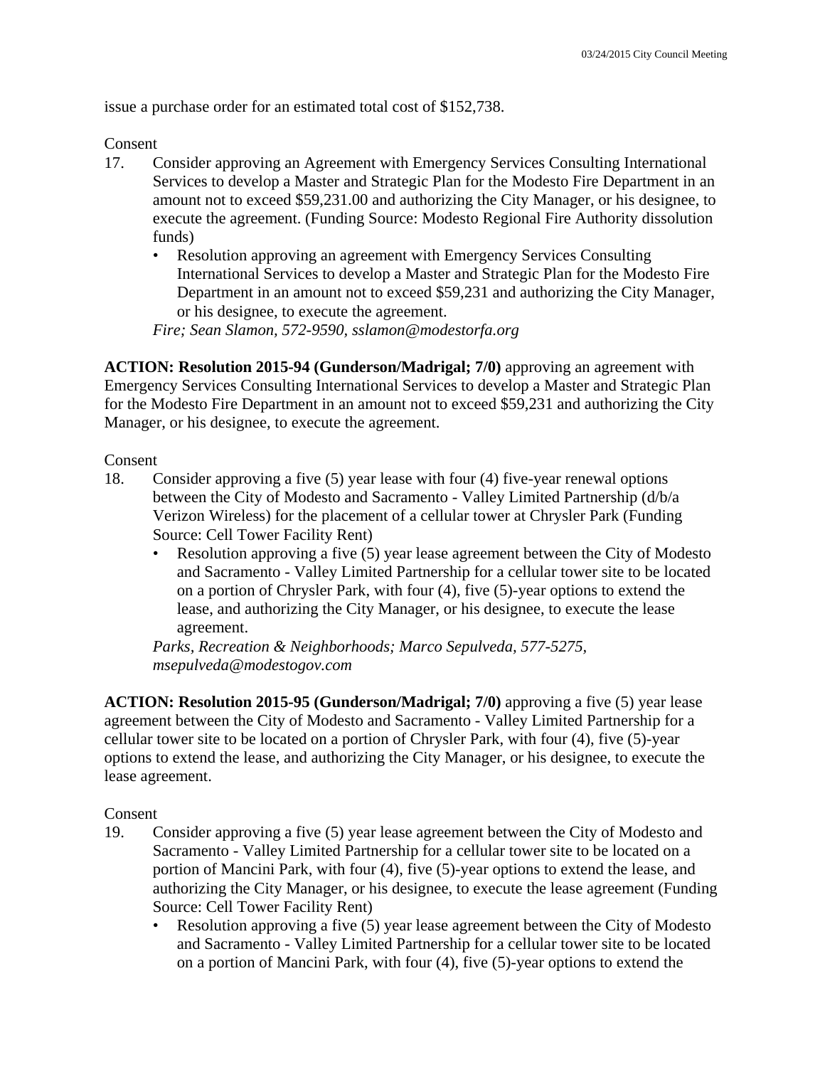issue a purchase order for an estimated total cost of $152,738.

Consent

17. Consider approving an Agreement with Emergency Services Consulting International Services to develop a Master and Strategic Plan for the Modesto Fire Department in an amount not to exceed $59,231.00 and authorizing the City Manager, or his designee, to execute the agreement. (Funding Source: Modesto Regional Fire Authority dissolution funds)
    - Resolution approving an agreement with Emergency Services Consulting International Services to develop a Master and Strategic Plan for the Modesto Fire Department in an amount not to exceed $59,231 and authorizing the City Manager, or his designee, to execute the agreement.

    *Fire; Sean Slamon, 572-9590, sslamon@modestorfa.org*

**ACTION: Resolution 2015-94 (Gunderson/Madrigal; 7/0)** approving an agreement with Emergency Services Consulting International Services to develop a Master and Strategic Plan for the Modesto Fire Department in an amount not to exceed $59,231 and authorizing the City Manager, or his designee, to execute the agreement.

Consent

18. Consider approving a five (5) year lease with four (4) five-year renewal options between the City of Modesto and Sacramento - Valley Limited Partnership (d/b/a Verizon Wireless) for the placement of a cellular tower at Chrysler Park (Funding Source: Cell Tower Facility Rent)
    - Resolution approving a five (5) year lease agreement between the City of Modesto and Sacramento - Valley Limited Partnership for a cellular tower site to be located on a portion of Chrysler Park, with four (4), five (5)-year options to extend the lease, and authorizing the City Manager, or his designee, to execute the lease agreement.

    *Parks, Recreation & Neighborhoods; Marco Sepulveda, 577-5275, msepulveda@modestogov.com*

**ACTION: Resolution 2015-95 (Gunderson/Madrigal; 7/0)** approving a five (5) year lease agreement between the City of Modesto and Sacramento - Valley Limited Partnership for a cellular tower site to be located on a portion of Chrysler Park, with four (4), five (5)-year options to extend the lease, and authorizing the City Manager, or his designee, to execute the lease agreement.

Consent

19. Consider approving a five (5) year lease agreement between the City of Modesto and Sacramento - Valley Limited Partnership for a cellular tower site to be located on a portion of Mancini Park, with four (4), five (5)-year options to extend the lease, and authorizing the City Manager, or his designee, to execute the lease agreement (Funding Source: Cell Tower Facility Rent)
    - Resolution approving a five (5) year lease agreement between the City of Modesto and Sacramento - Valley Limited Partnership for a cellular tower site to be located on a portion of Mancini Park, with four (4), five (5)-year options to extend the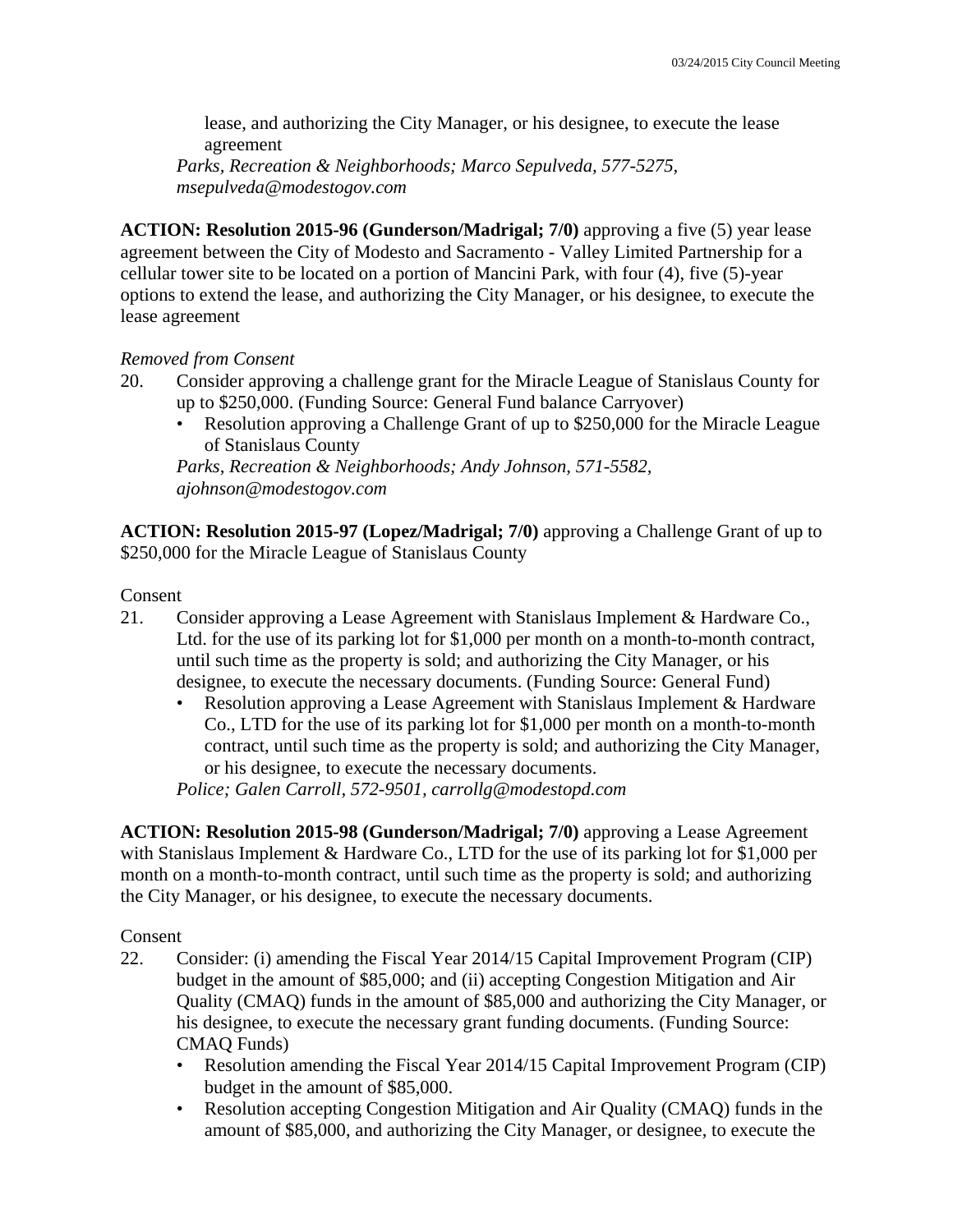lease, and authorizing the City Manager, or his designee, to execute the lease agreement
*Parks, Recreation & Neighborhoods; Marco Sepulveda, 577-5275, msepulveda@modestogov.com*

**ACTION: Resolution 2015-96 (Gunderson/Madrigal; 7/0)** approving a five (5) year lease agreement between the City of Modesto and Sacramento - Valley Limited Partnership for a cellular tower site to be located on a portion of Mancini Park, with four (4), five (5)-year options to extend the lease, and authorizing the City Manager, or his designee, to execute the lease agreement

*Removed from Consent*

20. Consider approving a challenge grant for the Miracle League of Stanislaus County for up to $250,000. (Funding Source: General Fund balance Carryover)
    - Resolution approving a Challenge Grant of up to $250,000 for the Miracle League of Stanislaus County

    *Parks, Recreation & Neighborhoods; Andy Johnson, 571-5582, ajohnson@modestogov.com*

**ACTION: Resolution 2015-97 (Lopez/Madrigal; 7/0)** approving a Challenge Grant of up to $250,000 for the Miracle League of Stanislaus County

Consent

21. Consider approving a Lease Agreement with Stanislaus Implement & Hardware Co., Ltd. for the use of its parking lot for $1,000 per month on a month-to-month contract, until such time as the property is sold; and authorizing the City Manager, or his designee, to execute the necessary documents. (Funding Source: General Fund)
    - Resolution approving a Lease Agreement with Stanislaus Implement & Hardware Co., LTD for the use of its parking lot for $1,000 per month on a month-to-month contract, until such time as the property is sold; and authorizing the City Manager, or his designee, to execute the necessary documents.

    *Police; Galen Carroll, 572-9501, carrollg@modestopd.com*

**ACTION: Resolution 2015-98 (Gunderson/Madrigal; 7/0)** approving a Lease Agreement with Stanislaus Implement & Hardware Co., LTD for the use of its parking lot for $1,000 per month on a month-to-month contract, until such time as the property is sold; and authorizing the City Manager, or his designee, to execute the necessary documents.

Consent

22. Consider: (i) amending the Fiscal Year 2014/15 Capital Improvement Program (CIP) budget in the amount of $85,000; and (ii) accepting Congestion Mitigation and Air Quality (CMAQ) funds in the amount of $85,000 and authorizing the City Manager, or his designee, to execute the necessary grant funding documents. (Funding Source: CMAQ Funds)
    - Resolution amending the Fiscal Year 2014/15 Capital Improvement Program (CIP) budget in the amount of $85,000.
    - Resolution accepting Congestion Mitigation and Air Quality (CMAQ) funds in the amount of $85,000, and authorizing the City Manager, or designee, to execute the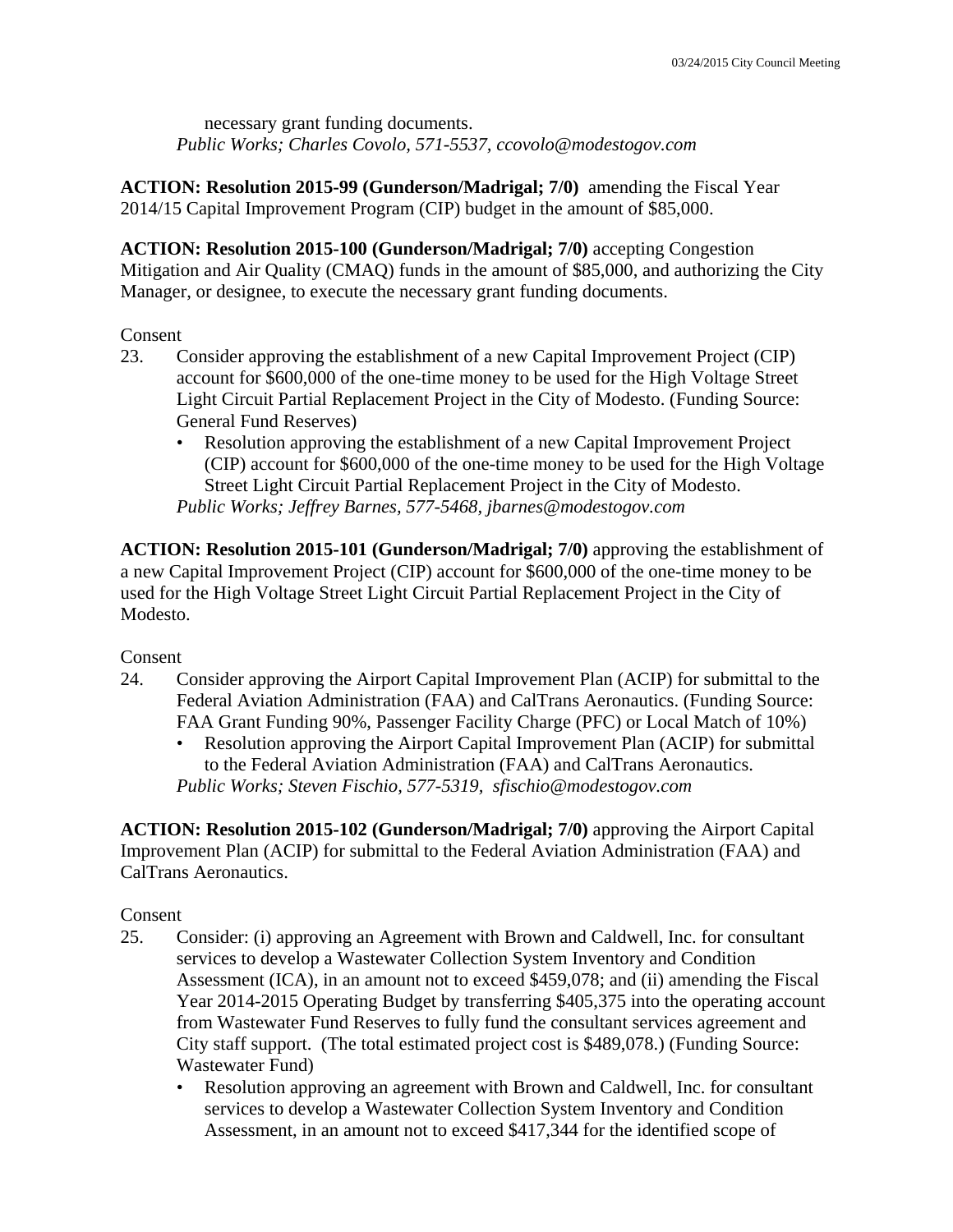necessary grant funding documents.
*Public Works; Charles Covolo, 571-5537, ccovolo@modestogov.com*

**ACTION: Resolution 2015-99 (Gunderson/Madrigal; 7/0)** amending the Fiscal Year 2014/15 Capital Improvement Program (CIP) budget in the amount of $85,000.

**ACTION: Resolution 2015-100 (Gunderson/Madrigal; 7/0)** accepting Congestion Mitigation and Air Quality (CMAQ) funds in the amount of $85,000, and authorizing the City Manager, or designee, to execute the necessary grant funding documents.

Consent

23. Consider approving the establishment of a new Capital Improvement Project (CIP) account for $600,000 of the one-time money to be used for the High Voltage Street Light Circuit Partial Replacement Project in the City of Modesto. (Funding Source: General Fund Reserves)
    - Resolution approving the establishment of a new Capital Improvement Project (CIP) account for $600,000 of the one-time money to be used for the High Voltage Street Light Circuit Partial Replacement Project in the City of Modesto.

    *Public Works; Jeffrey Barnes, 577-5468, jbarnes@modestogov.com*

**ACTION: Resolution 2015-101 (Gunderson/Madrigal; 7/0)** approving the establishment of a new Capital Improvement Project (CIP) account for $600,000 of the one-time money to be used for the High Voltage Street Light Circuit Partial Replacement Project in the City of Modesto.

Consent

24. Consider approving the Airport Capital Improvement Plan (ACIP) for submittal to the Federal Aviation Administration (FAA) and CalTrans Aeronautics. (Funding Source: FAA Grant Funding 90%, Passenger Facility Charge (PFC) or Local Match of 10%)
    - Resolution approving the Airport Capital Improvement Plan (ACIP) for submittal to the Federal Aviation Administration (FAA) and CalTrans Aeronautics.

    *Public Works; Steven Fischio, 577-5319, sfischio@modestogov.com*

**ACTION: Resolution 2015-102 (Gunderson/Madrigal; 7/0)** approving the Airport Capital Improvement Plan (ACIP) for submittal to the Federal Aviation Administration (FAA) and CalTrans Aeronautics.

Consent

25. Consider: (i) approving an Agreement with Brown and Caldwell, Inc. for consultant services to develop a Wastewater Collection System Inventory and Condition Assessment (ICA), in an amount not to exceed $459,078; and (ii) amending the Fiscal Year 2014-2015 Operating Budget by transferring $405,375 into the operating account from Wastewater Fund Reserves to fully fund the consultant services agreement and City staff support. (The total estimated project cost is $489,078.) (Funding Source: Wastewater Fund)
    - Resolution approving an agreement with Brown and Caldwell, Inc. for consultant services to develop a Wastewater Collection System Inventory and Condition Assessment, in an amount not to exceed $417,344 for the identified scope of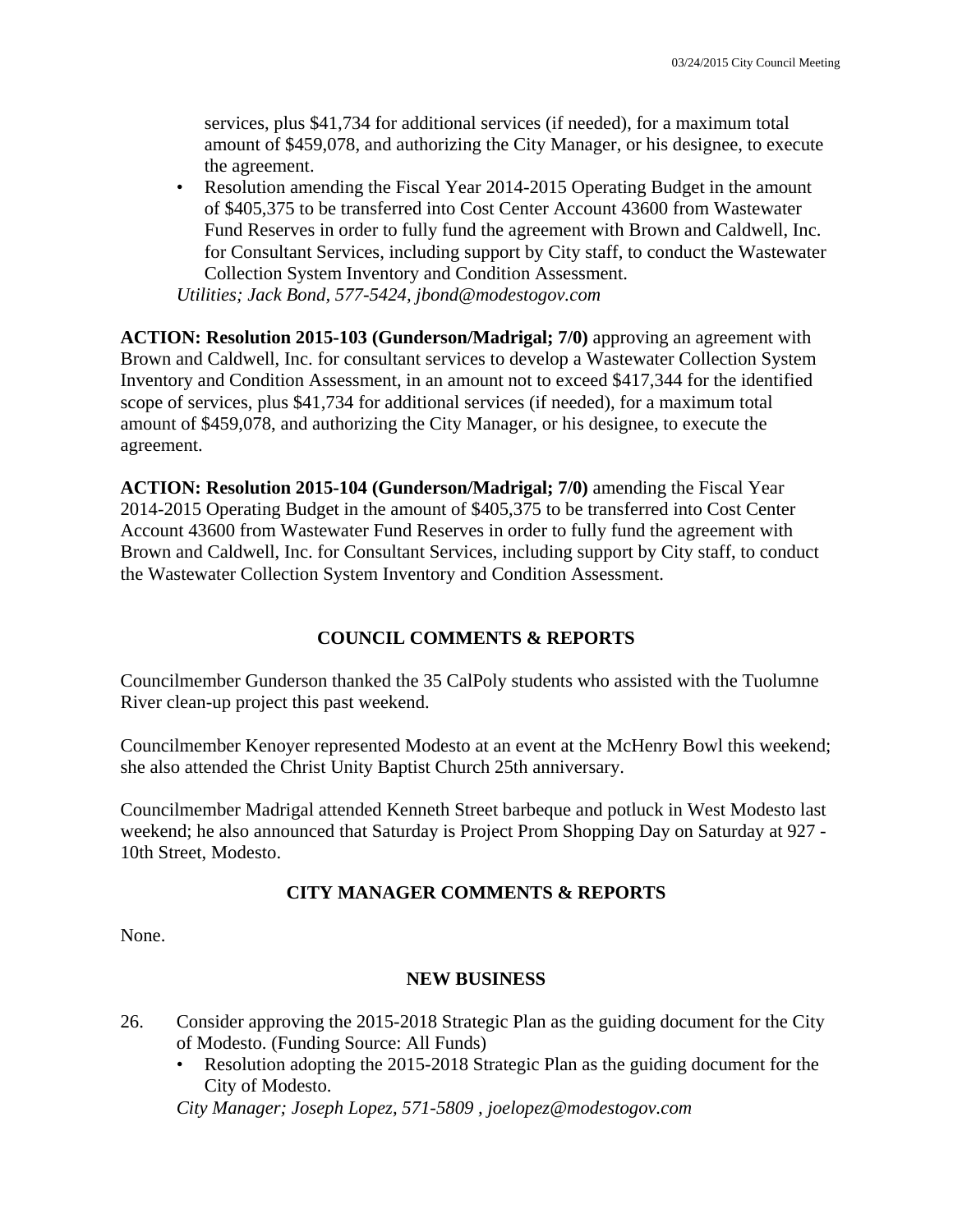services, plus $41,734 for additional services (if needed), for a maximum total amount of $459,078, and authorizing the City Manager, or his designee, to execute the agreement.

- Resolution amending the Fiscal Year 2014-2015 Operating Budget in the amount of $405,375 to be transferred into Cost Center Account 43600 from Wastewater Fund Reserves in order to fully fund the agreement with Brown and Caldwell, Inc. for Consultant Services, including support by City staff, to conduct the Wastewater Collection System Inventory and Condition Assessment.

*Utilities; Jack Bond, 577-5424, jbond@modestogov.com*

**ACTION: Resolution 2015-103 (Gunderson/Madrigal; 7/0)** approving an agreement with Brown and Caldwell, Inc. for consultant services to develop a Wastewater Collection System Inventory and Condition Assessment, in an amount not to exceed $417,344 for the identified scope of services, plus $41,734 for additional services (if needed), for a maximum total amount of $459,078, and authorizing the City Manager, or his designee, to execute the agreement.

**ACTION: Resolution 2015-104 (Gunderson/Madrigal; 7/0)** amending the Fiscal Year 2014-2015 Operating Budget in the amount of $405,375 to be transferred into Cost Center Account 43600 from Wastewater Fund Reserves in order to fully fund the agreement with Brown and Caldwell, Inc. for Consultant Services, including support by City staff, to conduct the Wastewater Collection System Inventory and Condition Assessment.

## COUNCIL COMMENTS & REPORTS

Councilmember Gunderson thanked the 35 CalPoly students who assisted with the Tuolumne River clean-up project this past weekend.

Councilmember Kenoyer represented Modesto at an event at the McHenry Bowl this weekend; she also attended the Christ Unity Baptist Church 25th anniversary.

Councilmember Madrigal attended Kenneth Street barbeque and potluck in West Modesto last weekend; he also announced that Saturday is Project Prom Shopping Day on Saturday at 927 - 10th Street, Modesto.

## CITY MANAGER COMMENTS & REPORTS

None.

## NEW BUSINESS

26. Consider approving the 2015-2018 Strategic Plan as the guiding document for the City of Modesto. (Funding Source: All Funds)
    - Resolution adopting the 2015-2018 Strategic Plan as the guiding document for the City of Modesto.

    *City Manager; Joseph Lopez, 571-5809 , joelopez@modestogov.com*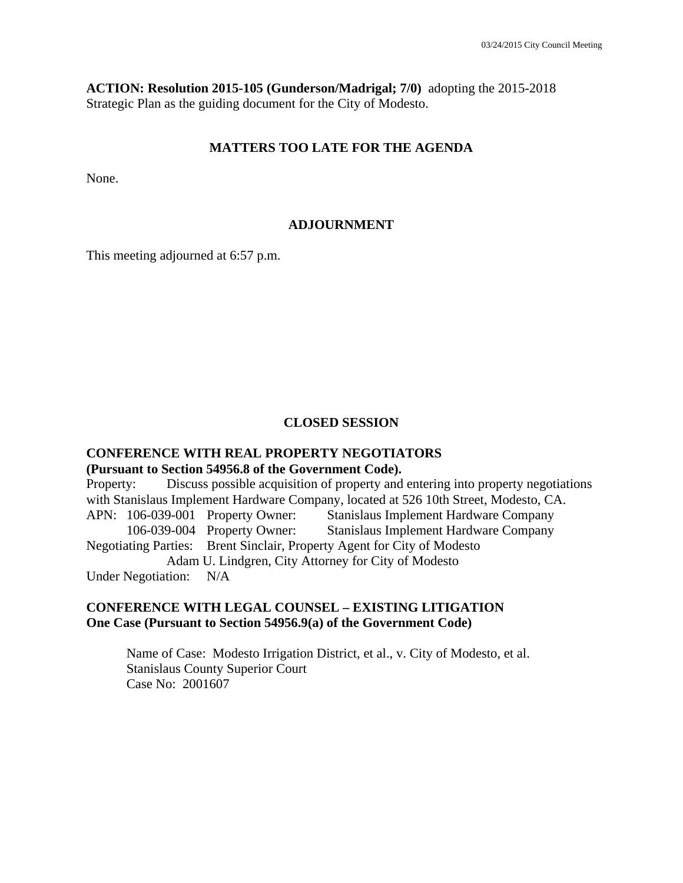**ACTION: Resolution 2015-105 (Gunderson/Madrigal; 7/0)** adopting the 2015-2018 Strategic Plan as the guiding document for the City of Modesto.

## MATTERS TOO LATE FOR THE AGENDA

None.

## ADJOURNMENT

This meeting adjourned at 6:57 p.m.

## CLOSED SESSION

**CONFERENCE WITH REAL PROPERTY NEGOTIATORS**
**(Pursuant to Section 54956.8 of the Government Code).**

Property: Discuss possible acquisition of property and entering into property negotiations with Stanislaus Implement Hardware Company, located at 526 10th Street, Modesto, CA.

APN: 106-039-001 Property Owner: Stanislaus Implement Hardware Company
106-039-004 Property Owner: Stanislaus Implement Hardware Company

Negotiating Parties: Brent Sinclair, Property Agent for City of Modesto
Adam U. Lindgren, City Attorney for City of Modesto

Under Negotiation: N/A

**CONFERENCE WITH LEGAL COUNSEL – EXISTING LITIGATION**
**One Case (Pursuant to Section 54956.9(a) of the Government Code)**

Name of Case: Modesto Irrigation District, et al., v. City of Modesto, et al.
Stanislaus County Superior Court
Case No: 2001607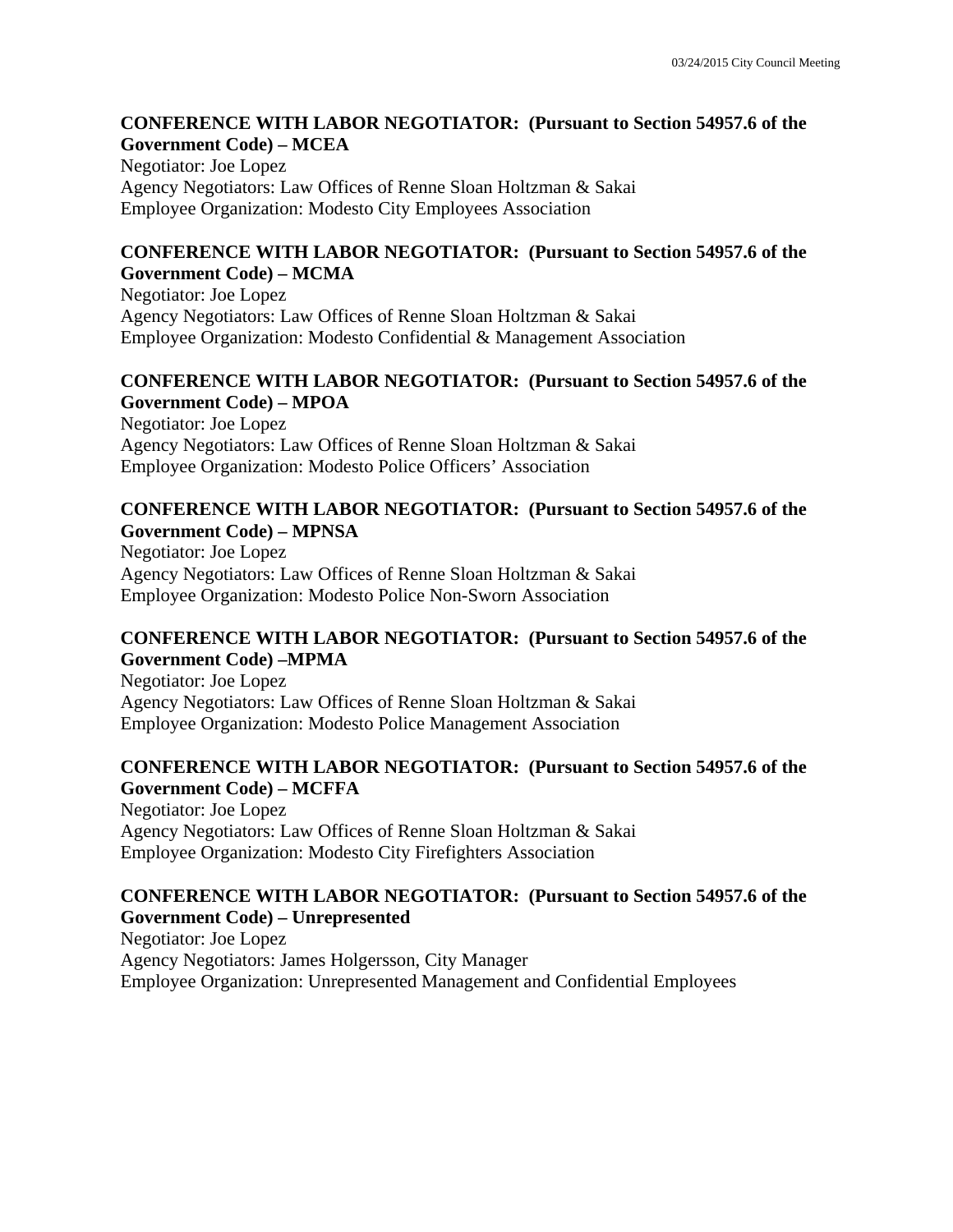**CONFERENCE WITH LABOR NEGOTIATOR: (Pursuant to Section 54957.6 of the Government Code) – MCEA**

Negotiator: Joe Lopez
Agency Negotiators: Law Offices of Renne Sloan Holtzman & Sakai
Employee Organization: Modesto City Employees Association

**CONFERENCE WITH LABOR NEGOTIATOR: (Pursuant to Section 54957.6 of the Government Code) – MCMA**

Negotiator: Joe Lopez
Agency Negotiators: Law Offices of Renne Sloan Holtzman & Sakai
Employee Organization: Modesto Confidential & Management Association

**CONFERENCE WITH LABOR NEGOTIATOR: (Pursuant to Section 54957.6 of the Government Code) – MPOA**

Negotiator: Joe Lopez
Agency Negotiators: Law Offices of Renne Sloan Holtzman & Sakai
Employee Organization: Modesto Police Officers' Association

**CONFERENCE WITH LABOR NEGOTIATOR: (Pursuant to Section 54957.6 of the Government Code) – MPNSA**

Negotiator: Joe Lopez
Agency Negotiators: Law Offices of Renne Sloan Holtzman & Sakai
Employee Organization: Modesto Police Non-Sworn Association

**CONFERENCE WITH LABOR NEGOTIATOR: (Pursuant to Section 54957.6 of the Government Code) –MPMA**

Negotiator: Joe Lopez
Agency Negotiators: Law Offices of Renne Sloan Holtzman & Sakai
Employee Organization: Modesto Police Management Association

**CONFERENCE WITH LABOR NEGOTIATOR: (Pursuant to Section 54957.6 of the Government Code) – MCFFA**

Negotiator: Joe Lopez
Agency Negotiators: Law Offices of Renne Sloan Holtzman & Sakai
Employee Organization: Modesto City Firefighters Association

**CONFERENCE WITH LABOR NEGOTIATOR: (Pursuant to Section 54957.6 of the Government Code) – Unrepresented**

Negotiator: Joe Lopez
Agency Negotiators: James Holgersson, City Manager
Employee Organization: Unrepresented Management and Confidential Employees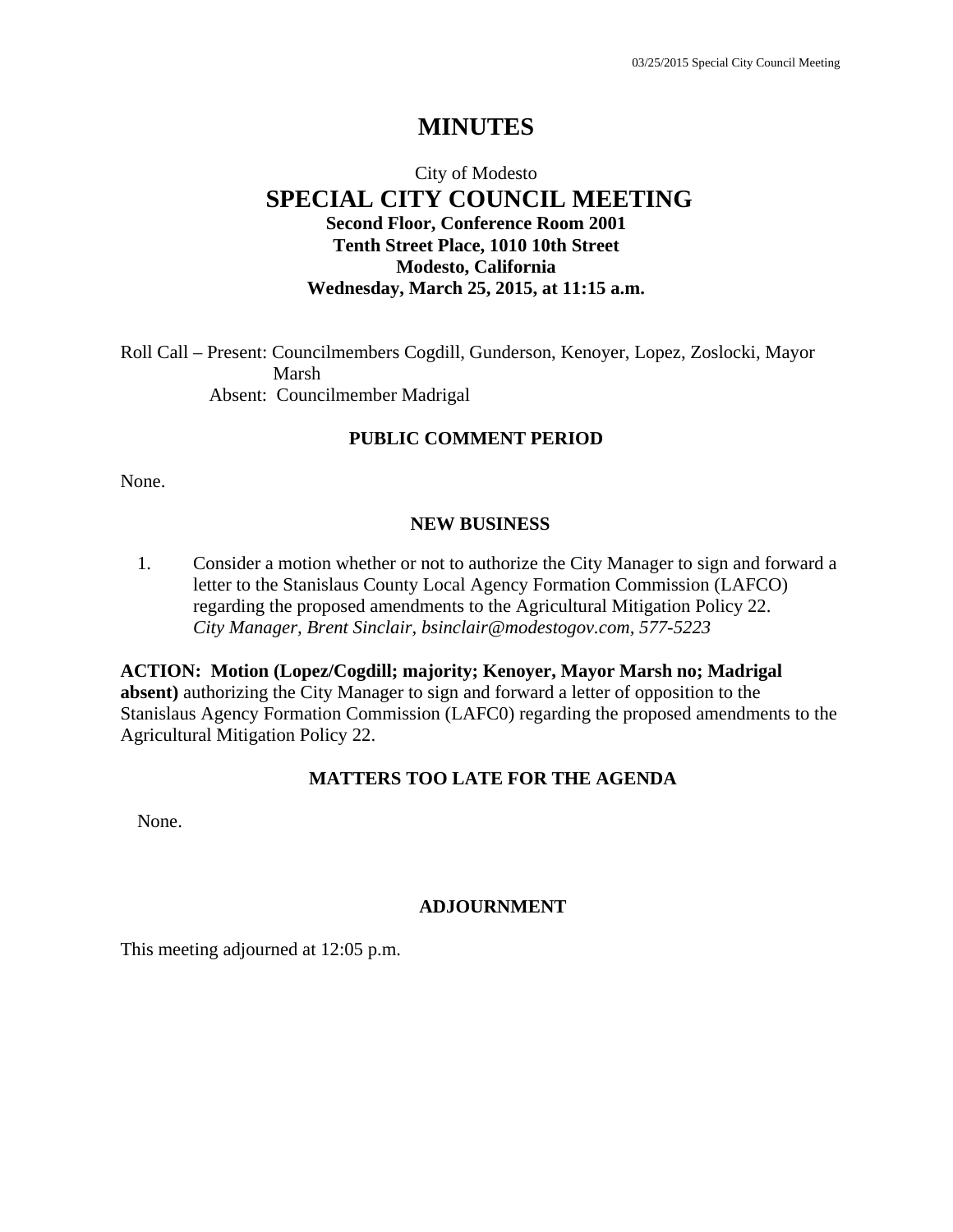# MINUTES

City of Modesto

## SPECIAL CITY COUNCIL MEETING

**Second Floor, Conference Room 2001**
**Tenth Street Place, 1010 10th Street**
**Modesto, California**
**Wednesday, March 25, 2015, at 11:15 a.m.**

Roll Call – Present: Councilmembers Cogdill, Gunderson, Kenoyer, Lopez, Zoslocki, Mayor Marsh
Absent: Councilmember Madrigal

### PUBLIC COMMENT PERIOD

None.

### NEW BUSINESS

1. Consider a motion whether or not to authorize the City Manager to sign and forward a letter to the Stanislaus County Local Agency Formation Commission (LAFCO) regarding the proposed amendments to the Agricultural Mitigation Policy 22.
*City Manager, Brent Sinclair, bsinclair@modestogov.com, 577-5223*

**ACTION: Motion (Lopez/Cogdill; majority; Kenoyer, Mayor Marsh no; Madrigal absent)** authorizing the City Manager to sign and forward a letter of opposition to the Stanislaus Agency Formation Commission (LAFC0) regarding the proposed amendments to the Agricultural Mitigation Policy 22.

### MATTERS TOO LATE FOR THE AGENDA

None.

### ADJOURNMENT

This meeting adjourned at 12:05 p.m.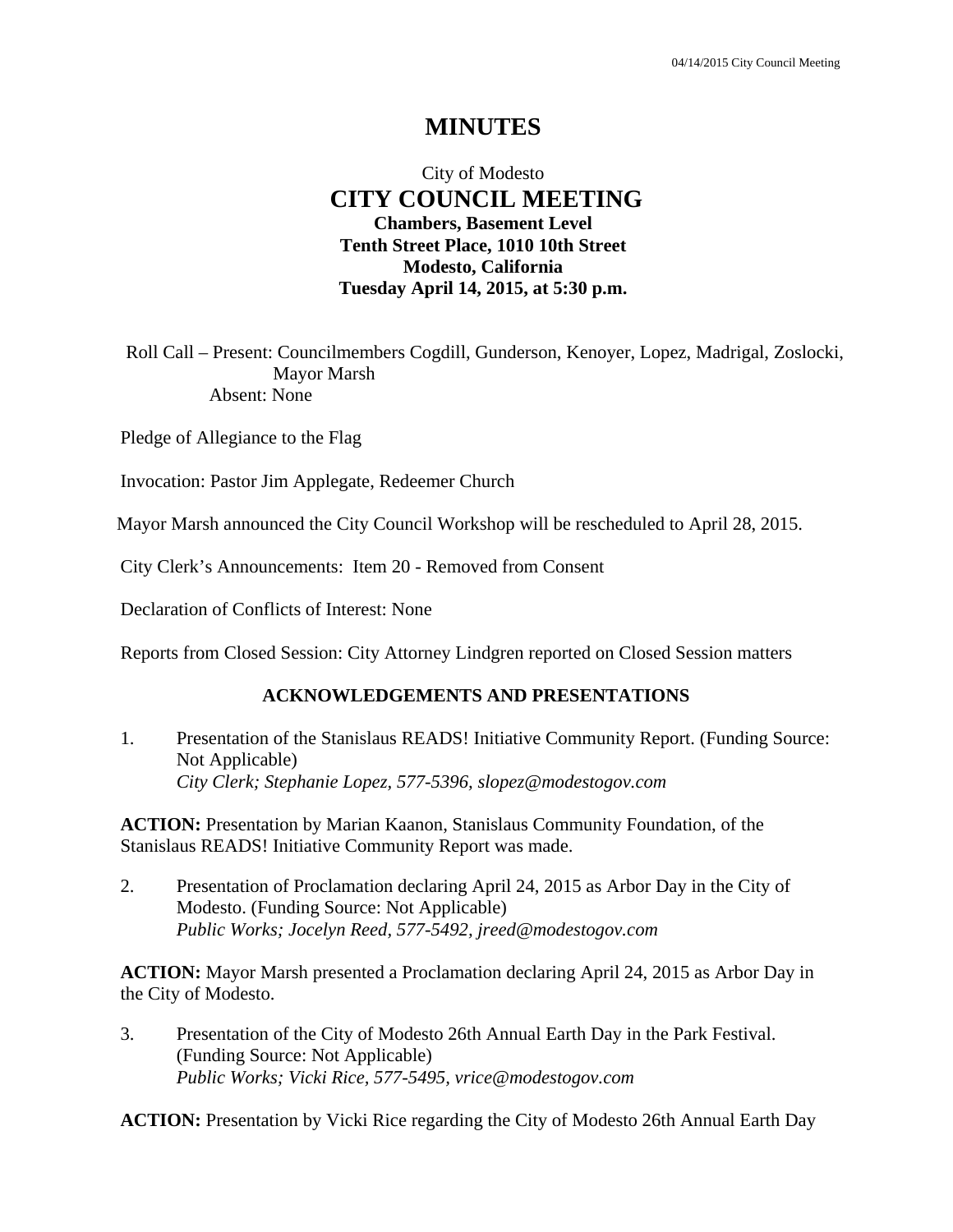# MINUTES

City of Modesto

## CITY COUNCIL MEETING

**Chambers, Basement Level**
**Tenth Street Place, 1010 10th Street**
**Modesto, California**
**Tuesday April 14, 2015, at 5:30 p.m.**

Roll Call – Present: Councilmembers Cogdill, Gunderson, Kenoyer, Lopez, Madrigal, Zoslocki, Mayor Marsh
Absent: None

Pledge of Allegiance to the Flag

Invocation: Pastor Jim Applegate, Redeemer Church

Mayor Marsh announced the City Council Workshop will be rescheduled to April 28, 2015.

City Clerk's Announcements: Item 20 - Removed from Consent

Declaration of Conflicts of Interest: None

Reports from Closed Session: City Attorney Lindgren reported on Closed Session matters

### ACKNOWLEDGEMENTS AND PRESENTATIONS

1. Presentation of the Stanislaus READS! Initiative Community Report. (Funding Source: Not Applicable)
   *City Clerk; Stephanie Lopez, 577-5396, slopez@modestogov.com*

**ACTION:** Presentation by Marian Kaanon, Stanislaus Community Foundation, of the Stanislaus READS! Initiative Community Report was made.

2. Presentation of Proclamation declaring April 24, 2015 as Arbor Day in the City of Modesto. (Funding Source: Not Applicable)
   *Public Works; Jocelyn Reed, 577-5492, jreed@modestogov.com*

**ACTION:** Mayor Marsh presented a Proclamation declaring April 24, 2015 as Arbor Day in the City of Modesto.

3. Presentation of the City of Modesto 26th Annual Earth Day in the Park Festival. (Funding Source: Not Applicable)
   *Public Works; Vicki Rice, 577-5495, vrice@modestogov.com*

**ACTION:** Presentation by Vicki Rice regarding the City of Modesto 26th Annual Earth Day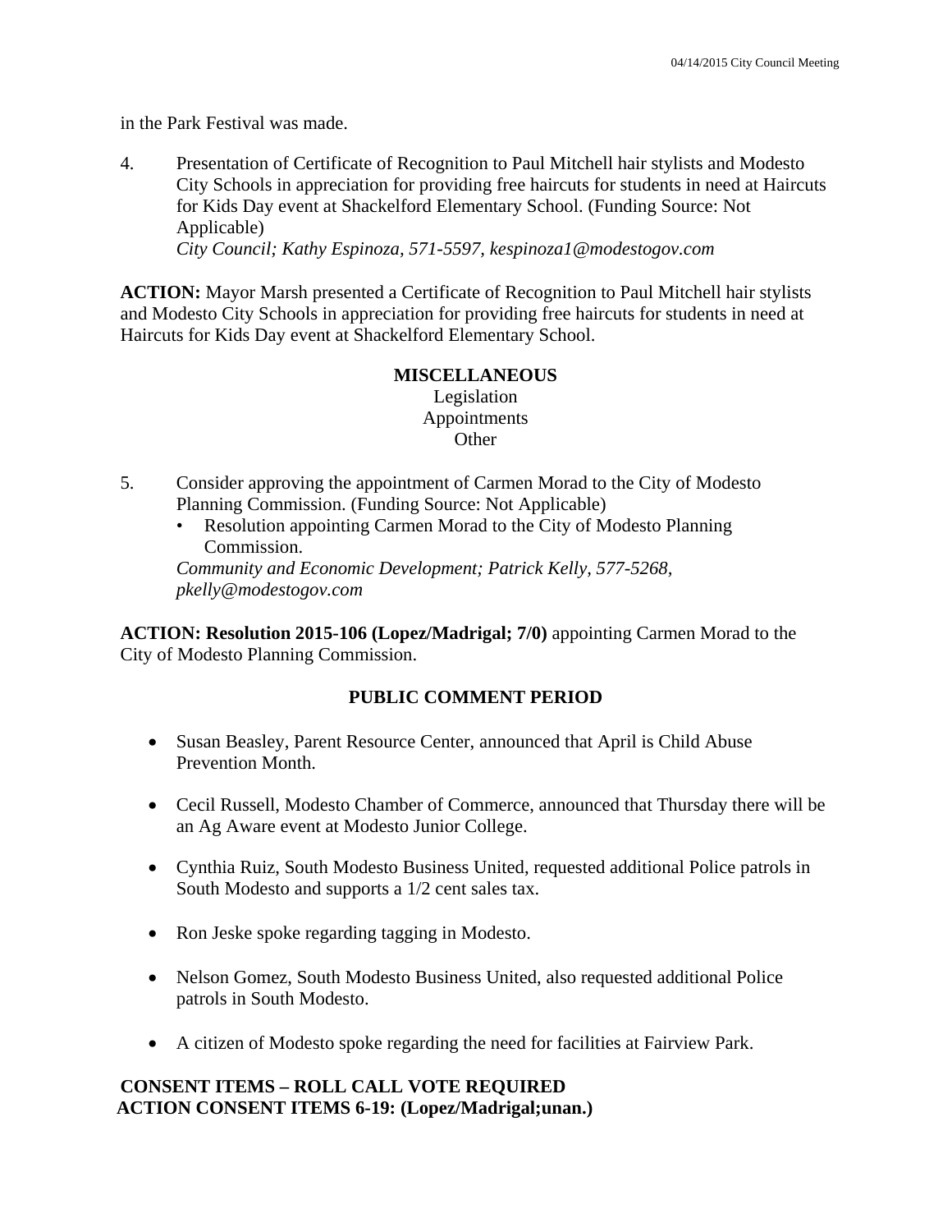in the Park Festival was made.

4. Presentation of Certificate of Recognition to Paul Mitchell hair stylists and Modesto City Schools in appreciation for providing free haircuts for students in need at Haircuts for Kids Day event at Shackelford Elementary School. (Funding Source: Not Applicable)
   *City Council; Kathy Espinoza, 571-5597, kespinoza1@modestogov.com*

**ACTION:** Mayor Marsh presented a Certificate of Recognition to Paul Mitchell hair stylists and Modesto City Schools in appreciation for providing free haircuts for students in need at Haircuts for Kids Day event at Shackelford Elementary School.

**MISCELLANEOUS**
Legislation
Appointments
Other

5. Consider approving the appointment of Carmen Morad to the City of Modesto Planning Commission. (Funding Source: Not Applicable)
   - Resolution appointing Carmen Morad to the City of Modesto Planning Commission.

   *Community and Economic Development; Patrick Kelly, 577-5268, pkelly@modestogov.com*

**ACTION: Resolution 2015-106 (Lopez/Madrigal; 7/0)** appointing Carmen Morad to the City of Modesto Planning Commission.

**PUBLIC COMMENT PERIOD**

- Susan Beasley, Parent Resource Center, announced that April is Child Abuse Prevention Month.
- Cecil Russell, Modesto Chamber of Commerce, announced that Thursday there will be an Ag Aware event at Modesto Junior College.
- Cynthia Ruiz, South Modesto Business United, requested additional Police patrols in South Modesto and supports a 1/2 cent sales tax.
- Ron Jeske spoke regarding tagging in Modesto.
- Nelson Gomez, South Modesto Business United, also requested additional Police patrols in South Modesto.
- A citizen of Modesto spoke regarding the need for facilities at Fairview Park.

**CONSENT ITEMS – ROLL CALL VOTE REQUIRED**
**ACTION CONSENT ITEMS 6-19: (Lopez/Madrigal;unan.)**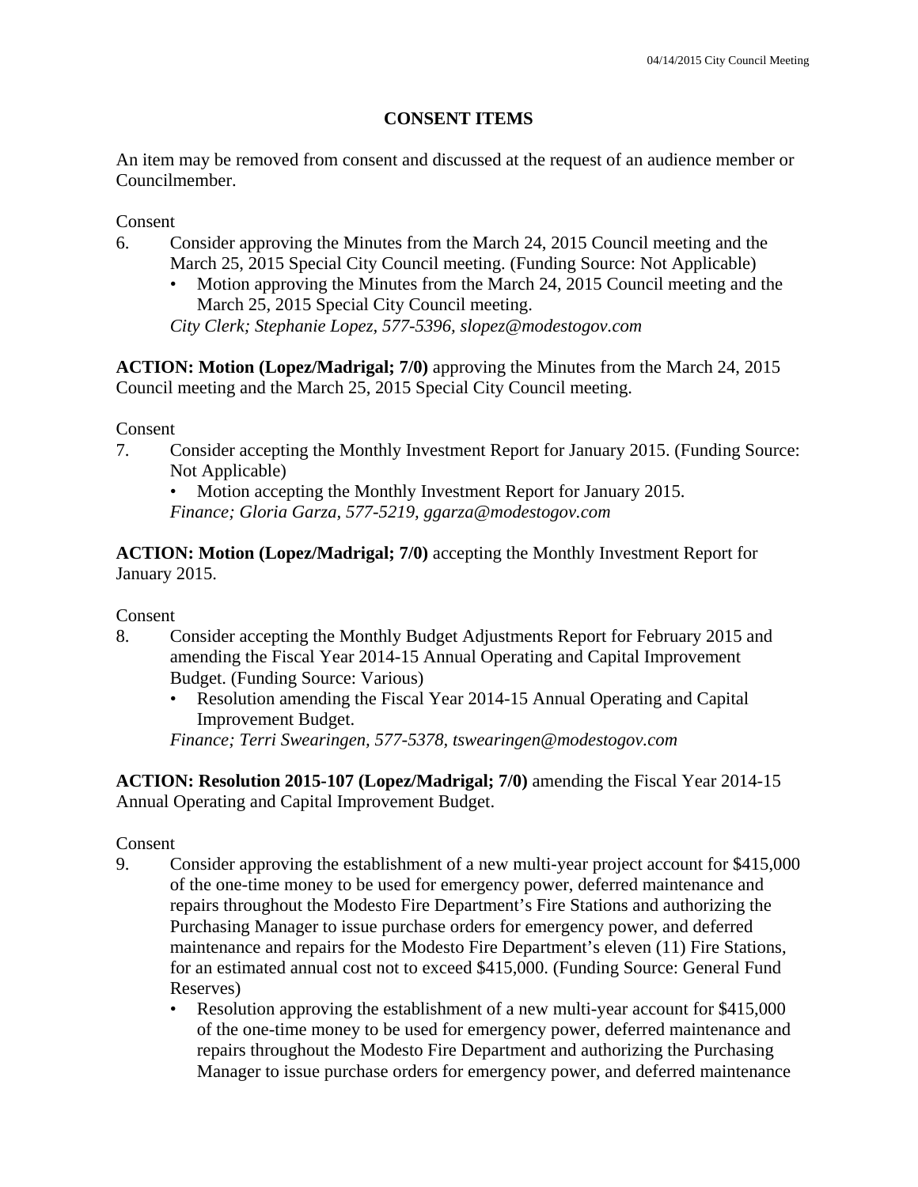## CONSENT ITEMS

An item may be removed from consent and discussed at the request of an audience member or Councilmember.

Consent

6. Consider approving the Minutes from the March 24, 2015 Council meeting and the March 25, 2015 Special City Council meeting. (Funding Source: Not Applicable)
   - Motion approving the Minutes from the March 24, 2015 Council meeting and the March 25, 2015 Special City Council meeting.

   *City Clerk; Stephanie Lopez, 577-5396, slopez@modestogov.com*

**ACTION: Motion (Lopez/Madrigal; 7/0)** approving the Minutes from the March 24, 2015 Council meeting and the March 25, 2015 Special City Council meeting.

Consent

7. Consider accepting the Monthly Investment Report for January 2015. (Funding Source: Not Applicable)
   - Motion accepting the Monthly Investment Report for January 2015.

   *Finance; Gloria Garza, 577-5219, ggarza@modestogov.com*

**ACTION: Motion (Lopez/Madrigal; 7/0)** accepting the Monthly Investment Report for January 2015.

Consent

8. Consider accepting the Monthly Budget Adjustments Report for February 2015 and amending the Fiscal Year 2014-15 Annual Operating and Capital Improvement Budget. (Funding Source: Various)
   - Resolution amending the Fiscal Year 2014-15 Annual Operating and Capital Improvement Budget.

   *Finance; Terri Swearingen, 577-5378, tswearingen@modestogov.com*

**ACTION: Resolution 2015-107 (Lopez/Madrigal; 7/0)** amending the Fiscal Year 2014-15 Annual Operating and Capital Improvement Budget.

Consent

9. Consider approving the establishment of a new multi-year project account for $415,000 of the one-time money to be used for emergency power, deferred maintenance and repairs throughout the Modesto Fire Department's Fire Stations and authorizing the Purchasing Manager to issue purchase orders for emergency power, and deferred maintenance and repairs for the Modesto Fire Department's eleven (11) Fire Stations, for an estimated annual cost not to exceed $415,000. (Funding Source: General Fund Reserves)
   - Resolution approving the establishment of a new multi-year account for $415,000 of the one-time money to be used for emergency power, deferred maintenance and repairs throughout the Modesto Fire Department and authorizing the Purchasing Manager to issue purchase orders for emergency power, and deferred maintenance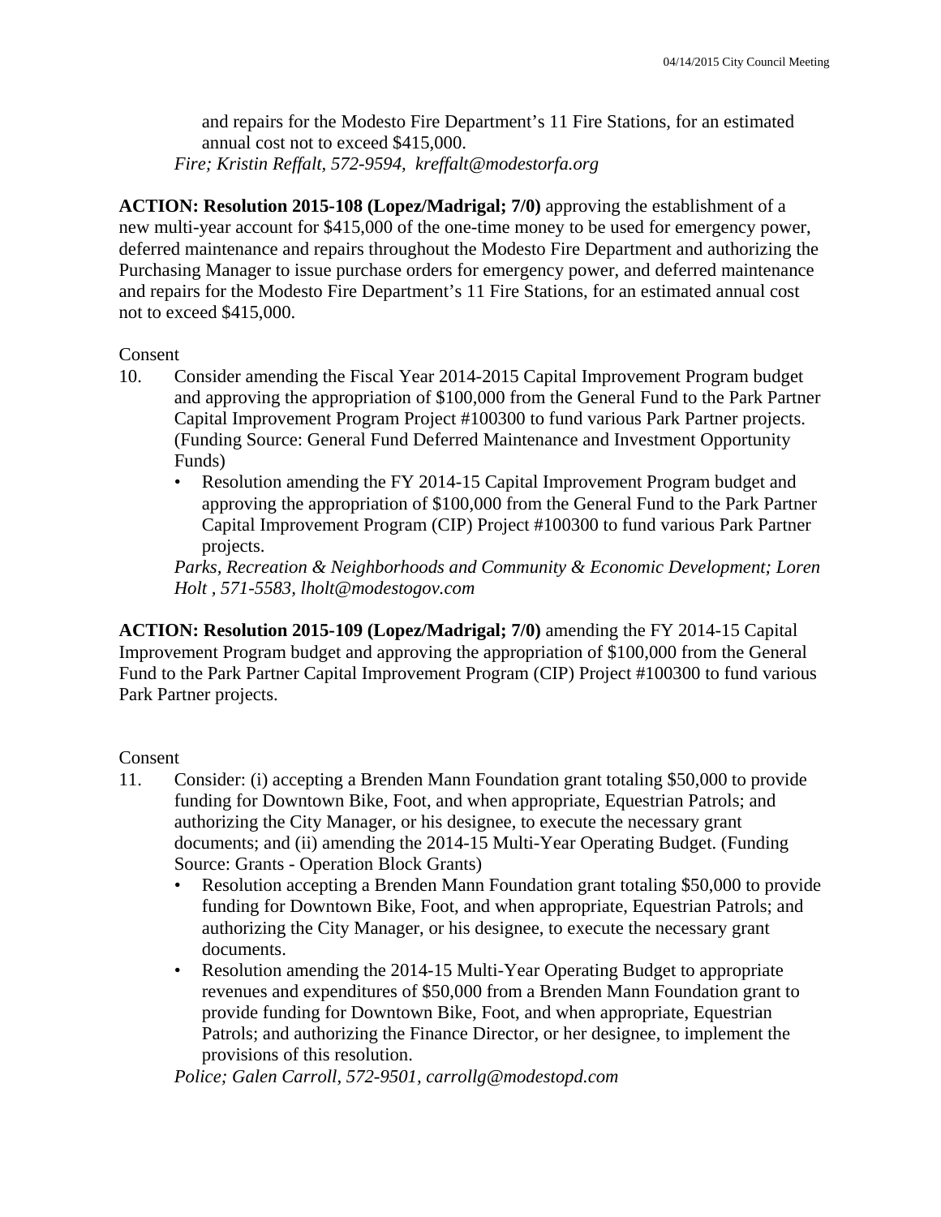and repairs for the Modesto Fire Department's 11 Fire Stations, for an estimated annual cost not to exceed $415,000.
*Fire; Kristin Reffalt, 572-9594, kreffalt@modestorfa.org*

**ACTION: Resolution 2015-108 (Lopez/Madrigal; 7/0)** approving the establishment of a new multi-year account for $415,000 of the one-time money to be used for emergency power, deferred maintenance and repairs throughout the Modesto Fire Department and authorizing the Purchasing Manager to issue purchase orders for emergency power, and deferred maintenance and repairs for the Modesto Fire Department's 11 Fire Stations, for an estimated annual cost not to exceed $415,000.

Consent

10. Consider amending the Fiscal Year 2014-2015 Capital Improvement Program budget and approving the appropriation of $100,000 from the General Fund to the Park Partner Capital Improvement Program Project #100300 to fund various Park Partner projects. (Funding Source: General Fund Deferred Maintenance and Investment Opportunity Funds)
    - Resolution amending the FY 2014-15 Capital Improvement Program budget and approving the appropriation of $100,000 from the General Fund to the Park Partner Capital Improvement Program (CIP) Project #100300 to fund various Park Partner projects.

    *Parks, Recreation & Neighborhoods and Community & Economic Development; Loren Holt , 571-5583, lholt@modestogov.com*

**ACTION: Resolution 2015-109 (Lopez/Madrigal; 7/0)** amending the FY 2014-15 Capital Improvement Program budget and approving the appropriation of $100,000 from the General Fund to the Park Partner Capital Improvement Program (CIP) Project #100300 to fund various Park Partner projects.

Consent

11. Consider: (i) accepting a Brenden Mann Foundation grant totaling $50,000 to provide funding for Downtown Bike, Foot, and when appropriate, Equestrian Patrols; and authorizing the City Manager, or his designee, to execute the necessary grant documents; and (ii) amending the 2014-15 Multi-Year Operating Budget. (Funding Source: Grants - Operation Block Grants)
    - Resolution accepting a Brenden Mann Foundation grant totaling $50,000 to provide funding for Downtown Bike, Foot, and when appropriate, Equestrian Patrols; and authorizing the City Manager, or his designee, to execute the necessary grant documents.
    - Resolution amending the 2014-15 Multi-Year Operating Budget to appropriate revenues and expenditures of $50,000 from a Brenden Mann Foundation grant to provide funding for Downtown Bike, Foot, and when appropriate, Equestrian Patrols; and authorizing the Finance Director, or her designee, to implement the provisions of this resolution.

    *Police; Galen Carroll, 572-9501, carrollg@modestopd.com*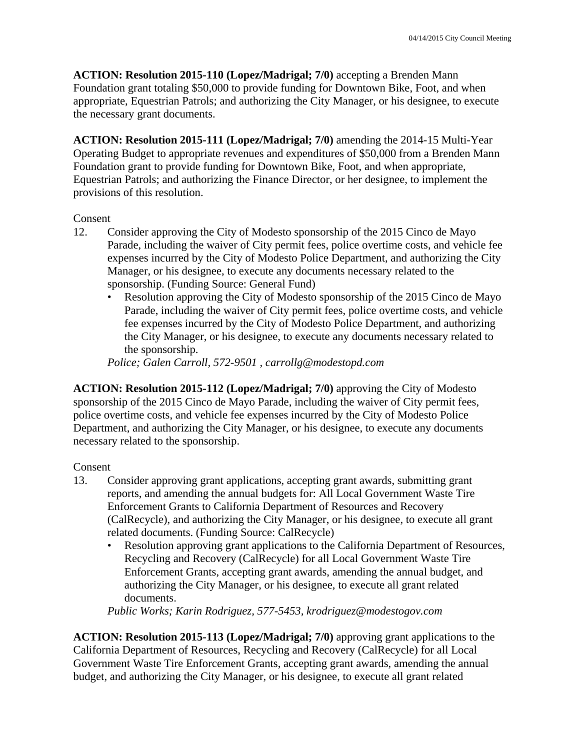**ACTION: Resolution 2015-110 (Lopez/Madrigal; 7/0)** accepting a Brenden Mann Foundation grant totaling $50,000 to provide funding for Downtown Bike, Foot, and when appropriate, Equestrian Patrols; and authorizing the City Manager, or his designee, to execute the necessary grant documents.

**ACTION: Resolution 2015-111 (Lopez/Madrigal; 7/0)** amending the 2014-15 Multi-Year Operating Budget to appropriate revenues and expenditures of $50,000 from a Brenden Mann Foundation grant to provide funding for Downtown Bike, Foot, and when appropriate, Equestrian Patrols; and authorizing the Finance Director, or her designee, to implement the provisions of this resolution.

Consent

12. Consider approving the City of Modesto sponsorship of the 2015 Cinco de Mayo Parade, including the waiver of City permit fees, police overtime costs, and vehicle fee expenses incurred by the City of Modesto Police Department, and authorizing the City Manager, or his designee, to execute any documents necessary related to the sponsorship. (Funding Source: General Fund)
    - Resolution approving the City of Modesto sponsorship of the 2015 Cinco de Mayo Parade, including the waiver of City permit fees, police overtime costs, and vehicle fee expenses incurred by the City of Modesto Police Department, and authorizing the City Manager, or his designee, to execute any documents necessary related to the sponsorship.

    *Police; Galen Carroll, 572-9501 , carrollg@modestopd.com*

**ACTION: Resolution 2015-112 (Lopez/Madrigal; 7/0)** approving the City of Modesto sponsorship of the 2015 Cinco de Mayo Parade, including the waiver of City permit fees, police overtime costs, and vehicle fee expenses incurred by the City of Modesto Police Department, and authorizing the City Manager, or his designee, to execute any documents necessary related to the sponsorship.

Consent

13. Consider approving grant applications, accepting grant awards, submitting grant reports, and amending the annual budgets for: All Local Government Waste Tire Enforcement Grants to California Department of Resources and Recovery (CalRecycle), and authorizing the City Manager, or his designee, to execute all grant related documents. (Funding Source: CalRecycle)
    - Resolution approving grant applications to the California Department of Resources, Recycling and Recovery (CalRecycle) for all Local Government Waste Tire Enforcement Grants, accepting grant awards, amending the annual budget, and authorizing the City Manager, or his designee, to execute all grant related documents.

    *Public Works; Karin Rodriguez, 577-5453, krodriguez@modestogov.com*

**ACTION: Resolution 2015-113 (Lopez/Madrigal; 7/0)** approving grant applications to the California Department of Resources, Recycling and Recovery (CalRecycle) for all Local Government Waste Tire Enforcement Grants, accepting grant awards, amending the annual budget, and authorizing the City Manager, or his designee, to execute all grant related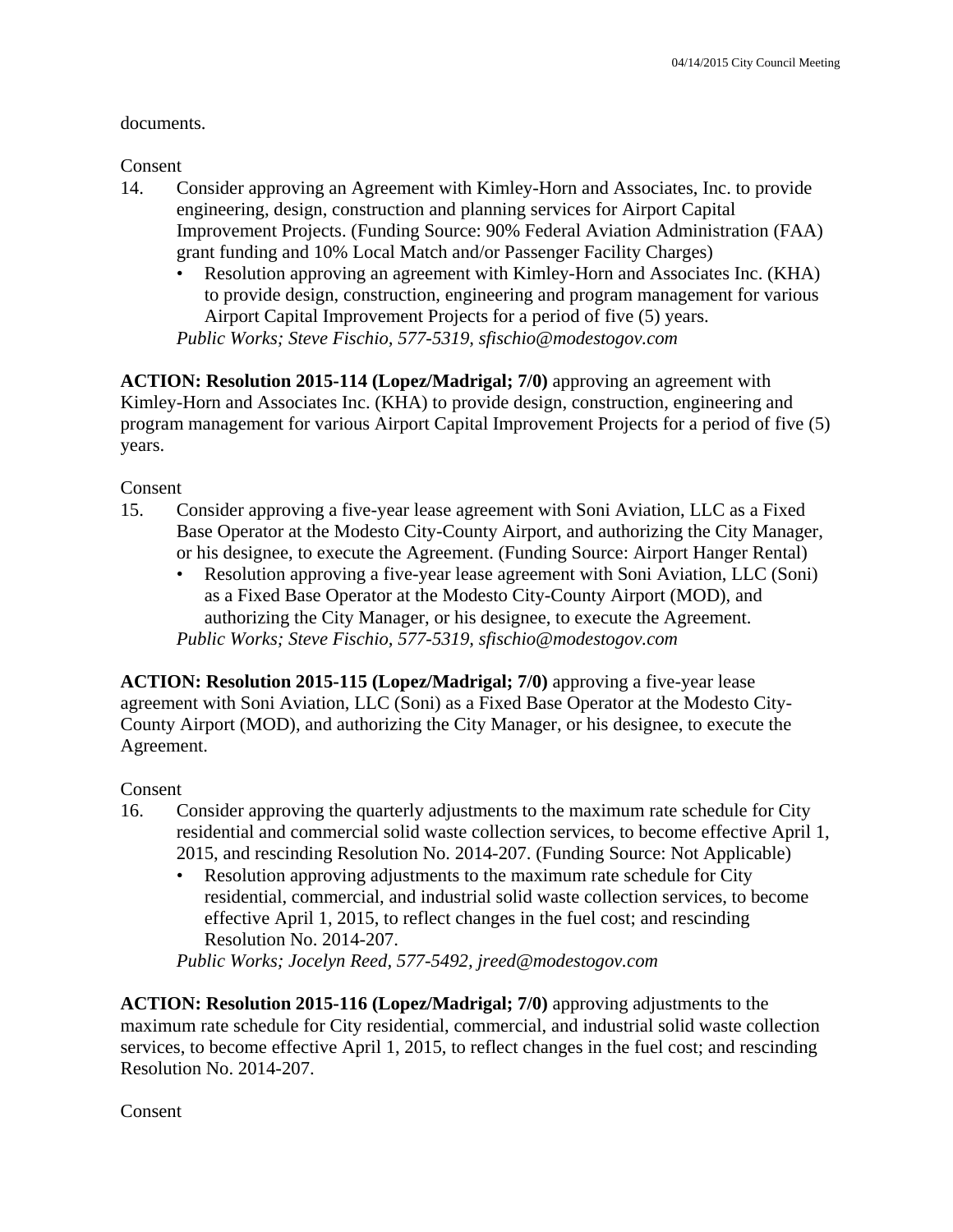documents.

Consent

14. Consider approving an Agreement with Kimley-Horn and Associates, Inc. to provide engineering, design, construction and planning services for Airport Capital Improvement Projects. (Funding Source: 90% Federal Aviation Administration (FAA) grant funding and 10% Local Match and/or Passenger Facility Charges)
    - Resolution approving an agreement with Kimley-Horn and Associates Inc. (KHA) to provide design, construction, engineering and program management for various Airport Capital Improvement Projects for a period of five (5) years.

    *Public Works; Steve Fischio, 577-5319, sfischio@modestogov.com*

**ACTION: Resolution 2015-114 (Lopez/Madrigal; 7/0)** approving an agreement with Kimley-Horn and Associates Inc. (KHA) to provide design, construction, engineering and program management for various Airport Capital Improvement Projects for a period of five (5) years.

Consent

15. Consider approving a five-year lease agreement with Soni Aviation, LLC as a Fixed Base Operator at the Modesto City-County Airport, and authorizing the City Manager, or his designee, to execute the Agreement. (Funding Source: Airport Hanger Rental)
    - Resolution approving a five-year lease agreement with Soni Aviation, LLC (Soni) as a Fixed Base Operator at the Modesto City-County Airport (MOD), and authorizing the City Manager, or his designee, to execute the Agreement.

    *Public Works; Steve Fischio, 577-5319, sfischio@modestogov.com*

**ACTION: Resolution 2015-115 (Lopez/Madrigal; 7/0)** approving a five-year lease agreement with Soni Aviation, LLC (Soni) as a Fixed Base Operator at the Modesto City-County Airport (MOD), and authorizing the City Manager, or his designee, to execute the Agreement.

Consent

16. Consider approving the quarterly adjustments to the maximum rate schedule for City residential and commercial solid waste collection services, to become effective April 1, 2015, and rescinding Resolution No. 2014-207. (Funding Source: Not Applicable)
    - Resolution approving adjustments to the maximum rate schedule for City residential, commercial, and industrial solid waste collection services, to become effective April 1, 2015, to reflect changes in the fuel cost; and rescinding Resolution No. 2014-207.

    *Public Works; Jocelyn Reed, 577-5492, jreed@modestogov.com*

**ACTION: Resolution 2015-116 (Lopez/Madrigal; 7/0)** approving adjustments to the maximum rate schedule for City residential, commercial, and industrial solid waste collection services, to become effective April 1, 2015, to reflect changes in the fuel cost; and rescinding Resolution No. 2014-207.

Consent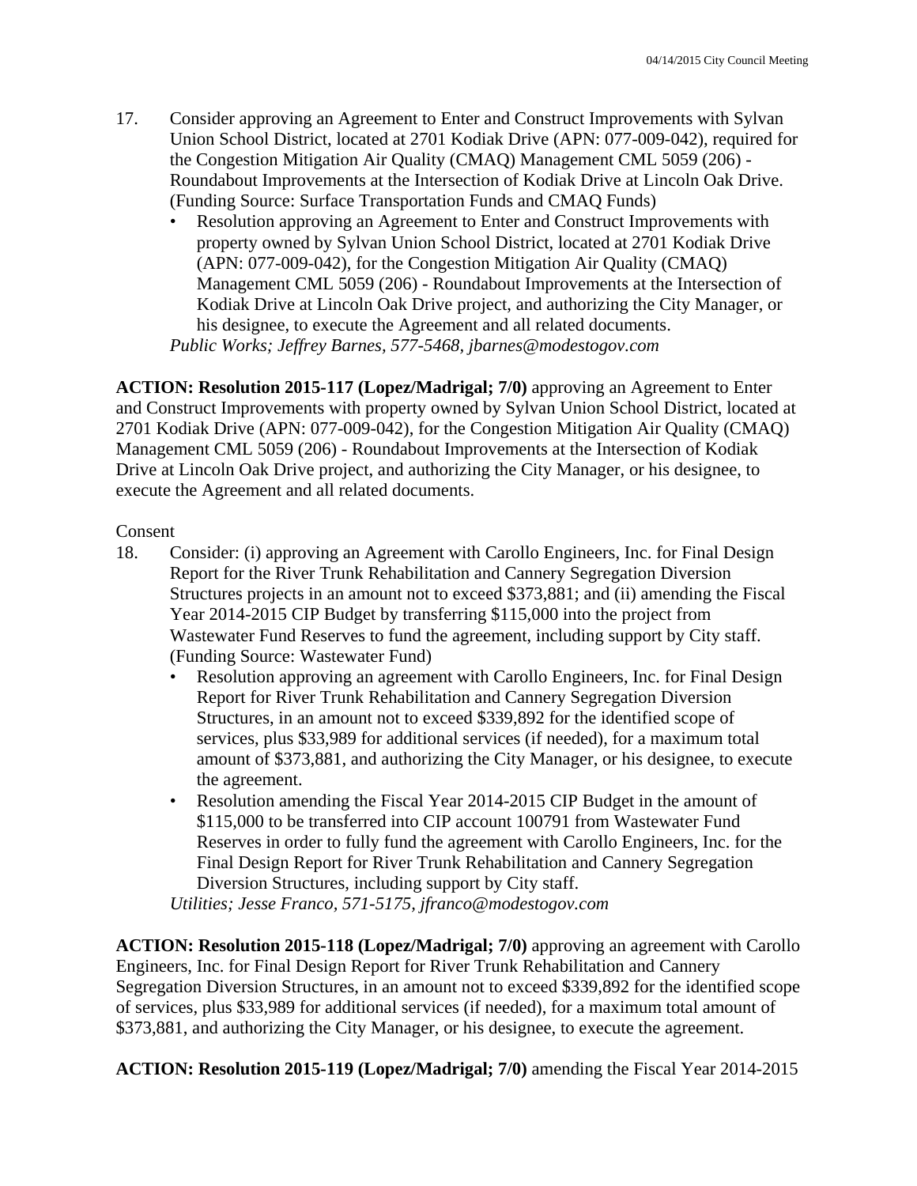17. Consider approving an Agreement to Enter and Construct Improvements with Sylvan Union School District, located at 2701 Kodiak Drive (APN: 077-009-042), required for the Congestion Mitigation Air Quality (CMAQ) Management CML 5059 (206) - Roundabout Improvements at the Intersection of Kodiak Drive at Lincoln Oak Drive. (Funding Source: Surface Transportation Funds and CMAQ Funds)
    - Resolution approving an Agreement to Enter and Construct Improvements with property owned by Sylvan Union School District, located at 2701 Kodiak Drive (APN: 077-009-042), for the Congestion Mitigation Air Quality (CMAQ) Management CML 5059 (206) - Roundabout Improvements at the Intersection of Kodiak Drive at Lincoln Oak Drive project, and authorizing the City Manager, or his designee, to execute the Agreement and all related documents.

    *Public Works; Jeffrey Barnes, 577-5468, jbarnes@modestogov.com*

**ACTION: Resolution 2015-117 (Lopez/Madrigal; 7/0)** approving an Agreement to Enter and Construct Improvements with property owned by Sylvan Union School District, located at 2701 Kodiak Drive (APN: 077-009-042), for the Congestion Mitigation Air Quality (CMAQ) Management CML 5059 (206) - Roundabout Improvements at the Intersection of Kodiak Drive at Lincoln Oak Drive project, and authorizing the City Manager, or his designee, to execute the Agreement and all related documents.

Consent

18. Consider: (i) approving an Agreement with Carollo Engineers, Inc. for Final Design Report for the River Trunk Rehabilitation and Cannery Segregation Diversion Structures projects in an amount not to exceed $373,881; and (ii) amending the Fiscal Year 2014-2015 CIP Budget by transferring $115,000 into the project from Wastewater Fund Reserves to fund the agreement, including support by City staff. (Funding Source: Wastewater Fund)
    - Resolution approving an agreement with Carollo Engineers, Inc. for Final Design Report for River Trunk Rehabilitation and Cannery Segregation Diversion Structures, in an amount not to exceed $339,892 for the identified scope of services, plus $33,989 for additional services (if needed), for a maximum total amount of $373,881, and authorizing the City Manager, or his designee, to execute the agreement.
    - Resolution amending the Fiscal Year 2014-2015 CIP Budget in the amount of $115,000 to be transferred into CIP account 100791 from Wastewater Fund Reserves in order to fully fund the agreement with Carollo Engineers, Inc. for the Final Design Report for River Trunk Rehabilitation and Cannery Segregation Diversion Structures, including support by City staff.

    *Utilities; Jesse Franco, 571-5175, jfranco@modestogov.com*

**ACTION: Resolution 2015-118 (Lopez/Madrigal; 7/0)** approving an agreement with Carollo Engineers, Inc. for Final Design Report for River Trunk Rehabilitation and Cannery Segregation Diversion Structures, in an amount not to exceed $339,892 for the identified scope of services, plus $33,989 for additional services (if needed), for a maximum total amount of $373,881, and authorizing the City Manager, or his designee, to execute the agreement.

**ACTION: Resolution 2015-119 (Lopez/Madrigal; 7/0)** amending the Fiscal Year 2014-2015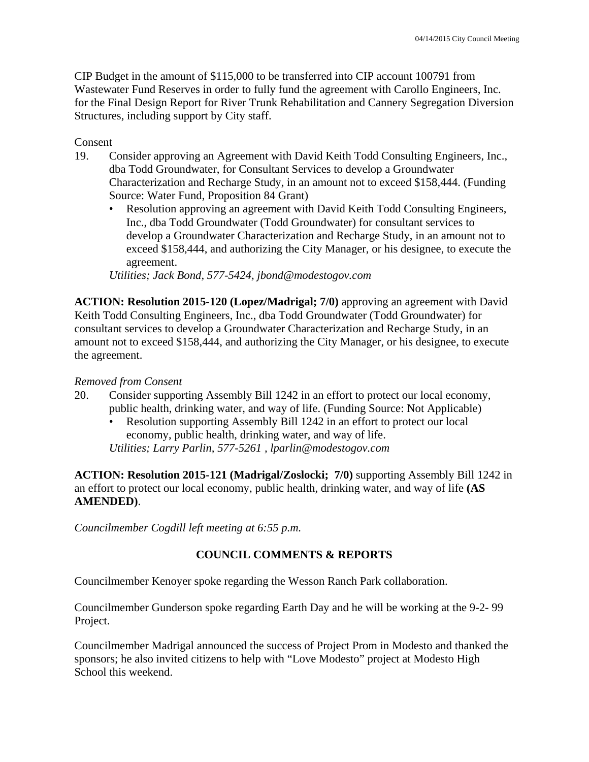CIP Budget in the amount of $115,000 to be transferred into CIP account 100791 from Wastewater Fund Reserves in order to fully fund the agreement with Carollo Engineers, Inc. for the Final Design Report for River Trunk Rehabilitation and Cannery Segregation Diversion Structures, including support by City staff.

Consent

19. Consider approving an Agreement with David Keith Todd Consulting Engineers, Inc., dba Todd Groundwater, for Consultant Services to develop a Groundwater Characterization and Recharge Study, in an amount not to exceed $158,444. (Funding Source: Water Fund, Proposition 84 Grant)
    - Resolution approving an agreement with David Keith Todd Consulting Engineers, Inc., dba Todd Groundwater (Todd Groundwater) for consultant services to develop a Groundwater Characterization and Recharge Study, in an amount not to exceed $158,444, and authorizing the City Manager, or his designee, to execute the agreement.

    *Utilities; Jack Bond, 577-5424, jbond@modestogov.com*

**ACTION: Resolution 2015-120 (Lopez/Madrigal; 7/0)** approving an agreement with David Keith Todd Consulting Engineers, Inc., dba Todd Groundwater (Todd Groundwater) for consultant services to develop a Groundwater Characterization and Recharge Study, in an amount not to exceed $158,444, and authorizing the City Manager, or his designee, to execute the agreement.

*Removed from Consent*

20. Consider supporting Assembly Bill 1242 in an effort to protect our local economy, public health, drinking water, and way of life. (Funding Source: Not Applicable)
    - Resolution supporting Assembly Bill 1242 in an effort to protect our local economy, public health, drinking water, and way of life.

    *Utilities; Larry Parlin, 577-5261 , lparlin@modestogov.com*

**ACTION: Resolution 2015-121 (Madrigal/Zoslocki; 7/0)** supporting Assembly Bill 1242 in an effort to protect our local economy, public health, drinking water, and way of life **(AS AMENDED)**.

*Councilmember Cogdill left meeting at 6:55 p.m.*

## COUNCIL COMMENTS & REPORTS

Councilmember Kenoyer spoke regarding the Wesson Ranch Park collaboration.

Councilmember Gunderson spoke regarding Earth Day and he will be working at the 9-2- 99 Project.

Councilmember Madrigal announced the success of Project Prom in Modesto and thanked the sponsors; he also invited citizens to help with "Love Modesto" project at Modesto High School this weekend.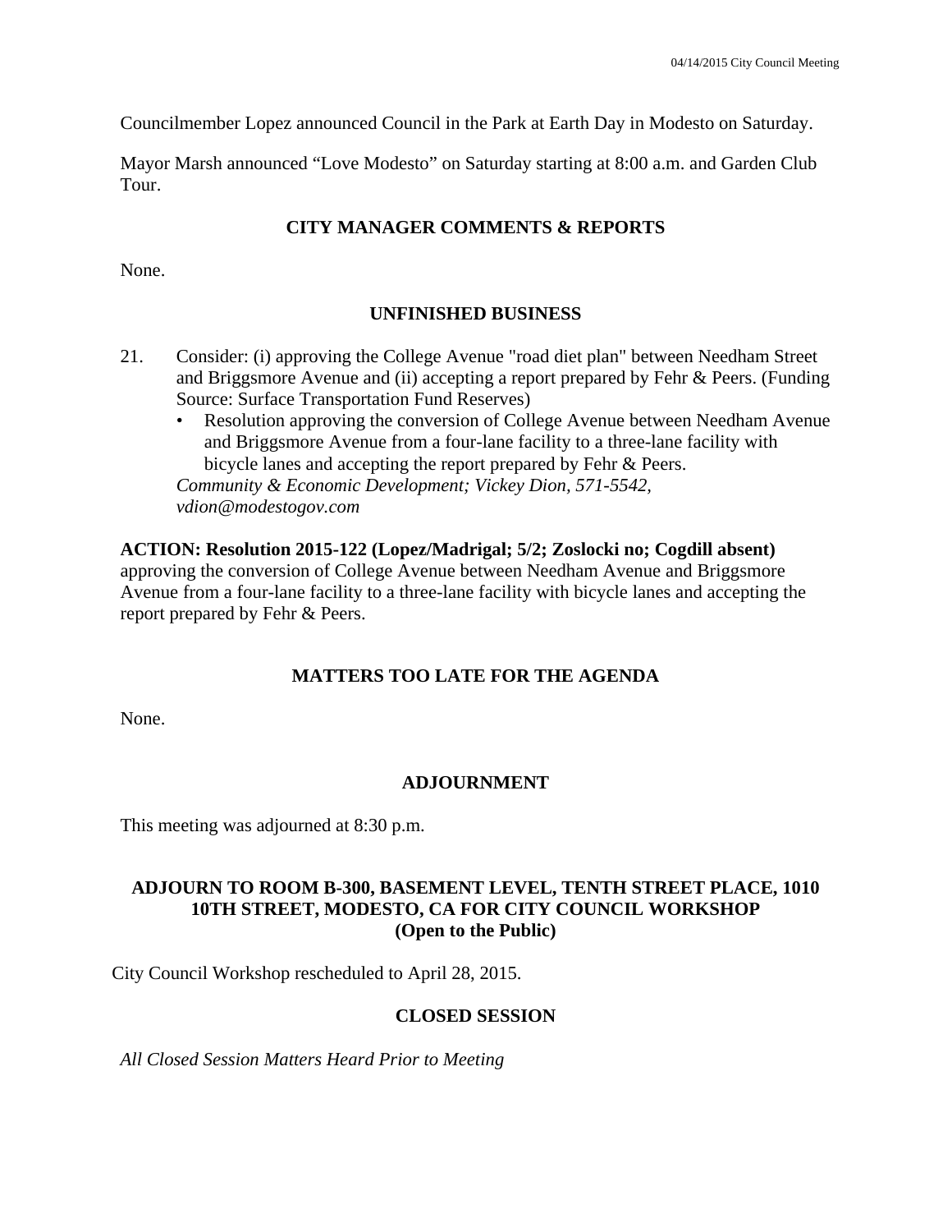Councilmember Lopez announced Council in the Park at Earth Day in Modesto on Saturday.

Mayor Marsh announced "Love Modesto" on Saturday starting at 8:00 a.m. and Garden Club Tour.

## CITY MANAGER COMMENTS & REPORTS

None.

## UNFINISHED BUSINESS

21. Consider: (i) approving the College Avenue "road diet plan" between Needham Street and Briggsmore Avenue and (ii) accepting a report prepared by Fehr & Peers. (Funding Source: Surface Transportation Fund Reserves)
    - Resolution approving the conversion of College Avenue between Needham Avenue and Briggsmore Avenue from a four-lane facility to a three-lane facility with bicycle lanes and accepting the report prepared by Fehr & Peers.

    *Community & Economic Development; Vickey Dion, 571-5542, vdion@modestogov.com*

**ACTION: Resolution 2015-122 (Lopez/Madrigal; 5/2; Zoslocki no; Cogdill absent)** approving the conversion of College Avenue between Needham Avenue and Briggsmore Avenue from a four-lane facility to a three-lane facility with bicycle lanes and accepting the report prepared by Fehr & Peers.

## MATTERS TOO LATE FOR THE AGENDA

None.

## ADJOURNMENT

This meeting was adjourned at 8:30 p.m.

## ADJOURN TO ROOM B-300, BASEMENT LEVEL, TENTH STREET PLACE, 1010 10TH STREET, MODESTO, CA FOR CITY COUNCIL WORKSHOP (Open to the Public)

City Council Workshop rescheduled to April 28, 2015.

## CLOSED SESSION

*All Closed Session Matters Heard Prior to Meeting*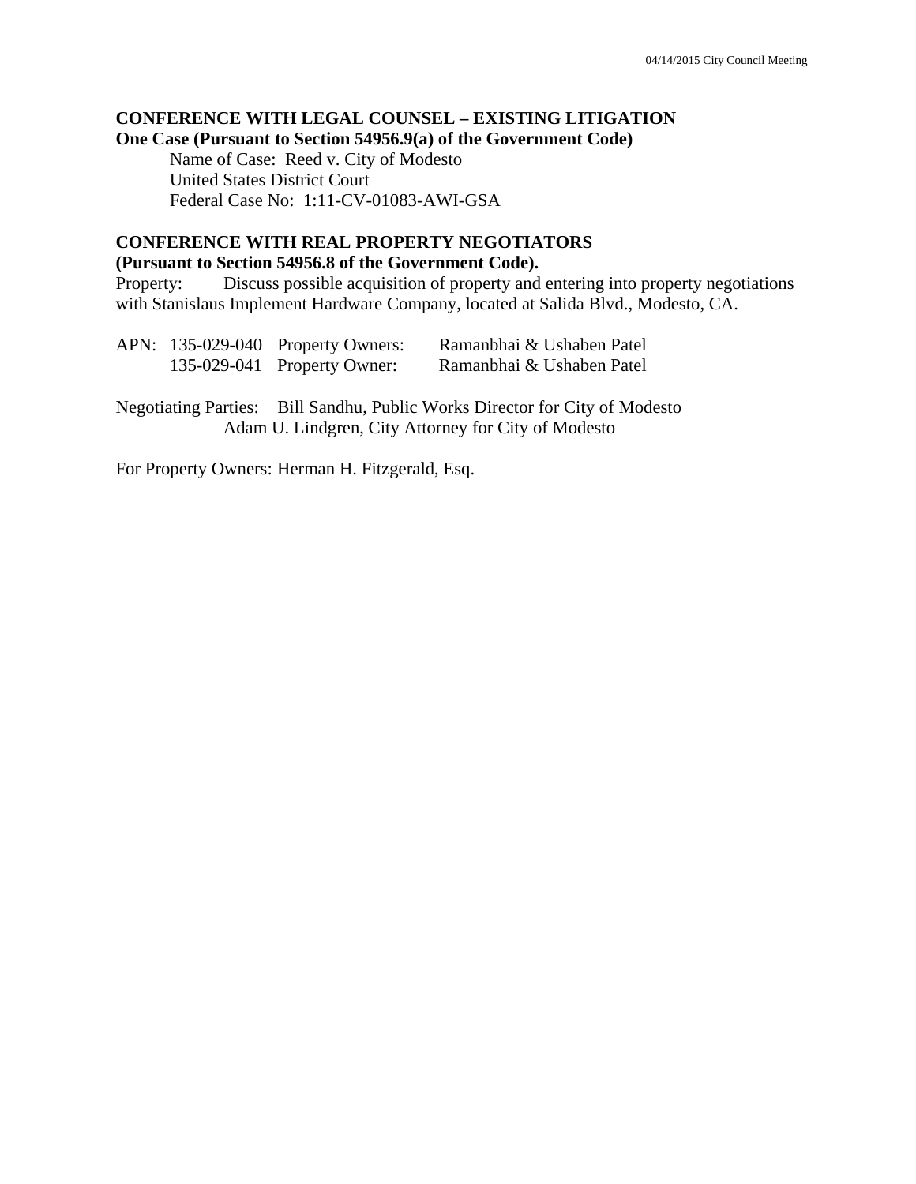**CONFERENCE WITH LEGAL COUNSEL – EXISTING LITIGATION**
**One Case (Pursuant to Section 54956.9(a) of the Government Code)**

Name of Case: Reed v. City of Modesto
United States District Court
Federal Case No: 1:11-CV-01083-AWI-GSA

**CONFERENCE WITH REAL PROPERTY NEGOTIATORS**
**(Pursuant to Section 54956.8 of the Government Code).**

Property: Discuss possible acquisition of property and entering into property negotiations with Stanislaus Implement Hardware Company, located at Salida Blvd., Modesto, CA.

| APN: | | |
|---|---|---|
| 135-029-040 | Property Owners: | Ramanbhai & Ushaben Patel |
| 135-029-041 | Property Owner: | Ramanbhai & Ushaben Patel |

Negotiating Parties: Bill Sandhu, Public Works Director for City of Modesto
Adam U. Lindgren, City Attorney for City of Modesto

For Property Owners: Herman H. Fitzgerald, Esq.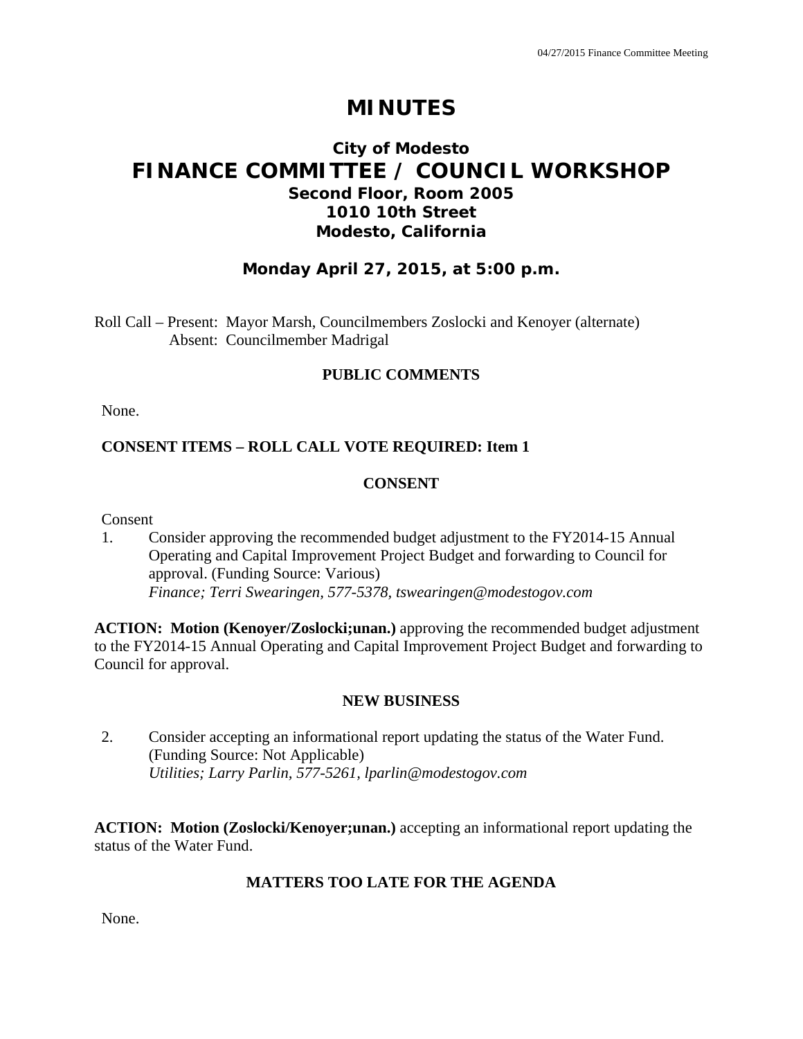# MINUTES

## City of Modesto
## FINANCE COMMITTEE / COUNCIL WORKSHOP
### Second Floor, Room 2005
### 1010 10th Street
### Modesto, California

### Monday April 27, 2015, at 5:00 p.m.

Roll Call – Present: Mayor Marsh, Councilmembers Zoslocki and Kenoyer (alternate)
Absent: Councilmember Madrigal

**PUBLIC COMMENTS**

None.

**CONSENT ITEMS – ROLL CALL VOTE REQUIRED: Item 1**

**CONSENT**

Consent

1. Consider approving the recommended budget adjustment to the FY2014-15 Annual Operating and Capital Improvement Project Budget and forwarding to Council for approval. (Funding Source: Various)
*Finance; Terri Swearingen, 577-5378, tswearingen@modestogov.com*

**ACTION: Motion (Kenoyer/Zoslocki;unan.)** approving the recommended budget adjustment to the FY2014-15 Annual Operating and Capital Improvement Project Budget and forwarding to Council for approval.

**NEW BUSINESS**

2. Consider accepting an informational report updating the status of the Water Fund. (Funding Source: Not Applicable)
*Utilities; Larry Parlin, 577-5261, lparlin@modestogov.com*

**ACTION: Motion (Zoslocki/Kenoyer;unan.)** accepting an informational report updating the status of the Water Fund.

**MATTERS TOO LATE FOR THE AGENDA**

None.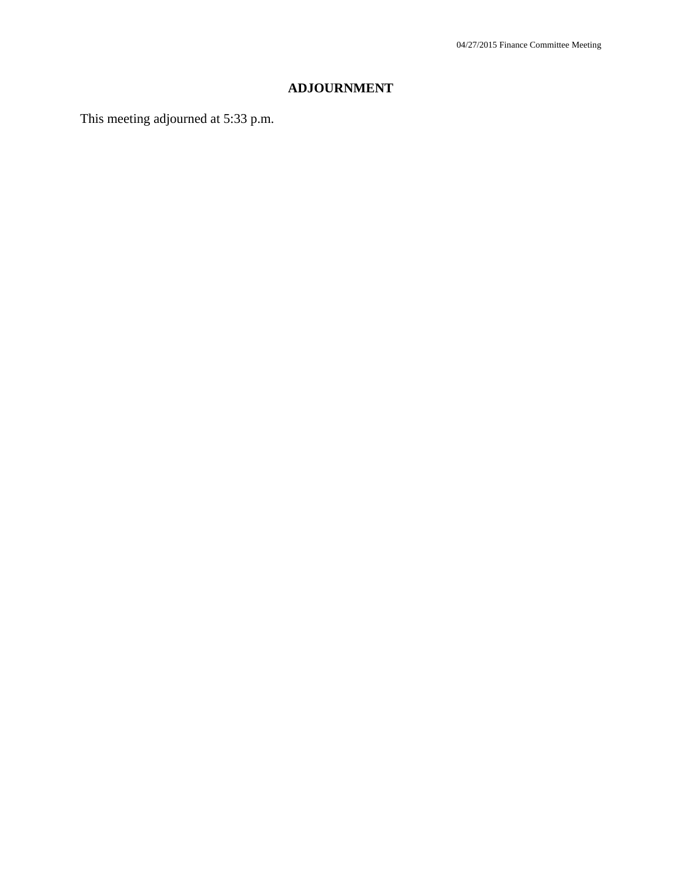## ADJOURNMENT

This meeting adjourned at 5:33 p.m.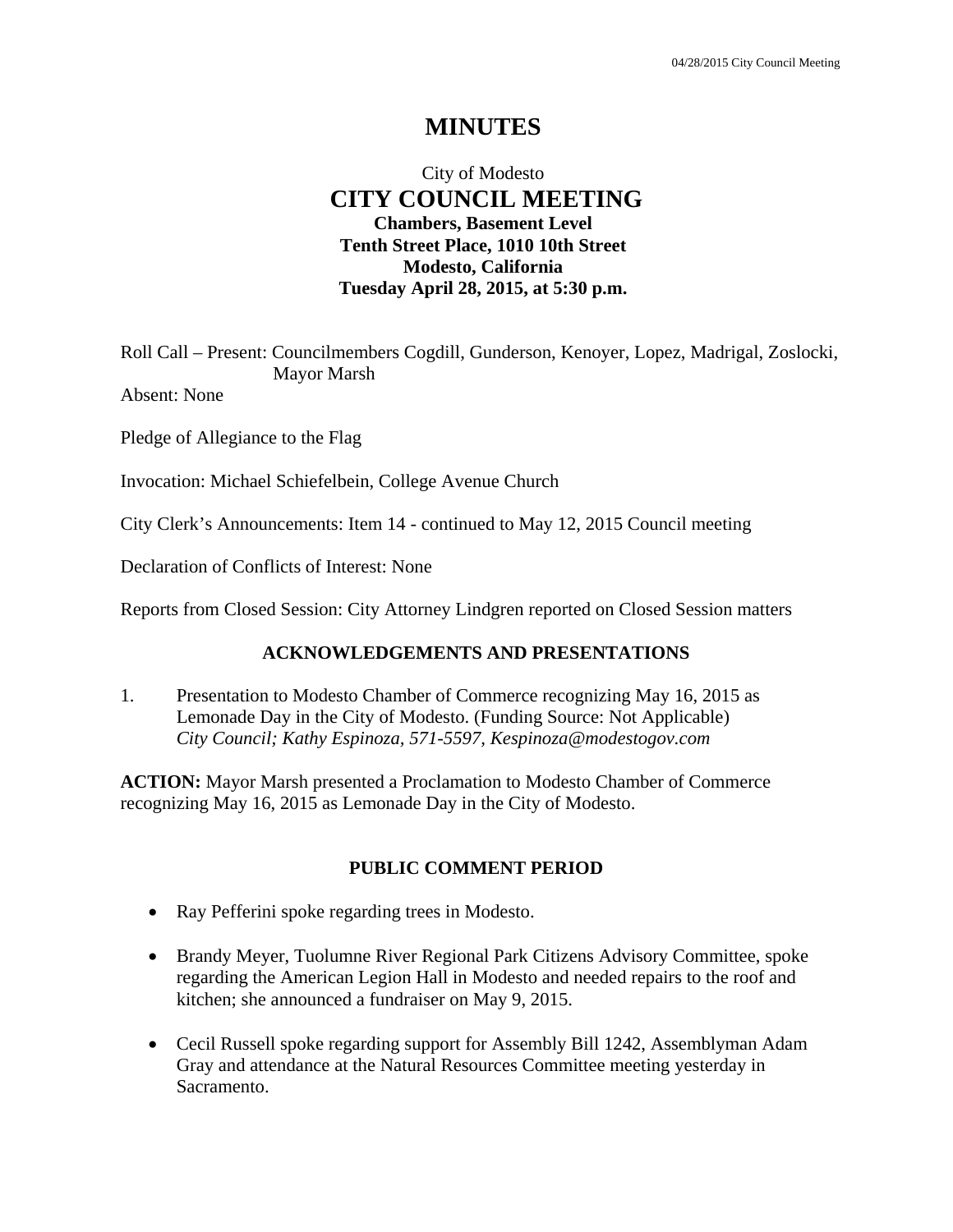# MINUTES

City of Modesto

## CITY COUNCIL MEETING

**Chambers, Basement Level**
**Tenth Street Place, 1010 10th Street**
**Modesto, California**
**Tuesday April 28, 2015, at 5:30 p.m.**

Roll Call – Present: Councilmembers Cogdill, Gunderson, Kenoyer, Lopez, Madrigal, Zoslocki, Mayor Marsh

Absent: None

Pledge of Allegiance to the Flag

Invocation: Michael Schiefelbein, College Avenue Church

City Clerk's Announcements: Item 14 - continued to May 12, 2015 Council meeting

Declaration of Conflicts of Interest: None

Reports from Closed Session: City Attorney Lindgren reported on Closed Session matters

### ACKNOWLEDGEMENTS AND PRESENTATIONS

1. Presentation to Modesto Chamber of Commerce recognizing May 16, 2015 as Lemonade Day in the City of Modesto. (Funding Source: Not Applicable)
   *City Council; Kathy Espinoza, 571-5597, Kespinoza@modestogov.com*

**ACTION:** Mayor Marsh presented a Proclamation to Modesto Chamber of Commerce recognizing May 16, 2015 as Lemonade Day in the City of Modesto.

### PUBLIC COMMENT PERIOD

- Ray Pefferini spoke regarding trees in Modesto.
- Brandy Meyer, Tuolumne River Regional Park Citizens Advisory Committee, spoke regarding the American Legion Hall in Modesto and needed repairs to the roof and kitchen; she announced a fundraiser on May 9, 2015.
- Cecil Russell spoke regarding support for Assembly Bill 1242, Assemblyman Adam Gray and attendance at the Natural Resources Committee meeting yesterday in Sacramento.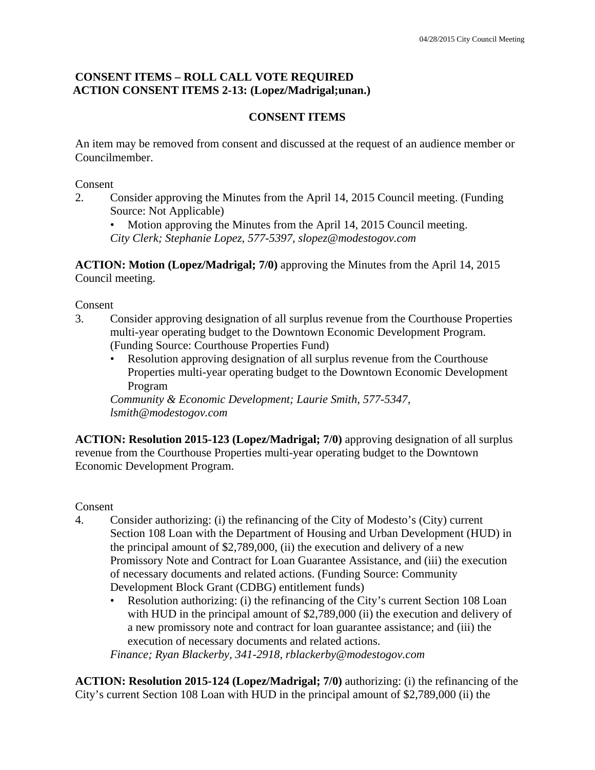**CONSENT ITEMS – ROLL CALL VOTE REQUIRED**
**ACTION CONSENT ITEMS 2-13: (Lopez/Madrigal;unan.)**

**CONSENT ITEMS**

An item may be removed from consent and discussed at the request of an audience member or Councilmember.

Consent

2. Consider approving the Minutes from the April 14, 2015 Council meeting. (Funding Source: Not Applicable)
   - Motion approving the Minutes from the April 14, 2015 Council meeting.

   *City Clerk; Stephanie Lopez, 577-5397, slopez@modestogov.com*

**ACTION: Motion (Lopez/Madrigal; 7/0)** approving the Minutes from the April 14, 2015 Council meeting.

Consent

3. Consider approving designation of all surplus revenue from the Courthouse Properties multi-year operating budget to the Downtown Economic Development Program. (Funding Source: Courthouse Properties Fund)
   - Resolution approving designation of all surplus revenue from the Courthouse Properties multi-year operating budget to the Downtown Economic Development Program

   *Community & Economic Development; Laurie Smith, 577-5347, lsmith@modestogov.com*

**ACTION: Resolution 2015-123 (Lopez/Madrigal; 7/0)** approving designation of all surplus revenue from the Courthouse Properties multi-year operating budget to the Downtown Economic Development Program.

Consent

4. Consider authorizing: (i) the refinancing of the City of Modesto's (City) current Section 108 Loan with the Department of Housing and Urban Development (HUD) in the principal amount of $2,789,000, (ii) the execution and delivery of a new Promissory Note and Contract for Loan Guarantee Assistance, and (iii) the execution of necessary documents and related actions. (Funding Source: Community Development Block Grant (CDBG) entitlement funds)
   - Resolution authorizing: (i) the refinancing of the City's current Section 108 Loan with HUD in the principal amount of $2,789,000 (ii) the execution and delivery of a new promissory note and contract for loan guarantee assistance; and (iii) the execution of necessary documents and related actions.

   *Finance; Ryan Blackerby, 341-2918, rblackerby@modestogov.com*

**ACTION: Resolution 2015-124 (Lopez/Madrigal; 7/0)** authorizing: (i) the refinancing of the City's current Section 108 Loan with HUD in the principal amount of $2,789,000 (ii) the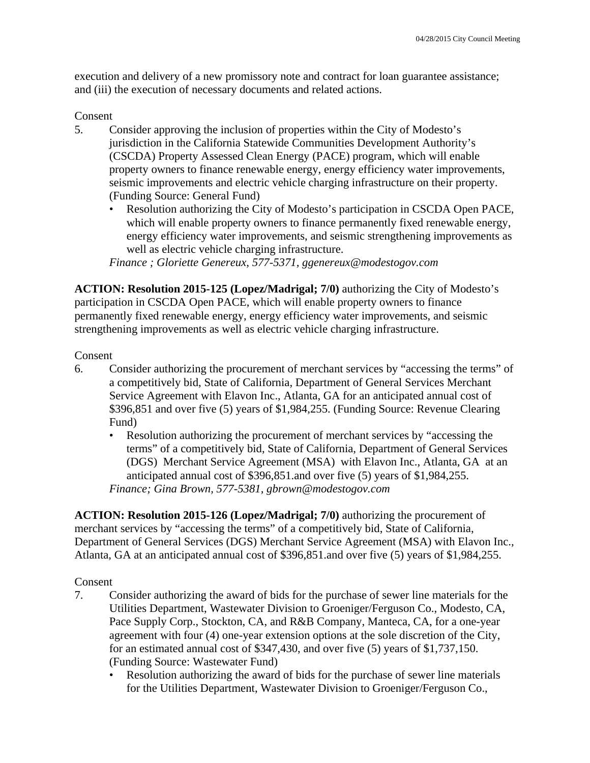execution and delivery of a new promissory note and contract for loan guarantee assistance; and (iii) the execution of necessary documents and related actions.

Consent

5. Consider approving the inclusion of properties within the City of Modesto's jurisdiction in the California Statewide Communities Development Authority's (CSCDA) Property Assessed Clean Energy (PACE) program, which will enable property owners to finance renewable energy, energy efficiency water improvements, seismic improvements and electric vehicle charging infrastructure on their property. (Funding Source: General Fund)
   - Resolution authorizing the City of Modesto's participation in CSCDA Open PACE, which will enable property owners to finance permanently fixed renewable energy, energy efficiency water improvements, and seismic strengthening improvements as well as electric vehicle charging infrastructure.

   *Finance ; Gloriette Genereux, 577-5371, ggenereux@modestogov.com*

**ACTION: Resolution 2015-125 (Lopez/Madrigal; 7/0)** authorizing the City of Modesto's participation in CSCDA Open PACE, which will enable property owners to finance permanently fixed renewable energy, energy efficiency water improvements, and seismic strengthening improvements as well as electric vehicle charging infrastructure.

Consent

6. Consider authorizing the procurement of merchant services by "accessing the terms" of a competitively bid, State of California, Department of General Services Merchant Service Agreement with Elavon Inc., Atlanta, GA for an anticipated annual cost of $396,851 and over five (5) years of $1,984,255. (Funding Source: Revenue Clearing Fund)
   - Resolution authorizing the procurement of merchant services by "accessing the terms" of a competitively bid, State of California, Department of General Services (DGS) Merchant Service Agreement (MSA) with Elavon Inc., Atlanta, GA at an anticipated annual cost of $396,851.and over five (5) years of $1,984,255.

   *Finance; Gina Brown, 577-5381, gbrown@modestogov.com*

**ACTION: Resolution 2015-126 (Lopez/Madrigal; 7/0)** authorizing the procurement of merchant services by "accessing the terms" of a competitively bid, State of California, Department of General Services (DGS) Merchant Service Agreement (MSA) with Elavon Inc., Atlanta, GA at an anticipated annual cost of $396,851.and over five (5) years of $1,984,255.

Consent

7. Consider authorizing the award of bids for the purchase of sewer line materials for the Utilities Department, Wastewater Division to Groeniger/Ferguson Co., Modesto, CA, Pace Supply Corp., Stockton, CA, and R&B Company, Manteca, CA, for a one-year agreement with four (4) one-year extension options at the sole discretion of the City, for an estimated annual cost of $347,430, and over five (5) years of $1,737,150. (Funding Source: Wastewater Fund)
   - Resolution authorizing the award of bids for the purchase of sewer line materials for the Utilities Department, Wastewater Division to Groeniger/Ferguson Co.,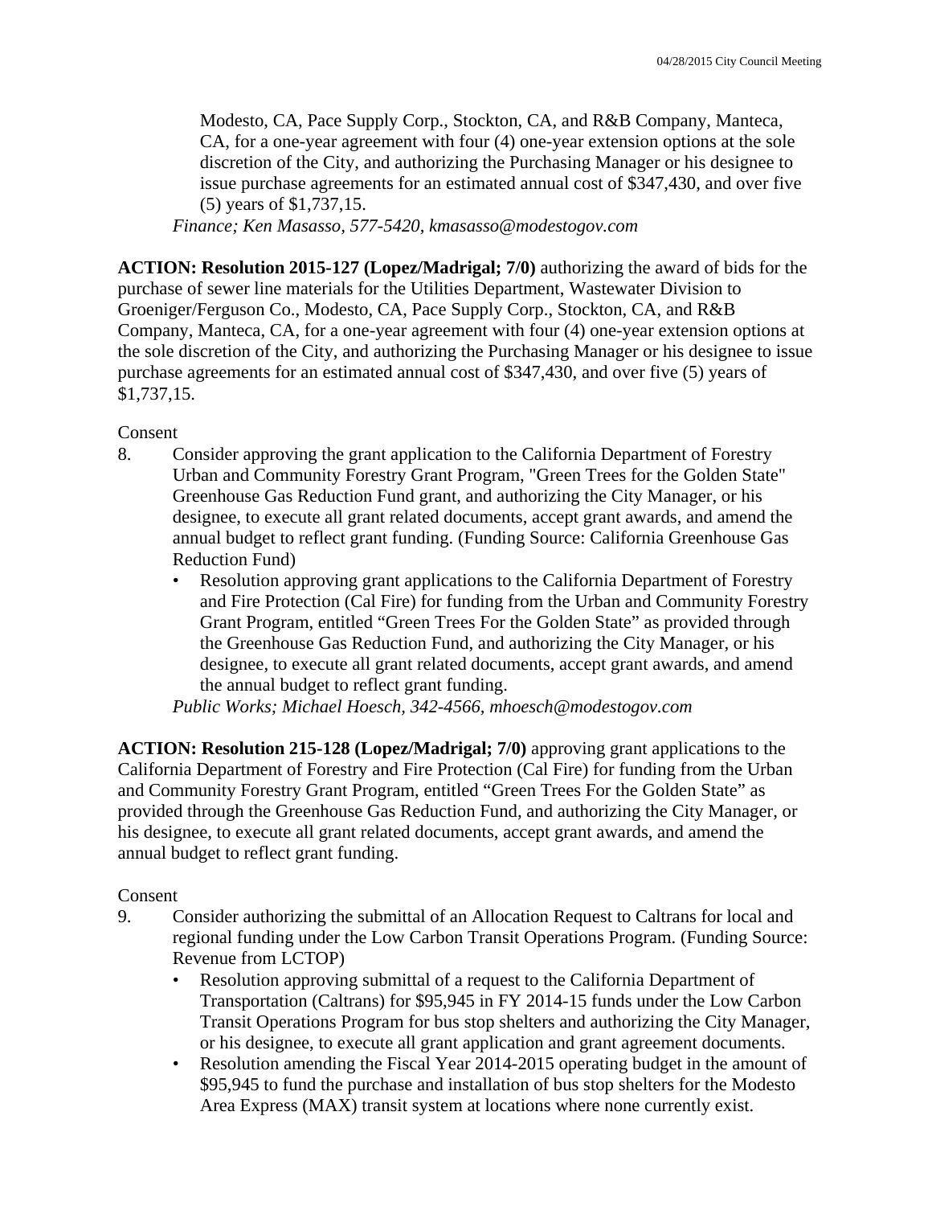Modesto, CA, Pace Supply Corp., Stockton, CA, and R&B Company, Manteca, CA, for a one-year agreement with four (4) one-year extension options at the sole discretion of the City, and authorizing the Purchasing Manager or his designee to issue purchase agreements for an estimated annual cost of $347,430, and over five (5) years of $1,737,15.

*Finance; Ken Masasso, 577-5420, kmasasso@modestogov.com*

**ACTION: Resolution 2015-127 (Lopez/Madrigal; 7/0)** authorizing the award of bids for the purchase of sewer line materials for the Utilities Department, Wastewater Division to Groeniger/Ferguson Co., Modesto, CA, Pace Supply Corp., Stockton, CA, and R&B Company, Manteca, CA, for a one-year agreement with four (4) one-year extension options at the sole discretion of the City, and authorizing the Purchasing Manager or his designee to issue purchase agreements for an estimated annual cost of $347,430, and over five (5) years of $1,737,15.

Consent

8. Consider approving the grant application to the California Department of Forestry Urban and Community Forestry Grant Program, "Green Trees for the Golden State" Greenhouse Gas Reduction Fund grant, and authorizing the City Manager, or his designee, to execute all grant related documents, accept grant awards, and amend the annual budget to reflect grant funding. (Funding Source: California Greenhouse Gas Reduction Fund)
   - Resolution approving grant applications to the California Department of Forestry and Fire Protection (Cal Fire) for funding from the Urban and Community Forestry Grant Program, entitled “Green Trees For the Golden State” as provided through the Greenhouse Gas Reduction Fund, and authorizing the City Manager, or his designee, to execute all grant related documents, accept grant awards, and amend the annual budget to reflect grant funding.

   *Public Works; Michael Hoesch, 342-4566, mhoesch@modestogov.com*

**ACTION: Resolution 215-128 (Lopez/Madrigal; 7/0)** approving grant applications to the California Department of Forestry and Fire Protection (Cal Fire) for funding from the Urban and Community Forestry Grant Program, entitled “Green Trees For the Golden State” as provided through the Greenhouse Gas Reduction Fund, and authorizing the City Manager, or his designee, to execute all grant related documents, accept grant awards, and amend the annual budget to reflect grant funding.

Consent

9. Consider authorizing the submittal of an Allocation Request to Caltrans for local and regional funding under the Low Carbon Transit Operations Program. (Funding Source: Revenue from LCTOP)
   - Resolution approving submittal of a request to the California Department of Transportation (Caltrans) for $95,945 in FY 2014-15 funds under the Low Carbon Transit Operations Program for bus stop shelters and authorizing the City Manager, or his designee, to execute all grant application and grant agreement documents.
   - Resolution amending the Fiscal Year 2014-2015 operating budget in the amount of $95,945 to fund the purchase and installation of bus stop shelters for the Modesto Area Express (MAX) transit system at locations where none currently exist.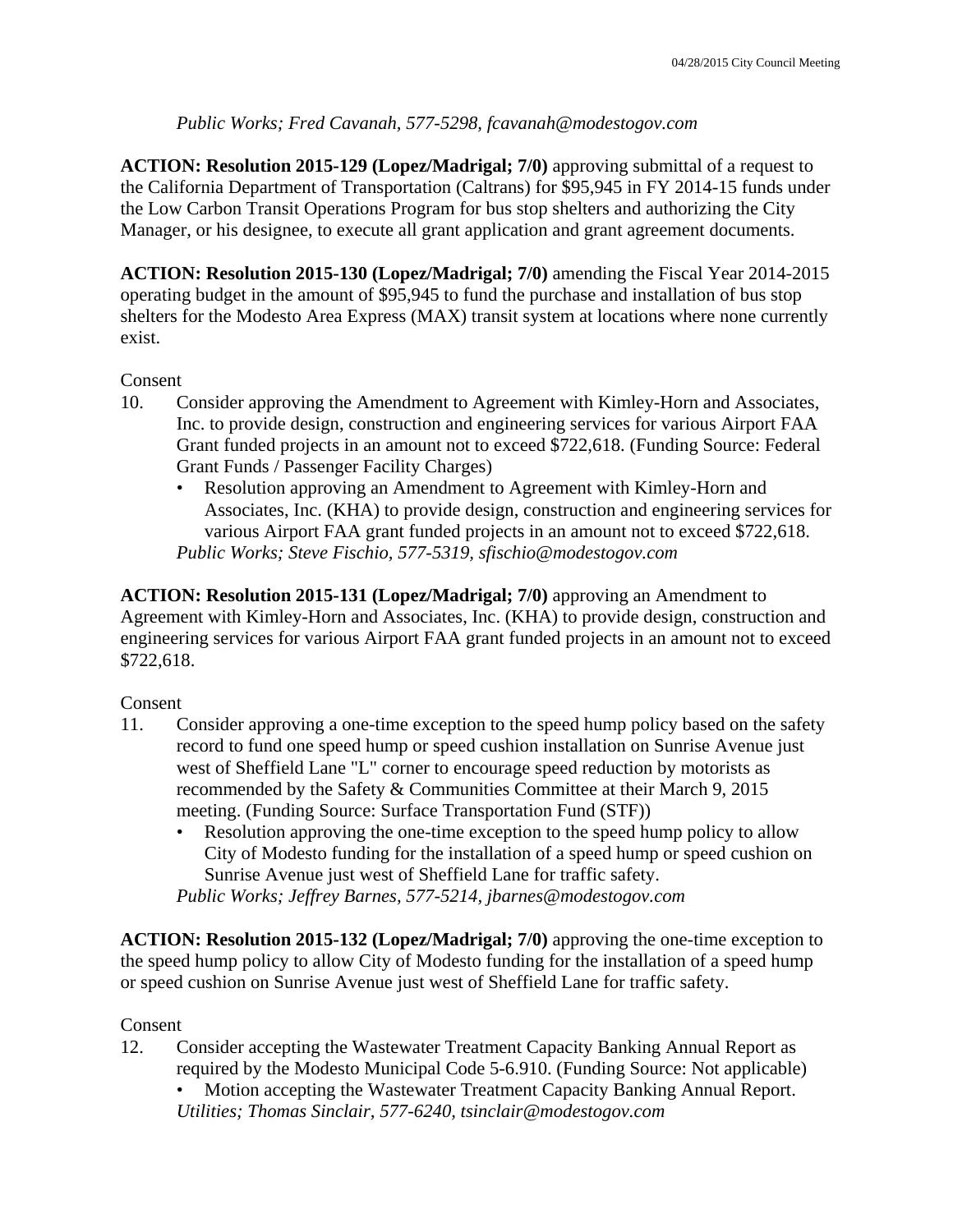*Public Works; Fred Cavanah, 577-5298, fcavanah@modestogov.com*

**ACTION: Resolution 2015-129 (Lopez/Madrigal; 7/0)** approving submittal of a request to the California Department of Transportation (Caltrans) for $95,945 in FY 2014-15 funds under the Low Carbon Transit Operations Program for bus stop shelters and authorizing the City Manager, or his designee, to execute all grant application and grant agreement documents.

**ACTION: Resolution 2015-130 (Lopez/Madrigal; 7/0)** amending the Fiscal Year 2014-2015 operating budget in the amount of $95,945 to fund the purchase and installation of bus stop shelters for the Modesto Area Express (MAX) transit system at locations where none currently exist.

Consent

10. Consider approving the Amendment to Agreement with Kimley-Horn and Associates, Inc. to provide design, construction and engineering services for various Airport FAA Grant funded projects in an amount not to exceed $722,618. (Funding Source: Federal Grant Funds / Passenger Facility Charges)
    - Resolution approving an Amendment to Agreement with Kimley-Horn and Associates, Inc. (KHA) to provide design, construction and engineering services for various Airport FAA grant funded projects in an amount not to exceed $722,618.

    *Public Works; Steve Fischio, 577-5319, sfischio@modestogov.com*

**ACTION: Resolution 2015-131 (Lopez/Madrigal; 7/0)** approving an Amendment to Agreement with Kimley-Horn and Associates, Inc. (KHA) to provide design, construction and engineering services for various Airport FAA grant funded projects in an amount not to exceed $722,618.

Consent

11. Consider approving a one-time exception to the speed hump policy based on the safety record to fund one speed hump or speed cushion installation on Sunrise Avenue just west of Sheffield Lane "L" corner to encourage speed reduction by motorists as recommended by the Safety & Communities Committee at their March 9, 2015 meeting. (Funding Source: Surface Transportation Fund (STF))
    - Resolution approving the one-time exception to the speed hump policy to allow City of Modesto funding for the installation of a speed hump or speed cushion on Sunrise Avenue just west of Sheffield Lane for traffic safety.

    *Public Works; Jeffrey Barnes, 577-5214, jbarnes@modestogov.com*

**ACTION: Resolution 2015-132 (Lopez/Madrigal; 7/0)** approving the one-time exception to the speed hump policy to allow City of Modesto funding for the installation of a speed hump or speed cushion on Sunrise Avenue just west of Sheffield Lane for traffic safety.

Consent

12. Consider accepting the Wastewater Treatment Capacity Banking Annual Report as required by the Modesto Municipal Code 5-6.910. (Funding Source: Not applicable)
    - Motion accepting the Wastewater Treatment Capacity Banking Annual Report.

    *Utilities; Thomas Sinclair, 577-6240, tsinclair@modestogov.com*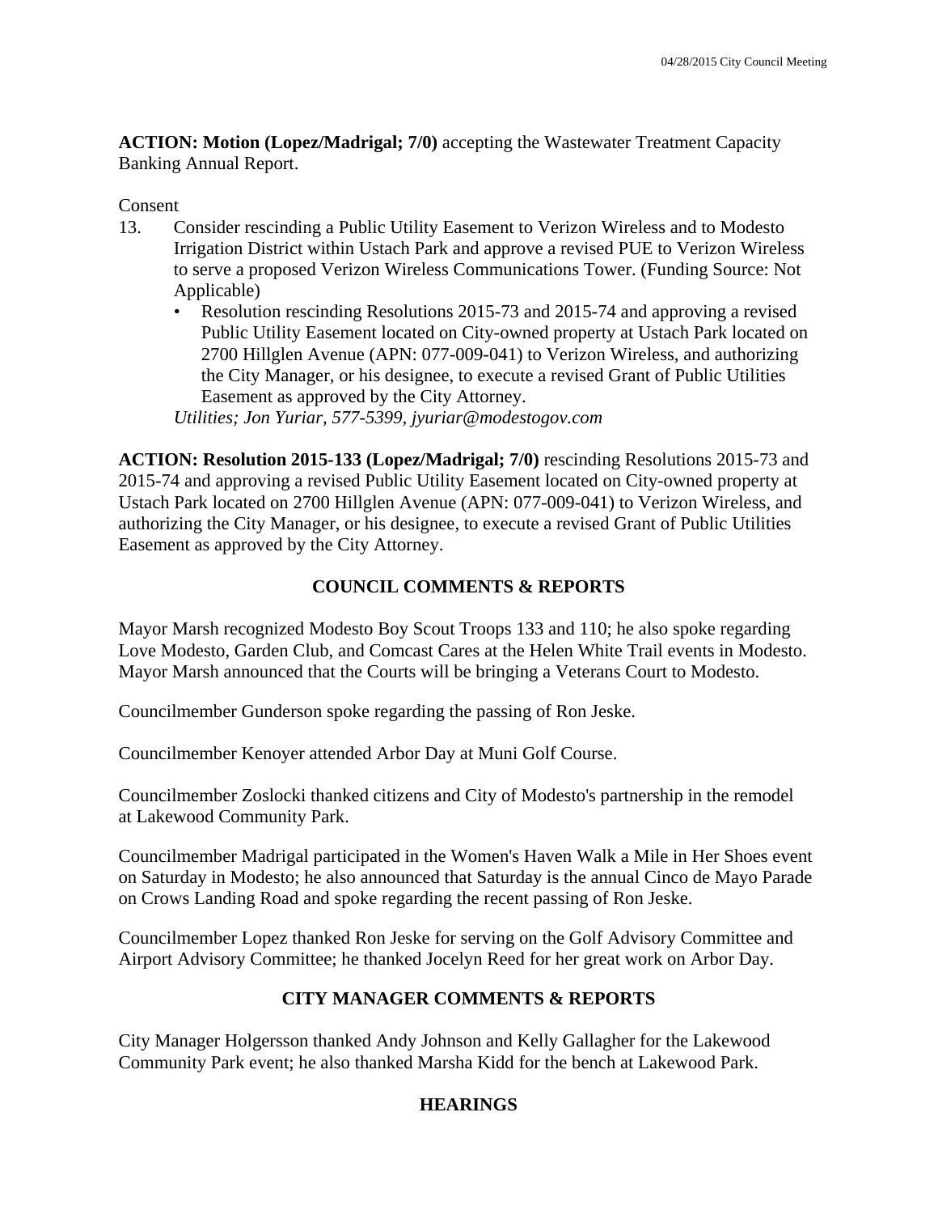**ACTION: Motion (Lopez/Madrigal; 7/0)** accepting the Wastewater Treatment Capacity Banking Annual Report.

Consent

13. Consider rescinding a Public Utility Easement to Verizon Wireless and to Modesto Irrigation District within Ustach Park and approve a revised PUE to Verizon Wireless to serve a proposed Verizon Wireless Communications Tower. (Funding Source: Not Applicable)
    - Resolution rescinding Resolutions 2015-73 and 2015-74 and approving a revised Public Utility Easement located on City-owned property at Ustach Park located on 2700 Hillglen Avenue (APN: 077-009-041) to Verizon Wireless, and authorizing the City Manager, or his designee, to execute a revised Grant of Public Utilities Easement as approved by the City Attorney.

    *Utilities; Jon Yuriar, 577-5399, jyuriar@modestogov.com*

**ACTION: Resolution 2015-133 (Lopez/Madrigal; 7/0)** rescinding Resolutions 2015-73 and 2015-74 and approving a revised Public Utility Easement located on City-owned property at Ustach Park located on 2700 Hillglen Avenue (APN: 077-009-041) to Verizon Wireless, and authorizing the City Manager, or his designee, to execute a revised Grant of Public Utilities Easement as approved by the City Attorney.

## COUNCIL COMMENTS & REPORTS

Mayor Marsh recognized Modesto Boy Scout Troops 133 and 110; he also spoke regarding Love Modesto, Garden Club, and Comcast Cares at the Helen White Trail events in Modesto. Mayor Marsh announced that the Courts will be bringing a Veterans Court to Modesto.

Councilmember Gunderson spoke regarding the passing of Ron Jeske.

Councilmember Kenoyer attended Arbor Day at Muni Golf Course.

Councilmember Zoslocki thanked citizens and City of Modesto's partnership in the remodel at Lakewood Community Park.

Councilmember Madrigal participated in the Women's Haven Walk a Mile in Her Shoes event on Saturday in Modesto; he also announced that Saturday is the annual Cinco de Mayo Parade on Crows Landing Road and spoke regarding the recent passing of Ron Jeske.

Councilmember Lopez thanked Ron Jeske for serving on the Golf Advisory Committee and Airport Advisory Committee; he thanked Jocelyn Reed for her great work on Arbor Day.

## CITY MANAGER COMMENTS & REPORTS

City Manager Holgersson thanked Andy Johnson and Kelly Gallagher for the Lakewood Community Park event; he also thanked Marsha Kidd for the bench at Lakewood Park.

## HEARINGS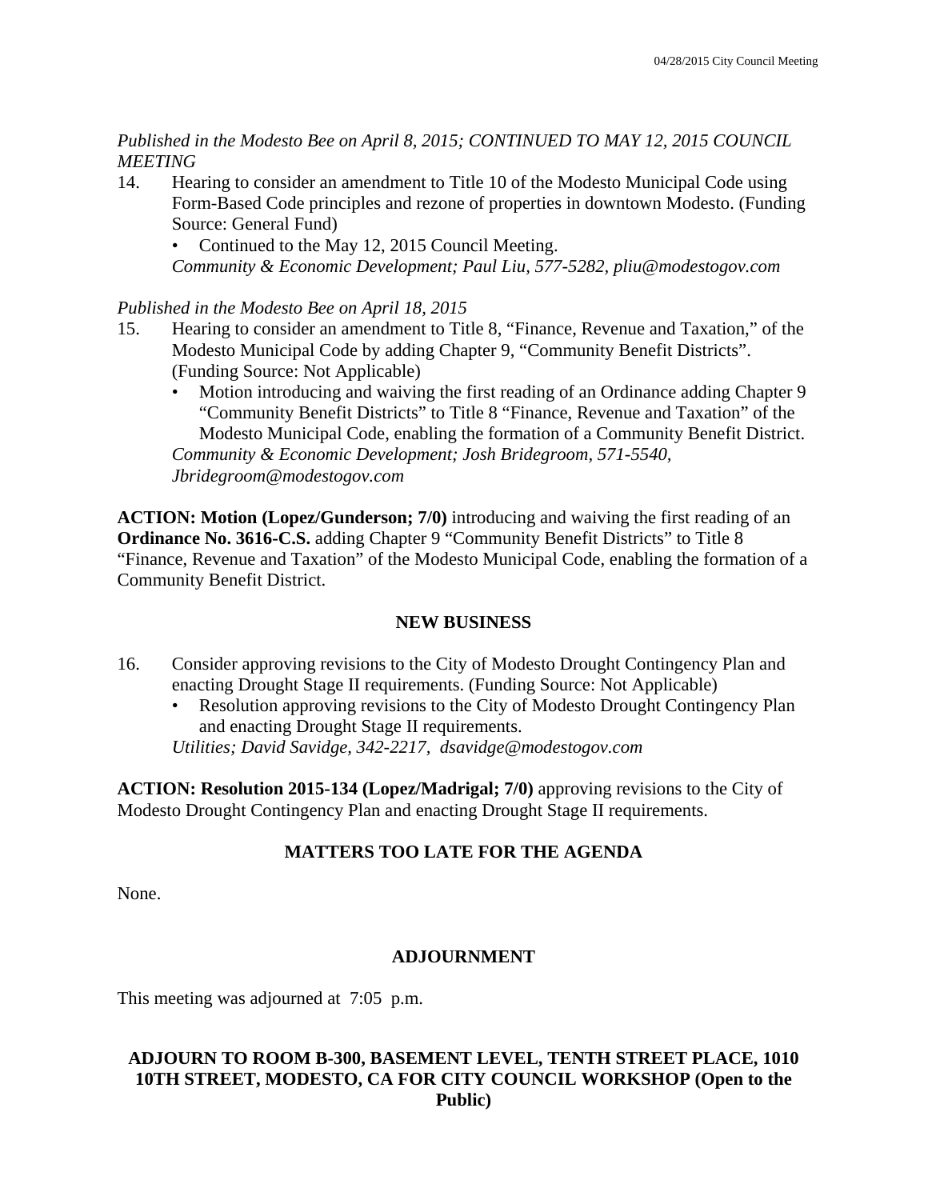*Published in the Modesto Bee on April 8, 2015; CONTINUED TO MAY 12, 2015 COUNCIL MEETING*

14. Hearing to consider an amendment to Title 10 of the Modesto Municipal Code using Form-Based Code principles and rezone of properties in downtown Modesto. (Funding Source: General Fund)
    - Continued to the May 12, 2015 Council Meeting.

    *Community & Economic Development; Paul Liu, 577-5282, pliu@modestogov.com*

*Published in the Modesto Bee on April 18, 2015*

15. Hearing to consider an amendment to Title 8, "Finance, Revenue and Taxation," of the Modesto Municipal Code by adding Chapter 9, "Community Benefit Districts". (Funding Source: Not Applicable)
    - Motion introducing and waiving the first reading of an Ordinance adding Chapter 9 "Community Benefit Districts" to Title 8 "Finance, Revenue and Taxation" of the Modesto Municipal Code, enabling the formation of a Community Benefit District.

    *Community & Economic Development; Josh Bridegroom, 571-5540, Jbridegroom@modestogov.com*

**ACTION: Motion (Lopez/Gunderson; 7/0)** introducing and waiving the first reading of an **Ordinance No. 3616-C.S.** adding Chapter 9 "Community Benefit Districts" to Title 8 "Finance, Revenue and Taxation" of the Modesto Municipal Code, enabling the formation of a Community Benefit District.

## NEW BUSINESS

16. Consider approving revisions to the City of Modesto Drought Contingency Plan and enacting Drought Stage II requirements. (Funding Source: Not Applicable)
    - Resolution approving revisions to the City of Modesto Drought Contingency Plan and enacting Drought Stage II requirements.

    *Utilities; David Savidge, 342-2217, dsavidge@modestogov.com*

**ACTION: Resolution 2015-134 (Lopez/Madrigal; 7/0)** approving revisions to the City of Modesto Drought Contingency Plan and enacting Drought Stage II requirements.

## MATTERS TOO LATE FOR THE AGENDA

None.

## ADJOURNMENT

This meeting was adjourned at 7:05 p.m.

**ADJOURN TO ROOM B-300, BASEMENT LEVEL, TENTH STREET PLACE, 1010 10TH STREET, MODESTO, CA FOR CITY COUNCIL WORKSHOP (Open to the Public)**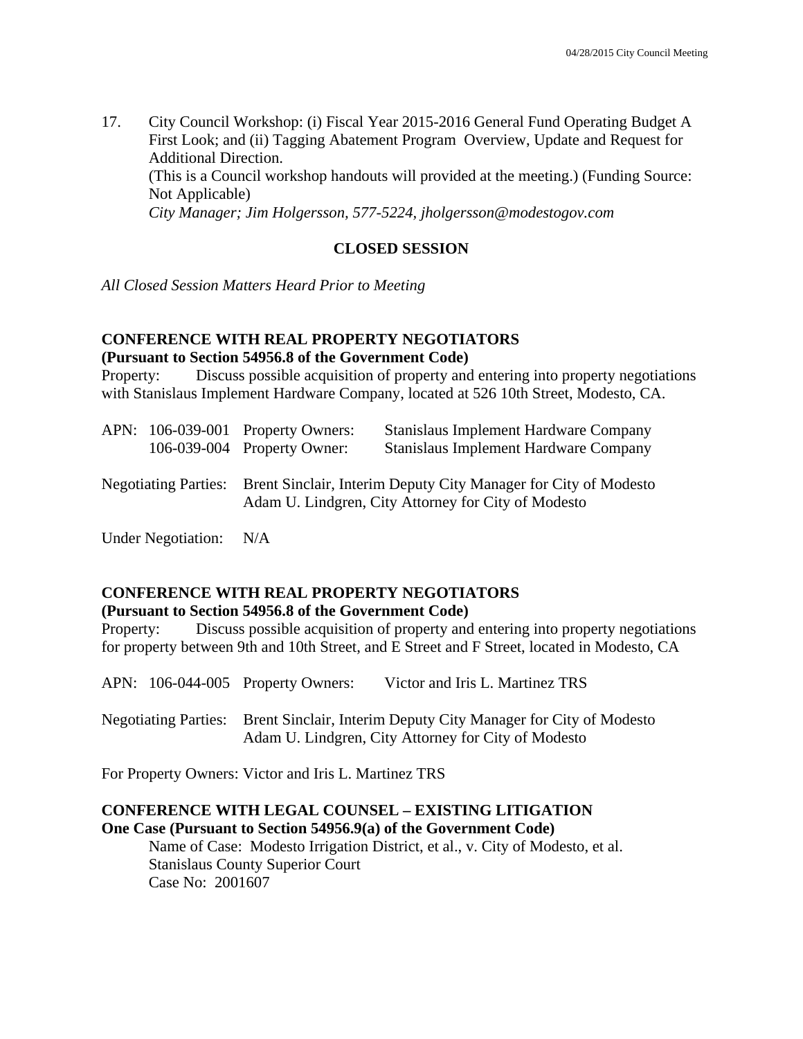17. City Council Workshop: (i) Fiscal Year 2015-2016 General Fund Operating Budget A First Look; and (ii) Tagging Abatement Program Overview, Update and Request for Additional Direction.
(This is a Council workshop handouts will provided at the meeting.) (Funding Source: Not Applicable)
*City Manager; Jim Holgersson, 577-5224, jholgersson@modestogov.com*

## CLOSED SESSION

*All Closed Session Matters Heard Prior to Meeting*

**CONFERENCE WITH REAL PROPERTY NEGOTIATORS**
**(Pursuant to Section 54956.8 of the Government Code)**
Property: Discuss possible acquisition of property and entering into property negotiations with Stanislaus Implement Hardware Company, located at 526 10th Street, Modesto, CA.

APN: 106-039-001 Property Owners: Stanislaus Implement Hardware Company
106-039-004 Property Owner: Stanislaus Implement Hardware Company

Negotiating Parties: Brent Sinclair, Interim Deputy City Manager for City of Modesto
Adam U. Lindgren, City Attorney for City of Modesto

Under Negotiation: N/A

**CONFERENCE WITH REAL PROPERTY NEGOTIATORS**
**(Pursuant to Section 54956.8 of the Government Code)**
Property: Discuss possible acquisition of property and entering into property negotiations for property between 9th and 10th Street, and E Street and F Street, located in Modesto, CA

APN: 106-044-005 Property Owners: Victor and Iris L. Martinez TRS

Negotiating Parties: Brent Sinclair, Interim Deputy City Manager for City of Modesto
Adam U. Lindgren, City Attorney for City of Modesto

For Property Owners: Victor and Iris L. Martinez TRS

**CONFERENCE WITH LEGAL COUNSEL – EXISTING LITIGATION**
**One Case (Pursuant to Section 54956.9(a) of the Government Code)**
Name of Case: Modesto Irrigation District, et al., v. City of Modesto, et al.
Stanislaus County Superior Court
Case No: 2001607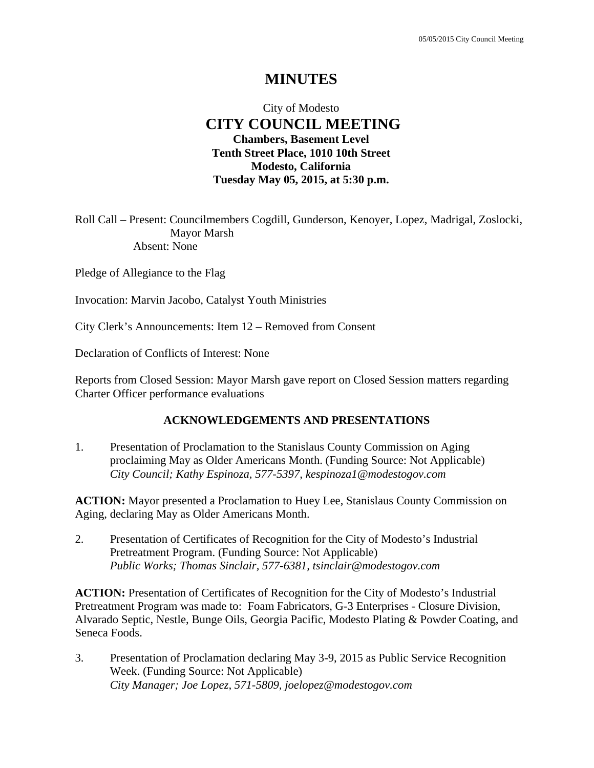# MINUTES

City of Modesto
**CITY COUNCIL MEETING**
**Chambers, Basement Level**
**Tenth Street Place, 1010 10th Street**
**Modesto, California**
**Tuesday May 05, 2015, at 5:30 p.m.**

Roll Call – Present: Councilmembers Cogdill, Gunderson, Kenoyer, Lopez, Madrigal, Zoslocki, Mayor Marsh
Absent: None

Pledge of Allegiance to the Flag

Invocation: Marvin Jacobo, Catalyst Youth Ministries

City Clerk's Announcements: Item 12 – Removed from Consent

Declaration of Conflicts of Interest: None

Reports from Closed Session: Mayor Marsh gave report on Closed Session matters regarding Charter Officer performance evaluations

**ACKNOWLEDGEMENTS AND PRESENTATIONS**

1. Presentation of Proclamation to the Stanislaus County Commission on Aging proclaiming May as Older Americans Month. (Funding Source: Not Applicable)
*City Council; Kathy Espinoza, 577-5397, kespinoza1@modestogov.com*

**ACTION:** Mayor presented a Proclamation to Huey Lee, Stanislaus County Commission on Aging, declaring May as Older Americans Month.

2. Presentation of Certificates of Recognition for the City of Modesto's Industrial Pretreatment Program. (Funding Source: Not Applicable)
*Public Works; Thomas Sinclair, 577-6381, tsinclair@modestogov.com*

**ACTION:** Presentation of Certificates of Recognition for the City of Modesto's Industrial Pretreatment Program was made to: Foam Fabricators, G-3 Enterprises - Closure Division, Alvarado Septic, Nestle, Bunge Oils, Georgia Pacific, Modesto Plating & Powder Coating, and Seneca Foods.

3. Presentation of Proclamation declaring May 3-9, 2015 as Public Service Recognition Week. (Funding Source: Not Applicable)
*City Manager; Joe Lopez, 571-5809, joelopez@modestogov.com*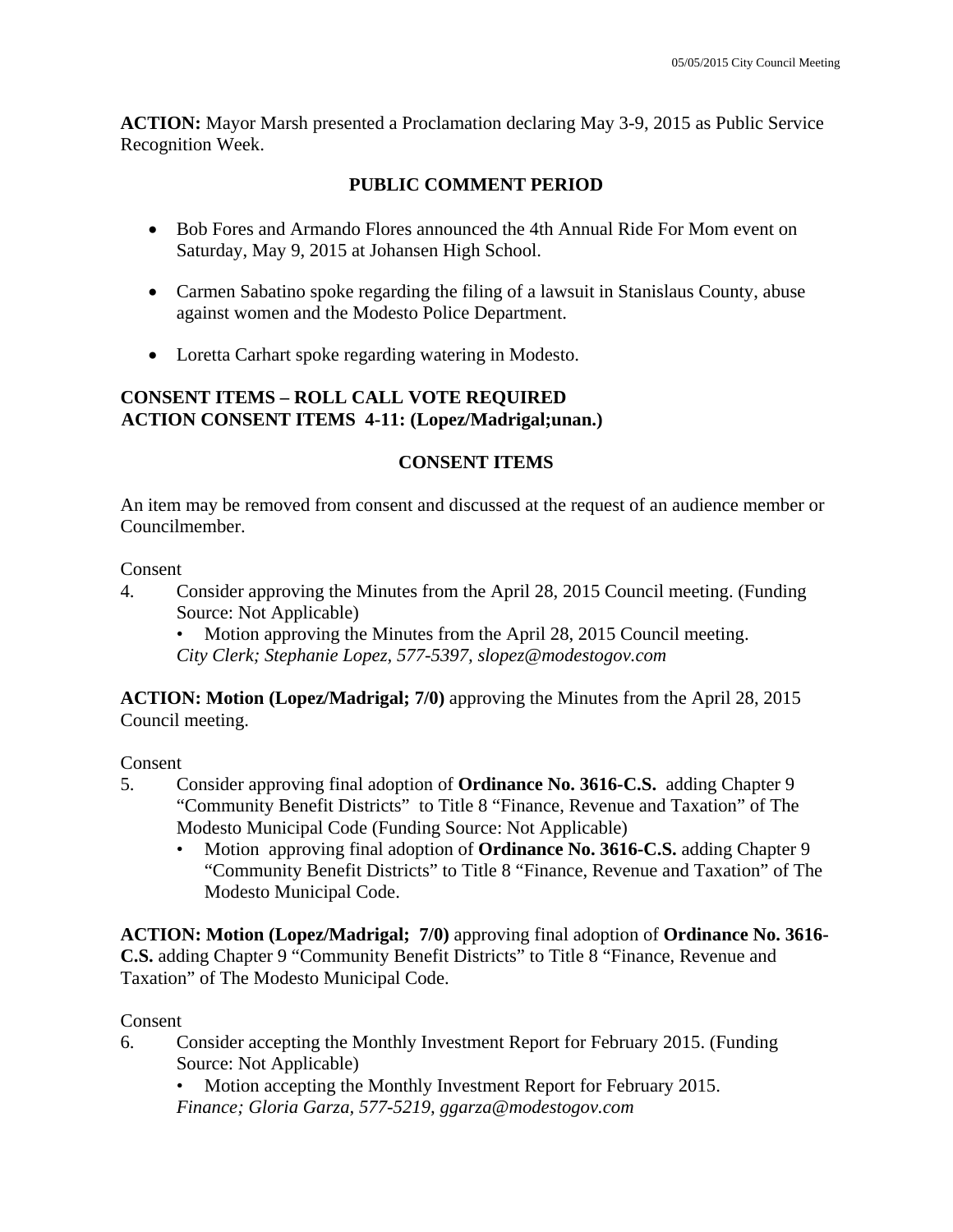**ACTION:** Mayor Marsh presented a Proclamation declaring May 3-9, 2015 as Public Service Recognition Week.

## PUBLIC COMMENT PERIOD

- Bob Fores and Armando Flores announced the 4th Annual Ride For Mom event on Saturday, May 9, 2015 at Johansen High School.
- Carmen Sabatino spoke regarding the filing of a lawsuit in Stanislaus County, abuse against women and the Modesto Police Department.
- Loretta Carhart spoke regarding watering in Modesto.

**CONSENT ITEMS – ROLL CALL VOTE REQUIRED**
**ACTION CONSENT ITEMS 4-11: (Lopez/Madrigal;unan.)**

## CONSENT ITEMS

An item may be removed from consent and discussed at the request of an audience member or Councilmember.

Consent

4. Consider approving the Minutes from the April 28, 2015 Council meeting. (Funding Source: Not Applicable)
   - Motion approving the Minutes from the April 28, 2015 Council meeting.

   *City Clerk; Stephanie Lopez, 577-5397, slopez@modestogov.com*

**ACTION: Motion (Lopez/Madrigal; 7/0)** approving the Minutes from the April 28, 2015 Council meeting.

Consent

5. Consider approving final adoption of **Ordinance No. 3616-C.S.** adding Chapter 9 "Community Benefit Districts" to Title 8 "Finance, Revenue and Taxation" of The Modesto Municipal Code (Funding Source: Not Applicable)
   - Motion approving final adoption of **Ordinance No. 3616-C.S.** adding Chapter 9 "Community Benefit Districts" to Title 8 "Finance, Revenue and Taxation" of The Modesto Municipal Code.

**ACTION: Motion (Lopez/Madrigal; 7/0)** approving final adoption of **Ordinance No. 3616-C.S.** adding Chapter 9 "Community Benefit Districts" to Title 8 "Finance, Revenue and Taxation" of The Modesto Municipal Code.

Consent

6. Consider accepting the Monthly Investment Report for February 2015. (Funding Source: Not Applicable)
   - Motion accepting the Monthly Investment Report for February 2015.

   *Finance; Gloria Garza, 577-5219, ggarza@modestogov.com*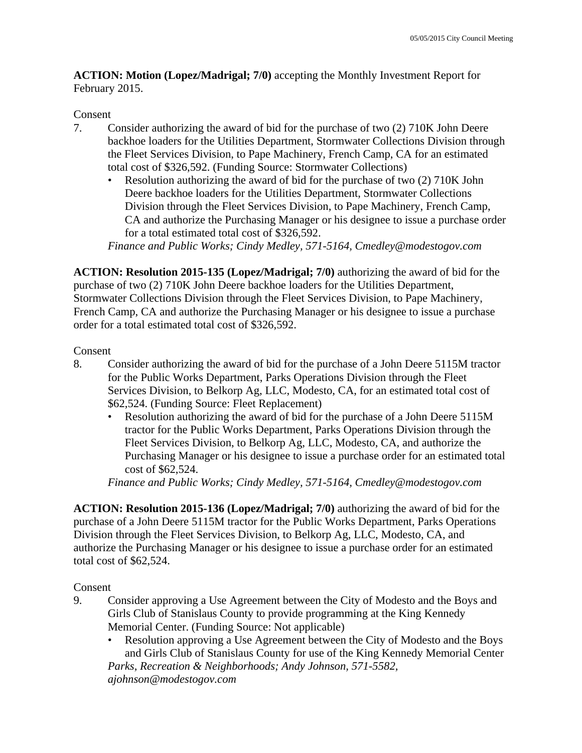**ACTION: Motion (Lopez/Madrigal; 7/0)** accepting the Monthly Investment Report for February 2015.

Consent

7. Consider authorizing the award of bid for the purchase of two (2) 710K John Deere backhoe loaders for the Utilities Department, Stormwater Collections Division through the Fleet Services Division, to Pape Machinery, French Camp, CA for an estimated total cost of $326,592. (Funding Source: Stormwater Collections)
   - Resolution authorizing the award of bid for the purchase of two (2) 710K John Deere backhoe loaders for the Utilities Department, Stormwater Collections Division through the Fleet Services Division, to Pape Machinery, French Camp, CA and authorize the Purchasing Manager or his designee to issue a purchase order for a total estimated total cost of $326,592.

   *Finance and Public Works; Cindy Medley, 571-5164, Cmedley@modestogov.com*

**ACTION: Resolution 2015-135 (Lopez/Madrigal; 7/0)** authorizing the award of bid for the purchase of two (2) 710K John Deere backhoe loaders for the Utilities Department, Stormwater Collections Division through the Fleet Services Division, to Pape Machinery, French Camp, CA and authorize the Purchasing Manager or his designee to issue a purchase order for a total estimated total cost of $326,592.

Consent

8. Consider authorizing the award of bid for the purchase of a John Deere 5115M tractor for the Public Works Department, Parks Operations Division through the Fleet Services Division, to Belkorp Ag, LLC, Modesto, CA, for an estimated total cost of $62,524. (Funding Source: Fleet Replacement)
   - Resolution authorizing the award of bid for the purchase of a John Deere 5115M tractor for the Public Works Department, Parks Operations Division through the Fleet Services Division, to Belkorp Ag, LLC, Modesto, CA, and authorize the Purchasing Manager or his designee to issue a purchase order for an estimated total cost of $62,524.

   *Finance and Public Works; Cindy Medley, 571-5164, Cmedley@modestogov.com*

**ACTION: Resolution 2015-136 (Lopez/Madrigal; 7/0)** authorizing the award of bid for the purchase of a John Deere 5115M tractor for the Public Works Department, Parks Operations Division through the Fleet Services Division, to Belkorp Ag, LLC, Modesto, CA, and authorize the Purchasing Manager or his designee to issue a purchase order for an estimated total cost of $62,524.

Consent

9. Consider approving a Use Agreement between the City of Modesto and the Boys and Girls Club of Stanislaus County to provide programming at the King Kennedy Memorial Center. (Funding Source: Not applicable)
   - Resolution approving a Use Agreement between the City of Modesto and the Boys and Girls Club of Stanislaus County for use of the King Kennedy Memorial Center

   *Parks, Recreation & Neighborhoods; Andy Johnson, 571-5582, ajohnson@modestogov.com*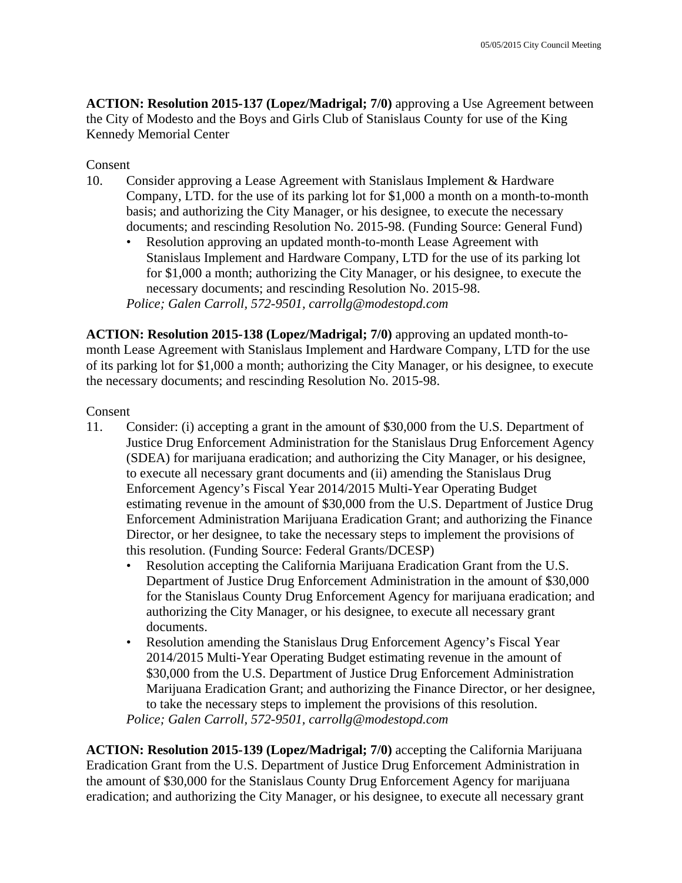**ACTION: Resolution 2015-137 (Lopez/Madrigal; 7/0)** approving a Use Agreement between the City of Modesto and the Boys and Girls Club of Stanislaus County for use of the King Kennedy Memorial Center

Consent

10. Consider approving a Lease Agreement with Stanislaus Implement & Hardware Company, LTD. for the use of its parking lot for $1,000 a month on a month-to-month basis; and authorizing the City Manager, or his designee, to execute the necessary documents; and rescinding Resolution No. 2015-98. (Funding Source: General Fund)
    - Resolution approving an updated month-to-month Lease Agreement with Stanislaus Implement and Hardware Company, LTD for the use of its parking lot for $1,000 a month; authorizing the City Manager, or his designee, to execute the necessary documents; and rescinding Resolution No. 2015-98.

    *Police; Galen Carroll, 572-9501, carrollg@modestopd.com*

**ACTION: Resolution 2015-138 (Lopez/Madrigal; 7/0)** approving an updated month-to-month Lease Agreement with Stanislaus Implement and Hardware Company, LTD for the use of its parking lot for $1,000 a month; authorizing the City Manager, or his designee, to execute the necessary documents; and rescinding Resolution No. 2015-98.

Consent

11. Consider: (i) accepting a grant in the amount of $30,000 from the U.S. Department of Justice Drug Enforcement Administration for the Stanislaus Drug Enforcement Agency (SDEA) for marijuana eradication; and authorizing the City Manager, or his designee, to execute all necessary grant documents and (ii) amending the Stanislaus Drug Enforcement Agency's Fiscal Year 2014/2015 Multi-Year Operating Budget estimating revenue in the amount of $30,000 from the U.S. Department of Justice Drug Enforcement Administration Marijuana Eradication Grant; and authorizing the Finance Director, or her designee, to take the necessary steps to implement the provisions of this resolution. (Funding Source: Federal Grants/DCESP)
    - Resolution accepting the California Marijuana Eradication Grant from the U.S. Department of Justice Drug Enforcement Administration in the amount of $30,000 for the Stanislaus County Drug Enforcement Agency for marijuana eradication; and authorizing the City Manager, or his designee, to execute all necessary grant documents.
    - Resolution amending the Stanislaus Drug Enforcement Agency's Fiscal Year 2014/2015 Multi-Year Operating Budget estimating revenue in the amount of $30,000 from the U.S. Department of Justice Drug Enforcement Administration Marijuana Eradication Grant; and authorizing the Finance Director, or her designee, to take the necessary steps to implement the provisions of this resolution.

    *Police; Galen Carroll, 572-9501, carrollg@modestopd.com*

**ACTION: Resolution 2015-139 (Lopez/Madrigal; 7/0)** accepting the California Marijuana Eradication Grant from the U.S. Department of Justice Drug Enforcement Administration in the amount of $30,000 for the Stanislaus County Drug Enforcement Agency for marijuana eradication; and authorizing the City Manager, or his designee, to execute all necessary grant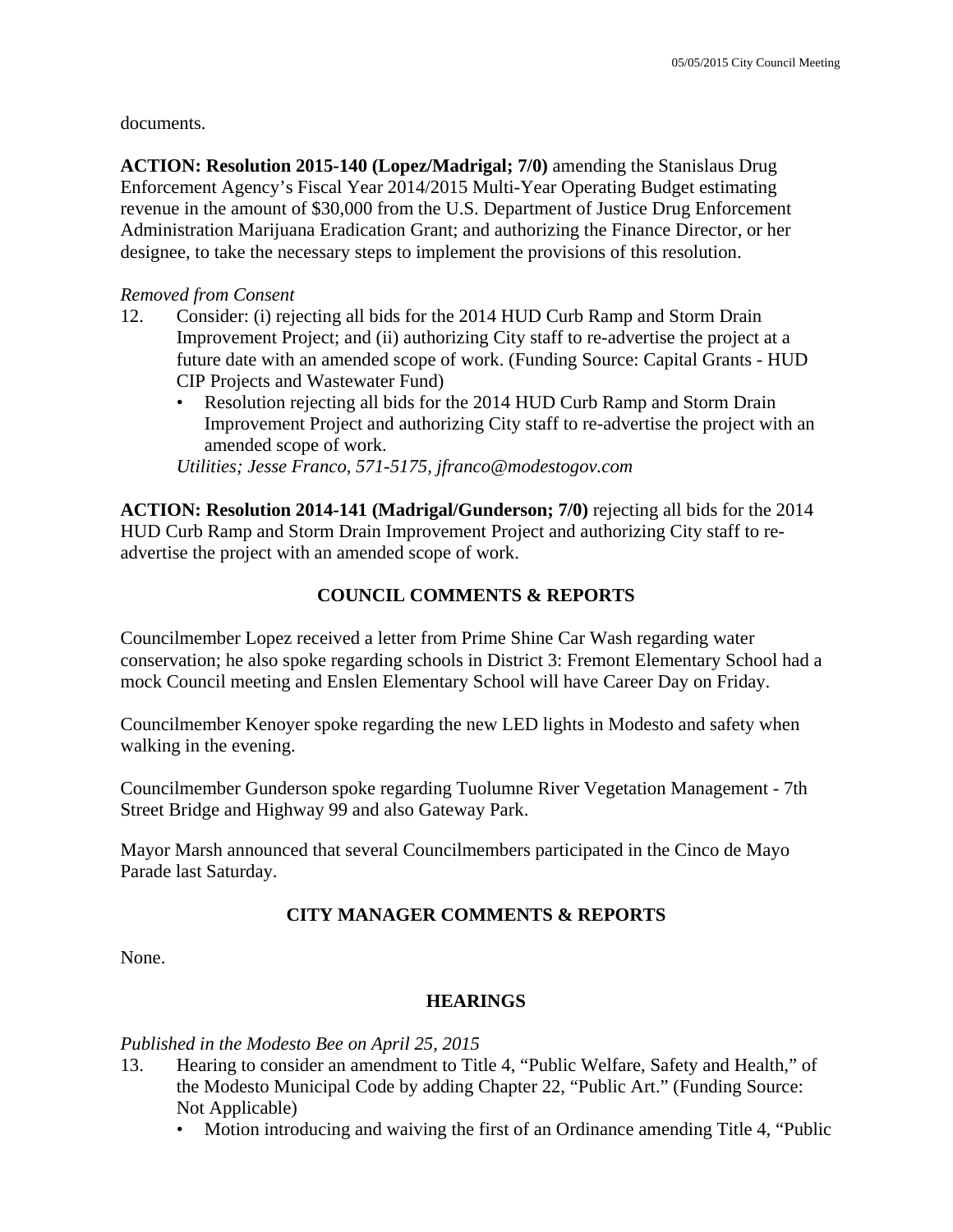documents.

**ACTION: Resolution 2015-140 (Lopez/Madrigal; 7/0)** amending the Stanislaus Drug Enforcement Agency's Fiscal Year 2014/2015 Multi-Year Operating Budget estimating revenue in the amount of $30,000 from the U.S. Department of Justice Drug Enforcement Administration Marijuana Eradication Grant; and authorizing the Finance Director, or her designee, to take the necessary steps to implement the provisions of this resolution.

*Removed from Consent*

12. Consider: (i) rejecting all bids for the 2014 HUD Curb Ramp and Storm Drain Improvement Project; and (ii) authorizing City staff to re-advertise the project at a future date with an amended scope of work. (Funding Source: Capital Grants - HUD CIP Projects and Wastewater Fund)
    - Resolution rejecting all bids for the 2014 HUD Curb Ramp and Storm Drain Improvement Project and authorizing City staff to re-advertise the project with an amended scope of work.

    *Utilities; Jesse Franco, 571-5175, jfranco@modestogov.com*

**ACTION: Resolution 2014-141 (Madrigal/Gunderson; 7/0)** rejecting all bids for the 2014 HUD Curb Ramp and Storm Drain Improvement Project and authorizing City staff to re-advertise the project with an amended scope of work.

## COUNCIL COMMENTS & REPORTS

Councilmember Lopez received a letter from Prime Shine Car Wash regarding water conservation; he also spoke regarding schools in District 3: Fremont Elementary School had a mock Council meeting and Enslen Elementary School will have Career Day on Friday.

Councilmember Kenoyer spoke regarding the new LED lights in Modesto and safety when walking in the evening.

Councilmember Gunderson spoke regarding Tuolumne River Vegetation Management - 7th Street Bridge and Highway 99 and also Gateway Park.

Mayor Marsh announced that several Councilmembers participated in the Cinco de Mayo Parade last Saturday.

## CITY MANAGER COMMENTS & REPORTS

None.

## HEARINGS

*Published in the Modesto Bee on April 25, 2015*

13. Hearing to consider an amendment to Title 4, "Public Welfare, Safety and Health," of the Modesto Municipal Code by adding Chapter 22, "Public Art." (Funding Source: Not Applicable)
    - Motion introducing and waiving the first of an Ordinance amending Title 4, "Public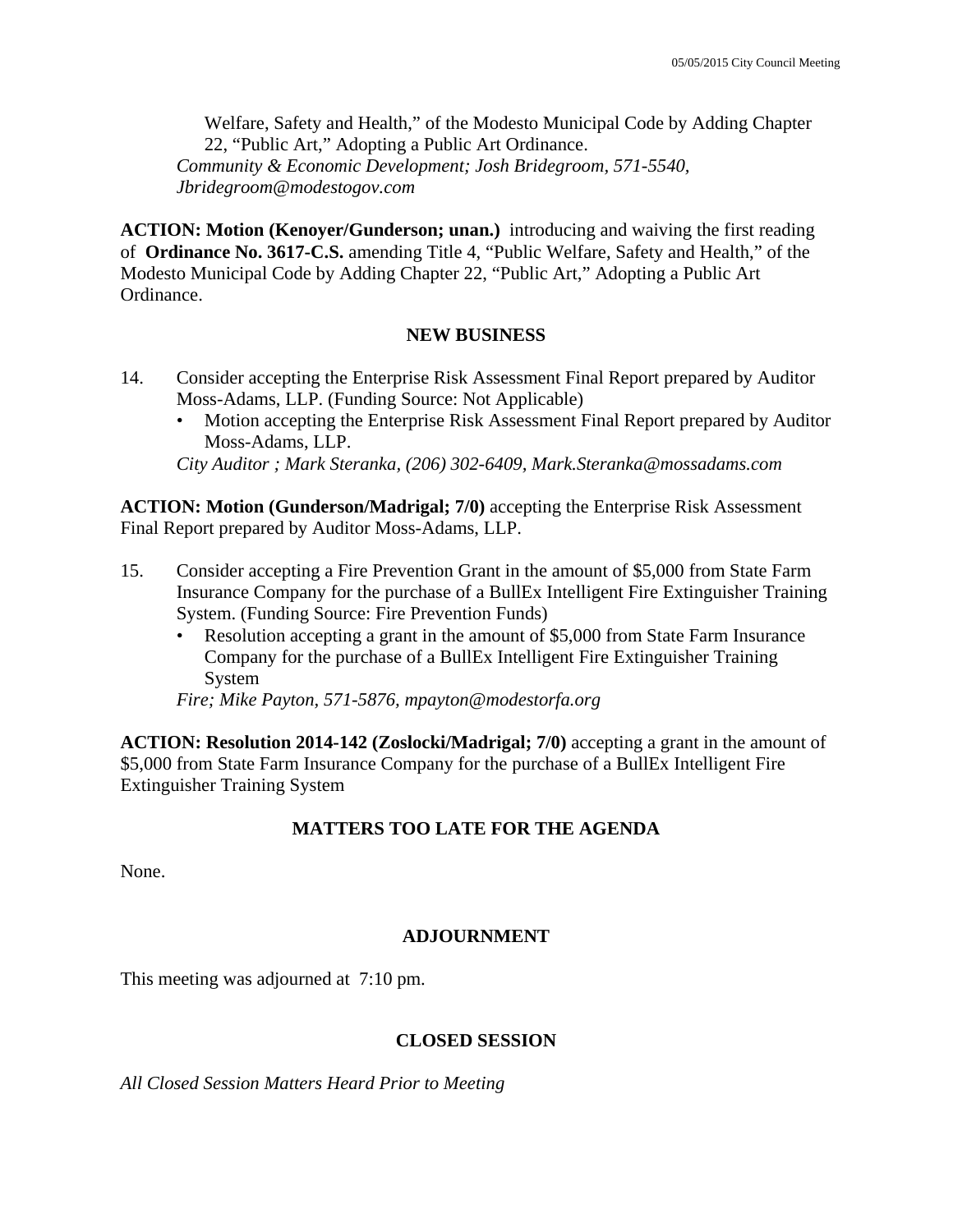Welfare, Safety and Health," of the Modesto Municipal Code by Adding Chapter 22, "Public Art," Adopting a Public Art Ordinance.
*Community & Economic Development; Josh Bridegroom, 571-5540, Jbridegroom@modestogov.com*

**ACTION: Motion (Kenoyer/Gunderson; unan.)** introducing and waiving the first reading of **Ordinance No. 3617-C.S.** amending Title 4, "Public Welfare, Safety and Health," of the Modesto Municipal Code by Adding Chapter 22, "Public Art," Adopting a Public Art Ordinance.

## NEW BUSINESS

14. Consider accepting the Enterprise Risk Assessment Final Report prepared by Auditor Moss-Adams, LLP. (Funding Source: Not Applicable)
    - Motion accepting the Enterprise Risk Assessment Final Report prepared by Auditor Moss-Adams, LLP.

    *City Auditor ; Mark Steranka, (206) 302-6409, Mark.Steranka@mossadams.com*

**ACTION: Motion (Gunderson/Madrigal; 7/0)** accepting the Enterprise Risk Assessment Final Report prepared by Auditor Moss-Adams, LLP.

15. Consider accepting a Fire Prevention Grant in the amount of $5,000 from State Farm Insurance Company for the purchase of a BullEx Intelligent Fire Extinguisher Training System. (Funding Source: Fire Prevention Funds)
    - Resolution accepting a grant in the amount of $5,000 from State Farm Insurance Company for the purchase of a BullEx Intelligent Fire Extinguisher Training System

    *Fire; Mike Payton, 571-5876, mpayton@modestorfa.org*

**ACTION: Resolution 2014-142 (Zoslocki/Madrigal; 7/0)** accepting a grant in the amount of $5,000 from State Farm Insurance Company for the purchase of a BullEx Intelligent Fire Extinguisher Training System

## MATTERS TOO LATE FOR THE AGENDA

None.

## ADJOURNMENT

This meeting was adjourned at 7:10 pm.

## CLOSED SESSION

*All Closed Session Matters Heard Prior to Meeting*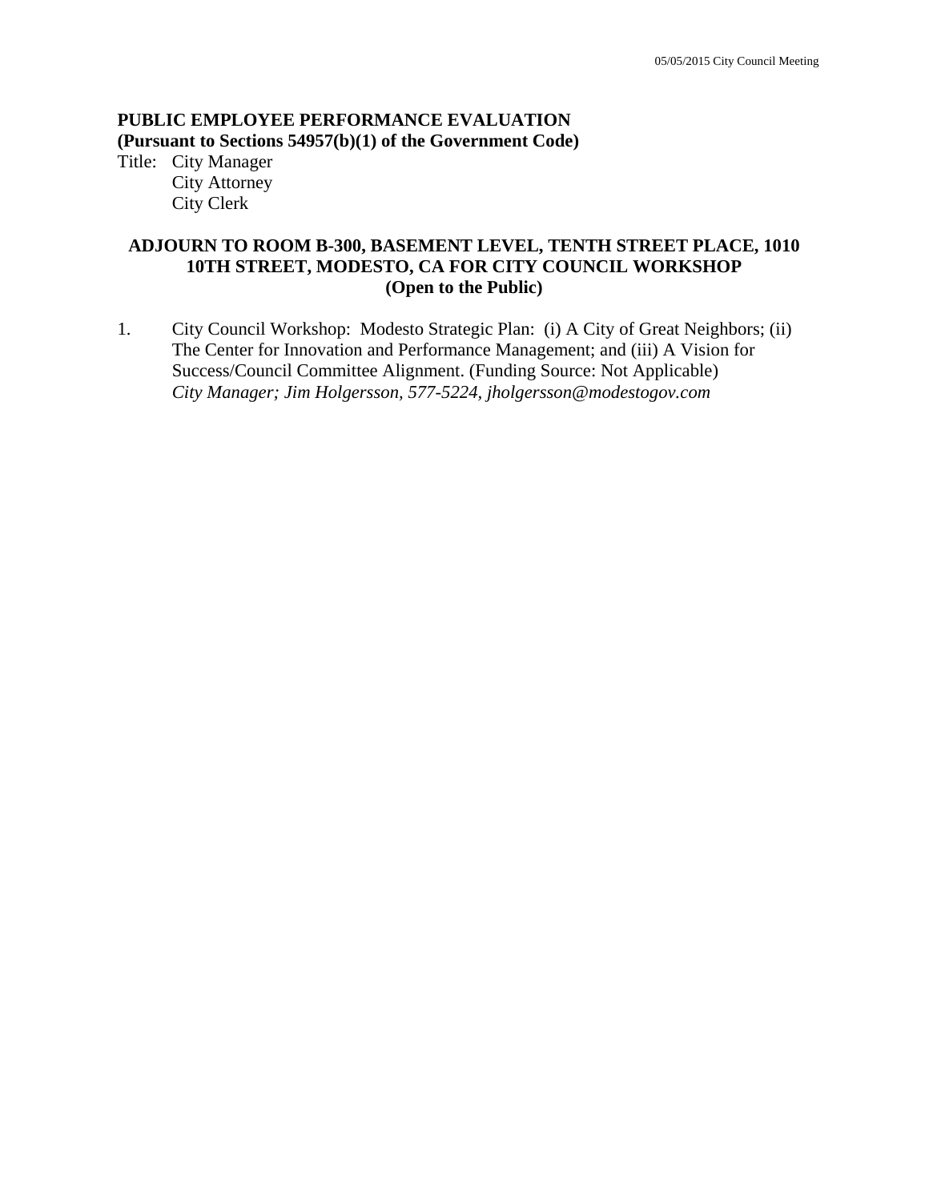**PUBLIC EMPLOYEE PERFORMANCE EVALUATION**
**(Pursuant to Sections 54957(b)(1) of the Government Code)**

Title: City Manager
City Attorney
City Clerk

**ADJOURN TO ROOM B-300, BASEMENT LEVEL, TENTH STREET PLACE, 1010 10TH STREET, MODESTO, CA FOR CITY COUNCIL WORKSHOP**
**(Open to the Public)**

1. City Council Workshop: Modesto Strategic Plan: (i) A City of Great Neighbors; (ii) The Center for Innovation and Performance Management; and (iii) A Vision for Success/Council Committee Alignment. (Funding Source: Not Applicable)
*City Manager; Jim Holgersson, 577-5224, jholgersson@modestogov.com*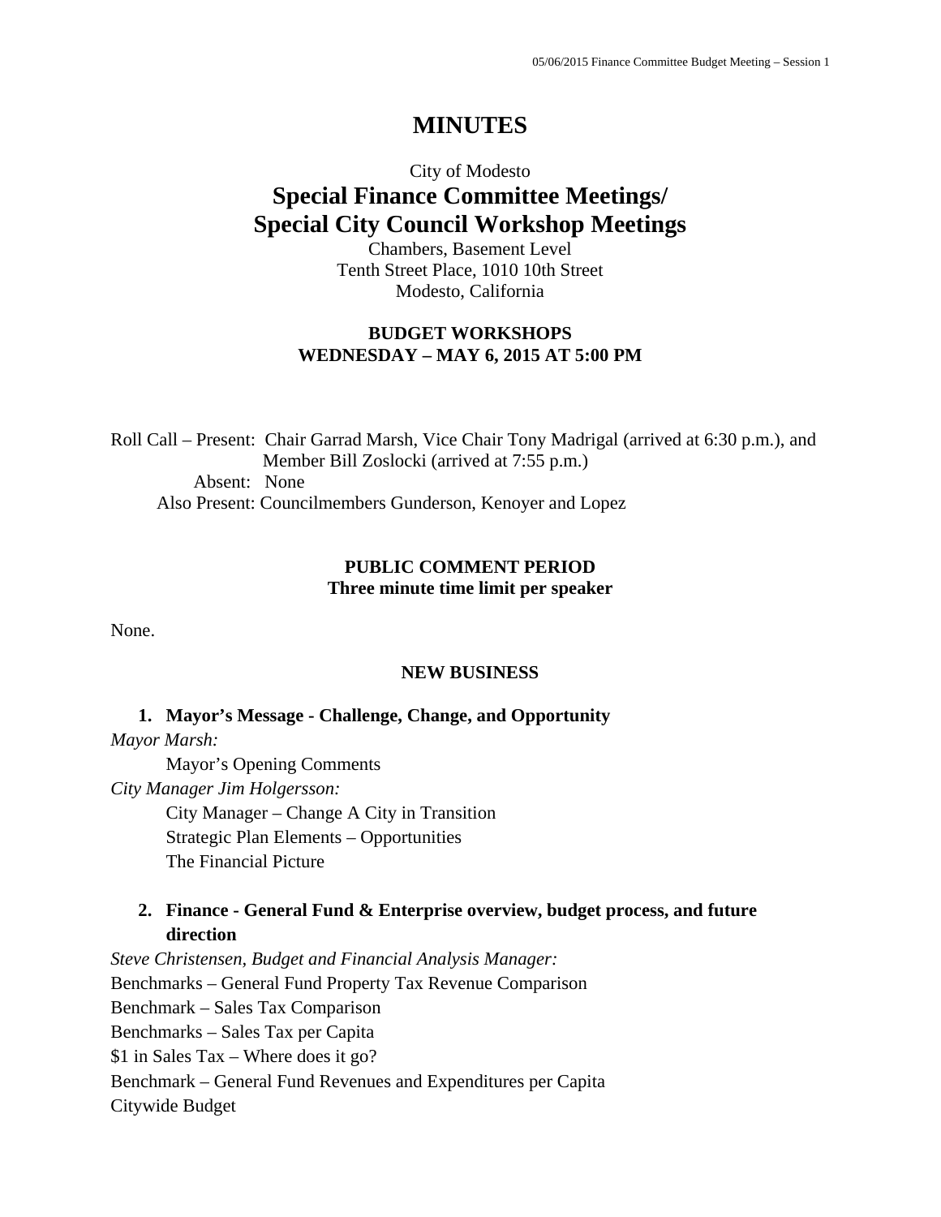# MINUTES

City of Modesto

## Special Finance Committee Meetings/ Special City Council Workshop Meetings

Chambers, Basement Level
Tenth Street Place, 1010 10th Street
Modesto, California

**BUDGET WORKSHOPS**
**WEDNESDAY – MAY 6, 2015 AT 5:00 PM**

Roll Call – Present: Chair Garrad Marsh, Vice Chair Tony Madrigal (arrived at 6:30 p.m.), and Member Bill Zoslocki (arrived at 7:55 p.m.)
Absent: None
Also Present: Councilmembers Gunderson, Kenoyer and Lopez

**PUBLIC COMMENT PERIOD**
**Three minute time limit per speaker**

None.

**NEW BUSINESS**

1. **Mayor's Message - Challenge, Change, and Opportunity**

*Mayor Marsh:*

Mayor's Opening Comments

*City Manager Jim Holgersson:*

City Manager – Change A City in Transition
Strategic Plan Elements – Opportunities
The Financial Picture

2. **Finance - General Fund & Enterprise overview, budget process, and future direction**

*Steve Christensen, Budget and Financial Analysis Manager:*

Benchmarks – General Fund Property Tax Revenue Comparison
Benchmark – Sales Tax Comparison
Benchmarks – Sales Tax per Capita
$1 in Sales Tax – Where does it go?
Benchmark – General Fund Revenues and Expenditures per Capita
Citywide Budget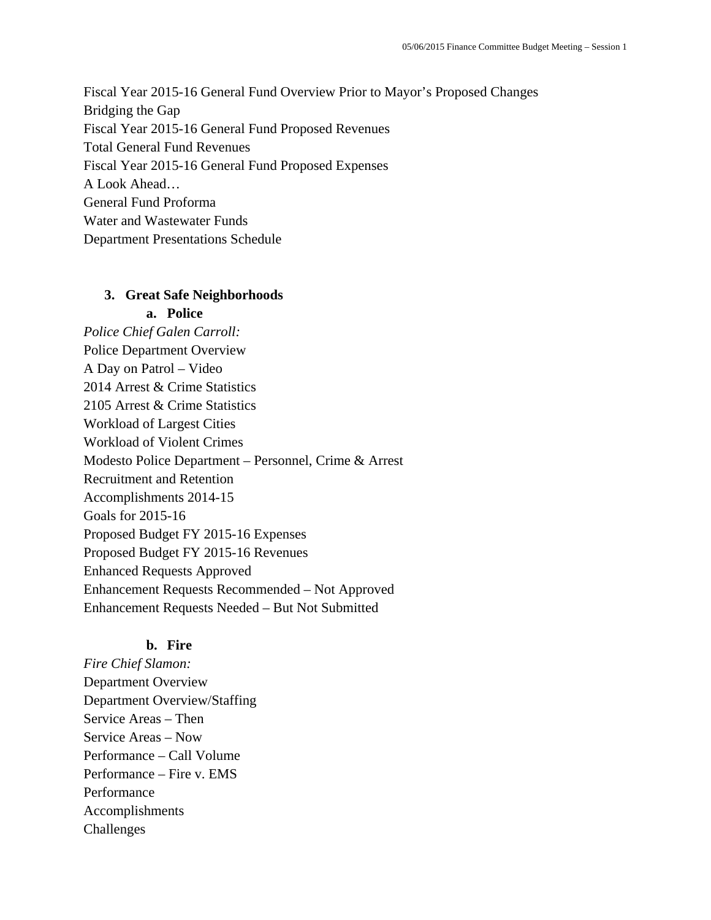Fiscal Year 2015-16 General Fund Overview Prior to Mayor's Proposed Changes
Bridging the Gap
Fiscal Year 2015-16 General Fund Proposed Revenues
Total General Fund Revenues
Fiscal Year 2015-16 General Fund Proposed Expenses
A Look Ahead…
General Fund Proforma
Water and Wastewater Funds
Department Presentations Schedule

3. **Great Safe Neighborhoods**
   a. **Police**

*Police Chief Galen Carroll:*
Police Department Overview
A Day on Patrol – Video
2014 Arrest & Crime Statistics
2105 Arrest & Crime Statistics
Workload of Largest Cities
Workload of Violent Crimes
Modesto Police Department – Personnel, Crime & Arrest
Recruitment and Retention
Accomplishments 2014-15
Goals for 2015-16
Proposed Budget FY 2015-16 Expenses
Proposed Budget FY 2015-16 Revenues
Enhanced Requests Approved
Enhancement Requests Recommended – Not Approved
Enhancement Requests Needed – But Not Submitted

   b. **Fire**

*Fire Chief Slamon:*
Department Overview
Department Overview/Staffing
Service Areas – Then
Service Areas – Now
Performance – Call Volume
Performance – Fire v. EMS
Performance
Accomplishments
Challenges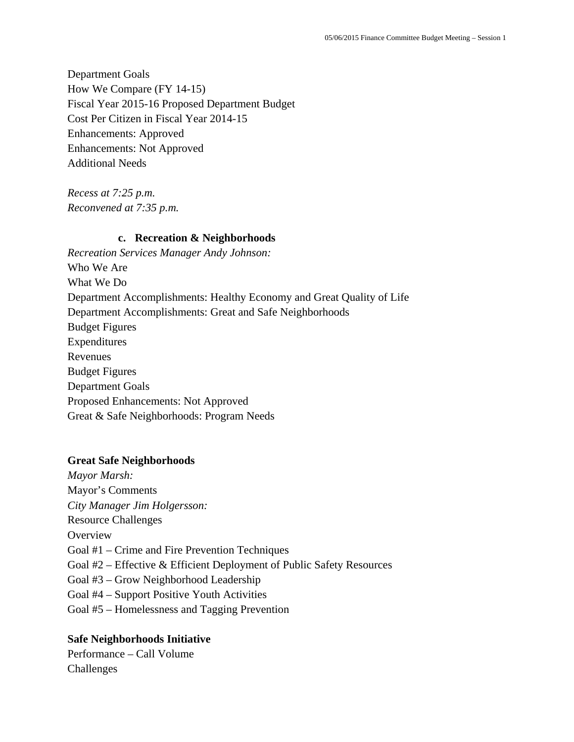Department Goals
How We Compare (FY 14-15)
Fiscal Year 2015-16 Proposed Department Budget
Cost Per Citizen in Fiscal Year 2014-15
Enhancements: Approved
Enhancements: Not Approved
Additional Needs

*Recess at 7:25 p.m.*
*Reconvened at 7:35 p.m.*

### c. Recreation & Neighborhoods

*Recreation Services Manager Andy Johnson:*
Who We Are
What We Do
Department Accomplishments: Healthy Economy and Great Quality of Life
Department Accomplishments: Great and Safe Neighborhoods
Budget Figures
Expenditures
Revenues
Budget Figures
Department Goals
Proposed Enhancements: Not Approved
Great & Safe Neighborhoods: Program Needs

**Great Safe Neighborhoods**
*Mayor Marsh:*
Mayor's Comments
*City Manager Jim Holgersson:*
Resource Challenges
Overview
Goal #1 – Crime and Fire Prevention Techniques
Goal #2 – Effective & Efficient Deployment of Public Safety Resources
Goal #3 – Grow Neighborhood Leadership
Goal #4 – Support Positive Youth Activities
Goal #5 – Homelessness and Tagging Prevention

**Safe Neighborhoods Initiative**
Performance – Call Volume
Challenges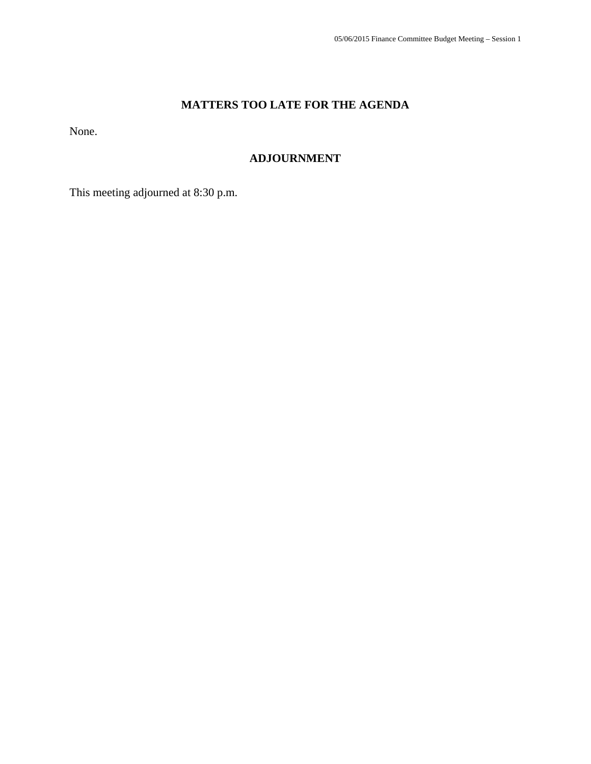## MATTERS TOO LATE FOR THE AGENDA

None.

## ADJOURNMENT

This meeting adjourned at 8:30 p.m.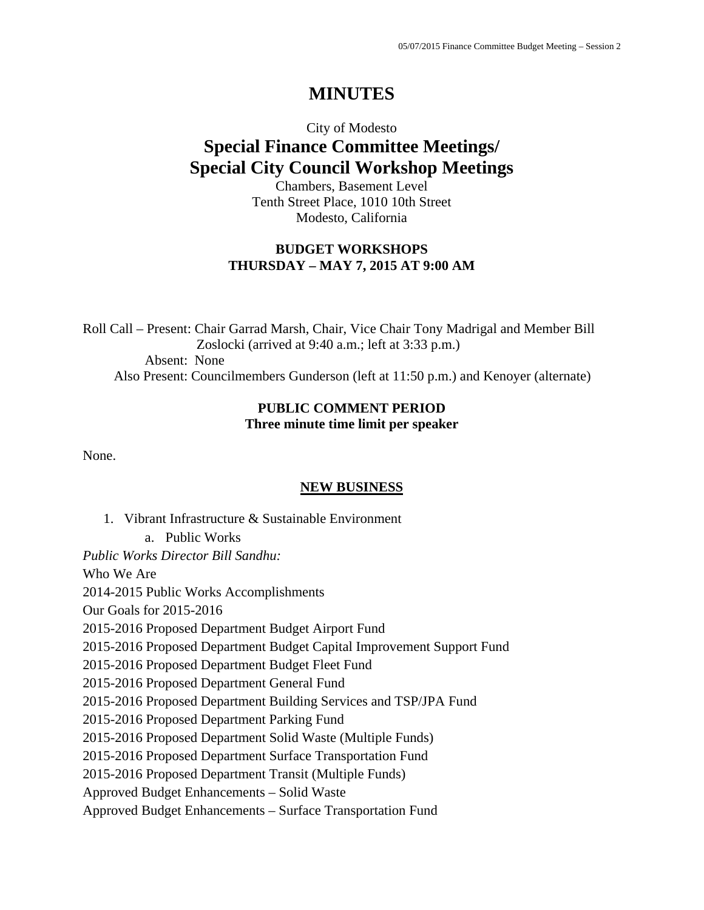# MINUTES

City of Modesto

## Special Finance Committee Meetings/ Special City Council Workshop Meetings

Chambers, Basement Level
Tenth Street Place, 1010 10th Street
Modesto, California

**BUDGET WORKSHOPS**
**THURSDAY – MAY 7, 2015 AT 9:00 AM**

Roll Call – Present: Chair Garrad Marsh, Chair, Vice Chair Tony Madrigal and Member Bill Zoslocki (arrived at 9:40 a.m.; left at 3:33 p.m.)
Absent: None
Also Present: Councilmembers Gunderson (left at 11:50 p.m.) and Kenoyer (alternate)

**PUBLIC COMMENT PERIOD**
**Three minute time limit per speaker**

None.

**NEW BUSINESS**

1. Vibrant Infrastructure & Sustainable Environment
   a. Public Works

*Public Works Director Bill Sandhu:*

Who We Are
2014-2015 Public Works Accomplishments
Our Goals for 2015-2016
2015-2016 Proposed Department Budget Airport Fund
2015-2016 Proposed Department Budget Capital Improvement Support Fund
2015-2016 Proposed Department Budget Fleet Fund
2015-2016 Proposed Department General Fund
2015-2016 Proposed Department Building Services and TSP/JPA Fund
2015-2016 Proposed Department Parking Fund
2015-2016 Proposed Department Solid Waste (Multiple Funds)
2015-2016 Proposed Department Surface Transportation Fund
2015-2016 Proposed Department Transit (Multiple Funds)
Approved Budget Enhancements – Solid Waste
Approved Budget Enhancements – Surface Transportation Fund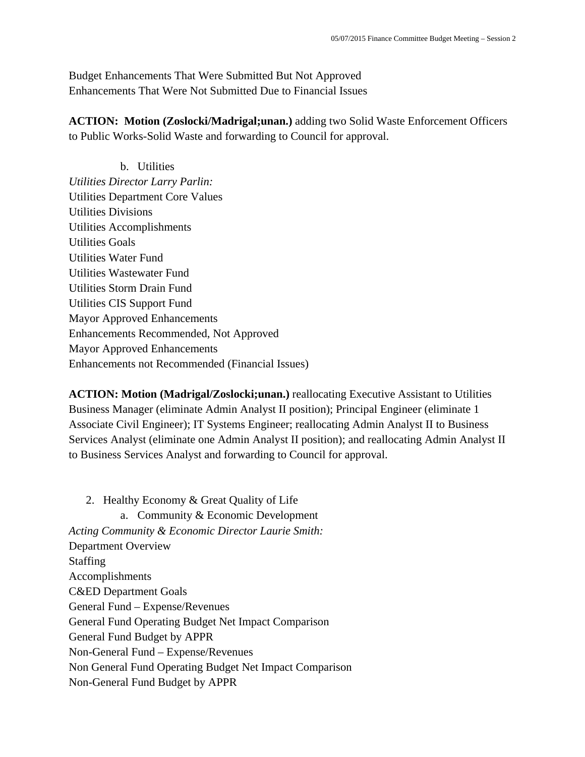Budget Enhancements That Were Submitted But Not Approved
Enhancements That Were Not Submitted Due to Financial Issues

**ACTION: Motion (Zoslocki/Madrigal;unan.)** adding two Solid Waste Enforcement Officers to Public Works-Solid Waste and forwarding to Council for approval.

b. Utilities

*Utilities Director Larry Parlin:*
Utilities Department Core Values
Utilities Divisions
Utilities Accomplishments
Utilities Goals
Utilities Water Fund
Utilities Wastewater Fund
Utilities Storm Drain Fund
Utilities CIS Support Fund
Mayor Approved Enhancements
Enhancements Recommended, Not Approved
Mayor Approved Enhancements
Enhancements not Recommended (Financial Issues)

**ACTION: Motion (Madrigal/Zoslocki;unan.)** reallocating Executive Assistant to Utilities Business Manager (eliminate Admin Analyst II position); Principal Engineer (eliminate 1 Associate Civil Engineer); IT Systems Engineer; reallocating Admin Analyst II to Business Services Analyst (eliminate one Admin Analyst II position); and reallocating Admin Analyst II to Business Services Analyst and forwarding to Council for approval.

2. Healthy Economy & Great Quality of Life

a. Community & Economic Development

*Acting Community & Economic Director Laurie Smith:*
Department Overview
Staffing
Accomplishments
C&ED Department Goals
General Fund – Expense/Revenues
General Fund Operating Budget Net Impact Comparison
General Fund Budget by APPR
Non-General Fund – Expense/Revenues
Non General Fund Operating Budget Net Impact Comparison
Non-General Fund Budget by APPR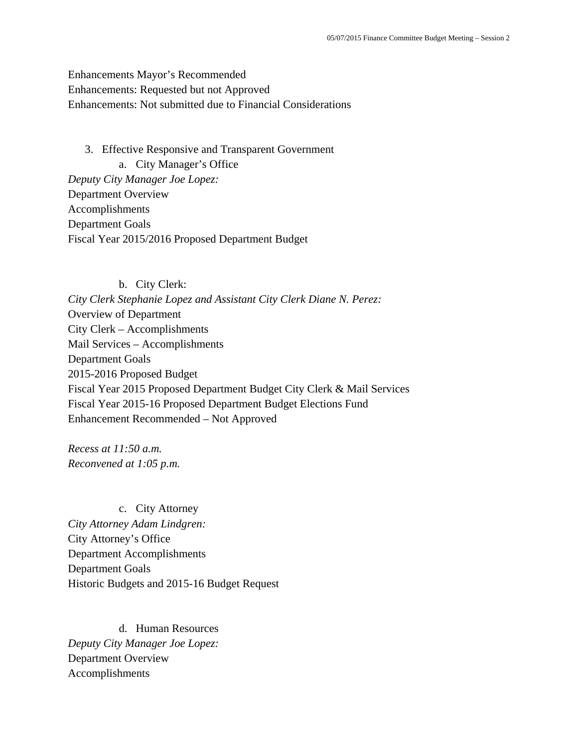Enhancements Mayor's Recommended
Enhancements: Requested but not Approved
Enhancements: Not submitted due to Financial Considerations

3. Effective Responsive and Transparent Government
    a. City Manager's Office

*Deputy City Manager Joe Lopez:*
Department Overview
Accomplishments
Department Goals
Fiscal Year 2015/2016 Proposed Department Budget

    b. City Clerk:

*City Clerk Stephanie Lopez and Assistant City Clerk Diane N. Perez:*
Overview of Department
City Clerk – Accomplishments
Mail Services – Accomplishments
Department Goals
2015-2016 Proposed Budget
Fiscal Year 2015 Proposed Department Budget City Clerk & Mail Services
Fiscal Year 2015-16 Proposed Department Budget Elections Fund
Enhancement Recommended – Not Approved

*Recess at 11:50 a.m.*
*Reconvened at 1:05 p.m.*

    c. City Attorney

*City Attorney Adam Lindgren:*
City Attorney's Office
Department Accomplishments
Department Goals
Historic Budgets and 2015-16 Budget Request

    d. Human Resources

*Deputy City Manager Joe Lopez:*
Department Overview
Accomplishments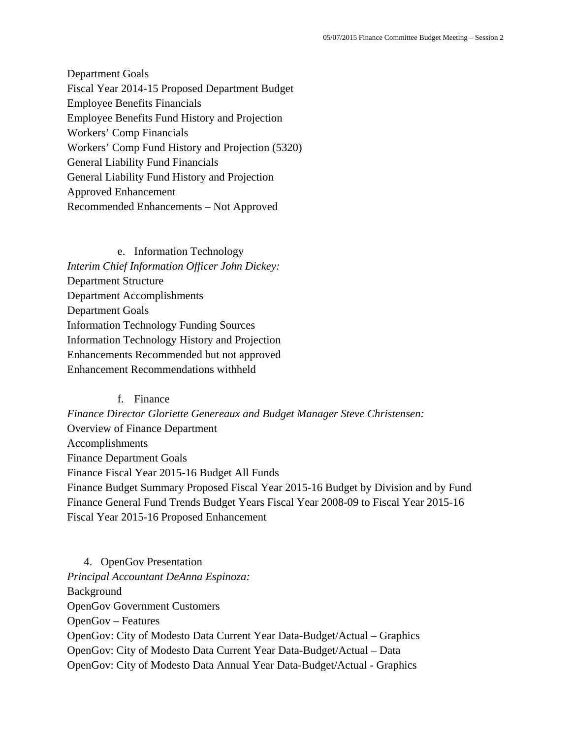Department Goals
Fiscal Year 2014-15 Proposed Department Budget
Employee Benefits Financials
Employee Benefits Fund History and Projection
Workers' Comp Financials
Workers' Comp Fund History and Projection (5320)
General Liability Fund Financials
General Liability Fund History and Projection
Approved Enhancement
Recommended Enhancements – Not Approved

e. Information Technology

*Interim Chief Information Officer John Dickey:*
Department Structure
Department Accomplishments
Department Goals
Information Technology Funding Sources
Information Technology History and Projection
Enhancements Recommended but not approved
Enhancement Recommendations withheld

f. Finance

*Finance Director Gloriette Genereaux and Budget Manager Steve Christensen:*
Overview of Finance Department
Accomplishments
Finance Department Goals
Finance Fiscal Year 2015-16 Budget All Funds
Finance Budget Summary Proposed Fiscal Year 2015-16 Budget by Division and by Fund
Finance General Fund Trends Budget Years Fiscal Year 2008-09 to Fiscal Year 2015-16
Fiscal Year 2015-16 Proposed Enhancement

4. OpenGov Presentation

*Principal Accountant DeAnna Espinoza:*
Background
OpenGov Government Customers
OpenGov – Features
OpenGov: City of Modesto Data Current Year Data-Budget/Actual – Graphics
OpenGov: City of Modesto Data Current Year Data-Budget/Actual – Data
OpenGov: City of Modesto Data Annual Year Data-Budget/Actual - Graphics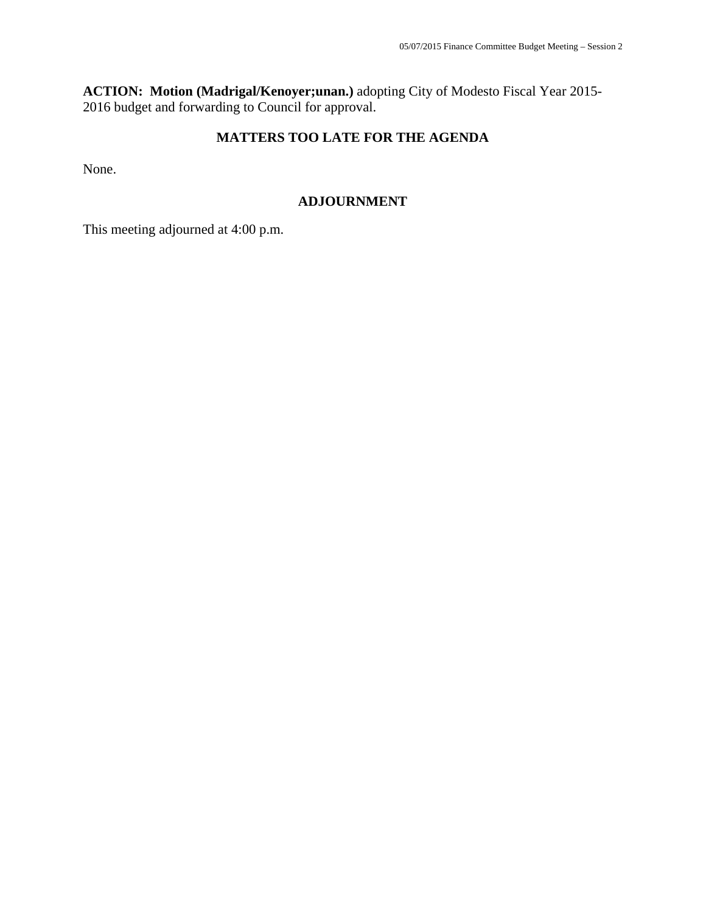**ACTION: Motion (Madrigal/Kenoyer;unan.)** adopting City of Modesto Fiscal Year 2015-2016 budget and forwarding to Council for approval.

## MATTERS TOO LATE FOR THE AGENDA

None.

## ADJOURNMENT

This meeting adjourned at 4:00 p.m.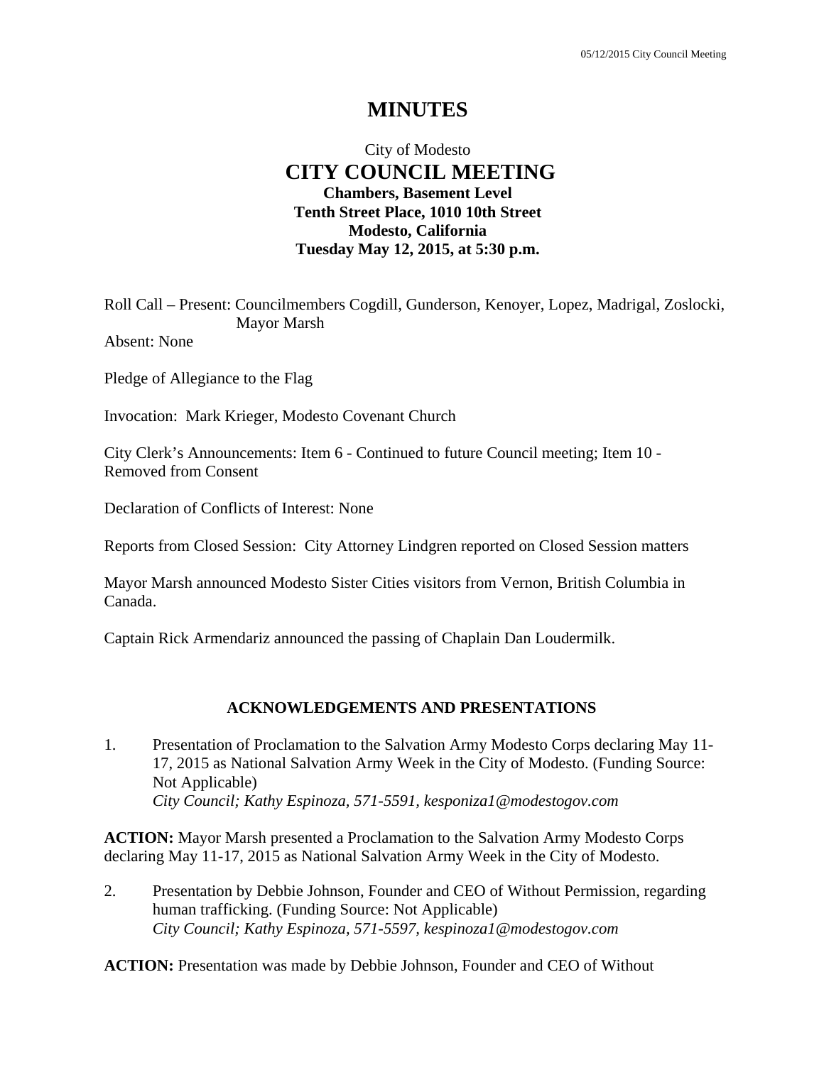# MINUTES

City of Modesto

## CITY COUNCIL MEETING

**Chambers, Basement Level**
**Tenth Street Place, 1010 10th Street**
**Modesto, California**
**Tuesday May 12, 2015, at 5:30 p.m.**

Roll Call – Present: Councilmembers Cogdill, Gunderson, Kenoyer, Lopez, Madrigal, Zoslocki, Mayor Marsh

Absent: None

Pledge of Allegiance to the Flag

Invocation: Mark Krieger, Modesto Covenant Church

City Clerk's Announcements: Item 6 - Continued to future Council meeting; Item 10 - Removed from Consent

Declaration of Conflicts of Interest: None

Reports from Closed Session: City Attorney Lindgren reported on Closed Session matters

Mayor Marsh announced Modesto Sister Cities visitors from Vernon, British Columbia in Canada.

Captain Rick Armendariz announced the passing of Chaplain Dan Loudermilk.

### ACKNOWLEDGEMENTS AND PRESENTATIONS

1. Presentation of Proclamation to the Salvation Army Modesto Corps declaring May 11-17, 2015 as National Salvation Army Week in the City of Modesto. (Funding Source: Not Applicable)
   *City Council; Kathy Espinoza, 571-5591, kesponiza1@modestogov.com*

**ACTION:** Mayor Marsh presented a Proclamation to the Salvation Army Modesto Corps declaring May 11-17, 2015 as National Salvation Army Week in the City of Modesto.

2. Presentation by Debbie Johnson, Founder and CEO of Without Permission, regarding human trafficking. (Funding Source: Not Applicable)
   *City Council; Kathy Espinoza, 571-5597, kespinoza1@modestogov.com*

**ACTION:** Presentation was made by Debbie Johnson, Founder and CEO of Without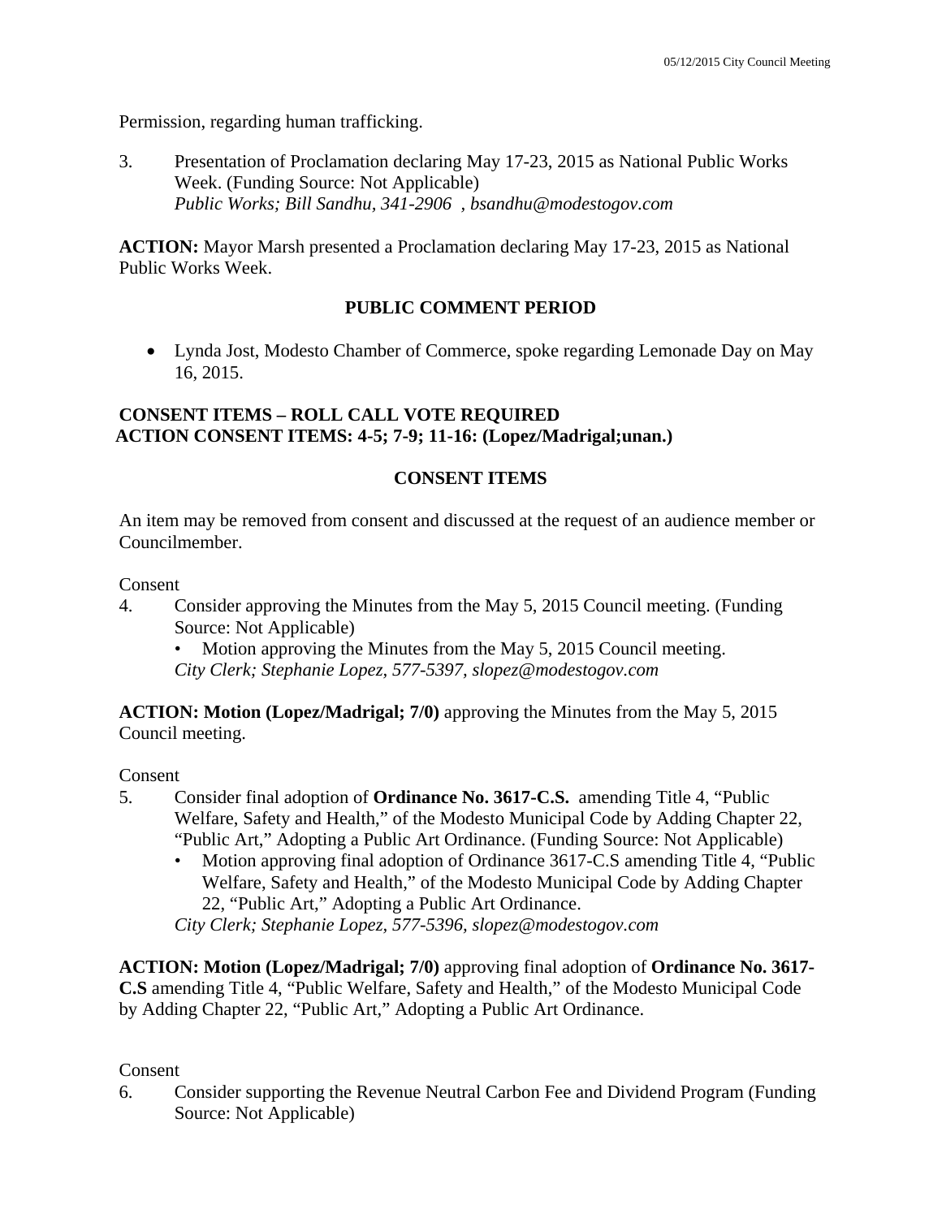Permission, regarding human trafficking.

3. Presentation of Proclamation declaring May 17-23, 2015 as National Public Works Week. (Funding Source: Not Applicable)
   *Public Works; Bill Sandhu, 341-2906 , bsandhu@modestogov.com*

**ACTION:** Mayor Marsh presented a Proclamation declaring May 17-23, 2015 as National Public Works Week.

### PUBLIC COMMENT PERIOD

- Lynda Jost, Modesto Chamber of Commerce, spoke regarding Lemonade Day on May 16, 2015.

### CONSENT ITEMS – ROLL CALL VOTE REQUIRED
### ACTION CONSENT ITEMS: 4-5; 7-9; 11-16: (Lopez/Madrigal;unan.)

### CONSENT ITEMS

An item may be removed from consent and discussed at the request of an audience member or Councilmember.

Consent

4. Consider approving the Minutes from the May 5, 2015 Council meeting. (Funding Source: Not Applicable)
   - Motion approving the Minutes from the May 5, 2015 Council meeting.

   *City Clerk; Stephanie Lopez, 577-5397, slopez@modestogov.com*

**ACTION: Motion (Lopez/Madrigal; 7/0)** approving the Minutes from the May 5, 2015 Council meeting.

Consent

5. Consider final adoption of **Ordinance No. 3617-C.S.** amending Title 4, "Public Welfare, Safety and Health," of the Modesto Municipal Code by Adding Chapter 22, "Public Art," Adopting a Public Art Ordinance. (Funding Source: Not Applicable)
   - Motion approving final adoption of Ordinance 3617-C.S amending Title 4, "Public Welfare, Safety and Health," of the Modesto Municipal Code by Adding Chapter 22, "Public Art," Adopting a Public Art Ordinance.

   *City Clerk; Stephanie Lopez, 577-5396, slopez@modestogov.com*

**ACTION: Motion (Lopez/Madrigal; 7/0)** approving final adoption of **Ordinance No. 3617-C.S** amending Title 4, "Public Welfare, Safety and Health," of the Modesto Municipal Code by Adding Chapter 22, "Public Art," Adopting a Public Art Ordinance.

Consent

6. Consider supporting the Revenue Neutral Carbon Fee and Dividend Program (Funding Source: Not Applicable)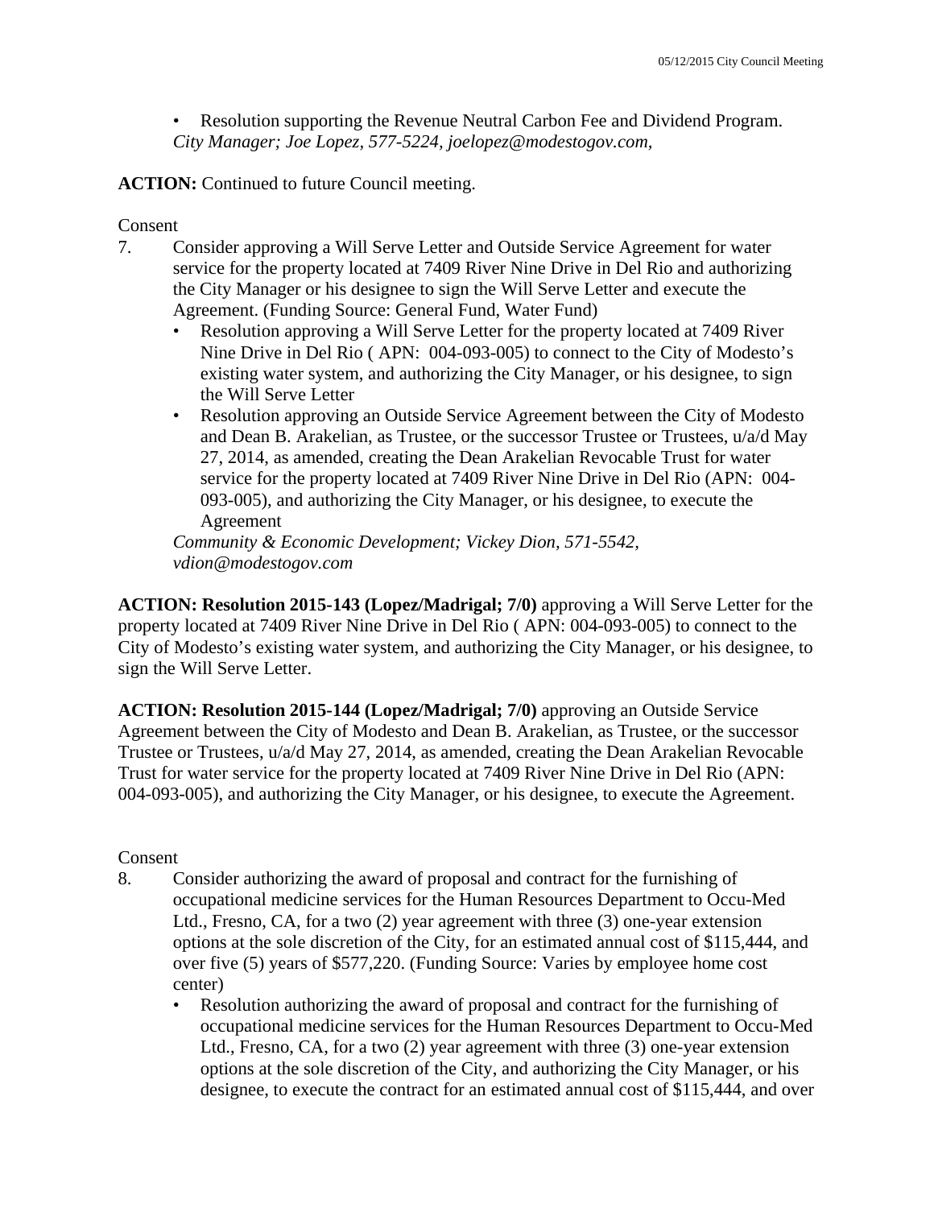• Resolution supporting the Revenue Neutral Carbon Fee and Dividend Program.
*City Manager; Joe Lopez, 577-5224, joelopez@modestogov.com,*

**ACTION:** Continued to future Council meeting.

Consent

7. Consider approving a Will Serve Letter and Outside Service Agreement for water service for the property located at 7409 River Nine Drive in Del Rio and authorizing the City Manager or his designee to sign the Will Serve Letter and execute the Agreement. (Funding Source: General Fund, Water Fund)
   - Resolution approving a Will Serve Letter for the property located at 7409 River Nine Drive in Del Rio ( APN: 004-093-005) to connect to the City of Modesto's existing water system, and authorizing the City Manager, or his designee, to sign the Will Serve Letter
   - Resolution approving an Outside Service Agreement between the City of Modesto and Dean B. Arakelian, as Trustee, or the successor Trustee or Trustees, u/a/d May 27, 2014, as amended, creating the Dean Arakelian Revocable Trust for water service for the property located at 7409 River Nine Drive in Del Rio (APN: 004-093-005), and authorizing the City Manager, or his designee, to execute the Agreement

   *Community & Economic Development; Vickey Dion, 571-5542, vdion@modestogov.com*

**ACTION: Resolution 2015-143 (Lopez/Madrigal; 7/0)** approving a Will Serve Letter for the property located at 7409 River Nine Drive in Del Rio ( APN: 004-093-005) to connect to the City of Modesto's existing water system, and authorizing the City Manager, or his designee, to sign the Will Serve Letter.

**ACTION: Resolution 2015-144 (Lopez/Madrigal; 7/0)** approving an Outside Service Agreement between the City of Modesto and Dean B. Arakelian, as Trustee, or the successor Trustee or Trustees, u/a/d May 27, 2014, as amended, creating the Dean Arakelian Revocable Trust for water service for the property located at 7409 River Nine Drive in Del Rio (APN: 004-093-005), and authorizing the City Manager, or his designee, to execute the Agreement.

Consent

8. Consider authorizing the award of proposal and contract for the furnishing of occupational medicine services for the Human Resources Department to Occu-Med Ltd., Fresno, CA, for a two (2) year agreement with three (3) one-year extension options at the sole discretion of the City, for an estimated annual cost of $115,444, and over five (5) years of $577,220. (Funding Source: Varies by employee home cost center)
   - Resolution authorizing the award of proposal and contract for the furnishing of occupational medicine services for the Human Resources Department to Occu-Med Ltd., Fresno, CA, for a two (2) year agreement with three (3) one-year extension options at the sole discretion of the City, and authorizing the City Manager, or his designee, to execute the contract for an estimated annual cost of $115,444, and over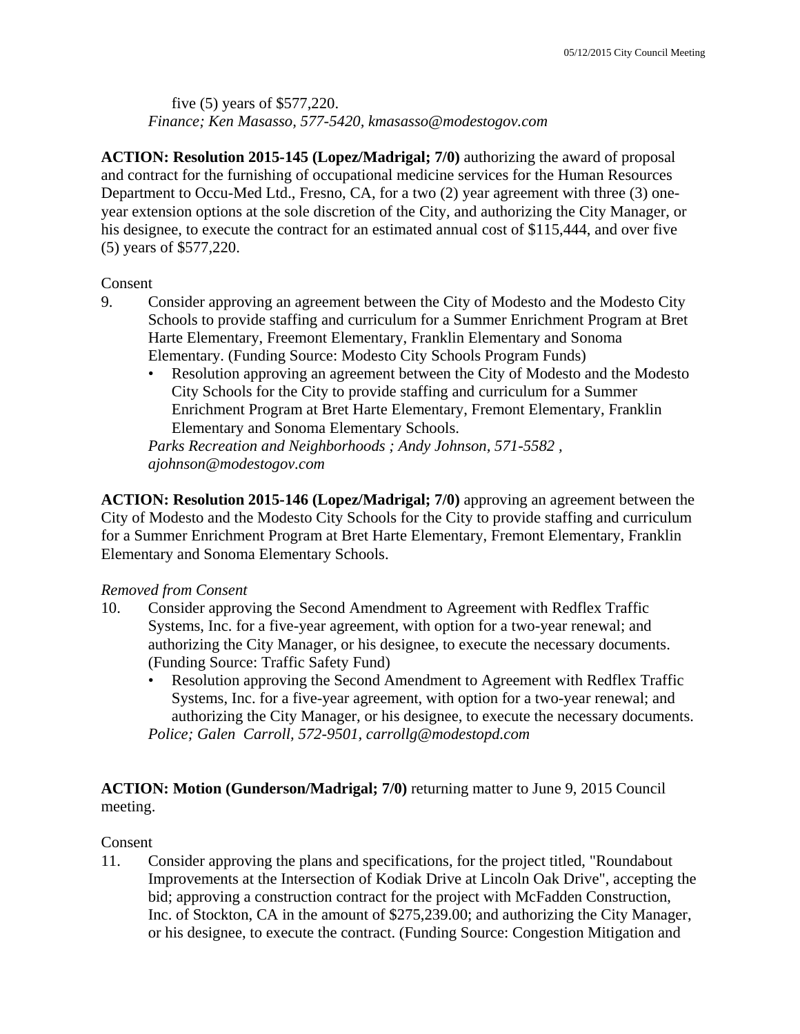five (5) years of $577,220.
*Finance; Ken Masasso, 577-5420, kmasasso@modestogov.com*

**ACTION: Resolution 2015-145 (Lopez/Madrigal; 7/0)** authorizing the award of proposal and contract for the furnishing of occupational medicine services for the Human Resources Department to Occu-Med Ltd., Fresno, CA, for a two (2) year agreement with three (3) one-year extension options at the sole discretion of the City, and authorizing the City Manager, or his designee, to execute the contract for an estimated annual cost of $115,444, and over five (5) years of $577,220.

Consent

9. Consider approving an agreement between the City of Modesto and the Modesto City Schools to provide staffing and curriculum for a Summer Enrichment Program at Bret Harte Elementary, Freemont Elementary, Franklin Elementary and Sonoma Elementary. (Funding Source: Modesto City Schools Program Funds)
   - Resolution approving an agreement between the City of Modesto and the Modesto City Schools for the City to provide staffing and curriculum for a Summer Enrichment Program at Bret Harte Elementary, Fremont Elementary, Franklin Elementary and Sonoma Elementary Schools.

   *Parks Recreation and Neighborhoods ; Andy Johnson, 571-5582 , ajohnson@modestogov.com*

**ACTION: Resolution 2015-146 (Lopez/Madrigal; 7/0)** approving an agreement between the City of Modesto and the Modesto City Schools for the City to provide staffing and curriculum for a Summer Enrichment Program at Bret Harte Elementary, Fremont Elementary, Franklin Elementary and Sonoma Elementary Schools.

*Removed from Consent*

10. Consider approving the Second Amendment to Agreement with Redflex Traffic Systems, Inc. for a five-year agreement, with option for a two-year renewal; and authorizing the City Manager, or his designee, to execute the necessary documents. (Funding Source: Traffic Safety Fund)
    - Resolution approving the Second Amendment to Agreement with Redflex Traffic Systems, Inc. for a five-year agreement, with option for a two-year renewal; and authorizing the City Manager, or his designee, to execute the necessary documents.

    *Police; Galen Carroll, 572-9501, carrollg@modestopd.com*

**ACTION: Motion (Gunderson/Madrigal; 7/0)** returning matter to June 9, 2015 Council meeting.

Consent

11. Consider approving the plans and specifications, for the project titled, "Roundabout Improvements at the Intersection of Kodiak Drive at Lincoln Oak Drive", accepting the bid; approving a construction contract for the project with McFadden Construction, Inc. of Stockton, CA in the amount of $275,239.00; and authorizing the City Manager, or his designee, to execute the contract. (Funding Source: Congestion Mitigation and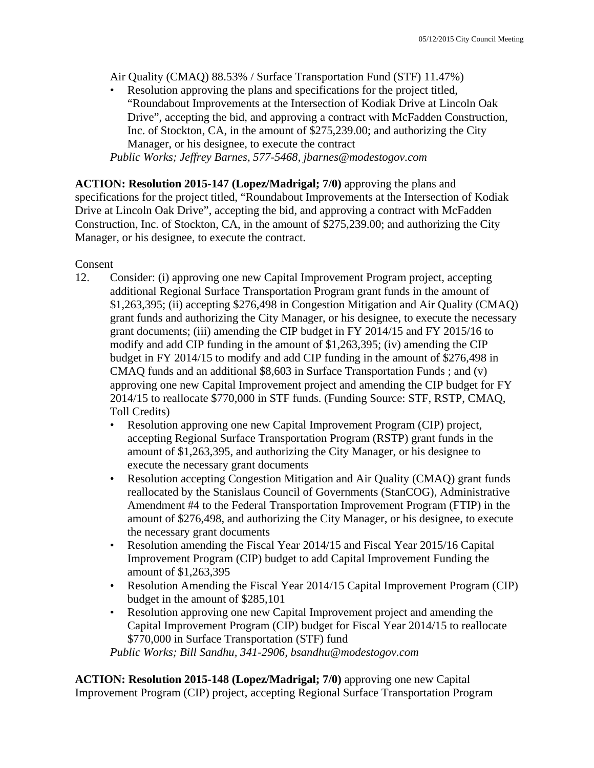Air Quality (CMAQ) 88.53% / Surface Transportation Fund (STF) 11.47%)

- Resolution approving the plans and specifications for the project titled, “Roundabout Improvements at the Intersection of Kodiak Drive at Lincoln Oak Drive”, accepting the bid, and approving a contract with McFadden Construction, Inc. of Stockton, CA, in the amount of $275,239.00; and authorizing the City Manager, or his designee, to execute the contract

*Public Works; Jeffrey Barnes, 577-5468, jbarnes@modestogov.com*

**ACTION: Resolution 2015-147 (Lopez/Madrigal; 7/0)** approving the plans and specifications for the project titled, “Roundabout Improvements at the Intersection of Kodiak Drive at Lincoln Oak Drive”, accepting the bid, and approving a contract with McFadden Construction, Inc. of Stockton, CA, in the amount of $275,239.00; and authorizing the City Manager, or his designee, to execute the contract.

Consent

12. Consider: (i) approving one new Capital Improvement Program project, accepting additional Regional Surface Transportation Program grant funds in the amount of $1,263,395; (ii) accepting $276,498 in Congestion Mitigation and Air Quality (CMAQ) grant funds and authorizing the City Manager, or his designee, to execute the necessary grant documents; (iii) amending the CIP budget in FY 2014/15 and FY 2015/16 to modify and add CIP funding in the amount of $1,263,395; (iv) amending the CIP budget in FY 2014/15 to modify and add CIP funding in the amount of $276,498 in CMAQ funds and an additional $8,603 in Surface Transportation Funds ; and (v) approving one new Capital Improvement project and amending the CIP budget for FY 2014/15 to reallocate $770,000 in STF funds. (Funding Source: STF, RSTP, CMAQ, Toll Credits)
    - Resolution approving one new Capital Improvement Program (CIP) project, accepting Regional Surface Transportation Program (RSTP) grant funds in the amount of $1,263,395, and authorizing the City Manager, or his designee to execute the necessary grant documents
    - Resolution accepting Congestion Mitigation and Air Quality (CMAQ) grant funds reallocated by the Stanislaus Council of Governments (StanCOG), Administrative Amendment #4 to the Federal Transportation Improvement Program (FTIP) in the amount of $276,498, and authorizing the City Manager, or his designee, to execute the necessary grant documents
    - Resolution amending the Fiscal Year 2014/15 and Fiscal Year 2015/16 Capital Improvement Program (CIP) budget to add Capital Improvement Funding the amount of $1,263,395
    - Resolution Amending the Fiscal Year 2014/15 Capital Improvement Program (CIP) budget in the amount of $285,101
    - Resolution approving one new Capital Improvement project and amending the Capital Improvement Program (CIP) budget for Fiscal Year 2014/15 to reallocate $770,000 in Surface Transportation (STF) fund

    *Public Works; Bill Sandhu, 341-2906, bsandhu@modestogov.com*

**ACTION: Resolution 2015-148 (Lopez/Madrigal; 7/0)** approving one new Capital Improvement Program (CIP) project, accepting Regional Surface Transportation Program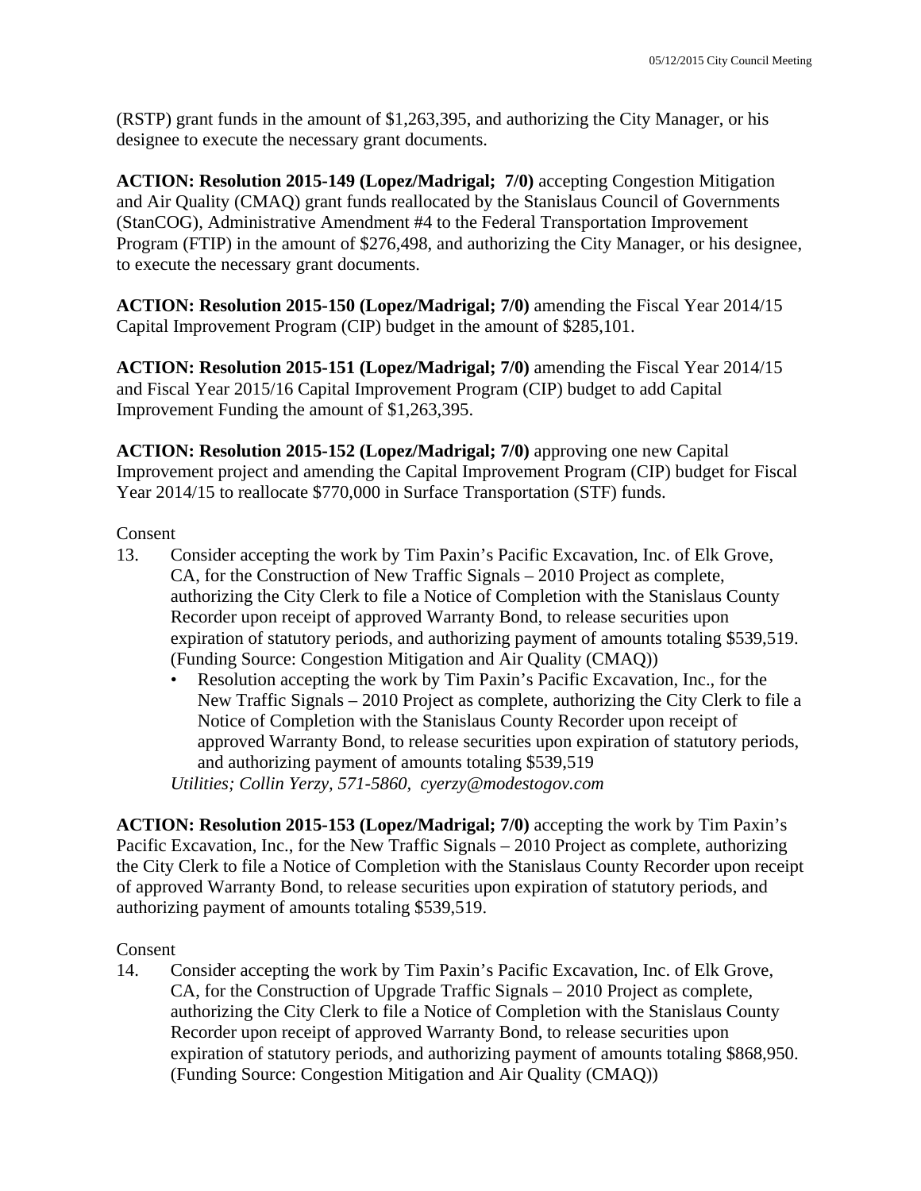(RSTP) grant funds in the amount of $1,263,395, and authorizing the City Manager, or his designee to execute the necessary grant documents.

**ACTION: Resolution 2015-149 (Lopez/Madrigal; 7/0)** accepting Congestion Mitigation and Air Quality (CMAQ) grant funds reallocated by the Stanislaus Council of Governments (StanCOG), Administrative Amendment #4 to the Federal Transportation Improvement Program (FTIP) in the amount of $276,498, and authorizing the City Manager, or his designee, to execute the necessary grant documents.

**ACTION: Resolution 2015-150 (Lopez/Madrigal; 7/0)** amending the Fiscal Year 2014/15 Capital Improvement Program (CIP) budget in the amount of $285,101.

**ACTION: Resolution 2015-151 (Lopez/Madrigal; 7/0)** amending the Fiscal Year 2014/15 and Fiscal Year 2015/16 Capital Improvement Program (CIP) budget to add Capital Improvement Funding the amount of $1,263,395.

**ACTION: Resolution 2015-152 (Lopez/Madrigal; 7/0)** approving one new Capital Improvement project and amending the Capital Improvement Program (CIP) budget for Fiscal Year 2014/15 to reallocate $770,000 in Surface Transportation (STF) funds.

Consent

13. Consider accepting the work by Tim Paxin's Pacific Excavation, Inc. of Elk Grove, CA, for the Construction of New Traffic Signals – 2010 Project as complete, authorizing the City Clerk to file a Notice of Completion with the Stanislaus County Recorder upon receipt of approved Warranty Bond, to release securities upon expiration of statutory periods, and authorizing payment of amounts totaling $539,519. (Funding Source: Congestion Mitigation and Air Quality (CMAQ))
    - Resolution accepting the work by Tim Paxin's Pacific Excavation, Inc., for the New Traffic Signals – 2010 Project as complete, authorizing the City Clerk to file a Notice of Completion with the Stanislaus County Recorder upon receipt of approved Warranty Bond, to release securities upon expiration of statutory periods, and authorizing payment of amounts totaling $539,519

    *Utilities; Collin Yerzy, 571-5860, cyerzy@modestogov.com*

**ACTION: Resolution 2015-153 (Lopez/Madrigal; 7/0)** accepting the work by Tim Paxin's Pacific Excavation, Inc., for the New Traffic Signals – 2010 Project as complete, authorizing the City Clerk to file a Notice of Completion with the Stanislaus County Recorder upon receipt of approved Warranty Bond, to release securities upon expiration of statutory periods, and authorizing payment of amounts totaling $539,519.

Consent

14. Consider accepting the work by Tim Paxin's Pacific Excavation, Inc. of Elk Grove, CA, for the Construction of Upgrade Traffic Signals – 2010 Project as complete, authorizing the City Clerk to file a Notice of Completion with the Stanislaus County Recorder upon receipt of approved Warranty Bond, to release securities upon expiration of statutory periods, and authorizing payment of amounts totaling $868,950. (Funding Source: Congestion Mitigation and Air Quality (CMAQ))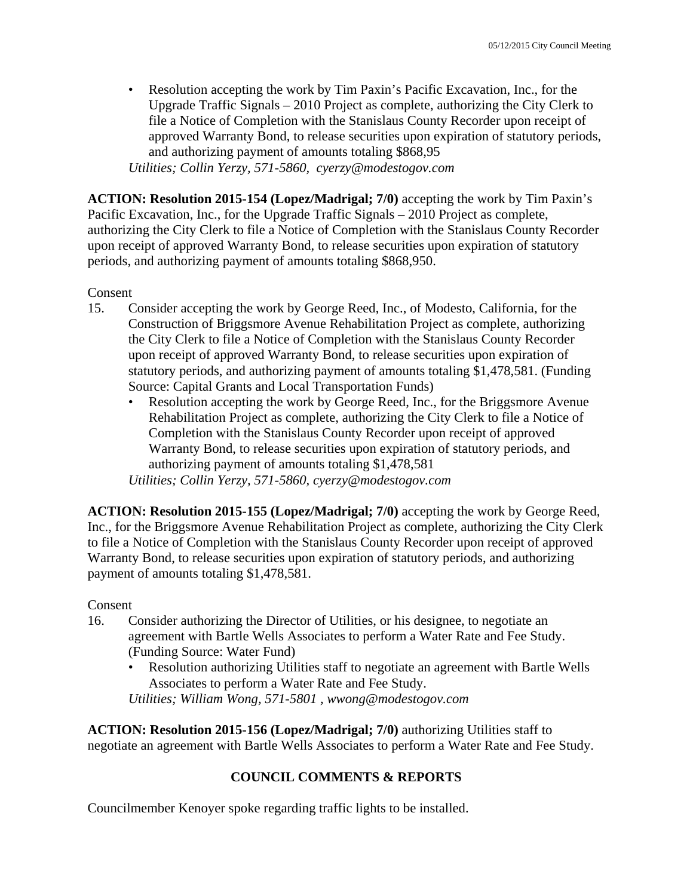- Resolution accepting the work by Tim Paxin's Pacific Excavation, Inc., for the Upgrade Traffic Signals – 2010 Project as complete, authorizing the City Clerk to file a Notice of Completion with the Stanislaus County Recorder upon receipt of approved Warranty Bond, to release securities upon expiration of statutory periods, and authorizing payment of amounts totaling $868,95

  *Utilities; Collin Yerzy, 571-5860, cyerzy@modestogov.com*

**ACTION: Resolution 2015-154 (Lopez/Madrigal; 7/0)** accepting the work by Tim Paxin's Pacific Excavation, Inc., for the Upgrade Traffic Signals – 2010 Project as complete, authorizing the City Clerk to file a Notice of Completion with the Stanislaus County Recorder upon receipt of approved Warranty Bond, to release securities upon expiration of statutory periods, and authorizing payment of amounts totaling $868,950.

Consent

15. Consider accepting the work by George Reed, Inc., of Modesto, California, for the Construction of Briggsmore Avenue Rehabilitation Project as complete, authorizing the City Clerk to file a Notice of Completion with the Stanislaus County Recorder upon receipt of approved Warranty Bond, to release securities upon expiration of statutory periods, and authorizing payment of amounts totaling $1,478,581. (Funding Source: Capital Grants and Local Transportation Funds)
    - Resolution accepting the work by George Reed, Inc., for the Briggsmore Avenue Rehabilitation Project as complete, authorizing the City Clerk to file a Notice of Completion with the Stanislaus County Recorder upon receipt of approved Warranty Bond, to release securities upon expiration of statutory periods, and authorizing payment of amounts totaling $1,478,581

    *Utilities; Collin Yerzy, 571-5860, cyerzy@modestogov.com*

**ACTION: Resolution 2015-155 (Lopez/Madrigal; 7/0)** accepting the work by George Reed, Inc., for the Briggsmore Avenue Rehabilitation Project as complete, authorizing the City Clerk to file a Notice of Completion with the Stanislaus County Recorder upon receipt of approved Warranty Bond, to release securities upon expiration of statutory periods, and authorizing payment of amounts totaling $1,478,581.

Consent

16. Consider authorizing the Director of Utilities, or his designee, to negotiate an agreement with Bartle Wells Associates to perform a Water Rate and Fee Study. (Funding Source: Water Fund)
    - Resolution authorizing Utilities staff to negotiate an agreement with Bartle Wells Associates to perform a Water Rate and Fee Study.

    *Utilities; William Wong, 571-5801 , wwong@modestogov.com*

**ACTION: Resolution 2015-156 (Lopez/Madrigal; 7/0)** authorizing Utilities staff to negotiate an agreement with Bartle Wells Associates to perform a Water Rate and Fee Study.

## COUNCIL COMMENTS & REPORTS

Councilmember Kenoyer spoke regarding traffic lights to be installed.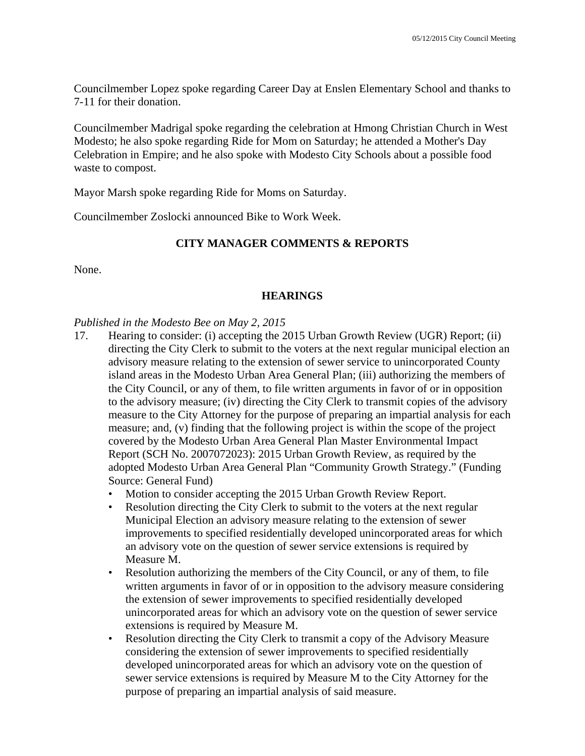Councilmember Lopez spoke regarding Career Day at Enslen Elementary School and thanks to 7-11 for their donation.

Councilmember Madrigal spoke regarding the celebration at Hmong Christian Church in West Modesto; he also spoke regarding Ride for Mom on Saturday; he attended a Mother's Day Celebration in Empire; and he also spoke with Modesto City Schools about a possible food waste to compost.

Mayor Marsh spoke regarding Ride for Moms on Saturday.

Councilmember Zoslocki announced Bike to Work Week.

## CITY MANAGER COMMENTS & REPORTS

None.

## HEARINGS

*Published in the Modesto Bee on May 2, 2015*

17. Hearing to consider: (i) accepting the 2015 Urban Growth Review (UGR) Report; (ii) directing the City Clerk to submit to the voters at the next regular municipal election an advisory measure relating to the extension of sewer service to unincorporated County island areas in the Modesto Urban Area General Plan; (iii) authorizing the members of the City Council, or any of them, to file written arguments in favor of or in opposition to the advisory measure; (iv) directing the City Clerk to transmit copies of the advisory measure to the City Attorney for the purpose of preparing an impartial analysis for each measure; and, (v) finding that the following project is within the scope of the project covered by the Modesto Urban Area General Plan Master Environmental Impact Report (SCH No. 2007072023): 2015 Urban Growth Review, as required by the adopted Modesto Urban Area General Plan "Community Growth Strategy." (Funding Source: General Fund)
    - Motion to consider accepting the 2015 Urban Growth Review Report.
    - Resolution directing the City Clerk to submit to the voters at the next regular Municipal Election an advisory measure relating to the extension of sewer improvements to specified residentially developed unincorporated areas for which an advisory vote on the question of sewer service extensions is required by Measure M.
    - Resolution authorizing the members of the City Council, or any of them, to file written arguments in favor of or in opposition to the advisory measure considering the extension of sewer improvements to specified residentially developed unincorporated areas for which an advisory vote on the question of sewer service extensions is required by Measure M.
    - Resolution directing the City Clerk to transmit a copy of the Advisory Measure considering the extension of sewer improvements to specified residentially developed unincorporated areas for which an advisory vote on the question of sewer service extensions is required by Measure M to the City Attorney for the purpose of preparing an impartial analysis of said measure.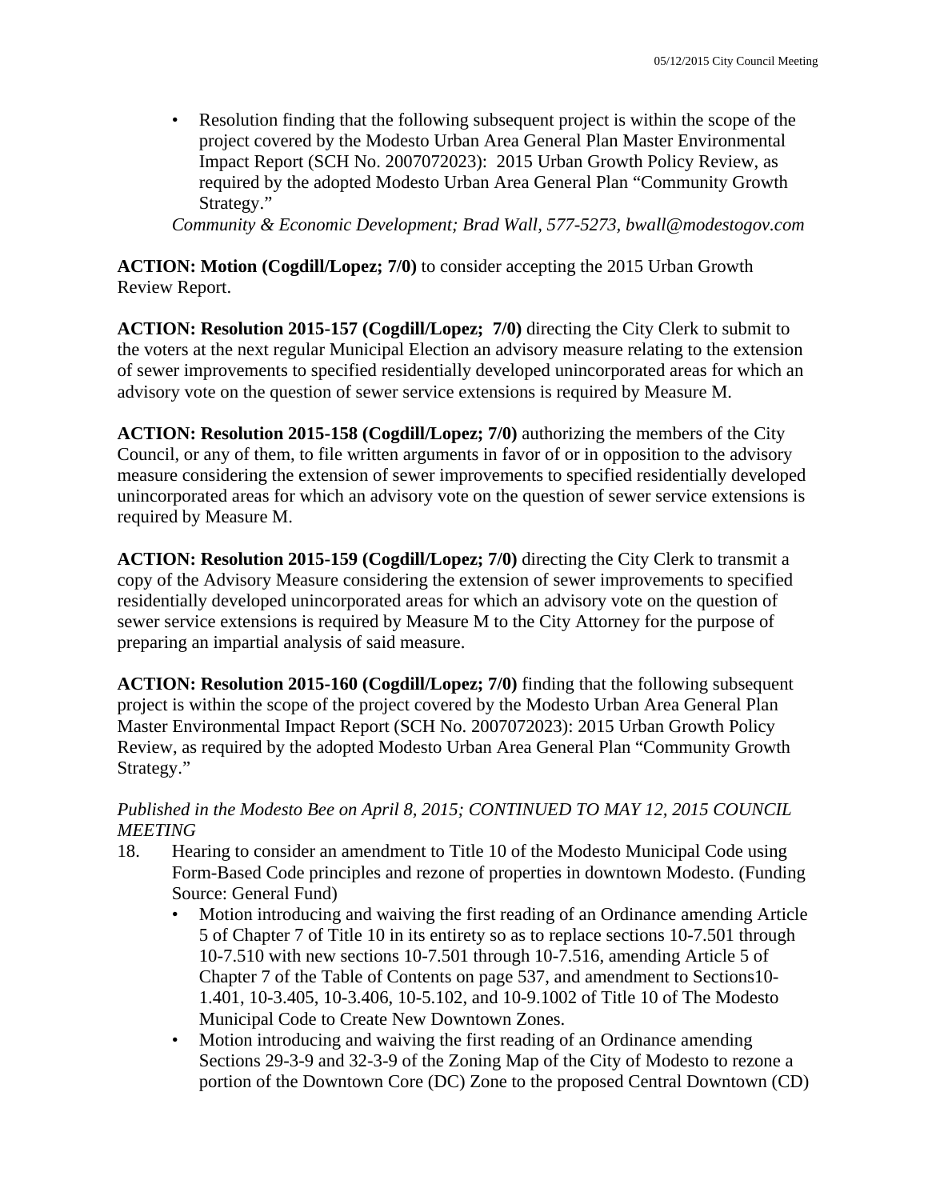- Resolution finding that the following subsequent project is within the scope of the project covered by the Modesto Urban Area General Plan Master Environmental Impact Report (SCH No. 2007072023): 2015 Urban Growth Policy Review, as required by the adopted Modesto Urban Area General Plan "Community Growth Strategy."

*Community & Economic Development; Brad Wall, 577-5273, bwall@modestogov.com*

**ACTION: Motion (Cogdill/Lopez; 7/0)** to consider accepting the 2015 Urban Growth Review Report.

**ACTION: Resolution 2015-157 (Cogdill/Lopez; 7/0)** directing the City Clerk to submit to the voters at the next regular Municipal Election an advisory measure relating to the extension of sewer improvements to specified residentially developed unincorporated areas for which an advisory vote on the question of sewer service extensions is required by Measure M.

**ACTION: Resolution 2015-158 (Cogdill/Lopez; 7/0)** authorizing the members of the City Council, or any of them, to file written arguments in favor of or in opposition to the advisory measure considering the extension of sewer improvements to specified residentially developed unincorporated areas for which an advisory vote on the question of sewer service extensions is required by Measure M.

**ACTION: Resolution 2015-159 (Cogdill/Lopez; 7/0)** directing the City Clerk to transmit a copy of the Advisory Measure considering the extension of sewer improvements to specified residentially developed unincorporated areas for which an advisory vote on the question of sewer service extensions is required by Measure M to the City Attorney for the purpose of preparing an impartial analysis of said measure.

**ACTION: Resolution 2015-160 (Cogdill/Lopez; 7/0)** finding that the following subsequent project is within the scope of the project covered by the Modesto Urban Area General Plan Master Environmental Impact Report (SCH No. 2007072023): 2015 Urban Growth Policy Review, as required by the adopted Modesto Urban Area General Plan "Community Growth Strategy."

*Published in the Modesto Bee on April 8, 2015; CONTINUED TO MAY 12, 2015 COUNCIL MEETING*

18. Hearing to consider an amendment to Title 10 of the Modesto Municipal Code using Form-Based Code principles and rezone of properties in downtown Modesto. (Funding Source: General Fund)
    - Motion introducing and waiving the first reading of an Ordinance amending Article 5 of Chapter 7 of Title 10 in its entirety so as to replace sections 10-7.501 through 10-7.510 with new sections 10-7.501 through 10-7.516, amending Article 5 of Chapter 7 of the Table of Contents on page 537, and amendment to Sections10-1.401, 10-3.405, 10-3.406, 10-5.102, and 10-9.1002 of Title 10 of The Modesto Municipal Code to Create New Downtown Zones.
    - Motion introducing and waiving the first reading of an Ordinance amending Sections 29-3-9 and 32-3-9 of the Zoning Map of the City of Modesto to rezone a portion of the Downtown Core (DC) Zone to the proposed Central Downtown (CD)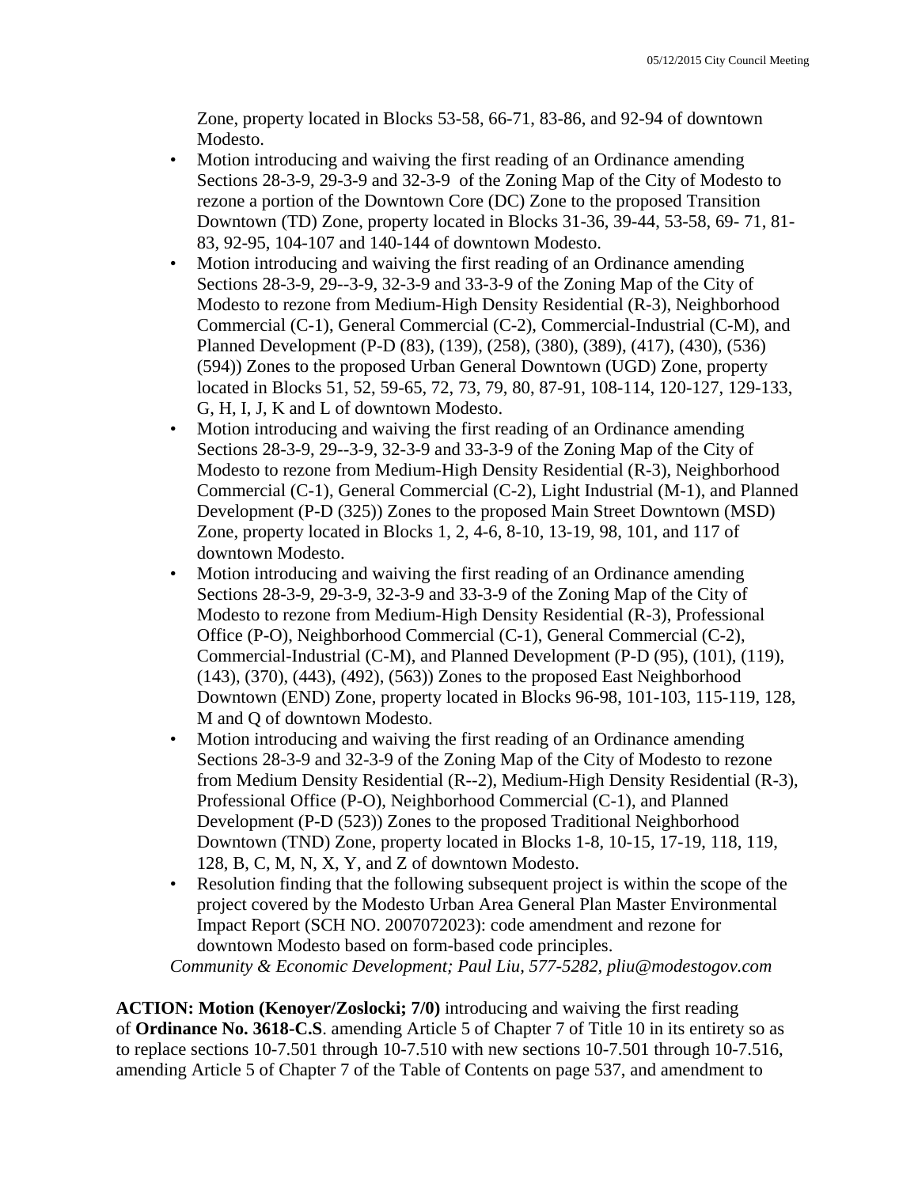Zone, property located in Blocks 53-58, 66-71, 83-86, and 92-94 of downtown Modesto.

- Motion introducing and waiving the first reading of an Ordinance amending Sections 28-3-9, 29-3-9 and 32-3-9 of the Zoning Map of the City of Modesto to rezone a portion of the Downtown Core (DC) Zone to the proposed Transition Downtown (TD) Zone, property located in Blocks 31-36, 39-44, 53-58, 69- 71, 81-83, 92-95, 104-107 and 140-144 of downtown Modesto.
- Motion introducing and waiving the first reading of an Ordinance amending Sections 28-3-9, 29--3-9, 32-3-9 and 33-3-9 of the Zoning Map of the City of Modesto to rezone from Medium-High Density Residential (R-3), Neighborhood Commercial (C-1), General Commercial (C-2), Commercial-Industrial (C-M), and Planned Development (P-D (83), (139), (258), (380), (389), (417), (430), (536) (594)) Zones to the proposed Urban General Downtown (UGD) Zone, property located in Blocks 51, 52, 59-65, 72, 73, 79, 80, 87-91, 108-114, 120-127, 129-133, G, H, I, J, K and L of downtown Modesto.
- Motion introducing and waiving the first reading of an Ordinance amending Sections 28-3-9, 29--3-9, 32-3-9 and 33-3-9 of the Zoning Map of the City of Modesto to rezone from Medium-High Density Residential (R-3), Neighborhood Commercial (C-1), General Commercial (C-2), Light Industrial (M-1), and Planned Development (P-D (325)) Zones to the proposed Main Street Downtown (MSD) Zone, property located in Blocks 1, 2, 4-6, 8-10, 13-19, 98, 101, and 117 of downtown Modesto.
- Motion introducing and waiving the first reading of an Ordinance amending Sections 28-3-9, 29-3-9, 32-3-9 and 33-3-9 of the Zoning Map of the City of Modesto to rezone from Medium-High Density Residential (R-3), Professional Office (P-O), Neighborhood Commercial (C-1), General Commercial (C-2), Commercial-Industrial (C-M), and Planned Development (P-D (95), (101), (119), (143), (370), (443), (492), (563)) Zones to the proposed East Neighborhood Downtown (END) Zone, property located in Blocks 96-98, 101-103, 115-119, 128, M and Q of downtown Modesto.
- Motion introducing and waiving the first reading of an Ordinance amending Sections 28-3-9 and 32-3-9 of the Zoning Map of the City of Modesto to rezone from Medium Density Residential (R--2), Medium-High Density Residential (R-3), Professional Office (P-O), Neighborhood Commercial (C-1), and Planned Development (P-D (523)) Zones to the proposed Traditional Neighborhood Downtown (TND) Zone, property located in Blocks 1-8, 10-15, 17-19, 118, 119, 128, B, C, M, N, X, Y, and Z of downtown Modesto.
- Resolution finding that the following subsequent project is within the scope of the project covered by the Modesto Urban Area General Plan Master Environmental Impact Report (SCH NO. 2007072023): code amendment and rezone for downtown Modesto based on form-based code principles.

*Community & Economic Development; Paul Liu, 577-5282, pliu@modestogov.com*

**ACTION: Motion (Kenoyer/Zoslocki; 7/0)** introducing and waiving the first reading of **Ordinance No. 3618-C.S**. amending Article 5 of Chapter 7 of Title 10 in its entirety so as to replace sections 10-7.501 through 10-7.510 with new sections 10-7.501 through 10-7.516, amending Article 5 of Chapter 7 of the Table of Contents on page 537, and amendment to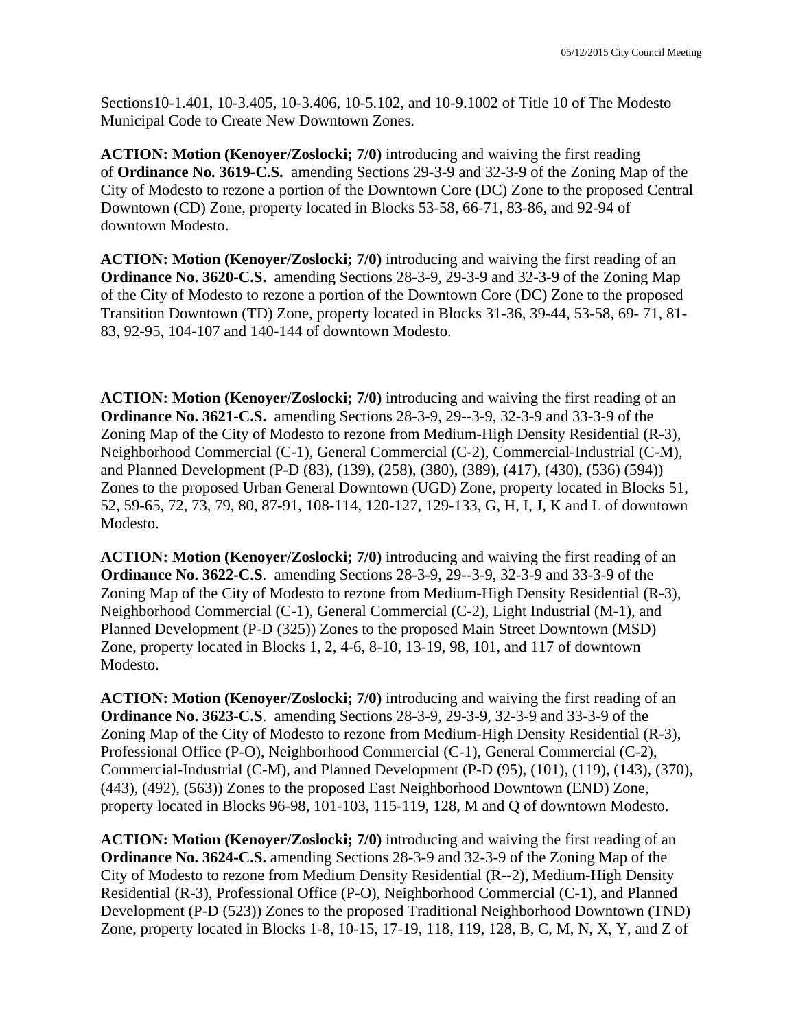Sections10-1.401, 10-3.405, 10-3.406, 10-5.102, and 10-9.1002 of Title 10 of The Modesto Municipal Code to Create New Downtown Zones.

**ACTION: Motion (Kenoyer/Zoslocki; 7/0)** introducing and waiving the first reading of **Ordinance No. 3619-C.S.** amending Sections 29-3-9 and 32-3-9 of the Zoning Map of the City of Modesto to rezone a portion of the Downtown Core (DC) Zone to the proposed Central Downtown (CD) Zone, property located in Blocks 53-58, 66-71, 83-86, and 92-94 of downtown Modesto.

**ACTION: Motion (Kenoyer/Zoslocki; 7/0)** introducing and waiving the first reading of an **Ordinance No. 3620-C.S.** amending Sections 28-3-9, 29-3-9 and 32-3-9 of the Zoning Map of the City of Modesto to rezone a portion of the Downtown Core (DC) Zone to the proposed Transition Downtown (TD) Zone, property located in Blocks 31-36, 39-44, 53-58, 69- 71, 81-83, 92-95, 104-107 and 140-144 of downtown Modesto.

**ACTION: Motion (Kenoyer/Zoslocki; 7/0)** introducing and waiving the first reading of an **Ordinance No. 3621-C.S.** amending Sections 28-3-9, 29--3-9, 32-3-9 and 33-3-9 of the Zoning Map of the City of Modesto to rezone from Medium-High Density Residential (R-3), Neighborhood Commercial (C-1), General Commercial (C-2), Commercial-Industrial (C-M), and Planned Development (P-D (83), (139), (258), (380), (389), (417), (430), (536) (594)) Zones to the proposed Urban General Downtown (UGD) Zone, property located in Blocks 51, 52, 59-65, 72, 73, 79, 80, 87-91, 108-114, 120-127, 129-133, G, H, I, J, K and L of downtown Modesto.

**ACTION: Motion (Kenoyer/Zoslocki; 7/0)** introducing and waiving the first reading of an **Ordinance No. 3622-C.S**. amending Sections 28-3-9, 29--3-9, 32-3-9 and 33-3-9 of the Zoning Map of the City of Modesto to rezone from Medium-High Density Residential (R-3), Neighborhood Commercial (C-1), General Commercial (C-2), Light Industrial (M-1), and Planned Development (P-D (325)) Zones to the proposed Main Street Downtown (MSD) Zone, property located in Blocks 1, 2, 4-6, 8-10, 13-19, 98, 101, and 117 of downtown Modesto.

**ACTION: Motion (Kenoyer/Zoslocki; 7/0)** introducing and waiving the first reading of an **Ordinance No. 3623-C.S**. amending Sections 28-3-9, 29-3-9, 32-3-9 and 33-3-9 of the Zoning Map of the City of Modesto to rezone from Medium-High Density Residential (R-3), Professional Office (P-O), Neighborhood Commercial (C-1), General Commercial (C-2), Commercial-Industrial (C-M), and Planned Development (P-D (95), (101), (119), (143), (370), (443), (492), (563)) Zones to the proposed East Neighborhood Downtown (END) Zone, property located in Blocks 96-98, 101-103, 115-119, 128, M and Q of downtown Modesto.

**ACTION: Motion (Kenoyer/Zoslocki; 7/0)** introducing and waiving the first reading of an **Ordinance No. 3624-C.S.** amending Sections 28-3-9 and 32-3-9 of the Zoning Map of the City of Modesto to rezone from Medium Density Residential (R--2), Medium-High Density Residential (R-3), Professional Office (P-O), Neighborhood Commercial (C-1), and Planned Development (P-D (523)) Zones to the proposed Traditional Neighborhood Downtown (TND) Zone, property located in Blocks 1-8, 10-15, 17-19, 118, 119, 128, B, C, M, N, X, Y, and Z of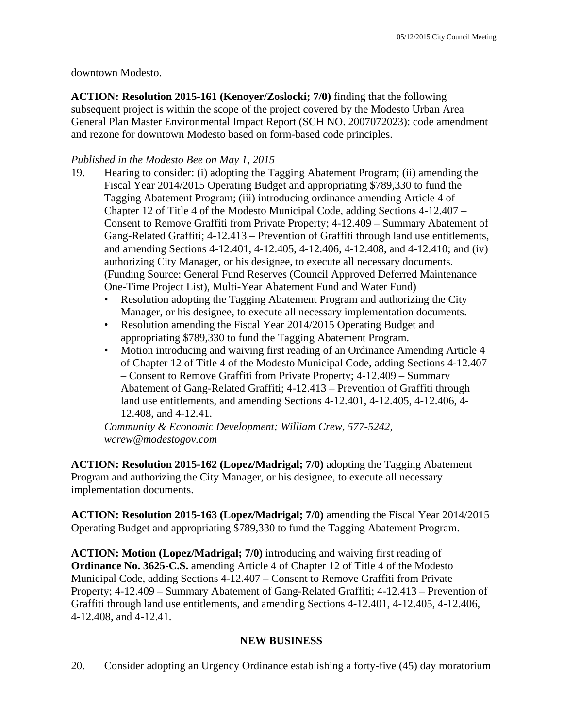downtown Modesto.

**ACTION: Resolution 2015-161 (Kenoyer/Zoslocki; 7/0)** finding that the following subsequent project is within the scope of the project covered by the Modesto Urban Area General Plan Master Environmental Impact Report (SCH NO. 2007072023): code amendment and rezone for downtown Modesto based on form-based code principles.

*Published in the Modesto Bee on May 1, 2015*

19. Hearing to consider: (i) adopting the Tagging Abatement Program; (ii) amending the Fiscal Year 2014/2015 Operating Budget and appropriating $789,330 to fund the Tagging Abatement Program; (iii) introducing ordinance amending Article 4 of Chapter 12 of Title 4 of the Modesto Municipal Code, adding Sections 4-12.407 – Consent to Remove Graffiti from Private Property; 4-12.409 – Summary Abatement of Gang-Related Graffiti; 4-12.413 – Prevention of Graffiti through land use entitlements, and amending Sections 4-12.401, 4-12.405, 4-12.406, 4-12.408, and 4-12.410; and (iv) authorizing City Manager, or his designee, to execute all necessary documents. (Funding Source: General Fund Reserves (Council Approved Deferred Maintenance One-Time Project List), Multi-Year Abatement Fund and Water Fund)
    - Resolution adopting the Tagging Abatement Program and authorizing the City Manager, or his designee, to execute all necessary implementation documents.
    - Resolution amending the Fiscal Year 2014/2015 Operating Budget and appropriating $789,330 to fund the Tagging Abatement Program.
    - Motion introducing and waiving first reading of an Ordinance Amending Article 4 of Chapter 12 of Title 4 of the Modesto Municipal Code, adding Sections 4-12.407 – Consent to Remove Graffiti from Private Property; 4-12.409 – Summary Abatement of Gang-Related Graffiti; 4-12.413 – Prevention of Graffiti through land use entitlements, and amending Sections 4-12.401, 4-12.405, 4-12.406, 4-12.408, and 4-12.41.

    *Community & Economic Development; William Crew, 577-5242, wcrew@modestogov.com*

**ACTION: Resolution 2015-162 (Lopez/Madrigal; 7/0)** adopting the Tagging Abatement Program and authorizing the City Manager, or his designee, to execute all necessary implementation documents.

**ACTION: Resolution 2015-163 (Lopez/Madrigal; 7/0)** amending the Fiscal Year 2014/2015 Operating Budget and appropriating $789,330 to fund the Tagging Abatement Program.

**ACTION: Motion (Lopez/Madrigal; 7/0)** introducing and waiving first reading of **Ordinance No. 3625-C.S.** amending Article 4 of Chapter 12 of Title 4 of the Modesto Municipal Code, adding Sections 4-12.407 – Consent to Remove Graffiti from Private Property; 4-12.409 – Summary Abatement of Gang-Related Graffiti; 4-12.413 – Prevention of Graffiti through land use entitlements, and amending Sections 4-12.401, 4-12.405, 4-12.406, 4-12.408, and 4-12.41.

## NEW BUSINESS

20. Consider adopting an Urgency Ordinance establishing a forty-five (45) day moratorium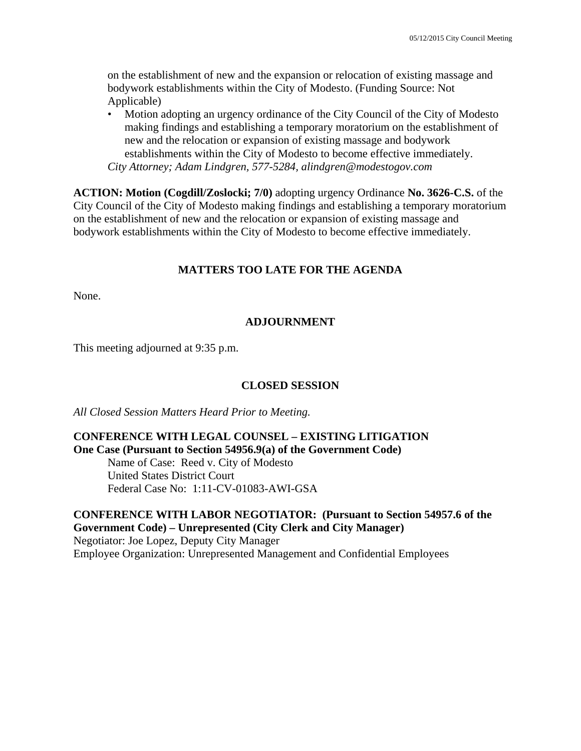on the establishment of new and the expansion or relocation of existing massage and bodywork establishments within the City of Modesto. (Funding Source: Not Applicable)

- Motion adopting an urgency ordinance of the City Council of the City of Modesto making findings and establishing a temporary moratorium on the establishment of new and the relocation or expansion of existing massage and bodywork establishments within the City of Modesto to become effective immediately.

*City Attorney; Adam Lindgren, 577-5284, alindgren@modestogov.com*

**ACTION: Motion (Cogdill/Zoslocki; 7/0)** adopting urgency Ordinance **No. 3626-C.S.** of the City Council of the City of Modesto making findings and establishing a temporary moratorium on the establishment of new and the relocation or expansion of existing massage and bodywork establishments within the City of Modesto to become effective immediately.

## MATTERS TOO LATE FOR THE AGENDA

None.

## ADJOURNMENT

This meeting adjourned at 9:35 p.m.

## CLOSED SESSION

*All Closed Session Matters Heard Prior to Meeting.*

**CONFERENCE WITH LEGAL COUNSEL – EXISTING LITIGATION**
**One Case (Pursuant to Section 54956.9(a) of the Government Code)**

Name of Case: Reed v. City of Modesto
United States District Court
Federal Case No: 1:11-CV-01083-AWI-GSA

**CONFERENCE WITH LABOR NEGOTIATOR: (Pursuant to Section 54957.6 of the Government Code) – Unrepresented (City Clerk and City Manager)**

Negotiator: Joe Lopez, Deputy City Manager
Employee Organization: Unrepresented Management and Confidential Employees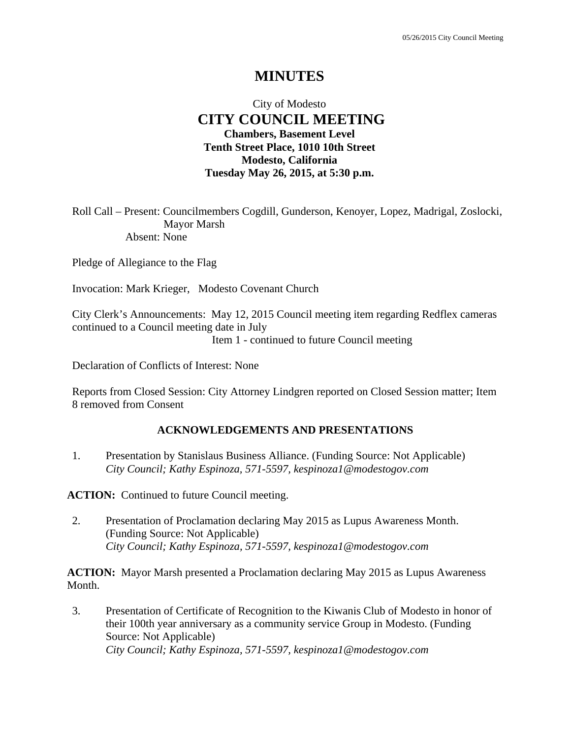# MINUTES

City of Modesto

## CITY COUNCIL MEETING

**Chambers, Basement Level**
**Tenth Street Place, 1010 10th Street**
**Modesto, California**
**Tuesday May 26, 2015, at 5:30 p.m.**

Roll Call – Present: Councilmembers Cogdill, Gunderson, Kenoyer, Lopez, Madrigal, Zoslocki, Mayor Marsh
Absent: None

Pledge of Allegiance to the Flag

Invocation: Mark Krieger, Modesto Covenant Church

City Clerk's Announcements: May 12, 2015 Council meeting item regarding Redflex cameras continued to a Council meeting date in July
Item 1 - continued to future Council meeting

Declaration of Conflicts of Interest: None

Reports from Closed Session: City Attorney Lindgren reported on Closed Session matter; Item 8 removed from Consent

### ACKNOWLEDGEMENTS AND PRESENTATIONS

1. Presentation by Stanislaus Business Alliance. (Funding Source: Not Applicable)
*City Council; Kathy Espinoza, 571-5597, kespinoza1@modestogov.com*

**ACTION:** Continued to future Council meeting.

2. Presentation of Proclamation declaring May 2015 as Lupus Awareness Month. (Funding Source: Not Applicable)
*City Council; Kathy Espinoza, 571-5597, kespinoza1@modestogov.com*

**ACTION:** Mayor Marsh presented a Proclamation declaring May 2015 as Lupus Awareness Month.

3. Presentation of Certificate of Recognition to the Kiwanis Club of Modesto in honor of their 100th year anniversary as a community service Group in Modesto. (Funding Source: Not Applicable)
*City Council; Kathy Espinoza, 571-5597, kespinoza1@modestogov.com*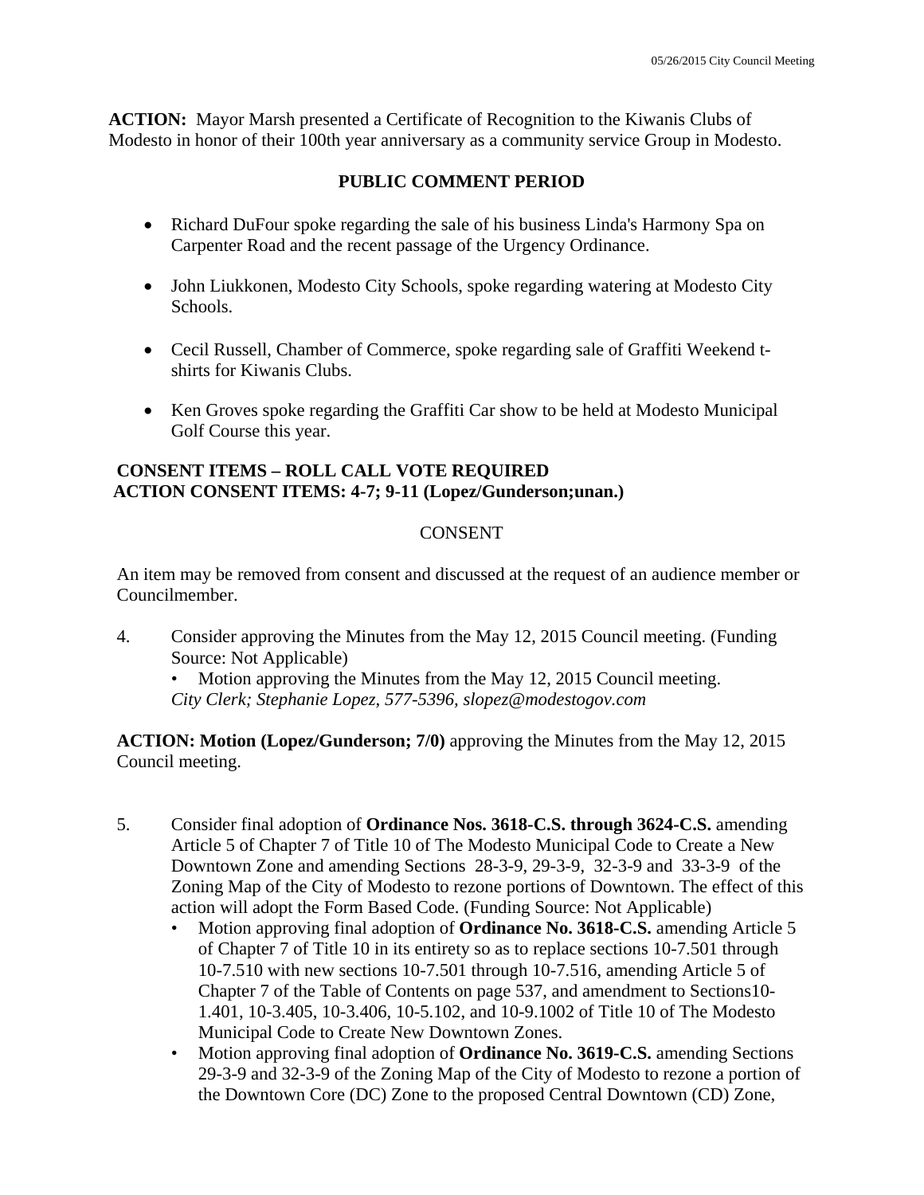**ACTION:** Mayor Marsh presented a Certificate of Recognition to the Kiwanis Clubs of Modesto in honor of their 100th year anniversary as a community service Group in Modesto.

**PUBLIC COMMENT PERIOD**

- Richard DuFour spoke regarding the sale of his business Linda's Harmony Spa on Carpenter Road and the recent passage of the Urgency Ordinance.
- John Liukkonen, Modesto City Schools, spoke regarding watering at Modesto City Schools.
- Cecil Russell, Chamber of Commerce, spoke regarding sale of Graffiti Weekend t-shirts for Kiwanis Clubs.
- Ken Groves spoke regarding the Graffiti Car show to be held at Modesto Municipal Golf Course this year.

**CONSENT ITEMS – ROLL CALL VOTE REQUIRED**
**ACTION CONSENT ITEMS: 4-7; 9-11 (Lopez/Gunderson;unan.)**

CONSENT

An item may be removed from consent and discussed at the request of an audience member or Councilmember.

4. Consider approving the Minutes from the May 12, 2015 Council meeting. (Funding Source: Not Applicable)
   - Motion approving the Minutes from the May 12, 2015 Council meeting.

   *City Clerk; Stephanie Lopez, 577-5396, slopez@modestogov.com*

**ACTION: Motion (Lopez/Gunderson; 7/0)** approving the Minutes from the May 12, 2015 Council meeting.

5. Consider final adoption of **Ordinance Nos. 3618-C.S. through 3624-C.S.** amending Article 5 of Chapter 7 of Title 10 of The Modesto Municipal Code to Create a New Downtown Zone and amending Sections 28-3-9, 29-3-9, 32-3-9 and 33-3-9 of the Zoning Map of the City of Modesto to rezone portions of Downtown. The effect of this action will adopt the Form Based Code. (Funding Source: Not Applicable)
   - Motion approving final adoption of **Ordinance No. 3618-C.S.** amending Article 5 of Chapter 7 of Title 10 in its entirety so as to replace sections 10-7.501 through 10-7.510 with new sections 10-7.501 through 10-7.516, amending Article 5 of Chapter 7 of the Table of Contents on page 537, and amendment to Sections10-1.401, 10-3.405, 10-3.406, 10-5.102, and 10-9.1002 of Title 10 of The Modesto Municipal Code to Create New Downtown Zones.
   - Motion approving final adoption of **Ordinance No. 3619-C.S.** amending Sections 29-3-9 and 32-3-9 of the Zoning Map of the City of Modesto to rezone a portion of the Downtown Core (DC) Zone to the proposed Central Downtown (CD) Zone,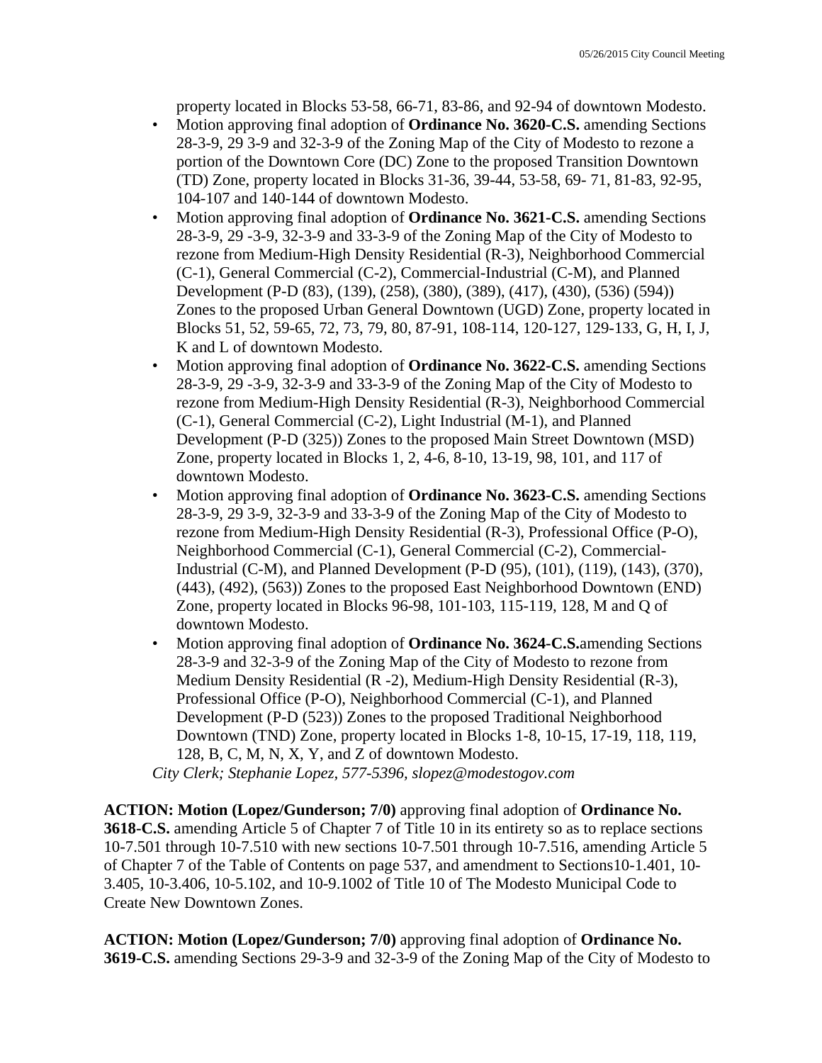property located in Blocks 53-58, 66-71, 83-86, and 92-94 of downtown Modesto.

- Motion approving final adoption of **Ordinance No. 3620-C.S.** amending Sections 28-3-9, 29 3-9 and 32-3-9 of the Zoning Map of the City of Modesto to rezone a portion of the Downtown Core (DC) Zone to the proposed Transition Downtown (TD) Zone, property located in Blocks 31-36, 39-44, 53-58, 69- 71, 81-83, 92-95, 104-107 and 140-144 of downtown Modesto.
- Motion approving final adoption of **Ordinance No. 3621-C.S.** amending Sections 28-3-9, 29 -3-9, 32-3-9 and 33-3-9 of the Zoning Map of the City of Modesto to rezone from Medium-High Density Residential (R-3), Neighborhood Commercial (C-1), General Commercial (C-2), Commercial-Industrial (C-M), and Planned Development (P-D (83), (139), (258), (380), (389), (417), (430), (536) (594)) Zones to the proposed Urban General Downtown (UGD) Zone, property located in Blocks 51, 52, 59-65, 72, 73, 79, 80, 87-91, 108-114, 120-127, 129-133, G, H, I, J, K and L of downtown Modesto.
- Motion approving final adoption of **Ordinance No. 3622-C.S.** amending Sections 28-3-9, 29 -3-9, 32-3-9 and 33-3-9 of the Zoning Map of the City of Modesto to rezone from Medium-High Density Residential (R-3), Neighborhood Commercial (C-1), General Commercial (C-2), Light Industrial (M-1), and Planned Development (P-D (325)) Zones to the proposed Main Street Downtown (MSD) Zone, property located in Blocks 1, 2, 4-6, 8-10, 13-19, 98, 101, and 117 of downtown Modesto.
- Motion approving final adoption of **Ordinance No. 3623-C.S.** amending Sections 28-3-9, 29 3-9, 32-3-9 and 33-3-9 of the Zoning Map of the City of Modesto to rezone from Medium-High Density Residential (R-3), Professional Office (P-O), Neighborhood Commercial (C-1), General Commercial (C-2), Commercial-Industrial (C-M), and Planned Development (P-D (95), (101), (119), (143), (370), (443), (492), (563)) Zones to the proposed East Neighborhood Downtown (END) Zone, property located in Blocks 96-98, 101-103, 115-119, 128, M and Q of downtown Modesto.
- Motion approving final adoption of **Ordinance No. 3624-C.S.**amending Sections 28-3-9 and 32-3-9 of the Zoning Map of the City of Modesto to rezone from Medium Density Residential (R -2), Medium-High Density Residential (R-3), Professional Office (P-O), Neighborhood Commercial (C-1), and Planned Development (P-D (523)) Zones to the proposed Traditional Neighborhood Downtown (TND) Zone, property located in Blocks 1-8, 10-15, 17-19, 118, 119, 128, B, C, M, N, X, Y, and Z of downtown Modesto.

*City Clerk; Stephanie Lopez, 577-5396, slopez@modestogov.com*

**ACTION: Motion (Lopez/Gunderson; 7/0)** approving final adoption of **Ordinance No. 3618-C.S.** amending Article 5 of Chapter 7 of Title 10 in its entirety so as to replace sections 10-7.501 through 10-7.510 with new sections 10-7.501 through 10-7.516, amending Article 5 of Chapter 7 of the Table of Contents on page 537, and amendment to Sections10-1.401, 10-3.405, 10-3.406, 10-5.102, and 10-9.1002 of Title 10 of The Modesto Municipal Code to Create New Downtown Zones.

**ACTION: Motion (Lopez/Gunderson; 7/0)** approving final adoption of **Ordinance No. 3619-C.S.** amending Sections 29-3-9 and 32-3-9 of the Zoning Map of the City of Modesto to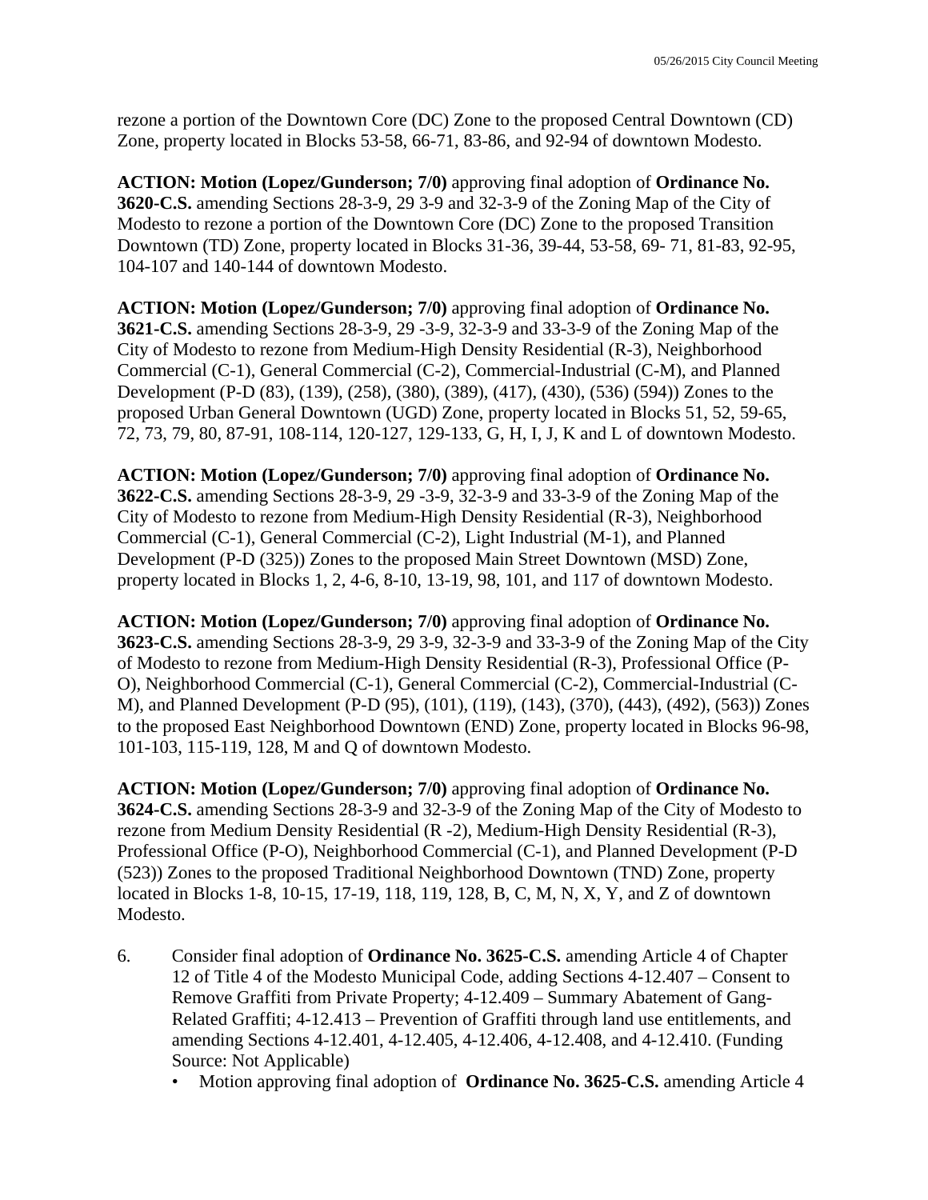rezone a portion of the Downtown Core (DC) Zone to the proposed Central Downtown (CD) Zone, property located in Blocks 53-58, 66-71, 83-86, and 92-94 of downtown Modesto.

**ACTION: Motion (Lopez/Gunderson; 7/0)** approving final adoption of **Ordinance No. 3620-C.S.** amending Sections 28-3-9, 29 3-9 and 32-3-9 of the Zoning Map of the City of Modesto to rezone a portion of the Downtown Core (DC) Zone to the proposed Transition Downtown (TD) Zone, property located in Blocks 31-36, 39-44, 53-58, 69- 71, 81-83, 92-95, 104-107 and 140-144 of downtown Modesto.

**ACTION: Motion (Lopez/Gunderson; 7/0)** approving final adoption of **Ordinance No. 3621-C.S.** amending Sections 28-3-9, 29 -3-9, 32-3-9 and 33-3-9 of the Zoning Map of the City of Modesto to rezone from Medium-High Density Residential (R-3), Neighborhood Commercial (C-1), General Commercial (C-2), Commercial-Industrial (C-M), and Planned Development (P-D (83), (139), (258), (380), (389), (417), (430), (536) (594)) Zones to the proposed Urban General Downtown (UGD) Zone, property located in Blocks 51, 52, 59-65, 72, 73, 79, 80, 87-91, 108-114, 120-127, 129-133, G, H, I, J, K and L of downtown Modesto.

**ACTION: Motion (Lopez/Gunderson; 7/0)** approving final adoption of **Ordinance No. 3622-C.S.** amending Sections 28-3-9, 29 -3-9, 32-3-9 and 33-3-9 of the Zoning Map of the City of Modesto to rezone from Medium-High Density Residential (R-3), Neighborhood Commercial (C-1), General Commercial (C-2), Light Industrial (M-1), and Planned Development (P-D (325)) Zones to the proposed Main Street Downtown (MSD) Zone, property located in Blocks 1, 2, 4-6, 8-10, 13-19, 98, 101, and 117 of downtown Modesto.

**ACTION: Motion (Lopez/Gunderson; 7/0)** approving final adoption of **Ordinance No. 3623-C.S.** amending Sections 28-3-9, 29 3-9, 32-3-9 and 33-3-9 of the Zoning Map of the City of Modesto to rezone from Medium-High Density Residential (R-3), Professional Office (P-O), Neighborhood Commercial (C-1), General Commercial (C-2), Commercial-Industrial (C-M), and Planned Development (P-D (95), (101), (119), (143), (370), (443), (492), (563)) Zones to the proposed East Neighborhood Downtown (END) Zone, property located in Blocks 96-98, 101-103, 115-119, 128, M and Q of downtown Modesto.

**ACTION: Motion (Lopez/Gunderson; 7/0)** approving final adoption of **Ordinance No. 3624-C.S.** amending Sections 28-3-9 and 32-3-9 of the Zoning Map of the City of Modesto to rezone from Medium Density Residential (R -2), Medium-High Density Residential (R-3), Professional Office (P-O), Neighborhood Commercial (C-1), and Planned Development (P-D (523)) Zones to the proposed Traditional Neighborhood Downtown (TND) Zone, property located in Blocks 1-8, 10-15, 17-19, 118, 119, 128, B, C, M, N, X, Y, and Z of downtown Modesto.

6. Consider final adoption of **Ordinance No. 3625-C.S.** amending Article 4 of Chapter 12 of Title 4 of the Modesto Municipal Code, adding Sections 4-12.407 – Consent to Remove Graffiti from Private Property; 4-12.409 – Summary Abatement of Gang-Related Graffiti; 4-12.413 – Prevention of Graffiti through land use entitlements, and amending Sections 4-12.401, 4-12.405, 4-12.406, 4-12.408, and 4-12.410. (Funding Source: Not Applicable)
   - Motion approving final adoption of **Ordinance No. 3625-C.S.** amending Article 4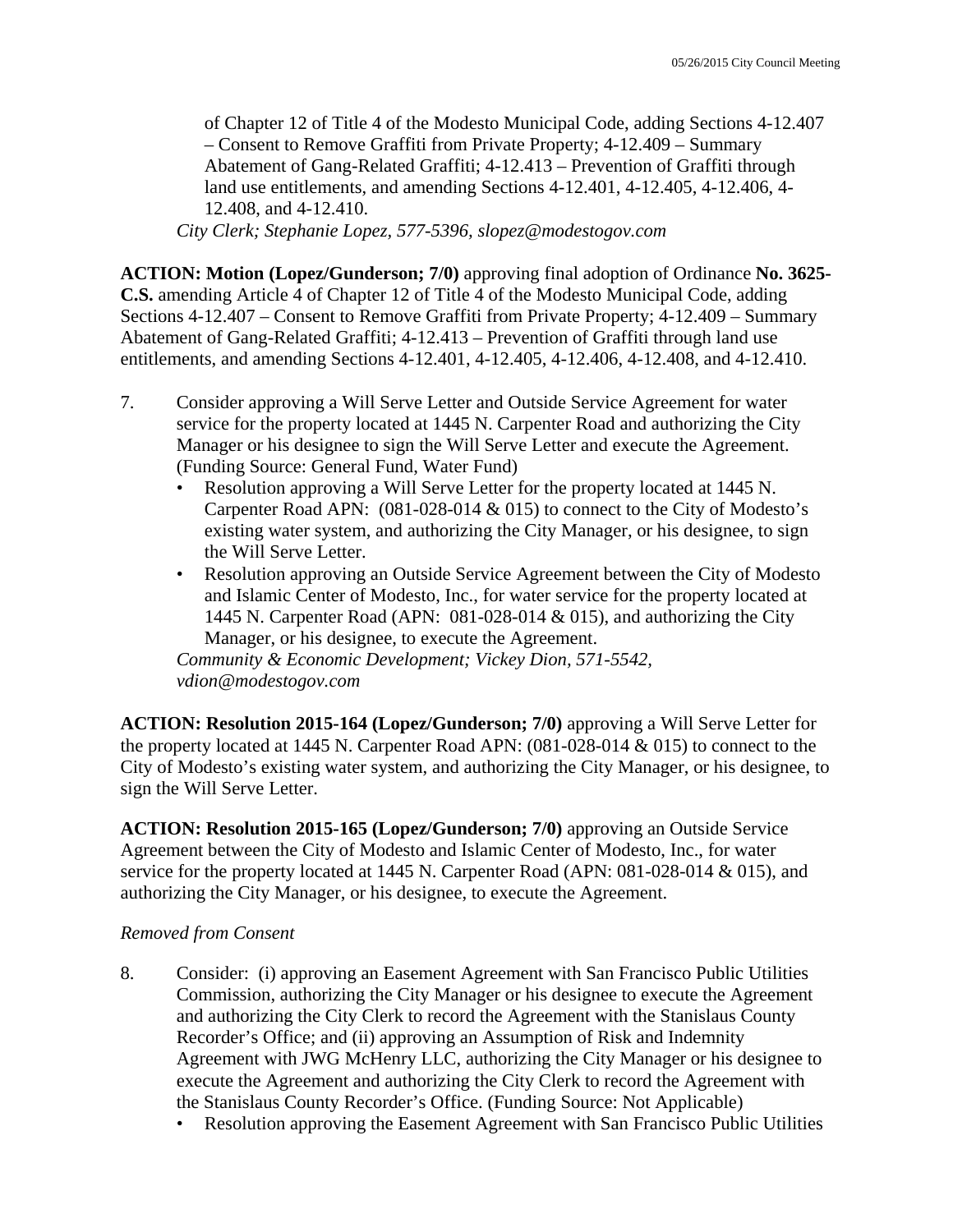of Chapter 12 of Title 4 of the Modesto Municipal Code, adding Sections 4-12.407 – Consent to Remove Graffiti from Private Property; 4-12.409 – Summary Abatement of Gang-Related Graffiti; 4-12.413 – Prevention of Graffiti through land use entitlements, and amending Sections 4-12.401, 4-12.405, 4-12.406, 4-12.408, and 4-12.410.

*City Clerk; Stephanie Lopez, 577-5396, slopez@modestogov.com*

**ACTION: Motion (Lopez/Gunderson; 7/0)** approving final adoption of Ordinance **No. 3625-C.S.** amending Article 4 of Chapter 12 of Title 4 of the Modesto Municipal Code, adding Sections 4-12.407 – Consent to Remove Graffiti from Private Property; 4-12.409 – Summary Abatement of Gang-Related Graffiti; 4-12.413 – Prevention of Graffiti through land use entitlements, and amending Sections 4-12.401, 4-12.405, 4-12.406, 4-12.408, and 4-12.410.

7. Consider approving a Will Serve Letter and Outside Service Agreement for water service for the property located at 1445 N. Carpenter Road and authorizing the City Manager or his designee to sign the Will Serve Letter and execute the Agreement. (Funding Source: General Fund, Water Fund)
   - Resolution approving a Will Serve Letter for the property located at 1445 N. Carpenter Road APN: (081-028-014 & 015) to connect to the City of Modesto's existing water system, and authorizing the City Manager, or his designee, to sign the Will Serve Letter.
   - Resolution approving an Outside Service Agreement between the City of Modesto and Islamic Center of Modesto, Inc., for water service for the property located at 1445 N. Carpenter Road (APN: 081-028-014 & 015), and authorizing the City Manager, or his designee, to execute the Agreement.

   *Community & Economic Development; Vickey Dion, 571-5542, vdion@modestogov.com*

**ACTION: Resolution 2015-164 (Lopez/Gunderson; 7/0)** approving a Will Serve Letter for the property located at 1445 N. Carpenter Road APN: (081-028-014 & 015) to connect to the City of Modesto's existing water system, and authorizing the City Manager, or his designee, to sign the Will Serve Letter.

**ACTION: Resolution 2015-165 (Lopez/Gunderson; 7/0)** approving an Outside Service Agreement between the City of Modesto and Islamic Center of Modesto, Inc., for water service for the property located at 1445 N. Carpenter Road (APN: 081-028-014 & 015), and authorizing the City Manager, or his designee, to execute the Agreement.

*Removed from Consent*

8. Consider: (i) approving an Easement Agreement with San Francisco Public Utilities Commission, authorizing the City Manager or his designee to execute the Agreement and authorizing the City Clerk to record the Agreement with the Stanislaus County Recorder's Office; and (ii) approving an Assumption of Risk and Indemnity Agreement with JWG McHenry LLC, authorizing the City Manager or his designee to execute the Agreement and authorizing the City Clerk to record the Agreement with the Stanislaus County Recorder's Office. (Funding Source: Not Applicable)
   - Resolution approving the Easement Agreement with San Francisco Public Utilities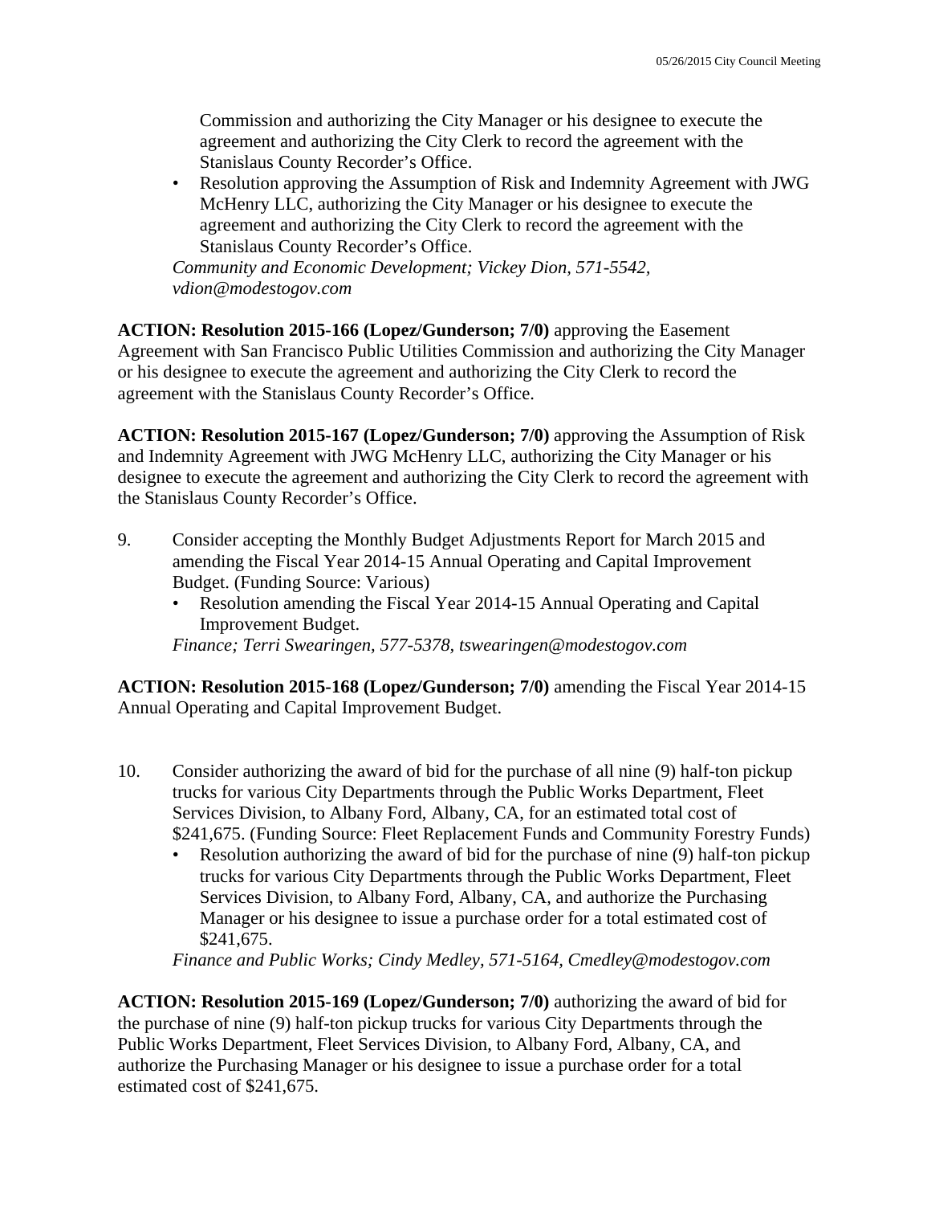Commission and authorizing the City Manager or his designee to execute the agreement and authorizing the City Clerk to record the agreement with the Stanislaus County Recorder's Office.

- Resolution approving the Assumption of Risk and Indemnity Agreement with JWG McHenry LLC, authorizing the City Manager or his designee to execute the agreement and authorizing the City Clerk to record the agreement with the Stanislaus County Recorder's Office.

*Community and Economic Development; Vickey Dion, 571-5542, vdion@modestogov.com*

**ACTION: Resolution 2015-166 (Lopez/Gunderson; 7/0)** approving the Easement Agreement with San Francisco Public Utilities Commission and authorizing the City Manager or his designee to execute the agreement and authorizing the City Clerk to record the agreement with the Stanislaus County Recorder's Office.

**ACTION: Resolution 2015-167 (Lopez/Gunderson; 7/0)** approving the Assumption of Risk and Indemnity Agreement with JWG McHenry LLC, authorizing the City Manager or his designee to execute the agreement and authorizing the City Clerk to record the agreement with the Stanislaus County Recorder's Office.

9. Consider accepting the Monthly Budget Adjustments Report for March 2015 and amending the Fiscal Year 2014-15 Annual Operating and Capital Improvement Budget. (Funding Source: Various)
   - Resolution amending the Fiscal Year 2014-15 Annual Operating and Capital Improvement Budget.

   *Finance; Terri Swearingen, 577-5378, tswearingen@modestogov.com*

**ACTION: Resolution 2015-168 (Lopez/Gunderson; 7/0)** amending the Fiscal Year 2014-15 Annual Operating and Capital Improvement Budget.

10. Consider authorizing the award of bid for the purchase of all nine (9) half-ton pickup trucks for various City Departments through the Public Works Department, Fleet Services Division, to Albany Ford, Albany, CA, for an estimated total cost of $241,675. (Funding Source: Fleet Replacement Funds and Community Forestry Funds)
    - Resolution authorizing the award of bid for the purchase of nine (9) half-ton pickup trucks for various City Departments through the Public Works Department, Fleet Services Division, to Albany Ford, Albany, CA, and authorize the Purchasing Manager or his designee to issue a purchase order for a total estimated cost of $241,675.

    *Finance and Public Works; Cindy Medley, 571-5164, Cmedley@modestogov.com*

**ACTION: Resolution 2015-169 (Lopez/Gunderson; 7/0)** authorizing the award of bid for the purchase of nine (9) half-ton pickup trucks for various City Departments through the Public Works Department, Fleet Services Division, to Albany Ford, Albany, CA, and authorize the Purchasing Manager or his designee to issue a purchase order for a total estimated cost of $241,675.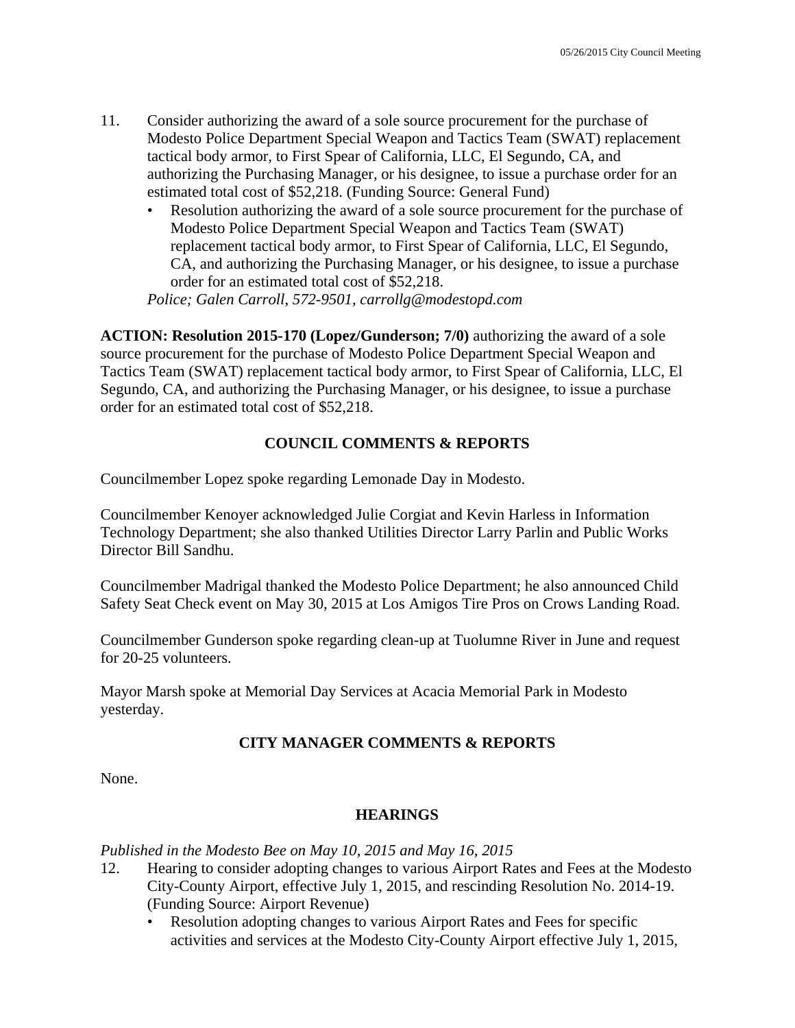11. Consider authorizing the award of a sole source procurement for the purchase of Modesto Police Department Special Weapon and Tactics Team (SWAT) replacement tactical body armor, to First Spear of California, LLC, El Segundo, CA, and authorizing the Purchasing Manager, or his designee, to issue a purchase order for an estimated total cost of $52,218. (Funding Source: General Fund)
    - Resolution authorizing the award of a sole source procurement for the purchase of Modesto Police Department Special Weapon and Tactics Team (SWAT) replacement tactical body armor, to First Spear of California, LLC, El Segundo, CA, and authorizing the Purchasing Manager, or his designee, to issue a purchase order for an estimated total cost of $52,218.

    *Police; Galen Carroll, 572-9501, carrollg@modestopd.com*

**ACTION: Resolution 2015-170 (Lopez/Gunderson; 7/0)** authorizing the award of a sole source procurement for the purchase of Modesto Police Department Special Weapon and Tactics Team (SWAT) replacement tactical body armor, to First Spear of California, LLC, El Segundo, CA, and authorizing the Purchasing Manager, or his designee, to issue a purchase order for an estimated total cost of $52,218.

## COUNCIL COMMENTS & REPORTS

Councilmember Lopez spoke regarding Lemonade Day in Modesto.

Councilmember Kenoyer acknowledged Julie Corgiat and Kevin Harless in Information Technology Department; she also thanked Utilities Director Larry Parlin and Public Works Director Bill Sandhu.

Councilmember Madrigal thanked the Modesto Police Department; he also announced Child Safety Seat Check event on May 30, 2015 at Los Amigos Tire Pros on Crows Landing Road.

Councilmember Gunderson spoke regarding clean-up at Tuolumne River in June and request for 20-25 volunteers.

Mayor Marsh spoke at Memorial Day Services at Acacia Memorial Park in Modesto yesterday.

## CITY MANAGER COMMENTS & REPORTS

None.

## HEARINGS

*Published in the Modesto Bee on May 10, 2015 and May 16, 2015*

12. Hearing to consider adopting changes to various Airport Rates and Fees at the Modesto City-County Airport, effective July 1, 2015, and rescinding Resolution No. 2014-19. (Funding Source: Airport Revenue)
    - Resolution adopting changes to various Airport Rates and Fees for specific activities and services at the Modesto City-County Airport effective July 1, 2015,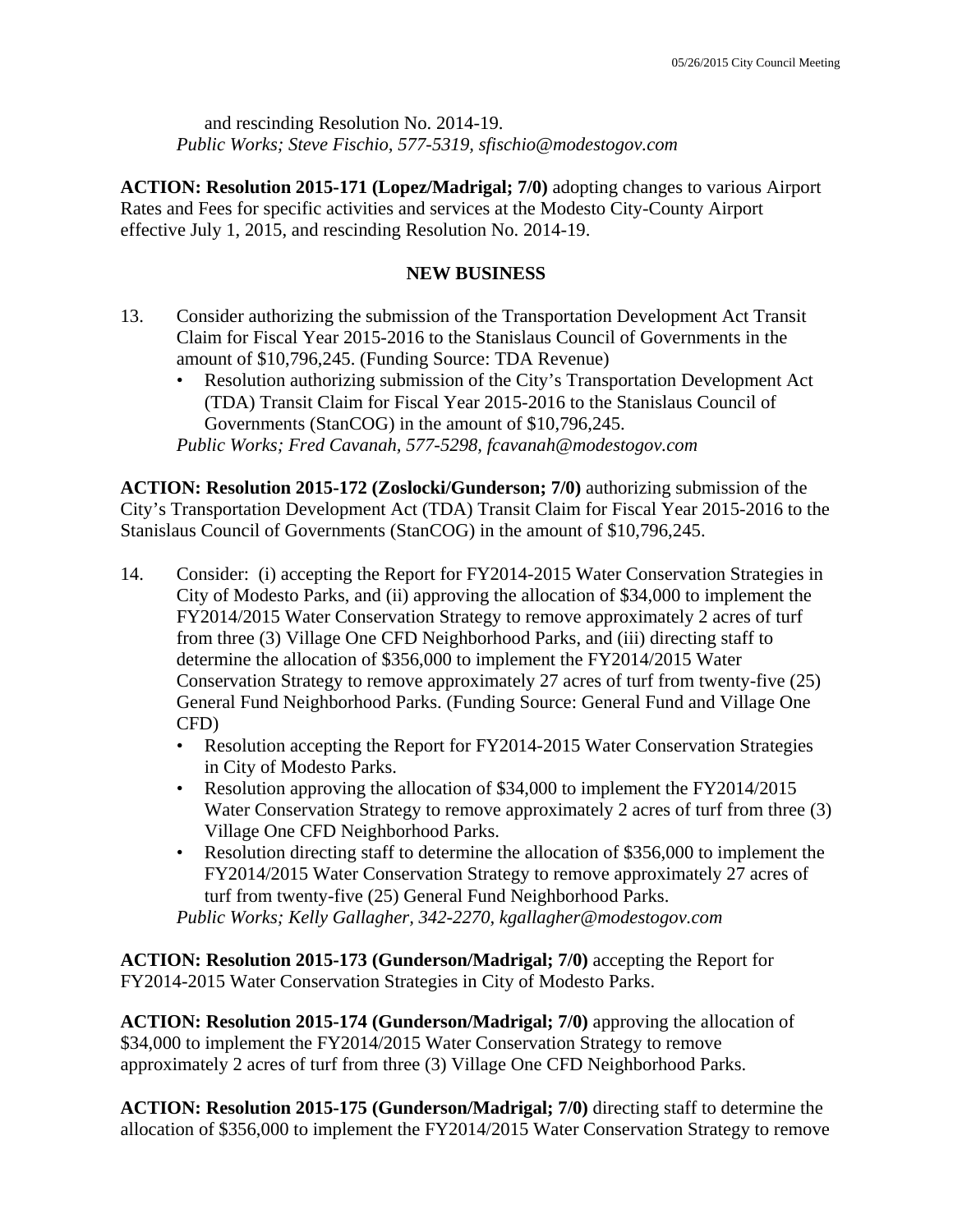and rescinding Resolution No. 2014-19.
*Public Works; Steve Fischio, 577-5319, sfischio@modestogov.com*

**ACTION: Resolution 2015-171 (Lopez/Madrigal; 7/0)** adopting changes to various Airport Rates and Fees for specific activities and services at the Modesto City-County Airport effective July 1, 2015, and rescinding Resolution No. 2014-19.

## NEW BUSINESS

13. Consider authorizing the submission of the Transportation Development Act Transit Claim for Fiscal Year 2015-2016 to the Stanislaus Council of Governments in the amount of $10,796,245. (Funding Source: TDA Revenue)
    - Resolution authorizing submission of the City's Transportation Development Act (TDA) Transit Claim for Fiscal Year 2015-2016 to the Stanislaus Council of Governments (StanCOG) in the amount of $10,796,245.

    *Public Works; Fred Cavanah, 577-5298, fcavanah@modestogov.com*

**ACTION: Resolution 2015-172 (Zoslocki/Gunderson; 7/0)** authorizing submission of the City's Transportation Development Act (TDA) Transit Claim for Fiscal Year 2015-2016 to the Stanislaus Council of Governments (StanCOG) in the amount of $10,796,245.

14. Consider: (i) accepting the Report for FY2014-2015 Water Conservation Strategies in City of Modesto Parks, and (ii) approving the allocation of $34,000 to implement the FY2014/2015 Water Conservation Strategy to remove approximately 2 acres of turf from three (3) Village One CFD Neighborhood Parks, and (iii) directing staff to determine the allocation of $356,000 to implement the FY2014/2015 Water Conservation Strategy to remove approximately 27 acres of turf from twenty-five (25) General Fund Neighborhood Parks. (Funding Source: General Fund and Village One CFD)
    - Resolution accepting the Report for FY2014-2015 Water Conservation Strategies in City of Modesto Parks.
    - Resolution approving the allocation of $34,000 to implement the FY2014/2015 Water Conservation Strategy to remove approximately 2 acres of turf from three (3) Village One CFD Neighborhood Parks.
    - Resolution directing staff to determine the allocation of $356,000 to implement the FY2014/2015 Water Conservation Strategy to remove approximately 27 acres of turf from twenty-five (25) General Fund Neighborhood Parks.

    *Public Works; Kelly Gallagher, 342-2270, kgallagher@modestogov.com*

**ACTION: Resolution 2015-173 (Gunderson/Madrigal; 7/0)** accepting the Report for FY2014-2015 Water Conservation Strategies in City of Modesto Parks.

**ACTION: Resolution 2015-174 (Gunderson/Madrigal; 7/0)** approving the allocation of $34,000 to implement the FY2014/2015 Water Conservation Strategy to remove approximately 2 acres of turf from three (3) Village One CFD Neighborhood Parks.

**ACTION: Resolution 2015-175 (Gunderson/Madrigal; 7/0)** directing staff to determine the allocation of $356,000 to implement the FY2014/2015 Water Conservation Strategy to remove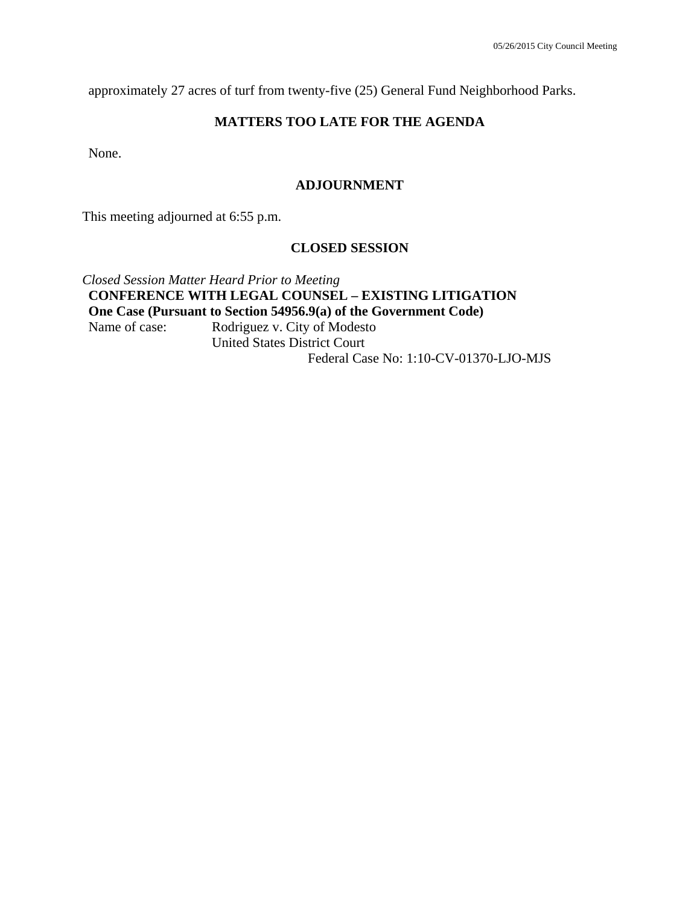approximately 27 acres of turf from twenty-five (25) General Fund Neighborhood Parks.

## MATTERS TOO LATE FOR THE AGENDA

None.

## ADJOURNMENT

This meeting adjourned at 6:55 p.m.

## CLOSED SESSION

*Closed Session Matter Heard Prior to Meeting*

**CONFERENCE WITH LEGAL COUNSEL – EXISTING LITIGATION**
**One Case (Pursuant to Section 54956.9(a) of the Government Code)**

Name of case: Rodriguez v. City of Modesto
United States District Court
Federal Case No: 1:10-CV-01370-LJO-MJS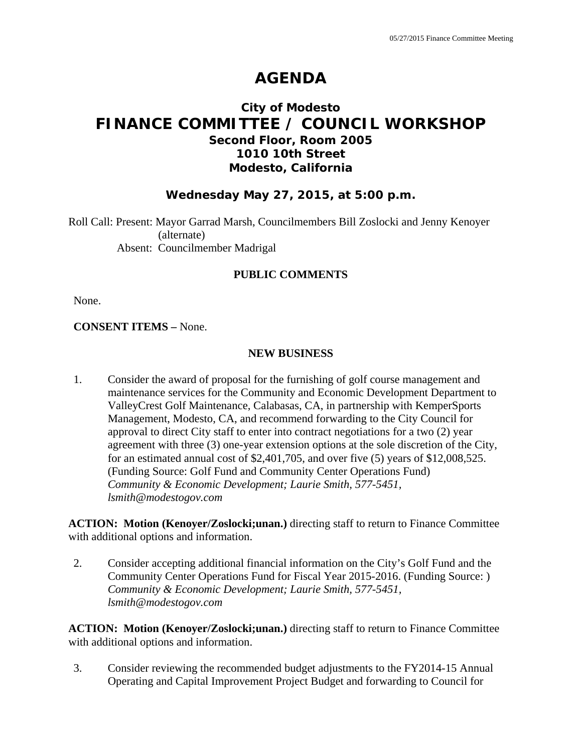# AGENDA

## City of Modesto
## FINANCE COMMITTEE / COUNCIL WORKSHOP
### Second Floor, Room 2005
### 1010 10th Street
### Modesto, California

### Wednesday May 27, 2015, at 5:00 p.m.

Roll Call: Present: Mayor Garrad Marsh, Councilmembers Bill Zoslocki and Jenny Kenoyer (alternate)
Absent: Councilmember Madrigal

**PUBLIC COMMENTS**

None.

**CONSENT ITEMS –** None.

**NEW BUSINESS**

1. Consider the award of proposal for the furnishing of golf course management and maintenance services for the Community and Economic Development Department to ValleyCrest Golf Maintenance, Calabasas, CA, in partnership with KemperSports Management, Modesto, CA, and recommend forwarding to the City Council for approval to direct City staff to enter into contract negotiations for a two (2) year agreement with three (3) one-year extension options at the sole discretion of the City, for an estimated annual cost of $2,401,705, and over five (5) years of $12,008,525. (Funding Source: Golf Fund and Community Center Operations Fund)
*Community & Economic Development; Laurie Smith, 577-5451, lsmith@modestogov.com*

**ACTION: Motion (Kenoyer/Zoslocki;unan.)** directing staff to return to Finance Committee with additional options and information.

2. Consider accepting additional financial information on the City's Golf Fund and the Community Center Operations Fund for Fiscal Year 2015-2016. (Funding Source: )
*Community & Economic Development; Laurie Smith, 577-5451, lsmith@modestogov.com*

**ACTION: Motion (Kenoyer/Zoslocki;unan.)** directing staff to return to Finance Committee with additional options and information.

3. Consider reviewing the recommended budget adjustments to the FY2014-15 Annual Operating and Capital Improvement Project Budget and forwarding to Council for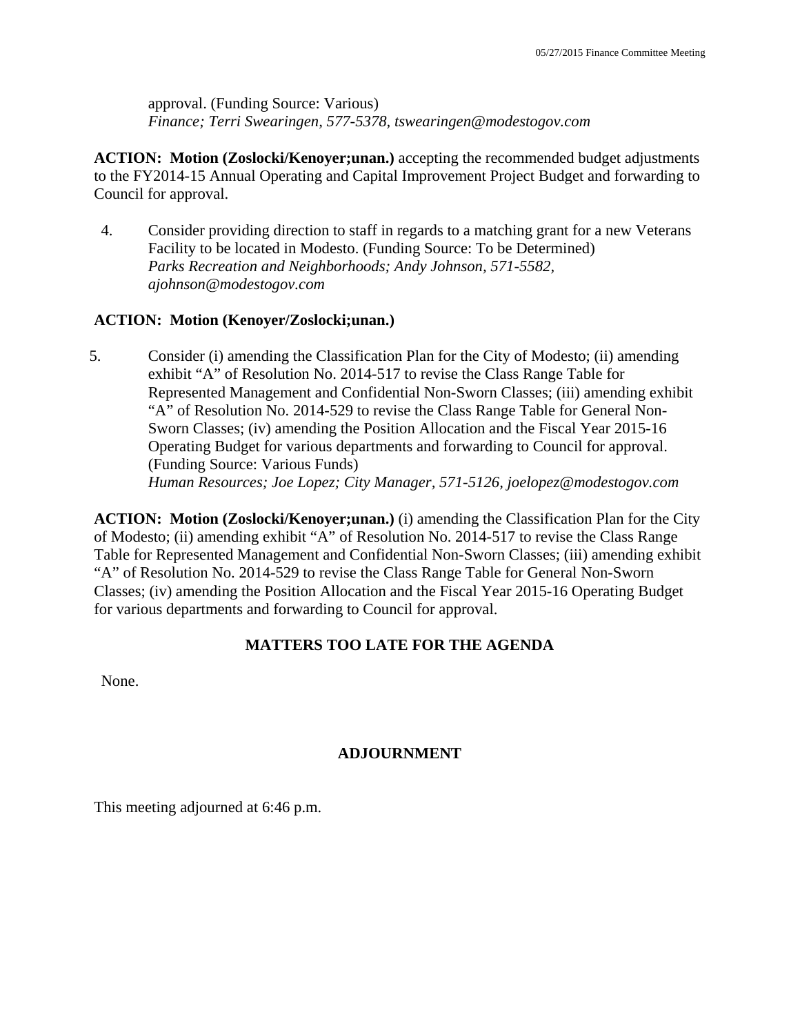approval. (Funding Source: Various)
*Finance; Terri Swearingen, 577-5378, tswearingen@modestogov.com*

**ACTION: Motion (Zoslocki/Kenoyer;unan.)** accepting the recommended budget adjustments to the FY2014-15 Annual Operating and Capital Improvement Project Budget and forwarding to Council for approval.

4. Consider providing direction to staff in regards to a matching grant for a new Veterans Facility to be located in Modesto. (Funding Source: To be Determined)
*Parks Recreation and Neighborhoods; Andy Johnson, 571-5582, ajohnson@modestogov.com*

**ACTION: Motion (Kenoyer/Zoslocki;unan.)**

5. Consider (i) amending the Classification Plan for the City of Modesto; (ii) amending exhibit "A" of Resolution No. 2014-517 to revise the Class Range Table for Represented Management and Confidential Non-Sworn Classes; (iii) amending exhibit "A" of Resolution No. 2014-529 to revise the Class Range Table for General Non-Sworn Classes; (iv) amending the Position Allocation and the Fiscal Year 2015-16 Operating Budget for various departments and forwarding to Council for approval. (Funding Source: Various Funds)
*Human Resources; Joe Lopez; City Manager, 571-5126, joelopez@modestogov.com*

**ACTION: Motion (Zoslocki/Kenoyer;unan.)** (i) amending the Classification Plan for the City of Modesto; (ii) amending exhibit "A" of Resolution No. 2014-517 to revise the Class Range Table for Represented Management and Confidential Non-Sworn Classes; (iii) amending exhibit "A" of Resolution No. 2014-529 to revise the Class Range Table for General Non-Sworn Classes; (iv) amending the Position Allocation and the Fiscal Year 2015-16 Operating Budget for various departments and forwarding to Council for approval.

## MATTERS TOO LATE FOR THE AGENDA

None.

## ADJOURNMENT

This meeting adjourned at 6:46 p.m.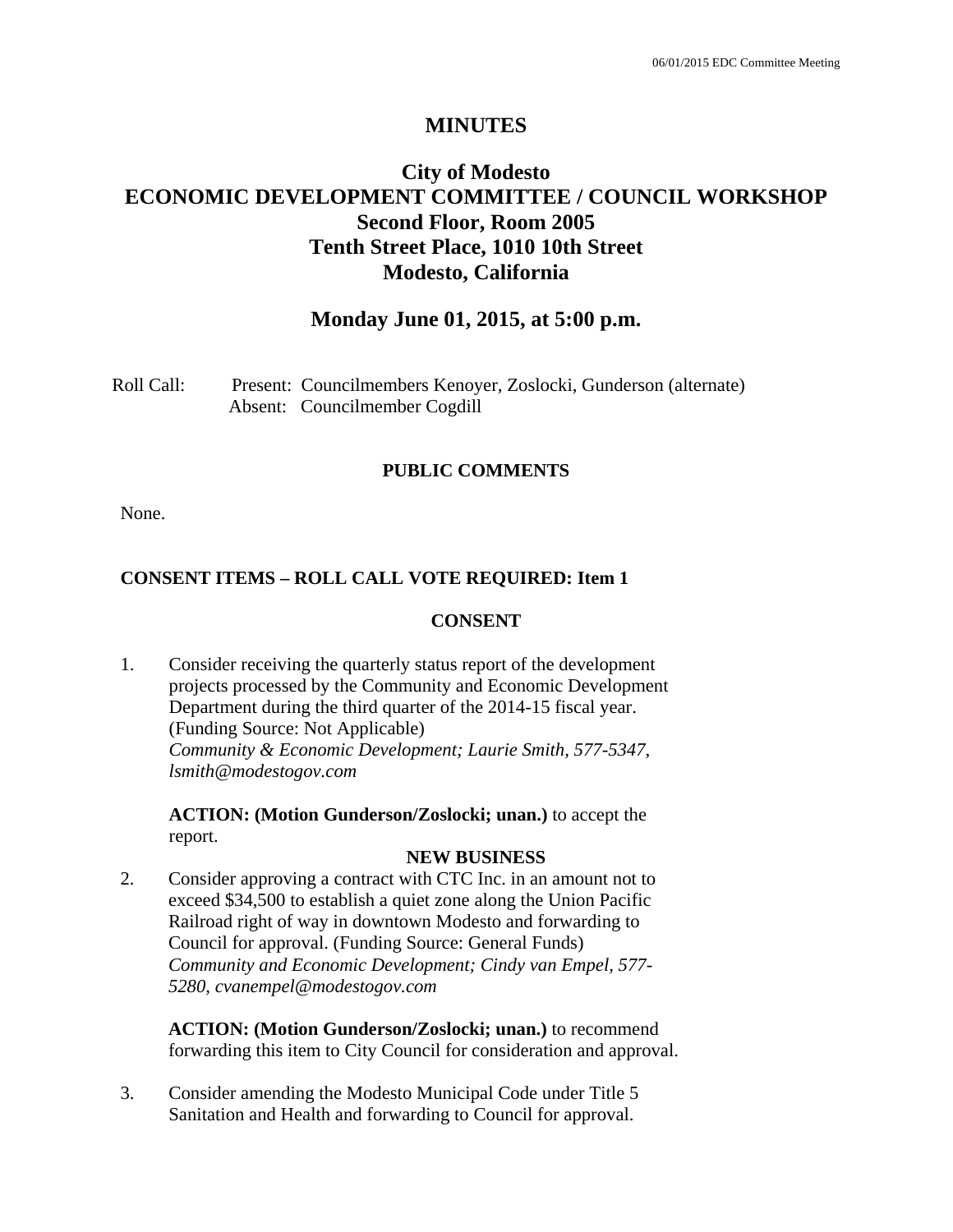# MINUTES

## City of Modesto
## ECONOMIC DEVELOPMENT COMMITTEE / COUNCIL WORKSHOP
## Second Floor, Room 2005
## Tenth Street Place, 1010 10th Street
## Modesto, California

## Monday June 01, 2015, at 5:00 p.m.

Roll Call: Present: Councilmembers Kenoyer, Zoslocki, Gunderson (alternate)
Absent: Councilmember Cogdill

### PUBLIC COMMENTS

None.

### CONSENT ITEMS – ROLL CALL VOTE REQUIRED: Item 1

### CONSENT

1. Consider receiving the quarterly status report of the development projects processed by the Community and Economic Development Department during the third quarter of the 2014-15 fiscal year. (Funding Source: Not Applicable)
*Community & Economic Development; Laurie Smith, 577-5347, lsmith@modestogov.com*

   **ACTION: (Motion Gunderson/Zoslocki; unan.)** to accept the report.

### NEW BUSINESS

2. Consider approving a contract with CTC Inc. in an amount not to exceed $34,500 to establish a quiet zone along the Union Pacific Railroad right of way in downtown Modesto and forwarding to Council for approval. (Funding Source: General Funds)
*Community and Economic Development; Cindy van Empel, 577-5280, cvanempel@modestogov.com*

   **ACTION: (Motion Gunderson/Zoslocki; unan.)** to recommend forwarding this item to City Council for consideration and approval.

3. Consider amending the Modesto Municipal Code under Title 5 Sanitation and Health and forwarding to Council for approval.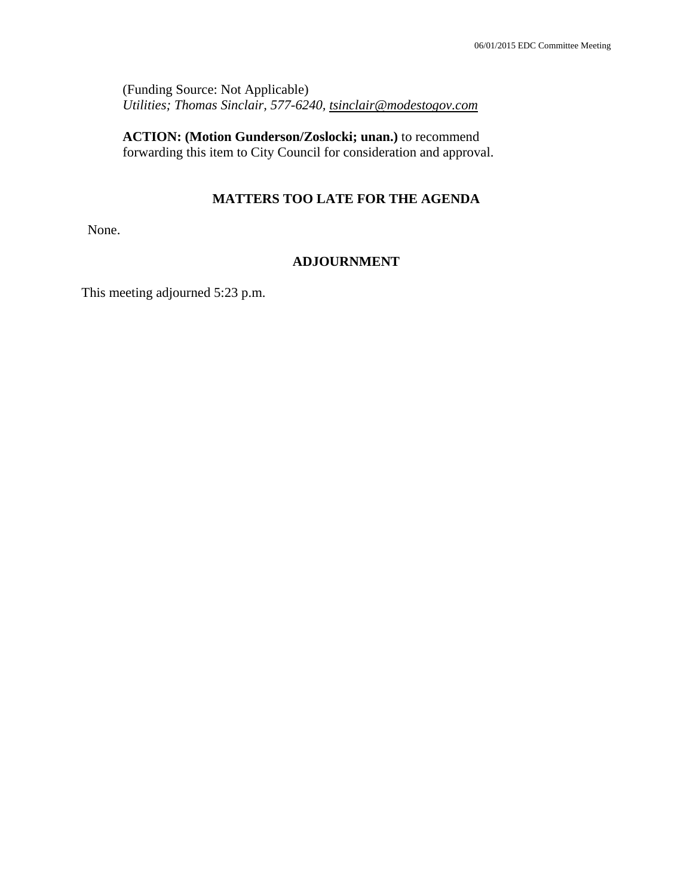(Funding Source: Not Applicable)
*Utilities; Thomas Sinclair, 577-6240, tsinclair@modestogov.com*

**ACTION: (Motion Gunderson/Zoslocki; unan.)** to recommend forwarding this item to City Council for consideration and approval.

## MATTERS TOO LATE FOR THE AGENDA

None.

## ADJOURNMENT

This meeting adjourned 5:23 p.m.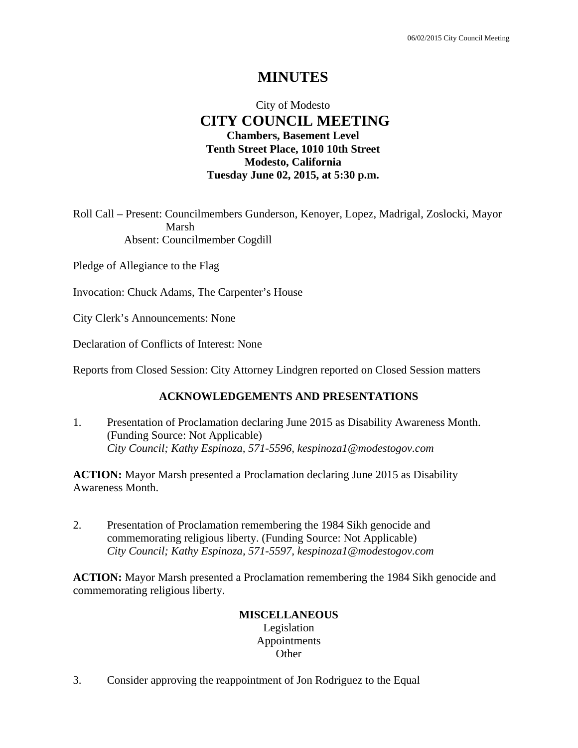# MINUTES

City of Modesto

## CITY COUNCIL MEETING

**Chambers, Basement Level**
**Tenth Street Place, 1010 10th Street**
**Modesto, California**
**Tuesday June 02, 2015, at 5:30 p.m.**

Roll Call – Present: Councilmembers Gunderson, Kenoyer, Lopez, Madrigal, Zoslocki, Mayor Marsh
Absent: Councilmember Cogdill

Pledge of Allegiance to the Flag

Invocation: Chuck Adams, The Carpenter's House

City Clerk's Announcements: None

Declaration of Conflicts of Interest: None

Reports from Closed Session: City Attorney Lindgren reported on Closed Session matters

### ACKNOWLEDGEMENTS AND PRESENTATIONS

1. Presentation of Proclamation declaring June 2015 as Disability Awareness Month. (Funding Source: Not Applicable)
*City Council; Kathy Espinoza, 571-5596, kespinoza1@modestogov.com*

**ACTION:** Mayor Marsh presented a Proclamation declaring June 2015 as Disability Awareness Month.

2. Presentation of Proclamation remembering the 1984 Sikh genocide and commemorating religious liberty. (Funding Source: Not Applicable)
*City Council; Kathy Espinoza, 571-5597, kespinoza1@modestogov.com*

**ACTION:** Mayor Marsh presented a Proclamation remembering the 1984 Sikh genocide and commemorating religious liberty.

### MISCELLANEOUS

Legislation
Appointments
Other

3. Consider approving the reappointment of Jon Rodriguez to the Equal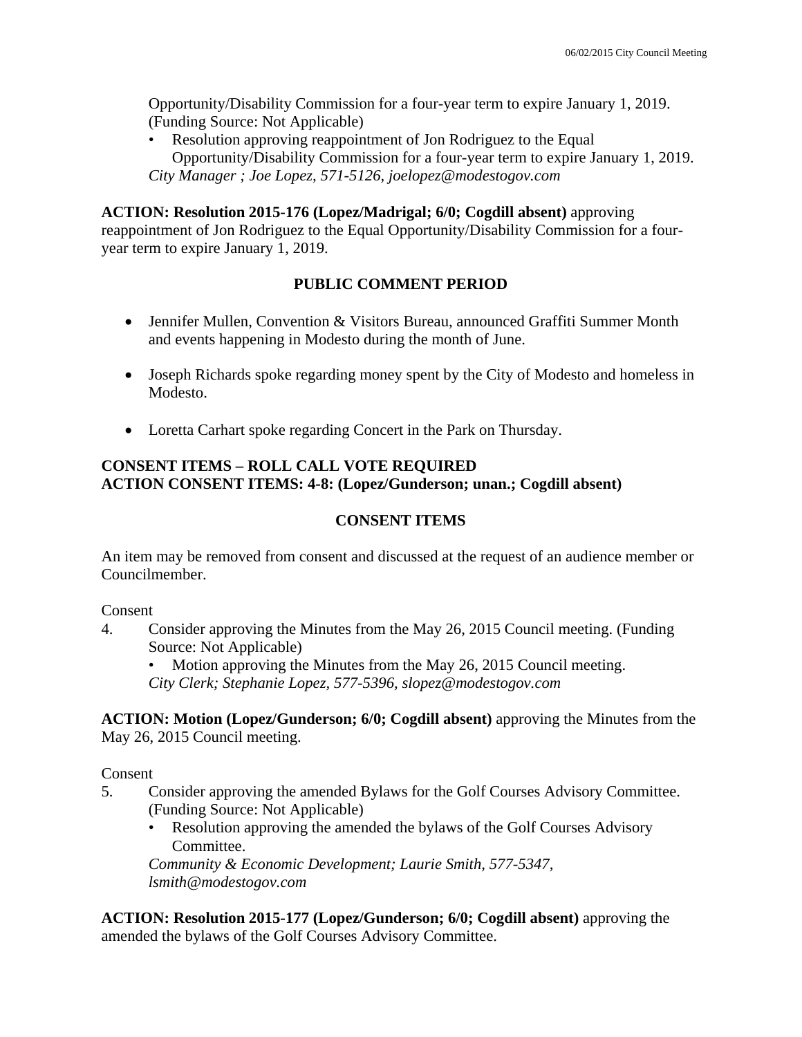Opportunity/Disability Commission for a four-year term to expire January 1, 2019. (Funding Source: Not Applicable)

- Resolution approving reappointment of Jon Rodriguez to the Equal Opportunity/Disability Commission for a four-year term to expire January 1, 2019.

*City Manager ; Joe Lopez, 571-5126, joelopez@modestogov.com*

**ACTION: Resolution 2015-176 (Lopez/Madrigal; 6/0; Cogdill absent)** approving reappointment of Jon Rodriguez to the Equal Opportunity/Disability Commission for a four-year term to expire January 1, 2019.

## PUBLIC COMMENT PERIOD

- Jennifer Mullen, Convention & Visitors Bureau, announced Graffiti Summer Month and events happening in Modesto during the month of June.
- Joseph Richards spoke regarding money spent by the City of Modesto and homeless in Modesto.
- Loretta Carhart spoke regarding Concert in the Park on Thursday.

**CONSENT ITEMS – ROLL CALL VOTE REQUIRED**
**ACTION CONSENT ITEMS: 4-8: (Lopez/Gunderson; unan.; Cogdill absent)**

## CONSENT ITEMS

An item may be removed from consent and discussed at the request of an audience member or Councilmember.

Consent

4. Consider approving the Minutes from the May 26, 2015 Council meeting. (Funding Source: Not Applicable)
   - Motion approving the Minutes from the May 26, 2015 Council meeting.

   *City Clerk; Stephanie Lopez, 577-5396, slopez@modestogov.com*

**ACTION: Motion (Lopez/Gunderson; 6/0; Cogdill absent)** approving the Minutes from the May 26, 2015 Council meeting.

Consent

5. Consider approving the amended Bylaws for the Golf Courses Advisory Committee. (Funding Source: Not Applicable)
   - Resolution approving the amended the bylaws of the Golf Courses Advisory Committee.

   *Community & Economic Development; Laurie Smith, 577-5347, lsmith@modestogov.com*

**ACTION: Resolution 2015-177 (Lopez/Gunderson; 6/0; Cogdill absent)** approving the amended the bylaws of the Golf Courses Advisory Committee.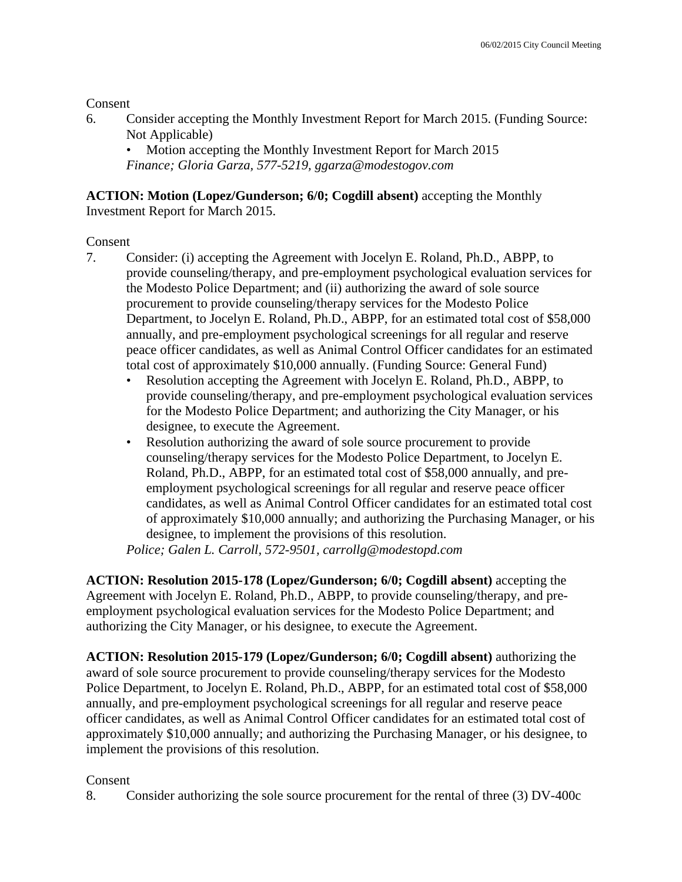Consent

6. Consider accepting the Monthly Investment Report for March 2015. (Funding Source: Not Applicable)
   - Motion accepting the Monthly Investment Report for March 2015

   *Finance; Gloria Garza, 577-5219, ggarza@modestogov.com*

**ACTION: Motion (Lopez/Gunderson; 6/0; Cogdill absent)** accepting the Monthly Investment Report for March 2015.

Consent

7. Consider: (i) accepting the Agreement with Jocelyn E. Roland, Ph.D., ABPP, to provide counseling/therapy, and pre-employment psychological evaluation services for the Modesto Police Department; and (ii) authorizing the award of sole source procurement to provide counseling/therapy services for the Modesto Police Department, to Jocelyn E. Roland, Ph.D., ABPP, for an estimated total cost of $58,000 annually, and pre-employment psychological screenings for all regular and reserve peace officer candidates, as well as Animal Control Officer candidates for an estimated total cost of approximately $10,000 annually. (Funding Source: General Fund)
   - Resolution accepting the Agreement with Jocelyn E. Roland, Ph.D., ABPP, to provide counseling/therapy, and pre-employment psychological evaluation services for the Modesto Police Department; and authorizing the City Manager, or his designee, to execute the Agreement.
   - Resolution authorizing the award of sole source procurement to provide counseling/therapy services for the Modesto Police Department, to Jocelyn E. Roland, Ph.D., ABPP, for an estimated total cost of $58,000 annually, and pre-employment psychological screenings for all regular and reserve peace officer candidates, as well as Animal Control Officer candidates for an estimated total cost of approximately $10,000 annually; and authorizing the Purchasing Manager, or his designee, to implement the provisions of this resolution.

   *Police; Galen L. Carroll, 572-9501, carrollg@modestopd.com*

**ACTION: Resolution 2015-178 (Lopez/Gunderson; 6/0; Cogdill absent)** accepting the Agreement with Jocelyn E. Roland, Ph.D., ABPP, to provide counseling/therapy, and pre-employment psychological evaluation services for the Modesto Police Department; and authorizing the City Manager, or his designee, to execute the Agreement.

**ACTION: Resolution 2015-179 (Lopez/Gunderson; 6/0; Cogdill absent)** authorizing the award of sole source procurement to provide counseling/therapy services for the Modesto Police Department, to Jocelyn E. Roland, Ph.D., ABPP, for an estimated total cost of $58,000 annually, and pre-employment psychological screenings for all regular and reserve peace officer candidates, as well as Animal Control Officer candidates for an estimated total cost of approximately $10,000 annually; and authorizing the Purchasing Manager, or his designee, to implement the provisions of this resolution.

Consent

8. Consider authorizing the sole source procurement for the rental of three (3) DV-400c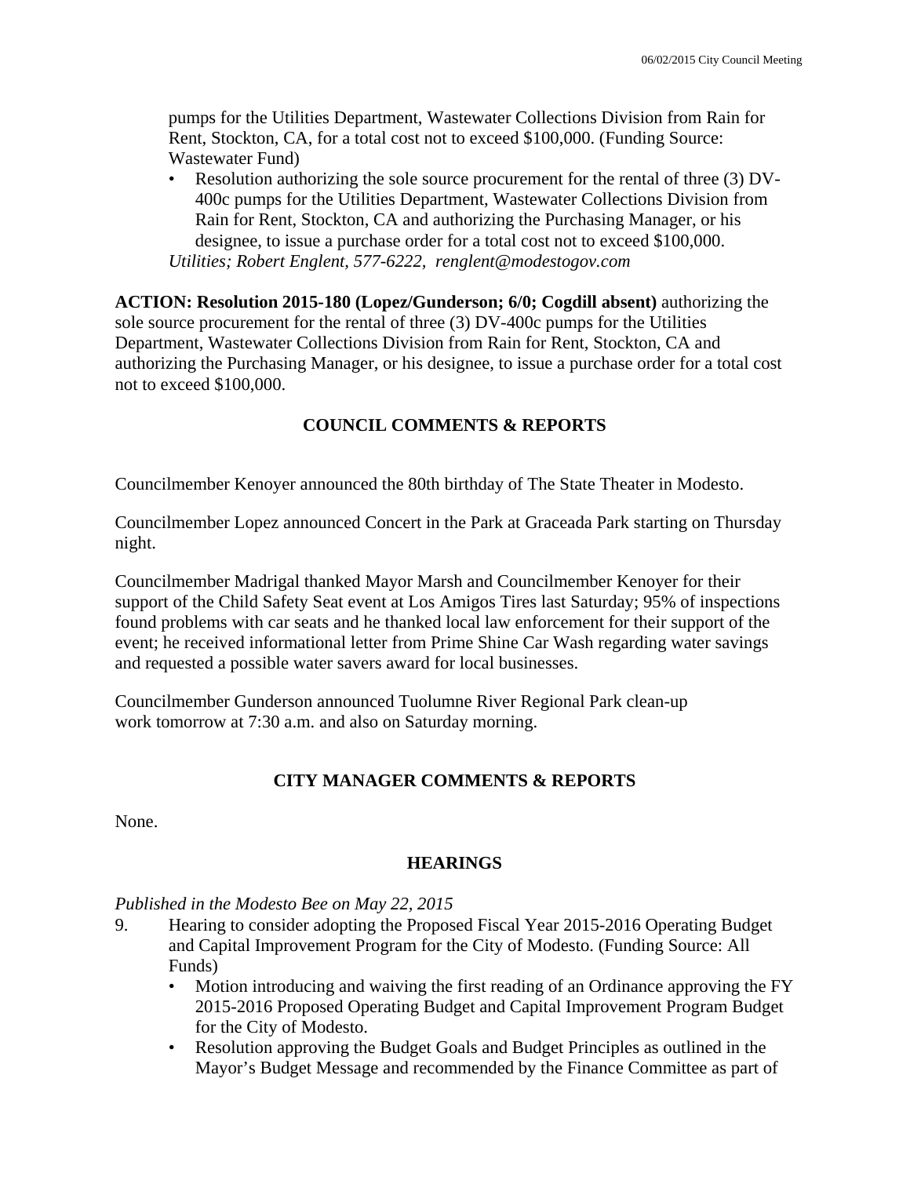pumps for the Utilities Department, Wastewater Collections Division from Rain for Rent, Stockton, CA, for a total cost not to exceed $100,000. (Funding Source: Wastewater Fund)

- Resolution authorizing the sole source procurement for the rental of three (3) DV-400c pumps for the Utilities Department, Wastewater Collections Division from Rain for Rent, Stockton, CA and authorizing the Purchasing Manager, or his designee, to issue a purchase order for a total cost not to exceed $100,000.

*Utilities; Robert Englent, 577-6222, renglent@modestogov.com*

**ACTION: Resolution 2015-180 (Lopez/Gunderson; 6/0; Cogdill absent)** authorizing the sole source procurement for the rental of three (3) DV-400c pumps for the Utilities Department, Wastewater Collections Division from Rain for Rent, Stockton, CA and authorizing the Purchasing Manager, or his designee, to issue a purchase order for a total cost not to exceed $100,000.

## COUNCIL COMMENTS & REPORTS

Councilmember Kenoyer announced the 80th birthday of The State Theater in Modesto.

Councilmember Lopez announced Concert in the Park at Graceada Park starting on Thursday night.

Councilmember Madrigal thanked Mayor Marsh and Councilmember Kenoyer for their support of the Child Safety Seat event at Los Amigos Tires last Saturday; 95% of inspections found problems with car seats and he thanked local law enforcement for their support of the event; he received informational letter from Prime Shine Car Wash regarding water savings and requested a possible water savers award for local businesses.

Councilmember Gunderson announced Tuolumne River Regional Park clean-up work tomorrow at 7:30 a.m. and also on Saturday morning.

## CITY MANAGER COMMENTS & REPORTS

None.

## HEARINGS

*Published in the Modesto Bee on May 22, 2015*

9. Hearing to consider adopting the Proposed Fiscal Year 2015-2016 Operating Budget and Capital Improvement Program for the City of Modesto. (Funding Source: All Funds)
   - Motion introducing and waiving the first reading of an Ordinance approving the FY 2015-2016 Proposed Operating Budget and Capital Improvement Program Budget for the City of Modesto.
   - Resolution approving the Budget Goals and Budget Principles as outlined in the Mayor's Budget Message and recommended by the Finance Committee as part of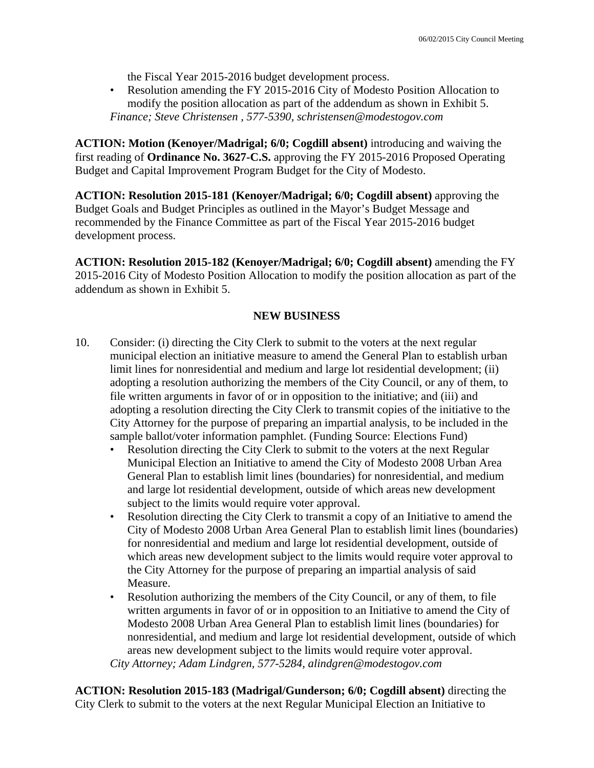the Fiscal Year 2015-2016 budget development process.

- Resolution amending the FY 2015-2016 City of Modesto Position Allocation to modify the position allocation as part of the addendum as shown in Exhibit 5.

*Finance; Steve Christensen , 577-5390, schristensen@modestogov.com*

**ACTION: Motion (Kenoyer/Madrigal; 6/0; Cogdill absent)** introducing and waiving the first reading of **Ordinance No. 3627-C.S.** approving the FY 2015-2016 Proposed Operating Budget and Capital Improvement Program Budget for the City of Modesto.

**ACTION: Resolution 2015-181 (Kenoyer/Madrigal; 6/0; Cogdill absent)** approving the Budget Goals and Budget Principles as outlined in the Mayor's Budget Message and recommended by the Finance Committee as part of the Fiscal Year 2015-2016 budget development process.

**ACTION: Resolution 2015-182 (Kenoyer/Madrigal; 6/0; Cogdill absent)** amending the FY 2015-2016 City of Modesto Position Allocation to modify the position allocation as part of the addendum as shown in Exhibit 5.

## NEW BUSINESS

10. Consider: (i) directing the City Clerk to submit to the voters at the next regular municipal election an initiative measure to amend the General Plan to establish urban limit lines for nonresidential and medium and large lot residential development; (ii) adopting a resolution authorizing the members of the City Council, or any of them, to file written arguments in favor of or in opposition to the initiative; and (iii) and adopting a resolution directing the City Clerk to transmit copies of the initiative to the City Attorney for the purpose of preparing an impartial analysis, to be included in the sample ballot/voter information pamphlet. (Funding Source: Elections Fund)
    - Resolution directing the City Clerk to submit to the voters at the next Regular Municipal Election an Initiative to amend the City of Modesto 2008 Urban Area General Plan to establish limit lines (boundaries) for nonresidential, and medium and large lot residential development, outside of which areas new development subject to the limits would require voter approval.
    - Resolution directing the City Clerk to transmit a copy of an Initiative to amend the City of Modesto 2008 Urban Area General Plan to establish limit lines (boundaries) for nonresidential and medium and large lot residential development, outside of which areas new development subject to the limits would require voter approval to the City Attorney for the purpose of preparing an impartial analysis of said Measure.
    - Resolution authorizing the members of the City Council, or any of them, to file written arguments in favor of or in opposition to an Initiative to amend the City of Modesto 2008 Urban Area General Plan to establish limit lines (boundaries) for nonresidential, and medium and large lot residential development, outside of which areas new development subject to the limits would require voter approval.

    *City Attorney; Adam Lindgren, 577-5284, alindgren@modestogov.com*

**ACTION: Resolution 2015-183 (Madrigal/Gunderson; 6/0; Cogdill absent)** directing the City Clerk to submit to the voters at the next Regular Municipal Election an Initiative to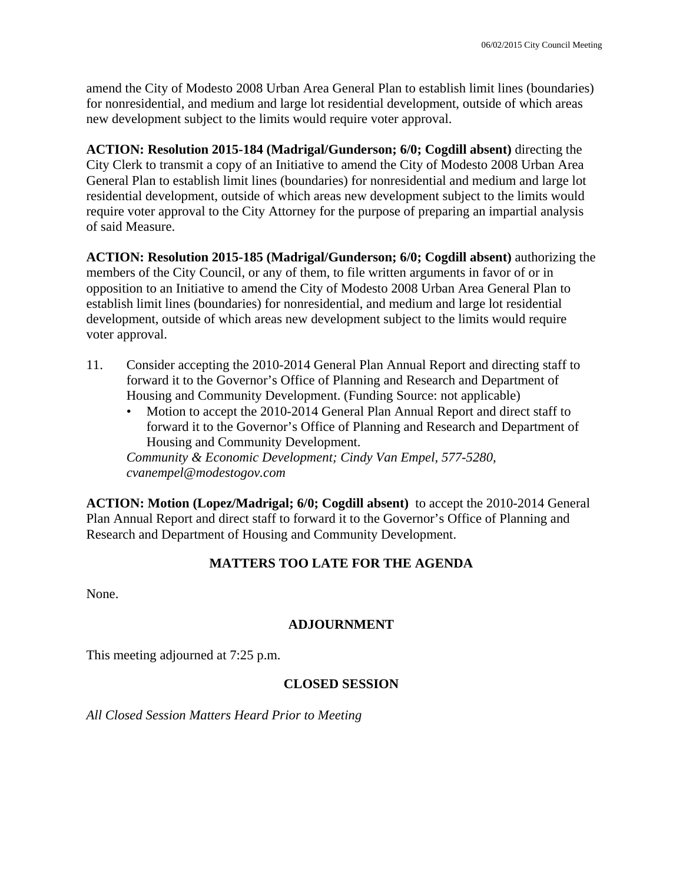amend the City of Modesto 2008 Urban Area General Plan to establish limit lines (boundaries) for nonresidential, and medium and large lot residential development, outside of which areas new development subject to the limits would require voter approval.

**ACTION: Resolution 2015-184 (Madrigal/Gunderson; 6/0; Cogdill absent)** directing the City Clerk to transmit a copy of an Initiative to amend the City of Modesto 2008 Urban Area General Plan to establish limit lines (boundaries) for nonresidential and medium and large lot residential development, outside of which areas new development subject to the limits would require voter approval to the City Attorney for the purpose of preparing an impartial analysis of said Measure.

**ACTION: Resolution 2015-185 (Madrigal/Gunderson; 6/0; Cogdill absent)** authorizing the members of the City Council, or any of them, to file written arguments in favor of or in opposition to an Initiative to amend the City of Modesto 2008 Urban Area General Plan to establish limit lines (boundaries) for nonresidential, and medium and large lot residential development, outside of which areas new development subject to the limits would require voter approval.

11. Consider accepting the 2010-2014 General Plan Annual Report and directing staff to forward it to the Governor's Office of Planning and Research and Department of Housing and Community Development. (Funding Source: not applicable)
    - Motion to accept the 2010-2014 General Plan Annual Report and direct staff to forward it to the Governor's Office of Planning and Research and Department of Housing and Community Development.

    *Community & Economic Development; Cindy Van Empel, 577-5280, cvanempel@modestogov.com*

**ACTION: Motion (Lopez/Madrigal; 6/0; Cogdill absent)** to accept the 2010-2014 General Plan Annual Report and direct staff to forward it to the Governor's Office of Planning and Research and Department of Housing and Community Development.

## MATTERS TOO LATE FOR THE AGENDA

None.

## ADJOURNMENT

This meeting adjourned at 7:25 p.m.

## CLOSED SESSION

*All Closed Session Matters Heard Prior to Meeting*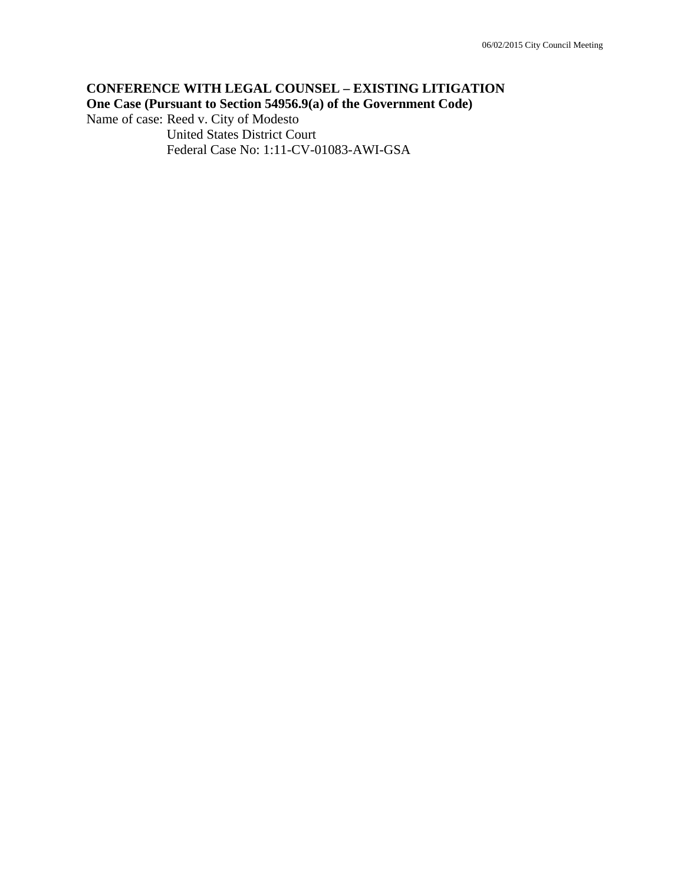**CONFERENCE WITH LEGAL COUNSEL – EXISTING LITIGATION**
**One Case (Pursuant to Section 54956.9(a) of the Government Code)**

Name of case: Reed v. City of Modesto
United States District Court
Federal Case No: 1:11-CV-01083-AWI-GSA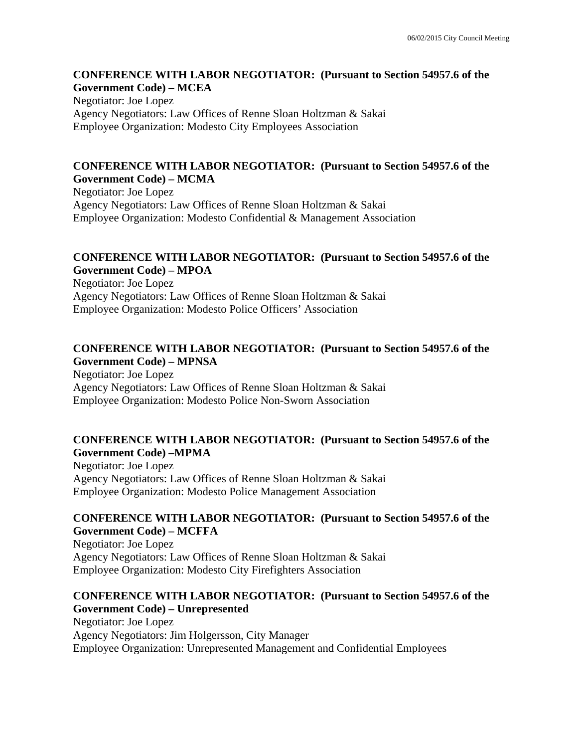**CONFERENCE WITH LABOR NEGOTIATOR: (Pursuant to Section 54957.6 of the Government Code) – MCEA**

Negotiator: Joe Lopez
Agency Negotiators: Law Offices of Renne Sloan Holtzman & Sakai
Employee Organization: Modesto City Employees Association

**CONFERENCE WITH LABOR NEGOTIATOR: (Pursuant to Section 54957.6 of the Government Code) – MCMA**

Negotiator: Joe Lopez
Agency Negotiators: Law Offices of Renne Sloan Holtzman & Sakai
Employee Organization: Modesto Confidential & Management Association

**CONFERENCE WITH LABOR NEGOTIATOR: (Pursuant to Section 54957.6 of the Government Code) – MPOA**

Negotiator: Joe Lopez
Agency Negotiators: Law Offices of Renne Sloan Holtzman & Sakai
Employee Organization: Modesto Police Officers' Association

**CONFERENCE WITH LABOR NEGOTIATOR: (Pursuant to Section 54957.6 of the Government Code) – MPNSA**

Negotiator: Joe Lopez
Agency Negotiators: Law Offices of Renne Sloan Holtzman & Sakai
Employee Organization: Modesto Police Non-Sworn Association

**CONFERENCE WITH LABOR NEGOTIATOR: (Pursuant to Section 54957.6 of the Government Code) –MPMA**

Negotiator: Joe Lopez
Agency Negotiators: Law Offices of Renne Sloan Holtzman & Sakai
Employee Organization: Modesto Police Management Association

**CONFERENCE WITH LABOR NEGOTIATOR: (Pursuant to Section 54957.6 of the Government Code) – MCFFA**

Negotiator: Joe Lopez
Agency Negotiators: Law Offices of Renne Sloan Holtzman & Sakai
Employee Organization: Modesto City Firefighters Association

**CONFERENCE WITH LABOR NEGOTIATOR: (Pursuant to Section 54957.6 of the Government Code) – Unrepresented**

Negotiator: Joe Lopez
Agency Negotiators: Jim Holgersson, City Manager
Employee Organization: Unrepresented Management and Confidential Employees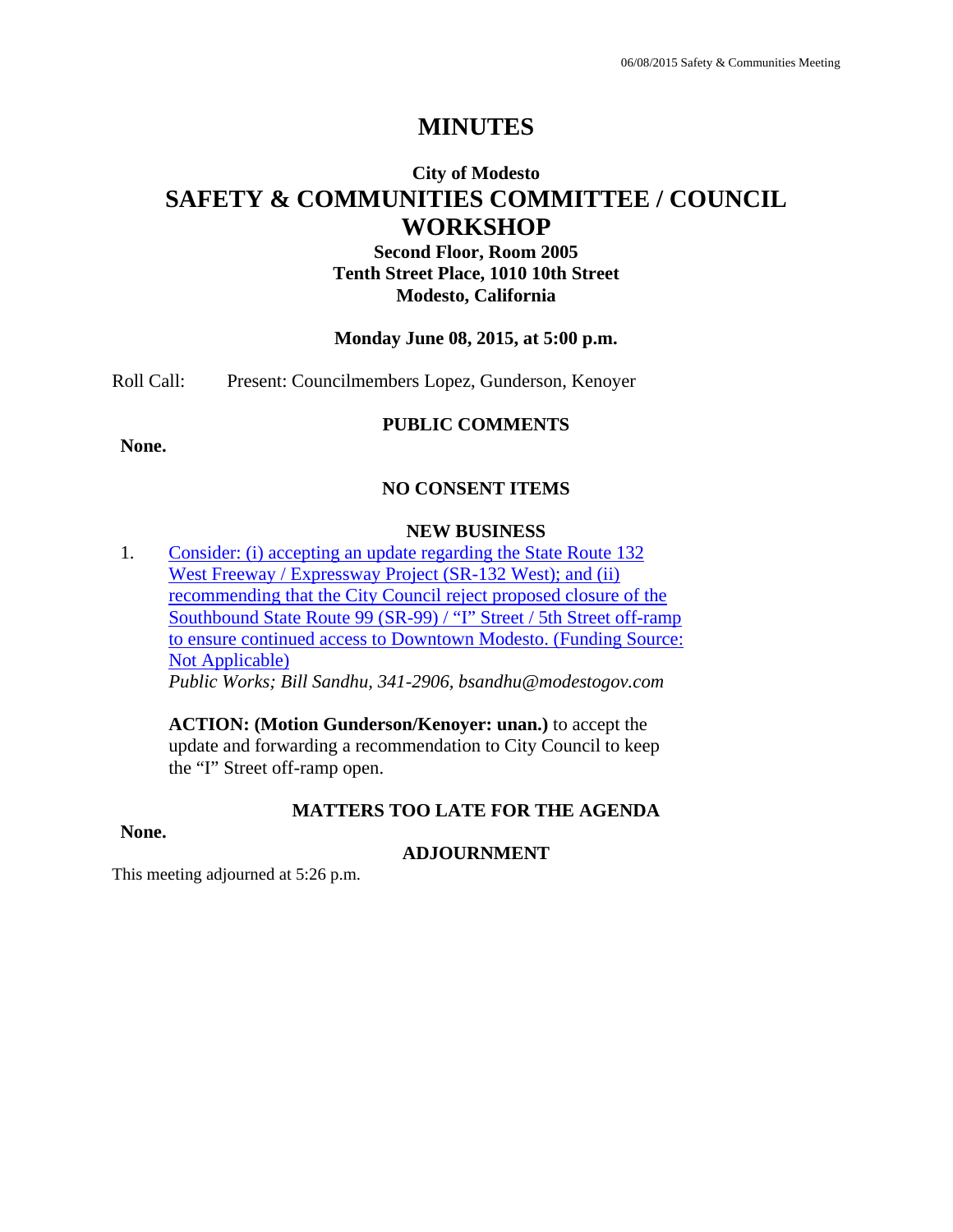# MINUTES

## City of Modesto

# SAFETY & COMMUNITIES COMMITTEE / COUNCIL WORKSHOP

**Second Floor, Room 2005**
**Tenth Street Place, 1010 10th Street**
**Modesto, California**

**Monday June 08, 2015, at 5:00 p.m.**

Roll Call: Present: Councilmembers Lopez, Gunderson, Kenoyer

### PUBLIC COMMENTS

**None.**

### NO CONSENT ITEMS

### NEW BUSINESS

1. Consider: (i) accepting an update regarding the State Route 132 West Freeway / Expressway Project (SR-132 West); and (ii) recommending that the City Council reject proposed closure of the Southbound State Route 99 (SR-99) / "I" Street / 5th Street off-ramp to ensure continued access to Downtown Modesto. (Funding Source: Not Applicable)
*Public Works; Bill Sandhu, 341-2906, bsandhu@modestogov.com*

    **ACTION: (Motion Gunderson/Kenoyer: unan.)** to accept the update and forwarding a recommendation to City Council to keep the "I" Street off-ramp open.

### MATTERS TOO LATE FOR THE AGENDA

**None.**

### ADJOURNMENT

This meeting adjourned at 5:26 p.m.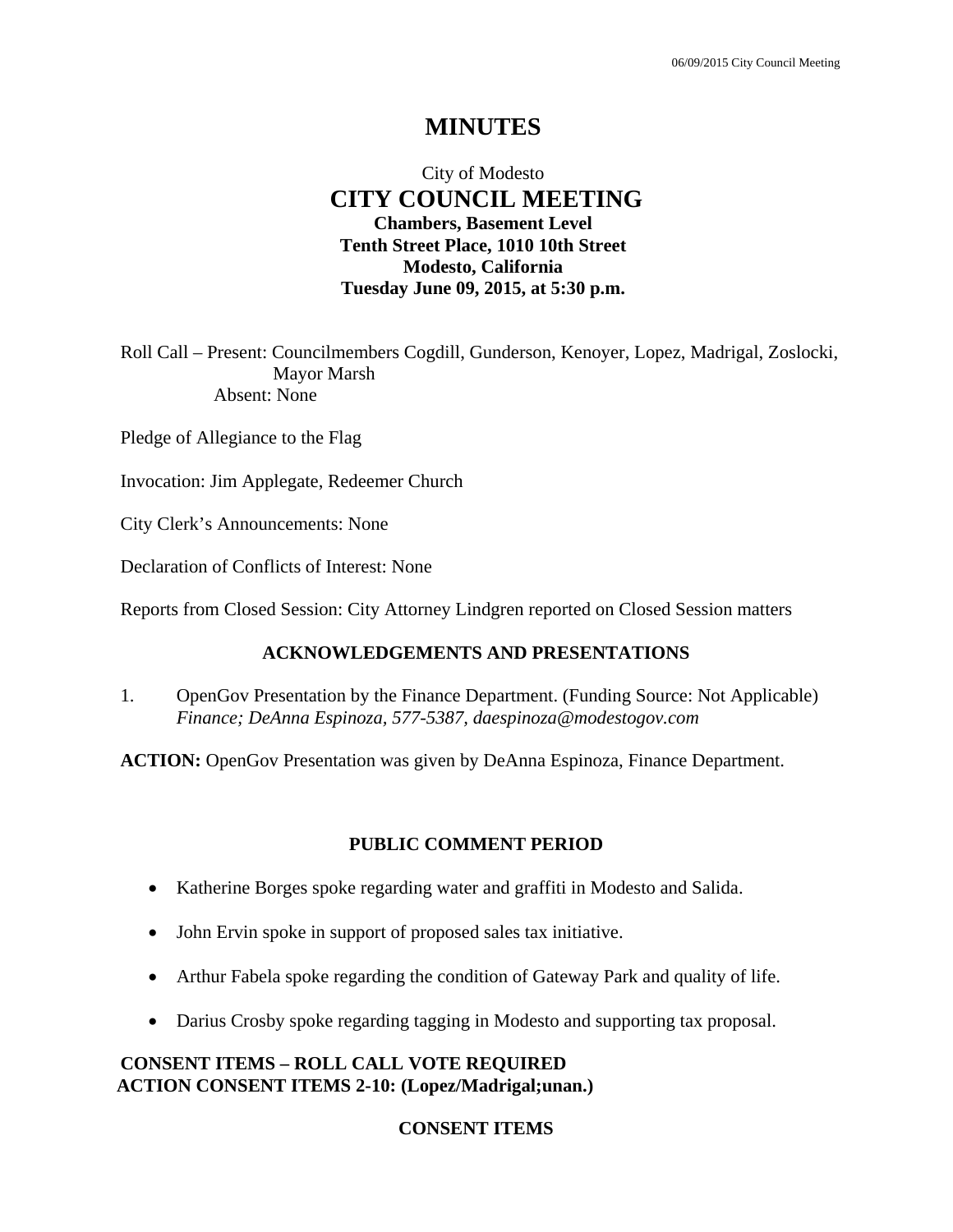# MINUTES

City of Modesto

## CITY COUNCIL MEETING

**Chambers, Basement Level**
**Tenth Street Place, 1010 10th Street**
**Modesto, California**
**Tuesday June 09, 2015, at 5:30 p.m.**

Roll Call – Present: Councilmembers Cogdill, Gunderson, Kenoyer, Lopez, Madrigal, Zoslocki, Mayor Marsh
Absent: None

Pledge of Allegiance to the Flag

Invocation: Jim Applegate, Redeemer Church

City Clerk's Announcements: None

Declaration of Conflicts of Interest: None

Reports from Closed Session: City Attorney Lindgren reported on Closed Session matters

### ACKNOWLEDGEMENTS AND PRESENTATIONS

1. OpenGov Presentation by the Finance Department. (Funding Source: Not Applicable)
*Finance; DeAnna Espinoza, 577-5387, daespinoza@modestogov.com*

**ACTION:** OpenGov Presentation was given by DeAnna Espinoza, Finance Department.

### PUBLIC COMMENT PERIOD

- Katherine Borges spoke regarding water and graffiti in Modesto and Salida.
- John Ervin spoke in support of proposed sales tax initiative.
- Arthur Fabela spoke regarding the condition of Gateway Park and quality of life.
- Darius Crosby spoke regarding tagging in Modesto and supporting tax proposal.

**CONSENT ITEMS – ROLL CALL VOTE REQUIRED**
**ACTION CONSENT ITEMS 2-10: (Lopez/Madrigal;unan.)**

### CONSENT ITEMS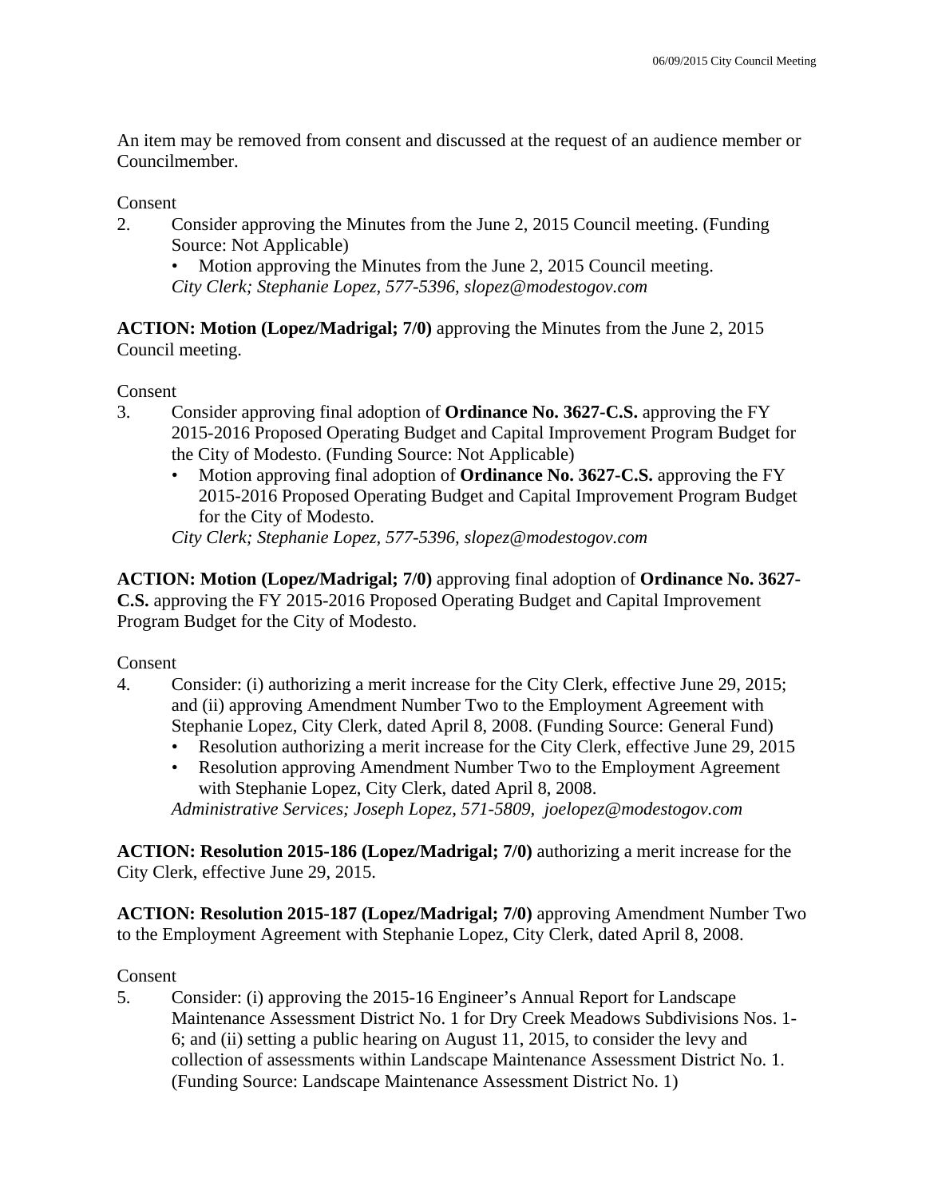An item may be removed from consent and discussed at the request of an audience member or Councilmember.

Consent

2. Consider approving the Minutes from the June 2, 2015 Council meeting. (Funding Source: Not Applicable)
   - Motion approving the Minutes from the June 2, 2015 Council meeting.

   *City Clerk; Stephanie Lopez, 577-5396, slopez@modestogov.com*

**ACTION: Motion (Lopez/Madrigal; 7/0)** approving the Minutes from the June 2, 2015 Council meeting.

Consent

3. Consider approving final adoption of **Ordinance No. 3627-C.S.** approving the FY 2015-2016 Proposed Operating Budget and Capital Improvement Program Budget for the City of Modesto. (Funding Source: Not Applicable)
   - Motion approving final adoption of **Ordinance No. 3627-C.S.** approving the FY 2015-2016 Proposed Operating Budget and Capital Improvement Program Budget for the City of Modesto.

   *City Clerk; Stephanie Lopez, 577-5396, slopez@modestogov.com*

**ACTION: Motion (Lopez/Madrigal; 7/0)** approving final adoption of **Ordinance No. 3627-C.S.** approving the FY 2015-2016 Proposed Operating Budget and Capital Improvement Program Budget for the City of Modesto.

Consent

4. Consider: (i) authorizing a merit increase for the City Clerk, effective June 29, 2015; and (ii) approving Amendment Number Two to the Employment Agreement with Stephanie Lopez, City Clerk, dated April 8, 2008. (Funding Source: General Fund)
   - Resolution authorizing a merit increase for the City Clerk, effective June 29, 2015
   - Resolution approving Amendment Number Two to the Employment Agreement with Stephanie Lopez, City Clerk, dated April 8, 2008.

   *Administrative Services; Joseph Lopez, 571-5809, joelopez@modestogov.com*

**ACTION: Resolution 2015-186 (Lopez/Madrigal; 7/0)** authorizing a merit increase for the City Clerk, effective June 29, 2015.

**ACTION: Resolution 2015-187 (Lopez/Madrigal; 7/0)** approving Amendment Number Two to the Employment Agreement with Stephanie Lopez, City Clerk, dated April 8, 2008.

Consent

5. Consider: (i) approving the 2015-16 Engineer's Annual Report for Landscape Maintenance Assessment District No. 1 for Dry Creek Meadows Subdivisions Nos. 1-6; and (ii) setting a public hearing on August 11, 2015, to consider the levy and collection of assessments within Landscape Maintenance Assessment District No. 1. (Funding Source: Landscape Maintenance Assessment District No. 1)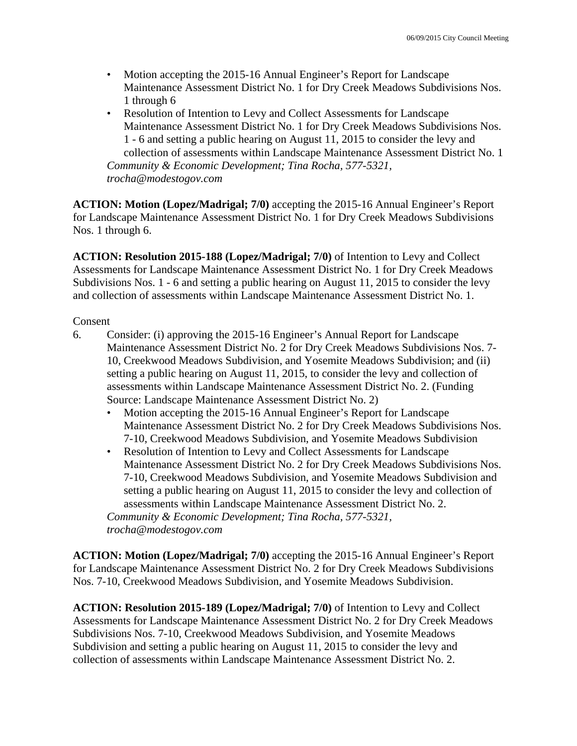- Motion accepting the 2015-16 Annual Engineer's Report for Landscape Maintenance Assessment District No. 1 for Dry Creek Meadows Subdivisions Nos. 1 through 6
- Resolution of Intention to Levy and Collect Assessments for Landscape Maintenance Assessment District No. 1 for Dry Creek Meadows Subdivisions Nos. 1 - 6 and setting a public hearing on August 11, 2015 to consider the levy and collection of assessments within Landscape Maintenance Assessment District No. 1

*Community & Economic Development; Tina Rocha, 577-5321, trocha@modestogov.com*

**ACTION: Motion (Lopez/Madrigal; 7/0)** accepting the 2015-16 Annual Engineer's Report for Landscape Maintenance Assessment District No. 1 for Dry Creek Meadows Subdivisions Nos. 1 through 6.

**ACTION: Resolution 2015-188 (Lopez/Madrigal; 7/0)** of Intention to Levy and Collect Assessments for Landscape Maintenance Assessment District No. 1 for Dry Creek Meadows Subdivisions Nos. 1 - 6 and setting a public hearing on August 11, 2015 to consider the levy and collection of assessments within Landscape Maintenance Assessment District No. 1.

Consent

6. Consider: (i) approving the 2015-16 Engineer's Annual Report for Landscape Maintenance Assessment District No. 2 for Dry Creek Meadows Subdivisions Nos. 7-10, Creekwood Meadows Subdivision, and Yosemite Meadows Subdivision; and (ii) setting a public hearing on August 11, 2015, to consider the levy and collection of assessments within Landscape Maintenance Assessment District No. 2. (Funding Source: Landscape Maintenance Assessment District No. 2)
   - Motion accepting the 2015-16 Annual Engineer's Report for Landscape Maintenance Assessment District No. 2 for Dry Creek Meadows Subdivisions Nos. 7-10, Creekwood Meadows Subdivision, and Yosemite Meadows Subdivision
   - Resolution of Intention to Levy and Collect Assessments for Landscape Maintenance Assessment District No. 2 for Dry Creek Meadows Subdivisions Nos. 7-10, Creekwood Meadows Subdivision, and Yosemite Meadows Subdivision and setting a public hearing on August 11, 2015 to consider the levy and collection of assessments within Landscape Maintenance Assessment District No. 2.

   *Community & Economic Development; Tina Rocha, 577-5321, trocha@modestogov.com*

**ACTION: Motion (Lopez/Madrigal; 7/0)** accepting the 2015-16 Annual Engineer's Report for Landscape Maintenance Assessment District No. 2 for Dry Creek Meadows Subdivisions Nos. 7-10, Creekwood Meadows Subdivision, and Yosemite Meadows Subdivision.

**ACTION: Resolution 2015-189 (Lopez/Madrigal; 7/0)** of Intention to Levy and Collect Assessments for Landscape Maintenance Assessment District No. 2 for Dry Creek Meadows Subdivisions Nos. 7-10, Creekwood Meadows Subdivision, and Yosemite Meadows Subdivision and setting a public hearing on August 11, 2015 to consider the levy and collection of assessments within Landscape Maintenance Assessment District No. 2.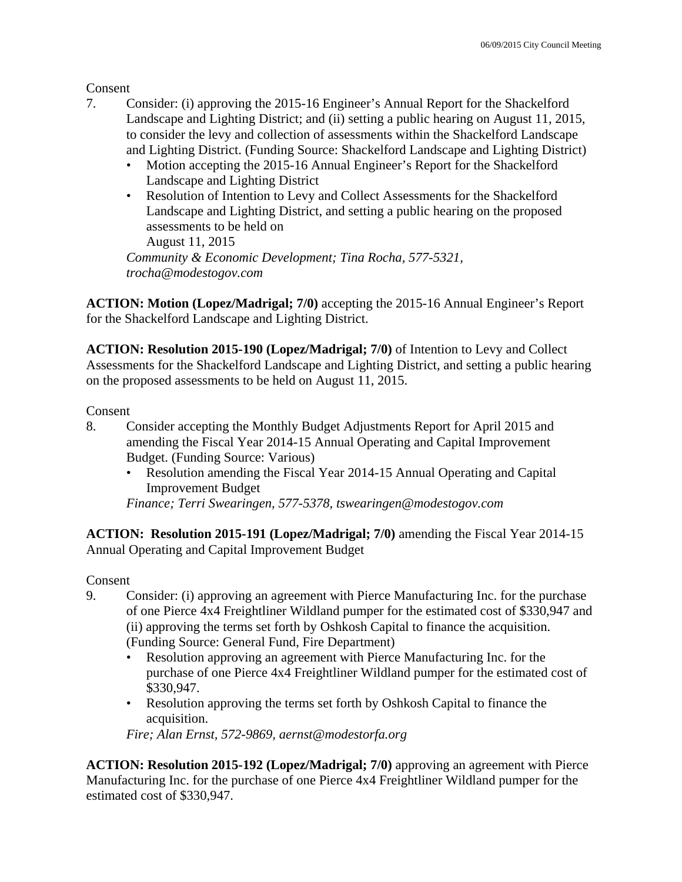Consent

7. Consider: (i) approving the 2015-16 Engineer's Annual Report for the Shackelford Landscape and Lighting District; and (ii) setting a public hearing on August 11, 2015, to consider the levy and collection of assessments within the Shackelford Landscape and Lighting District. (Funding Source: Shackelford Landscape and Lighting District)
   - Motion accepting the 2015-16 Annual Engineer's Report for the Shackelford Landscape and Lighting District
   - Resolution of Intention to Levy and Collect Assessments for the Shackelford Landscape and Lighting District, and setting a public hearing on the proposed assessments to be held on August 11, 2015

   *Community & Economic Development; Tina Rocha, 577-5321, trocha@modestogov.com*

**ACTION: Motion (Lopez/Madrigal; 7/0)** accepting the 2015-16 Annual Engineer's Report for the Shackelford Landscape and Lighting District.

**ACTION: Resolution 2015-190 (Lopez/Madrigal; 7/0)** of Intention to Levy and Collect Assessments for the Shackelford Landscape and Lighting District, and setting a public hearing on the proposed assessments to be held on August 11, 2015.

Consent

8. Consider accepting the Monthly Budget Adjustments Report for April 2015 and amending the Fiscal Year 2014-15 Annual Operating and Capital Improvement Budget. (Funding Source: Various)
   - Resolution amending the Fiscal Year 2014-15 Annual Operating and Capital Improvement Budget

   *Finance; Terri Swearingen, 577-5378, tswearingen@modestogov.com*

**ACTION: Resolution 2015-191 (Lopez/Madrigal; 7/0)** amending the Fiscal Year 2014-15 Annual Operating and Capital Improvement Budget

Consent

9. Consider: (i) approving an agreement with Pierce Manufacturing Inc. for the purchase of one Pierce 4x4 Freightliner Wildland pumper for the estimated cost of $330,947 and (ii) approving the terms set forth by Oshkosh Capital to finance the acquisition. (Funding Source: General Fund, Fire Department)
   - Resolution approving an agreement with Pierce Manufacturing Inc. for the purchase of one Pierce 4x4 Freightliner Wildland pumper for the estimated cost of $330,947.
   - Resolution approving the terms set forth by Oshkosh Capital to finance the acquisition.

   *Fire; Alan Ernst, 572-9869, aernst@modestorfa.org*

**ACTION: Resolution 2015-192 (Lopez/Madrigal; 7/0)** approving an agreement with Pierce Manufacturing Inc. for the purchase of one Pierce 4x4 Freightliner Wildland pumper for the estimated cost of $330,947.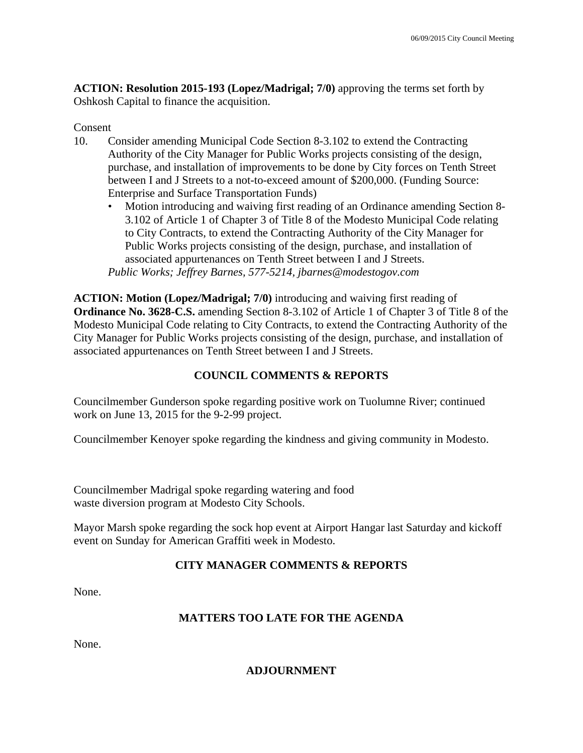**ACTION: Resolution 2015-193 (Lopez/Madrigal; 7/0)** approving the terms set forth by Oshkosh Capital to finance the acquisition.

Consent

10. Consider amending Municipal Code Section 8-3.102 to extend the Contracting Authority of the City Manager for Public Works projects consisting of the design, purchase, and installation of improvements to be done by City forces on Tenth Street between I and J Streets to a not-to-exceed amount of $200,000. (Funding Source: Enterprise and Surface Transportation Funds)
    - Motion introducing and waiving first reading of an Ordinance amending Section 8-3.102 of Article 1 of Chapter 3 of Title 8 of the Modesto Municipal Code relating to City Contracts, to extend the Contracting Authority of the City Manager for Public Works projects consisting of the design, purchase, and installation of associated appurtenances on Tenth Street between I and J Streets.

    *Public Works; Jeffrey Barnes, 577-5214, jbarnes@modestogov.com*

**ACTION: Motion (Lopez/Madrigal; 7/0)** introducing and waiving first reading of **Ordinance No. 3628-C.S.** amending Section 8-3.102 of Article 1 of Chapter 3 of Title 8 of the Modesto Municipal Code relating to City Contracts, to extend the Contracting Authority of the City Manager for Public Works projects consisting of the design, purchase, and installation of associated appurtenances on Tenth Street between I and J Streets.

## COUNCIL COMMENTS & REPORTS

Councilmember Gunderson spoke regarding positive work on Tuolumne River; continued work on June 13, 2015 for the 9-2-99 project.

Councilmember Kenoyer spoke regarding the kindness and giving community in Modesto.

Councilmember Madrigal spoke regarding watering and food waste diversion program at Modesto City Schools.

Mayor Marsh spoke regarding the sock hop event at Airport Hangar last Saturday and kickoff event on Sunday for American Graffiti week in Modesto.

## CITY MANAGER COMMENTS & REPORTS

None.

## MATTERS TOO LATE FOR THE AGENDA

None.

## ADJOURNMENT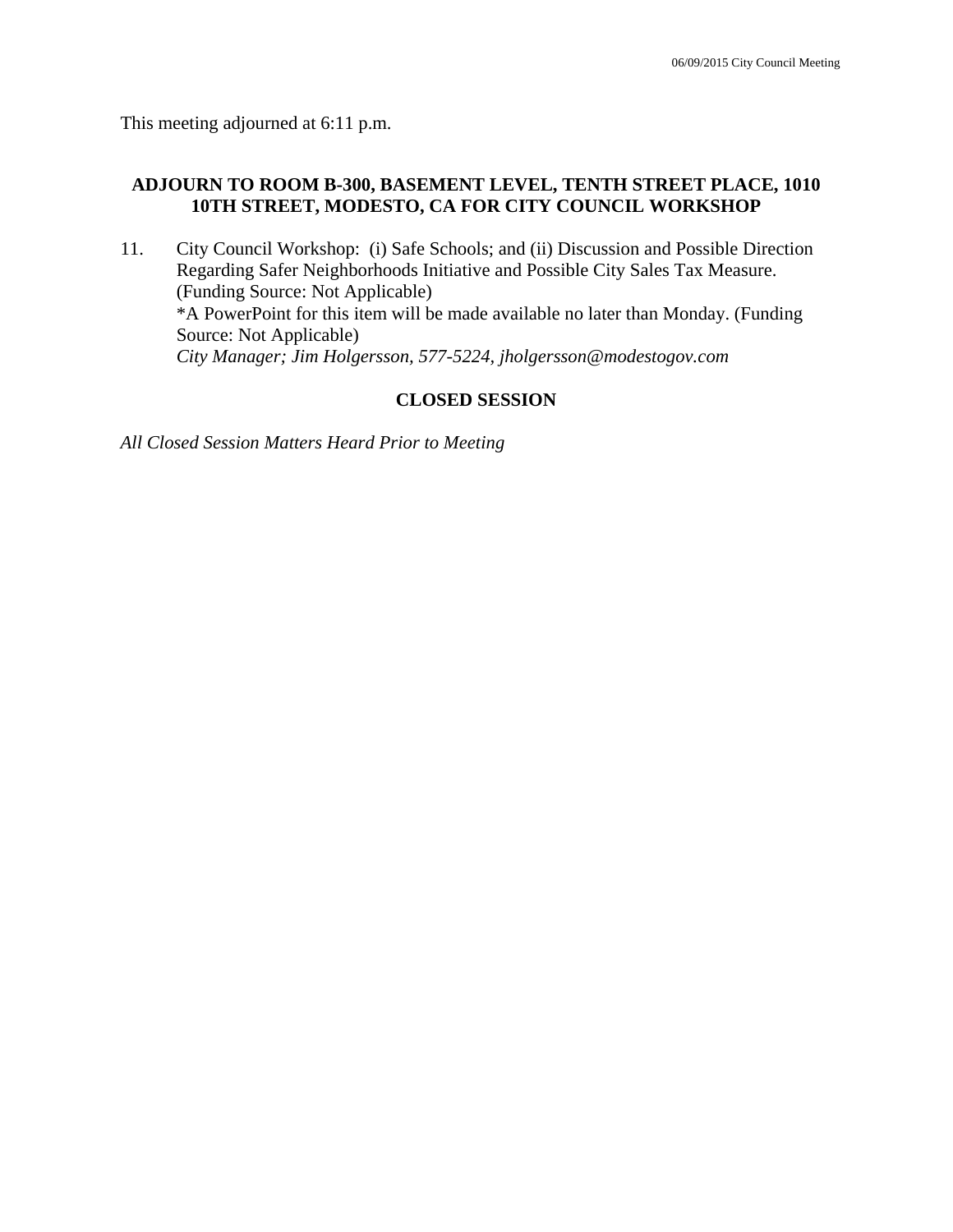This meeting adjourned at 6:11 p.m.

**ADJOURN TO ROOM B-300, BASEMENT LEVEL, TENTH STREET PLACE, 1010 10TH STREET, MODESTO, CA FOR CITY COUNCIL WORKSHOP**

11. City Council Workshop: (i) Safe Schools; and (ii) Discussion and Possible Direction Regarding Safer Neighborhoods Initiative and Possible City Sales Tax Measure. (Funding Source: Not Applicable)
    *A PowerPoint for this item will be made available no later than Monday. (Funding Source: Not Applicable)
    *City Manager; Jim Holgersson, 577-5224, jholgersson@modestogov.com*

**CLOSED SESSION**

*All Closed Session Matters Heard Prior to Meeting*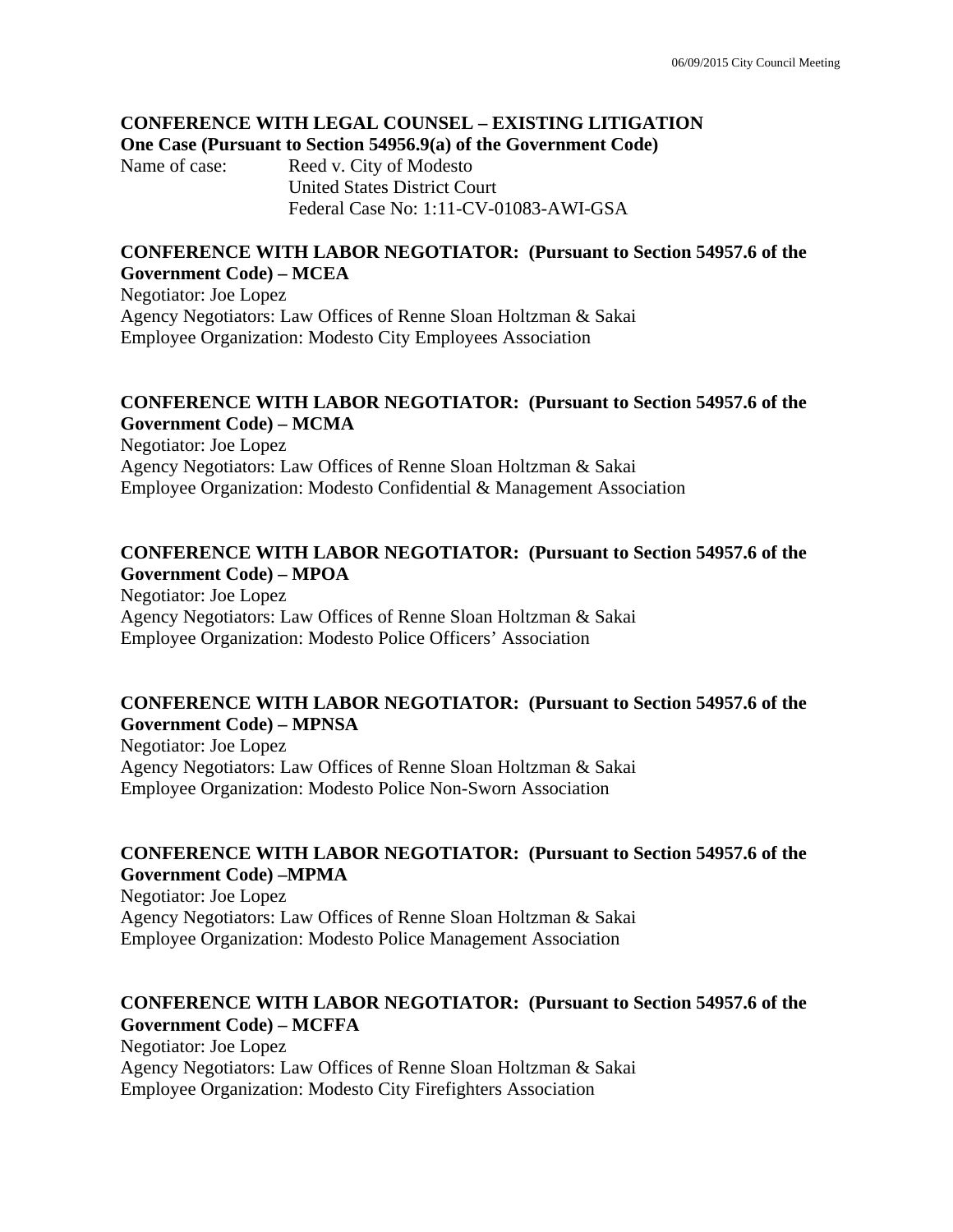**CONFERENCE WITH LEGAL COUNSEL – EXISTING LITIGATION**
**One Case (Pursuant to Section 54956.9(a) of the Government Code)**

Name of case: Reed v. City of Modesto
United States District Court
Federal Case No: 1:11-CV-01083-AWI-GSA

**CONFERENCE WITH LABOR NEGOTIATOR: (Pursuant to Section 54957.6 of the Government Code) – MCEA**

Negotiator: Joe Lopez
Agency Negotiators: Law Offices of Renne Sloan Holtzman & Sakai
Employee Organization: Modesto City Employees Association

**CONFERENCE WITH LABOR NEGOTIATOR: (Pursuant to Section 54957.6 of the Government Code) – MCMA**

Negotiator: Joe Lopez
Agency Negotiators: Law Offices of Renne Sloan Holtzman & Sakai
Employee Organization: Modesto Confidential & Management Association

**CONFERENCE WITH LABOR NEGOTIATOR: (Pursuant to Section 54957.6 of the Government Code) – MPOA**

Negotiator: Joe Lopez
Agency Negotiators: Law Offices of Renne Sloan Holtzman & Sakai
Employee Organization: Modesto Police Officers' Association

**CONFERENCE WITH LABOR NEGOTIATOR: (Pursuant to Section 54957.6 of the Government Code) – MPNSA**

Negotiator: Joe Lopez
Agency Negotiators: Law Offices of Renne Sloan Holtzman & Sakai
Employee Organization: Modesto Police Non-Sworn Association

**CONFERENCE WITH LABOR NEGOTIATOR: (Pursuant to Section 54957.6 of the Government Code) –MPMA**

Negotiator: Joe Lopez
Agency Negotiators: Law Offices of Renne Sloan Holtzman & Sakai
Employee Organization: Modesto Police Management Association

**CONFERENCE WITH LABOR NEGOTIATOR: (Pursuant to Section 54957.6 of the Government Code) – MCFFA**

Negotiator: Joe Lopez
Agency Negotiators: Law Offices of Renne Sloan Holtzman & Sakai
Employee Organization: Modesto City Firefighters Association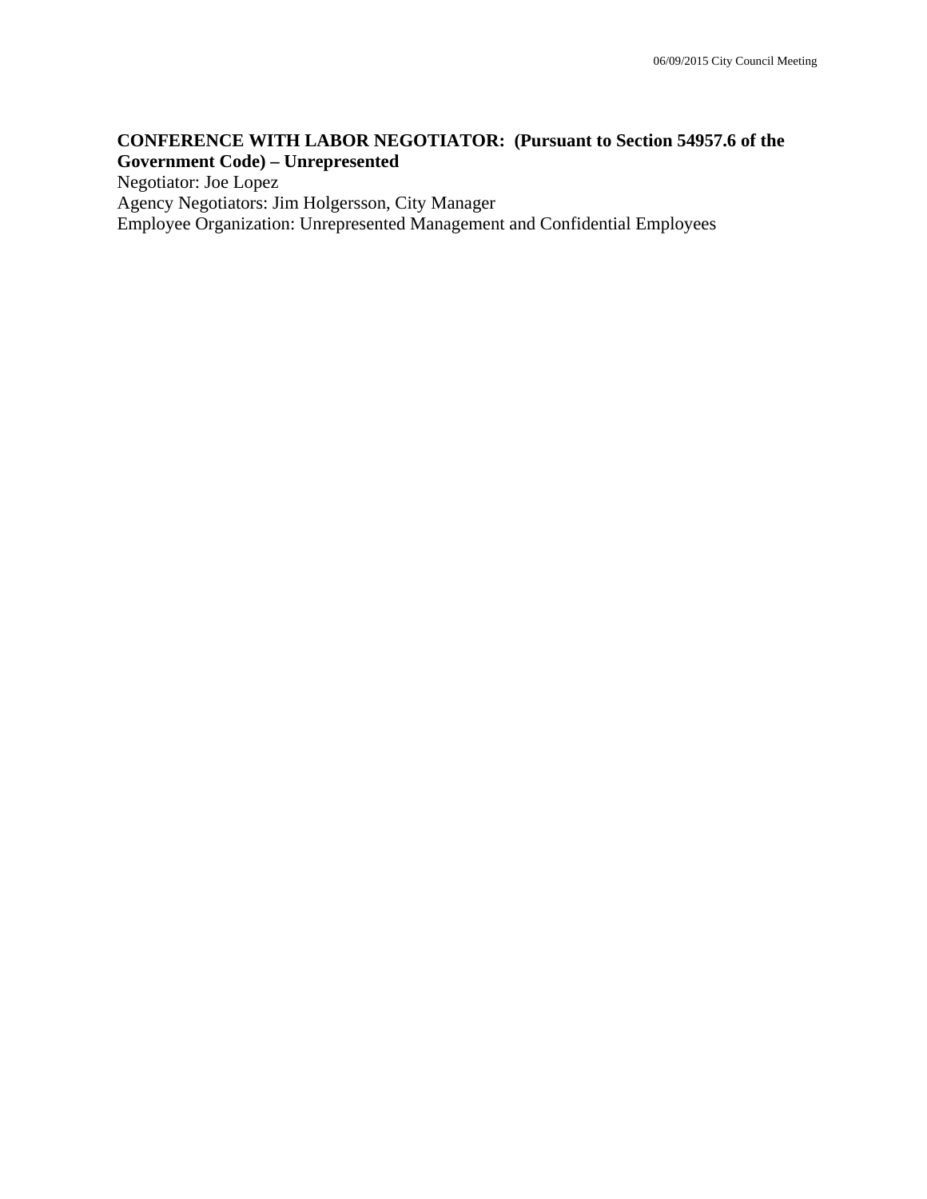**CONFERENCE WITH LABOR NEGOTIATOR: (Pursuant to Section 54957.6 of the Government Code) – Unrepresented**

Negotiator: Joe Lopez
Agency Negotiators: Jim Holgersson, City Manager
Employee Organization: Unrepresented Management and Confidential Employees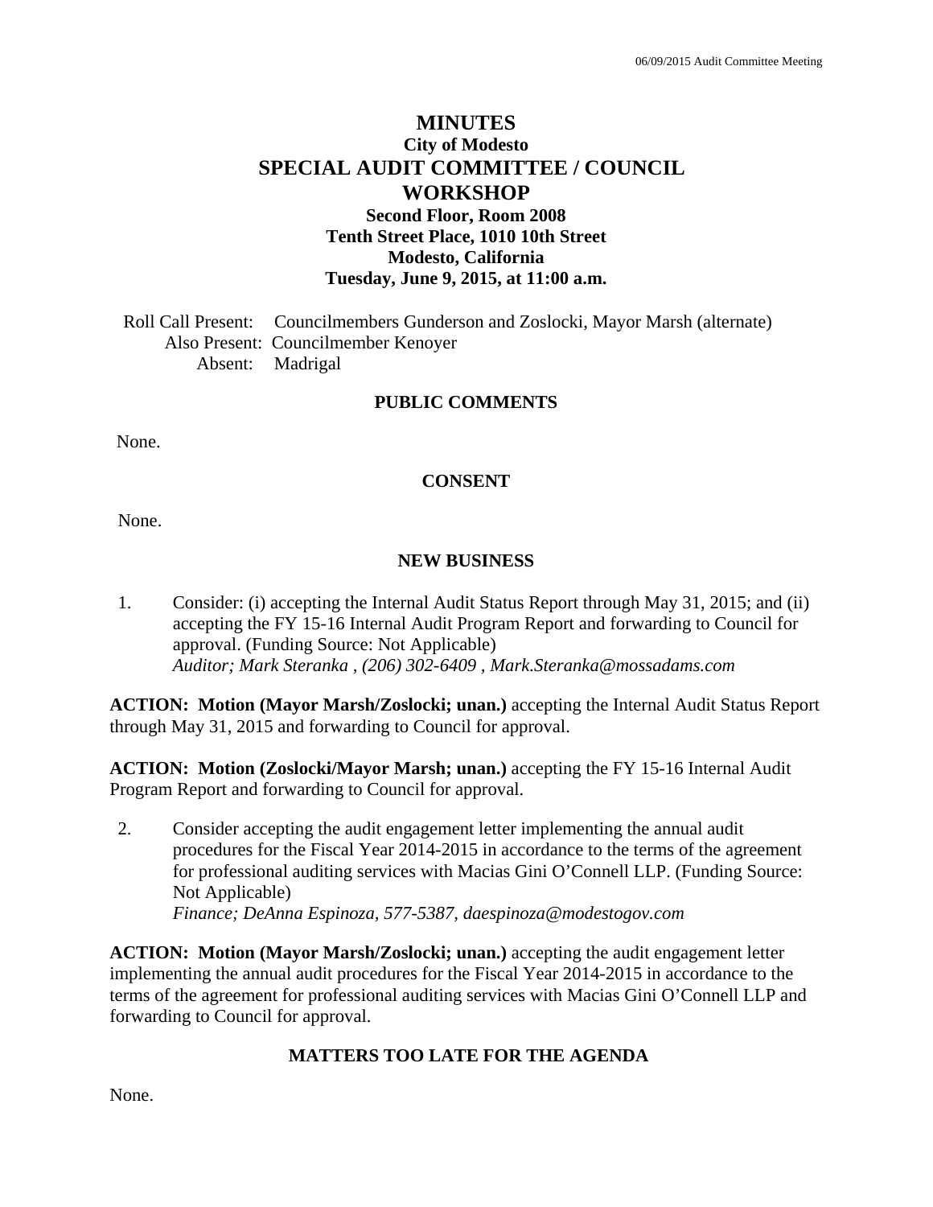# MINUTES

## City of Modesto

# SPECIAL AUDIT COMMITTEE / COUNCIL WORKSHOP

### Second Floor, Room 2008
### Tenth Street Place, 1010 10th Street
### Modesto, California
### Tuesday, June 9, 2015, at 11:00 a.m.

Roll Call Present: Councilmembers Gunderson and Zoslocki, Mayor Marsh (alternate)
Also Present: Councilmember Kenoyer
Absent: Madrigal

## PUBLIC COMMENTS

None.

## CONSENT

None.

## NEW BUSINESS

1. Consider: (i) accepting the Internal Audit Status Report through May 31, 2015; and (ii) accepting the FY 15-16 Internal Audit Program Report and forwarding to Council for approval. (Funding Source: Not Applicable)
   *Auditor; Mark Steranka , (206) 302-6409 , Mark.Steranka@mossadams.com*

**ACTION: Motion (Mayor Marsh/Zoslocki; unan.)** accepting the Internal Audit Status Report through May 31, 2015 and forwarding to Council for approval.

**ACTION: Motion (Zoslocki/Mayor Marsh; unan.)** accepting the FY 15-16 Internal Audit Program Report and forwarding to Council for approval.

2. Consider accepting the audit engagement letter implementing the annual audit procedures for the Fiscal Year 2014-2015 in accordance to the terms of the agreement for professional auditing services with Macias Gini O'Connell LLP. (Funding Source: Not Applicable)
   *Finance; DeAnna Espinoza, 577-5387, daespinoza@modestogov.com*

**ACTION: Motion (Mayor Marsh/Zoslocki; unan.)** accepting the audit engagement letter implementing the annual audit procedures for the Fiscal Year 2014-2015 in accordance to the terms of the agreement for professional auditing services with Macias Gini O'Connell LLP and forwarding to Council for approval.

## MATTERS TOO LATE FOR THE AGENDA

None.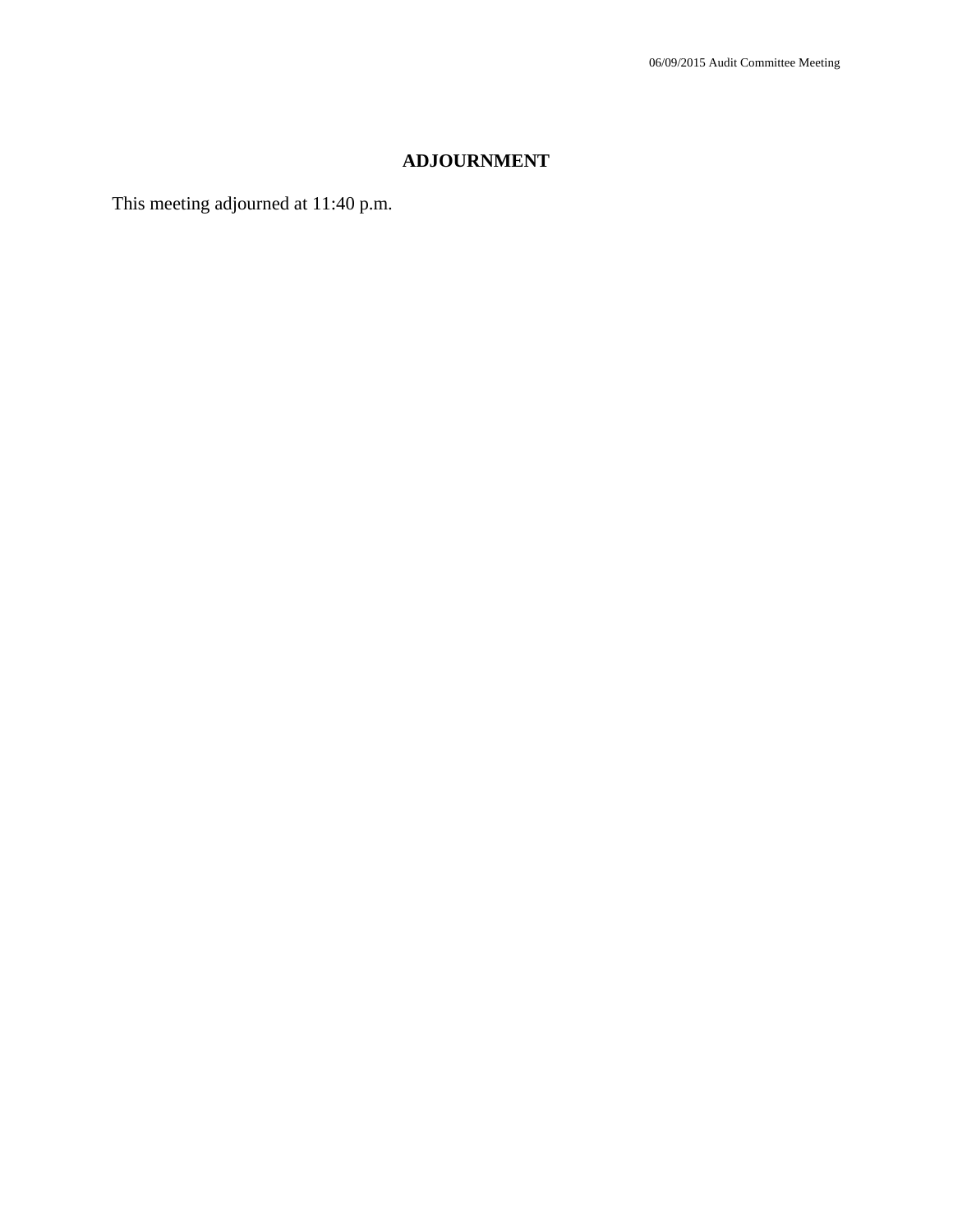## ADJOURNMENT

This meeting adjourned at 11:40 p.m.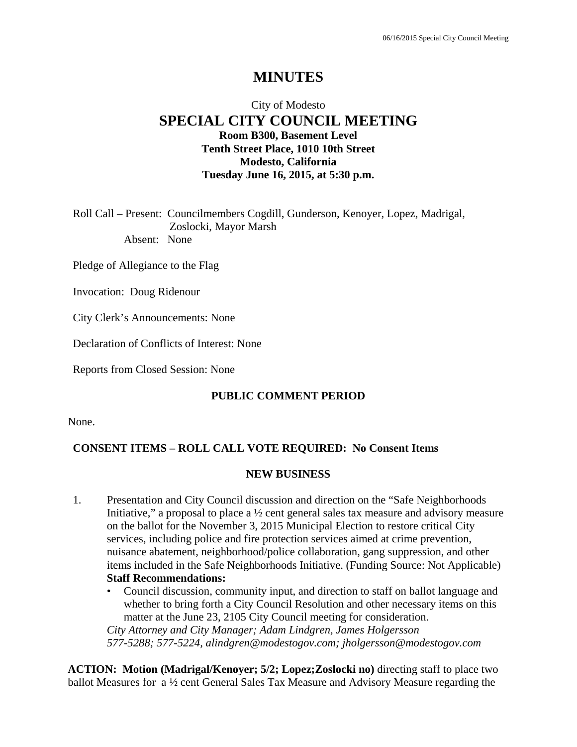# MINUTES

City of Modesto

## SPECIAL CITY COUNCIL MEETING

**Room B300, Basement Level**
**Tenth Street Place, 1010 10th Street**
**Modesto, California**
**Tuesday June 16, 2015, at 5:30 p.m.**

Roll Call – Present: Councilmembers Cogdill, Gunderson, Kenoyer, Lopez, Madrigal, Zoslocki, Mayor Marsh
Absent: None

Pledge of Allegiance to the Flag

Invocation: Doug Ridenour

City Clerk's Announcements: None

Declaration of Conflicts of Interest: None

Reports from Closed Session: None

**PUBLIC COMMENT PERIOD**

None.

**CONSENT ITEMS – ROLL CALL VOTE REQUIRED: No Consent Items**

**NEW BUSINESS**

1. Presentation and City Council discussion and direction on the "Safe Neighborhoods Initiative," a proposal to place a ½ cent general sales tax measure and advisory measure on the ballot for the November 3, 2015 Municipal Election to restore critical City services, including police and fire protection services aimed at crime prevention, nuisance abatement, neighborhood/police collaboration, gang suppression, and other items included in the Safe Neighborhoods Initiative. (Funding Source: Not Applicable)
   **Staff Recommendations:**
   - Council discussion, community input, and direction to staff on ballot language and whether to bring forth a City Council Resolution and other necessary items on this matter at the June 23, 2105 City Council meeting for consideration.

   *City Attorney and City Manager; Adam Lindgren, James Holgersson*
   *577-5288; 577-5224, alindgren@modestogov.com; jholgersson@modestogov.com*

**ACTION: Motion (Madrigal/Kenoyer; 5/2; Lopez;Zoslocki no)** directing staff to place two ballot Measures for a ½ cent General Sales Tax Measure and Advisory Measure regarding the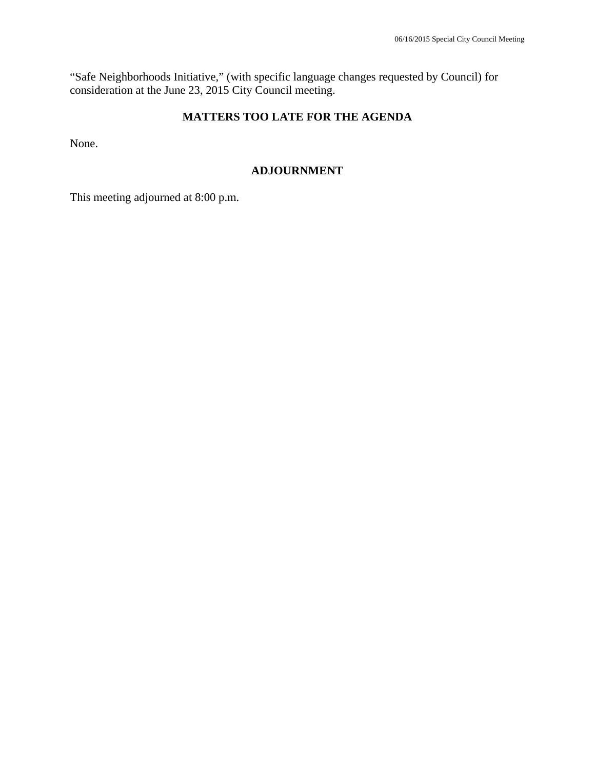"Safe Neighborhoods Initiative," (with specific language changes requested by Council) for consideration at the June 23, 2015 City Council meeting.

## MATTERS TOO LATE FOR THE AGENDA

None.

## ADJOURNMENT

This meeting adjourned at 8:00 p.m.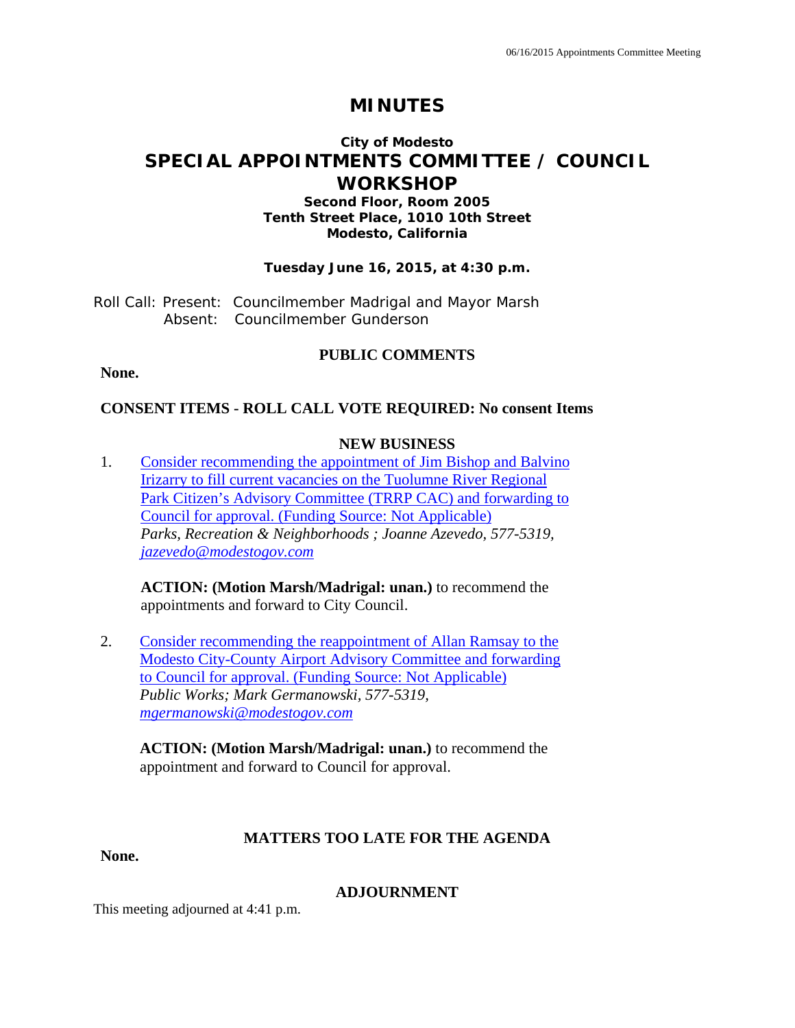# MINUTES

**City of Modesto**

## SPECIAL APPOINTMENTS COMMITTEE / COUNCIL WORKSHOP

**Second Floor, Room 2005**
**Tenth Street Place, 1010 10th Street**
**Modesto, California**

**Tuesday June 16, 2015, at 4:30 p.m.**

Roll Call: Present: Councilmember Madrigal and Mayor Marsh
Absent: Councilmember Gunderson

### PUBLIC COMMENTS

**None.**

**CONSENT ITEMS - ROLL CALL VOTE REQUIRED: No consent Items**

### NEW BUSINESS

1. Consider recommending the appointment of Jim Bishop and Balvino Irizarry to fill current vacancies on the Tuolumne River Regional Park Citizen's Advisory Committee (TRRP CAC) and forwarding to Council for approval. (Funding Source: Not Applicable)
   *Parks, Recreation & Neighborhoods ; Joanne Azevedo, 577-5319, jazevedo@modestogov.com*

   **ACTION: (Motion Marsh/Madrigal: unan.)** to recommend the appointments and forward to City Council.

2. Consider recommending the reappointment of Allan Ramsay to the Modesto City-County Airport Advisory Committee and forwarding to Council for approval. (Funding Source: Not Applicable)
   *Public Works; Mark Germanowski, 577-5319, mgermanowski@modestogov.com*

   **ACTION: (Motion Marsh/Madrigal: unan.)** to recommend the appointment and forward to Council for approval.

### MATTERS TOO LATE FOR THE AGENDA

**None.**

### ADJOURNMENT

This meeting adjourned at 4:41 p.m.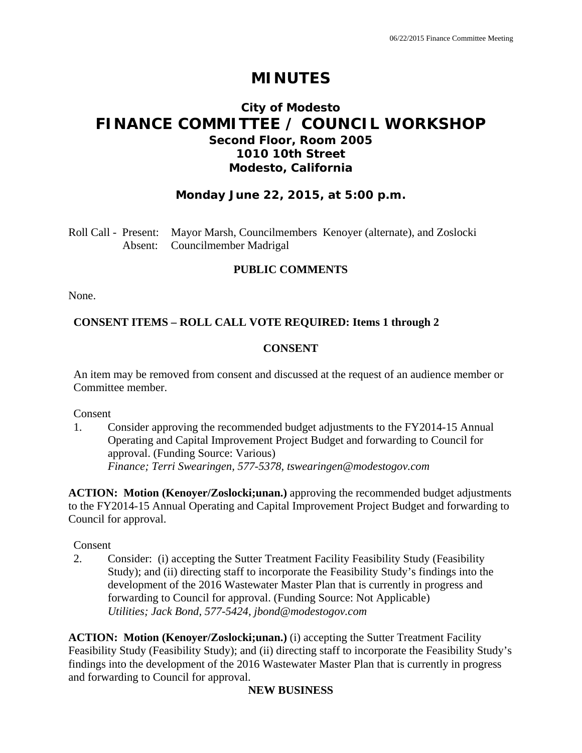# MINUTES

## City of Modesto
## FINANCE COMMITTEE / COUNCIL WORKSHOP
### Second Floor, Room 2005
### 1010 10th Street
### Modesto, California

**Monday June 22, 2015, at 5:00 p.m.**

Roll Call - Present: Mayor Marsh, Councilmembers Kenoyer (alternate), and Zoslocki
Absent: Councilmember Madrigal

**PUBLIC COMMENTS**

None.

**CONSENT ITEMS – ROLL CALL VOTE REQUIRED: Items 1 through 2**

**CONSENT**

An item may be removed from consent and discussed at the request of an audience member or Committee member.

Consent

1. Consider approving the recommended budget adjustments to the FY2014-15 Annual Operating and Capital Improvement Project Budget and forwarding to Council for approval. (Funding Source: Various)
   *Finance; Terri Swearingen, 577-5378, tswearingen@modestogov.com*

**ACTION: Motion (Kenoyer/Zoslocki;unan.)** approving the recommended budget adjustments to the FY2014-15 Annual Operating and Capital Improvement Project Budget and forwarding to Council for approval.

Consent

2. Consider: (i) accepting the Sutter Treatment Facility Feasibility Study (Feasibility Study); and (ii) directing staff to incorporate the Feasibility Study's findings into the development of the 2016 Wastewater Master Plan that is currently in progress and forwarding to Council for approval. (Funding Source: Not Applicable)
   *Utilities; Jack Bond, 577-5424, jbond@modestogov.com*

**ACTION: Motion (Kenoyer/Zoslocki;unan.)** (i) accepting the Sutter Treatment Facility Feasibility Study (Feasibility Study); and (ii) directing staff to incorporate the Feasibility Study's findings into the development of the 2016 Wastewater Master Plan that is currently in progress and forwarding to Council for approval.

**NEW BUSINESS**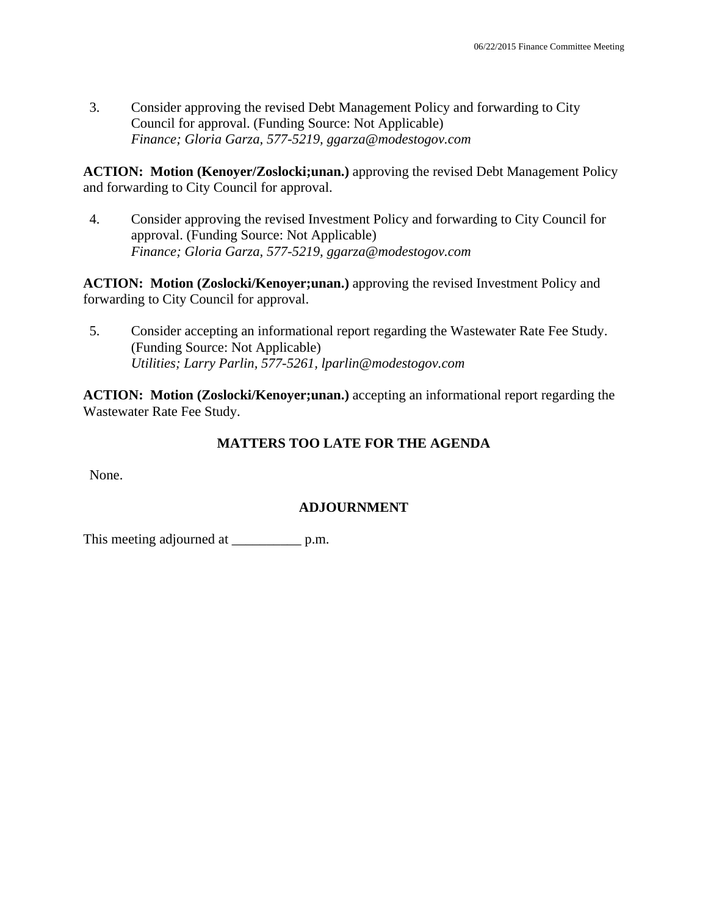3. Consider approving the revised Debt Management Policy and forwarding to City Council for approval. (Funding Source: Not Applicable)
   *Finance; Gloria Garza, 577-5219, ggarza@modestogov.com*

**ACTION: Motion (Kenoyer/Zoslocki;unan.)** approving the revised Debt Management Policy and forwarding to City Council for approval.

4. Consider approving the revised Investment Policy and forwarding to City Council for approval. (Funding Source: Not Applicable)
   *Finance; Gloria Garza, 577-5219, ggarza@modestogov.com*

**ACTION: Motion (Zoslocki/Kenoyer;unan.)** approving the revised Investment Policy and forwarding to City Council for approval.

5. Consider accepting an informational report regarding the Wastewater Rate Fee Study. (Funding Source: Not Applicable)
   *Utilities; Larry Parlin, 577-5261, lparlin@modestogov.com*

**ACTION: Motion (Zoslocki/Kenoyer;unan.)** accepting an informational report regarding the Wastewater Rate Fee Study.

## MATTERS TOO LATE FOR THE AGENDA

None.

## ADJOURNMENT

This meeting adjourned at __________ p.m.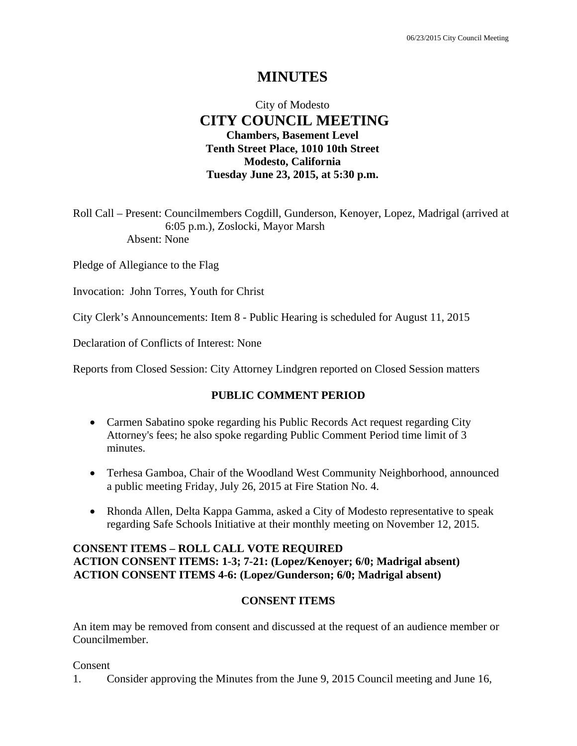# MINUTES

City of Modesto

## CITY COUNCIL MEETING

**Chambers, Basement Level**
**Tenth Street Place, 1010 10th Street**
**Modesto, California**
**Tuesday June 23, 2015, at 5:30 p.m.**

Roll Call – Present: Councilmembers Cogdill, Gunderson, Kenoyer, Lopez, Madrigal (arrived at 6:05 p.m.), Zoslocki, Mayor Marsh
Absent: None

Pledge of Allegiance to the Flag

Invocation: John Torres, Youth for Christ

City Clerk's Announcements: Item 8 - Public Hearing is scheduled for August 11, 2015

Declaration of Conflicts of Interest: None

Reports from Closed Session: City Attorney Lindgren reported on Closed Session matters

### PUBLIC COMMENT PERIOD

- Carmen Sabatino spoke regarding his Public Records Act request regarding City Attorney's fees; he also spoke regarding Public Comment Period time limit of 3 minutes.
- Terhesa Gamboa, Chair of the Woodland West Community Neighborhood, announced a public meeting Friday, July 26, 2015 at Fire Station No. 4.
- Rhonda Allen, Delta Kappa Gamma, asked a City of Modesto representative to speak regarding Safe Schools Initiative at their monthly meeting on November 12, 2015.

**CONSENT ITEMS – ROLL CALL VOTE REQUIRED**
**ACTION CONSENT ITEMS: 1-3; 7-21: (Lopez/Kenoyer; 6/0; Madrigal absent)**
**ACTION CONSENT ITEMS 4-6: (Lopez/Gunderson; 6/0; Madrigal absent)**

### CONSENT ITEMS

An item may be removed from consent and discussed at the request of an audience member or Councilmember.

Consent

1. Consider approving the Minutes from the June 9, 2015 Council meeting and June 16,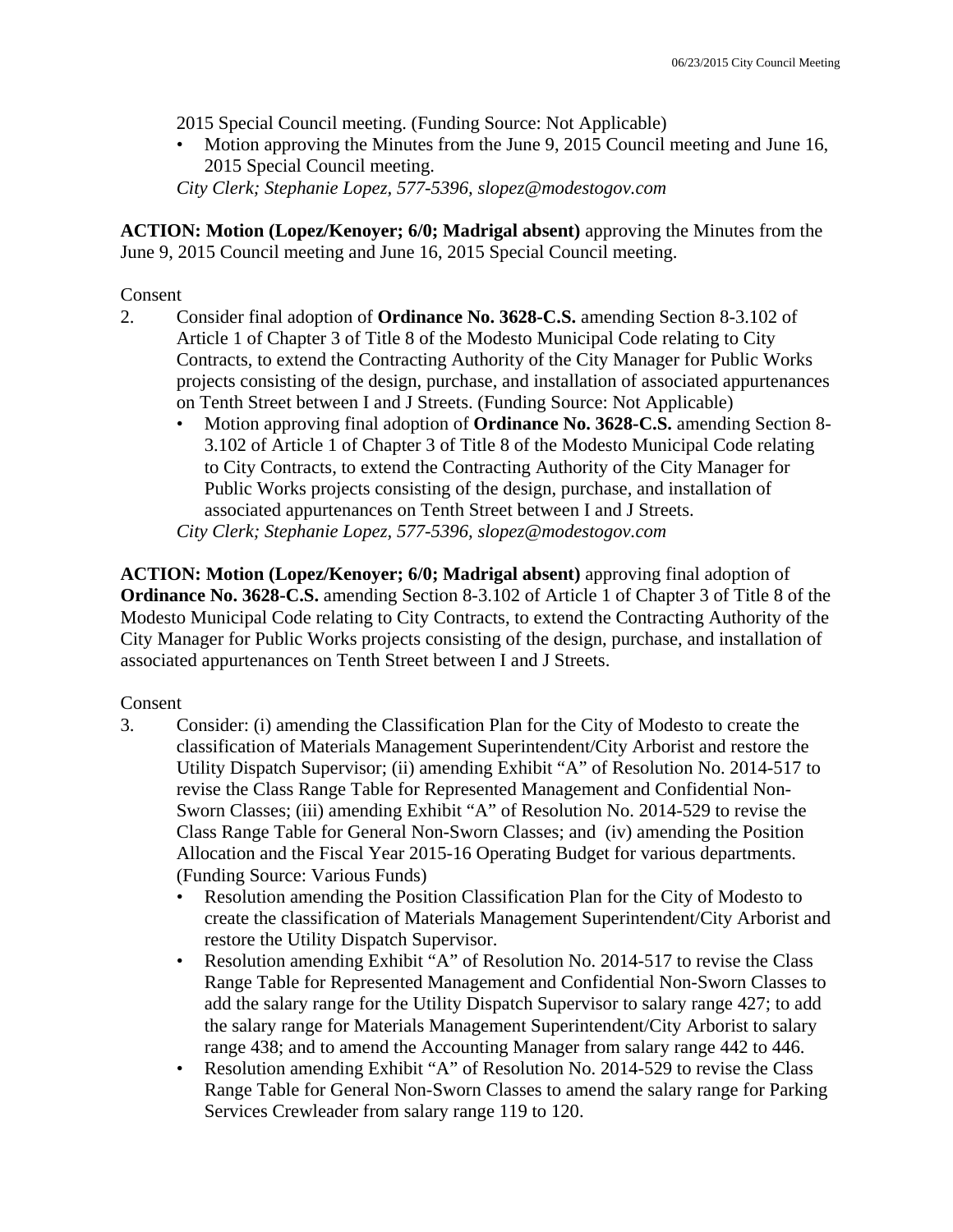2015 Special Council meeting. (Funding Source: Not Applicable)

- Motion approving the Minutes from the June 9, 2015 Council meeting and June 16, 2015 Special Council meeting.

*City Clerk; Stephanie Lopez, 577-5396, slopez@modestogov.com*

**ACTION: Motion (Lopez/Kenoyer; 6/0; Madrigal absent)** approving the Minutes from the June 9, 2015 Council meeting and June 16, 2015 Special Council meeting.

Consent

2. Consider final adoption of **Ordinance No. 3628-C.S.** amending Section 8-3.102 of Article 1 of Chapter 3 of Title 8 of the Modesto Municipal Code relating to City Contracts, to extend the Contracting Authority of the City Manager for Public Works projects consisting of the design, purchase, and installation of associated appurtenances on Tenth Street between I and J Streets. (Funding Source: Not Applicable)
   - Motion approving final adoption of **Ordinance No. 3628-C.S.** amending Section 8-3.102 of Article 1 of Chapter 3 of Title 8 of the Modesto Municipal Code relating to City Contracts, to extend the Contracting Authority of the City Manager for Public Works projects consisting of the design, purchase, and installation of associated appurtenances on Tenth Street between I and J Streets.

   *City Clerk; Stephanie Lopez, 577-5396, slopez@modestogov.com*

**ACTION: Motion (Lopez/Kenoyer; 6/0; Madrigal absent)** approving final adoption of **Ordinance No. 3628-C.S.** amending Section 8-3.102 of Article 1 of Chapter 3 of Title 8 of the Modesto Municipal Code relating to City Contracts, to extend the Contracting Authority of the City Manager for Public Works projects consisting of the design, purchase, and installation of associated appurtenances on Tenth Street between I and J Streets.

Consent

3. Consider: (i) amending the Classification Plan for the City of Modesto to create the classification of Materials Management Superintendent/City Arborist and restore the Utility Dispatch Supervisor; (ii) amending Exhibit "A" of Resolution No. 2014-517 to revise the Class Range Table for Represented Management and Confidential Non-Sworn Classes; (iii) amending Exhibit "A" of Resolution No. 2014-529 to revise the Class Range Table for General Non-Sworn Classes; and (iv) amending the Position Allocation and the Fiscal Year 2015-16 Operating Budget for various departments. (Funding Source: Various Funds)
   - Resolution amending the Position Classification Plan for the City of Modesto to create the classification of Materials Management Superintendent/City Arborist and restore the Utility Dispatch Supervisor.
   - Resolution amending Exhibit "A" of Resolution No. 2014-517 to revise the Class Range Table for Represented Management and Confidential Non-Sworn Classes to add the salary range for the Utility Dispatch Supervisor to salary range 427; to add the salary range for Materials Management Superintendent/City Arborist to salary range 438; and to amend the Accounting Manager from salary range 442 to 446.
   - Resolution amending Exhibit "A" of Resolution No. 2014-529 to revise the Class Range Table for General Non-Sworn Classes to amend the salary range for Parking Services Crewleader from salary range 119 to 120.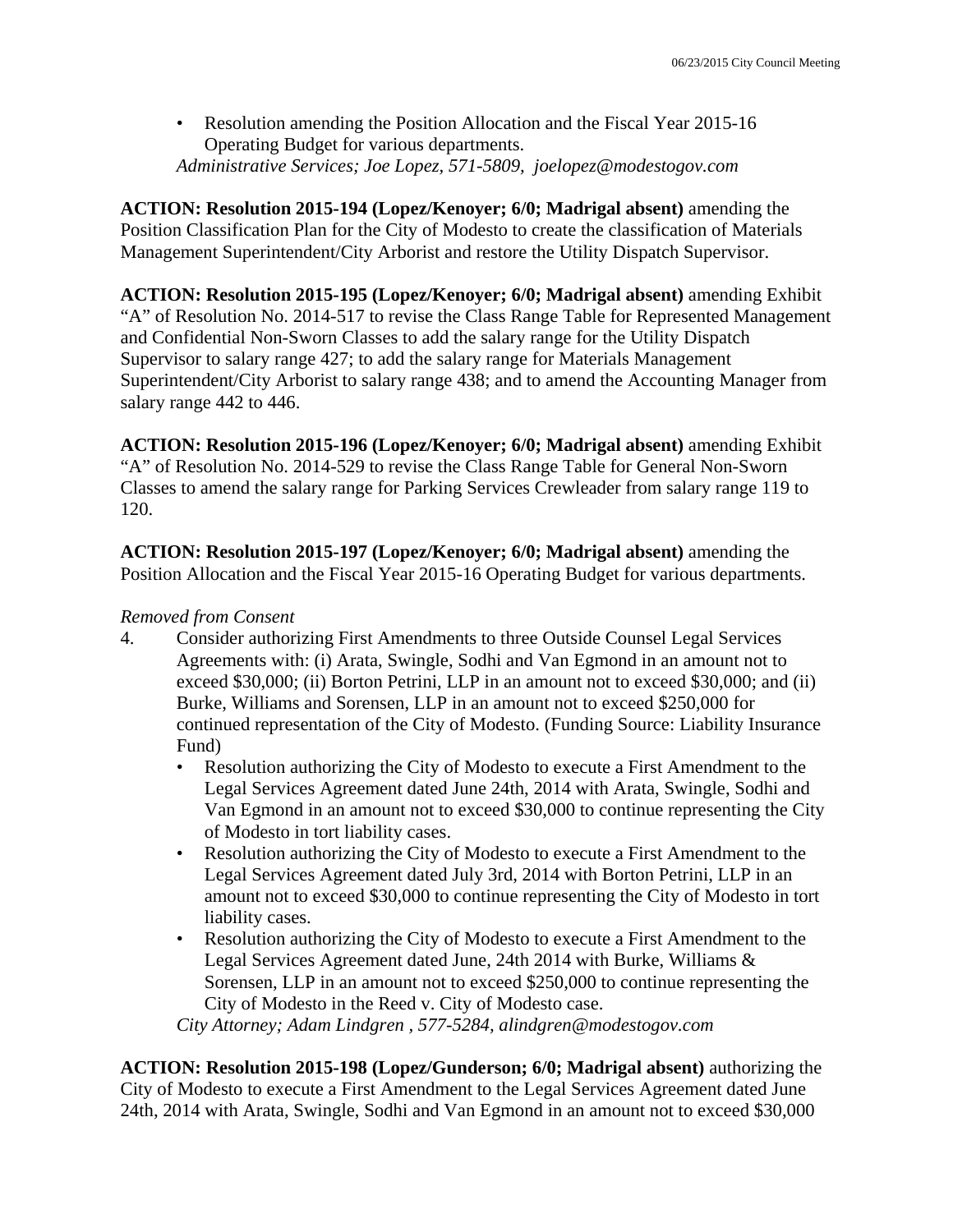- Resolution amending the Position Allocation and the Fiscal Year 2015-16 Operating Budget for various departments.

*Administrative Services; Joe Lopez, 571-5809, joelopez@modestogov.com*

**ACTION: Resolution 2015-194 (Lopez/Kenoyer; 6/0; Madrigal absent)** amending the Position Classification Plan for the City of Modesto to create the classification of Materials Management Superintendent/City Arborist and restore the Utility Dispatch Supervisor.

**ACTION: Resolution 2015-195 (Lopez/Kenoyer; 6/0; Madrigal absent)** amending Exhibit "A" of Resolution No. 2014-517 to revise the Class Range Table for Represented Management and Confidential Non-Sworn Classes to add the salary range for the Utility Dispatch Supervisor to salary range 427; to add the salary range for Materials Management Superintendent/City Arborist to salary range 438; and to amend the Accounting Manager from salary range 442 to 446.

**ACTION: Resolution 2015-196 (Lopez/Kenoyer; 6/0; Madrigal absent)** amending Exhibit "A" of Resolution No. 2014-529 to revise the Class Range Table for General Non-Sworn Classes to amend the salary range for Parking Services Crewleader from salary range 119 to 120.

**ACTION: Resolution 2015-197 (Lopez/Kenoyer; 6/0; Madrigal absent)** amending the Position Allocation and the Fiscal Year 2015-16 Operating Budget for various departments.

*Removed from Consent*

4. Consider authorizing First Amendments to three Outside Counsel Legal Services Agreements with: (i) Arata, Swingle, Sodhi and Van Egmond in an amount not to exceed $30,000; (ii) Borton Petrini, LLP in an amount not to exceed $30,000; and (ii) Burke, Williams and Sorensen, LLP in an amount not to exceed $250,000 for continued representation of the City of Modesto. (Funding Source: Liability Insurance Fund)
    - Resolution authorizing the City of Modesto to execute a First Amendment to the Legal Services Agreement dated June 24th, 2014 with Arata, Swingle, Sodhi and Van Egmond in an amount not to exceed $30,000 to continue representing the City of Modesto in tort liability cases.
    - Resolution authorizing the City of Modesto to execute a First Amendment to the Legal Services Agreement dated July 3rd, 2014 with Borton Petrini, LLP in an amount not to exceed $30,000 to continue representing the City of Modesto in tort liability cases.
    - Resolution authorizing the City of Modesto to execute a First Amendment to the Legal Services Agreement dated June, 24th 2014 with Burke, Williams & Sorensen, LLP in an amount not to exceed $250,000 to continue representing the City of Modesto in the Reed v. City of Modesto case.

    *City Attorney; Adam Lindgren , 577-5284, alindgren@modestogov.com*

**ACTION: Resolution 2015-198 (Lopez/Gunderson; 6/0; Madrigal absent)** authorizing the City of Modesto to execute a First Amendment to the Legal Services Agreement dated June 24th, 2014 with Arata, Swingle, Sodhi and Van Egmond in an amount not to exceed $30,000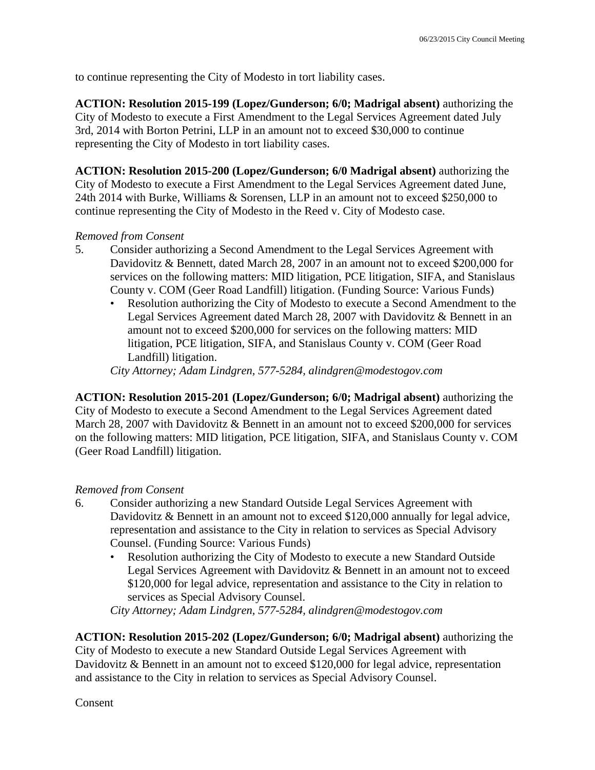to continue representing the City of Modesto in tort liability cases.

**ACTION: Resolution 2015-199 (Lopez/Gunderson; 6/0; Madrigal absent)** authorizing the City of Modesto to execute a First Amendment to the Legal Services Agreement dated July 3rd, 2014 with Borton Petrini, LLP in an amount not to exceed $30,000 to continue representing the City of Modesto in tort liability cases.

**ACTION: Resolution 2015-200 (Lopez/Gunderson; 6/0 Madrigal absent)** authorizing the City of Modesto to execute a First Amendment to the Legal Services Agreement dated June, 24th 2014 with Burke, Williams & Sorensen, LLP in an amount not to exceed $250,000 to continue representing the City of Modesto in the Reed v. City of Modesto case.

*Removed from Consent*

5. Consider authorizing a Second Amendment to the Legal Services Agreement with Davidovitz & Bennett, dated March 28, 2007 in an amount not to exceed $200,000 for services on the following matters: MID litigation, PCE litigation, SIFA, and Stanislaus County v. COM (Geer Road Landfill) litigation. (Funding Source: Various Funds)
   - Resolution authorizing the City of Modesto to execute a Second Amendment to the Legal Services Agreement dated March 28, 2007 with Davidovitz & Bennett in an amount not to exceed $200,000 for services on the following matters: MID litigation, PCE litigation, SIFA, and Stanislaus County v. COM (Geer Road Landfill) litigation.

   *City Attorney; Adam Lindgren, 577-5284, alindgren@modestogov.com*

**ACTION: Resolution 2015-201 (Lopez/Gunderson; 6/0; Madrigal absent)** authorizing the City of Modesto to execute a Second Amendment to the Legal Services Agreement dated March 28, 2007 with Davidovitz & Bennett in an amount not to exceed $200,000 for services on the following matters: MID litigation, PCE litigation, SIFA, and Stanislaus County v. COM (Geer Road Landfill) litigation.

*Removed from Consent*

6. Consider authorizing a new Standard Outside Legal Services Agreement with Davidovitz & Bennett in an amount not to exceed $120,000 annually for legal advice, representation and assistance to the City in relation to services as Special Advisory Counsel. (Funding Source: Various Funds)
   - Resolution authorizing the City of Modesto to execute a new Standard Outside Legal Services Agreement with Davidovitz & Bennett in an amount not to exceed $120,000 for legal advice, representation and assistance to the City in relation to services as Special Advisory Counsel.

   *City Attorney; Adam Lindgren, 577-5284, alindgren@modestogov.com*

**ACTION: Resolution 2015-202 (Lopez/Gunderson; 6/0; Madrigal absent)** authorizing the City of Modesto to execute a new Standard Outside Legal Services Agreement with Davidovitz & Bennett in an amount not to exceed $120,000 for legal advice, representation and assistance to the City in relation to services as Special Advisory Counsel.

Consent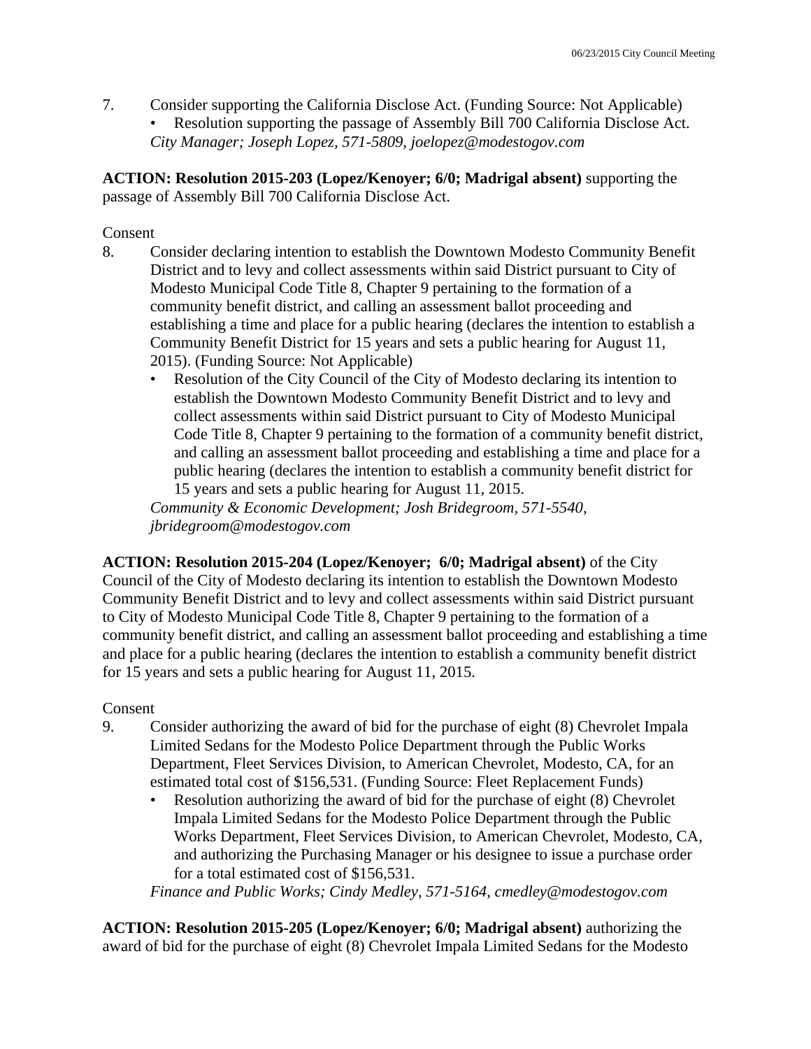7. Consider supporting the California Disclose Act. (Funding Source: Not Applicable)
   - Resolution supporting the passage of Assembly Bill 700 California Disclose Act.

   *City Manager; Joseph Lopez, 571-5809, joelopez@modestogov.com*

**ACTION: Resolution 2015-203 (Lopez/Kenoyer; 6/0; Madrigal absent)** supporting the passage of Assembly Bill 700 California Disclose Act.

Consent

8. Consider declaring intention to establish the Downtown Modesto Community Benefit District and to levy and collect assessments within said District pursuant to City of Modesto Municipal Code Title 8, Chapter 9 pertaining to the formation of a community benefit district, and calling an assessment ballot proceeding and establishing a time and place for a public hearing (declares the intention to establish a Community Benefit District for 15 years and sets a public hearing for August 11, 2015). (Funding Source: Not Applicable)
   - Resolution of the City Council of the City of Modesto declaring its intention to establish the Downtown Modesto Community Benefit District and to levy and collect assessments within said District pursuant to City of Modesto Municipal Code Title 8, Chapter 9 pertaining to the formation of a community benefit district, and calling an assessment ballot proceeding and establishing a time and place for a public hearing (declares the intention to establish a community benefit district for 15 years and sets a public hearing for August 11, 2015.

   *Community & Economic Development; Josh Bridegroom, 571-5540, jbridegroom@modestogov.com*

**ACTION: Resolution 2015-204 (Lopez/Kenoyer; 6/0; Madrigal absent)** of the City Council of the City of Modesto declaring its intention to establish the Downtown Modesto Community Benefit District and to levy and collect assessments within said District pursuant to City of Modesto Municipal Code Title 8, Chapter 9 pertaining to the formation of a community benefit district, and calling an assessment ballot proceeding and establishing a time and place for a public hearing (declares the intention to establish a community benefit district for 15 years and sets a public hearing for August 11, 2015.

Consent

9. Consider authorizing the award of bid for the purchase of eight (8) Chevrolet Impala Limited Sedans for the Modesto Police Department through the Public Works Department, Fleet Services Division, to American Chevrolet, Modesto, CA, for an estimated total cost of $156,531. (Funding Source: Fleet Replacement Funds)
   - Resolution authorizing the award of bid for the purchase of eight (8) Chevrolet Impala Limited Sedans for the Modesto Police Department through the Public Works Department, Fleet Services Division, to American Chevrolet, Modesto, CA, and authorizing the Purchasing Manager or his designee to issue a purchase order for a total estimated cost of $156,531.

   *Finance and Public Works; Cindy Medley, 571-5164, cmedley@modestogov.com*

**ACTION: Resolution 2015-205 (Lopez/Kenoyer; 6/0; Madrigal absent)** authorizing the award of bid for the purchase of eight (8) Chevrolet Impala Limited Sedans for the Modesto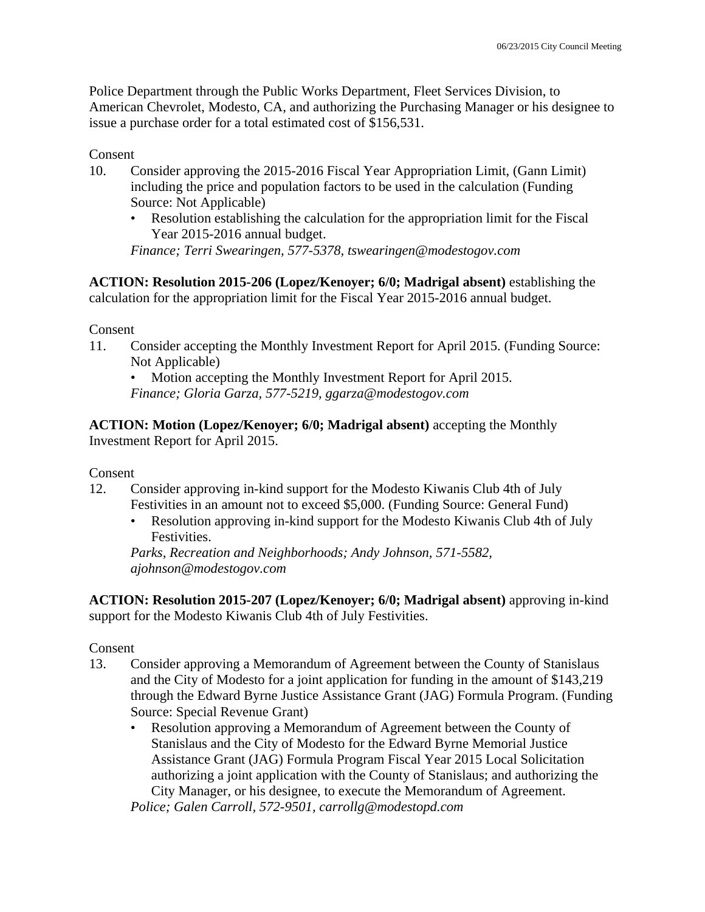Police Department through the Public Works Department, Fleet Services Division, to American Chevrolet, Modesto, CA, and authorizing the Purchasing Manager or his designee to issue a purchase order for a total estimated cost of $156,531.

Consent

10. Consider approving the 2015-2016 Fiscal Year Appropriation Limit, (Gann Limit) including the price and population factors to be used in the calculation (Funding Source: Not Applicable)
    - Resolution establishing the calculation for the appropriation limit for the Fiscal Year 2015-2016 annual budget.

    *Finance; Terri Swearingen, 577-5378, tswearingen@modestogov.com*

**ACTION: Resolution 2015-206 (Lopez/Kenoyer; 6/0; Madrigal absent)** establishing the calculation for the appropriation limit for the Fiscal Year 2015-2016 annual budget.

Consent

11. Consider accepting the Monthly Investment Report for April 2015. (Funding Source: Not Applicable)
    - Motion accepting the Monthly Investment Report for April 2015.

    *Finance; Gloria Garza, 577-5219, ggarza@modestogov.com*

**ACTION: Motion (Lopez/Kenoyer; 6/0; Madrigal absent)** accepting the Monthly Investment Report for April 2015.

Consent

12. Consider approving in-kind support for the Modesto Kiwanis Club 4th of July Festivities in an amount not to exceed $5,000. (Funding Source: General Fund)
    - Resolution approving in-kind support for the Modesto Kiwanis Club 4th of July Festivities.

    *Parks, Recreation and Neighborhoods; Andy Johnson, 571-5582, ajohnson@modestogov.com*

**ACTION: Resolution 2015-207 (Lopez/Kenoyer; 6/0; Madrigal absent)** approving in-kind support for the Modesto Kiwanis Club 4th of July Festivities.

Consent

13. Consider approving a Memorandum of Agreement between the County of Stanislaus and the City of Modesto for a joint application for funding in the amount of $143,219 through the Edward Byrne Justice Assistance Grant (JAG) Formula Program. (Funding Source: Special Revenue Grant)
    - Resolution approving a Memorandum of Agreement between the County of Stanislaus and the City of Modesto for the Edward Byrne Memorial Justice Assistance Grant (JAG) Formula Program Fiscal Year 2015 Local Solicitation authorizing a joint application with the County of Stanislaus; and authorizing the City Manager, or his designee, to execute the Memorandum of Agreement.

    *Police; Galen Carroll, 572-9501, carrollg@modestopd.com*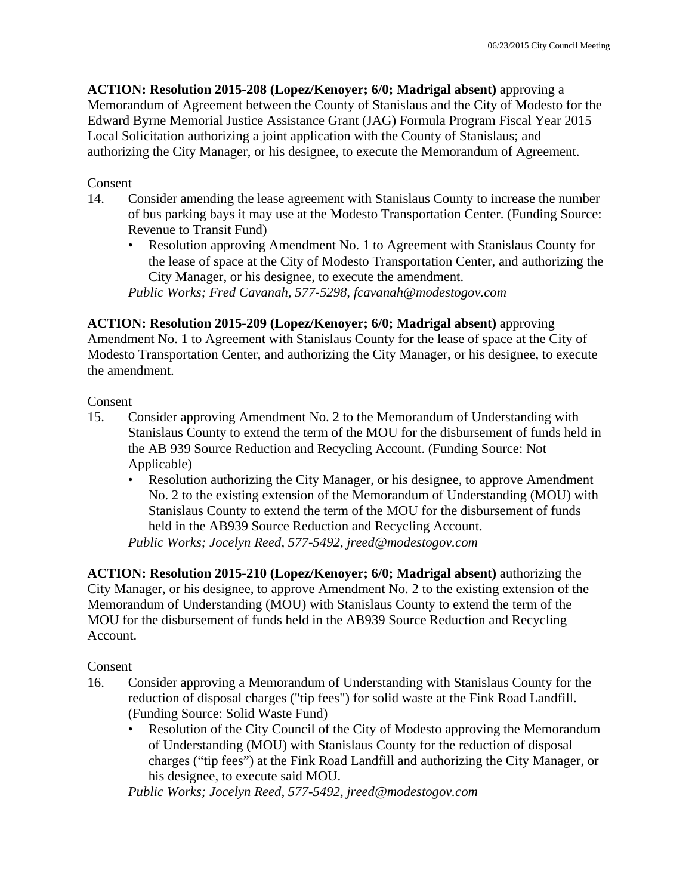**ACTION: Resolution 2015-208 (Lopez/Kenoyer; 6/0; Madrigal absent)** approving a Memorandum of Agreement between the County of Stanislaus and the City of Modesto for the Edward Byrne Memorial Justice Assistance Grant (JAG) Formula Program Fiscal Year 2015 Local Solicitation authorizing a joint application with the County of Stanislaus; and authorizing the City Manager, or his designee, to execute the Memorandum of Agreement.

Consent

14. Consider amending the lease agreement with Stanislaus County to increase the number of bus parking bays it may use at the Modesto Transportation Center. (Funding Source: Revenue to Transit Fund)
    - Resolution approving Amendment No. 1 to Agreement with Stanislaus County for the lease of space at the City of Modesto Transportation Center, and authorizing the City Manager, or his designee, to execute the amendment.

    *Public Works; Fred Cavanah, 577-5298, fcavanah@modestogov.com*

**ACTION: Resolution 2015-209 (Lopez/Kenoyer; 6/0; Madrigal absent)** approving Amendment No. 1 to Agreement with Stanislaus County for the lease of space at the City of Modesto Transportation Center, and authorizing the City Manager, or his designee, to execute the amendment.

Consent

15. Consider approving Amendment No. 2 to the Memorandum of Understanding with Stanislaus County to extend the term of the MOU for the disbursement of funds held in the AB 939 Source Reduction and Recycling Account. (Funding Source: Not Applicable)
    - Resolution authorizing the City Manager, or his designee, to approve Amendment No. 2 to the existing extension of the Memorandum of Understanding (MOU) with Stanislaus County to extend the term of the MOU for the disbursement of funds held in the AB939 Source Reduction and Recycling Account.

    *Public Works; Jocelyn Reed, 577-5492, jreed@modestogov.com*

**ACTION: Resolution 2015-210 (Lopez/Kenoyer; 6/0; Madrigal absent)** authorizing the City Manager, or his designee, to approve Amendment No. 2 to the existing extension of the Memorandum of Understanding (MOU) with Stanislaus County to extend the term of the MOU for the disbursement of funds held in the AB939 Source Reduction and Recycling Account.

Consent

16. Consider approving a Memorandum of Understanding with Stanislaus County for the reduction of disposal charges ("tip fees") for solid waste at the Fink Road Landfill. (Funding Source: Solid Waste Fund)
    - Resolution of the City Council of the City of Modesto approving the Memorandum of Understanding (MOU) with Stanislaus County for the reduction of disposal charges ("tip fees") at the Fink Road Landfill and authorizing the City Manager, or his designee, to execute said MOU.

    *Public Works; Jocelyn Reed, 577-5492, jreed@modestogov.com*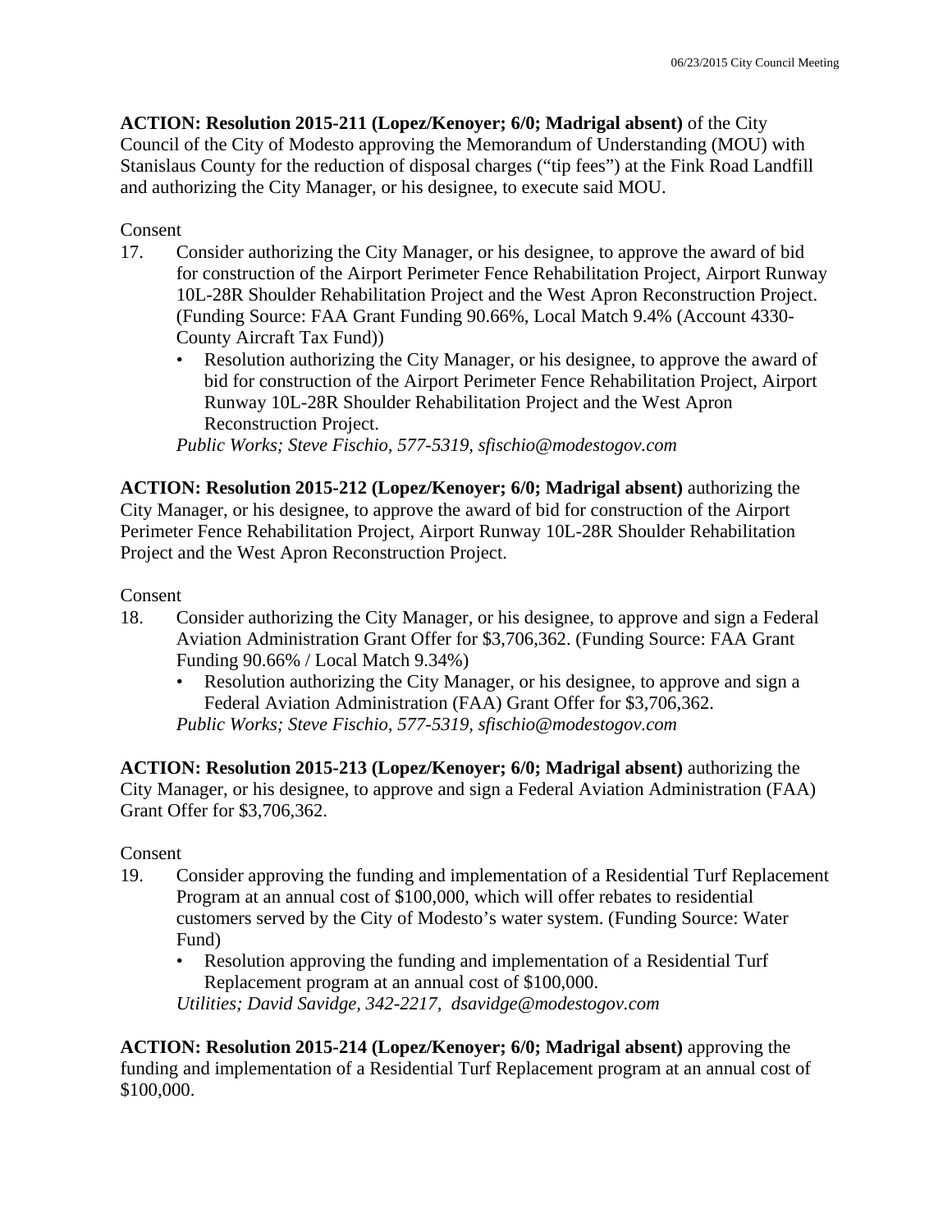**ACTION: Resolution 2015-211 (Lopez/Kenoyer; 6/0; Madrigal absent)** of the City Council of the City of Modesto approving the Memorandum of Understanding (MOU) with Stanislaus County for the reduction of disposal charges ("tip fees") at the Fink Road Landfill and authorizing the City Manager, or his designee, to execute said MOU.

Consent

17. Consider authorizing the City Manager, or his designee, to approve the award of bid for construction of the Airport Perimeter Fence Rehabilitation Project, Airport Runway 10L-28R Shoulder Rehabilitation Project and the West Apron Reconstruction Project. (Funding Source: FAA Grant Funding 90.66%, Local Match 9.4% (Account 4330-County Aircraft Tax Fund))
    - Resolution authorizing the City Manager, or his designee, to approve the award of bid for construction of the Airport Perimeter Fence Rehabilitation Project, Airport Runway 10L-28R Shoulder Rehabilitation Project and the West Apron Reconstruction Project.

    *Public Works; Steve Fischio, 577-5319, sfischio@modestogov.com*

**ACTION: Resolution 2015-212 (Lopez/Kenoyer; 6/0; Madrigal absent)** authorizing the City Manager, or his designee, to approve the award of bid for construction of the Airport Perimeter Fence Rehabilitation Project, Airport Runway 10L-28R Shoulder Rehabilitation Project and the West Apron Reconstruction Project.

Consent

18. Consider authorizing the City Manager, or his designee, to approve and sign a Federal Aviation Administration Grant Offer for $3,706,362. (Funding Source: FAA Grant Funding 90.66% / Local Match 9.34%)
    - Resolution authorizing the City Manager, or his designee, to approve and sign a Federal Aviation Administration (FAA) Grant Offer for $3,706,362.

    *Public Works; Steve Fischio, 577-5319, sfischio@modestogov.com*

**ACTION: Resolution 2015-213 (Lopez/Kenoyer; 6/0; Madrigal absent)** authorizing the City Manager, or his designee, to approve and sign a Federal Aviation Administration (FAA) Grant Offer for $3,706,362.

Consent

19. Consider approving the funding and implementation of a Residential Turf Replacement Program at an annual cost of $100,000, which will offer rebates to residential customers served by the City of Modesto's water system. (Funding Source: Water Fund)
    - Resolution approving the funding and implementation of a Residential Turf Replacement program at an annual cost of $100,000.

    *Utilities; David Savidge, 342-2217, dsavidge@modestogov.com*

**ACTION: Resolution 2015-214 (Lopez/Kenoyer; 6/0; Madrigal absent)** approving the funding and implementation of a Residential Turf Replacement program at an annual cost of $100,000.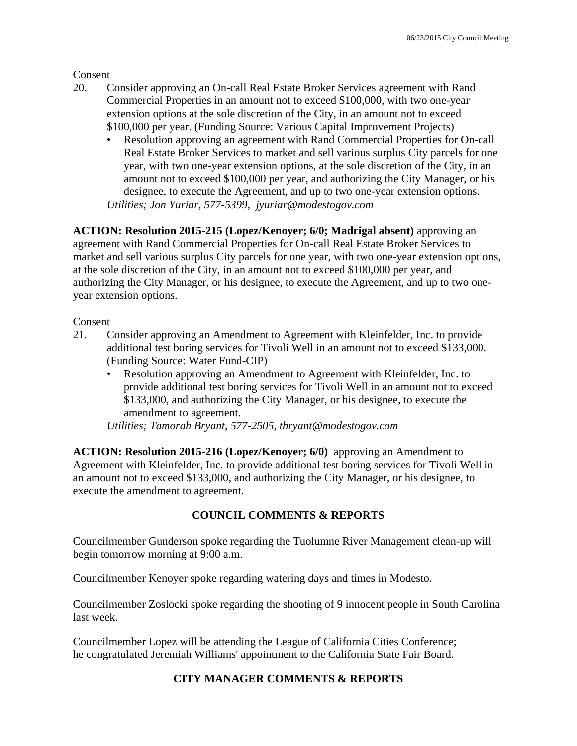Consent

20. Consider approving an On-call Real Estate Broker Services agreement with Rand Commercial Properties in an amount not to exceed $100,000, with two one-year extension options at the sole discretion of the City, in an amount not to exceed $100,000 per year. (Funding Source: Various Capital Improvement Projects)
    - Resolution approving an agreement with Rand Commercial Properties for On-call Real Estate Broker Services to market and sell various surplus City parcels for one year, with two one-year extension options, at the sole discretion of the City, in an amount not to exceed $100,000 per year, and authorizing the City Manager, or his designee, to execute the Agreement, and up to two one-year extension options.

    *Utilities; Jon Yuriar, 577-5399, jyuriar@modestogov.com*

**ACTION: Resolution 2015-215 (Lopez/Kenoyer; 6/0; Madrigal absent)** approving an agreement with Rand Commercial Properties for On-call Real Estate Broker Services to market and sell various surplus City parcels for one year, with two one-year extension options, at the sole discretion of the City, in an amount not to exceed $100,000 per year, and authorizing the City Manager, or his designee, to execute the Agreement, and up to two one-year extension options.

Consent

21. Consider approving an Amendment to Agreement with Kleinfelder, Inc. to provide additional test boring services for Tivoli Well in an amount not to exceed $133,000. (Funding Source: Water Fund-CIP)
    - Resolution approving an Amendment to Agreement with Kleinfelder, Inc. to provide additional test boring services for Tivoli Well in an amount not to exceed $133,000, and authorizing the City Manager, or his designee, to execute the amendment to agreement.

    *Utilities; Tamorah Bryant, 577-2505, tbryant@modestogov.com*

**ACTION: Resolution 2015-216 (Lopez/Kenoyer; 6/0)** approving an Amendment to Agreement with Kleinfelder, Inc. to provide additional test boring services for Tivoli Well in an amount not to exceed $133,000, and authorizing the City Manager, or his designee, to execute the amendment to agreement.

## COUNCIL COMMENTS & REPORTS

Councilmember Gunderson spoke regarding the Tuolumne River Management clean-up will begin tomorrow morning at 9:00 a.m.

Councilmember Kenoyer spoke regarding watering days and times in Modesto.

Councilmember Zoslocki spoke regarding the shooting of 9 innocent people in South Carolina last week.

Councilmember Lopez will be attending the League of California Cities Conference; he congratulated Jeremiah Williams' appointment to the California State Fair Board.

## CITY MANAGER COMMENTS & REPORTS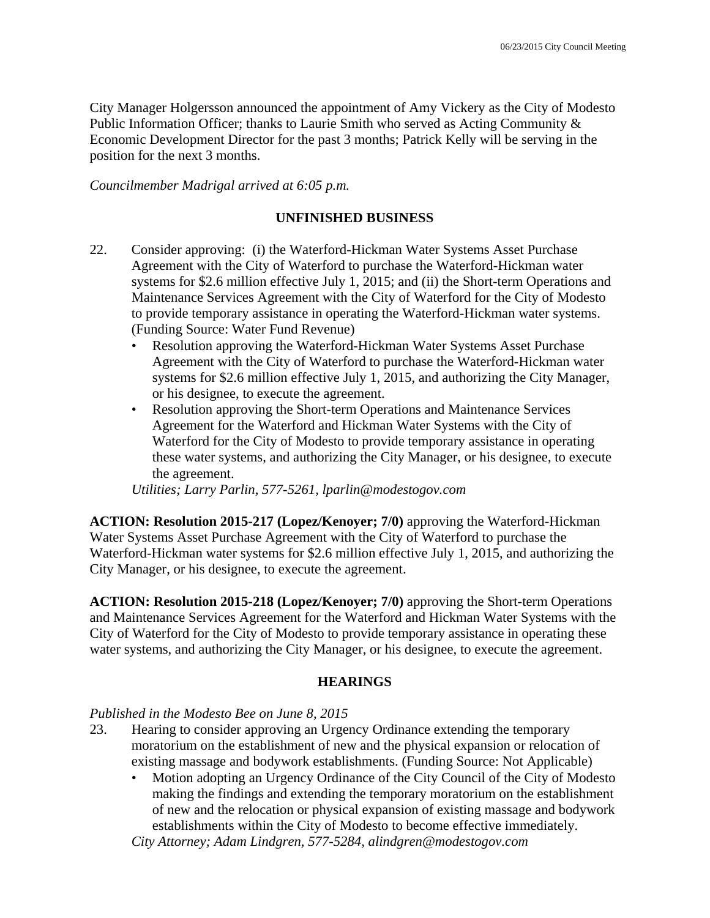City Manager Holgersson announced the appointment of Amy Vickery as the City of Modesto Public Information Officer; thanks to Laurie Smith who served as Acting Community & Economic Development Director for the past 3 months; Patrick Kelly will be serving in the position for the next 3 months.

*Councilmember Madrigal arrived at 6:05 p.m.*

## UNFINISHED BUSINESS

22. Consider approving: (i) the Waterford-Hickman Water Systems Asset Purchase Agreement with the City of Waterford to purchase the Waterford-Hickman water systems for $2.6 million effective July 1, 2015; and (ii) the Short-term Operations and Maintenance Services Agreement with the City of Waterford for the City of Modesto to provide temporary assistance in operating the Waterford-Hickman water systems. (Funding Source: Water Fund Revenue)
    - Resolution approving the Waterford-Hickman Water Systems Asset Purchase Agreement with the City of Waterford to purchase the Waterford-Hickman water systems for $2.6 million effective July 1, 2015, and authorizing the City Manager, or his designee, to execute the agreement.
    - Resolution approving the Short-term Operations and Maintenance Services Agreement for the Waterford and Hickman Water Systems with the City of Waterford for the City of Modesto to provide temporary assistance in operating these water systems, and authorizing the City Manager, or his designee, to execute the agreement.

    *Utilities; Larry Parlin, 577-5261, lparlin@modestogov.com*

**ACTION: Resolution 2015-217 (Lopez/Kenoyer; 7/0)** approving the Waterford-Hickman Water Systems Asset Purchase Agreement with the City of Waterford to purchase the Waterford-Hickman water systems for $2.6 million effective July 1, 2015, and authorizing the City Manager, or his designee, to execute the agreement.

**ACTION: Resolution 2015-218 (Lopez/Kenoyer; 7/0)** approving the Short-term Operations and Maintenance Services Agreement for the Waterford and Hickman Water Systems with the City of Waterford for the City of Modesto to provide temporary assistance in operating these water systems, and authorizing the City Manager, or his designee, to execute the agreement.

## HEARINGS

*Published in the Modesto Bee on June 8, 2015*

23. Hearing to consider approving an Urgency Ordinance extending the temporary moratorium on the establishment of new and the physical expansion or relocation of existing massage and bodywork establishments. (Funding Source: Not Applicable)
    - Motion adopting an Urgency Ordinance of the City Council of the City of Modesto making the findings and extending the temporary moratorium on the establishment of new and the relocation or physical expansion of existing massage and bodywork establishments within the City of Modesto to become effective immediately.

    *City Attorney; Adam Lindgren, 577-5284, alindgren@modestogov.com*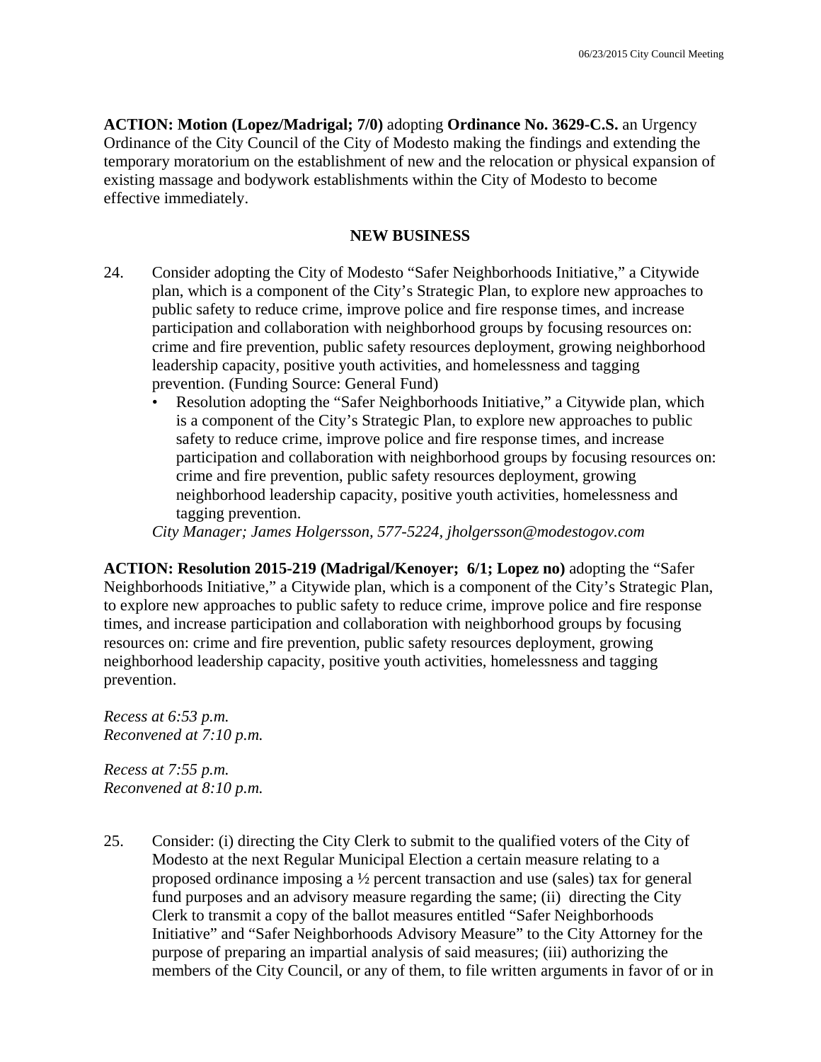**ACTION: Motion (Lopez/Madrigal; 7/0)** adopting **Ordinance No. 3629-C.S.** an Urgency Ordinance of the City Council of the City of Modesto making the findings and extending the temporary moratorium on the establishment of new and the relocation or physical expansion of existing massage and bodywork establishments within the City of Modesto to become effective immediately.

**NEW BUSINESS**

24. Consider adopting the City of Modesto "Safer Neighborhoods Initiative," a Citywide plan, which is a component of the City's Strategic Plan, to explore new approaches to public safety to reduce crime, improve police and fire response times, and increase participation and collaboration with neighborhood groups by focusing resources on: crime and fire prevention, public safety resources deployment, growing neighborhood leadership capacity, positive youth activities, and homelessness and tagging prevention. (Funding Source: General Fund)
    - Resolution adopting the "Safer Neighborhoods Initiative," a Citywide plan, which is a component of the City's Strategic Plan, to explore new approaches to public safety to reduce crime, improve police and fire response times, and increase participation and collaboration with neighborhood groups by focusing resources on: crime and fire prevention, public safety resources deployment, growing neighborhood leadership capacity, positive youth activities, homelessness and tagging prevention.

    *City Manager; James Holgersson, 577-5224, jholgersson@modestogov.com*

**ACTION: Resolution 2015-219 (Madrigal/Kenoyer; 6/1; Lopez no)** adopting the "Safer Neighborhoods Initiative," a Citywide plan, which is a component of the City's Strategic Plan, to explore new approaches to public safety to reduce crime, improve police and fire response times, and increase participation and collaboration with neighborhood groups by focusing resources on: crime and fire prevention, public safety resources deployment, growing neighborhood leadership capacity, positive youth activities, homelessness and tagging prevention.

*Recess at 6:53 p.m.*
*Reconvened at 7:10 p.m.*

*Recess at 7:55 p.m.*
*Reconvened at 8:10 p.m.*

25. Consider: (i) directing the City Clerk to submit to the qualified voters of the City of Modesto at the next Regular Municipal Election a certain measure relating to a proposed ordinance imposing a ½ percent transaction and use (sales) tax for general fund purposes and an advisory measure regarding the same; (ii) directing the City Clerk to transmit a copy of the ballot measures entitled "Safer Neighborhoods Initiative" and "Safer Neighborhoods Advisory Measure" to the City Attorney for the purpose of preparing an impartial analysis of said measures; (iii) authorizing the members of the City Council, or any of them, to file written arguments in favor of or in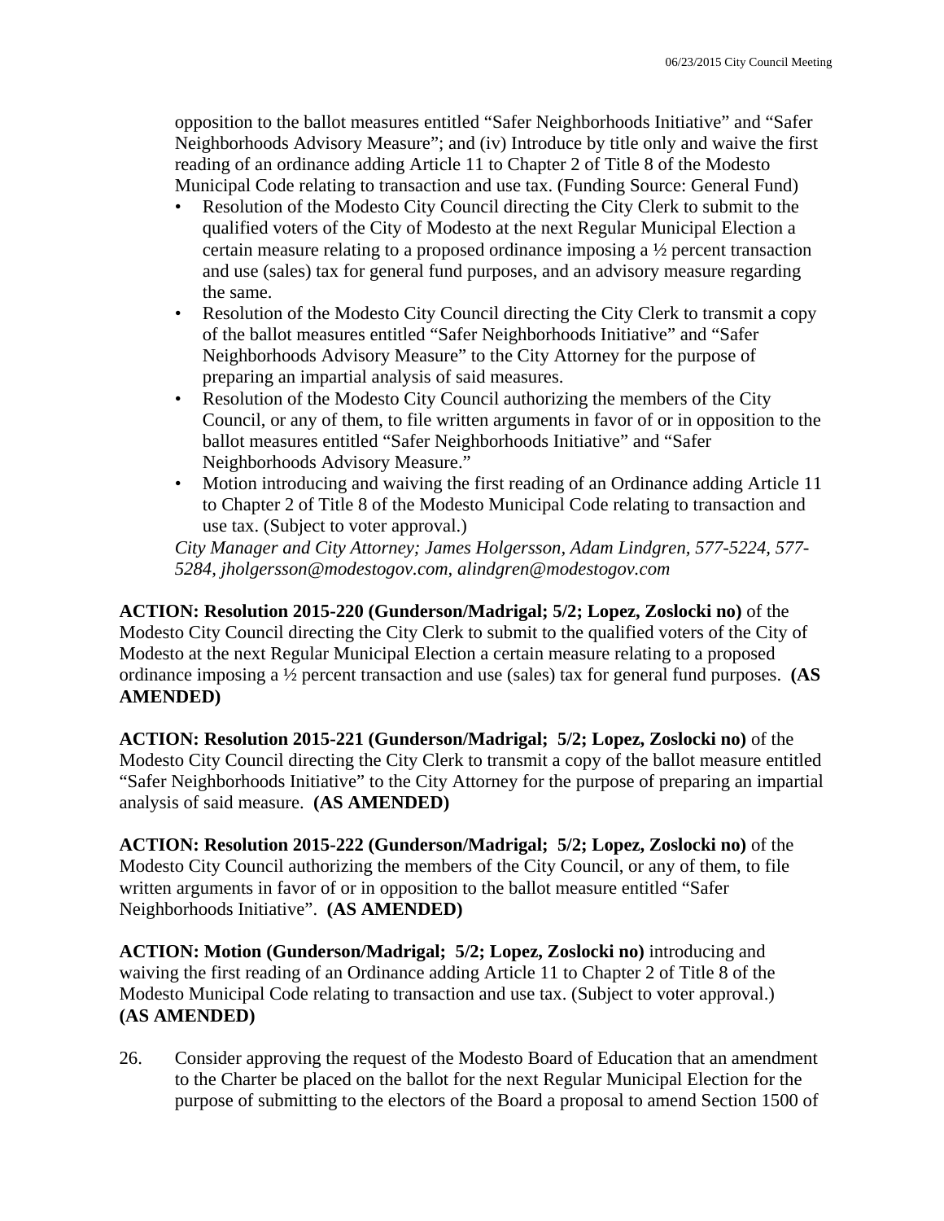opposition to the ballot measures entitled "Safer Neighborhoods Initiative" and "Safer Neighborhoods Advisory Measure"; and (iv) Introduce by title only and waive the first reading of an ordinance adding Article 11 to Chapter 2 of Title 8 of the Modesto Municipal Code relating to transaction and use tax. (Funding Source: General Fund)

- Resolution of the Modesto City Council directing the City Clerk to submit to the qualified voters of the City of Modesto at the next Regular Municipal Election a certain measure relating to a proposed ordinance imposing a ½ percent transaction and use (sales) tax for general fund purposes, and an advisory measure regarding the same.
- Resolution of the Modesto City Council directing the City Clerk to transmit a copy of the ballot measures entitled "Safer Neighborhoods Initiative" and "Safer Neighborhoods Advisory Measure" to the City Attorney for the purpose of preparing an impartial analysis of said measures.
- Resolution of the Modesto City Council authorizing the members of the City Council, or any of them, to file written arguments in favor of or in opposition to the ballot measures entitled "Safer Neighborhoods Initiative" and "Safer Neighborhoods Advisory Measure."
- Motion introducing and waiving the first reading of an Ordinance adding Article 11 to Chapter 2 of Title 8 of the Modesto Municipal Code relating to transaction and use tax. (Subject to voter approval.)

*City Manager and City Attorney; James Holgersson, Adam Lindgren, 577-5224, 577-5284, jholgersson@modestogov.com, alindgren@modestogov.com*

**ACTION: Resolution 2015-220 (Gunderson/Madrigal; 5/2; Lopez, Zoslocki no)** of the Modesto City Council directing the City Clerk to submit to the qualified voters of the City of Modesto at the next Regular Municipal Election a certain measure relating to a proposed ordinance imposing a ½ percent transaction and use (sales) tax for general fund purposes. **(AS AMENDED)**

**ACTION: Resolution 2015-221 (Gunderson/Madrigal; 5/2; Lopez, Zoslocki no)** of the Modesto City Council directing the City Clerk to transmit a copy of the ballot measure entitled "Safer Neighborhoods Initiative" to the City Attorney for the purpose of preparing an impartial analysis of said measure. **(AS AMENDED)**

**ACTION: Resolution 2015-222 (Gunderson/Madrigal; 5/2; Lopez, Zoslocki no)** of the Modesto City Council authorizing the members of the City Council, or any of them, to file written arguments in favor of or in opposition to the ballot measure entitled "Safer Neighborhoods Initiative". **(AS AMENDED)**

**ACTION: Motion (Gunderson/Madrigal; 5/2; Lopez, Zoslocki no)** introducing and waiving the first reading of an Ordinance adding Article 11 to Chapter 2 of Title 8 of the Modesto Municipal Code relating to transaction and use tax. (Subject to voter approval.) **(AS AMENDED)**

26. Consider approving the request of the Modesto Board of Education that an amendment to the Charter be placed on the ballot for the next Regular Municipal Election for the purpose of submitting to the electors of the Board a proposal to amend Section 1500 of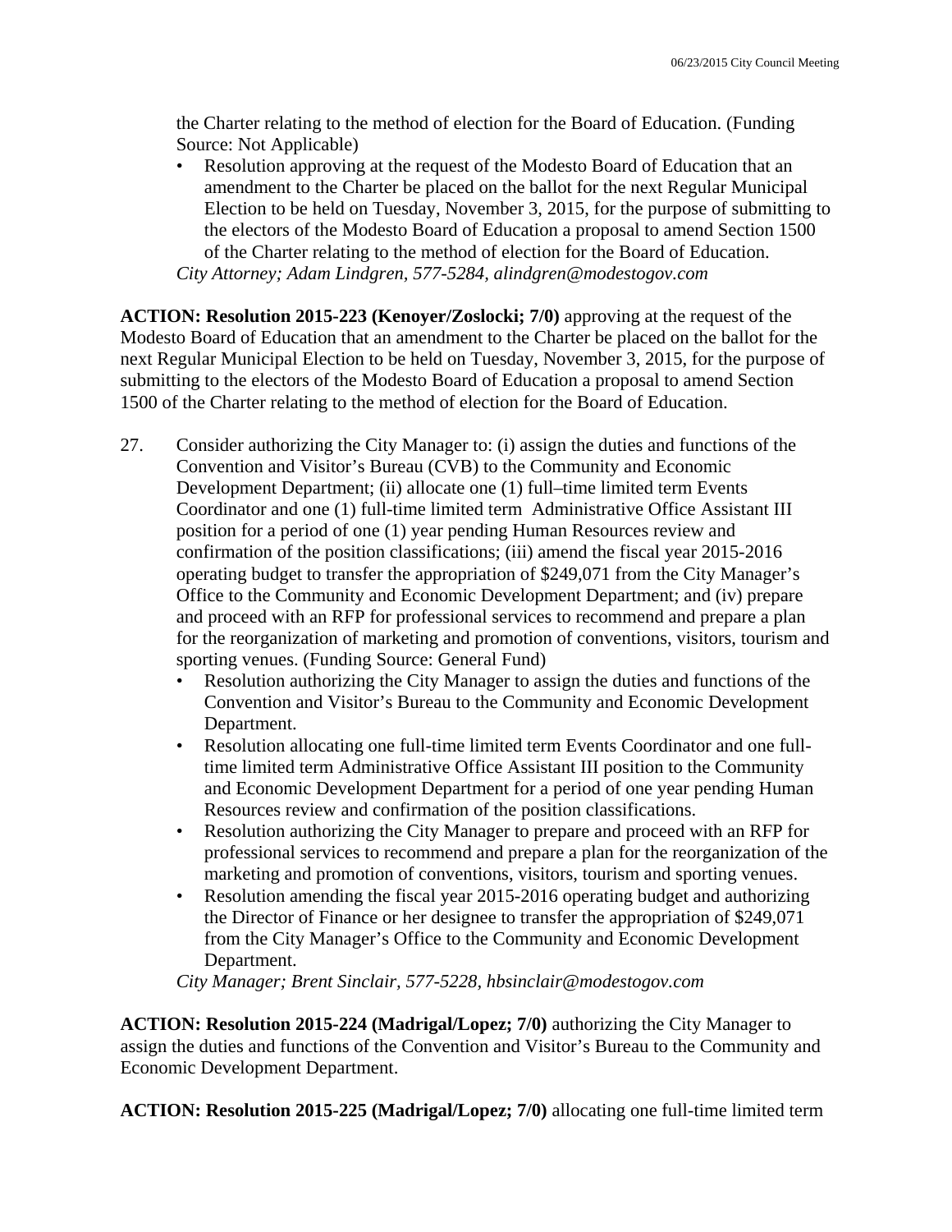the Charter relating to the method of election for the Board of Education. (Funding Source: Not Applicable)

- Resolution approving at the request of the Modesto Board of Education that an amendment to the Charter be placed on the ballot for the next Regular Municipal Election to be held on Tuesday, November 3, 2015, for the purpose of submitting to the electors of the Modesto Board of Education a proposal to amend Section 1500 of the Charter relating to the method of election for the Board of Education.

*City Attorney; Adam Lindgren, 577-5284, alindgren@modestogov.com*

**ACTION: Resolution 2015-223 (Kenoyer/Zoslocki; 7/0)** approving at the request of the Modesto Board of Education that an amendment to the Charter be placed on the ballot for the next Regular Municipal Election to be held on Tuesday, November 3, 2015, for the purpose of submitting to the electors of the Modesto Board of Education a proposal to amend Section 1500 of the Charter relating to the method of election for the Board of Education.

27. Consider authorizing the City Manager to: (i) assign the duties and functions of the Convention and Visitor's Bureau (CVB) to the Community and Economic Development Department; (ii) allocate one (1) full–time limited term Events Coordinator and one (1) full-time limited term Administrative Office Assistant III position for a period of one (1) year pending Human Resources review and confirmation of the position classifications; (iii) amend the fiscal year 2015-2016 operating budget to transfer the appropriation of $249,071 from the City Manager's Office to the Community and Economic Development Department; and (iv) prepare and proceed with an RFP for professional services to recommend and prepare a plan for the reorganization of marketing and promotion of conventions, visitors, tourism and sporting venues. (Funding Source: General Fund)
    - Resolution authorizing the City Manager to assign the duties and functions of the Convention and Visitor's Bureau to the Community and Economic Development Department.
    - Resolution allocating one full-time limited term Events Coordinator and one full-time limited term Administrative Office Assistant III position to the Community and Economic Development Department for a period of one year pending Human Resources review and confirmation of the position classifications.
    - Resolution authorizing the City Manager to prepare and proceed with an RFP for professional services to recommend and prepare a plan for the reorganization of the marketing and promotion of conventions, visitors, tourism and sporting venues.
    - Resolution amending the fiscal year 2015-2016 operating budget and authorizing the Director of Finance or her designee to transfer the appropriation of $249,071 from the City Manager's Office to the Community and Economic Development Department.

    *City Manager; Brent Sinclair, 577-5228, hbsinclair@modestogov.com*

**ACTION: Resolution 2015-224 (Madrigal/Lopez; 7/0)** authorizing the City Manager to assign the duties and functions of the Convention and Visitor's Bureau to the Community and Economic Development Department.

**ACTION: Resolution 2015-225 (Madrigal/Lopez; 7/0)** allocating one full-time limited term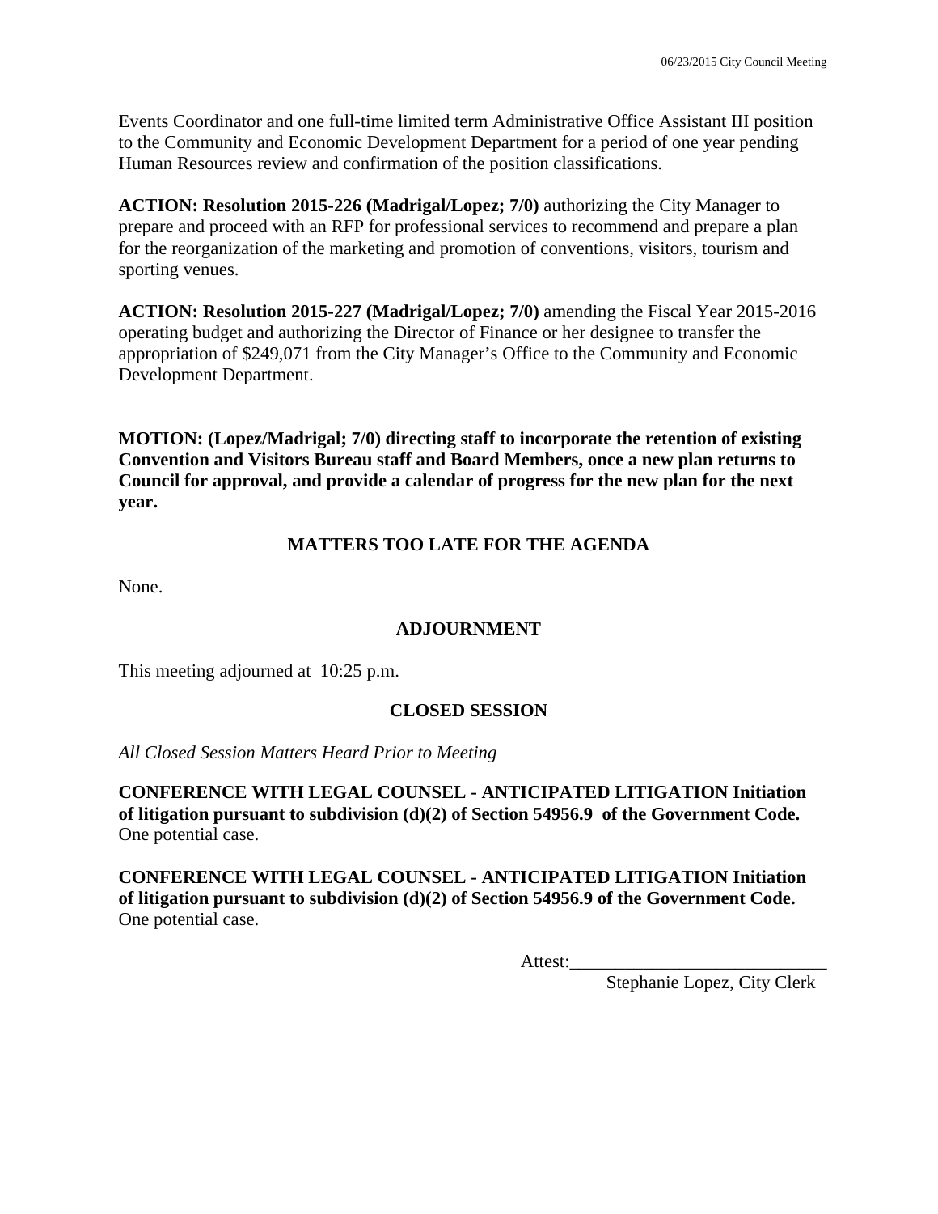Events Coordinator and one full-time limited term Administrative Office Assistant III position to the Community and Economic Development Department for a period of one year pending Human Resources review and confirmation of the position classifications.

**ACTION: Resolution 2015-226 (Madrigal/Lopez; 7/0)** authorizing the City Manager to prepare and proceed with an RFP for professional services to recommend and prepare a plan for the reorganization of the marketing and promotion of conventions, visitors, tourism and sporting venues.

**ACTION: Resolution 2015-227 (Madrigal/Lopez; 7/0)** amending the Fiscal Year 2015-2016 operating budget and authorizing the Director of Finance or her designee to transfer the appropriation of $249,071 from the City Manager's Office to the Community and Economic Development Department.

**MOTION: (Lopez/Madrigal; 7/0) directing staff to incorporate the retention of existing Convention and Visitors Bureau staff and Board Members, once a new plan returns to Council for approval, and provide a calendar of progress for the new plan for the next year.**

## MATTERS TOO LATE FOR THE AGENDA

None.

## ADJOURNMENT

This meeting adjourned at 10:25 p.m.

## CLOSED SESSION

*All Closed Session Matters Heard Prior to Meeting*

**CONFERENCE WITH LEGAL COUNSEL - ANTICIPATED LITIGATION Initiation of litigation pursuant to subdivision (d)(2) of Section 54956.9 of the Government Code.** One potential case.

**CONFERENCE WITH LEGAL COUNSEL - ANTICIPATED LITIGATION Initiation of litigation pursuant to subdivision (d)(2) of Section 54956.9 of the Government Code.** One potential case.

Attest:____________________________

Stephanie Lopez, City Clerk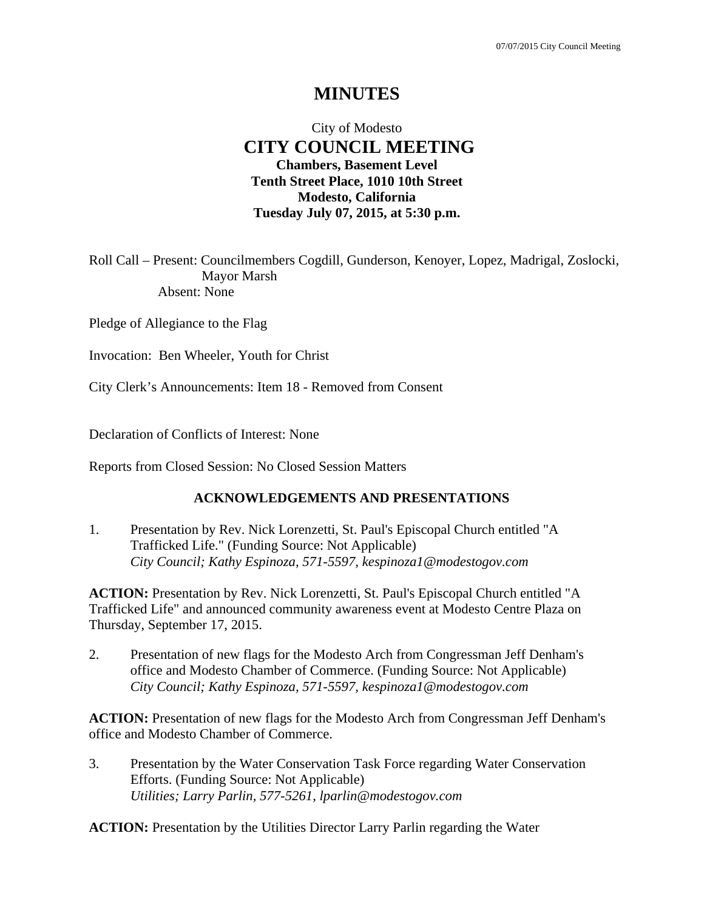# MINUTES

City of Modesto

## CITY COUNCIL MEETING

**Chambers, Basement Level**
**Tenth Street Place, 1010 10th Street**
**Modesto, California**
**Tuesday July 07, 2015, at 5:30 p.m.**

Roll Call – Present: Councilmembers Cogdill, Gunderson, Kenoyer, Lopez, Madrigal, Zoslocki, Mayor Marsh
Absent: None

Pledge of Allegiance to the Flag

Invocation: Ben Wheeler, Youth for Christ

City Clerk's Announcements: Item 18 - Removed from Consent

Declaration of Conflicts of Interest: None

Reports from Closed Session: No Closed Session Matters

### ACKNOWLEDGEMENTS AND PRESENTATIONS

1. Presentation by Rev. Nick Lorenzetti, St. Paul's Episcopal Church entitled "A Trafficked Life." (Funding Source: Not Applicable)
   *City Council; Kathy Espinoza, 571-5597, kespinoza1@modestogov.com*

**ACTION:** Presentation by Rev. Nick Lorenzetti, St. Paul's Episcopal Church entitled "A Trafficked Life" and announced community awareness event at Modesto Centre Plaza on Thursday, September 17, 2015.

2. Presentation of new flags for the Modesto Arch from Congressman Jeff Denham's office and Modesto Chamber of Commerce. (Funding Source: Not Applicable)
   *City Council; Kathy Espinoza, 571-5597, kespinoza1@modestogov.com*

**ACTION:** Presentation of new flags for the Modesto Arch from Congressman Jeff Denham's office and Modesto Chamber of Commerce.

3. Presentation by the Water Conservation Task Force regarding Water Conservation Efforts. (Funding Source: Not Applicable)
   *Utilities; Larry Parlin, 577-5261, lparlin@modestogov.com*

**ACTION:** Presentation by the Utilities Director Larry Parlin regarding the Water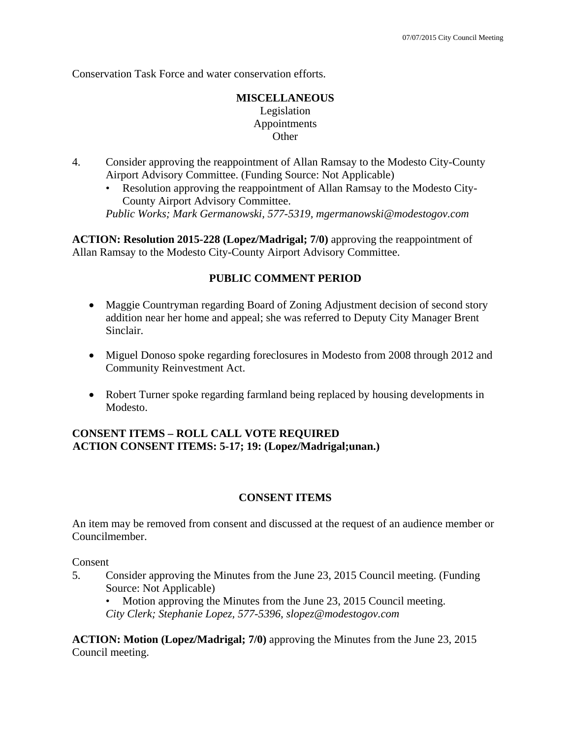Conservation Task Force and water conservation efforts.

**MISCELLANEOUS**
Legislation
Appointments
Other

4. Consider approving the reappointment of Allan Ramsay to the Modesto City-County Airport Advisory Committee. (Funding Source: Not Applicable)
   - Resolution approving the reappointment of Allan Ramsay to the Modesto City-County Airport Advisory Committee.

   *Public Works; Mark Germanowski, 577-5319, mgermanowski@modestogov.com*

**ACTION: Resolution 2015-228 (Lopez/Madrigal; 7/0)** approving the reappointment of Allan Ramsay to the Modesto City-County Airport Advisory Committee.

**PUBLIC COMMENT PERIOD**

- Maggie Countryman regarding Board of Zoning Adjustment decision of second story addition near her home and appeal; she was referred to Deputy City Manager Brent Sinclair.
- Miguel Donoso spoke regarding foreclosures in Modesto from 2008 through 2012 and Community Reinvestment Act.
- Robert Turner spoke regarding farmland being replaced by housing developments in Modesto.

**CONSENT ITEMS – ROLL CALL VOTE REQUIRED**
**ACTION CONSENT ITEMS: 5-17; 19: (Lopez/Madrigal;unan.)**

**CONSENT ITEMS**

An item may be removed from consent and discussed at the request of an audience member or Councilmember.

Consent

5. Consider approving the Minutes from the June 23, 2015 Council meeting. (Funding Source: Not Applicable)
   - Motion approving the Minutes from the June 23, 2015 Council meeting.

   *City Clerk; Stephanie Lopez, 577-5396, slopez@modestogov.com*

**ACTION: Motion (Lopez/Madrigal; 7/0)** approving the Minutes from the June 23, 2015 Council meeting.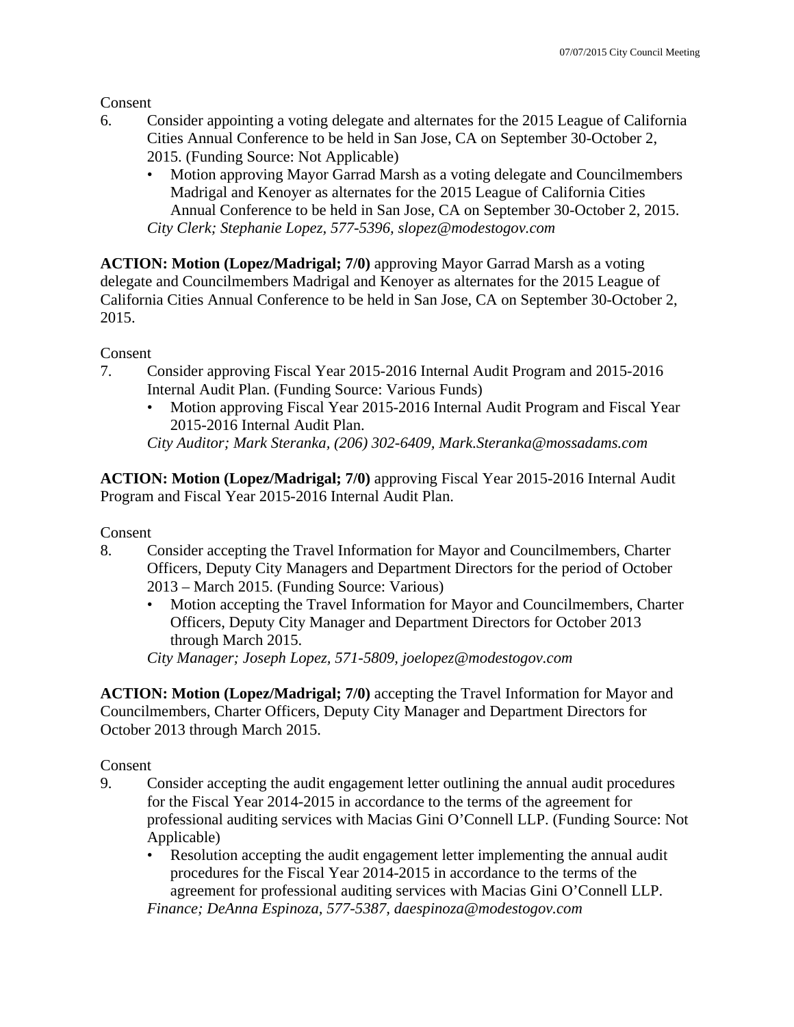Consent

6. Consider appointing a voting delegate and alternates for the 2015 League of California Cities Annual Conference to be held in San Jose, CA on September 30-October 2, 2015. (Funding Source: Not Applicable)
   - Motion approving Mayor Garrad Marsh as a voting delegate and Councilmembers Madrigal and Kenoyer as alternates for the 2015 League of California Cities Annual Conference to be held in San Jose, CA on September 30-October 2, 2015.

   *City Clerk; Stephanie Lopez, 577-5396, slopez@modestogov.com*

**ACTION: Motion (Lopez/Madrigal; 7/0)** approving Mayor Garrad Marsh as a voting delegate and Councilmembers Madrigal and Kenoyer as alternates for the 2015 League of California Cities Annual Conference to be held in San Jose, CA on September 30-October 2, 2015.

Consent

7. Consider approving Fiscal Year 2015-2016 Internal Audit Program and 2015-2016 Internal Audit Plan. (Funding Source: Various Funds)
   - Motion approving Fiscal Year 2015-2016 Internal Audit Program and Fiscal Year 2015-2016 Internal Audit Plan.

   *City Auditor; Mark Steranka, (206) 302-6409, Mark.Steranka@mossadams.com*

**ACTION: Motion (Lopez/Madrigal; 7/0)** approving Fiscal Year 2015-2016 Internal Audit Program and Fiscal Year 2015-2016 Internal Audit Plan.

Consent

8. Consider accepting the Travel Information for Mayor and Councilmembers, Charter Officers, Deputy City Managers and Department Directors for the period of October 2013 – March 2015. (Funding Source: Various)
   - Motion accepting the Travel Information for Mayor and Councilmembers, Charter Officers, Deputy City Manager and Department Directors for October 2013 through March 2015.

   *City Manager; Joseph Lopez, 571-5809, joelopez@modestogov.com*

**ACTION: Motion (Lopez/Madrigal; 7/0)** accepting the Travel Information for Mayor and Councilmembers, Charter Officers, Deputy City Manager and Department Directors for October 2013 through March 2015.

Consent

9. Consider accepting the audit engagement letter outlining the annual audit procedures for the Fiscal Year 2014-2015 in accordance to the terms of the agreement for professional auditing services with Macias Gini O'Connell LLP. (Funding Source: Not Applicable)
   - Resolution accepting the audit engagement letter implementing the annual audit procedures for the Fiscal Year 2014-2015 in accordance to the terms of the agreement for professional auditing services with Macias Gini O'Connell LLP.

   *Finance; DeAnna Espinoza, 577-5387, daespinoza@modestogov.com*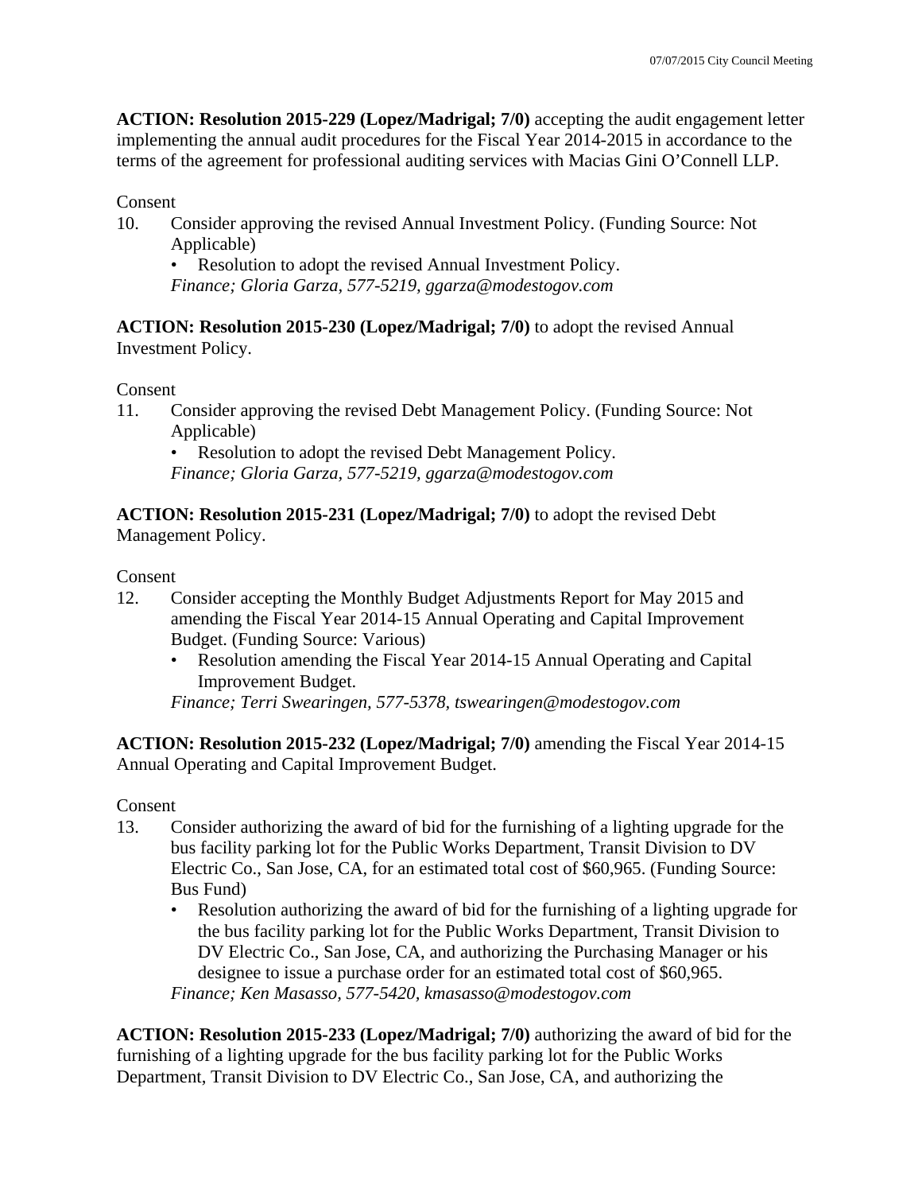**ACTION: Resolution 2015-229 (Lopez/Madrigal; 7/0)** accepting the audit engagement letter implementing the annual audit procedures for the Fiscal Year 2014-2015 in accordance to the terms of the agreement for professional auditing services with Macias Gini O'Connell LLP.

Consent

10. Consider approving the revised Annual Investment Policy. (Funding Source: Not Applicable)
    - Resolution to adopt the revised Annual Investment Policy.

    *Finance; Gloria Garza, 577-5219, ggarza@modestogov.com*

**ACTION: Resolution 2015-230 (Lopez/Madrigal; 7/0)** to adopt the revised Annual Investment Policy.

Consent

11. Consider approving the revised Debt Management Policy. (Funding Source: Not Applicable)
    - Resolution to adopt the revised Debt Management Policy.

    *Finance; Gloria Garza, 577-5219, ggarza@modestogov.com*

**ACTION: Resolution 2015-231 (Lopez/Madrigal; 7/0)** to adopt the revised Debt Management Policy.

Consent

12. Consider accepting the Monthly Budget Adjustments Report for May 2015 and amending the Fiscal Year 2014-15 Annual Operating and Capital Improvement Budget. (Funding Source: Various)
    - Resolution amending the Fiscal Year 2014-15 Annual Operating and Capital Improvement Budget.

    *Finance; Terri Swearingen, 577-5378, tswearingen@modestogov.com*

**ACTION: Resolution 2015-232 (Lopez/Madrigal; 7/0)** amending the Fiscal Year 2014-15 Annual Operating and Capital Improvement Budget.

Consent

13. Consider authorizing the award of bid for the furnishing of a lighting upgrade for the bus facility parking lot for the Public Works Department, Transit Division to DV Electric Co., San Jose, CA, for an estimated total cost of $60,965. (Funding Source: Bus Fund)
    - Resolution authorizing the award of bid for the furnishing of a lighting upgrade for the bus facility parking lot for the Public Works Department, Transit Division to DV Electric Co., San Jose, CA, and authorizing the Purchasing Manager or his designee to issue a purchase order for an estimated total cost of $60,965.

    *Finance; Ken Masasso, 577-5420, kmasasso@modestogov.com*

**ACTION: Resolution 2015-233 (Lopez/Madrigal; 7/0)** authorizing the award of bid for the furnishing of a lighting upgrade for the bus facility parking lot for the Public Works Department, Transit Division to DV Electric Co., San Jose, CA, and authorizing the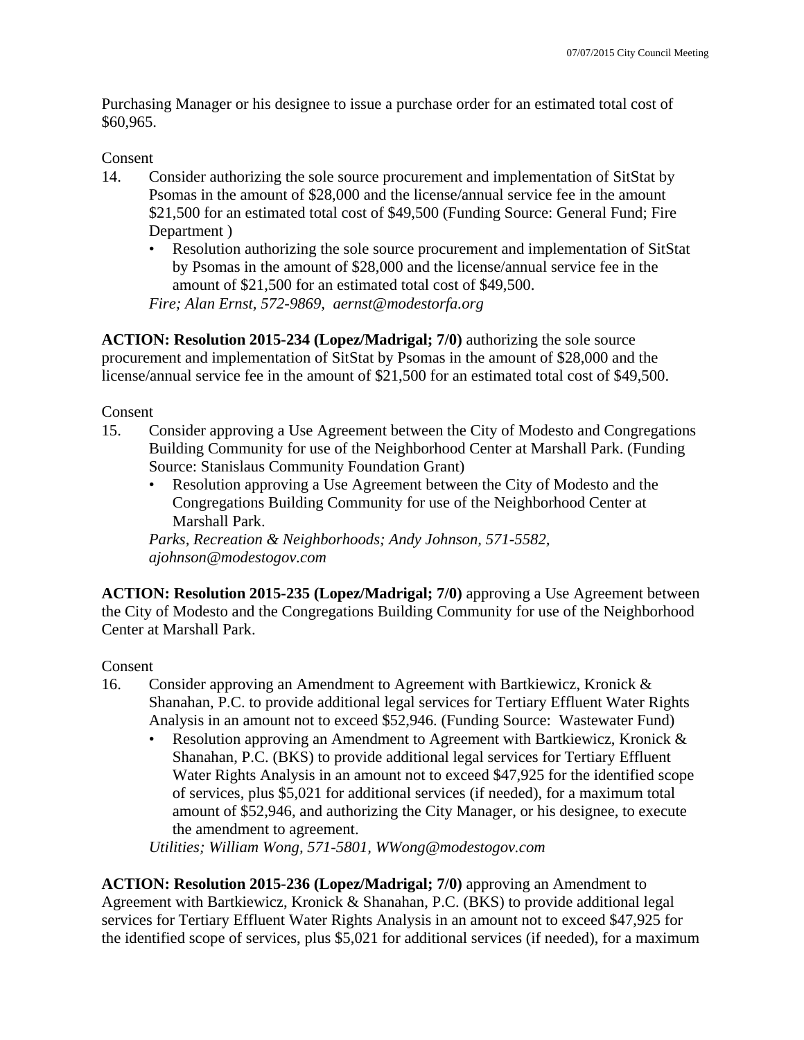Purchasing Manager or his designee to issue a purchase order for an estimated total cost of $60,965.

Consent

14. Consider authorizing the sole source procurement and implementation of SitStat by Psomas in the amount of $28,000 and the license/annual service fee in the amount $21,500 for an estimated total cost of $49,500 (Funding Source: General Fund; Fire Department )
   - Resolution authorizing the sole source procurement and implementation of SitStat by Psomas in the amount of $28,000 and the license/annual service fee in the amount of $21,500 for an estimated total cost of $49,500.

   *Fire; Alan Ernst, 572-9869, aernst@modestorfa.org*

**ACTION: Resolution 2015-234 (Lopez/Madrigal; 7/0)** authorizing the sole source procurement and implementation of SitStat by Psomas in the amount of $28,000 and the license/annual service fee in the amount of $21,500 for an estimated total cost of $49,500.

Consent

15. Consider approving a Use Agreement between the City of Modesto and Congregations Building Community for use of the Neighborhood Center at Marshall Park. (Funding Source: Stanislaus Community Foundation Grant)
   - Resolution approving a Use Agreement between the City of Modesto and the Congregations Building Community for use of the Neighborhood Center at Marshall Park.

   *Parks, Recreation & Neighborhoods; Andy Johnson, 571-5582, ajohnson@modestogov.com*

**ACTION: Resolution 2015-235 (Lopez/Madrigal; 7/0)** approving a Use Agreement between the City of Modesto and the Congregations Building Community for use of the Neighborhood Center at Marshall Park.

Consent

16. Consider approving an Amendment to Agreement with Bartkiewicz, Kronick & Shanahan, P.C. to provide additional legal services for Tertiary Effluent Water Rights Analysis in an amount not to exceed $52,946. (Funding Source: Wastewater Fund)
   - Resolution approving an Amendment to Agreement with Bartkiewicz, Kronick & Shanahan, P.C. (BKS) to provide additional legal services for Tertiary Effluent Water Rights Analysis in an amount not to exceed $47,925 for the identified scope of services, plus $5,021 for additional services (if needed), for a maximum total amount of $52,946, and authorizing the City Manager, or his designee, to execute the amendment to agreement.

   *Utilities; William Wong, 571-5801, WWong@modestogov.com*

**ACTION: Resolution 2015-236 (Lopez/Madrigal; 7/0)** approving an Amendment to Agreement with Bartkiewicz, Kronick & Shanahan, P.C. (BKS) to provide additional legal services for Tertiary Effluent Water Rights Analysis in an amount not to exceed $47,925 for the identified scope of services, plus $5,021 for additional services (if needed), for a maximum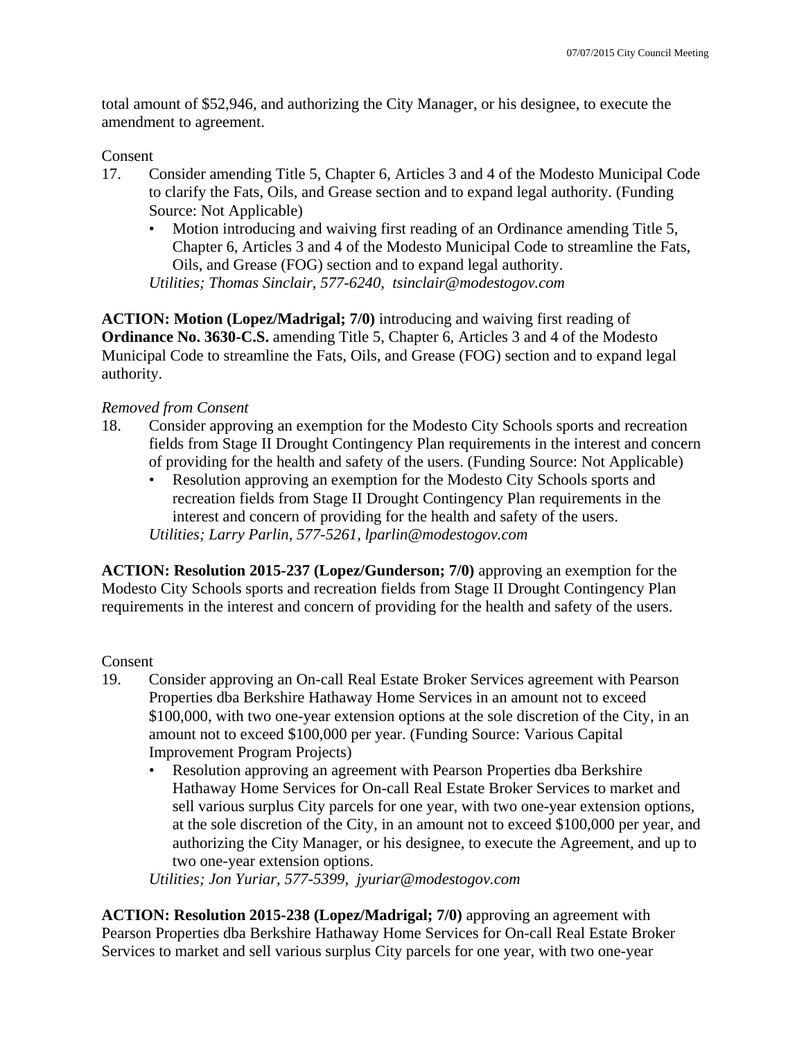total amount of $52,946, and authorizing the City Manager, or his designee, to execute the amendment to agreement.

Consent

17. Consider amending Title 5, Chapter 6, Articles 3 and 4 of the Modesto Municipal Code to clarify the Fats, Oils, and Grease section and to expand legal authority. (Funding Source: Not Applicable)
    - Motion introducing and waiving first reading of an Ordinance amending Title 5, Chapter 6, Articles 3 and 4 of the Modesto Municipal Code to streamline the Fats, Oils, and Grease (FOG) section and to expand legal authority.

    *Utilities; Thomas Sinclair, 577-6240, tsinclair@modestogov.com*

**ACTION: Motion (Lopez/Madrigal; 7/0)** introducing and waiving first reading of **Ordinance No. 3630-C.S.** amending Title 5, Chapter 6, Articles 3 and 4 of the Modesto Municipal Code to streamline the Fats, Oils, and Grease (FOG) section and to expand legal authority.

*Removed from Consent*

18. Consider approving an exemption for the Modesto City Schools sports and recreation fields from Stage II Drought Contingency Plan requirements in the interest and concern of providing for the health and safety of the users. (Funding Source: Not Applicable)
    - Resolution approving an exemption for the Modesto City Schools sports and recreation fields from Stage II Drought Contingency Plan requirements in the interest and concern of providing for the health and safety of the users.

    *Utilities; Larry Parlin, 577-5261, lparlin@modestogov.com*

**ACTION: Resolution 2015-237 (Lopez/Gunderson; 7/0)** approving an exemption for the Modesto City Schools sports and recreation fields from Stage II Drought Contingency Plan requirements in the interest and concern of providing for the health and safety of the users.

Consent

19. Consider approving an On-call Real Estate Broker Services agreement with Pearson Properties dba Berkshire Hathaway Home Services in an amount not to exceed $100,000, with two one-year extension options at the sole discretion of the City, in an amount not to exceed $100,000 per year. (Funding Source: Various Capital Improvement Program Projects)
    - Resolution approving an agreement with Pearson Properties dba Berkshire Hathaway Home Services for On-call Real Estate Broker Services to market and sell various surplus City parcels for one year, with two one-year extension options, at the sole discretion of the City, in an amount not to exceed $100,000 per year, and authorizing the City Manager, or his designee, to execute the Agreement, and up to two one-year extension options.

    *Utilities; Jon Yuriar, 577-5399, jyuriar@modestogov.com*

**ACTION: Resolution 2015-238 (Lopez/Madrigal; 7/0)** approving an agreement with Pearson Properties dba Berkshire Hathaway Home Services for On-call Real Estate Broker Services to market and sell various surplus City parcels for one year, with two one-year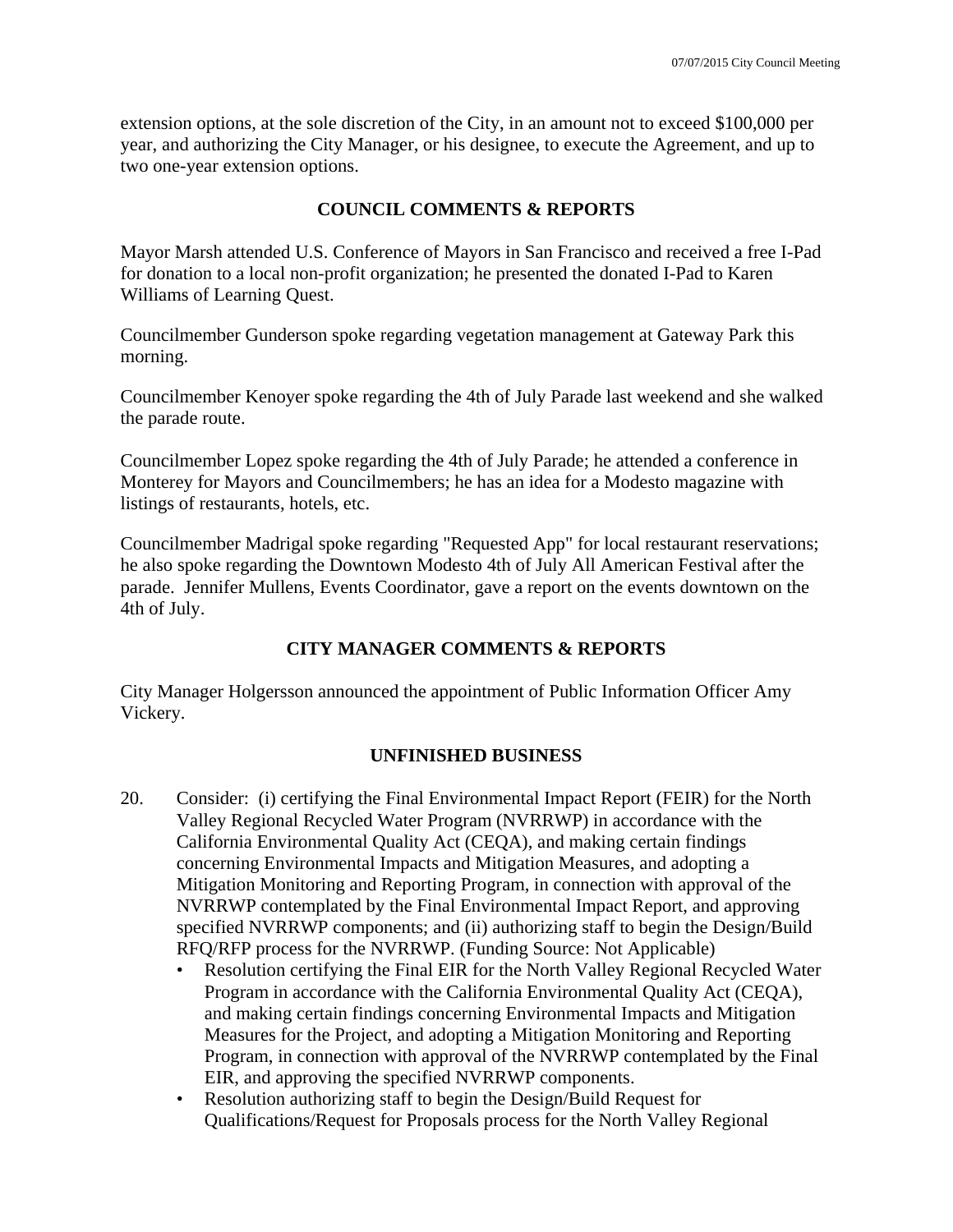extension options, at the sole discretion of the City, in an amount not to exceed $100,000 per year, and authorizing the City Manager, or his designee, to execute the Agreement, and up to two one-year extension options.

## COUNCIL COMMENTS & REPORTS

Mayor Marsh attended U.S. Conference of Mayors in San Francisco and received a free I-Pad for donation to a local non-profit organization; he presented the donated I-Pad to Karen Williams of Learning Quest.

Councilmember Gunderson spoke regarding vegetation management at Gateway Park this morning.

Councilmember Kenoyer spoke regarding the 4th of July Parade last weekend and she walked the parade route.

Councilmember Lopez spoke regarding the 4th of July Parade; he attended a conference in Monterey for Mayors and Councilmembers; he has an idea for a Modesto magazine with listings of restaurants, hotels, etc.

Councilmember Madrigal spoke regarding "Requested App" for local restaurant reservations; he also spoke regarding the Downtown Modesto 4th of July All American Festival after the parade. Jennifer Mullens, Events Coordinator, gave a report on the events downtown on the 4th of July.

## CITY MANAGER COMMENTS & REPORTS

City Manager Holgersson announced the appointment of Public Information Officer Amy Vickery.

## UNFINISHED BUSINESS

20. Consider: (i) certifying the Final Environmental Impact Report (FEIR) for the North Valley Regional Recycled Water Program (NVRRWP) in accordance with the California Environmental Quality Act (CEQA), and making certain findings concerning Environmental Impacts and Mitigation Measures, and adopting a Mitigation Monitoring and Reporting Program, in connection with approval of the NVRRWP contemplated by the Final Environmental Impact Report, and approving specified NVRRWP components; and (ii) authorizing staff to begin the Design/Build RFQ/RFP process for the NVRRWP. (Funding Source: Not Applicable)
    - Resolution certifying the Final EIR for the North Valley Regional Recycled Water Program in accordance with the California Environmental Quality Act (CEQA), and making certain findings concerning Environmental Impacts and Mitigation Measures for the Project, and adopting a Mitigation Monitoring and Reporting Program, in connection with approval of the NVRRWP contemplated by the Final EIR, and approving the specified NVRRWP components.
    - Resolution authorizing staff to begin the Design/Build Request for Qualifications/Request for Proposals process for the North Valley Regional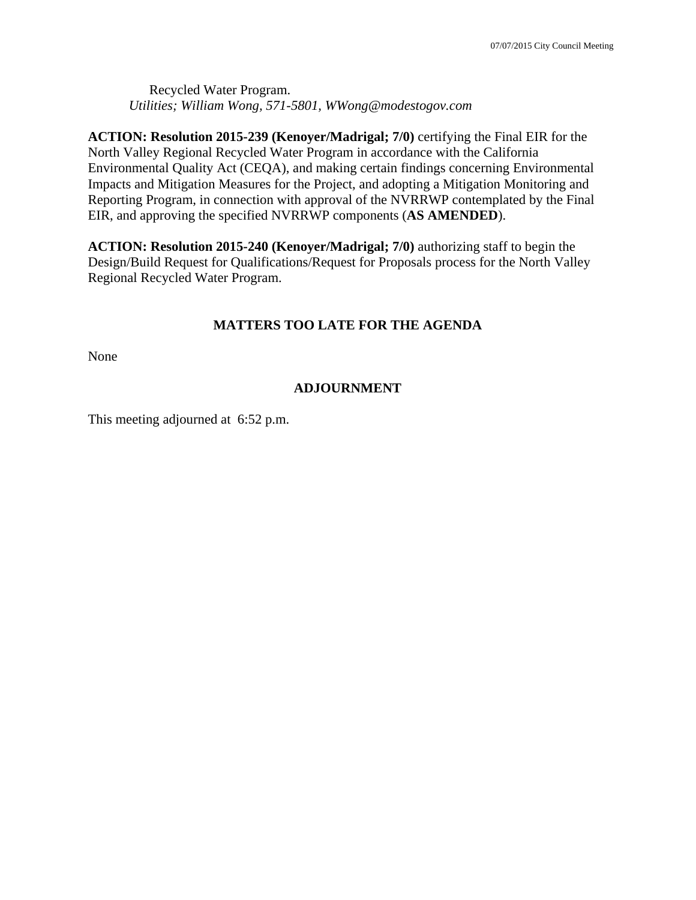Recycled Water Program.
*Utilities; William Wong, 571-5801, WWong@modestogov.com*

**ACTION: Resolution 2015-239 (Kenoyer/Madrigal; 7/0)** certifying the Final EIR for the North Valley Regional Recycled Water Program in accordance with the California Environmental Quality Act (CEQA), and making certain findings concerning Environmental Impacts and Mitigation Measures for the Project, and adopting a Mitigation Monitoring and Reporting Program, in connection with approval of the NVRRWP contemplated by the Final EIR, and approving the specified NVRRWP components (**AS AMENDED**).

**ACTION: Resolution 2015-240 (Kenoyer/Madrigal; 7/0)** authorizing staff to begin the Design/Build Request for Qualifications/Request for Proposals process for the North Valley Regional Recycled Water Program.

## MATTERS TOO LATE FOR THE AGENDA

None

## ADJOURNMENT

This meeting adjourned at 6:52 p.m.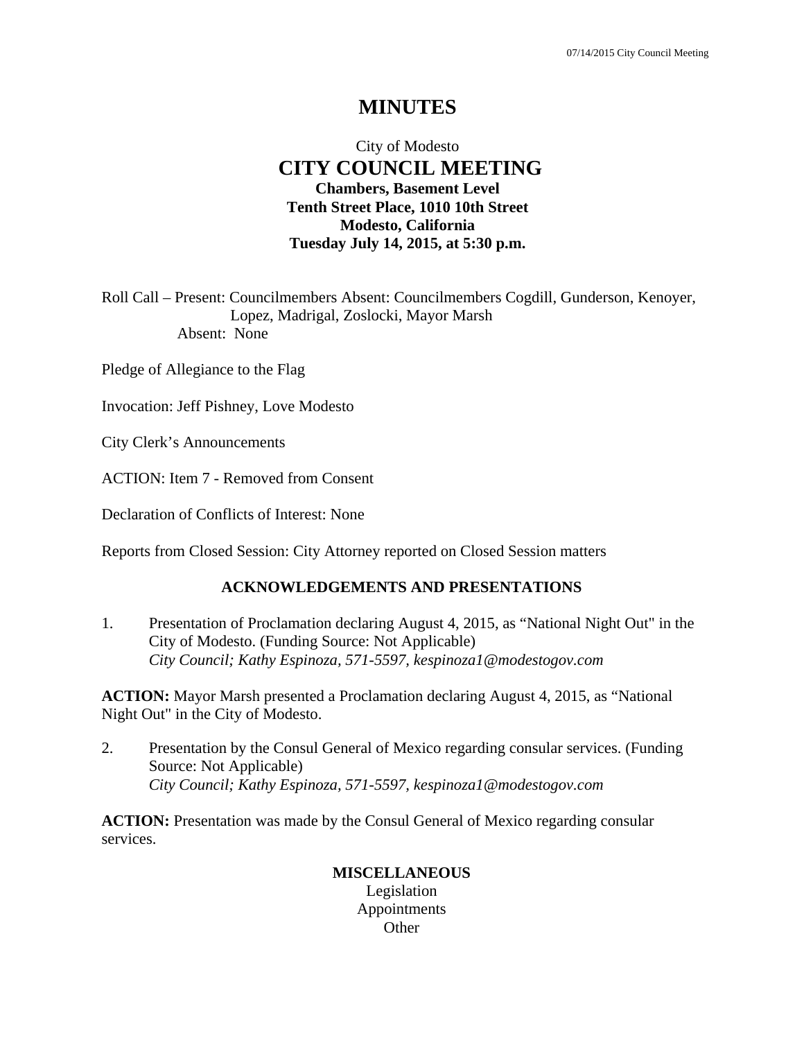# MINUTES

City of Modesto

## CITY COUNCIL MEETING

**Chambers, Basement Level**
**Tenth Street Place, 1010 10th Street**
**Modesto, California**
**Tuesday July 14, 2015, at 5:30 p.m.**

Roll Call – Present: Councilmembers Absent: Councilmembers Cogdill, Gunderson, Kenoyer, Lopez, Madrigal, Zoslocki, Mayor Marsh
Absent: None

Pledge of Allegiance to the Flag

Invocation: Jeff Pishney, Love Modesto

City Clerk's Announcements

ACTION: Item 7 - Removed from Consent

Declaration of Conflicts of Interest: None

Reports from Closed Session: City Attorney reported on Closed Session matters

### ACKNOWLEDGEMENTS AND PRESENTATIONS

1. Presentation of Proclamation declaring August 4, 2015, as "National Night Out" in the City of Modesto. (Funding Source: Not Applicable)
*City Council; Kathy Espinoza, 571-5597, kespinoza1@modestogov.com*

**ACTION:** Mayor Marsh presented a Proclamation declaring August 4, 2015, as "National Night Out" in the City of Modesto.

2. Presentation by the Consul General of Mexico regarding consular services. (Funding Source: Not Applicable)
*City Council; Kathy Espinoza, 571-5597, kespinoza1@modestogov.com*

**ACTION:** Presentation was made by the Consul General of Mexico regarding consular services.

### MISCELLANEOUS

Legislation
Appointments
Other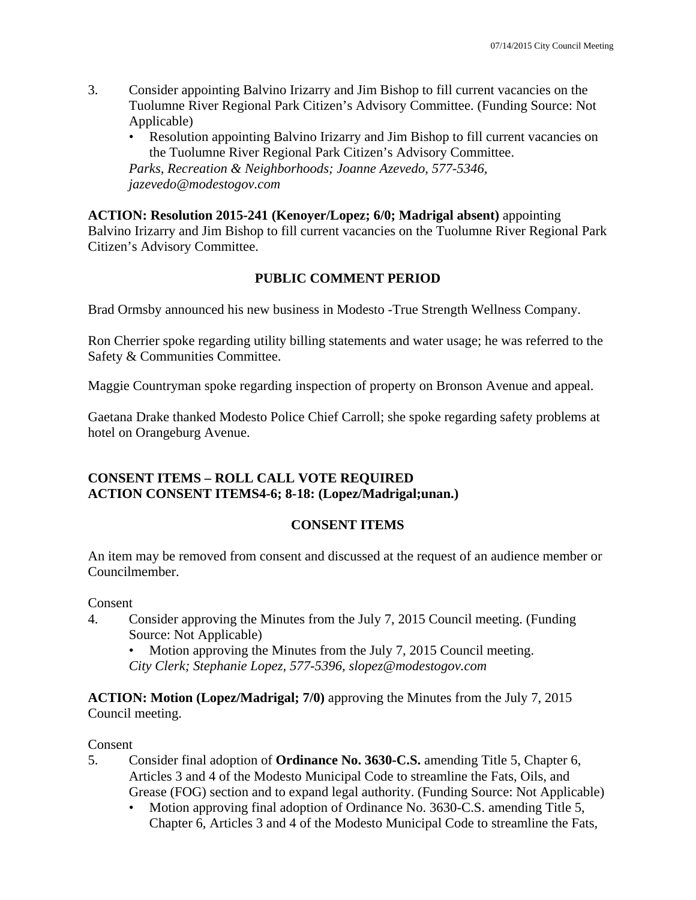3. Consider appointing Balvino Irizarry and Jim Bishop to fill current vacancies on the Tuolumne River Regional Park Citizen's Advisory Committee. (Funding Source: Not Applicable)
   - Resolution appointing Balvino Irizarry and Jim Bishop to fill current vacancies on the Tuolumne River Regional Park Citizen's Advisory Committee.

   *Parks, Recreation & Neighborhoods; Joanne Azevedo, 577-5346, jazevedo@modestogov.com*

**ACTION: Resolution 2015-241 (Kenoyer/Lopez; 6/0; Madrigal absent)** appointing Balvino Irizarry and Jim Bishop to fill current vacancies on the Tuolumne River Regional Park Citizen's Advisory Committee.

## PUBLIC COMMENT PERIOD

Brad Ormsby announced his new business in Modesto -True Strength Wellness Company.

Ron Cherrier spoke regarding utility billing statements and water usage; he was referred to the Safety & Communities Committee.

Maggie Countryman spoke regarding inspection of property on Bronson Avenue and appeal.

Gaetana Drake thanked Modesto Police Chief Carroll; she spoke regarding safety problems at hotel on Orangeburg Avenue.

**CONSENT ITEMS – ROLL CALL VOTE REQUIRED**
**ACTION CONSENT ITEMS4-6; 8-18: (Lopez/Madrigal;unan.)**

## CONSENT ITEMS

An item may be removed from consent and discussed at the request of an audience member or Councilmember.

Consent

4. Consider approving the Minutes from the July 7, 2015 Council meeting. (Funding Source: Not Applicable)
   - Motion approving the Minutes from the July 7, 2015 Council meeting.

   *City Clerk; Stephanie Lopez, 577-5396, slopez@modestogov.com*

**ACTION: Motion (Lopez/Madrigal; 7/0)** approving the Minutes from the July 7, 2015 Council meeting.

Consent

5. Consider final adoption of **Ordinance No. 3630-C.S.** amending Title 5, Chapter 6, Articles 3 and 4 of the Modesto Municipal Code to streamline the Fats, Oils, and Grease (FOG) section and to expand legal authority. (Funding Source: Not Applicable)
   - Motion approving final adoption of Ordinance No. 3630-C.S. amending Title 5, Chapter 6, Articles 3 and 4 of the Modesto Municipal Code to streamline the Fats,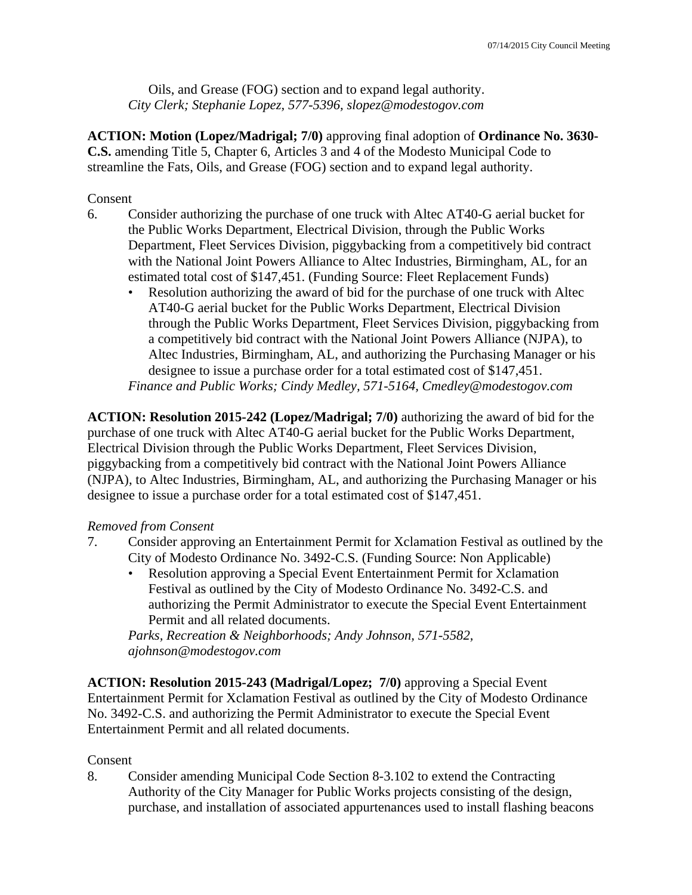Oils, and Grease (FOG) section and to expand legal authority.
*City Clerk; Stephanie Lopez, 577-5396, slopez@modestogov.com*

**ACTION: Motion (Lopez/Madrigal; 7/0)** approving final adoption of **Ordinance No. 3630-C.S.** amending Title 5, Chapter 6, Articles 3 and 4 of the Modesto Municipal Code to streamline the Fats, Oils, and Grease (FOG) section and to expand legal authority.

Consent

6. Consider authorizing the purchase of one truck with Altec AT40-G aerial bucket for the Public Works Department, Electrical Division, through the Public Works Department, Fleet Services Division, piggybacking from a competitively bid contract with the National Joint Powers Alliance to Altec Industries, Birmingham, AL, for an estimated total cost of $147,451. (Funding Source: Fleet Replacement Funds)
   - Resolution authorizing the award of bid for the purchase of one truck with Altec AT40-G aerial bucket for the Public Works Department, Electrical Division through the Public Works Department, Fleet Services Division, piggybacking from a competitively bid contract with the National Joint Powers Alliance (NJPA), to Altec Industries, Birmingham, AL, and authorizing the Purchasing Manager or his designee to issue a purchase order for a total estimated cost of $147,451.

   *Finance and Public Works; Cindy Medley, 571-5164, Cmedley@modestogov.com*

**ACTION: Resolution 2015-242 (Lopez/Madrigal; 7/0)** authorizing the award of bid for the purchase of one truck with Altec AT40-G aerial bucket for the Public Works Department, Electrical Division through the Public Works Department, Fleet Services Division, piggybacking from a competitively bid contract with the National Joint Powers Alliance (NJPA), to Altec Industries, Birmingham, AL, and authorizing the Purchasing Manager or his designee to issue a purchase order for a total estimated cost of $147,451.

*Removed from Consent*

7. Consider approving an Entertainment Permit for Xclamation Festival as outlined by the City of Modesto Ordinance No. 3492-C.S. (Funding Source: Non Applicable)
   - Resolution approving a Special Event Entertainment Permit for Xclamation Festival as outlined by the City of Modesto Ordinance No. 3492-C.S. and authorizing the Permit Administrator to execute the Special Event Entertainment Permit and all related documents.

   *Parks, Recreation & Neighborhoods; Andy Johnson, 571-5582, ajohnson@modestogov.com*

**ACTION: Resolution 2015-243 (Madrigal/Lopez; 7/0)** approving a Special Event Entertainment Permit for Xclamation Festival as outlined by the City of Modesto Ordinance No. 3492-C.S. and authorizing the Permit Administrator to execute the Special Event Entertainment Permit and all related documents.

Consent

8. Consider amending Municipal Code Section 8-3.102 to extend the Contracting Authority of the City Manager for Public Works projects consisting of the design, purchase, and installation of associated appurtenances used to install flashing beacons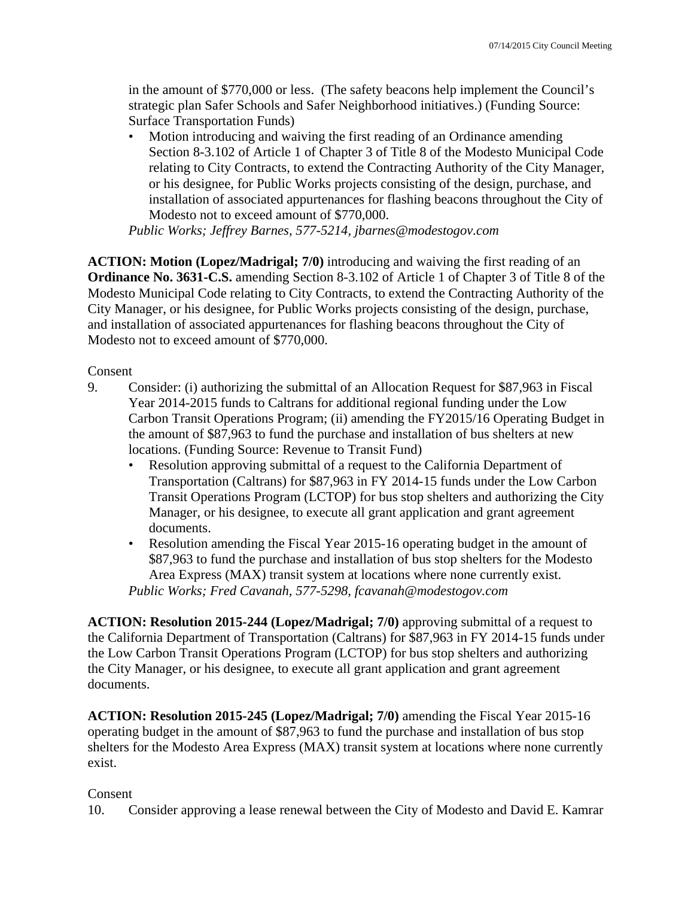in the amount of $770,000 or less. (The safety beacons help implement the Council's strategic plan Safer Schools and Safer Neighborhood initiatives.) (Funding Source: Surface Transportation Funds)

- Motion introducing and waiving the first reading of an Ordinance amending Section 8-3.102 of Article 1 of Chapter 3 of Title 8 of the Modesto Municipal Code relating to City Contracts, to extend the Contracting Authority of the City Manager, or his designee, for Public Works projects consisting of the design, purchase, and installation of associated appurtenances for flashing beacons throughout the City of Modesto not to exceed amount of $770,000.

*Public Works; Jeffrey Barnes, 577-5214, jbarnes@modestogov.com*

**ACTION: Motion (Lopez/Madrigal; 7/0)** introducing and waiving the first reading of an **Ordinance No. 3631-C.S.** amending Section 8-3.102 of Article 1 of Chapter 3 of Title 8 of the Modesto Municipal Code relating to City Contracts, to extend the Contracting Authority of the City Manager, or his designee, for Public Works projects consisting of the design, purchase, and installation of associated appurtenances for flashing beacons throughout the City of Modesto not to exceed amount of $770,000.

Consent

9. Consider: (i) authorizing the submittal of an Allocation Request for $87,963 in Fiscal Year 2014-2015 funds to Caltrans for additional regional funding under the Low Carbon Transit Operations Program; (ii) amending the FY2015/16 Operating Budget in the amount of $87,963 to fund the purchase and installation of bus shelters at new locations. (Funding Source: Revenue to Transit Fund)
   - Resolution approving submittal of a request to the California Department of Transportation (Caltrans) for $87,963 in FY 2014-15 funds under the Low Carbon Transit Operations Program (LCTOP) for bus stop shelters and authorizing the City Manager, or his designee, to execute all grant application and grant agreement documents.
   - Resolution amending the Fiscal Year 2015-16 operating budget in the amount of $87,963 to fund the purchase and installation of bus stop shelters for the Modesto Area Express (MAX) transit system at locations where none currently exist.

   *Public Works; Fred Cavanah, 577-5298, fcavanah@modestogov.com*

**ACTION: Resolution 2015-244 (Lopez/Madrigal; 7/0)** approving submittal of a request to the California Department of Transportation (Caltrans) for $87,963 in FY 2014-15 funds under the Low Carbon Transit Operations Program (LCTOP) for bus stop shelters and authorizing the City Manager, or his designee, to execute all grant application and grant agreement documents.

**ACTION: Resolution 2015-245 (Lopez/Madrigal; 7/0)** amending the Fiscal Year 2015-16 operating budget in the amount of $87,963 to fund the purchase and installation of bus stop shelters for the Modesto Area Express (MAX) transit system at locations where none currently exist.

Consent

10. Consider approving a lease renewal between the City of Modesto and David E. Kamrar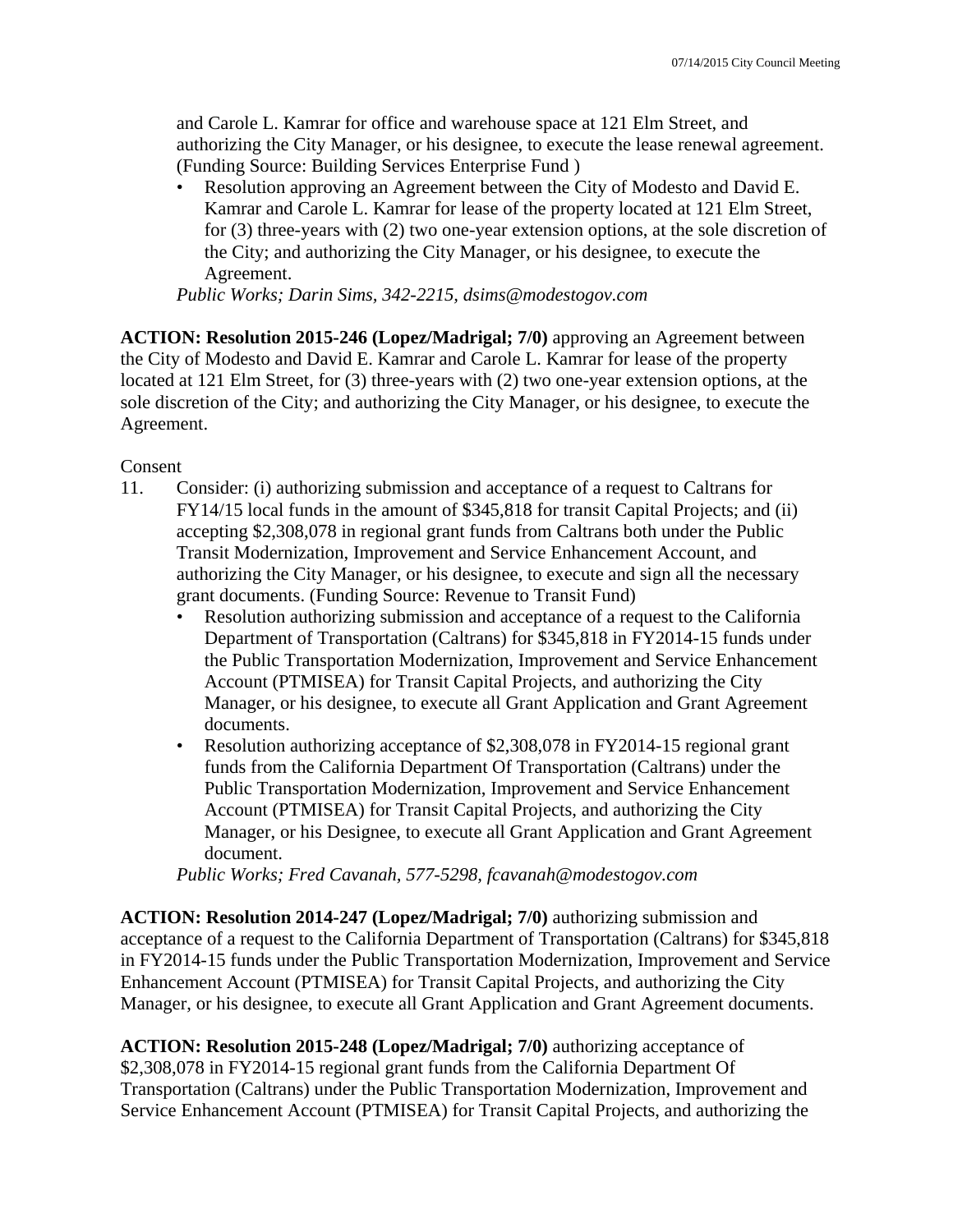and Carole L. Kamrar for office and warehouse space at 121 Elm Street, and authorizing the City Manager, or his designee, to execute the lease renewal agreement. (Funding Source: Building Services Enterprise Fund )

- Resolution approving an Agreement between the City of Modesto and David E. Kamrar and Carole L. Kamrar for lease of the property located at 121 Elm Street, for (3) three-years with (2) two one-year extension options, at the sole discretion of the City; and authorizing the City Manager, or his designee, to execute the Agreement.

*Public Works; Darin Sims, 342-2215, dsims@modestogov.com*

**ACTION: Resolution 2015-246 (Lopez/Madrigal; 7/0)** approving an Agreement between the City of Modesto and David E. Kamrar and Carole L. Kamrar for lease of the property located at 121 Elm Street, for (3) three-years with (2) two one-year extension options, at the sole discretion of the City; and authorizing the City Manager, or his designee, to execute the Agreement.

Consent

11. Consider: (i) authorizing submission and acceptance of a request to Caltrans for FY14/15 local funds in the amount of $345,818 for transit Capital Projects; and (ii) accepting $2,308,078 in regional grant funds from Caltrans both under the Public Transit Modernization, Improvement and Service Enhancement Account, and authorizing the City Manager, or his designee, to execute and sign all the necessary grant documents. (Funding Source: Revenue to Transit Fund)
    - Resolution authorizing submission and acceptance of a request to the California Department of Transportation (Caltrans) for $345,818 in FY2014-15 funds under the Public Transportation Modernization, Improvement and Service Enhancement Account (PTMISEA) for Transit Capital Projects, and authorizing the City Manager, or his designee, to execute all Grant Application and Grant Agreement documents.
    - Resolution authorizing acceptance of $2,308,078 in FY2014-15 regional grant funds from the California Department Of Transportation (Caltrans) under the Public Transportation Modernization, Improvement and Service Enhancement Account (PTMISEA) for Transit Capital Projects, and authorizing the City Manager, or his Designee, to execute all Grant Application and Grant Agreement document.

    *Public Works; Fred Cavanah, 577-5298, fcavanah@modestogov.com*

**ACTION: Resolution 2014-247 (Lopez/Madrigal; 7/0)** authorizing submission and acceptance of a request to the California Department of Transportation (Caltrans) for $345,818 in FY2014-15 funds under the Public Transportation Modernization, Improvement and Service Enhancement Account (PTMISEA) for Transit Capital Projects, and authorizing the City Manager, or his designee, to execute all Grant Application and Grant Agreement documents.

**ACTION: Resolution 2015-248 (Lopez/Madrigal; 7/0)** authorizing acceptance of $2,308,078 in FY2014-15 regional grant funds from the California Department Of Transportation (Caltrans) under the Public Transportation Modernization, Improvement and Service Enhancement Account (PTMISEA) for Transit Capital Projects, and authorizing the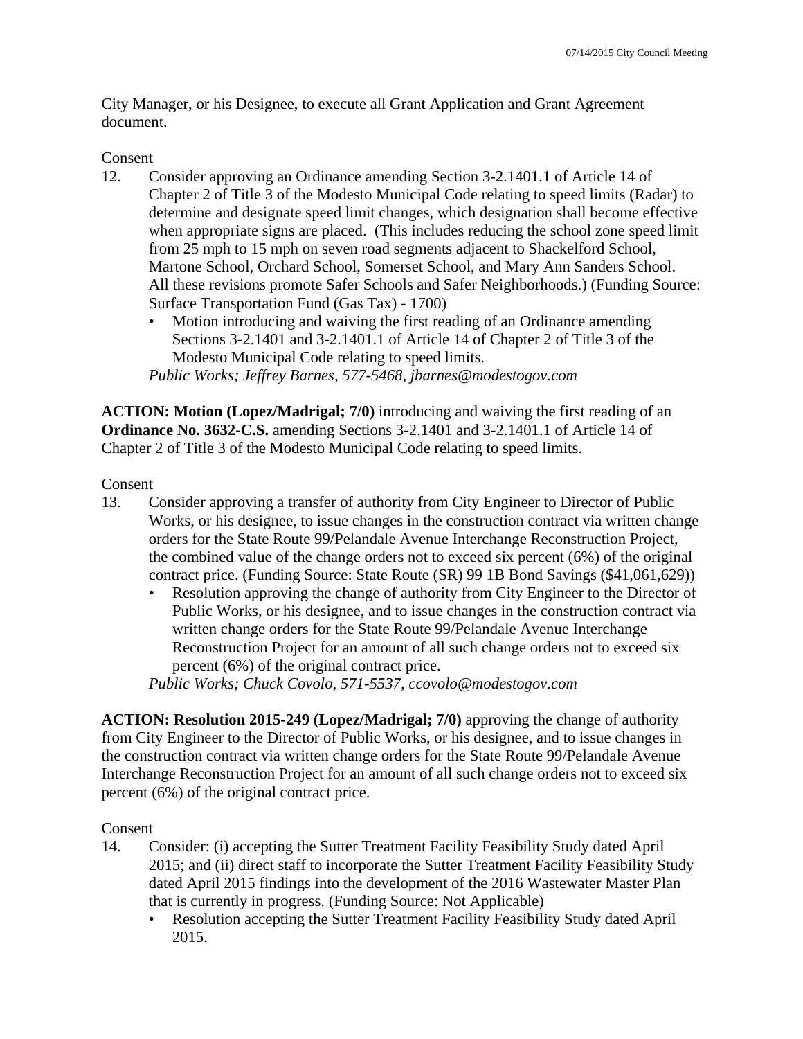City Manager, or his Designee, to execute all Grant Application and Grant Agreement document.

Consent

12. Consider approving an Ordinance amending Section 3-2.1401.1 of Article 14 of Chapter 2 of Title 3 of the Modesto Municipal Code relating to speed limits (Radar) to determine and designate speed limit changes, which designation shall become effective when appropriate signs are placed. (This includes reducing the school zone speed limit from 25 mph to 15 mph on seven road segments adjacent to Shackelford School, Martone School, Orchard School, Somerset School, and Mary Ann Sanders School. All these revisions promote Safer Schools and Safer Neighborhoods.) (Funding Source: Surface Transportation Fund (Gas Tax) - 1700)
    - Motion introducing and waiving the first reading of an Ordinance amending Sections 3-2.1401 and 3-2.1401.1 of Article 14 of Chapter 2 of Title 3 of the Modesto Municipal Code relating to speed limits.

    *Public Works; Jeffrey Barnes, 577-5468, jbarnes@modestogov.com*

**ACTION: Motion (Lopez/Madrigal; 7/0)** introducing and waiving the first reading of an **Ordinance No. 3632-C.S.** amending Sections 3-2.1401 and 3-2.1401.1 of Article 14 of Chapter 2 of Title 3 of the Modesto Municipal Code relating to speed limits.

Consent

13. Consider approving a transfer of authority from City Engineer to Director of Public Works, or his designee, to issue changes in the construction contract via written change orders for the State Route 99/Pelandale Avenue Interchange Reconstruction Project, the combined value of the change orders not to exceed six percent (6%) of the original contract price. (Funding Source: State Route (SR) 99 1B Bond Savings ($41,061,629))
    - Resolution approving the change of authority from City Engineer to the Director of Public Works, or his designee, and to issue changes in the construction contract via written change orders for the State Route 99/Pelandale Avenue Interchange Reconstruction Project for an amount of all such change orders not to exceed six percent (6%) of the original contract price.

    *Public Works; Chuck Covolo, 571-5537, ccovolo@modestogov.com*

**ACTION: Resolution 2015-249 (Lopez/Madrigal; 7/0)** approving the change of authority from City Engineer to the Director of Public Works, or his designee, and to issue changes in the construction contract via written change orders for the State Route 99/Pelandale Avenue Interchange Reconstruction Project for an amount of all such change orders not to exceed six percent (6%) of the original contract price.

Consent

14. Consider: (i) accepting the Sutter Treatment Facility Feasibility Study dated April 2015; and (ii) direct staff to incorporate the Sutter Treatment Facility Feasibility Study dated April 2015 findings into the development of the 2016 Wastewater Master Plan that is currently in progress. (Funding Source: Not Applicable)
    - Resolution accepting the Sutter Treatment Facility Feasibility Study dated April 2015.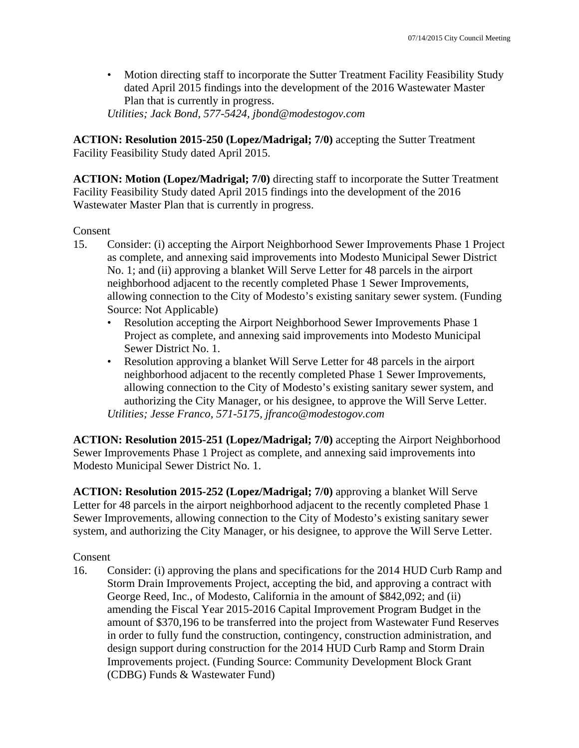- Motion directing staff to incorporate the Sutter Treatment Facility Feasibility Study dated April 2015 findings into the development of the 2016 Wastewater Master Plan that is currently in progress.

*Utilities; Jack Bond, 577-5424, jbond@modestogov.com*

**ACTION: Resolution 2015-250 (Lopez/Madrigal; 7/0)** accepting the Sutter Treatment Facility Feasibility Study dated April 2015.

**ACTION: Motion (Lopez/Madrigal; 7/0)** directing staff to incorporate the Sutter Treatment Facility Feasibility Study dated April 2015 findings into the development of the 2016 Wastewater Master Plan that is currently in progress.

Consent

15. Consider: (i) accepting the Airport Neighborhood Sewer Improvements Phase 1 Project as complete, and annexing said improvements into Modesto Municipal Sewer District No. 1; and (ii) approving a blanket Will Serve Letter for 48 parcels in the airport neighborhood adjacent to the recently completed Phase 1 Sewer Improvements, allowing connection to the City of Modesto's existing sanitary sewer system. (Funding Source: Not Applicable)
    - Resolution accepting the Airport Neighborhood Sewer Improvements Phase 1 Project as complete, and annexing said improvements into Modesto Municipal Sewer District No. 1.
    - Resolution approving a blanket Will Serve Letter for 48 parcels in the airport neighborhood adjacent to the recently completed Phase 1 Sewer Improvements, allowing connection to the City of Modesto's existing sanitary sewer system, and authorizing the City Manager, or his designee, to approve the Will Serve Letter.

    *Utilities; Jesse Franco, 571-5175, jfranco@modestogov.com*

**ACTION: Resolution 2015-251 (Lopez/Madrigal; 7/0)** accepting the Airport Neighborhood Sewer Improvements Phase 1 Project as complete, and annexing said improvements into Modesto Municipal Sewer District No. 1.

**ACTION: Resolution 2015-252 (Lopez/Madrigal; 7/0)** approving a blanket Will Serve Letter for 48 parcels in the airport neighborhood adjacent to the recently completed Phase 1 Sewer Improvements, allowing connection to the City of Modesto's existing sanitary sewer system, and authorizing the City Manager, or his designee, to approve the Will Serve Letter.

Consent

16. Consider: (i) approving the plans and specifications for the 2014 HUD Curb Ramp and Storm Drain Improvements Project, accepting the bid, and approving a contract with George Reed, Inc., of Modesto, California in the amount of $842,092; and (ii) amending the Fiscal Year 2015-2016 Capital Improvement Program Budget in the amount of $370,196 to be transferred into the project from Wastewater Fund Reserves in order to fully fund the construction, contingency, construction administration, and design support during construction for the 2014 HUD Curb Ramp and Storm Drain Improvements project. (Funding Source: Community Development Block Grant (CDBG) Funds & Wastewater Fund)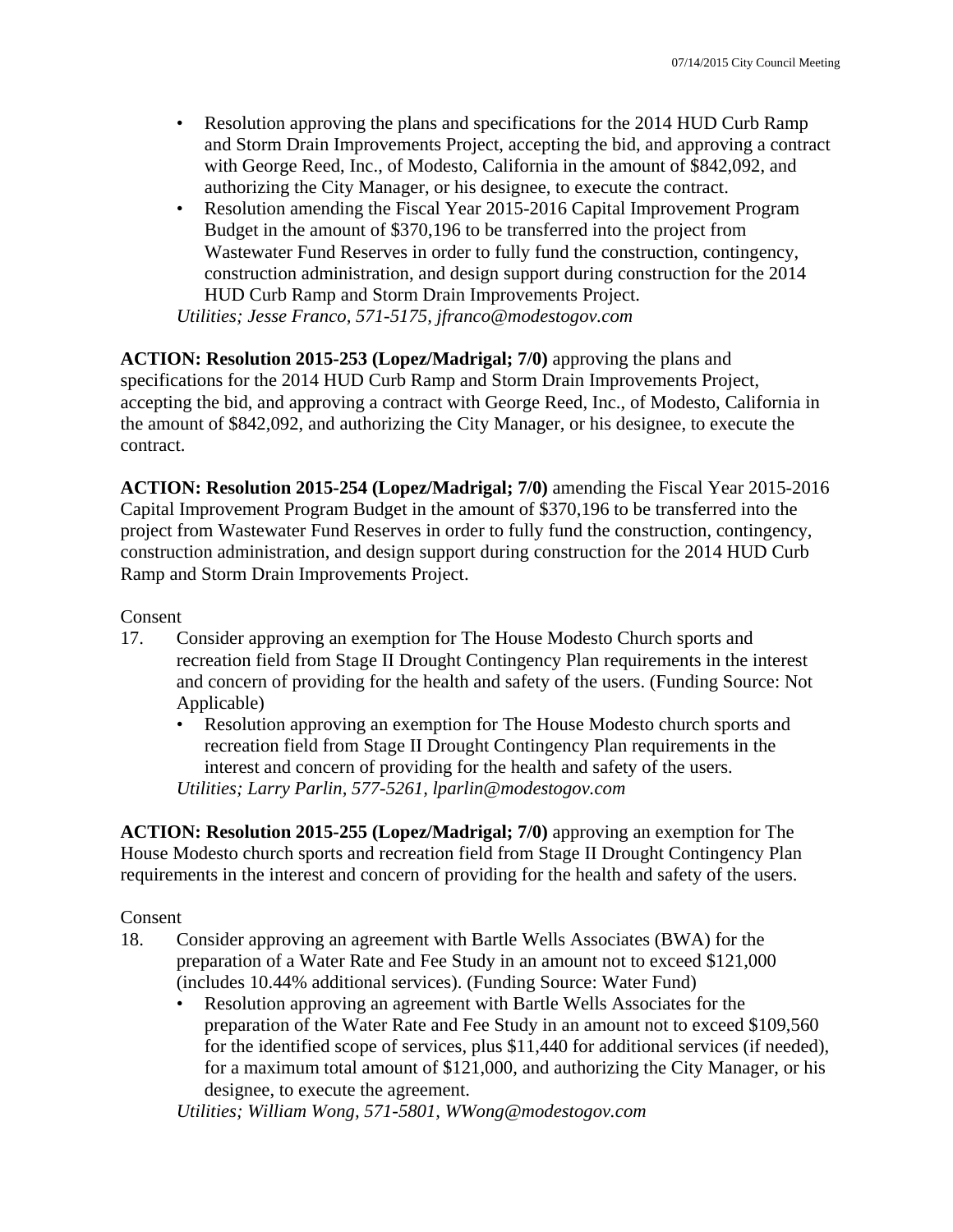- Resolution approving the plans and specifications for the 2014 HUD Curb Ramp and Storm Drain Improvements Project, accepting the bid, and approving a contract with George Reed, Inc., of Modesto, California in the amount of $842,092, and authorizing the City Manager, or his designee, to execute the contract.
- Resolution amending the Fiscal Year 2015-2016 Capital Improvement Program Budget in the amount of $370,196 to be transferred into the project from Wastewater Fund Reserves in order to fully fund the construction, contingency, construction administration, and design support during construction for the 2014 HUD Curb Ramp and Storm Drain Improvements Project.

*Utilities; Jesse Franco, 571-5175, jfranco@modestogov.com*

**ACTION: Resolution 2015-253 (Lopez/Madrigal; 7/0)** approving the plans and specifications for the 2014 HUD Curb Ramp and Storm Drain Improvements Project, accepting the bid, and approving a contract with George Reed, Inc., of Modesto, California in the amount of $842,092, and authorizing the City Manager, or his designee, to execute the contract.

**ACTION: Resolution 2015-254 (Lopez/Madrigal; 7/0)** amending the Fiscal Year 2015-2016 Capital Improvement Program Budget in the amount of $370,196 to be transferred into the project from Wastewater Fund Reserves in order to fully fund the construction, contingency, construction administration, and design support during construction for the 2014 HUD Curb Ramp and Storm Drain Improvements Project.

Consent

17. Consider approving an exemption for The House Modesto Church sports and recreation field from Stage II Drought Contingency Plan requirements in the interest and concern of providing for the health and safety of the users. (Funding Source: Not Applicable)
    - Resolution approving an exemption for The House Modesto church sports and recreation field from Stage II Drought Contingency Plan requirements in the interest and concern of providing for the health and safety of the users.

    *Utilities; Larry Parlin, 577-5261, lparlin@modestogov.com*

**ACTION: Resolution 2015-255 (Lopez/Madrigal; 7/0)** approving an exemption for The House Modesto church sports and recreation field from Stage II Drought Contingency Plan requirements in the interest and concern of providing for the health and safety of the users.

Consent

18. Consider approving an agreement with Bartle Wells Associates (BWA) for the preparation of a Water Rate and Fee Study in an amount not to exceed $121,000 (includes 10.44% additional services). (Funding Source: Water Fund)
    - Resolution approving an agreement with Bartle Wells Associates for the preparation of the Water Rate and Fee Study in an amount not to exceed $109,560 for the identified scope of services, plus $11,440 for additional services (if needed), for a maximum total amount of $121,000, and authorizing the City Manager, or his designee, to execute the agreement.

    *Utilities; William Wong, 571-5801, WWong@modestogov.com*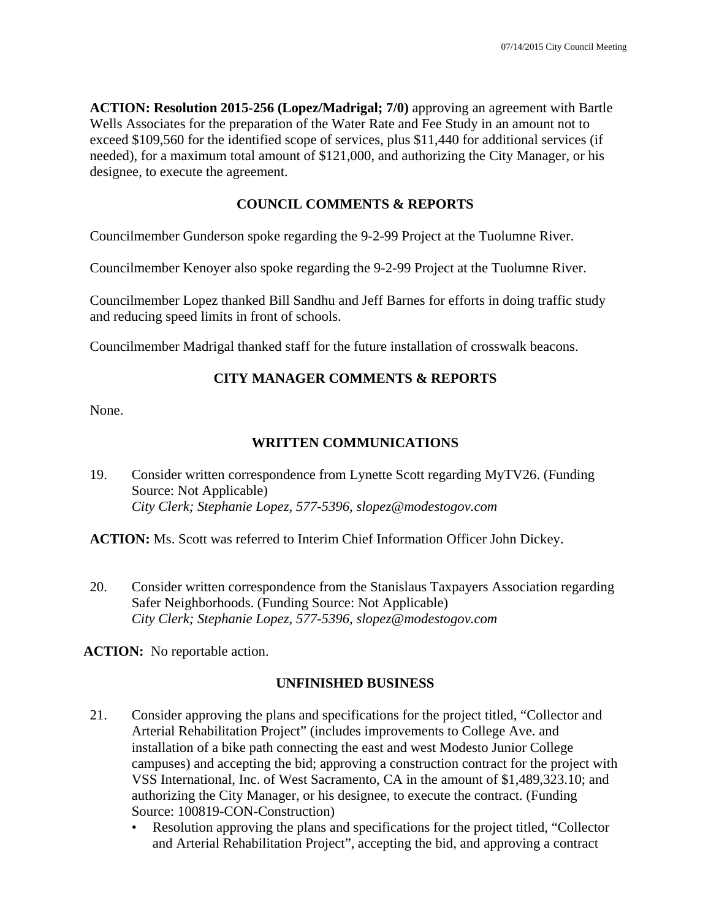**ACTION: Resolution 2015-256 (Lopez/Madrigal; 7/0)** approving an agreement with Bartle Wells Associates for the preparation of the Water Rate and Fee Study in an amount not to exceed $109,560 for the identified scope of services, plus $11,440 for additional services (if needed), for a maximum total amount of $121,000, and authorizing the City Manager, or his designee, to execute the agreement.

## COUNCIL COMMENTS & REPORTS

Councilmember Gunderson spoke regarding the 9-2-99 Project at the Tuolumne River.

Councilmember Kenoyer also spoke regarding the 9-2-99 Project at the Tuolumne River.

Councilmember Lopez thanked Bill Sandhu and Jeff Barnes for efforts in doing traffic study and reducing speed limits in front of schools.

Councilmember Madrigal thanked staff for the future installation of crosswalk beacons.

## CITY MANAGER COMMENTS & REPORTS

None.

## WRITTEN COMMUNICATIONS

19. Consider written correspondence from Lynette Scott regarding MyTV26. (Funding Source: Not Applicable)
*City Clerk; Stephanie Lopez, 577-5396, slopez@modestogov.com*

**ACTION:** Ms. Scott was referred to Interim Chief Information Officer John Dickey.

20. Consider written correspondence from the Stanislaus Taxpayers Association regarding Safer Neighborhoods. (Funding Source: Not Applicable)
*City Clerk; Stephanie Lopez, 577-5396, slopez@modestogov.com*

**ACTION:** No reportable action.

## UNFINISHED BUSINESS

21. Consider approving the plans and specifications for the project titled, "Collector and Arterial Rehabilitation Project" (includes improvements to College Ave. and installation of a bike path connecting the east and west Modesto Junior College campuses) and accepting the bid; approving a construction contract for the project with VSS International, Inc. of West Sacramento, CA in the amount of $1,489,323.10; and authorizing the City Manager, or his designee, to execute the contract. (Funding Source: 100819-CON-Construction)
    - Resolution approving the plans and specifications for the project titled, "Collector and Arterial Rehabilitation Project", accepting the bid, and approving a contract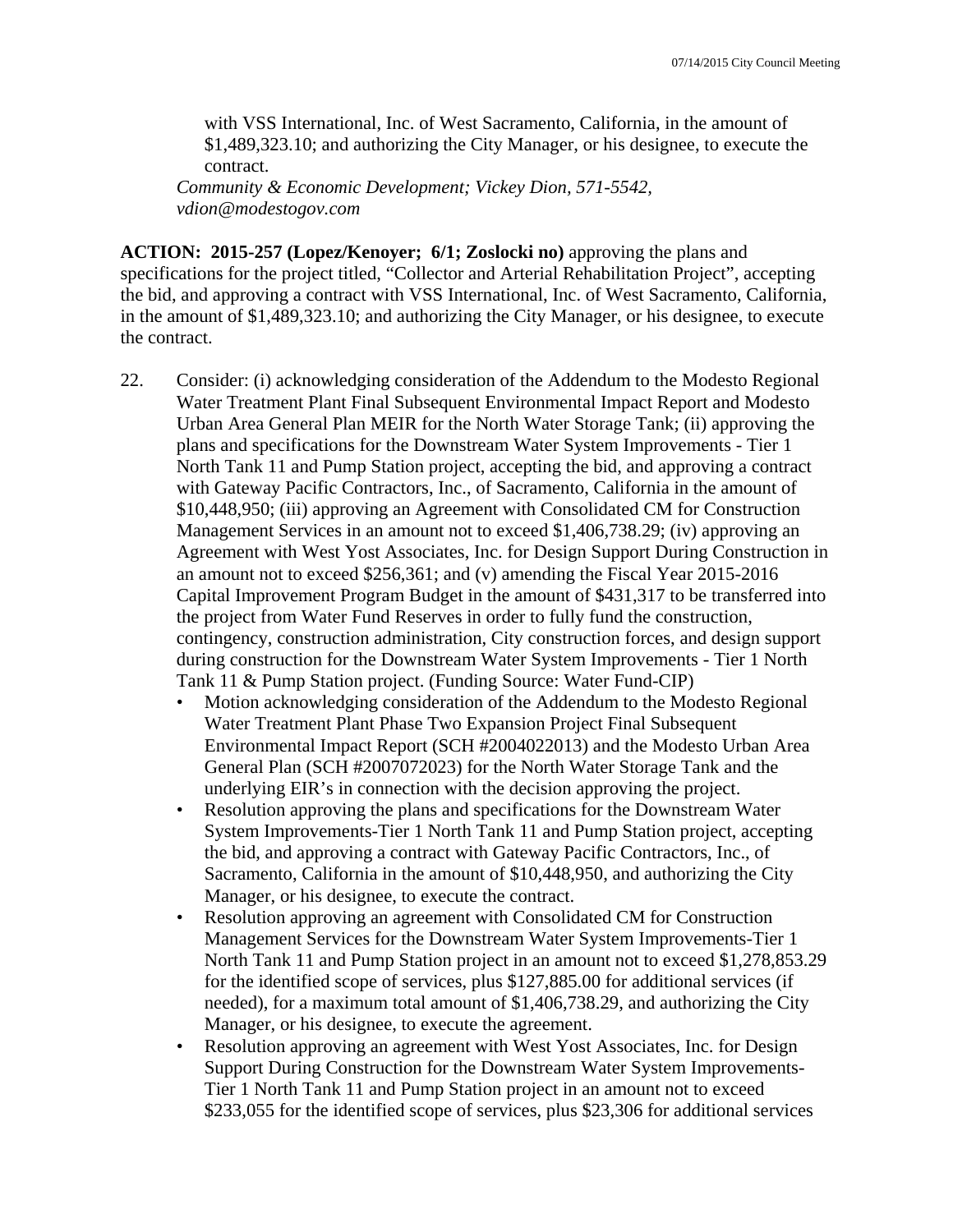with VSS International, Inc. of West Sacramento, California, in the amount of $1,489,323.10; and authorizing the City Manager, or his designee, to execute the contract.

*Community & Economic Development; Vickey Dion, 571-5542, vdion@modestogov.com*

**ACTION: 2015-257 (Lopez/Kenoyer; 6/1; Zoslocki no)** approving the plans and specifications for the project titled, "Collector and Arterial Rehabilitation Project", accepting the bid, and approving a contract with VSS International, Inc. of West Sacramento, California, in the amount of $1,489,323.10; and authorizing the City Manager, or his designee, to execute the contract.

22. Consider: (i) acknowledging consideration of the Addendum to the Modesto Regional Water Treatment Plant Final Subsequent Environmental Impact Report and Modesto Urban Area General Plan MEIR for the North Water Storage Tank; (ii) approving the plans and specifications for the Downstream Water System Improvements - Tier 1 North Tank 11 and Pump Station project, accepting the bid, and approving a contract with Gateway Pacific Contractors, Inc., of Sacramento, California in the amount of $10,448,950; (iii) approving an Agreement with Consolidated CM for Construction Management Services in an amount not to exceed $1,406,738.29; (iv) approving an Agreement with West Yost Associates, Inc. for Design Support During Construction in an amount not to exceed $256,361; and (v) amending the Fiscal Year 2015-2016 Capital Improvement Program Budget in the amount of $431,317 to be transferred into the project from Water Fund Reserves in order to fully fund the construction, contingency, construction administration, City construction forces, and design support during construction for the Downstream Water System Improvements - Tier 1 North Tank 11 & Pump Station project. (Funding Source: Water Fund-CIP)
    - Motion acknowledging consideration of the Addendum to the Modesto Regional Water Treatment Plant Phase Two Expansion Project Final Subsequent Environmental Impact Report (SCH #2004022013) and the Modesto Urban Area General Plan (SCH #2007072023) for the North Water Storage Tank and the underlying EIR's in connection with the decision approving the project.
    - Resolution approving the plans and specifications for the Downstream Water System Improvements-Tier 1 North Tank 11 and Pump Station project, accepting the bid, and approving a contract with Gateway Pacific Contractors, Inc., of Sacramento, California in the amount of $10,448,950, and authorizing the City Manager, or his designee, to execute the contract.
    - Resolution approving an agreement with Consolidated CM for Construction Management Services for the Downstream Water System Improvements-Tier 1 North Tank 11 and Pump Station project in an amount not to exceed $1,278,853.29 for the identified scope of services, plus $127,885.00 for additional services (if needed), for a maximum total amount of $1,406,738.29, and authorizing the City Manager, or his designee, to execute the agreement.
    - Resolution approving an agreement with West Yost Associates, Inc. for Design Support During Construction for the Downstream Water System Improvements-Tier 1 North Tank 11 and Pump Station project in an amount not to exceed $233,055 for the identified scope of services, plus $23,306 for additional services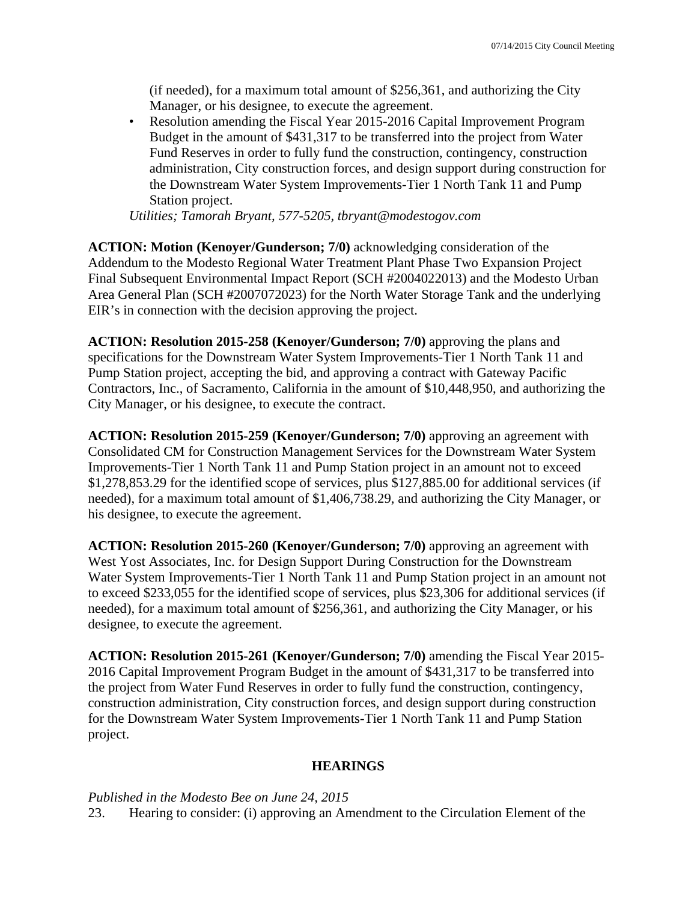(if needed), for a maximum total amount of $256,361, and authorizing the City Manager, or his designee, to execute the agreement.

- Resolution amending the Fiscal Year 2015-2016 Capital Improvement Program Budget in the amount of $431,317 to be transferred into the project from Water Fund Reserves in order to fully fund the construction, contingency, construction administration, City construction forces, and design support during construction for the Downstream Water System Improvements-Tier 1 North Tank 11 and Pump Station project.

*Utilities; Tamorah Bryant, 577-5205, tbryant@modestogov.com*

**ACTION: Motion (Kenoyer/Gunderson; 7/0)** acknowledging consideration of the Addendum to the Modesto Regional Water Treatment Plant Phase Two Expansion Project Final Subsequent Environmental Impact Report (SCH #2004022013) and the Modesto Urban Area General Plan (SCH #2007072023) for the North Water Storage Tank and the underlying EIR's in connection with the decision approving the project.

**ACTION: Resolution 2015-258 (Kenoyer/Gunderson; 7/0)** approving the plans and specifications for the Downstream Water System Improvements-Tier 1 North Tank 11 and Pump Station project, accepting the bid, and approving a contract with Gateway Pacific Contractors, Inc., of Sacramento, California in the amount of $10,448,950, and authorizing the City Manager, or his designee, to execute the contract.

**ACTION: Resolution 2015-259 (Kenoyer/Gunderson; 7/0)** approving an agreement with Consolidated CM for Construction Management Services for the Downstream Water System Improvements-Tier 1 North Tank 11 and Pump Station project in an amount not to exceed $1,278,853.29 for the identified scope of services, plus $127,885.00 for additional services (if needed), for a maximum total amount of $1,406,738.29, and authorizing the City Manager, or his designee, to execute the agreement.

**ACTION: Resolution 2015-260 (Kenoyer/Gunderson; 7/0)** approving an agreement with West Yost Associates, Inc. for Design Support During Construction for the Downstream Water System Improvements-Tier 1 North Tank 11 and Pump Station project in an amount not to exceed $233,055 for the identified scope of services, plus $23,306 for additional services (if needed), for a maximum total amount of $256,361, and authorizing the City Manager, or his designee, to execute the agreement.

**ACTION: Resolution 2015-261 (Kenoyer/Gunderson; 7/0)** amending the Fiscal Year 2015-2016 Capital Improvement Program Budget in the amount of $431,317 to be transferred into the project from Water Fund Reserves in order to fully fund the construction, contingency, construction administration, City construction forces, and design support during construction for the Downstream Water System Improvements-Tier 1 North Tank 11 and Pump Station project.

## HEARINGS

*Published in the Modesto Bee on June 24, 2015*

23. Hearing to consider: (i) approving an Amendment to the Circulation Element of the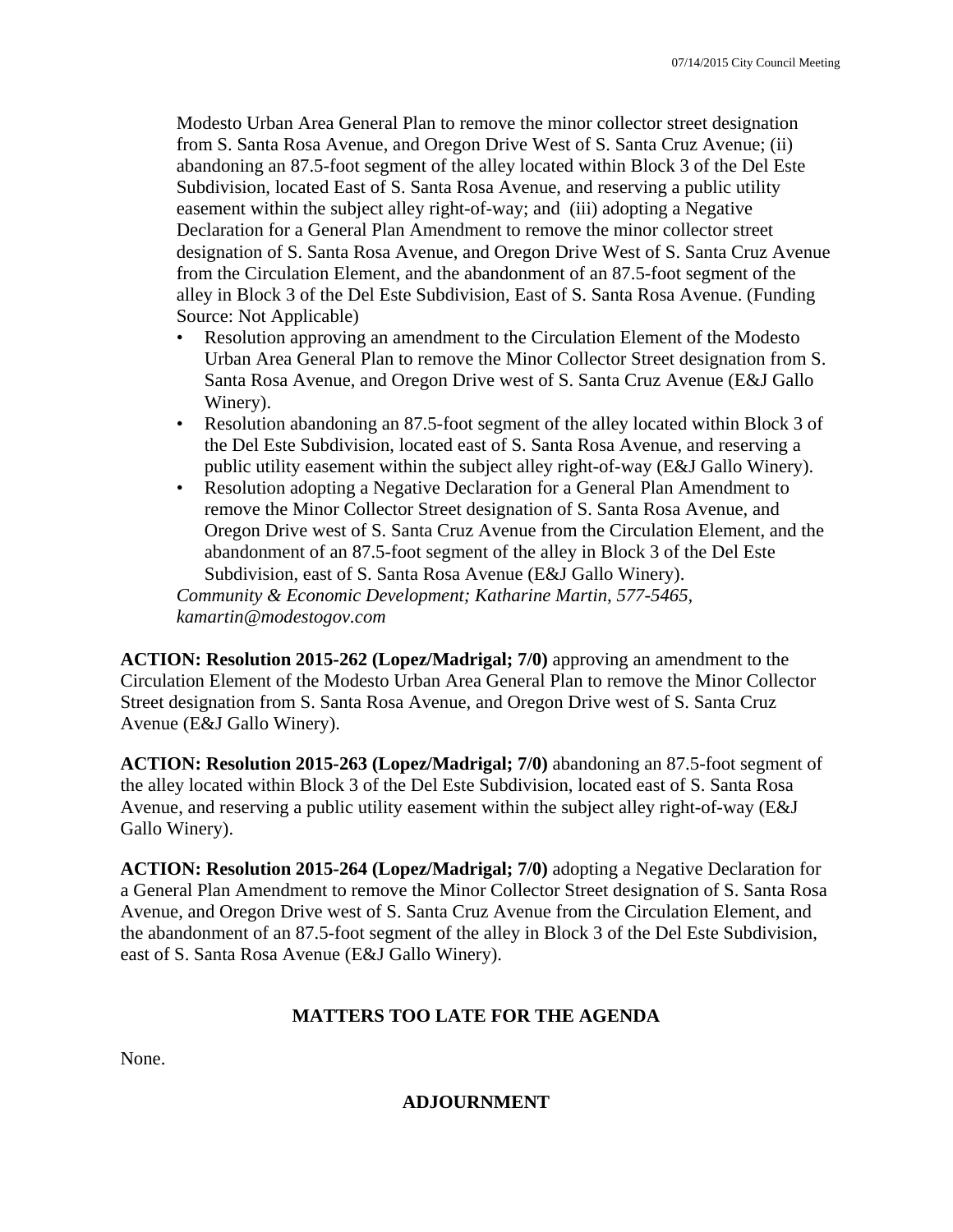Modesto Urban Area General Plan to remove the minor collector street designation from S. Santa Rosa Avenue, and Oregon Drive West of S. Santa Cruz Avenue; (ii) abandoning an 87.5-foot segment of the alley located within Block 3 of the Del Este Subdivision, located East of S. Santa Rosa Avenue, and reserving a public utility easement within the subject alley right-of-way; and (iii) adopting a Negative Declaration for a General Plan Amendment to remove the minor collector street designation of S. Santa Rosa Avenue, and Oregon Drive West of S. Santa Cruz Avenue from the Circulation Element, and the abandonment of an 87.5-foot segment of the alley in Block 3 of the Del Este Subdivision, East of S. Santa Rosa Avenue. (Funding Source: Not Applicable)

- Resolution approving an amendment to the Circulation Element of the Modesto Urban Area General Plan to remove the Minor Collector Street designation from S. Santa Rosa Avenue, and Oregon Drive west of S. Santa Cruz Avenue (E&J Gallo Winery).
- Resolution abandoning an 87.5-foot segment of the alley located within Block 3 of the Del Este Subdivision, located east of S. Santa Rosa Avenue, and reserving a public utility easement within the subject alley right-of-way (E&J Gallo Winery).
- Resolution adopting a Negative Declaration for a General Plan Amendment to remove the Minor Collector Street designation of S. Santa Rosa Avenue, and Oregon Drive west of S. Santa Cruz Avenue from the Circulation Element, and the abandonment of an 87.5-foot segment of the alley in Block 3 of the Del Este Subdivision, east of S. Santa Rosa Avenue (E&J Gallo Winery).

*Community & Economic Development; Katharine Martin, 577-5465, kamartin@modestogov.com*

**ACTION: Resolution 2015-262 (Lopez/Madrigal; 7/0)** approving an amendment to the Circulation Element of the Modesto Urban Area General Plan to remove the Minor Collector Street designation from S. Santa Rosa Avenue, and Oregon Drive west of S. Santa Cruz Avenue (E&J Gallo Winery).

**ACTION: Resolution 2015-263 (Lopez/Madrigal; 7/0)** abandoning an 87.5-foot segment of the alley located within Block 3 of the Del Este Subdivision, located east of S. Santa Rosa Avenue, and reserving a public utility easement within the subject alley right-of-way (E&J Gallo Winery).

**ACTION: Resolution 2015-264 (Lopez/Madrigal; 7/0)** adopting a Negative Declaration for a General Plan Amendment to remove the Minor Collector Street designation of S. Santa Rosa Avenue, and Oregon Drive west of S. Santa Cruz Avenue from the Circulation Element, and the abandonment of an 87.5-foot segment of the alley in Block 3 of the Del Este Subdivision, east of S. Santa Rosa Avenue (E&J Gallo Winery).

## MATTERS TOO LATE FOR THE AGENDA

None.

## ADJOURNMENT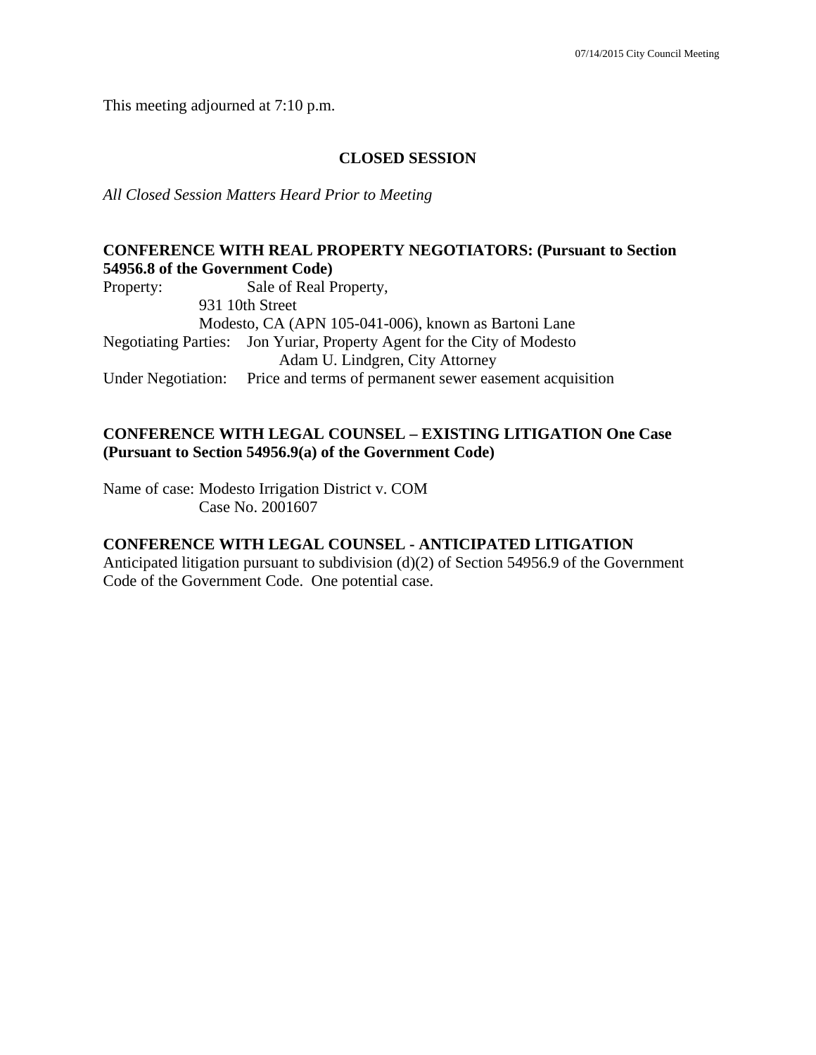This meeting adjourned at 7:10 p.m.

## CLOSED SESSION

*All Closed Session Matters Heard Prior to Meeting*

**CONFERENCE WITH REAL PROPERTY NEGOTIATORS: (Pursuant to Section 54956.8 of the Government Code)**

Property: Sale of Real Property,
931 10th Street
Modesto, CA (APN 105-041-006), known as Bartoni Lane
Negotiating Parties: Jon Yuriar, Property Agent for the City of Modesto
Adam U. Lindgren, City Attorney
Under Negotiation: Price and terms of permanent sewer easement acquisition

**CONFERENCE WITH LEGAL COUNSEL – EXISTING LITIGATION One Case (Pursuant to Section 54956.9(a) of the Government Code)**

Name of case: Modesto Irrigation District v. COM
Case No. 2001607

**CONFERENCE WITH LEGAL COUNSEL - ANTICIPATED LITIGATION**
Anticipated litigation pursuant to subdivision (d)(2) of Section 54956.9 of the Government Code of the Government Code. One potential case.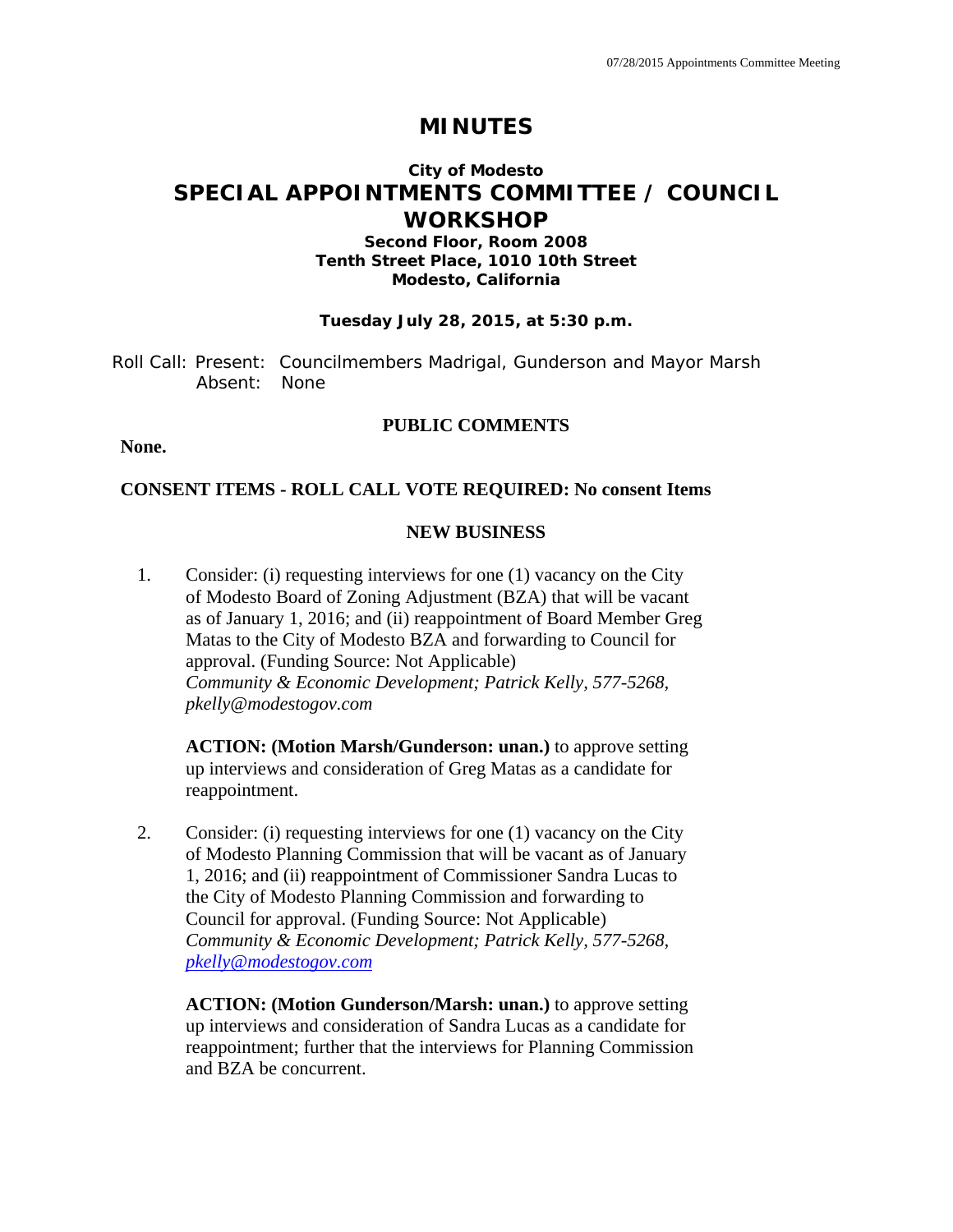# MINUTES

**City of Modesto**

# SPECIAL APPOINTMENTS COMMITTEE / COUNCIL WORKSHOP

**Second Floor, Room 2008**
**Tenth Street Place, 1010 10th Street**
**Modesto, California**

**Tuesday July 28, 2015, at 5:30 p.m.**

Roll Call: Present: Councilmembers Madrigal, Gunderson and Mayor Marsh
Absent: None

## PUBLIC COMMENTS

**None.**

**CONSENT ITEMS - ROLL CALL VOTE REQUIRED: No consent Items**

## NEW BUSINESS

1. Consider: (i) requesting interviews for one (1) vacancy on the City of Modesto Board of Zoning Adjustment (BZA) that will be vacant as of January 1, 2016; and (ii) reappointment of Board Member Greg Matas to the City of Modesto BZA and forwarding to Council for approval. (Funding Source: Not Applicable)
   *Community & Economic Development; Patrick Kelly, 577-5268, pkelly@modestogov.com*

   **ACTION: (Motion Marsh/Gunderson: unan.)** to approve setting up interviews and consideration of Greg Matas as a candidate for reappointment.

2. Consider: (i) requesting interviews for one (1) vacancy on the City of Modesto Planning Commission that will be vacant as of January 1, 2016; and (ii) reappointment of Commissioner Sandra Lucas to the City of Modesto Planning Commission and forwarding to Council for approval. (Funding Source: Not Applicable)
   *Community & Economic Development; Patrick Kelly, 577-5268, pkelly@modestogov.com*

   **ACTION: (Motion Gunderson/Marsh: unan.)** to approve setting up interviews and consideration of Sandra Lucas as a candidate for reappointment; further that the interviews for Planning Commission and BZA be concurrent.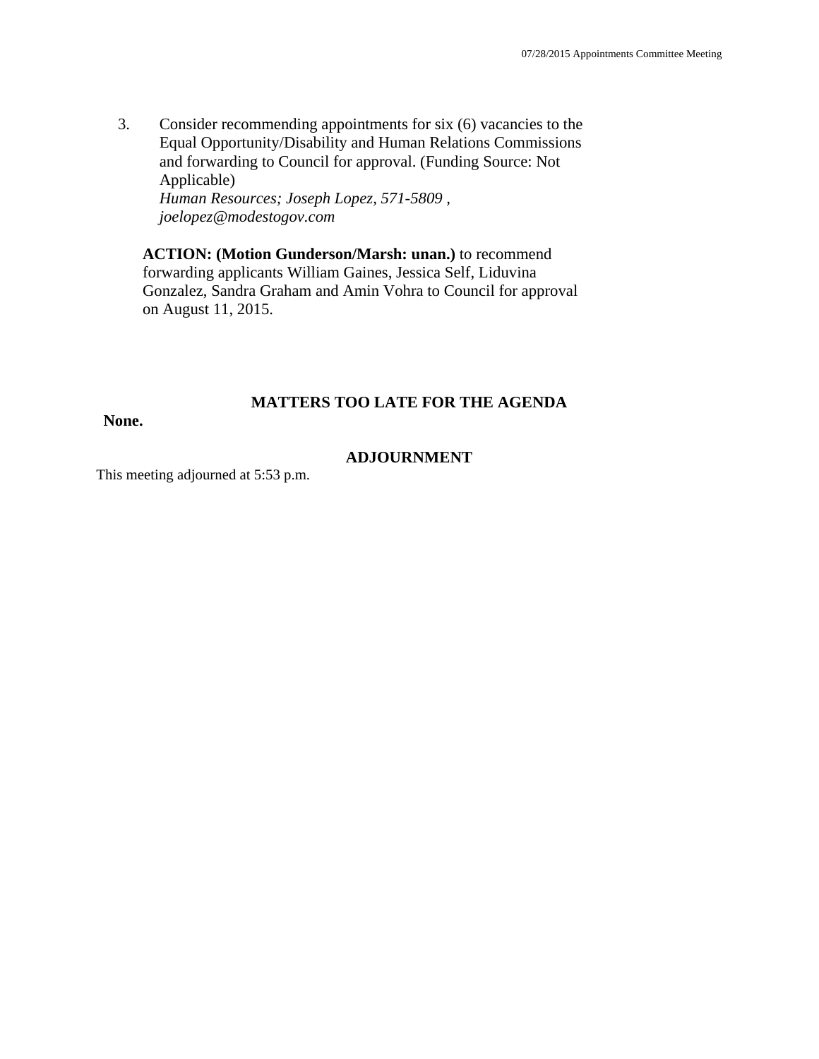3. Consider recommending appointments for six (6) vacancies to the Equal Opportunity/Disability and Human Relations Commissions and forwarding to Council for approval. (Funding Source: Not Applicable)
   *Human Resources; Joseph Lopez, 571-5809 , joelopez@modestogov.com*

   **ACTION: (Motion Gunderson/Marsh: unan.)** to recommend forwarding applicants William Gaines, Jessica Self, Liduvina Gonzalez, Sandra Graham and Amin Vohra to Council for approval on August 11, 2015.

## MATTERS TOO LATE FOR THE AGENDA

**None.**

## ADJOURNMENT

This meeting adjourned at 5:53 p.m.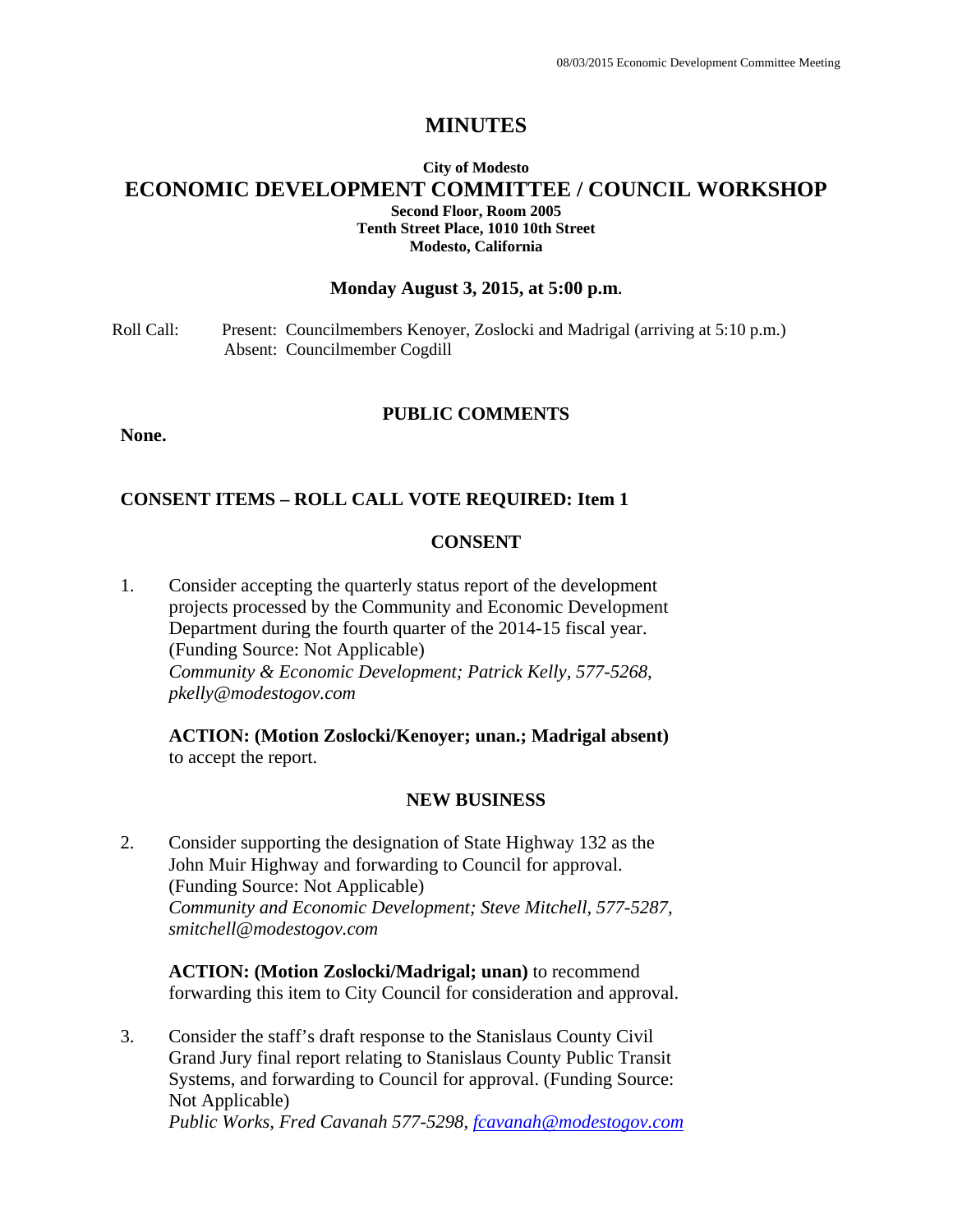# MINUTES

**City of Modesto**

## ECONOMIC DEVELOPMENT COMMITTEE / COUNCIL WORKSHOP

**Second Floor, Room 2005**
**Tenth Street Place, 1010 10th Street**
**Modesto, California**

### Monday August 3, 2015, at 5:00 p.m.

Roll Call: Present: Councilmembers Kenoyer, Zoslocki and Madrigal (arriving at 5:10 p.m.)
Absent: Councilmember Cogdill

### PUBLIC COMMENTS

**None.**

### CONSENT ITEMS – ROLL CALL VOTE REQUIRED: Item 1

### CONSENT

1. Consider accepting the quarterly status report of the development projects processed by the Community and Economic Development Department during the fourth quarter of the 2014-15 fiscal year. (Funding Source: Not Applicable)
   *Community & Economic Development; Patrick Kelly, 577-5268, pkelly@modestogov.com*

   **ACTION: (Motion Zoslocki/Kenoyer; unan.; Madrigal absent)** to accept the report.

### NEW BUSINESS

2. Consider supporting the designation of State Highway 132 as the John Muir Highway and forwarding to Council for approval. (Funding Source: Not Applicable)
   *Community and Economic Development; Steve Mitchell, 577-5287, smitchell@modestogov.com*

   **ACTION: (Motion Zoslocki/Madrigal; unan)** to recommend forwarding this item to City Council for consideration and approval.

3. Consider the staff's draft response to the Stanislaus County Civil Grand Jury final report relating to Stanislaus County Public Transit Systems, and forwarding to Council for approval. (Funding Source: Not Applicable)
   *Public Works, Fred Cavanah 577-5298, fcavanah@modestogov.com*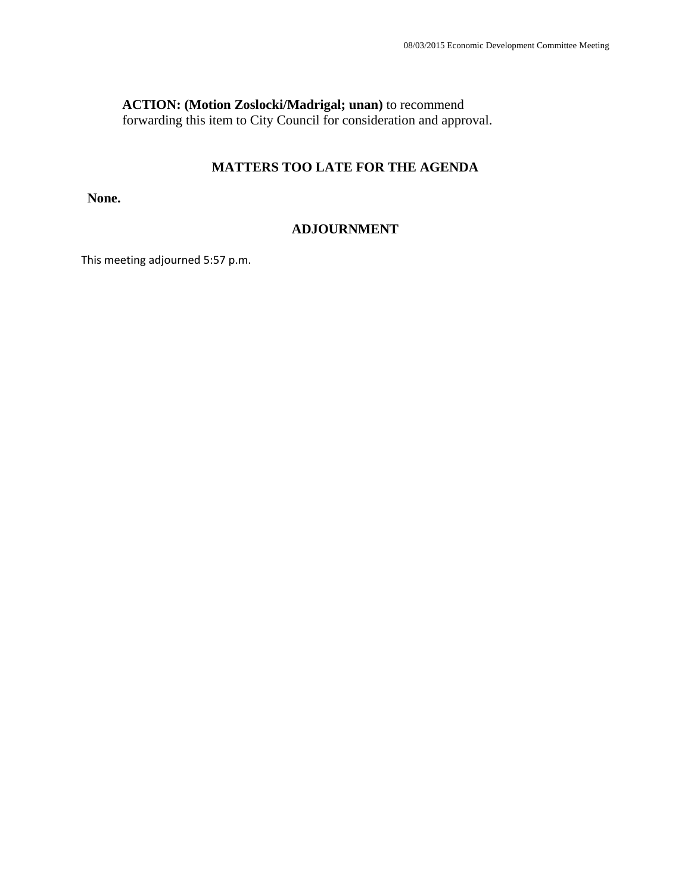**ACTION: (Motion Zoslocki/Madrigal; unan)** to recommend forwarding this item to City Council for consideration and approval.

## MATTERS TOO LATE FOR THE AGENDA

**None.**

## ADJOURNMENT

This meeting adjourned 5:57 p.m.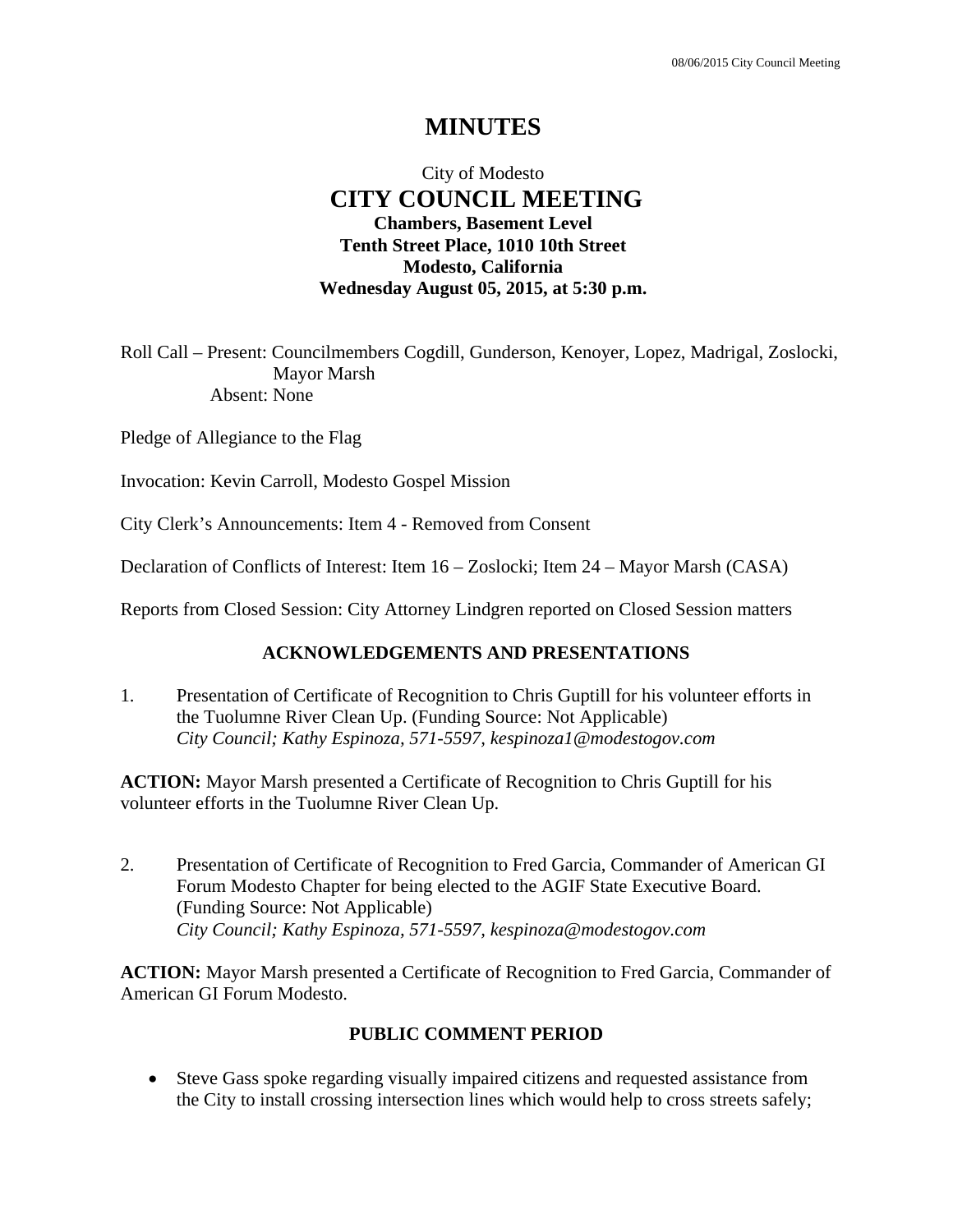# MINUTES

City of Modesto
## CITY COUNCIL MEETING
**Chambers, Basement Level**
**Tenth Street Place, 1010 10th Street**
**Modesto, California**
**Wednesday August 05, 2015, at 5:30 p.m.**

Roll Call – Present: Councilmembers Cogdill, Gunderson, Kenoyer, Lopez, Madrigal, Zoslocki, Mayor Marsh
Absent: None

Pledge of Allegiance to the Flag

Invocation: Kevin Carroll, Modesto Gospel Mission

City Clerk's Announcements: Item 4 - Removed from Consent

Declaration of Conflicts of Interest: Item 16 – Zoslocki; Item 24 – Mayor Marsh (CASA)

Reports from Closed Session: City Attorney Lindgren reported on Closed Session matters

### ACKNOWLEDGEMENTS AND PRESENTATIONS

1. Presentation of Certificate of Recognition to Chris Guptill for his volunteer efforts in the Tuolumne River Clean Up. (Funding Source: Not Applicable)
*City Council; Kathy Espinoza, 571-5597, kespinoza1@modestogov.com*

**ACTION:** Mayor Marsh presented a Certificate of Recognition to Chris Guptill for his volunteer efforts in the Tuolumne River Clean Up.

2. Presentation of Certificate of Recognition to Fred Garcia, Commander of American GI Forum Modesto Chapter for being elected to the AGIF State Executive Board. (Funding Source: Not Applicable)
*City Council; Kathy Espinoza, 571-5597, kespinoza@modestogov.com*

**ACTION:** Mayor Marsh presented a Certificate of Recognition to Fred Garcia, Commander of American GI Forum Modesto.

### PUBLIC COMMENT PERIOD

- Steve Gass spoke regarding visually impaired citizens and requested assistance from the City to install crossing intersection lines which would help to cross streets safely;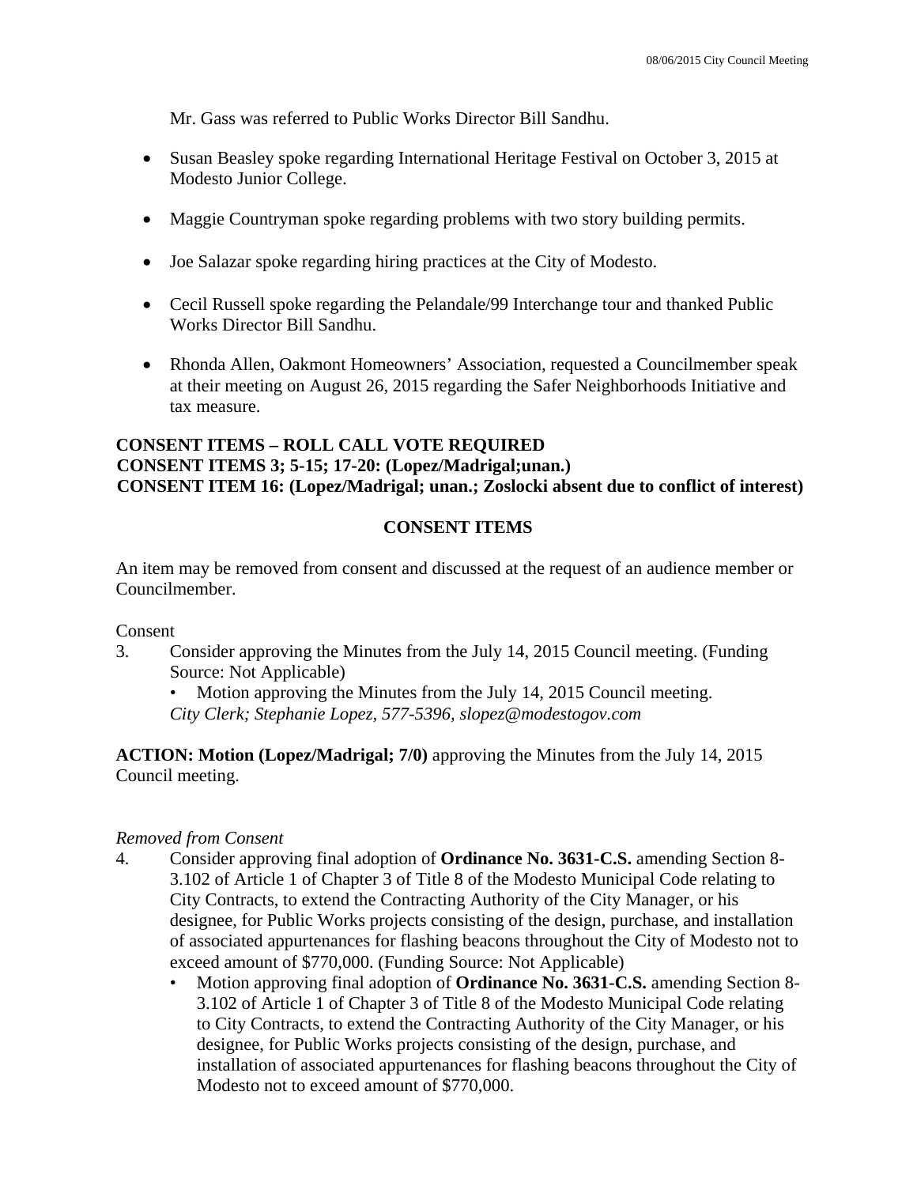Mr. Gass was referred to Public Works Director Bill Sandhu.

- Susan Beasley spoke regarding International Heritage Festival on October 3, 2015 at Modesto Junior College.
- Maggie Countryman spoke regarding problems with two story building permits.
- Joe Salazar spoke regarding hiring practices at the City of Modesto.
- Cecil Russell spoke regarding the Pelandale/99 Interchange tour and thanked Public Works Director Bill Sandhu.
- Rhonda Allen, Oakmont Homeowners' Association, requested a Councilmember speak at their meeting on August 26, 2015 regarding the Safer Neighborhoods Initiative and tax measure.

**CONSENT ITEMS – ROLL CALL VOTE REQUIRED**
**CONSENT ITEMS 3; 5-15; 17-20: (Lopez/Madrigal;unan.)**
**CONSENT ITEM 16: (Lopez/Madrigal; unan.; Zoslocki absent due to conflict of interest)**

## CONSENT ITEMS

An item may be removed from consent and discussed at the request of an audience member or Councilmember.

Consent

3. Consider approving the Minutes from the July 14, 2015 Council meeting. (Funding Source: Not Applicable)
   - Motion approving the Minutes from the July 14, 2015 Council meeting.

   *City Clerk; Stephanie Lopez, 577-5396, slopez@modestogov.com*

**ACTION: Motion (Lopez/Madrigal; 7/0)** approving the Minutes from the July 14, 2015 Council meeting.

*Removed from Consent*

4. Consider approving final adoption of **Ordinance No. 3631-C.S.** amending Section 8-3.102 of Article 1 of Chapter 3 of Title 8 of the Modesto Municipal Code relating to City Contracts, to extend the Contracting Authority of the City Manager, or his designee, for Public Works projects consisting of the design, purchase, and installation of associated appurtenances for flashing beacons throughout the City of Modesto not to exceed amount of $770,000. (Funding Source: Not Applicable)
   - Motion approving final adoption of **Ordinance No. 3631-C.S.** amending Section 8-3.102 of Article 1 of Chapter 3 of Title 8 of the Modesto Municipal Code relating to City Contracts, to extend the Contracting Authority of the City Manager, or his designee, for Public Works projects consisting of the design, purchase, and installation of associated appurtenances for flashing beacons throughout the City of Modesto not to exceed amount of $770,000.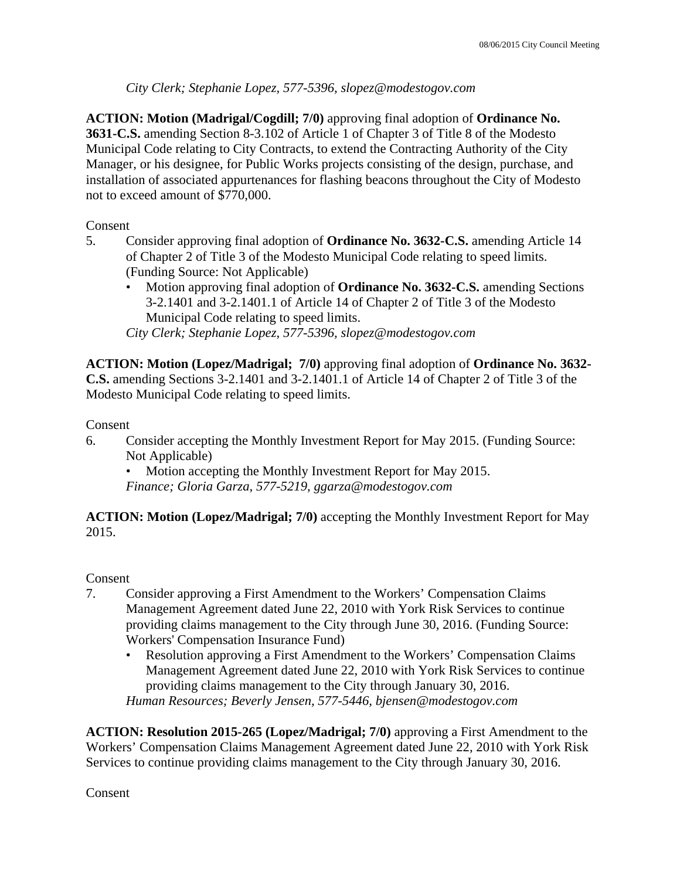*City Clerk; Stephanie Lopez, 577-5396, slopez@modestogov.com*

**ACTION: Motion (Madrigal/Cogdill; 7/0)** approving final adoption of **Ordinance No. 3631-C.S.** amending Section 8-3.102 of Article 1 of Chapter 3 of Title 8 of the Modesto Municipal Code relating to City Contracts, to extend the Contracting Authority of the City Manager, or his designee, for Public Works projects consisting of the design, purchase, and installation of associated appurtenances for flashing beacons throughout the City of Modesto not to exceed amount of $770,000.

Consent

5. Consider approving final adoption of **Ordinance No. 3632-C.S.** amending Article 14 of Chapter 2 of Title 3 of the Modesto Municipal Code relating to speed limits. (Funding Source: Not Applicable)
   - Motion approving final adoption of **Ordinance No. 3632-C.S.** amending Sections 3-2.1401 and 3-2.1401.1 of Article 14 of Chapter 2 of Title 3 of the Modesto Municipal Code relating to speed limits.

   *City Clerk; Stephanie Lopez, 577-5396, slopez@modestogov.com*

**ACTION: Motion (Lopez/Madrigal; 7/0)** approving final adoption of **Ordinance No. 3632-C.S.** amending Sections 3-2.1401 and 3-2.1401.1 of Article 14 of Chapter 2 of Title 3 of the Modesto Municipal Code relating to speed limits.

Consent

6. Consider accepting the Monthly Investment Report for May 2015. (Funding Source: Not Applicable)
   - Motion accepting the Monthly Investment Report for May 2015.

   *Finance; Gloria Garza, 577-5219, ggarza@modestogov.com*

**ACTION: Motion (Lopez/Madrigal; 7/0)** accepting the Monthly Investment Report for May 2015.

Consent

7. Consider approving a First Amendment to the Workers' Compensation Claims Management Agreement dated June 22, 2010 with York Risk Services to continue providing claims management to the City through June 30, 2016. (Funding Source: Workers' Compensation Insurance Fund)
   - Resolution approving a First Amendment to the Workers' Compensation Claims Management Agreement dated June 22, 2010 with York Risk Services to continue providing claims management to the City through January 30, 2016.

   *Human Resources; Beverly Jensen, 577-5446, bjensen@modestogov.com*

**ACTION: Resolution 2015-265 (Lopez/Madrigal; 7/0)** approving a First Amendment to the Workers' Compensation Claims Management Agreement dated June 22, 2010 with York Risk Services to continue providing claims management to the City through January 30, 2016.

Consent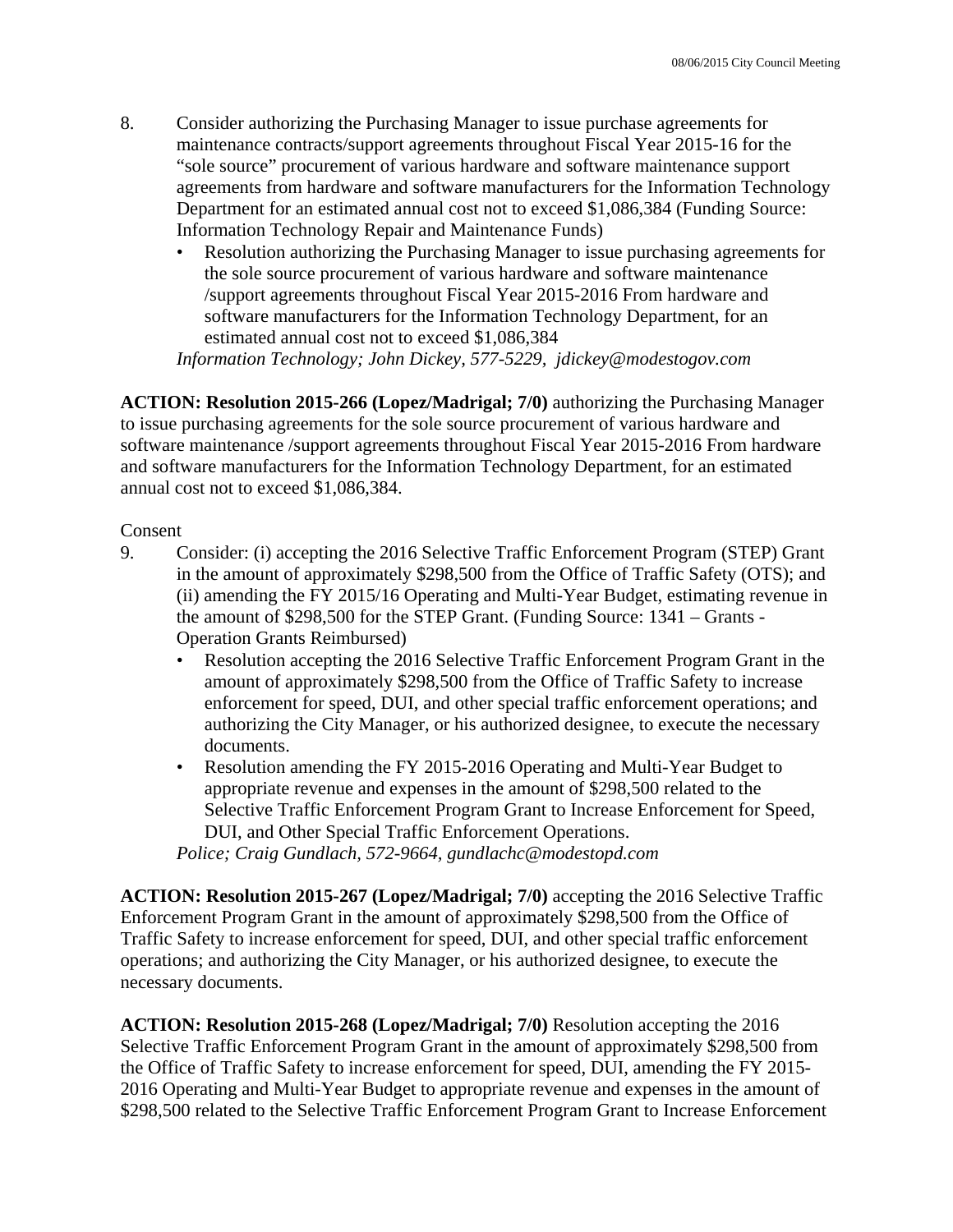8. Consider authorizing the Purchasing Manager to issue purchase agreements for maintenance contracts/support agreements throughout Fiscal Year 2015-16 for the "sole source" procurement of various hardware and software maintenance support agreements from hardware and software manufacturers for the Information Technology Department for an estimated annual cost not to exceed $1,086,384 (Funding Source: Information Technology Repair and Maintenance Funds)
   - Resolution authorizing the Purchasing Manager to issue purchasing agreements for the sole source procurement of various hardware and software maintenance /support agreements throughout Fiscal Year 2015-2016 From hardware and software manufacturers for the Information Technology Department, for an estimated annual cost not to exceed $1,086,384

   *Information Technology; John Dickey, 577-5229, jdickey@modestogov.com*

**ACTION: Resolution 2015-266 (Lopez/Madrigal; 7/0)** authorizing the Purchasing Manager to issue purchasing agreements for the sole source procurement of various hardware and software maintenance /support agreements throughout Fiscal Year 2015-2016 From hardware and software manufacturers for the Information Technology Department, for an estimated annual cost not to exceed $1,086,384.

Consent

9. Consider: (i) accepting the 2016 Selective Traffic Enforcement Program (STEP) Grant in the amount of approximately $298,500 from the Office of Traffic Safety (OTS); and (ii) amending the FY 2015/16 Operating and Multi-Year Budget, estimating revenue in the amount of $298,500 for the STEP Grant. (Funding Source: 1341 – Grants - Operation Grants Reimbursed)
   - Resolution accepting the 2016 Selective Traffic Enforcement Program Grant in the amount of approximately $298,500 from the Office of Traffic Safety to increase enforcement for speed, DUI, and other special traffic enforcement operations; and authorizing the City Manager, or his authorized designee, to execute the necessary documents.
   - Resolution amending the FY 2015-2016 Operating and Multi-Year Budget to appropriate revenue and expenses in the amount of $298,500 related to the Selective Traffic Enforcement Program Grant to Increase Enforcement for Speed, DUI, and Other Special Traffic Enforcement Operations.

   *Police; Craig Gundlach, 572-9664, gundlachc@modestopd.com*

**ACTION: Resolution 2015-267 (Lopez/Madrigal; 7/0)** accepting the 2016 Selective Traffic Enforcement Program Grant in the amount of approximately $298,500 from the Office of Traffic Safety to increase enforcement for speed, DUI, and other special traffic enforcement operations; and authorizing the City Manager, or his authorized designee, to execute the necessary documents.

**ACTION: Resolution 2015-268 (Lopez/Madrigal; 7/0)** Resolution accepting the 2016 Selective Traffic Enforcement Program Grant in the amount of approximately $298,500 from the Office of Traffic Safety to increase enforcement for speed, DUI, amending the FY 2015-2016 Operating and Multi-Year Budget to appropriate revenue and expenses in the amount of $298,500 related to the Selective Traffic Enforcement Program Grant to Increase Enforcement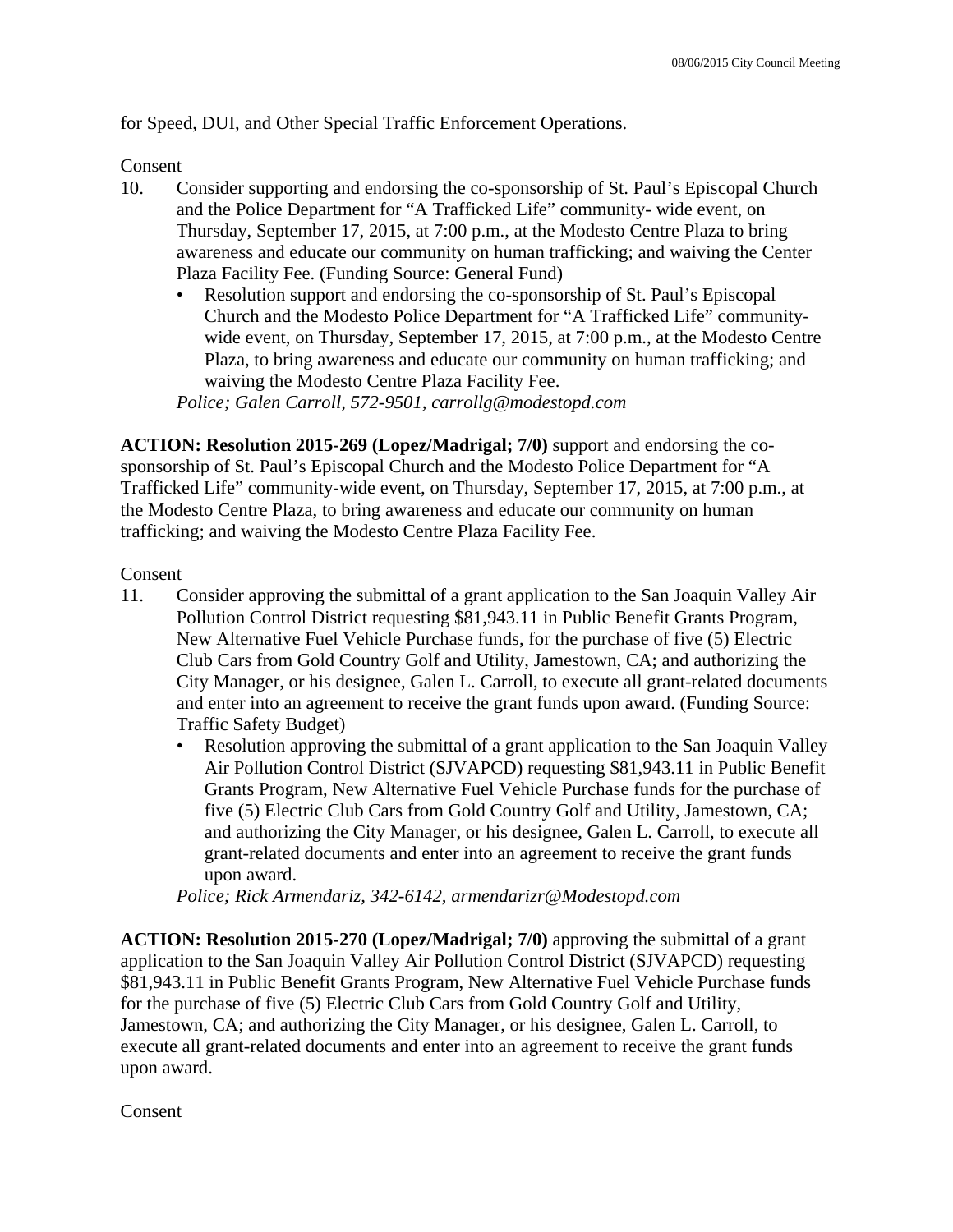for Speed, DUI, and Other Special Traffic Enforcement Operations.

Consent

10. Consider supporting and endorsing the co-sponsorship of St. Paul's Episcopal Church and the Police Department for "A Trafficked Life" community- wide event, on Thursday, September 17, 2015, at 7:00 p.m., at the Modesto Centre Plaza to bring awareness and educate our community on human trafficking; and waiving the Center Plaza Facility Fee. (Funding Source: General Fund)
    - Resolution support and endorsing the co-sponsorship of St. Paul's Episcopal Church and the Modesto Police Department for "A Trafficked Life" community-wide event, on Thursday, September 17, 2015, at 7:00 p.m., at the Modesto Centre Plaza, to bring awareness and educate our community on human trafficking; and waiving the Modesto Centre Plaza Facility Fee.

    *Police; Galen Carroll, 572-9501, carrollg@modestopd.com*

**ACTION: Resolution 2015-269 (Lopez/Madrigal; 7/0)** support and endorsing the co-sponsorship of St. Paul's Episcopal Church and the Modesto Police Department for "A Trafficked Life" community-wide event, on Thursday, September 17, 2015, at 7:00 p.m., at the Modesto Centre Plaza, to bring awareness and educate our community on human trafficking; and waiving the Modesto Centre Plaza Facility Fee.

Consent

11. Consider approving the submittal of a grant application to the San Joaquin Valley Air Pollution Control District requesting $81,943.11 in Public Benefit Grants Program, New Alternative Fuel Vehicle Purchase funds, for the purchase of five (5) Electric Club Cars from Gold Country Golf and Utility, Jamestown, CA; and authorizing the City Manager, or his designee, Galen L. Carroll, to execute all grant-related documents and enter into an agreement to receive the grant funds upon award. (Funding Source: Traffic Safety Budget)
    - Resolution approving the submittal of a grant application to the San Joaquin Valley Air Pollution Control District (SJVAPCD) requesting $81,943.11 in Public Benefit Grants Program, New Alternative Fuel Vehicle Purchase funds for the purchase of five (5) Electric Club Cars from Gold Country Golf and Utility, Jamestown, CA; and authorizing the City Manager, or his designee, Galen L. Carroll, to execute all grant-related documents and enter into an agreement to receive the grant funds upon award.

    *Police; Rick Armendariz, 342-6142, armendarizr@Modestopd.com*

**ACTION: Resolution 2015-270 (Lopez/Madrigal; 7/0)** approving the submittal of a grant application to the San Joaquin Valley Air Pollution Control District (SJVAPCD) requesting $81,943.11 in Public Benefit Grants Program, New Alternative Fuel Vehicle Purchase funds for the purchase of five (5) Electric Club Cars from Gold Country Golf and Utility, Jamestown, CA; and authorizing the City Manager, or his designee, Galen L. Carroll, to execute all grant-related documents and enter into an agreement to receive the grant funds upon award.

Consent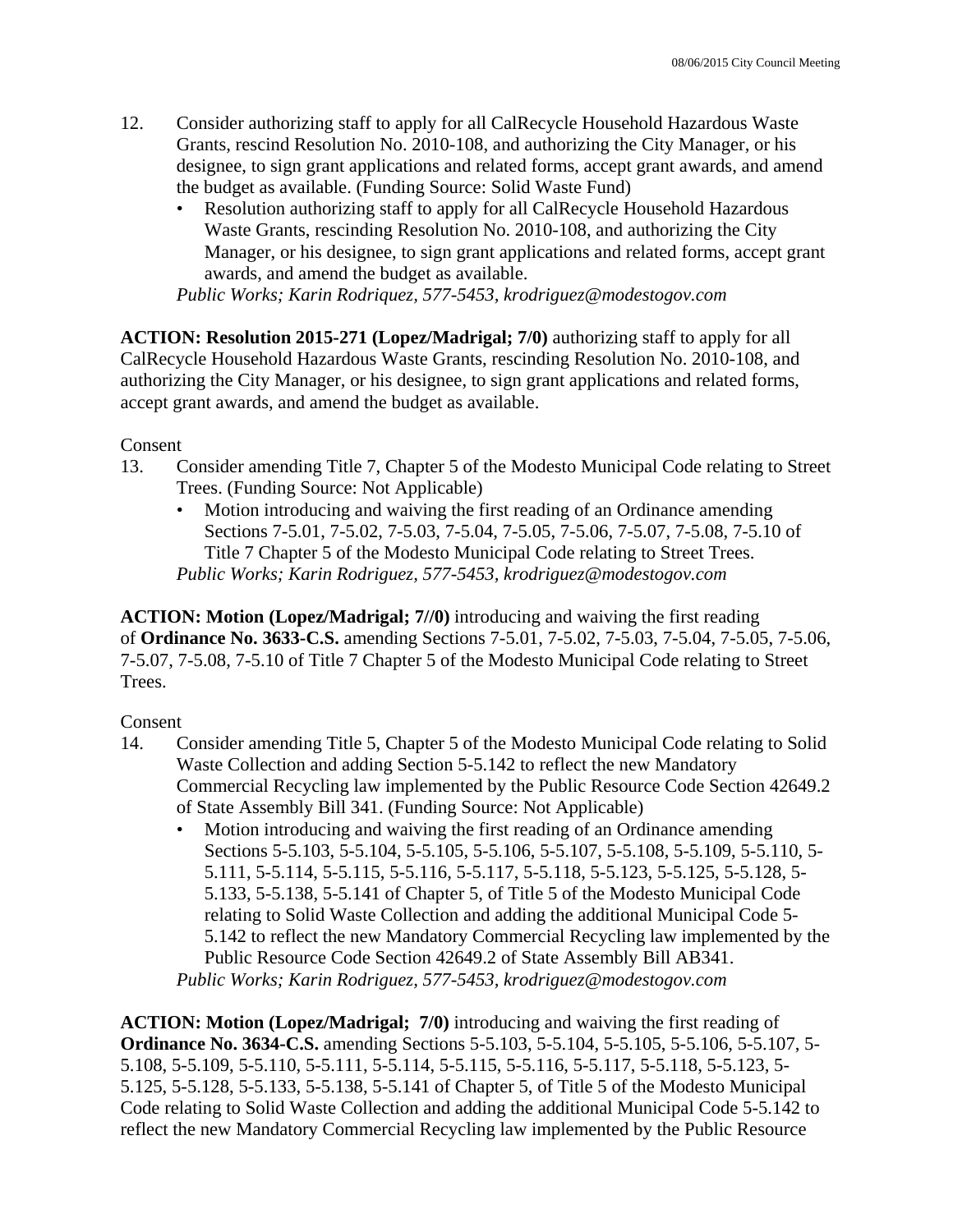12. Consider authorizing staff to apply for all CalRecycle Household Hazardous Waste Grants, rescind Resolution No. 2010-108, and authorizing the City Manager, or his designee, to sign grant applications and related forms, accept grant awards, and amend the budget as available. (Funding Source: Solid Waste Fund)
    - Resolution authorizing staff to apply for all CalRecycle Household Hazardous Waste Grants, rescinding Resolution No. 2010-108, and authorizing the City Manager, or his designee, to sign grant applications and related forms, accept grant awards, and amend the budget as available.

    *Public Works; Karin Rodriquez, 577-5453, krodriguez@modestogov.com*

**ACTION: Resolution 2015-271 (Lopez/Madrigal; 7/0)** authorizing staff to apply for all CalRecycle Household Hazardous Waste Grants, rescinding Resolution No. 2010-108, and authorizing the City Manager, or his designee, to sign grant applications and related forms, accept grant awards, and amend the budget as available.

Consent

13. Consider amending Title 7, Chapter 5 of the Modesto Municipal Code relating to Street Trees. (Funding Source: Not Applicable)
    - Motion introducing and waiving the first reading of an Ordinance amending Sections 7-5.01, 7-5.02, 7-5.03, 7-5.04, 7-5.05, 7-5.06, 7-5.07, 7-5.08, 7-5.10 of Title 7 Chapter 5 of the Modesto Municipal Code relating to Street Trees.

    *Public Works; Karin Rodriguez, 577-5453, krodriguez@modestogov.com*

**ACTION: Motion (Lopez/Madrigal; 7//0)** introducing and waiving the first reading of **Ordinance No. 3633-C.S.** amending Sections 7-5.01, 7-5.02, 7-5.03, 7-5.04, 7-5.05, 7-5.06, 7-5.07, 7-5.08, 7-5.10 of Title 7 Chapter 5 of the Modesto Municipal Code relating to Street Trees.

Consent

14. Consider amending Title 5, Chapter 5 of the Modesto Municipal Code relating to Solid Waste Collection and adding Section 5-5.142 to reflect the new Mandatory Commercial Recycling law implemented by the Public Resource Code Section 42649.2 of State Assembly Bill 341. (Funding Source: Not Applicable)
    - Motion introducing and waiving the first reading of an Ordinance amending Sections 5-5.103, 5-5.104, 5-5.105, 5-5.106, 5-5.107, 5-5.108, 5-5.109, 5-5.110, 5-5.111, 5-5.114, 5-5.115, 5-5.116, 5-5.117, 5-5.118, 5-5.123, 5-5.125, 5-5.128, 5-5.133, 5-5.138, 5-5.141 of Chapter 5, of Title 5 of the Modesto Municipal Code relating to Solid Waste Collection and adding the additional Municipal Code 5-5.142 to reflect the new Mandatory Commercial Recycling law implemented by the Public Resource Code Section 42649.2 of State Assembly Bill AB341.

    *Public Works; Karin Rodriguez, 577-5453, krodriguez@modestogov.com*

**ACTION: Motion (Lopez/Madrigal; 7/0)** introducing and waiving the first reading of **Ordinance No. 3634-C.S.** amending Sections 5-5.103, 5-5.104, 5-5.105, 5-5.106, 5-5.107, 5-5.108, 5-5.109, 5-5.110, 5-5.111, 5-5.114, 5-5.115, 5-5.116, 5-5.117, 5-5.118, 5-5.123, 5-5.125, 5-5.128, 5-5.133, 5-5.138, 5-5.141 of Chapter 5, of Title 5 of the Modesto Municipal Code relating to Solid Waste Collection and adding the additional Municipal Code 5-5.142 to reflect the new Mandatory Commercial Recycling law implemented by the Public Resource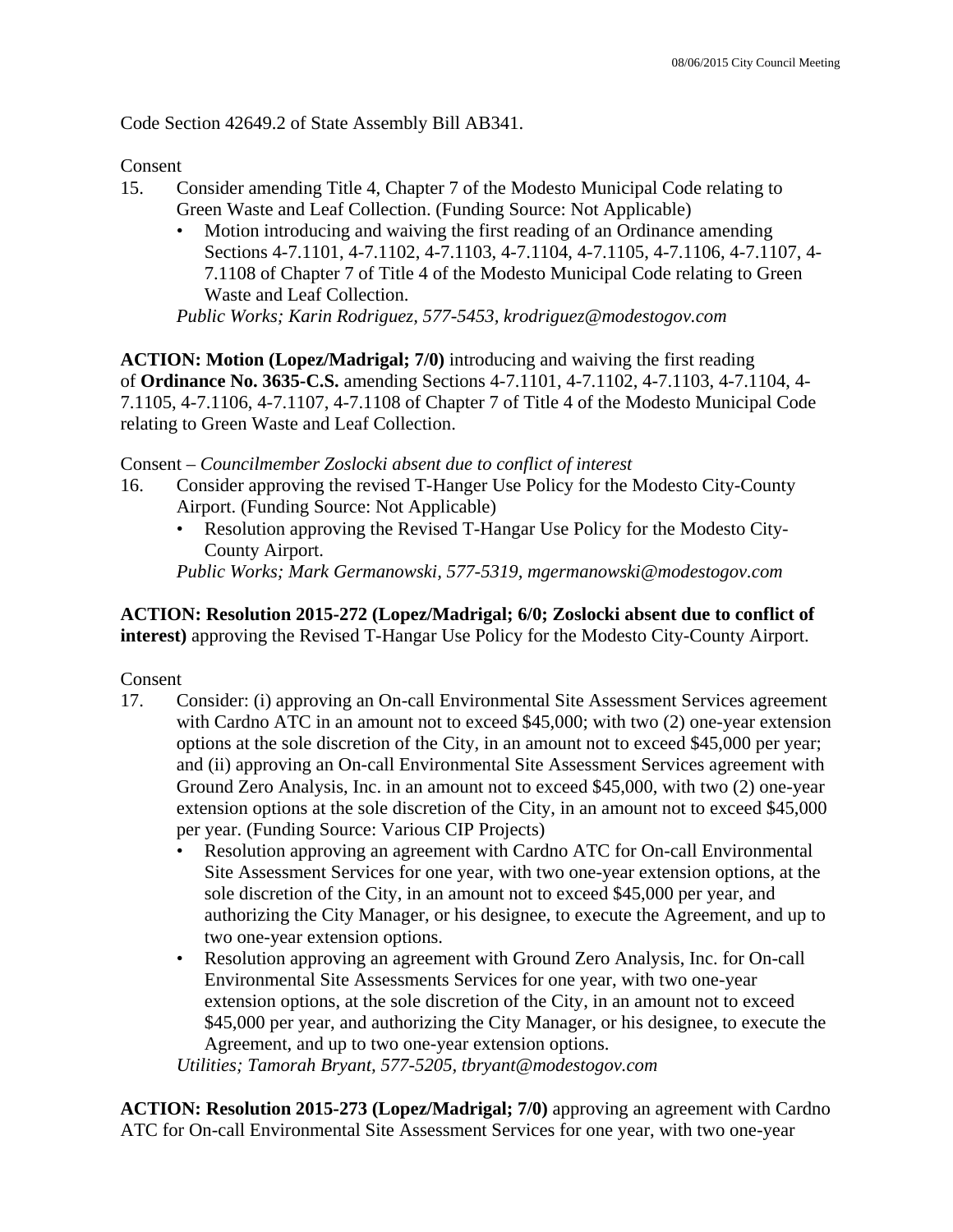Code Section 42649.2 of State Assembly Bill AB341.

Consent

15. Consider amending Title 4, Chapter 7 of the Modesto Municipal Code relating to Green Waste and Leaf Collection. (Funding Source: Not Applicable)
    - Motion introducing and waiving the first reading of an Ordinance amending Sections 4-7.1101, 4-7.1102, 4-7.1103, 4-7.1104, 4-7.1105, 4-7.1106, 4-7.1107, 4-7.1108 of Chapter 7 of Title 4 of the Modesto Municipal Code relating to Green Waste and Leaf Collection.

    *Public Works; Karin Rodriguez, 577-5453, krodriguez@modestogov.com*

**ACTION: Motion (Lopez/Madrigal; 7/0)** introducing and waiving the first reading of **Ordinance No. 3635-C.S.** amending Sections 4-7.1101, 4-7.1102, 4-7.1103, 4-7.1104, 4-7.1105, 4-7.1106, 4-7.1107, 4-7.1108 of Chapter 7 of Title 4 of the Modesto Municipal Code relating to Green Waste and Leaf Collection.

Consent – *Councilmember Zoslocki absent due to conflict of interest*

16. Consider approving the revised T-Hanger Use Policy for the Modesto City-County Airport. (Funding Source: Not Applicable)
    - Resolution approving the Revised T-Hangar Use Policy for the Modesto City-County Airport.

    *Public Works; Mark Germanowski, 577-5319, mgermanowski@modestogov.com*

**ACTION: Resolution 2015-272 (Lopez/Madrigal; 6/0; Zoslocki absent due to conflict of interest)** approving the Revised T-Hangar Use Policy for the Modesto City-County Airport.

Consent

17. Consider: (i) approving an On-call Environmental Site Assessment Services agreement with Cardno ATC in an amount not to exceed $45,000; with two (2) one-year extension options at the sole discretion of the City, in an amount not to exceed $45,000 per year; and (ii) approving an On-call Environmental Site Assessment Services agreement with Ground Zero Analysis, Inc. in an amount not to exceed $45,000, with two (2) one-year extension options at the sole discretion of the City, in an amount not to exceed $45,000 per year. (Funding Source: Various CIP Projects)
    - Resolution approving an agreement with Cardno ATC for On-call Environmental Site Assessment Services for one year, with two one-year extension options, at the sole discretion of the City, in an amount not to exceed $45,000 per year, and authorizing the City Manager, or his designee, to execute the Agreement, and up to two one-year extension options.
    - Resolution approving an agreement with Ground Zero Analysis, Inc. for On-call Environmental Site Assessments Services for one year, with two one-year extension options, at the sole discretion of the City, in an amount not to exceed $45,000 per year, and authorizing the City Manager, or his designee, to execute the Agreement, and up to two one-year extension options.

    *Utilities; Tamorah Bryant, 577-5205, tbryant@modestogov.com*

**ACTION: Resolution 2015-273 (Lopez/Madrigal; 7/0)** approving an agreement with Cardno ATC for On-call Environmental Site Assessment Services for one year, with two one-year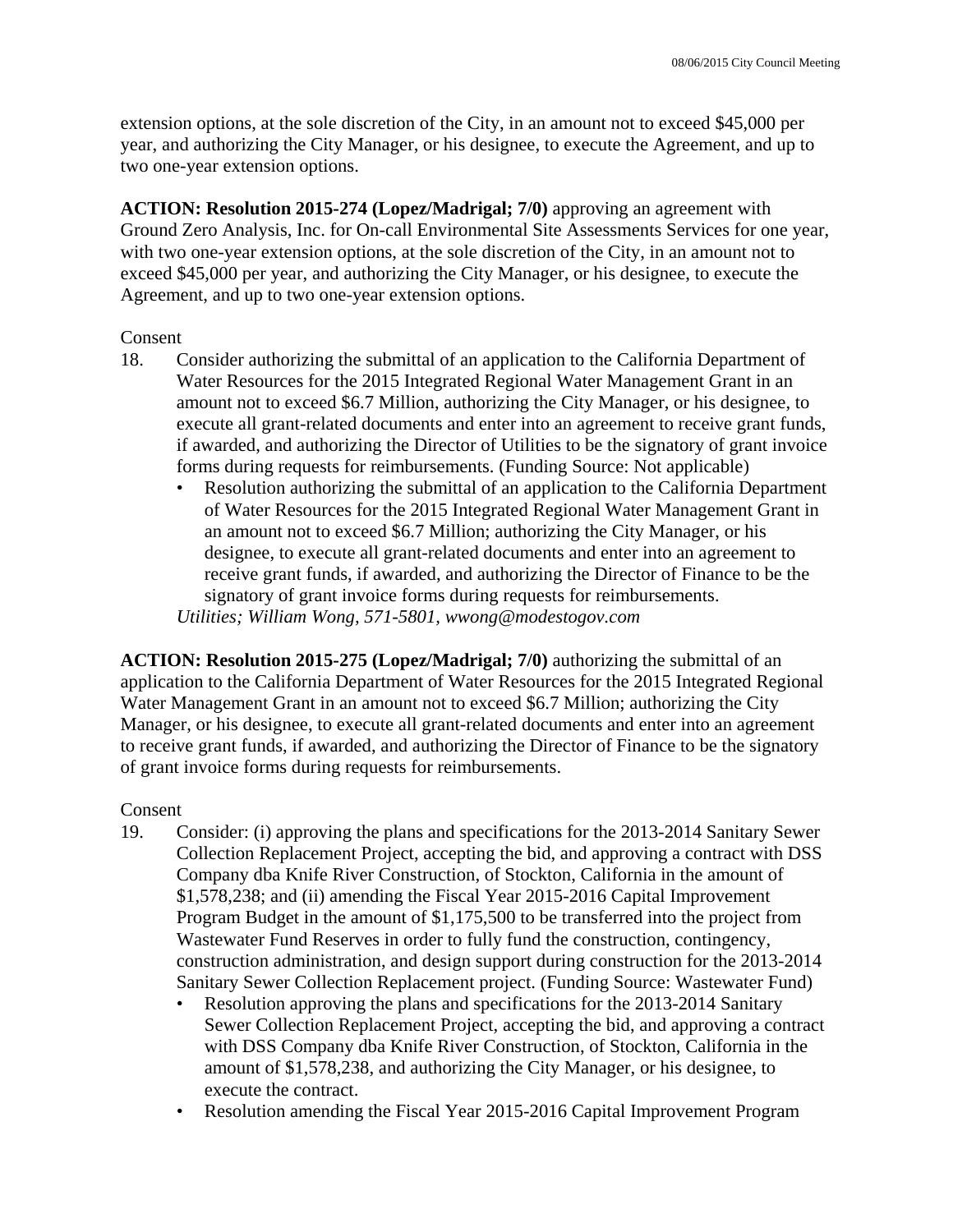extension options, at the sole discretion of the City, in an amount not to exceed $45,000 per year, and authorizing the City Manager, or his designee, to execute the Agreement, and up to two one-year extension options.

**ACTION: Resolution 2015-274 (Lopez/Madrigal; 7/0)** approving an agreement with Ground Zero Analysis, Inc. for On-call Environmental Site Assessments Services for one year, with two one-year extension options, at the sole discretion of the City, in an amount not to exceed $45,000 per year, and authorizing the City Manager, or his designee, to execute the Agreement, and up to two one-year extension options.

Consent

18. Consider authorizing the submittal of an application to the California Department of Water Resources for the 2015 Integrated Regional Water Management Grant in an amount not to exceed $6.7 Million, authorizing the City Manager, or his designee, to execute all grant-related documents and enter into an agreement to receive grant funds, if awarded, and authorizing the Director of Utilities to be the signatory of grant invoice forms during requests for reimbursements. (Funding Source: Not applicable)
    - Resolution authorizing the submittal of an application to the California Department of Water Resources for the 2015 Integrated Regional Water Management Grant in an amount not to exceed $6.7 Million; authorizing the City Manager, or his designee, to execute all grant-related documents and enter into an agreement to receive grant funds, if awarded, and authorizing the Director of Finance to be the signatory of grant invoice forms during requests for reimbursements.

    *Utilities; William Wong, 571-5801, wwong@modestogov.com*

**ACTION: Resolution 2015-275 (Lopez/Madrigal; 7/0)** authorizing the submittal of an application to the California Department of Water Resources for the 2015 Integrated Regional Water Management Grant in an amount not to exceed $6.7 Million; authorizing the City Manager, or his designee, to execute all grant-related documents and enter into an agreement to receive grant funds, if awarded, and authorizing the Director of Finance to be the signatory of grant invoice forms during requests for reimbursements.

Consent

19. Consider: (i) approving the plans and specifications for the 2013-2014 Sanitary Sewer Collection Replacement Project, accepting the bid, and approving a contract with DSS Company dba Knife River Construction, of Stockton, California in the amount of $1,578,238; and (ii) amending the Fiscal Year 2015-2016 Capital Improvement Program Budget in the amount of $1,175,500 to be transferred into the project from Wastewater Fund Reserves in order to fully fund the construction, contingency, construction administration, and design support during construction for the 2013-2014 Sanitary Sewer Collection Replacement project. (Funding Source: Wastewater Fund)
    - Resolution approving the plans and specifications for the 2013-2014 Sanitary Sewer Collection Replacement Project, accepting the bid, and approving a contract with DSS Company dba Knife River Construction, of Stockton, California in the amount of $1,578,238, and authorizing the City Manager, or his designee, to execute the contract.
    - Resolution amending the Fiscal Year 2015-2016 Capital Improvement Program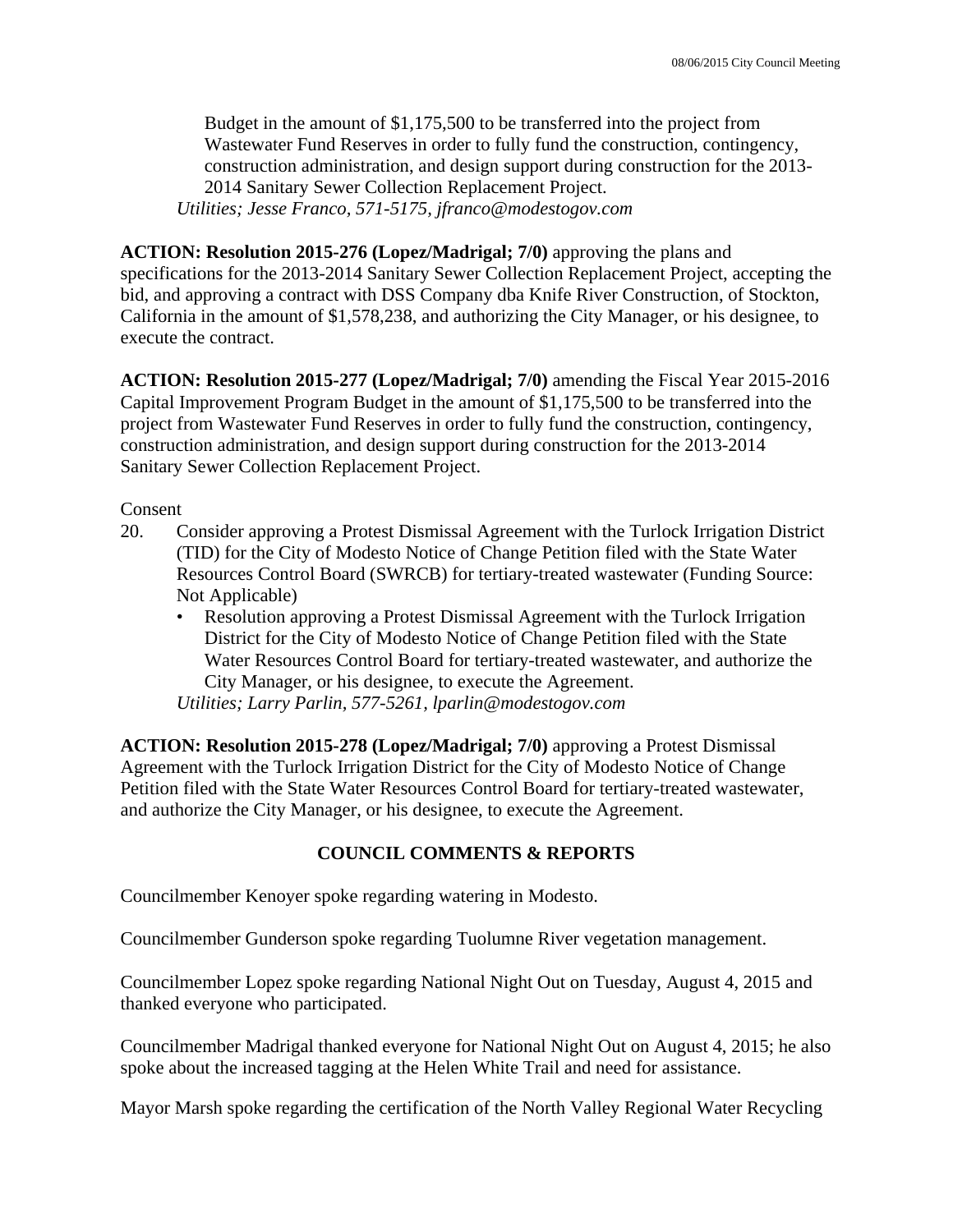Budget in the amount of $1,175,500 to be transferred into the project from Wastewater Fund Reserves in order to fully fund the construction, contingency, construction administration, and design support during construction for the 2013-2014 Sanitary Sewer Collection Replacement Project.

*Utilities; Jesse Franco, 571-5175, jfranco@modestogov.com*

**ACTION: Resolution 2015-276 (Lopez/Madrigal; 7/0)** approving the plans and specifications for the 2013-2014 Sanitary Sewer Collection Replacement Project, accepting the bid, and approving a contract with DSS Company dba Knife River Construction, of Stockton, California in the amount of $1,578,238, and authorizing the City Manager, or his designee, to execute the contract.

**ACTION: Resolution 2015-277 (Lopez/Madrigal; 7/0)** amending the Fiscal Year 2015-2016 Capital Improvement Program Budget in the amount of $1,175,500 to be transferred into the project from Wastewater Fund Reserves in order to fully fund the construction, contingency, construction administration, and design support during construction for the 2013-2014 Sanitary Sewer Collection Replacement Project.

Consent

20. Consider approving a Protest Dismissal Agreement with the Turlock Irrigation District (TID) for the City of Modesto Notice of Change Petition filed with the State Water Resources Control Board (SWRCB) for tertiary-treated wastewater (Funding Source: Not Applicable)
    - Resolution approving a Protest Dismissal Agreement with the Turlock Irrigation District for the City of Modesto Notice of Change Petition filed with the State Water Resources Control Board for tertiary-treated wastewater, and authorize the City Manager, or his designee, to execute the Agreement.

    *Utilities; Larry Parlin, 577-5261, lparlin@modestogov.com*

**ACTION: Resolution 2015-278 (Lopez/Madrigal; 7/0)** approving a Protest Dismissal Agreement with the Turlock Irrigation District for the City of Modesto Notice of Change Petition filed with the State Water Resources Control Board for tertiary-treated wastewater, and authorize the City Manager, or his designee, to execute the Agreement.

## COUNCIL COMMENTS & REPORTS

Councilmember Kenoyer spoke regarding watering in Modesto.

Councilmember Gunderson spoke regarding Tuolumne River vegetation management.

Councilmember Lopez spoke regarding National Night Out on Tuesday, August 4, 2015 and thanked everyone who participated.

Councilmember Madrigal thanked everyone for National Night Out on August 4, 2015; he also spoke about the increased tagging at the Helen White Trail and need for assistance.

Mayor Marsh spoke regarding the certification of the North Valley Regional Water Recycling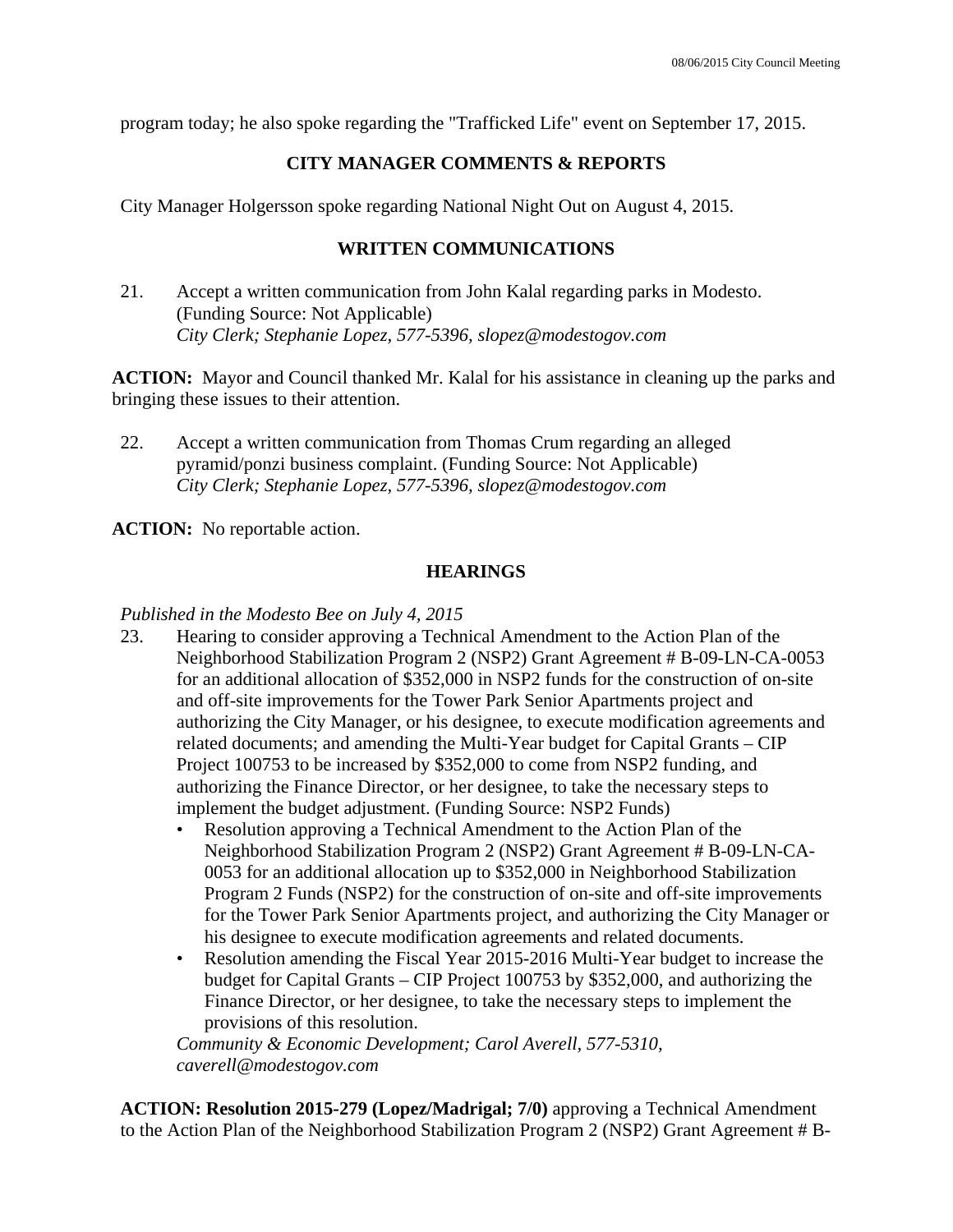program today; he also spoke regarding the "Trafficked Life" event on September 17, 2015.

## CITY MANAGER COMMENTS & REPORTS

City Manager Holgersson spoke regarding National Night Out on August 4, 2015.

## WRITTEN COMMUNICATIONS

21. Accept a written communication from John Kalal regarding parks in Modesto. (Funding Source: Not Applicable)
    *City Clerk; Stephanie Lopez, 577-5396, slopez@modestogov.com*

**ACTION:** Mayor and Council thanked Mr. Kalal for his assistance in cleaning up the parks and bringing these issues to their attention.

22. Accept a written communication from Thomas Crum regarding an alleged pyramid/ponzi business complaint. (Funding Source: Not Applicable)
    *City Clerk; Stephanie Lopez, 577-5396, slopez@modestogov.com*

**ACTION:** No reportable action.

## HEARINGS

*Published in the Modesto Bee on July 4, 2015*

23. Hearing to consider approving a Technical Amendment to the Action Plan of the Neighborhood Stabilization Program 2 (NSP2) Grant Agreement # B-09-LN-CA-0053 for an additional allocation of $352,000 in NSP2 funds for the construction of on-site and off-site improvements for the Tower Park Senior Apartments project and authorizing the City Manager, or his designee, to execute modification agreements and related documents; and amending the Multi-Year budget for Capital Grants – CIP Project 100753 to be increased by $352,000 to come from NSP2 funding, and authorizing the Finance Director, or her designee, to take the necessary steps to implement the budget adjustment. (Funding Source: NSP2 Funds)
    - Resolution approving a Technical Amendment to the Action Plan of the Neighborhood Stabilization Program 2 (NSP2) Grant Agreement # B-09-LN-CA-0053 for an additional allocation up to $352,000 in Neighborhood Stabilization Program 2 Funds (NSP2) for the construction of on-site and off-site improvements for the Tower Park Senior Apartments project, and authorizing the City Manager or his designee to execute modification agreements and related documents.
    - Resolution amending the Fiscal Year 2015-2016 Multi-Year budget to increase the budget for Capital Grants – CIP Project 100753 by $352,000, and authorizing the Finance Director, or her designee, to take the necessary steps to implement the provisions of this resolution.

    *Community & Economic Development; Carol Averell, 577-5310, caverell@modestogov.com*

**ACTION: Resolution 2015-279 (Lopez/Madrigal; 7/0)** approving a Technical Amendment to the Action Plan of the Neighborhood Stabilization Program 2 (NSP2) Grant Agreement # B-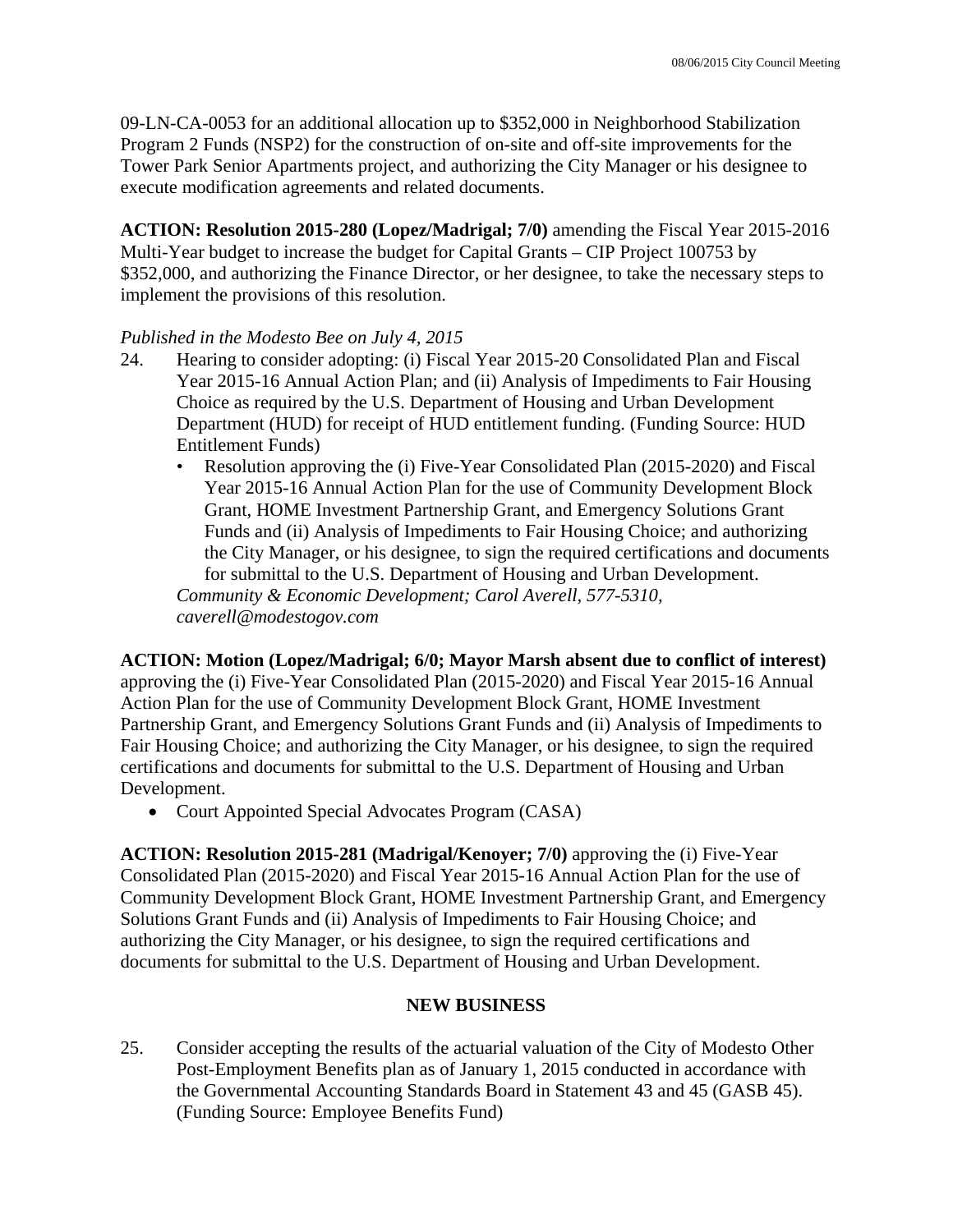09-LN-CA-0053 for an additional allocation up to $352,000 in Neighborhood Stabilization Program 2 Funds (NSP2) for the construction of on-site and off-site improvements for the Tower Park Senior Apartments project, and authorizing the City Manager or his designee to execute modification agreements and related documents.

**ACTION: Resolution 2015-280 (Lopez/Madrigal; 7/0)** amending the Fiscal Year 2015-2016 Multi-Year budget to increase the budget for Capital Grants – CIP Project 100753 by $352,000, and authorizing the Finance Director, or her designee, to take the necessary steps to implement the provisions of this resolution.

*Published in the Modesto Bee on July 4, 2015*

24. Hearing to consider adopting: (i) Fiscal Year 2015-20 Consolidated Plan and Fiscal Year 2015-16 Annual Action Plan; and (ii) Analysis of Impediments to Fair Housing Choice as required by the U.S. Department of Housing and Urban Development Department (HUD) for receipt of HUD entitlement funding. (Funding Source: HUD Entitlement Funds)
    - Resolution approving the (i) Five-Year Consolidated Plan (2015-2020) and Fiscal Year 2015-16 Annual Action Plan for the use of Community Development Block Grant, HOME Investment Partnership Grant, and Emergency Solutions Grant Funds and (ii) Analysis of Impediments to Fair Housing Choice; and authorizing the City Manager, or his designee, to sign the required certifications and documents for submittal to the U.S. Department of Housing and Urban Development.

    *Community & Economic Development; Carol Averell, 577-5310, caverell@modestogov.com*

**ACTION: Motion (Lopez/Madrigal; 6/0; Mayor Marsh absent due to conflict of interest)** approving the (i) Five-Year Consolidated Plan (2015-2020) and Fiscal Year 2015-16 Annual Action Plan for the use of Community Development Block Grant, HOME Investment Partnership Grant, and Emergency Solutions Grant Funds and (ii) Analysis of Impediments to Fair Housing Choice; and authorizing the City Manager, or his designee, to sign the required certifications and documents for submittal to the U.S. Department of Housing and Urban Development.

- Court Appointed Special Advocates Program (CASA)

**ACTION: Resolution 2015-281 (Madrigal/Kenoyer; 7/0)** approving the (i) Five-Year Consolidated Plan (2015-2020) and Fiscal Year 2015-16 Annual Action Plan for the use of Community Development Block Grant, HOME Investment Partnership Grant, and Emergency Solutions Grant Funds and (ii) Analysis of Impediments to Fair Housing Choice; and authorizing the City Manager, or his designee, to sign the required certifications and documents for submittal to the U.S. Department of Housing and Urban Development.

## NEW BUSINESS

25. Consider accepting the results of the actuarial valuation of the City of Modesto Other Post-Employment Benefits plan as of January 1, 2015 conducted in accordance with the Governmental Accounting Standards Board in Statement 43 and 45 (GASB 45). (Funding Source: Employee Benefits Fund)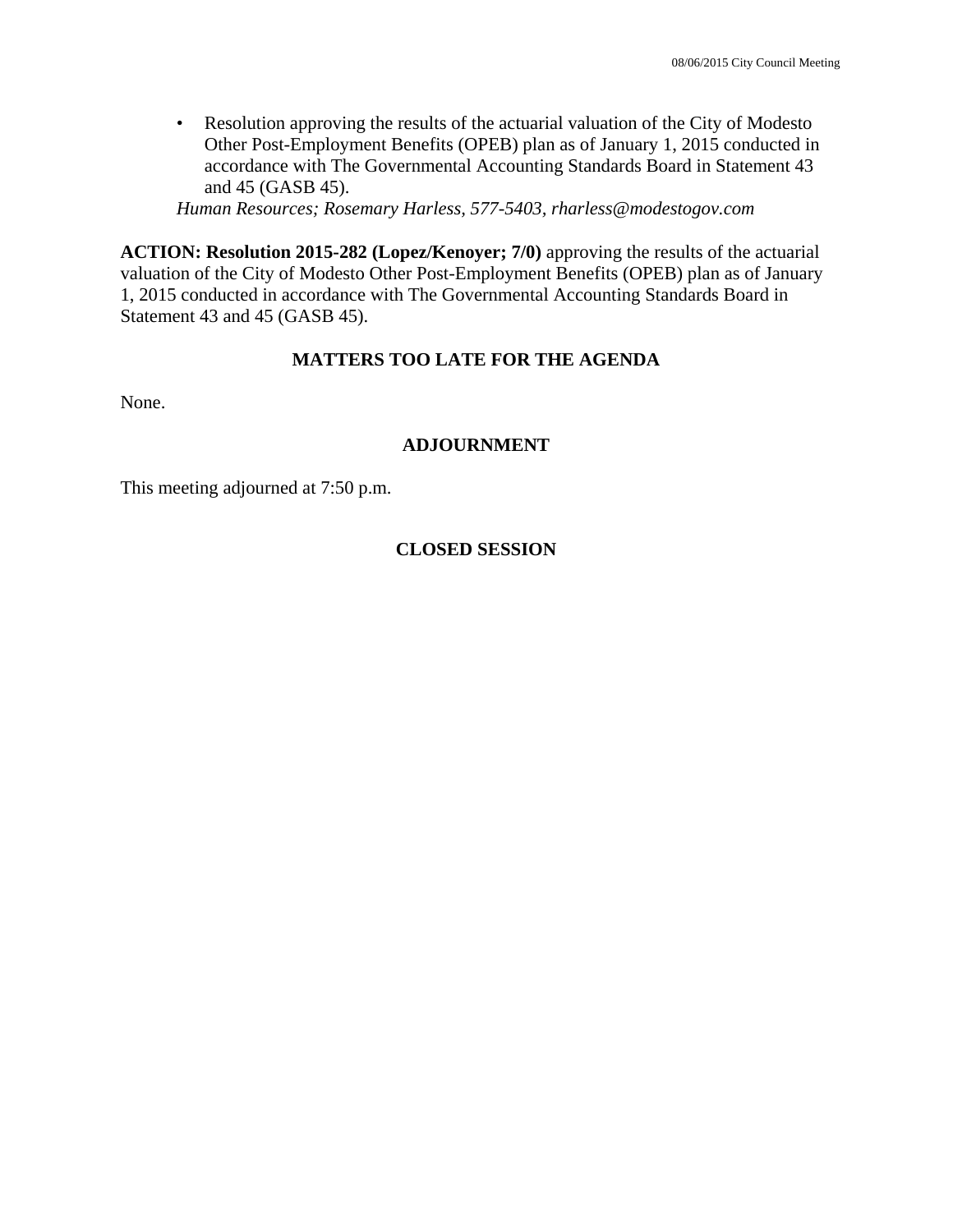- Resolution approving the results of the actuarial valuation of the City of Modesto Other Post-Employment Benefits (OPEB) plan as of January 1, 2015 conducted in accordance with The Governmental Accounting Standards Board in Statement 43 and 45 (GASB 45).

*Human Resources; Rosemary Harless, 577-5403, rharless@modestogov.com*

**ACTION: Resolution 2015-282 (Lopez/Kenoyer; 7/0)** approving the results of the actuarial valuation of the City of Modesto Other Post-Employment Benefits (OPEB) plan as of January 1, 2015 conducted in accordance with The Governmental Accounting Standards Board in Statement 43 and 45 (GASB 45).

## MATTERS TOO LATE FOR THE AGENDA

None.

## ADJOURNMENT

This meeting adjourned at 7:50 p.m.

## CLOSED SESSION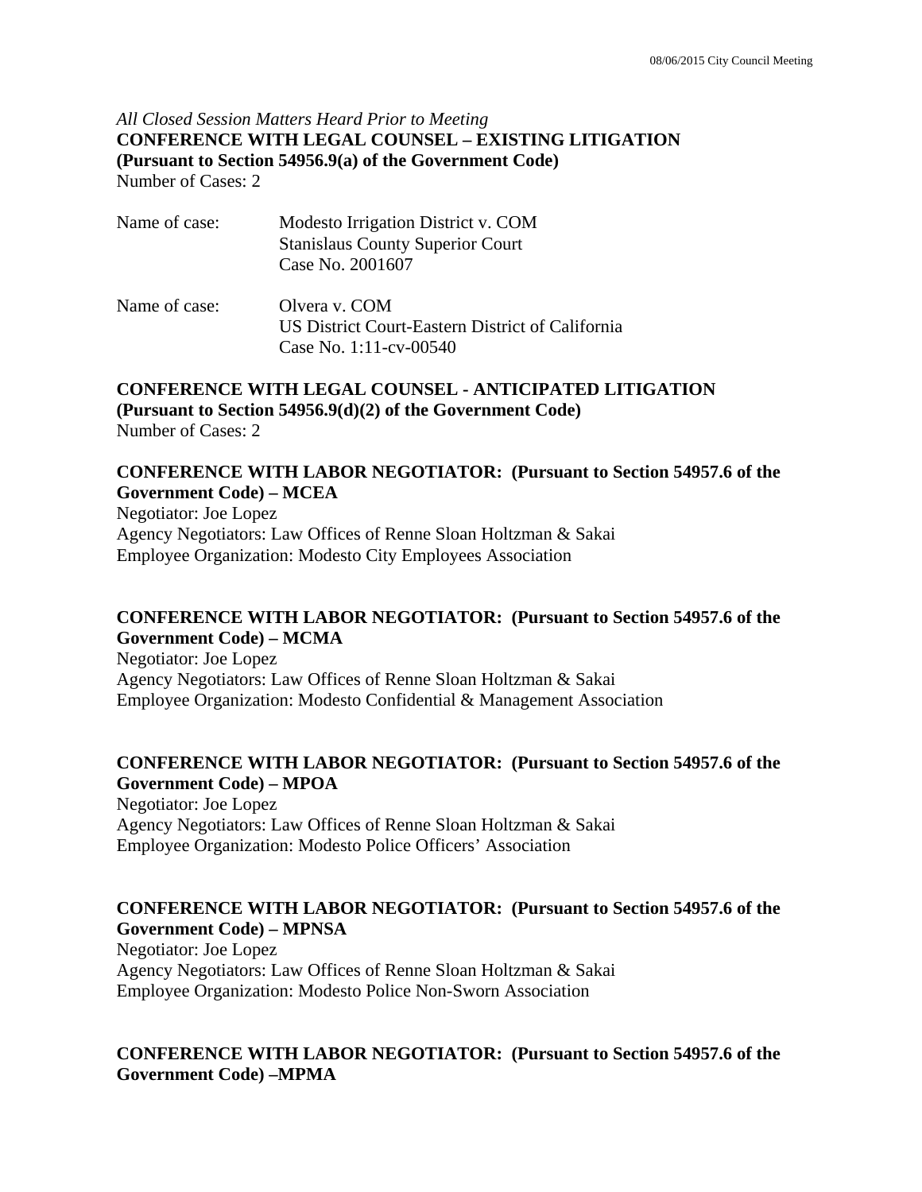*All Closed Session Matters Heard Prior to Meeting*

**CONFERENCE WITH LEGAL COUNSEL – EXISTING LITIGATION (Pursuant to Section 54956.9(a) of the Government Code)**

Number of Cases: 2

Name of case: Modesto Irrigation District v. COM
Stanislaus County Superior Court
Case No. 2001607

Name of case: Olvera v. COM
US District Court-Eastern District of California
Case No. 1:11-cv-00540

**CONFERENCE WITH LEGAL COUNSEL - ANTICIPATED LITIGATION (Pursuant to Section 54956.9(d)(2) of the Government Code)**

Number of Cases: 2

**CONFERENCE WITH LABOR NEGOTIATOR: (Pursuant to Section 54957.6 of the Government Code) – MCEA**

Negotiator: Joe Lopez
Agency Negotiators: Law Offices of Renne Sloan Holtzman & Sakai
Employee Organization: Modesto City Employees Association

**CONFERENCE WITH LABOR NEGOTIATOR: (Pursuant to Section 54957.6 of the Government Code) – MCMA**

Negotiator: Joe Lopez
Agency Negotiators: Law Offices of Renne Sloan Holtzman & Sakai
Employee Organization: Modesto Confidential & Management Association

**CONFERENCE WITH LABOR NEGOTIATOR: (Pursuant to Section 54957.6 of the Government Code) – MPOA**

Negotiator: Joe Lopez
Agency Negotiators: Law Offices of Renne Sloan Holtzman & Sakai
Employee Organization: Modesto Police Officers' Association

**CONFERENCE WITH LABOR NEGOTIATOR: (Pursuant to Section 54957.6 of the Government Code) – MPNSA**

Negotiator: Joe Lopez
Agency Negotiators: Law Offices of Renne Sloan Holtzman & Sakai
Employee Organization: Modesto Police Non-Sworn Association

**CONFERENCE WITH LABOR NEGOTIATOR: (Pursuant to Section 54957.6 of the Government Code) –MPMA**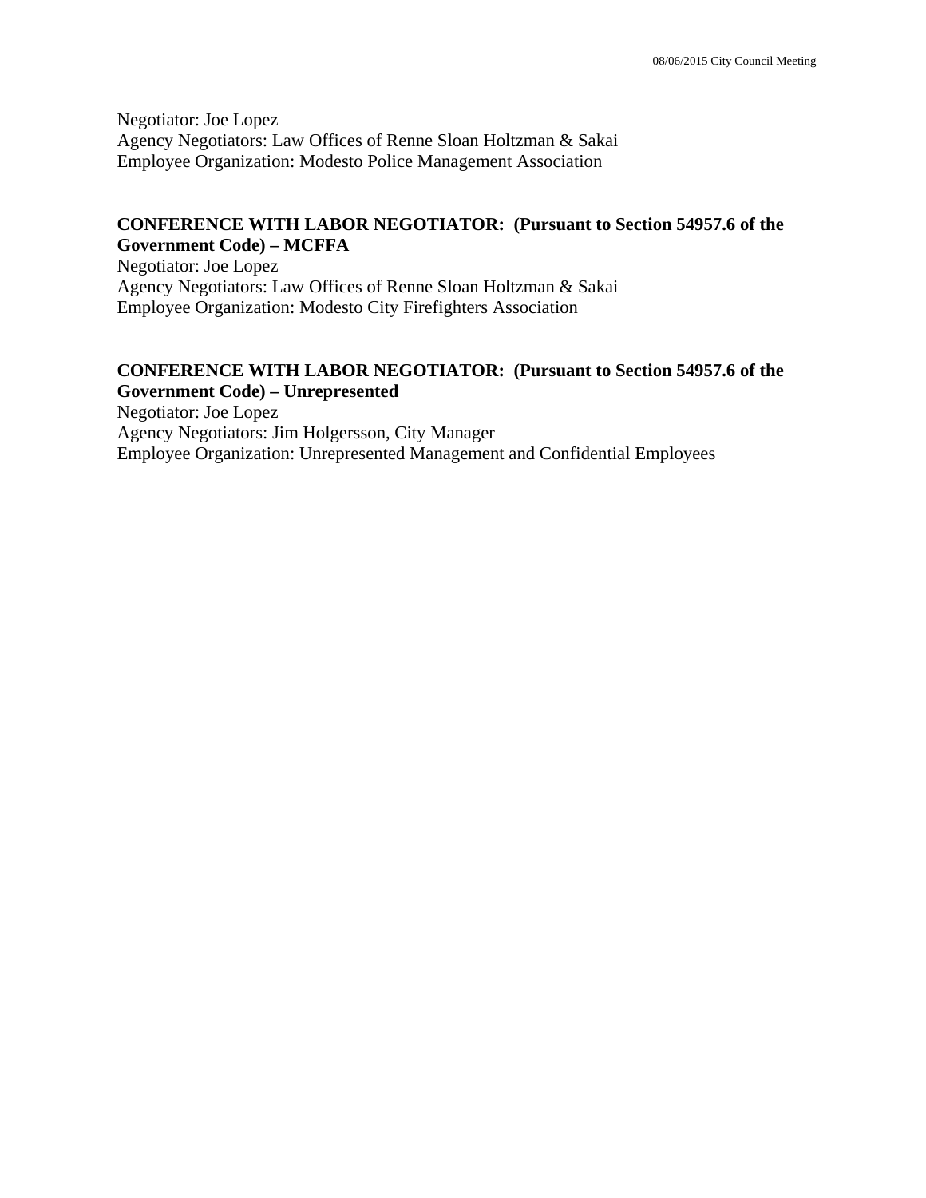Negotiator: Joe Lopez
Agency Negotiators: Law Offices of Renne Sloan Holtzman & Sakai
Employee Organization: Modesto Police Management Association

**CONFERENCE WITH LABOR NEGOTIATOR: (Pursuant to Section 54957.6 of the Government Code) – MCFFA**
Negotiator: Joe Lopez
Agency Negotiators: Law Offices of Renne Sloan Holtzman & Sakai
Employee Organization: Modesto City Firefighters Association

**CONFERENCE WITH LABOR NEGOTIATOR: (Pursuant to Section 54957.6 of the Government Code) – Unrepresented**
Negotiator: Joe Lopez
Agency Negotiators: Jim Holgersson, City Manager
Employee Organization: Unrepresented Management and Confidential Employees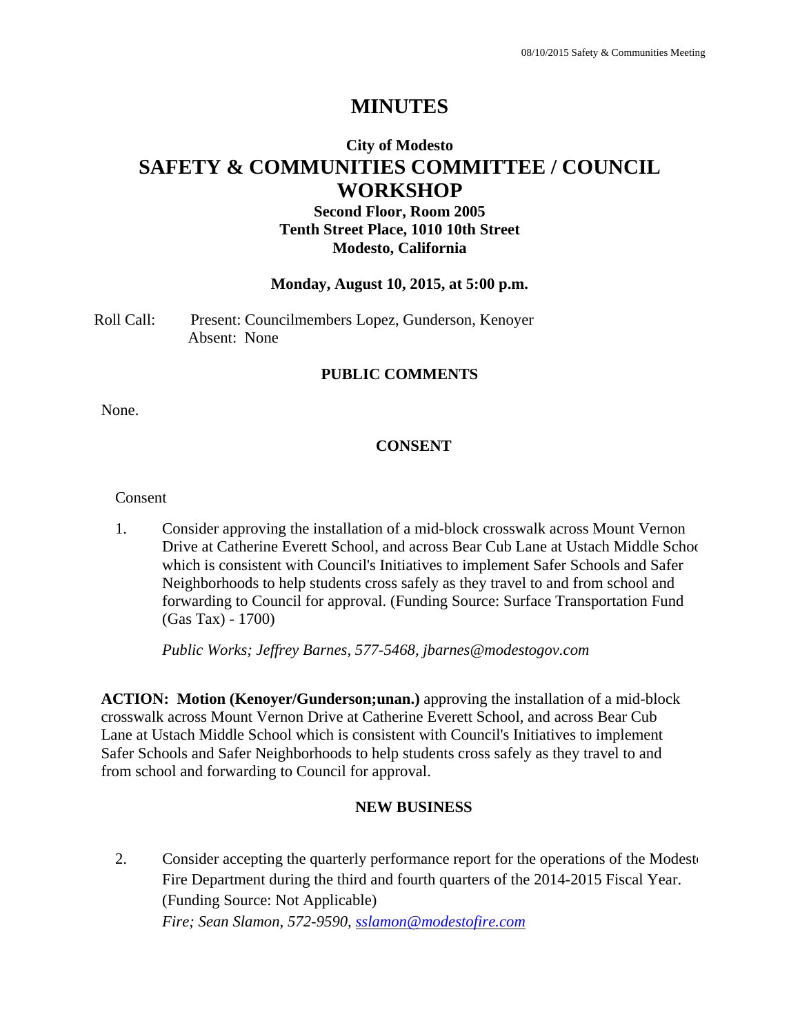# MINUTES

## City of Modesto

# SAFETY & COMMUNITIES COMMITTEE / COUNCIL WORKSHOP

### Second Floor, Room 2005
### Tenth Street Place, 1010 10th Street
### Modesto, California

**Monday, August 10, 2015, at 5:00 p.m.**

Roll Call: Present: Councilmembers Lopez, Gunderson, Kenoyer
Absent: None

### PUBLIC COMMENTS

None.

### CONSENT

Consent

1. Consider approving the installation of a mid-block crosswalk across Mount Vernon Drive at Catherine Everett School, and across Bear Cub Lane at Ustach Middle School which is consistent with Council's Initiatives to implement Safer Schools and Safer Neighborhoods to help students cross safely as they travel to and from school and forwarding to Council for approval. (Funding Source: Surface Transportation Fund (Gas Tax) - 1700)

   *Public Works; Jeffrey Barnes, 577-5468, jbarnes@modestogov.com*

**ACTION: Motion (Kenoyer/Gunderson;unan.)** approving the installation of a mid-block crosswalk across Mount Vernon Drive at Catherine Everett School, and across Bear Cub Lane at Ustach Middle School which is consistent with Council's Initiatives to implement Safer Schools and Safer Neighborhoods to help students cross safely as they travel to and from school and forwarding to Council for approval.

### NEW BUSINESS

2. Consider accepting the quarterly performance report for the operations of the Modesto Fire Department during the third and fourth quarters of the 2014-2015 Fiscal Year. (Funding Source: Not Applicable)
   *Fire; Sean Slamon, 572-9590, sslamon@modestofire.com*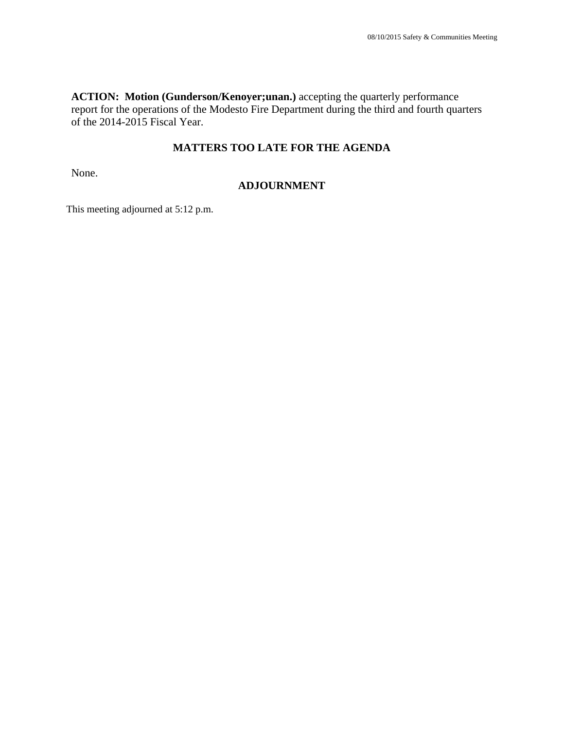**ACTION: Motion (Gunderson/Kenoyer;unan.)** accepting the quarterly performance report for the operations of the Modesto Fire Department during the third and fourth quarters of the 2014-2015 Fiscal Year.

## MATTERS TOO LATE FOR THE AGENDA

None.

## ADJOURNMENT

This meeting adjourned at 5:12 p.m.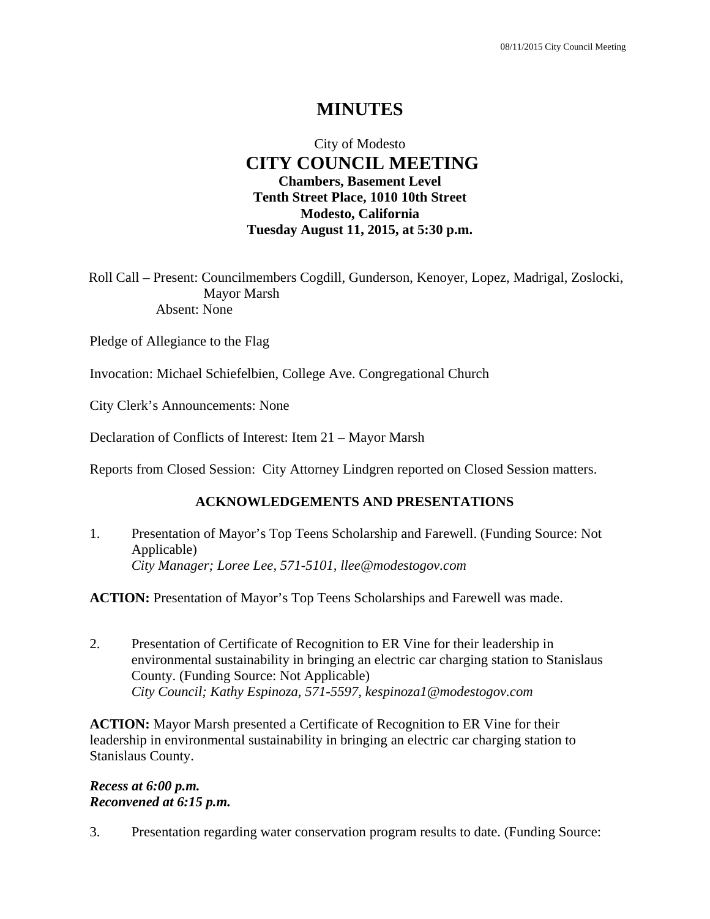# MINUTES

City of Modesto
**CITY COUNCIL MEETING**
**Chambers, Basement Level**
**Tenth Street Place, 1010 10th Street**
**Modesto, California**
**Tuesday August 11, 2015, at 5:30 p.m.**

Roll Call – Present: Councilmembers Cogdill, Gunderson, Kenoyer, Lopez, Madrigal, Zoslocki, Mayor Marsh
Absent: None

Pledge of Allegiance to the Flag

Invocation: Michael Schiefelbien, College Ave. Congregational Church

City Clerk's Announcements: None

Declaration of Conflicts of Interest: Item 21 – Mayor Marsh

Reports from Closed Session: City Attorney Lindgren reported on Closed Session matters.

## ACKNOWLEDGEMENTS AND PRESENTATIONS

1. Presentation of Mayor's Top Teens Scholarship and Farewell. (Funding Source: Not Applicable)
   *City Manager; Loree Lee, 571-5101, llee@modestogov.com*

**ACTION:** Presentation of Mayor's Top Teens Scholarships and Farewell was made.

2. Presentation of Certificate of Recognition to ER Vine for their leadership in environmental sustainability in bringing an electric car charging station to Stanislaus County. (Funding Source: Not Applicable)
   *City Council; Kathy Espinoza, 571-5597, kespinoza1@modestogov.com*

**ACTION:** Mayor Marsh presented a Certificate of Recognition to ER Vine for their leadership in environmental sustainability in bringing an electric car charging station to Stanislaus County.

***Recess at 6:00 p.m.***
***Reconvened at 6:15 p.m.***

3. Presentation regarding water conservation program results to date. (Funding Source: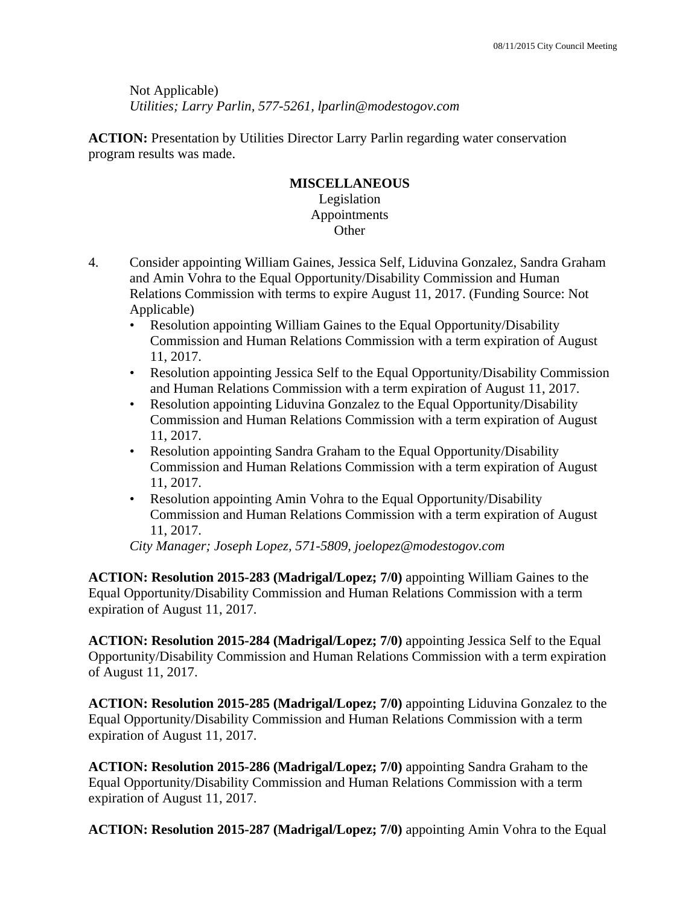Not Applicable)
*Utilities; Larry Parlin, 577-5261, lparlin@modestogov.com*

**ACTION:** Presentation by Utilities Director Larry Parlin regarding water conservation program results was made.

**MISCELLANEOUS**
Legislation
Appointments
Other

4. Consider appointing William Gaines, Jessica Self, Liduvina Gonzalez, Sandra Graham and Amin Vohra to the Equal Opportunity/Disability Commission and Human Relations Commission with terms to expire August 11, 2017. (Funding Source: Not Applicable)
   - Resolution appointing William Gaines to the Equal Opportunity/Disability Commission and Human Relations Commission with a term expiration of August 11, 2017.
   - Resolution appointing Jessica Self to the Equal Opportunity/Disability Commission and Human Relations Commission with a term expiration of August 11, 2017.
   - Resolution appointing Liduvina Gonzalez to the Equal Opportunity/Disability Commission and Human Relations Commission with a term expiration of August 11, 2017.
   - Resolution appointing Sandra Graham to the Equal Opportunity/Disability Commission and Human Relations Commission with a term expiration of August 11, 2017.
   - Resolution appointing Amin Vohra to the Equal Opportunity/Disability Commission and Human Relations Commission with a term expiration of August 11, 2017.

   *City Manager; Joseph Lopez, 571-5809, joelopez@modestogov.com*

**ACTION: Resolution 2015-283 (Madrigal/Lopez; 7/0)** appointing William Gaines to the Equal Opportunity/Disability Commission and Human Relations Commission with a term expiration of August 11, 2017.

**ACTION: Resolution 2015-284 (Madrigal/Lopez; 7/0)** appointing Jessica Self to the Equal Opportunity/Disability Commission and Human Relations Commission with a term expiration of August 11, 2017.

**ACTION: Resolution 2015-285 (Madrigal/Lopez; 7/0)** appointing Liduvina Gonzalez to the Equal Opportunity/Disability Commission and Human Relations Commission with a term expiration of August 11, 2017.

**ACTION: Resolution 2015-286 (Madrigal/Lopez; 7/0)** appointing Sandra Graham to the Equal Opportunity/Disability Commission and Human Relations Commission with a term expiration of August 11, 2017.

**ACTION: Resolution 2015-287 (Madrigal/Lopez; 7/0)** appointing Amin Vohra to the Equal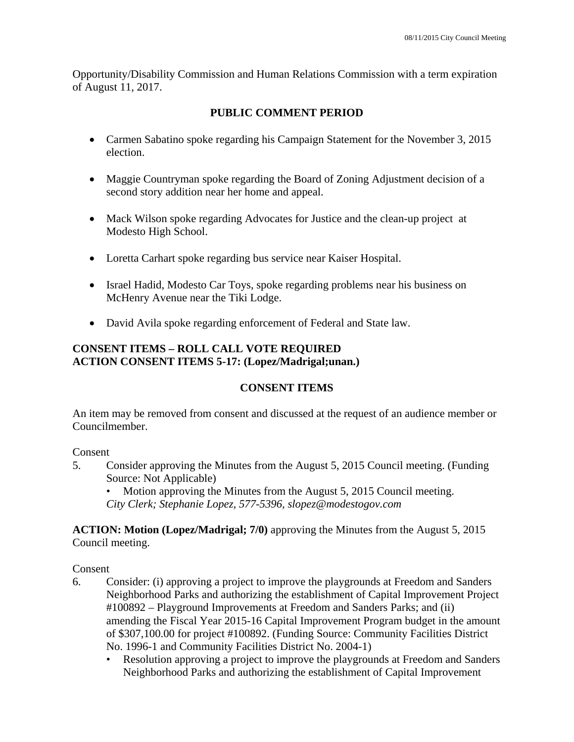Opportunity/Disability Commission and Human Relations Commission with a term expiration of August 11, 2017.

## PUBLIC COMMENT PERIOD

- Carmen Sabatino spoke regarding his Campaign Statement for the November 3, 2015 election.
- Maggie Countryman spoke regarding the Board of Zoning Adjustment decision of a second story addition near her home and appeal.
- Mack Wilson spoke regarding Advocates for Justice and the clean-up project at Modesto High School.
- Loretta Carhart spoke regarding bus service near Kaiser Hospital.
- Israel Hadid, Modesto Car Toys, spoke regarding problems near his business on McHenry Avenue near the Tiki Lodge.
- David Avila spoke regarding enforcement of Federal and State law.

**CONSENT ITEMS – ROLL CALL VOTE REQUIRED**
**ACTION CONSENT ITEMS 5-17: (Lopez/Madrigal;unan.)**

## CONSENT ITEMS

An item may be removed from consent and discussed at the request of an audience member or Councilmember.

Consent

5. Consider approving the Minutes from the August 5, 2015 Council meeting. (Funding Source: Not Applicable)
   - Motion approving the Minutes from the August 5, 2015 Council meeting.

   *City Clerk; Stephanie Lopez, 577-5396, slopez@modestogov.com*

**ACTION: Motion (Lopez/Madrigal; 7/0)** approving the Minutes from the August 5, 2015 Council meeting.

Consent

6. Consider: (i) approving a project to improve the playgrounds at Freedom and Sanders Neighborhood Parks and authorizing the establishment of Capital Improvement Project #100892 – Playground Improvements at Freedom and Sanders Parks; and (ii) amending the Fiscal Year 2015-16 Capital Improvement Program budget in the amount of $307,100.00 for project #100892. (Funding Source: Community Facilities District No. 1996-1 and Community Facilities District No. 2004-1)
   - Resolution approving a project to improve the playgrounds at Freedom and Sanders Neighborhood Parks and authorizing the establishment of Capital Improvement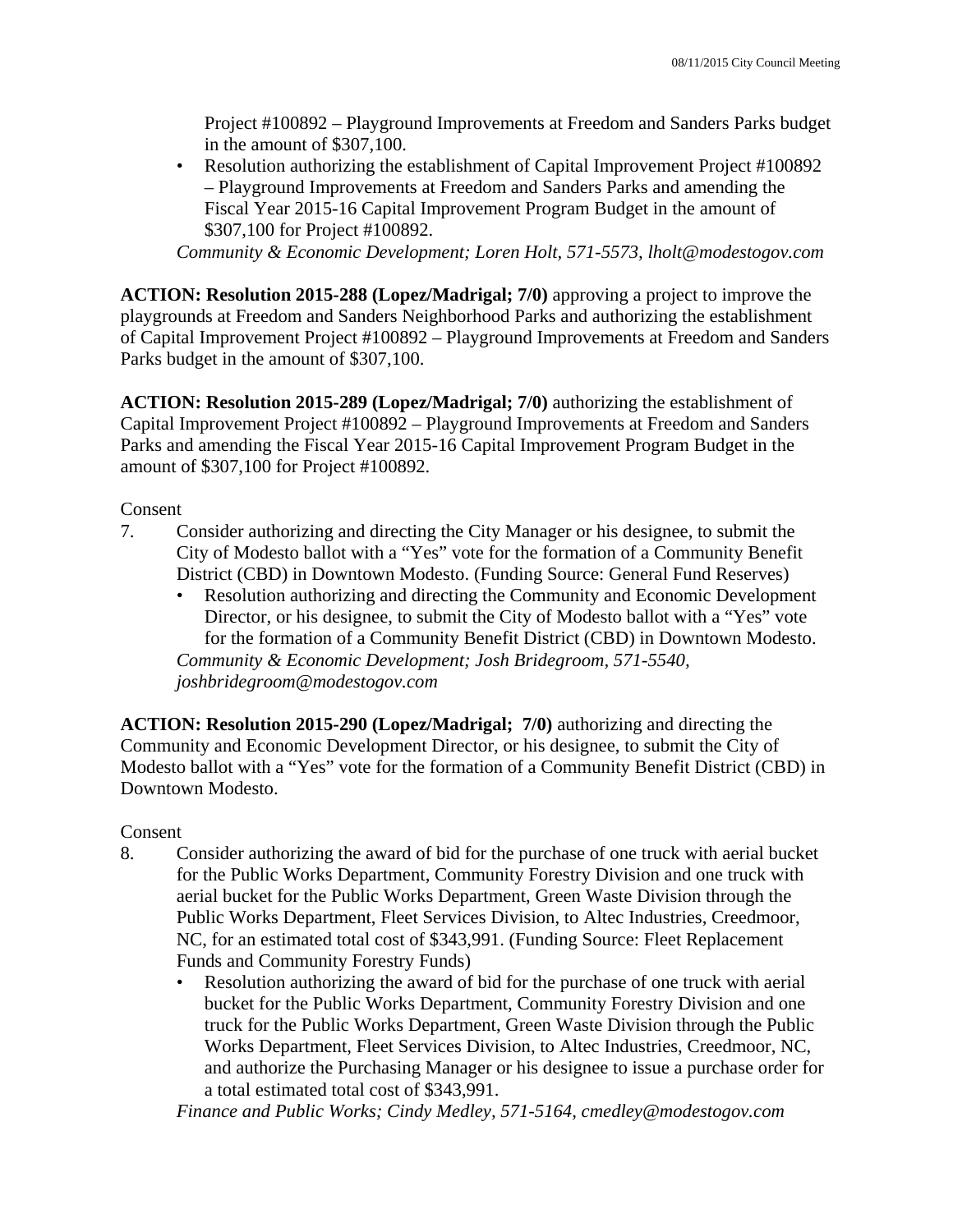Project #100892 – Playground Improvements at Freedom and Sanders Parks budget in the amount of $307,100.

- Resolution authorizing the establishment of Capital Improvement Project #100892 – Playground Improvements at Freedom and Sanders Parks and amending the Fiscal Year 2015-16 Capital Improvement Program Budget in the amount of $307,100 for Project #100892.

*Community & Economic Development; Loren Holt, 571-5573, lholt@modestogov.com*

**ACTION: Resolution 2015-288 (Lopez/Madrigal; 7/0)** approving a project to improve the playgrounds at Freedom and Sanders Neighborhood Parks and authorizing the establishment of Capital Improvement Project #100892 – Playground Improvements at Freedom and Sanders Parks budget in the amount of $307,100.

**ACTION: Resolution 2015-289 (Lopez/Madrigal; 7/0)** authorizing the establishment of Capital Improvement Project #100892 – Playground Improvements at Freedom and Sanders Parks and amending the Fiscal Year 2015-16 Capital Improvement Program Budget in the amount of $307,100 for Project #100892.

Consent

7. Consider authorizing and directing the City Manager or his designee, to submit the City of Modesto ballot with a "Yes" vote for the formation of a Community Benefit District (CBD) in Downtown Modesto. (Funding Source: General Fund Reserves)
   - Resolution authorizing and directing the Community and Economic Development Director, or his designee, to submit the City of Modesto ballot with a "Yes" vote for the formation of a Community Benefit District (CBD) in Downtown Modesto.

   *Community & Economic Development; Josh Bridegroom, 571-5540, joshbridegroom@modestogov.com*

**ACTION: Resolution 2015-290 (Lopez/Madrigal; 7/0)** authorizing and directing the Community and Economic Development Director, or his designee, to submit the City of Modesto ballot with a "Yes" vote for the formation of a Community Benefit District (CBD) in Downtown Modesto.

Consent

8. Consider authorizing the award of bid for the purchase of one truck with aerial bucket for the Public Works Department, Community Forestry Division and one truck with aerial bucket for the Public Works Department, Green Waste Division through the Public Works Department, Fleet Services Division, to Altec Industries, Creedmoor, NC, for an estimated total cost of $343,991. (Funding Source: Fleet Replacement Funds and Community Forestry Funds)
   - Resolution authorizing the award of bid for the purchase of one truck with aerial bucket for the Public Works Department, Community Forestry Division and one truck for the Public Works Department, Green Waste Division through the Public Works Department, Fleet Services Division, to Altec Industries, Creedmoor, NC, and authorize the Purchasing Manager or his designee to issue a purchase order for a total estimated total cost of $343,991.

   *Finance and Public Works; Cindy Medley, 571-5164, cmedley@modestogov.com*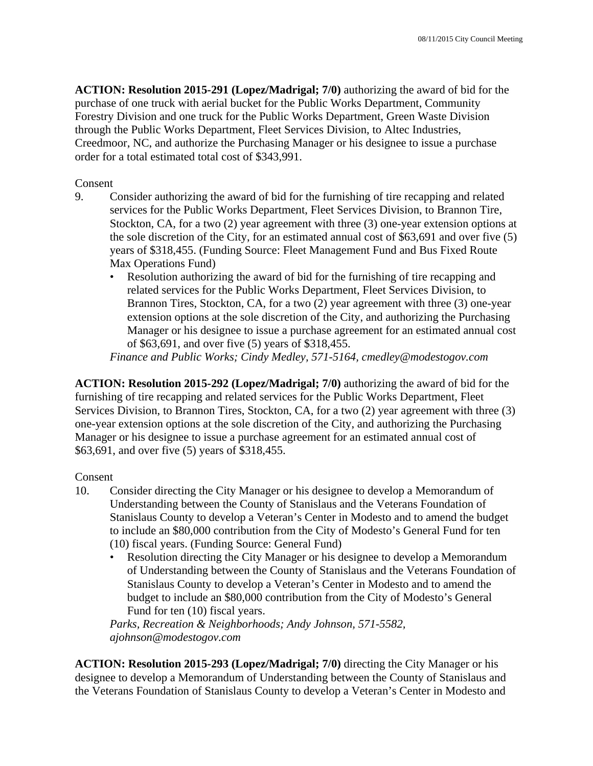**ACTION: Resolution 2015-291 (Lopez/Madrigal; 7/0)** authorizing the award of bid for the purchase of one truck with aerial bucket for the Public Works Department, Community Forestry Division and one truck for the Public Works Department, Green Waste Division through the Public Works Department, Fleet Services Division, to Altec Industries, Creedmoor, NC, and authorize the Purchasing Manager or his designee to issue a purchase order for a total estimated total cost of $343,991.

Consent

9. Consider authorizing the award of bid for the furnishing of tire recapping and related services for the Public Works Department, Fleet Services Division, to Brannon Tire, Stockton, CA, for a two (2) year agreement with three (3) one-year extension options at the sole discretion of the City, for an estimated annual cost of $63,691 and over five (5) years of $318,455. (Funding Source: Fleet Management Fund and Bus Fixed Route Max Operations Fund)
   - Resolution authorizing the award of bid for the furnishing of tire recapping and related services for the Public Works Department, Fleet Services Division, to Brannon Tires, Stockton, CA, for a two (2) year agreement with three (3) one-year extension options at the sole discretion of the City, and authorizing the Purchasing Manager or his designee to issue a purchase agreement for an estimated annual cost of $63,691, and over five (5) years of $318,455.

   *Finance and Public Works; Cindy Medley, 571-5164, cmedley@modestogov.com*

**ACTION: Resolution 2015-292 (Lopez/Madrigal; 7/0)** authorizing the award of bid for the furnishing of tire recapping and related services for the Public Works Department, Fleet Services Division, to Brannon Tires, Stockton, CA, for a two (2) year agreement with three (3) one-year extension options at the sole discretion of the City, and authorizing the Purchasing Manager or his designee to issue a purchase agreement for an estimated annual cost of $63,691, and over five (5) years of $318,455.

Consent

10. Consider directing the City Manager or his designee to develop a Memorandum of Understanding between the County of Stanislaus and the Veterans Foundation of Stanislaus County to develop a Veteran's Center in Modesto and to amend the budget to include an $80,000 contribution from the City of Modesto's General Fund for ten (10) fiscal years. (Funding Source: General Fund)
    - Resolution directing the City Manager or his designee to develop a Memorandum of Understanding between the County of Stanislaus and the Veterans Foundation of Stanislaus County to develop a Veteran's Center in Modesto and to amend the budget to include an $80,000 contribution from the City of Modesto's General Fund for ten (10) fiscal years.

    *Parks, Recreation & Neighborhoods; Andy Johnson, 571-5582, ajohnson@modestogov.com*

**ACTION: Resolution 2015-293 (Lopez/Madrigal; 7/0)** directing the City Manager or his designee to develop a Memorandum of Understanding between the County of Stanislaus and the Veterans Foundation of Stanislaus County to develop a Veteran's Center in Modesto and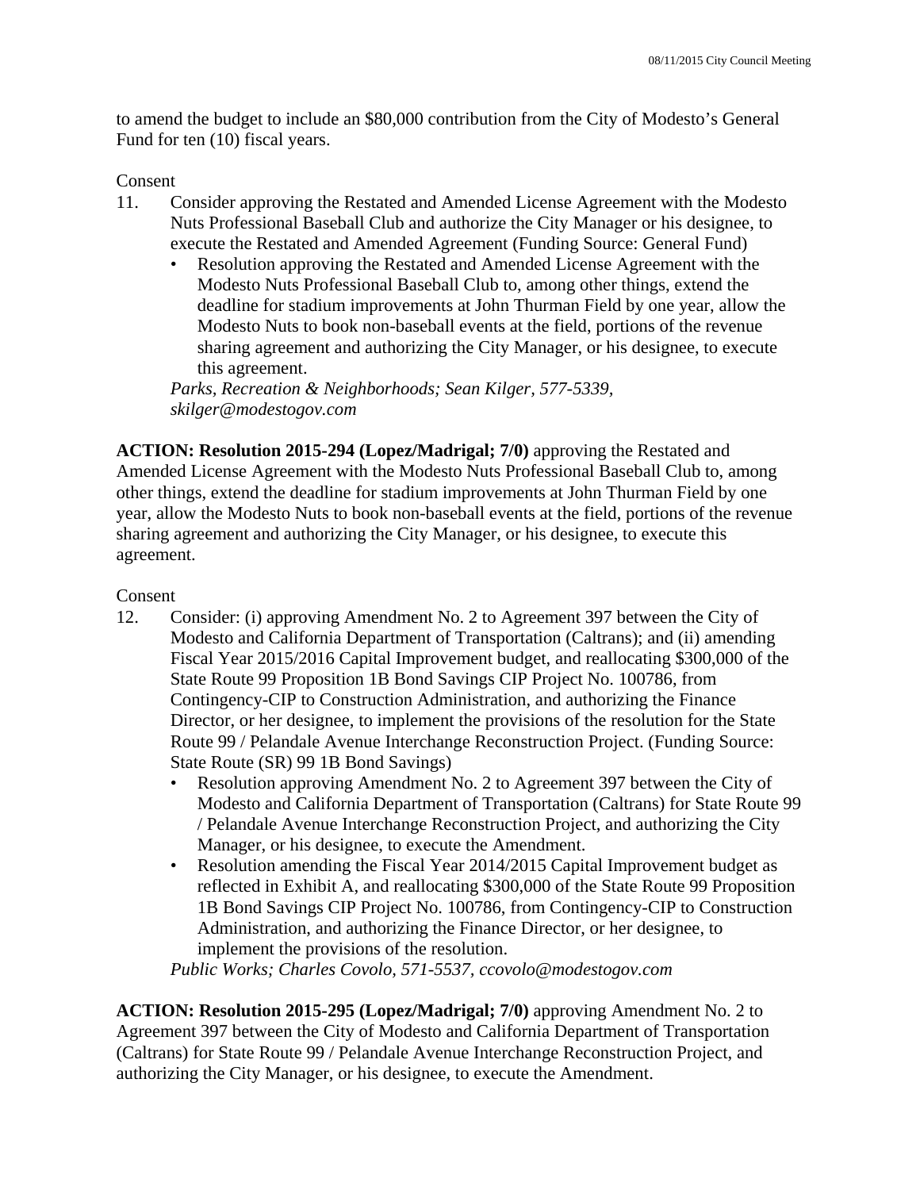to amend the budget to include an $80,000 contribution from the City of Modesto's General Fund for ten (10) fiscal years.

Consent

11. Consider approving the Restated and Amended License Agreement with the Modesto Nuts Professional Baseball Club and authorize the City Manager or his designee, to execute the Restated and Amended Agreement (Funding Source: General Fund)
    - Resolution approving the Restated and Amended License Agreement with the Modesto Nuts Professional Baseball Club to, among other things, extend the deadline for stadium improvements at John Thurman Field by one year, allow the Modesto Nuts to book non-baseball events at the field, portions of the revenue sharing agreement and authorizing the City Manager, or his designee, to execute this agreement.

    *Parks, Recreation & Neighborhoods; Sean Kilger, 577-5339, skilger@modestogov.com*

**ACTION: Resolution 2015-294 (Lopez/Madrigal; 7/0)** approving the Restated and Amended License Agreement with the Modesto Nuts Professional Baseball Club to, among other things, extend the deadline for stadium improvements at John Thurman Field by one year, allow the Modesto Nuts to book non-baseball events at the field, portions of the revenue sharing agreement and authorizing the City Manager, or his designee, to execute this agreement.

Consent

12. Consider: (i) approving Amendment No. 2 to Agreement 397 between the City of Modesto and California Department of Transportation (Caltrans); and (ii) amending Fiscal Year 2015/2016 Capital Improvement budget, and reallocating $300,000 of the State Route 99 Proposition 1B Bond Savings CIP Project No. 100786, from Contingency-CIP to Construction Administration, and authorizing the Finance Director, or her designee, to implement the provisions of the resolution for the State Route 99 / Pelandale Avenue Interchange Reconstruction Project. (Funding Source: State Route (SR) 99 1B Bond Savings)
    - Resolution approving Amendment No. 2 to Agreement 397 between the City of Modesto and California Department of Transportation (Caltrans) for State Route 99 / Pelandale Avenue Interchange Reconstruction Project, and authorizing the City Manager, or his designee, to execute the Amendment.
    - Resolution amending the Fiscal Year 2014/2015 Capital Improvement budget as reflected in Exhibit A, and reallocating $300,000 of the State Route 99 Proposition 1B Bond Savings CIP Project No. 100786, from Contingency-CIP to Construction Administration, and authorizing the Finance Director, or her designee, to implement the provisions of the resolution.

    *Public Works; Charles Covolo, 571-5537, ccovolo@modestogov.com*

**ACTION: Resolution 2015-295 (Lopez/Madrigal; 7/0)** approving Amendment No. 2 to Agreement 397 between the City of Modesto and California Department of Transportation (Caltrans) for State Route 99 / Pelandale Avenue Interchange Reconstruction Project, and authorizing the City Manager, or his designee, to execute the Amendment.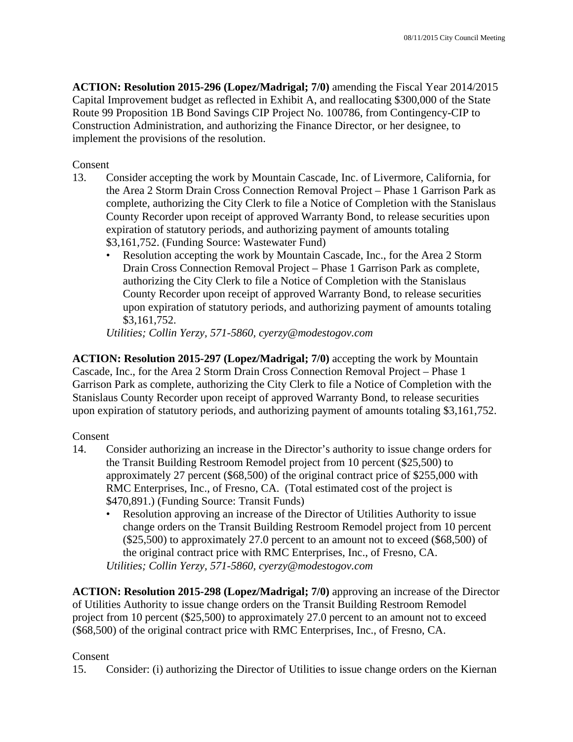**ACTION: Resolution 2015-296 (Lopez/Madrigal; 7/0)** amending the Fiscal Year 2014/2015 Capital Improvement budget as reflected in Exhibit A, and reallocating $300,000 of the State Route 99 Proposition 1B Bond Savings CIP Project No. 100786, from Contingency-CIP to Construction Administration, and authorizing the Finance Director, or her designee, to implement the provisions of the resolution.

Consent

13. Consider accepting the work by Mountain Cascade, Inc. of Livermore, California, for the Area 2 Storm Drain Cross Connection Removal Project – Phase 1 Garrison Park as complete, authorizing the City Clerk to file a Notice of Completion with the Stanislaus County Recorder upon receipt of approved Warranty Bond, to release securities upon expiration of statutory periods, and authorizing payment of amounts totaling $3,161,752. (Funding Source: Wastewater Fund)
    - Resolution accepting the work by Mountain Cascade, Inc., for the Area 2 Storm Drain Cross Connection Removal Project – Phase 1 Garrison Park as complete, authorizing the City Clerk to file a Notice of Completion with the Stanislaus County Recorder upon receipt of approved Warranty Bond, to release securities upon expiration of statutory periods, and authorizing payment of amounts totaling $3,161,752.

    *Utilities; Collin Yerzy, 571-5860, cyerzy@modestogov.com*

**ACTION: Resolution 2015-297 (Lopez/Madrigal; 7/0)** accepting the work by Mountain Cascade, Inc., for the Area 2 Storm Drain Cross Connection Removal Project – Phase 1 Garrison Park as complete, authorizing the City Clerk to file a Notice of Completion with the Stanislaus County Recorder upon receipt of approved Warranty Bond, to release securities upon expiration of statutory periods, and authorizing payment of amounts totaling $3,161,752.

Consent

14. Consider authorizing an increase in the Director's authority to issue change orders for the Transit Building Restroom Remodel project from 10 percent ($25,500) to approximately 27 percent ($68,500) of the original contract price of $255,000 with RMC Enterprises, Inc., of Fresno, CA. (Total estimated cost of the project is $470,891.) (Funding Source: Transit Funds)
    - Resolution approving an increase of the Director of Utilities Authority to issue change orders on the Transit Building Restroom Remodel project from 10 percent ($25,500) to approximately 27.0 percent to an amount not to exceed ($68,500) of the original contract price with RMC Enterprises, Inc., of Fresno, CA.

    *Utilities; Collin Yerzy, 571-5860, cyerzy@modestogov.com*

**ACTION: Resolution 2015-298 (Lopez/Madrigal; 7/0)** approving an increase of the Director of Utilities Authority to issue change orders on the Transit Building Restroom Remodel project from 10 percent ($25,500) to approximately 27.0 percent to an amount not to exceed ($68,500) of the original contract price with RMC Enterprises, Inc., of Fresno, CA.

Consent

15. Consider: (i) authorizing the Director of Utilities to issue change orders on the Kiernan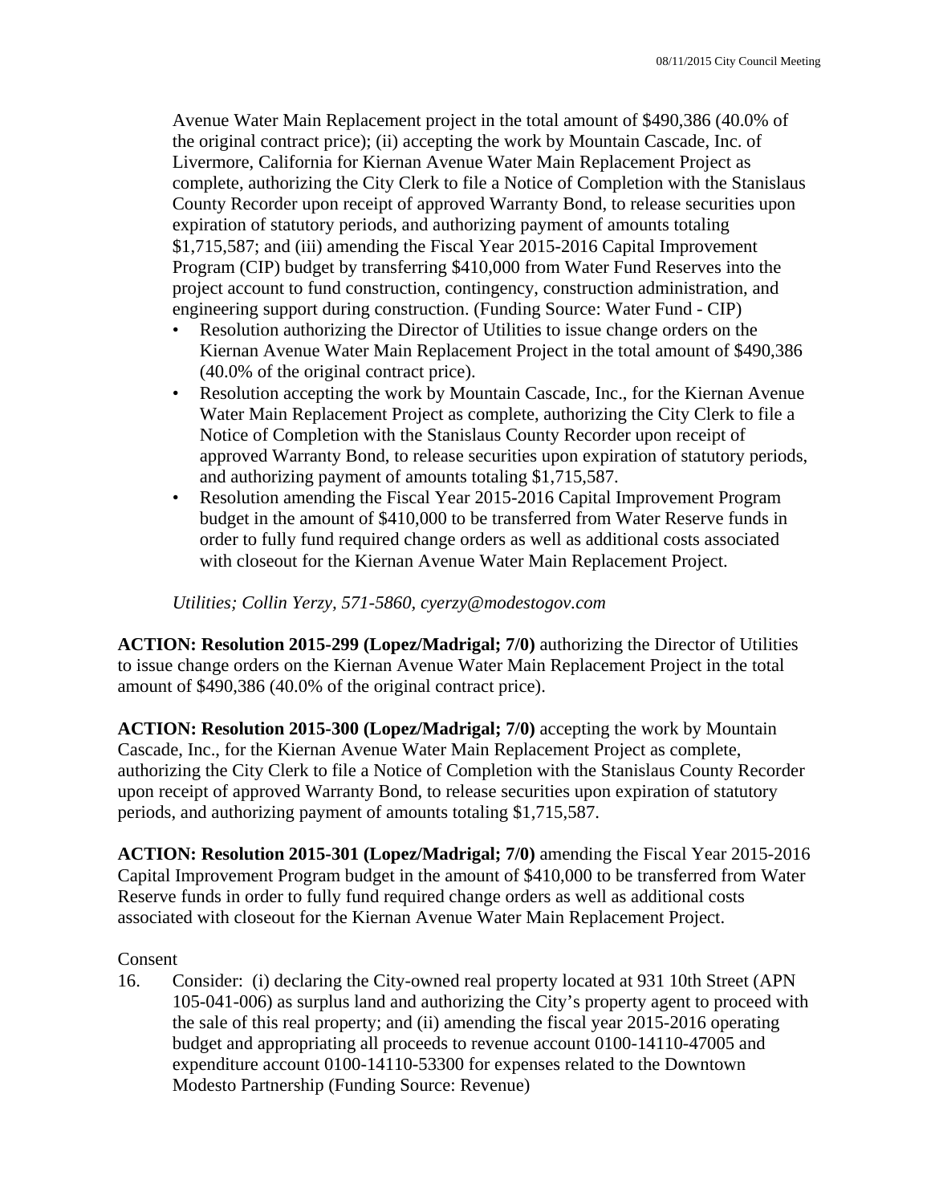Avenue Water Main Replacement project in the total amount of $490,386 (40.0% of the original contract price); (ii) accepting the work by Mountain Cascade, Inc. of Livermore, California for Kiernan Avenue Water Main Replacement Project as complete, authorizing the City Clerk to file a Notice of Completion with the Stanislaus County Recorder upon receipt of approved Warranty Bond, to release securities upon expiration of statutory periods, and authorizing payment of amounts totaling $1,715,587; and (iii) amending the Fiscal Year 2015-2016 Capital Improvement Program (CIP) budget by transferring $410,000 from Water Fund Reserves into the project account to fund construction, contingency, construction administration, and engineering support during construction. (Funding Source: Water Fund - CIP)

- Resolution authorizing the Director of Utilities to issue change orders on the Kiernan Avenue Water Main Replacement Project in the total amount of $490,386 (40.0% of the original contract price).
- Resolution accepting the work by Mountain Cascade, Inc., for the Kiernan Avenue Water Main Replacement Project as complete, authorizing the City Clerk to file a Notice of Completion with the Stanislaus County Recorder upon receipt of approved Warranty Bond, to release securities upon expiration of statutory periods, and authorizing payment of amounts totaling $1,715,587.
- Resolution amending the Fiscal Year 2015-2016 Capital Improvement Program budget in the amount of $410,000 to be transferred from Water Reserve funds in order to fully fund required change orders as well as additional costs associated with closeout for the Kiernan Avenue Water Main Replacement Project.

*Utilities; Collin Yerzy, 571-5860, cyerzy@modestogov.com*

**ACTION: Resolution 2015-299 (Lopez/Madrigal; 7/0)** authorizing the Director of Utilities to issue change orders on the Kiernan Avenue Water Main Replacement Project in the total amount of $490,386 (40.0% of the original contract price).

**ACTION: Resolution 2015-300 (Lopez/Madrigal; 7/0)** accepting the work by Mountain Cascade, Inc., for the Kiernan Avenue Water Main Replacement Project as complete, authorizing the City Clerk to file a Notice of Completion with the Stanislaus County Recorder upon receipt of approved Warranty Bond, to release securities upon expiration of statutory periods, and authorizing payment of amounts totaling $1,715,587.

**ACTION: Resolution 2015-301 (Lopez/Madrigal; 7/0)** amending the Fiscal Year 2015-2016 Capital Improvement Program budget in the amount of $410,000 to be transferred from Water Reserve funds in order to fully fund required change orders as well as additional costs associated with closeout for the Kiernan Avenue Water Main Replacement Project.

Consent

16. Consider: (i) declaring the City-owned real property located at 931 10th Street (APN 105-041-006) as surplus land and authorizing the City's property agent to proceed with the sale of this real property; and (ii) amending the fiscal year 2015-2016 operating budget and appropriating all proceeds to revenue account 0100-14110-47005 and expenditure account 0100-14110-53300 for expenses related to the Downtown Modesto Partnership (Funding Source: Revenue)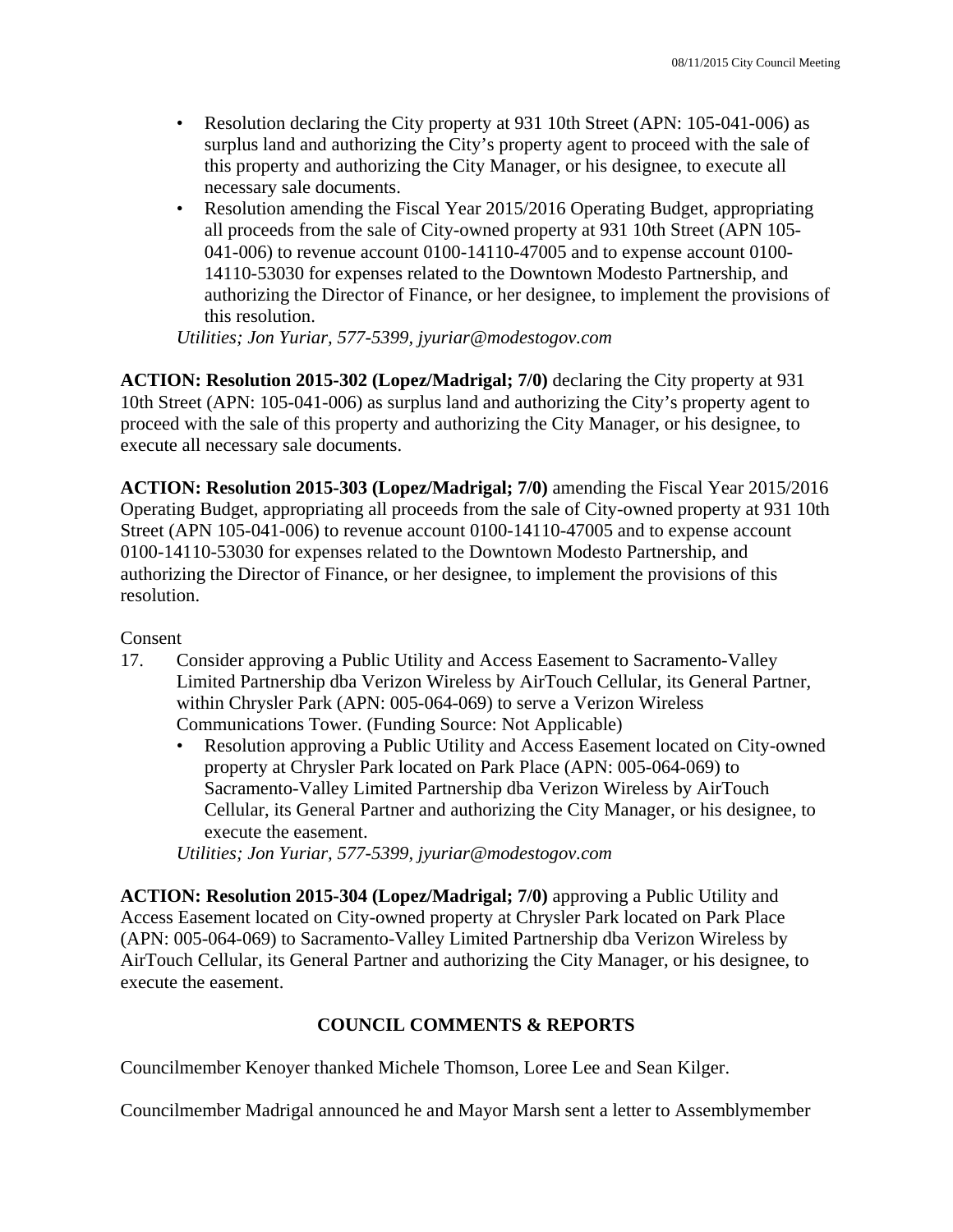- Resolution declaring the City property at 931 10th Street (APN: 105-041-006) as surplus land and authorizing the City's property agent to proceed with the sale of this property and authorizing the City Manager, or his designee, to execute all necessary sale documents.
- Resolution amending the Fiscal Year 2015/2016 Operating Budget, appropriating all proceeds from the sale of City-owned property at 931 10th Street (APN 105-041-006) to revenue account 0100-14110-47005 and to expense account 0100-14110-53030 for expenses related to the Downtown Modesto Partnership, and authorizing the Director of Finance, or her designee, to implement the provisions of this resolution.

*Utilities; Jon Yuriar, 577-5399, jyuriar@modestogov.com*

**ACTION: Resolution 2015-302 (Lopez/Madrigal; 7/0)** declaring the City property at 931 10th Street (APN: 105-041-006) as surplus land and authorizing the City's property agent to proceed with the sale of this property and authorizing the City Manager, or his designee, to execute all necessary sale documents.

**ACTION: Resolution 2015-303 (Lopez/Madrigal; 7/0)** amending the Fiscal Year 2015/2016 Operating Budget, appropriating all proceeds from the sale of City-owned property at 931 10th Street (APN 105-041-006) to revenue account 0100-14110-47005 and to expense account 0100-14110-53030 for expenses related to the Downtown Modesto Partnership, and authorizing the Director of Finance, or her designee, to implement the provisions of this resolution.

Consent

17. Consider approving a Public Utility and Access Easement to Sacramento-Valley Limited Partnership dba Verizon Wireless by AirTouch Cellular, its General Partner, within Chrysler Park (APN: 005-064-069) to serve a Verizon Wireless Communications Tower. (Funding Source: Not Applicable)
    - Resolution approving a Public Utility and Access Easement located on City-owned property at Chrysler Park located on Park Place (APN: 005-064-069) to Sacramento-Valley Limited Partnership dba Verizon Wireless by AirTouch Cellular, its General Partner and authorizing the City Manager, or his designee, to execute the easement.

    *Utilities; Jon Yuriar, 577-5399, jyuriar@modestogov.com*

**ACTION: Resolution 2015-304 (Lopez/Madrigal; 7/0)** approving a Public Utility and Access Easement located on City-owned property at Chrysler Park located on Park Place (APN: 005-064-069) to Sacramento-Valley Limited Partnership dba Verizon Wireless by AirTouch Cellular, its General Partner and authorizing the City Manager, or his designee, to execute the easement.

## COUNCIL COMMENTS & REPORTS

Councilmember Kenoyer thanked Michele Thomson, Loree Lee and Sean Kilger.

Councilmember Madrigal announced he and Mayor Marsh sent a letter to Assemblymember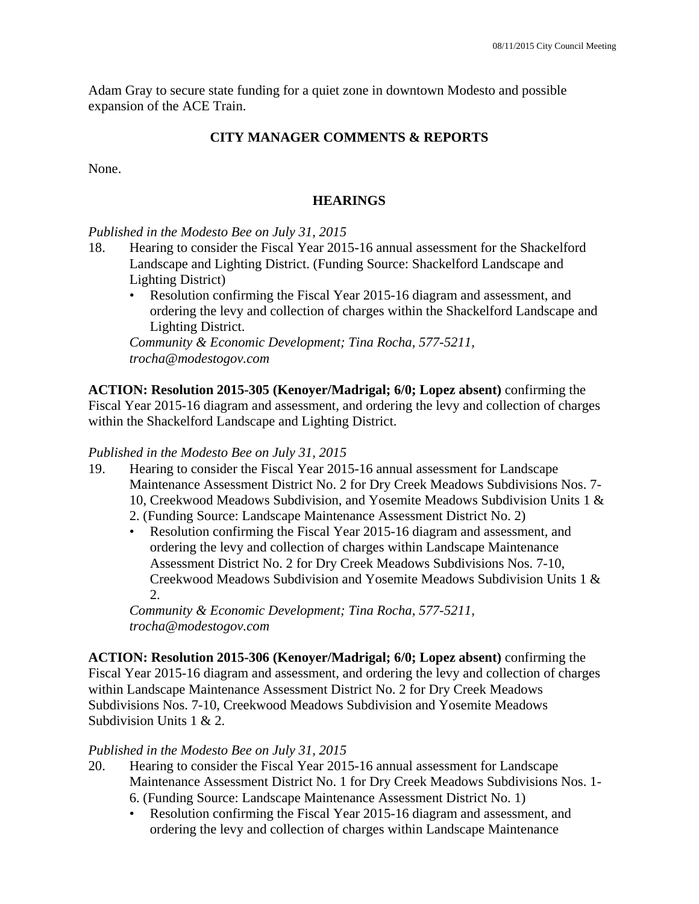Adam Gray to secure state funding for a quiet zone in downtown Modesto and possible expansion of the ACE Train.

## CITY MANAGER COMMENTS & REPORTS

None.

## HEARINGS

*Published in the Modesto Bee on July 31, 2015*

18. Hearing to consider the Fiscal Year 2015-16 annual assessment for the Shackelford Landscape and Lighting District. (Funding Source: Shackelford Landscape and Lighting District)
    - Resolution confirming the Fiscal Year 2015-16 diagram and assessment, and ordering the levy and collection of charges within the Shackelford Landscape and Lighting District.

    *Community & Economic Development; Tina Rocha, 577-5211, trocha@modestogov.com*

**ACTION: Resolution 2015-305 (Kenoyer/Madrigal; 6/0; Lopez absent)** confirming the Fiscal Year 2015-16 diagram and assessment, and ordering the levy and collection of charges within the Shackelford Landscape and Lighting District.

*Published in the Modesto Bee on July 31, 2015*

19. Hearing to consider the Fiscal Year 2015-16 annual assessment for Landscape Maintenance Assessment District No. 2 for Dry Creek Meadows Subdivisions Nos. 7-10, Creekwood Meadows Subdivision, and Yosemite Meadows Subdivision Units 1 & 2. (Funding Source: Landscape Maintenance Assessment District No. 2)
    - Resolution confirming the Fiscal Year 2015-16 diagram and assessment, and ordering the levy and collection of charges within Landscape Maintenance Assessment District No. 2 for Dry Creek Meadows Subdivisions Nos. 7-10, Creekwood Meadows Subdivision and Yosemite Meadows Subdivision Units 1 & 2.

    *Community & Economic Development; Tina Rocha, 577-5211, trocha@modestogov.com*

**ACTION: Resolution 2015-306 (Kenoyer/Madrigal; 6/0; Lopez absent)** confirming the Fiscal Year 2015-16 diagram and assessment, and ordering the levy and collection of charges within Landscape Maintenance Assessment District No. 2 for Dry Creek Meadows Subdivisions Nos. 7-10, Creekwood Meadows Subdivision and Yosemite Meadows Subdivision Units 1 & 2.

*Published in the Modesto Bee on July 31, 2015*

20. Hearing to consider the Fiscal Year 2015-16 annual assessment for Landscape Maintenance Assessment District No. 1 for Dry Creek Meadows Subdivisions Nos. 1-6. (Funding Source: Landscape Maintenance Assessment District No. 1)
    - Resolution confirming the Fiscal Year 2015-16 diagram and assessment, and ordering the levy and collection of charges within Landscape Maintenance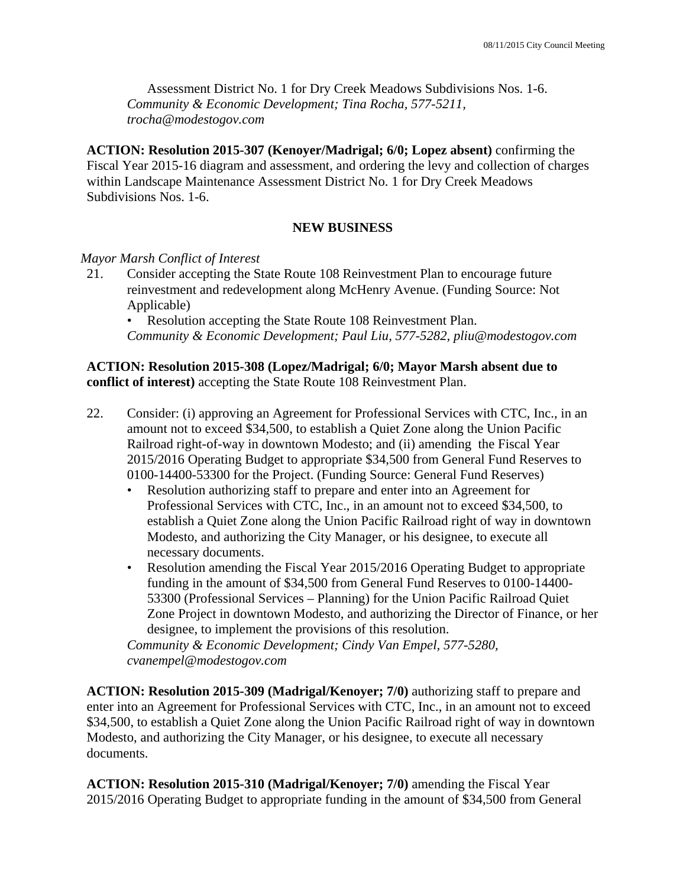Assessment District No. 1 for Dry Creek Meadows Subdivisions Nos. 1-6.
*Community & Economic Development; Tina Rocha, 577-5211, trocha@modestogov.com*

**ACTION: Resolution 2015-307 (Kenoyer/Madrigal; 6/0; Lopez absent)** confirming the Fiscal Year 2015-16 diagram and assessment, and ordering the levy and collection of charges within Landscape Maintenance Assessment District No. 1 for Dry Creek Meadows Subdivisions Nos. 1-6.

## NEW BUSINESS

*Mayor Marsh Conflict of Interest*

21. Consider accepting the State Route 108 Reinvestment Plan to encourage future reinvestment and redevelopment along McHenry Avenue. (Funding Source: Not Applicable)
    - Resolution accepting the State Route 108 Reinvestment Plan.

    *Community & Economic Development; Paul Liu, 577-5282, pliu@modestogov.com*

**ACTION: Resolution 2015-308 (Lopez/Madrigal; 6/0; Mayor Marsh absent due to conflict of interest)** accepting the State Route 108 Reinvestment Plan.

22. Consider: (i) approving an Agreement for Professional Services with CTC, Inc., in an amount not to exceed $34,500, to establish a Quiet Zone along the Union Pacific Railroad right-of-way in downtown Modesto; and (ii) amending the Fiscal Year 2015/2016 Operating Budget to appropriate $34,500 from General Fund Reserves to 0100-14400-53300 for the Project. (Funding Source: General Fund Reserves)
    - Resolution authorizing staff to prepare and enter into an Agreement for Professional Services with CTC, Inc., in an amount not to exceed $34,500, to establish a Quiet Zone along the Union Pacific Railroad right of way in downtown Modesto, and authorizing the City Manager, or his designee, to execute all necessary documents.
    - Resolution amending the Fiscal Year 2015/2016 Operating Budget to appropriate funding in the amount of $34,500 from General Fund Reserves to 0100-14400-53300 (Professional Services – Planning) for the Union Pacific Railroad Quiet Zone Project in downtown Modesto, and authorizing the Director of Finance, or her designee, to implement the provisions of this resolution.

    *Community & Economic Development; Cindy Van Empel, 577-5280, cvanempel@modestogov.com*

**ACTION: Resolution 2015-309 (Madrigal/Kenoyer; 7/0)** authorizing staff to prepare and enter into an Agreement for Professional Services with CTC, Inc., in an amount not to exceed $34,500, to establish a Quiet Zone along the Union Pacific Railroad right of way in downtown Modesto, and authorizing the City Manager, or his designee, to execute all necessary documents.

**ACTION: Resolution 2015-310 (Madrigal/Kenoyer; 7/0)** amending the Fiscal Year 2015/2016 Operating Budget to appropriate funding in the amount of $34,500 from General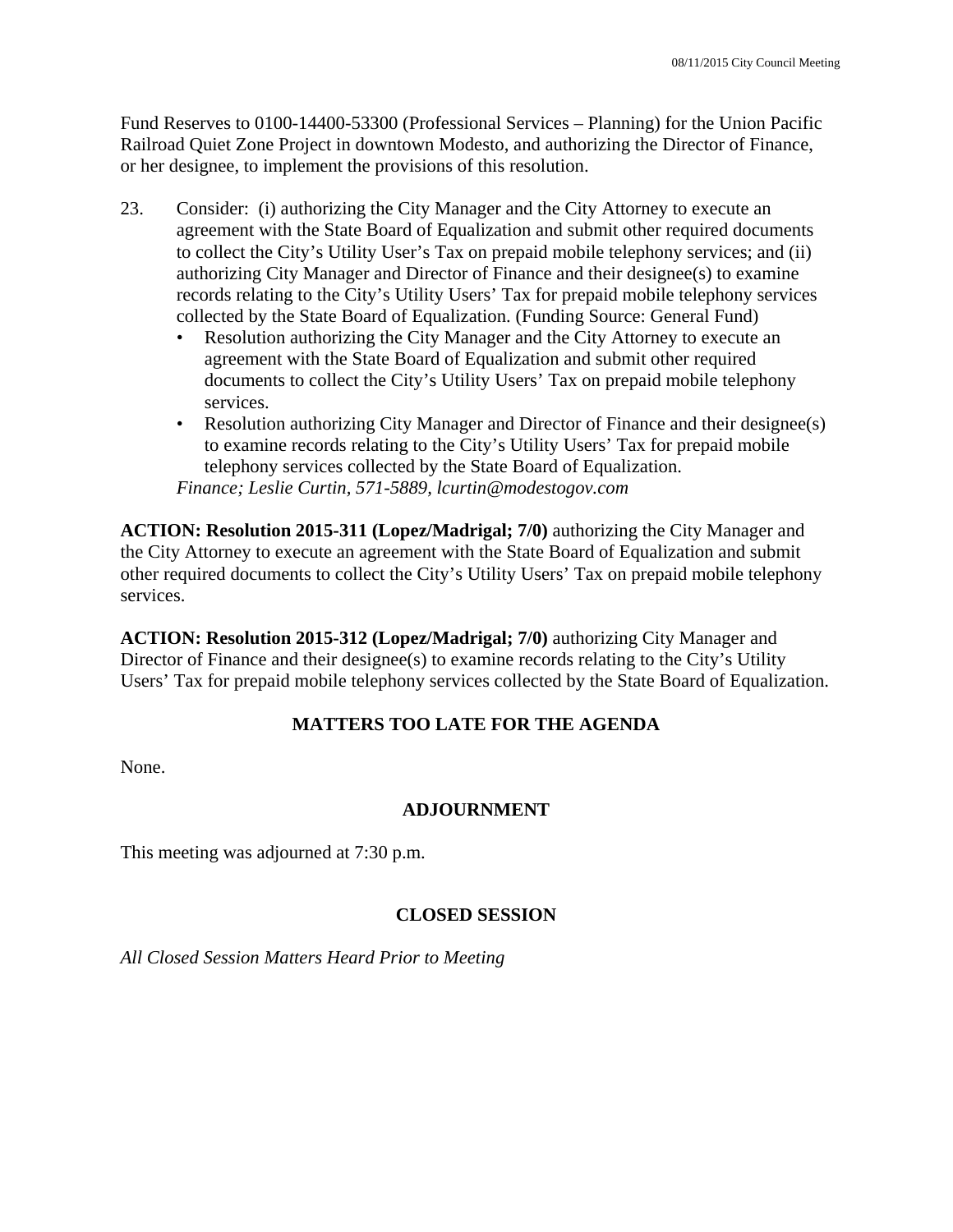Fund Reserves to 0100-14400-53300 (Professional Services – Planning) for the Union Pacific Railroad Quiet Zone Project in downtown Modesto, and authorizing the Director of Finance, or her designee, to implement the provisions of this resolution.

23. Consider: (i) authorizing the City Manager and the City Attorney to execute an agreement with the State Board of Equalization and submit other required documents to collect the City's Utility User's Tax on prepaid mobile telephony services; and (ii) authorizing City Manager and Director of Finance and their designee(s) to examine records relating to the City's Utility Users' Tax for prepaid mobile telephony services collected by the State Board of Equalization. (Funding Source: General Fund)
    - Resolution authorizing the City Manager and the City Attorney to execute an agreement with the State Board of Equalization and submit other required documents to collect the City's Utility Users' Tax on prepaid mobile telephony services.
    - Resolution authorizing City Manager and Director of Finance and their designee(s) to examine records relating to the City's Utility Users' Tax for prepaid mobile telephony services collected by the State Board of Equalization.

    *Finance; Leslie Curtin, 571-5889, lcurtin@modestogov.com*

**ACTION: Resolution 2015-311 (Lopez/Madrigal; 7/0)** authorizing the City Manager and the City Attorney to execute an agreement with the State Board of Equalization and submit other required documents to collect the City's Utility Users' Tax on prepaid mobile telephony services.

**ACTION: Resolution 2015-312 (Lopez/Madrigal; 7/0)** authorizing City Manager and Director of Finance and their designee(s) to examine records relating to the City's Utility Users' Tax for prepaid mobile telephony services collected by the State Board of Equalization.

## MATTERS TOO LATE FOR THE AGENDA

None.

## ADJOURNMENT

This meeting was adjourned at 7:30 p.m.

## CLOSED SESSION

*All Closed Session Matters Heard Prior to Meeting*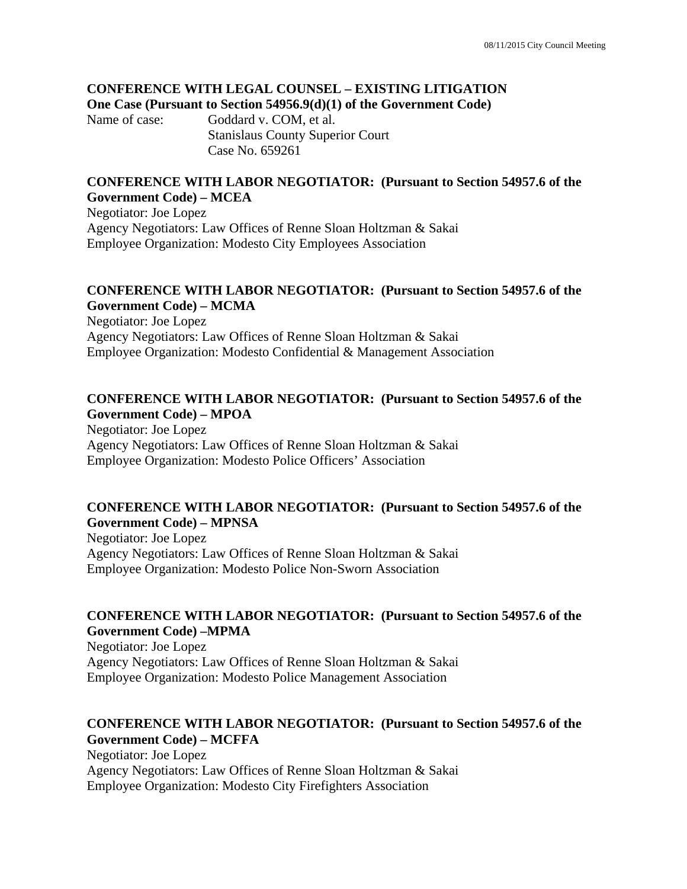**CONFERENCE WITH LEGAL COUNSEL – EXISTING LITIGATION**
**One Case (Pursuant to Section 54956.9(d)(1) of the Government Code)**

Name of case: Goddard v. COM, et al.
Stanislaus County Superior Court
Case No. 659261

**CONFERENCE WITH LABOR NEGOTIATOR: (Pursuant to Section 54957.6 of the Government Code) – MCEA**

Negotiator: Joe Lopez
Agency Negotiators: Law Offices of Renne Sloan Holtzman & Sakai
Employee Organization: Modesto City Employees Association

**CONFERENCE WITH LABOR NEGOTIATOR: (Pursuant to Section 54957.6 of the Government Code) – MCMA**

Negotiator: Joe Lopez
Agency Negotiators: Law Offices of Renne Sloan Holtzman & Sakai
Employee Organization: Modesto Confidential & Management Association

**CONFERENCE WITH LABOR NEGOTIATOR: (Pursuant to Section 54957.6 of the Government Code) – MPOA**

Negotiator: Joe Lopez
Agency Negotiators: Law Offices of Renne Sloan Holtzman & Sakai
Employee Organization: Modesto Police Officers' Association

**CONFERENCE WITH LABOR NEGOTIATOR: (Pursuant to Section 54957.6 of the Government Code) – MPNSA**

Negotiator: Joe Lopez
Agency Negotiators: Law Offices of Renne Sloan Holtzman & Sakai
Employee Organization: Modesto Police Non-Sworn Association

**CONFERENCE WITH LABOR NEGOTIATOR: (Pursuant to Section 54957.6 of the Government Code) –MPMA**

Negotiator: Joe Lopez
Agency Negotiators: Law Offices of Renne Sloan Holtzman & Sakai
Employee Organization: Modesto Police Management Association

**CONFERENCE WITH LABOR NEGOTIATOR: (Pursuant to Section 54957.6 of the Government Code) – MCFFA**

Negotiator: Joe Lopez
Agency Negotiators: Law Offices of Renne Sloan Holtzman & Sakai
Employee Organization: Modesto City Firefighters Association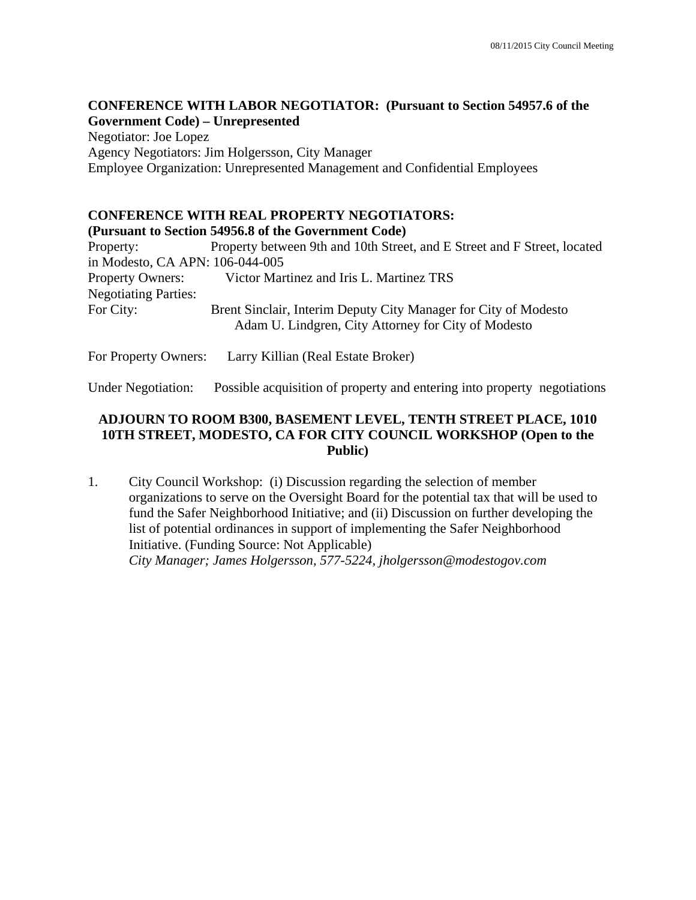**CONFERENCE WITH LABOR NEGOTIATOR: (Pursuant to Section 54957.6 of the Government Code) – Unrepresented**

Negotiator: Joe Lopez
Agency Negotiators: Jim Holgersson, City Manager
Employee Organization: Unrepresented Management and Confidential Employees

**CONFERENCE WITH REAL PROPERTY NEGOTIATORS:**
**(Pursuant to Section 54956.8 of the Government Code)**

Property: Property between 9th and 10th Street, and E Street and F Street, located in Modesto, CA APN: 106-044-005
Property Owners: Victor Martinez and Iris L. Martinez TRS
Negotiating Parties:
For City: Brent Sinclair, Interim Deputy City Manager for City of Modesto
Adam U. Lindgren, City Attorney for City of Modesto

For Property Owners: Larry Killian (Real Estate Broker)

Under Negotiation: Possible acquisition of property and entering into property negotiations

**ADJOURN TO ROOM B300, BASEMENT LEVEL, TENTH STREET PLACE, 1010 10TH STREET, MODESTO, CA FOR CITY COUNCIL WORKSHOP (Open to the Public)**

1. City Council Workshop: (i) Discussion regarding the selection of member organizations to serve on the Oversight Board for the potential tax that will be used to fund the Safer Neighborhood Initiative; and (ii) Discussion on further developing the list of potential ordinances in support of implementing the Safer Neighborhood Initiative. (Funding Source: Not Applicable)
   *City Manager; James Holgersson, 577-5224, jholgersson@modestogov.com*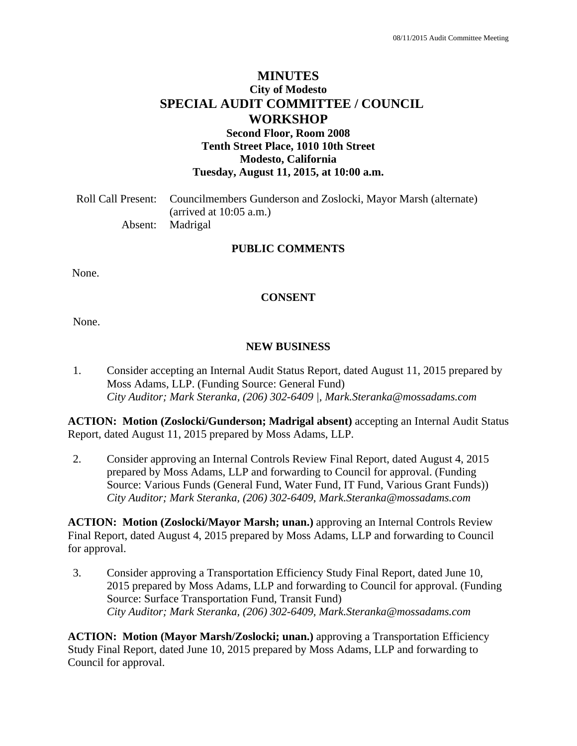# MINUTES

## City of Modesto

## SPECIAL AUDIT COMMITTEE / COUNCIL WORKSHOP

**Second Floor, Room 2008**
**Tenth Street Place, 1010 10th Street**
**Modesto, California**
**Tuesday, August 11, 2015, at 10:00 a.m.**

Roll Call Present: Councilmembers Gunderson and Zoslocki, Mayor Marsh (alternate) (arrived at 10:05 a.m.)
Absent: Madrigal

### PUBLIC COMMENTS

None.

### CONSENT

None.

### NEW BUSINESS

1. Consider accepting an Internal Audit Status Report, dated August 11, 2015 prepared by Moss Adams, LLP. (Funding Source: General Fund)
*City Auditor; Mark Steranka, (206) 302-6409 |, Mark.Steranka@mossadams.com*

**ACTION: Motion (Zoslocki/Gunderson; Madrigal absent)** accepting an Internal Audit Status Report, dated August 11, 2015 prepared by Moss Adams, LLP.

2. Consider approving an Internal Controls Review Final Report, dated August 4, 2015 prepared by Moss Adams, LLP and forwarding to Council for approval. (Funding Source: Various Funds (General Fund, Water Fund, IT Fund, Various Grant Funds))
*City Auditor; Mark Steranka, (206) 302-6409, Mark.Steranka@mossadams.com*

**ACTION: Motion (Zoslocki/Mayor Marsh; unan.)** approving an Internal Controls Review Final Report, dated August 4, 2015 prepared by Moss Adams, LLP and forwarding to Council for approval.

3. Consider approving a Transportation Efficiency Study Final Report, dated June 10, 2015 prepared by Moss Adams, LLP and forwarding to Council for approval. (Funding Source: Surface Transportation Fund, Transit Fund)
*City Auditor; Mark Steranka, (206) 302-6409, Mark.Steranka@mossadams.com*

**ACTION: Motion (Mayor Marsh/Zoslocki; unan.)** approving a Transportation Efficiency Study Final Report, dated June 10, 2015 prepared by Moss Adams, LLP and forwarding to Council for approval.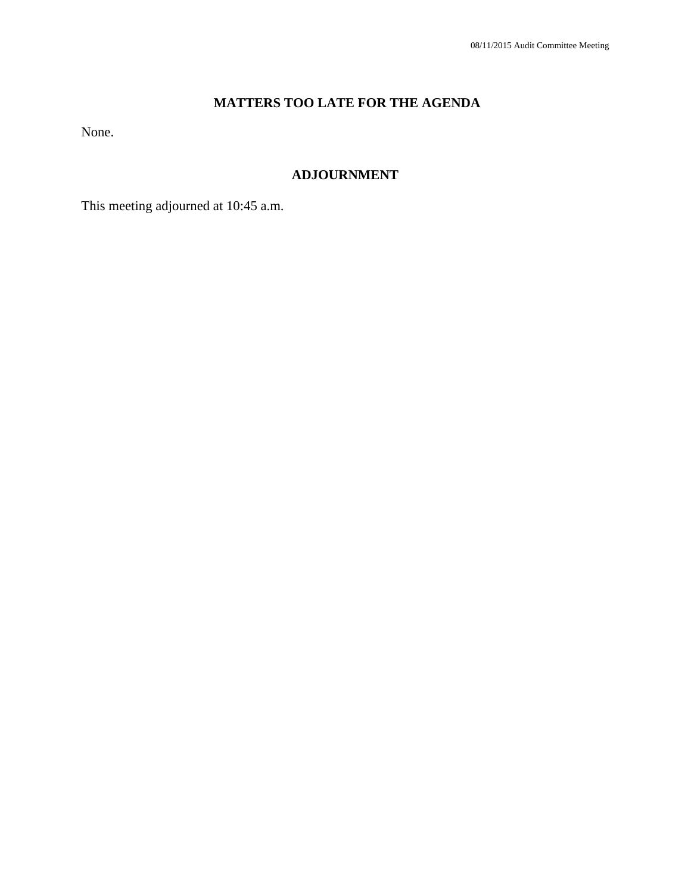## MATTERS TOO LATE FOR THE AGENDA

None.

## ADJOURNMENT

This meeting adjourned at 10:45 a.m.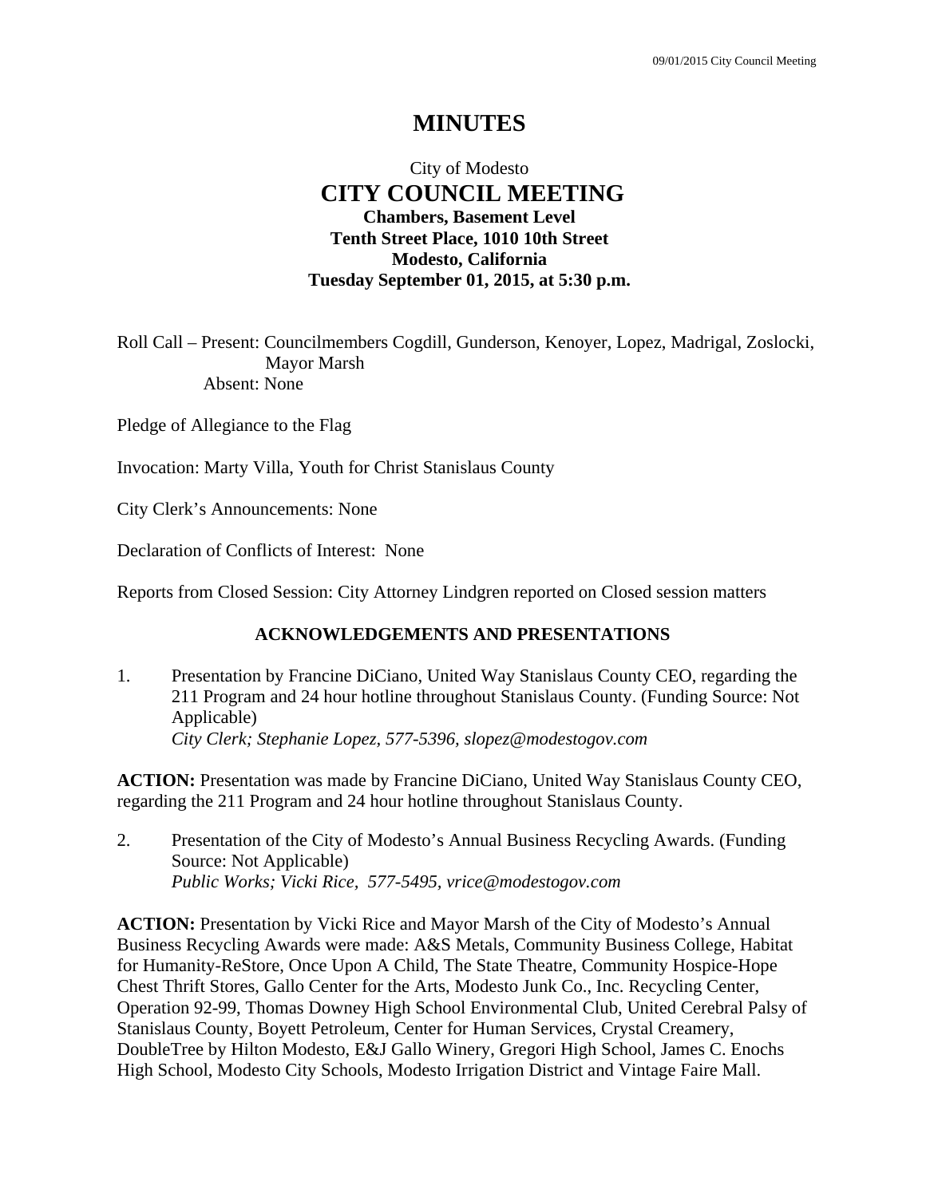# MINUTES

City of Modesto

## CITY COUNCIL MEETING

**Chambers, Basement Level**
**Tenth Street Place, 1010 10th Street**
**Modesto, California**
**Tuesday September 01, 2015, at 5:30 p.m.**

Roll Call – Present: Councilmembers Cogdill, Gunderson, Kenoyer, Lopez, Madrigal, Zoslocki, Mayor Marsh
Absent: None

Pledge of Allegiance to the Flag

Invocation: Marty Villa, Youth for Christ Stanislaus County

City Clerk's Announcements: None

Declaration of Conflicts of Interest: None

Reports from Closed Session: City Attorney Lindgren reported on Closed session matters

### ACKNOWLEDGEMENTS AND PRESENTATIONS

1. Presentation by Francine DiCiano, United Way Stanislaus County CEO, regarding the 211 Program and 24 hour hotline throughout Stanislaus County. (Funding Source: Not Applicable)
*City Clerk; Stephanie Lopez, 577-5396, slopez@modestogov.com*

**ACTION:** Presentation was made by Francine DiCiano, United Way Stanislaus County CEO, regarding the 211 Program and 24 hour hotline throughout Stanislaus County.

2. Presentation of the City of Modesto's Annual Business Recycling Awards. (Funding Source: Not Applicable)
*Public Works; Vicki Rice, 577-5495, vrice@modestogov.com*

**ACTION:** Presentation by Vicki Rice and Mayor Marsh of the City of Modesto's Annual Business Recycling Awards were made: A&S Metals, Community Business College, Habitat for Humanity-ReStore, Once Upon A Child, The State Theatre, Community Hospice-Hope Chest Thrift Stores, Gallo Center for the Arts, Modesto Junk Co., Inc. Recycling Center, Operation 92-99, Thomas Downey High School Environmental Club, United Cerebral Palsy of Stanislaus County, Boyett Petroleum, Center for Human Services, Crystal Creamery, DoubleTree by Hilton Modesto, E&J Gallo Winery, Gregori High School, James C. Enochs High School, Modesto City Schools, Modesto Irrigation District and Vintage Faire Mall.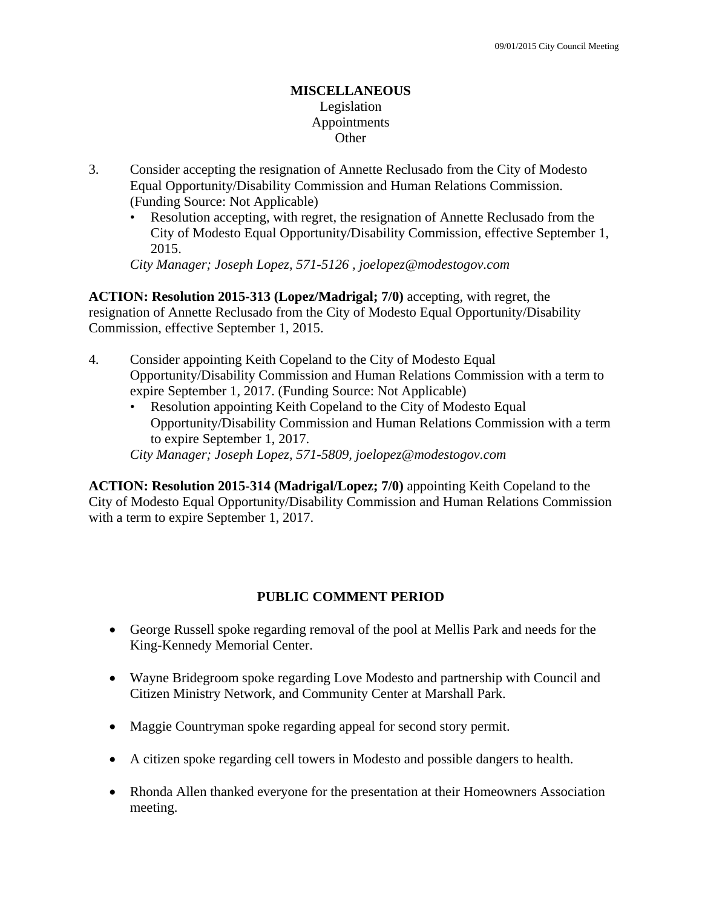## MISCELLANEOUS

Legislation
Appointments
Other

3. Consider accepting the resignation of Annette Reclusado from the City of Modesto Equal Opportunity/Disability Commission and Human Relations Commission. (Funding Source: Not Applicable)
   - Resolution accepting, with regret, the resignation of Annette Reclusado from the City of Modesto Equal Opportunity/Disability Commission, effective September 1, 2015.

   *City Manager; Joseph Lopez, 571-5126 , joelopez@modestogov.com*

**ACTION: Resolution 2015-313 (Lopez/Madrigal; 7/0)** accepting, with regret, the resignation of Annette Reclusado from the City of Modesto Equal Opportunity/Disability Commission, effective September 1, 2015.

4. Consider appointing Keith Copeland to the City of Modesto Equal Opportunity/Disability Commission and Human Relations Commission with a term to expire September 1, 2017. (Funding Source: Not Applicable)
   - Resolution appointing Keith Copeland to the City of Modesto Equal Opportunity/Disability Commission and Human Relations Commission with a term to expire September 1, 2017.

   *City Manager; Joseph Lopez, 571-5809, joelopez@modestogov.com*

**ACTION: Resolution 2015-314 (Madrigal/Lopez; 7/0)** appointing Keith Copeland to the City of Modesto Equal Opportunity/Disability Commission and Human Relations Commission with a term to expire September 1, 2017.

## PUBLIC COMMENT PERIOD

- George Russell spoke regarding removal of the pool at Mellis Park and needs for the King-Kennedy Memorial Center.
- Wayne Bridegroom spoke regarding Love Modesto and partnership with Council and Citizen Ministry Network, and Community Center at Marshall Park.
- Maggie Countryman spoke regarding appeal for second story permit.
- A citizen spoke regarding cell towers in Modesto and possible dangers to health.
- Rhonda Allen thanked everyone for the presentation at their Homeowners Association meeting.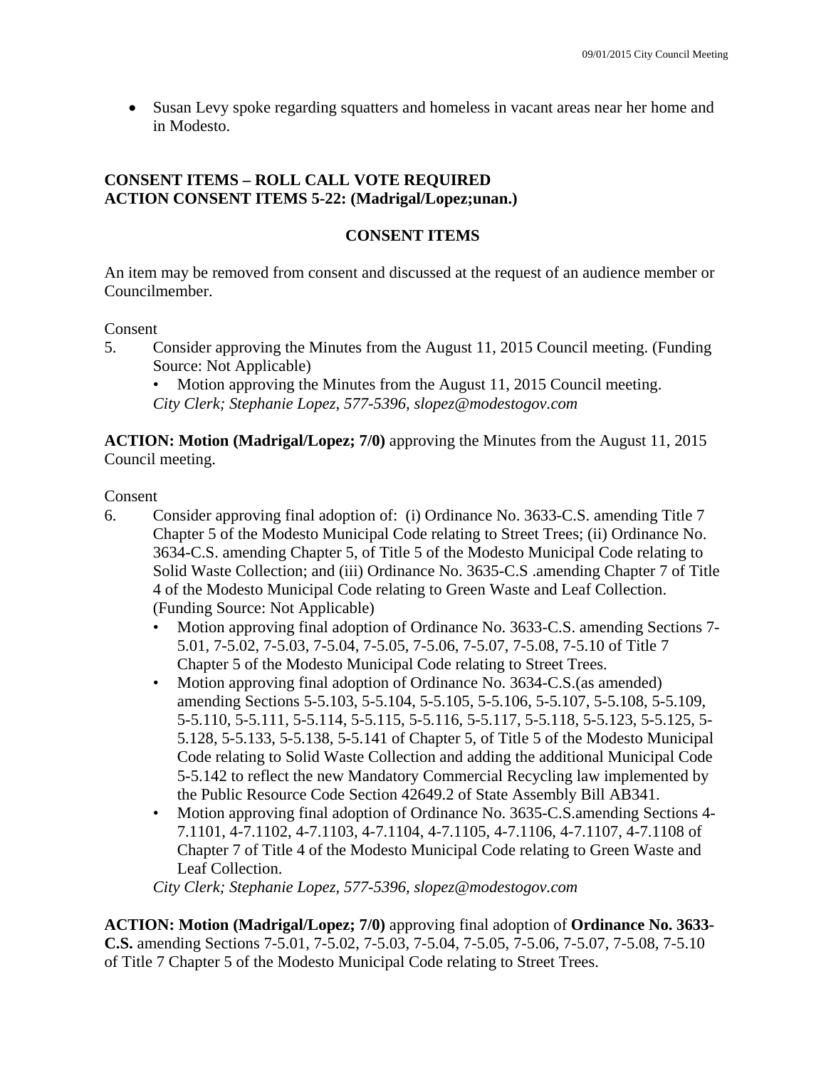- Susan Levy spoke regarding squatters and homeless in vacant areas near her home and in Modesto.

**CONSENT ITEMS – ROLL CALL VOTE REQUIRED**
**ACTION CONSENT ITEMS 5-22: (Madrigal/Lopez;unan.)**

## CONSENT ITEMS

An item may be removed from consent and discussed at the request of an audience member or Councilmember.

Consent

5. Consider approving the Minutes from the August 11, 2015 Council meeting. (Funding Source: Not Applicable)
   - Motion approving the Minutes from the August 11, 2015 Council meeting.

   *City Clerk; Stephanie Lopez, 577-5396, slopez@modestogov.com*

**ACTION: Motion (Madrigal/Lopez; 7/0)** approving the Minutes from the August 11, 2015 Council meeting.

Consent

6. Consider approving final adoption of: (i) Ordinance No. 3633-C.S. amending Title 7 Chapter 5 of the Modesto Municipal Code relating to Street Trees; (ii) Ordinance No. 3634-C.S. amending Chapter 5, of Title 5 of the Modesto Municipal Code relating to Solid Waste Collection; and (iii) Ordinance No. 3635-C.S .amending Chapter 7 of Title 4 of the Modesto Municipal Code relating to Green Waste and Leaf Collection. (Funding Source: Not Applicable)
   - Motion approving final adoption of Ordinance No. 3633-C.S. amending Sections 7-5.01, 7-5.02, 7-5.03, 7-5.04, 7-5.05, 7-5.06, 7-5.07, 7-5.08, 7-5.10 of Title 7 Chapter 5 of the Modesto Municipal Code relating to Street Trees.
   - Motion approving final adoption of Ordinance No. 3634-C.S.(as amended) amending Sections 5-5.103, 5-5.104, 5-5.105, 5-5.106, 5-5.107, 5-5.108, 5-5.109, 5-5.110, 5-5.111, 5-5.114, 5-5.115, 5-5.116, 5-5.117, 5-5.118, 5-5.123, 5-5.125, 5-5.128, 5-5.133, 5-5.138, 5-5.141 of Chapter 5, of Title 5 of the Modesto Municipal Code relating to Solid Waste Collection and adding the additional Municipal Code 5-5.142 to reflect the new Mandatory Commercial Recycling law implemented by the Public Resource Code Section 42649.2 of State Assembly Bill AB341.
   - Motion approving final adoption of Ordinance No. 3635-C.S.amending Sections 4-7.1101, 4-7.1102, 4-7.1103, 4-7.1104, 4-7.1105, 4-7.1106, 4-7.1107, 4-7.1108 of Chapter 7 of Title 4 of the Modesto Municipal Code relating to Green Waste and Leaf Collection.

   *City Clerk; Stephanie Lopez, 577-5396, slopez@modestogov.com*

**ACTION: Motion (Madrigal/Lopez; 7/0)** approving final adoption of **Ordinance No. 3633-C.S.** amending Sections 7-5.01, 7-5.02, 7-5.03, 7-5.04, 7-5.05, 7-5.06, 7-5.07, 7-5.08, 7-5.10 of Title 7 Chapter 5 of the Modesto Municipal Code relating to Street Trees.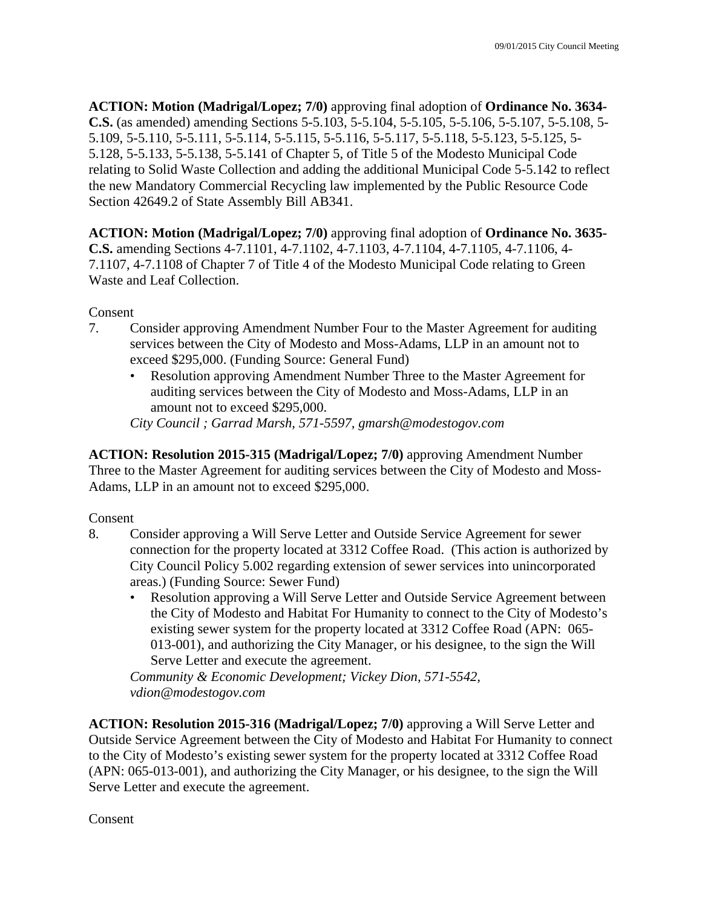**ACTION: Motion (Madrigal/Lopez; 7/0)** approving final adoption of **Ordinance No. 3634-C.S.** (as amended) amending Sections 5-5.103, 5-5.104, 5-5.105, 5-5.106, 5-5.107, 5-5.108, 5-5.109, 5-5.110, 5-5.111, 5-5.114, 5-5.115, 5-5.116, 5-5.117, 5-5.118, 5-5.123, 5-5.125, 5-5.128, 5-5.133, 5-5.138, 5-5.141 of Chapter 5, of Title 5 of the Modesto Municipal Code relating to Solid Waste Collection and adding the additional Municipal Code 5-5.142 to reflect the new Mandatory Commercial Recycling law implemented by the Public Resource Code Section 42649.2 of State Assembly Bill AB341.

**ACTION: Motion (Madrigal/Lopez; 7/0)** approving final adoption of **Ordinance No. 3635-C.S.** amending Sections 4-7.1101, 4-7.1102, 4-7.1103, 4-7.1104, 4-7.1105, 4-7.1106, 4-7.1107, 4-7.1108 of Chapter 7 of Title 4 of the Modesto Municipal Code relating to Green Waste and Leaf Collection.

Consent

7. Consider approving Amendment Number Four to the Master Agreement for auditing services between the City of Modesto and Moss-Adams, LLP in an amount not to exceed $295,000. (Funding Source: General Fund)
   - Resolution approving Amendment Number Three to the Master Agreement for auditing services between the City of Modesto and Moss-Adams, LLP in an amount not to exceed $295,000.

   *City Council ; Garrad Marsh, 571-5597, gmarsh@modestogov.com*

**ACTION: Resolution 2015-315 (Madrigal/Lopez; 7/0)** approving Amendment Number Three to the Master Agreement for auditing services between the City of Modesto and Moss-Adams, LLP in an amount not to exceed $295,000.

Consent

8. Consider approving a Will Serve Letter and Outside Service Agreement for sewer connection for the property located at 3312 Coffee Road. (This action is authorized by City Council Policy 5.002 regarding extension of sewer services into unincorporated areas.) (Funding Source: Sewer Fund)
   - Resolution approving a Will Serve Letter and Outside Service Agreement between the City of Modesto and Habitat For Humanity to connect to the City of Modesto's existing sewer system for the property located at 3312 Coffee Road (APN: 065-013-001), and authorizing the City Manager, or his designee, to the sign the Will Serve Letter and execute the agreement.

   *Community & Economic Development; Vickey Dion, 571-5542, vdion@modestogov.com*

**ACTION: Resolution 2015-316 (Madrigal/Lopez; 7/0)** approving a Will Serve Letter and Outside Service Agreement between the City of Modesto and Habitat For Humanity to connect to the City of Modesto's existing sewer system for the property located at 3312 Coffee Road (APN: 065-013-001), and authorizing the City Manager, or his designee, to the sign the Will Serve Letter and execute the agreement.

Consent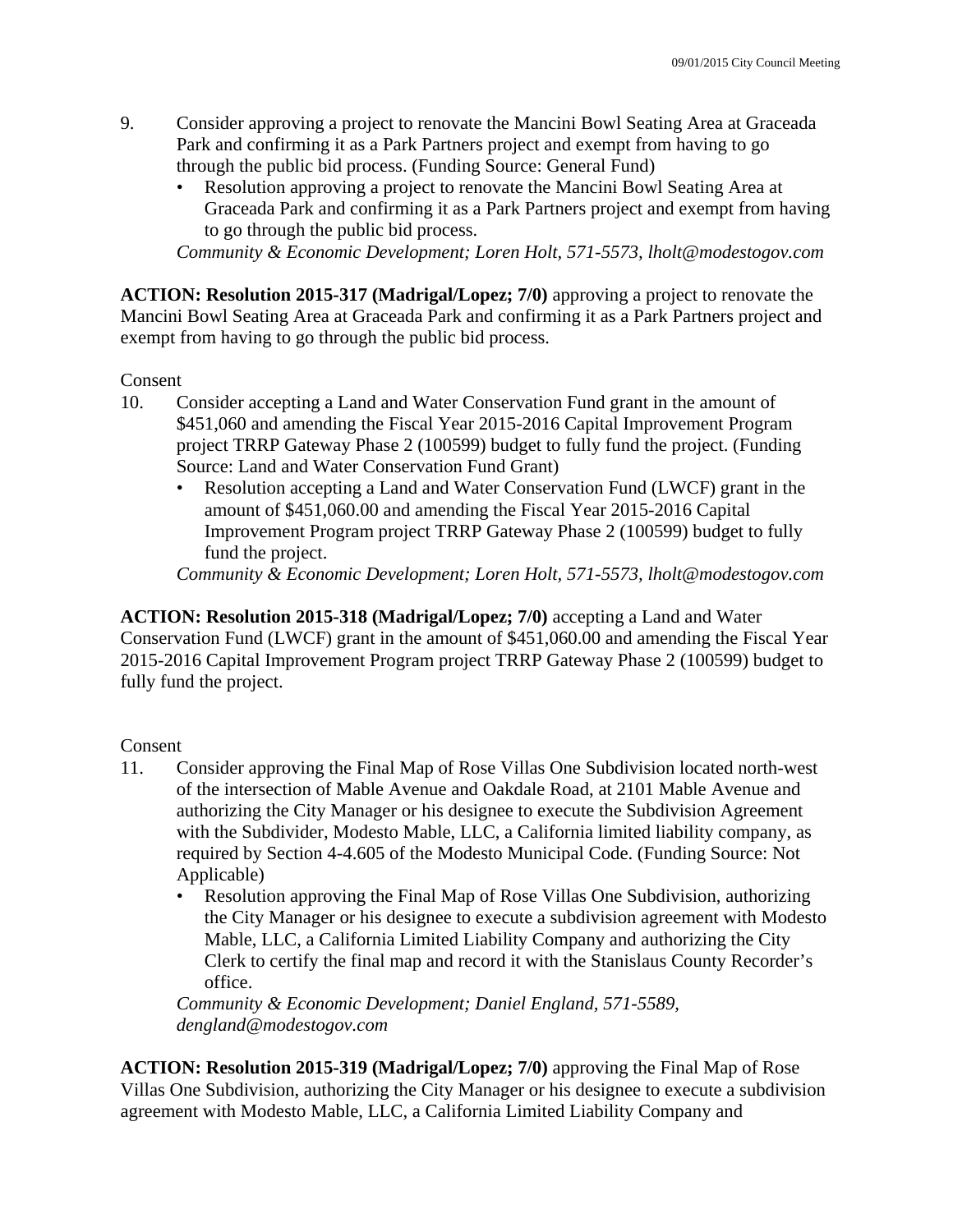9. Consider approving a project to renovate the Mancini Bowl Seating Area at Graceada Park and confirming it as a Park Partners project and exempt from having to go through the public bid process. (Funding Source: General Fund)
   - Resolution approving a project to renovate the Mancini Bowl Seating Area at Graceada Park and confirming it as a Park Partners project and exempt from having to go through the public bid process.

   *Community & Economic Development; Loren Holt, 571-5573, lholt@modestogov.com*

**ACTION: Resolution 2015-317 (Madrigal/Lopez; 7/0)** approving a project to renovate the Mancini Bowl Seating Area at Graceada Park and confirming it as a Park Partners project and exempt from having to go through the public bid process.

Consent

10. Consider accepting a Land and Water Conservation Fund grant in the amount of $451,060 and amending the Fiscal Year 2015-2016 Capital Improvement Program project TRRP Gateway Phase 2 (100599) budget to fully fund the project. (Funding Source: Land and Water Conservation Fund Grant)
    - Resolution accepting a Land and Water Conservation Fund (LWCF) grant in the amount of $451,060.00 and amending the Fiscal Year 2015-2016 Capital Improvement Program project TRRP Gateway Phase 2 (100599) budget to fully fund the project.

    *Community & Economic Development; Loren Holt, 571-5573, lholt@modestogov.com*

**ACTION: Resolution 2015-318 (Madrigal/Lopez; 7/0)** accepting a Land and Water Conservation Fund (LWCF) grant in the amount of $451,060.00 and amending the Fiscal Year 2015-2016 Capital Improvement Program project TRRP Gateway Phase 2 (100599) budget to fully fund the project.

Consent

11. Consider approving the Final Map of Rose Villas One Subdivision located north-west of the intersection of Mable Avenue and Oakdale Road, at 2101 Mable Avenue and authorizing the City Manager or his designee to execute the Subdivision Agreement with the Subdivider, Modesto Mable, LLC, a California limited liability company, as required by Section 4-4.605 of the Modesto Municipal Code. (Funding Source: Not Applicable)
    - Resolution approving the Final Map of Rose Villas One Subdivision, authorizing the City Manager or his designee to execute a subdivision agreement with Modesto Mable, LLC, a California Limited Liability Company and authorizing the City Clerk to certify the final map and record it with the Stanislaus County Recorder's office.

    *Community & Economic Development; Daniel England, 571-5589, dengland@modestogov.com*

**ACTION: Resolution 2015-319 (Madrigal/Lopez; 7/0)** approving the Final Map of Rose Villas One Subdivision, authorizing the City Manager or his designee to execute a subdivision agreement with Modesto Mable, LLC, a California Limited Liability Company and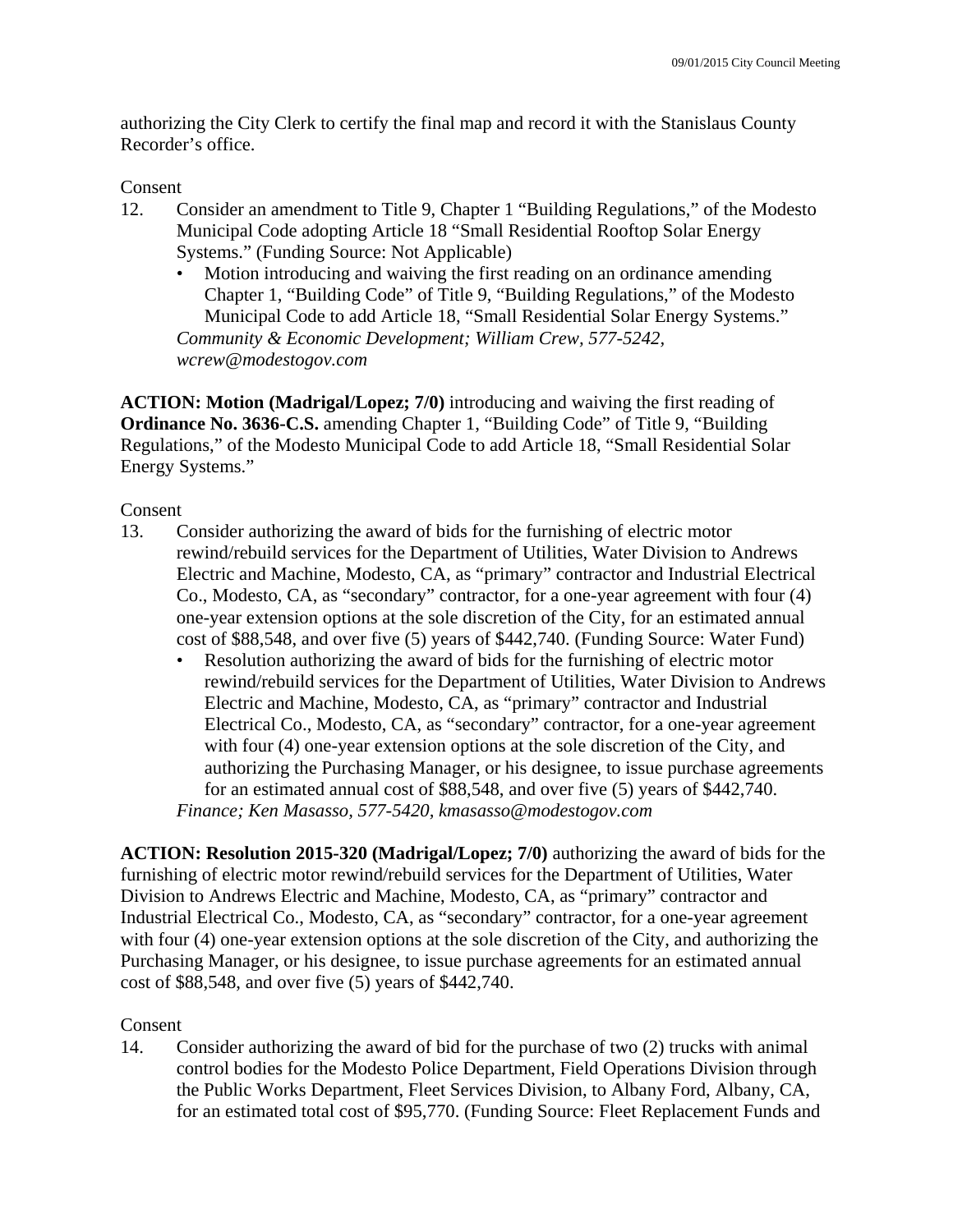authorizing the City Clerk to certify the final map and record it with the Stanislaus County Recorder's office.

Consent

12. Consider an amendment to Title 9, Chapter 1 "Building Regulations," of the Modesto Municipal Code adopting Article 18 "Small Residential Rooftop Solar Energy Systems." (Funding Source: Not Applicable)
    - Motion introducing and waiving the first reading on an ordinance amending Chapter 1, "Building Code" of Title 9, "Building Regulations," of the Modesto Municipal Code to add Article 18, "Small Residential Solar Energy Systems."

    *Community & Economic Development; William Crew, 577-5242, wcrew@modestogov.com*

**ACTION: Motion (Madrigal/Lopez; 7/0)** introducing and waiving the first reading of **Ordinance No. 3636-C.S.** amending Chapter 1, "Building Code" of Title 9, "Building Regulations," of the Modesto Municipal Code to add Article 18, "Small Residential Solar Energy Systems."

Consent

13. Consider authorizing the award of bids for the furnishing of electric motor rewind/rebuild services for the Department of Utilities, Water Division to Andrews Electric and Machine, Modesto, CA, as "primary" contractor and Industrial Electrical Co., Modesto, CA, as "secondary" contractor, for a one-year agreement with four (4) one-year extension options at the sole discretion of the City, for an estimated annual cost of $88,548, and over five (5) years of $442,740. (Funding Source: Water Fund)
    - Resolution authorizing the award of bids for the furnishing of electric motor rewind/rebuild services for the Department of Utilities, Water Division to Andrews Electric and Machine, Modesto, CA, as "primary" contractor and Industrial Electrical Co., Modesto, CA, as "secondary" contractor, for a one-year agreement with four (4) one-year extension options at the sole discretion of the City, and authorizing the Purchasing Manager, or his designee, to issue purchase agreements for an estimated annual cost of $88,548, and over five (5) years of $442,740.

    *Finance; Ken Masasso, 577-5420, kmasasso@modestogov.com*

**ACTION: Resolution 2015-320 (Madrigal/Lopez; 7/0)** authorizing the award of bids for the furnishing of electric motor rewind/rebuild services for the Department of Utilities, Water Division to Andrews Electric and Machine, Modesto, CA, as "primary" contractor and Industrial Electrical Co., Modesto, CA, as "secondary" contractor, for a one-year agreement with four (4) one-year extension options at the sole discretion of the City, and authorizing the Purchasing Manager, or his designee, to issue purchase agreements for an estimated annual cost of $88,548, and over five (5) years of $442,740.

Consent

14. Consider authorizing the award of bid for the purchase of two (2) trucks with animal control bodies for the Modesto Police Department, Field Operations Division through the Public Works Department, Fleet Services Division, to Albany Ford, Albany, CA, for an estimated total cost of $95,770. (Funding Source: Fleet Replacement Funds and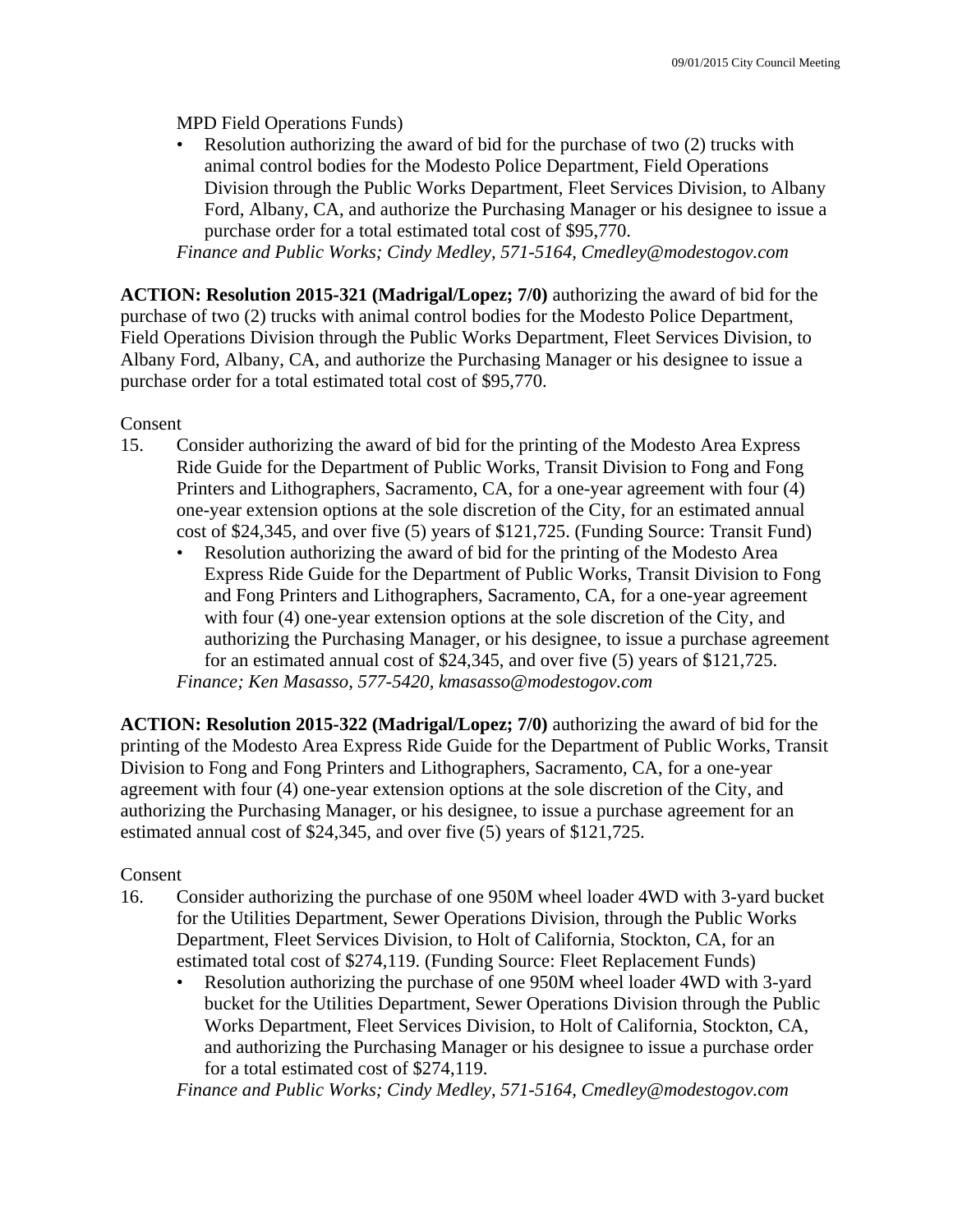MPD Field Operations Funds)

- Resolution authorizing the award of bid for the purchase of two (2) trucks with animal control bodies for the Modesto Police Department, Field Operations Division through the Public Works Department, Fleet Services Division, to Albany Ford, Albany, CA, and authorize the Purchasing Manager or his designee to issue a purchase order for a total estimated total cost of $95,770.

*Finance and Public Works; Cindy Medley, 571-5164, Cmedley@modestogov.com*

**ACTION: Resolution 2015-321 (Madrigal/Lopez; 7/0)** authorizing the award of bid for the purchase of two (2) trucks with animal control bodies for the Modesto Police Department, Field Operations Division through the Public Works Department, Fleet Services Division, to Albany Ford, Albany, CA, and authorize the Purchasing Manager or his designee to issue a purchase order for a total estimated total cost of $95,770.

Consent

15. Consider authorizing the award of bid for the printing of the Modesto Area Express Ride Guide for the Department of Public Works, Transit Division to Fong and Fong Printers and Lithographers, Sacramento, CA, for a one-year agreement with four (4) one-year extension options at the sole discretion of the City, for an estimated annual cost of $24,345, and over five (5) years of $121,725. (Funding Source: Transit Fund)
    - Resolution authorizing the award of bid for the printing of the Modesto Area Express Ride Guide for the Department of Public Works, Transit Division to Fong and Fong Printers and Lithographers, Sacramento, CA, for a one-year agreement with four (4) one-year extension options at the sole discretion of the City, and authorizing the Purchasing Manager, or his designee, to issue a purchase agreement for an estimated annual cost of $24,345, and over five (5) years of $121,725.

    *Finance; Ken Masasso, 577-5420, kmasasso@modestogov.com*

**ACTION: Resolution 2015-322 (Madrigal/Lopez; 7/0)** authorizing the award of bid for the printing of the Modesto Area Express Ride Guide for the Department of Public Works, Transit Division to Fong and Fong Printers and Lithographers, Sacramento, CA, for a one-year agreement with four (4) one-year extension options at the sole discretion of the City, and authorizing the Purchasing Manager, or his designee, to issue a purchase agreement for an estimated annual cost of $24,345, and over five (5) years of $121,725.

Consent

16. Consider authorizing the purchase of one 950M wheel loader 4WD with 3-yard bucket for the Utilities Department, Sewer Operations Division, through the Public Works Department, Fleet Services Division, to Holt of California, Stockton, CA, for an estimated total cost of $274,119. (Funding Source: Fleet Replacement Funds)
    - Resolution authorizing the purchase of one 950M wheel loader 4WD with 3-yard bucket for the Utilities Department, Sewer Operations Division through the Public Works Department, Fleet Services Division, to Holt of California, Stockton, CA, and authorizing the Purchasing Manager or his designee to issue a purchase order for a total estimated cost of $274,119.

    *Finance and Public Works; Cindy Medley, 571-5164, Cmedley@modestogov.com*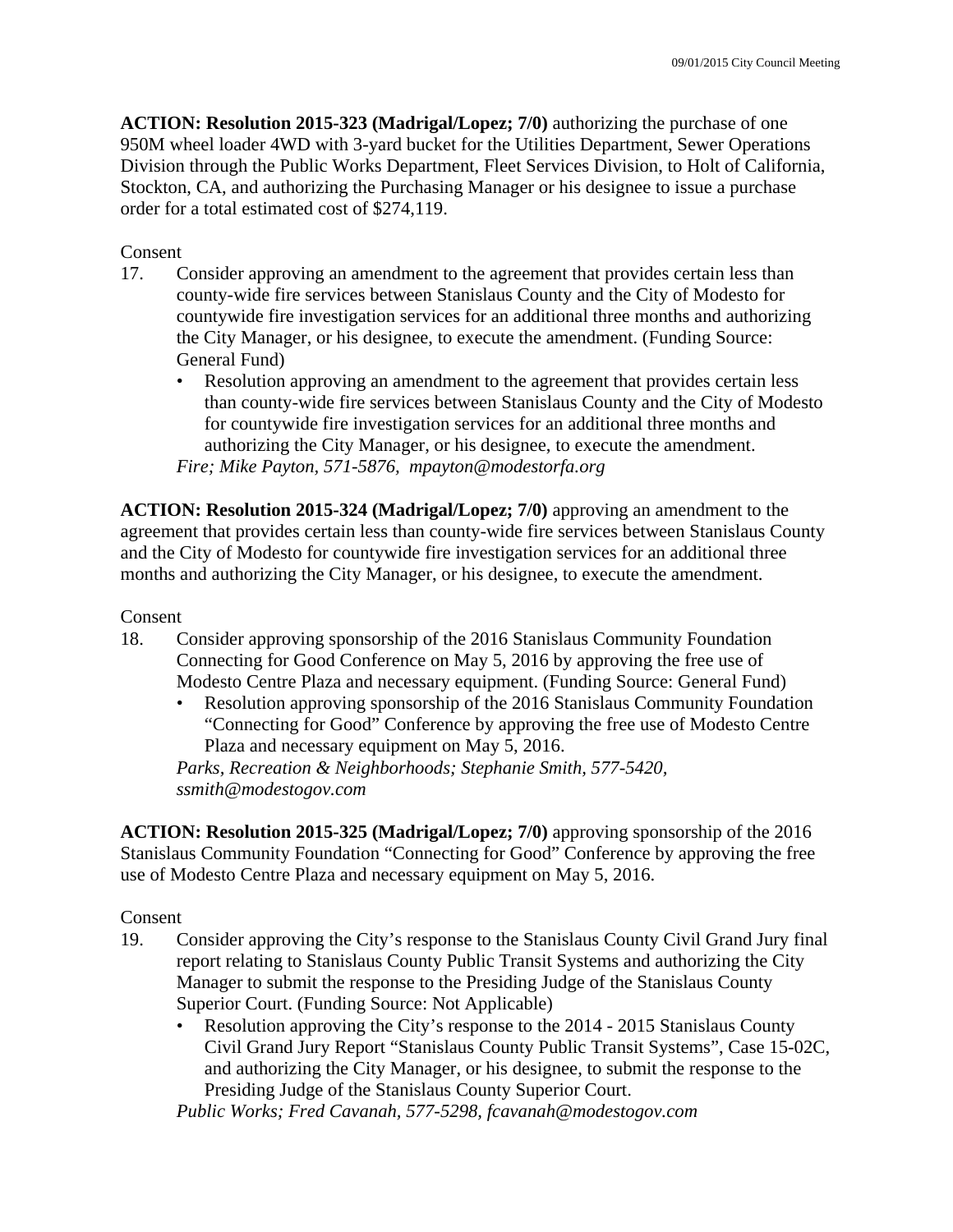**ACTION: Resolution 2015-323 (Madrigal/Lopez; 7/0)** authorizing the purchase of one 950M wheel loader 4WD with 3-yard bucket for the Utilities Department, Sewer Operations Division through the Public Works Department, Fleet Services Division, to Holt of California, Stockton, CA, and authorizing the Purchasing Manager or his designee to issue a purchase order for a total estimated cost of $274,119.

Consent

17. Consider approving an amendment to the agreement that provides certain less than county-wide fire services between Stanislaus County and the City of Modesto for countywide fire investigation services for an additional three months and authorizing the City Manager, or his designee, to execute the amendment. (Funding Source: General Fund)
    - Resolution approving an amendment to the agreement that provides certain less than county-wide fire services between Stanislaus County and the City of Modesto for countywide fire investigation services for an additional three months and authorizing the City Manager, or his designee, to execute the amendment.

    *Fire; Mike Payton, 571-5876, mpayton@modestorfa.org*

**ACTION: Resolution 2015-324 (Madrigal/Lopez; 7/0)** approving an amendment to the agreement that provides certain less than county-wide fire services between Stanislaus County and the City of Modesto for countywide fire investigation services for an additional three months and authorizing the City Manager, or his designee, to execute the amendment.

Consent

18. Consider approving sponsorship of the 2016 Stanislaus Community Foundation Connecting for Good Conference on May 5, 2016 by approving the free use of Modesto Centre Plaza and necessary equipment. (Funding Source: General Fund)
    - Resolution approving sponsorship of the 2016 Stanislaus Community Foundation "Connecting for Good" Conference by approving the free use of Modesto Centre Plaza and necessary equipment on May 5, 2016.

    *Parks, Recreation & Neighborhoods; Stephanie Smith, 577-5420, ssmith@modestogov.com*

**ACTION: Resolution 2015-325 (Madrigal/Lopez; 7/0)** approving sponsorship of the 2016 Stanislaus Community Foundation "Connecting for Good" Conference by approving the free use of Modesto Centre Plaza and necessary equipment on May 5, 2016.

Consent

19. Consider approving the City's response to the Stanislaus County Civil Grand Jury final report relating to Stanislaus County Public Transit Systems and authorizing the City Manager to submit the response to the Presiding Judge of the Stanislaus County Superior Court. (Funding Source: Not Applicable)
    - Resolution approving the City's response to the 2014 - 2015 Stanislaus County Civil Grand Jury Report "Stanislaus County Public Transit Systems", Case 15-02C, and authorizing the City Manager, or his designee, to submit the response to the Presiding Judge of the Stanislaus County Superior Court.

    *Public Works; Fred Cavanah, 577-5298, fcavanah@modestogov.com*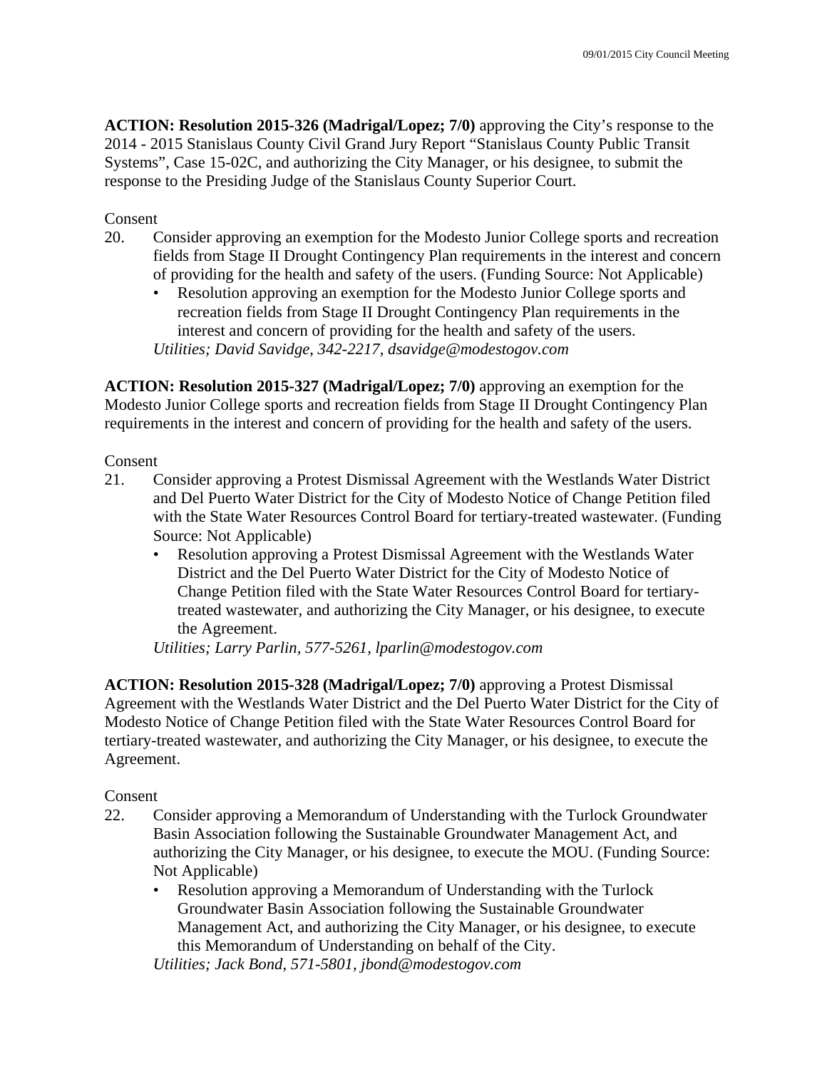**ACTION: Resolution 2015-326 (Madrigal/Lopez; 7/0)** approving the City's response to the 2014 - 2015 Stanislaus County Civil Grand Jury Report "Stanislaus County Public Transit Systems", Case 15-02C, and authorizing the City Manager, or his designee, to submit the response to the Presiding Judge of the Stanislaus County Superior Court.

Consent

20. Consider approving an exemption for the Modesto Junior College sports and recreation fields from Stage II Drought Contingency Plan requirements in the interest and concern of providing for the health and safety of the users. (Funding Source: Not Applicable)
    - Resolution approving an exemption for the Modesto Junior College sports and recreation fields from Stage II Drought Contingency Plan requirements in the interest and concern of providing for the health and safety of the users.

    *Utilities; David Savidge, 342-2217, dsavidge@modestogov.com*

**ACTION: Resolution 2015-327 (Madrigal/Lopez; 7/0)** approving an exemption for the Modesto Junior College sports and recreation fields from Stage II Drought Contingency Plan requirements in the interest and concern of providing for the health and safety of the users.

Consent

21. Consider approving a Protest Dismissal Agreement with the Westlands Water District and Del Puerto Water District for the City of Modesto Notice of Change Petition filed with the State Water Resources Control Board for tertiary-treated wastewater. (Funding Source: Not Applicable)
    - Resolution approving a Protest Dismissal Agreement with the Westlands Water District and the Del Puerto Water District for the City of Modesto Notice of Change Petition filed with the State Water Resources Control Board for tertiary-treated wastewater, and authorizing the City Manager, or his designee, to execute the Agreement.

    *Utilities; Larry Parlin, 577-5261, lparlin@modestogov.com*

**ACTION: Resolution 2015-328 (Madrigal/Lopez; 7/0)** approving a Protest Dismissal Agreement with the Westlands Water District and the Del Puerto Water District for the City of Modesto Notice of Change Petition filed with the State Water Resources Control Board for tertiary-treated wastewater, and authorizing the City Manager, or his designee, to execute the Agreement.

Consent

22. Consider approving a Memorandum of Understanding with the Turlock Groundwater Basin Association following the Sustainable Groundwater Management Act, and authorizing the City Manager, or his designee, to execute the MOU. (Funding Source: Not Applicable)
    - Resolution approving a Memorandum of Understanding with the Turlock Groundwater Basin Association following the Sustainable Groundwater Management Act, and authorizing the City Manager, or his designee, to execute this Memorandum of Understanding on behalf of the City.

    *Utilities; Jack Bond, 571-5801, jbond@modestogov.com*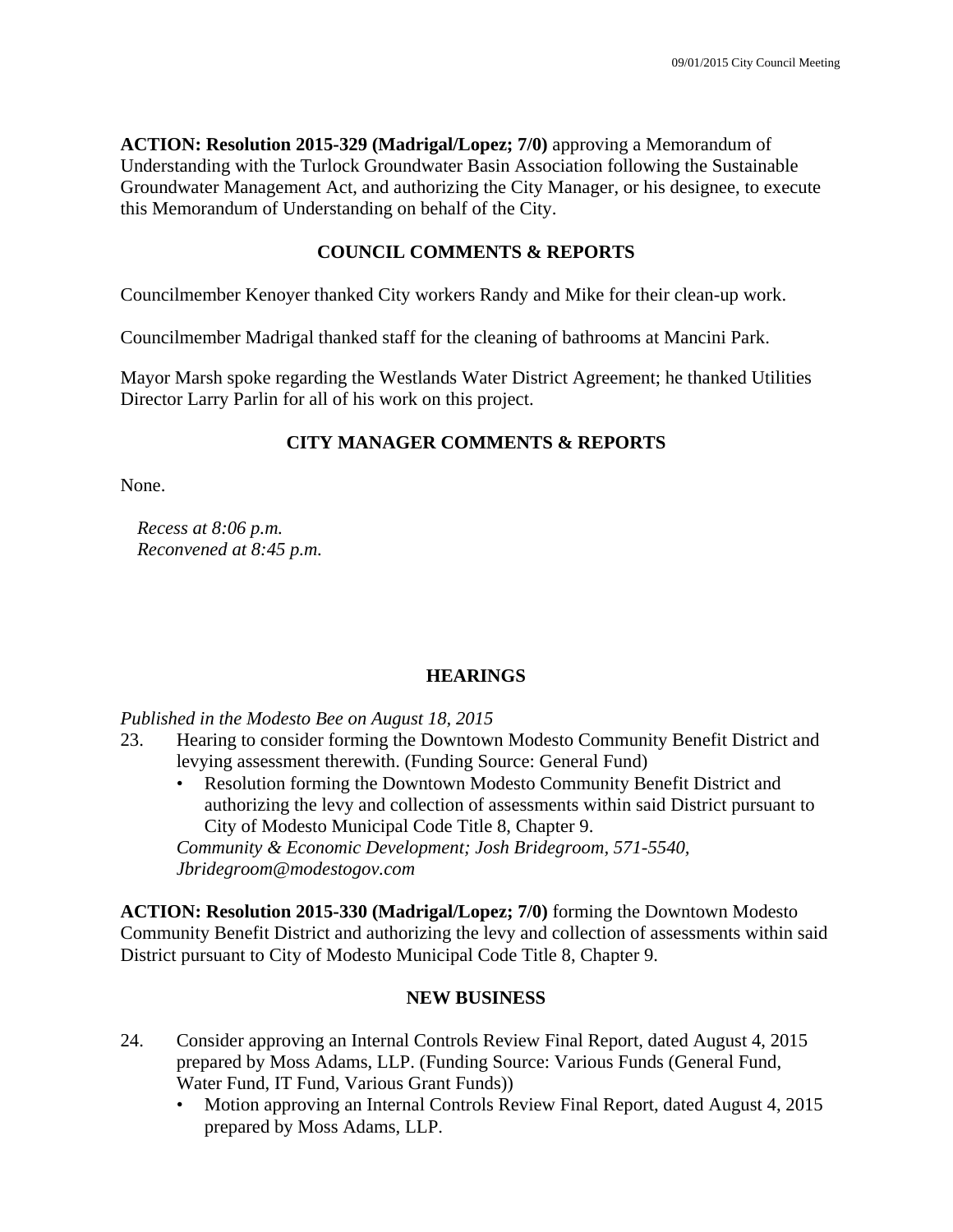**ACTION: Resolution 2015-329 (Madrigal/Lopez; 7/0)** approving a Memorandum of Understanding with the Turlock Groundwater Basin Association following the Sustainable Groundwater Management Act, and authorizing the City Manager, or his designee, to execute this Memorandum of Understanding on behalf of the City.

## COUNCIL COMMENTS & REPORTS

Councilmember Kenoyer thanked City workers Randy and Mike for their clean-up work.

Councilmember Madrigal thanked staff for the cleaning of bathrooms at Mancini Park.

Mayor Marsh spoke regarding the Westlands Water District Agreement; he thanked Utilities Director Larry Parlin for all of his work on this project.

## CITY MANAGER COMMENTS & REPORTS

None.

*Recess at 8:06 p.m.*
*Reconvened at 8:45 p.m.*

## HEARINGS

*Published in the Modesto Bee on August 18, 2015*

23. Hearing to consider forming the Downtown Modesto Community Benefit District and levying assessment therewith. (Funding Source: General Fund)
    - Resolution forming the Downtown Modesto Community Benefit District and authorizing the levy and collection of assessments within said District pursuant to City of Modesto Municipal Code Title 8, Chapter 9.

    *Community & Economic Development; Josh Bridegroom, 571-5540, Jbridegroom@modestogov.com*

**ACTION: Resolution 2015-330 (Madrigal/Lopez; 7/0)** forming the Downtown Modesto Community Benefit District and authorizing the levy and collection of assessments within said District pursuant to City of Modesto Municipal Code Title 8, Chapter 9.

## NEW BUSINESS

24. Consider approving an Internal Controls Review Final Report, dated August 4, 2015 prepared by Moss Adams, LLP. (Funding Source: Various Funds (General Fund, Water Fund, IT Fund, Various Grant Funds))
    - Motion approving an Internal Controls Review Final Report, dated August 4, 2015 prepared by Moss Adams, LLP.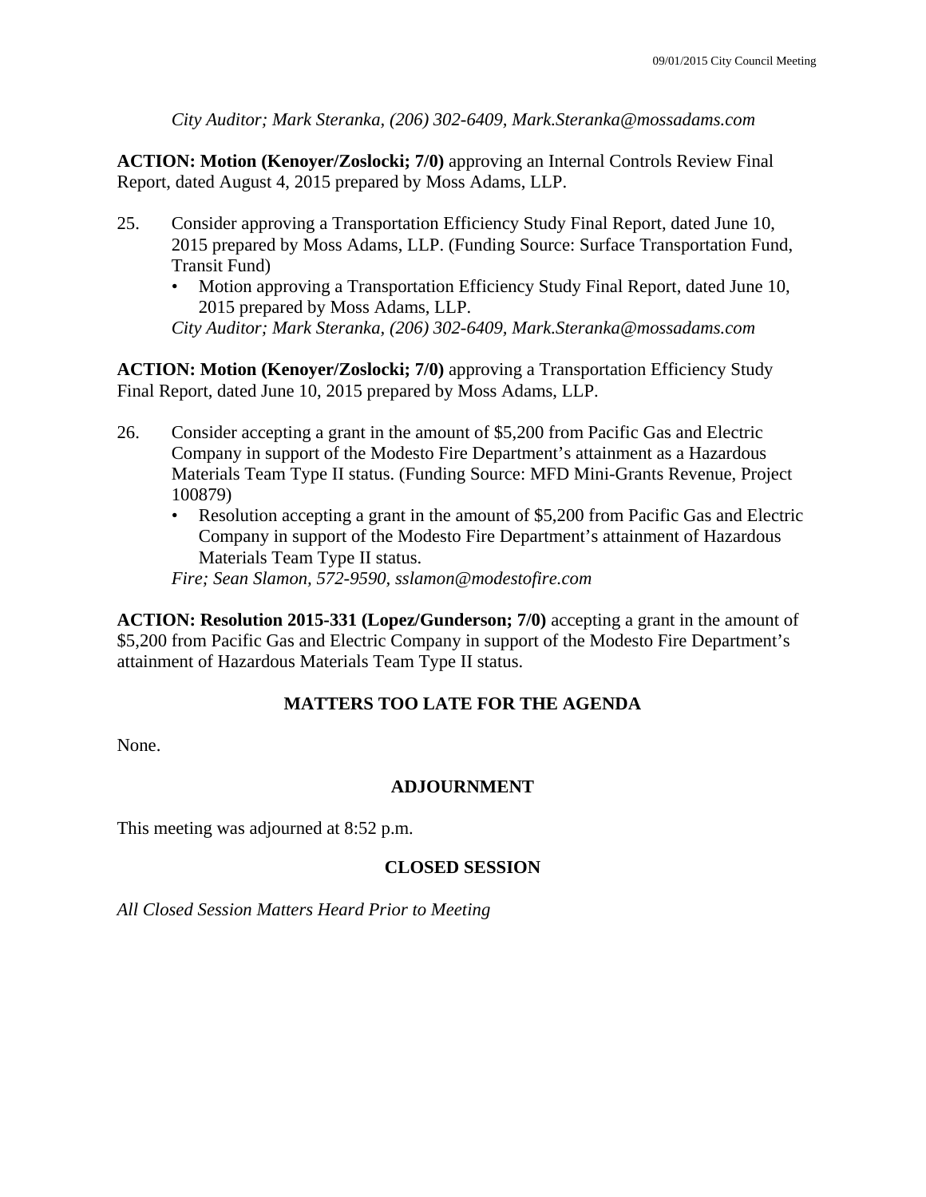*City Auditor; Mark Steranka, (206) 302-6409, Mark.Steranka@mossadams.com*

**ACTION: Motion (Kenoyer/Zoslocki; 7/0)** approving an Internal Controls Review Final Report, dated August 4, 2015 prepared by Moss Adams, LLP.

25. Consider approving a Transportation Efficiency Study Final Report, dated June 10, 2015 prepared by Moss Adams, LLP. (Funding Source: Surface Transportation Fund, Transit Fund)
    - Motion approving a Transportation Efficiency Study Final Report, dated June 10, 2015 prepared by Moss Adams, LLP.

    *City Auditor; Mark Steranka, (206) 302-6409, Mark.Steranka@mossadams.com*

**ACTION: Motion (Kenoyer/Zoslocki; 7/0)** approving a Transportation Efficiency Study Final Report, dated June 10, 2015 prepared by Moss Adams, LLP.

26. Consider accepting a grant in the amount of $5,200 from Pacific Gas and Electric Company in support of the Modesto Fire Department's attainment as a Hazardous Materials Team Type II status. (Funding Source: MFD Mini-Grants Revenue, Project 100879)
    - Resolution accepting a grant in the amount of $5,200 from Pacific Gas and Electric Company in support of the Modesto Fire Department's attainment of Hazardous Materials Team Type II status.

    *Fire; Sean Slamon, 572-9590, sslamon@modestofire.com*

**ACTION: Resolution 2015-331 (Lopez/Gunderson; 7/0)** accepting a grant in the amount of $5,200 from Pacific Gas and Electric Company in support of the Modesto Fire Department's attainment of Hazardous Materials Team Type II status.

## MATTERS TOO LATE FOR THE AGENDA

None.

## ADJOURNMENT

This meeting was adjourned at 8:52 p.m.

## CLOSED SESSION

*All Closed Session Matters Heard Prior to Meeting*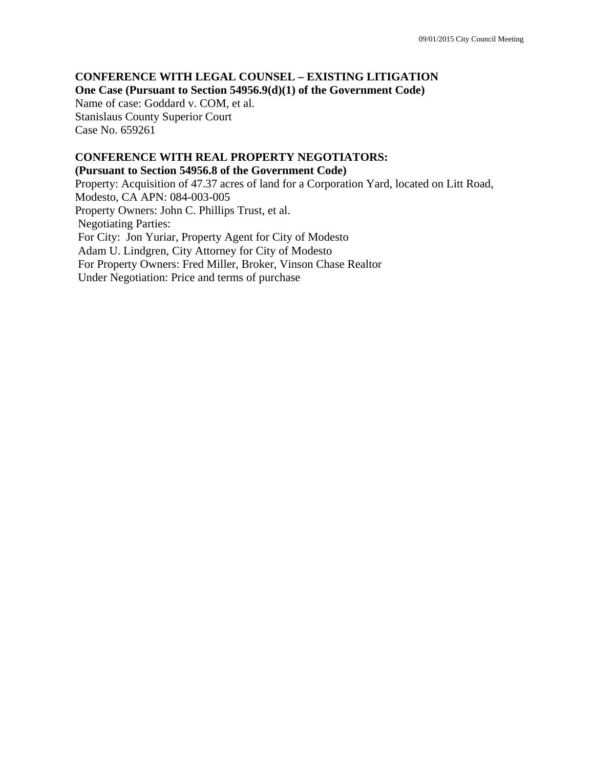**CONFERENCE WITH LEGAL COUNSEL – EXISTING LITIGATION**
**One Case (Pursuant to Section 54956.9(d)(1) of the Government Code)**
Name of case: Goddard v. COM, et al.
Stanislaus County Superior Court
Case No. 659261

**CONFERENCE WITH REAL PROPERTY NEGOTIATORS:**
**(Pursuant to Section 54956.8 of the Government Code)**
Property: Acquisition of 47.37 acres of land for a Corporation Yard, located on Litt Road, Modesto, CA APN: 084-003-005
Property Owners: John C. Phillips Trust, et al.
Negotiating Parties:
For City: Jon Yuriar, Property Agent for City of Modesto
Adam U. Lindgren, City Attorney for City of Modesto
For Property Owners: Fred Miller, Broker, Vinson Chase Realtor
Under Negotiation: Price and terms of purchase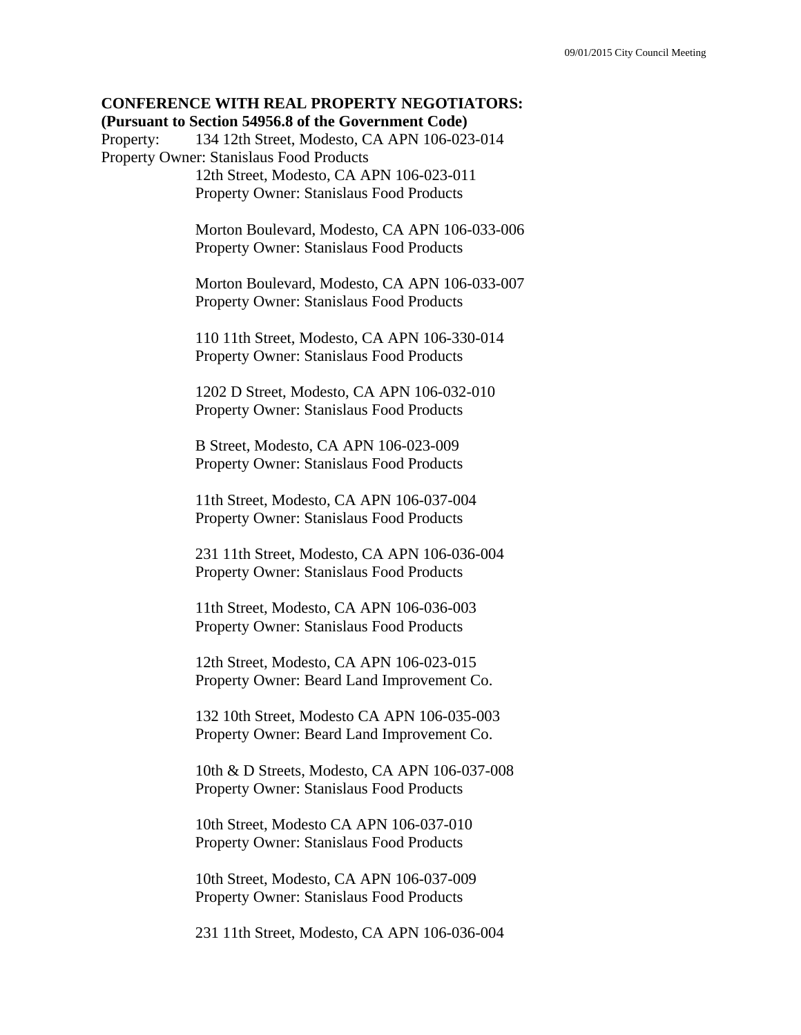**CONFERENCE WITH REAL PROPERTY NEGOTIATORS:**
**(Pursuant to Section 54956.8 of the Government Code)**

Property: 134 12th Street, Modesto, CA APN 106-023-014
Property Owner: Stanislaus Food Products

12th Street, Modesto, CA APN 106-023-011
Property Owner: Stanislaus Food Products

Morton Boulevard, Modesto, CA APN 106-033-006
Property Owner: Stanislaus Food Products

Morton Boulevard, Modesto, CA APN 106-033-007
Property Owner: Stanislaus Food Products

110 11th Street, Modesto, CA APN 106-330-014
Property Owner: Stanislaus Food Products

1202 D Street, Modesto, CA APN 106-032-010
Property Owner: Stanislaus Food Products

B Street, Modesto, CA APN 106-023-009
Property Owner: Stanislaus Food Products

11th Street, Modesto, CA APN 106-037-004
Property Owner: Stanislaus Food Products

231 11th Street, Modesto, CA APN 106-036-004
Property Owner: Stanislaus Food Products

11th Street, Modesto, CA APN 106-036-003
Property Owner: Stanislaus Food Products

12th Street, Modesto, CA APN 106-023-015
Property Owner: Beard Land Improvement Co.

132 10th Street, Modesto CA APN 106-035-003
Property Owner: Beard Land Improvement Co.

10th & D Streets, Modesto, CA APN 106-037-008
Property Owner: Stanislaus Food Products

10th Street, Modesto CA APN 106-037-010
Property Owner: Stanislaus Food Products

10th Street, Modesto, CA APN 106-037-009
Property Owner: Stanislaus Food Products

231 11th Street, Modesto, CA APN 106-036-004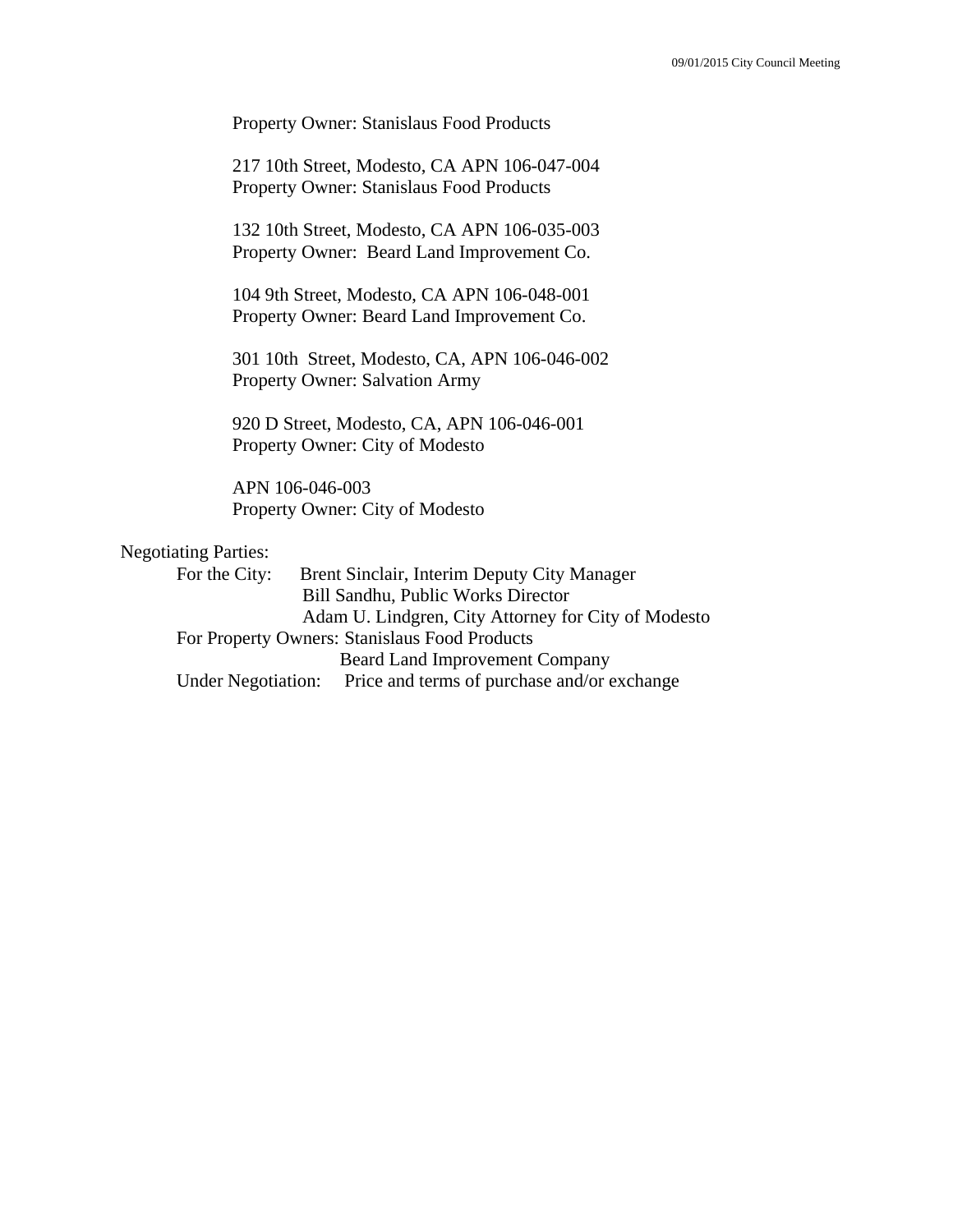Property Owner: Stanislaus Food Products

217 10th Street, Modesto, CA APN 106-047-004
Property Owner: Stanislaus Food Products

132 10th Street, Modesto, CA APN 106-035-003
Property Owner: Beard Land Improvement Co.

104 9th Street, Modesto, CA APN 106-048-001
Property Owner: Beard Land Improvement Co.

301 10th Street, Modesto, CA, APN 106-046-002
Property Owner: Salvation Army

920 D Street, Modesto, CA, APN 106-046-001
Property Owner: City of Modesto

APN 106-046-003
Property Owner: City of Modesto

Negotiating Parties:

For the City: Brent Sinclair, Interim Deputy City Manager
Bill Sandhu, Public Works Director
Adam U. Lindgren, City Attorney for City of Modesto

For Property Owners: Stanislaus Food Products
Beard Land Improvement Company

Under Negotiation: Price and terms of purchase and/or exchange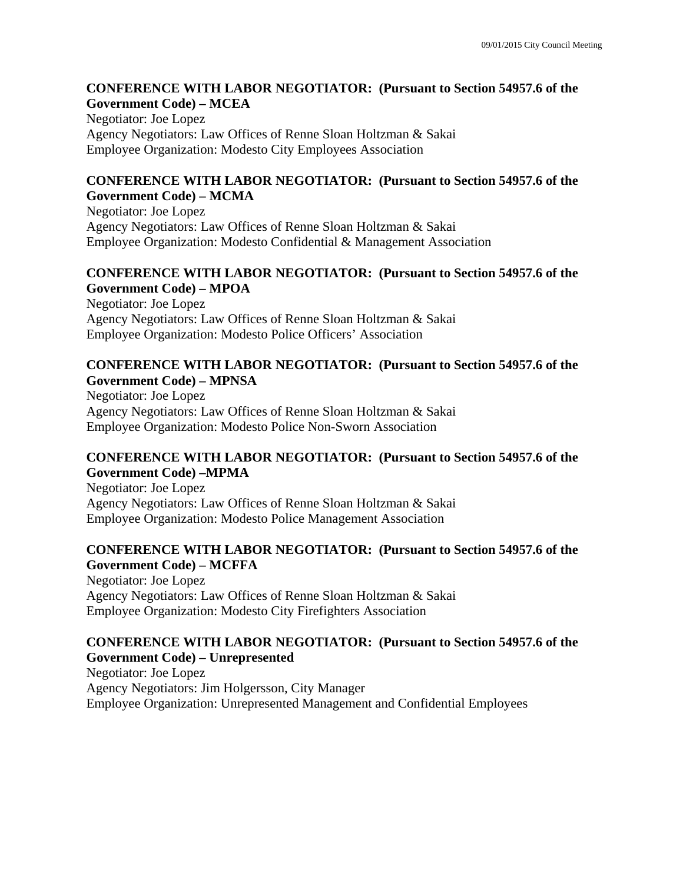**CONFERENCE WITH LABOR NEGOTIATOR: (Pursuant to Section 54957.6 of the Government Code) – MCEA**

Negotiator: Joe Lopez
Agency Negotiators: Law Offices of Renne Sloan Holtzman & Sakai
Employee Organization: Modesto City Employees Association

**CONFERENCE WITH LABOR NEGOTIATOR: (Pursuant to Section 54957.6 of the Government Code) – MCMA**

Negotiator: Joe Lopez
Agency Negotiators: Law Offices of Renne Sloan Holtzman & Sakai
Employee Organization: Modesto Confidential & Management Association

**CONFERENCE WITH LABOR NEGOTIATOR: (Pursuant to Section 54957.6 of the Government Code) – MPOA**

Negotiator: Joe Lopez
Agency Negotiators: Law Offices of Renne Sloan Holtzman & Sakai
Employee Organization: Modesto Police Officers' Association

**CONFERENCE WITH LABOR NEGOTIATOR: (Pursuant to Section 54957.6 of the Government Code) – MPNSA**

Negotiator: Joe Lopez
Agency Negotiators: Law Offices of Renne Sloan Holtzman & Sakai
Employee Organization: Modesto Police Non-Sworn Association

**CONFERENCE WITH LABOR NEGOTIATOR: (Pursuant to Section 54957.6 of the Government Code) –MPMA**

Negotiator: Joe Lopez
Agency Negotiators: Law Offices of Renne Sloan Holtzman & Sakai
Employee Organization: Modesto Police Management Association

**CONFERENCE WITH LABOR NEGOTIATOR: (Pursuant to Section 54957.6 of the Government Code) – MCFFA**

Negotiator: Joe Lopez
Agency Negotiators: Law Offices of Renne Sloan Holtzman & Sakai
Employee Organization: Modesto City Firefighters Association

**CONFERENCE WITH LABOR NEGOTIATOR: (Pursuant to Section 54957.6 of the Government Code) – Unrepresented**

Negotiator: Joe Lopez
Agency Negotiators: Jim Holgersson, City Manager
Employee Organization: Unrepresented Management and Confidential Employees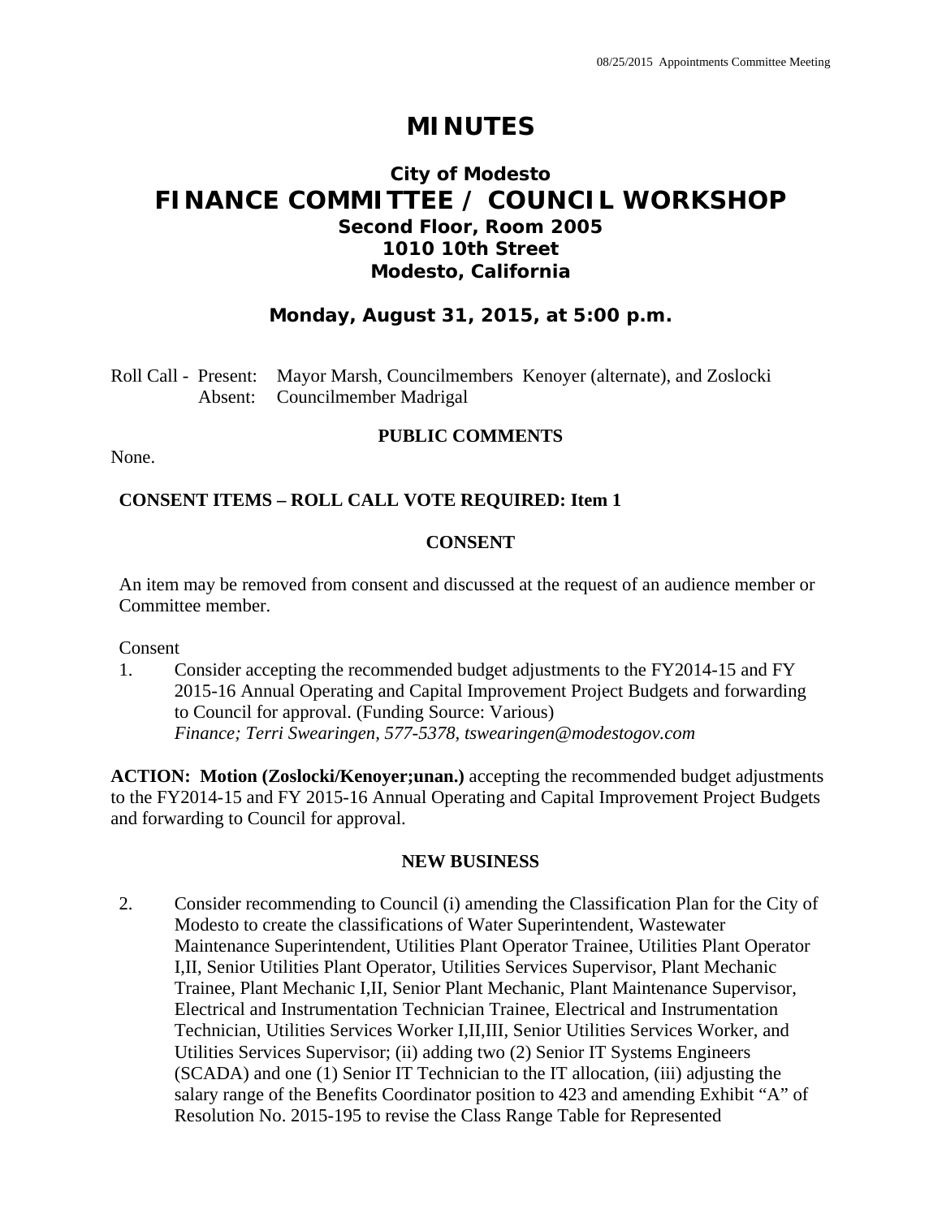# MINUTES

## City of Modesto
## FINANCE COMMITTEE / COUNCIL WORKSHOP
### Second Floor, Room 2005
### 1010 10th Street
### Modesto, California

### Monday, August 31, 2015, at 5:00 p.m.

Roll Call - Present: Mayor Marsh, Councilmembers Kenoyer (alternate), and Zoslocki
Absent: Councilmember Madrigal

**PUBLIC COMMENTS**

None.

**CONSENT ITEMS – ROLL CALL VOTE REQUIRED: Item 1**

**CONSENT**

An item may be removed from consent and discussed at the request of an audience member or Committee member.

Consent

1. Consider accepting the recommended budget adjustments to the FY2014-15 and FY 2015-16 Annual Operating and Capital Improvement Project Budgets and forwarding to Council for approval. (Funding Source: Various)
*Finance; Terri Swearingen, 577-5378, tswearingen@modestogov.com*

**ACTION: Motion (Zoslocki/Kenoyer;unan.)** accepting the recommended budget adjustments to the FY2014-15 and FY 2015-16 Annual Operating and Capital Improvement Project Budgets and forwarding to Council for approval.

**NEW BUSINESS**

2. Consider recommending to Council (i) amending the Classification Plan for the City of Modesto to create the classifications of Water Superintendent, Wastewater Maintenance Superintendent, Utilities Plant Operator Trainee, Utilities Plant Operator I,II, Senior Utilities Plant Operator, Utilities Services Supervisor, Plant Mechanic Trainee, Plant Mechanic I,II, Senior Plant Mechanic, Plant Maintenance Supervisor, Electrical and Instrumentation Technician Trainee, Electrical and Instrumentation Technician, Utilities Services Worker I,II,III, Senior Utilities Services Worker, and Utilities Services Supervisor; (ii) adding two (2) Senior IT Systems Engineers (SCADA) and one (1) Senior IT Technician to the IT allocation, (iii) adjusting the salary range of the Benefits Coordinator position to 423 and amending Exhibit "A" of Resolution No. 2015-195 to revise the Class Range Table for Represented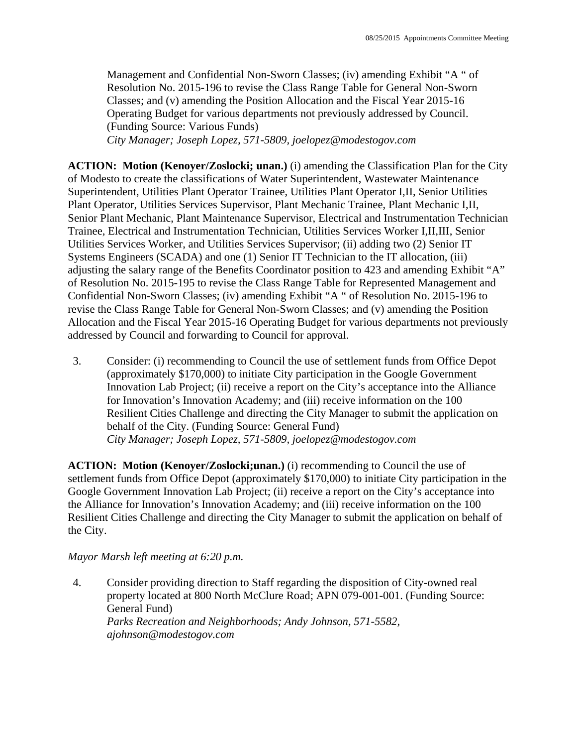Management and Confidential Non-Sworn Classes; (iv) amending Exhibit "A " of Resolution No. 2015-196 to revise the Class Range Table for General Non-Sworn Classes; and (v) amending the Position Allocation and the Fiscal Year 2015-16 Operating Budget for various departments not previously addressed by Council. (Funding Source: Various Funds)
*City Manager; Joseph Lopez, 571-5809, joelopez@modestogov.com*

**ACTION: Motion (Kenoyer/Zoslocki; unan.)** (i) amending the Classification Plan for the City of Modesto to create the classifications of Water Superintendent, Wastewater Maintenance Superintendent, Utilities Plant Operator Trainee, Utilities Plant Operator I,II, Senior Utilities Plant Operator, Utilities Services Supervisor, Plant Mechanic Trainee, Plant Mechanic I,II, Senior Plant Mechanic, Plant Maintenance Supervisor, Electrical and Instrumentation Technician Trainee, Electrical and Instrumentation Technician, Utilities Services Worker I,II,III, Senior Utilities Services Worker, and Utilities Services Supervisor; (ii) adding two (2) Senior IT Systems Engineers (SCADA) and one (1) Senior IT Technician to the IT allocation, (iii) adjusting the salary range of the Benefits Coordinator position to 423 and amending Exhibit "A" of Resolution No. 2015-195 to revise the Class Range Table for Represented Management and Confidential Non-Sworn Classes; (iv) amending Exhibit "A " of Resolution No. 2015-196 to revise the Class Range Table for General Non-Sworn Classes; and (v) amending the Position Allocation and the Fiscal Year 2015-16 Operating Budget for various departments not previously addressed by Council and forwarding to Council for approval.

3. Consider: (i) recommending to Council the use of settlement funds from Office Depot (approximately $170,000) to initiate City participation in the Google Government Innovation Lab Project; (ii) receive a report on the City's acceptance into the Alliance for Innovation's Innovation Academy; and (iii) receive information on the 100 Resilient Cities Challenge and directing the City Manager to submit the application on behalf of the City. (Funding Source: General Fund)
*City Manager; Joseph Lopez, 571-5809, joelopez@modestogov.com*

**ACTION: Motion (Kenoyer/Zoslocki;unan.)** (i) recommending to Council the use of settlement funds from Office Depot (approximately $170,000) to initiate City participation in the Google Government Innovation Lab Project; (ii) receive a report on the City's acceptance into the Alliance for Innovation's Innovation Academy; and (iii) receive information on the 100 Resilient Cities Challenge and directing the City Manager to submit the application on behalf of the City.

*Mayor Marsh left meeting at 6:20 p.m.*

4. Consider providing direction to Staff regarding the disposition of City-owned real property located at 800 North McClure Road; APN 079-001-001. (Funding Source: General Fund)
*Parks Recreation and Neighborhoods; Andy Johnson, 571-5582, ajohnson@modestogov.com*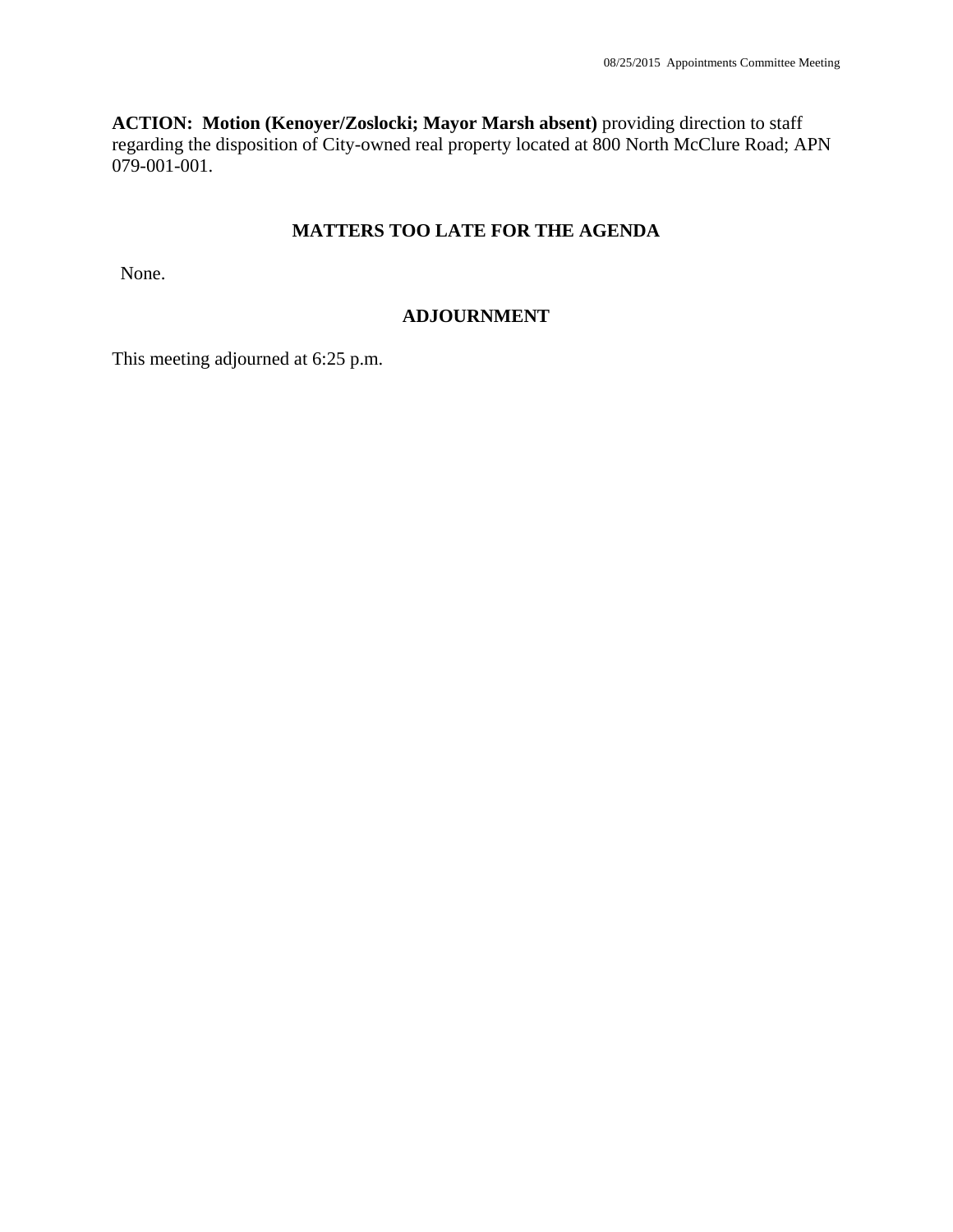**ACTION: Motion (Kenoyer/Zoslocki; Mayor Marsh absent)** providing direction to staff regarding the disposition of City-owned real property located at 800 North McClure Road; APN 079-001-001.

## MATTERS TOO LATE FOR THE AGENDA

None.

## ADJOURNMENT

This meeting adjourned at 6:25 p.m.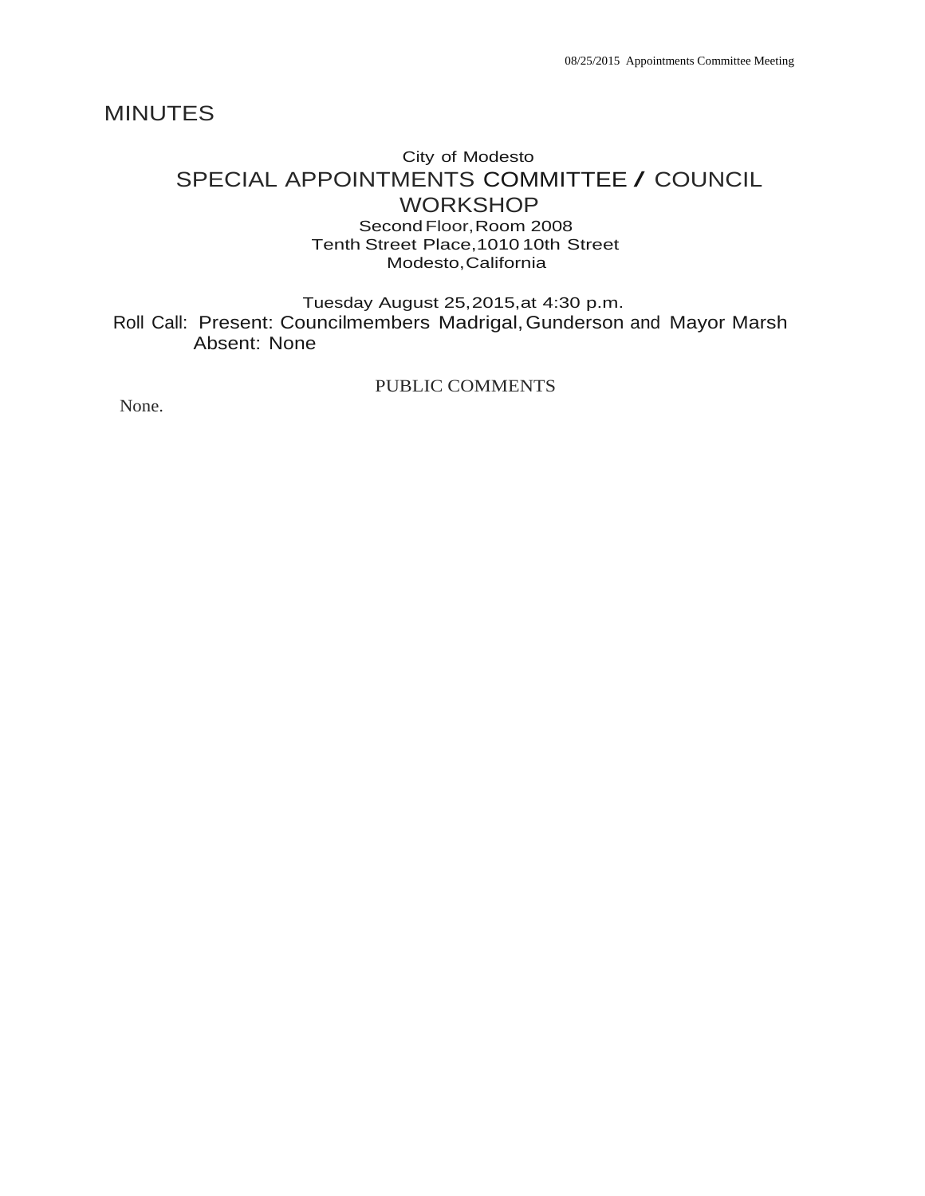# MINUTES

City of Modesto

## SPECIAL APPOINTMENTS COMMITTEE / COUNCIL WORKSHOP

Second Floor, Room 2008
Tenth Street Place, 1010 10th Street
Modesto, California

Tuesday August 25, 2015, at 4:30 p.m.

Roll Call: Present: Councilmembers Madrigal, Gunderson and Mayor Marsh
Absent: None

PUBLIC COMMENTS

None.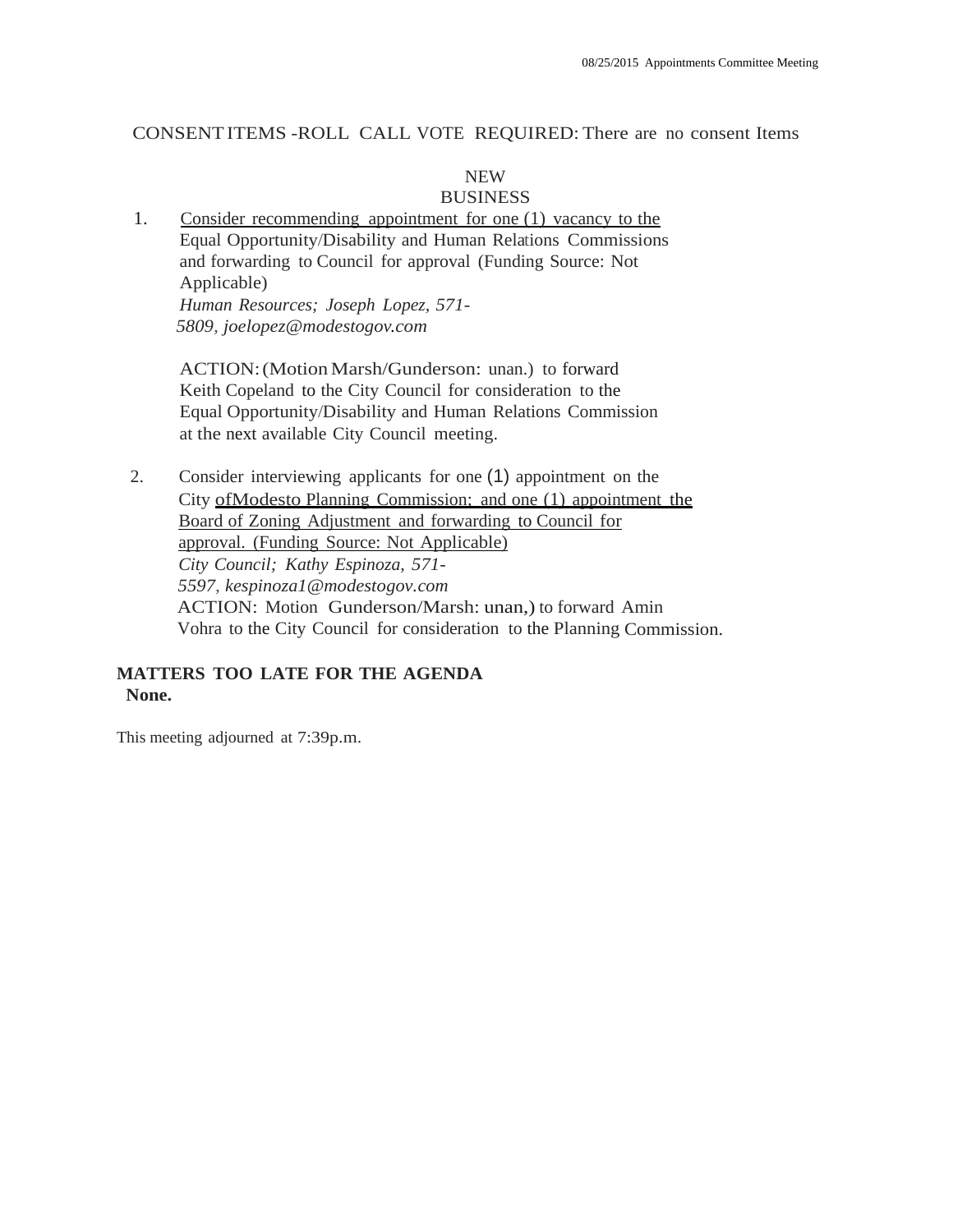CONSENT ITEMS -ROLL CALL VOTE REQUIRED: There are no consent Items

## NEW BUSINESS

1. Consider recommending appointment for one (1) vacancy to the Equal Opportunity/Disability and Human Relations Commissions and forwarding to Council for approval (Funding Source: Not Applicable)
   *Human Resources; Joseph Lopez, 571-5809, joelopez@modestogov.com*

   ACTION: (Motion Marsh/Gunderson: unan.) to forward Keith Copeland to the City Council for consideration to the Equal Opportunity/Disability and Human Relations Commission at the next available City Council meeting.

2. Consider interviewing applicants for one (1) appointment on the City ofModesto Planning Commission; and one (1) appointment the Board of Zoning Adjustment and forwarding to Council for approval. (Funding Source: Not Applicable)
   *City Council; Kathy Espinoza, 571-5597, kespinoza1@modestogov.com*
   ACTION: Motion Gunderson/Marsh: unan,) to forward Amin Vohra to the City Council for consideration to the Planning Commission.

**MATTERS TOO LATE FOR THE AGENDA**
**None.**

This meeting adjourned at 7:39p.m.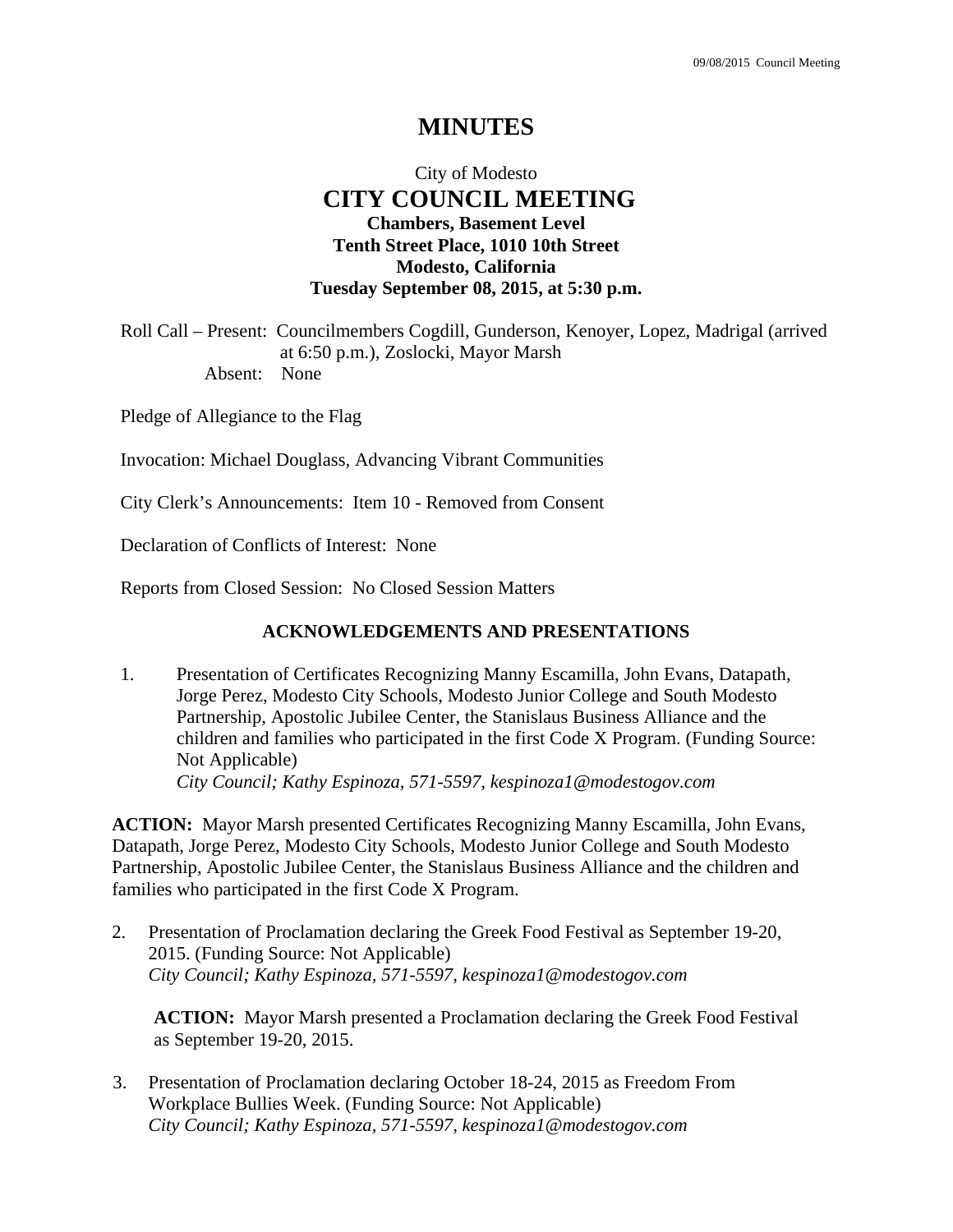# MINUTES

City of Modesto
## CITY COUNCIL MEETING
**Chambers, Basement Level**
**Tenth Street Place, 1010 10th Street**
**Modesto, California**
**Tuesday September 08, 2015, at 5:30 p.m.**

Roll Call – Present: Councilmembers Cogdill, Gunderson, Kenoyer, Lopez, Madrigal (arrived at 6:50 p.m.), Zoslocki, Mayor Marsh
Absent: None

Pledge of Allegiance to the Flag

Invocation: Michael Douglass, Advancing Vibrant Communities

City Clerk's Announcements: Item 10 - Removed from Consent

Declaration of Conflicts of Interest: None

Reports from Closed Session: No Closed Session Matters

### ACKNOWLEDGEMENTS AND PRESENTATIONS

1. Presentation of Certificates Recognizing Manny Escamilla, John Evans, Datapath, Jorge Perez, Modesto City Schools, Modesto Junior College and South Modesto Partnership, Apostolic Jubilee Center, the Stanislaus Business Alliance and the children and families who participated in the first Code X Program. (Funding Source: Not Applicable)
*City Council; Kathy Espinoza, 571-5597, kespinoza1@modestogov.com*

**ACTION:** Mayor Marsh presented Certificates Recognizing Manny Escamilla, John Evans, Datapath, Jorge Perez, Modesto City Schools, Modesto Junior College and South Modesto Partnership, Apostolic Jubilee Center, the Stanislaus Business Alliance and the children and families who participated in the first Code X Program.

2. Presentation of Proclamation declaring the Greek Food Festival as September 19-20, 2015. (Funding Source: Not Applicable)
*City Council; Kathy Espinoza, 571-5597, kespinoza1@modestogov.com*

**ACTION:** Mayor Marsh presented a Proclamation declaring the Greek Food Festival as September 19-20, 2015.

3. Presentation of Proclamation declaring October 18-24, 2015 as Freedom From Workplace Bullies Week. (Funding Source: Not Applicable)
*City Council; Kathy Espinoza, 571-5597, kespinoza1@modestogov.com*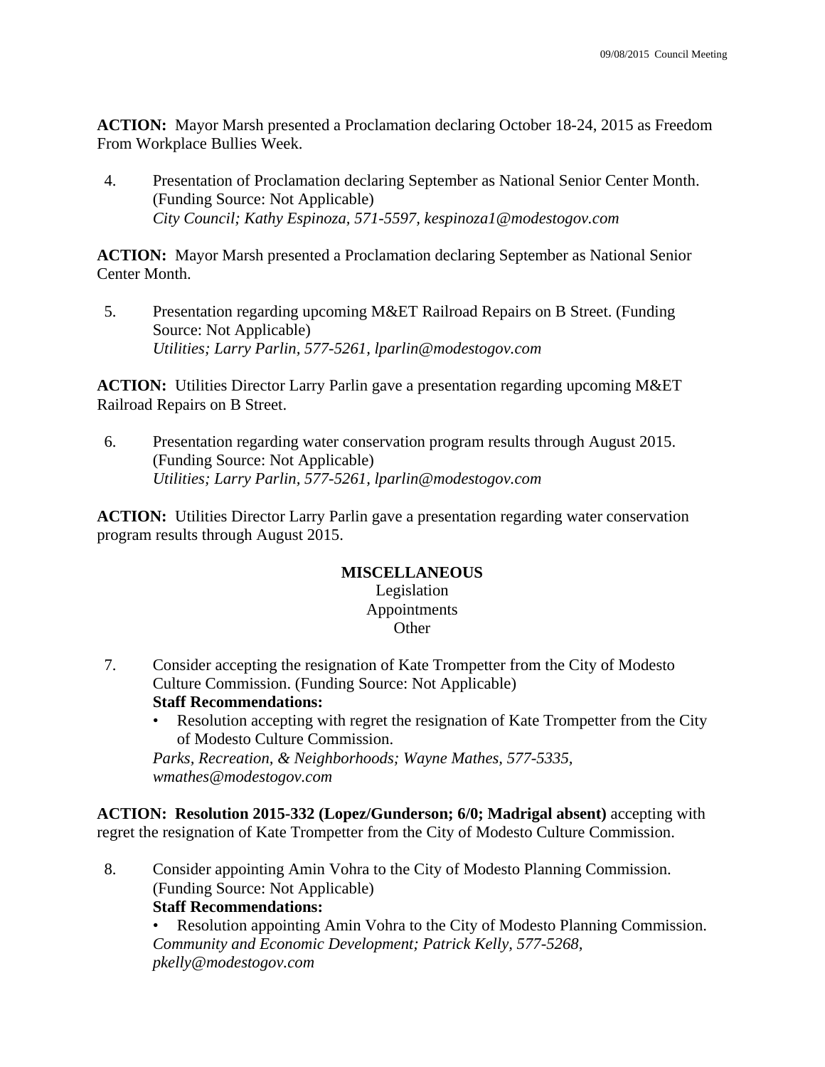**ACTION:** Mayor Marsh presented a Proclamation declaring October 18-24, 2015 as Freedom From Workplace Bullies Week.

4. Presentation of Proclamation declaring September as National Senior Center Month. (Funding Source: Not Applicable)
   *City Council; Kathy Espinoza, 571-5597, kespinoza1@modestogov.com*

**ACTION:** Mayor Marsh presented a Proclamation declaring September as National Senior Center Month.

5. Presentation regarding upcoming M&ET Railroad Repairs on B Street. (Funding Source: Not Applicable)
   *Utilities; Larry Parlin, 577-5261, lparlin@modestogov.com*

**ACTION:** Utilities Director Larry Parlin gave a presentation regarding upcoming M&ET Railroad Repairs on B Street.

6. Presentation regarding water conservation program results through August 2015. (Funding Source: Not Applicable)
   *Utilities; Larry Parlin, 577-5261, lparlin@modestogov.com*

**ACTION:** Utilities Director Larry Parlin gave a presentation regarding water conservation program results through August 2015.

**MISCELLANEOUS**
Legislation
Appointments
Other

7. Consider accepting the resignation of Kate Trompetter from the City of Modesto Culture Commission. (Funding Source: Not Applicable)
   **Staff Recommendations:**
   - Resolution accepting with regret the resignation of Kate Trompetter from the City of Modesto Culture Commission.

   *Parks, Recreation, & Neighborhoods; Wayne Mathes, 577-5335, wmathes@modestogov.com*

**ACTION: Resolution 2015-332 (Lopez/Gunderson; 6/0; Madrigal absent)** accepting with regret the resignation of Kate Trompetter from the City of Modesto Culture Commission.

8. Consider appointing Amin Vohra to the City of Modesto Planning Commission. (Funding Source: Not Applicable)
   **Staff Recommendations:**
   - Resolution appointing Amin Vohra to the City of Modesto Planning Commission.

   *Community and Economic Development; Patrick Kelly, 577-5268, pkelly@modestogov.com*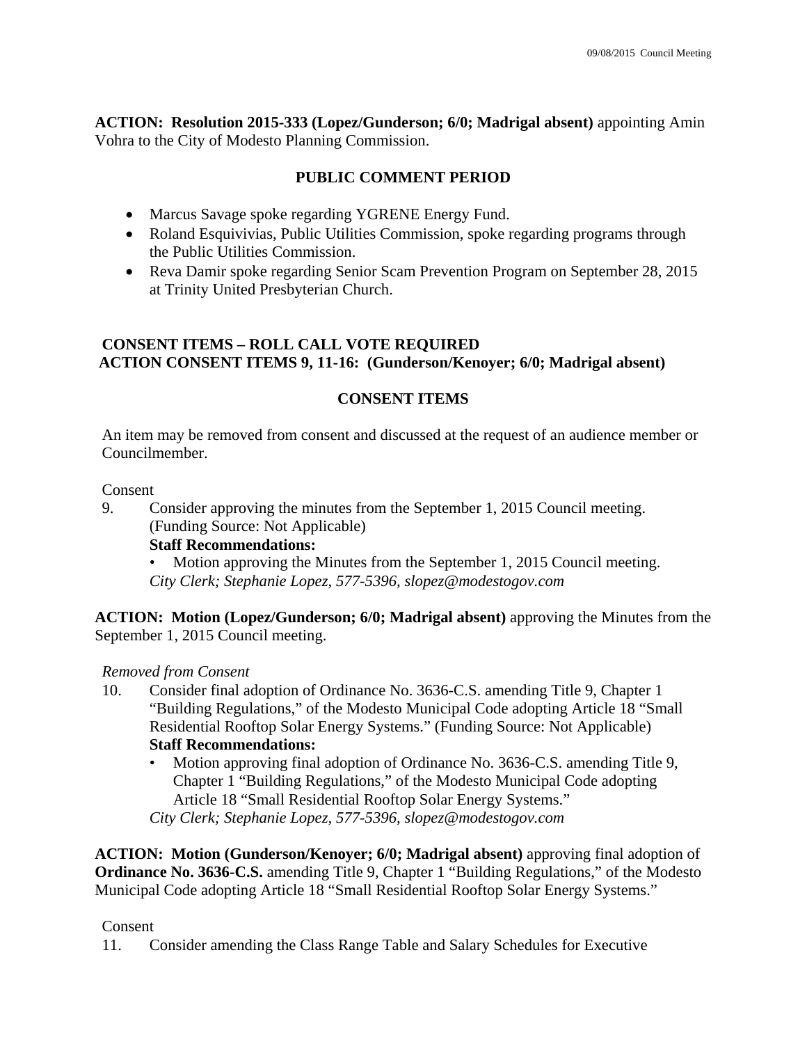**ACTION: Resolution 2015-333 (Lopez/Gunderson; 6/0; Madrigal absent)** appointing Amin Vohra to the City of Modesto Planning Commission.

## PUBLIC COMMENT PERIOD

- Marcus Savage spoke regarding YGRENE Energy Fund.
- Roland Esquivivias, Public Utilities Commission, spoke regarding programs through the Public Utilities Commission.
- Reva Damir spoke regarding Senior Scam Prevention Program on September 28, 2015 at Trinity United Presbyterian Church.

**CONSENT ITEMS – ROLL CALL VOTE REQUIRED**
**ACTION CONSENT ITEMS 9, 11-16: (Gunderson/Kenoyer; 6/0; Madrigal absent)**

## CONSENT ITEMS

An item may be removed from consent and discussed at the request of an audience member or Councilmember.

Consent

9. Consider approving the minutes from the September 1, 2015 Council meeting. (Funding Source: Not Applicable)
   **Staff Recommendations:**
   - Motion approving the Minutes from the September 1, 2015 Council meeting.

   *City Clerk; Stephanie Lopez, 577-5396, slopez@modestogov.com*

**ACTION: Motion (Lopez/Gunderson; 6/0; Madrigal absent)** approving the Minutes from the September 1, 2015 Council meeting.

*Removed from Consent*

10. Consider final adoption of Ordinance No. 3636-C.S. amending Title 9, Chapter 1 "Building Regulations," of the Modesto Municipal Code adopting Article 18 "Small Residential Rooftop Solar Energy Systems." (Funding Source: Not Applicable)
    **Staff Recommendations:**
    - Motion approving final adoption of Ordinance No. 3636-C.S. amending Title 9, Chapter 1 "Building Regulations," of the Modesto Municipal Code adopting Article 18 "Small Residential Rooftop Solar Energy Systems."

    *City Clerk; Stephanie Lopez, 577-5396, slopez@modestogov.com*

**ACTION: Motion (Gunderson/Kenoyer; 6/0; Madrigal absent)** approving final adoption of **Ordinance No. 3636-C.S.** amending Title 9, Chapter 1 "Building Regulations," of the Modesto Municipal Code adopting Article 18 "Small Residential Rooftop Solar Energy Systems."

Consent

11. Consider amending the Class Range Table and Salary Schedules for Executive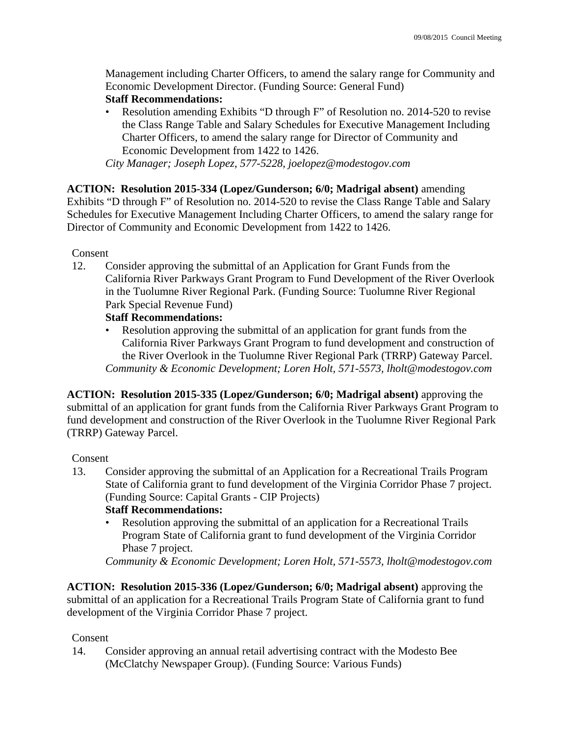Management including Charter Officers, to amend the salary range for Community and Economic Development Director. (Funding Source: General Fund)

**Staff Recommendations:**

- Resolution amending Exhibits "D through F" of Resolution no. 2014-520 to revise the Class Range Table and Salary Schedules for Executive Management Including Charter Officers, to amend the salary range for Director of Community and Economic Development from 1422 to 1426.

*City Manager; Joseph Lopez, 577-5228, joelopez@modestogov.com*

**ACTION: Resolution 2015-334 (Lopez/Gunderson; 6/0; Madrigal absent)** amending Exhibits "D through F" of Resolution no. 2014-520 to revise the Class Range Table and Salary Schedules for Executive Management Including Charter Officers, to amend the salary range for Director of Community and Economic Development from 1422 to 1426.

Consent

12. Consider approving the submittal of an Application for Grant Funds from the California River Parkways Grant Program to Fund Development of the River Overlook in the Tuolumne River Regional Park. (Funding Source: Tuolumne River Regional Park Special Revenue Fund)

    **Staff Recommendations:**

    - Resolution approving the submittal of an application for grant funds from the California River Parkways Grant Program to fund development and construction of the River Overlook in the Tuolumne River Regional Park (TRRP) Gateway Parcel.

    *Community & Economic Development; Loren Holt, 571-5573, lholt@modestogov.com*

**ACTION: Resolution 2015-335 (Lopez/Gunderson; 6/0; Madrigal absent)** approving the submittal of an application for grant funds from the California River Parkways Grant Program to fund development and construction of the River Overlook in the Tuolumne River Regional Park (TRRP) Gateway Parcel.

Consent

13. Consider approving the submittal of an Application for a Recreational Trails Program State of California grant to fund development of the Virginia Corridor Phase 7 project. (Funding Source: Capital Grants - CIP Projects)

    **Staff Recommendations:**

    - Resolution approving the submittal of an application for a Recreational Trails Program State of California grant to fund development of the Virginia Corridor Phase 7 project.

    *Community & Economic Development; Loren Holt, 571-5573, lholt@modestogov.com*

**ACTION: Resolution 2015-336 (Lopez/Gunderson; 6/0; Madrigal absent)** approving the submittal of an application for a Recreational Trails Program State of California grant to fund development of the Virginia Corridor Phase 7 project.

Consent

14. Consider approving an annual retail advertising contract with the Modesto Bee (McClatchy Newspaper Group). (Funding Source: Various Funds)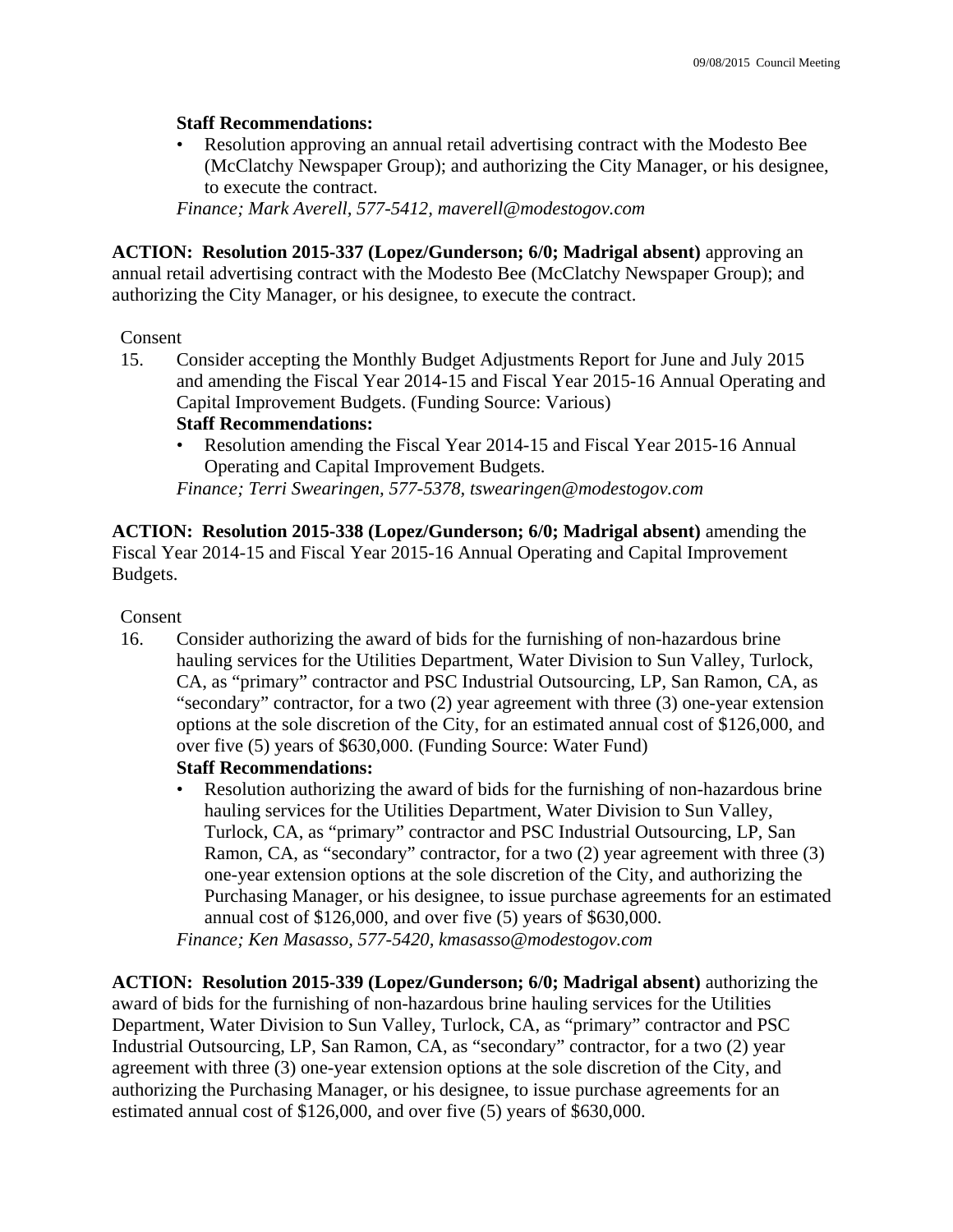**Staff Recommendations:**

- Resolution approving an annual retail advertising contract with the Modesto Bee (McClatchy Newspaper Group); and authorizing the City Manager, or his designee, to execute the contract.

*Finance; Mark Averell, 577-5412, maverell@modestogov.com*

**ACTION: Resolution 2015-337 (Lopez/Gunderson; 6/0; Madrigal absent)** approving an annual retail advertising contract with the Modesto Bee (McClatchy Newspaper Group); and authorizing the City Manager, or his designee, to execute the contract.

Consent

15. Consider accepting the Monthly Budget Adjustments Report for June and July 2015 and amending the Fiscal Year 2014-15 and Fiscal Year 2015-16 Annual Operating and Capital Improvement Budgets. (Funding Source: Various)

    **Staff Recommendations:**

    - Resolution amending the Fiscal Year 2014-15 and Fiscal Year 2015-16 Annual Operating and Capital Improvement Budgets.

    *Finance; Terri Swearingen, 577-5378, tswearingen@modestogov.com*

**ACTION: Resolution 2015-338 (Lopez/Gunderson; 6/0; Madrigal absent)** amending the Fiscal Year 2014-15 and Fiscal Year 2015-16 Annual Operating and Capital Improvement Budgets.

Consent

16. Consider authorizing the award of bids for the furnishing of non-hazardous brine hauling services for the Utilities Department, Water Division to Sun Valley, Turlock, CA, as "primary" contractor and PSC Industrial Outsourcing, LP, San Ramon, CA, as "secondary" contractor, for a two (2) year agreement with three (3) one-year extension options at the sole discretion of the City, for an estimated annual cost of $126,000, and over five (5) years of $630,000. (Funding Source: Water Fund)

    **Staff Recommendations:**

    - Resolution authorizing the award of bids for the furnishing of non-hazardous brine hauling services for the Utilities Department, Water Division to Sun Valley, Turlock, CA, as "primary" contractor and PSC Industrial Outsourcing, LP, San Ramon, CA, as "secondary" contractor, for a two (2) year agreement with three (3) one-year extension options at the sole discretion of the City, and authorizing the Purchasing Manager, or his designee, to issue purchase agreements for an estimated annual cost of $126,000, and over five (5) years of $630,000.

    *Finance; Ken Masasso, 577-5420, kmasasso@modestogov.com*

**ACTION: Resolution 2015-339 (Lopez/Gunderson; 6/0; Madrigal absent)** authorizing the award of bids for the furnishing of non-hazardous brine hauling services for the Utilities Department, Water Division to Sun Valley, Turlock, CA, as "primary" contractor and PSC Industrial Outsourcing, LP, San Ramon, CA, as "secondary" contractor, for a two (2) year agreement with three (3) one-year extension options at the sole discretion of the City, and authorizing the Purchasing Manager, or his designee, to issue purchase agreements for an estimated annual cost of $126,000, and over five (5) years of $630,000.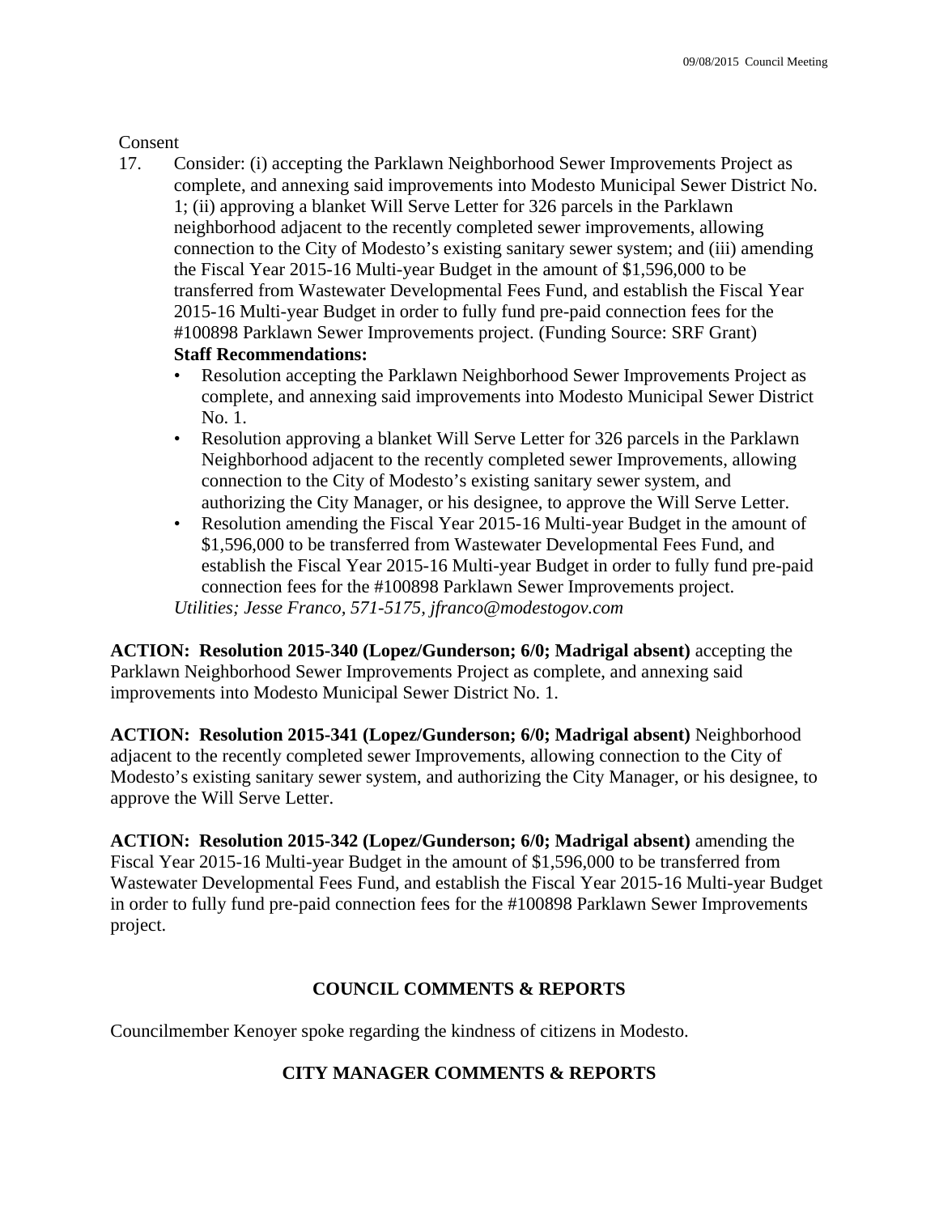Consent

17. Consider: (i) accepting the Parklawn Neighborhood Sewer Improvements Project as complete, and annexing said improvements into Modesto Municipal Sewer District No. 1; (ii) approving a blanket Will Serve Letter for 326 parcels in the Parklawn neighborhood adjacent to the recently completed sewer improvements, allowing connection to the City of Modesto's existing sanitary sewer system; and (iii) amending the Fiscal Year 2015-16 Multi-year Budget in the amount of $1,596,000 to be transferred from Wastewater Developmental Fees Fund, and establish the Fiscal Year 2015-16 Multi-year Budget in order to fully fund pre-paid connection fees for the #100898 Parklawn Sewer Improvements project. (Funding Source: SRF Grant)

    **Staff Recommendations:**

    - Resolution accepting the Parklawn Neighborhood Sewer Improvements Project as complete, and annexing said improvements into Modesto Municipal Sewer District No. 1.
    - Resolution approving a blanket Will Serve Letter for 326 parcels in the Parklawn Neighborhood adjacent to the recently completed sewer Improvements, allowing connection to the City of Modesto's existing sanitary sewer system, and authorizing the City Manager, or his designee, to approve the Will Serve Letter.
    - Resolution amending the Fiscal Year 2015-16 Multi-year Budget in the amount of $1,596,000 to be transferred from Wastewater Developmental Fees Fund, and establish the Fiscal Year 2015-16 Multi-year Budget in order to fully fund pre-paid connection fees for the #100898 Parklawn Sewer Improvements project.

    *Utilities; Jesse Franco, 571-5175, jfranco@modestogov.com*

**ACTION: Resolution 2015-340 (Lopez/Gunderson; 6/0; Madrigal absent)** accepting the Parklawn Neighborhood Sewer Improvements Project as complete, and annexing said improvements into Modesto Municipal Sewer District No. 1.

**ACTION: Resolution 2015-341 (Lopez/Gunderson; 6/0; Madrigal absent)** Neighborhood adjacent to the recently completed sewer Improvements, allowing connection to the City of Modesto's existing sanitary sewer system, and authorizing the City Manager, or his designee, to approve the Will Serve Letter.

**ACTION: Resolution 2015-342 (Lopez/Gunderson; 6/0; Madrigal absent)** amending the Fiscal Year 2015-16 Multi-year Budget in the amount of $1,596,000 to be transferred from Wastewater Developmental Fees Fund, and establish the Fiscal Year 2015-16 Multi-year Budget in order to fully fund pre-paid connection fees for the #100898 Parklawn Sewer Improvements project.

## COUNCIL COMMENTS & REPORTS

Councilmember Kenoyer spoke regarding the kindness of citizens in Modesto.

## CITY MANAGER COMMENTS & REPORTS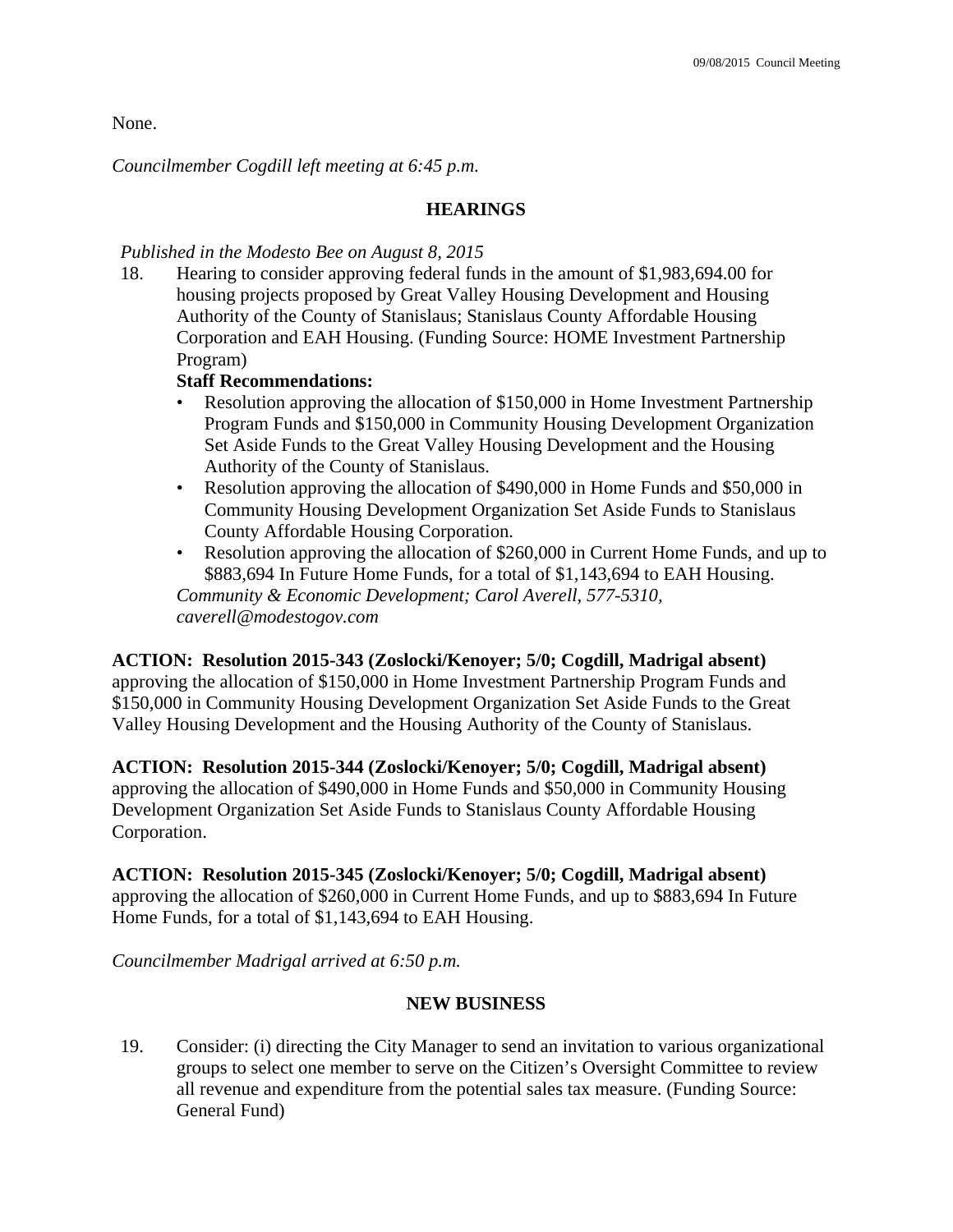None.

*Councilmember Cogdill left meeting at 6:45 p.m.*

## HEARINGS

*Published in the Modesto Bee on August 8, 2015*

18. Hearing to consider approving federal funds in the amount of $1,983,694.00 for housing projects proposed by Great Valley Housing Development and Housing Authority of the County of Stanislaus; Stanislaus County Affordable Housing Corporation and EAH Housing. (Funding Source: HOME Investment Partnership Program)

    **Staff Recommendations:**

    - Resolution approving the allocation of $150,000 in Home Investment Partnership Program Funds and $150,000 in Community Housing Development Organization Set Aside Funds to the Great Valley Housing Development and the Housing Authority of the County of Stanislaus.
    - Resolution approving the allocation of $490,000 in Home Funds and $50,000 in Community Housing Development Organization Set Aside Funds to Stanislaus County Affordable Housing Corporation.
    - Resolution approving the allocation of $260,000 in Current Home Funds, and up to $883,694 In Future Home Funds, for a total of $1,143,694 to EAH Housing.

    *Community & Economic Development; Carol Averell, 577-5310, caverell@modestogov.com*

**ACTION: Resolution 2015-343 (Zoslocki/Kenoyer; 5/0; Cogdill, Madrigal absent)** approving the allocation of $150,000 in Home Investment Partnership Program Funds and $150,000 in Community Housing Development Organization Set Aside Funds to the Great Valley Housing Development and the Housing Authority of the County of Stanislaus.

**ACTION: Resolution 2015-344 (Zoslocki/Kenoyer; 5/0; Cogdill, Madrigal absent)** approving the allocation of $490,000 in Home Funds and $50,000 in Community Housing Development Organization Set Aside Funds to Stanislaus County Affordable Housing Corporation.

**ACTION: Resolution 2015-345 (Zoslocki/Kenoyer; 5/0; Cogdill, Madrigal absent)** approving the allocation of $260,000 in Current Home Funds, and up to $883,694 In Future Home Funds, for a total of $1,143,694 to EAH Housing.

*Councilmember Madrigal arrived at 6:50 p.m.*

## NEW BUSINESS

19. Consider: (i) directing the City Manager to send an invitation to various organizational groups to select one member to serve on the Citizen's Oversight Committee to review all revenue and expenditure from the potential sales tax measure. (Funding Source: General Fund)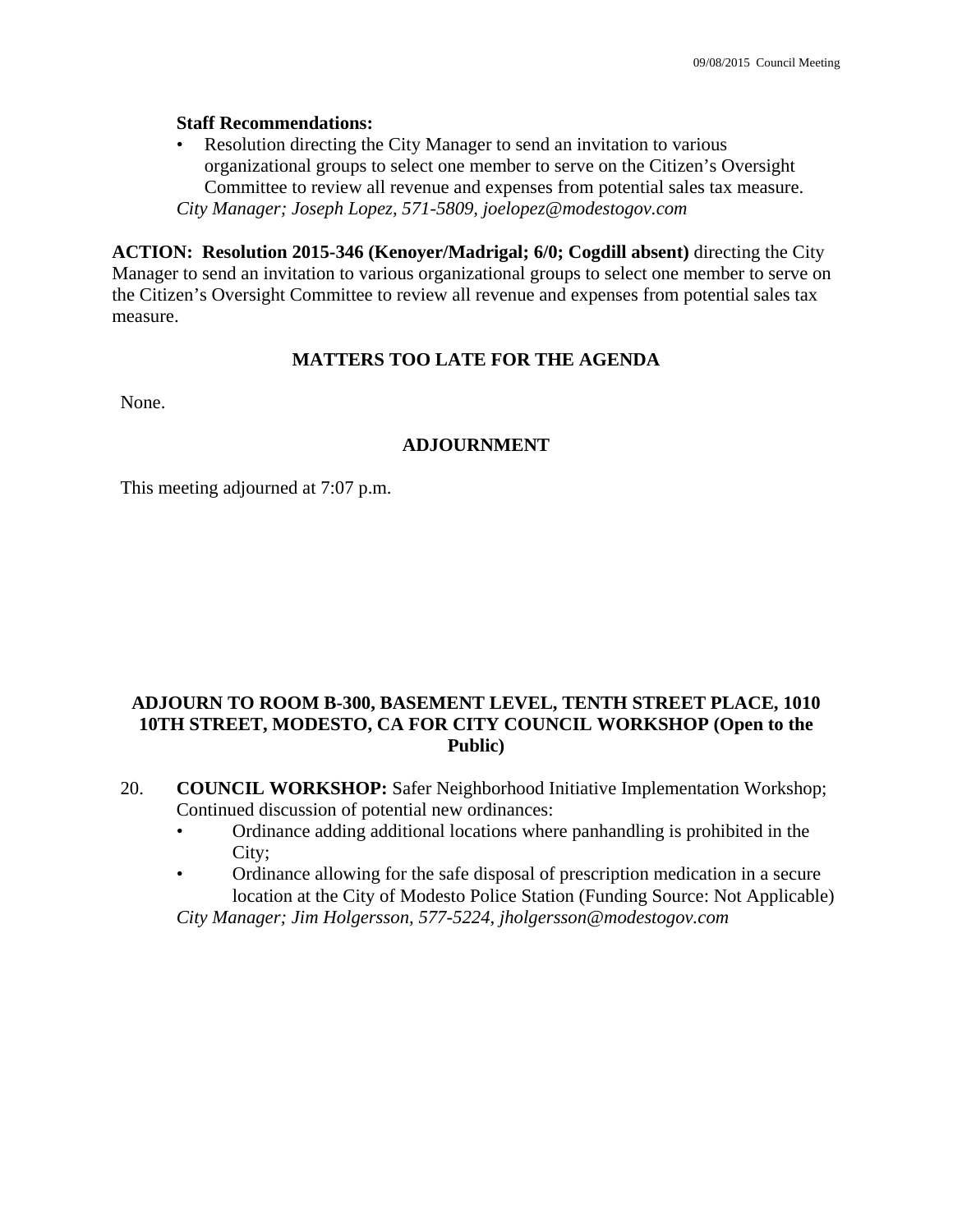**Staff Recommendations:**

- Resolution directing the City Manager to send an invitation to various organizational groups to select one member to serve on the Citizen's Oversight Committee to review all revenue and expenses from potential sales tax measure.

*City Manager; Joseph Lopez, 571-5809, joelopez@modestogov.com*

**ACTION: Resolution 2015-346 (Kenoyer/Madrigal; 6/0; Cogdill absent)** directing the City Manager to send an invitation to various organizational groups to select one member to serve on the Citizen's Oversight Committee to review all revenue and expenses from potential sales tax measure.

## MATTERS TOO LATE FOR THE AGENDA

None.

## ADJOURNMENT

This meeting adjourned at 7:07 p.m.

## ADJOURN TO ROOM B-300, BASEMENT LEVEL, TENTH STREET PLACE, 1010 10TH STREET, MODESTO, CA FOR CITY COUNCIL WORKSHOP (Open to the Public)

20. **COUNCIL WORKSHOP:** Safer Neighborhood Initiative Implementation Workshop; Continued discussion of potential new ordinances:
    - Ordinance adding additional locations where panhandling is prohibited in the City;
    - Ordinance allowing for the safe disposal of prescription medication in a secure location at the City of Modesto Police Station (Funding Source: Not Applicable)

    *City Manager; Jim Holgersson, 577-5224, jholgersson@modestogov.com*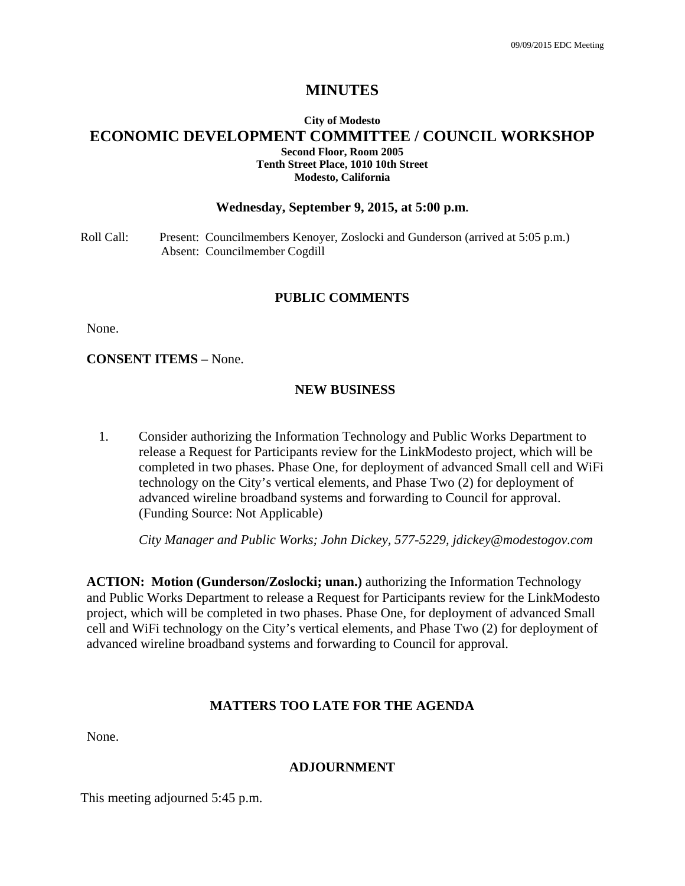# MINUTES

**City of Modesto**

## ECONOMIC DEVELOPMENT COMMITTEE / COUNCIL WORKSHOP

**Second Floor, Room 2005**
**Tenth Street Place, 1010 10th Street**
**Modesto, California**

### Wednesday, September 9, 2015, at 5:00 p.m.

Roll Call: Present: Councilmembers Kenoyer, Zoslocki and Gunderson (arrived at 5:05 p.m.)
Absent: Councilmember Cogdill

### PUBLIC COMMENTS

None.

**CONSENT ITEMS –** None.

### NEW BUSINESS

1. Consider authorizing the Information Technology and Public Works Department to release a Request for Participants review for the LinkModesto project, which will be completed in two phases. Phase One, for deployment of advanced Small cell and WiFi technology on the City's vertical elements, and Phase Two (2) for deployment of advanced wireline broadband systems and forwarding to Council for approval. (Funding Source: Not Applicable)

   *City Manager and Public Works; John Dickey, 577-5229, jdickey@modestogov.com*

**ACTION: Motion (Gunderson/Zoslocki; unan.)** authorizing the Information Technology and Public Works Department to release a Request for Participants review for the LinkModesto project, which will be completed in two phases. Phase One, for deployment of advanced Small cell and WiFi technology on the City's vertical elements, and Phase Two (2) for deployment of advanced wireline broadband systems and forwarding to Council for approval.

### MATTERS TOO LATE FOR THE AGENDA

None.

### ADJOURNMENT

This meeting adjourned 5:45 p.m.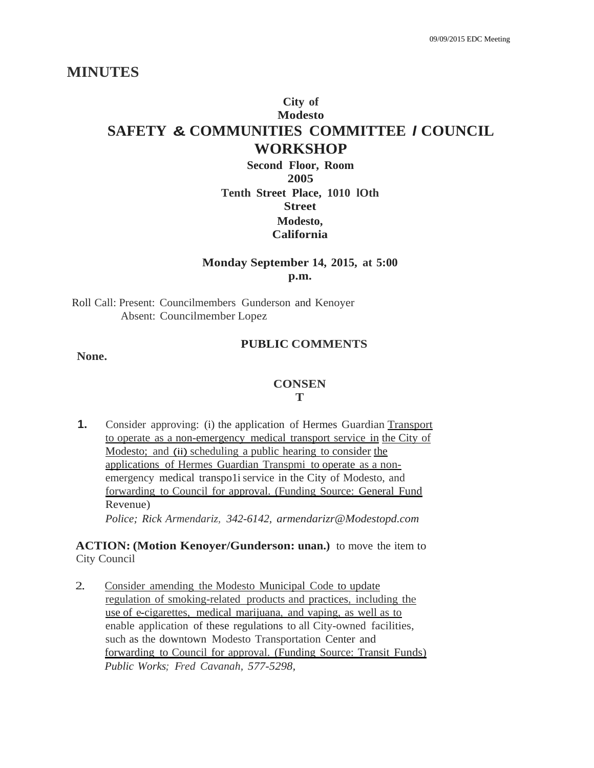# MINUTES

## City of Modesto
## SAFETY & COMMUNITIES COMMITTEE / COUNCIL WORKSHOP

**Second Floor, Room 2005**
**Tenth Street Place, 1010 lOth Street**
**Modesto, California**

**Monday September 14, 2015, at 5:00 p.m.**

Roll Call: Present: Councilmembers Gunderson and Kenoyer
Absent: Councilmember Lopez

### PUBLIC COMMENTS

**None.**

### CONSENT

**1.** Consider approving: (i) the application of Hermes Guardian Transport to operate as a non-emergency medical transport service in the City of Modesto; and (ii) scheduling a public hearing to consider the applications of Hermes Guardian Transpmi to operate as a non-emergency medical transpo1i service in the City of Modesto, and forwarding to Council for approval. (Funding Source: General Fund Revenue)
*Police; Rick Armendariz, 342-6142, armendarizr@Modestopd.com*

**ACTION: (Motion Kenoyer/Gunderson: unan.)** to move the item to City Council

2. Consider amending the Modesto Municipal Code to update regulation of smoking-related products and practices, including the use of e-cigarettes, medical marijuana, and vaping, as well as to enable application of these regulations to all City-owned facilities, such as the downtown Modesto Transportation Center and forwarding to Council for approval. (Funding Source: Transit Funds)
*Public Works; Fred Cavanah, 577-5298,*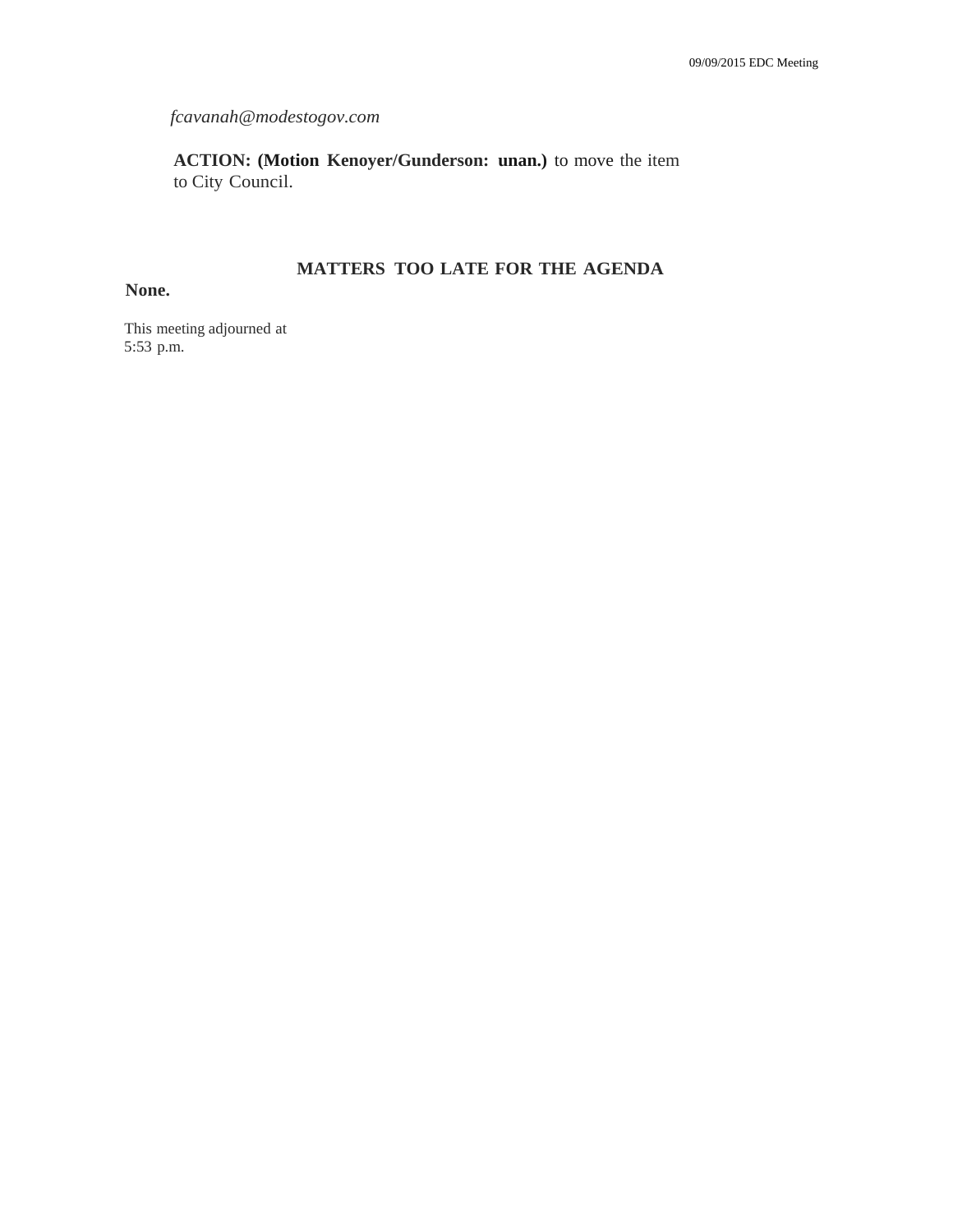*fcavanah@modestogov.com*

**ACTION: (Motion Kenoyer/Gunderson: unan.)** to move the item to City Council.

## MATTERS TOO LATE FOR THE AGENDA

**None.**

This meeting adjourned at 5:53 p.m.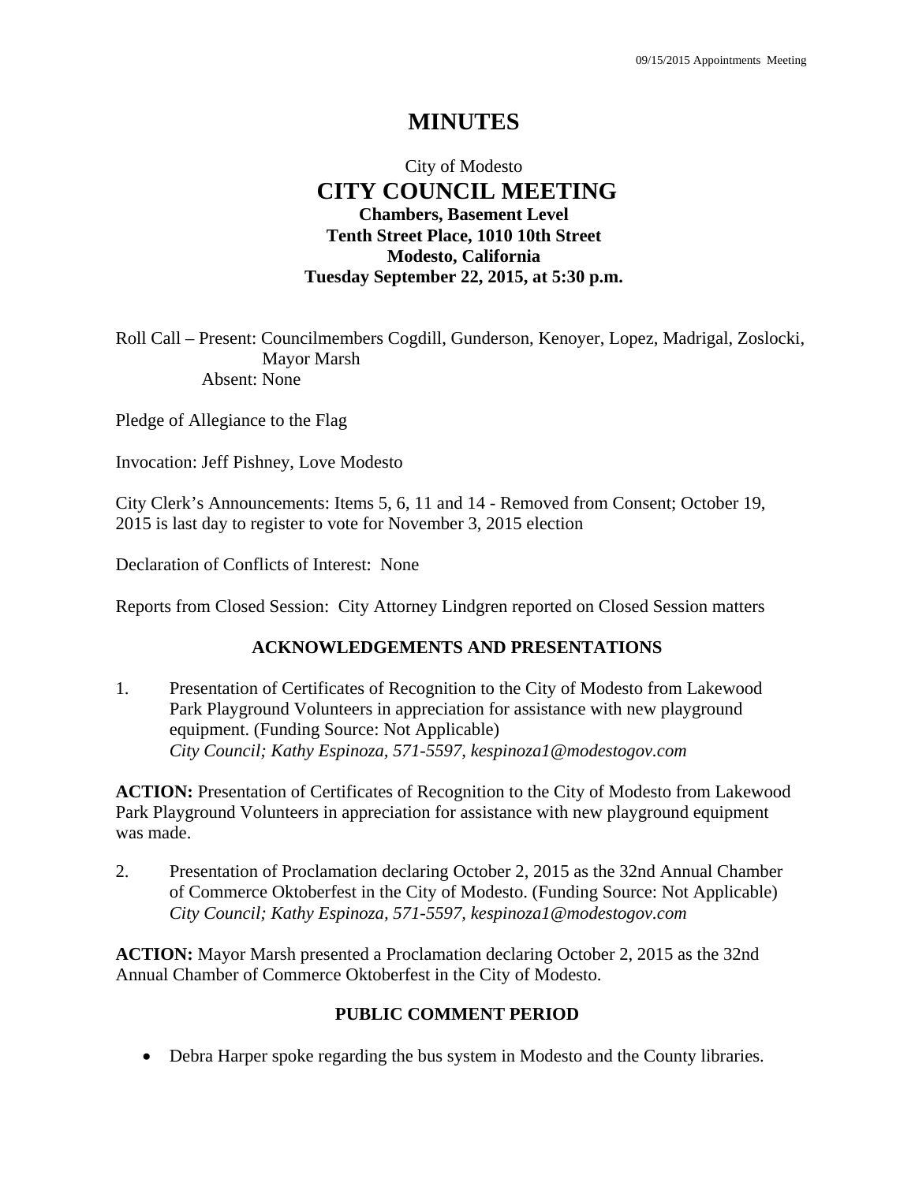# MINUTES

City of Modesto

## CITY COUNCIL MEETING

**Chambers, Basement Level**
**Tenth Street Place, 1010 10th Street**
**Modesto, California**
**Tuesday September 22, 2015, at 5:30 p.m.**

Roll Call – Present: Councilmembers Cogdill, Gunderson, Kenoyer, Lopez, Madrigal, Zoslocki, Mayor Marsh
Absent: None

Pledge of Allegiance to the Flag

Invocation: Jeff Pishney, Love Modesto

City Clerk's Announcements: Items 5, 6, 11 and 14 - Removed from Consent; October 19, 2015 is last day to register to vote for November 3, 2015 election

Declaration of Conflicts of Interest: None

Reports from Closed Session: City Attorney Lindgren reported on Closed Session matters

### ACKNOWLEDGEMENTS AND PRESENTATIONS

1. Presentation of Certificates of Recognition to the City of Modesto from Lakewood Park Playground Volunteers in appreciation for assistance with new playground equipment. (Funding Source: Not Applicable)
*City Council; Kathy Espinoza, 571-5597, kespinoza1@modestogov.com*

**ACTION:** Presentation of Certificates of Recognition to the City of Modesto from Lakewood Park Playground Volunteers in appreciation for assistance with new playground equipment was made.

2. Presentation of Proclamation declaring October 2, 2015 as the 32nd Annual Chamber of Commerce Oktoberfest in the City of Modesto. (Funding Source: Not Applicable)
*City Council; Kathy Espinoza, 571-5597, kespinoza1@modestogov.com*

**ACTION:** Mayor Marsh presented a Proclamation declaring October 2, 2015 as the 32nd Annual Chamber of Commerce Oktoberfest in the City of Modesto.

### PUBLIC COMMENT PERIOD

- Debra Harper spoke regarding the bus system in Modesto and the County libraries.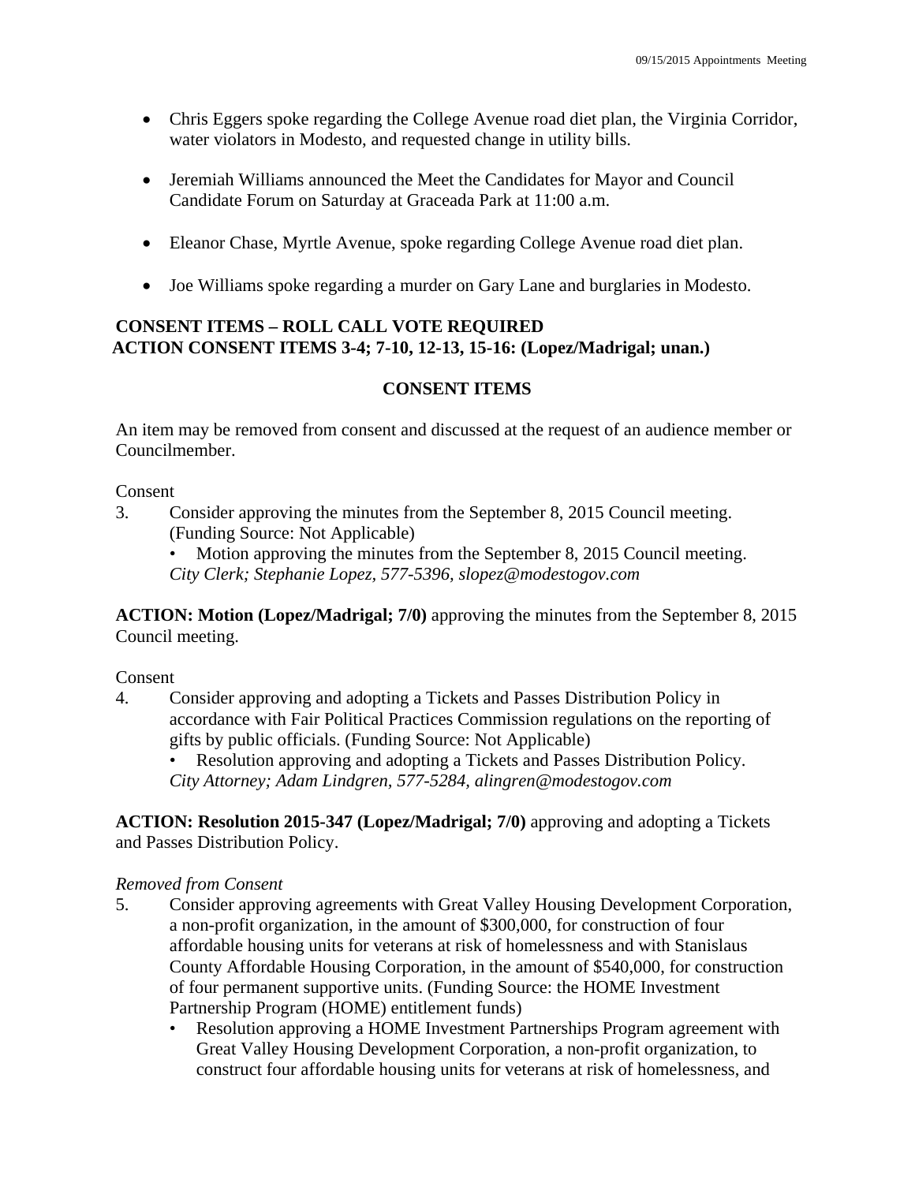- Chris Eggers spoke regarding the College Avenue road diet plan, the Virginia Corridor, water violators in Modesto, and requested change in utility bills.
- Jeremiah Williams announced the Meet the Candidates for Mayor and Council Candidate Forum on Saturday at Graceada Park at 11:00 a.m.
- Eleanor Chase, Myrtle Avenue, spoke regarding College Avenue road diet plan.
- Joe Williams spoke regarding a murder on Gary Lane and burglaries in Modesto.

**CONSENT ITEMS – ROLL CALL VOTE REQUIRED**
**ACTION CONSENT ITEMS 3-4; 7-10, 12-13, 15-16: (Lopez/Madrigal; unan.)**

## CONSENT ITEMS

An item may be removed from consent and discussed at the request of an audience member or Councilmember.

Consent

3. Consider approving the minutes from the September 8, 2015 Council meeting. (Funding Source: Not Applicable)
   - Motion approving the minutes from the September 8, 2015 Council meeting.

   *City Clerk; Stephanie Lopez, 577-5396, slopez@modestogov.com*

**ACTION: Motion (Lopez/Madrigal; 7/0)** approving the minutes from the September 8, 2015 Council meeting.

Consent

4. Consider approving and adopting a Tickets and Passes Distribution Policy in accordance with Fair Political Practices Commission regulations on the reporting of gifts by public officials. (Funding Source: Not Applicable)
   - Resolution approving and adopting a Tickets and Passes Distribution Policy.

   *City Attorney; Adam Lindgren, 577-5284, alingren@modestogov.com*

**ACTION: Resolution 2015-347 (Lopez/Madrigal; 7/0)** approving and adopting a Tickets and Passes Distribution Policy.

*Removed from Consent*

5. Consider approving agreements with Great Valley Housing Development Corporation, a non-profit organization, in the amount of $300,000, for construction of four affordable housing units for veterans at risk of homelessness and with Stanislaus County Affordable Housing Corporation, in the amount of $540,000, for construction of four permanent supportive units. (Funding Source: the HOME Investment Partnership Program (HOME) entitlement funds)
   - Resolution approving a HOME Investment Partnerships Program agreement with Great Valley Housing Development Corporation, a non-profit organization, to construct four affordable housing units for veterans at risk of homelessness, and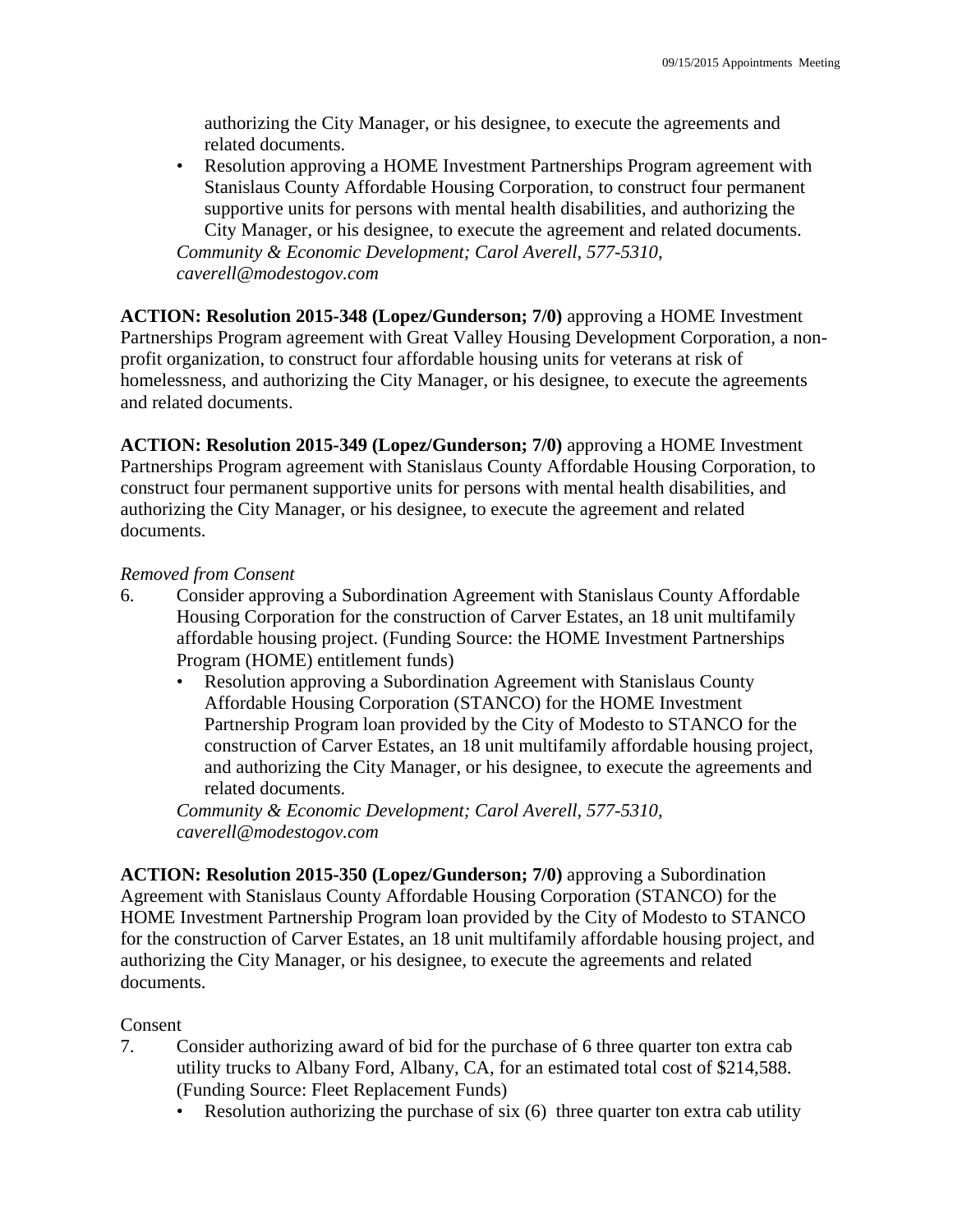authorizing the City Manager, or his designee, to execute the agreements and related documents.

- Resolution approving a HOME Investment Partnerships Program agreement with Stanislaus County Affordable Housing Corporation, to construct four permanent supportive units for persons with mental health disabilities, and authorizing the City Manager, or his designee, to execute the agreement and related documents.

*Community & Economic Development; Carol Averell, 577-5310, caverell@modestogov.com*

**ACTION: Resolution 2015-348 (Lopez/Gunderson; 7/0)** approving a HOME Investment Partnerships Program agreement with Great Valley Housing Development Corporation, a non-profit organization, to construct four affordable housing units for veterans at risk of homelessness, and authorizing the City Manager, or his designee, to execute the agreements and related documents.

**ACTION: Resolution 2015-349 (Lopez/Gunderson; 7/0)** approving a HOME Investment Partnerships Program agreement with Stanislaus County Affordable Housing Corporation, to construct four permanent supportive units for persons with mental health disabilities, and authorizing the City Manager, or his designee, to execute the agreement and related documents.

*Removed from Consent*

6. Consider approving a Subordination Agreement with Stanislaus County Affordable Housing Corporation for the construction of Carver Estates, an 18 unit multifamily affordable housing project. (Funding Source: the HOME Investment Partnerships Program (HOME) entitlement funds)
   - Resolution approving a Subordination Agreement with Stanislaus County Affordable Housing Corporation (STANCO) for the HOME Investment Partnership Program loan provided by the City of Modesto to STANCO for the construction of Carver Estates, an 18 unit multifamily affordable housing project, and authorizing the City Manager, or his designee, to execute the agreements and related documents.

   *Community & Economic Development; Carol Averell, 577-5310, caverell@modestogov.com*

**ACTION: Resolution 2015-350 (Lopez/Gunderson; 7/0)** approving a Subordination Agreement with Stanislaus County Affordable Housing Corporation (STANCO) for the HOME Investment Partnership Program loan provided by the City of Modesto to STANCO for the construction of Carver Estates, an 18 unit multifamily affordable housing project, and authorizing the City Manager, or his designee, to execute the agreements and related documents.

Consent

7. Consider authorizing award of bid for the purchase of 6 three quarter ton extra cab utility trucks to Albany Ford, Albany, CA, for an estimated total cost of $214,588. (Funding Source: Fleet Replacement Funds)
   - Resolution authorizing the purchase of six (6) three quarter ton extra cab utility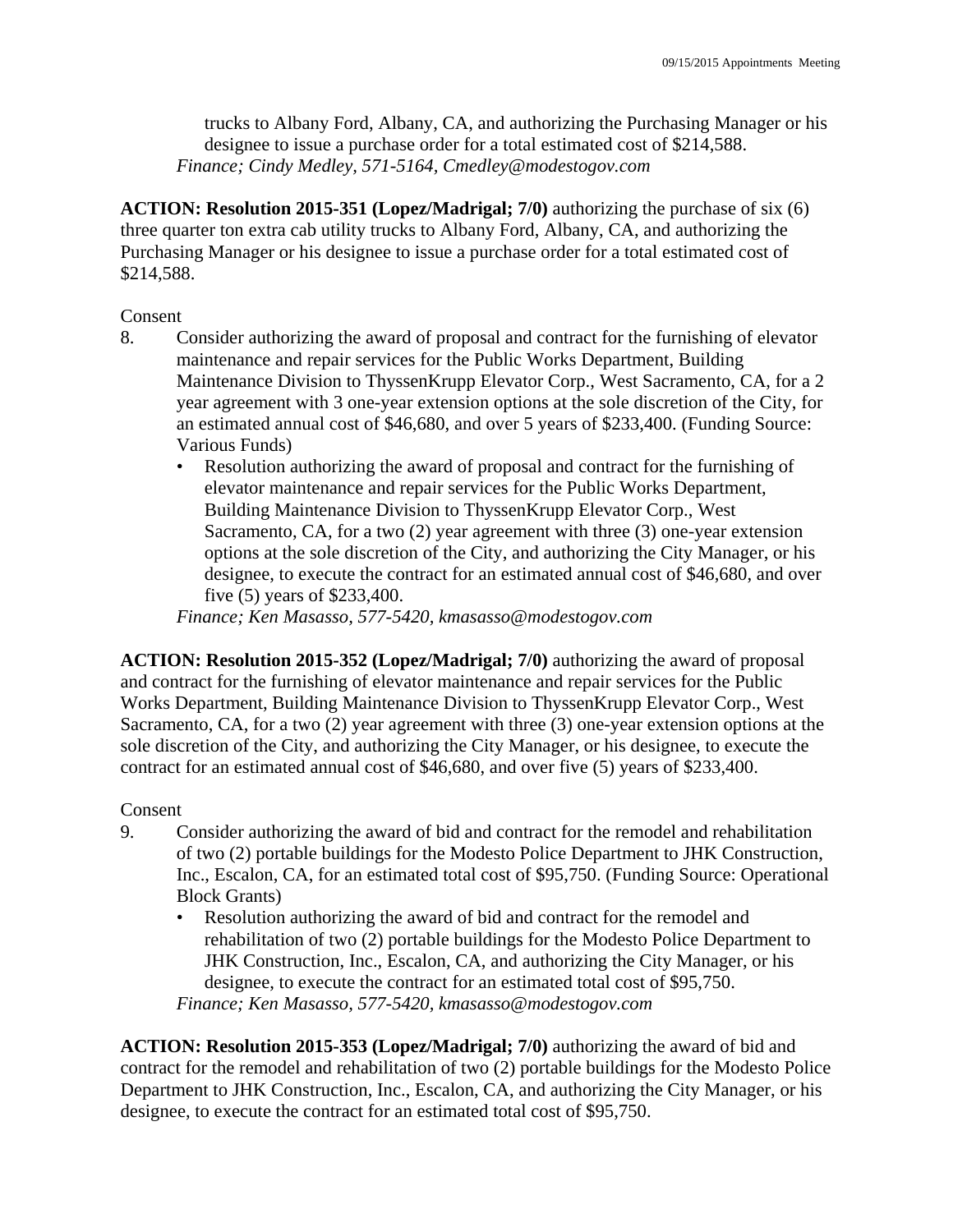trucks to Albany Ford, Albany, CA, and authorizing the Purchasing Manager or his designee to issue a purchase order for a total estimated cost of $214,588.
*Finance; Cindy Medley, 571-5164, Cmedley@modestogov.com*

**ACTION: Resolution 2015-351 (Lopez/Madrigal; 7/0)** authorizing the purchase of six (6) three quarter ton extra cab utility trucks to Albany Ford, Albany, CA, and authorizing the Purchasing Manager or his designee to issue a purchase order for a total estimated cost of $214,588.

Consent

8. Consider authorizing the award of proposal and contract for the furnishing of elevator maintenance and repair services for the Public Works Department, Building Maintenance Division to ThyssenKrupp Elevator Corp., West Sacramento, CA, for a 2 year agreement with 3 one-year extension options at the sole discretion of the City, for an estimated annual cost of $46,680, and over 5 years of $233,400. (Funding Source: Various Funds)
   - Resolution authorizing the award of proposal and contract for the furnishing of elevator maintenance and repair services for the Public Works Department, Building Maintenance Division to ThyssenKrupp Elevator Corp., West Sacramento, CA, for a two (2) year agreement with three (3) one-year extension options at the sole discretion of the City, and authorizing the City Manager, or his designee, to execute the contract for an estimated annual cost of $46,680, and over five (5) years of $233,400.

   *Finance; Ken Masasso, 577-5420, kmasasso@modestogov.com*

**ACTION: Resolution 2015-352 (Lopez/Madrigal; 7/0)** authorizing the award of proposal and contract for the furnishing of elevator maintenance and repair services for the Public Works Department, Building Maintenance Division to ThyssenKrupp Elevator Corp., West Sacramento, CA, for a two (2) year agreement with three (3) one-year extension options at the sole discretion of the City, and authorizing the City Manager, or his designee, to execute the contract for an estimated annual cost of $46,680, and over five (5) years of $233,400.

Consent

9. Consider authorizing the award of bid and contract for the remodel and rehabilitation of two (2) portable buildings for the Modesto Police Department to JHK Construction, Inc., Escalon, CA, for an estimated total cost of $95,750. (Funding Source: Operational Block Grants)
   - Resolution authorizing the award of bid and contract for the remodel and rehabilitation of two (2) portable buildings for the Modesto Police Department to JHK Construction, Inc., Escalon, CA, and authorizing the City Manager, or his designee, to execute the contract for an estimated total cost of $95,750.

   *Finance; Ken Masasso, 577-5420, kmasasso@modestogov.com*

**ACTION: Resolution 2015-353 (Lopez/Madrigal; 7/0)** authorizing the award of bid and contract for the remodel and rehabilitation of two (2) portable buildings for the Modesto Police Department to JHK Construction, Inc., Escalon, CA, and authorizing the City Manager, or his designee, to execute the contract for an estimated total cost of $95,750.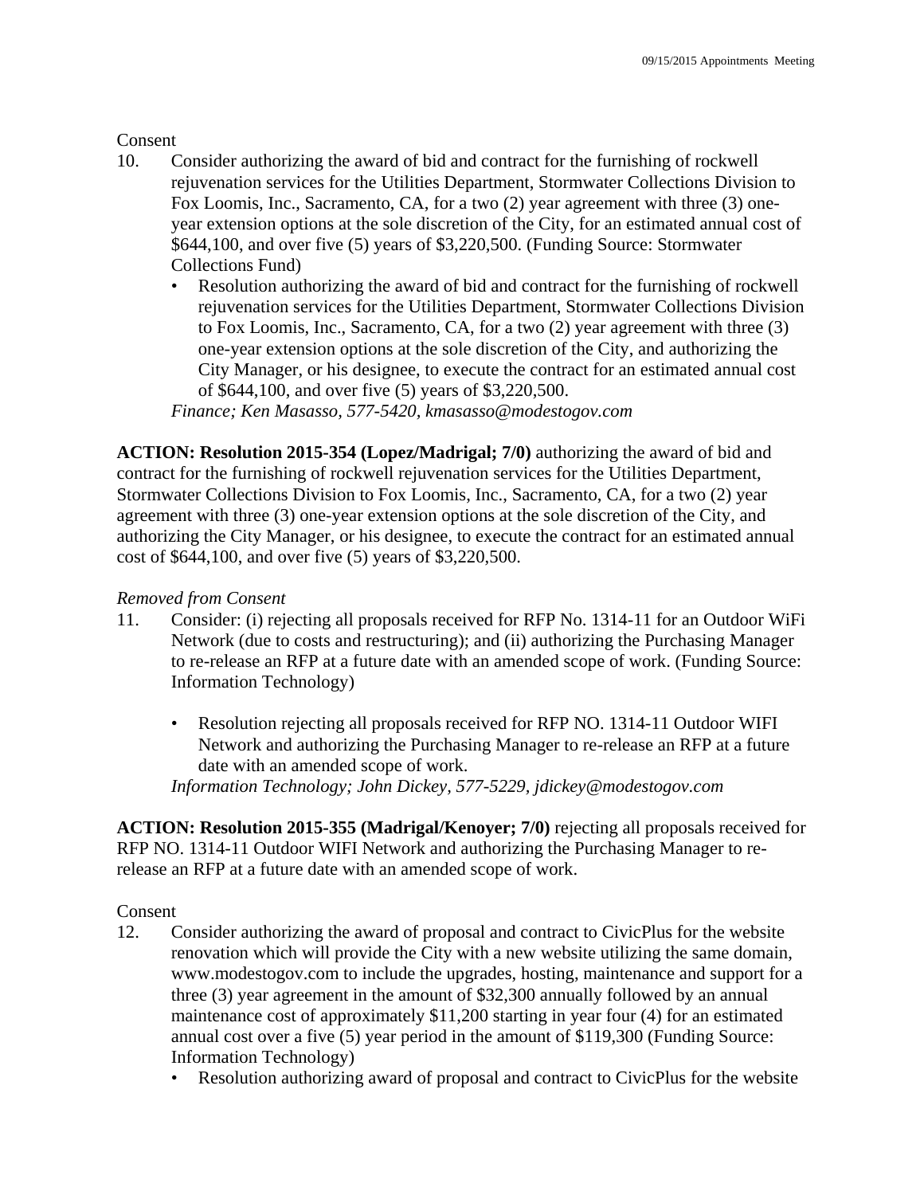Consent

10. Consider authorizing the award of bid and contract for the furnishing of rockwell rejuvenation services for the Utilities Department, Stormwater Collections Division to Fox Loomis, Inc., Sacramento, CA, for a two (2) year agreement with three (3) one-year extension options at the sole discretion of the City, for an estimated annual cost of $644,100, and over five (5) years of $3,220,500. (Funding Source: Stormwater Collections Fund)
    - Resolution authorizing the award of bid and contract for the furnishing of rockwell rejuvenation services for the Utilities Department, Stormwater Collections Division to Fox Loomis, Inc., Sacramento, CA, for a two (2) year agreement with three (3) one-year extension options at the sole discretion of the City, and authorizing the City Manager, or his designee, to execute the contract for an estimated annual cost of $644,100, and over five (5) years of $3,220,500.

    *Finance; Ken Masasso, 577-5420, kmasasso@modestogov.com*

**ACTION: Resolution 2015-354 (Lopez/Madrigal; 7/0)** authorizing the award of bid and contract for the furnishing of rockwell rejuvenation services for the Utilities Department, Stormwater Collections Division to Fox Loomis, Inc., Sacramento, CA, for a two (2) year agreement with three (3) one-year extension options at the sole discretion of the City, and authorizing the City Manager, or his designee, to execute the contract for an estimated annual cost of $644,100, and over five (5) years of $3,220,500.

*Removed from Consent*

11. Consider: (i) rejecting all proposals received for RFP No. 1314-11 for an Outdoor WiFi Network (due to costs and restructuring); and (ii) authorizing the Purchasing Manager to re-release an RFP at a future date with an amended scope of work. (Funding Source: Information Technology)
    - Resolution rejecting all proposals received for RFP NO. 1314-11 Outdoor WIFI Network and authorizing the Purchasing Manager to re-release an RFP at a future date with an amended scope of work.

    *Information Technology; John Dickey, 577-5229, jdickey@modestogov.com*

**ACTION: Resolution 2015-355 (Madrigal/Kenoyer; 7/0)** rejecting all proposals received for RFP NO. 1314-11 Outdoor WIFI Network and authorizing the Purchasing Manager to re-release an RFP at a future date with an amended scope of work.

Consent

12. Consider authorizing the award of proposal and contract to CivicPlus for the website renovation which will provide the City with a new website utilizing the same domain, www.modestogov.com to include the upgrades, hosting, maintenance and support for a three (3) year agreement in the amount of $32,300 annually followed by an annual maintenance cost of approximately $11,200 starting in year four (4) for an estimated annual cost over a five (5) year period in the amount of $119,300 (Funding Source: Information Technology)
    - Resolution authorizing award of proposal and contract to CivicPlus for the website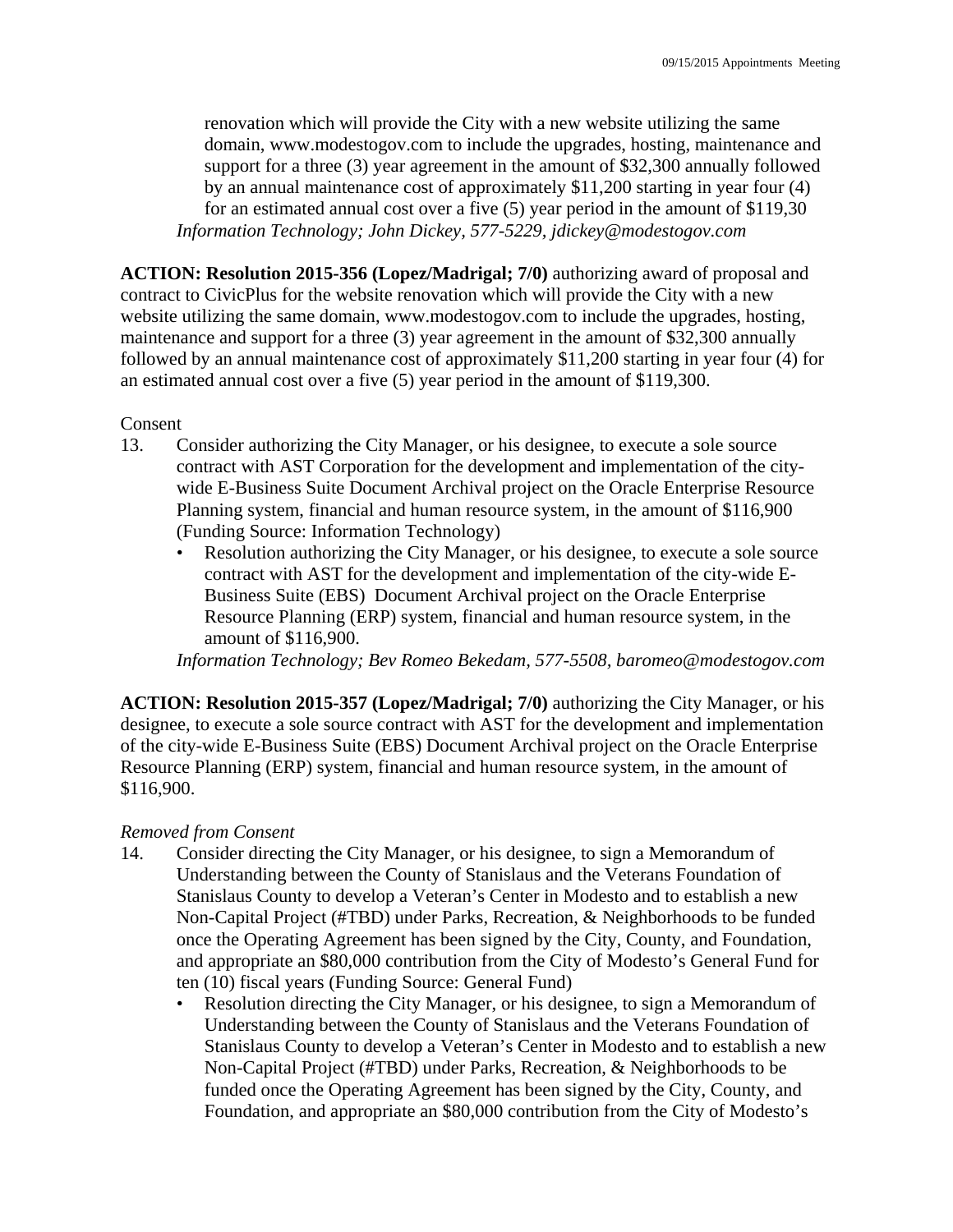renovation which will provide the City with a new website utilizing the same domain, www.modestogov.com to include the upgrades, hosting, maintenance and support for a three (3) year agreement in the amount of $32,300 annually followed by an annual maintenance cost of approximately $11,200 starting in year four (4) for an estimated annual cost over a five (5) year period in the amount of $119,30
*Information Technology; John Dickey, 577-5229, jdickey@modestogov.com*

**ACTION: Resolution 2015-356 (Lopez/Madrigal; 7/0)** authorizing award of proposal and contract to CivicPlus for the website renovation which will provide the City with a new website utilizing the same domain, www.modestogov.com to include the upgrades, hosting, maintenance and support for a three (3) year agreement in the amount of $32,300 annually followed by an annual maintenance cost of approximately $11,200 starting in year four (4) for an estimated annual cost over a five (5) year period in the amount of $119,300.

Consent

13. Consider authorizing the City Manager, or his designee, to execute a sole source contract with AST Corporation for the development and implementation of the city-wide E-Business Suite Document Archival project on the Oracle Enterprise Resource Planning system, financial and human resource system, in the amount of $116,900 (Funding Source: Information Technology)
    - Resolution authorizing the City Manager, or his designee, to execute a sole source contract with AST for the development and implementation of the city-wide E-Business Suite (EBS) Document Archival project on the Oracle Enterprise Resource Planning (ERP) system, financial and human resource system, in the amount of $116,900.

    *Information Technology; Bev Romeo Bekedam, 577-5508, baromeo@modestogov.com*

**ACTION: Resolution 2015-357 (Lopez/Madrigal; 7/0)** authorizing the City Manager, or his designee, to execute a sole source contract with AST for the development and implementation of the city-wide E-Business Suite (EBS) Document Archival project on the Oracle Enterprise Resource Planning (ERP) system, financial and human resource system, in the amount of $116,900.

*Removed from Consent*

14. Consider directing the City Manager, or his designee, to sign a Memorandum of Understanding between the County of Stanislaus and the Veterans Foundation of Stanislaus County to develop a Veteran's Center in Modesto and to establish a new Non-Capital Project (#TBD) under Parks, Recreation, & Neighborhoods to be funded once the Operating Agreement has been signed by the City, County, and Foundation, and appropriate an $80,000 contribution from the City of Modesto's General Fund for ten (10) fiscal years (Funding Source: General Fund)
    - Resolution directing the City Manager, or his designee, to sign a Memorandum of Understanding between the County of Stanislaus and the Veterans Foundation of Stanislaus County to develop a Veteran's Center in Modesto and to establish a new Non-Capital Project (#TBD) under Parks, Recreation, & Neighborhoods to be funded once the Operating Agreement has been signed by the City, County, and Foundation, and appropriate an $80,000 contribution from the City of Modesto's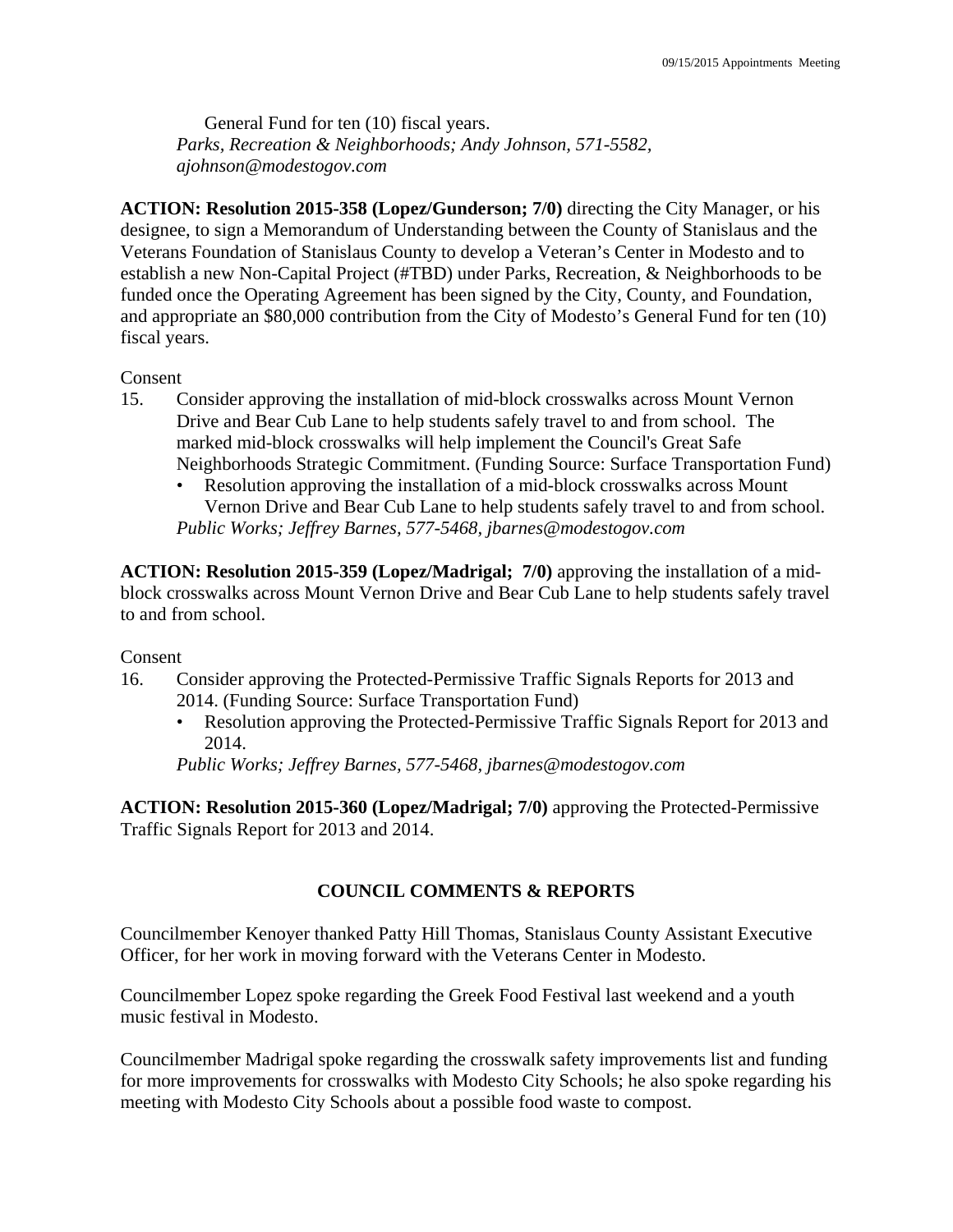General Fund for ten (10) fiscal years.
*Parks, Recreation & Neighborhoods; Andy Johnson, 571-5582, ajohnson@modestogov.com*

**ACTION: Resolution 2015-358 (Lopez/Gunderson; 7/0)** directing the City Manager, or his designee, to sign a Memorandum of Understanding between the County of Stanislaus and the Veterans Foundation of Stanislaus County to develop a Veteran's Center in Modesto and to establish a new Non-Capital Project (#TBD) under Parks, Recreation, & Neighborhoods to be funded once the Operating Agreement has been signed by the City, County, and Foundation, and appropriate an $80,000 contribution from the City of Modesto's General Fund for ten (10) fiscal years.

Consent

15. Consider approving the installation of mid-block crosswalks across Mount Vernon Drive and Bear Cub Lane to help students safely travel to and from school. The marked mid-block crosswalks will help implement the Council's Great Safe Neighborhoods Strategic Commitment. (Funding Source: Surface Transportation Fund)
    - Resolution approving the installation of a mid-block crosswalks across Mount Vernon Drive and Bear Cub Lane to help students safely travel to and from school.

    *Public Works; Jeffrey Barnes, 577-5468, jbarnes@modestogov.com*

**ACTION: Resolution 2015-359 (Lopez/Madrigal; 7/0)** approving the installation of a mid-block crosswalks across Mount Vernon Drive and Bear Cub Lane to help students safely travel to and from school.

Consent

16. Consider approving the Protected-Permissive Traffic Signals Reports for 2013 and 2014. (Funding Source: Surface Transportation Fund)
    - Resolution approving the Protected-Permissive Traffic Signals Report for 2013 and 2014.

    *Public Works; Jeffrey Barnes, 577-5468, jbarnes@modestogov.com*

**ACTION: Resolution 2015-360 (Lopez/Madrigal; 7/0)** approving the Protected-Permissive Traffic Signals Report for 2013 and 2014.

## COUNCIL COMMENTS & REPORTS

Councilmember Kenoyer thanked Patty Hill Thomas, Stanislaus County Assistant Executive Officer, for her work in moving forward with the Veterans Center in Modesto.

Councilmember Lopez spoke regarding the Greek Food Festival last weekend and a youth music festival in Modesto.

Councilmember Madrigal spoke regarding the crosswalk safety improvements list and funding for more improvements for crosswalks with Modesto City Schools; he also spoke regarding his meeting with Modesto City Schools about a possible food waste to compost.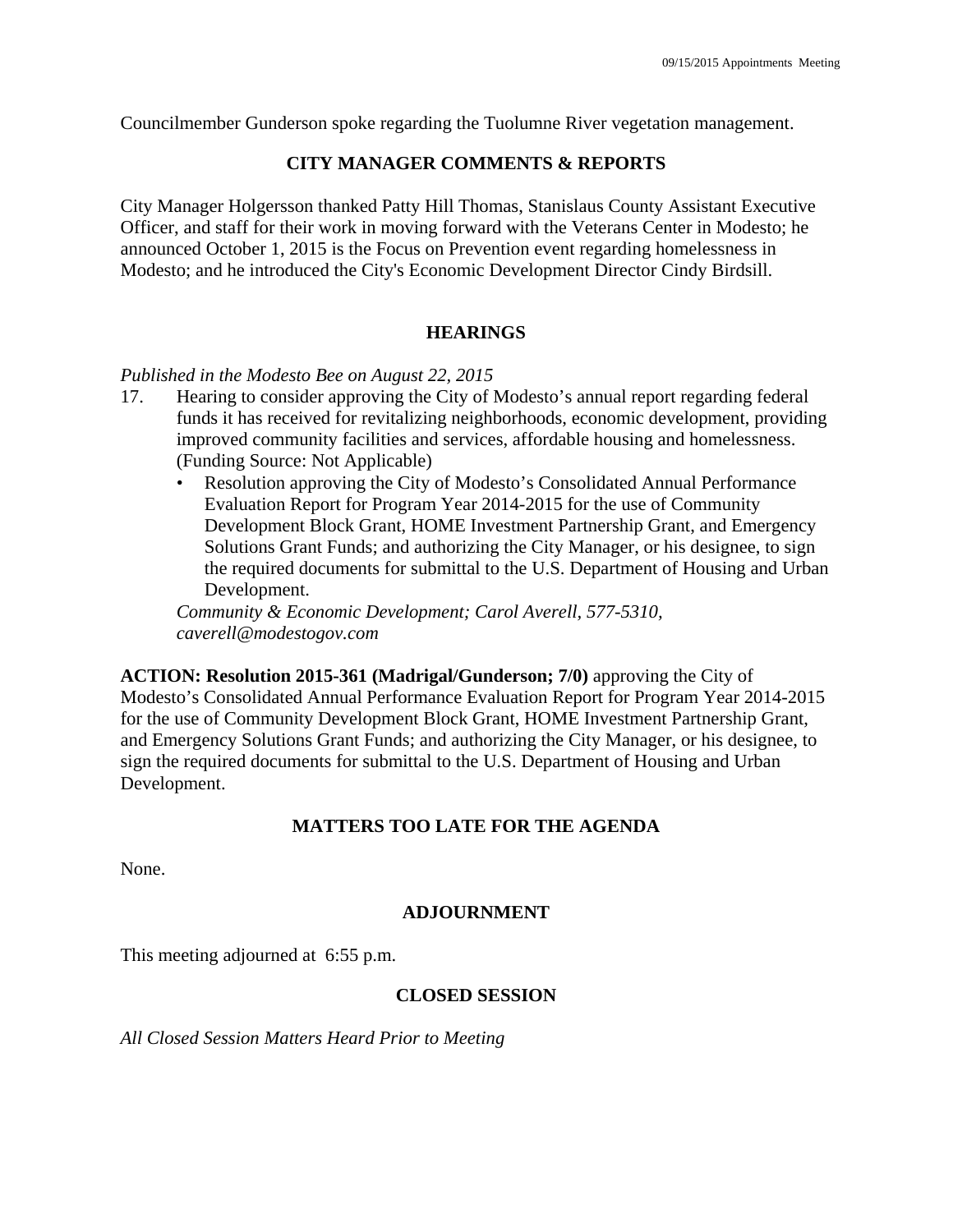Councilmember Gunderson spoke regarding the Tuolumne River vegetation management.

## CITY MANAGER COMMENTS & REPORTS

City Manager Holgersson thanked Patty Hill Thomas, Stanislaus County Assistant Executive Officer, and staff for their work in moving forward with the Veterans Center in Modesto; he announced October 1, 2015 is the Focus on Prevention event regarding homelessness in Modesto; and he introduced the City's Economic Development Director Cindy Birdsill.

## HEARINGS

*Published in the Modesto Bee on August 22, 2015*

17. Hearing to consider approving the City of Modesto's annual report regarding federal funds it has received for revitalizing neighborhoods, economic development, providing improved community facilities and services, affordable housing and homelessness. (Funding Source: Not Applicable)
    - Resolution approving the City of Modesto's Consolidated Annual Performance Evaluation Report for Program Year 2014-2015 for the use of Community Development Block Grant, HOME Investment Partnership Grant, and Emergency Solutions Grant Funds; and authorizing the City Manager, or his designee, to sign the required documents for submittal to the U.S. Department of Housing and Urban Development.

    *Community & Economic Development; Carol Averell, 577-5310, caverell@modestogov.com*

**ACTION: Resolution 2015-361 (Madrigal/Gunderson; 7/0)** approving the City of Modesto's Consolidated Annual Performance Evaluation Report for Program Year 2014-2015 for the use of Community Development Block Grant, HOME Investment Partnership Grant, and Emergency Solutions Grant Funds; and authorizing the City Manager, or his designee, to sign the required documents for submittal to the U.S. Department of Housing and Urban Development.

## MATTERS TOO LATE FOR THE AGENDA

None.

## ADJOURNMENT

This meeting adjourned at 6:55 p.m.

## CLOSED SESSION

*All Closed Session Matters Heard Prior to Meeting*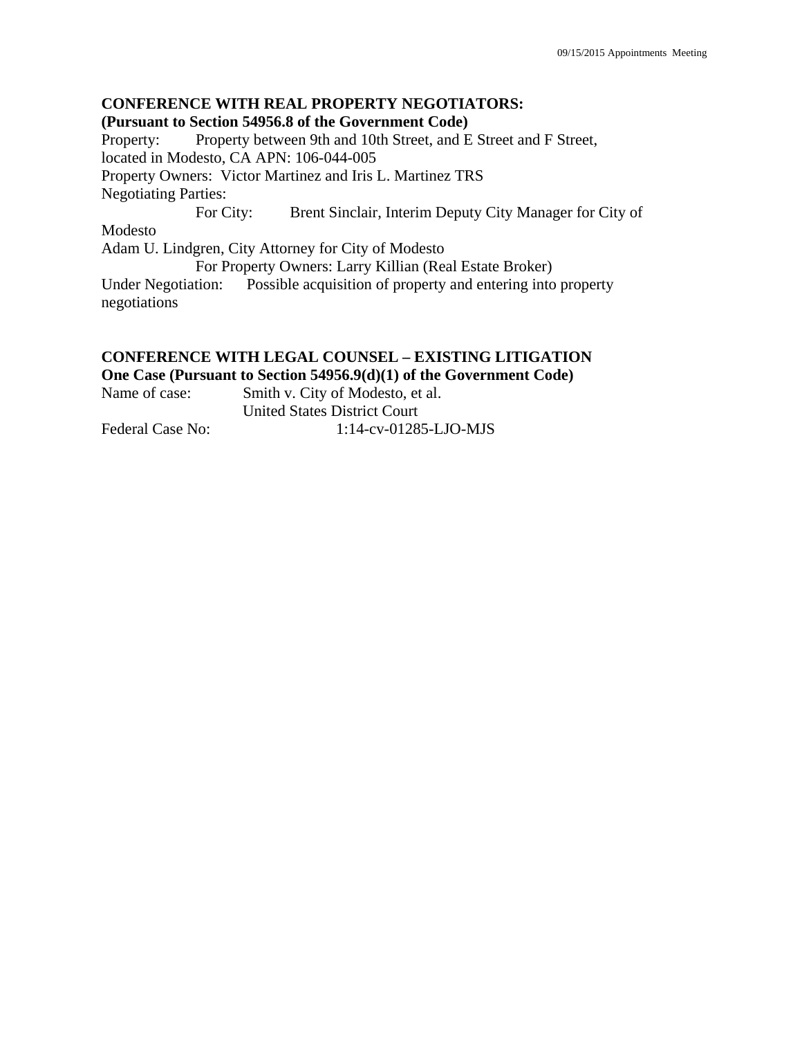**CONFERENCE WITH REAL PROPERTY NEGOTIATORS:**
**(Pursuant to Section 54956.8 of the Government Code)**

Property: Property between 9th and 10th Street, and E Street and F Street, located in Modesto, CA APN: 106-044-005

Property Owners: Victor Martinez and Iris L. Martinez TRS

Negotiating Parties:

For City: Brent Sinclair, Interim Deputy City Manager for City of Modesto
Adam U. Lindgren, City Attorney for City of Modesto

For Property Owners: Larry Killian (Real Estate Broker)

Under Negotiation: Possible acquisition of property and entering into property negotiations

**CONFERENCE WITH LEGAL COUNSEL – EXISTING LITIGATION**
**One Case (Pursuant to Section 54956.9(d)(1) of the Government Code)**

Name of case: Smith v. City of Modesto, et al.
United States District Court

Federal Case No: 1:14-cv-01285-LJO-MJS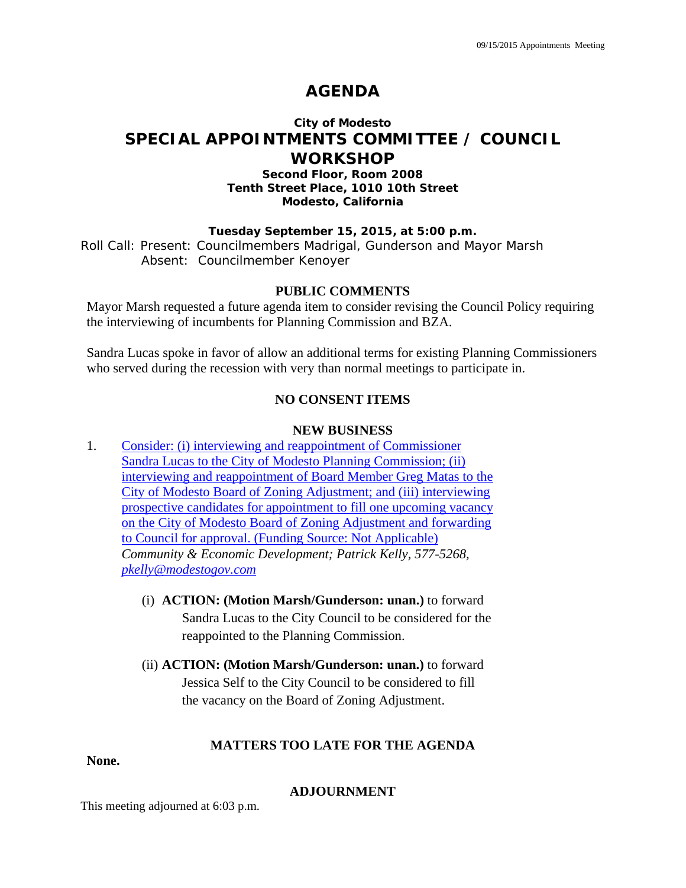# AGENDA

## City of Modesto
## SPECIAL APPOINTMENTS COMMITTEE / COUNCIL WORKSHOP

**Second Floor, Room 2008**
**Tenth Street Place, 1010 10th Street**
**Modesto, California**

**Tuesday September 15, 2015, at 5:00 p.m.**

Roll Call: Present: Councilmembers Madrigal, Gunderson and Mayor Marsh
Absent: Councilmember Kenoyer

### PUBLIC COMMENTS

Mayor Marsh requested a future agenda item to consider revising the Council Policy requiring the interviewing of incumbents for Planning Commission and BZA.

Sandra Lucas spoke in favor of allow an additional terms for existing Planning Commissioners who served during the recession with very than normal meetings to participate in.

### NO CONSENT ITEMS

### NEW BUSINESS

1. Consider: (i) interviewing and reappointment of Commissioner Sandra Lucas to the City of Modesto Planning Commission; (ii) interviewing and reappointment of Board Member Greg Matas to the City of Modesto Board of Zoning Adjustment; and (iii) interviewing prospective candidates for appointment to fill one upcoming vacancy on the City of Modesto Board of Zoning Adjustment and forwarding to Council for approval. (Funding Source: Not Applicable)
*Community & Economic Development; Patrick Kelly, 577-5268, pkelly@modestogov.com*

   (i) **ACTION: (Motion Marsh/Gunderson: unan.)** to forward Sandra Lucas to the City Council to be considered for the reappointed to the Planning Commission.

   (ii) **ACTION: (Motion Marsh/Gunderson: unan.)** to forward Jessica Self to the City Council to be considered to fill the vacancy on the Board of Zoning Adjustment.

### MATTERS TOO LATE FOR THE AGENDA

**None.**

### ADJOURNMENT

This meeting adjourned at 6:03 p.m.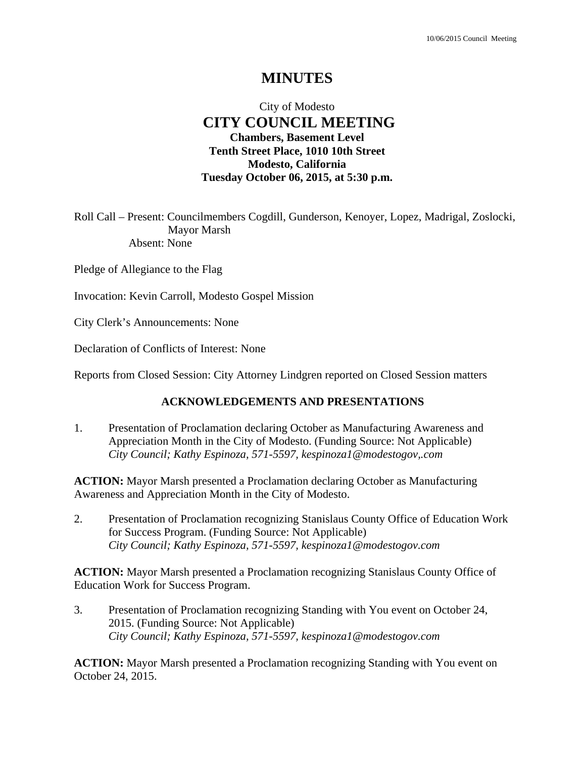# MINUTES

City of Modesto

## CITY COUNCIL MEETING

**Chambers, Basement Level**
**Tenth Street Place, 1010 10th Street**
**Modesto, California**
**Tuesday October 06, 2015, at 5:30 p.m.**

Roll Call – Present: Councilmembers Cogdill, Gunderson, Kenoyer, Lopez, Madrigal, Zoslocki, Mayor Marsh
Absent: None

Pledge of Allegiance to the Flag

Invocation: Kevin Carroll, Modesto Gospel Mission

City Clerk's Announcements: None

Declaration of Conflicts of Interest: None

Reports from Closed Session: City Attorney Lindgren reported on Closed Session matters

### ACKNOWLEDGEMENTS AND PRESENTATIONS

1. Presentation of Proclamation declaring October as Manufacturing Awareness and Appreciation Month in the City of Modesto. (Funding Source: Not Applicable)
   *City Council; Kathy Espinoza, 571-5597, kespinoza1@modestogov,.com*

**ACTION:** Mayor Marsh presented a Proclamation declaring October as Manufacturing Awareness and Appreciation Month in the City of Modesto.

2. Presentation of Proclamation recognizing Stanislaus County Office of Education Work for Success Program. (Funding Source: Not Applicable)
   *City Council; Kathy Espinoza, 571-5597, kespinoza1@modestogov.com*

**ACTION:** Mayor Marsh presented a Proclamation recognizing Stanislaus County Office of Education Work for Success Program.

3. Presentation of Proclamation recognizing Standing with You event on October 24, 2015. (Funding Source: Not Applicable)
   *City Council; Kathy Espinoza, 571-5597, kespinoza1@modestogov.com*

**ACTION:** Mayor Marsh presented a Proclamation recognizing Standing with You event on October 24, 2015.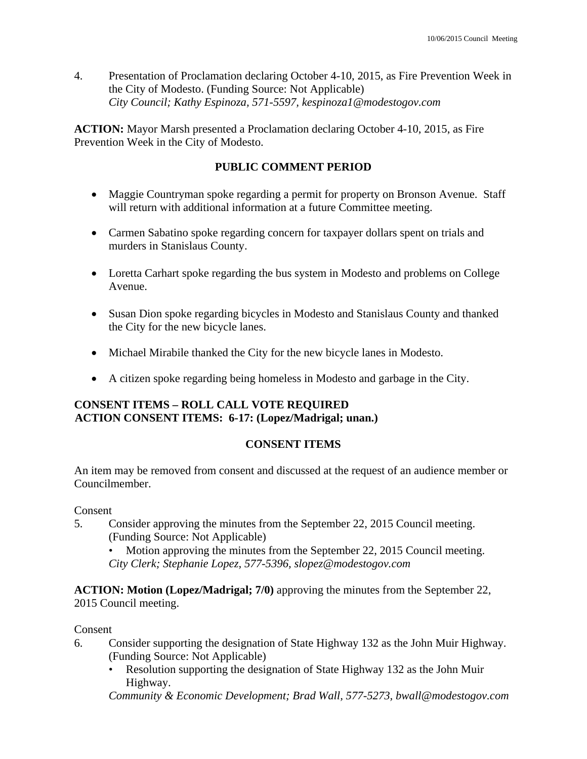4. Presentation of Proclamation declaring October 4-10, 2015, as Fire Prevention Week in the City of Modesto. (Funding Source: Not Applicable)
   *City Council; Kathy Espinoza, 571-5597, kespinoza1@modestogov.com*

**ACTION:** Mayor Marsh presented a Proclamation declaring October 4-10, 2015, as Fire Prevention Week in the City of Modesto.

## PUBLIC COMMENT PERIOD

- Maggie Countryman spoke regarding a permit for property on Bronson Avenue. Staff will return with additional information at a future Committee meeting.
- Carmen Sabatino spoke regarding concern for taxpayer dollars spent on trials and murders in Stanislaus County.
- Loretta Carhart spoke regarding the bus system in Modesto and problems on College Avenue.
- Susan Dion spoke regarding bicycles in Modesto and Stanislaus County and thanked the City for the new bicycle lanes.
- Michael Mirabile thanked the City for the new bicycle lanes in Modesto.
- A citizen spoke regarding being homeless in Modesto and garbage in the City.

**CONSENT ITEMS – ROLL CALL VOTE REQUIRED**
**ACTION CONSENT ITEMS: 6-17: (Lopez/Madrigal; unan.)**

## CONSENT ITEMS

An item may be removed from consent and discussed at the request of an audience member or Councilmember.

Consent

5. Consider approving the minutes from the September 22, 2015 Council meeting. (Funding Source: Not Applicable)
   - Motion approving the minutes from the September 22, 2015 Council meeting.

   *City Clerk; Stephanie Lopez, 577-5396, slopez@modestogov.com*

**ACTION: Motion (Lopez/Madrigal; 7/0)** approving the minutes from the September 22, 2015 Council meeting.

Consent

6. Consider supporting the designation of State Highway 132 as the John Muir Highway. (Funding Source: Not Applicable)
   - Resolution supporting the designation of State Highway 132 as the John Muir Highway.

   *Community & Economic Development; Brad Wall, 577-5273, bwall@modestogov.com*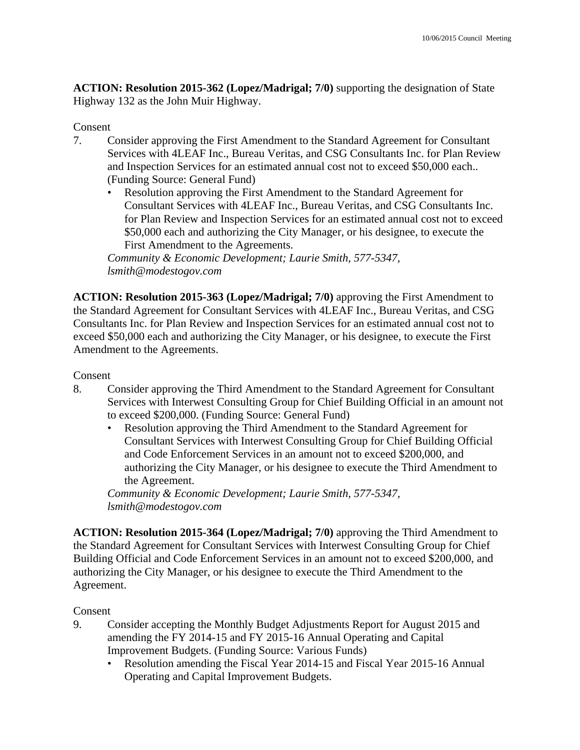**ACTION: Resolution 2015-362 (Lopez/Madrigal; 7/0)** supporting the designation of State Highway 132 as the John Muir Highway.

Consent

7. Consider approving the First Amendment to the Standard Agreement for Consultant Services with 4LEAF Inc., Bureau Veritas, and CSG Consultants Inc. for Plan Review and Inspection Services for an estimated annual cost not to exceed $50,000 each.. (Funding Source: General Fund)
   - Resolution approving the First Amendment to the Standard Agreement for Consultant Services with 4LEAF Inc., Bureau Veritas, and CSG Consultants Inc. for Plan Review and Inspection Services for an estimated annual cost not to exceed $50,000 each and authorizing the City Manager, or his designee, to execute the First Amendment to the Agreements.

   *Community & Economic Development; Laurie Smith, 577-5347, lsmith@modestogov.com*

**ACTION: Resolution 2015-363 (Lopez/Madrigal; 7/0)** approving the First Amendment to the Standard Agreement for Consultant Services with 4LEAF Inc., Bureau Veritas, and CSG Consultants Inc. for Plan Review and Inspection Services for an estimated annual cost not to exceed $50,000 each and authorizing the City Manager, or his designee, to execute the First Amendment to the Agreements.

Consent

8. Consider approving the Third Amendment to the Standard Agreement for Consultant Services with Interwest Consulting Group for Chief Building Official in an amount not to exceed $200,000. (Funding Source: General Fund)
   - Resolution approving the Third Amendment to the Standard Agreement for Consultant Services with Interwest Consulting Group for Chief Building Official and Code Enforcement Services in an amount not to exceed $200,000, and authorizing the City Manager, or his designee to execute the Third Amendment to the Agreement.

   *Community & Economic Development; Laurie Smith, 577-5347, lsmith@modestogov.com*

**ACTION: Resolution 2015-364 (Lopez/Madrigal; 7/0)** approving the Third Amendment to the Standard Agreement for Consultant Services with Interwest Consulting Group for Chief Building Official and Code Enforcement Services in an amount not to exceed $200,000, and authorizing the City Manager, or his designee to execute the Third Amendment to the Agreement.

Consent

9. Consider accepting the Monthly Budget Adjustments Report for August 2015 and amending the FY 2014-15 and FY 2015-16 Annual Operating and Capital Improvement Budgets. (Funding Source: Various Funds)
   - Resolution amending the Fiscal Year 2014-15 and Fiscal Year 2015-16 Annual Operating and Capital Improvement Budgets.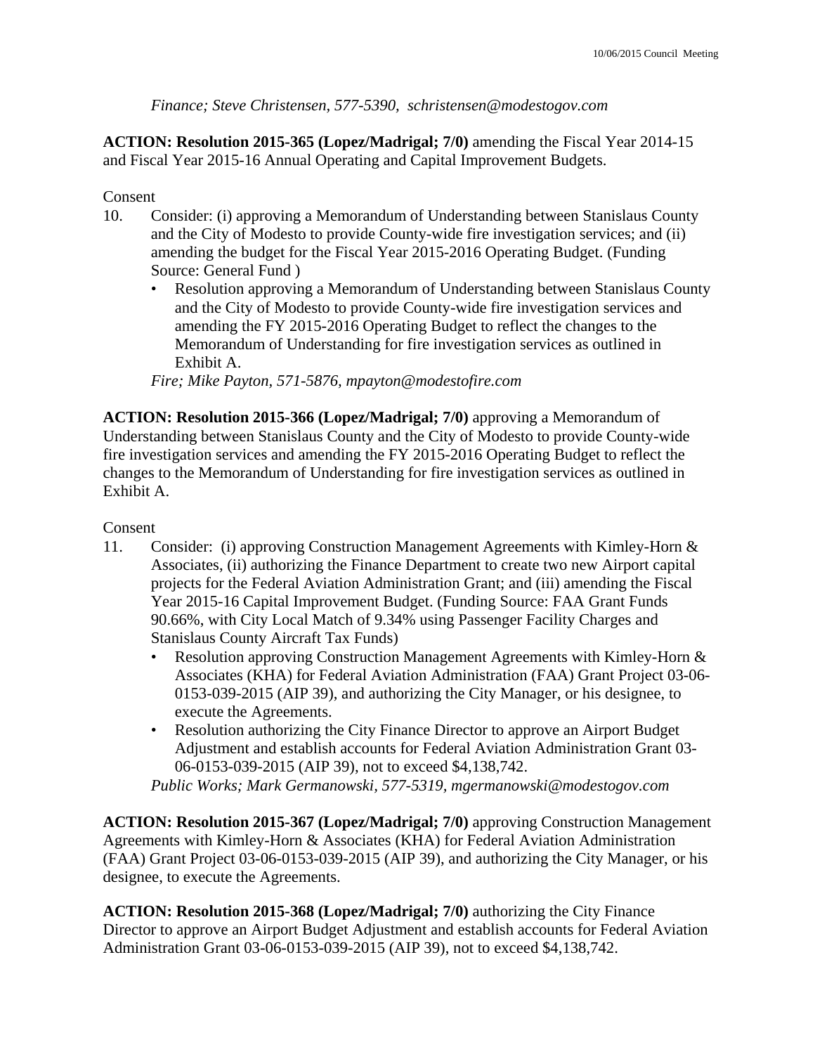*Finance; Steve Christensen, 577-5390, schristensen@modestogov.com*

**ACTION: Resolution 2015-365 (Lopez/Madrigal; 7/0)** amending the Fiscal Year 2014-15 and Fiscal Year 2015-16 Annual Operating and Capital Improvement Budgets.

Consent

10. Consider: (i) approving a Memorandum of Understanding between Stanislaus County and the City of Modesto to provide County-wide fire investigation services; and (ii) amending the budget for the Fiscal Year 2015-2016 Operating Budget. (Funding Source: General Fund )
    - Resolution approving a Memorandum of Understanding between Stanislaus County and the City of Modesto to provide County-wide fire investigation services and amending the FY 2015-2016 Operating Budget to reflect the changes to the Memorandum of Understanding for fire investigation services as outlined in Exhibit A.

    *Fire; Mike Payton, 571-5876, mpayton@modestofire.com*

**ACTION: Resolution 2015-366 (Lopez/Madrigal; 7/0)** approving a Memorandum of Understanding between Stanislaus County and the City of Modesto to provide County-wide fire investigation services and amending the FY 2015-2016 Operating Budget to reflect the changes to the Memorandum of Understanding for fire investigation services as outlined in Exhibit A.

Consent

11. Consider: (i) approving Construction Management Agreements with Kimley-Horn & Associates, (ii) authorizing the Finance Department to create two new Airport capital projects for the Federal Aviation Administration Grant; and (iii) amending the Fiscal Year 2015-16 Capital Improvement Budget. (Funding Source: FAA Grant Funds 90.66%, with City Local Match of 9.34% using Passenger Facility Charges and Stanislaus County Aircraft Tax Funds)
    - Resolution approving Construction Management Agreements with Kimley-Horn & Associates (KHA) for Federal Aviation Administration (FAA) Grant Project 03-06-0153-039-2015 (AIP 39), and authorizing the City Manager, or his designee, to execute the Agreements.
    - Resolution authorizing the City Finance Director to approve an Airport Budget Adjustment and establish accounts for Federal Aviation Administration Grant 03-06-0153-039-2015 (AIP 39), not to exceed $4,138,742.

    *Public Works; Mark Germanowski, 577-5319, mgermanowski@modestogov.com*

**ACTION: Resolution 2015-367 (Lopez/Madrigal; 7/0)** approving Construction Management Agreements with Kimley-Horn & Associates (KHA) for Federal Aviation Administration (FAA) Grant Project 03-06-0153-039-2015 (AIP 39), and authorizing the City Manager, or his designee, to execute the Agreements.

**ACTION: Resolution 2015-368 (Lopez/Madrigal; 7/0)** authorizing the City Finance Director to approve an Airport Budget Adjustment and establish accounts for Federal Aviation Administration Grant 03-06-0153-039-2015 (AIP 39), not to exceed $4,138,742.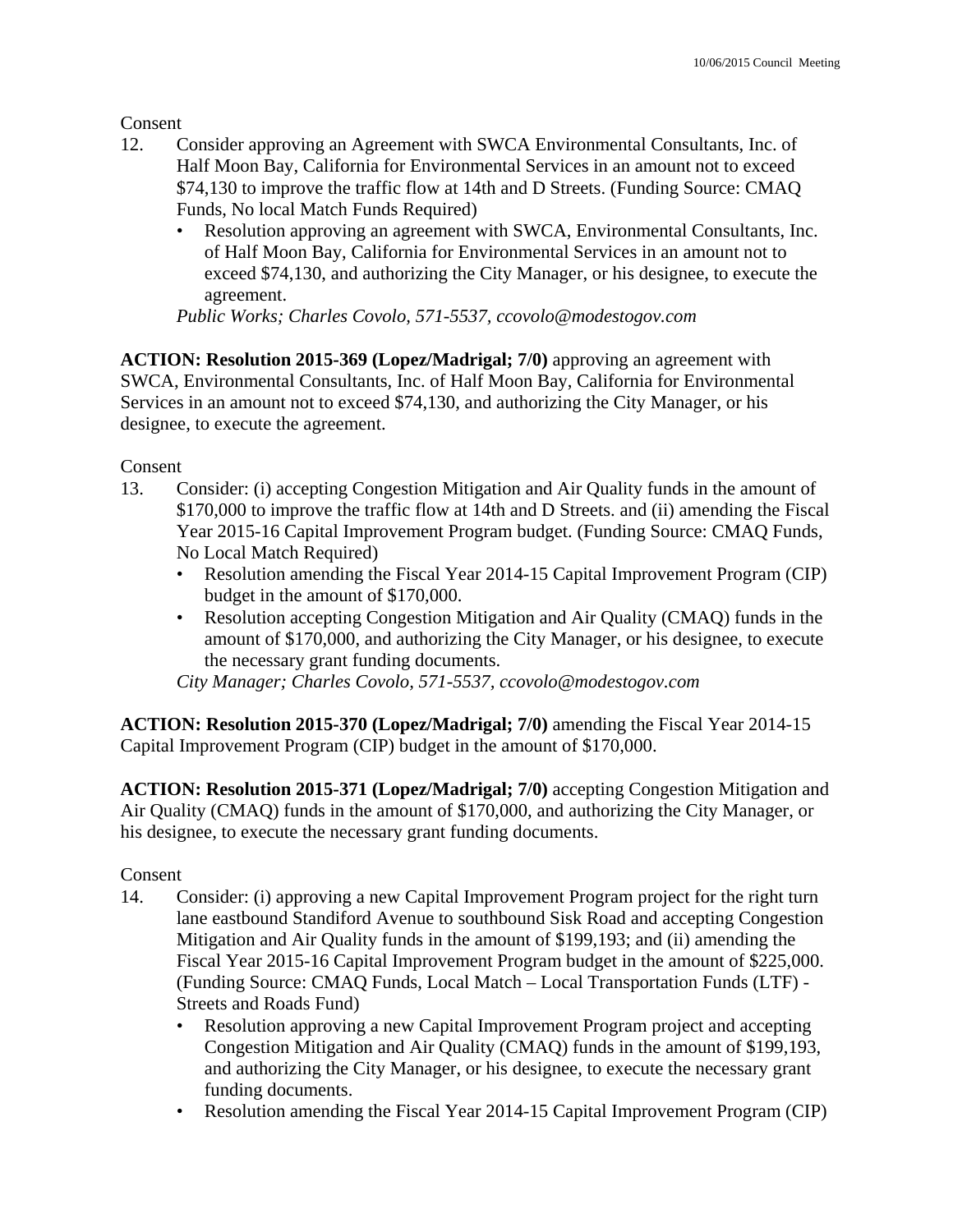Consent

12. Consider approving an Agreement with SWCA Environmental Consultants, Inc. of Half Moon Bay, California for Environmental Services in an amount not to exceed $74,130 to improve the traffic flow at 14th and D Streets. (Funding Source: CMAQ Funds, No local Match Funds Required)
    - Resolution approving an agreement with SWCA, Environmental Consultants, Inc. of Half Moon Bay, California for Environmental Services in an amount not to exceed $74,130, and authorizing the City Manager, or his designee, to execute the agreement.

    *Public Works; Charles Covolo, 571-5537, ccovolo@modestogov.com*

**ACTION: Resolution 2015-369 (Lopez/Madrigal; 7/0)** approving an agreement with SWCA, Environmental Consultants, Inc. of Half Moon Bay, California for Environmental Services in an amount not to exceed $74,130, and authorizing the City Manager, or his designee, to execute the agreement.

Consent

13. Consider: (i) accepting Congestion Mitigation and Air Quality funds in the amount of $170,000 to improve the traffic flow at 14th and D Streets. and (ii) amending the Fiscal Year 2015-16 Capital Improvement Program budget. (Funding Source: CMAQ Funds, No Local Match Required)
    - Resolution amending the Fiscal Year 2014-15 Capital Improvement Program (CIP) budget in the amount of $170,000.
    - Resolution accepting Congestion Mitigation and Air Quality (CMAQ) funds in the amount of $170,000, and authorizing the City Manager, or his designee, to execute the necessary grant funding documents.

    *City Manager; Charles Covolo, 571-5537, ccovolo@modestogov.com*

**ACTION: Resolution 2015-370 (Lopez/Madrigal; 7/0)** amending the Fiscal Year 2014-15 Capital Improvement Program (CIP) budget in the amount of $170,000.

**ACTION: Resolution 2015-371 (Lopez/Madrigal; 7/0)** accepting Congestion Mitigation and Air Quality (CMAQ) funds in the amount of $170,000, and authorizing the City Manager, or his designee, to execute the necessary grant funding documents.

Consent

14. Consider: (i) approving a new Capital Improvement Program project for the right turn lane eastbound Standiford Avenue to southbound Sisk Road and accepting Congestion Mitigation and Air Quality funds in the amount of $199,193; and (ii) amending the Fiscal Year 2015-16 Capital Improvement Program budget in the amount of $225,000. (Funding Source: CMAQ Funds, Local Match – Local Transportation Funds (LTF) - Streets and Roads Fund)
    - Resolution approving a new Capital Improvement Program project and accepting Congestion Mitigation and Air Quality (CMAQ) funds in the amount of $199,193, and authorizing the City Manager, or his designee, to execute the necessary grant funding documents.
    - Resolution amending the Fiscal Year 2014-15 Capital Improvement Program (CIP)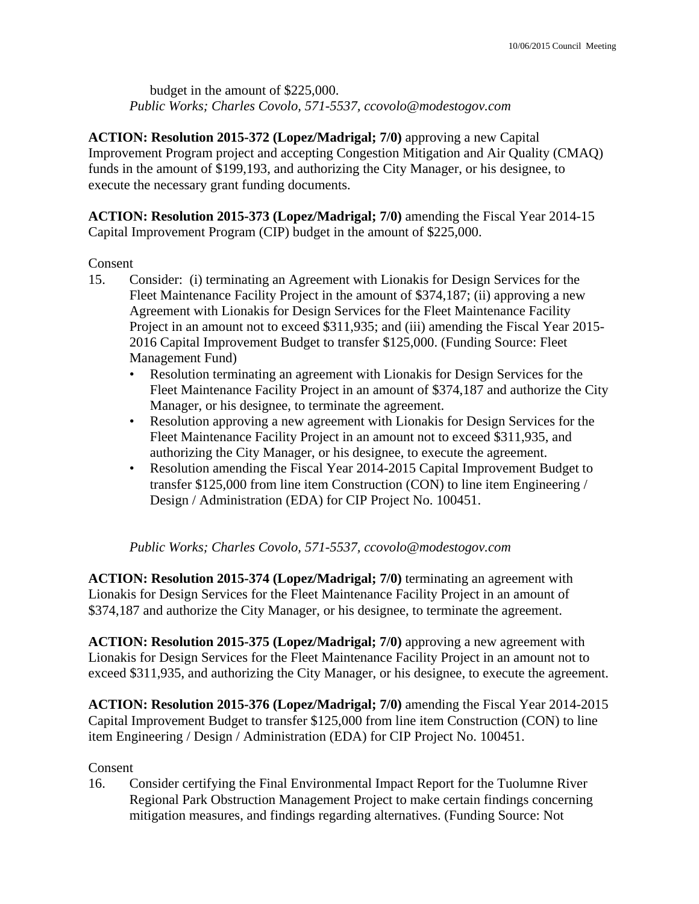budget in the amount of $225,000.
*Public Works; Charles Covolo, 571-5537, ccovolo@modestogov.com*

**ACTION: Resolution 2015-372 (Lopez/Madrigal; 7/0)** approving a new Capital Improvement Program project and accepting Congestion Mitigation and Air Quality (CMAQ) funds in the amount of $199,193, and authorizing the City Manager, or his designee, to execute the necessary grant funding documents.

**ACTION: Resolution 2015-373 (Lopez/Madrigal; 7/0)** amending the Fiscal Year 2014-15 Capital Improvement Program (CIP) budget in the amount of $225,000.

Consent

15. Consider: (i) terminating an Agreement with Lionakis for Design Services for the Fleet Maintenance Facility Project in the amount of $374,187; (ii) approving a new Agreement with Lionakis for Design Services for the Fleet Maintenance Facility Project in an amount not to exceed $311,935; and (iii) amending the Fiscal Year 2015-2016 Capital Improvement Budget to transfer $125,000. (Funding Source: Fleet Management Fund)
    - Resolution terminating an agreement with Lionakis for Design Services for the Fleet Maintenance Facility Project in an amount of $374,187 and authorize the City Manager, or his designee, to terminate the agreement.
    - Resolution approving a new agreement with Lionakis for Design Services for the Fleet Maintenance Facility Project in an amount not to exceed $311,935, and authorizing the City Manager, or his designee, to execute the agreement.
    - Resolution amending the Fiscal Year 2014-2015 Capital Improvement Budget to transfer $125,000 from line item Construction (CON) to line item Engineering / Design / Administration (EDA) for CIP Project No. 100451.

    *Public Works; Charles Covolo, 571-5537, ccovolo@modestogov.com*

**ACTION: Resolution 2015-374 (Lopez/Madrigal; 7/0)** terminating an agreement with Lionakis for Design Services for the Fleet Maintenance Facility Project in an amount of $374,187 and authorize the City Manager, or his designee, to terminate the agreement.

**ACTION: Resolution 2015-375 (Lopez/Madrigal; 7/0)** approving a new agreement with Lionakis for Design Services for the Fleet Maintenance Facility Project in an amount not to exceed $311,935, and authorizing the City Manager, or his designee, to execute the agreement.

**ACTION: Resolution 2015-376 (Lopez/Madrigal; 7/0)** amending the Fiscal Year 2014-2015 Capital Improvement Budget to transfer $125,000 from line item Construction (CON) to line item Engineering / Design / Administration (EDA) for CIP Project No. 100451.

Consent

16. Consider certifying the Final Environmental Impact Report for the Tuolumne River Regional Park Obstruction Management Project to make certain findings concerning mitigation measures, and findings regarding alternatives. (Funding Source: Not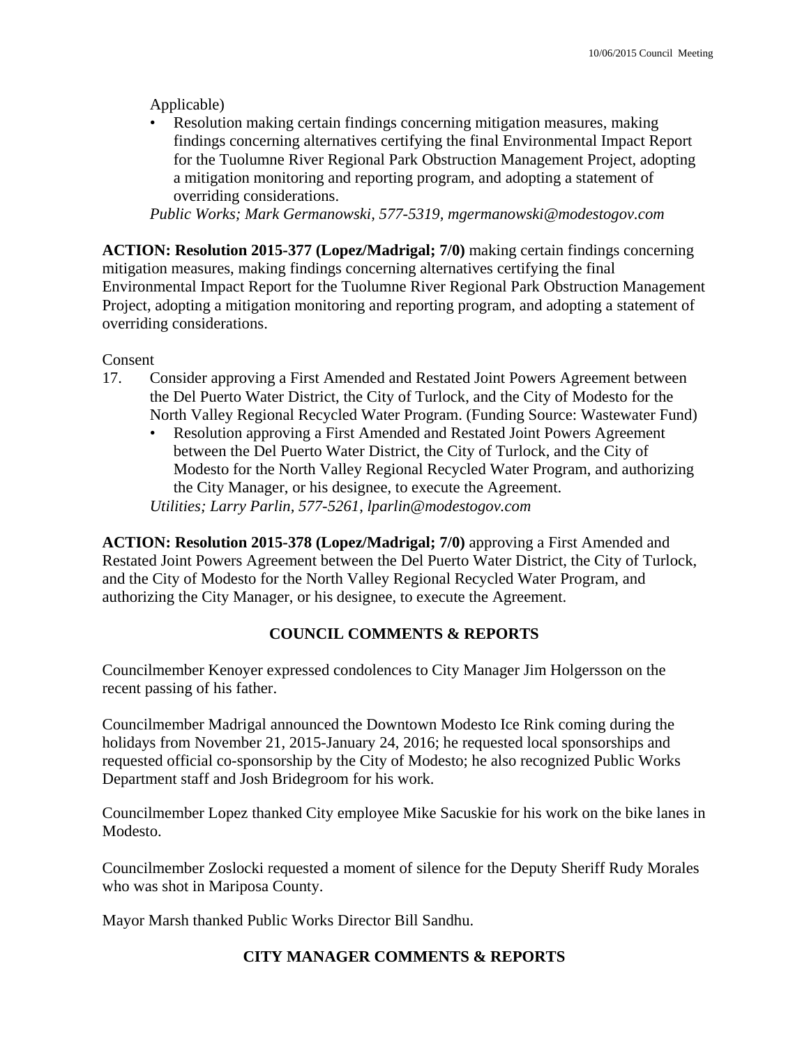Applicable)

- Resolution making certain findings concerning mitigation measures, making findings concerning alternatives certifying the final Environmental Impact Report for the Tuolumne River Regional Park Obstruction Management Project, adopting a mitigation monitoring and reporting program, and adopting a statement of overriding considerations.

*Public Works; Mark Germanowski, 577-5319, mgermanowski@modestogov.com*

**ACTION: Resolution 2015-377 (Lopez/Madrigal; 7/0)** making certain findings concerning mitigation measures, making findings concerning alternatives certifying the final Environmental Impact Report for the Tuolumne River Regional Park Obstruction Management Project, adopting a mitigation monitoring and reporting program, and adopting a statement of overriding considerations.

Consent

17. Consider approving a First Amended and Restated Joint Powers Agreement between the Del Puerto Water District, the City of Turlock, and the City of Modesto for the North Valley Regional Recycled Water Program. (Funding Source: Wastewater Fund)
    - Resolution approving a First Amended and Restated Joint Powers Agreement between the Del Puerto Water District, the City of Turlock, and the City of Modesto for the North Valley Regional Recycled Water Program, and authorizing the City Manager, or his designee, to execute the Agreement.

    *Utilities; Larry Parlin, 577-5261, lparlin@modestogov.com*

**ACTION: Resolution 2015-378 (Lopez/Madrigal; 7/0)** approving a First Amended and Restated Joint Powers Agreement between the Del Puerto Water District, the City of Turlock, and the City of Modesto for the North Valley Regional Recycled Water Program, and authorizing the City Manager, or his designee, to execute the Agreement.

## COUNCIL COMMENTS & REPORTS

Councilmember Kenoyer expressed condolences to City Manager Jim Holgersson on the recent passing of his father.

Councilmember Madrigal announced the Downtown Modesto Ice Rink coming during the holidays from November 21, 2015-January 24, 2016; he requested local sponsorships and requested official co-sponsorship by the City of Modesto; he also recognized Public Works Department staff and Josh Bridegroom for his work.

Councilmember Lopez thanked City employee Mike Sacuskie for his work on the bike lanes in Modesto.

Councilmember Zoslocki requested a moment of silence for the Deputy Sheriff Rudy Morales who was shot in Mariposa County.

Mayor Marsh thanked Public Works Director Bill Sandhu.

## CITY MANAGER COMMENTS & REPORTS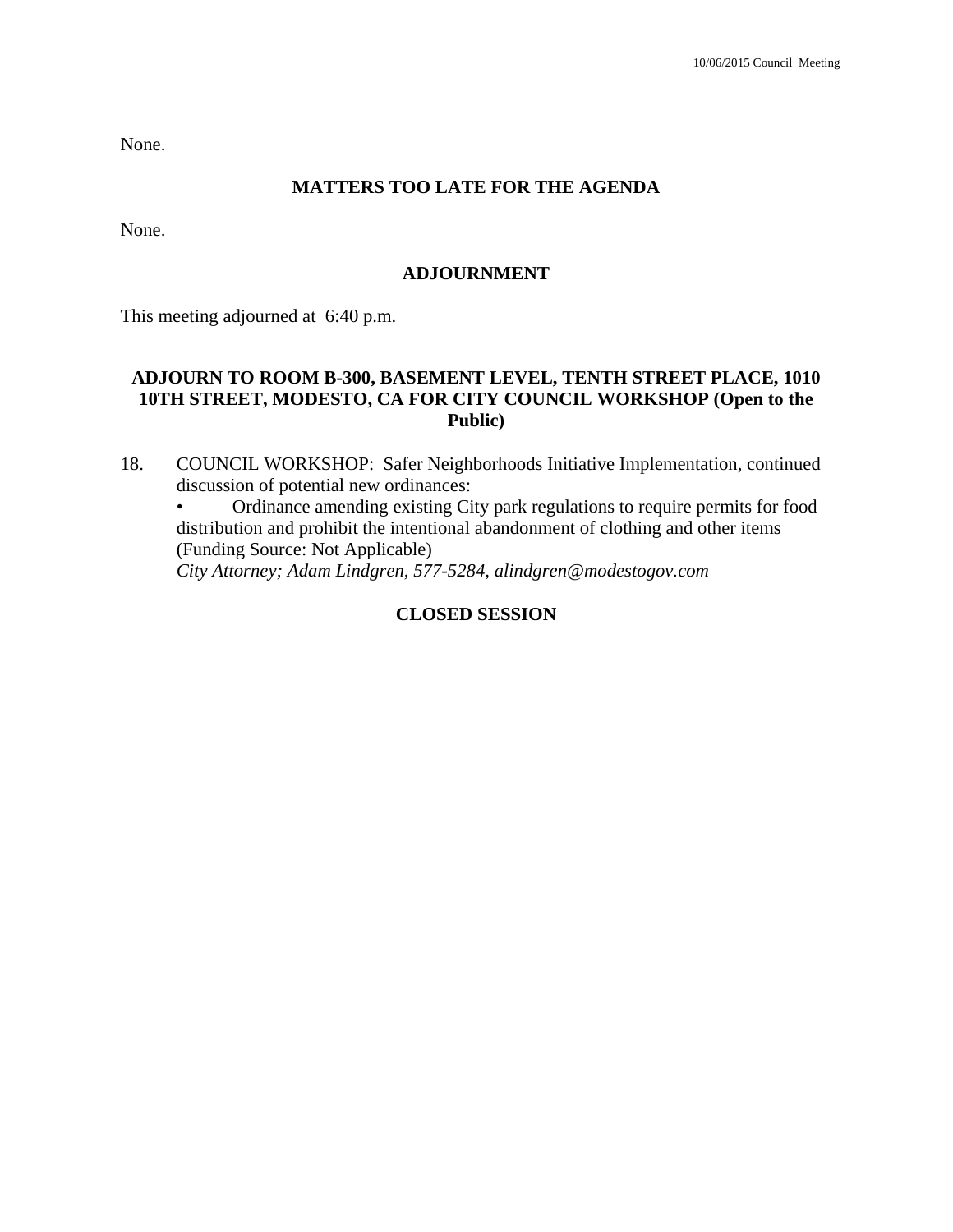None.

## MATTERS TOO LATE FOR THE AGENDA

None.

## ADJOURNMENT

This meeting adjourned at 6:40 p.m.

## ADJOURN TO ROOM B-300, BASEMENT LEVEL, TENTH STREET PLACE, 1010 10TH STREET, MODESTO, CA FOR CITY COUNCIL WORKSHOP (Open to the Public)

18. COUNCIL WORKSHOP: Safer Neighborhoods Initiative Implementation, continued discussion of potential new ordinances:
    - Ordinance amending existing City park regulations to require permits for food distribution and prohibit the intentional abandonment of clothing and other items (Funding Source: Not Applicable)

    *City Attorney; Adam Lindgren, 577-5284, alindgren@modestogov.com*

## CLOSED SESSION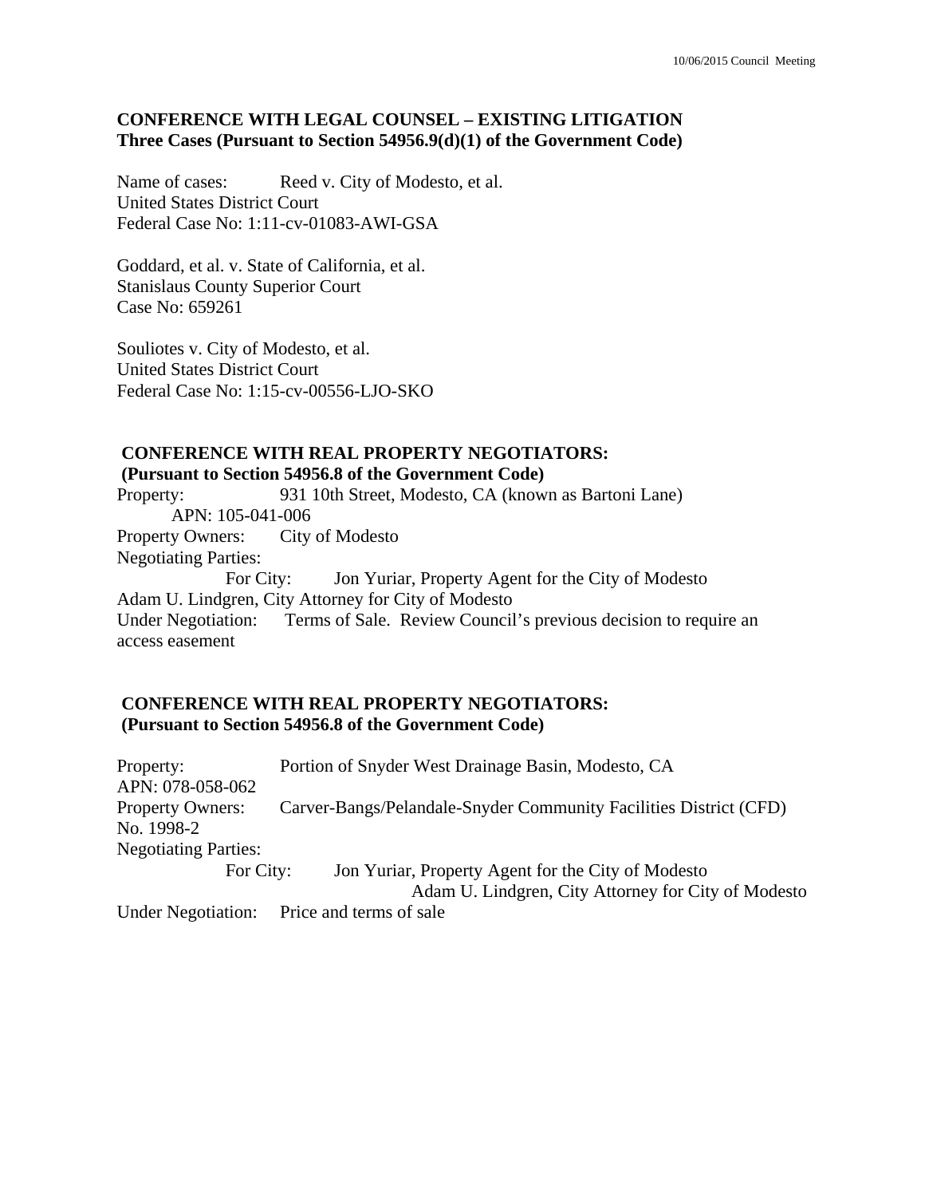**CONFERENCE WITH LEGAL COUNSEL – EXISTING LITIGATION**
**Three Cases (Pursuant to Section 54956.9(d)(1) of the Government Code)**

Name of cases: Reed v. City of Modesto, et al.
United States District Court
Federal Case No: 1:11-cv-01083-AWI-GSA

Goddard, et al. v. State of California, et al.
Stanislaus County Superior Court
Case No: 659261

Souliotes v. City of Modesto, et al.
United States District Court
Federal Case No: 1:15-cv-00556-LJO-SKO

**CONFERENCE WITH REAL PROPERTY NEGOTIATORS:**
**(Pursuant to Section 54956.8 of the Government Code)**

Property: 931 10th Street, Modesto, CA (known as Bartoni Lane)
APN: 105-041-006
Property Owners: City of Modesto
Negotiating Parties:
For City: Jon Yuriar, Property Agent for the City of Modesto
Adam U. Lindgren, City Attorney for City of Modesto
Under Negotiation: Terms of Sale. Review Council's previous decision to require an access easement

**CONFERENCE WITH REAL PROPERTY NEGOTIATORS:**
**(Pursuant to Section 54956.8 of the Government Code)**

Property: Portion of Snyder West Drainage Basin, Modesto, CA
APN: 078-058-062
Property Owners: Carver-Bangs/Pelandale-Snyder Community Facilities District (CFD) No. 1998-2
Negotiating Parties:
For City: Jon Yuriar, Property Agent for the City of Modesto
Adam U. Lindgren, City Attorney for City of Modesto
Under Negotiation: Price and terms of sale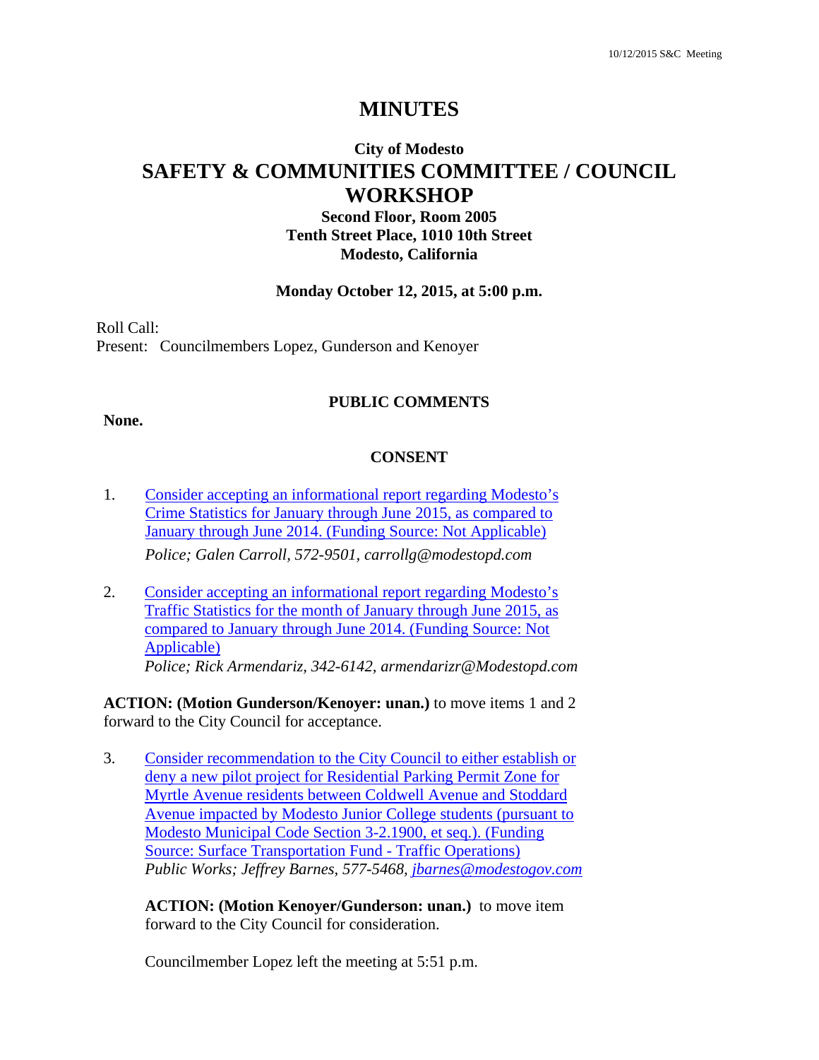# MINUTES

## City of Modesto
## SAFETY & COMMUNITIES COMMITTEE / COUNCIL WORKSHOP

**Second Floor, Room 2005**
**Tenth Street Place, 1010 10th Street**
**Modesto, California**

**Monday October 12, 2015, at 5:00 p.m.**

Roll Call:
Present: Councilmembers Lopez, Gunderson and Kenoyer

### PUBLIC COMMENTS

**None.**

### CONSENT

1. Consider accepting an informational report regarding Modesto's Crime Statistics for January through June 2015, as compared to January through June 2014. (Funding Source: Not Applicable)
   *Police; Galen Carroll, 572-9501, carrollg@modestopd.com*

2. Consider accepting an informational report regarding Modesto's Traffic Statistics for the month of January through June 2015, as compared to January through June 2014. (Funding Source: Not Applicable)
   *Police; Rick Armendariz, 342-6142, armendarizr@Modestopd.com*

**ACTION: (Motion Gunderson/Kenoyer: unan.)** to move items 1 and 2 forward to the City Council for acceptance.

3. Consider recommendation to the City Council to either establish or deny a new pilot project for Residential Parking Permit Zone for Myrtle Avenue residents between Coldwell Avenue and Stoddard Avenue impacted by Modesto Junior College students (pursuant to Modesto Municipal Code Section 3-2.1900, et seq.). (Funding Source: Surface Transportation Fund - Traffic Operations)
   *Public Works; Jeffrey Barnes, 577-5468, jbarnes@modestogov.com*

   **ACTION: (Motion Kenoyer/Gunderson: unan.)** to move item forward to the City Council for consideration.

   Councilmember Lopez left the meeting at 5:51 p.m.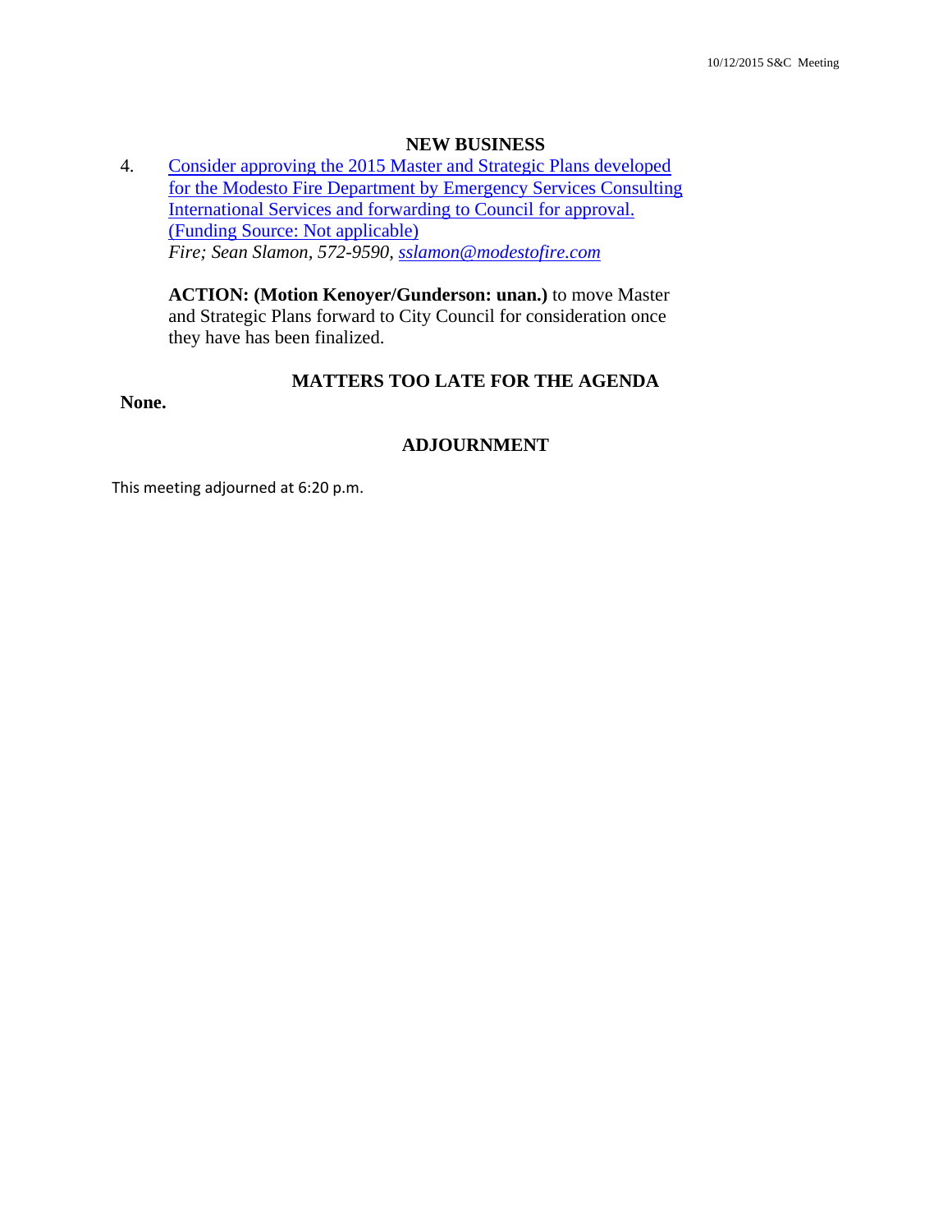## NEW BUSINESS

4. Consider approving the 2015 Master and Strategic Plans developed for the Modesto Fire Department by Emergency Services Consulting International Services and forwarding to Council for approval. (Funding Source: Not applicable)
   *Fire; Sean Slamon, 572-9590, sslamon@modestofire.com*

   **ACTION: (Motion Kenoyer/Gunderson: unan.)** to move Master and Strategic Plans forward to City Council for consideration once they have has been finalized.

## MATTERS TOO LATE FOR THE AGENDA

**None.**

## ADJOURNMENT

This meeting adjourned at 6:20 p.m.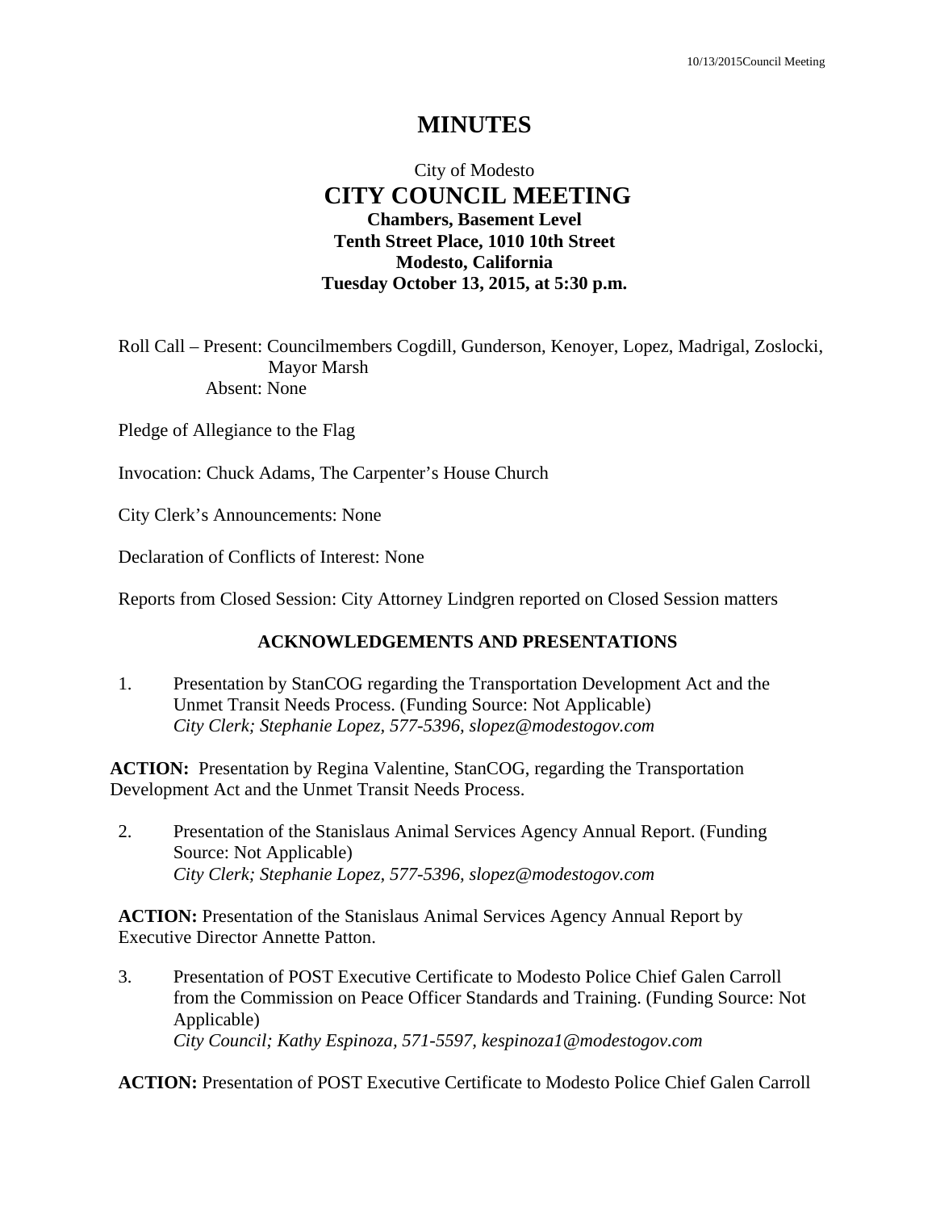# MINUTES

City of Modesto

## CITY COUNCIL MEETING

**Chambers, Basement Level**
**Tenth Street Place, 1010 10th Street**
**Modesto, California**
**Tuesday October 13, 2015, at 5:30 p.m.**

Roll Call – Present: Councilmembers Cogdill, Gunderson, Kenoyer, Lopez, Madrigal, Zoslocki, Mayor Marsh
Absent: None

Pledge of Allegiance to the Flag

Invocation: Chuck Adams, The Carpenter's House Church

City Clerk's Announcements: None

Declaration of Conflicts of Interest: None

Reports from Closed Session: City Attorney Lindgren reported on Closed Session matters

### ACKNOWLEDGEMENTS AND PRESENTATIONS

1. Presentation by StanCOG regarding the Transportation Development Act and the Unmet Transit Needs Process. (Funding Source: Not Applicable)
*City Clerk; Stephanie Lopez, 577-5396, slopez@modestogov.com*

**ACTION:** Presentation by Regina Valentine, StanCOG, regarding the Transportation Development Act and the Unmet Transit Needs Process.

2. Presentation of the Stanislaus Animal Services Agency Annual Report. (Funding Source: Not Applicable)
*City Clerk; Stephanie Lopez, 577-5396, slopez@modestogov.com*

**ACTION:** Presentation of the Stanislaus Animal Services Agency Annual Report by Executive Director Annette Patton.

3. Presentation of POST Executive Certificate to Modesto Police Chief Galen Carroll from the Commission on Peace Officer Standards and Training. (Funding Source: Not Applicable)
*City Council; Kathy Espinoza, 571-5597, kespinoza1@modestogov.com*

**ACTION:** Presentation of POST Executive Certificate to Modesto Police Chief Galen Carroll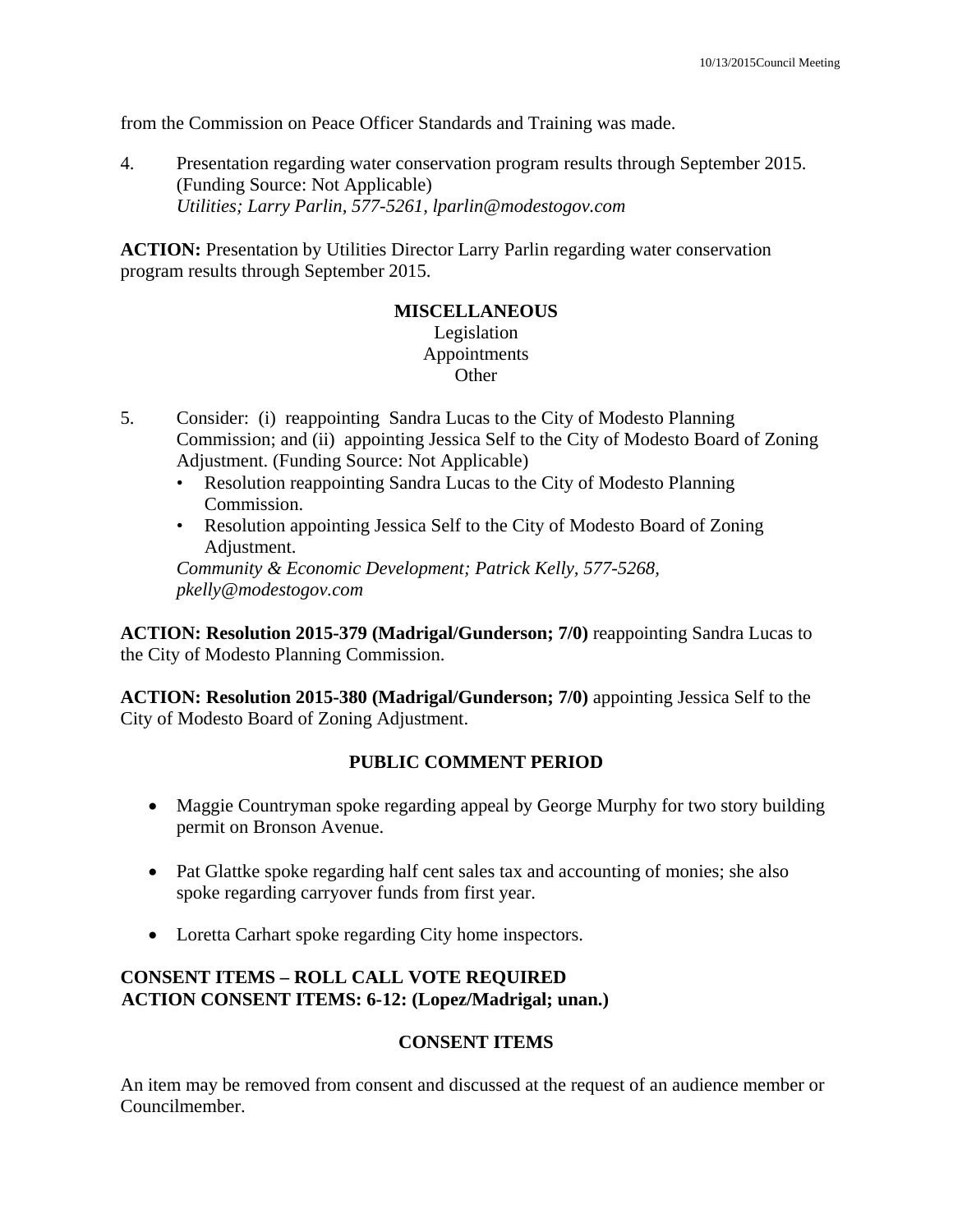from the Commission on Peace Officer Standards and Training was made.

4. Presentation regarding water conservation program results through September 2015. (Funding Source: Not Applicable)
   *Utilities; Larry Parlin, 577-5261, lparlin@modestogov.com*

**ACTION:** Presentation by Utilities Director Larry Parlin regarding water conservation program results through September 2015.

**MISCELLANEOUS**
Legislation
Appointments
Other

5. Consider: (i) reappointing Sandra Lucas to the City of Modesto Planning Commission; and (ii) appointing Jessica Self to the City of Modesto Board of Zoning Adjustment. (Funding Source: Not Applicable)
   - Resolution reappointing Sandra Lucas to the City of Modesto Planning Commission.
   - Resolution appointing Jessica Self to the City of Modesto Board of Zoning Adjustment.

   *Community & Economic Development; Patrick Kelly, 577-5268, pkelly@modestogov.com*

**ACTION: Resolution 2015-379 (Madrigal/Gunderson; 7/0)** reappointing Sandra Lucas to the City of Modesto Planning Commission.

**ACTION: Resolution 2015-380 (Madrigal/Gunderson; 7/0)** appointing Jessica Self to the City of Modesto Board of Zoning Adjustment.

## PUBLIC COMMENT PERIOD

- Maggie Countryman spoke regarding appeal by George Murphy for two story building permit on Bronson Avenue.
- Pat Glattke spoke regarding half cent sales tax and accounting of monies; she also spoke regarding carryover funds from first year.
- Loretta Carhart spoke regarding City home inspectors.

**CONSENT ITEMS – ROLL CALL VOTE REQUIRED**
**ACTION CONSENT ITEMS: 6-12: (Lopez/Madrigal; unan.)**

## CONSENT ITEMS

An item may be removed from consent and discussed at the request of an audience member or Councilmember.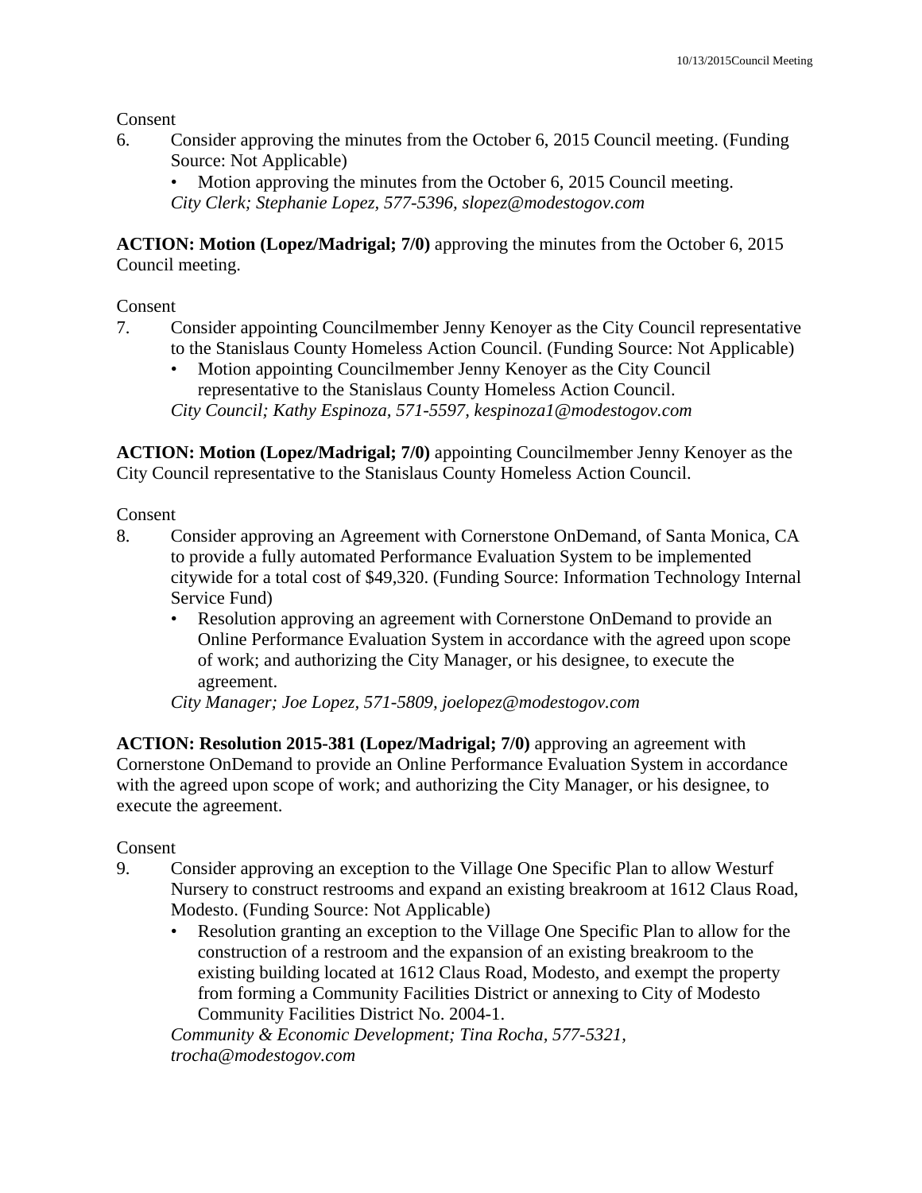Consent

6. Consider approving the minutes from the October 6, 2015 Council meeting. (Funding Source: Not Applicable)
   - Motion approving the minutes from the October 6, 2015 Council meeting.

   *City Clerk; Stephanie Lopez, 577-5396, slopez@modestogov.com*

**ACTION: Motion (Lopez/Madrigal; 7/0)** approving the minutes from the October 6, 2015 Council meeting.

Consent

7. Consider appointing Councilmember Jenny Kenoyer as the City Council representative to the Stanislaus County Homeless Action Council. (Funding Source: Not Applicable)
   - Motion appointing Councilmember Jenny Kenoyer as the City Council representative to the Stanislaus County Homeless Action Council.

   *City Council; Kathy Espinoza, 571-5597, kespinoza1@modestogov.com*

**ACTION: Motion (Lopez/Madrigal; 7/0)** appointing Councilmember Jenny Kenoyer as the City Council representative to the Stanislaus County Homeless Action Council.

Consent

8. Consider approving an Agreement with Cornerstone OnDemand, of Santa Monica, CA to provide a fully automated Performance Evaluation System to be implemented citywide for a total cost of $49,320. (Funding Source: Information Technology Internal Service Fund)
   - Resolution approving an agreement with Cornerstone OnDemand to provide an Online Performance Evaluation System in accordance with the agreed upon scope of work; and authorizing the City Manager, or his designee, to execute the agreement.

   *City Manager; Joe Lopez, 571-5809, joelopez@modestogov.com*

**ACTION: Resolution 2015-381 (Lopez/Madrigal; 7/0)** approving an agreement with Cornerstone OnDemand to provide an Online Performance Evaluation System in accordance with the agreed upon scope of work; and authorizing the City Manager, or his designee, to execute the agreement.

Consent

9. Consider approving an exception to the Village One Specific Plan to allow Westurf Nursery to construct restrooms and expand an existing breakroom at 1612 Claus Road, Modesto. (Funding Source: Not Applicable)
   - Resolution granting an exception to the Village One Specific Plan to allow for the construction of a restroom and the expansion of an existing breakroom to the existing building located at 1612 Claus Road, Modesto, and exempt the property from forming a Community Facilities District or annexing to City of Modesto Community Facilities District No. 2004-1.

   *Community & Economic Development; Tina Rocha, 577-5321, trocha@modestogov.com*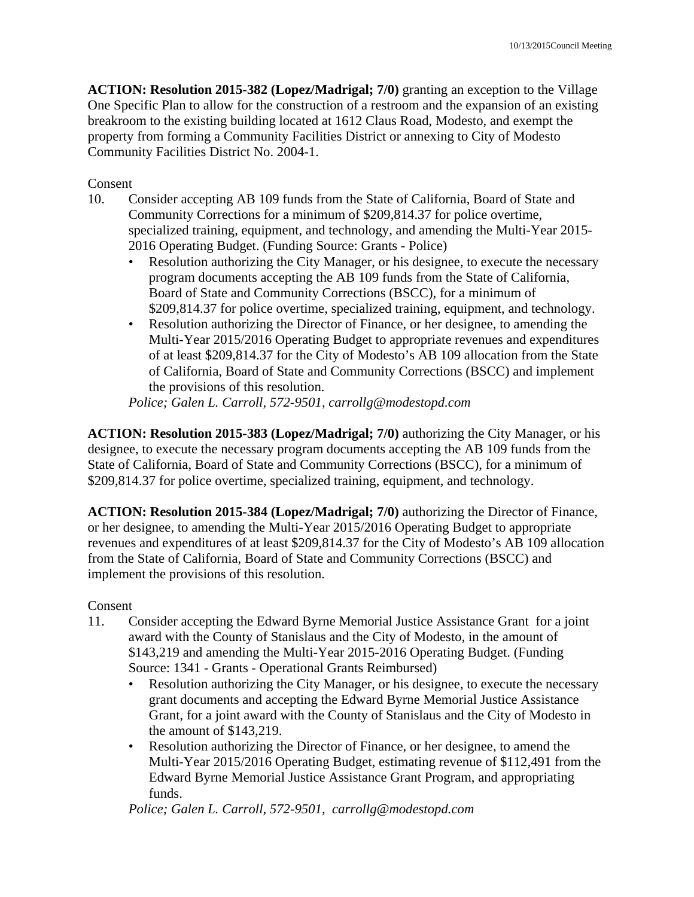**ACTION: Resolution 2015-382 (Lopez/Madrigal; 7/0)** granting an exception to the Village One Specific Plan to allow for the construction of a restroom and the expansion of an existing breakroom to the existing building located at 1612 Claus Road, Modesto, and exempt the property from forming a Community Facilities District or annexing to City of Modesto Community Facilities District No. 2004-1.

Consent

10. Consider accepting AB 109 funds from the State of California, Board of State and Community Corrections for a minimum of $209,814.37 for police overtime, specialized training, equipment, and technology, and amending the Multi-Year 2015-2016 Operating Budget. (Funding Source: Grants - Police)
    - Resolution authorizing the City Manager, or his designee, to execute the necessary program documents accepting the AB 109 funds from the State of California, Board of State and Community Corrections (BSCC), for a minimum of $209,814.37 for police overtime, specialized training, equipment, and technology.
    - Resolution authorizing the Director of Finance, or her designee, to amending the Multi-Year 2015/2016 Operating Budget to appropriate revenues and expenditures of at least $209,814.37 for the City of Modesto's AB 109 allocation from the State of California, Board of State and Community Corrections (BSCC) and implement the provisions of this resolution.

    *Police; Galen L. Carroll, 572-9501, carrollg@modestopd.com*

**ACTION: Resolution 2015-383 (Lopez/Madrigal; 7/0)** authorizing the City Manager, or his designee, to execute the necessary program documents accepting the AB 109 funds from the State of California, Board of State and Community Corrections (BSCC), for a minimum of $209,814.37 for police overtime, specialized training, equipment, and technology.

**ACTION: Resolution 2015-384 (Lopez/Madrigal; 7/0)** authorizing the Director of Finance, or her designee, to amending the Multi-Year 2015/2016 Operating Budget to appropriate revenues and expenditures of at least $209,814.37 for the City of Modesto's AB 109 allocation from the State of California, Board of State and Community Corrections (BSCC) and implement the provisions of this resolution.

Consent

11. Consider accepting the Edward Byrne Memorial Justice Assistance Grant for a joint award with the County of Stanislaus and the City of Modesto, in the amount of $143,219 and amending the Multi-Year 2015-2016 Operating Budget. (Funding Source: 1341 - Grants - Operational Grants Reimbursed)
    - Resolution authorizing the City Manager, or his designee, to execute the necessary grant documents and accepting the Edward Byrne Memorial Justice Assistance Grant, for a joint award with the County of Stanislaus and the City of Modesto in the amount of $143,219.
    - Resolution authorizing the Director of Finance, or her designee, to amend the Multi-Year 2015/2016 Operating Budget, estimating revenue of $112,491 from the Edward Byrne Memorial Justice Assistance Grant Program, and appropriating funds.

    *Police; Galen L. Carroll, 572-9501, carrollg@modestopd.com*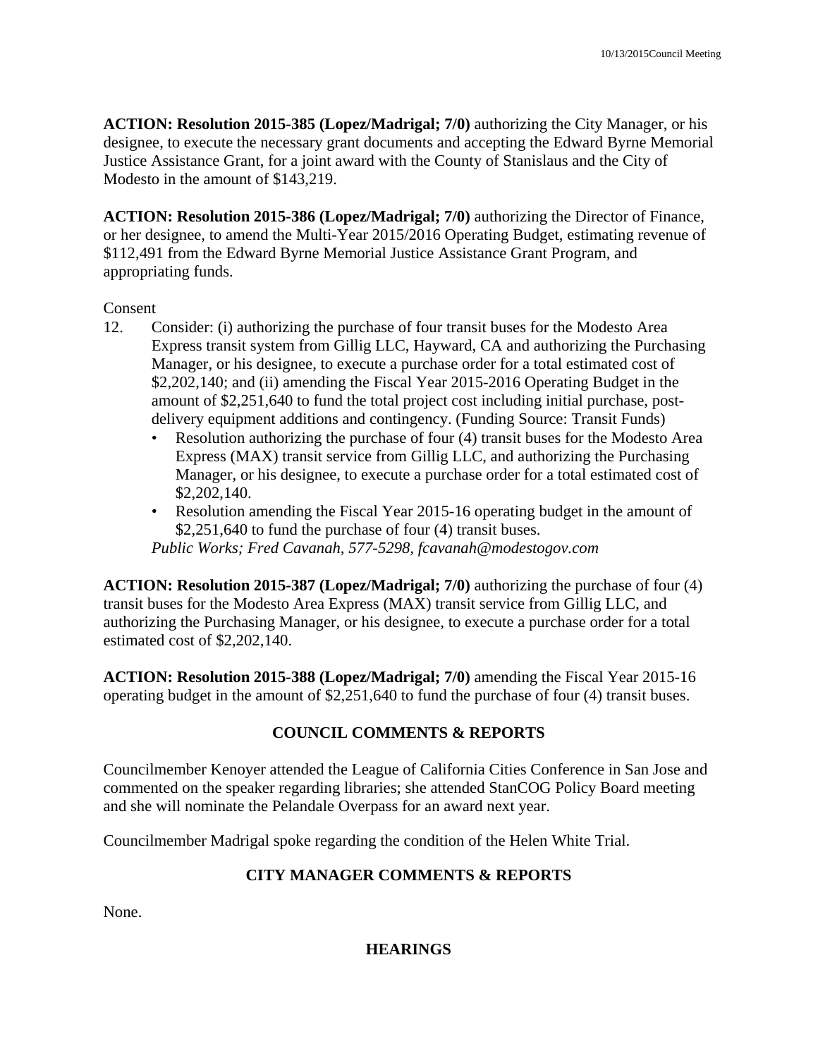**ACTION: Resolution 2015-385 (Lopez/Madrigal; 7/0)** authorizing the City Manager, or his designee, to execute the necessary grant documents and accepting the Edward Byrne Memorial Justice Assistance Grant, for a joint award with the County of Stanislaus and the City of Modesto in the amount of $143,219.

**ACTION: Resolution 2015-386 (Lopez/Madrigal; 7/0)** authorizing the Director of Finance, or her designee, to amend the Multi-Year 2015/2016 Operating Budget, estimating revenue of $112,491 from the Edward Byrne Memorial Justice Assistance Grant Program, and appropriating funds.

Consent

12. Consider: (i) authorizing the purchase of four transit buses for the Modesto Area Express transit system from Gillig LLC, Hayward, CA and authorizing the Purchasing Manager, or his designee, to execute a purchase order for a total estimated cost of $2,202,140; and (ii) amending the Fiscal Year 2015-2016 Operating Budget in the amount of $2,251,640 to fund the total project cost including initial purchase, post-delivery equipment additions and contingency. (Funding Source: Transit Funds)
    - Resolution authorizing the purchase of four (4) transit buses for the Modesto Area Express (MAX) transit service from Gillig LLC, and authorizing the Purchasing Manager, or his designee, to execute a purchase order for a total estimated cost of $2,202,140.
    - Resolution amending the Fiscal Year 2015-16 operating budget in the amount of $2,251,640 to fund the purchase of four (4) transit buses.

    *Public Works; Fred Cavanah, 577-5298, fcavanah@modestogov.com*

**ACTION: Resolution 2015-387 (Lopez/Madrigal; 7/0)** authorizing the purchase of four (4) transit buses for the Modesto Area Express (MAX) transit service from Gillig LLC, and authorizing the Purchasing Manager, or his designee, to execute a purchase order for a total estimated cost of $2,202,140.

**ACTION: Resolution 2015-388 (Lopez/Madrigal; 7/0)** amending the Fiscal Year 2015-16 operating budget in the amount of $2,251,640 to fund the purchase of four (4) transit buses.

## COUNCIL COMMENTS & REPORTS

Councilmember Kenoyer attended the League of California Cities Conference in San Jose and commented on the speaker regarding libraries; she attended StanCOG Policy Board meeting and she will nominate the Pelandale Overpass for an award next year.

Councilmember Madrigal spoke regarding the condition of the Helen White Trial.

## CITY MANAGER COMMENTS & REPORTS

None.

## HEARINGS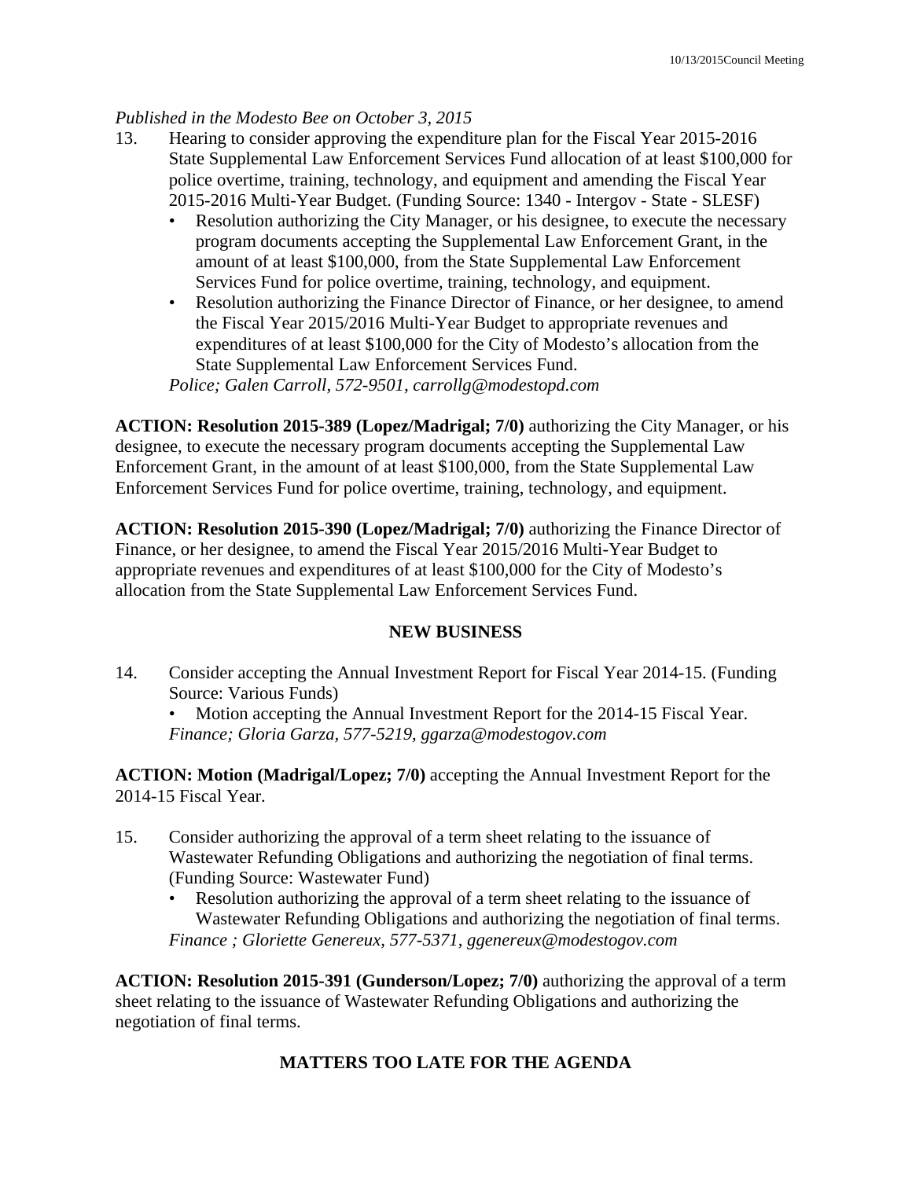*Published in the Modesto Bee on October 3, 2015*

13. Hearing to consider approving the expenditure plan for the Fiscal Year 2015-2016 State Supplemental Law Enforcement Services Fund allocation of at least $100,000 for police overtime, training, technology, and equipment and amending the Fiscal Year 2015-2016 Multi-Year Budget. (Funding Source: 1340 - Intergov - State - SLESF)
    - Resolution authorizing the City Manager, or his designee, to execute the necessary program documents accepting the Supplemental Law Enforcement Grant, in the amount of at least $100,000, from the State Supplemental Law Enforcement Services Fund for police overtime, training, technology, and equipment.
    - Resolution authorizing the Finance Director of Finance, or her designee, to amend the Fiscal Year 2015/2016 Multi-Year Budget to appropriate revenues and expenditures of at least $100,000 for the City of Modesto's allocation from the State Supplemental Law Enforcement Services Fund.

    *Police; Galen Carroll, 572-9501, carrollg@modestopd.com*

**ACTION: Resolution 2015-389 (Lopez/Madrigal; 7/0)** authorizing the City Manager, or his designee, to execute the necessary program documents accepting the Supplemental Law Enforcement Grant, in the amount of at least $100,000, from the State Supplemental Law Enforcement Services Fund for police overtime, training, technology, and equipment.

**ACTION: Resolution 2015-390 (Lopez/Madrigal; 7/0)** authorizing the Finance Director of Finance, or her designee, to amend the Fiscal Year 2015/2016 Multi-Year Budget to appropriate revenues and expenditures of at least $100,000 for the City of Modesto's allocation from the State Supplemental Law Enforcement Services Fund.

## NEW BUSINESS

14. Consider accepting the Annual Investment Report for Fiscal Year 2014-15. (Funding Source: Various Funds)
    - Motion accepting the Annual Investment Report for the 2014-15 Fiscal Year.

    *Finance; Gloria Garza, 577-5219, ggarza@modestogov.com*

**ACTION: Motion (Madrigal/Lopez; 7/0)** accepting the Annual Investment Report for the 2014-15 Fiscal Year.

15. Consider authorizing the approval of a term sheet relating to the issuance of Wastewater Refunding Obligations and authorizing the negotiation of final terms. (Funding Source: Wastewater Fund)
    - Resolution authorizing the approval of a term sheet relating to the issuance of Wastewater Refunding Obligations and authorizing the negotiation of final terms.

    *Finance ; Gloriette Genereux, 577-5371, ggenereux@modestogov.com*

**ACTION: Resolution 2015-391 (Gunderson/Lopez; 7/0)** authorizing the approval of a term sheet relating to the issuance of Wastewater Refunding Obligations and authorizing the negotiation of final terms.

## MATTERS TOO LATE FOR THE AGENDA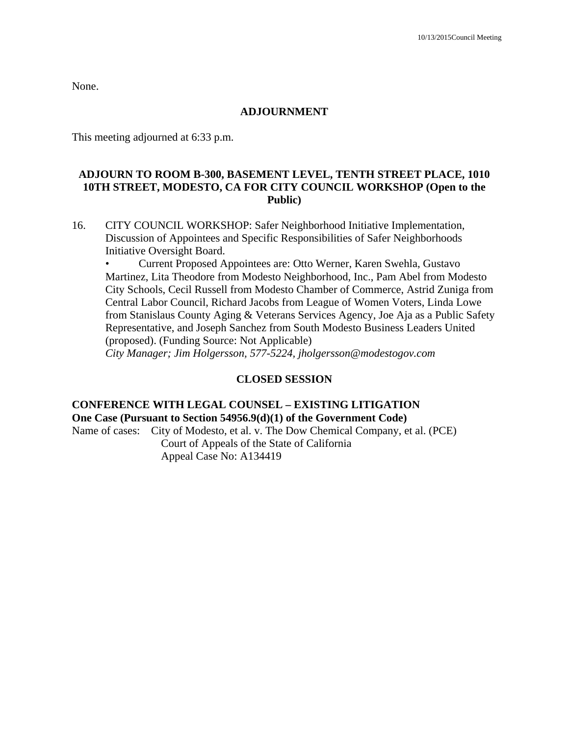None.

## ADJOURNMENT

This meeting adjourned at 6:33 p.m.

## ADJOURN TO ROOM B-300, BASEMENT LEVEL, TENTH STREET PLACE, 1010 10TH STREET, MODESTO, CA FOR CITY COUNCIL WORKSHOP (Open to the Public)

16. CITY COUNCIL WORKSHOP: Safer Neighborhood Initiative Implementation, Discussion of Appointees and Specific Responsibilities of Safer Neighborhoods Initiative Oversight Board.
    - Current Proposed Appointees are: Otto Werner, Karen Swehla, Gustavo Martinez, Lita Theodore from Modesto Neighborhood, Inc., Pam Abel from Modesto City Schools, Cecil Russell from Modesto Chamber of Commerce, Astrid Zuniga from Central Labor Council, Richard Jacobs from League of Women Voters, Linda Lowe from Stanislaus County Aging & Veterans Services Agency, Joe Aja as a Public Safety Representative, and Joseph Sanchez from South Modesto Business Leaders United (proposed). (Funding Source: Not Applicable)

    *City Manager; Jim Holgersson, 577-5224, jholgersson@modestogov.com*

## CLOSED SESSION

**CONFERENCE WITH LEGAL COUNSEL – EXISTING LITIGATION**
**One Case (Pursuant to Section 54956.9(d)(1) of the Government Code)**

Name of cases: City of Modesto, et al. v. The Dow Chemical Company, et al. (PCE)
Court of Appeals of the State of California
Appeal Case No: A134419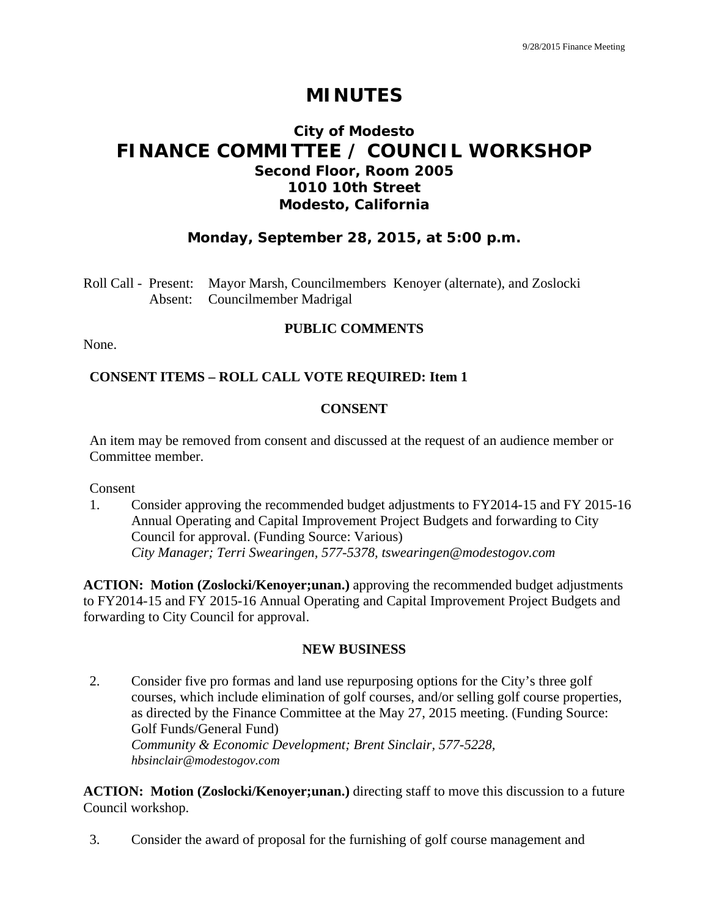# MINUTES

## City of Modesto
## FINANCE COMMITTEE / COUNCIL WORKSHOP
### Second Floor, Room 2005
### 1010 10th Street
### Modesto, California

### Monday, September 28, 2015, at 5:00 p.m.

Roll Call - Present: Mayor Marsh, Councilmembers Kenoyer (alternate), and Zoslocki
Absent: Councilmember Madrigal

**PUBLIC COMMENTS**

None.

**CONSENT ITEMS – ROLL CALL VOTE REQUIRED: Item 1**

**CONSENT**

An item may be removed from consent and discussed at the request of an audience member or Committee member.

Consent

1. Consider approving the recommended budget adjustments to FY2014-15 and FY 2015-16 Annual Operating and Capital Improvement Project Budgets and forwarding to City Council for approval. (Funding Source: Various)
*City Manager; Terri Swearingen, 577-5378, tswearingen@modestogov.com*

**ACTION: Motion (Zoslocki/Kenoyer;unan.)** approving the recommended budget adjustments to FY2014-15 and FY 2015-16 Annual Operating and Capital Improvement Project Budgets and forwarding to City Council for approval.

**NEW BUSINESS**

2. Consider five pro formas and land use repurposing options for the City's three golf courses, which include elimination of golf courses, and/or selling golf course properties, as directed by the Finance Committee at the May 27, 2015 meeting. (Funding Source: Golf Funds/General Fund)
*Community & Economic Development; Brent Sinclair, 577-5228, hbsinclair@modestogov.com*

**ACTION: Motion (Zoslocki/Kenoyer;unan.)** directing staff to move this discussion to a future Council workshop.

3. Consider the award of proposal for the furnishing of golf course management and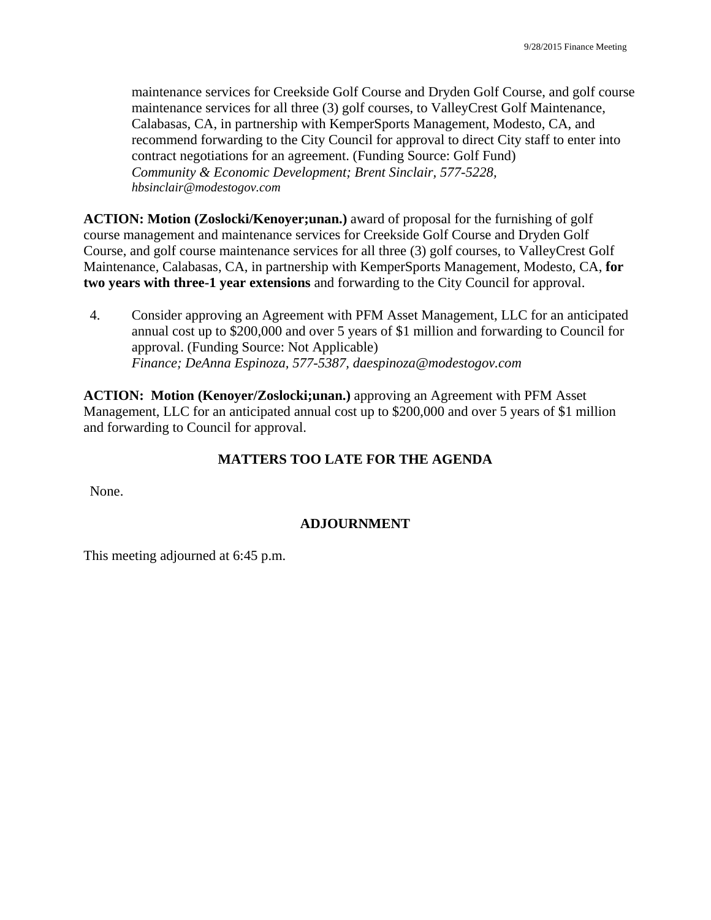maintenance services for Creekside Golf Course and Dryden Golf Course, and golf course maintenance services for all three (3) golf courses, to ValleyCrest Golf Maintenance, Calabasas, CA, in partnership with KemperSports Management, Modesto, CA, and recommend forwarding to the City Council for approval to direct City staff to enter into contract negotiations for an agreement. (Funding Source: Golf Fund)
*Community & Economic Development; Brent Sinclair, 577-5228, hbsinclair@modestogov.com*

**ACTION: Motion (Zoslocki/Kenoyer;unan.)** award of proposal for the furnishing of golf course management and maintenance services for Creekside Golf Course and Dryden Golf Course, and golf course maintenance services for all three (3) golf courses, to ValleyCrest Golf Maintenance, Calabasas, CA, in partnership with KemperSports Management, Modesto, CA, **for two years with three-1 year extensions** and forwarding to the City Council for approval.

4. Consider approving an Agreement with PFM Asset Management, LLC for an anticipated annual cost up to $200,000 and over 5 years of $1 million and forwarding to Council for approval. (Funding Source: Not Applicable)
*Finance; DeAnna Espinoza, 577-5387, daespinoza@modestogov.com*

**ACTION: Motion (Kenoyer/Zoslocki;unan.)** approving an Agreement with PFM Asset Management, LLC for an anticipated annual cost up to $200,000 and over 5 years of $1 million and forwarding to Council for approval.

## MATTERS TOO LATE FOR THE AGENDA

None.

## ADJOURNMENT

This meeting adjourned at 6:45 p.m.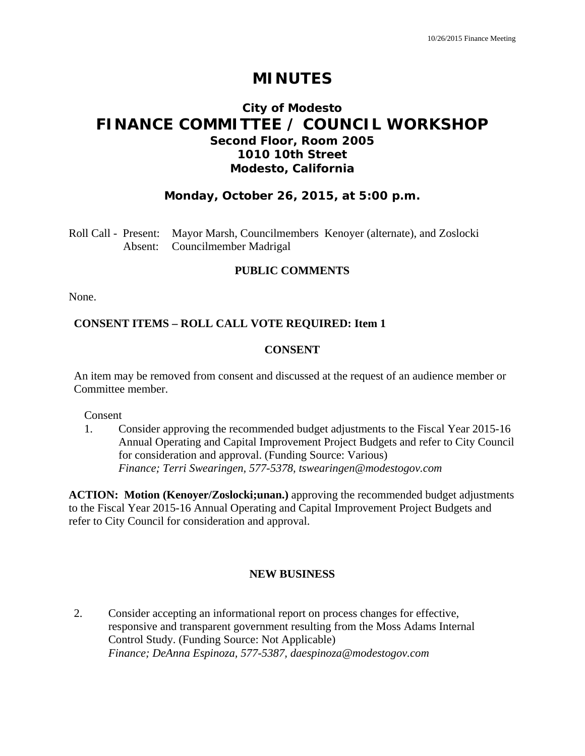# MINUTES

## City of Modesto
## FINANCE COMMITTEE / COUNCIL WORKSHOP
### Second Floor, Room 2005
### 1010 10th Street
### Modesto, California

**Monday, October 26, 2015, at 5:00 p.m.**

Roll Call - Present: Mayor Marsh, Councilmembers Kenoyer (alternate), and Zoslocki
Absent: Councilmember Madrigal

**PUBLIC COMMENTS**

None.

**CONSENT ITEMS – ROLL CALL VOTE REQUIRED: Item 1**

**CONSENT**

An item may be removed from consent and discussed at the request of an audience member or Committee member.

Consent

1. Consider approving the recommended budget adjustments to the Fiscal Year 2015-16 Annual Operating and Capital Improvement Project Budgets and refer to City Council for consideration and approval. (Funding Source: Various)
*Finance; Terri Swearingen, 577-5378, tswearingen@modestogov.com*

**ACTION: Motion (Kenoyer/Zoslocki;unan.)** approving the recommended budget adjustments to the Fiscal Year 2015-16 Annual Operating and Capital Improvement Project Budgets and refer to City Council for consideration and approval.

**NEW BUSINESS**

2. Consider accepting an informational report on process changes for effective, responsive and transparent government resulting from the Moss Adams Internal Control Study. (Funding Source: Not Applicable)
*Finance; DeAnna Espinoza, 577-5387, daespinoza@modestogov.com*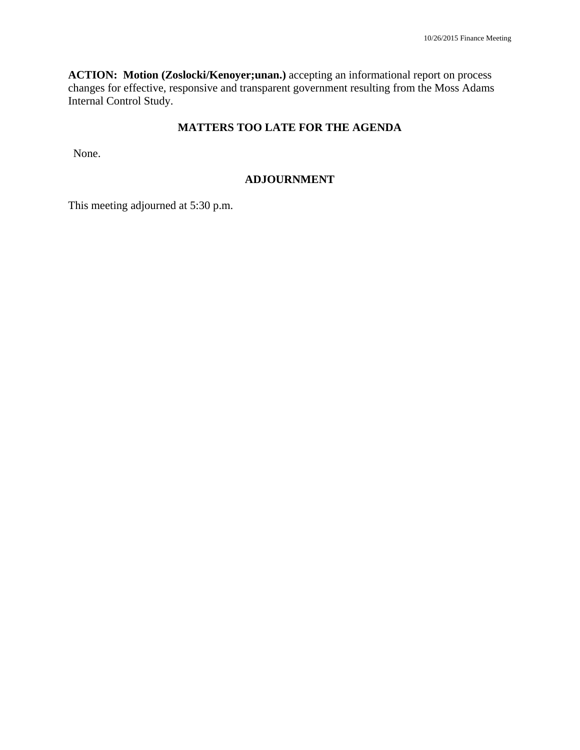**ACTION: Motion (Zoslocki/Kenoyer;unan.)** accepting an informational report on process changes for effective, responsive and transparent government resulting from the Moss Adams Internal Control Study.

## MATTERS TOO LATE FOR THE AGENDA

None.

## ADJOURNMENT

This meeting adjourned at 5:30 p.m.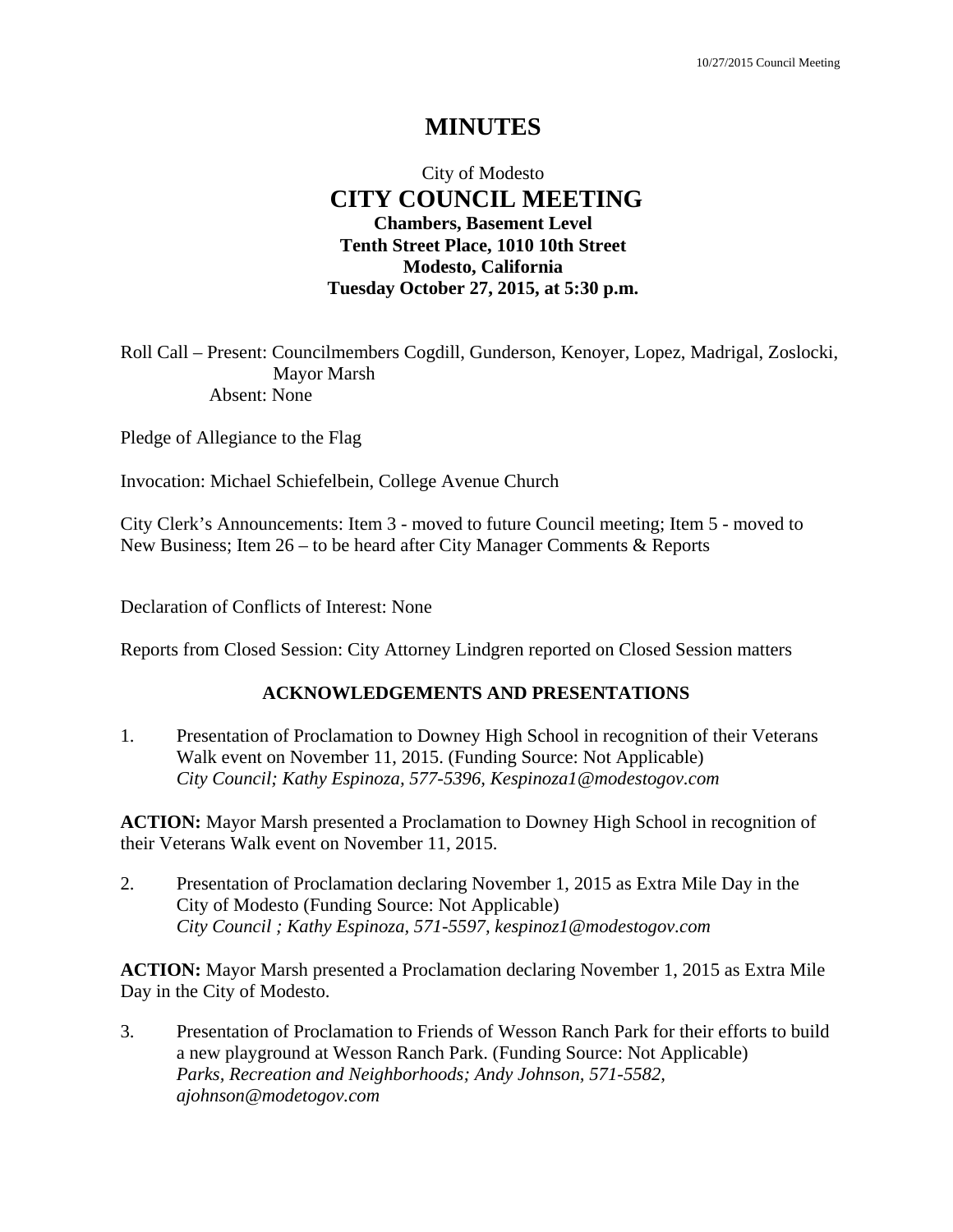# MINUTES

City of Modesto
**CITY COUNCIL MEETING**
**Chambers, Basement Level**
**Tenth Street Place, 1010 10th Street**
**Modesto, California**
**Tuesday October 27, 2015, at 5:30 p.m.**

Roll Call – Present: Councilmembers Cogdill, Gunderson, Kenoyer, Lopez, Madrigal, Zoslocki, Mayor Marsh
Absent: None

Pledge of Allegiance to the Flag

Invocation: Michael Schiefelbein, College Avenue Church

City Clerk's Announcements: Item 3 - moved to future Council meeting; Item 5 - moved to New Business; Item 26 – to be heard after City Manager Comments & Reports

Declaration of Conflicts of Interest: None

Reports from Closed Session: City Attorney Lindgren reported on Closed Session matters

## ACKNOWLEDGEMENTS AND PRESENTATIONS

1. Presentation of Proclamation to Downey High School in recognition of their Veterans Walk event on November 11, 2015. (Funding Source: Not Applicable)
*City Council; Kathy Espinoza, 577-5396, Kespinoza1@modestogov.com*

**ACTION:** Mayor Marsh presented a Proclamation to Downey High School in recognition of their Veterans Walk event on November 11, 2015.

2. Presentation of Proclamation declaring November 1, 2015 as Extra Mile Day in the City of Modesto (Funding Source: Not Applicable)
*City Council ; Kathy Espinoza, 571-5597, kespinoz1@modestogov.com*

**ACTION:** Mayor Marsh presented a Proclamation declaring November 1, 2015 as Extra Mile Day in the City of Modesto.

3. Presentation of Proclamation to Friends of Wesson Ranch Park for their efforts to build a new playground at Wesson Ranch Park. (Funding Source: Not Applicable)
*Parks, Recreation and Neighborhoods; Andy Johnson, 571-5582, ajohnson@modetogov.com*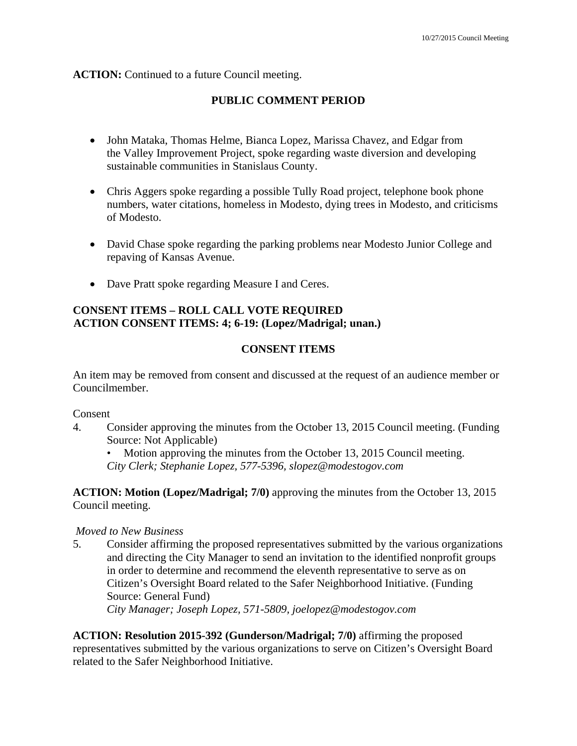**ACTION:** Continued to a future Council meeting.

## PUBLIC COMMENT PERIOD

- John Mataka, Thomas Helme, Bianca Lopez, Marissa Chavez, and Edgar from the Valley Improvement Project, spoke regarding waste diversion and developing sustainable communities in Stanislaus County.
- Chris Aggers spoke regarding a possible Tully Road project, telephone book phone numbers, water citations, homeless in Modesto, dying trees in Modesto, and criticisms of Modesto.
- David Chase spoke regarding the parking problems near Modesto Junior College and repaving of Kansas Avenue.
- Dave Pratt spoke regarding Measure I and Ceres.

**CONSENT ITEMS – ROLL CALL VOTE REQUIRED**
**ACTION CONSENT ITEMS: 4; 6-19: (Lopez/Madrigal; unan.)**

## CONSENT ITEMS

An item may be removed from consent and discussed at the request of an audience member or Councilmember.

Consent

4. Consider approving the minutes from the October 13, 2015 Council meeting. (Funding Source: Not Applicable)
   - Motion approving the minutes from the October 13, 2015 Council meeting.

   *City Clerk; Stephanie Lopez, 577-5396, slopez@modestogov.com*

**ACTION: Motion (Lopez/Madrigal; 7/0)** approving the minutes from the October 13, 2015 Council meeting.

*Moved to New Business*

5. Consider affirming the proposed representatives submitted by the various organizations and directing the City Manager to send an invitation to the identified nonprofit groups in order to determine and recommend the eleventh representative to serve as on Citizen's Oversight Board related to the Safer Neighborhood Initiative. (Funding Source: General Fund)

   *City Manager; Joseph Lopez, 571-5809, joelopez@modestogov.com*

**ACTION: Resolution 2015-392 (Gunderson/Madrigal; 7/0)** affirming the proposed representatives submitted by the various organizations to serve on Citizen's Oversight Board related to the Safer Neighborhood Initiative.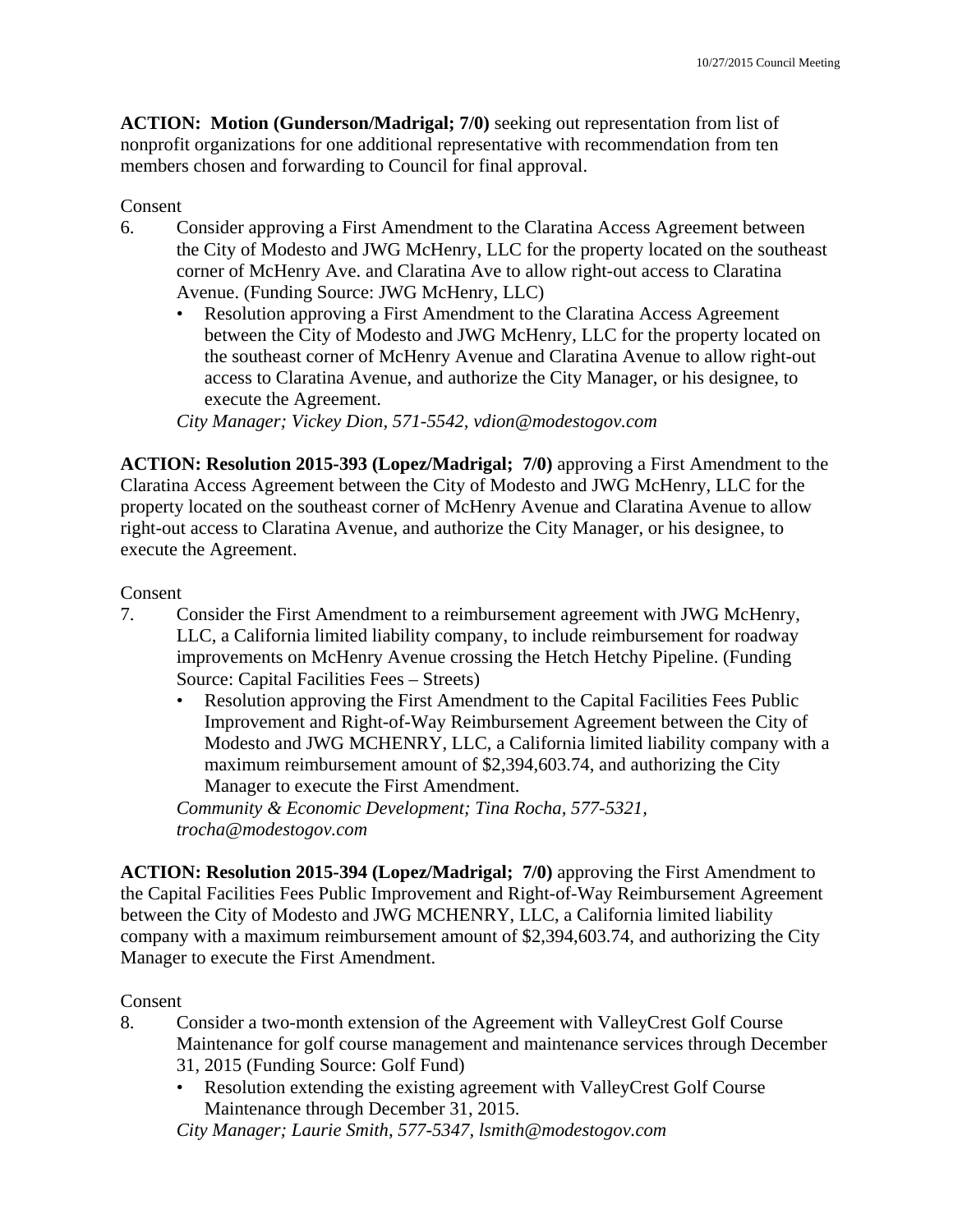**ACTION: Motion (Gunderson/Madrigal; 7/0)** seeking out representation from list of nonprofit organizations for one additional representative with recommendation from ten members chosen and forwarding to Council for final approval.

Consent

6. Consider approving a First Amendment to the Claratina Access Agreement between the City of Modesto and JWG McHenry, LLC for the property located on the southeast corner of McHenry Ave. and Claratina Ave to allow right-out access to Claratina Avenue. (Funding Source: JWG McHenry, LLC)
   - Resolution approving a First Amendment to the Claratina Access Agreement between the City of Modesto and JWG McHenry, LLC for the property located on the southeast corner of McHenry Avenue and Claratina Avenue to allow right-out access to Claratina Avenue, and authorize the City Manager, or his designee, to execute the Agreement.

   *City Manager; Vickey Dion, 571-5542, vdion@modestogov.com*

**ACTION: Resolution 2015-393 (Lopez/Madrigal; 7/0)** approving a First Amendment to the Claratina Access Agreement between the City of Modesto and JWG McHenry, LLC for the property located on the southeast corner of McHenry Avenue and Claratina Avenue to allow right-out access to Claratina Avenue, and authorize the City Manager, or his designee, to execute the Agreement.

Consent

7. Consider the First Amendment to a reimbursement agreement with JWG McHenry, LLC, a California limited liability company, to include reimbursement for roadway improvements on McHenry Avenue crossing the Hetch Hetchy Pipeline. (Funding Source: Capital Facilities Fees – Streets)
   - Resolution approving the First Amendment to the Capital Facilities Fees Public Improvement and Right-of-Way Reimbursement Agreement between the City of Modesto and JWG MCHENRY, LLC, a California limited liability company with a maximum reimbursement amount of $2,394,603.74, and authorizing the City Manager to execute the First Amendment.

   *Community & Economic Development; Tina Rocha, 577-5321, trocha@modestogov.com*

**ACTION: Resolution 2015-394 (Lopez/Madrigal; 7/0)** approving the First Amendment to the Capital Facilities Fees Public Improvement and Right-of-Way Reimbursement Agreement between the City of Modesto and JWG MCHENRY, LLC, a California limited liability company with a maximum reimbursement amount of $2,394,603.74, and authorizing the City Manager to execute the First Amendment.

Consent

8. Consider a two-month extension of the Agreement with ValleyCrest Golf Course Maintenance for golf course management and maintenance services through December 31, 2015 (Funding Source: Golf Fund)
   - Resolution extending the existing agreement with ValleyCrest Golf Course Maintenance through December 31, 2015.

   *City Manager; Laurie Smith, 577-5347, lsmith@modestogov.com*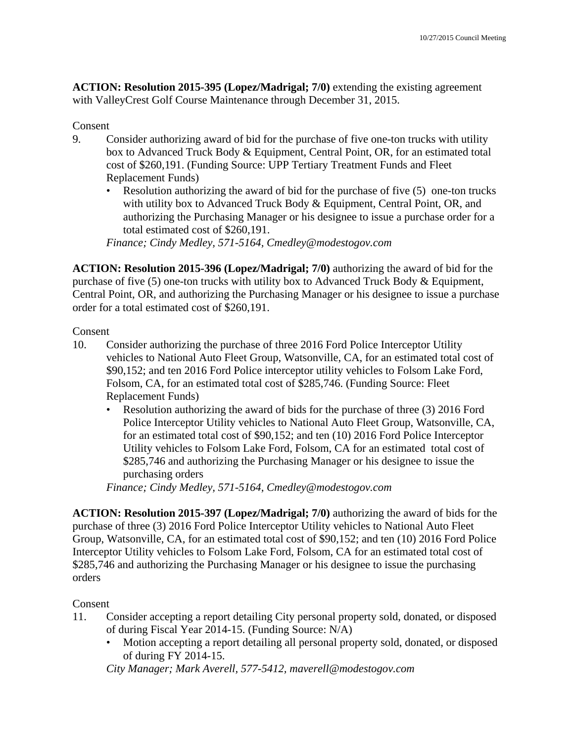**ACTION: Resolution 2015-395 (Lopez/Madrigal; 7/0)** extending the existing agreement with ValleyCrest Golf Course Maintenance through December 31, 2015.

Consent

9. Consider authorizing award of bid for the purchase of five one-ton trucks with utility box to Advanced Truck Body & Equipment, Central Point, OR, for an estimated total cost of $260,191. (Funding Source: UPP Tertiary Treatment Funds and Fleet Replacement Funds)
   - Resolution authorizing the award of bid for the purchase of five (5) one-ton trucks with utility box to Advanced Truck Body & Equipment, Central Point, OR, and authorizing the Purchasing Manager or his designee to issue a purchase order for a total estimated cost of $260,191.

   *Finance; Cindy Medley, 571-5164, Cmedley@modestogov.com*

**ACTION: Resolution 2015-396 (Lopez/Madrigal; 7/0)** authorizing the award of bid for the purchase of five (5) one-ton trucks with utility box to Advanced Truck Body & Equipment, Central Point, OR, and authorizing the Purchasing Manager or his designee to issue a purchase order for a total estimated cost of $260,191.

Consent

10. Consider authorizing the purchase of three 2016 Ford Police Interceptor Utility vehicles to National Auto Fleet Group, Watsonville, CA, for an estimated total cost of $90,152; and ten 2016 Ford Police interceptor utility vehicles to Folsom Lake Ford, Folsom, CA, for an estimated total cost of $285,746. (Funding Source: Fleet Replacement Funds)
    - Resolution authorizing the award of bids for the purchase of three (3) 2016 Ford Police Interceptor Utility vehicles to National Auto Fleet Group, Watsonville, CA, for an estimated total cost of $90,152; and ten (10) 2016 Ford Police Interceptor Utility vehicles to Folsom Lake Ford, Folsom, CA for an estimated total cost of $285,746 and authorizing the Purchasing Manager or his designee to issue the purchasing orders

    *Finance; Cindy Medley, 571-5164, Cmedley@modestogov.com*

**ACTION: Resolution 2015-397 (Lopez/Madrigal; 7/0)** authorizing the award of bids for the purchase of three (3) 2016 Ford Police Interceptor Utility vehicles to National Auto Fleet Group, Watsonville, CA, for an estimated total cost of $90,152; and ten (10) 2016 Ford Police Interceptor Utility vehicles to Folsom Lake Ford, Folsom, CA for an estimated total cost of $285,746 and authorizing the Purchasing Manager or his designee to issue the purchasing orders

Consent

11. Consider accepting a report detailing City personal property sold, donated, or disposed of during Fiscal Year 2014-15. (Funding Source: N/A)
    - Motion accepting a report detailing all personal property sold, donated, or disposed of during FY 2014-15.

    *City Manager; Mark Averell, 577-5412, maverell@modestogov.com*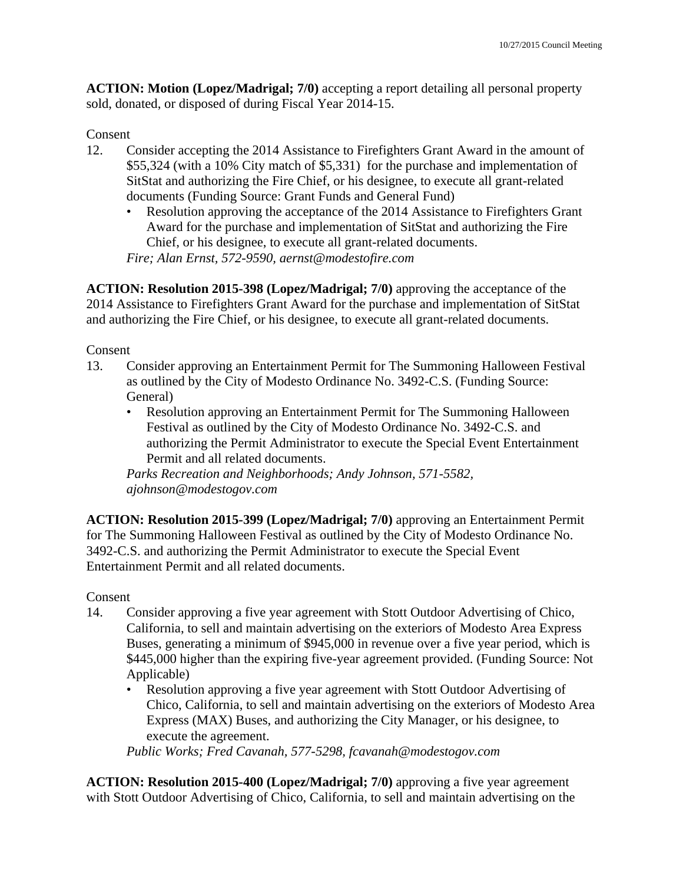**ACTION: Motion (Lopez/Madrigal; 7/0)** accepting a report detailing all personal property sold, donated, or disposed of during Fiscal Year 2014-15.

Consent

12. Consider accepting the 2014 Assistance to Firefighters Grant Award in the amount of $55,324 (with a 10% City match of $5,331) for the purchase and implementation of SitStat and authorizing the Fire Chief, or his designee, to execute all grant-related documents (Funding Source: Grant Funds and General Fund)
    - Resolution approving the acceptance of the 2014 Assistance to Firefighters Grant Award for the purchase and implementation of SitStat and authorizing the Fire Chief, or his designee, to execute all grant-related documents.

    *Fire; Alan Ernst, 572-9590, aernst@modestofire.com*

**ACTION: Resolution 2015-398 (Lopez/Madrigal; 7/0)** approving the acceptance of the 2014 Assistance to Firefighters Grant Award for the purchase and implementation of SitStat and authorizing the Fire Chief, or his designee, to execute all grant-related documents.

Consent

13. Consider approving an Entertainment Permit for The Summoning Halloween Festival as outlined by the City of Modesto Ordinance No. 3492-C.S. (Funding Source: General)
    - Resolution approving an Entertainment Permit for The Summoning Halloween Festival as outlined by the City of Modesto Ordinance No. 3492-C.S. and authorizing the Permit Administrator to execute the Special Event Entertainment Permit and all related documents.

    *Parks Recreation and Neighborhoods; Andy Johnson, 571-5582, ajohnson@modestogov.com*

**ACTION: Resolution 2015-399 (Lopez/Madrigal; 7/0)** approving an Entertainment Permit for The Summoning Halloween Festival as outlined by the City of Modesto Ordinance No. 3492-C.S. and authorizing the Permit Administrator to execute the Special Event Entertainment Permit and all related documents.

Consent

14. Consider approving a five year agreement with Stott Outdoor Advertising of Chico, California, to sell and maintain advertising on the exteriors of Modesto Area Express Buses, generating a minimum of $945,000 in revenue over a five year period, which is $445,000 higher than the expiring five-year agreement provided. (Funding Source: Not Applicable)
    - Resolution approving a five year agreement with Stott Outdoor Advertising of Chico, California, to sell and maintain advertising on the exteriors of Modesto Area Express (MAX) Buses, and authorizing the City Manager, or his designee, to execute the agreement.

    *Public Works; Fred Cavanah, 577-5298, fcavanah@modestogov.com*

**ACTION: Resolution 2015-400 (Lopez/Madrigal; 7/0)** approving a five year agreement with Stott Outdoor Advertising of Chico, California, to sell and maintain advertising on the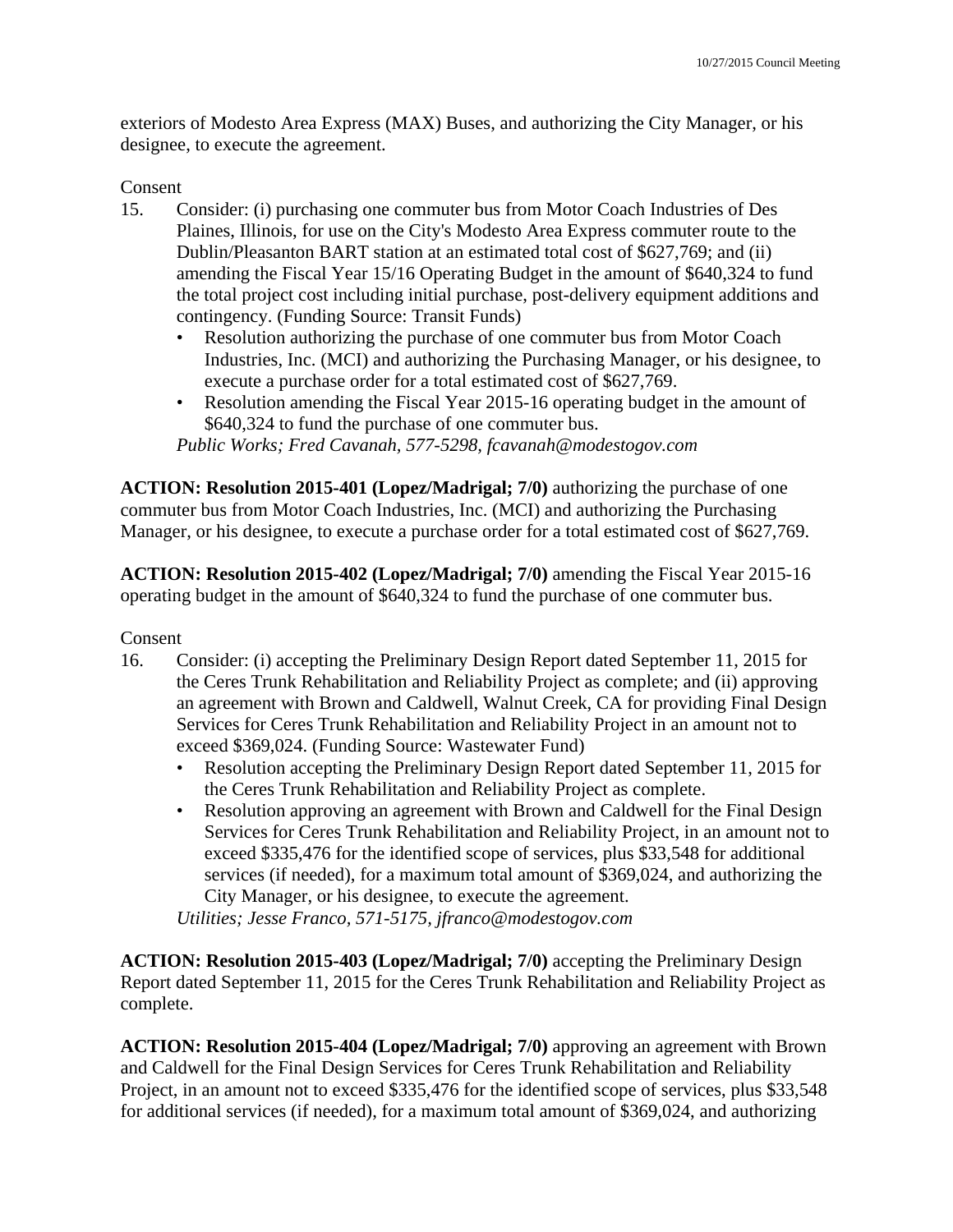exteriors of Modesto Area Express (MAX) Buses, and authorizing the City Manager, or his designee, to execute the agreement.

Consent

15. Consider: (i) purchasing one commuter bus from Motor Coach Industries of Des Plaines, Illinois, for use on the City's Modesto Area Express commuter route to the Dublin/Pleasanton BART station at an estimated total cost of $627,769; and (ii) amending the Fiscal Year 15/16 Operating Budget in the amount of $640,324 to fund the total project cost including initial purchase, post-delivery equipment additions and contingency. (Funding Source: Transit Funds)
    - Resolution authorizing the purchase of one commuter bus from Motor Coach Industries, Inc. (MCI) and authorizing the Purchasing Manager, or his designee, to execute a purchase order for a total estimated cost of $627,769.
    - Resolution amending the Fiscal Year 2015-16 operating budget in the amount of $640,324 to fund the purchase of one commuter bus.

    *Public Works; Fred Cavanah, 577-5298, fcavanah@modestogov.com*

**ACTION: Resolution 2015-401 (Lopez/Madrigal; 7/0)** authorizing the purchase of one commuter bus from Motor Coach Industries, Inc. (MCI) and authorizing the Purchasing Manager, or his designee, to execute a purchase order for a total estimated cost of $627,769.

**ACTION: Resolution 2015-402 (Lopez/Madrigal; 7/0)** amending the Fiscal Year 2015-16 operating budget in the amount of $640,324 to fund the purchase of one commuter bus.

Consent

16. Consider: (i) accepting the Preliminary Design Report dated September 11, 2015 for the Ceres Trunk Rehabilitation and Reliability Project as complete; and (ii) approving an agreement with Brown and Caldwell, Walnut Creek, CA for providing Final Design Services for Ceres Trunk Rehabilitation and Reliability Project in an amount not to exceed $369,024. (Funding Source: Wastewater Fund)
    - Resolution accepting the Preliminary Design Report dated September 11, 2015 for the Ceres Trunk Rehabilitation and Reliability Project as complete.
    - Resolution approving an agreement with Brown and Caldwell for the Final Design Services for Ceres Trunk Rehabilitation and Reliability Project, in an amount not to exceed $335,476 for the identified scope of services, plus $33,548 for additional services (if needed), for a maximum total amount of $369,024, and authorizing the City Manager, or his designee, to execute the agreement.

    *Utilities; Jesse Franco, 571-5175, jfranco@modestogov.com*

**ACTION: Resolution 2015-403 (Lopez/Madrigal; 7/0)** accepting the Preliminary Design Report dated September 11, 2015 for the Ceres Trunk Rehabilitation and Reliability Project as complete.

**ACTION: Resolution 2015-404 (Lopez/Madrigal; 7/0)** approving an agreement with Brown and Caldwell for the Final Design Services for Ceres Trunk Rehabilitation and Reliability Project, in an amount not to exceed $335,476 for the identified scope of services, plus $33,548 for additional services (if needed), for a maximum total amount of $369,024, and authorizing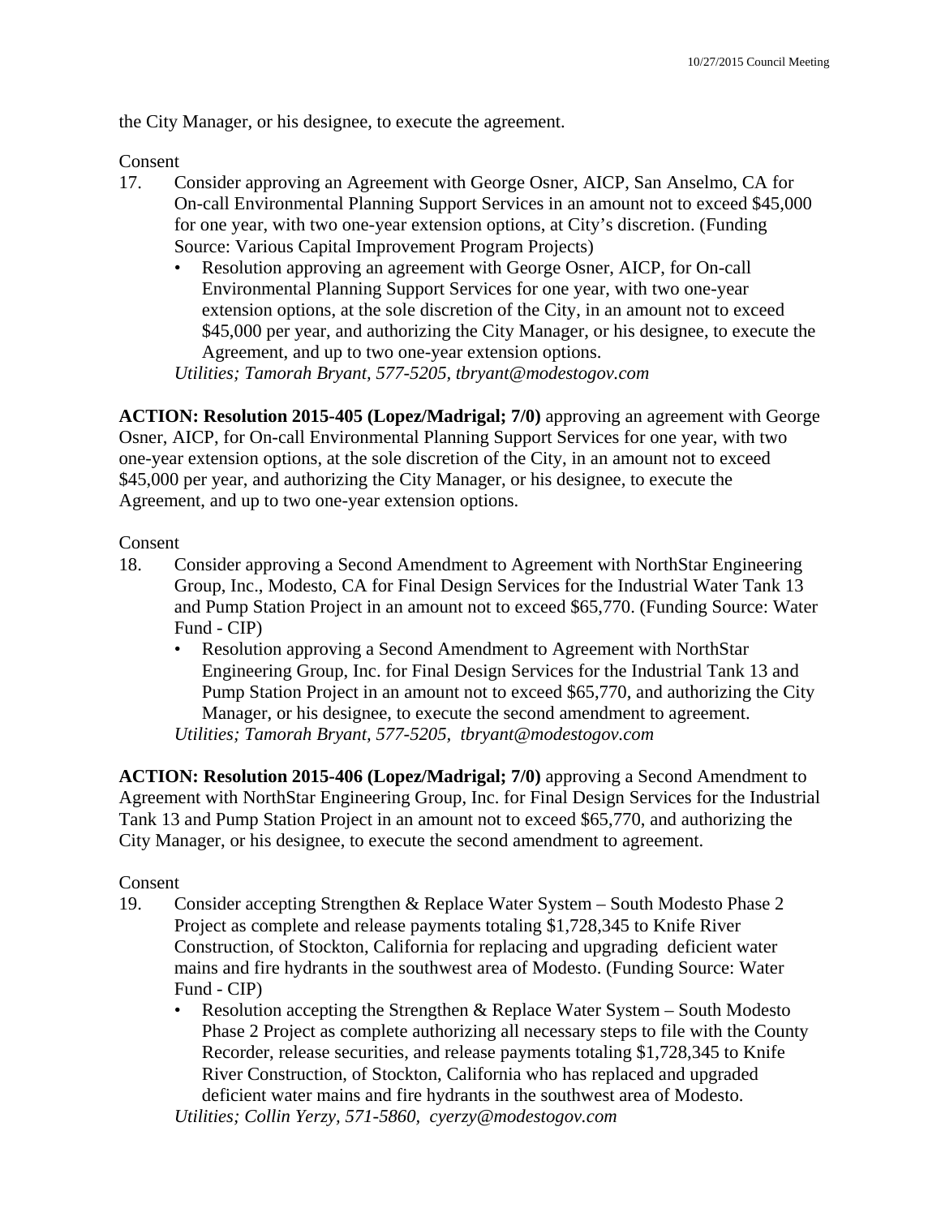the City Manager, or his designee, to execute the agreement.

Consent

17. Consider approving an Agreement with George Osner, AICP, San Anselmo, CA for On-call Environmental Planning Support Services in an amount not to exceed $45,000 for one year, with two one-year extension options, at City's discretion. (Funding Source: Various Capital Improvement Program Projects)
    - Resolution approving an agreement with George Osner, AICP, for On-call Environmental Planning Support Services for one year, with two one-year extension options, at the sole discretion of the City, in an amount not to exceed $45,000 per year, and authorizing the City Manager, or his designee, to execute the Agreement, and up to two one-year extension options.

    *Utilities; Tamorah Bryant, 577-5205, tbryant@modestogov.com*

**ACTION: Resolution 2015-405 (Lopez/Madrigal; 7/0)** approving an agreement with George Osner, AICP, for On-call Environmental Planning Support Services for one year, with two one-year extension options, at the sole discretion of the City, in an amount not to exceed $45,000 per year, and authorizing the City Manager, or his designee, to execute the Agreement, and up to two one-year extension options.

Consent

18. Consider approving a Second Amendment to Agreement with NorthStar Engineering Group, Inc., Modesto, CA for Final Design Services for the Industrial Water Tank 13 and Pump Station Project in an amount not to exceed $65,770. (Funding Source: Water Fund - CIP)
    - Resolution approving a Second Amendment to Agreement with NorthStar Engineering Group, Inc. for Final Design Services for the Industrial Tank 13 and Pump Station Project in an amount not to exceed $65,770, and authorizing the City Manager, or his designee, to execute the second amendment to agreement.

    *Utilities; Tamorah Bryant, 577-5205, tbryant@modestogov.com*

**ACTION: Resolution 2015-406 (Lopez/Madrigal; 7/0)** approving a Second Amendment to Agreement with NorthStar Engineering Group, Inc. for Final Design Services for the Industrial Tank 13 and Pump Station Project in an amount not to exceed $65,770, and authorizing the City Manager, or his designee, to execute the second amendment to agreement.

Consent

19. Consider accepting Strengthen & Replace Water System – South Modesto Phase 2 Project as complete and release payments totaling $1,728,345 to Knife River Construction, of Stockton, California for replacing and upgrading deficient water mains and fire hydrants in the southwest area of Modesto. (Funding Source: Water Fund - CIP)
    - Resolution accepting the Strengthen & Replace Water System – South Modesto Phase 2 Project as complete authorizing all necessary steps to file with the County Recorder, release securities, and release payments totaling $1,728,345 to Knife River Construction, of Stockton, California who has replaced and upgraded deficient water mains and fire hydrants in the southwest area of Modesto.

    *Utilities; Collin Yerzy, 571-5860, cyerzy@modestogov.com*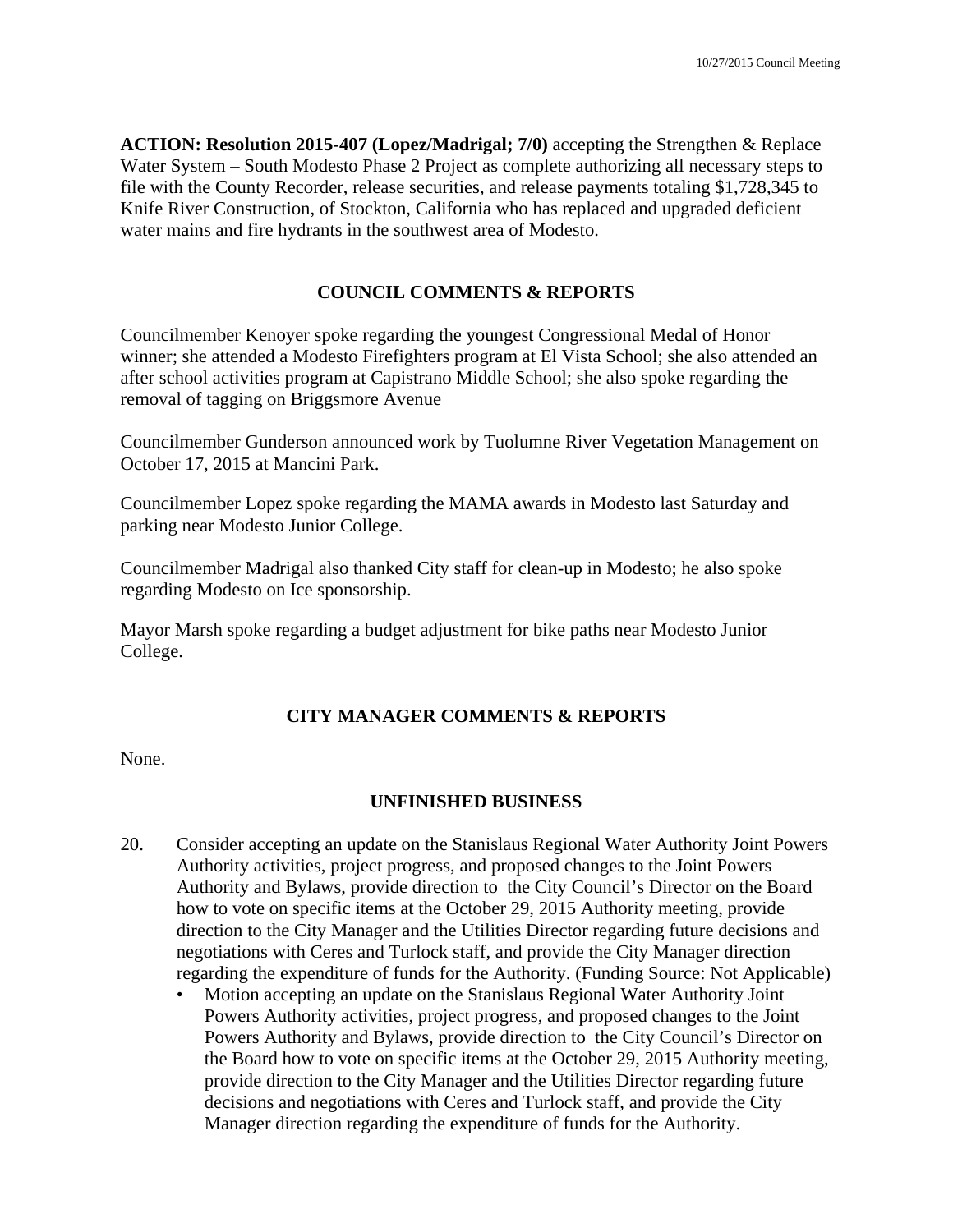**ACTION: Resolution 2015-407 (Lopez/Madrigal; 7/0)** accepting the Strengthen & Replace Water System – South Modesto Phase 2 Project as complete authorizing all necessary steps to file with the County Recorder, release securities, and release payments totaling $1,728,345 to Knife River Construction, of Stockton, California who has replaced and upgraded deficient water mains and fire hydrants in the southwest area of Modesto.

## COUNCIL COMMENTS & REPORTS

Councilmember Kenoyer spoke regarding the youngest Congressional Medal of Honor winner; she attended a Modesto Firefighters program at El Vista School; she also attended an after school activities program at Capistrano Middle School; she also spoke regarding the removal of tagging on Briggsmore Avenue

Councilmember Gunderson announced work by Tuolumne River Vegetation Management on October 17, 2015 at Mancini Park.

Councilmember Lopez spoke regarding the MAMA awards in Modesto last Saturday and parking near Modesto Junior College.

Councilmember Madrigal also thanked City staff for clean-up in Modesto; he also spoke regarding Modesto on Ice sponsorship.

Mayor Marsh spoke regarding a budget adjustment for bike paths near Modesto Junior College.

## CITY MANAGER COMMENTS & REPORTS

None.

## UNFINISHED BUSINESS

20. Consider accepting an update on the Stanislaus Regional Water Authority Joint Powers Authority activities, project progress, and proposed changes to the Joint Powers Authority and Bylaws, provide direction to the City Council's Director on the Board how to vote on specific items at the October 29, 2015 Authority meeting, provide direction to the City Manager and the Utilities Director regarding future decisions and negotiations with Ceres and Turlock staff, and provide the City Manager direction regarding the expenditure of funds for the Authority. (Funding Source: Not Applicable)
    - Motion accepting an update on the Stanislaus Regional Water Authority Joint Powers Authority activities, project progress, and proposed changes to the Joint Powers Authority and Bylaws, provide direction to the City Council's Director on the Board how to vote on specific items at the October 29, 2015 Authority meeting, provide direction to the City Manager and the Utilities Director regarding future decisions and negotiations with Ceres and Turlock staff, and provide the City Manager direction regarding the expenditure of funds for the Authority.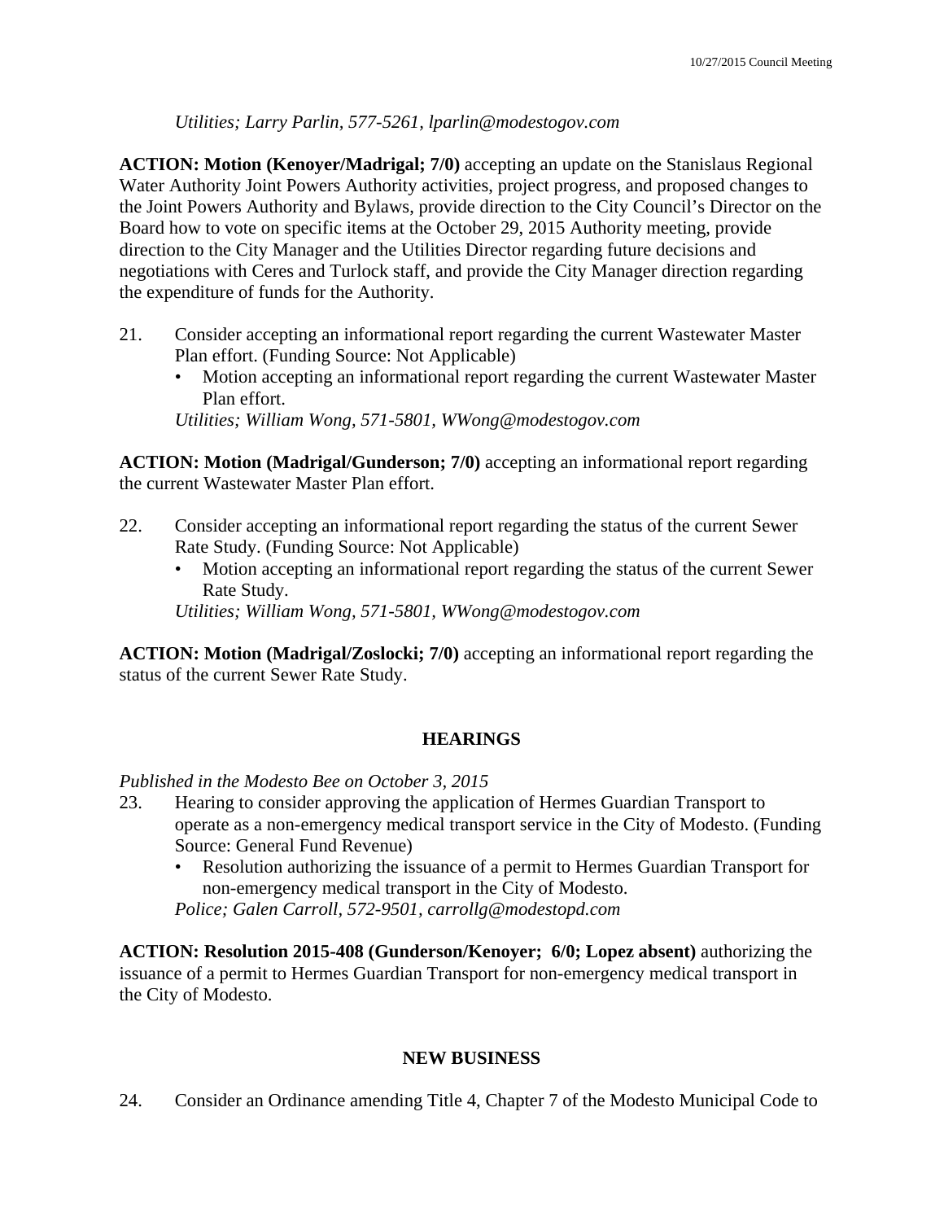*Utilities; Larry Parlin, 577-5261, lparlin@modestogov.com*

**ACTION: Motion (Kenoyer/Madrigal; 7/0)** accepting an update on the Stanislaus Regional Water Authority Joint Powers Authority activities, project progress, and proposed changes to the Joint Powers Authority and Bylaws, provide direction to the City Council's Director on the Board how to vote on specific items at the October 29, 2015 Authority meeting, provide direction to the City Manager and the Utilities Director regarding future decisions and negotiations with Ceres and Turlock staff, and provide the City Manager direction regarding the expenditure of funds for the Authority.

21. Consider accepting an informational report regarding the current Wastewater Master Plan effort. (Funding Source: Not Applicable)
    - Motion accepting an informational report regarding the current Wastewater Master Plan effort.

    *Utilities; William Wong, 571-5801, WWong@modestogov.com*

**ACTION: Motion (Madrigal/Gunderson; 7/0)** accepting an informational report regarding the current Wastewater Master Plan effort.

22. Consider accepting an informational report regarding the status of the current Sewer Rate Study. (Funding Source: Not Applicable)
    - Motion accepting an informational report regarding the status of the current Sewer Rate Study.

    *Utilities; William Wong, 571-5801, WWong@modestogov.com*

**ACTION: Motion (Madrigal/Zoslocki; 7/0)** accepting an informational report regarding the status of the current Sewer Rate Study.

## HEARINGS

*Published in the Modesto Bee on October 3, 2015*

23. Hearing to consider approving the application of Hermes Guardian Transport to operate as a non-emergency medical transport service in the City of Modesto. (Funding Source: General Fund Revenue)
    - Resolution authorizing the issuance of a permit to Hermes Guardian Transport for non-emergency medical transport in the City of Modesto.

    *Police; Galen Carroll, 572-9501, carrollg@modestopd.com*

**ACTION: Resolution 2015-408 (Gunderson/Kenoyer; 6/0; Lopez absent)** authorizing the issuance of a permit to Hermes Guardian Transport for non-emergency medical transport in the City of Modesto.

## NEW BUSINESS

24. Consider an Ordinance amending Title 4, Chapter 7 of the Modesto Municipal Code to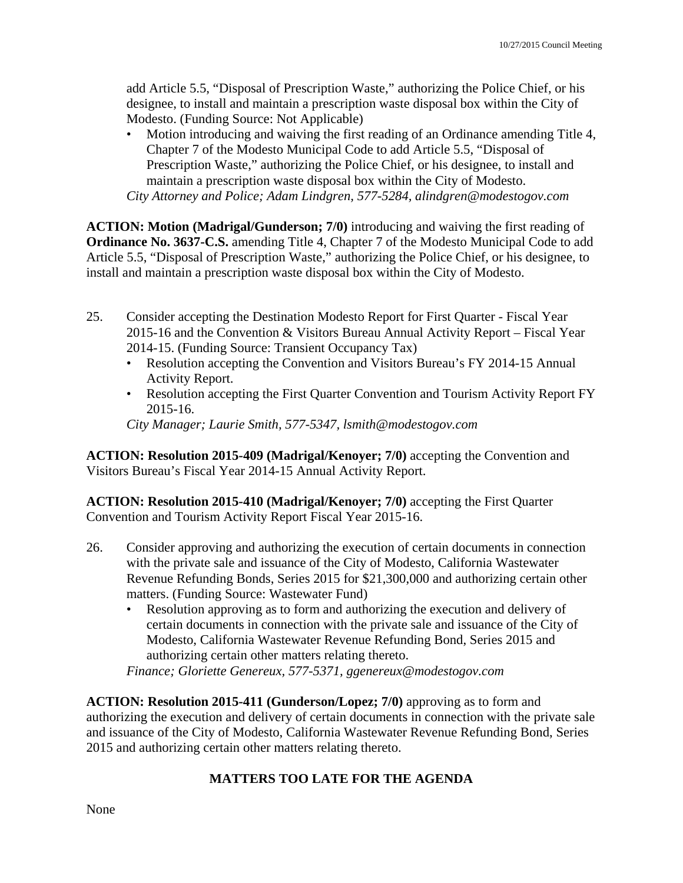add Article 5.5, “Disposal of Prescription Waste,” authorizing the Police Chief, or his designee, to install and maintain a prescription waste disposal box within the City of Modesto. (Funding Source: Not Applicable)

- Motion introducing and waiving the first reading of an Ordinance amending Title 4, Chapter 7 of the Modesto Municipal Code to add Article 5.5, “Disposal of Prescription Waste,” authorizing the Police Chief, or his designee, to install and maintain a prescription waste disposal box within the City of Modesto.

*City Attorney and Police; Adam Lindgren, 577-5284, alindgren@modestogov.com*

**ACTION: Motion (Madrigal/Gunderson; 7/0)** introducing and waiving the first reading of **Ordinance No. 3637-C.S.** amending Title 4, Chapter 7 of the Modesto Municipal Code to add Article 5.5, “Disposal of Prescription Waste,” authorizing the Police Chief, or his designee, to install and maintain a prescription waste disposal box within the City of Modesto.

25. Consider accepting the Destination Modesto Report for First Quarter - Fiscal Year 2015-16 and the Convention & Visitors Bureau Annual Activity Report – Fiscal Year 2014-15. (Funding Source: Transient Occupancy Tax)
    - Resolution accepting the Convention and Visitors Bureau’s FY 2014-15 Annual Activity Report.
    - Resolution accepting the First Quarter Convention and Tourism Activity Report FY 2015-16.

    *City Manager; Laurie Smith, 577-5347, lsmith@modestogov.com*

**ACTION: Resolution 2015-409 (Madrigal/Kenoyer; 7/0)** accepting the Convention and Visitors Bureau’s Fiscal Year 2014-15 Annual Activity Report.

**ACTION: Resolution 2015-410 (Madrigal/Kenoyer; 7/0)** accepting the First Quarter Convention and Tourism Activity Report Fiscal Year 2015-16.

26. Consider approving and authorizing the execution of certain documents in connection with the private sale and issuance of the City of Modesto, California Wastewater Revenue Refunding Bonds, Series 2015 for $21,300,000 and authorizing certain other matters. (Funding Source: Wastewater Fund)
    - Resolution approving as to form and authorizing the execution and delivery of certain documents in connection with the private sale and issuance of the City of Modesto, California Wastewater Revenue Refunding Bond, Series 2015 and authorizing certain other matters relating thereto.

    *Finance; Gloriette Genereux, 577-5371, ggenereux@modestogov.com*

**ACTION: Resolution 2015-411 (Gunderson/Lopez; 7/0)** approving as to form and authorizing the execution and delivery of certain documents in connection with the private sale and issuance of the City of Modesto, California Wastewater Revenue Refunding Bond, Series 2015 and authorizing certain other matters relating thereto.

## MATTERS TOO LATE FOR THE AGENDA

None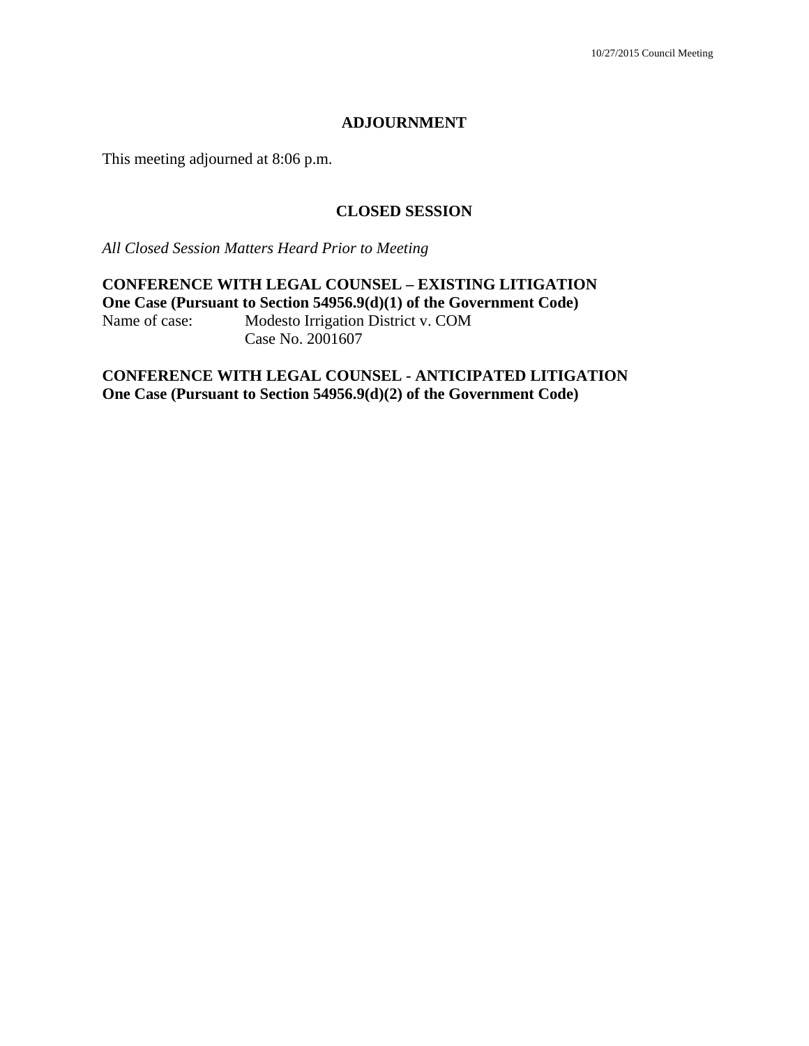## ADJOURNMENT

This meeting adjourned at 8:06 p.m.

## CLOSED SESSION

*All Closed Session Matters Heard Prior to Meeting*

**CONFERENCE WITH LEGAL COUNSEL – EXISTING LITIGATION**
**One Case (Pursuant to Section 54956.9(d)(1) of the Government Code)**
Name of case: Modesto Irrigation District v. COM
Case No. 2001607

**CONFERENCE WITH LEGAL COUNSEL - ANTICIPATED LITIGATION**
**One Case (Pursuant to Section 54956.9(d)(2) of the Government Code)**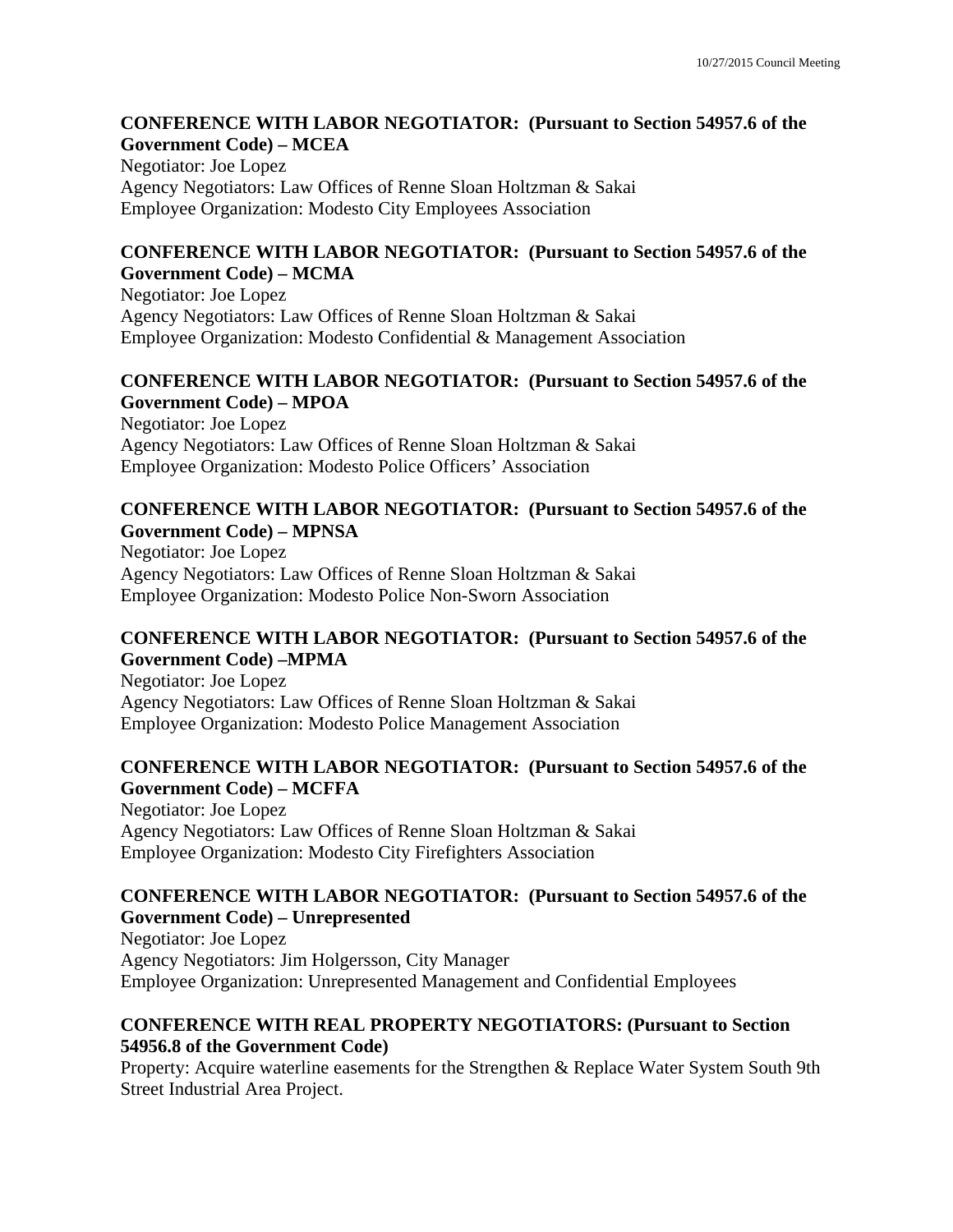**CONFERENCE WITH LABOR NEGOTIATOR: (Pursuant to Section 54957.6 of the Government Code) – MCEA**

Negotiator: Joe Lopez
Agency Negotiators: Law Offices of Renne Sloan Holtzman & Sakai
Employee Organization: Modesto City Employees Association

**CONFERENCE WITH LABOR NEGOTIATOR: (Pursuant to Section 54957.6 of the Government Code) – MCMA**

Negotiator: Joe Lopez
Agency Negotiators: Law Offices of Renne Sloan Holtzman & Sakai
Employee Organization: Modesto Confidential & Management Association

**CONFERENCE WITH LABOR NEGOTIATOR: (Pursuant to Section 54957.6 of the Government Code) – MPOA**

Negotiator: Joe Lopez
Agency Negotiators: Law Offices of Renne Sloan Holtzman & Sakai
Employee Organization: Modesto Police Officers' Association

**CONFERENCE WITH LABOR NEGOTIATOR: (Pursuant to Section 54957.6 of the Government Code) – MPNSA**

Negotiator: Joe Lopez
Agency Negotiators: Law Offices of Renne Sloan Holtzman & Sakai
Employee Organization: Modesto Police Non-Sworn Association

**CONFERENCE WITH LABOR NEGOTIATOR: (Pursuant to Section 54957.6 of the Government Code) –MPMA**

Negotiator: Joe Lopez
Agency Negotiators: Law Offices of Renne Sloan Holtzman & Sakai
Employee Organization: Modesto Police Management Association

**CONFERENCE WITH LABOR NEGOTIATOR: (Pursuant to Section 54957.6 of the Government Code) – MCFFA**

Negotiator: Joe Lopez
Agency Negotiators: Law Offices of Renne Sloan Holtzman & Sakai
Employee Organization: Modesto City Firefighters Association

**CONFERENCE WITH LABOR NEGOTIATOR: (Pursuant to Section 54957.6 of the Government Code) – Unrepresented**

Negotiator: Joe Lopez
Agency Negotiators: Jim Holgersson, City Manager
Employee Organization: Unrepresented Management and Confidential Employees

**CONFERENCE WITH REAL PROPERTY NEGOTIATORS: (Pursuant to Section 54956.8 of the Government Code)**

Property: Acquire waterline easements for the Strengthen & Replace Water System South 9th Street Industrial Area Project.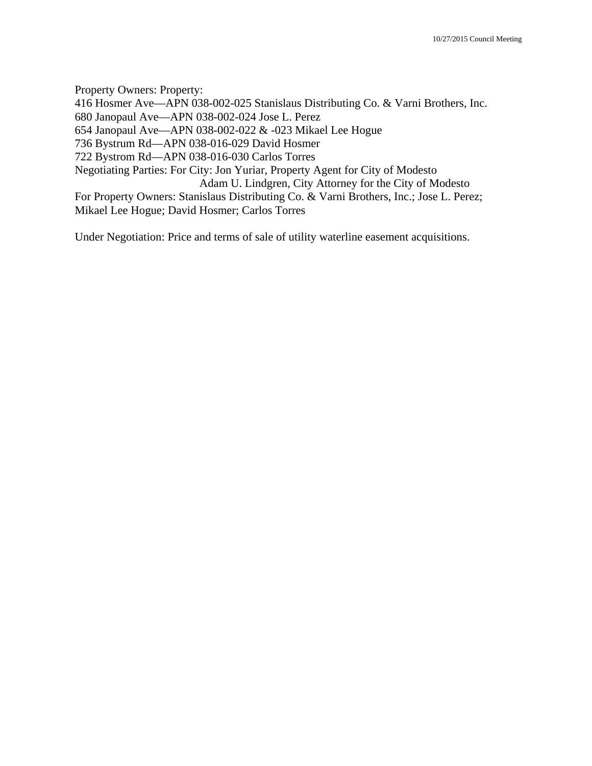Property Owners: Property:
416 Hosmer Ave—APN 038-002-025 Stanislaus Distributing Co. & Varni Brothers, Inc.
680 Janopaul Ave—APN 038-002-024 Jose L. Perez
654 Janopaul Ave—APN 038-002-022 & -023 Mikael Lee Hogue
736 Bystrum Rd—APN 038-016-029 David Hosmer
722 Bystrom Rd—APN 038-016-030 Carlos Torres
Negotiating Parties: For City: Jon Yuriar, Property Agent for City of Modesto
Adam U. Lindgren, City Attorney for the City of Modesto
For Property Owners: Stanislaus Distributing Co. & Varni Brothers, Inc.; Jose L. Perez; Mikael Lee Hogue; David Hosmer; Carlos Torres

Under Negotiation: Price and terms of sale of utility waterline easement acquisitions.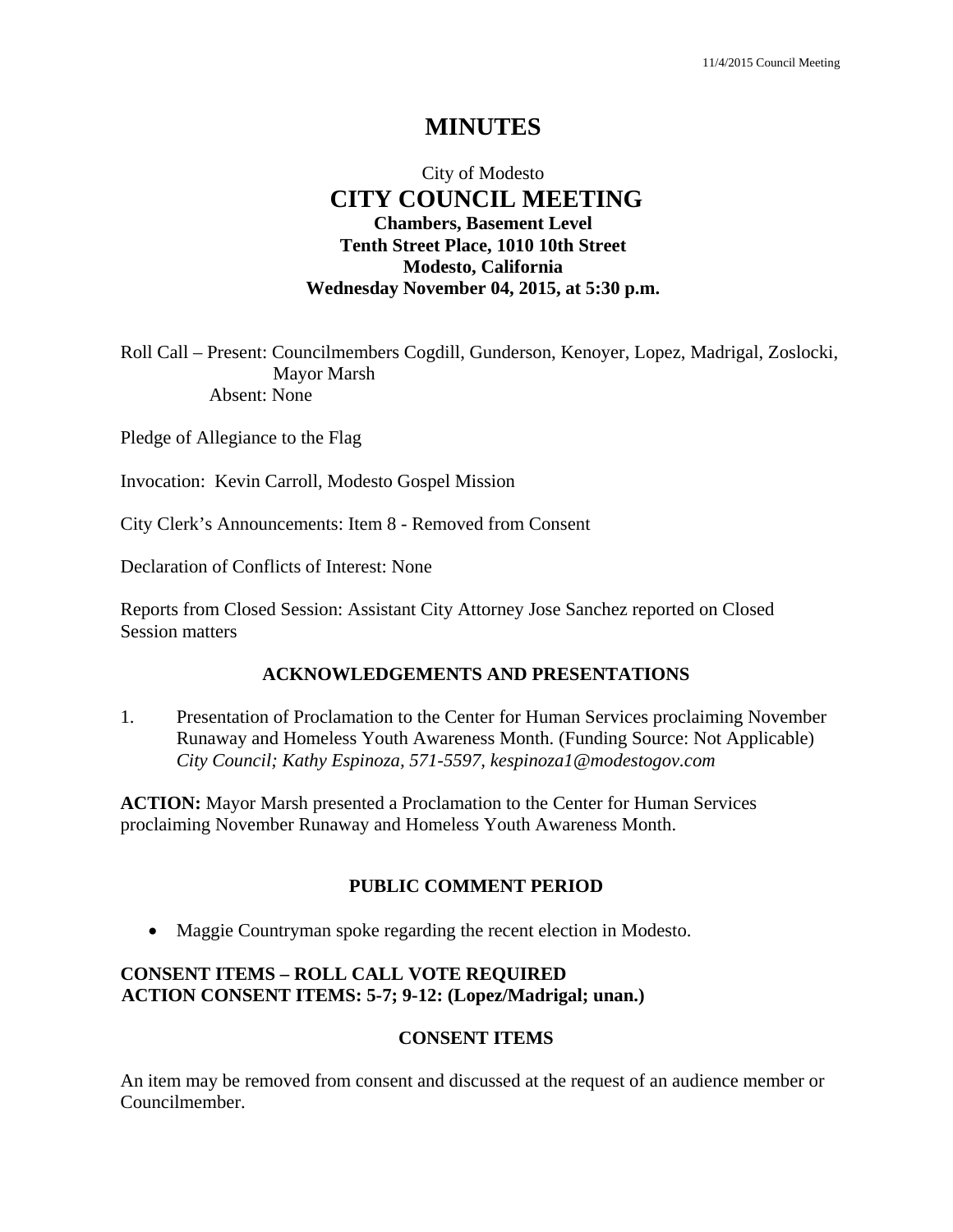# MINUTES

City of Modesto

## CITY COUNCIL MEETING

**Chambers, Basement Level**
**Tenth Street Place, 1010 10th Street**
**Modesto, California**
**Wednesday November 04, 2015, at 5:30 p.m.**

Roll Call – Present: Councilmembers Cogdill, Gunderson, Kenoyer, Lopez, Madrigal, Zoslocki, Mayor Marsh
Absent: None

Pledge of Allegiance to the Flag

Invocation: Kevin Carroll, Modesto Gospel Mission

City Clerk's Announcements: Item 8 - Removed from Consent

Declaration of Conflicts of Interest: None

Reports from Closed Session: Assistant City Attorney Jose Sanchez reported on Closed Session matters

### ACKNOWLEDGEMENTS AND PRESENTATIONS

1. Presentation of Proclamation to the Center for Human Services proclaiming November Runaway and Homeless Youth Awareness Month. (Funding Source: Not Applicable)
*City Council; Kathy Espinoza, 571-5597, kespinoza1@modestogov.com*

**ACTION:** Mayor Marsh presented a Proclamation to the Center for Human Services proclaiming November Runaway and Homeless Youth Awareness Month.

### PUBLIC COMMENT PERIOD

- Maggie Countryman spoke regarding the recent election in Modesto.

**CONSENT ITEMS – ROLL CALL VOTE REQUIRED**
**ACTION CONSENT ITEMS: 5-7; 9-12: (Lopez/Madrigal; unan.)**

### CONSENT ITEMS

An item may be removed from consent and discussed at the request of an audience member or Councilmember.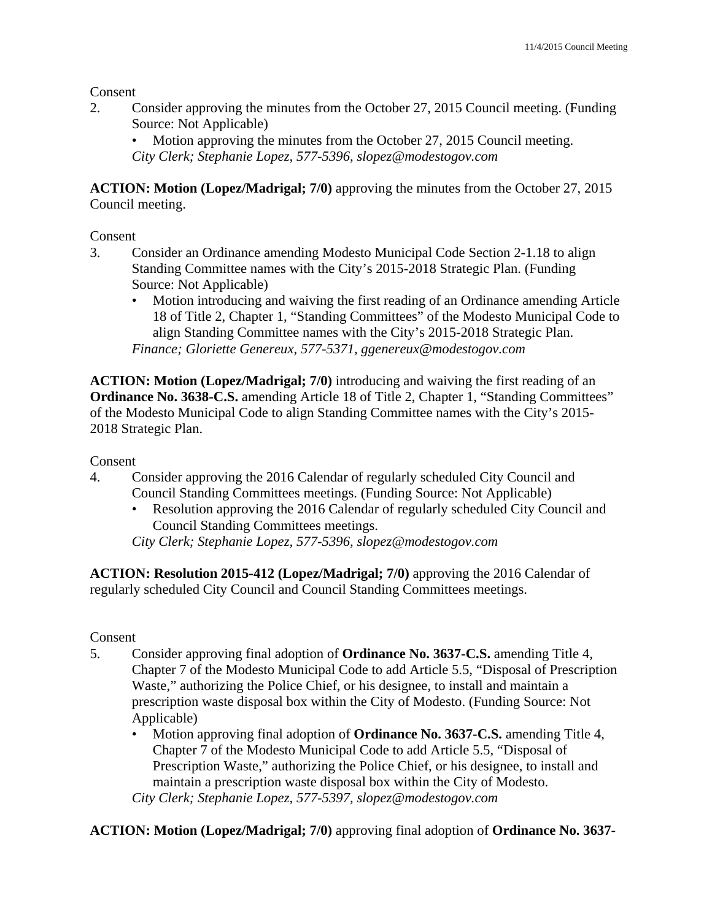Consent

2. Consider approving the minutes from the October 27, 2015 Council meeting. (Funding Source: Not Applicable)
   - Motion approving the minutes from the October 27, 2015 Council meeting.

   *City Clerk; Stephanie Lopez, 577-5396, slopez@modestogov.com*

**ACTION: Motion (Lopez/Madrigal; 7/0)** approving the minutes from the October 27, 2015 Council meeting.

Consent

3. Consider an Ordinance amending Modesto Municipal Code Section 2-1.18 to align Standing Committee names with the City's 2015-2018 Strategic Plan. (Funding Source: Not Applicable)
   - Motion introducing and waiving the first reading of an Ordinance amending Article 18 of Title 2, Chapter 1, "Standing Committees" of the Modesto Municipal Code to align Standing Committee names with the City's 2015-2018 Strategic Plan.

   *Finance; Gloriette Genereux, 577-5371, ggenereux@modestogov.com*

**ACTION: Motion (Lopez/Madrigal; 7/0)** introducing and waiving the first reading of an **Ordinance No. 3638-C.S.** amending Article 18 of Title 2, Chapter 1, "Standing Committees" of the Modesto Municipal Code to align Standing Committee names with the City's 2015-2018 Strategic Plan.

Consent

4. Consider approving the 2016 Calendar of regularly scheduled City Council and Council Standing Committees meetings. (Funding Source: Not Applicable)
   - Resolution approving the 2016 Calendar of regularly scheduled City Council and Council Standing Committees meetings.

   *City Clerk; Stephanie Lopez, 577-5396, slopez@modestogov.com*

**ACTION: Resolution 2015-412 (Lopez/Madrigal; 7/0)** approving the 2016 Calendar of regularly scheduled City Council and Council Standing Committees meetings.

Consent

5. Consider approving final adoption of **Ordinance No. 3637-C.S.** amending Title 4, Chapter 7 of the Modesto Municipal Code to add Article 5.5, "Disposal of Prescription Waste," authorizing the Police Chief, or his designee, to install and maintain a prescription waste disposal box within the City of Modesto. (Funding Source: Not Applicable)
   - Motion approving final adoption of **Ordinance No. 3637-C.S.** amending Title 4, Chapter 7 of the Modesto Municipal Code to add Article 5.5, "Disposal of Prescription Waste," authorizing the Police Chief, or his designee, to install and maintain a prescription waste disposal box within the City of Modesto.

   *City Clerk; Stephanie Lopez, 577-5397, slopez@modestogov.com*

**ACTION: Motion (Lopez/Madrigal; 7/0)** approving final adoption of **Ordinance No. 3637-**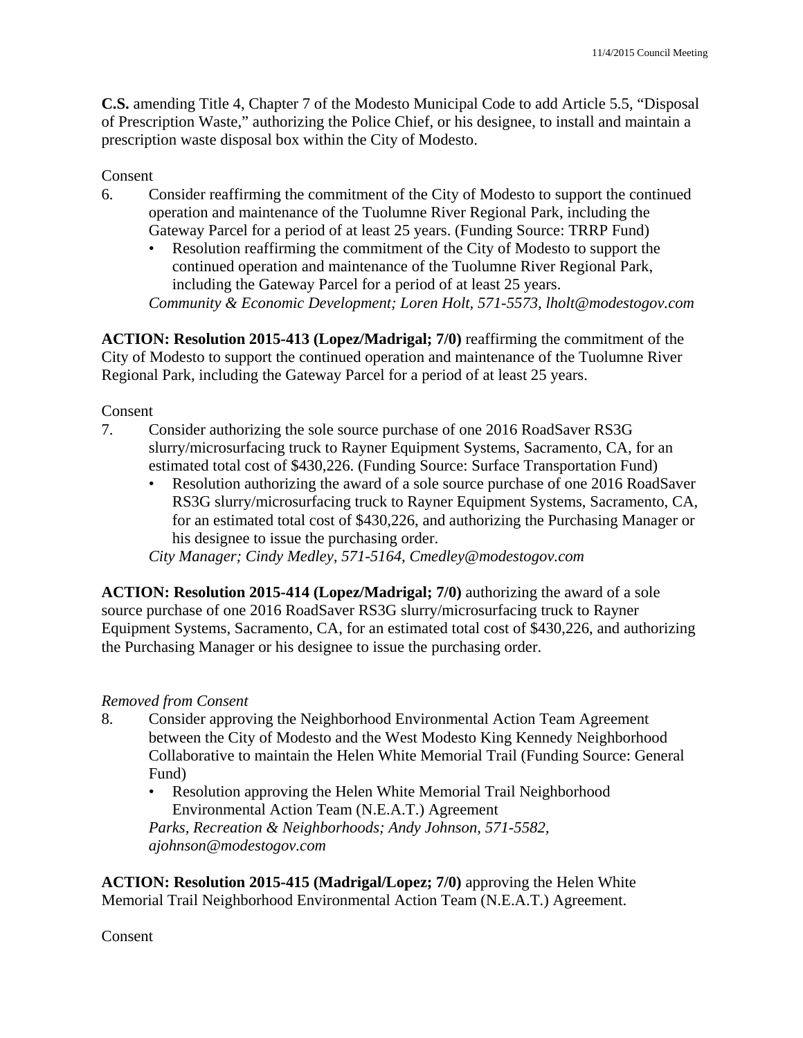**C.S.** amending Title 4, Chapter 7 of the Modesto Municipal Code to add Article 5.5, "Disposal of Prescription Waste," authorizing the Police Chief, or his designee, to install and maintain a prescription waste disposal box within the City of Modesto.

Consent

6. Consider reaffirming the commitment of the City of Modesto to support the continued operation and maintenance of the Tuolumne River Regional Park, including the Gateway Parcel for a period of at least 25 years. (Funding Source: TRRP Fund)
   - Resolution reaffirming the commitment of the City of Modesto to support the continued operation and maintenance of the Tuolumne River Regional Park, including the Gateway Parcel for a period of at least 25 years.

   *Community & Economic Development; Loren Holt, 571-5573, lholt@modestogov.com*

**ACTION: Resolution 2015-413 (Lopez/Madrigal; 7/0)** reaffirming the commitment of the City of Modesto to support the continued operation and maintenance of the Tuolumne River Regional Park, including the Gateway Parcel for a period of at least 25 years.

Consent

7. Consider authorizing the sole source purchase of one 2016 RoadSaver RS3G slurry/microsurfacing truck to Rayner Equipment Systems, Sacramento, CA, for an estimated total cost of $430,226. (Funding Source: Surface Transportation Fund)
   - Resolution authorizing the award of a sole source purchase of one 2016 RoadSaver RS3G slurry/microsurfacing truck to Rayner Equipment Systems, Sacramento, CA, for an estimated total cost of $430,226, and authorizing the Purchasing Manager or his designee to issue the purchasing order.

   *City Manager; Cindy Medley, 571-5164, Cmedley@modestogov.com*

**ACTION: Resolution 2015-414 (Lopez/Madrigal; 7/0)** authorizing the award of a sole source purchase of one 2016 RoadSaver RS3G slurry/microsurfacing truck to Rayner Equipment Systems, Sacramento, CA, for an estimated total cost of $430,226, and authorizing the Purchasing Manager or his designee to issue the purchasing order.

*Removed from Consent*

8. Consider approving the Neighborhood Environmental Action Team Agreement between the City of Modesto and the West Modesto King Kennedy Neighborhood Collaborative to maintain the Helen White Memorial Trail (Funding Source: General Fund)
   - Resolution approving the Helen White Memorial Trail Neighborhood Environmental Action Team (N.E.A.T.) Agreement

   *Parks, Recreation & Neighborhoods; Andy Johnson, 571-5582, ajohnson@modestogov.com*

**ACTION: Resolution 2015-415 (Madrigal/Lopez; 7/0)** approving the Helen White Memorial Trail Neighborhood Environmental Action Team (N.E.A.T.) Agreement.

Consent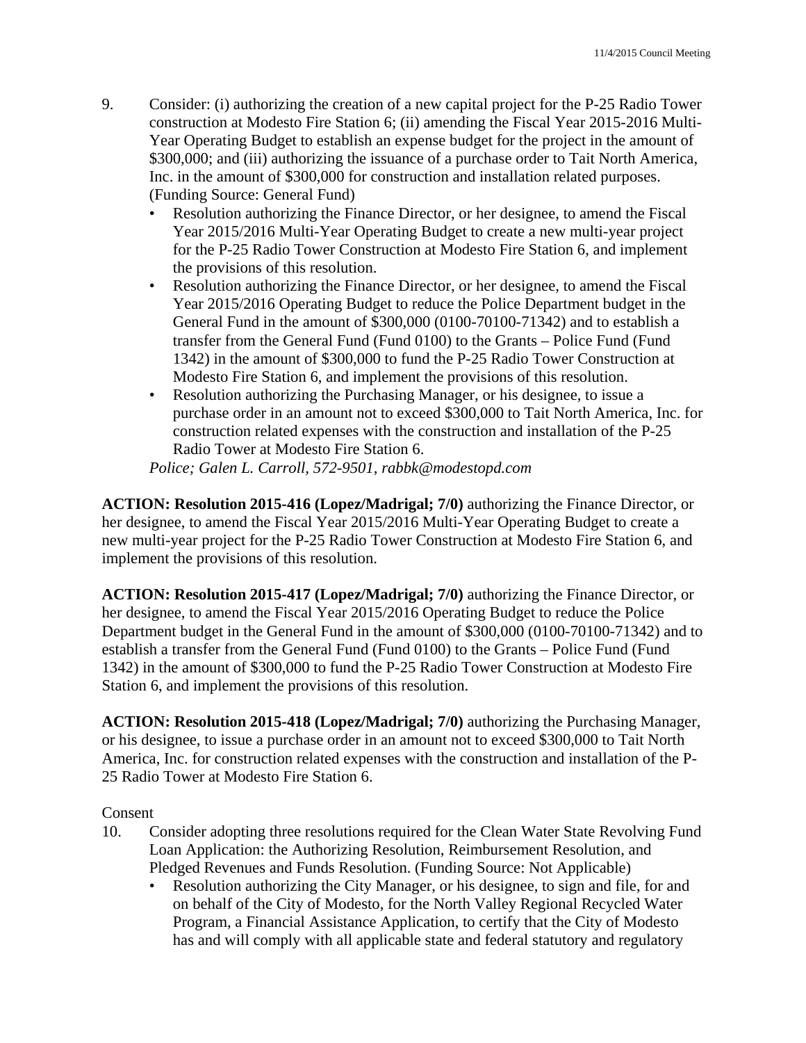9. Consider: (i) authorizing the creation of a new capital project for the P-25 Radio Tower construction at Modesto Fire Station 6; (ii) amending the Fiscal Year 2015-2016 Multi-Year Operating Budget to establish an expense budget for the project in the amount of $300,000; and (iii) authorizing the issuance of a purchase order to Tait North America, Inc. in the amount of $300,000 for construction and installation related purposes. (Funding Source: General Fund)
   - Resolution authorizing the Finance Director, or her designee, to amend the Fiscal Year 2015/2016 Multi-Year Operating Budget to create a new multi-year project for the P-25 Radio Tower Construction at Modesto Fire Station 6, and implement the provisions of this resolution.
   - Resolution authorizing the Finance Director, or her designee, to amend the Fiscal Year 2015/2016 Operating Budget to reduce the Police Department budget in the General Fund in the amount of $300,000 (0100-70100-71342) and to establish a transfer from the General Fund (Fund 0100) to the Grants – Police Fund (Fund 1342) in the amount of $300,000 to fund the P-25 Radio Tower Construction at Modesto Fire Station 6, and implement the provisions of this resolution.
   - Resolution authorizing the Purchasing Manager, or his designee, to issue a purchase order in an amount not to exceed $300,000 to Tait North America, Inc. for construction related expenses with the construction and installation of the P-25 Radio Tower at Modesto Fire Station 6.

   *Police; Galen L. Carroll, 572-9501, rabbk@modestopd.com*

**ACTION: Resolution 2015-416 (Lopez/Madrigal; 7/0)** authorizing the Finance Director, or her designee, to amend the Fiscal Year 2015/2016 Multi-Year Operating Budget to create a new multi-year project for the P-25 Radio Tower Construction at Modesto Fire Station 6, and implement the provisions of this resolution.

**ACTION: Resolution 2015-417 (Lopez/Madrigal; 7/0)** authorizing the Finance Director, or her designee, to amend the Fiscal Year 2015/2016 Operating Budget to reduce the Police Department budget in the General Fund in the amount of $300,000 (0100-70100-71342) and to establish a transfer from the General Fund (Fund 0100) to the Grants – Police Fund (Fund 1342) in the amount of $300,000 to fund the P-25 Radio Tower Construction at Modesto Fire Station 6, and implement the provisions of this resolution.

**ACTION: Resolution 2015-418 (Lopez/Madrigal; 7/0)** authorizing the Purchasing Manager, or his designee, to issue a purchase order in an amount not to exceed $300,000 to Tait North America, Inc. for construction related expenses with the construction and installation of the P-25 Radio Tower at Modesto Fire Station 6.

Consent

10. Consider adopting three resolutions required for the Clean Water State Revolving Fund Loan Application: the Authorizing Resolution, Reimbursement Resolution, and Pledged Revenues and Funds Resolution. (Funding Source: Not Applicable)
    - Resolution authorizing the City Manager, or his designee, to sign and file, for and on behalf of the City of Modesto, for the North Valley Regional Recycled Water Program, a Financial Assistance Application, to certify that the City of Modesto has and will comply with all applicable state and federal statutory and regulatory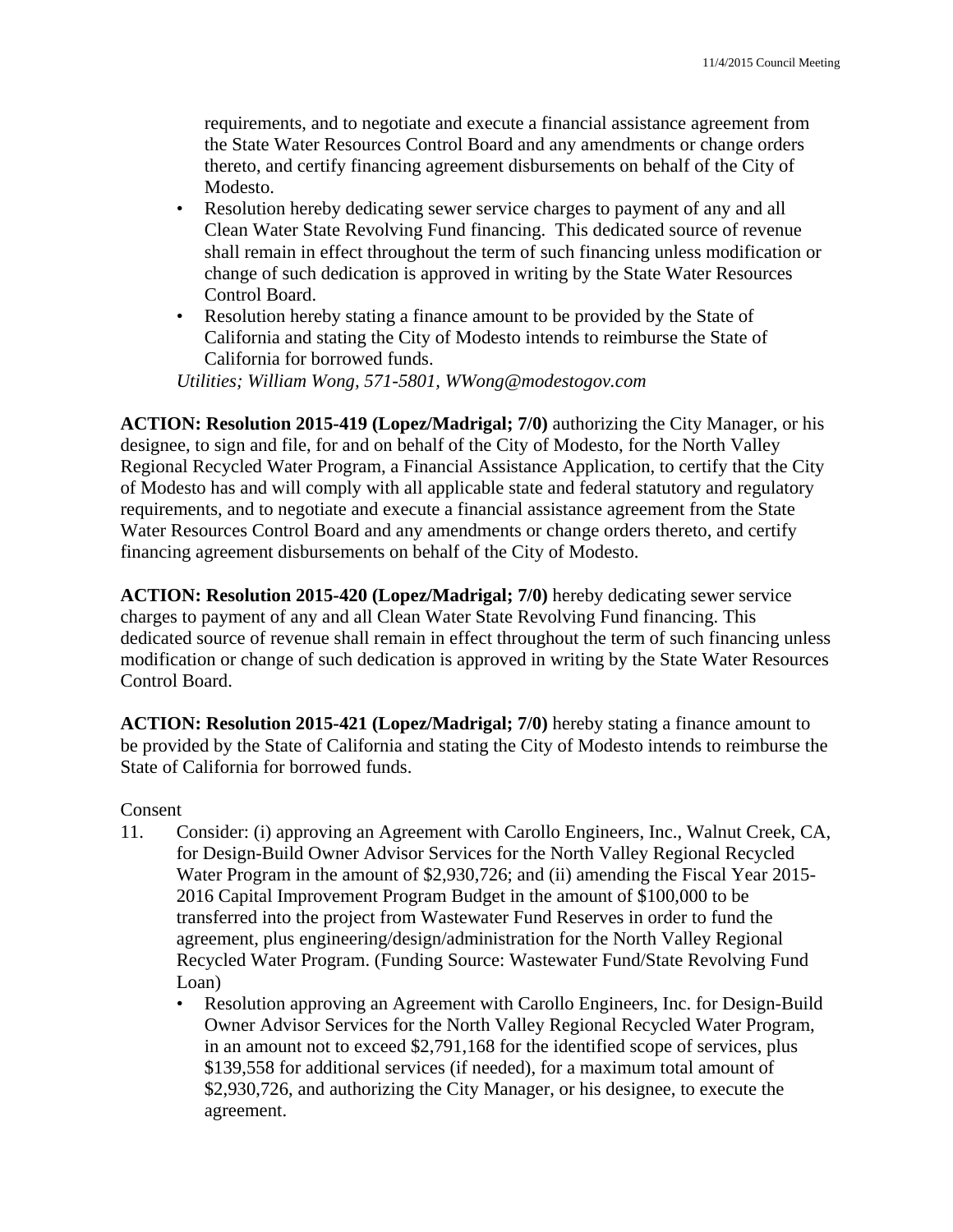requirements, and to negotiate and execute a financial assistance agreement from the State Water Resources Control Board and any amendments or change orders thereto, and certify financing agreement disbursements on behalf of the City of Modesto.

- Resolution hereby dedicating sewer service charges to payment of any and all Clean Water State Revolving Fund financing. This dedicated source of revenue shall remain in effect throughout the term of such financing unless modification or change of such dedication is approved in writing by the State Water Resources Control Board.
- Resolution hereby stating a finance amount to be provided by the State of California and stating the City of Modesto intends to reimburse the State of California for borrowed funds.

*Utilities; William Wong, 571-5801, WWong@modestogov.com*

**ACTION: Resolution 2015-419 (Lopez/Madrigal; 7/0)** authorizing the City Manager, or his designee, to sign and file, for and on behalf of the City of Modesto, for the North Valley Regional Recycled Water Program, a Financial Assistance Application, to certify that the City of Modesto has and will comply with all applicable state and federal statutory and regulatory requirements, and to negotiate and execute a financial assistance agreement from the State Water Resources Control Board and any amendments or change orders thereto, and certify financing agreement disbursements on behalf of the City of Modesto.

**ACTION: Resolution 2015-420 (Lopez/Madrigal; 7/0)** hereby dedicating sewer service charges to payment of any and all Clean Water State Revolving Fund financing. This dedicated source of revenue shall remain in effect throughout the term of such financing unless modification or change of such dedication is approved in writing by the State Water Resources Control Board.

**ACTION: Resolution 2015-421 (Lopez/Madrigal; 7/0)** hereby stating a finance amount to be provided by the State of California and stating the City of Modesto intends to reimburse the State of California for borrowed funds.

Consent

11. Consider: (i) approving an Agreement with Carollo Engineers, Inc., Walnut Creek, CA, for Design-Build Owner Advisor Services for the North Valley Regional Recycled Water Program in the amount of $2,930,726; and (ii) amending the Fiscal Year 2015-2016 Capital Improvement Program Budget in the amount of $100,000 to be transferred into the project from Wastewater Fund Reserves in order to fund the agreement, plus engineering/design/administration for the North Valley Regional Recycled Water Program. (Funding Source: Wastewater Fund/State Revolving Fund Loan)
    - Resolution approving an Agreement with Carollo Engineers, Inc. for Design-Build Owner Advisor Services for the North Valley Regional Recycled Water Program, in an amount not to exceed $2,791,168 for the identified scope of services, plus $139,558 for additional services (if needed), for a maximum total amount of $2,930,726, and authorizing the City Manager, or his designee, to execute the agreement.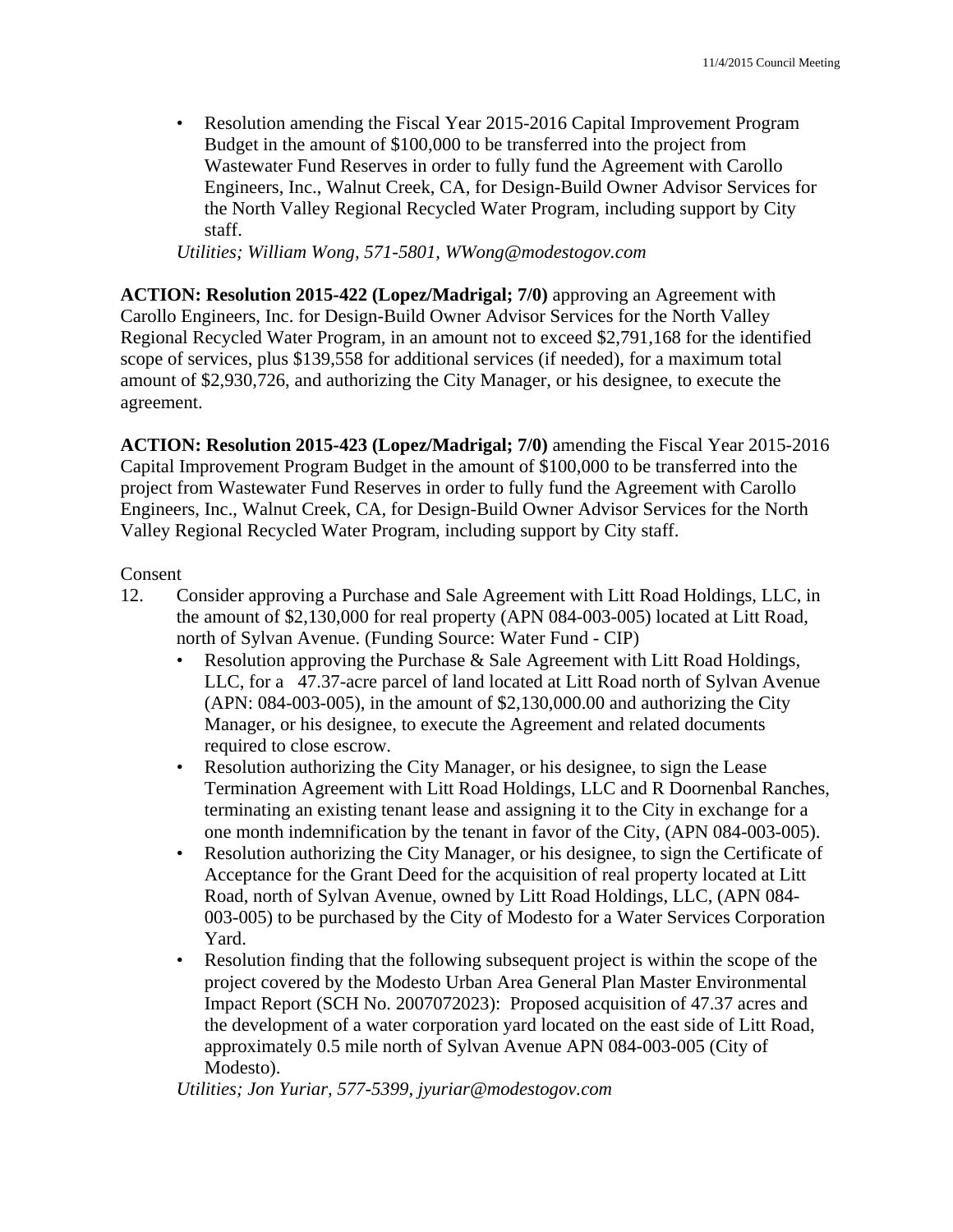- Resolution amending the Fiscal Year 2015-2016 Capital Improvement Program Budget in the amount of $100,000 to be transferred into the project from Wastewater Fund Reserves in order to fully fund the Agreement with Carollo Engineers, Inc., Walnut Creek, CA, for Design-Build Owner Advisor Services for the North Valley Regional Recycled Water Program, including support by City staff.

*Utilities; William Wong, 571-5801, WWong@modestogov.com*

**ACTION: Resolution 2015-422 (Lopez/Madrigal; 7/0)** approving an Agreement with Carollo Engineers, Inc. for Design-Build Owner Advisor Services for the North Valley Regional Recycled Water Program, in an amount not to exceed $2,791,168 for the identified scope of services, plus $139,558 for additional services (if needed), for a maximum total amount of $2,930,726, and authorizing the City Manager, or his designee, to execute the agreement.

**ACTION: Resolution 2015-423 (Lopez/Madrigal; 7/0)** amending the Fiscal Year 2015-2016 Capital Improvement Program Budget in the amount of $100,000 to be transferred into the project from Wastewater Fund Reserves in order to fully fund the Agreement with Carollo Engineers, Inc., Walnut Creek, CA, for Design-Build Owner Advisor Services for the North Valley Regional Recycled Water Program, including support by City staff.

Consent

12. Consider approving a Purchase and Sale Agreement with Litt Road Holdings, LLC, in the amount of $2,130,000 for real property (APN 084-003-005) located at Litt Road, north of Sylvan Avenue. (Funding Source: Water Fund - CIP)
    - Resolution approving the Purchase & Sale Agreement with Litt Road Holdings, LLC, for a 47.37-acre parcel of land located at Litt Road north of Sylvan Avenue (APN: 084-003-005), in the amount of $2,130,000.00 and authorizing the City Manager, or his designee, to execute the Agreement and related documents required to close escrow.
    - Resolution authorizing the City Manager, or his designee, to sign the Lease Termination Agreement with Litt Road Holdings, LLC and R Doornenbal Ranches, terminating an existing tenant lease and assigning it to the City in exchange for a one month indemnification by the tenant in favor of the City, (APN 084-003-005).
    - Resolution authorizing the City Manager, or his designee, to sign the Certificate of Acceptance for the Grant Deed for the acquisition of real property located at Litt Road, north of Sylvan Avenue, owned by Litt Road Holdings, LLC, (APN 084-003-005) to be purchased by the City of Modesto for a Water Services Corporation Yard.
    - Resolution finding that the following subsequent project is within the scope of the project covered by the Modesto Urban Area General Plan Master Environmental Impact Report (SCH No. 2007072023): Proposed acquisition of 47.37 acres and the development of a water corporation yard located on the east side of Litt Road, approximately 0.5 mile north of Sylvan Avenue APN 084-003-005 (City of Modesto).

    *Utilities; Jon Yuriar, 577-5399, jyuriar@modestogov.com*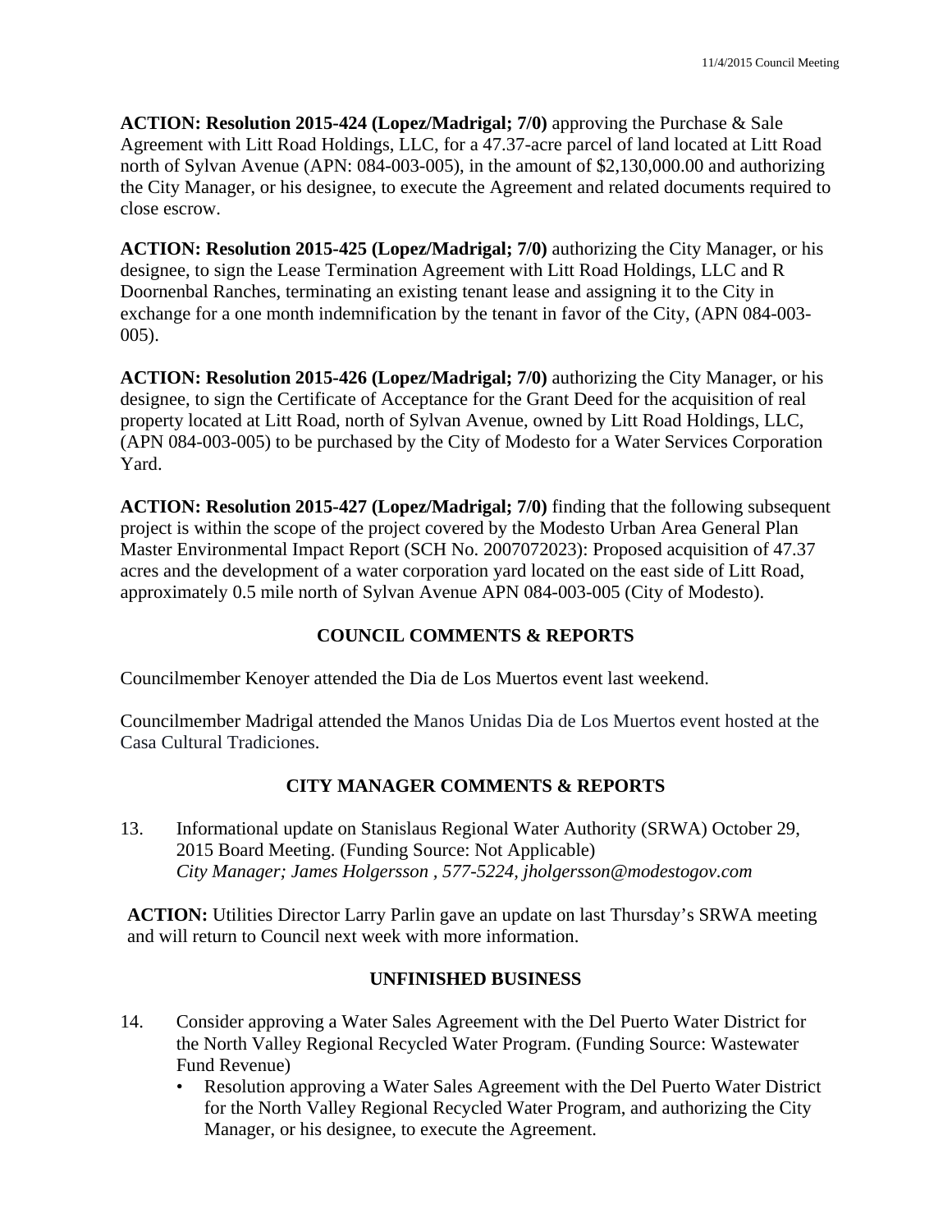**ACTION: Resolution 2015-424 (Lopez/Madrigal; 7/0)** approving the Purchase & Sale Agreement with Litt Road Holdings, LLC, for a 47.37-acre parcel of land located at Litt Road north of Sylvan Avenue (APN: 084-003-005), in the amount of $2,130,000.00 and authorizing the City Manager, or his designee, to execute the Agreement and related documents required to close escrow.

**ACTION: Resolution 2015-425 (Lopez/Madrigal; 7/0)** authorizing the City Manager, or his designee, to sign the Lease Termination Agreement with Litt Road Holdings, LLC and R Doornenbal Ranches, terminating an existing tenant lease and assigning it to the City in exchange for a one month indemnification by the tenant in favor of the City, (APN 084-003-005).

**ACTION: Resolution 2015-426 (Lopez/Madrigal; 7/0)** authorizing the City Manager, or his designee, to sign the Certificate of Acceptance for the Grant Deed for the acquisition of real property located at Litt Road, north of Sylvan Avenue, owned by Litt Road Holdings, LLC, (APN 084-003-005) to be purchased by the City of Modesto for a Water Services Corporation Yard.

**ACTION: Resolution 2015-427 (Lopez/Madrigal; 7/0)** finding that the following subsequent project is within the scope of the project covered by the Modesto Urban Area General Plan Master Environmental Impact Report (SCH No. 2007072023): Proposed acquisition of 47.37 acres and the development of a water corporation yard located on the east side of Litt Road, approximately 0.5 mile north of Sylvan Avenue APN 084-003-005 (City of Modesto).

## COUNCIL COMMENTS & REPORTS

Councilmember Kenoyer attended the Dia de Los Muertos event last weekend.

Councilmember Madrigal attended the Manos Unidas Dia de Los Muertos event hosted at the Casa Cultural Tradiciones.

## CITY MANAGER COMMENTS & REPORTS

13. Informational update on Stanislaus Regional Water Authority (SRWA) October 29, 2015 Board Meeting. (Funding Source: Not Applicable)
    *City Manager; James Holgersson , 577-5224, jholgersson@modestogov.com*

**ACTION:** Utilities Director Larry Parlin gave an update on last Thursday's SRWA meeting and will return to Council next week with more information.

## UNFINISHED BUSINESS

14. Consider approving a Water Sales Agreement with the Del Puerto Water District for the North Valley Regional Recycled Water Program. (Funding Source: Wastewater Fund Revenue)
    - Resolution approving a Water Sales Agreement with the Del Puerto Water District for the North Valley Regional Recycled Water Program, and authorizing the City Manager, or his designee, to execute the Agreement.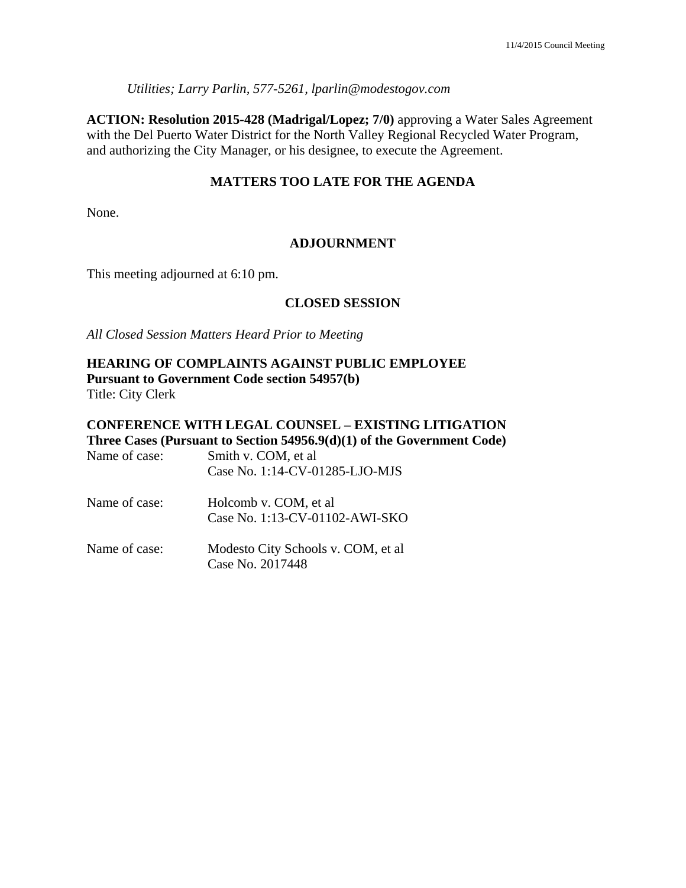*Utilities; Larry Parlin, 577-5261, lparlin@modestogov.com*

**ACTION: Resolution 2015-428 (Madrigal/Lopez; 7/0)** approving a Water Sales Agreement with the Del Puerto Water District for the North Valley Regional Recycled Water Program, and authorizing the City Manager, or his designee, to execute the Agreement.

## MATTERS TOO LATE FOR THE AGENDA

None.

## ADJOURNMENT

This meeting adjourned at 6:10 pm.

## CLOSED SESSION

*All Closed Session Matters Heard Prior to Meeting*

**HEARING OF COMPLAINTS AGAINST PUBLIC EMPLOYEE**
**Pursuant to Government Code section 54957(b)**
Title: City Clerk

**CONFERENCE WITH LEGAL COUNSEL – EXISTING LITIGATION**
**Three Cases (Pursuant to Section 54956.9(d)(1) of the Government Code)**

Name of case: Smith v. COM, et al
Case No. 1:14-CV-01285-LJO-MJS

Name of case: Holcomb v. COM, et al
Case No. 1:13-CV-01102-AWI-SKO

Name of case: Modesto City Schools v. COM, et al
Case No. 2017448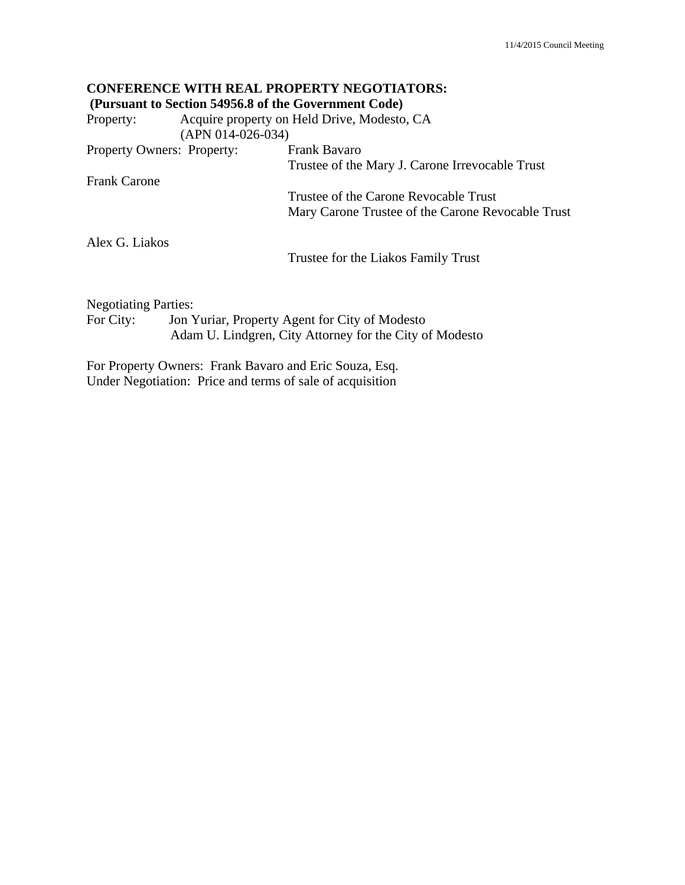**CONFERENCE WITH REAL PROPERTY NEGOTIATORS:**
**(Pursuant to Section 54956.8 of the Government Code)**

Property: Acquire property on Held Drive, Modesto, CA
(APN 014-026-034)

Property Owners: Property: Frank Bavaro
Trustee of the Mary J. Carone Irrevocable Trust

Frank Carone
Trustee of the Carone Revocable Trust
Mary Carone Trustee of the Carone Revocable Trust

Alex G. Liakos
Trustee for the Liakos Family Trust

Negotiating Parties:
For City: Jon Yuriar, Property Agent for City of Modesto
Adam U. Lindgren, City Attorney for the City of Modesto

For Property Owners: Frank Bavaro and Eric Souza, Esq.
Under Negotiation: Price and terms of sale of acquisition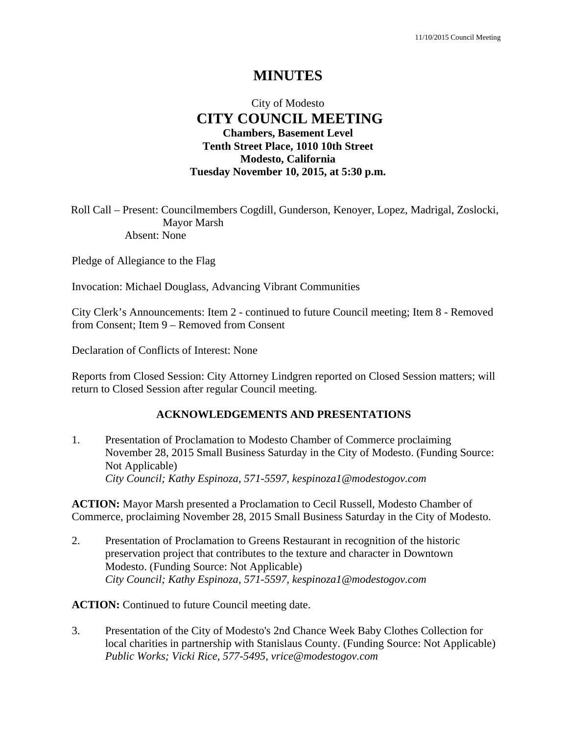# MINUTES

City of Modesto

## CITY COUNCIL MEETING

**Chambers, Basement Level**
**Tenth Street Place, 1010 10th Street**
**Modesto, California**
**Tuesday November 10, 2015, at 5:30 p.m.**

Roll Call – Present: Councilmembers Cogdill, Gunderson, Kenoyer, Lopez, Madrigal, Zoslocki, Mayor Marsh
Absent: None

Pledge of Allegiance to the Flag

Invocation: Michael Douglass, Advancing Vibrant Communities

City Clerk's Announcements: Item 2 - continued to future Council meeting; Item 8 - Removed from Consent; Item 9 – Removed from Consent

Declaration of Conflicts of Interest: None

Reports from Closed Session: City Attorney Lindgren reported on Closed Session matters; will return to Closed Session after regular Council meeting.

### ACKNOWLEDGEMENTS AND PRESENTATIONS

1. Presentation of Proclamation to Modesto Chamber of Commerce proclaiming November 28, 2015 Small Business Saturday in the City of Modesto. (Funding Source: Not Applicable)
*City Council; Kathy Espinoza, 571-5597, kespinoza1@modestogov.com*

**ACTION:** Mayor Marsh presented a Proclamation to Cecil Russell, Modesto Chamber of Commerce, proclaiming November 28, 2015 Small Business Saturday in the City of Modesto.

2. Presentation of Proclamation to Greens Restaurant in recognition of the historic preservation project that contributes to the texture and character in Downtown Modesto. (Funding Source: Not Applicable)
*City Council; Kathy Espinoza, 571-5597, kespinoza1@modestogov.com*

**ACTION:** Continued to future Council meeting date.

3. Presentation of the City of Modesto's 2nd Chance Week Baby Clothes Collection for local charities in partnership with Stanislaus County. (Funding Source: Not Applicable)
*Public Works; Vicki Rice, 577-5495, vrice@modestogov.com*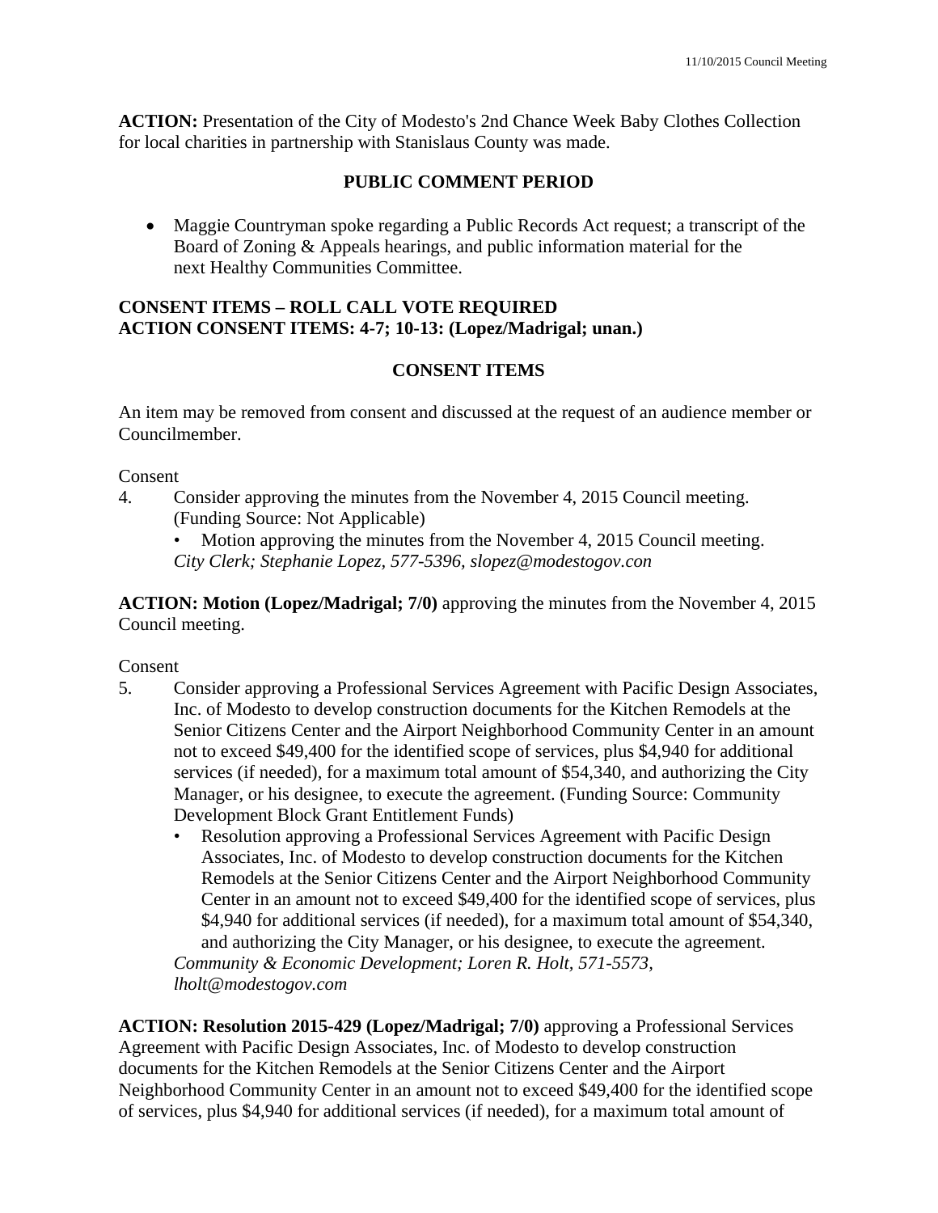**ACTION:** Presentation of the City of Modesto's 2nd Chance Week Baby Clothes Collection for local charities in partnership with Stanislaus County was made.

**PUBLIC COMMENT PERIOD**

- Maggie Countryman spoke regarding a Public Records Act request; a transcript of the Board of Zoning & Appeals hearings, and public information material for the next Healthy Communities Committee.

**CONSENT ITEMS – ROLL CALL VOTE REQUIRED**
**ACTION CONSENT ITEMS: 4-7; 10-13: (Lopez/Madrigal; unan.)**

**CONSENT ITEMS**

An item may be removed from consent and discussed at the request of an audience member or Councilmember.

Consent

4. Consider approving the minutes from the November 4, 2015 Council meeting. (Funding Source: Not Applicable)
   - Motion approving the minutes from the November 4, 2015 Council meeting.

   *City Clerk; Stephanie Lopez, 577-5396, slopez@modestogov.con*

**ACTION: Motion (Lopez/Madrigal; 7/0)** approving the minutes from the November 4, 2015 Council meeting.

Consent

5. Consider approving a Professional Services Agreement with Pacific Design Associates, Inc. of Modesto to develop construction documents for the Kitchen Remodels at the Senior Citizens Center and the Airport Neighborhood Community Center in an amount not to exceed $49,400 for the identified scope of services, plus $4,940 for additional services (if needed), for a maximum total amount of $54,340, and authorizing the City Manager, or his designee, to execute the agreement. (Funding Source: Community Development Block Grant Entitlement Funds)
   - Resolution approving a Professional Services Agreement with Pacific Design Associates, Inc. of Modesto to develop construction documents for the Kitchen Remodels at the Senior Citizens Center and the Airport Neighborhood Community Center in an amount not to exceed $49,400 for the identified scope of services, plus $4,940 for additional services (if needed), for a maximum total amount of $54,340, and authorizing the City Manager, or his designee, to execute the agreement.

   *Community & Economic Development; Loren R. Holt, 571-5573, lholt@modestogov.com*

**ACTION: Resolution 2015-429 (Lopez/Madrigal; 7/0)** approving a Professional Services Agreement with Pacific Design Associates, Inc. of Modesto to develop construction documents for the Kitchen Remodels at the Senior Citizens Center and the Airport Neighborhood Community Center in an amount not to exceed $49,400 for the identified scope of services, plus $4,940 for additional services (if needed), for a maximum total amount of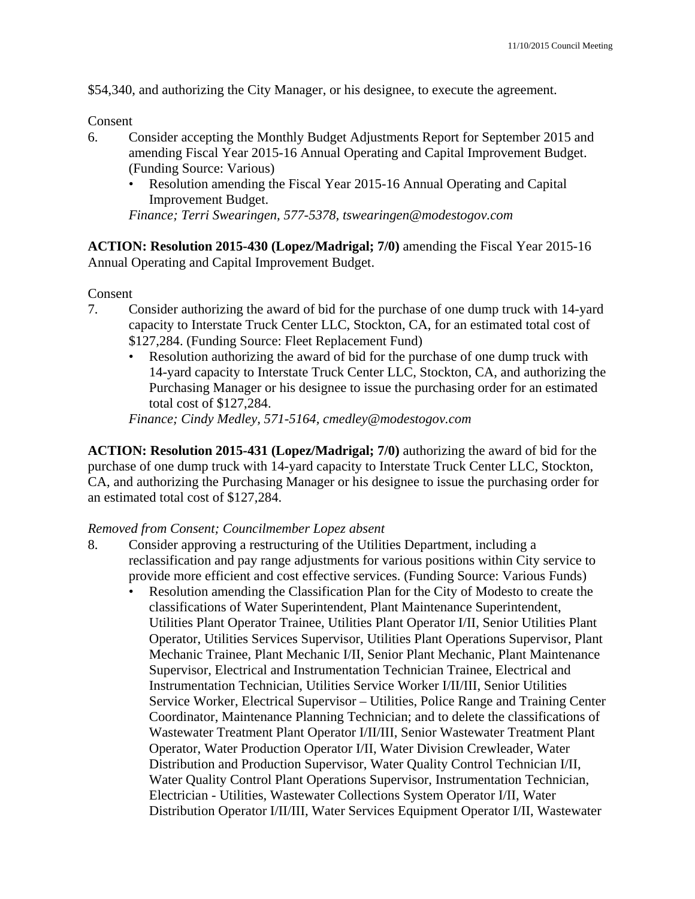$54,340, and authorizing the City Manager, or his designee, to execute the agreement.

Consent

6. Consider accepting the Monthly Budget Adjustments Report for September 2015 and amending Fiscal Year 2015-16 Annual Operating and Capital Improvement Budget. (Funding Source: Various)
   - Resolution amending the Fiscal Year 2015-16 Annual Operating and Capital Improvement Budget.

   *Finance; Terri Swearingen, 577-5378, tswearingen@modestogov.com*

**ACTION: Resolution 2015-430 (Lopez/Madrigal; 7/0)** amending the Fiscal Year 2015-16 Annual Operating and Capital Improvement Budget.

Consent

7. Consider authorizing the award of bid for the purchase of one dump truck with 14-yard capacity to Interstate Truck Center LLC, Stockton, CA, for an estimated total cost of $127,284. (Funding Source: Fleet Replacement Fund)
   - Resolution authorizing the award of bid for the purchase of one dump truck with 14-yard capacity to Interstate Truck Center LLC, Stockton, CA, and authorizing the Purchasing Manager or his designee to issue the purchasing order for an estimated total cost of $127,284.

   *Finance; Cindy Medley, 571-5164, cmedley@modestogov.com*

**ACTION: Resolution 2015-431 (Lopez/Madrigal; 7/0)** authorizing the award of bid for the purchase of one dump truck with 14-yard capacity to Interstate Truck Center LLC, Stockton, CA, and authorizing the Purchasing Manager or his designee to issue the purchasing order for an estimated total cost of $127,284.

*Removed from Consent; Councilmember Lopez absent*

8. Consider approving a restructuring of the Utilities Department, including a reclassification and pay range adjustments for various positions within City service to provide more efficient and cost effective services. (Funding Source: Various Funds)
   - Resolution amending the Classification Plan for the City of Modesto to create the classifications of Water Superintendent, Plant Maintenance Superintendent, Utilities Plant Operator Trainee, Utilities Plant Operator I/II, Senior Utilities Plant Operator, Utilities Services Supervisor, Utilities Plant Operations Supervisor, Plant Mechanic Trainee, Plant Mechanic I/II, Senior Plant Mechanic, Plant Maintenance Supervisor, Electrical and Instrumentation Technician Trainee, Electrical and Instrumentation Technician, Utilities Service Worker I/II/III, Senior Utilities Service Worker, Electrical Supervisor – Utilities, Police Range and Training Center Coordinator, Maintenance Planning Technician; and to delete the classifications of Wastewater Treatment Plant Operator I/II/III, Senior Wastewater Treatment Plant Operator, Water Production Operator I/II, Water Division Crewleader, Water Distribution and Production Supervisor, Water Quality Control Technician I/II, Water Quality Control Plant Operations Supervisor, Instrumentation Technician, Electrician - Utilities, Wastewater Collections System Operator I/II, Water Distribution Operator I/II/III, Water Services Equipment Operator I/II, Wastewater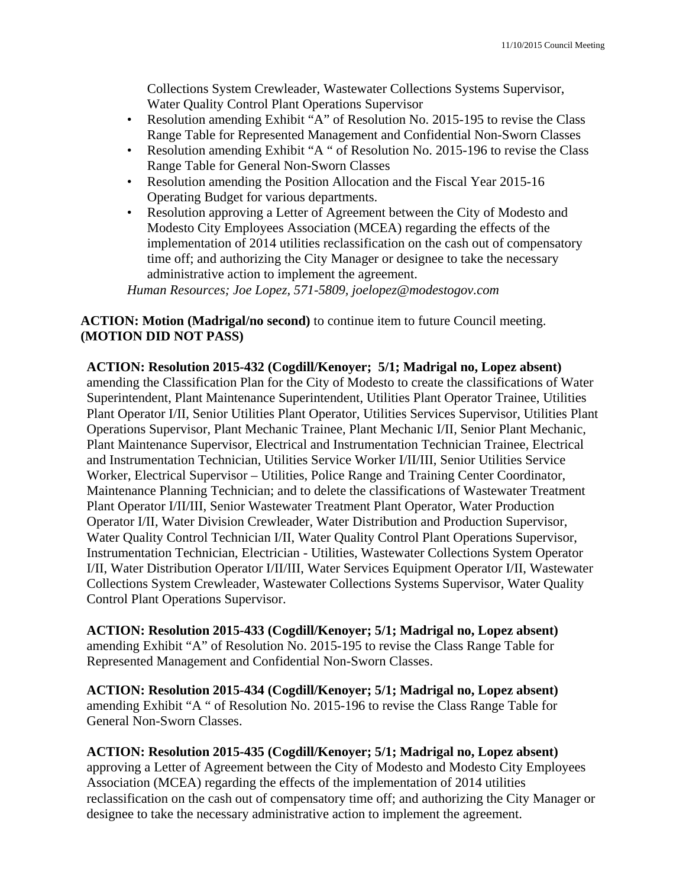Collections System Crewleader, Wastewater Collections Systems Supervisor, Water Quality Control Plant Operations Supervisor

- Resolution amending Exhibit "A" of Resolution No. 2015-195 to revise the Class Range Table for Represented Management and Confidential Non-Sworn Classes
- Resolution amending Exhibit "A " of Resolution No. 2015-196 to revise the Class Range Table for General Non-Sworn Classes
- Resolution amending the Position Allocation and the Fiscal Year 2015-16 Operating Budget for various departments.
- Resolution approving a Letter of Agreement between the City of Modesto and Modesto City Employees Association (MCEA) regarding the effects of the implementation of 2014 utilities reclassification on the cash out of compensatory time off; and authorizing the City Manager or designee to take the necessary administrative action to implement the agreement.

*Human Resources; Joe Lopez, 571-5809, joelopez@modestogov.com*

**ACTION: Motion (Madrigal/no second)** to continue item to future Council meeting. **(MOTION DID NOT PASS)**

**ACTION: Resolution 2015-432 (Cogdill/Kenoyer; 5/1; Madrigal no, Lopez absent)** amending the Classification Plan for the City of Modesto to create the classifications of Water Superintendent, Plant Maintenance Superintendent, Utilities Plant Operator Trainee, Utilities Plant Operator I/II, Senior Utilities Plant Operator, Utilities Services Supervisor, Utilities Plant Operations Supervisor, Plant Mechanic Trainee, Plant Mechanic I/II, Senior Plant Mechanic, Plant Maintenance Supervisor, Electrical and Instrumentation Technician Trainee, Electrical and Instrumentation Technician, Utilities Service Worker I/II/III, Senior Utilities Service Worker, Electrical Supervisor – Utilities, Police Range and Training Center Coordinator, Maintenance Planning Technician; and to delete the classifications of Wastewater Treatment Plant Operator I/II/III, Senior Wastewater Treatment Plant Operator, Water Production Operator I/II, Water Division Crewleader, Water Distribution and Production Supervisor, Water Quality Control Technician I/II, Water Quality Control Plant Operations Supervisor, Instrumentation Technician, Electrician - Utilities, Wastewater Collections System Operator I/II, Water Distribution Operator I/II/III, Water Services Equipment Operator I/II, Wastewater Collections System Crewleader, Wastewater Collections Systems Supervisor, Water Quality Control Plant Operations Supervisor.

**ACTION: Resolution 2015-433 (Cogdill/Kenoyer; 5/1; Madrigal no, Lopez absent)** amending Exhibit "A" of Resolution No. 2015-195 to revise the Class Range Table for Represented Management and Confidential Non-Sworn Classes.

**ACTION: Resolution 2015-434 (Cogdill/Kenoyer; 5/1; Madrigal no, Lopez absent)** amending Exhibit "A " of Resolution No. 2015-196 to revise the Class Range Table for General Non-Sworn Classes.

**ACTION: Resolution 2015-435 (Cogdill/Kenoyer; 5/1; Madrigal no, Lopez absent)** approving a Letter of Agreement between the City of Modesto and Modesto City Employees Association (MCEA) regarding the effects of the implementation of 2014 utilities reclassification on the cash out of compensatory time off; and authorizing the City Manager or designee to take the necessary administrative action to implement the agreement.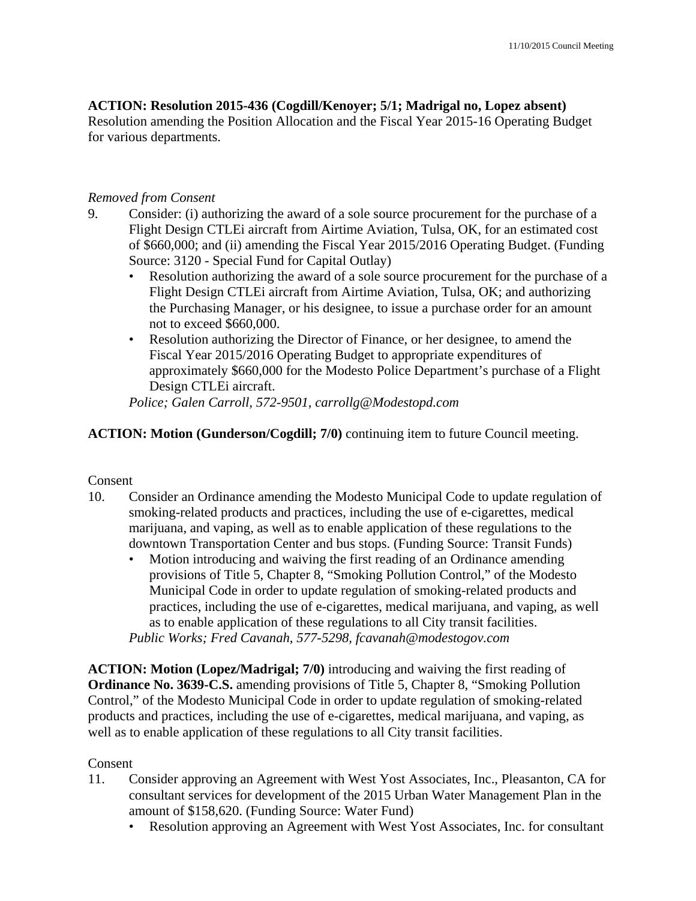**ACTION: Resolution 2015-436 (Cogdill/Kenoyer; 5/1; Madrigal no, Lopez absent)** Resolution amending the Position Allocation and the Fiscal Year 2015-16 Operating Budget for various departments.

*Removed from Consent*

9. Consider: (i) authorizing the award of a sole source procurement for the purchase of a Flight Design CTLEi aircraft from Airtime Aviation, Tulsa, OK, for an estimated cost of $660,000; and (ii) amending the Fiscal Year 2015/2016 Operating Budget. (Funding Source: 3120 - Special Fund for Capital Outlay)
   - Resolution authorizing the award of a sole source procurement for the purchase of a Flight Design CTLEi aircraft from Airtime Aviation, Tulsa, OK; and authorizing the Purchasing Manager, or his designee, to issue a purchase order for an amount not to exceed $660,000.
   - Resolution authorizing the Director of Finance, or her designee, to amend the Fiscal Year 2015/2016 Operating Budget to appropriate expenditures of approximately $660,000 for the Modesto Police Department's purchase of a Flight Design CTLEi aircraft.

   *Police; Galen Carroll, 572-9501, carrollg@Modestopd.com*

**ACTION: Motion (Gunderson/Cogdill; 7/0)** continuing item to future Council meeting.

Consent

10. Consider an Ordinance amending the Modesto Municipal Code to update regulation of smoking-related products and practices, including the use of e-cigarettes, medical marijuana, and vaping, as well as to enable application of these regulations to the downtown Transportation Center and bus stops. (Funding Source: Transit Funds)
    - Motion introducing and waiving the first reading of an Ordinance amending provisions of Title 5, Chapter 8, "Smoking Pollution Control," of the Modesto Municipal Code in order to update regulation of smoking-related products and practices, including the use of e-cigarettes, medical marijuana, and vaping, as well as to enable application of these regulations to all City transit facilities.

    *Public Works; Fred Cavanah, 577-5298, fcavanah@modestogov.com*

**ACTION: Motion (Lopez/Madrigal; 7/0)** introducing and waiving the first reading of **Ordinance No. 3639-C.S.** amending provisions of Title 5, Chapter 8, "Smoking Pollution Control," of the Modesto Municipal Code in order to update regulation of smoking-related products and practices, including the use of e-cigarettes, medical marijuana, and vaping, as well as to enable application of these regulations to all City transit facilities.

Consent

11. Consider approving an Agreement with West Yost Associates, Inc., Pleasanton, CA for consultant services for development of the 2015 Urban Water Management Plan in the amount of $158,620. (Funding Source: Water Fund)
    - Resolution approving an Agreement with West Yost Associates, Inc. for consultant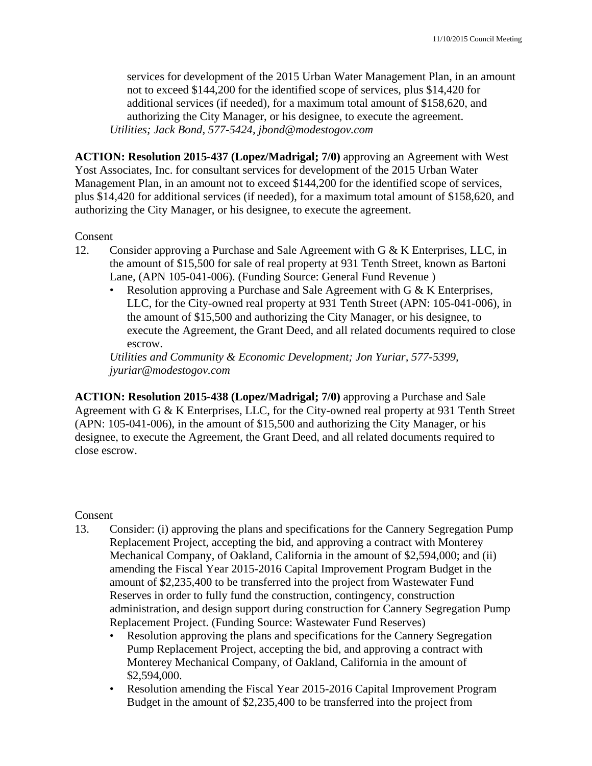services for development of the 2015 Urban Water Management Plan, in an amount not to exceed $144,200 for the identified scope of services, plus $14,420 for additional services (if needed), for a maximum total amount of $158,620, and authorizing the City Manager, or his designee, to execute the agreement.

*Utilities; Jack Bond, 577-5424, jbond@modestogov.com*

**ACTION: Resolution 2015-437 (Lopez/Madrigal; 7/0)** approving an Agreement with West Yost Associates, Inc. for consultant services for development of the 2015 Urban Water Management Plan, in an amount not to exceed $144,200 for the identified scope of services, plus $14,420 for additional services (if needed), for a maximum total amount of $158,620, and authorizing the City Manager, or his designee, to execute the agreement.

Consent

12. Consider approving a Purchase and Sale Agreement with G & K Enterprises, LLC, in the amount of $15,500 for sale of real property at 931 Tenth Street, known as Bartoni Lane, (APN 105-041-006). (Funding Source: General Fund Revenue )
    - Resolution approving a Purchase and Sale Agreement with G & K Enterprises, LLC, for the City-owned real property at 931 Tenth Street (APN: 105-041-006), in the amount of $15,500 and authorizing the City Manager, or his designee, to execute the Agreement, the Grant Deed, and all related documents required to close escrow.

    *Utilities and Community & Economic Development; Jon Yuriar, 577-5399, jyuriar@modestogov.com*

**ACTION: Resolution 2015-438 (Lopez/Madrigal; 7/0)** approving a Purchase and Sale Agreement with G & K Enterprises, LLC, for the City-owned real property at 931 Tenth Street (APN: 105-041-006), in the amount of $15,500 and authorizing the City Manager, or his designee, to execute the Agreement, the Grant Deed, and all related documents required to close escrow.

Consent

13. Consider: (i) approving the plans and specifications for the Cannery Segregation Pump Replacement Project, accepting the bid, and approving a contract with Monterey Mechanical Company, of Oakland, California in the amount of $2,594,000; and (ii) amending the Fiscal Year 2015-2016 Capital Improvement Program Budget in the amount of $2,235,400 to be transferred into the project from Wastewater Fund Reserves in order to fully fund the construction, contingency, construction administration, and design support during construction for Cannery Segregation Pump Replacement Project. (Funding Source: Wastewater Fund Reserves)
    - Resolution approving the plans and specifications for the Cannery Segregation Pump Replacement Project, accepting the bid, and approving a contract with Monterey Mechanical Company, of Oakland, California in the amount of $2,594,000.
    - Resolution amending the Fiscal Year 2015-2016 Capital Improvement Program Budget in the amount of $2,235,400 to be transferred into the project from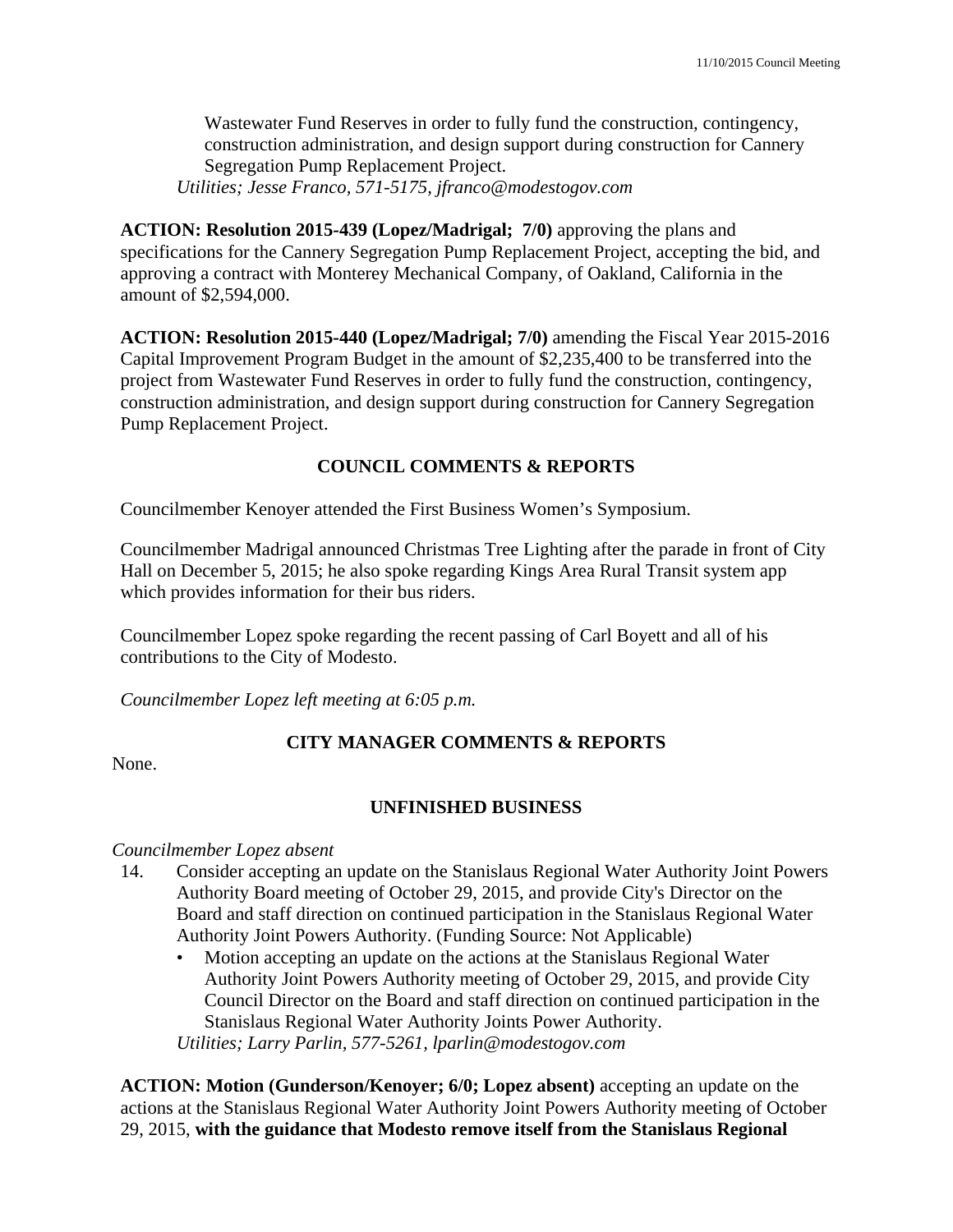Wastewater Fund Reserves in order to fully fund the construction, contingency, construction administration, and design support during construction for Cannery Segregation Pump Replacement Project.

*Utilities; Jesse Franco, 571-5175, jfranco@modestogov.com*

**ACTION: Resolution 2015-439 (Lopez/Madrigal; 7/0)** approving the plans and specifications for the Cannery Segregation Pump Replacement Project, accepting the bid, and approving a contract with Monterey Mechanical Company, of Oakland, California in the amount of $2,594,000.

**ACTION: Resolution 2015-440 (Lopez/Madrigal; 7/0)** amending the Fiscal Year 2015-2016 Capital Improvement Program Budget in the amount of $2,235,400 to be transferred into the project from Wastewater Fund Reserves in order to fully fund the construction, contingency, construction administration, and design support during construction for Cannery Segregation Pump Replacement Project.

## COUNCIL COMMENTS & REPORTS

Councilmember Kenoyer attended the First Business Women's Symposium.

Councilmember Madrigal announced Christmas Tree Lighting after the parade in front of City Hall on December 5, 2015; he also spoke regarding Kings Area Rural Transit system app which provides information for their bus riders.

Councilmember Lopez spoke regarding the recent passing of Carl Boyett and all of his contributions to the City of Modesto.

*Councilmember Lopez left meeting at 6:05 p.m.*

## CITY MANAGER COMMENTS & REPORTS

None.

## UNFINISHED BUSINESS

*Councilmember Lopez absent*

14. Consider accepting an update on the Stanislaus Regional Water Authority Joint Powers Authority Board meeting of October 29, 2015, and provide City's Director on the Board and staff direction on continued participation in the Stanislaus Regional Water Authority Joint Powers Authority. (Funding Source: Not Applicable)
    - Motion accepting an update on the actions at the Stanislaus Regional Water Authority Joint Powers Authority meeting of October 29, 2015, and provide City Council Director on the Board and staff direction on continued participation in the Stanislaus Regional Water Authority Joints Power Authority.

    *Utilities; Larry Parlin, 577-5261, lparlin@modestogov.com*

**ACTION: Motion (Gunderson/Kenoyer; 6/0; Lopez absent)** accepting an update on the actions at the Stanislaus Regional Water Authority Joint Powers Authority meeting of October 29, 2015, **with the guidance that Modesto remove itself from the Stanislaus Regional**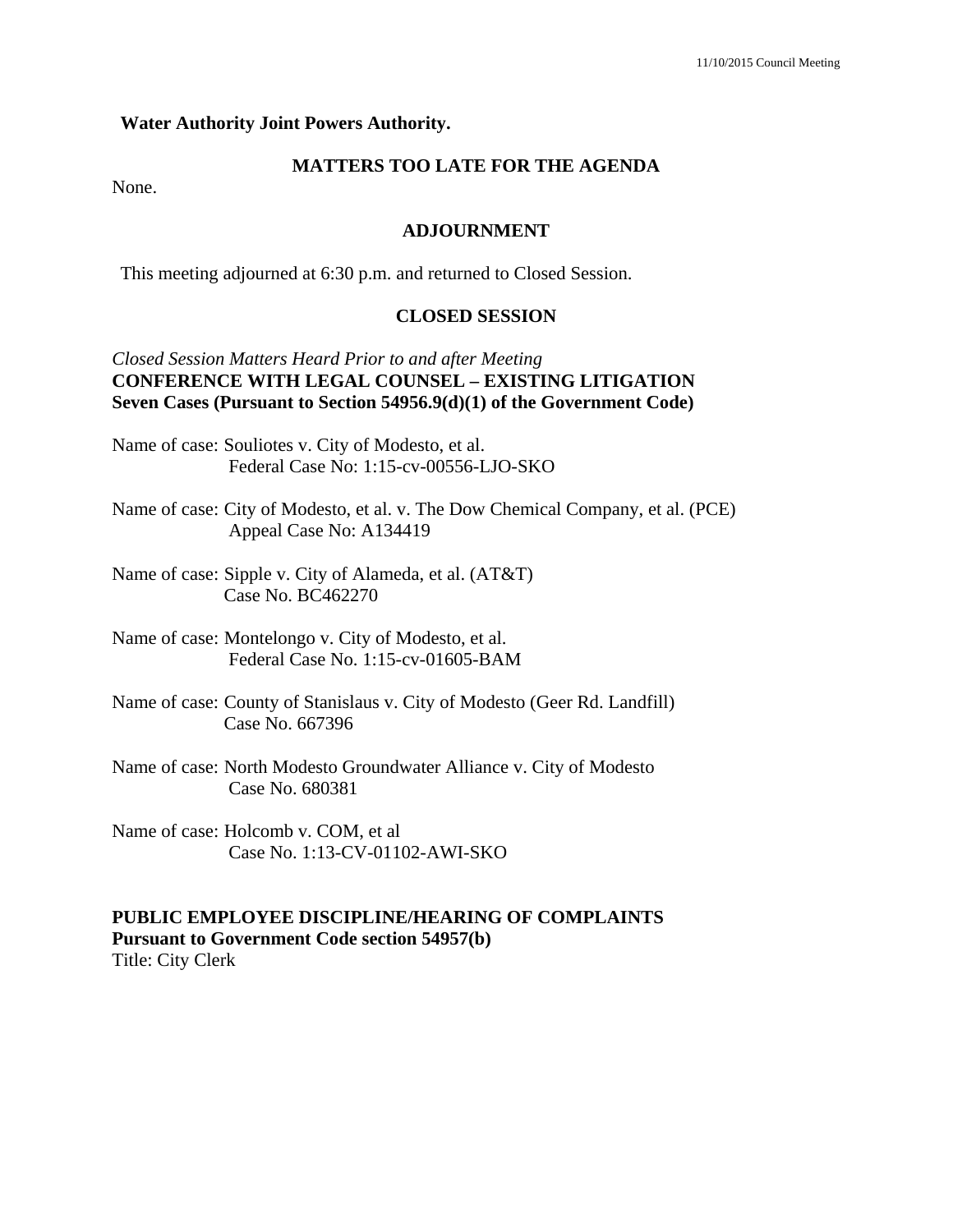**Water Authority Joint Powers Authority.**

## MATTERS TOO LATE FOR THE AGENDA

None.

## ADJOURNMENT

This meeting adjourned at 6:30 p.m. and returned to Closed Session.

## CLOSED SESSION

*Closed Session Matters Heard Prior to and after Meeting*
**CONFERENCE WITH LEGAL COUNSEL – EXISTING LITIGATION**
**Seven Cases (Pursuant to Section 54956.9(d)(1) of the Government Code)**

Name of case: Souliotes v. City of Modesto, et al.
Federal Case No: 1:15-cv-00556-LJO-SKO

Name of case: City of Modesto, et al. v. The Dow Chemical Company, et al. (PCE)
Appeal Case No: A134419

Name of case: Sipple v. City of Alameda, et al. (AT&T)
Case No. BC462270

Name of case: Montelongo v. City of Modesto, et al.
Federal Case No. 1:15-cv-01605-BAM

Name of case: County of Stanislaus v. City of Modesto (Geer Rd. Landfill)
Case No. 667396

Name of case: North Modesto Groundwater Alliance v. City of Modesto
Case No. 680381

Name of case: Holcomb v. COM, et al
Case No. 1:13-CV-01102-AWI-SKO

**PUBLIC EMPLOYEE DISCIPLINE/HEARING OF COMPLAINTS**
**Pursuant to Government Code section 54957(b)**
Title: City Clerk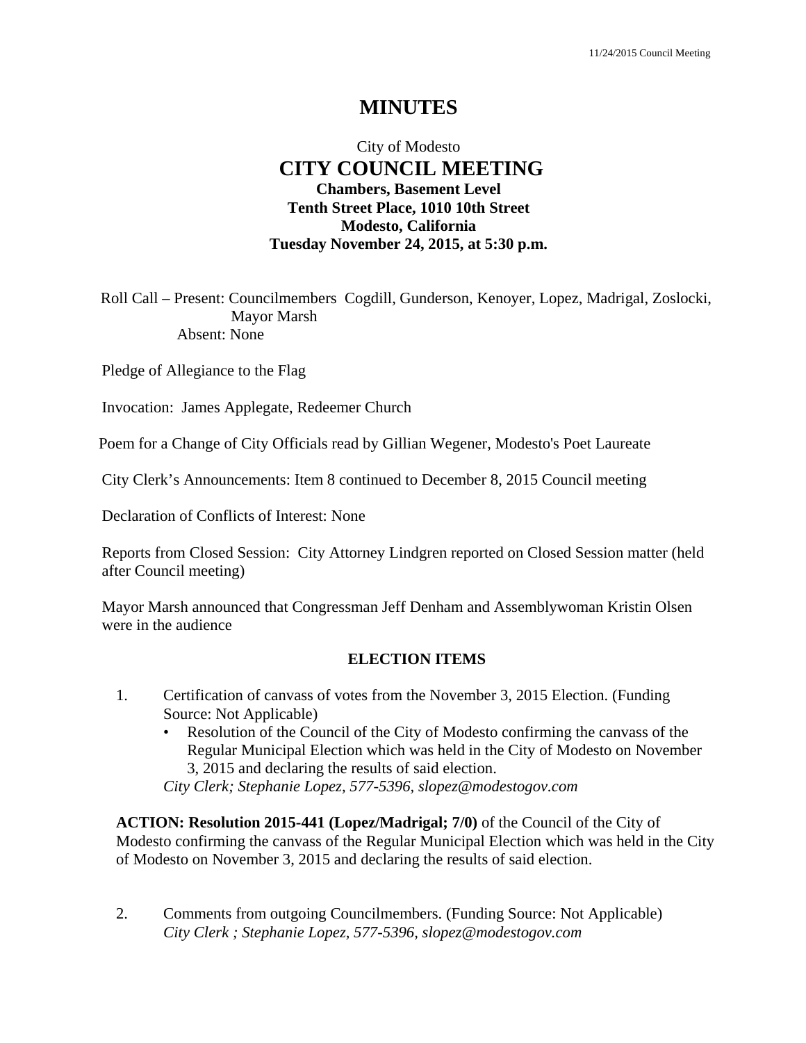# MINUTES

City of Modesto
## CITY COUNCIL MEETING
**Chambers, Basement Level**
**Tenth Street Place, 1010 10th Street**
**Modesto, California**
**Tuesday November 24, 2015, at 5:30 p.m.**

Roll Call – Present: Councilmembers Cogdill, Gunderson, Kenoyer, Lopez, Madrigal, Zoslocki, Mayor Marsh
Absent: None

Pledge of Allegiance to the Flag

Invocation: James Applegate, Redeemer Church

Poem for a Change of City Officials read by Gillian Wegener, Modesto's Poet Laureate

City Clerk's Announcements: Item 8 continued to December 8, 2015 Council meeting

Declaration of Conflicts of Interest: None

Reports from Closed Session: City Attorney Lindgren reported on Closed Session matter (held after Council meeting)

Mayor Marsh announced that Congressman Jeff Denham and Assemblywoman Kristin Olsen were in the audience

### ELECTION ITEMS

1. Certification of canvass of votes from the November 3, 2015 Election. (Funding Source: Not Applicable)
   - Resolution of the Council of the City of Modesto confirming the canvass of the Regular Municipal Election which was held in the City of Modesto on November 3, 2015 and declaring the results of said election.

   *City Clerk; Stephanie Lopez, 577-5396, slopez@modestogov.com*

**ACTION: Resolution 2015-441 (Lopez/Madrigal; 7/0)** of the Council of the City of Modesto confirming the canvass of the Regular Municipal Election which was held in the City of Modesto on November 3, 2015 and declaring the results of said election.

2. Comments from outgoing Councilmembers. (Funding Source: Not Applicable)
   *City Clerk ; Stephanie Lopez, 577-5396, slopez@modestogov.com*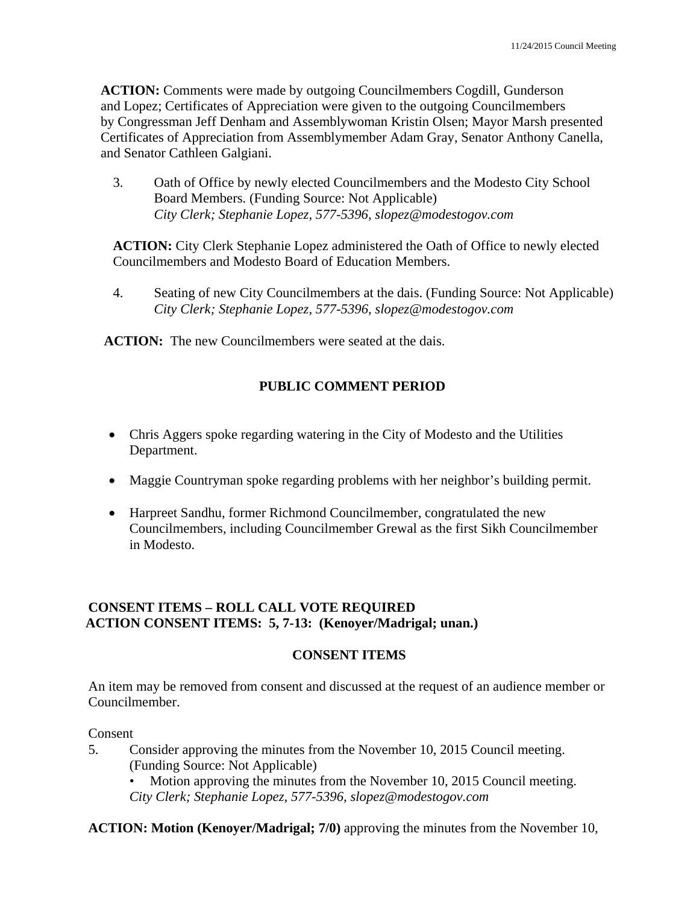**ACTION:** Comments were made by outgoing Councilmembers Cogdill, Gunderson and Lopez; Certificates of Appreciation were given to the outgoing Councilmembers by Congressman Jeff Denham and Assemblywoman Kristin Olsen; Mayor Marsh presented Certificates of Appreciation from Assemblymember Adam Gray, Senator Anthony Canella, and Senator Cathleen Galgiani.

3. Oath of Office by newly elected Councilmembers and the Modesto City School Board Members. (Funding Source: Not Applicable)
   *City Clerk; Stephanie Lopez, 577-5396, slopez@modestogov.com*

**ACTION:** City Clerk Stephanie Lopez administered the Oath of Office to newly elected Councilmembers and Modesto Board of Education Members.

4. Seating of new City Councilmembers at the dais. (Funding Source: Not Applicable)
   *City Clerk; Stephanie Lopez, 577-5396, slopez@modestogov.com*

**ACTION:** The new Councilmembers were seated at the dais.

## PUBLIC COMMENT PERIOD

- Chris Aggers spoke regarding watering in the City of Modesto and the Utilities Department.
- Maggie Countryman spoke regarding problems with her neighbor's building permit.
- Harpreet Sandhu, former Richmond Councilmember, congratulated the new Councilmembers, including Councilmember Grewal as the first Sikh Councilmember in Modesto.

**CONSENT ITEMS – ROLL CALL VOTE REQUIRED**
**ACTION CONSENT ITEMS: 5, 7-13: (Kenoyer/Madrigal; unan.)**

## CONSENT ITEMS

An item may be removed from consent and discussed at the request of an audience member or Councilmember.

Consent

5. Consider approving the minutes from the November 10, 2015 Council meeting. (Funding Source: Not Applicable)
   - Motion approving the minutes from the November 10, 2015 Council meeting.

   *City Clerk; Stephanie Lopez, 577-5396, slopez@modestogov.com*

**ACTION: Motion (Kenoyer/Madrigal; 7/0)** approving the minutes from the November 10,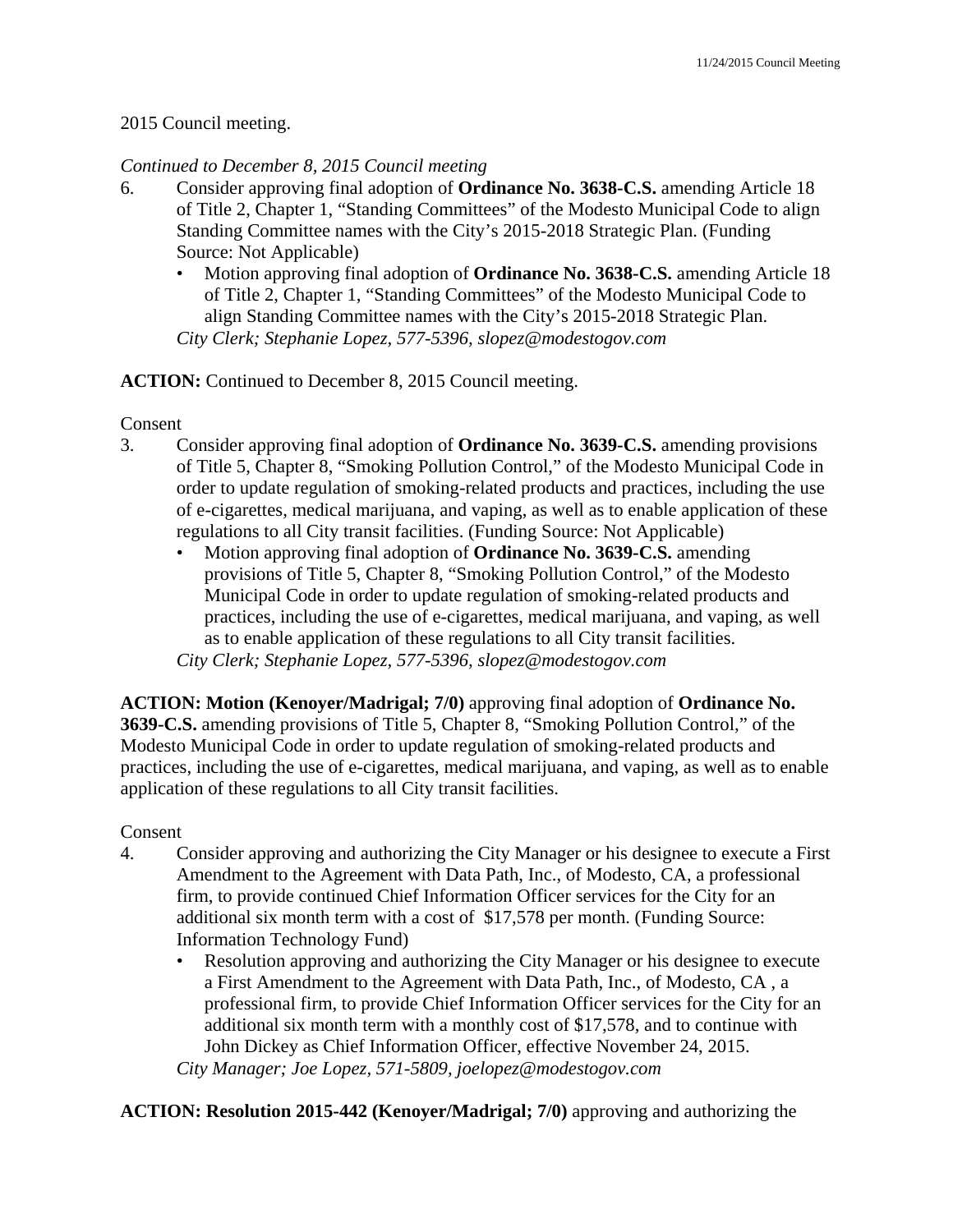2015 Council meeting.

*Continued to December 8, 2015 Council meeting*

6. Consider approving final adoption of **Ordinance No. 3638-C.S.** amending Article 18 of Title 2, Chapter 1, "Standing Committees" of the Modesto Municipal Code to align Standing Committee names with the City's 2015-2018 Strategic Plan. (Funding Source: Not Applicable)
   - Motion approving final adoption of **Ordinance No. 3638-C.S.** amending Article 18 of Title 2, Chapter 1, "Standing Committees" of the Modesto Municipal Code to align Standing Committee names with the City's 2015-2018 Strategic Plan.

   *City Clerk; Stephanie Lopez, 577-5396, slopez@modestogov.com*

**ACTION:** Continued to December 8, 2015 Council meeting.

Consent

3. Consider approving final adoption of **Ordinance No. 3639-C.S.** amending provisions of Title 5, Chapter 8, "Smoking Pollution Control," of the Modesto Municipal Code in order to update regulation of smoking-related products and practices, including the use of e-cigarettes, medical marijuana, and vaping, as well as to enable application of these regulations to all City transit facilities. (Funding Source: Not Applicable)
   - Motion approving final adoption of **Ordinance No. 3639-C.S.** amending provisions of Title 5, Chapter 8, "Smoking Pollution Control," of the Modesto Municipal Code in order to update regulation of smoking-related products and practices, including the use of e-cigarettes, medical marijuana, and vaping, as well as to enable application of these regulations to all City transit facilities.

   *City Clerk; Stephanie Lopez, 577-5396, slopez@modestogov.com*

**ACTION: Motion (Kenoyer/Madrigal; 7/0)** approving final adoption of **Ordinance No. 3639-C.S.** amending provisions of Title 5, Chapter 8, "Smoking Pollution Control," of the Modesto Municipal Code in order to update regulation of smoking-related products and practices, including the use of e-cigarettes, medical marijuana, and vaping, as well as to enable application of these regulations to all City transit facilities.

Consent

4. Consider approving and authorizing the City Manager or his designee to execute a First Amendment to the Agreement with Data Path, Inc., of Modesto, CA, a professional firm, to provide continued Chief Information Officer services for the City for an additional six month term with a cost of $17,578 per month. (Funding Source: Information Technology Fund)
   - Resolution approving and authorizing the City Manager or his designee to execute a First Amendment to the Agreement with Data Path, Inc., of Modesto, CA , a professional firm, to provide Chief Information Officer services for the City for an additional six month term with a monthly cost of $17,578, and to continue with John Dickey as Chief Information Officer, effective November 24, 2015.

   *City Manager; Joe Lopez, 571-5809, joelopez@modestogov.com*

**ACTION: Resolution 2015-442 (Kenoyer/Madrigal; 7/0)** approving and authorizing the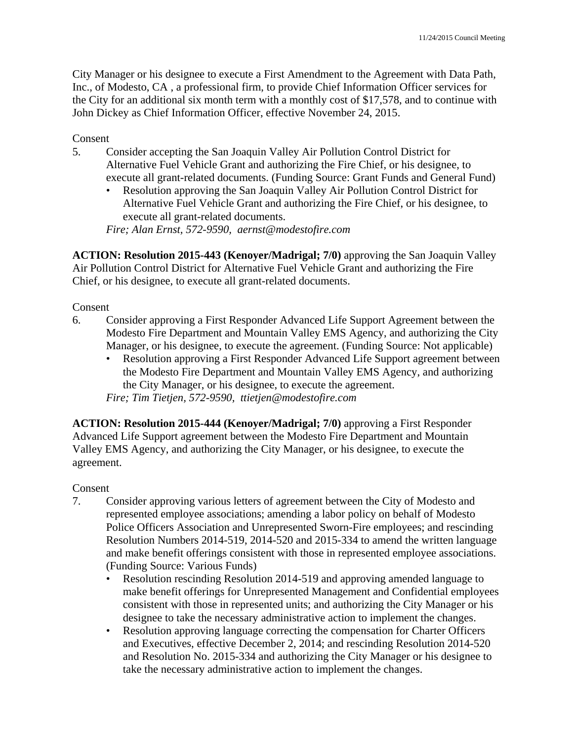City Manager or his designee to execute a First Amendment to the Agreement with Data Path, Inc., of Modesto, CA , a professional firm, to provide Chief Information Officer services for the City for an additional six month term with a monthly cost of $17,578, and to continue with John Dickey as Chief Information Officer, effective November 24, 2015.

Consent

5. Consider accepting the San Joaquin Valley Air Pollution Control District for Alternative Fuel Vehicle Grant and authorizing the Fire Chief, or his designee, to execute all grant-related documents. (Funding Source: Grant Funds and General Fund)
   - Resolution approving the San Joaquin Valley Air Pollution Control District for Alternative Fuel Vehicle Grant and authorizing the Fire Chief, or his designee, to execute all grant-related documents.

   *Fire; Alan Ernst, 572-9590, aernst@modestofire.com*

**ACTION: Resolution 2015-443 (Kenoyer/Madrigal; 7/0)** approving the San Joaquin Valley Air Pollution Control District for Alternative Fuel Vehicle Grant and authorizing the Fire Chief, or his designee, to execute all grant-related documents.

Consent

6. Consider approving a First Responder Advanced Life Support Agreement between the Modesto Fire Department and Mountain Valley EMS Agency, and authorizing the City Manager, or his designee, to execute the agreement. (Funding Source: Not applicable)
   - Resolution approving a First Responder Advanced Life Support agreement between the Modesto Fire Department and Mountain Valley EMS Agency, and authorizing the City Manager, or his designee, to execute the agreement.

   *Fire; Tim Tietjen, 572-9590, ttietjen@modestofire.com*

**ACTION: Resolution 2015-444 (Kenoyer/Madrigal; 7/0)** approving a First Responder Advanced Life Support agreement between the Modesto Fire Department and Mountain Valley EMS Agency, and authorizing the City Manager, or his designee, to execute the agreement.

Consent

7. Consider approving various letters of agreement between the City of Modesto and represented employee associations; amending a labor policy on behalf of Modesto Police Officers Association and Unrepresented Sworn-Fire employees; and rescinding Resolution Numbers 2014-519, 2014-520 and 2015-334 to amend the written language and make benefit offerings consistent with those in represented employee associations. (Funding Source: Various Funds)
   - Resolution rescinding Resolution 2014-519 and approving amended language to make benefit offerings for Unrepresented Management and Confidential employees consistent with those in represented units; and authorizing the City Manager or his designee to take the necessary administrative action to implement the changes.
   - Resolution approving language correcting the compensation for Charter Officers and Executives, effective December 2, 2014; and rescinding Resolution 2014-520 and Resolution No. 2015-334 and authorizing the City Manager or his designee to take the necessary administrative action to implement the changes.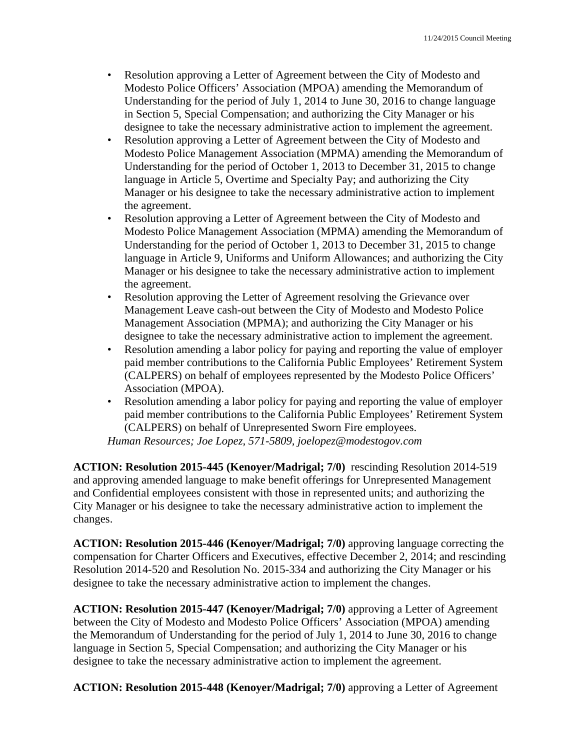- Resolution approving a Letter of Agreement between the City of Modesto and Modesto Police Officers' Association (MPOA) amending the Memorandum of Understanding for the period of July 1, 2014 to June 30, 2016 to change language in Section 5, Special Compensation; and authorizing the City Manager or his designee to take the necessary administrative action to implement the agreement.
- Resolution approving a Letter of Agreement between the City of Modesto and Modesto Police Management Association (MPMA) amending the Memorandum of Understanding for the period of October 1, 2013 to December 31, 2015 to change language in Article 5, Overtime and Specialty Pay; and authorizing the City Manager or his designee to take the necessary administrative action to implement the agreement.
- Resolution approving a Letter of Agreement between the City of Modesto and Modesto Police Management Association (MPMA) amending the Memorandum of Understanding for the period of October 1, 2013 to December 31, 2015 to change language in Article 9, Uniforms and Uniform Allowances; and authorizing the City Manager or his designee to take the necessary administrative action to implement the agreement.
- Resolution approving the Letter of Agreement resolving the Grievance over Management Leave cash-out between the City of Modesto and Modesto Police Management Association (MPMA); and authorizing the City Manager or his designee to take the necessary administrative action to implement the agreement.
- Resolution amending a labor policy for paying and reporting the value of employer paid member contributions to the California Public Employees' Retirement System (CALPERS) on behalf of employees represented by the Modesto Police Officers' Association (MPOA).
- Resolution amending a labor policy for paying and reporting the value of employer paid member contributions to the California Public Employees' Retirement System (CALPERS) on behalf of Unrepresented Sworn Fire employees.

*Human Resources; Joe Lopez, 571-5809, joelopez@modestogov.com*

**ACTION: Resolution 2015-445 (Kenoyer/Madrigal; 7/0)** rescinding Resolution 2014-519 and approving amended language to make benefit offerings for Unrepresented Management and Confidential employees consistent with those in represented units; and authorizing the City Manager or his designee to take the necessary administrative action to implement the changes.

**ACTION: Resolution 2015-446 (Kenoyer/Madrigal; 7/0)** approving language correcting the compensation for Charter Officers and Executives, effective December 2, 2014; and rescinding Resolution 2014-520 and Resolution No. 2015-334 and authorizing the City Manager or his designee to take the necessary administrative action to implement the changes.

**ACTION: Resolution 2015-447 (Kenoyer/Madrigal; 7/0)** approving a Letter of Agreement between the City of Modesto and Modesto Police Officers' Association (MPOA) amending the Memorandum of Understanding for the period of July 1, 2014 to June 30, 2016 to change language in Section 5, Special Compensation; and authorizing the City Manager or his designee to take the necessary administrative action to implement the agreement.

**ACTION: Resolution 2015-448 (Kenoyer/Madrigal; 7/0)** approving a Letter of Agreement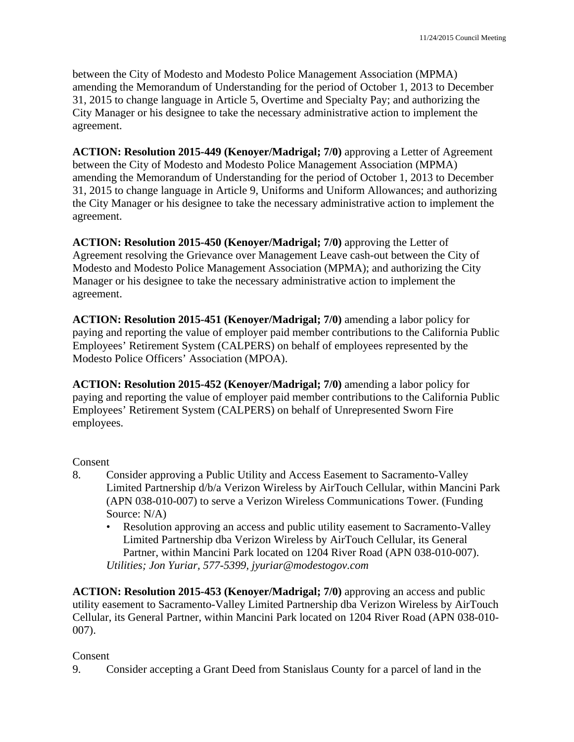between the City of Modesto and Modesto Police Management Association (MPMA) amending the Memorandum of Understanding for the period of October 1, 2013 to December 31, 2015 to change language in Article 5, Overtime and Specialty Pay; and authorizing the City Manager or his designee to take the necessary administrative action to implement the agreement.

**ACTION: Resolution 2015-449 (Kenoyer/Madrigal; 7/0)** approving a Letter of Agreement between the City of Modesto and Modesto Police Management Association (MPMA) amending the Memorandum of Understanding for the period of October 1, 2013 to December 31, 2015 to change language in Article 9, Uniforms and Uniform Allowances; and authorizing the City Manager or his designee to take the necessary administrative action to implement the agreement.

**ACTION: Resolution 2015-450 (Kenoyer/Madrigal; 7/0)** approving the Letter of Agreement resolving the Grievance over Management Leave cash-out between the City of Modesto and Modesto Police Management Association (MPMA); and authorizing the City Manager or his designee to take the necessary administrative action to implement the agreement.

**ACTION: Resolution 2015-451 (Kenoyer/Madrigal; 7/0)** amending a labor policy for paying and reporting the value of employer paid member contributions to the California Public Employees' Retirement System (CALPERS) on behalf of employees represented by the Modesto Police Officers' Association (MPOA).

**ACTION: Resolution 2015-452 (Kenoyer/Madrigal; 7/0)** amending a labor policy for paying and reporting the value of employer paid member contributions to the California Public Employees' Retirement System (CALPERS) on behalf of Unrepresented Sworn Fire employees.

Consent

8. Consider approving a Public Utility and Access Easement to Sacramento-Valley Limited Partnership d/b/a Verizon Wireless by AirTouch Cellular, within Mancini Park (APN 038-010-007) to serve a Verizon Wireless Communications Tower. (Funding Source: N/A)
   - Resolution approving an access and public utility easement to Sacramento-Valley Limited Partnership dba Verizon Wireless by AirTouch Cellular, its General Partner, within Mancini Park located on 1204 River Road (APN 038-010-007).

   *Utilities; Jon Yuriar, 577-5399, jyuriar@modestogov.com*

**ACTION: Resolution 2015-453 (Kenoyer/Madrigal; 7/0)** approving an access and public utility easement to Sacramento-Valley Limited Partnership dba Verizon Wireless by AirTouch Cellular, its General Partner, within Mancini Park located on 1204 River Road (APN 038-010-007).

Consent

9. Consider accepting a Grant Deed from Stanislaus County for a parcel of land in the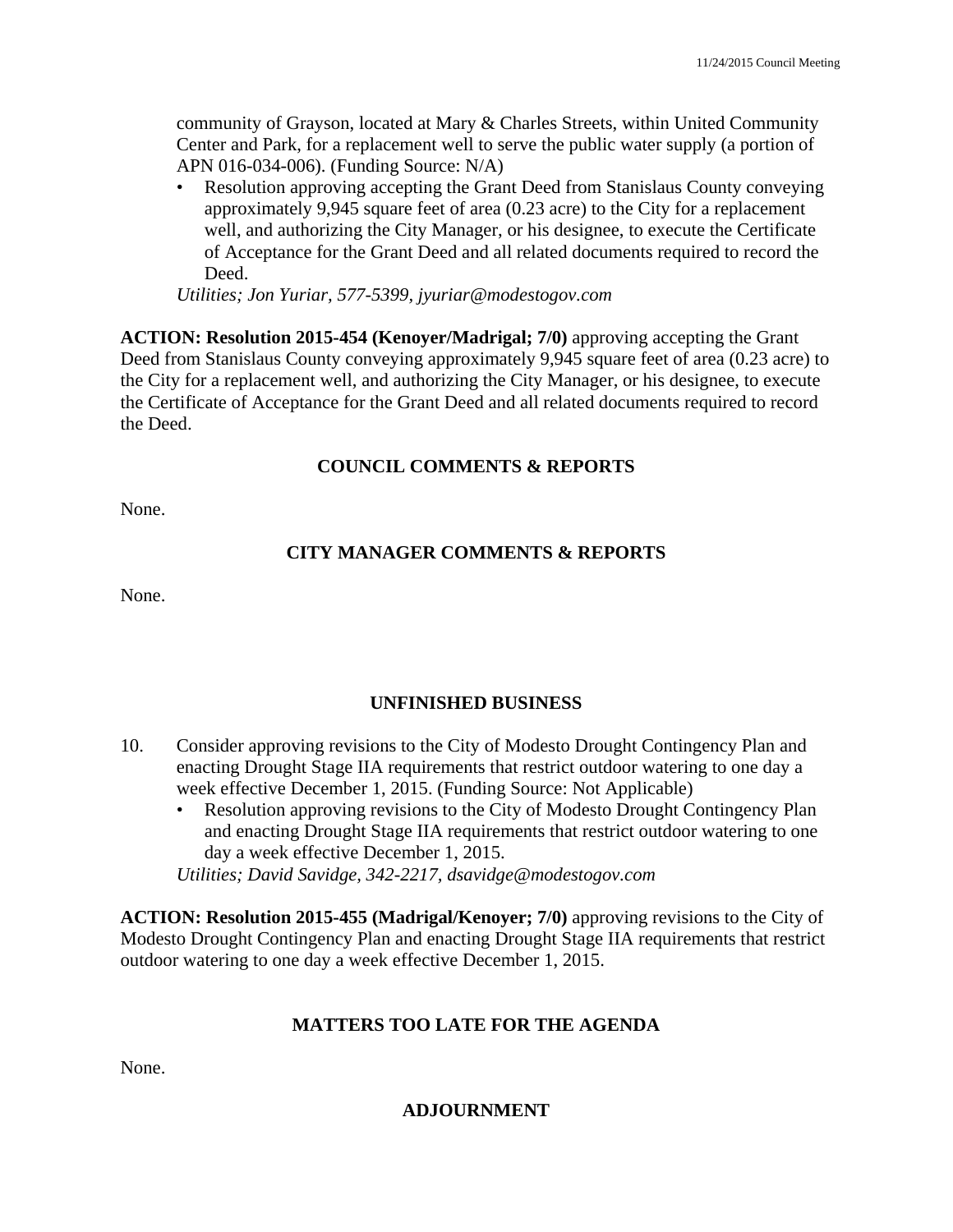community of Grayson, located at Mary & Charles Streets, within United Community Center and Park, for a replacement well to serve the public water supply (a portion of APN 016-034-006). (Funding Source: N/A)

- Resolution approving accepting the Grant Deed from Stanislaus County conveying approximately 9,945 square feet of area (0.23 acre) to the City for a replacement well, and authorizing the City Manager, or his designee, to execute the Certificate of Acceptance for the Grant Deed and all related documents required to record the Deed.

*Utilities; Jon Yuriar, 577-5399, jyuriar@modestogov.com*

**ACTION: Resolution 2015-454 (Kenoyer/Madrigal; 7/0)** approving accepting the Grant Deed from Stanislaus County conveying approximately 9,945 square feet of area (0.23 acre) to the City for a replacement well, and authorizing the City Manager, or his designee, to execute the Certificate of Acceptance for the Grant Deed and all related documents required to record the Deed.

## COUNCIL COMMENTS & REPORTS

None.

## CITY MANAGER COMMENTS & REPORTS

None.

## UNFINISHED BUSINESS

10. Consider approving revisions to the City of Modesto Drought Contingency Plan and enacting Drought Stage IIA requirements that restrict outdoor watering to one day a week effective December 1, 2015. (Funding Source: Not Applicable)
    - Resolution approving revisions to the City of Modesto Drought Contingency Plan and enacting Drought Stage IIA requirements that restrict outdoor watering to one day a week effective December 1, 2015.

    *Utilities; David Savidge, 342-2217, dsavidge@modestogov.com*

**ACTION: Resolution 2015-455 (Madrigal/Kenoyer; 7/0)** approving revisions to the City of Modesto Drought Contingency Plan and enacting Drought Stage IIA requirements that restrict outdoor watering to one day a week effective December 1, 2015.

## MATTERS TOO LATE FOR THE AGENDA

None.

## ADJOURNMENT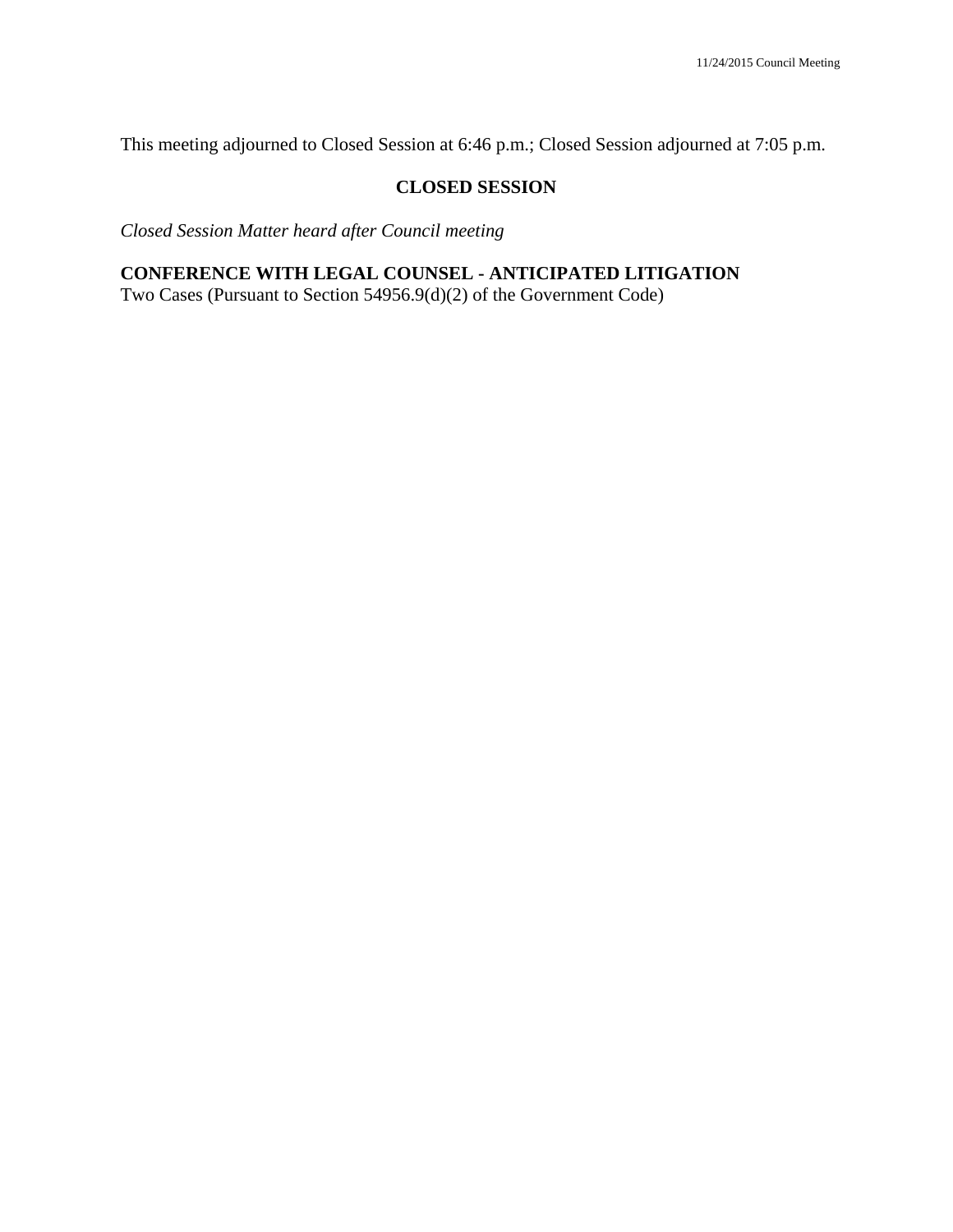This meeting adjourned to Closed Session at 6:46 p.m.; Closed Session adjourned at 7:05 p.m.

## CLOSED SESSION

*Closed Session Matter heard after Council meeting*

**CONFERENCE WITH LEGAL COUNSEL - ANTICIPATED LITIGATION**
Two Cases (Pursuant to Section 54956.9(d)(2) of the Government Code)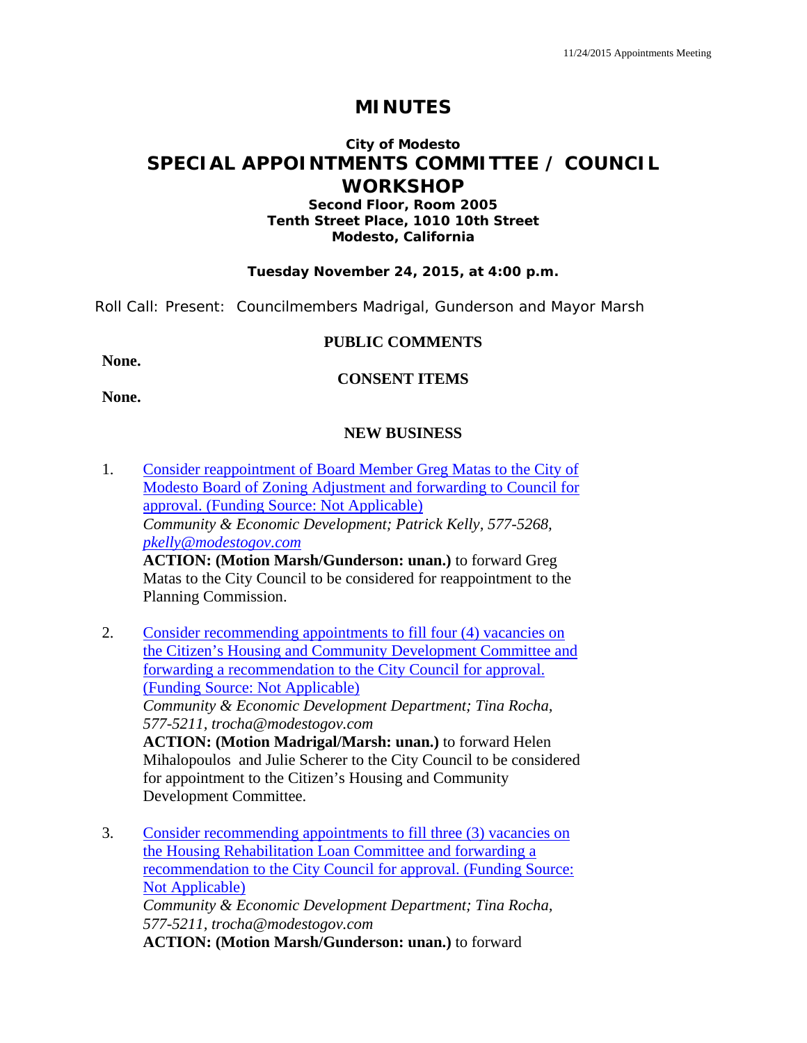# MINUTES

## City of Modesto
## SPECIAL APPOINTMENTS COMMITTEE / COUNCIL WORKSHOP

**Second Floor, Room 2005**
**Tenth Street Place, 1010 10th Street**
**Modesto, California**

**Tuesday November 24, 2015, at 4:00 p.m.**

Roll Call: Present: Councilmembers Madrigal, Gunderson and Mayor Marsh

### PUBLIC COMMENTS

**None.**

### CONSENT ITEMS

**None.**

### NEW BUSINESS

1. Consider reappointment of Board Member Greg Matas to the City of Modesto Board of Zoning Adjustment and forwarding to Council for approval. (Funding Source: Not Applicable)
   *Community & Economic Development; Patrick Kelly, 577-5268, pkelly@modestogov.com*
   **ACTION: (Motion Marsh/Gunderson: unan.)** to forward Greg Matas to the City Council to be considered for reappointment to the Planning Commission.

2. Consider recommending appointments to fill four (4) vacancies on the Citizen's Housing and Community Development Committee and forwarding a recommendation to the City Council for approval. (Funding Source: Not Applicable)
   *Community & Economic Development Department; Tina Rocha, 577-5211, trocha@modestogov.com*
   **ACTION: (Motion Madrigal/Marsh: unan.)** to forward Helen Mihalopoulos and Julie Scherer to the City Council to be considered for appointment to the Citizen's Housing and Community Development Committee.

3. Consider recommending appointments to fill three (3) vacancies on the Housing Rehabilitation Loan Committee and forwarding a recommendation to the City Council for approval. (Funding Source: Not Applicable)
   *Community & Economic Development Department; Tina Rocha, 577-5211, trocha@modestogov.com*
   **ACTION: (Motion Marsh/Gunderson: unan.)** to forward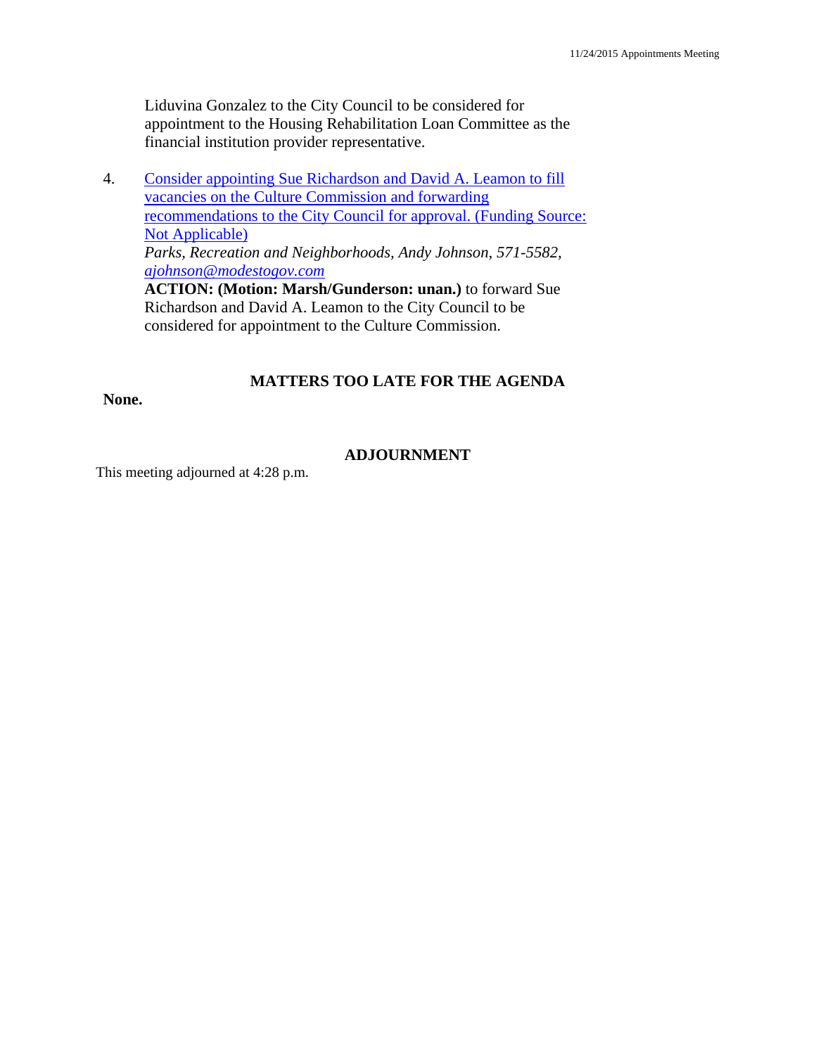Liduvina Gonzalez to the City Council to be considered for appointment to the Housing Rehabilitation Loan Committee as the financial institution provider representative.

4. Consider appointing Sue Richardson and David A. Leamon to fill vacancies on the Culture Commission and forwarding recommendations to the City Council for approval. (Funding Source: Not Applicable)
   *Parks, Recreation and Neighborhoods, Andy Johnson, 571-5582, ajohnson@modestogov.com*
   **ACTION: (Motion: Marsh/Gunderson: unan.)** to forward Sue Richardson and David A. Leamon to the City Council to be considered for appointment to the Culture Commission.

## MATTERS TOO LATE FOR THE AGENDA

**None.**

## ADJOURNMENT

This meeting adjourned at 4:28 p.m.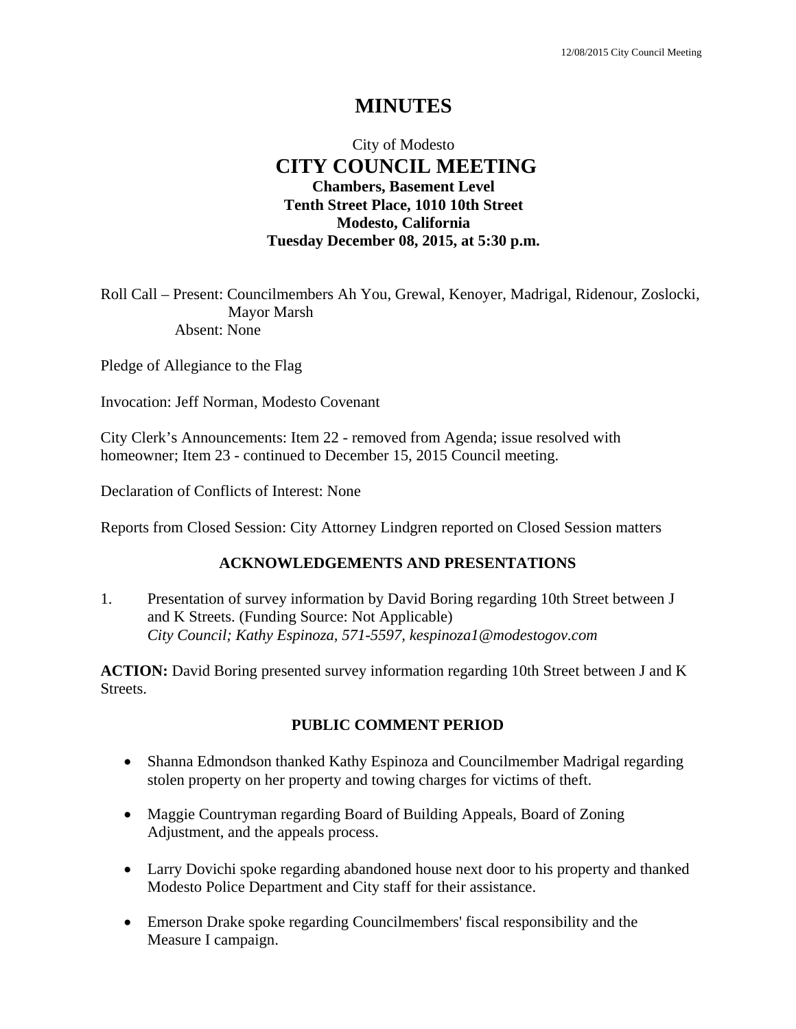# MINUTES

City of Modesto
## CITY COUNCIL MEETING
**Chambers, Basement Level**
**Tenth Street Place, 1010 10th Street**
**Modesto, California**
**Tuesday December 08, 2015, at 5:30 p.m.**

Roll Call – Present: Councilmembers Ah You, Grewal, Kenoyer, Madrigal, Ridenour, Zoslocki, Mayor Marsh
Absent: None

Pledge of Allegiance to the Flag

Invocation: Jeff Norman, Modesto Covenant

City Clerk's Announcements: Item 22 - removed from Agenda; issue resolved with homeowner; Item 23 - continued to December 15, 2015 Council meeting.

Declaration of Conflicts of Interest: None

Reports from Closed Session: City Attorney Lindgren reported on Closed Session matters

### ACKNOWLEDGEMENTS AND PRESENTATIONS

1. Presentation of survey information by David Boring regarding 10th Street between J and K Streets. (Funding Source: Not Applicable)
*City Council; Kathy Espinoza, 571-5597, kespinoza1@modestogov.com*

**ACTION:** David Boring presented survey information regarding 10th Street between J and K Streets.

### PUBLIC COMMENT PERIOD

- Shanna Edmondson thanked Kathy Espinoza and Councilmember Madrigal regarding stolen property on her property and towing charges for victims of theft.
- Maggie Countryman regarding Board of Building Appeals, Board of Zoning Adjustment, and the appeals process.
- Larry Dovichi spoke regarding abandoned house next door to his property and thanked Modesto Police Department and City staff for their assistance.
- Emerson Drake spoke regarding Councilmembers' fiscal responsibility and the Measure I campaign.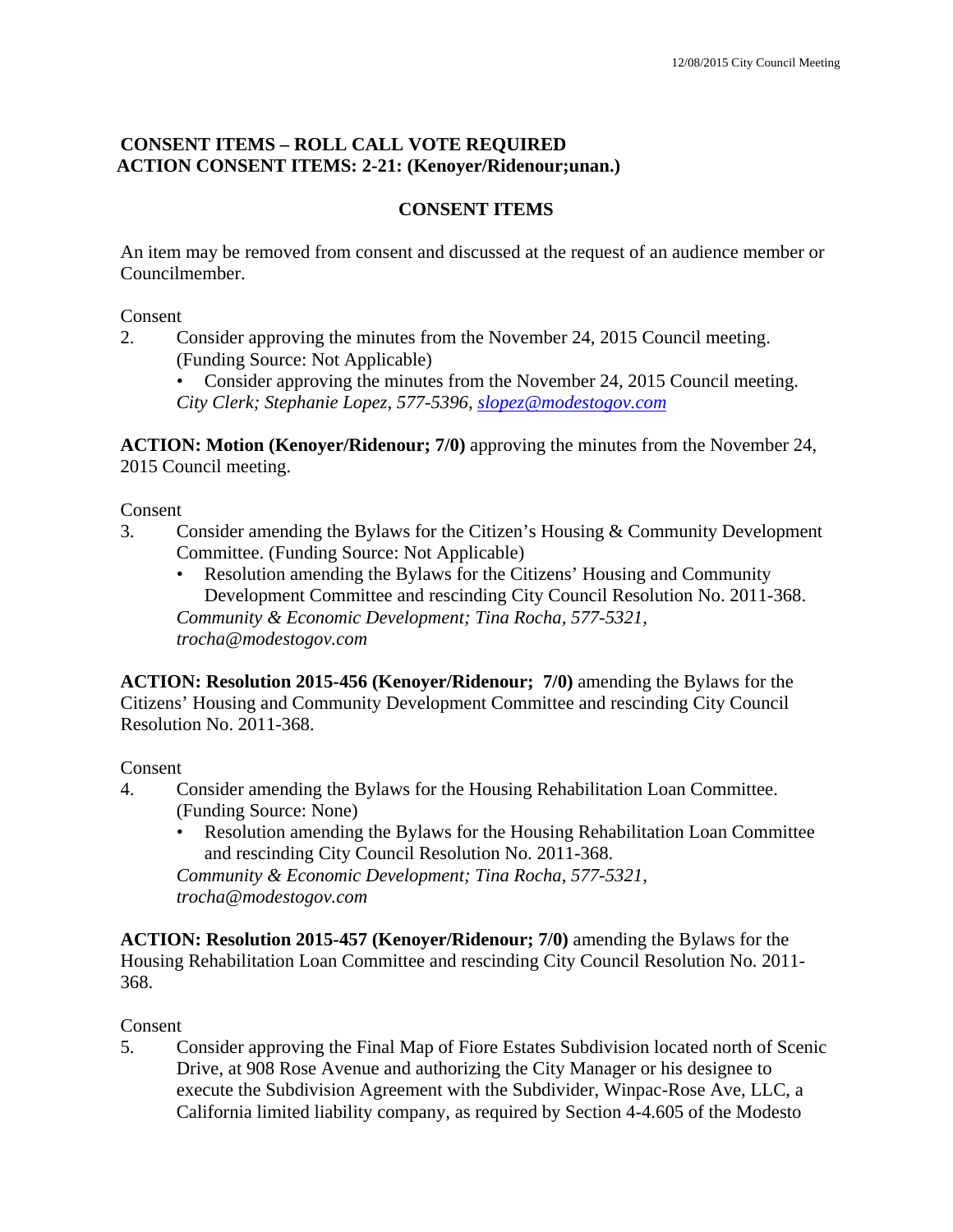**CONSENT ITEMS – ROLL CALL VOTE REQUIRED**
**ACTION CONSENT ITEMS: 2-21: (Kenoyer/Ridenour;unan.)**

## CONSENT ITEMS

An item may be removed from consent and discussed at the request of an audience member or Councilmember.

Consent

2. Consider approving the minutes from the November 24, 2015 Council meeting. (Funding Source: Not Applicable)
   - Consider approving the minutes from the November 24, 2015 Council meeting.

   *City Clerk; Stephanie Lopez, 577-5396, slopez@modestogov.com*

**ACTION: Motion (Kenoyer/Ridenour; 7/0)** approving the minutes from the November 24, 2015 Council meeting.

Consent

3. Consider amending the Bylaws for the Citizen's Housing & Community Development Committee. (Funding Source: Not Applicable)
   - Resolution amending the Bylaws for the Citizens' Housing and Community Development Committee and rescinding City Council Resolution No. 2011-368.

   *Community & Economic Development; Tina Rocha, 577-5321, trocha@modestogov.com*

**ACTION: Resolution 2015-456 (Kenoyer/Ridenour; 7/0)** amending the Bylaws for the Citizens' Housing and Community Development Committee and rescinding City Council Resolution No. 2011-368.

Consent

4. Consider amending the Bylaws for the Housing Rehabilitation Loan Committee. (Funding Source: None)
   - Resolution amending the Bylaws for the Housing Rehabilitation Loan Committee and rescinding City Council Resolution No. 2011-368.

   *Community & Economic Development; Tina Rocha, 577-5321, trocha@modestogov.com*

**ACTION: Resolution 2015-457 (Kenoyer/Ridenour; 7/0)** amending the Bylaws for the Housing Rehabilitation Loan Committee and rescinding City Council Resolution No. 2011-368.

Consent

5. Consider approving the Final Map of Fiore Estates Subdivision located north of Scenic Drive, at 908 Rose Avenue and authorizing the City Manager or his designee to execute the Subdivision Agreement with the Subdivider, Winpac-Rose Ave, LLC, a California limited liability company, as required by Section 4-4.605 of the Modesto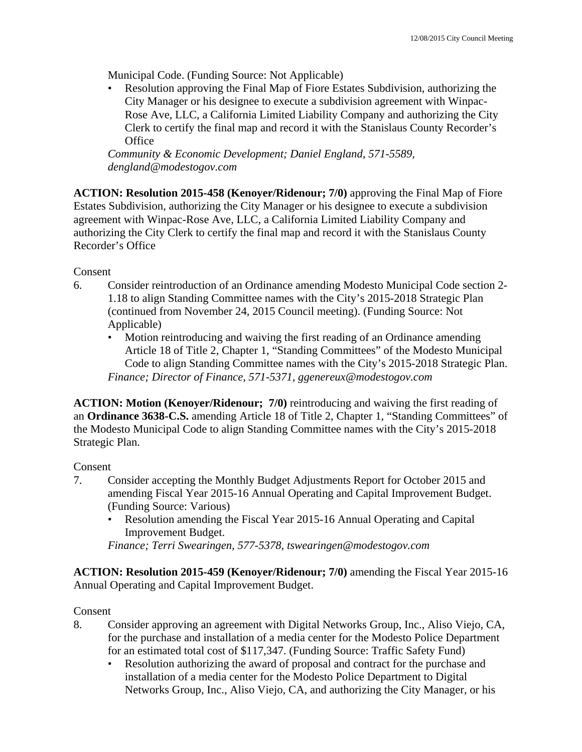Municipal Code. (Funding Source: Not Applicable)

- Resolution approving the Final Map of Fiore Estates Subdivision, authorizing the City Manager or his designee to execute a subdivision agreement with Winpac-Rose Ave, LLC, a California Limited Liability Company and authorizing the City Clerk to certify the final map and record it with the Stanislaus County Recorder's Office

*Community & Economic Development; Daniel England, 571-5589, dengland@modestogov.com*

**ACTION: Resolution 2015-458 (Kenoyer/Ridenour; 7/0)** approving the Final Map of Fiore Estates Subdivision, authorizing the City Manager or his designee to execute a subdivision agreement with Winpac-Rose Ave, LLC, a California Limited Liability Company and authorizing the City Clerk to certify the final map and record it with the Stanislaus County Recorder's Office

Consent

6. Consider reintroduction of an Ordinance amending Modesto Municipal Code section 2-1.18 to align Standing Committee names with the City's 2015-2018 Strategic Plan (continued from November 24, 2015 Council meeting). (Funding Source: Not Applicable)
   - Motion reintroducing and waiving the first reading of an Ordinance amending Article 18 of Title 2, Chapter 1, "Standing Committees" of the Modesto Municipal Code to align Standing Committee names with the City's 2015-2018 Strategic Plan.

   *Finance; Director of Finance, 571-5371, ggenereux@modestogov.com*

**ACTION: Motion (Kenoyer/Ridenour; 7/0)** reintroducing and waiving the first reading of an **Ordinance 3638-C.S.** amending Article 18 of Title 2, Chapter 1, "Standing Committees" of the Modesto Municipal Code to align Standing Committee names with the City's 2015-2018 Strategic Plan.

Consent

7. Consider accepting the Monthly Budget Adjustments Report for October 2015 and amending Fiscal Year 2015-16 Annual Operating and Capital Improvement Budget. (Funding Source: Various)
   - Resolution amending the Fiscal Year 2015-16 Annual Operating and Capital Improvement Budget.

   *Finance; Terri Swearingen, 577-5378, tswearingen@modestogov.com*

**ACTION: Resolution 2015-459 (Kenoyer/Ridenour; 7/0)** amending the Fiscal Year 2015-16 Annual Operating and Capital Improvement Budget.

Consent

8. Consider approving an agreement with Digital Networks Group, Inc., Aliso Viejo, CA, for the purchase and installation of a media center for the Modesto Police Department for an estimated total cost of $117,347. (Funding Source: Traffic Safety Fund)
   - Resolution authorizing the award of proposal and contract for the purchase and installation of a media center for the Modesto Police Department to Digital Networks Group, Inc., Aliso Viejo, CA, and authorizing the City Manager, or his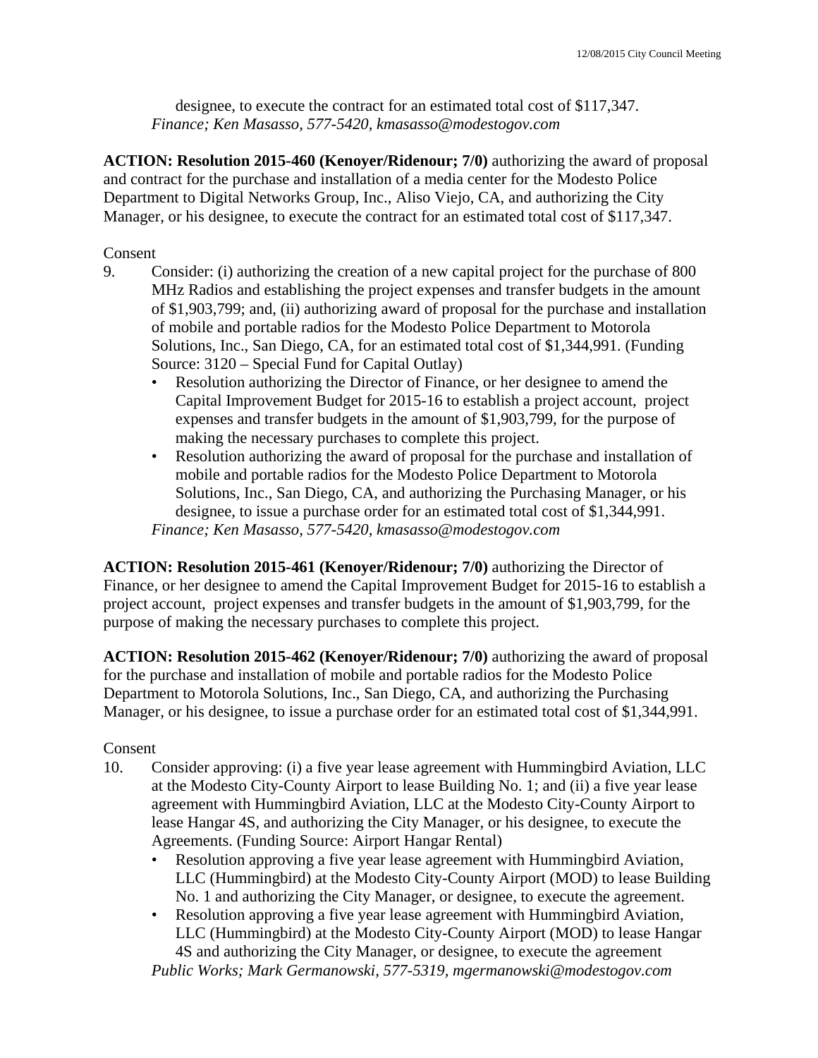designee, to execute the contract for an estimated total cost of $117,347.
*Finance; Ken Masasso, 577-5420, kmasasso@modestogov.com*

**ACTION: Resolution 2015-460 (Kenoyer/Ridenour; 7/0)** authorizing the award of proposal and contract for the purchase and installation of a media center for the Modesto Police Department to Digital Networks Group, Inc., Aliso Viejo, CA, and authorizing the City Manager, or his designee, to execute the contract for an estimated total cost of $117,347.

Consent

9. Consider: (i) authorizing the creation of a new capital project for the purchase of 800 MHz Radios and establishing the project expenses and transfer budgets in the amount of $1,903,799; and, (ii) authorizing award of proposal for the purchase and installation of mobile and portable radios for the Modesto Police Department to Motorola Solutions, Inc., San Diego, CA, for an estimated total cost of $1,344,991. (Funding Source: 3120 – Special Fund for Capital Outlay)
   - Resolution authorizing the Director of Finance, or her designee to amend the Capital Improvement Budget for 2015-16 to establish a project account, project expenses and transfer budgets in the amount of $1,903,799, for the purpose of making the necessary purchases to complete this project.
   - Resolution authorizing the award of proposal for the purchase and installation of mobile and portable radios for the Modesto Police Department to Motorola Solutions, Inc., San Diego, CA, and authorizing the Purchasing Manager, or his designee, to issue a purchase order for an estimated total cost of $1,344,991.

   *Finance; Ken Masasso, 577-5420, kmasasso@modestogov.com*

**ACTION: Resolution 2015-461 (Kenoyer/Ridenour; 7/0)** authorizing the Director of Finance, or her designee to amend the Capital Improvement Budget for 2015-16 to establish a project account, project expenses and transfer budgets in the amount of $1,903,799, for the purpose of making the necessary purchases to complete this project.

**ACTION: Resolution 2015-462 (Kenoyer/Ridenour; 7/0)** authorizing the award of proposal for the purchase and installation of mobile and portable radios for the Modesto Police Department to Motorola Solutions, Inc., San Diego, CA, and authorizing the Purchasing Manager, or his designee, to issue a purchase order for an estimated total cost of $1,344,991.

Consent

10. Consider approving: (i) a five year lease agreement with Hummingbird Aviation, LLC at the Modesto City-County Airport to lease Building No. 1; and (ii) a five year lease agreement with Hummingbird Aviation, LLC at the Modesto City-County Airport to lease Hangar 4S, and authorizing the City Manager, or his designee, to execute the Agreements. (Funding Source: Airport Hangar Rental)
    - Resolution approving a five year lease agreement with Hummingbird Aviation, LLC (Hummingbird) at the Modesto City-County Airport (MOD) to lease Building No. 1 and authorizing the City Manager, or designee, to execute the agreement.
    - Resolution approving a five year lease agreement with Hummingbird Aviation, LLC (Hummingbird) at the Modesto City-County Airport (MOD) to lease Hangar 4S and authorizing the City Manager, or designee, to execute the agreement

    *Public Works; Mark Germanowski, 577-5319, mgermanowski@modestogov.com*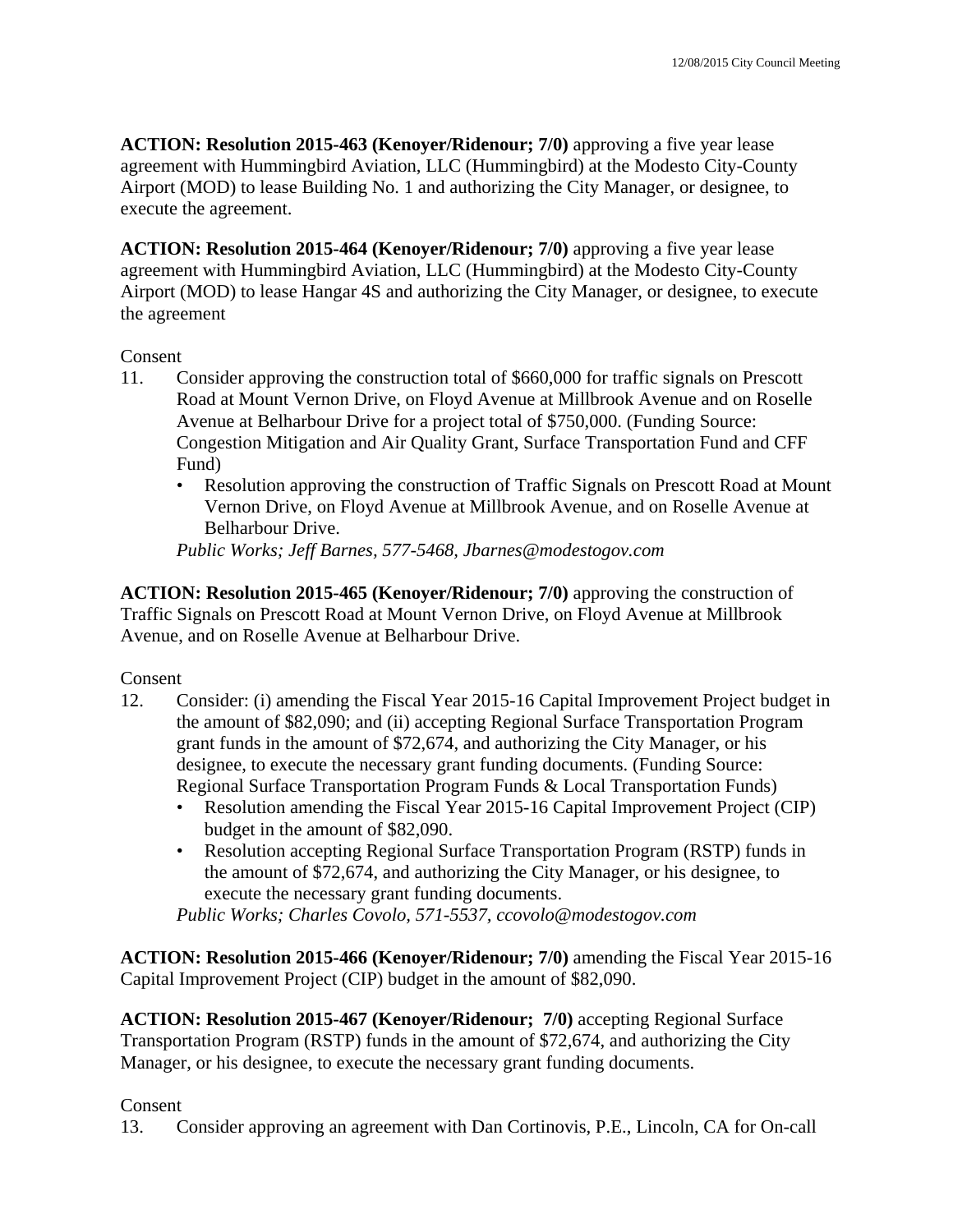**ACTION: Resolution 2015-463 (Kenoyer/Ridenour; 7/0)** approving a five year lease agreement with Hummingbird Aviation, LLC (Hummingbird) at the Modesto City-County Airport (MOD) to lease Building No. 1 and authorizing the City Manager, or designee, to execute the agreement.

**ACTION: Resolution 2015-464 (Kenoyer/Ridenour; 7/0)** approving a five year lease agreement with Hummingbird Aviation, LLC (Hummingbird) at the Modesto City-County Airport (MOD) to lease Hangar 4S and authorizing the City Manager, or designee, to execute the agreement

Consent

11. Consider approving the construction total of $660,000 for traffic signals on Prescott Road at Mount Vernon Drive, on Floyd Avenue at Millbrook Avenue and on Roselle Avenue at Belharbour Drive for a project total of $750,000. (Funding Source: Congestion Mitigation and Air Quality Grant, Surface Transportation Fund and CFF Fund)
    - Resolution approving the construction of Traffic Signals on Prescott Road at Mount Vernon Drive, on Floyd Avenue at Millbrook Avenue, and on Roselle Avenue at Belharbour Drive.

    *Public Works; Jeff Barnes, 577-5468, Jbarnes@modestogov.com*

**ACTION: Resolution 2015-465 (Kenoyer/Ridenour; 7/0)** approving the construction of Traffic Signals on Prescott Road at Mount Vernon Drive, on Floyd Avenue at Millbrook Avenue, and on Roselle Avenue at Belharbour Drive.

Consent

12. Consider: (i) amending the Fiscal Year 2015-16 Capital Improvement Project budget in the amount of $82,090; and (ii) accepting Regional Surface Transportation Program grant funds in the amount of $72,674, and authorizing the City Manager, or his designee, to execute the necessary grant funding documents. (Funding Source: Regional Surface Transportation Program Funds & Local Transportation Funds)
    - Resolution amending the Fiscal Year 2015-16 Capital Improvement Project (CIP) budget in the amount of $82,090.
    - Resolution accepting Regional Surface Transportation Program (RSTP) funds in the amount of $72,674, and authorizing the City Manager, or his designee, to execute the necessary grant funding documents.

    *Public Works; Charles Covolo, 571-5537, ccovolo@modestogov.com*

**ACTION: Resolution 2015-466 (Kenoyer/Ridenour; 7/0)** amending the Fiscal Year 2015-16 Capital Improvement Project (CIP) budget in the amount of $82,090.

**ACTION: Resolution 2015-467 (Kenoyer/Ridenour; 7/0)** accepting Regional Surface Transportation Program (RSTP) funds in the amount of $72,674, and authorizing the City Manager, or his designee, to execute the necessary grant funding documents.

Consent

13. Consider approving an agreement with Dan Cortinovis, P.E., Lincoln, CA for On-call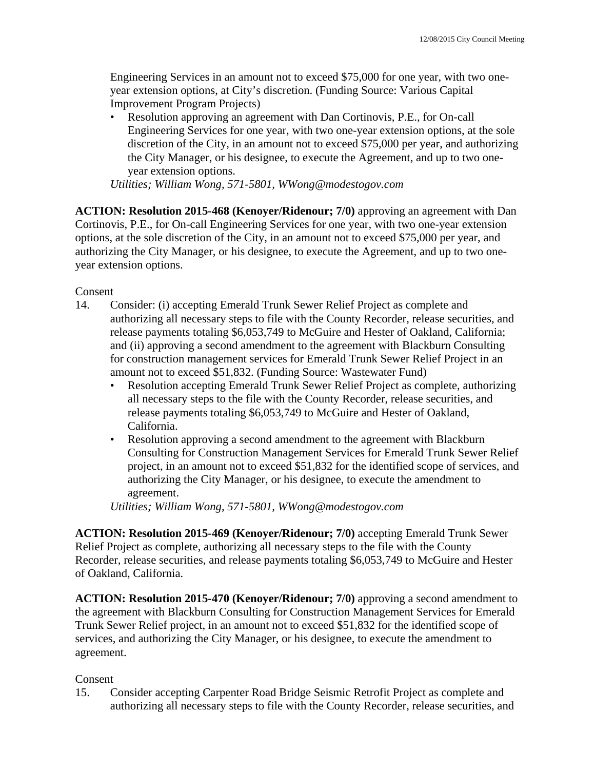Engineering Services in an amount not to exceed $75,000 for one year, with two one-year extension options, at City's discretion. (Funding Source: Various Capital Improvement Program Projects)

- Resolution approving an agreement with Dan Cortinovis, P.E., for On-call Engineering Services for one year, with two one-year extension options, at the sole discretion of the City, in an amount not to exceed $75,000 per year, and authorizing the City Manager, or his designee, to execute the Agreement, and up to two one-year extension options.

*Utilities; William Wong, 571-5801, WWong@modestogov.com*

**ACTION: Resolution 2015-468 (Kenoyer/Ridenour; 7/0)** approving an agreement with Dan Cortinovis, P.E., for On-call Engineering Services for one year, with two one-year extension options, at the sole discretion of the City, in an amount not to exceed $75,000 per year, and authorizing the City Manager, or his designee, to execute the Agreement, and up to two one-year extension options.

Consent

14. Consider: (i) accepting Emerald Trunk Sewer Relief Project as complete and authorizing all necessary steps to file with the County Recorder, release securities, and release payments totaling $6,053,749 to McGuire and Hester of Oakland, California; and (ii) approving a second amendment to the agreement with Blackburn Consulting for construction management services for Emerald Trunk Sewer Relief Project in an amount not to exceed $51,832. (Funding Source: Wastewater Fund)
    - Resolution accepting Emerald Trunk Sewer Relief Project as complete, authorizing all necessary steps to the file with the County Recorder, release securities, and release payments totaling $6,053,749 to McGuire and Hester of Oakland, California.
    - Resolution approving a second amendment to the agreement with Blackburn Consulting for Construction Management Services for Emerald Trunk Sewer Relief project, in an amount not to exceed $51,832 for the identified scope of services, and authorizing the City Manager, or his designee, to execute the amendment to agreement.

    *Utilities; William Wong, 571-5801, WWong@modestogov.com*

**ACTION: Resolution 2015-469 (Kenoyer/Ridenour; 7/0)** accepting Emerald Trunk Sewer Relief Project as complete, authorizing all necessary steps to the file with the County Recorder, release securities, and release payments totaling $6,053,749 to McGuire and Hester of Oakland, California.

**ACTION: Resolution 2015-470 (Kenoyer/Ridenour; 7/0)** approving a second amendment to the agreement with Blackburn Consulting for Construction Management Services for Emerald Trunk Sewer Relief project, in an amount not to exceed $51,832 for the identified scope of services, and authorizing the City Manager, or his designee, to execute the amendment to agreement.

Consent

15. Consider accepting Carpenter Road Bridge Seismic Retrofit Project as complete and authorizing all necessary steps to file with the County Recorder, release securities, and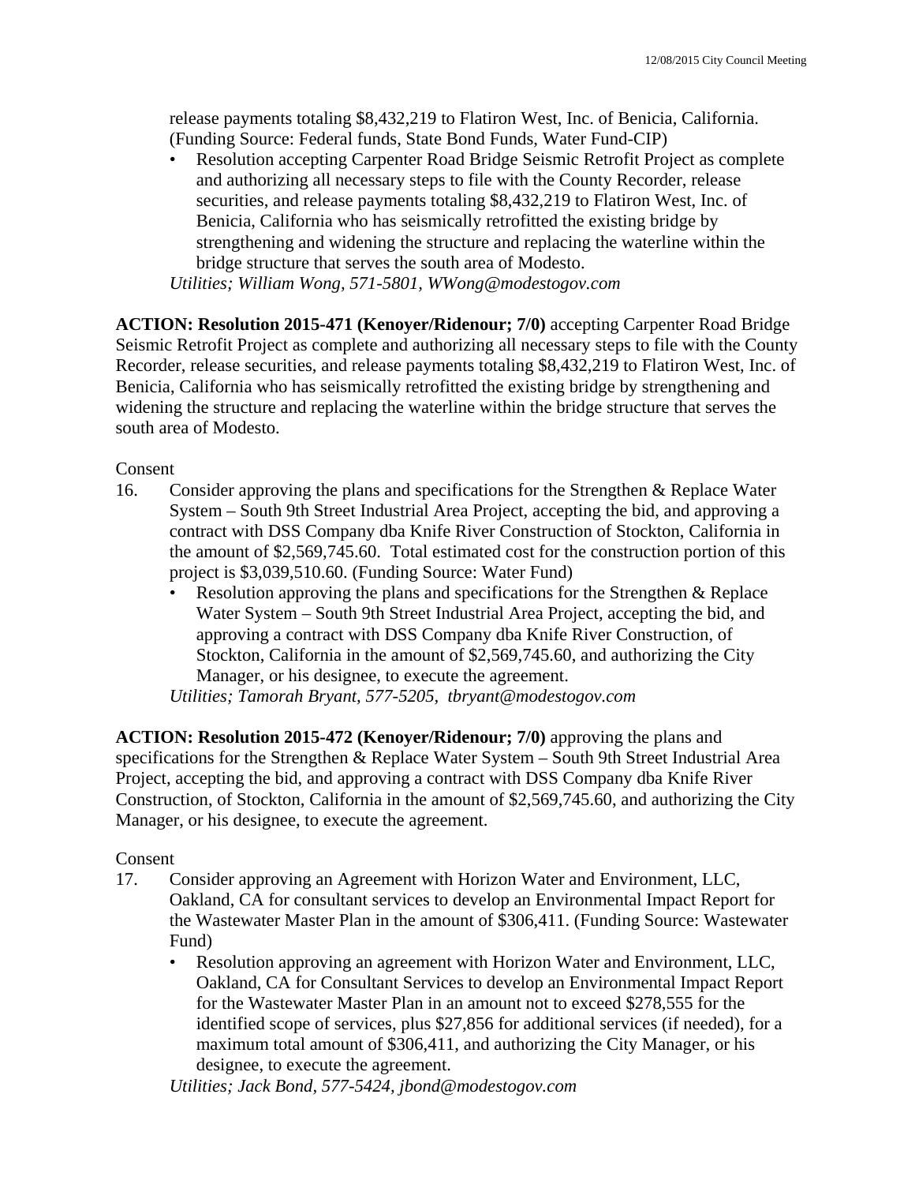release payments totaling $8,432,219 to Flatiron West, Inc. of Benicia, California. (Funding Source: Federal funds, State Bond Funds, Water Fund-CIP)

- Resolution accepting Carpenter Road Bridge Seismic Retrofit Project as complete and authorizing all necessary steps to file with the County Recorder, release securities, and release payments totaling $8,432,219 to Flatiron West, Inc. of Benicia, California who has seismically retrofitted the existing bridge by strengthening and widening the structure and replacing the waterline within the bridge structure that serves the south area of Modesto.

*Utilities; William Wong, 571-5801, WWong@modestogov.com*

**ACTION: Resolution 2015-471 (Kenoyer/Ridenour; 7/0)** accepting Carpenter Road Bridge Seismic Retrofit Project as complete and authorizing all necessary steps to file with the County Recorder, release securities, and release payments totaling $8,432,219 to Flatiron West, Inc. of Benicia, California who has seismically retrofitted the existing bridge by strengthening and widening the structure and replacing the waterline within the bridge structure that serves the south area of Modesto.

Consent

16. Consider approving the plans and specifications for the Strengthen & Replace Water System – South 9th Street Industrial Area Project, accepting the bid, and approving a contract with DSS Company dba Knife River Construction of Stockton, California in the amount of $2,569,745.60. Total estimated cost for the construction portion of this project is $3,039,510.60. (Funding Source: Water Fund)
    - Resolution approving the plans and specifications for the Strengthen & Replace Water System – South 9th Street Industrial Area Project, accepting the bid, and approving a contract with DSS Company dba Knife River Construction, of Stockton, California in the amount of $2,569,745.60, and authorizing the City Manager, or his designee, to execute the agreement.

    *Utilities; Tamorah Bryant, 577-5205, tbryant@modestogov.com*

**ACTION: Resolution 2015-472 (Kenoyer/Ridenour; 7/0)** approving the plans and specifications for the Strengthen & Replace Water System – South 9th Street Industrial Area Project, accepting the bid, and approving a contract with DSS Company dba Knife River Construction, of Stockton, California in the amount of $2,569,745.60, and authorizing the City Manager, or his designee, to execute the agreement.

Consent

17. Consider approving an Agreement with Horizon Water and Environment, LLC, Oakland, CA for consultant services to develop an Environmental Impact Report for the Wastewater Master Plan in the amount of $306,411. (Funding Source: Wastewater Fund)
    - Resolution approving an agreement with Horizon Water and Environment, LLC, Oakland, CA for Consultant Services to develop an Environmental Impact Report for the Wastewater Master Plan in an amount not to exceed $278,555 for the identified scope of services, plus $27,856 for additional services (if needed), for a maximum total amount of $306,411, and authorizing the City Manager, or his designee, to execute the agreement.

    *Utilities; Jack Bond, 577-5424, jbond@modestogov.com*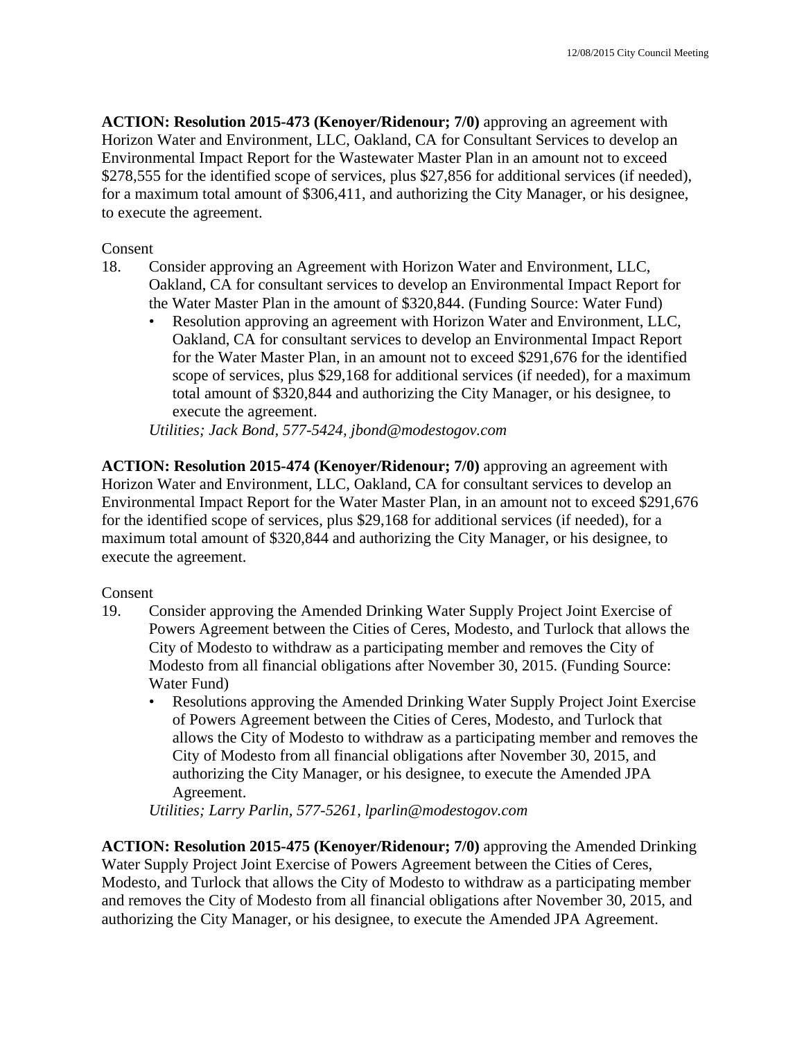**ACTION: Resolution 2015-473 (Kenoyer/Ridenour; 7/0)** approving an agreement with Horizon Water and Environment, LLC, Oakland, CA for Consultant Services to develop an Environmental Impact Report for the Wastewater Master Plan in an amount not to exceed $278,555 for the identified scope of services, plus $27,856 for additional services (if needed), for a maximum total amount of $306,411, and authorizing the City Manager, or his designee, to execute the agreement.

Consent

18. Consider approving an Agreement with Horizon Water and Environment, LLC, Oakland, CA for consultant services to develop an Environmental Impact Report for the Water Master Plan in the amount of $320,844. (Funding Source: Water Fund)
    - Resolution approving an agreement with Horizon Water and Environment, LLC, Oakland, CA for consultant services to develop an Environmental Impact Report for the Water Master Plan, in an amount not to exceed $291,676 for the identified scope of services, plus $29,168 for additional services (if needed), for a maximum total amount of $320,844 and authorizing the City Manager, or his designee, to execute the agreement.

    *Utilities; Jack Bond, 577-5424, jbond@modestogov.com*

**ACTION: Resolution 2015-474 (Kenoyer/Ridenour; 7/0)** approving an agreement with Horizon Water and Environment, LLC, Oakland, CA for consultant services to develop an Environmental Impact Report for the Water Master Plan, in an amount not to exceed $291,676 for the identified scope of services, plus $29,168 for additional services (if needed), for a maximum total amount of $320,844 and authorizing the City Manager, or his designee, to execute the agreement.

Consent

19. Consider approving the Amended Drinking Water Supply Project Joint Exercise of Powers Agreement between the Cities of Ceres, Modesto, and Turlock that allows the City of Modesto to withdraw as a participating member and removes the City of Modesto from all financial obligations after November 30, 2015. (Funding Source: Water Fund)
    - Resolutions approving the Amended Drinking Water Supply Project Joint Exercise of Powers Agreement between the Cities of Ceres, Modesto, and Turlock that allows the City of Modesto to withdraw as a participating member and removes the City of Modesto from all financial obligations after November 30, 2015, and authorizing the City Manager, or his designee, to execute the Amended JPA Agreement.

    *Utilities; Larry Parlin, 577-5261, lparlin@modestogov.com*

**ACTION: Resolution 2015-475 (Kenoyer/Ridenour; 7/0)** approving the Amended Drinking Water Supply Project Joint Exercise of Powers Agreement between the Cities of Ceres, Modesto, and Turlock that allows the City of Modesto to withdraw as a participating member and removes the City of Modesto from all financial obligations after November 30, 2015, and authorizing the City Manager, or his designee, to execute the Amended JPA Agreement.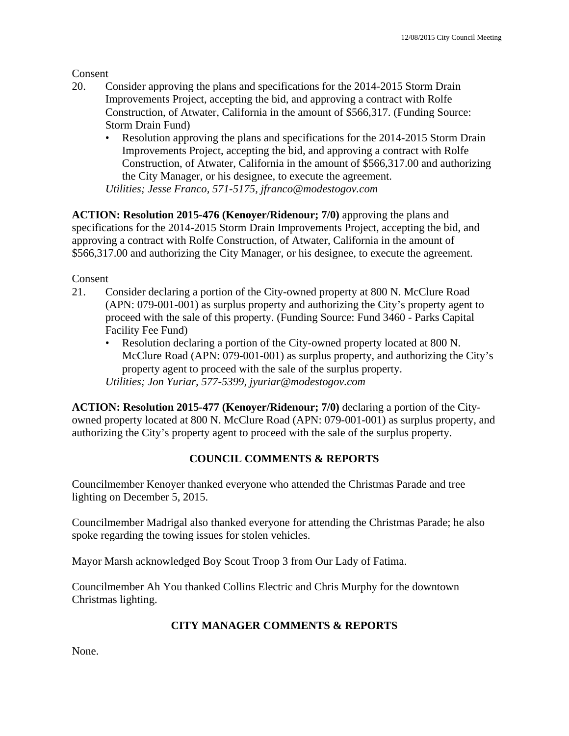Consent

20. Consider approving the plans and specifications for the 2014-2015 Storm Drain Improvements Project, accepting the bid, and approving a contract with Rolfe Construction, of Atwater, California in the amount of $566,317. (Funding Source: Storm Drain Fund)
    - Resolution approving the plans and specifications for the 2014-2015 Storm Drain Improvements Project, accepting the bid, and approving a contract with Rolfe Construction, of Atwater, California in the amount of $566,317.00 and authorizing the City Manager, or his designee, to execute the agreement.

    *Utilities; Jesse Franco, 571-5175, jfranco@modestogov.com*

**ACTION: Resolution 2015-476 (Kenoyer/Ridenour; 7/0)** approving the plans and specifications for the 2014-2015 Storm Drain Improvements Project, accepting the bid, and approving a contract with Rolfe Construction, of Atwater, California in the amount of $566,317.00 and authorizing the City Manager, or his designee, to execute the agreement.

Consent

21. Consider declaring a portion of the City-owned property at 800 N. McClure Road (APN: 079-001-001) as surplus property and authorizing the City's property agent to proceed with the sale of this property. (Funding Source: Fund 3460 - Parks Capital Facility Fee Fund)
    - Resolution declaring a portion of the City-owned property located at 800 N. McClure Road (APN: 079-001-001) as surplus property, and authorizing the City's property agent to proceed with the sale of the surplus property.

    *Utilities; Jon Yuriar, 577-5399, jyuriar@modestogov.com*

**ACTION: Resolution 2015-477 (Kenoyer/Ridenour; 7/0)** declaring a portion of the City-owned property located at 800 N. McClure Road (APN: 079-001-001) as surplus property, and authorizing the City's property agent to proceed with the sale of the surplus property.

## COUNCIL COMMENTS & REPORTS

Councilmember Kenoyer thanked everyone who attended the Christmas Parade and tree lighting on December 5, 2015.

Councilmember Madrigal also thanked everyone for attending the Christmas Parade; he also spoke regarding the towing issues for stolen vehicles.

Mayor Marsh acknowledged Boy Scout Troop 3 from Our Lady of Fatima.

Councilmember Ah You thanked Collins Electric and Chris Murphy for the downtown Christmas lighting.

## CITY MANAGER COMMENTS & REPORTS

None.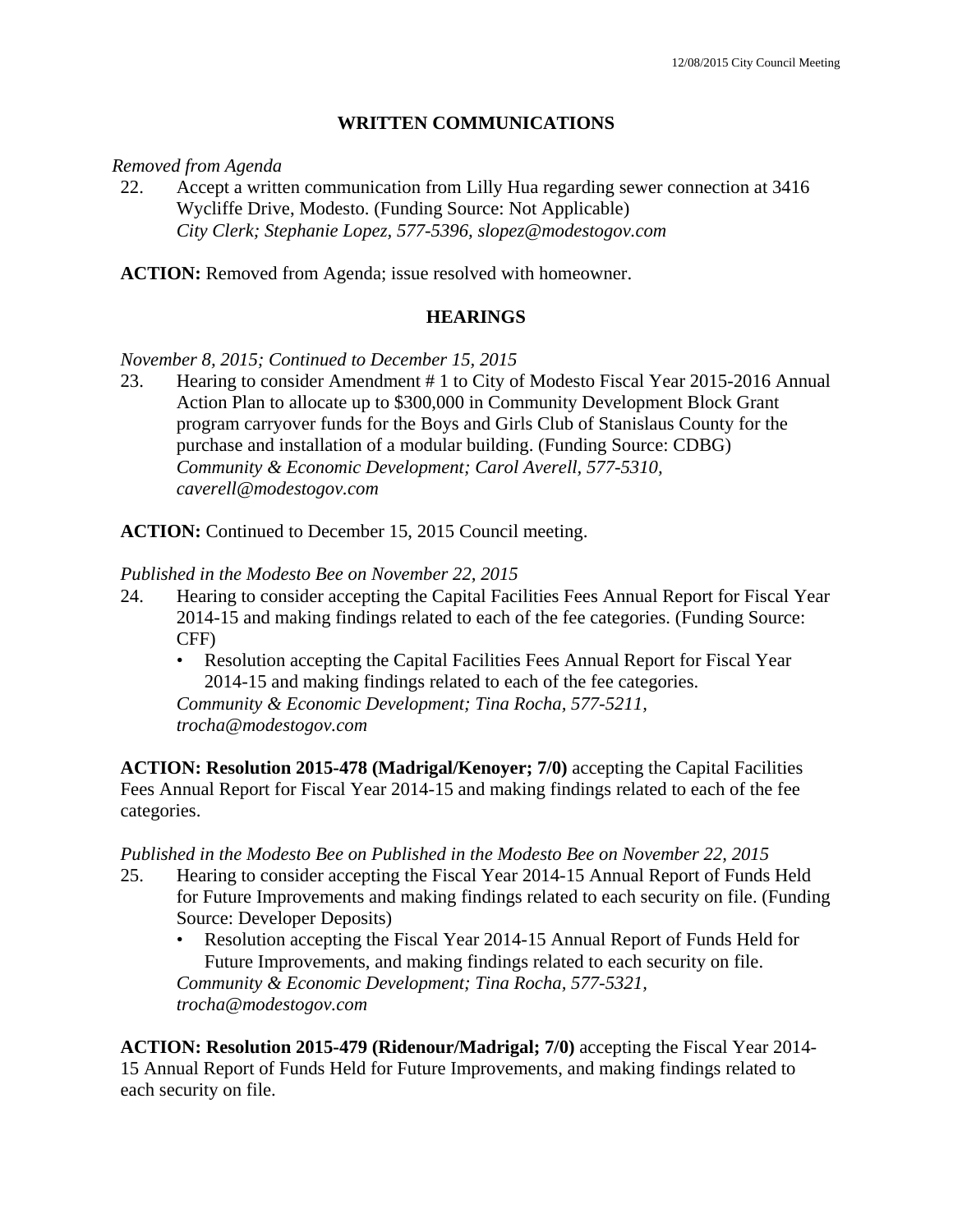## WRITTEN COMMUNICATIONS

*Removed from Agenda*

22. Accept a written communication from Lilly Hua regarding sewer connection at 3416 Wycliffe Drive, Modesto. (Funding Source: Not Applicable)
*City Clerk; Stephanie Lopez, 577-5396, slopez@modestogov.com*

**ACTION:** Removed from Agenda; issue resolved with homeowner.

## HEARINGS

*November 8, 2015; Continued to December 15, 2015*

23. Hearing to consider Amendment # 1 to City of Modesto Fiscal Year 2015-2016 Annual Action Plan to allocate up to $300,000 in Community Development Block Grant program carryover funds for the Boys and Girls Club of Stanislaus County for the purchase and installation of a modular building. (Funding Source: CDBG)
*Community & Economic Development; Carol Averell, 577-5310, caverell@modestogov.com*

**ACTION:** Continued to December 15, 2015 Council meeting.

*Published in the Modesto Bee on November 22, 2015*

24. Hearing to consider accepting the Capital Facilities Fees Annual Report for Fiscal Year 2014-15 and making findings related to each of the fee categories. (Funding Source: CFF)
    - Resolution accepting the Capital Facilities Fees Annual Report for Fiscal Year 2014-15 and making findings related to each of the fee categories.

    *Community & Economic Development; Tina Rocha, 577-5211, trocha@modestogov.com*

**ACTION: Resolution 2015-478 (Madrigal/Kenoyer; 7/0)** accepting the Capital Facilities Fees Annual Report for Fiscal Year 2014-15 and making findings related to each of the fee categories.

*Published in the Modesto Bee on Published in the Modesto Bee on November 22, 2015*

25. Hearing to consider accepting the Fiscal Year 2014-15 Annual Report of Funds Held for Future Improvements and making findings related to each security on file. (Funding Source: Developer Deposits)
    - Resolution accepting the Fiscal Year 2014-15 Annual Report of Funds Held for Future Improvements, and making findings related to each security on file.

    *Community & Economic Development; Tina Rocha, 577-5321, trocha@modestogov.com*

**ACTION: Resolution 2015-479 (Ridenour/Madrigal; 7/0)** accepting the Fiscal Year 2014-15 Annual Report of Funds Held for Future Improvements, and making findings related to each security on file.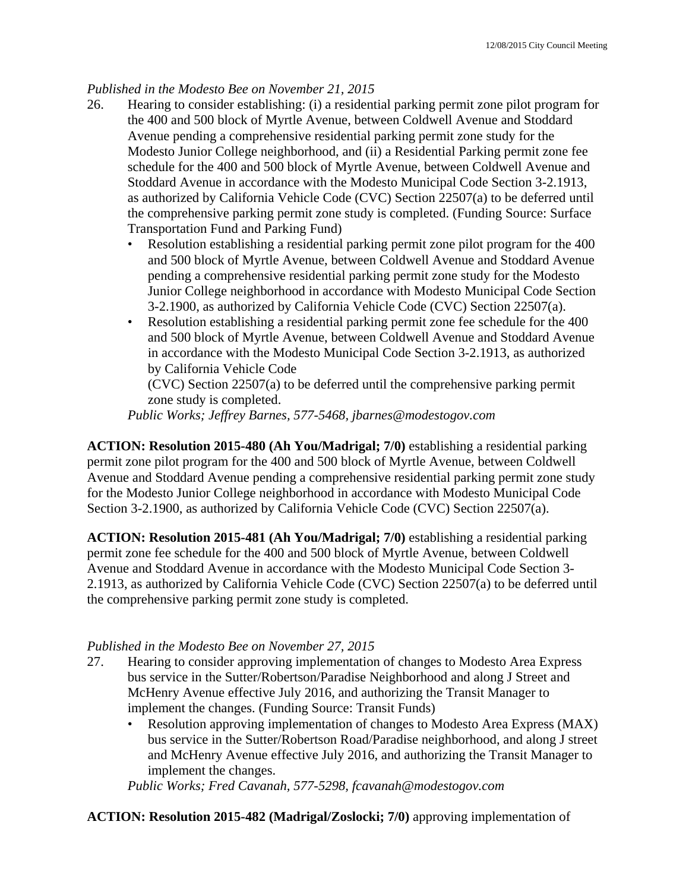*Published in the Modesto Bee on November 21, 2015*

26. Hearing to consider establishing: (i) a residential parking permit zone pilot program for the 400 and 500 block of Myrtle Avenue, between Coldwell Avenue and Stoddard Avenue pending a comprehensive residential parking permit zone study for the Modesto Junior College neighborhood, and (ii) a Residential Parking permit zone fee schedule for the 400 and 500 block of Myrtle Avenue, between Coldwell Avenue and Stoddard Avenue in accordance with the Modesto Municipal Code Section 3-2.1913, as authorized by California Vehicle Code (CVC) Section 22507(a) to be deferred until the comprehensive parking permit zone study is completed. (Funding Source: Surface Transportation Fund and Parking Fund)
    - Resolution establishing a residential parking permit zone pilot program for the 400 and 500 block of Myrtle Avenue, between Coldwell Avenue and Stoddard Avenue pending a comprehensive residential parking permit zone study for the Modesto Junior College neighborhood in accordance with Modesto Municipal Code Section 3-2.1900, as authorized by California Vehicle Code (CVC) Section 22507(a).
    - Resolution establishing a residential parking permit zone fee schedule for the 400 and 500 block of Myrtle Avenue, between Coldwell Avenue and Stoddard Avenue in accordance with the Modesto Municipal Code Section 3-2.1913, as authorized by California Vehicle Code (CVC) Section 22507(a) to be deferred until the comprehensive parking permit zone study is completed.

    *Public Works; Jeffrey Barnes, 577-5468, jbarnes@modestogov.com*

**ACTION: Resolution 2015-480 (Ah You/Madrigal; 7/0)** establishing a residential parking permit zone pilot program for the 400 and 500 block of Myrtle Avenue, between Coldwell Avenue and Stoddard Avenue pending a comprehensive residential parking permit zone study for the Modesto Junior College neighborhood in accordance with Modesto Municipal Code Section 3-2.1900, as authorized by California Vehicle Code (CVC) Section 22507(a).

**ACTION: Resolution 2015-481 (Ah You/Madrigal; 7/0)** establishing a residential parking permit zone fee schedule for the 400 and 500 block of Myrtle Avenue, between Coldwell Avenue and Stoddard Avenue in accordance with the Modesto Municipal Code Section 3-2.1913, as authorized by California Vehicle Code (CVC) Section 22507(a) to be deferred until the comprehensive parking permit zone study is completed.

*Published in the Modesto Bee on November 27, 2015*

27. Hearing to consider approving implementation of changes to Modesto Area Express bus service in the Sutter/Robertson/Paradise Neighborhood and along J Street and McHenry Avenue effective July 2016, and authorizing the Transit Manager to implement the changes. (Funding Source: Transit Funds)
    - Resolution approving implementation of changes to Modesto Area Express (MAX) bus service in the Sutter/Robertson Road/Paradise neighborhood, and along J street and McHenry Avenue effective July 2016, and authorizing the Transit Manager to implement the changes.

    *Public Works; Fred Cavanah, 577-5298, fcavanah@modestogov.com*

**ACTION: Resolution 2015-482 (Madrigal/Zoslocki; 7/0)** approving implementation of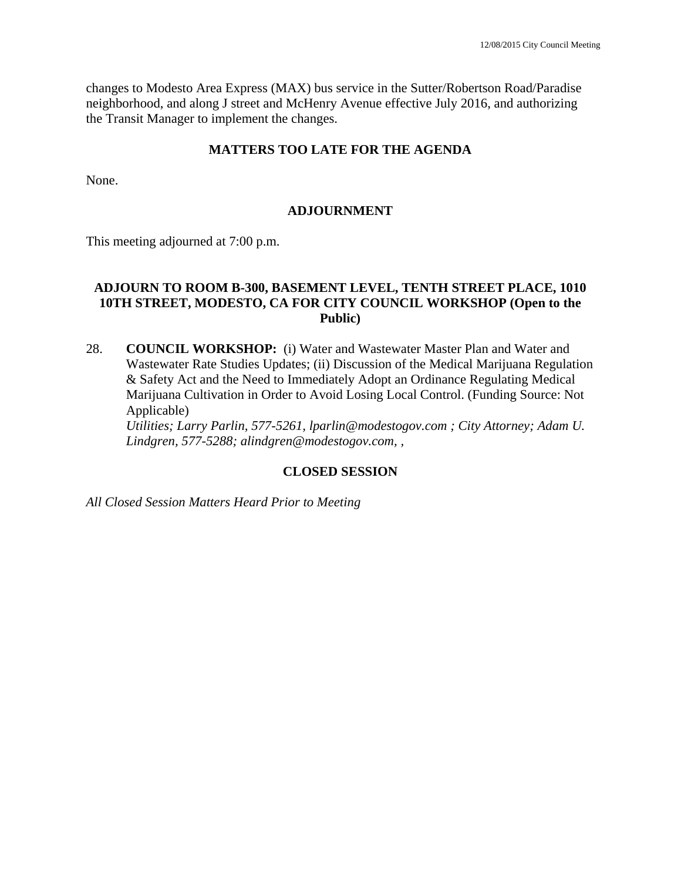changes to Modesto Area Express (MAX) bus service in the Sutter/Robertson Road/Paradise neighborhood, and along J street and McHenry Avenue effective July 2016, and authorizing the Transit Manager to implement the changes.

## MATTERS TOO LATE FOR THE AGENDA

None.

## ADJOURNMENT

This meeting adjourned at 7:00 p.m.

## ADJOURN TO ROOM B-300, BASEMENT LEVEL, TENTH STREET PLACE, 1010 10TH STREET, MODESTO, CA FOR CITY COUNCIL WORKSHOP (Open to the Public)

28. **COUNCIL WORKSHOP:** (i) Water and Wastewater Master Plan and Water and Wastewater Rate Studies Updates; (ii) Discussion of the Medical Marijuana Regulation & Safety Act and the Need to Immediately Adopt an Ordinance Regulating Medical Marijuana Cultivation in Order to Avoid Losing Local Control. (Funding Source: Not Applicable)
*Utilities; Larry Parlin, 577-5261, lparlin@modestogov.com ; City Attorney; Adam U. Lindgren, 577-5288; alindgren@modestogov.com, ,*

## CLOSED SESSION

*All Closed Session Matters Heard Prior to Meeting*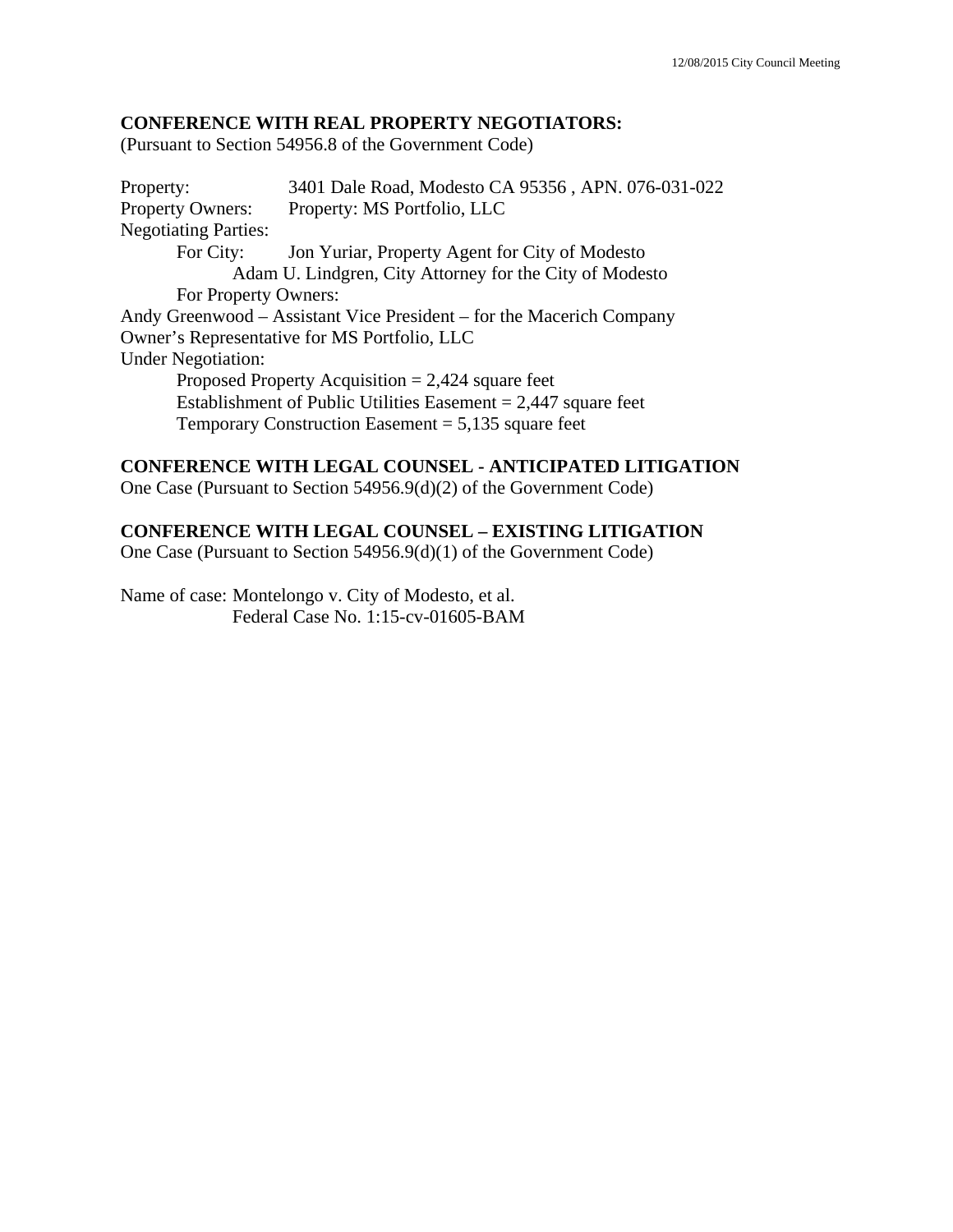**CONFERENCE WITH REAL PROPERTY NEGOTIATORS:**
(Pursuant to Section 54956.8 of the Government Code)

Property: 3401 Dale Road, Modesto CA 95356 , APN. 076-031-022
Property Owners: Property: MS Portfolio, LLC
Negotiating Parties:
For City: Jon Yuriar, Property Agent for City of Modesto
Adam U. Lindgren, City Attorney for the City of Modesto
For Property Owners:
Andy Greenwood – Assistant Vice President – for the Macerich Company
Owner's Representative for MS Portfolio, LLC
Under Negotiation:
Proposed Property Acquisition = 2,424 square feet
Establishment of Public Utilities Easement = 2,447 square feet
Temporary Construction Easement = 5,135 square feet

**CONFERENCE WITH LEGAL COUNSEL - ANTICIPATED LITIGATION**
One Case (Pursuant to Section 54956.9(d)(2) of the Government Code)

**CONFERENCE WITH LEGAL COUNSEL – EXISTING LITIGATION**
One Case (Pursuant to Section 54956.9(d)(1) – of the Government Code)

Name of case: Montelongo v. City of Modesto, et al.
Federal Case No. 1:15-cv-01605-BAM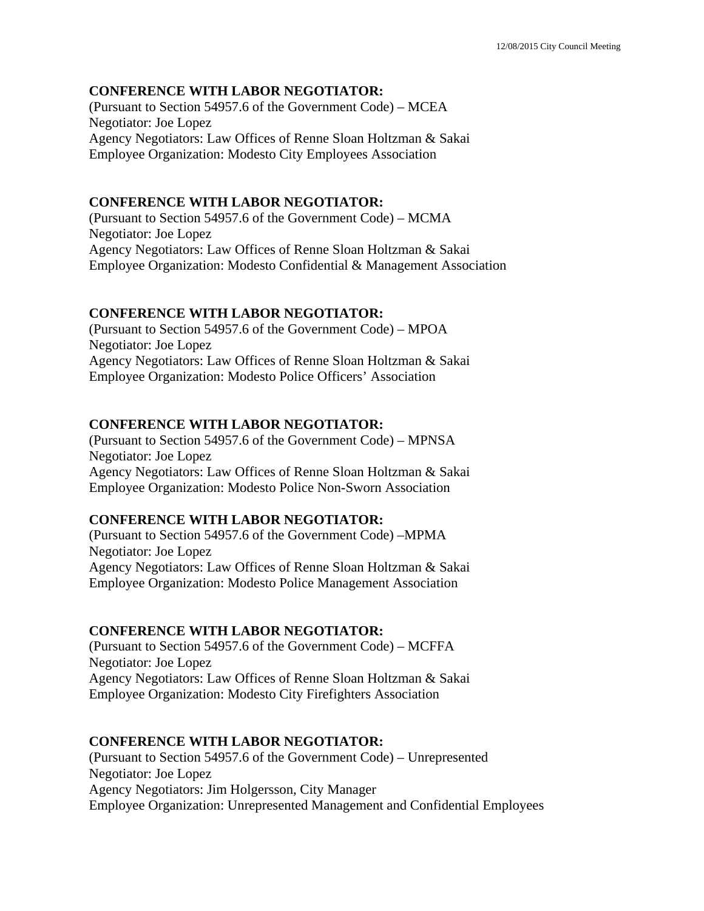**CONFERENCE WITH LABOR NEGOTIATOR:**
(Pursuant to Section 54957.6 of the Government Code) – MCEA
Negotiator: Joe Lopez
Agency Negotiators: Law Offices of Renne Sloan Holtzman & Sakai
Employee Organization: Modesto City Employees Association

**CONFERENCE WITH LABOR NEGOTIATOR:**
(Pursuant to Section 54957.6 of the Government Code) – MCMA
Negotiator: Joe Lopez
Agency Negotiators: Law Offices of Renne Sloan Holtzman & Sakai
Employee Organization: Modesto Confidential & Management Association

**CONFERENCE WITH LABOR NEGOTIATOR:**
(Pursuant to Section 54957.6 of the Government Code) – MPOA
Negotiator: Joe Lopez
Agency Negotiators: Law Offices of Renne Sloan Holtzman & Sakai
Employee Organization: Modesto Police Officers' Association

**CONFERENCE WITH LABOR NEGOTIATOR:**
(Pursuant to Section 54957.6 of the Government Code) – MPNSA
Negotiator: Joe Lopez
Agency Negotiators: Law Offices of Renne Sloan Holtzman & Sakai
Employee Organization: Modesto Police Non-Sworn Association

**CONFERENCE WITH LABOR NEGOTIATOR:**
(Pursuant to Section 54957.6 of the Government Code) –MPMA
Negotiator: Joe Lopez
Agency Negotiators: Law Offices of Renne Sloan Holtzman & Sakai
Employee Organization: Modesto Police Management Association

**CONFERENCE WITH LABOR NEGOTIATOR:**
(Pursuant to Section 54957.6 of the Government Code) – MCFFA
Negotiator: Joe Lopez
Agency Negotiators: Law Offices of Renne Sloan Holtzman & Sakai
Employee Organization: Modesto City Firefighters Association

**CONFERENCE WITH LABOR NEGOTIATOR:**
(Pursuant to Section 54957.6 of the Government Code) – Unrepresented
Negotiator: Joe Lopez
Agency Negotiators: Jim Holgersson, City Manager
Employee Organization: Unrepresented Management and Confidential Employees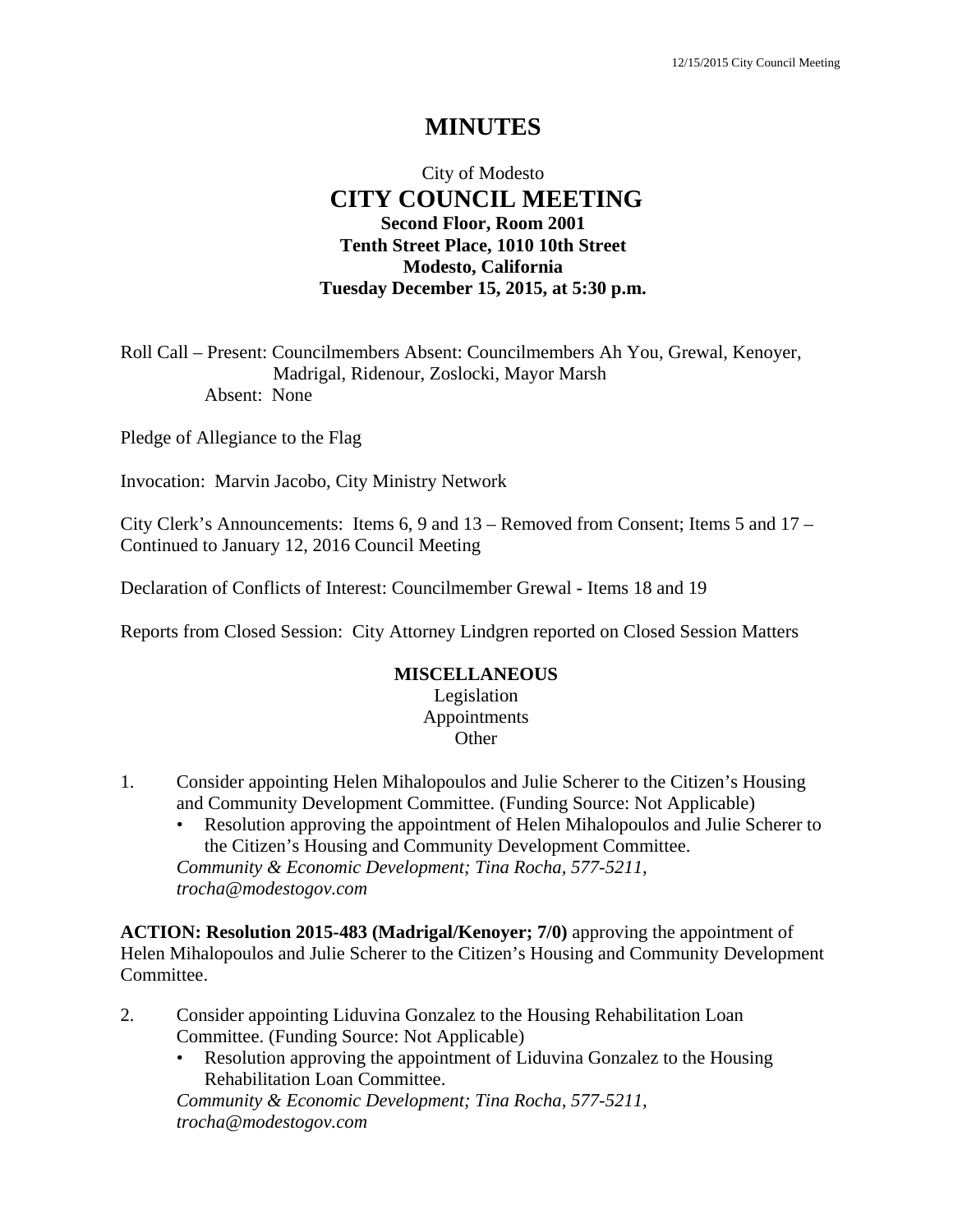# MINUTES

City of Modesto
**CITY COUNCIL MEETING**
**Second Floor, Room 2001**
**Tenth Street Place, 1010 10th Street**
**Modesto, California**
**Tuesday December 15, 2015, at 5:30 p.m.**

Roll Call – Present: Councilmembers Absent: Councilmembers Ah You, Grewal, Kenoyer, Madrigal, Ridenour, Zoslocki, Mayor Marsh
Absent: None

Pledge of Allegiance to the Flag

Invocation: Marvin Jacobo, City Ministry Network

City Clerk's Announcements: Items 6, 9 and 13 – Removed from Consent; Items 5 and 17 – Continued to January 12, 2016 Council Meeting

Declaration of Conflicts of Interest: Councilmember Grewal - Items 18 and 19

Reports from Closed Session: City Attorney Lindgren reported on Closed Session Matters

**MISCELLANEOUS**
Legislation
Appointments
Other

1. Consider appointing Helen Mihalopoulos and Julie Scherer to the Citizen's Housing and Community Development Committee. (Funding Source: Not Applicable)
   - Resolution approving the appointment of Helen Mihalopoulos and Julie Scherer to the Citizen's Housing and Community Development Committee.

   *Community & Economic Development; Tina Rocha, 577-5211, trocha@modestogov.com*

**ACTION: Resolution 2015-483 (Madrigal/Kenoyer; 7/0)** approving the appointment of Helen Mihalopoulos and Julie Scherer to the Citizen's Housing and Community Development Committee.

2. Consider appointing Liduvina Gonzalez to the Housing Rehabilitation Loan Committee. (Funding Source: Not Applicable)
   - Resolution approving the appointment of Liduvina Gonzalez to the Housing Rehabilitation Loan Committee.

   *Community & Economic Development; Tina Rocha, 577-5211, trocha@modestogov.com*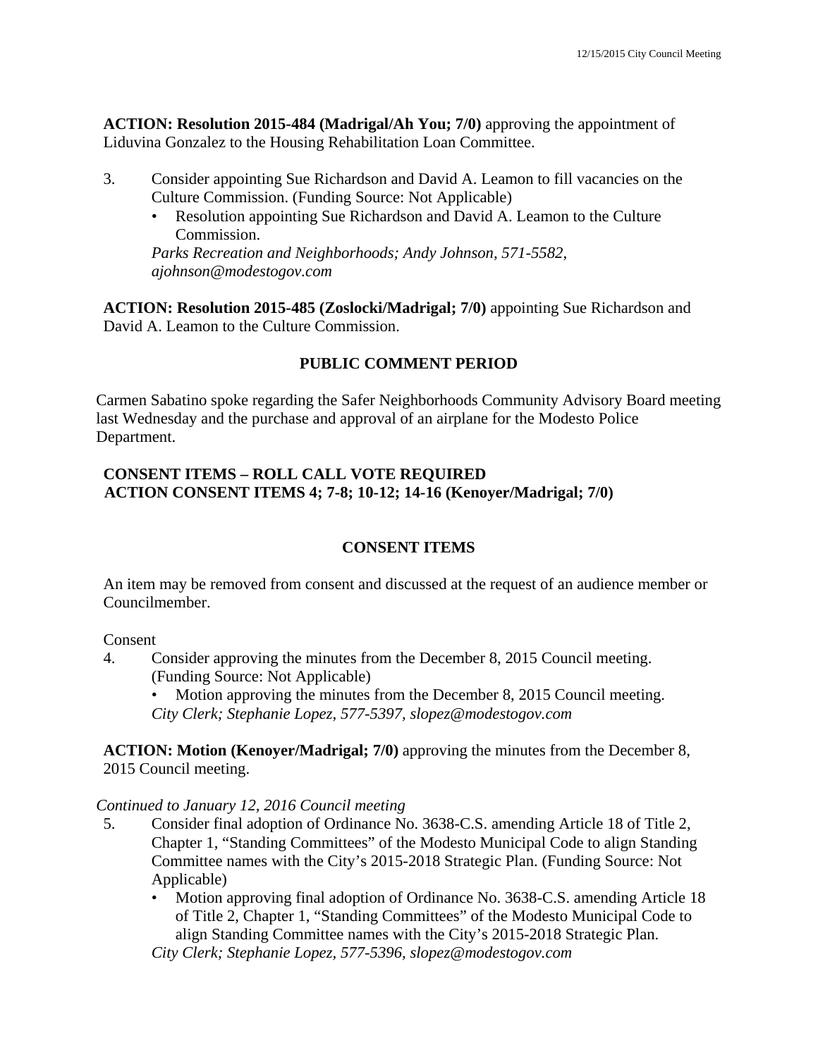**ACTION: Resolution 2015-484 (Madrigal/Ah You; 7/0)** approving the appointment of Liduvina Gonzalez to the Housing Rehabilitation Loan Committee.

3. Consider appointing Sue Richardson and David A. Leamon to fill vacancies on the Culture Commission. (Funding Source: Not Applicable)
   - Resolution appointing Sue Richardson and David A. Leamon to the Culture Commission.

   *Parks Recreation and Neighborhoods; Andy Johnson, 571-5582, ajohnson@modestogov.com*

**ACTION: Resolution 2015-485 (Zoslocki/Madrigal; 7/0)** appointing Sue Richardson and David A. Leamon to the Culture Commission.

## PUBLIC COMMENT PERIOD

Carmen Sabatino spoke regarding the Safer Neighborhoods Community Advisory Board meeting last Wednesday and the purchase and approval of an airplane for the Modesto Police Department.

**CONSENT ITEMS – ROLL CALL VOTE REQUIRED**
**ACTION CONSENT ITEMS 4; 7-8; 10-12; 14-16 (Kenoyer/Madrigal; 7/0)**

## CONSENT ITEMS

An item may be removed from consent and discussed at the request of an audience member or Councilmember.

Consent

4. Consider approving the minutes from the December 8, 2015 Council meeting. (Funding Source: Not Applicable)
   - Motion approving the minutes from the December 8, 2015 Council meeting.

   *City Clerk; Stephanie Lopez, 577-5397, slopez@modestogov.com*

**ACTION: Motion (Kenoyer/Madrigal; 7/0)** approving the minutes from the December 8, 2015 Council meeting.

*Continued to January 12, 2016 Council meeting*

5. Consider final adoption of Ordinance No. 3638-C.S. amending Article 18 of Title 2, Chapter 1, "Standing Committees" of the Modesto Municipal Code to align Standing Committee names with the City's 2015-2018 Strategic Plan. (Funding Source: Not Applicable)
   - Motion approving final adoption of Ordinance No. 3638-C.S. amending Article 18 of Title 2, Chapter 1, "Standing Committees" of the Modesto Municipal Code to align Standing Committee names with the City's 2015-2018 Strategic Plan.

   *City Clerk; Stephanie Lopez, 577-5396, slopez@modestogov.com*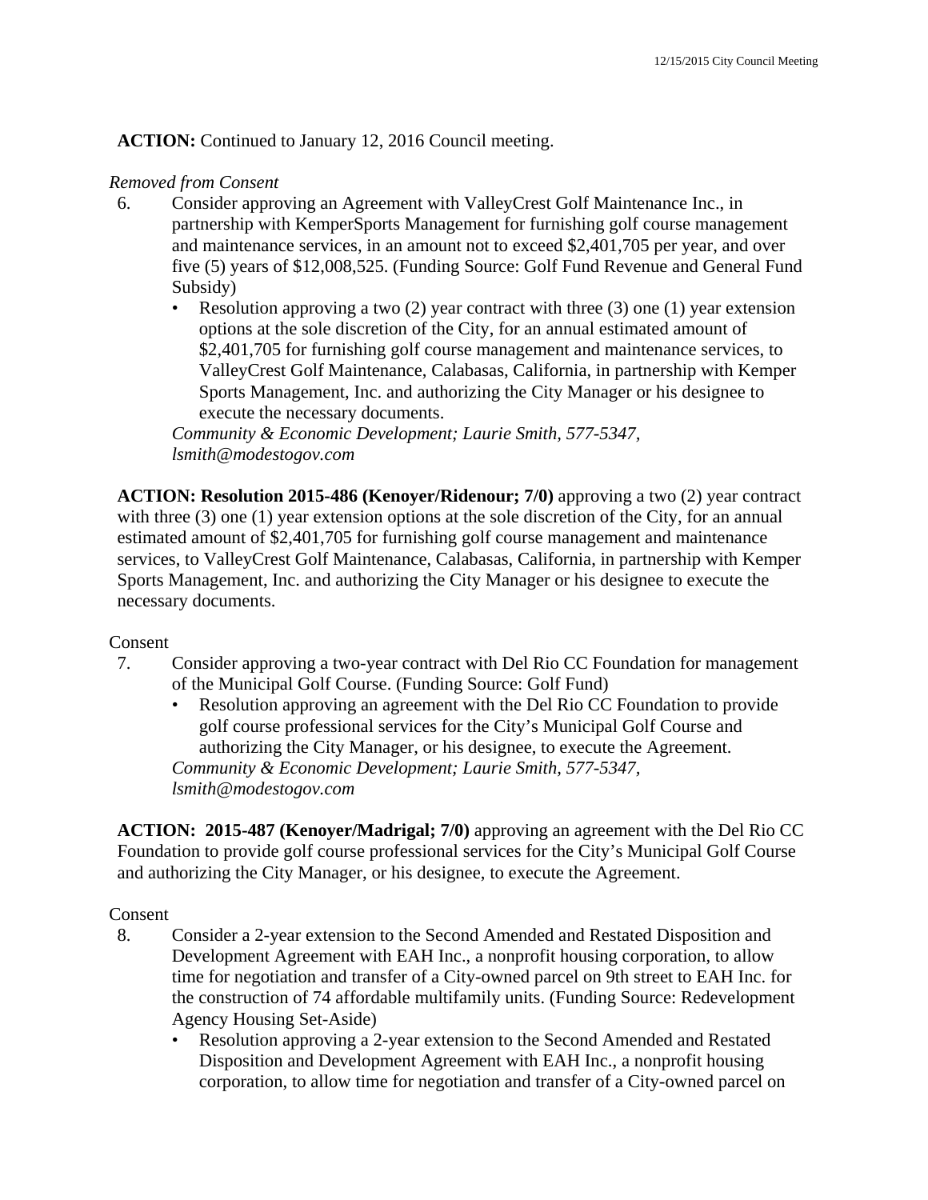**ACTION:** Continued to January 12, 2016 Council meeting.

*Removed from Consent*

6. Consider approving an Agreement with ValleyCrest Golf Maintenance Inc., in partnership with KemperSports Management for furnishing golf course management and maintenance services, in an amount not to exceed $2,401,705 per year, and over five (5) years of $12,008,525. (Funding Source: Golf Fund Revenue and General Fund Subsidy)
   - Resolution approving a two (2) year contract with three (3) one (1) year extension options at the sole discretion of the City, for an annual estimated amount of $2,401,705 for furnishing golf course management and maintenance services, to ValleyCrest Golf Maintenance, Calabasas, California, in partnership with Kemper Sports Management, Inc. and authorizing the City Manager or his designee to execute the necessary documents.

   *Community & Economic Development; Laurie Smith, 577-5347, lsmith@modestogov.com*

**ACTION: Resolution 2015-486 (Kenoyer/Ridenour; 7/0)** approving a two (2) year contract with three (3) one (1) year extension options at the sole discretion of the City, for an annual estimated amount of $2,401,705 for furnishing golf course management and maintenance services, to ValleyCrest Golf Maintenance, Calabasas, California, in partnership with Kemper Sports Management, Inc. and authorizing the City Manager or his designee to execute the necessary documents.

Consent

7. Consider approving a two-year contract with Del Rio CC Foundation for management of the Municipal Golf Course. (Funding Source: Golf Fund)
   - Resolution approving an agreement with the Del Rio CC Foundation to provide golf course professional services for the City's Municipal Golf Course and authorizing the City Manager, or his designee, to execute the Agreement.

   *Community & Economic Development; Laurie Smith, 577-5347, lsmith@modestogov.com*

**ACTION: 2015-487 (Kenoyer/Madrigal; 7/0)** approving an agreement with the Del Rio CC Foundation to provide golf course professional services for the City's Municipal Golf Course and authorizing the City Manager, or his designee, to execute the Agreement.

Consent

8. Consider a 2-year extension to the Second Amended and Restated Disposition and Development Agreement with EAH Inc., a nonprofit housing corporation, to allow time for negotiation and transfer of a City-owned parcel on 9th street to EAH Inc. for the construction of 74 affordable multifamily units. (Funding Source: Redevelopment Agency Housing Set-Aside)
   - Resolution approving a 2-year extension to the Second Amended and Restated Disposition and Development Agreement with EAH Inc., a nonprofit housing corporation, to allow time for negotiation and transfer of a City-owned parcel on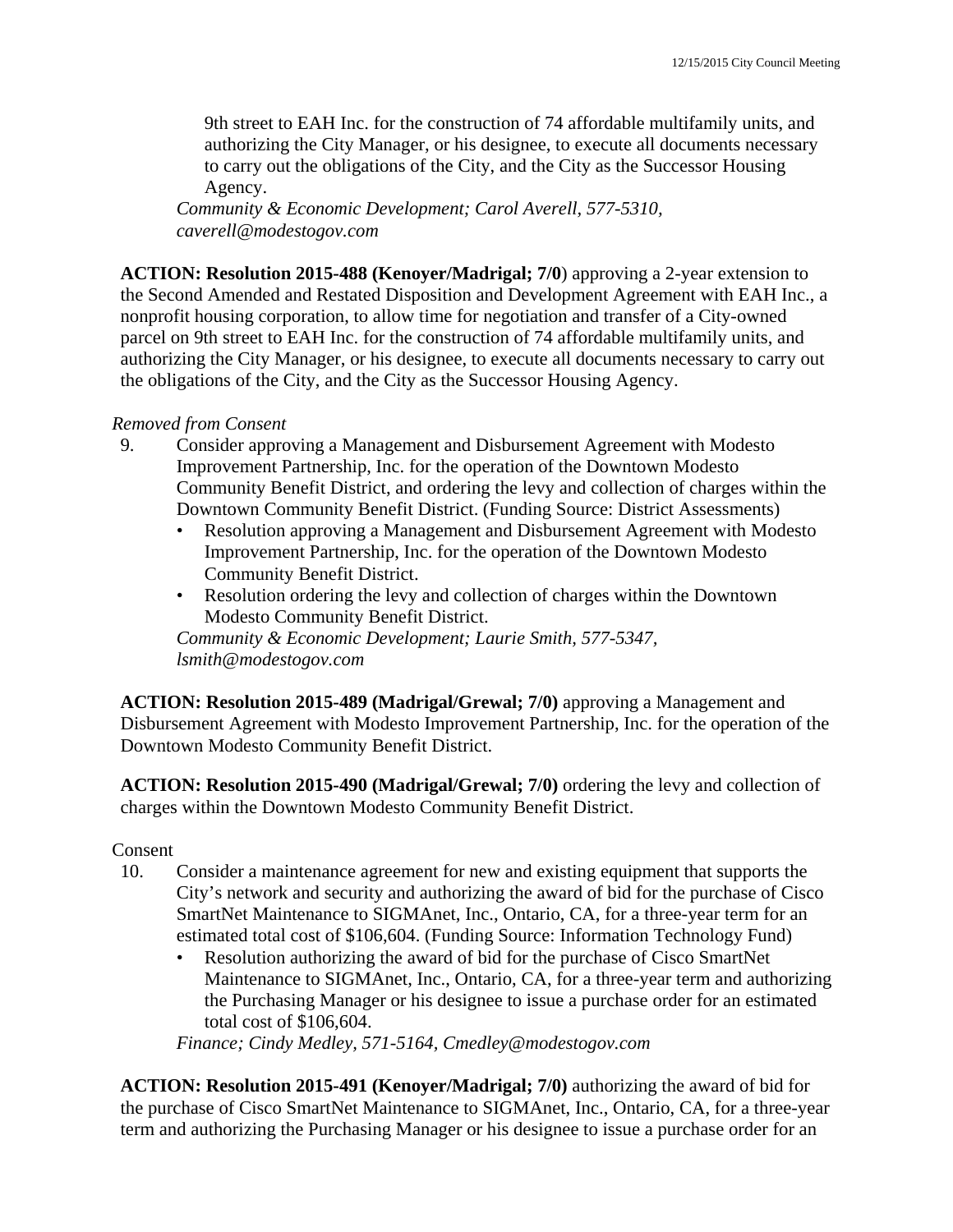9th street to EAH Inc. for the construction of 74 affordable multifamily units, and authorizing the City Manager, or his designee, to execute all documents necessary to carry out the obligations of the City, and the City as the Successor Housing Agency.

*Community & Economic Development; Carol Averell, 577-5310, caverell@modestogov.com*

**ACTION: Resolution 2015-488 (Kenoyer/Madrigal; 7/0**) approving a 2-year extension to the Second Amended and Restated Disposition and Development Agreement with EAH Inc., a nonprofit housing corporation, to allow time for negotiation and transfer of a City-owned parcel on 9th street to EAH Inc. for the construction of 74 affordable multifamily units, and authorizing the City Manager, or his designee, to execute all documents necessary to carry out the obligations of the City, and the City as the Successor Housing Agency.

*Removed from Consent*

9. Consider approving a Management and Disbursement Agreement with Modesto Improvement Partnership, Inc. for the operation of the Downtown Modesto Community Benefit District, and ordering the levy and collection of charges within the Downtown Community Benefit District. (Funding Source: District Assessments)
   - Resolution approving a Management and Disbursement Agreement with Modesto Improvement Partnership, Inc. for the operation of the Downtown Modesto Community Benefit District.
   - Resolution ordering the levy and collection of charges within the Downtown Modesto Community Benefit District.

   *Community & Economic Development; Laurie Smith, 577-5347, lsmith@modestogov.com*

**ACTION: Resolution 2015-489 (Madrigal/Grewal; 7/0)** approving a Management and Disbursement Agreement with Modesto Improvement Partnership, Inc. for the operation of the Downtown Modesto Community Benefit District.

**ACTION: Resolution 2015-490 (Madrigal/Grewal; 7/0)** ordering the levy and collection of charges within the Downtown Modesto Community Benefit District.

Consent

10. Consider a maintenance agreement for new and existing equipment that supports the City's network and security and authorizing the award of bid for the purchase of Cisco SmartNet Maintenance to SIGMAnet, Inc., Ontario, CA, for a three-year term for an estimated total cost of $106,604. (Funding Source: Information Technology Fund)
    - Resolution authorizing the award of bid for the purchase of Cisco SmartNet Maintenance to SIGMAnet, Inc., Ontario, CA, for a three-year term and authorizing the Purchasing Manager or his designee to issue a purchase order for an estimated total cost of $106,604.

    *Finance; Cindy Medley, 571-5164, Cmedley@modestogov.com*

**ACTION: Resolution 2015-491 (Kenoyer/Madrigal; 7/0)** authorizing the award of bid for the purchase of Cisco SmartNet Maintenance to SIGMAnet, Inc., Ontario, CA, for a three-year term and authorizing the Purchasing Manager or his designee to issue a purchase order for an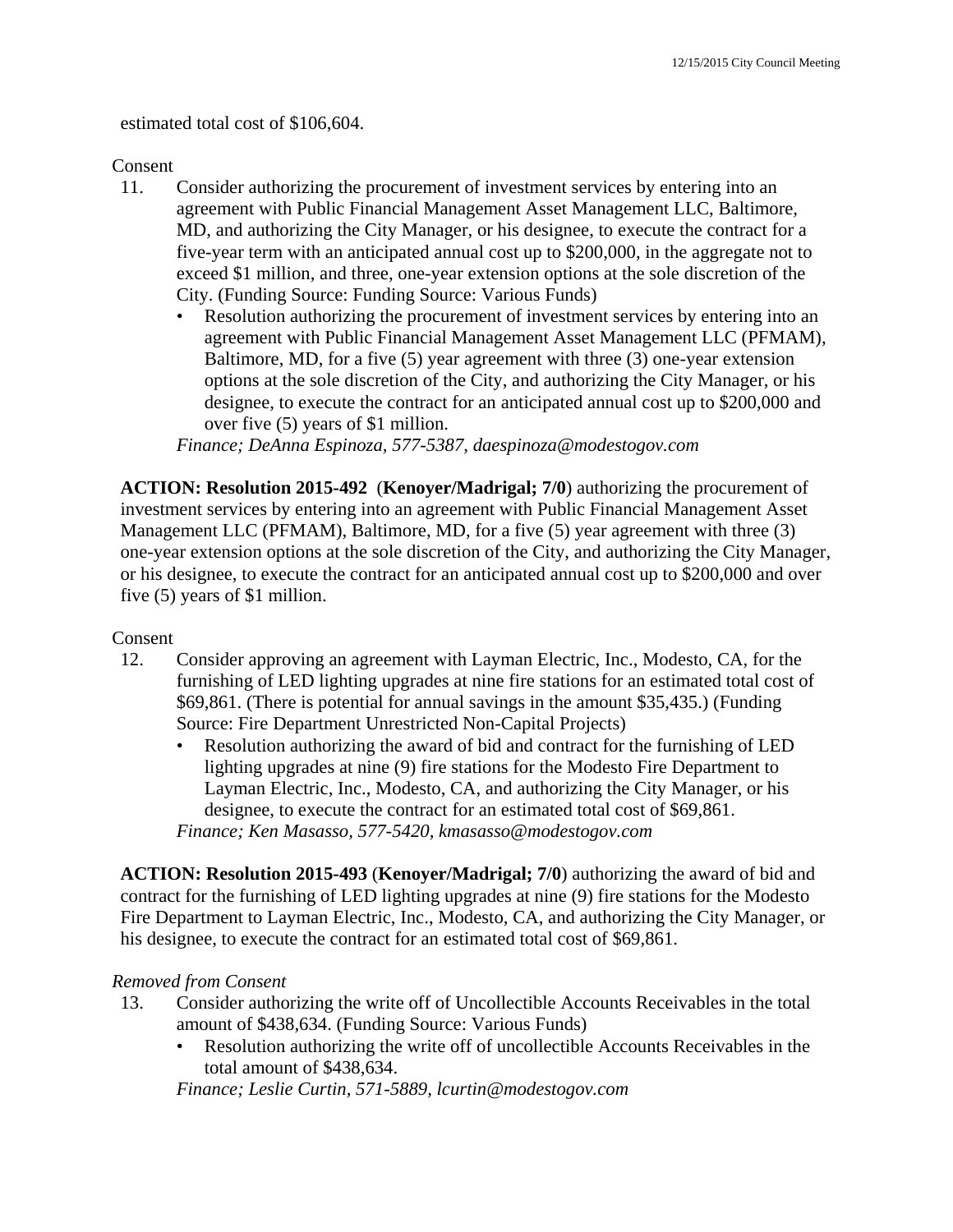estimated total cost of $106,604.

Consent

11. Consider authorizing the procurement of investment services by entering into an agreement with Public Financial Management Asset Management LLC, Baltimore, MD, and authorizing the City Manager, or his designee, to execute the contract for a five-year term with an anticipated annual cost up to $200,000, in the aggregate not to exceed $1 million, and three, one-year extension options at the sole discretion of the City. (Funding Source: Funding Source: Various Funds)
    - Resolution authorizing the procurement of investment services by entering into an agreement with Public Financial Management Asset Management LLC (PFMAM), Baltimore, MD, for a five (5) year agreement with three (3) one-year extension options at the sole discretion of the City, and authorizing the City Manager, or his designee, to execute the contract for an anticipated annual cost up to $200,000 and over five (5) years of $1 million.

    *Finance; DeAnna Espinoza, 577-5387, daespinoza@modestogov.com*

**ACTION: Resolution 2015-492** (**Kenoyer/Madrigal; 7/0**) authorizing the procurement of investment services by entering into an agreement with Public Financial Management Asset Management LLC (PFMAM), Baltimore, MD, for a five (5) year agreement with three (3) one-year extension options at the sole discretion of the City, and authorizing the City Manager, or his designee, to execute the contract for an anticipated annual cost up to $200,000 and over five (5) years of $1 million.

Consent

12. Consider approving an agreement with Layman Electric, Inc., Modesto, CA, for the furnishing of LED lighting upgrades at nine fire stations for an estimated total cost of $69,861. (There is potential for annual savings in the amount $35,435.) (Funding Source: Fire Department Unrestricted Non-Capital Projects)
    - Resolution authorizing the award of bid and contract for the furnishing of LED lighting upgrades at nine (9) fire stations for the Modesto Fire Department to Layman Electric, Inc., Modesto, CA, and authorizing the City Manager, or his designee, to execute the contract for an estimated total cost of $69,861.

    *Finance; Ken Masasso, 577-5420, kmasasso@modestogov.com*

**ACTION: Resolution 2015-493** (**Kenoyer/Madrigal; 7/0**) authorizing the award of bid and contract for the furnishing of LED lighting upgrades at nine (9) fire stations for the Modesto Fire Department to Layman Electric, Inc., Modesto, CA, and authorizing the City Manager, or his designee, to execute the contract for an estimated total cost of $69,861.

*Removed from Consent*

13. Consider authorizing the write off of Uncollectible Accounts Receivables in the total amount of $438,634. (Funding Source: Various Funds)
    - Resolution authorizing the write off of uncollectible Accounts Receivables in the total amount of $438,634.

    *Finance; Leslie Curtin, 571-5889, lcurtin@modestogov.com*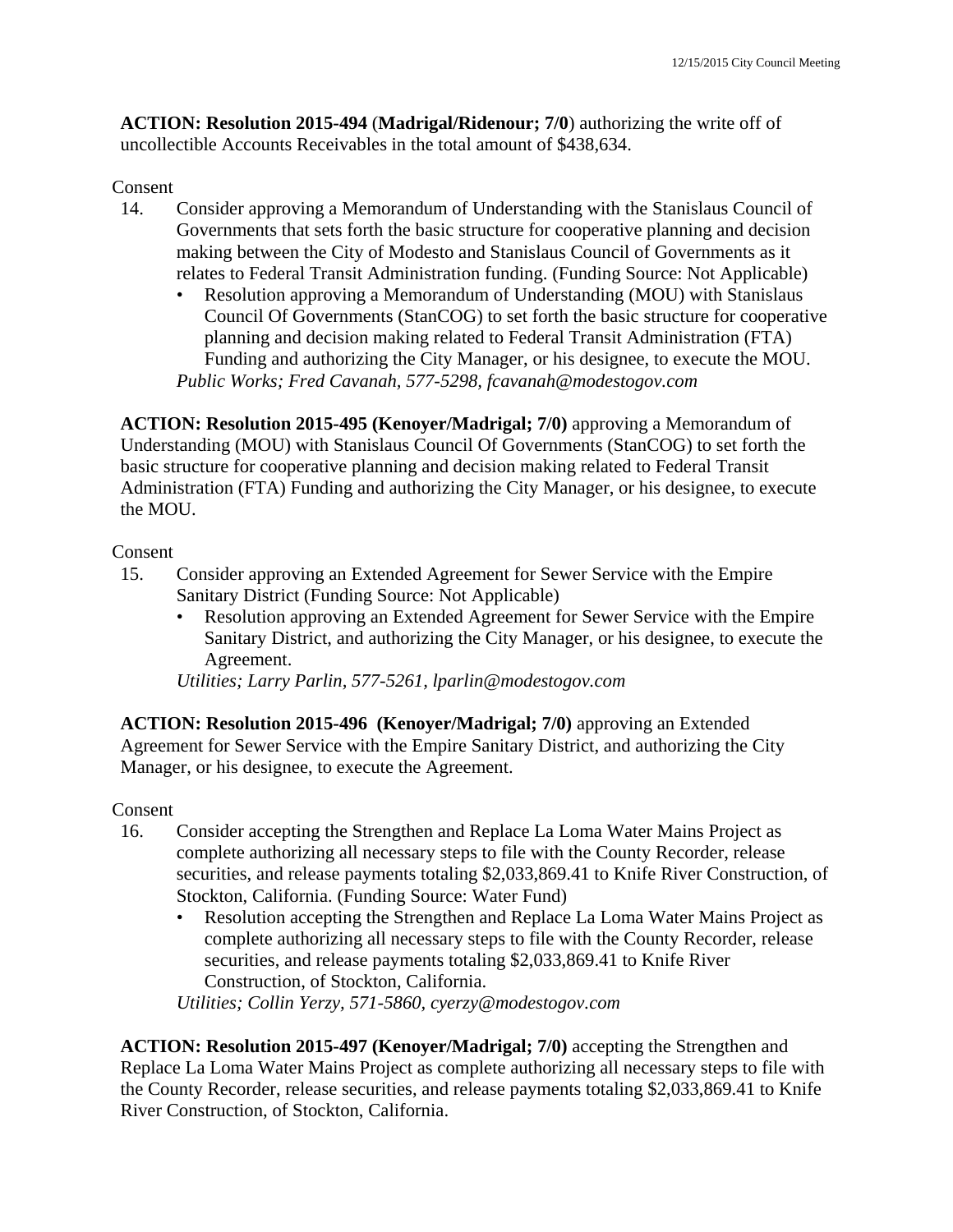**ACTION: Resolution 2015-494** (**Madrigal/Ridenour; 7/0**) authorizing the write off of uncollectible Accounts Receivables in the total amount of $438,634.

Consent

14. Consider approving a Memorandum of Understanding with the Stanislaus Council of Governments that sets forth the basic structure for cooperative planning and decision making between the City of Modesto and Stanislaus Council of Governments as it relates to Federal Transit Administration funding. (Funding Source: Not Applicable)
    - Resolution approving a Memorandum of Understanding (MOU) with Stanislaus Council Of Governments (StanCOG) to set forth the basic structure for cooperative planning and decision making related to Federal Transit Administration (FTA) Funding and authorizing the City Manager, or his designee, to execute the MOU.

    *Public Works; Fred Cavanah, 577-5298, fcavanah@modestogov.com*

**ACTION: Resolution 2015-495 (Kenoyer/Madrigal; 7/0)** approving a Memorandum of Understanding (MOU) with Stanislaus Council Of Governments (StanCOG) to set forth the basic structure for cooperative planning and decision making related to Federal Transit Administration (FTA) Funding and authorizing the City Manager, or his designee, to execute the MOU.

Consent

15. Consider approving an Extended Agreement for Sewer Service with the Empire Sanitary District (Funding Source: Not Applicable)
    - Resolution approving an Extended Agreement for Sewer Service with the Empire Sanitary District, and authorizing the City Manager, or his designee, to execute the Agreement.

    *Utilities; Larry Parlin, 577-5261, lparlin@modestogov.com*

**ACTION: Resolution 2015-496 (Kenoyer/Madrigal; 7/0)** approving an Extended Agreement for Sewer Service with the Empire Sanitary District, and authorizing the City Manager, or his designee, to execute the Agreement.

Consent

16. Consider accepting the Strengthen and Replace La Loma Water Mains Project as complete authorizing all necessary steps to file with the County Recorder, release securities, and release payments totaling $2,033,869.41 to Knife River Construction, of Stockton, California. (Funding Source: Water Fund)
    - Resolution accepting the Strengthen and Replace La Loma Water Mains Project as complete authorizing all necessary steps to file with the County Recorder, release securities, and release payments totaling $2,033,869.41 to Knife River Construction, of Stockton, California.

    *Utilities; Collin Yerzy, 571-5860, cyerzy@modestogov.com*

**ACTION: Resolution 2015-497 (Kenoyer/Madrigal; 7/0)** accepting the Strengthen and Replace La Loma Water Mains Project as complete authorizing all necessary steps to file with the County Recorder, release securities, and release payments totaling $2,033,869.41 to Knife River Construction, of Stockton, California.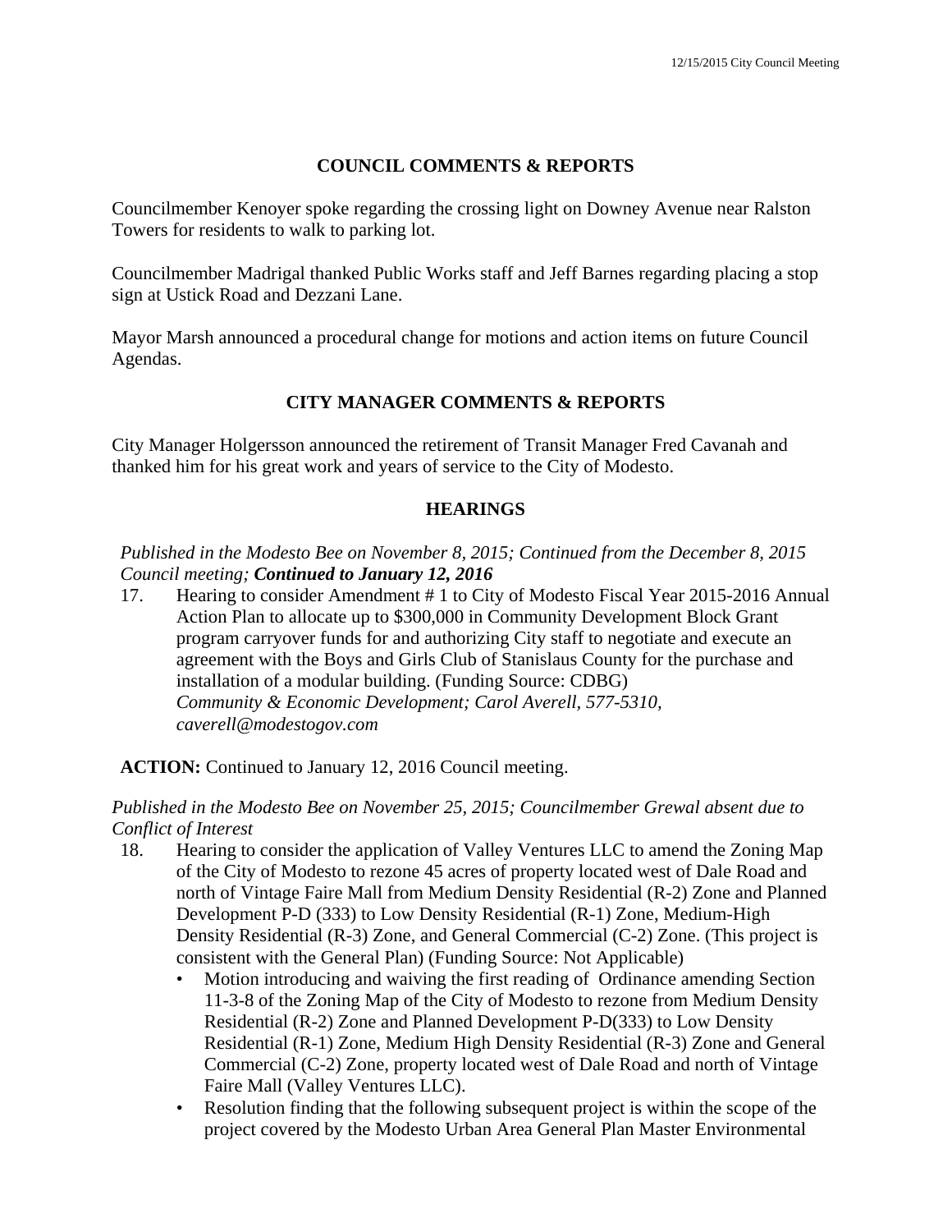## COUNCIL COMMENTS & REPORTS

Councilmember Kenoyer spoke regarding the crossing light on Downey Avenue near Ralston Towers for residents to walk to parking lot.

Councilmember Madrigal thanked Public Works staff and Jeff Barnes regarding placing a stop sign at Ustick Road and Dezzani Lane.

Mayor Marsh announced a procedural change for motions and action items on future Council Agendas.

## CITY MANAGER COMMENTS & REPORTS

City Manager Holgersson announced the retirement of Transit Manager Fred Cavanah and thanked him for his great work and years of service to the City of Modesto.

## HEARINGS

*Published in the Modesto Bee on November 8, 2015; Continued from the December 8, 2015 Council meeting;* ***Continued to January 12, 2016***

17. Hearing to consider Amendment # 1 to City of Modesto Fiscal Year 2015-2016 Annual Action Plan to allocate up to $300,000 in Community Development Block Grant program carryover funds for and authorizing City staff to negotiate and execute an agreement with the Boys and Girls Club of Stanislaus County for the purchase and installation of a modular building. (Funding Source: CDBG)
    *Community & Economic Development; Carol Averell, 577-5310, caverell@modestogov.com*

**ACTION:** Continued to January 12, 2016 Council meeting.

*Published in the Modesto Bee on November 25, 2015; Councilmember Grewal absent due to Conflict of Interest*

18. Hearing to consider the application of Valley Ventures LLC to amend the Zoning Map of the City of Modesto to rezone 45 acres of property located west of Dale Road and north of Vintage Faire Mall from Medium Density Residential (R-2) Zone and Planned Development P-D (333) to Low Density Residential (R-1) Zone, Medium-High Density Residential (R-3) Zone, and General Commercial (C-2) Zone. (This project is consistent with the General Plan) (Funding Source: Not Applicable)
    - Motion introducing and waiving the first reading of Ordinance amending Section 11-3-8 of the Zoning Map of the City of Modesto to rezone from Medium Density Residential (R-2) Zone and Planned Development P-D(333) to Low Density Residential (R-1) Zone, Medium High Density Residential (R-3) Zone and General Commercial (C-2) Zone, property located west of Dale Road and north of Vintage Faire Mall (Valley Ventures LLC).
    - Resolution finding that the following subsequent project is within the scope of the project covered by the Modesto Urban Area General Plan Master Environmental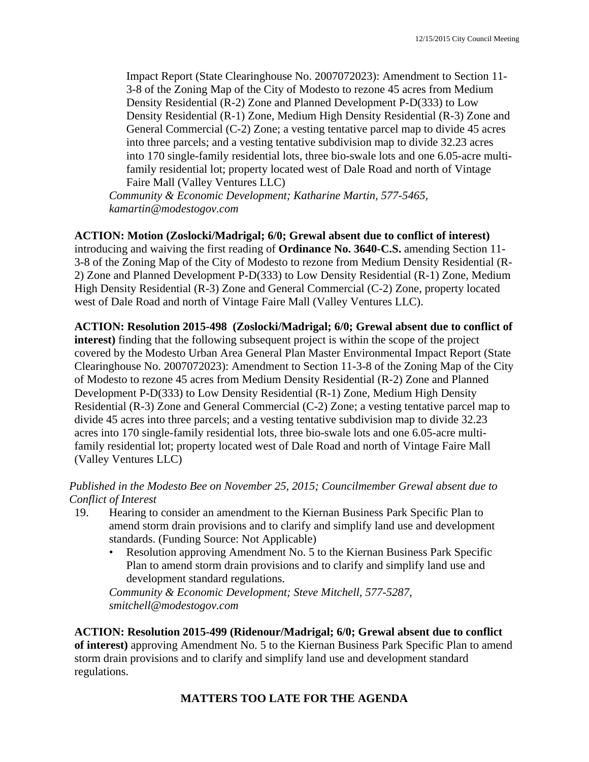Impact Report (State Clearinghouse No. 2007072023): Amendment to Section 11-3-8 of the Zoning Map of the City of Modesto to rezone 45 acres from Medium Density Residential (R-2) Zone and Planned Development P-D(333) to Low Density Residential (R-1) Zone, Medium High Density Residential (R-3) Zone and General Commercial (C-2) Zone; a vesting tentative parcel map to divide 45 acres into three parcels; and a vesting tentative subdivision map to divide 32.23 acres into 170 single-family residential lots, three bio-swale lots and one 6.05-acre multi-family residential lot; property located west of Dale Road and north of Vintage Faire Mall (Valley Ventures LLC)

*Community & Economic Development; Katharine Martin, 577-5465, kamartin@modestogov.com*

**ACTION: Motion (Zoslocki/Madrigal; 6/0; Grewal absent due to conflict of interest)** introducing and waiving the first reading of **Ordinance No. 3640-C.S.** amending Section 11-3-8 of the Zoning Map of the City of Modesto to rezone from Medium Density Residential (R-2) Zone and Planned Development P-D(333) to Low Density Residential (R-1) Zone, Medium High Density Residential (R-3) Zone and General Commercial (C-2) Zone, property located west of Dale Road and north of Vintage Faire Mall (Valley Ventures LLC).

**ACTION: Resolution 2015-498 (Zoslocki/Madrigal; 6/0; Grewal absent due to conflict of interest)** finding that the following subsequent project is within the scope of the project covered by the Modesto Urban Area General Plan Master Environmental Impact Report (State Clearinghouse No. 2007072023): Amendment to Section 11-3-8 of the Zoning Map of the City of Modesto to rezone 45 acres from Medium Density Residential (R-2) Zone and Planned Development P-D(333) to Low Density Residential (R-1) Zone, Medium High Density Residential (R-3) Zone and General Commercial (C-2) Zone; a vesting tentative parcel map to divide 45 acres into three parcels; and a vesting tentative subdivision map to divide 32.23 acres into 170 single-family residential lots, three bio-swale lots and one 6.05-acre multi-family residential lot; property located west of Dale Road and north of Vintage Faire Mall (Valley Ventures LLC)

*Published in the Modesto Bee on November 25, 2015; Councilmember Grewal absent due to Conflict of Interest*

19. Hearing to consider an amendment to the Kiernan Business Park Specific Plan to amend storm drain provisions and to clarify and simplify land use and development standards. (Funding Source: Not Applicable)
    - Resolution approving Amendment No. 5 to the Kiernan Business Park Specific Plan to amend storm drain provisions and to clarify and simplify land use and development standard regulations.

    *Community & Economic Development; Steve Mitchell, 577-5287, smitchell@modestogov.com*

**ACTION: Resolution 2015-499 (Ridenour/Madrigal; 6/0; Grewal absent due to conflict of interest)** approving Amendment No. 5 to the Kiernan Business Park Specific Plan to amend storm drain provisions and to clarify and simplify land use and development standard regulations.

## MATTERS TOO LATE FOR THE AGENDA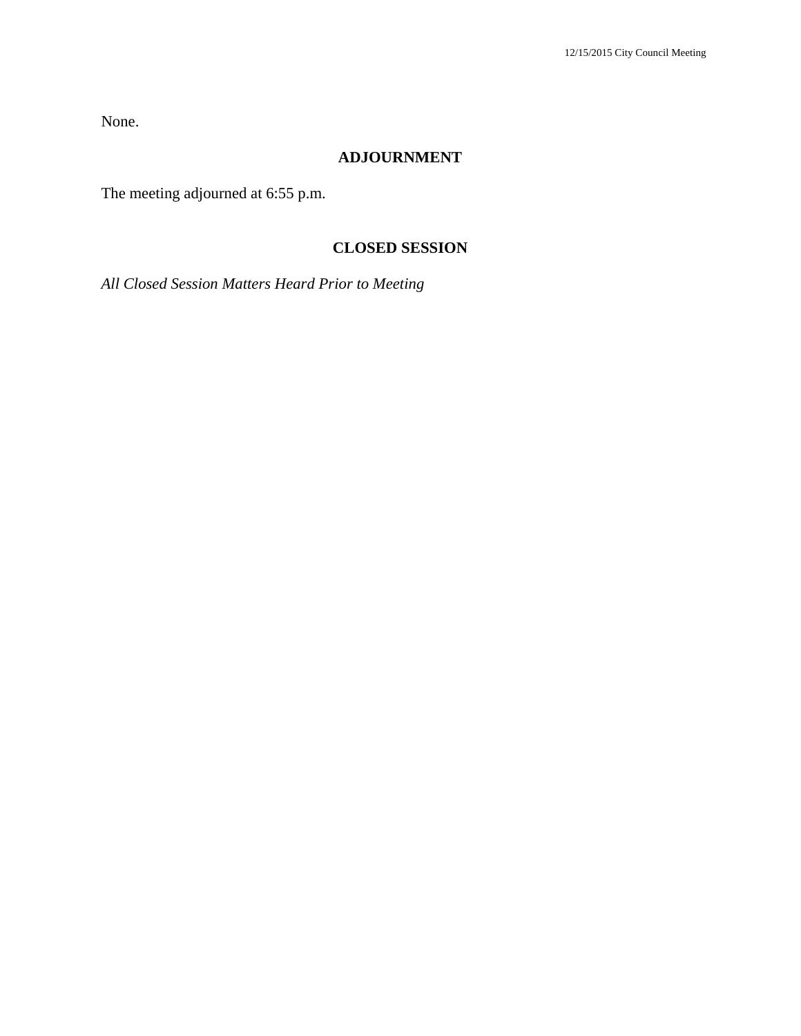None.

## ADJOURNMENT

The meeting adjourned at 6:55 p.m.

## CLOSED SESSION

*All Closed Session Matters Heard Prior to Meeting*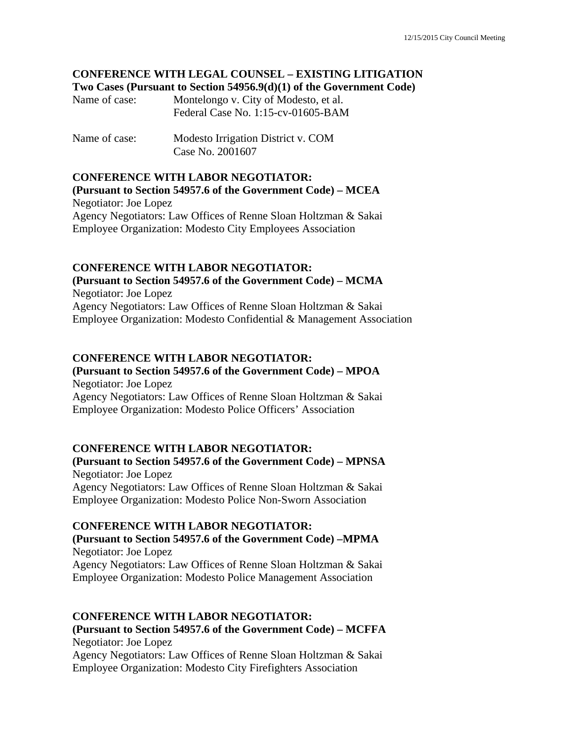**CONFERENCE WITH LEGAL COUNSEL – EXISTING LITIGATION**
**Two Cases (Pursuant to Section 54956.9(d)(1) of the Government Code)**

Name of case: Montelongo v. City of Modesto, et al.
Federal Case No. 1:15-cv-01605-BAM

Name of case: Modesto Irrigation District v. COM
Case No. 2001607

**CONFERENCE WITH LABOR NEGOTIATOR:**
**(Pursuant to Section 54957.6 of the Government Code) – MCEA**
Negotiator: Joe Lopez
Agency Negotiators: Law Offices of Renne Sloan Holtzman & Sakai
Employee Organization: Modesto City Employees Association

**CONFERENCE WITH LABOR NEGOTIATOR:**
**(Pursuant to Section 54957.6 of the Government Code) – MCMA**
Negotiator: Joe Lopez
Agency Negotiators: Law Offices of Renne Sloan Holtzman & Sakai
Employee Organization: Modesto Confidential & Management Association

**CONFERENCE WITH LABOR NEGOTIATOR:**
**(Pursuant to Section 54957.6 of the Government Code) – MPOA**
Negotiator: Joe Lopez
Agency Negotiators: Law Offices of Renne Sloan Holtzman & Sakai
Employee Organization: Modesto Police Officers' Association

**CONFERENCE WITH LABOR NEGOTIATOR:**
**(Pursuant to Section 54957.6 of the Government Code) – MPNSA**
Negotiator: Joe Lopez
Agency Negotiators: Law Offices of Renne Sloan Holtzman & Sakai
Employee Organization: Modesto Police Non-Sworn Association

**CONFERENCE WITH LABOR NEGOTIATOR:**
**(Pursuant to Section 54957.6 of the Government Code) –MPMA**
Negotiator: Joe Lopez
Agency Negotiators: Law Offices of Renne Sloan Holtzman & Sakai
Employee Organization: Modesto Police Management Association

**CONFERENCE WITH LABOR NEGOTIATOR:**
**(Pursuant to Section 54957.6 of the Government Code) – MCFFA**
Negotiator: Joe Lopez
Agency Negotiators: Law Offices of Renne Sloan Holtzman & Sakai
Employee Organization: Modesto City Firefighters Association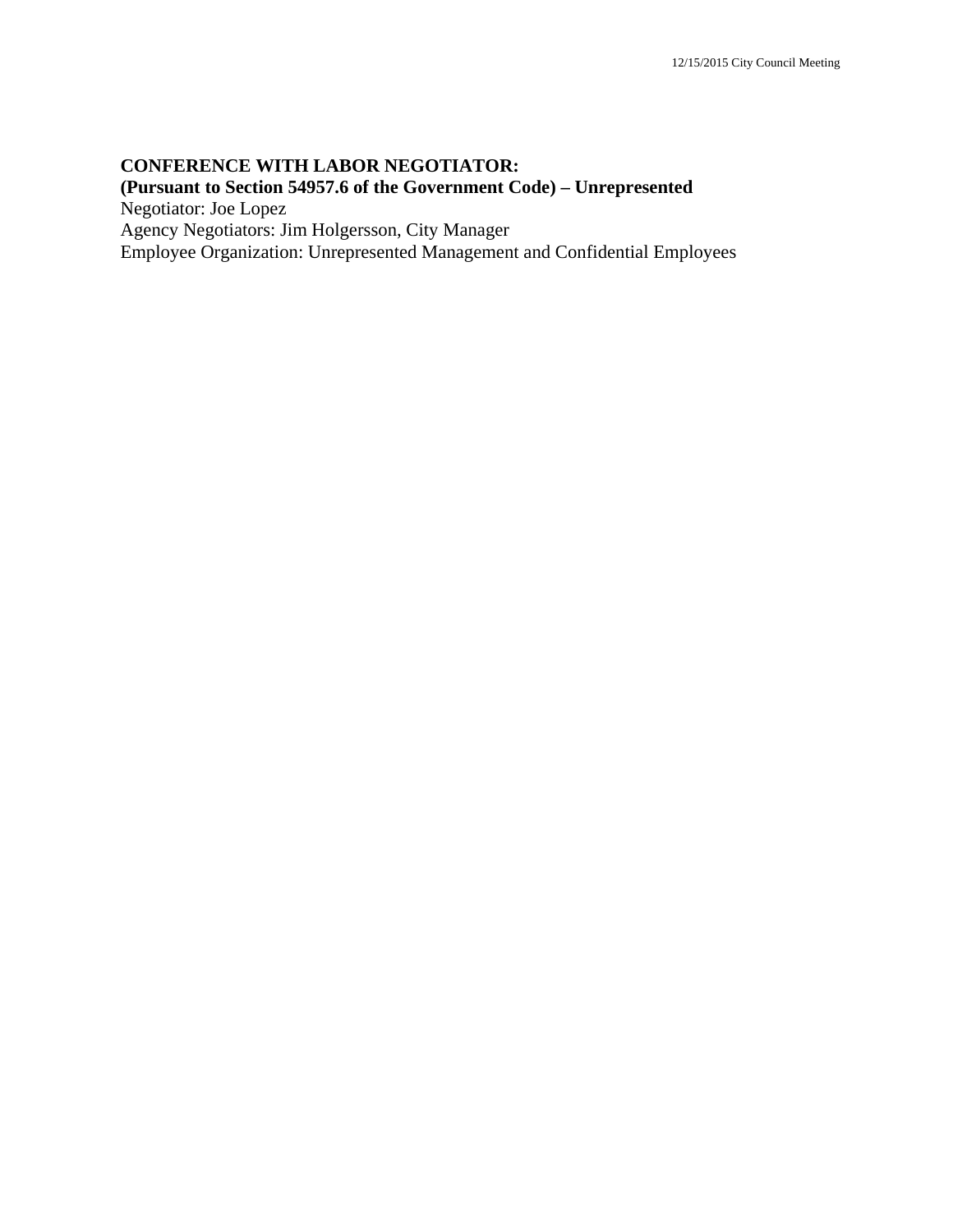**CONFERENCE WITH LABOR NEGOTIATOR:**
**(Pursuant to Section 54957.6 of the Government Code) – Unrepresented**
Negotiator: Joe Lopez
Agency Negotiators: Jim Holgersson, City Manager
Employee Organization: Unrepresented Management and Confidential Employees